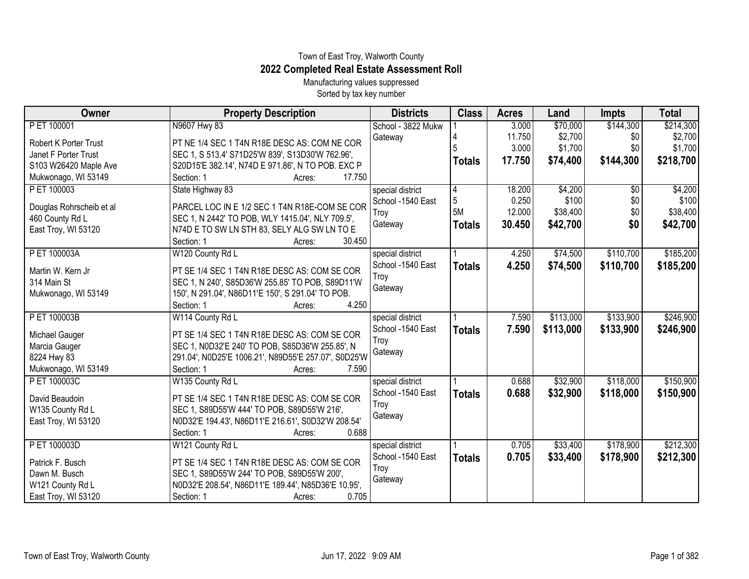Town of East Troy, Walworth County

# 2022 Completed Real Estate Assessment Roll

Manufacturing values suppressed

Sorted by tax key number

| Owner | Property Description | Districts | Class | Acres | Land | Impts | Total |
|---|---|---|---|---|---|---|---|
| P ET 100001 | N9607 Hwy 83 | School - 3822 Mukw | 1 | 3.000 | $70,000 | $144,300 | $214,300 |
| Robert K Porter Trust | PT NE 1/4 SEC 1 T4N R18E DESC AS: COM NE COR | Gateway | 4 | 11.750 | $2,700 | $0 | $2,700 |
| Janet F Porter Trust | SEC 1, S 513.4' S71D25'W 839', S13D30'W 762.96', | | 5 | 3.000 | $1,700 | $0 | $1,700 |
| S103 W26420 Maple Ave | S20D15'E 382.14', N74D E 971.86', N TO POB. EXC P | | **Totals** | **17.750** | **$74,400** | **$144,300** | **$218,700** |
| Mukwonago, WI 53149 | Section: 1 Acres: 17.750 | | | | | | |
| P ET 100003 | State Highway 83 | special district | 4 | 18.200 | $4,200 | $0 | $4,200 |
| Douglas Rohrscheib et al | PARCEL LOC IN E 1/2 SEC 1 T4N R18E-COM SE COR | School -1540 East | 5 | 0.250 | $100 | $0 | $100 |
| 460 County Rd L | SEC 1, N 2442' TO POB, WLY 1415.04', NLY 709.5', | Troy | 5M | 12.000 | $38,400 | $0 | $38,400 |
| East Troy, WI 53120 | N74D E TO SW LN STH 83, SELY ALG SW LN TO E | Gateway | **Totals** | **30.450** | **$42,700** | **$0** | **$42,700** |
| | Section: 1 Acres: 30.450 | | | | | | |
| P ET 100003A | W120 County Rd L | special district | 1 | 4.250 | $74,500 | $110,700 | $185,200 |
| Martin W. Kern Jr | PT SE 1/4 SEC 1 T4N R18E DESC AS: COM SE COR | School -1540 East | **Totals** | **4.250** | **$74,500** | **$110,700** | **$185,200** |
| 314 Main St | SEC 1, N 240', S85D36'W 255.85' TO POB, S89D11'W | Troy | | | | | |
| Mukwonago, WI 53149 | 150', N 291.04', N86D11'E 150', S 291.04' TO POB. | Gateway | | | | | |
| | Section: 1 Acres: 4.250 | | | | | | |
| P ET 100003B | W114 County Rd L | special district | 1 | 7.590 | $113,000 | $133,900 | $246,900 |
| Michael Gauger | PT SE 1/4 SEC 1 T4N R18E DESC AS: COM SE COR | School -1540 East | **Totals** | **7.590** | **$113,000** | **$133,900** | **$246,900** |
| Marcia Gauger | SEC 1, N0D32'E 240' TO POB, S85D36'W 255.85', N | Troy | | | | | |
| 8224 Hwy 83 | 291.04', N0D25'E 1006.21', N89D55'E 257.07', S0D25'W | Gateway | | | | | |
| Mukwonago, WI 53149 | Section: 1 Acres: 7.590 | | | | | | |
| P ET 100003C | W135 County Rd L | special district | 1 | 0.688 | $32,900 | $118,000 | $150,900 |
| David Beaudoin | PT SE 1/4 SEC 1 T4N R18E DESC AS: COM SE COR | School -1540 East | **Totals** | **0.688** | **$32,900** | **$118,000** | **$150,900** |
| W135 County Rd L | SEC 1, S89D55'W 444' TO POB, S89D55'W 216', | Troy | | | | | |
| East Troy, WI 53120 | N0D32'E 194.43', N86D11'E 216.61', S0D32'W 208.54' | Gateway | | | | | |
| | Section: 1 Acres: 0.688 | | | | | | |
| P ET 100003D | W121 County Rd L | special district | 1 | 0.705 | $33,400 | $178,900 | $212,300 |
| Patrick F. Busch | PT SE 1/4 SEC 1 T4N R18E DESC AS: COM SE COR | School -1540 East | **Totals** | **0.705** | **$33,400** | **$178,900** | **$212,300** |
| Dawn M. Busch | SEC 1, S89D55'W 244' TO POB, S89D55'W 200', | Troy | | | | | |
| W121 County Rd L | N0D32'E 208.54', N86D11'E 189.44', N85D36'E 10.95', | Gateway | | | | | |
| East Troy, WI 53120 | Section: 1 Acres: 0.705 | | | | | | |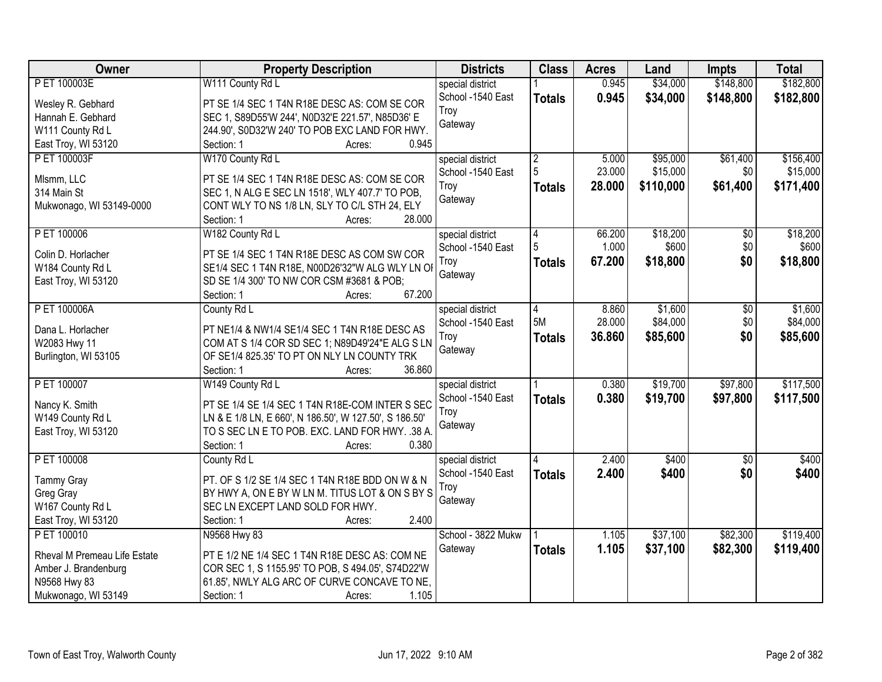| Owner | Property Description | Districts | Class | Acres | Land | Impts | Total |
|---|---|---|---|---|---|---|---|
| P ET 100003E<br>Wesley R. Gebhard<br>Hannah E. Gebhard<br>W111 County Rd L<br>East Troy, WI 53120 | W111 County Rd L<br>PT SE 1/4 SEC 1 T4N R18E DESC AS: COM SE COR SEC 1, S89D55'W 244', N0D32'E 221.57', N85D36' E 244.90', S0D32'W 240' TO POB EXC LAND FOR HWY.<br>Section: 1 Acres: 0.945 | special district<br>School -1540 East Troy<br>Gateway | 1<br>**Totals** | 0.945<br>**0.945** | \$34,000<br>**\$34,000** | \$148,800<br>**\$148,800** | \$182,800<br>**\$182,800** |
| P ET 100003F<br>Mlsmm, LLC<br>314 Main St<br>Mukwonago, WI 53149-0000 | W170 County Rd L<br>PT SE 1/4 SEC 1 T4N R18E DESC AS: COM SE COR SEC 1, N ALG E SEC LN 1518', WLY 407.7' TO POB, CONT WLY TO NS 1/8 LN, SLY TO C/L STH 24, ELY<br>Section: 1 Acres: 28.000 | special district<br>School -1540 East Troy<br>Gateway | 2<br>5<br>**Totals** | 5.000<br>23.000<br>**28.000** | \$95,000<br>\$15,000<br>**\$110,000** | \$61,400<br>\$0<br>**\$61,400** | \$156,400<br>\$15,000<br>**\$171,400** |
| P ET 100006<br>Colin D. Horlacher<br>W184 County Rd L<br>East Troy, WI 53120 | W182 County Rd L<br>PT SE 1/4 SEC 1 T4N R18E DESC AS COM SW COR SE1/4 SEC 1 T4N R18E, N00D26'32"W ALG WLY LN OF SD SE 1/4 300' TO NW COR CSM #3681 & POB;<br>Section: 1 Acres: 67.200 | special district<br>School -1540 East Troy<br>Gateway | 4<br>5<br>**Totals** | 66.200<br>1.000<br>**67.200** | \$18,200<br>\$600<br>**\$18,800** | \$0<br>\$0<br>**\$0** | \$18,200<br>\$600<br>**\$18,800** |
| P ET 100006A<br>Dana L. Horlacher<br>W2083 Hwy 11<br>Burlington, WI 53105 | County Rd L<br>PT NE1/4 & NW1/4 SE1/4 SEC 1 T4N R18E DESC AS COM AT S 1/4 COR SD SEC 1; N89D49'24"E ALG S LN OF SE1/4 825.35' TO PT ON NLY LN COUNTY TRK<br>Section: 1 Acres: 36.860 | special district<br>School -1540 East Troy<br>Gateway | 4<br>5M<br>**Totals** | 8.860<br>28.000<br>**36.860** | \$1,600<br>\$84,000<br>**\$85,600** | \$0<br>\$0<br>**\$0** | \$1,600<br>\$84,000<br>**\$85,600** |
| P ET 100007<br>Nancy K. Smith<br>W149 County Rd L<br>East Troy, WI 53120 | W149 County Rd L<br>PT SE 1/4 SE 1/4 SEC 1 T4N R18E-COM INTER S SEC LN & E 1/8 LN, E 660', N 186.50', W 127.50', S 186.50' TO S SEC LN E TO POB. EXC. LAND FOR HWY. .38 A.<br>Section: 1 Acres: 0.380 | special district<br>School -1540 East Troy<br>Gateway | 1<br>**Totals** | 0.380<br>**0.380** | \$19,700<br>**\$19,700** | \$97,800<br>**\$97,800** | \$117,500<br>**\$117,500** |
| P ET 100008<br>Tammy Gray<br>Greg Gray<br>W167 County Rd L<br>East Troy, WI 53120 | County Rd L<br>PT. OF S 1/2 SE 1/4 SEC 1 T4N R18E BDD ON W & N BY HWY A, ON E BY W LN M. TITUS LOT & ON S BY S SEC LN EXCEPT LAND SOLD FOR HWY.<br>Section: 1 Acres: 2.400 | special district<br>School -1540 East Troy<br>Gateway | 4<br>**Totals** | 2.400<br>**2.400** | \$400<br>**\$400** | \$0<br>**\$0** | \$400<br>**\$400** |
| P ET 100010<br>Rheval M Premeau Life Estate<br>Amber J. Brandenburg<br>N9568 Hwy 83<br>Mukwonago, WI 53149 | N9568 Hwy 83<br>PT E 1/2 NE 1/4 SEC 1 T4N R18E DESC AS: COM NE COR SEC 1, S 1155.95' TO POB, S 494.05', S74D22'W 61.85', NWLY ALG ARC OF CURVE CONCAVE TO NE,<br>Section: 1 Acres: 1.105 | School - 3822 Mukw<br>Gateway | 1<br>**Totals** | 1.105<br>**1.105** | \$37,100<br>**\$37,100** | \$82,300<br>**\$82,300** | \$119,400<br>**\$119,400** |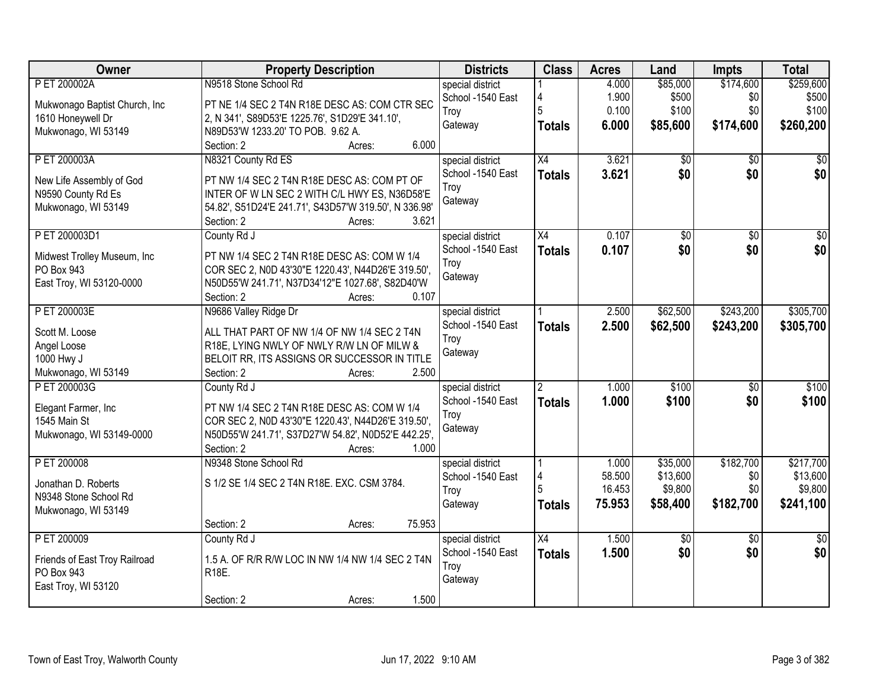| Owner | Property Description | Districts | Class | Acres | Land | Impts | Total |
|---|---|---|---|---|---|---|---|
| P ET 200002A<br>Mukwonago Baptist Church, Inc<br>1610 Honeywell Dr<br>Mukwonago, WI 53149 | N9518 Stone School Rd<br>PT NE 1/4 SEC 2 T4N R18E DESC AS: COM CTR SEC 2, N 341', S89D53'E 1225.76', S1D29'E 341.10', N89D53'W 1233.20' TO POB. 9.62 A.<br>Section: 2 Acres: 6.000 | special district<br>School -1540 East Troy<br>Gateway | 1<br>4<br>5<br>**Totals** | 4.000<br>1.900<br>0.100<br>**6.000** | $85,000<br>$500<br>$100<br>**$85,600** | $174,600<br>$0<br>$0<br>**$174,600** | $259,600<br>$500<br>$100<br>**$260,200** |
| P ET 200003A<br>New Life Assembly of God<br>N9590 County Rd Es<br>Mukwonago, WI 53149 | N8321 County Rd ES<br>PT NW 1/4 SEC 2 T4N R18E DESC AS: COM PT OF INTER OF W LN SEC 2 WITH C/L HWY ES, N36D58'E 54.82', S51D24'E 241.71', S43D57'W 319.50', N 336.98'<br>Section: 2 Acres: 3.621 | special district<br>School -1540 East Troy<br>Gateway | X4<br>**Totals** | 3.621<br>**3.621** | $0<br>**$0** | $0<br>**$0** | $0<br>**$0** |
| P ET 200003D1<br>Midwest Trolley Museum, Inc<br>PO Box 943<br>East Troy, WI 53120-0000 | County Rd J<br>PT NW 1/4 SEC 2 T4N R18E DESC AS: COM W 1/4 COR SEC 2, N0D 43'30"E 1220.43', N44D26'E 319.50', N50D55'W 241.71', N37D34'12"E 1027.68', S82D40'W<br>Section: 2 Acres: 0.107 | special district<br>School -1540 East Troy<br>Gateway | X4<br>**Totals** | 0.107<br>**0.107** | $0<br>**$0** | $0<br>**$0** | $0<br>**$0** |
| P ET 200003E<br>Scott M. Loose<br>Angel Loose<br>1000 Hwy J<br>Mukwonago, WI 53149 | N9686 Valley Ridge Dr<br>ALL THAT PART OF NW 1/4 OF NW 1/4 SEC 2 T4N R18E, LYING NWLY OF NWLY R/W LN OF MILW & BELOIT RR, ITS ASSIGNS OR SUCCESSOR IN TITLE<br>Section: 2 Acres: 2.500 | special district<br>School -1540 East Troy<br>Gateway | 1<br>**Totals** | 2.500<br>**2.500** | $62,500<br>**$62,500** | $243,200<br>**$243,200** | $305,700<br>**$305,700** |
| P ET 200003G<br>Elegant Farmer, Inc<br>1545 Main St<br>Mukwonago, WI 53149-0000 | County Rd J<br>PT NW 1/4 SEC 2 T4N R18E DESC AS: COM W 1/4 COR SEC 2, N0D 43'30"E 1220.43', N44D26'E 319.50', N50D55'W 241.71', S37D27'W 54.82', N0D52'E 442.25',<br>Section: 2 Acres: 1.000 | special district<br>School -1540 East Troy<br>Gateway | 2<br>**Totals** | 1.000<br>**1.000** | $100<br>**$100** | $0<br>**$0** | $100<br>**$100** |
| P ET 200008<br>Jonathan D. Roberts<br>N9348 Stone School Rd<br>Mukwonago, WI 53149 | N9348 Stone School Rd<br>S 1/2 SE 1/4 SEC 2 T4N R18E. EXC. CSM 3784.<br>Section: 2 Acres: 75.953 | special district<br>School -1540 East Troy<br>Gateway | 1<br>4<br>5<br>**Totals** | 1.000<br>58.500<br>16.453<br>**75.953** | $35,000<br>$13,600<br>$9,800<br>**$58,400** | $182,700<br>$0<br>$0<br>**$182,700** | $217,700<br>$13,600<br>$9,800<br>**$241,100** |
| P ET 200009<br>Friends of East Troy Railroad<br>PO Box 943<br>East Troy, WI 53120 | County Rd J<br>1.5 A. OF R/R R/W LOC IN NW 1/4 NW 1/4 SEC 2 T4N R18E.<br>Section: 2 Acres: 1.500 | special district<br>School -1540 East Troy<br>Gateway | X4<br>**Totals** | 1.500<br>**1.500** | $0<br>**$0** | $0<br>**$0** | $0<br>**$0** |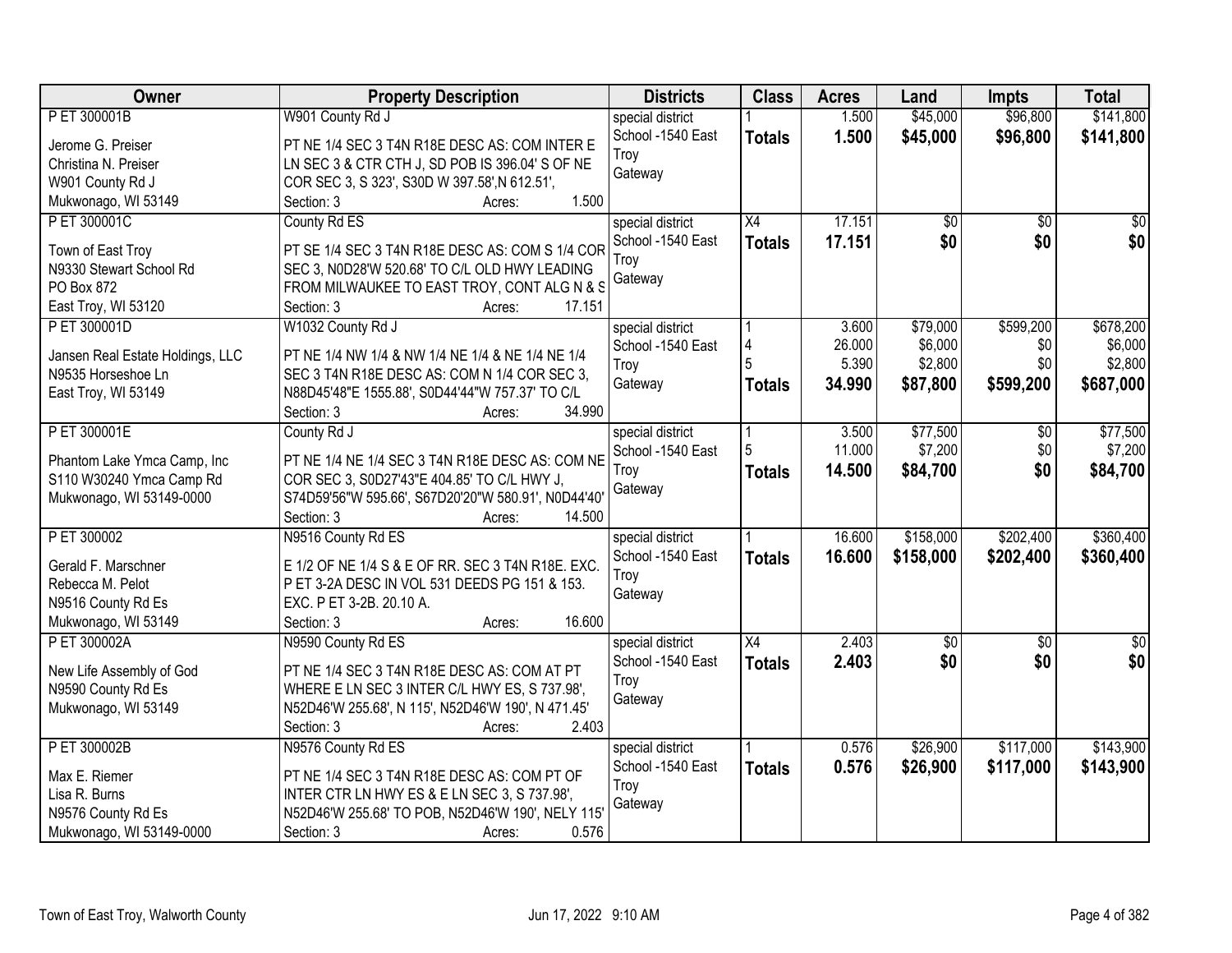| Owner | Property Description | Districts | Class | Acres | Land | Impts | Total |
|---|---|---|---|---|---|---|---|
| P ET 300001B<br>Jerome G. Preiser<br>Christina N. Preiser<br>W901 County Rd J<br>Mukwonago, WI 53149 | W901 County Rd J<br>PT NE 1/4 SEC 3 T4N R18E DESC AS: COM INTER E LN SEC 3 & CTR CTH J, SD POB IS 396.04' S OF NE COR SEC 3, S 323', S30D W 397.58',N 612.51',<br>Section: 3 Acres: 1.500 | special district<br>School -1540 East Troy<br>Gateway | 1<br>**Totals** | 1.500<br>**1.500** | $45,000<br>**$45,000** | $96,800<br>**$96,800** | $141,800<br>**$141,800** |
| P ET 300001C<br>Town of East Troy<br>N9330 Stewart School Rd<br>PO Box 872<br>East Troy, WI 53120 | County Rd ES<br>PT SE 1/4 SEC 3 T4N R18E DESC AS: COM S 1/4 COR SEC 3, N0D28'W 520.68' TO C/L OLD HWY LEADING FROM MILWAUKEE TO EAST TROY, CONT ALG N & S<br>Section: 3 Acres: 17.151 | special district<br>School -1540 East Troy<br>Gateway | X4<br>**Totals** | 17.151<br>**17.151** | $0<br>**$0** | $0<br>**$0** | $0<br>**$0** |
| P ET 300001D<br>Jansen Real Estate Holdings, LLC<br>N9535 Horseshoe Ln<br>East Troy, WI 53149 | W1032 County Rd J<br>PT NE 1/4 NW 1/4 & NW 1/4 NE 1/4 & NE 1/4 NE 1/4 SEC 3 T4N R18E DESC AS: COM N 1/4 COR SEC 3, N88D45'48"E 1555.88', S0D44'44"W 757.37' TO C/L<br>Section: 3 Acres: 34.990 | special district<br>School -1540 East Troy<br>Gateway | 1<br>4<br>5<br>**Totals** | 3.600<br>26.000<br>5.390<br>**34.990** | $79,000<br>$6,000<br>$2,800<br>**$87,800** | $599,200<br>$0<br>$0<br>**$599,200** | $678,200<br>$6,000<br>$2,800<br>**$687,000** |
| P ET 300001E<br>Phantom Lake Ymca Camp, Inc<br>S110 W30240 Ymca Camp Rd<br>Mukwonago, WI 53149-0000 | County Rd J<br>PT NE 1/4 NE 1/4 SEC 3 T4N R18E DESC AS: COM NE COR SEC 3, S0D27'43"E 404.85' TO C/L HWY J, S74D59'56"W 595.66', S67D20'20"W 580.91', N0D44'40'<br>Section: 3 Acres: 14.500 | special district<br>School -1540 East Troy<br>Gateway | 1<br>5<br>**Totals** | 3.500<br>11.000<br>**14.500** | $77,500<br>$7,200<br>**$84,700** | $0<br>$0<br>**$0** | $77,500<br>$7,200<br>**$84,700** |
| P ET 300002<br>Gerald F. Marschner<br>Rebecca M. Pelot<br>N9516 County Rd Es<br>Mukwonago, WI 53149 | N9516 County Rd ES<br>E 1/2 OF NE 1/4 S & E OF RR. SEC 3 T4N R18E. EXC. P ET 3-2A DESC IN VOL 531 DEEDS PG 151 & 153. EXC. P ET 3-2B. 20.10 A.<br>Section: 3 Acres: 16.600 | special district<br>School -1540 East Troy<br>Gateway | 1<br>**Totals** | 16.600<br>**16.600** | $158,000<br>**$158,000** | $202,400<br>**$202,400** | $360,400<br>**$360,400** |
| P ET 300002A<br>New Life Assembly of God<br>N9590 County Rd Es<br>Mukwonago, WI 53149 | N9590 County Rd ES<br>PT NE 1/4 SEC 3 T4N R18E DESC AS: COM AT PT WHERE E LN SEC 3 INTER C/L HWY ES, S 737.98', N52D46'W 255.68', N 115', N52D46'W 190', N 471.45'<br>Section: 3 Acres: 2.403 | special district<br>School -1540 East Troy<br>Gateway | X4<br>**Totals** | 2.403<br>**2.403** | $0<br>**$0** | $0<br>**$0** | $0<br>**$0** |
| P ET 300002B<br>Max E. Riemer<br>Lisa R. Burns<br>N9576 County Rd Es<br>Mukwonago, WI 53149-0000 | N9576 County Rd ES<br>PT NE 1/4 SEC 3 T4N R18E DESC AS: COM PT OF INTER CTR LN HWY ES & E LN SEC 3, S 737.98', N52D46'W 255.68' TO POB, N52D46'W 190', NELY 115'<br>Section: 3 Acres: 0.576 | special district<br>School -1540 East Troy<br>Gateway | 1<br>**Totals** | 0.576<br>**0.576** | $26,900<br>**$26,900** | $117,000<br>**$117,000** | $143,900<br>**$143,900** |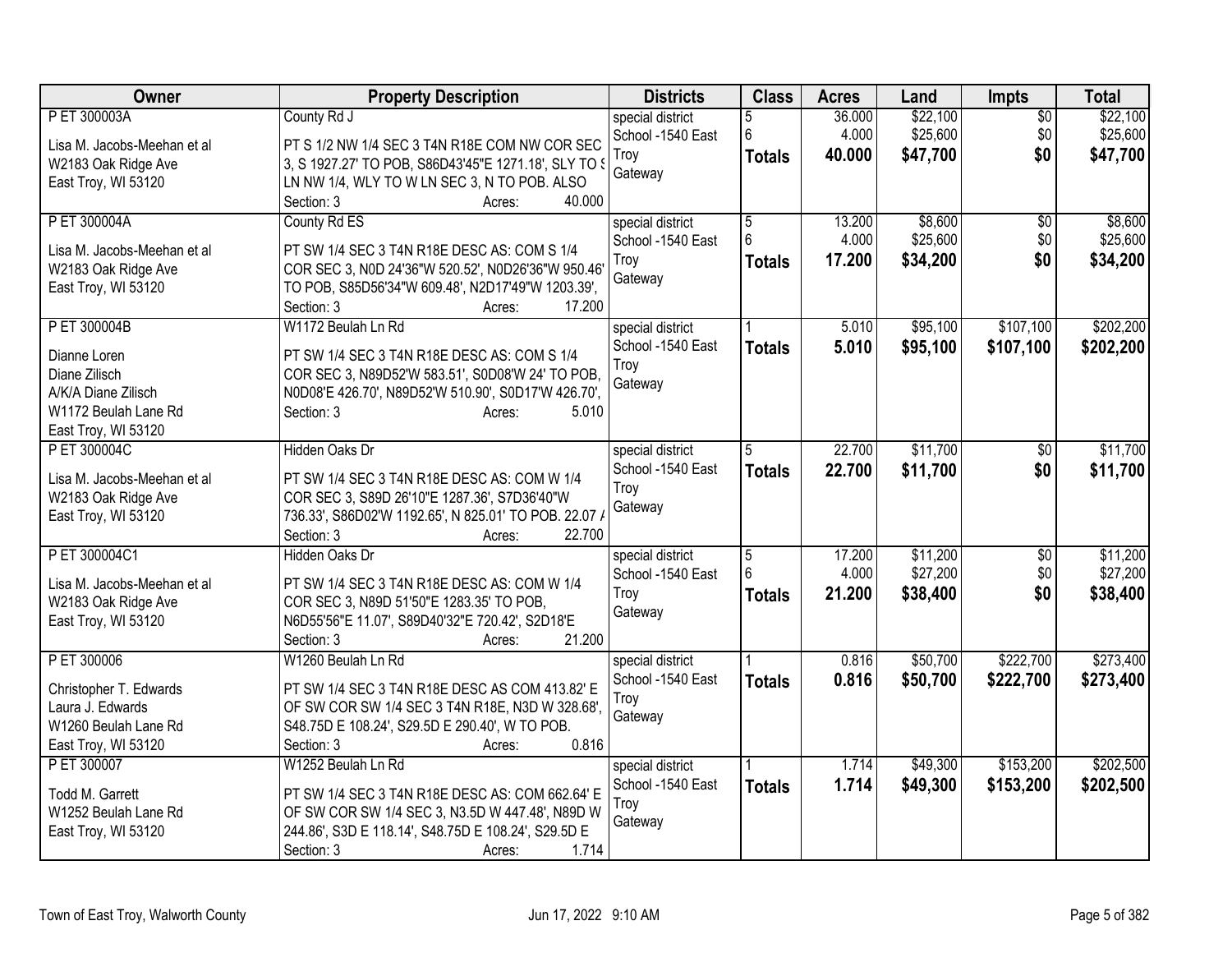| Owner | Property Description | Districts | Class | Acres | Land | Impts | Total |
|---|---|---|---|---|---|---|---|
| P ET 300003A<br><br>Lisa M. Jacobs-Meehan et al<br>W2183 Oak Ridge Ave<br>East Troy, WI 53120 | County Rd J<br><br>PT S 1/2 NW 1/4 SEC 3 T4N R18E COM NW COR SEC 3, S 1927.27' TO POB, S86D43'45"E 1271.18', SLY TO S LN NW 1/4, WLY TO W LN SEC 3, N TO POB. ALSO<br>Section: 3 Acres: 40.000 | special district<br>School -1540 East Troy<br>Gateway | 5<br>6<br>**Totals** | 36.000<br>4.000<br>**40.000** | $22,100<br>$25,600<br>**$47,700** | $0<br>$0<br>**$0** | $22,100<br>$25,600<br>**$47,700** |
| P ET 300004A<br><br>Lisa M. Jacobs-Meehan et al<br>W2183 Oak Ridge Ave<br>East Troy, WI 53120 | County Rd ES<br><br>PT SW 1/4 SEC 3 T4N R18E DESC AS: COM S 1/4 COR SEC 3, N0D 24'36"W 520.52', N0D26'36"W 950.46' TO POB, S85D56'34"W 609.48', N2D17'49"W 1203.39',<br>Section: 3 Acres: 17.200 | special district<br>School -1540 East Troy<br>Gateway | 5<br>6<br>**Totals** | 13.200<br>4.000<br>**17.200** | $8,600<br>$25,600<br>**$34,200** | $0<br>$0<br>**$0** | $8,600<br>$25,600<br>**$34,200** |
| P ET 300004B<br><br>Dianne Loren<br>Diane Zilisch<br>A/K/A Diane Zilisch<br>W1172 Beulah Lane Rd<br>East Troy, WI 53120 | W1172 Beulah Ln Rd<br><br>PT SW 1/4 SEC 3 T4N R18E DESC AS: COM S 1/4 COR SEC 3, N89D52'W 583.51', S0D08'W 24' TO POB, N0D08'E 426.70', N89D52'W 510.90', S0D17'W 426.70',<br>Section: 3 Acres: 5.010 | special district<br>School -1540 East Troy<br>Gateway | 1<br>**Totals** | 5.010<br>**5.010** | $95,100<br>**$95,100** | $107,100<br>**$107,100** | $202,200<br>**$202,200** |
| P ET 300004C<br><br>Lisa M. Jacobs-Meehan et al<br>W2183 Oak Ridge Ave<br>East Troy, WI 53120 | Hidden Oaks Dr<br><br>PT SW 1/4 SEC 3 T4N R18E DESC AS: COM W 1/4 COR SEC 3, S89D 26'10"E 1287.36', S7D36'40"W 736.33', S86D02'W 1192.65', N 825.01' TO POB. 22.07 A<br>Section: 3 Acres: 22.700 | special district<br>School -1540 East Troy<br>Gateway | 5<br>**Totals** | 22.700<br>**22.700** | $11,700<br>**$11,700** | $0<br>**$0** | $11,700<br>**$11,700** |
| P ET 300004C1<br><br>Lisa M. Jacobs-Meehan et al<br>W2183 Oak Ridge Ave<br>East Troy, WI 53120 | Hidden Oaks Dr<br><br>PT SW 1/4 SEC 3 T4N R18E DESC AS: COM W 1/4 COR SEC 3, N89D 51'50"E 1283.35' TO POB, N6D55'56"E 11.07', S89D40'32"E 720.42', S2D18'E<br>Section: 3 Acres: 21.200 | special district<br>School -1540 East Troy<br>Gateway | 5<br>6<br>**Totals** | 17.200<br>4.000<br>**21.200** | $11,200<br>$27,200<br>**$38,400** | $0<br>$0<br>**$0** | $11,200<br>$27,200<br>**$38,400** |
| P ET 300006<br><br>Christopher T. Edwards<br>Laura J. Edwards<br>W1260 Beulah Lane Rd<br>East Troy, WI 53120 | W1260 Beulah Ln Rd<br><br>PT SW 1/4 SEC 3 T4N R18E DESC AS COM 413.82' E OF SW COR SW 1/4 SEC 3 T4N R18E, N3D W 328.68', S48.75D E 108.24', S29.5D E 290.40', W TO POB.<br>Section: 3 Acres: 0.816 | special district<br>School -1540 East Troy<br>Gateway | 1<br>**Totals** | 0.816<br>**0.816** | $50,700<br>**$50,700** | $222,700<br>**$222,700** | $273,400<br>**$273,400** |
| P ET 300007<br><br>Todd M. Garrett<br>W1252 Beulah Lane Rd<br>East Troy, WI 53120 | W1252 Beulah Ln Rd<br><br>PT SW 1/4 SEC 3 T4N R18E DESC AS: COM 662.64' E OF SW COR SW 1/4 SEC 3, N3.5D W 447.48', N89D W 244.86', S3D E 118.14', S48.75D E 108.24', S29.5D E<br>Section: 3 Acres: 1.714 | special district<br>School -1540 East Troy<br>Gateway | 1<br>**Totals** | 1.714<br>**1.714** | $49,300<br>**$49,300** | $153,200<br>**$153,200** | $202,500<br>**$202,500** |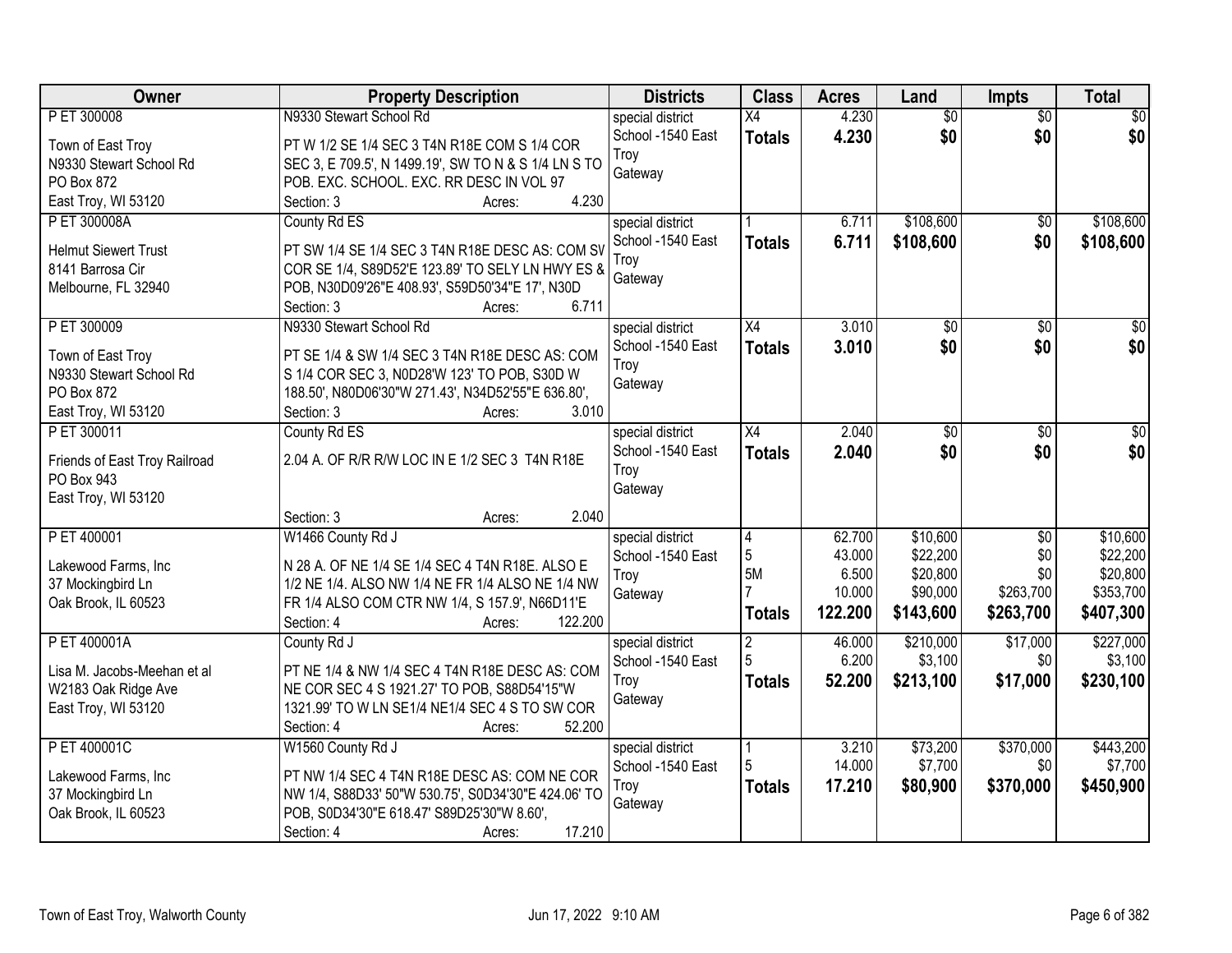| Owner | Property Description | Districts | Class | Acres | Land | Impts | Total |
|---|---|---|---|---|---|---|---|
| P ET 300008<br><br>Town of East Troy<br>N9330 Stewart School Rd<br>PO Box 872<br>East Troy, WI 53120 | N9330 Stewart School Rd<br><br>PT W 1/2 SE 1/4 SEC 3 T4N R18E COM S 1/4 COR SEC 3, E 709.5', N 1499.19', SW TO N & S 1/4 LN S TO POB. EXC. SCHOOL. EXC. RR DESC IN VOL 97<br>Section: 3 Acres: 4.230 | special district<br>School -1540 East Troy<br>Gateway | X4<br>**Totals** | 4.230<br>**4.230** | $0<br>**$0** | $0<br>**$0** | $0<br>**$0** |
| P ET 300008A<br><br>Helmut Siewert Trust<br>8141 Barrosa Cir<br>Melbourne, FL 32940 | County Rd ES<br><br>PT SW 1/4 SE 1/4 SEC 3 T4N R18E DESC AS: COM SV COR SE 1/4, S89D52'E 123.89' TO SELY LN HWY ES & POB, N30D09'26"E 408.93', S59D50'34"E 17', N30D<br>Section: 3 Acres: 6.711 | special district<br>School -1540 East Troy<br>Gateway | 1<br>**Totals** | 6.711<br>**6.711** | $108,600<br>**$108,600** | $0<br>**$0** | $108,600<br>**$108,600** |
| P ET 300009<br><br>Town of East Troy<br>N9330 Stewart School Rd<br>PO Box 872<br>East Troy, WI 53120 | N9330 Stewart School Rd<br><br>PT SE 1/4 & SW 1/4 SEC 3 T4N R18E DESC AS: COM S 1/4 COR SEC 3, N0D28'W 123' TO POB, S30D W 188.50', N80D06'30"W 271.43', N34D52'55"E 636.80',<br>Section: 3 Acres: 3.010 | special district<br>School -1540 East Troy<br>Gateway | X4<br>**Totals** | 3.010<br>**3.010** | $0<br>**$0** | $0<br>**$0** | $0<br>**$0** |
| P ET 300011<br><br>Friends of East Troy Railroad<br>PO Box 943<br>East Troy, WI 53120 | County Rd ES<br><br>2.04 A. OF R/R R/W LOC IN E 1/2 SEC 3 T4N R18E<br><br>Section: 3 Acres: 2.040 | special district<br>School -1540 East Troy<br>Gateway | X4<br>**Totals** | 2.040<br>**2.040** | $0<br>**$0** | $0<br>**$0** | $0<br>**$0** |
| P ET 400001<br><br>Lakewood Farms, Inc<br>37 Mockingbird Ln<br>Oak Brook, IL 60523 | W1466 County Rd J<br><br>N 28 A. OF NE 1/4 SE 1/4 SEC 4 T4N R18E. ALSO E 1/2 NE 1/4. ALSO NW 1/4 NE FR 1/4 ALSO NE 1/4 NW FR 1/4 ALSO COM CTR NW 1/4, S 157.9', N66D11'E<br>Section: 4 Acres: 122.200 | special district<br>School -1540 East Troy<br>Gateway | 4<br>5<br>5M<br>7<br>**Totals** | 62.700<br>43.000<br>6.500<br>10.000<br>**122.200** | $10,600<br>$22,200<br>$20,800<br>$90,000<br>**$143,600** | $0<br>$0<br>$0<br>$263,700<br>**$263,700** | $10,600<br>$22,200<br>$20,800<br>$353,700<br>**$407,300** |
| P ET 400001A<br><br>Lisa M. Jacobs-Meehan et al<br>W2183 Oak Ridge Ave<br>East Troy, WI 53120 | County Rd J<br><br>PT NE 1/4 & NW 1/4 SEC 4 T4N R18E DESC AS: COM NE COR SEC 4 S 1921.27' TO POB, S88D54'15"W 1321.99' TO W LN SE1/4 NE1/4 SEC 4 S TO SW COR<br>Section: 4 Acres: 52.200 | special district<br>School -1540 East Troy<br>Gateway | 2<br>5<br>**Totals** | 46.000<br>6.200<br>**52.200** | $210,000<br>$3,100<br>**$213,100** | $17,000<br>$0<br>**$17,000** | $227,000<br>$3,100<br>**$230,100** |
| P ET 400001C<br><br>Lakewood Farms, Inc<br>37 Mockingbird Ln<br>Oak Brook, IL 60523 | W1560 County Rd J<br><br>PT NW 1/4 SEC 4 T4N R18E DESC AS: COM NE COR NW 1/4, S88D33' 50"W 530.75', S0D34'30"E 424.06' TO POB, S0D34'30"E 618.47' S89D25'30"W 8.60',<br>Section: 4 Acres: 17.210 | special district<br>School -1540 East Troy<br>Gateway | 1<br>5<br>**Totals** | 3.210<br>14.000<br>**17.210** | $73,200<br>$7,700<br>**$80,900** | $370,000<br>$0<br>**$370,000** | $443,200<br>$7,700<br>**$450,900** |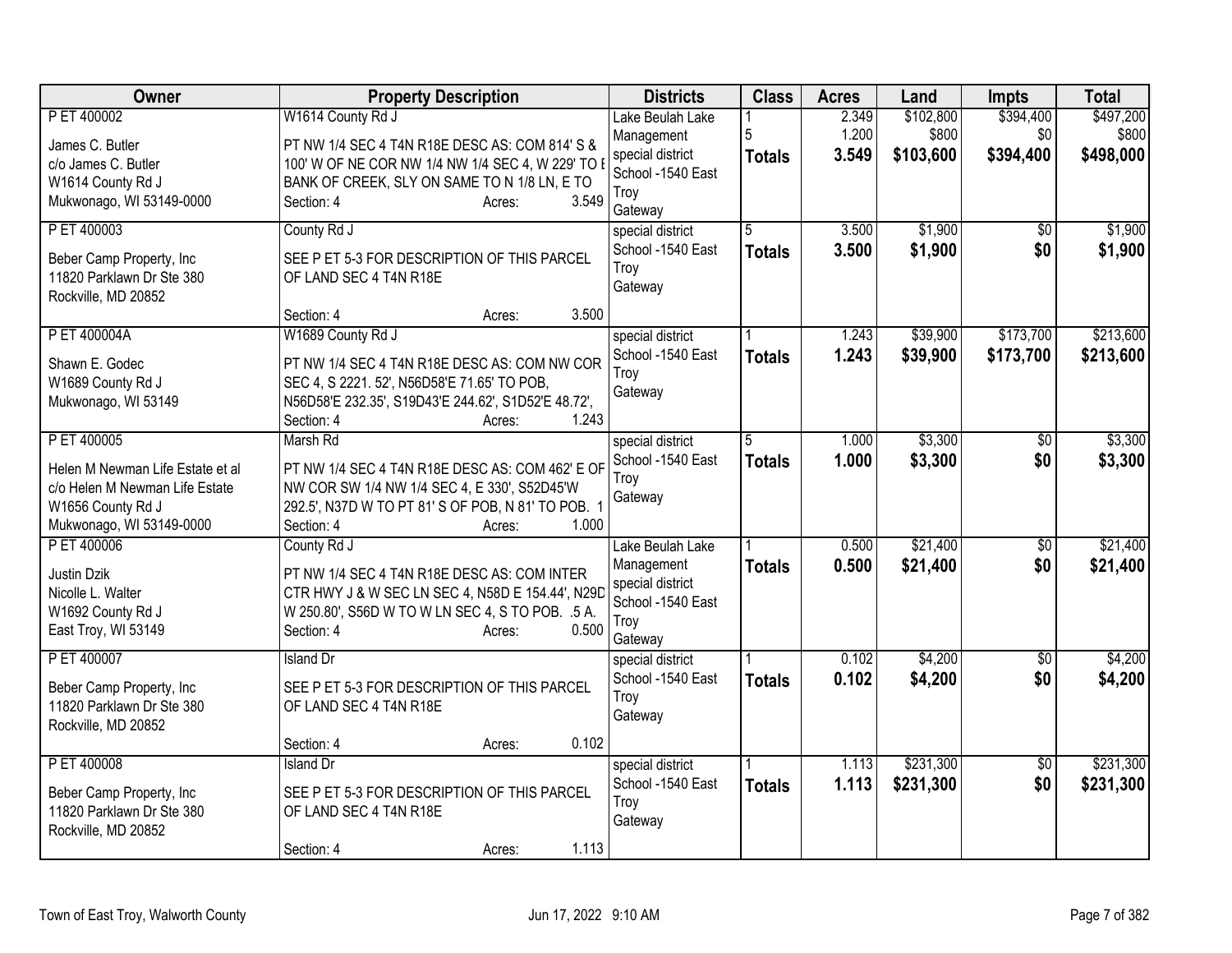| Owner | Property Description | Districts | Class | Acres | Land | Impts | Total |
|---|---|---|---|---|---|---|---|
| P ET 400002<br>James C. Butler<br>c/o James C. Butler<br>W1614 County Rd J<br>Mukwonago, WI 53149-0000 | W1614 County Rd J<br>PT NW 1/4 SEC 4 T4N R18E DESC AS: COM 814' S & 100' W OF NE COR NW 1/4 NW 1/4 SEC 4, W 229' TO E BANK OF CREEK, SLY ON SAME TO N 1/8 LN, E TO<br>Section: 4 Acres: 3.549 | Lake Beulah Lake Management special district School -1540 East Troy Gateway | 1<br>5<br>**Totals** | 2.349<br>1.200<br>**3.549** | $102,800<br>$800<br>**$103,600** | $394,400<br>$0<br>**$394,400** | $497,200<br>$800<br>**$498,000** |
| P ET 400003<br>Beber Camp Property, Inc<br>11820 Parklawn Dr Ste 380<br>Rockville, MD 20852 | County Rd J<br>SEE P ET 5-3 FOR DESCRIPTION OF THIS PARCEL OF LAND SEC 4 T4N R18E<br>Section: 4 Acres: 3.500 | special district School -1540 East Troy Gateway | 5<br>**Totals** | 3.500<br>**3.500** | $1,900<br>**$1,900** | $0<br>**$0** | $1,900<br>**$1,900** |
| P ET 400004A<br>Shawn E. Godec<br>W1689 County Rd J<br>Mukwonago, WI 53149 | W1689 County Rd J<br>PT NW 1/4 SEC 4 T4N R18E DESC AS: COM NW COR SEC 4, S 2221. 52', N56D58'E 71.65' TO POB, N56D58'E 232.35', S19D43'E 244.62', S1D52'E 48.72',<br>Section: 4 Acres: 1.243 | special district School -1540 East Troy Gateway | 1<br>**Totals** | 1.243<br>**1.243** | $39,900<br>**$39,900** | $173,700<br>**$173,700** | $213,600<br>**$213,600** |
| P ET 400005<br>Helen M Newman Life Estate et al<br>c/o Helen M Newman Life Estate<br>W1656 County Rd J<br>Mukwonago, WI 53149-0000 | Marsh Rd<br>PT NW 1/4 SEC 4 T4N R18E DESC AS: COM 462' E OF NW COR SW 1/4 NW 1/4 SEC 4, E 330', S52D45'W 292.5', N37D W TO PT 81' S OF POB, N 81' TO POB. 1<br>Section: 4 Acres: 1.000 | special district School -1540 East Troy Gateway | 5<br>**Totals** | 1.000<br>**1.000** | $3,300<br>**$3,300** | $0<br>**$0** | $3,300<br>**$3,300** |
| P ET 400006<br>Justin Dzik<br>Nicolle L. Walter<br>W1692 County Rd J<br>East Troy, WI 53149 | County Rd J<br>PT NW 1/4 SEC 4 T4N R18E DESC AS: COM INTER CTR HWY J & W SEC LN SEC 4, N58D E 154.44', N29D W 250.80', S56D W TO W LN SEC 4, S TO POB. .5 A.<br>Section: 4 Acres: 0.500 | Lake Beulah Lake Management special district School -1540 East Troy Gateway | 1<br>**Totals** | 0.500<br>**0.500** | $21,400<br>**$21,400** | $0<br>**$0** | $21,400<br>**$21,400** |
| P ET 400007<br>Beber Camp Property, Inc<br>11820 Parklawn Dr Ste 380<br>Rockville, MD 20852 | Island Dr<br>SEE P ET 5-3 FOR DESCRIPTION OF THIS PARCEL OF LAND SEC 4 T4N R18E<br>Section: 4 Acres: 0.102 | special district School -1540 East Troy Gateway | 1<br>**Totals** | 0.102<br>**0.102** | $4,200<br>**$4,200** | $0<br>**$0** | $4,200<br>**$4,200** |
| P ET 400008<br>Beber Camp Property, Inc<br>11820 Parklawn Dr Ste 380<br>Rockville, MD 20852 | Island Dr<br>SEE P ET 5-3 FOR DESCRIPTION OF THIS PARCEL OF LAND SEC 4 T4N R18E<br>Section: 4 Acres: 1.113 | special district School -1540 East Troy Gateway | 1<br>**Totals** | 1.113<br>**1.113** | $231,300<br>**$231,300** | $0<br>**$0** | $231,300<br>**$231,300** |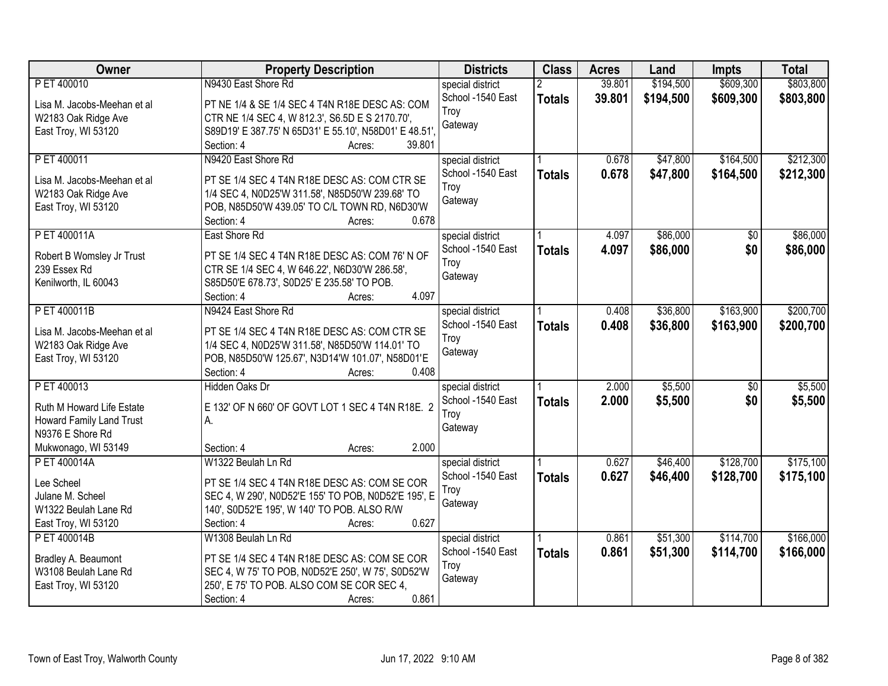| Owner | Property Description | Districts | Class | Acres | Land | Impts | Total |
|---|---|---|---|---|---|---|---|
| P ET 400010<br><br>Lisa M. Jacobs-Meehan et al<br>W2183 Oak Ridge Ave<br>East Troy, WI 53120 | N9430 East Shore Rd<br><br>PT NE 1/4 & SE 1/4 SEC 4 T4N R18E DESC AS: COM CTR NE 1/4 SEC 4, W 812.3', S6.5D E S 2170.70', S89D19' E 387.75' N 65D31' E 55.10', N58D01' E 48.51',<br>Section: 4 Acres: 39.801 | special district<br>School -1540 East Troy<br>Gateway | 2<br>**Totals** | 39.801<br>**39.801** | $194,500<br>**$194,500** | $609,300<br>**$609,300** | $803,800<br>**$803,800** |
| P ET 400011<br><br>Lisa M. Jacobs-Meehan et al<br>W2183 Oak Ridge Ave<br>East Troy, WI 53120 | N9420 East Shore Rd<br><br>PT SE 1/4 SEC 4 T4N R18E DESC AS: COM CTR SE 1/4 SEC 4, N0D25'W 311.58', N85D50'W 239.68' TO POB, N85D50'W 439.05' TO C/L TOWN RD, N6D30'W<br>Section: 4 Acres: 0.678 | special district<br>School -1540 East Troy<br>Gateway | 1<br>**Totals** | 0.678<br>**0.678** | $47,800<br>**$47,800** | $164,500<br>**$164,500** | $212,300<br>**$212,300** |
| P ET 400011A<br><br>Robert B Womsley Jr Trust<br>239 Essex Rd<br>Kenilworth, IL 60043 | East Shore Rd<br><br>PT SE 1/4 SEC 4 T4N R18E DESC AS: COM 76' N OF CTR SE 1/4 SEC 4, W 646.22', N6D30'W 286.58', S85D50'E 678.73', S0D25' E 235.58' TO POB.<br>Section: 4 Acres: 4.097 | special district<br>School -1540 East Troy<br>Gateway | 1<br>**Totals** | 4.097<br>**4.097** | $86,000<br>**$86,000** | $0<br>**$0** | $86,000<br>**$86,000** |
| P ET 400011B<br><br>Lisa M. Jacobs-Meehan et al<br>W2183 Oak Ridge Ave<br>East Troy, WI 53120 | N9424 East Shore Rd<br><br>PT SE 1/4 SEC 4 T4N R18E DESC AS: COM CTR SE 1/4 SEC 4, N0D25'W 311.58', N85D50'W 114.01' TO POB, N85D50'W 125.67', N3D14'W 101.07', N58D01'E<br>Section: 4 Acres: 0.408 | special district<br>School -1540 East Troy<br>Gateway | 1<br>**Totals** | 0.408<br>**0.408** | $36,800<br>**$36,800** | $163,900<br>**$163,900** | $200,700<br>**$200,700** |
| P ET 400013<br><br>Ruth M Howard Life Estate<br>Howard Family Land Trust<br>N9376 E Shore Rd<br>Mukwonago, WI 53149 | Hidden Oaks Dr<br><br>E 132' OF N 660' OF GOVT LOT 1 SEC 4 T4N R18E. 2 A.<br><br>Section: 4 Acres: 2.000 | special district<br>School -1540 East Troy<br>Gateway | 1<br>**Totals** | 2.000<br>**2.000** | $5,500<br>**$5,500** | $0<br>**$0** | $5,500<br>**$5,500** |
| P ET 400014A<br><br>Lee Scheel<br>Julane M. Scheel<br>W1322 Beulah Lane Rd<br>East Troy, WI 53120 | W1322 Beulah Ln Rd<br><br>PT SE 1/4 SEC 4 T4N R18E DESC AS: COM SE COR SEC 4, W 290', N0D52'E 155' TO POB, N0D52'E 195', E 140', S0D52'E 195', W 140' TO POB. ALSO R/W<br>Section: 4 Acres: 0.627 | special district<br>School -1540 East Troy<br>Gateway | 1<br>**Totals** | 0.627<br>**0.627** | $46,400<br>**$46,400** | $128,700<br>**$128,700** | $175,100<br>**$175,100** |
| P ET 400014B<br><br>Bradley A. Beaumont<br>W3108 Beulah Lane Rd<br>East Troy, WI 53120 | W1308 Beulah Ln Rd<br><br>PT SE 1/4 SEC 4 T4N R18E DESC AS: COM SE COR SEC 4, W 75' TO POB, N0D52'E 250', W 75', S0D52'W 250', E 75' TO POB. ALSO COM SE COR SEC 4,<br>Section: 4 Acres: 0.861 | special district<br>School -1540 East Troy<br>Gateway | 1<br>**Totals** | 0.861<br>**0.861** | $51,300<br>**$51,300** | $114,700<br>**$114,700** | $166,000<br>**$166,000** |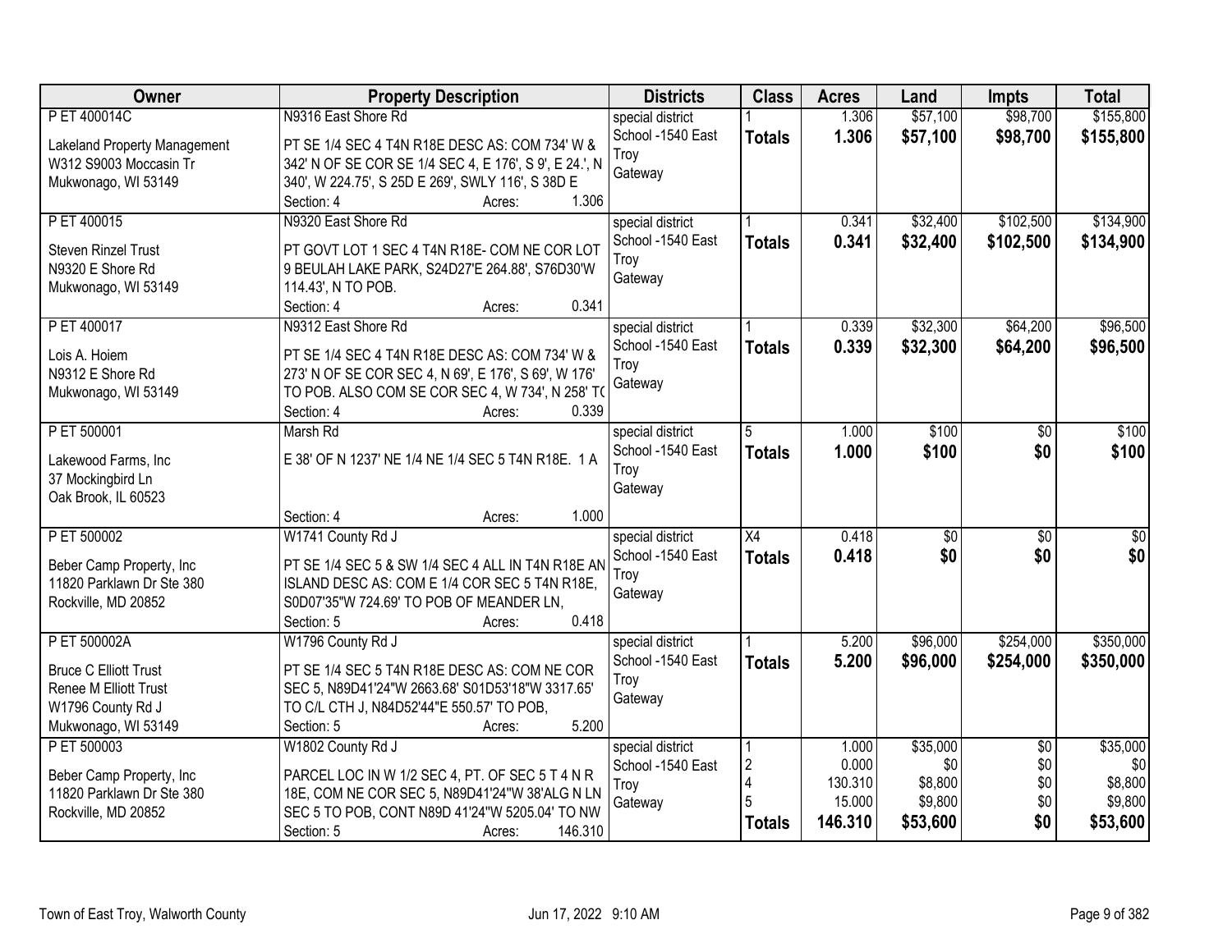| Owner | Property Description | Districts | Class | Acres | Land | Impts | Total |
|---|---|---|---|---|---|---|---|
| P ET 400014C<br><br>Lakeland Property Management<br>W312 S9003 Moccasin Tr<br>Mukwonago, WI 53149 | N9316 East Shore Rd<br><br>PT SE 1/4 SEC 4 T4N R18E DESC AS: COM 734' W & 342' N OF SE COR SE 1/4 SEC 4, E 176', S 9', E 24.', N 340', W 224.75', S 25D E 269', SWLY 116', S 38D E<br>Section: 4 Acres: 1.306 | special district<br>School -1540 East Troy<br>Gateway | 1<br>**Totals** | 1.306<br>**1.306** | $57,100<br>**$57,100** | $98,700<br>**$98,700** | $155,800<br>**$155,800** |
| P ET 400015<br><br>Steven Rinzel Trust<br>N9320 E Shore Rd<br>Mukwonago, WI 53149 | N9320 East Shore Rd<br><br>PT GOVT LOT 1 SEC 4 T4N R18E- COM NE COR LOT 9 BEULAH LAKE PARK, S24D27'E 264.88', S76D30'W 114.43', N TO POB.<br>Section: 4 Acres: 0.341 | special district<br>School -1540 East Troy<br>Gateway | 1<br>**Totals** | 0.341<br>**0.341** | $32,400<br>**$32,400** | $102,500<br>**$102,500** | $134,900<br>**$134,900** |
| P ET 400017<br><br>Lois A. Hoiem<br>N9312 E Shore Rd<br>Mukwonago, WI 53149 | N9312 East Shore Rd<br><br>PT SE 1/4 SEC 4 T4N R18E DESC AS: COM 734' W & 273' N OF SE COR SEC 4, N 69', E 176', S 69', W 176' TO POB. ALSO COM SE COR SEC 4, W 734', N 258' TO<br>Section: 4 Acres: 0.339 | special district<br>School -1540 East Troy<br>Gateway | 1<br>**Totals** | 0.339<br>**0.339** | $32,300<br>**$32,300** | $64,200<br>**$64,200** | $96,500<br>**$96,500** |
| P ET 500001<br><br>Lakewood Farms, Inc<br>37 Mockingbird Ln<br>Oak Brook, IL 60523 | Marsh Rd<br><br>E 38' OF N 1237' NE 1/4 NE 1/4 SEC 5 T4N R18E. 1 A<br><br>Section: 4 Acres: 1.000 | special district<br>School -1540 East Troy<br>Gateway | 5<br>**Totals** | 1.000<br>**1.000** | $100<br>**$100** | $0<br>**$0** | $100<br>**$100** |
| P ET 500002<br><br>Beber Camp Property, Inc<br>11820 Parklawn Dr Ste 380<br>Rockville, MD 20852 | W1741 County Rd J<br><br>PT SE 1/4 SEC 5 & SW 1/4 SEC 4 ALL IN T4N R18E AN ISLAND DESC AS: COM E 1/4 COR SEC 5 T4N R18E, S0D07'35"W 724.69' TO POB OF MEANDER LN,<br>Section: 5 Acres: 0.418 | special district<br>School -1540 East Troy<br>Gateway | X4<br>**Totals** | 0.418<br>**0.418** | $0<br>**$0** | $0<br>**$0** | $0<br>**$0** |
| P ET 500002A<br><br>Bruce C Elliott Trust<br>Renee M Elliott Trust<br>W1796 County Rd J<br>Mukwonago, WI 53149 | W1796 County Rd J<br><br>PT SE 1/4 SEC 5 T4N R18E DESC AS: COM NE COR SEC 5, N89D41'24"W 2663.68' S01D53'18"W 3317.65' TO C/L CTH J, N84D52'44"E 550.57' TO POB,<br>Section: 5 Acres: 5.200 | special district<br>School -1540 East Troy<br>Gateway | 1<br>**Totals** | 5.200<br>**5.200** | $96,000<br>**$96,000** | $254,000<br>**$254,000** | $350,000<br>**$350,000** |
| P ET 500003<br><br>Beber Camp Property, Inc<br>11820 Parklawn Dr Ste 380<br>Rockville, MD 20852 | W1802 County Rd J<br><br>PARCEL LOC IN W 1/2 SEC 4, PT. OF SEC 5 T 4 N R 18E, COM NE COR SEC 5, N89D41'24"W 38'ALG N LN SEC 5 TO POB, CONT N89D 41'24"W 5205.04' TO NW<br>Section: 5 Acres: 146.310 | special district<br>School -1540 East Troy<br>Gateway | 1<br>2<br>4<br>5<br>**Totals** | 1.000<br>0.000<br>130.310<br>15.000<br>**146.310** | $35,000<br>$0<br>$8,800<br>$9,800<br>**$53,600** | $0<br>$0<br>$0<br>$0<br>**$0** | $35,000<br>$0<br>$8,800<br>$9,800<br>**$53,600** |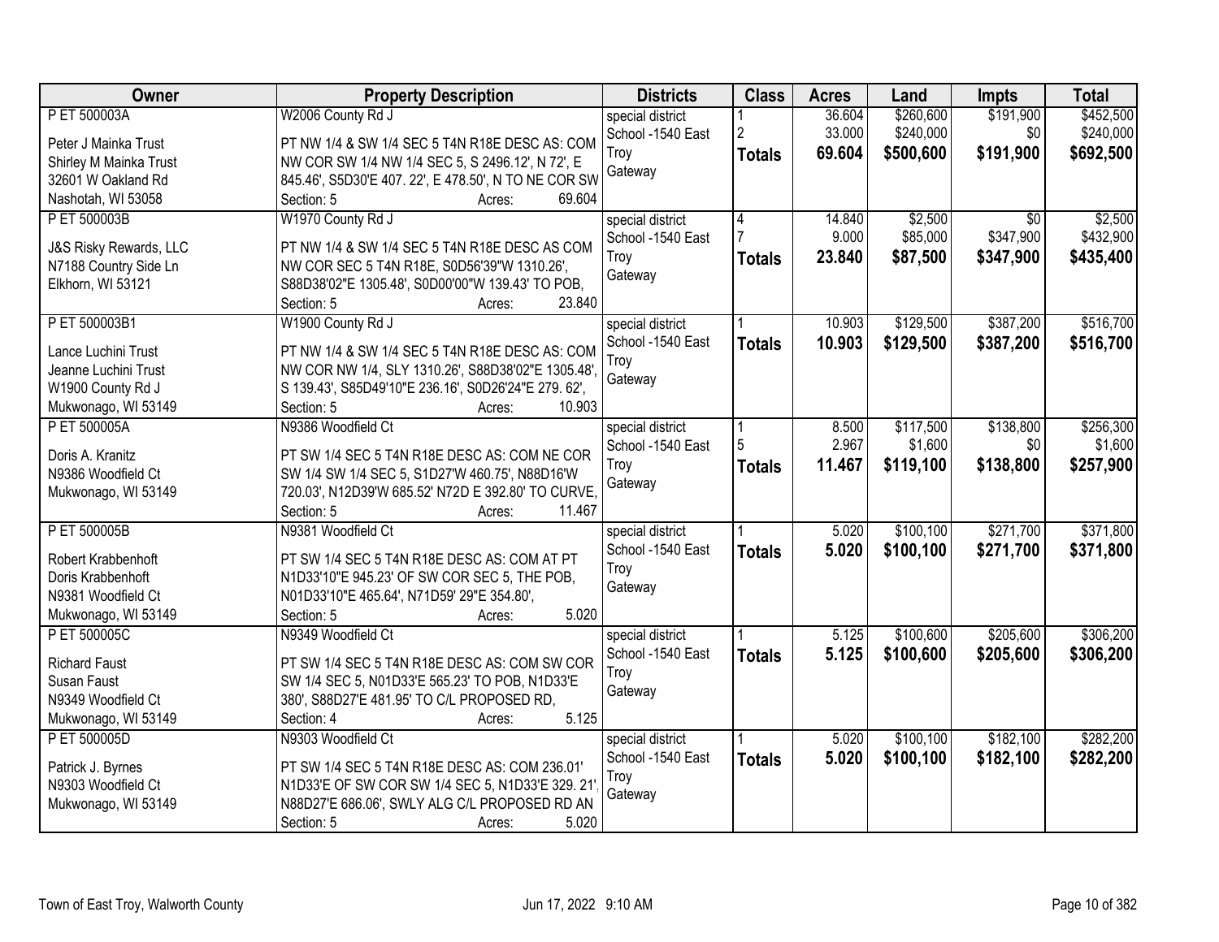| Owner | Property Description | Districts | Class | Acres | Land | Impts | Total |
|---|---|---|---|---|---|---|---|
| P ET 500003A<br><br>Peter J Mainka Trust<br>Shirley M Mainka Trust<br>32601 W Oakland Rd<br>Nashotah, WI 53058 | W2006 County Rd J<br><br>PT NW 1/4 & SW 1/4 SEC 5 T4N R18E DESC AS: COM NW COR SW 1/4 NW 1/4 SEC 5, S 2496.12', N 72', E 845.46', S5D30'E 407. 22', E 478.50', N TO NE COR SW<br>Section: 5 Acres: 69.604 | special district<br>School -1540 East Troy<br>Gateway | 1<br>2<br>**Totals** | 36.604<br>33.000<br>**69.604** | $260,600<br>$240,000<br>**$500,600** | $191,900<br>$0<br>**$191,900** | $452,500<br>$240,000<br>**$692,500** |
| P ET 500003B<br><br>J&S Risky Rewards, LLC<br>N7188 Country Side Ln<br>Elkhorn, WI 53121 | W1970 County Rd J<br><br>PT NW 1/4 & SW 1/4 SEC 5 T4N R18E DESC AS COM NW COR SEC 5 T4N R18E, S0D56'39"W 1310.26', S88D38'02"E 1305.48', S0D00'00"W 139.43' TO POB,<br>Section: 5 Acres: 23.840 | special district<br>School -1540 East Troy<br>Gateway | 4<br>7<br>**Totals** | 14.840<br>9.000<br>**23.840** | $2,500<br>$85,000<br>**$87,500** | $0<br>$347,900<br>**$347,900** | $2,500<br>$432,900<br>**$435,400** |
| P ET 500003B1<br><br>Lance Luchini Trust<br>Jeanne Luchini Trust<br>W1900 County Rd J<br>Mukwonago, WI 53149 | W1900 County Rd J<br><br>PT NW 1/4 & SW 1/4 SEC 5 T4N R18E DESC AS: COM NW COR NW 1/4, SLY 1310.26', S88D38'02"E 1305.48', S 139.43', S85D49'10"E 236.16', S0D26'24"E 279. 62',<br>Section: 5 Acres: 10.903 | special district<br>School -1540 East Troy<br>Gateway | 1<br>**Totals** | 10.903<br>**10.903** | $129,500<br>**$129,500** | $387,200<br>**$387,200** | $516,700<br>**$516,700** |
| P ET 500005A<br><br>Doris A. Kranitz<br>N9386 Woodfield Ct<br>Mukwonago, WI 53149 | N9386 Woodfield Ct<br><br>PT SW 1/4 SEC 5 T4N R18E DESC AS: COM NE COR SW 1/4 SW 1/4 SEC 5, S1D27'W 460.75', N88D16'W 720.03', N12D39'W 685.52' N72D E 392.80' TO CURVE,<br>Section: 5 Acres: 11.467 | special district<br>School -1540 East Troy<br>Gateway | 1<br>5<br>**Totals** | 8.500<br>2.967<br>**11.467** | $117,500<br>$1,600<br>**$119,100** | $138,800<br>$0<br>**$138,800** | $256,300<br>$1,600<br>**$257,900** |
| P ET 500005B<br><br>Robert Krabbenhoft<br>Doris Krabbenhoft<br>N9381 Woodfield Ct<br>Mukwonago, WI 53149 | N9381 Woodfield Ct<br><br>PT SW 1/4 SEC 5 T4N R18E DESC AS: COM AT PT N1D33'10"E 945.23' OF SW COR SEC 5, THE POB, N01D33'10"E 465.64', N71D59' 29"E 354.80',<br>Section: 5 Acres: 5.020 | special district<br>School -1540 East Troy<br>Gateway | 1<br>**Totals** | 5.020<br>**5.020** | $100,100<br>**$100,100** | $271,700<br>**$271,700** | $371,800<br>**$371,800** |
| P ET 500005C<br><br>Richard Faust<br>Susan Faust<br>N9349 Woodfield Ct<br>Mukwonago, WI 53149 | N9349 Woodfield Ct<br><br>PT SW 1/4 SEC 5 T4N R18E DESC AS: COM SW COR SW 1/4 SEC 5, N01D33'E 565.23' TO POB, N1D33'E 380', S88D27'E 481.95' TO C/L PROPOSED RD,<br>Section: 4 Acres: 5.125 | special district<br>School -1540 East Troy<br>Gateway | 1<br>**Totals** | 5.125<br>**5.125** | $100,600<br>**$100,600** | $205,600<br>**$205,600** | $306,200<br>**$306,200** |
| P ET 500005D<br><br>Patrick J. Byrnes<br>N9303 Woodfield Ct<br>Mukwonago, WI 53149 | N9303 Woodfield Ct<br><br>PT SW 1/4 SEC 5 T4N R18E DESC AS: COM 236.01' N1D33'E OF SW COR SW 1/4 SEC 5, N1D33'E 329. 21', N88D27'E 686.06', SWLY ALG C/L PROPOSED RD AN<br>Section: 5 Acres: 5.020 | special district<br>School -1540 East Troy<br>Gateway | 1<br>**Totals** | 5.020<br>**5.020** | $100,100<br>**$100,100** | $182,100<br>**$182,100** | $282,200<br>**$282,200** |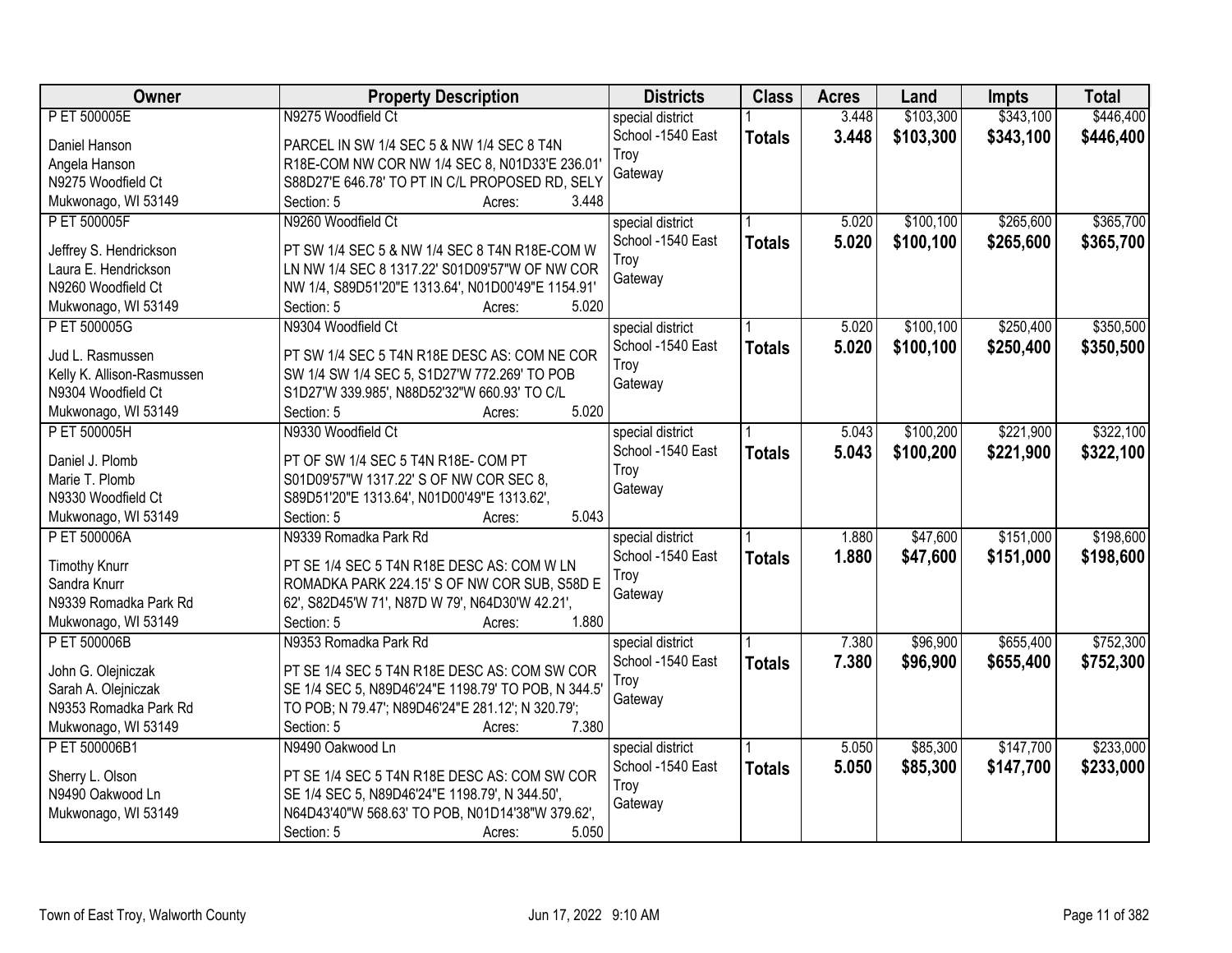| Owner | Property Description | Districts | Class | Acres | Land | Impts | Total |
|---|---|---|---|---|---|---|---|
| P ET 500005E<br>Daniel Hanson<br>Angela Hanson<br>N9275 Woodfield Ct<br>Mukwonago, WI 53149 | N9275 Woodfield Ct<br>PARCEL IN SW 1/4 SEC 5 & NW 1/4 SEC 8 T4N R18E-COM NW COR NW 1/4 SEC 8, N01D33'E 236.01' S88D27'E 646.78' TO PT IN C/L PROPOSED RD, SELY<br>Section: 5 Acres: 3.448 | special district<br>School -1540 East Troy<br>Gateway | 1<br>**Totals** | 3.448<br>**3.448** | $103,300<br>**$103,300** | $343,100<br>**$343,100** | $446,400<br>**$446,400** |
| P ET 500005F<br>Jeffrey S. Hendrickson<br>Laura E. Hendrickson<br>N9260 Woodfield Ct<br>Mukwonago, WI 53149 | N9260 Woodfield Ct<br>PT SW 1/4 SEC 5 & NW 1/4 SEC 8 T4N R18E-COM W LN NW 1/4 SEC 8 1317.22' S01D09'57"W OF NW COR NW 1/4, S89D51'20"E 1313.64', N01D00'49"E 1154.91'<br>Section: 5 Acres: 5.020 | special district<br>School -1540 East Troy<br>Gateway | 1<br>**Totals** | 5.020<br>**5.020** | $100,100<br>**$100,100** | $265,600<br>**$265,600** | $365,700<br>**$365,700** |
| P ET 500005G<br>Jud L. Rasmussen<br>Kelly K. Allison-Rasmussen<br>N9304 Woodfield Ct<br>Mukwonago, WI 53149 | N9304 Woodfield Ct<br>PT SW 1/4 SEC 5 T4N R18E DESC AS: COM NE COR SW 1/4 SW 1/4 SEC 5, S1D27'W 772.269' TO POB S1D27'W 339.985', N88D52'32"W 660.93' TO C/L<br>Section: 5 Acres: 5.020 | special district<br>School -1540 East Troy<br>Gateway | 1<br>**Totals** | 5.020<br>**5.020** | $100,100<br>**$100,100** | $250,400<br>**$250,400** | $350,500<br>**$350,500** |
| P ET 500005H<br>Daniel J. Plomb<br>Marie T. Plomb<br>N9330 Woodfield Ct<br>Mukwonago, WI 53149 | N9330 Woodfield Ct<br>PT OF SW 1/4 SEC 5 T4N R18E- COM PT S01D09'57"W 1317.22' S OF NW COR SEC 8, S89D51'20"E 1313.64', N01D00'49"E 1313.62',<br>Section: 5 Acres: 5.043 | special district<br>School -1540 East Troy<br>Gateway | 1<br>**Totals** | 5.043<br>**5.043** | $100,200<br>**$100,200** | $221,900<br>**$221,900** | $322,100<br>**$322,100** |
| P ET 500006A<br>Timothy Knurr<br>Sandra Knurr<br>N9339 Romadka Park Rd<br>Mukwonago, WI 53149 | N9339 Romadka Park Rd<br>PT SE 1/4 SEC 5 T4N R18E DESC AS: COM W LN ROMADKA PARK 224.15' S OF NW COR SUB, S58D E 62', S82D45'W 71', N87D W 79', N64D30'W 42.21',<br>Section: 5 Acres: 1.880 | special district<br>School -1540 East Troy<br>Gateway | 1<br>**Totals** | 1.880<br>**1.880** | $47,600<br>**$47,600** | $151,000<br>**$151,000** | $198,600<br>**$198,600** |
| P ET 500006B<br>John G. Olejniczak<br>Sarah A. Olejniczak<br>N9353 Romadka Park Rd<br>Mukwonago, WI 53149 | N9353 Romadka Park Rd<br>PT SE 1/4 SEC 5 T4N R18E DESC AS: COM SW COR SE 1/4 SEC 5, N89D46'24"E 1198.79' TO POB, N 344.5' TO POB; N 79.47'; N89D46'24"E 281.12'; N 320.79';<br>Section: 5 Acres: 7.380 | special district<br>School -1540 East Troy<br>Gateway | 1<br>**Totals** | 7.380<br>**7.380** | $96,900<br>**$96,900** | $655,400<br>**$655,400** | $752,300<br>**$752,300** |
| P ET 500006B1<br>Sherry L. Olson<br>N9490 Oakwood Ln<br>Mukwonago, WI 53149 | N9490 Oakwood Ln<br>PT SE 1/4 SEC 5 T4N R18E DESC AS: COM SW COR SE 1/4 SEC 5, N89D46'24"E 1198.79', N 344.50', N64D43'40"W 568.63' TO POB, N01D14'38"W 379.62',<br>Section: 5 Acres: 5.050 | special district<br>School -1540 East Troy<br>Gateway | 1<br>**Totals** | 5.050<br>**5.050** | $85,300<br>**$85,300** | $147,700<br>**$147,700** | $233,000<br>**$233,000** |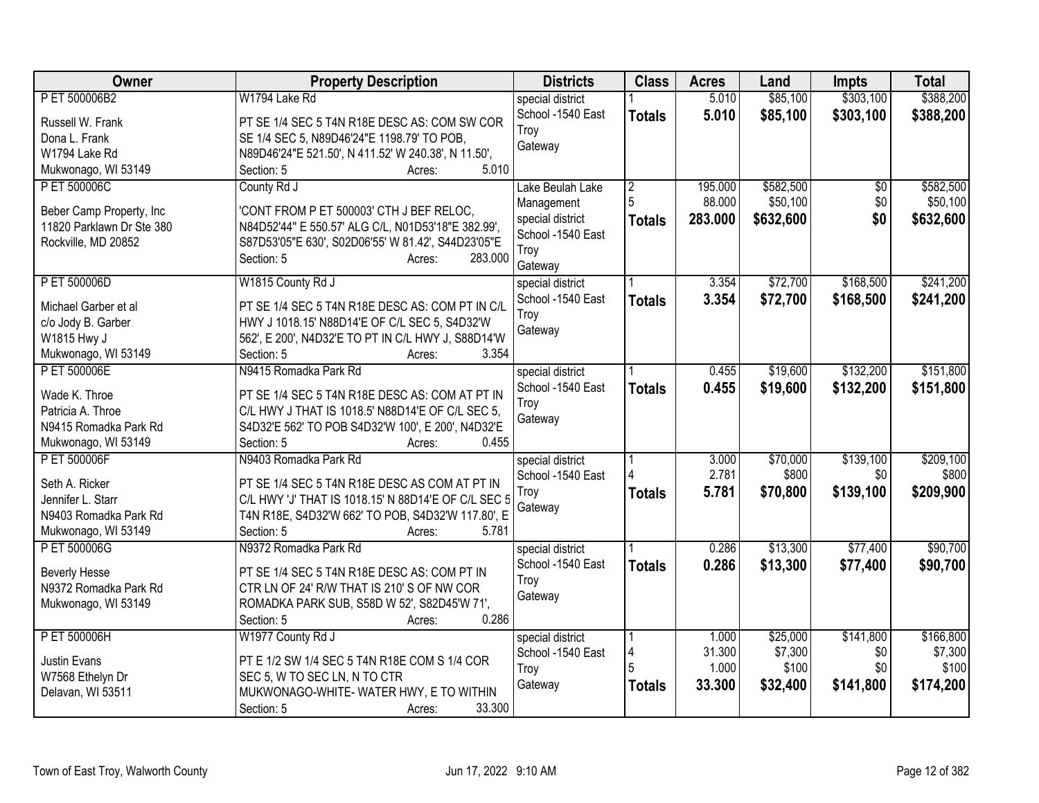| Owner | Property Description | Districts | Class | Acres | Land | Impts | Total |
|---|---|---|---|---|---|---|---|
| P ET 500006B2<br>Russell W. Frank<br>Dona L. Frank<br>W1794 Lake Rd<br>Mukwonago, WI 53149 | W1794 Lake Rd<br>PT SE 1/4 SEC 5 T4N R18E DESC AS: COM SW COR SE 1/4 SEC 5, N89D46'24"E 1198.79' TO POB, N89D46'24"E 521.50', N 411.52' W 240.38', N 11.50',<br>Section: 5 Acres: 5.010 | special district<br>School -1540 East Troy<br>Gateway | 1<br>**Totals** | 5.010<br>**5.010** | \$85,100<br>**\$85,100** | \$303,100<br>**\$303,100** | \$388,200<br>**\$388,200** |
| P ET 500006C<br>Beber Camp Property, Inc<br>11820 Parklawn Dr Ste 380<br>Rockville, MD 20852 | County Rd J<br>'CONT FROM P ET 500003' CTH J BEF RELOC, N84D52'44" E 550.57' ALG C/L, N01D53'18"E 382.99', S87D53'05"E 630', S02D06'55' W 81.42', S44D23'05"E<br>Section: 5 Acres: 283.000 | Lake Beulah Lake Management<br>special district<br>School -1540 East Troy<br>Gateway | 2<br>5<br>**Totals** | 195.000<br>88.000<br>**283.000** | \$582,500<br>\$50,100<br>**\$632,600** | \$0<br>\$0<br>**\$0** | \$582,500<br>\$50,100<br>**\$632,600** |
| P ET 500006D<br>Michael Garber et al<br>c/o Jody B. Garber<br>W1815 Hwy J<br>Mukwonago, WI 53149 | W1815 County Rd J<br>PT SE 1/4 SEC 5 T4N R18E DESC AS: COM PT IN C/L HWY J 1018.15' N88D14'E OF C/L SEC 5, S4D32'W 562', E 200', N4D32'E TO PT IN C/L HWY J, S88D14'W<br>Section: 5 Acres: 3.354 | special district<br>School -1540 East Troy<br>Gateway | 1<br>**Totals** | 3.354<br>**3.354** | \$72,700<br>**\$72,700** | \$168,500<br>**\$168,500** | \$241,200<br>**\$241,200** |
| P ET 500006E<br>Wade K. Throe<br>Patricia A. Throe<br>N9415 Romadka Park Rd<br>Mukwonago, WI 53149 | N9415 Romadka Park Rd<br>PT SE 1/4 SEC 5 T4N R18E DESC AS: COM AT PT IN C/L HWY J THAT IS 1018.5' N88D14'E OF C/L SEC 5, S4D32'E 562' TO POB S4D32'W 100', E 200', N4D32'E<br>Section: 5 Acres: 0.455 | special district<br>School -1540 East Troy<br>Gateway | 1<br>**Totals** | 0.455<br>**0.455** | \$19,600<br>**\$19,600** | \$132,200<br>**\$132,200** | \$151,800<br>**\$151,800** |
| P ET 500006F<br>Seth A. Ricker<br>Jennifer L. Starr<br>N9403 Romadka Park Rd<br>Mukwonago, WI 53149 | N9403 Romadka Park Rd<br>PT SE 1/4 SEC 5 T4N R18E DESC AS COM AT PT IN C/L HWY 'J' THAT IS 1018.15' N 88D14'E OF C/L SEC 5 T4N R18E, S4D32'W 662' TO POB, S4D32'W 117.80', E<br>Section: 5 Acres: 5.781 | special district<br>School -1540 East Troy<br>Gateway | 1<br>4<br>**Totals** | 3.000<br>2.781<br>**5.781** | \$70,000<br>\$800<br>**\$70,800** | \$139,100<br>\$0<br>**\$139,100** | \$209,100<br>\$800<br>**\$209,900** |
| P ET 500006G<br>Beverly Hesse<br>N9372 Romadka Park Rd<br>Mukwonago, WI 53149 | N9372 Romadka Park Rd<br>PT SE 1/4 SEC 5 T4N R18E DESC AS: COM PT IN CTR LN OF 24' R/W THAT IS 210' S OF NW COR ROMADKA PARK SUB, S58D W 52', S82D45'W 71',<br>Section: 5 Acres: 0.286 | special district<br>School -1540 East Troy<br>Gateway | 1<br>**Totals** | 0.286<br>**0.286** | \$13,300<br>**\$13,300** | \$77,400<br>**\$77,400** | \$90,700<br>**\$90,700** |
| P ET 500006H<br>Justin Evans<br>W7568 Ethelyn Dr<br>Delavan, WI 53511 | W1977 County Rd J<br>PT E 1/2 SW 1/4 SEC 5 T4N R18E COM S 1/4 COR SEC 5, W TO SEC LN, N TO CTR MUKWONAGO-WHITE- WATER HWY, E TO WITHIN<br>Section: 5 Acres: 33.300 | special district<br>School -1540 East Troy<br>Gateway | 1<br>4<br>5<br>**Totals** | 1.000<br>31.300<br>1.000<br>**33.300** | \$25,000<br>\$7,300<br>\$100<br>**\$32,400** | \$141,800<br>\$0<br>\$0<br>**\$141,800** | \$166,800<br>\$7,300<br>\$100<br>**\$174,200** |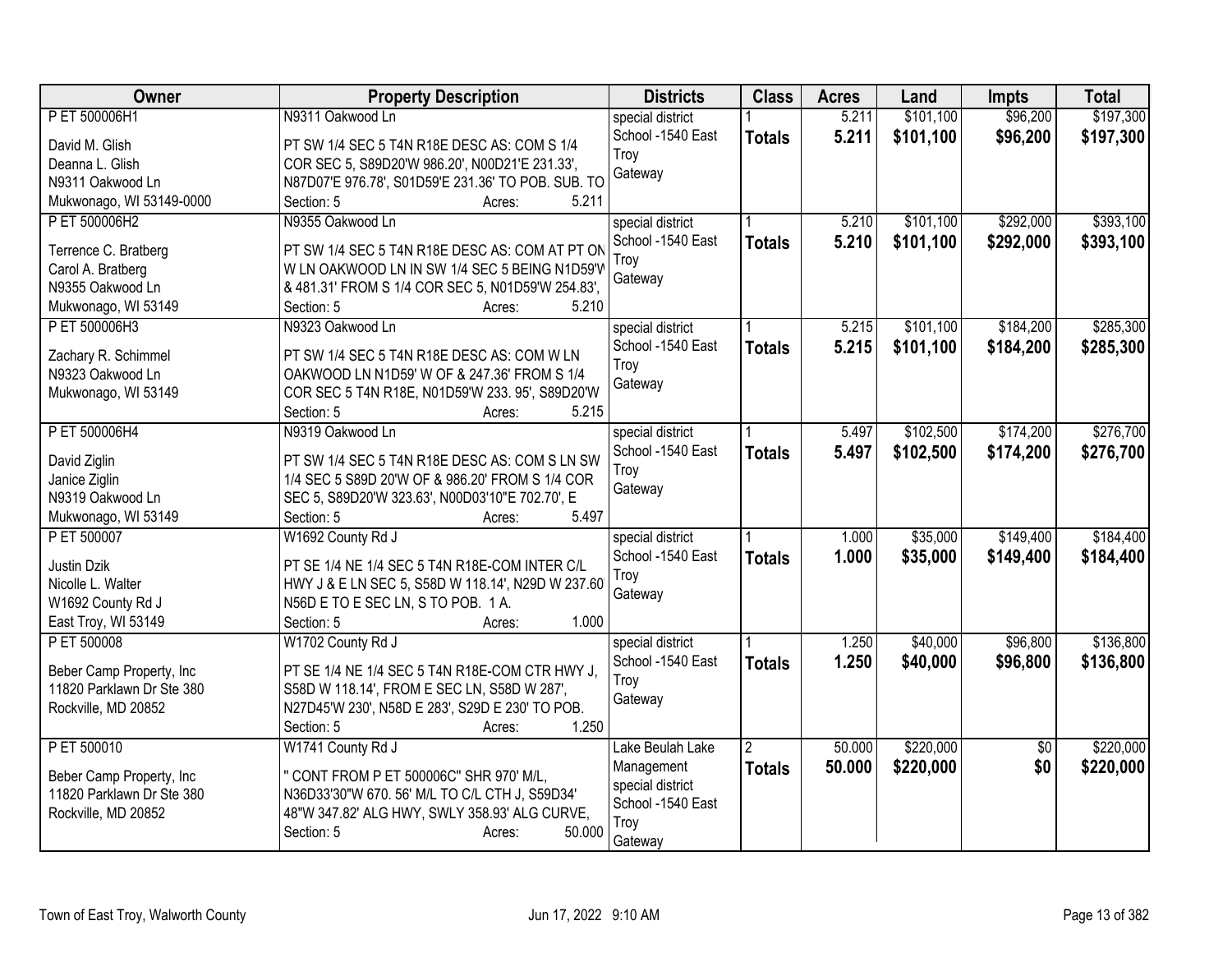| Owner | Property Description | Districts | Class | Acres | Land | Impts | Total |
|---|---|---|---|---|---|---|---|
| P ET 500006H1<br>David M. Glish<br>Deanna L. Glish<br>N9311 Oakwood Ln<br>Mukwonago, WI 53149-0000 | N9311 Oakwood Ln<br>PT SW 1/4 SEC 5 T4N R18E DESC AS: COM S 1/4 COR SEC 5, S89D20'W 986.20', N00D21'E 231.33', N87D07'E 976.78', S01D59'E 231.36' TO POB. SUB. TO<br>Section: 5 Acres: 5.211 | special district<br>School -1540 East Troy<br>Gateway | 1<br>**Totals** | 5.211<br>**5.211** | $101,100<br>**$101,100** | $96,200<br>**$96,200** | $197,300<br>**$197,300** |
| P ET 500006H2<br>Terrence C. Bratberg<br>Carol A. Bratberg<br>N9355 Oakwood Ln<br>Mukwonago, WI 53149 | N9355 Oakwood Ln<br>PT SW 1/4 SEC 5 T4N R18E DESC AS: COM AT PT ON W LN OAKWOOD LN IN SW 1/4 SEC 5 BEING N1D59'W & 481.31' FROM S 1/4 COR SEC 5, N01D59'W 254.83',<br>Section: 5 Acres: 5.210 | special district<br>School -1540 East Troy<br>Gateway | 1<br>**Totals** | 5.210<br>**5.210** | $101,100<br>**$101,100** | $292,000<br>**$292,000** | $393,100<br>**$393,100** |
| P ET 500006H3<br>Zachary R. Schimmel<br>N9323 Oakwood Ln<br>Mukwonago, WI 53149 | N9323 Oakwood Ln<br>PT SW 1/4 SEC 5 T4N R18E DESC AS: COM W LN OAKWOOD LN N1D59' W OF & 247.36' FROM S 1/4 COR SEC 5 T4N R18E, N01D59'W 233. 95', S89D20'W<br>Section: 5 Acres: 5.215 | special district<br>School -1540 East Troy<br>Gateway | 1<br>**Totals** | 5.215<br>**5.215** | $101,100<br>**$101,100** | $184,200<br>**$184,200** | $285,300<br>**$285,300** |
| P ET 500006H4<br>David Ziglin<br>Janice Ziglin<br>N9319 Oakwood Ln<br>Mukwonago, WI 53149 | N9319 Oakwood Ln<br>PT SW 1/4 SEC 5 T4N R18E DESC AS: COM S LN SW 1/4 SEC 5 S89D 20'W OF & 986.20' FROM S 1/4 COR SEC 5, S89D20'W 323.63', N00D03'10"E 702.70', E<br>Section: 5 Acres: 5.497 | special district<br>School -1540 East Troy<br>Gateway | 1<br>**Totals** | 5.497<br>**5.497** | $102,500<br>**$102,500** | $174,200<br>**$174,200** | $276,700<br>**$276,700** |
| P ET 500007<br>Justin Dzik<br>Nicolle L. Walter<br>W1692 County Rd J<br>East Troy, WI 53149 | W1692 County Rd J<br>PT SE 1/4 NE 1/4 SEC 5 T4N R18E-COM INTER C/L HWY J & E LN SEC 5, S58D W 118.14', N29D W 237.60' N56D E TO E SEC LN, S TO POB. 1 A.<br>Section: 5 Acres: 1.000 | special district<br>School -1540 East Troy<br>Gateway | 1<br>**Totals** | 1.000<br>**1.000** | $35,000<br>**$35,000** | $149,400<br>**$149,400** | $184,400<br>**$184,400** |
| P ET 500008<br>Beber Camp Property, Inc<br>11820 Parklawn Dr Ste 380<br>Rockville, MD 20852 | W1702 County Rd J<br>PT SE 1/4 NE 1/4 SEC 5 T4N R18E-COM CTR HWY J, S58D W 118.14', FROM E SEC LN, S58D W 287', N27D45'W 230', N58D E 283', S29D E 230' TO POB.<br>Section: 5 Acres: 1.250 | special district<br>School -1540 East Troy<br>Gateway | 1<br>**Totals** | 1.250<br>**1.250** | $40,000<br>**$40,000** | $96,800<br>**$96,800** | $136,800<br>**$136,800** |
| P ET 500010<br>Beber Camp Property, Inc<br>11820 Parklawn Dr Ste 380<br>Rockville, MD 20852 | W1741 County Rd J<br>" CONT FROM P ET 500006C" SHR 970' M/L, N36D33'30"W 670. 56' M/L TO C/L CTH J, S59D34' 48"W 347.82' ALG HWY, SWLY 358.93' ALG CURVE,<br>Section: 5 Acres: 50.000 | Lake Beulah Lake Management<br>special district<br>School -1540 East Troy<br>Gateway | 2<br>**Totals** | 50.000<br>**50.000** | $220,000<br>**$220,000** | $0<br>**$0** | $220,000<br>**$220,000** |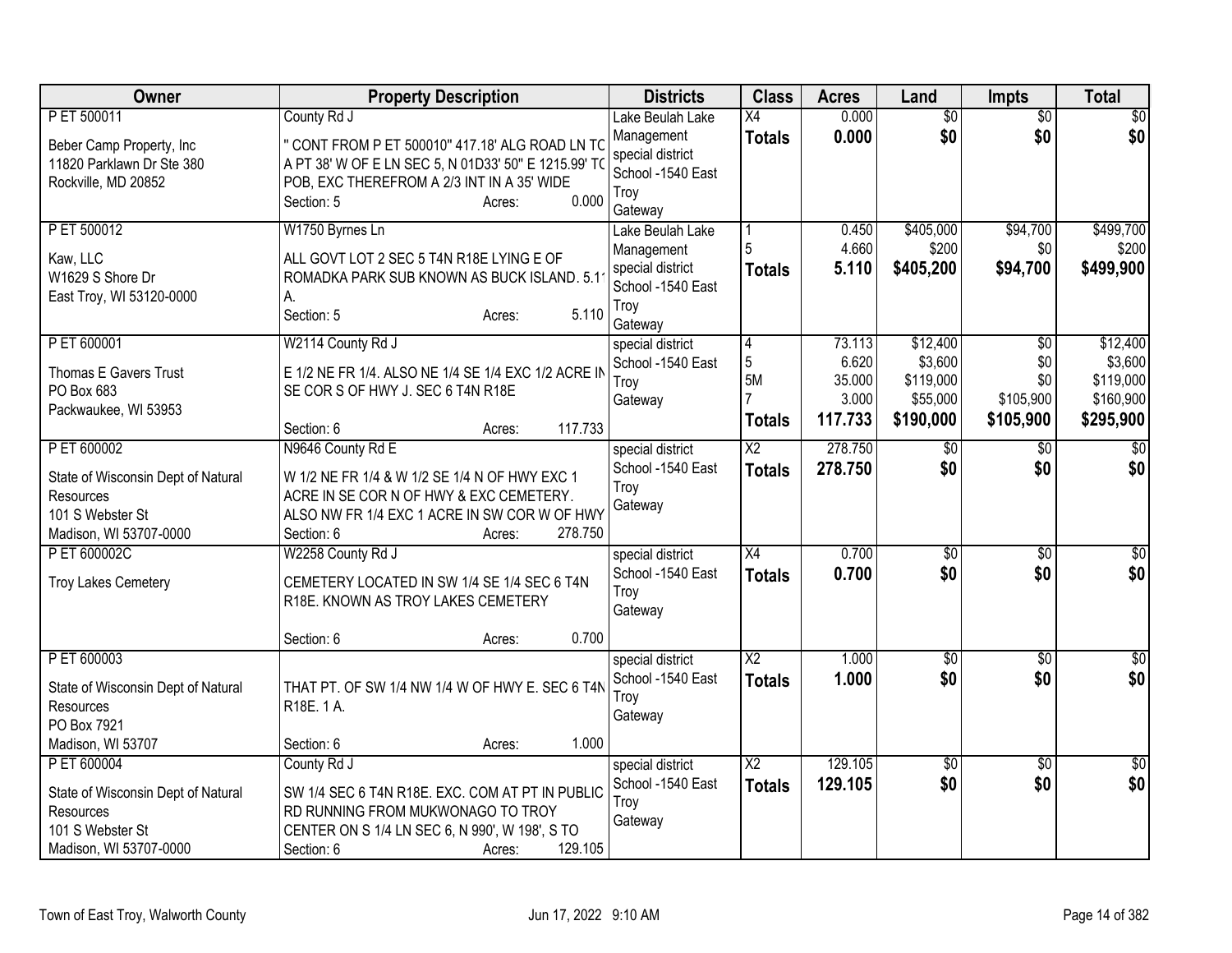| Owner | Property Description | Districts | Class | Acres | Land | Impts | Total |
|---|---|---|---|---|---|---|---|
| P ET 500011<br><br>Beber Camp Property, Inc<br>11820 Parklawn Dr Ste 380<br>Rockville, MD 20852 | County Rd J<br><br>" CONT FROM P ET 500010" 417.18' ALG ROAD LN TC A PT 38' W OF E LN SEC 5, N 01D33' 50" E 1215.99' TC POB, EXC THEREFROM A 2/3 INT IN A 35' WIDE<br>Section: 5 Acres: 0.000 | Lake Beulah Lake Management special district School -1540 East Troy Gateway | X4<br>**Totals** | 0.000<br>**0.000** | $0<br>**$0** | $0<br>**$0** | $0<br>**$0** |
| P ET 500012<br><br>Kaw, LLC<br>W1629 S Shore Dr<br>East Troy, WI 53120-0000 | W1750 Byrnes Ln<br><br>ALL GOVT LOT 2 SEC 5 T4N R18E LYING E OF ROMADKA PARK SUB KNOWN AS BUCK ISLAND. 5.11 A.<br>Section: 5 Acres: 5.110 | Lake Beulah Lake Management special district School -1540 East Troy Gateway | 1<br>5<br>**Totals** | 0.450<br>4.660<br>**5.110** | $405,000<br>$200<br>**$405,200** | $94,700<br>$0<br>**$94,700** | $499,700<br>$200<br>**$499,900** |
| P ET 600001<br><br>Thomas E Gavers Trust<br>PO Box 683<br>Packwaukee, WI 53953 | W2114 County Rd J<br><br>E 1/2 NE FR 1/4. ALSO NE 1/4 SE 1/4 EXC 1/2 ACRE IN SE COR S OF HWY J. SEC 6 T4N R18E<br>Section: 6 Acres: 117.733 | special district School -1540 East Troy Gateway | 4<br>5<br>5M<br>7<br>**Totals** | 73.113<br>6.620<br>35.000<br>3.000<br>**117.733** | $12,400<br>$3,600<br>$119,000<br>$55,000<br>**$190,000** | $0<br>$0<br>$0<br>$105,900<br>**$105,900** | $12,400<br>$3,600<br>$119,000<br>$160,900<br>**$295,900** |
| P ET 600002<br><br>State of Wisconsin Dept of Natural Resources<br>101 S Webster St<br>Madison, WI 53707-0000 | N9646 County Rd E<br><br>W 1/2 NE FR 1/4 & W 1/2 SE 1/4 N OF HWY EXC 1 ACRE IN SE COR N OF HWY & EXC CEMETERY. ALSO NW FR 1/4 EXC 1 ACRE IN SW COR W OF HWY<br>Section: 6 Acres: 278.750 | special district School -1540 East Troy Gateway | X2<br>**Totals** | 278.750<br>**278.750** | $0<br>**$0** | $0<br>**$0** | $0<br>**$0** |
| P ET 600002C<br><br>Troy Lakes Cemetery | W2258 County Rd J<br><br>CEMETERY LOCATED IN SW 1/4 SE 1/4 SEC 6 T4N R18E. KNOWN AS TROY LAKES CEMETERY<br>Section: 6 Acres: 0.700 | special district School -1540 East Troy Gateway | X4<br>**Totals** | 0.700<br>**0.700** | $0<br>**$0** | $0<br>**$0** | $0<br>**$0** |
| P ET 600003<br><br>State of Wisconsin Dept of Natural Resources<br>PO Box 7921<br>Madison, WI 53707 | <br><br>THAT PT. OF SW 1/4 NW 1/4 W OF HWY E. SEC 6 T4N R18E. 1 A.<br>Section: 6 Acres: 1.000 | special district School -1540 East Troy Gateway | X2<br>**Totals** | 1.000<br>**1.000** | $0<br>**$0** | $0<br>**$0** | $0<br>**$0** |
| P ET 600004<br><br>State of Wisconsin Dept of Natural Resources<br>101 S Webster St<br>Madison, WI 53707-0000 | County Rd J<br><br>SW 1/4 SEC 6 T4N R18E. EXC. COM AT PT IN PUBLIC RD RUNNING FROM MUKWONAGO TO TROY CENTER ON S 1/4 LN SEC 6, N 990', W 198', S TO<br>Section: 6 Acres: 129.105 | special district School -1540 East Troy Gateway | X2<br>**Totals** | 129.105<br>**129.105** | $0<br>**$0** | $0<br>**$0** | $0<br>**$0** |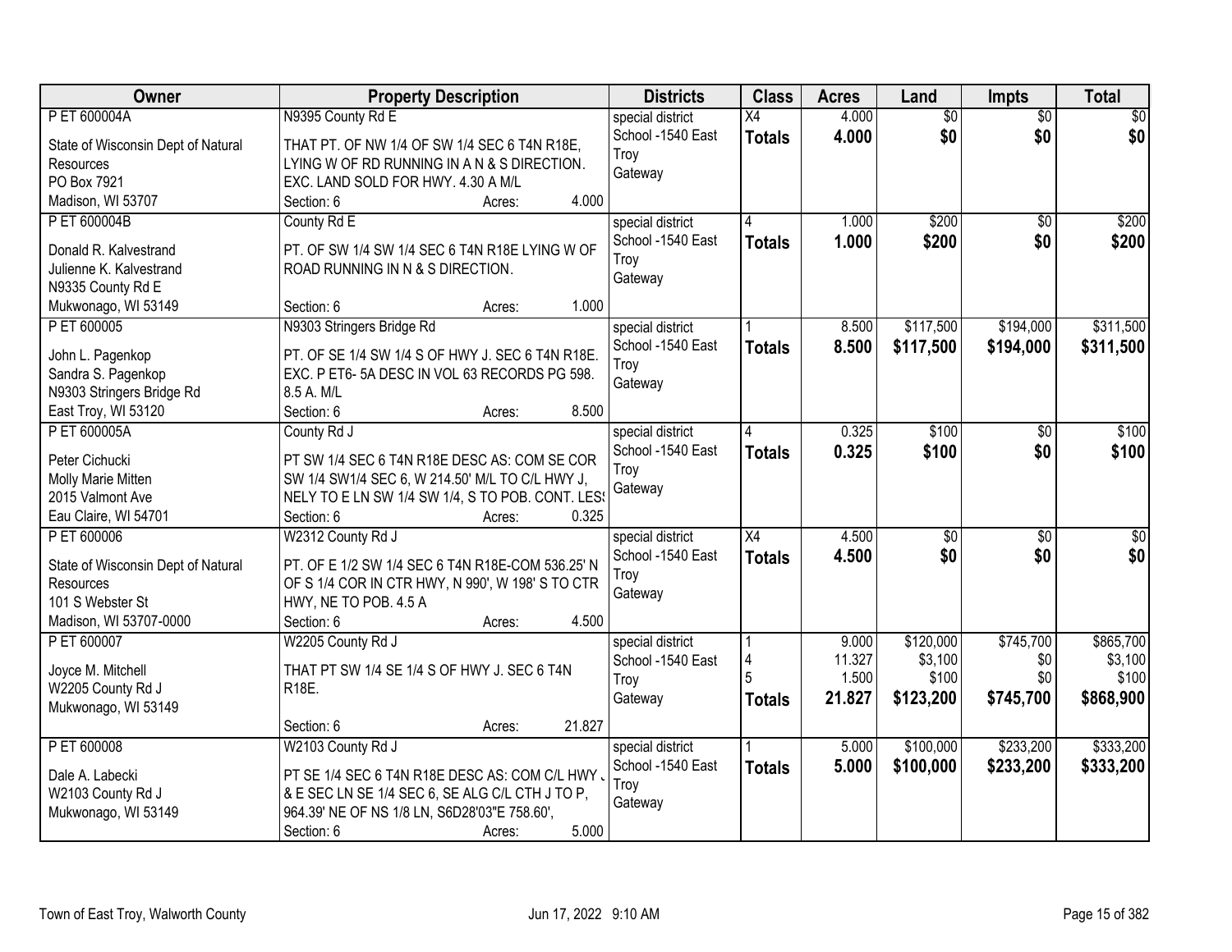| Owner | Property Description | Districts | Class | Acres | Land | Impts | Total |
|---|---|---|---|---|---|---|---|
| P ET 600004A<br>State of Wisconsin Dept of Natural Resources<br>PO Box 7921<br>Madison, WI 53707 | N9395 County Rd E<br>THAT PT. OF NW 1/4 OF SW 1/4 SEC 6 T4N R18E, LYING W OF RD RUNNING IN A N & S DIRECTION. EXC. LAND SOLD FOR HWY. 4.30 A M/L<br>Section: 6 Acres: 4.000 | special district<br>School -1540 East Troy<br>Gateway | X4<br>**Totals** | 4.000<br>**4.000** | $0<br>**$0** | $0<br>**$0** | $0<br>**$0** |
| P ET 600004B<br>Donald R. Kalvestrand<br>Julienne K. Kalvestrand<br>N9335 County Rd E<br>Mukwonago, WI 53149 | County Rd E<br>PT. OF SW 1/4 SW 1/4 SEC 6 T4N R18E LYING W OF ROAD RUNNING IN N & S DIRECTION.<br>Section: 6 Acres: 1.000 | special district<br>School -1540 East Troy<br>Gateway | 4<br>**Totals** | 1.000<br>**1.000** | $200<br>**$200** | $0<br>**$0** | $200<br>**$200** |
| P ET 600005<br>John L. Pagenkop<br>Sandra S. Pagenkop<br>N9303 Stringers Bridge Rd<br>East Troy, WI 53120 | N9303 Stringers Bridge Rd<br>PT. OF SE 1/4 SW 1/4 S OF HWY J. SEC 6 T4N R18E. EXC. P ET6- 5A DESC IN VOL 63 RECORDS PG 598. 8.5 A. M/L<br>Section: 6 Acres: 8.500 | special district<br>School -1540 East Troy<br>Gateway | 1<br>**Totals** | 8.500<br>**8.500** | $117,500<br>**$117,500** | $194,000<br>**$194,000** | $311,500<br>**$311,500** |
| P ET 600005A<br>Peter Cichucki<br>Molly Marie Mitten<br>2015 Valmont Ave<br>Eau Claire, WI 54701 | County Rd J<br>PT SW 1/4 SEC 6 T4N R18E DESC AS: COM SE COR SW 1/4 SW1/4 SEC 6, W 214.50' M/L TO C/L HWY J, NELY TO E LN SW 1/4 SW 1/4, S TO POB. CONT. LESS<br>Section: 6 Acres: 0.325 | special district<br>School -1540 East Troy<br>Gateway | 4<br>**Totals** | 0.325<br>**0.325** | $100<br>**$100** | $0<br>**$0** | $100<br>**$100** |
| P ET 600006<br>State of Wisconsin Dept of Natural Resources<br>101 S Webster St<br>Madison, WI 53707-0000 | W2312 County Rd J<br>PT. OF E 1/2 SW 1/4 SEC 6 T4N R18E-COM 536.25' N OF S 1/4 COR IN CTR HWY, N 990', W 198' S TO CTR HWY, NE TO POB. 4.5 A<br>Section: 6 Acres: 4.500 | special district<br>School -1540 East Troy<br>Gateway | X4<br>**Totals** | 4.500<br>**4.500** | $0<br>**$0** | $0<br>**$0** | $0<br>**$0** |
| P ET 600007<br>Joyce M. Mitchell<br>W2205 County Rd J<br>Mukwonago, WI 53149 | W2205 County Rd J<br>THAT PT SW 1/4 SE 1/4 S OF HWY J. SEC 6 T4N R18E.<br>Section: 6 Acres: 21.827 | special district<br>School -1540 East Troy<br>Gateway | 1<br>4<br>5<br>**Totals** | 9.000<br>11.327<br>1.500<br>**21.827** | $120,000<br>$3,100<br>$100<br>**$123,200** | $745,700<br>$0<br>$0<br>**$745,700** | $865,700<br>$3,100<br>$100<br>**$868,900** |
| P ET 600008<br>Dale A. Labecki<br>W2103 County Rd J<br>Mukwonago, WI 53149 | W2103 County Rd J<br>PT SE 1/4 SEC 6 T4N R18E DESC AS: COM C/L HWY J & E SEC LN SE 1/4 SEC 6, SE ALG C/L CTH J TO P, 964.39' NE OF NS 1/8 LN, S6D28'03"E 758.60',<br>Section: 6 Acres: 5.000 | special district<br>School -1540 East Troy<br>Gateway | 1<br>**Totals** | 5.000<br>**5.000** | $100,000<br>**$100,000** | $233,200<br>**$233,200** | $333,200<br>**$333,200** |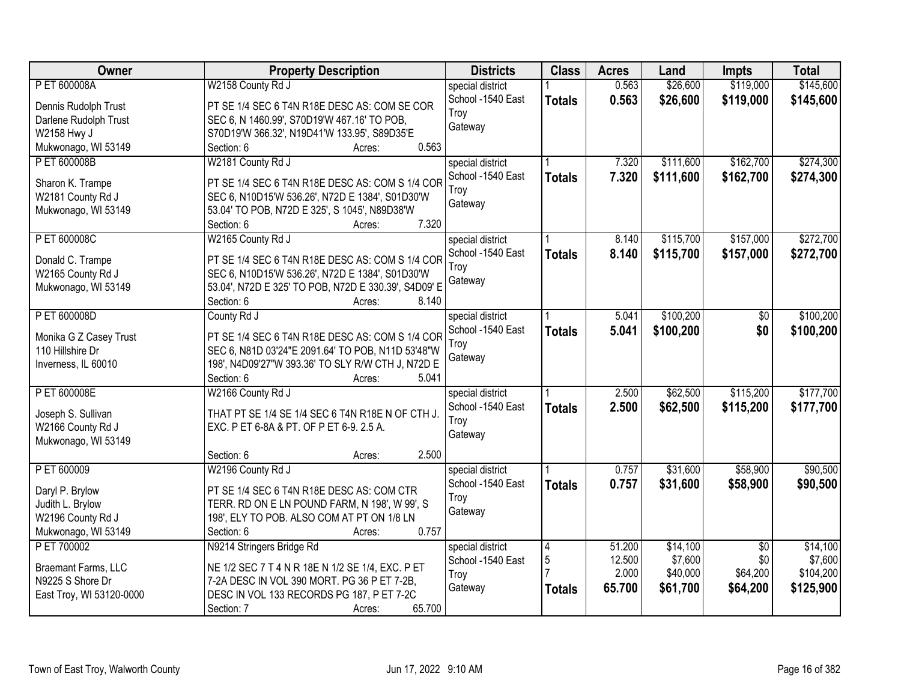| Owner | Property Description | Districts | Class | Acres | Land | Impts | Total |
|---|---|---|---|---|---|---|---|
| P ET 600008A<br>Dennis Rudolph Trust<br>Darlene Rudolph Trust<br>W2158 Hwy J<br>Mukwonago, WI 53149 | W2158 County Rd J<br>PT SE 1/4 SEC 6 T4N R18E DESC AS: COM SE COR SEC 6, N 1460.99', S70D19'W 467.16' TO POB, S70D19'W 366.32', N19D41'W 133.95', S89D35'E<br>Section: 6 Acres: 0.563 | special district<br>School -1540 East Troy<br>Gateway | 1<br>**Totals** | 0.563<br>**0.563** | $26,600<br>**$26,600** | $119,000<br>**$119,000** | $145,600<br>**$145,600** |
| P ET 600008B<br>Sharon K. Trampe<br>W2181 County Rd J<br>Mukwonago, WI 53149 | W2181 County Rd J<br>PT SE 1/4 SEC 6 T4N R18E DESC AS: COM S 1/4 COR SEC 6, N10D15'W 536.26', N72D E 1384', S01D30'W 53.04' TO POB, N72D E 325', S 1045', N89D38'W<br>Section: 6 Acres: 7.320 | special district<br>School -1540 East Troy<br>Gateway | 1<br>**Totals** | 7.320<br>**7.320** | $111,600<br>**$111,600** | $162,700<br>**$162,700** | $274,300<br>**$274,300** |
| P ET 600008C<br>Donald C. Trampe<br>W2165 County Rd J<br>Mukwonago, WI 53149 | W2165 County Rd J<br>PT SE 1/4 SEC 6 T4N R18E DESC AS: COM S 1/4 COR SEC 6, N10D15'W 536.26', N72D E 1384', S01D30'W 53.04', N72D E 325' TO POB, N72D E 330.39', S4D09' E<br>Section: 6 Acres: 8.140 | special district<br>School -1540 East Troy<br>Gateway | 1<br>**Totals** | 8.140<br>**8.140** | $115,700<br>**$115,700** | $157,000<br>**$157,000** | $272,700<br>**$272,700** |
| P ET 600008D<br>Monika G Z Casey Trust<br>110 Hillshire Dr<br>Inverness, IL 60010 | County Rd J<br>PT SE 1/4 SEC 6 T4N R18E DESC AS: COM S 1/4 COR SEC 6, N81D 03'24"E 2091.64' TO POB, N11D 53'48"W 198', N4D09'27"W 393.36' TO SLY R/W CTH J, N72D E<br>Section: 6 Acres: 5.041 | special district<br>School -1540 East Troy<br>Gateway | 1<br>**Totals** | 5.041<br>**5.041** | $100,200<br>**$100,200** | $0<br>**$0** | $100,200<br>**$100,200** |
| P ET 600008E<br>Joseph S. Sullivan<br>W2166 County Rd J<br>Mukwonago, WI 53149 | W2166 County Rd J<br>THAT PT SE 1/4 SE 1/4 SEC 6 T4N R18E N OF CTH J. EXC. P ET 6-8A & PT. OF P ET 6-9. 2.5 A.<br>Section: 6 Acres: 2.500 | special district<br>School -1540 East Troy<br>Gateway | 1<br>**Totals** | 2.500<br>**2.500** | $62,500<br>**$62,500** | $115,200<br>**$115,200** | $177,700<br>**$177,700** |
| P ET 600009<br>Daryl P. Brylow<br>Judith L. Brylow<br>W2196 County Rd J<br>Mukwonago, WI 53149 | W2196 County Rd J<br>PT SE 1/4 SEC 6 T4N R18E DESC AS: COM CTR TERR. RD ON E LN POUND FARM, N 198', W 99', S 198', ELY TO POB. ALSO COM AT PT ON 1/8 LN<br>Section: 6 Acres: 0.757 | special district<br>School -1540 East Troy<br>Gateway | 1<br>**Totals** | 0.757<br>**0.757** | $31,600<br>**$31,600** | $58,900<br>**$58,900** | $90,500<br>**$90,500** |
| P ET 700002<br>Braemant Farms, LLC<br>N9225 S Shore Dr<br>East Troy, WI 53120-0000 | N9214 Stringers Bridge Rd<br>NE 1/2 SEC 7 T 4 N R 18E N 1/2 SE 1/4, EXC. P ET 7-2A DESC IN VOL 390 MORT. PG 36 P ET 7-2B, DESC IN VOL 133 RECORDS PG 187, P ET 7-2C<br>Section: 7 Acres: 65.700 | special district<br>School -1540 East Troy<br>Gateway | 4<br>5<br>7<br>**Totals** | 51.200<br>12.500<br>2.000<br>**65.700** | $14,100<br>$7,600<br>$40,000<br>**$61,700** | $0<br>$0<br>$64,200<br>**$64,200** | $14,100<br>$7,600<br>$104,200<br>**$125,900** |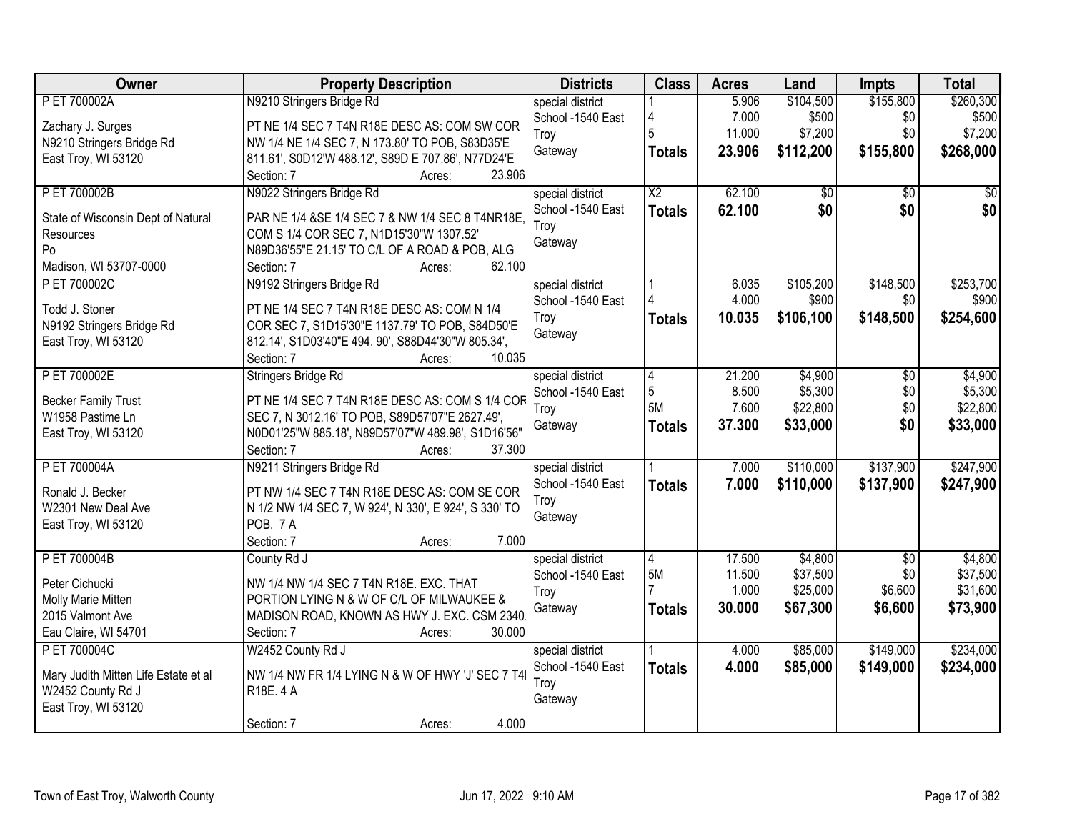| Owner | Property Description | Districts | Class | Acres | Land | Impts | Total |
|---|---|---|---|---|---|---|---|
| P ET 700002A<br><br>Zachary J. Surges<br>N9210 Stringers Bridge Rd<br>East Troy, WI 53120 | N9210 Stringers Bridge Rd<br><br>PT NE 1/4 SEC 7 T4N R18E DESC AS: COM SW COR NW 1/4 NE 1/4 SEC 7, N 173.80' TO POB, S83D35'E 811.61', S0D12'W 488.12', S89D E 707.86', N77D24'E<br>Section: 7 Acres: 23.906 | special district<br>School -1540 East Troy<br>Gateway | 1<br>4<br>5<br>**Totals** | 5.906<br>7.000<br>11.000<br>**23.906** | $104,500<br>$500<br>$7,200<br>**$112,200** | $155,800<br>$0<br>$0<br>**$155,800** | $260,300<br>$500<br>$7,200<br>**$268,000** |
| P ET 700002B<br><br>State of Wisconsin Dept of Natural Resources<br>Po<br>Madison, WI 53707-0000 | N9022 Stringers Bridge Rd<br><br>PAR NE 1/4 &SE 1/4 SEC 7 & NW 1/4 SEC 8 T4NR18E, COM S 1/4 COR SEC 7, N1D15'30"W 1307.52' N89D36'55"E 21.15' TO C/L OF A ROAD & POB, ALG<br>Section: 7 Acres: 62.100 | special district<br>School -1540 East Troy<br>Gateway | X2<br>**Totals** | 62.100<br>**62.100** | $0<br>**$0** | $0<br>**$0** | $0<br>**$0** |
| P ET 700002C<br><br>Todd J. Stoner<br>N9192 Stringers Bridge Rd<br>East Troy, WI 53120 | N9192 Stringers Bridge Rd<br><br>PT NE 1/4 SEC 7 T4N R18E DESC AS: COM N 1/4 COR SEC 7, S1D15'30"E 1137.79' TO POB, S84D50'E 812.14', S1D03'40"E 494. 90', S88D44'30"W 805.34',<br>Section: 7 Acres: 10.035 | special district<br>School -1540 East Troy<br>Gateway | 1<br>4<br>**Totals** | 6.035<br>4.000<br>**10.035** | $105,200<br>$900<br>**$106,100** | $148,500<br>$0<br>**$148,500** | $253,700<br>$900<br>**$254,600** |
| P ET 700002E<br><br>Becker Family Trust<br>W1958 Pastime Ln<br>East Troy, WI 53120 | Stringers Bridge Rd<br><br>PT NE 1/4 SEC 7 T4N R18E DESC AS: COM S 1/4 COR SEC 7, N 3012.16' TO POB, S89D57'07"E 2627.49', N0D01'25"W 885.18', N89D57'07"W 489.98', S1D16'56"<br>Section: 7 Acres: 37.300 | special district<br>School -1540 East Troy<br>Gateway | 4<br>5<br>5M<br>**Totals** | 21.200<br>8.500<br>7.600<br>**37.300** | $4,900<br>$5,300<br>$22,800<br>**$33,000** | $0<br>$0<br>$0<br>**$0** | $4,900<br>$5,300<br>$22,800<br>**$33,000** |
| P ET 700004A<br><br>Ronald J. Becker<br>W2301 New Deal Ave<br>East Troy, WI 53120 | N9211 Stringers Bridge Rd<br><br>PT NW 1/4 SEC 7 T4N R18E DESC AS: COM SE COR N 1/2 NW 1/4 SEC 7, W 924', N 330', E 924', S 330' TO POB. 7 A<br>Section: 7 Acres: 7.000 | special district<br>School -1540 East Troy<br>Gateway | 1<br>**Totals** | 7.000<br>**7.000** | $110,000<br>**$110,000** | $137,900<br>**$137,900** | $247,900<br>**$247,900** |
| P ET 700004B<br><br>Peter Cichucki<br>Molly Marie Mitten<br>2015 Valmont Ave<br>Eau Claire, WI 54701 | County Rd J<br><br>NW 1/4 NW 1/4 SEC 7 T4N R18E. EXC. THAT PORTION LYING N & W OF C/L OF MILWAUKEE & MADISON ROAD, KNOWN AS HWY J. EXC. CSM 2340.<br>Section: 7 Acres: 30.000 | special district<br>School -1540 East Troy<br>Gateway | 4<br>5M<br>7<br>**Totals** | 17.500<br>11.500<br>1.000<br>**30.000** | $4,800<br>$37,500<br>$25,000<br>**$67,300** | $0<br>$0<br>$6,600<br>**$6,600** | $4,800<br>$37,500<br>$31,600<br>**$73,900** |
| P ET 700004C<br><br>Mary Judith Mitten Life Estate et al<br>W2452 County Rd J<br>East Troy, WI 53120 | W2452 County Rd J<br><br>NW 1/4 NW FR 1/4 LYING N & W OF HWY 'J' SEC 7 T4N R18E. 4 A<br>Section: 7 Acres: 4.000 | special district<br>School -1540 East Troy<br>Gateway | 1<br>**Totals** | 4.000<br>**4.000** | $85,000<br>**$85,000** | $149,000<br>**$149,000** | $234,000<br>**$234,000** |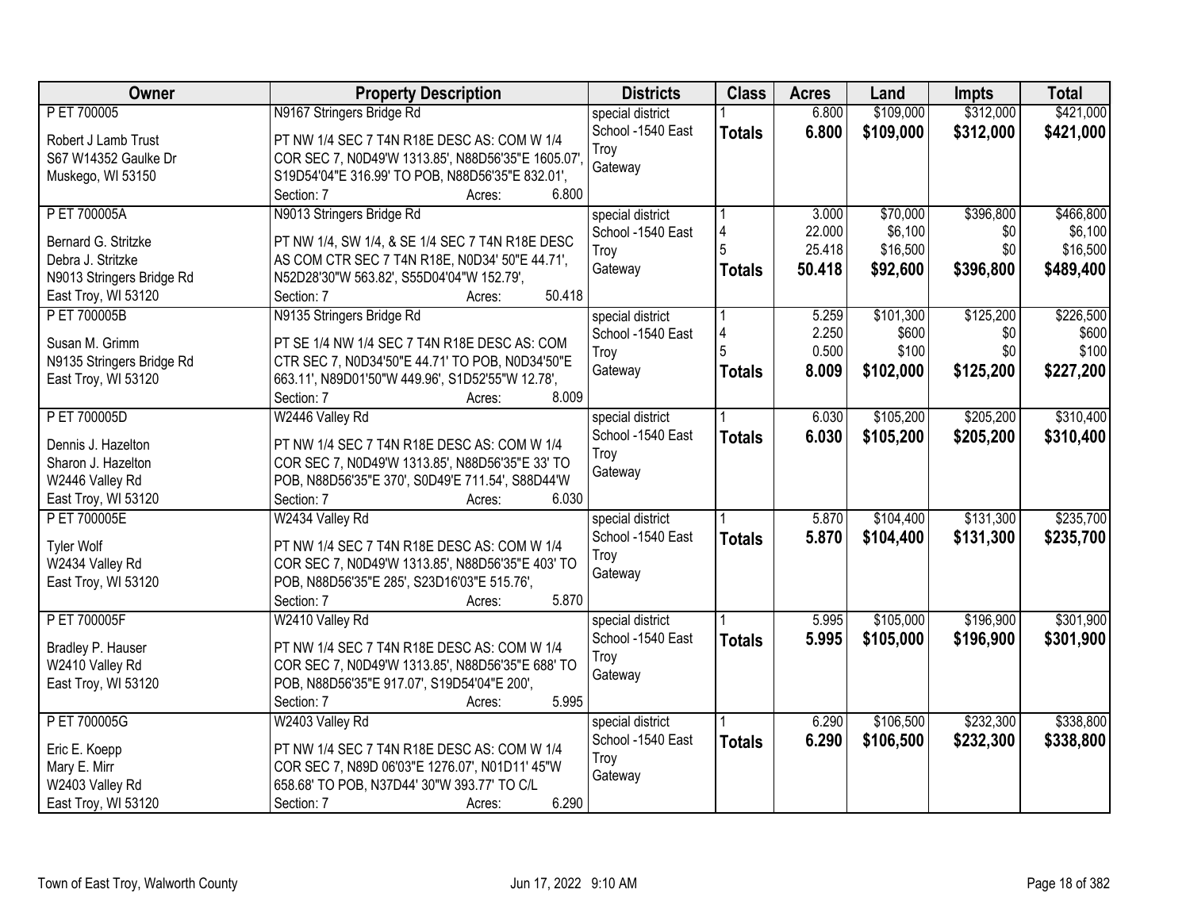| Owner | Property Description | Districts | Class | Acres | Land | Impts | Total |
|---|---|---|---|---|---|---|---|
| P ET 700005<br>Robert J Lamb Trust<br>S67 W14352 Gaulke Dr<br>Muskego, WI 53150 | N9167 Stringers Bridge Rd<br>PT NW 1/4 SEC 7 T4N R18E DESC AS: COM W 1/4 COR SEC 7, N0D49'W 1313.85', N88D56'35"E 1605.07', S19D54'04"E 316.99' TO POB, N88D56'35"E 832.01',<br>Section: 7 Acres: 6.800 | special district<br>School -1540 East Troy<br>Gateway | 1<br>**Totals** | 6.800<br>**6.800** | $109,000<br>**$109,000** | $312,000<br>**$312,000** | $421,000<br>**$421,000** |
| P ET 700005A<br>Bernard G. Stritzke<br>Debra J. Stritzke<br>N9013 Stringers Bridge Rd<br>East Troy, WI 53120 | N9013 Stringers Bridge Rd<br>PT NW 1/4, SW 1/4, & SE 1/4 SEC 7 T4N R18E DESC AS COM CTR SEC 7 T4N R18E, N0D34' 50"E 44.71', N52D28'30"W 563.82', S55D04'04"W 152.79',<br>Section: 7 Acres: 50.418 | special district<br>School -1540 East Troy<br>Gateway | 1<br>4<br>5<br>**Totals** | 3.000<br>22.000<br>25.418<br>**50.418** | $70,000<br>$6,100<br>$16,500<br>**$92,600** | $396,800<br>$0<br>$0<br>**$396,800** | $466,800<br>$6,100<br>$16,500<br>**$489,400** |
| P ET 700005B<br>Susan M. Grimm<br>N9135 Stringers Bridge Rd<br>East Troy, WI 53120 | N9135 Stringers Bridge Rd<br>PT SE 1/4 NW 1/4 SEC 7 T4N R18E DESC AS: COM CTR SEC 7, N0D34'50"E 44.71' TO POB, N0D34'50"E 663.11', N89D01'50"W 449.96', S1D52'55"W 12.78',<br>Section: 7 Acres: 8.009 | special district<br>School -1540 East Troy<br>Gateway | 1<br>4<br>5<br>**Totals** | 5.259<br>2.250<br>0.500<br>**8.009** | $101,300<br>$600<br>$100<br>**$102,000** | $125,200<br>$0<br>$0<br>**$125,200** | $226,500<br>$600<br>$100<br>**$227,200** |
| P ET 700005D<br>Dennis J. Hazelton<br>Sharon J. Hazelton<br>W2446 Valley Rd<br>East Troy, WI 53120 | W2446 Valley Rd<br>PT NW 1/4 SEC 7 T4N R18E DESC AS: COM W 1/4 COR SEC 7, N0D49'W 1313.85', N88D56'35"E 33' TO POB, N88D56'35"E 370', S0D49'E 711.54', S88D44'W<br>Section: 7 Acres: 6.030 | special district<br>School -1540 East Troy<br>Gateway | 1<br>**Totals** | 6.030<br>**6.030** | $105,200<br>**$105,200** | $205,200<br>**$205,200** | $310,400<br>**$310,400** |
| P ET 700005E<br>Tyler Wolf<br>W2434 Valley Rd<br>East Troy, WI 53120 | W2434 Valley Rd<br>PT NW 1/4 SEC 7 T4N R18E DESC AS: COM W 1/4 COR SEC 7, N0D49'W 1313.85', N88D56'35"E 403' TO POB, N88D56'35"E 285', S23D16'03"E 515.76',<br>Section: 7 Acres: 5.870 | special district<br>School -1540 East Troy<br>Gateway | 1<br>**Totals** | 5.870<br>**5.870** | $104,400<br>**$104,400** | $131,300<br>**$131,300** | $235,700<br>**$235,700** |
| P ET 700005F<br>Bradley P. Hauser<br>W2410 Valley Rd<br>East Troy, WI 53120 | W2410 Valley Rd<br>PT NW 1/4 SEC 7 T4N R18E DESC AS: COM W 1/4 COR SEC 7, N0D49'W 1313.85', N88D56'35"E 688' TO POB, N88D56'35"E 917.07', S19D54'04"E 200',<br>Section: 7 Acres: 5.995 | special district<br>School -1540 East Troy<br>Gateway | 1<br>**Totals** | 5.995<br>**5.995** | $105,000<br>**$105,000** | $196,900<br>**$196,900** | $301,900<br>**$301,900** |
| P ET 700005G<br>Eric E. Koepp<br>Mary E. Mirr<br>W2403 Valley Rd<br>East Troy, WI 53120 | W2403 Valley Rd<br>PT NW 1/4 SEC 7 T4N R18E DESC AS: COM W 1/4 COR SEC 7, N89D 06'03"E 1276.07', N01D11' 45"W 658.68' TO POB, N37D44' 30"W 393.77' TO C/L<br>Section: 7 Acres: 6.290 | special district<br>School -1540 East Troy<br>Gateway | 1<br>**Totals** | 6.290<br>**6.290** | $106,500<br>**$106,500** | $232,300<br>**$232,300** | $338,800<br>**$338,800** |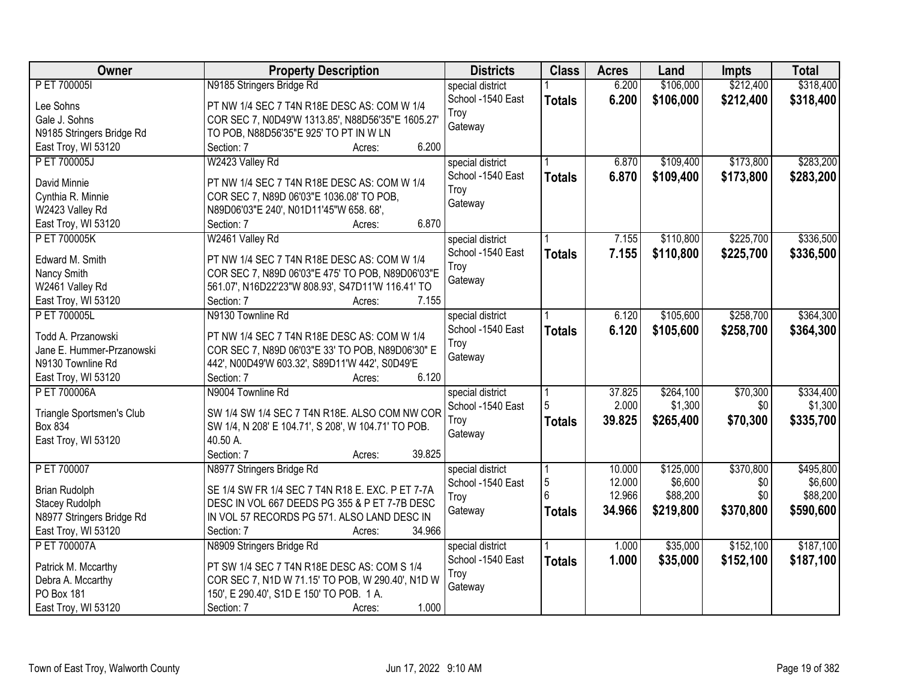| Owner | Property Description | Districts | Class | Acres | Land | Impts | Total |
|---|---|---|---|---|---|---|---|
| P ET 700005I<br>Lee Sohns<br>Gale J. Sohns<br>N9185 Stringers Bridge Rd<br>East Troy, WI 53120 | N9185 Stringers Bridge Rd<br>PT NW 1/4 SEC 7 T4N R18E DESC AS: COM W 1/4 COR SEC 7, N0D49'W 1313.85', N88D56'35"E 1605.27' TO POB, N88D56'35"E 925' TO PT IN W LN<br>Section: 7 Acres: 6.200 | special district<br>School -1540 East Troy<br>Gateway | 1<br>**Totals** | 6.200<br>**6.200** | $106,000<br>**$106,000** | $212,400<br>**$212,400** | $318,400<br>**$318,400** |
| P ET 700005J<br>David Minnie<br>Cynthia R. Minnie<br>W2423 Valley Rd<br>East Troy, WI 53120 | W2423 Valley Rd<br>PT NW 1/4 SEC 7 T4N R18E DESC AS: COM W 1/4 COR SEC 7, N89D 06'03"E 1036.08' TO POB, N89D06'03"E 240', N01D11'45"W 658. 68',<br>Section: 7 Acres: 6.870 | special district<br>School -1540 East Troy<br>Gateway | 1<br>**Totals** | 6.870<br>**6.870** | $109,400<br>**$109,400** | $173,800<br>**$173,800** | $283,200<br>**$283,200** |
| P ET 700005K<br>Edward M. Smith<br>Nancy Smith<br>W2461 Valley Rd<br>East Troy, WI 53120 | W2461 Valley Rd<br>PT NW 1/4 SEC 7 T4N R18E DESC AS: COM W 1/4 COR SEC 7, N89D 06'03"E 475' TO POB, N89D06'03"E 561.07', N16D22'23"W 808.93', S47D11'W 116.41' TO<br>Section: 7 Acres: 7.155 | special district<br>School -1540 East Troy<br>Gateway | 1<br>**Totals** | 7.155<br>**7.155** | $110,800<br>**$110,800** | $225,700<br>**$225,700** | $336,500<br>**$336,500** |
| P ET 700005L<br>Todd A. Przanowski<br>Jane E. Hummer-Przanowski<br>N9130 Townline Rd<br>East Troy, WI 53120 | N9130 Townline Rd<br>PT NW 1/4 SEC 7 T4N R18E DESC AS: COM W 1/4 COR SEC 7, N89D 06'03"E 33' TO POB, N89D06'30" E 442', N00D49'W 603.32', S89D11'W 442', S0D49'E<br>Section: 7 Acres: 6.120 | special district<br>School -1540 East Troy<br>Gateway | 1<br>**Totals** | 6.120<br>**6.120** | $105,600<br>**$105,600** | $258,700<br>**$258,700** | $364,300<br>**$364,300** |
| P ET 700006A<br>Triangle Sportsmen's Club<br>Box 834<br>East Troy, WI 53120 | N9004 Townline Rd<br>SW 1/4 SW 1/4 SEC 7 T4N R18E. ALSO COM NW COR SW 1/4, N 208' E 104.71', S 208', W 104.71' TO POB. 40.50 A.<br>Section: 7 Acres: 39.825 | special district<br>School -1540 East Troy<br>Gateway | 1<br>5<br>**Totals** | 37.825<br>2.000<br>**39.825** | $264,100<br>$1,300<br>**$265,400** | $70,300<br>$0<br>**$70,300** | $334,400<br>$1,300<br>**$335,700** |
| P ET 700007<br>Brian Rudolph<br>Stacey Rudolph<br>N8977 Stringers Bridge Rd<br>East Troy, WI 53120 | N8977 Stringers Bridge Rd<br>SE 1/4 SW FR 1/4 SEC 7 T4N R18 E. EXC. P ET 7-7A DESC IN VOL 667 DEEDS PG 355 & P ET 7-7B DESC IN VOL 57 RECORDS PG 571. ALSO LAND DESC IN<br>Section: 7 Acres: 34.966 | special district<br>School -1540 East Troy<br>Gateway | 1<br>5<br>6<br>**Totals** | 10.000<br>12.000<br>12.966<br>**34.966** | $125,000<br>$6,600<br>$88,200<br>**$219,800** | $370,800<br>$0<br>$0<br>**$370,800** | $495,800<br>$6,600<br>$88,200<br>**$590,600** |
| P ET 700007A<br>Patrick M. Mccarthy<br>Debra A. Mccarthy<br>PO Box 181<br>East Troy, WI 53120 | N8909 Stringers Bridge Rd<br>PT SW 1/4 SEC 7 T4N R18E DESC AS: COM S 1/4 COR SEC 7, N1D W 71.15' TO POB, W 290.40', N1D W 150', E 290.40', S1D E 150' TO POB. 1 A.<br>Section: 7 Acres: 1.000 | special district<br>School -1540 East Troy<br>Gateway | 1<br>**Totals** | 1.000<br>**1.000** | $35,000<br>**$35,000** | $152,100<br>**$152,100** | $187,100<br>**$187,100** |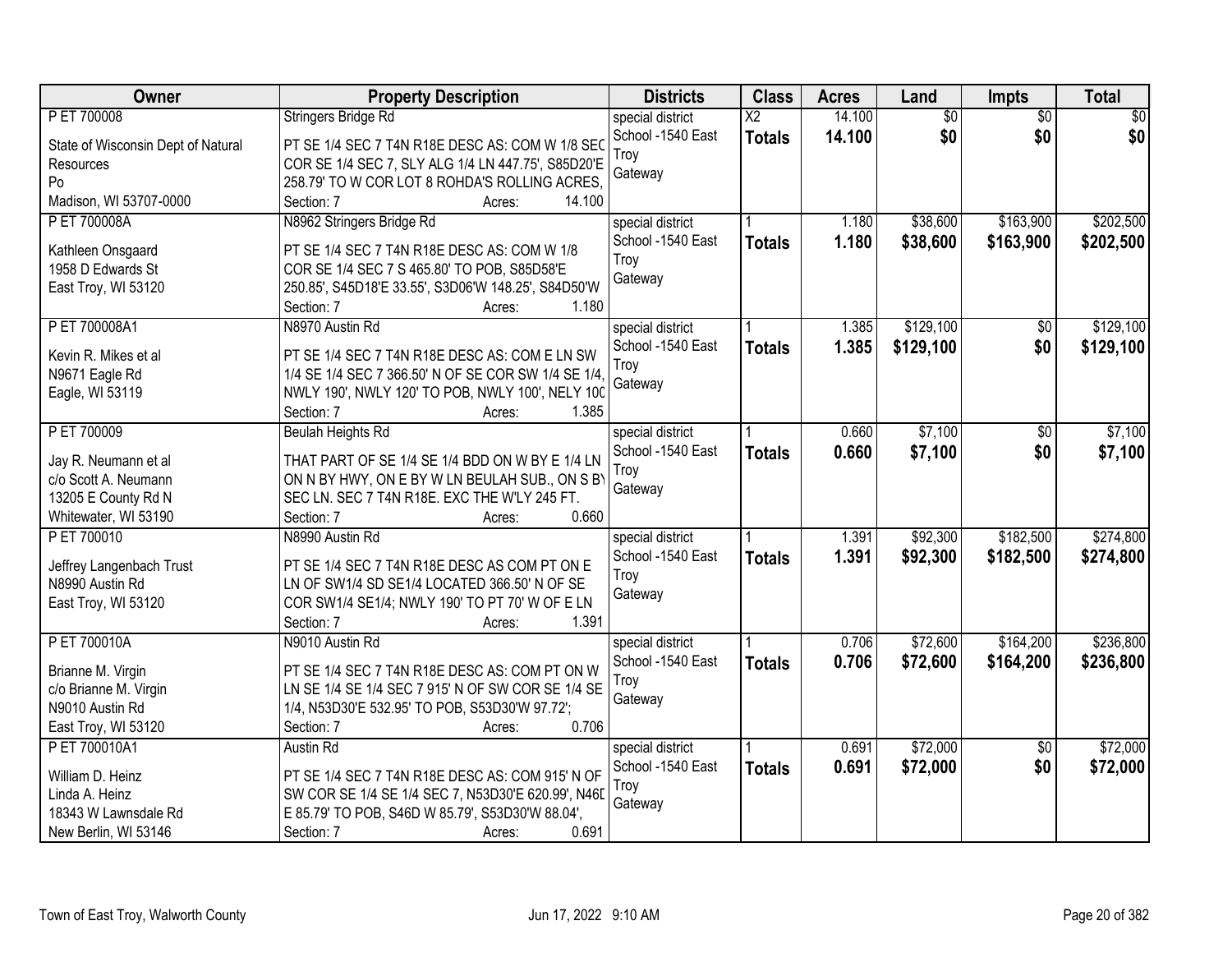| Owner | Property Description | Districts | Class | Acres | Land | Impts | Total |
|---|---|---|---|---|---|---|---|
| P ET 700008<br>State of Wisconsin Dept of Natural Resources<br>Po<br>Madison, WI 53707-0000 | Stringers Bridge Rd<br>PT SE 1/4 SEC 7 T4N R18E DESC AS: COM W 1/8 SEC COR SE 1/4 SEC 7, SLY ALG 1/4 LN 447.75', S85D20'E 258.79' TO W COR LOT 8 ROHDA'S ROLLING ACRES,<br>Section: 7 Acres: 14.100 | special district<br>School -1540 East Troy<br>Gateway | X2<br>**Totals** | 14.100<br>**14.100** | $0<br>**$0** | $0<br>**$0** | $0<br>**$0** |
| P ET 700008A<br>Kathleen Onsgaard<br>1958 D Edwards St<br>East Troy, WI 53120 | N8962 Stringers Bridge Rd<br>PT SE 1/4 SEC 7 T4N R18E DESC AS: COM W 1/8 COR SE 1/4 SEC 7 S 465.80' TO POB, S85D58'E 250.85', S45D18'E 33.55', S3D06'W 148.25', S84D50'W<br>Section: 7 Acres: 1.180 | special district<br>School -1540 East Troy<br>Gateway | 1<br>**Totals** | 1.180<br>**1.180** | $38,600<br>**$38,600** | $163,900<br>**$163,900** | $202,500<br>**$202,500** |
| P ET 700008A1<br>Kevin R. Mikes et al<br>N9671 Eagle Rd<br>Eagle, WI 53119 | N8970 Austin Rd<br>PT SE 1/4 SEC 7 T4N R18E DESC AS: COM E LN SW 1/4 SE 1/4 SEC 7 366.50' N OF SE COR SW 1/4 SE 1/4, NWLY 190', NWLY 120' TO POB, NWLY 100', NELY 100<br>Section: 7 Acres: 1.385 | special district<br>School -1540 East Troy<br>Gateway | 1<br>**Totals** | 1.385<br>**1.385** | $129,100<br>**$129,100** | $0<br>**$0** | $129,100<br>**$129,100** |
| P ET 700009<br>Jay R. Neumann et al<br>c/o Scott A. Neumann<br>13205 E County Rd N<br>Whitewater, WI 53190 | Beulah Heights Rd<br>THAT PART OF SE 1/4 SE 1/4 BDD ON W BY E 1/4 LN ON N BY HWY, ON E BY W LN BEULAH SUB., ON S BY SEC LN. SEC 7 T4N R18E. EXC THE W'LY 245 FT.<br>Section: 7 Acres: 0.660 | special district<br>School -1540 East Troy<br>Gateway | 1<br>**Totals** | 0.660<br>**0.660** | $7,100<br>**$7,100** | $0<br>**$0** | $7,100<br>**$7,100** |
| P ET 700010<br>Jeffrey Langenbach Trust<br>N8990 Austin Rd<br>East Troy, WI 53120 | N8990 Austin Rd<br>PT SE 1/4 SEC 7 T4N R18E DESC AS COM PT ON E LN OF SW1/4 SD SE1/4 LOCATED 366.50' N OF SE COR SW1/4 SE1/4; NWLY 190' TO PT 70' W OF E LN<br>Section: 7 Acres: 1.391 | special district<br>School -1540 East Troy<br>Gateway | 1<br>**Totals** | 1.391<br>**1.391** | $92,300<br>**$92,300** | $182,500<br>**$182,500** | $274,800<br>**$274,800** |
| P ET 700010A<br>Brianne M. Virgin<br>c/o Brianne M. Virgin<br>N9010 Austin Rd<br>East Troy, WI 53120 | N9010 Austin Rd<br>PT SE 1/4 SEC 7 T4N R18E DESC AS: COM PT ON W LN SE 1/4 SE 1/4 SEC 7 915' N OF SW COR SE 1/4 SE 1/4, N53D30'E 532.95' TO POB, S53D30'W 97.72';<br>Section: 7 Acres: 0.706 | special district<br>School -1540 East Troy<br>Gateway | 1<br>**Totals** | 0.706<br>**0.706** | $72,600<br>**$72,600** | $164,200<br>**$164,200** | $236,800<br>**$236,800** |
| P ET 700010A1<br>William D. Heinz<br>Linda A. Heinz<br>18343 W Lawnsdale Rd<br>New Berlin, WI 53146 | Austin Rd<br>PT SE 1/4 SEC 7 T4N R18E DESC AS: COM 915' N OF SW COR SE 1/4 SE 1/4 SEC 7, N53D30'E 620.99', N46D E 85.79' TO POB, S46D W 85.79', S53D30'W 88.04',<br>Section: 7 Acres: 0.691 | special district<br>School -1540 East Troy<br>Gateway | 1<br>**Totals** | 0.691<br>**0.691** | $72,000<br>**$72,000** | $0<br>**$0** | $72,000<br>**$72,000** |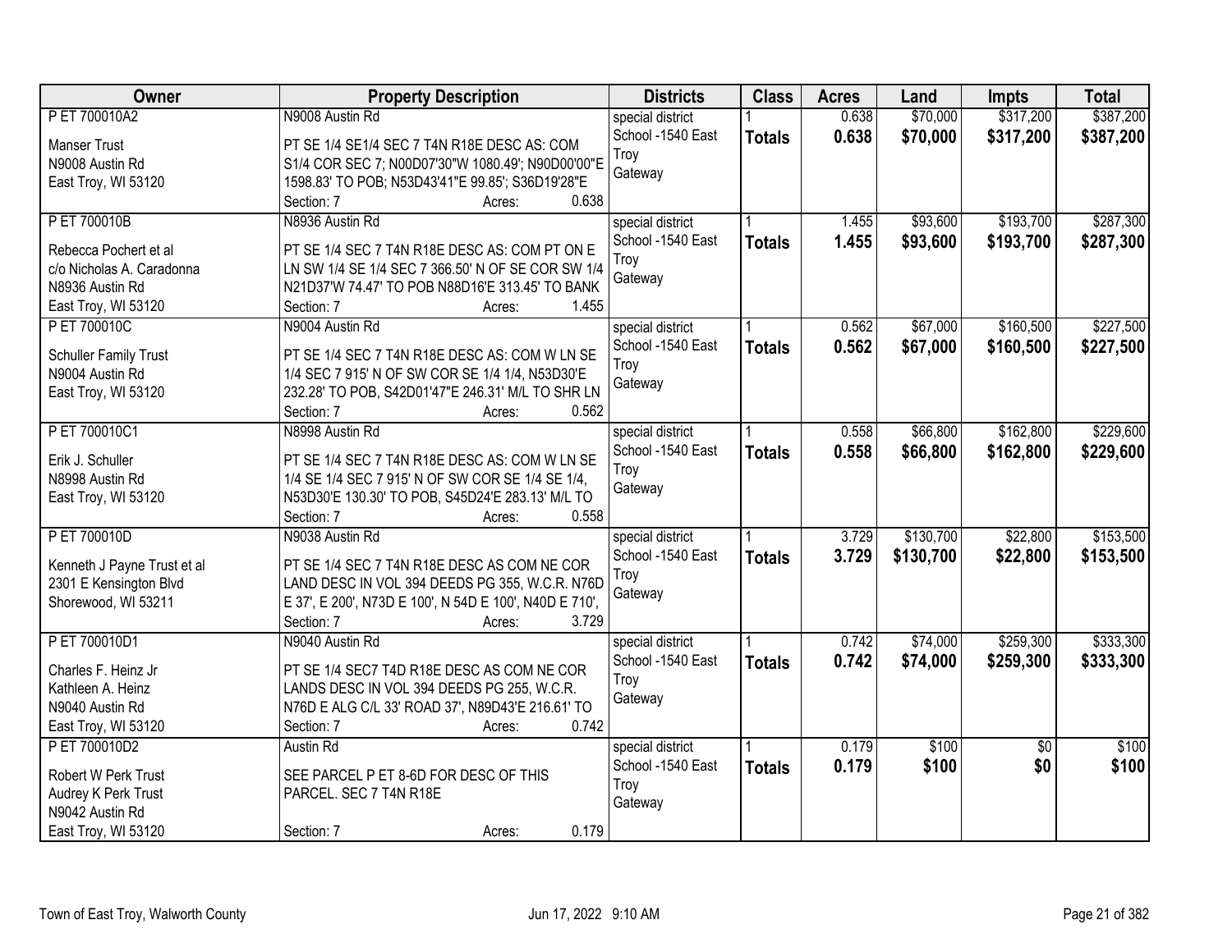| Owner | Property Description | Districts | Class | Acres | Land | Impts | Total |
|---|---|---|---|---|---|---|---|
| P ET 700010A2<br><br>Manser Trust<br>N9008 Austin Rd<br>East Troy, WI 53120 | N9008 Austin Rd<br><br>PT SE 1/4 SE1/4 SEC 7 T4N R18E DESC AS: COM S1/4 COR SEC 7; N00D07'30"W 1080.49'; N90D00'00"E 1598.83' TO POB; N53D43'41"E 99.85'; S36D19'28"E<br>Section: 7 Acres: 0.638 | special district<br>School -1540 East Troy<br>Gateway | 1<br>**Totals** | 0.638<br>**0.638** | $70,000<br>**$70,000** | $317,200<br>**$317,200** | $387,200<br>**$387,200** |
| P ET 700010B<br><br>Rebecca Pochert et al<br>c/o Nicholas A. Caradonna<br>N8936 Austin Rd<br>East Troy, WI 53120 | N8936 Austin Rd<br><br>PT SE 1/4 SEC 7 T4N R18E DESC AS: COM PT ON E LN SW 1/4 SE 1/4 SEC 7 366.50' N OF SE COR SW 1/4 N21D37'W 74.47' TO POB N88D16'E 313.45' TO BANK<br>Section: 7 Acres: 1.455 | special district<br>School -1540 East Troy<br>Gateway | 1<br>**Totals** | 1.455<br>**1.455** | $93,600<br>**$93,600** | $193,700<br>**$193,700** | $287,300<br>**$287,300** |
| P ET 700010C<br><br>Schuller Family Trust<br>N9004 Austin Rd<br>East Troy, WI 53120 | N9004 Austin Rd<br><br>PT SE 1/4 SEC 7 T4N R18E DESC AS: COM W LN SE 1/4 SEC 7 915' N OF SW COR SE 1/4 1/4, N53D30'E 232.28' TO POB, S42D01'47"E 246.31' M/L TO SHR LN<br>Section: 7 Acres: 0.562 | special district<br>School -1540 East Troy<br>Gateway | 1<br>**Totals** | 0.562<br>**0.562** | $67,000<br>**$67,000** | $160,500<br>**$160,500** | $227,500<br>**$227,500** |
| P ET 700010C1<br><br>Erik J. Schuller<br>N8998 Austin Rd<br>East Troy, WI 53120 | N8998 Austin Rd<br><br>PT SE 1/4 SEC 7 T4N R18E DESC AS: COM W LN SE 1/4 SE 1/4 SEC 7 915' N OF SW COR SE 1/4 SE 1/4, N53D30'E 130.30' TO POB, S45D24'E 283.13' M/L TO<br>Section: 7 Acres: 0.558 | special district<br>School -1540 East Troy<br>Gateway | 1<br>**Totals** | 0.558<br>**0.558** | $66,800<br>**$66,800** | $162,800<br>**$162,800** | $229,600<br>**$229,600** |
| P ET 700010D<br><br>Kenneth J Payne Trust et al<br>2301 E Kensington Blvd<br>Shorewood, WI 53211 | N9038 Austin Rd<br><br>PT SE 1/4 SEC 7 T4N R18E DESC AS COM NE COR LAND DESC IN VOL 394 DEEDS PG 355, W.C.R. N76D E 37', E 200', N73D E 100', N 54D E 100', N40D E 710',<br>Section: 7 Acres: 3.729 | special district<br>School -1540 East Troy<br>Gateway | 1<br>**Totals** | 3.729<br>**3.729** | $130,700<br>**$130,700** | $22,800<br>**$22,800** | $153,500<br>**$153,500** |
| P ET 700010D1<br><br>Charles F. Heinz Jr<br>Kathleen A. Heinz<br>N9040 Austin Rd<br>East Troy, WI 53120 | N9040 Austin Rd<br><br>PT SE 1/4 SEC7 T4D R18E DESC AS COM NE COR LANDS DESC IN VOL 394 DEEDS PG 255, W.C.R. N76D E ALG C/L 33' ROAD 37', N89D43'E 216.61' TO<br>Section: 7 Acres: 0.742 | special district<br>School -1540 East Troy<br>Gateway | 1<br>**Totals** | 0.742<br>**0.742** | $74,000<br>**$74,000** | $259,300<br>**$259,300** | $333,300<br>**$333,300** |
| P ET 700010D2<br><br>Robert W Perk Trust<br>Audrey K Perk Trust<br>N9042 Austin Rd<br>East Troy, WI 53120 | Austin Rd<br><br>SEE PARCEL P ET 8-6D FOR DESC OF THIS PARCEL. SEC 7 T4N R18E<br><br>Section: 7 Acres: 0.179 | special district<br>School -1540 East Troy<br>Gateway | 1<br>**Totals** | 0.179<br>**0.179** | $100<br>**$100** | $0<br>**$0** | $100<br>**$100** |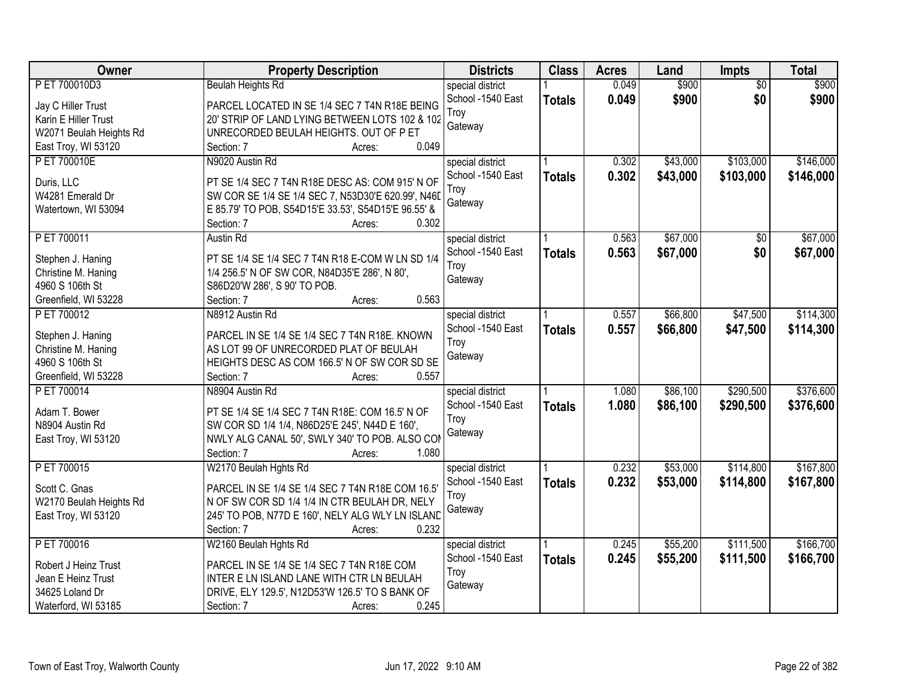| Owner | Property Description | Districts | Class | Acres | Land | Impts | Total |
|---|---|---|---|---|---|---|---|
| P ET 700010D3<br>Jay C Hiller Trust<br>Karin E Hiller Trust<br>W2071 Beulah Heights Rd<br>East Troy, WI 53120 | Beulah Heights Rd<br>PARCEL LOCATED IN SE 1/4 SEC 7 T4N R18E BEING 20' STRIP OF LAND LYING BETWEEN LOTS 102 & 102 UNRECORDED BEULAH HEIGHTS. OUT OF P ET<br>Section: 7 Acres: 0.049 | special district<br>School -1540 East Troy<br>Gateway | 1<br>**Totals** | 0.049<br>**0.049** | $900<br>**$900** | $0<br>**$0** | $900<br>**$900** |
| P ET 700010E<br>Duris, LLC<br>W4281 Emerald Dr<br>Watertown, WI 53094 | N9020 Austin Rd<br>PT SE 1/4 SEC 7 T4N R18E DESC AS: COM 915' N OF SW COR SE 1/4 SE 1/4 SEC 7, N53D30'E 620.99', N46D E 85.79' TO POB, S54D15'E 33.53', S54D15'E 96.55' &<br>Section: 7 Acres: 0.302 | special district<br>School -1540 East Troy<br>Gateway | 1<br>**Totals** | 0.302<br>**0.302** | $43,000<br>**$43,000** | $103,000<br>**$103,000** | $146,000<br>**$146,000** |
| P ET 700011<br>Stephen J. Haning<br>Christine M. Haning<br>4960 S 106th St<br>Greenfield, WI 53228 | Austin Rd<br>PT SE 1/4 SE 1/4 SEC 7 T4N R18 E-COM W LN SD 1/4 1/4 256.5' N OF SW COR, N84D35'E 286', N 80', S86D20'W 286', S 90' TO POB.<br>Section: 7 Acres: 0.563 | special district<br>School -1540 East Troy<br>Gateway | 1<br>**Totals** | 0.563<br>**0.563** | $67,000<br>**$67,000** | $0<br>**$0** | $67,000<br>**$67,000** |
| P ET 700012<br>Stephen J. Haning<br>Christine M. Haning<br>4960 S 106th St<br>Greenfield, WI 53228 | N8912 Austin Rd<br>PARCEL IN SE 1/4 SE 1/4 SEC 7 T4N R18E. KNOWN AS LOT 99 OF UNRECORDED PLAT OF BEULAH HEIGHTS DESC AS COM 166.5' N OF SW COR SD SE<br>Section: 7 Acres: 0.557 | special district<br>School -1540 East Troy<br>Gateway | 1<br>**Totals** | 0.557<br>**0.557** | $66,800<br>**$66,800** | $47,500<br>**$47,500** | $114,300<br>**$114,300** |
| P ET 700014<br>Adam T. Bower<br>N8904 Austin Rd<br>East Troy, WI 53120 | N8904 Austin Rd<br>PT SE 1/4 SE 1/4 SEC 7 T4N R18E: COM 16.5' N OF SW COR SD 1/4 1/4, N86D25'E 245', N44D E 160', NWLY ALG CANAL 50', SWLY 340' TO POB. ALSO COM<br>Section: 7 Acres: 1.080 | special district<br>School -1540 East Troy<br>Gateway | 1<br>**Totals** | 1.080<br>**1.080** | $86,100<br>**$86,100** | $290,500<br>**$290,500** | $376,600<br>**$376,600** |
| P ET 700015<br>Scott C. Gnas<br>W2170 Beulah Heights Rd<br>East Troy, WI 53120 | W2170 Beulah Hghts Rd<br>PARCEL IN SE 1/4 SE 1/4 SEC 7 T4N R18E COM 16.5' N OF SW COR SD 1/4 1/4 IN CTR BEULAH DR, NELY 245' TO POB, N77D E 160', NELY ALG WLY LN ISLAND<br>Section: 7 Acres: 0.232 | special district<br>School -1540 East Troy<br>Gateway | 1<br>**Totals** | 0.232<br>**0.232** | $53,000<br>**$53,000** | $114,800<br>**$114,800** | $167,800<br>**$167,800** |
| P ET 700016<br>Robert J Heinz Trust<br>Jean E Heinz Trust<br>34625 Loland Dr<br>Waterford, WI 53185 | W2160 Beulah Hghts Rd<br>PARCEL IN SE 1/4 SE 1/4 SEC 7 T4N R18E COM INTER E LN ISLAND LANE WITH CTR LN BEULAH DRIVE, ELY 129.5', N12D53'W 126.5' TO S BANK OF<br>Section: 7 Acres: 0.245 | special district<br>School -1540 East Troy<br>Gateway | 1<br>**Totals** | 0.245<br>**0.245** | $55,200<br>**$55,200** | $111,500<br>**$111,500** | $166,700<br>**$166,700** |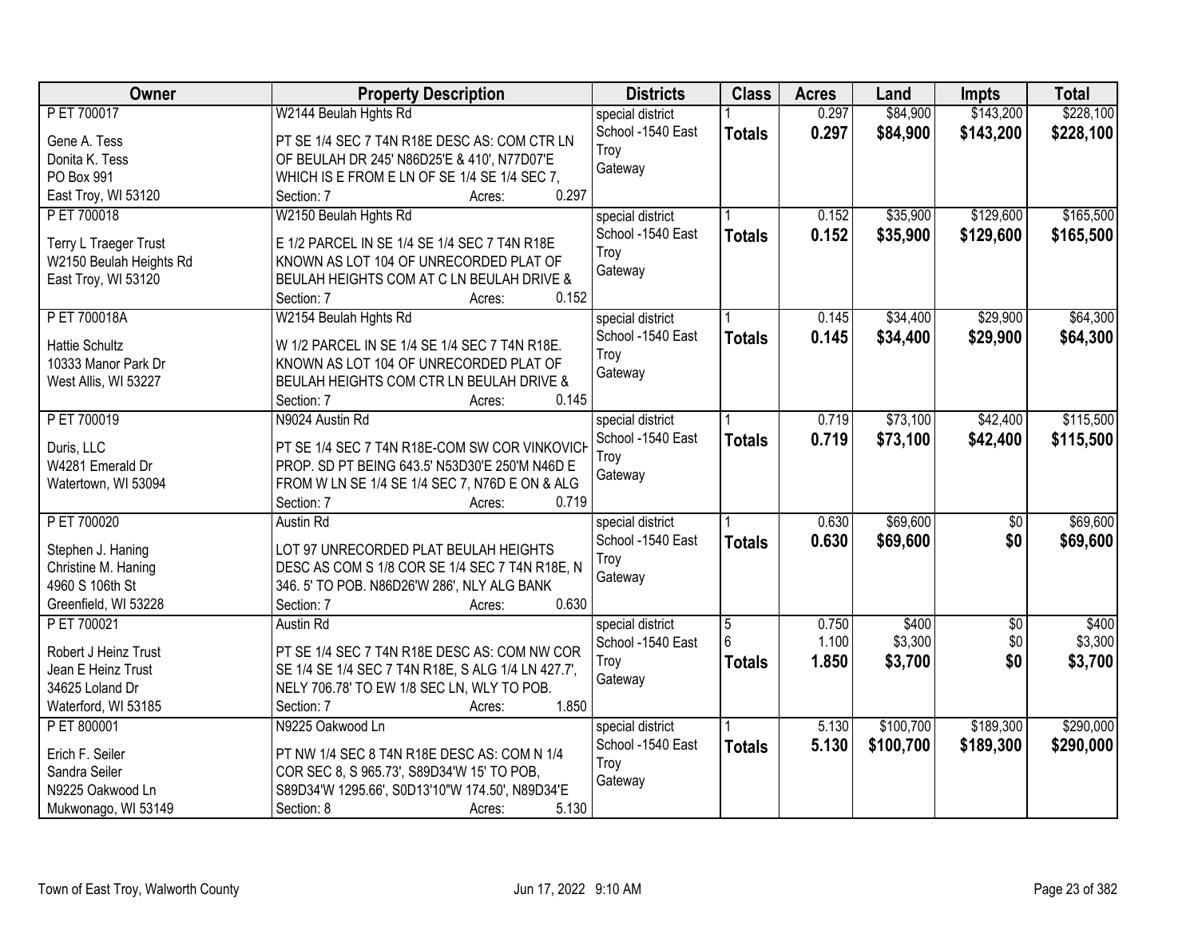| Owner | Property Description | Districts | Class | Acres | Land | Impts | Total |
|---|---|---|---|---|---|---|---|
| P ET 700017<br>Gene A. Tess<br>Donita K. Tess<br>PO Box 991<br>East Troy, WI 53120 | W2144 Beulah Hghts Rd<br>PT SE 1/4 SEC 7 T4N R18E DESC AS: COM CTR LN OF BEULAH DR 245' N86D25'E & 410', N77D07'E WHICH IS E FROM E LN OF SE 1/4 SE 1/4 SEC 7,<br>Section: 7 Acres: 0.297 | special district<br>School -1540 East Troy<br>Gateway | 1<br>**Totals** | 0.297<br>**0.297** | $84,900<br>**$84,900** | $143,200<br>**$143,200** | $228,100<br>**$228,100** |
| P ET 700018<br>Terry L Traeger Trust<br>W2150 Beulah Heights Rd<br>East Troy, WI 53120 | W2150 Beulah Hghts Rd<br>E 1/2 PARCEL IN SE 1/4 SE 1/4 SEC 7 T4N R18E KNOWN AS LOT 104 OF UNRECORDED PLAT OF BEULAH HEIGHTS COM AT C LN BEULAH DRIVE &<br>Section: 7 Acres: 0.152 | special district<br>School -1540 East Troy<br>Gateway | 1<br>**Totals** | 0.152<br>**0.152** | $35,900<br>**$35,900** | $129,600<br>**$129,600** | $165,500<br>**$165,500** |
| P ET 700018A<br>Hattie Schultz<br>10333 Manor Park Dr<br>West Allis, WI 53227 | W2154 Beulah Hghts Rd<br>W 1/2 PARCEL IN SE 1/4 SE 1/4 SEC 7 T4N R18E. KNOWN AS LOT 104 OF UNRECORDED PLAT OF BEULAH HEIGHTS COM CTR LN BEULAH DRIVE &<br>Section: 7 Acres: 0.145 | special district<br>School -1540 East Troy<br>Gateway | 1<br>**Totals** | 0.145<br>**0.145** | $34,400<br>**$34,400** | $29,900<br>**$29,900** | $64,300<br>**$64,300** |
| P ET 700019<br>Duris, LLC<br>W4281 Emerald Dr<br>Watertown, WI 53094 | N9024 Austin Rd<br>PT SE 1/4 SEC 7 T4N R18E-COM SW COR VINKOVICH PROP. SD PT BEING 643.5' N53D30'E 250'M N46D E FROM W LN SE 1/4 SE 1/4 SEC 7, N76D E ON & ALG<br>Section: 7 Acres: 0.719 | special district<br>School -1540 East Troy<br>Gateway | 1<br>**Totals** | 0.719<br>**0.719** | $73,100<br>**$73,100** | $42,400<br>**$42,400** | $115,500<br>**$115,500** |
| P ET 700020<br>Stephen J. Haning<br>Christine M. Haning<br>4960 S 106th St<br>Greenfield, WI 53228 | Austin Rd<br>LOT 97 UNRECORDED PLAT BEULAH HEIGHTS DESC AS COM S 1/8 COR SE 1/4 SEC 7 T4N R18E, N 346. 5' TO POB. N86D26'W 286', NLY ALG BANK<br>Section: 7 Acres: 0.630 | special district<br>School -1540 East Troy<br>Gateway | 1<br>**Totals** | 0.630<br>**0.630** | $69,600<br>**$69,600** | $0<br>**$0** | $69,600<br>**$69,600** |
| P ET 700021<br>Robert J Heinz Trust<br>Jean E Heinz Trust<br>34625 Loland Dr<br>Waterford, WI 53185 | Austin Rd<br>PT SE 1/4 SEC 7 T4N R18E DESC AS: COM NW COR SE 1/4 SE 1/4 SEC 7 T4N R18E, S ALG 1/4 LN 427.7', NELY 706.78' TO EW 1/8 SEC LN, WLY TO POB.<br>Section: 7 Acres: 1.850 | special district<br>School -1540 East Troy<br>Gateway | 5<br>6<br>**Totals** | 0.750<br>1.100<br>**1.850** | $400<br>$3,300<br>**$3,700** | $0<br>$0<br>**$0** | $400<br>$3,300<br>**$3,700** |
| P ET 800001<br>Erich F. Seiler<br>Sandra Seiler<br>N9225 Oakwood Ln<br>Mukwonago, WI 53149 | N9225 Oakwood Ln<br>PT NW 1/4 SEC 8 T4N R18E DESC AS: COM N 1/4 COR SEC 8, S 965.73', S89D34'W 15' TO POB, S89D34'W 1295.66', S0D13'10"W 174.50', N89D34'E<br>Section: 8 Acres: 5.130 | special district<br>School -1540 East Troy<br>Gateway | 1<br>**Totals** | 5.130<br>**5.130** | $100,700<br>**$100,700** | $189,300<br>**$189,300** | $290,000<br>**$290,000** |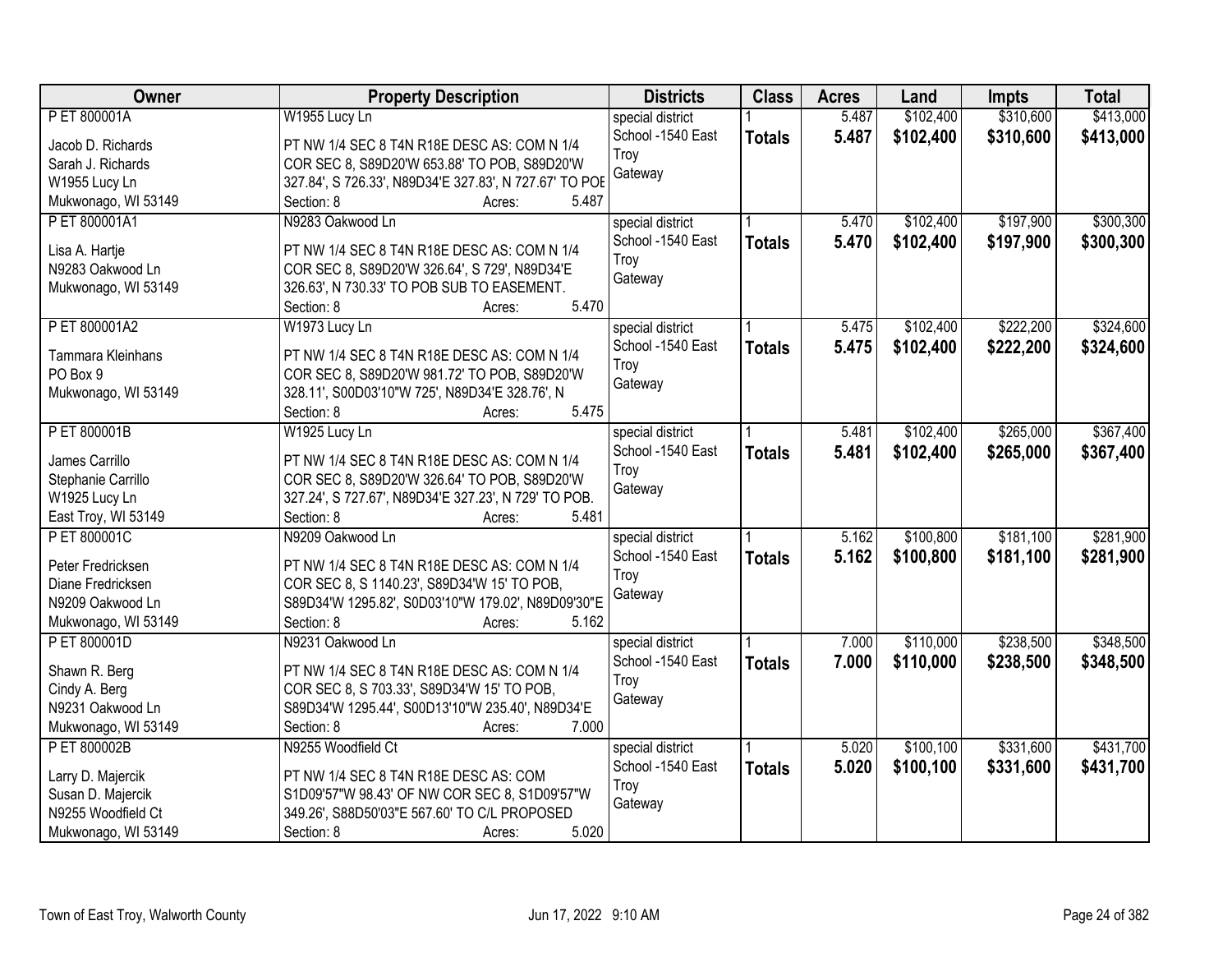| Owner | Property Description | Districts | Class | Acres | Land | Impts | Total |
|---|---|---|---|---|---|---|---|
| P ET 800001A<br>Jacob D. Richards<br>Sarah J. Richards<br>W1955 Lucy Ln<br>Mukwonago, WI 53149 | W1955 Lucy Ln<br>PT NW 1/4 SEC 8 T4N R18E DESC AS: COM N 1/4 COR SEC 8, S89D20'W 653.88' TO POB, S89D20'W 327.84', S 726.33', N89D34'E 327.83', N 727.67' TO POB<br>Section: 8 Acres: 5.487 | special district<br>School -1540 East Troy<br>Gateway | 1<br>**Totals** | 5.487<br>**5.487** | $102,400<br>**$102,400** | $310,600<br>**$310,600** | $413,000<br>**$413,000** |
| P ET 800001A1<br>Lisa A. Hartje<br>N9283 Oakwood Ln<br>Mukwonago, WI 53149 | N9283 Oakwood Ln<br>PT NW 1/4 SEC 8 T4N R18E DESC AS: COM N 1/4 COR SEC 8, S89D20'W 326.64', S 729', N89D34'E 326.63', N 730.33' TO POB SUB TO EASEMENT.<br>Section: 8 Acres: 5.470 | special district<br>School -1540 East Troy<br>Gateway | 1<br>**Totals** | 5.470<br>**5.470** | $102,400<br>**$102,400** | $197,900<br>**$197,900** | $300,300<br>**$300,300** |
| P ET 800001A2<br>Tammara Kleinhans<br>PO Box 9<br>Mukwonago, WI 53149 | W1973 Lucy Ln<br>PT NW 1/4 SEC 8 T4N R18E DESC AS: COM N 1/4 COR SEC 8, S89D20'W 981.72' TO POB, S89D20'W 328.11', S00D03'10"W 725', N89D34'E 328.76', N<br>Section: 8 Acres: 5.475 | special district<br>School -1540 East Troy<br>Gateway | 1<br>**Totals** | 5.475<br>**5.475** | $102,400<br>**$102,400** | $222,200<br>**$222,200** | $324,600<br>**$324,600** |
| P ET 800001B<br>James Carrillo<br>Stephanie Carrillo<br>W1925 Lucy Ln<br>East Troy, WI 53149 | W1925 Lucy Ln<br>PT NW 1/4 SEC 8 T4N R18E DESC AS: COM N 1/4 COR SEC 8, S89D20'W 326.64' TO POB, S89D20'W 327.24', S 727.67', N89D34'E 327.23', N 729' TO POB.<br>Section: 8 Acres: 5.481 | special district<br>School -1540 East Troy<br>Gateway | 1<br>**Totals** | 5.481<br>**5.481** | $102,400<br>**$102,400** | $265,000<br>**$265,000** | $367,400<br>**$367,400** |
| P ET 800001C<br>Peter Fredricksen<br>Diane Fredricksen<br>N9209 Oakwood Ln<br>Mukwonago, WI 53149 | N9209 Oakwood Ln<br>PT NW 1/4 SEC 8 T4N R18E DESC AS: COM N 1/4 COR SEC 8, S 1140.23', S89D34'W 15' TO POB, S89D34'W 1295.82', S0D03'10"W 179.02', N89D09'30"E<br>Section: 8 Acres: 5.162 | special district<br>School -1540 East Troy<br>Gateway | 1<br>**Totals** | 5.162<br>**5.162** | $100,800<br>**$100,800** | $181,100<br>**$181,100** | $281,900<br>**$281,900** |
| P ET 800001D<br>Shawn R. Berg<br>Cindy A. Berg<br>N9231 Oakwood Ln<br>Mukwonago, WI 53149 | N9231 Oakwood Ln<br>PT NW 1/4 SEC 8 T4N R18E DESC AS: COM N 1/4 COR SEC 8, S 703.33', S89D34'W 15' TO POB, S89D34'W 1295.44', S00D13'10"W 235.40', N89D34'E<br>Section: 8 Acres: 7.000 | special district<br>School -1540 East Troy<br>Gateway | 1<br>**Totals** | 7.000<br>**7.000** | $110,000<br>**$110,000** | $238,500<br>**$238,500** | $348,500<br>**$348,500** |
| P ET 800002B<br>Larry D. Majercik<br>Susan D. Majercik<br>N9255 Woodfield Ct<br>Mukwonago, WI 53149 | N9255 Woodfield Ct<br>PT NW 1/4 SEC 8 T4N R18E DESC AS: COM S1D09'57"W 98.43' OF NW COR SEC 8, S1D09'57"W 349.26', S88D50'03"E 567.60' TO C/L PROPOSED<br>Section: 8 Acres: 5.020 | special district<br>School -1540 East Troy<br>Gateway | 1<br>**Totals** | 5.020<br>**5.020** | $100,100<br>**$100,100** | $331,600<br>**$331,600** | $431,700<br>**$431,700** |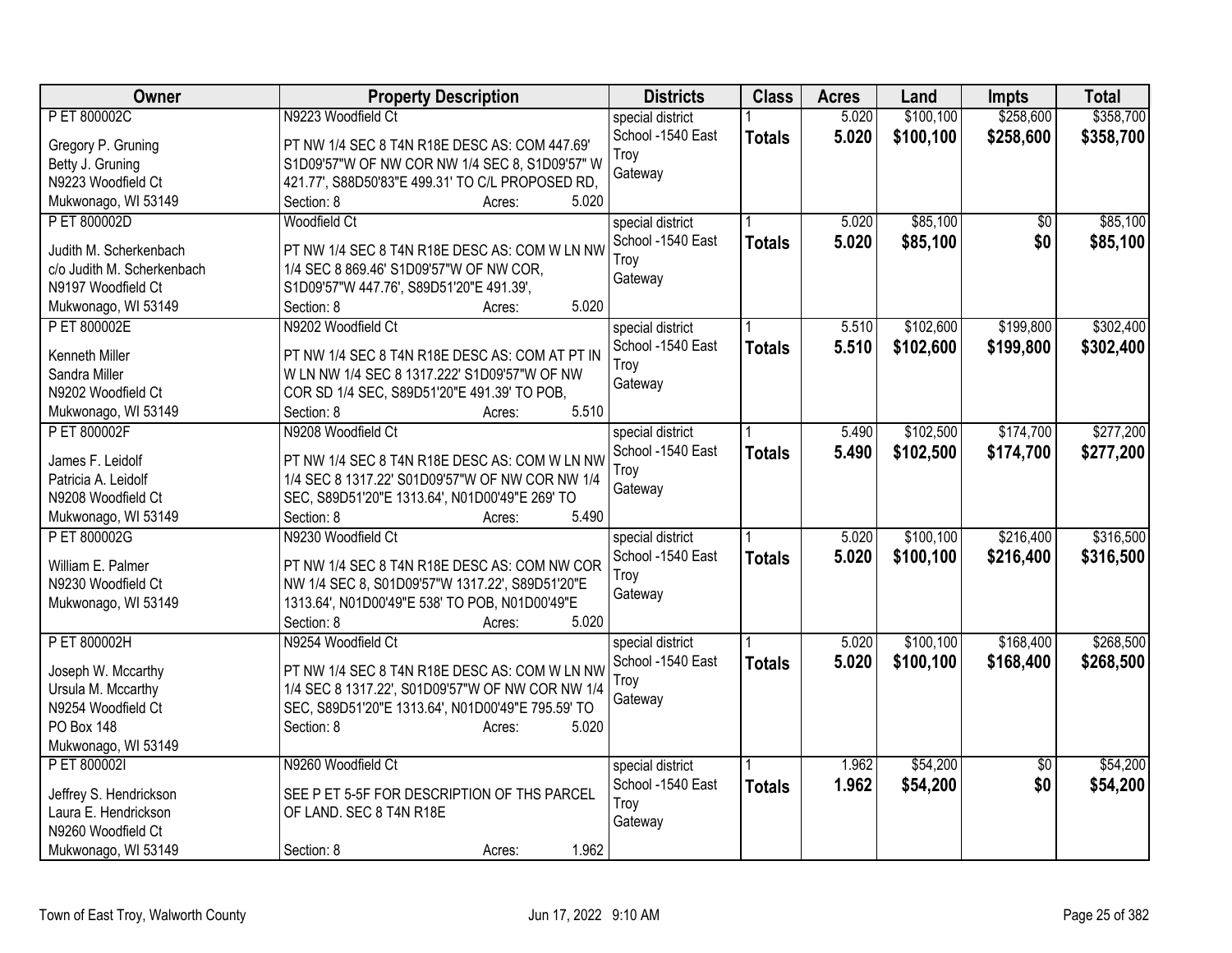| Owner | Property Description | Districts | Class | Acres | Land | Impts | Total |
|---|---|---|---|---|---|---|---|
| P ET 800002C<br><br>Gregory P. Gruning<br>Betty J. Gruning<br>N9223 Woodfield Ct<br>Mukwonago, WI 53149 | N9223 Woodfield Ct<br><br>PT NW 1/4 SEC 8 T4N R18E DESC AS: COM 447.69' S1D09'57"W OF NW COR NW 1/4 SEC 8, S1D09'57" W 421.77', S88D50'83"E 499.31' TO C/L PROPOSED RD,<br>Section: 8 Acres: 5.020 | special district<br>School -1540 East Troy<br>Gateway | 1<br>**Totals** | 5.020<br>**5.020** | \$100,100<br>**\$100,100** | \$258,600<br>**\$258,600** | \$358,700<br>**\$358,700** |
| P ET 800002D<br><br>Judith M. Scherkenbach<br>c/o Judith M. Scherkenbach<br>N9197 Woodfield Ct<br>Mukwonago, WI 53149 | Woodfield Ct<br><br>PT NW 1/4 SEC 8 T4N R18E DESC AS: COM W LN NW 1/4 SEC 8 869.46' S1D09'57"W OF NW COR, S1D09'57"W 447.76', S89D51'20"E 491.39',<br>Section: 8 Acres: 5.020 | special district<br>School -1540 East Troy<br>Gateway | 1<br>**Totals** | 5.020<br>**5.020** | \$85,100<br>**\$85,100** | \$0<br>**\$0** | \$85,100<br>**\$85,100** |
| P ET 800002E<br><br>Kenneth Miller<br>Sandra Miller<br>N9202 Woodfield Ct<br>Mukwonago, WI 53149 | N9202 Woodfield Ct<br><br>PT NW 1/4 SEC 8 T4N R18E DESC AS: COM AT PT IN W LN NW 1/4 SEC 8 1317.222' S1D09'57"W OF NW COR SD 1/4 SEC, S89D51'20"E 491.39' TO POB,<br>Section: 8 Acres: 5.510 | special district<br>School -1540 East Troy<br>Gateway | 1<br>**Totals** | 5.510<br>**5.510** | \$102,600<br>**\$102,600** | \$199,800<br>**\$199,800** | \$302,400<br>**\$302,400** |
| P ET 800002F<br><br>James F. Leidolf<br>Patricia A. Leidolf<br>N9208 Woodfield Ct<br>Mukwonago, WI 53149 | N9208 Woodfield Ct<br><br>PT NW 1/4 SEC 8 T4N R18E DESC AS: COM W LN NW 1/4 SEC 8 1317.22' S01D09'57"W OF NW COR NW 1/4 SEC, S89D51'20"E 1313.64', N01D00'49"E 269' TO<br>Section: 8 Acres: 5.490 | special district<br>School -1540 East Troy<br>Gateway | 1<br>**Totals** | 5.490<br>**5.490** | \$102,500<br>**\$102,500** | \$174,700<br>**\$174,700** | \$277,200<br>**\$277,200** |
| P ET 800002G<br><br>William E. Palmer<br>N9230 Woodfield Ct<br>Mukwonago, WI 53149 | N9230 Woodfield Ct<br><br>PT NW 1/4 SEC 8 T4N R18E DESC AS: COM NW COR NW 1/4 SEC 8, S01D09'57"W 1317.22', S89D51'20"E 1313.64', N01D00'49"E 538' TO POB, N01D00'49"E<br>Section: 8 Acres: 5.020 | special district<br>School -1540 East Troy<br>Gateway | 1<br>**Totals** | 5.020<br>**5.020** | \$100,100<br>**\$100,100** | \$216,400<br>**\$216,400** | \$316,500<br>**\$316,500** |
| P ET 800002H<br><br>Joseph W. Mccarthy<br>Ursula M. Mccarthy<br>N9254 Woodfield Ct<br>PO Box 148<br>Mukwonago, WI 53149 | N9254 Woodfield Ct<br><br>PT NW 1/4 SEC 8 T4N R18E DESC AS: COM W LN NW 1/4 SEC 8 1317.22', S01D09'57"W OF NW COR NW 1/4 SEC, S89D51'20"E 1313.64', N01D00'49"E 795.59' TO<br>Section: 8 Acres: 5.020 | special district<br>School -1540 East Troy<br>Gateway | 1<br>**Totals** | 5.020<br>**5.020** | \$100,100<br>**\$100,100** | \$168,400<br>**\$168,400** | \$268,500<br>**\$268,500** |
| P ET 800002I<br><br>Jeffrey S. Hendrickson<br>Laura E. Hendrickson<br>N9260 Woodfield Ct<br>Mukwonago, WI 53149 | N9260 Woodfield Ct<br><br>SEE P ET 5-5F FOR DESCRIPTION OF THS PARCEL OF LAND. SEC 8 T4N R18E<br><br>Section: 8 Acres: 1.962 | special district<br>School -1540 East Troy<br>Gateway | 1<br>**Totals** | 1.962<br>**1.962** | \$54,200<br>**\$54,200** | \$0<br>**\$0** | \$54,200<br>**\$54,200** |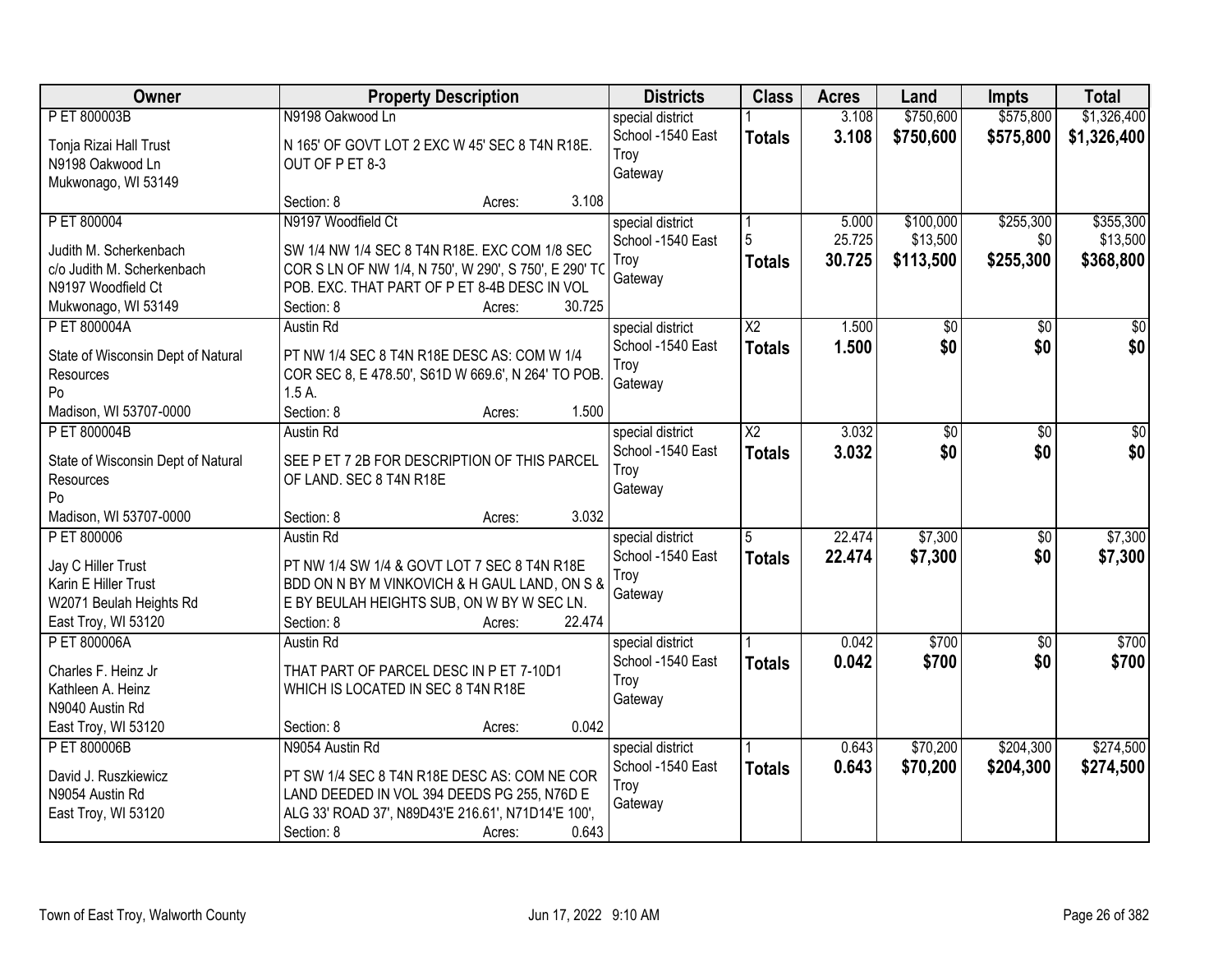| Owner | Property Description | Districts | Class | Acres | Land | Impts | Total |
|---|---|---|---|---|---|---|---|
| P ET 800003B<br>Tonja Rizai Hall Trust<br>N9198 Oakwood Ln<br>Mukwonago, WI 53149 | N9198 Oakwood Ln<br>N 165' OF GOVT LOT 2 EXC W 45' SEC 8 T4N R18E. OUT OF P ET 8-3<br>Section: 8 Acres: 3.108 | special district<br>School -1540 East Troy<br>Gateway | 1<br>**Totals** | 3.108<br>**3.108** | $750,600<br>**$750,600** | $575,800<br>**$575,800** | $1,326,400<br>**$1,326,400** |
| P ET 800004<br>Judith M. Scherkenbach<br>c/o Judith M. Scherkenbach<br>N9197 Woodfield Ct<br>Mukwonago, WI 53149 | N9197 Woodfield Ct<br>SW 1/4 NW 1/4 SEC 8 T4N R18E. EXC COM 1/8 SEC COR S LN OF NW 1/4, N 750', W 290', S 750', E 290' TO POB. EXC. THAT PART OF P ET 8-4B DESC IN VOL<br>Section: 8 Acres: 30.725 | special district<br>School -1540 East Troy<br>Gateway | 1<br>5<br>**Totals** | 5.000<br>25.725<br>**30.725** | $100,000<br>$13,500<br>**$113,500** | $255,300<br>$0<br>**$255,300** | $355,300<br>$13,500<br>**$368,800** |
| P ET 800004A<br>State of Wisconsin Dept of Natural Resources<br>Po<br>Madison, WI 53707-0000 | Austin Rd<br>PT NW 1/4 SEC 8 T4N R18E DESC AS: COM W 1/4 COR SEC 8, E 478.50', S61D W 669.6', N 264' TO POB. 1.5 A.<br>Section: 8 Acres: 1.500 | special district<br>School -1540 East Troy<br>Gateway | X2<br>**Totals** | 1.500<br>**1.500** | $0<br>**$0** | $0<br>**$0** | $0<br>**$0** |
| P ET 800004B<br>State of Wisconsin Dept of Natural Resources<br>Po<br>Madison, WI 53707-0000 | Austin Rd<br>SEE P ET 7 2B FOR DESCRIPTION OF THIS PARCEL OF LAND. SEC 8 T4N R18E<br>Section: 8 Acres: 3.032 | special district<br>School -1540 East Troy<br>Gateway | X2<br>**Totals** | 3.032<br>**3.032** | $0<br>**$0** | $0<br>**$0** | $0<br>**$0** |
| P ET 800006<br>Jay C Hiller Trust<br>Karin E Hiller Trust<br>W2071 Beulah Heights Rd<br>East Troy, WI 53120 | Austin Rd<br>PT NW 1/4 SW 1/4 & GOVT LOT 7 SEC 8 T4N R18E BDD ON N BY M VINKOVICH & H GAUL LAND, ON S & E BY BEULAH HEIGHTS SUB, ON W BY W SEC LN.<br>Section: 8 Acres: 22.474 | special district<br>School -1540 East Troy<br>Gateway | 5<br>**Totals** | 22.474<br>**22.474** | $7,300<br>**$7,300** | $0<br>**$0** | $7,300<br>**$7,300** |
| P ET 800006A<br>Charles F. Heinz Jr<br>Kathleen A. Heinz<br>N9040 Austin Rd<br>East Troy, WI 53120 | Austin Rd<br>THAT PART OF PARCEL DESC IN P ET 7-10D1 WHICH IS LOCATED IN SEC 8 T4N R18E<br>Section: 8 Acres: 0.042 | special district<br>School -1540 East Troy<br>Gateway | 1<br>**Totals** | 0.042<br>**0.042** | $700<br>**$700** | $0<br>**$0** | $700<br>**$700** |
| P ET 800006B<br>David J. Ruszkiewicz<br>N9054 Austin Rd<br>East Troy, WI 53120 | N9054 Austin Rd<br>PT SW 1/4 SEC 8 T4N R18E DESC AS: COM NE COR LAND DEEDED IN VOL 394 DEEDS PG 255, N76D E ALG 33' ROAD 37', N89D43'E 216.61', N71D14'E 100',<br>Section: 8 Acres: 0.643 | special district<br>School -1540 East Troy<br>Gateway | 1<br>**Totals** | 0.643<br>**0.643** | $70,200<br>**$70,200** | $204,300<br>**$204,300** | $274,500<br>**$274,500** |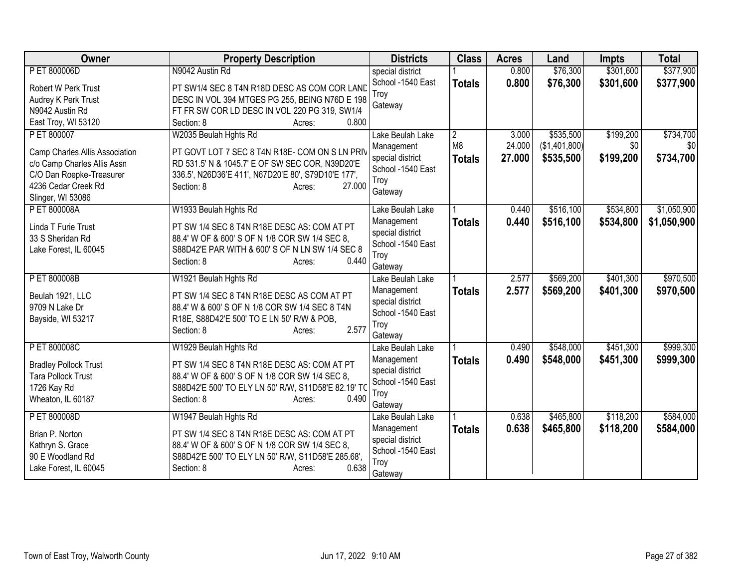| Owner | Property Description | Districts | Class | Acres | Land | Impts | Total |
|---|---|---|---|---|---|---|---|
| P ET 800006D<br>Robert W Perk Trust<br>Audrey K Perk Trust<br>N9042 Austin Rd<br>East Troy, WI 53120 | N9042 Austin Rd<br>PT SW1/4 SEC 8 T4N R18D DESC AS COM COR LAND DESC IN VOL 394 MTGES PG 255, BEING N76D E 198 FT FR SW COR LD DESC IN VOL 220 PG 319, SW1/4<br>Section: 8 Acres: 0.800 | special district<br>School -1540 East Troy<br>Gateway | 1<br>**Totals** | 0.800<br>**0.800** | $76,300<br>**$76,300** | $301,600<br>**$301,600** | $377,900<br>**$377,900** |
| P ET 800007<br>Camp Charles Allis Association<br>c/o Camp Charles Allis Assn<br>C/O Dan Roepke-Treasurer<br>4236 Cedar Creek Rd<br>Slinger, WI 53086 | W2035 Beulah Hghts Rd<br>PT GOVT LOT 7 SEC 8 T4N R18E- COM ON S LN PRIV RD 531.5' N & 1045.7' E OF SW SEC COR, N39D20'E 336.5', N26D36'E 411', N67D20'E 80', S79D10'E 177',<br>Section: 8 Acres: 27.000 | Lake Beulah Lake Management<br>special district<br>School -1540 East Troy<br>Gateway | 2<br>M8<br>**Totals** | 3.000<br>24.000<br>**27.000** | $535,500<br>($1,401,800)<br>**$535,500** | $199,200<br>$0<br>**$199,200** | $734,700<br>$0<br>**$734,700** |
| P ET 800008A<br>Linda T Furie Trust<br>33 S Sheridan Rd<br>Lake Forest, IL 60045 | W1933 Beulah Hghts Rd<br>PT SW 1/4 SEC 8 T4N R18E DESC AS: COM AT PT 88.4' W OF & 600' S OF N 1/8 COR SW 1/4 SEC 8, S88D42'E PAR WITH & 600' S OF N LN SW 1/4 SEC 8<br>Section: 8 Acres: 0.440 | Lake Beulah Lake Management<br>special district<br>School -1540 East Troy<br>Gateway | 1<br>**Totals** | 0.440<br>**0.440** | $516,100<br>**$516,100** | $534,800<br>**$534,800** | $1,050,900<br>**$1,050,900** |
| P ET 800008B<br>Beulah 1921, LLC<br>9709 N Lake Dr<br>Bayside, WI 53217 | W1921 Beulah Hghts Rd<br>PT SW 1/4 SEC 8 T4N R18E DESC AS COM AT PT 88.4' W & 600' S OF N 1/8 COR SW 1/4 SEC 8 T4N R18E, S88D42'E 500' TO E LN 50' R/W & POB,<br>Section: 8 Acres: 2.577 | Lake Beulah Lake Management<br>special district<br>School -1540 East Troy<br>Gateway | 1<br>**Totals** | 2.577<br>**2.577** | $569,200<br>**$569,200** | $401,300<br>**$401,300** | $970,500<br>**$970,500** |
| P ET 800008C<br>Bradley Pollock Trust<br>Tara Pollock Trust<br>1726 Kay Rd<br>Wheaton, IL 60187 | W1929 Beulah Hghts Rd<br>PT SW 1/4 SEC 8 T4N R18E DESC AS: COM AT PT 88.4' W OF & 600' S OF N 1/8 COR SW 1/4 SEC 8, S88D42'E 500' TO ELY LN 50' R/W, S11D58'E 82.19' TO<br>Section: 8 Acres: 0.490 | Lake Beulah Lake Management<br>special district<br>School -1540 East Troy<br>Gateway | 1<br>**Totals** | 0.490<br>**0.490** | $548,000<br>**$548,000** | $451,300<br>**$451,300** | $999,300<br>**$999,300** |
| P ET 800008D<br>Brian P. Norton<br>Kathryn S. Grace<br>90 E Woodland Rd<br>Lake Forest, IL 60045 | W1947 Beulah Hghts Rd<br>PT SW 1/4 SEC 8 T4N R18E DESC AS: COM AT PT 88.4' W OF & 600' S OF N 1/8 COR SW 1/4 SEC 8, S88D42'E 500' TO ELY LN 50' R/W, S11D58'E 285.68',<br>Section: 8 Acres: 0.638 | Lake Beulah Lake Management<br>special district<br>School -1540 East Troy<br>Gateway | 1<br>**Totals** | 0.638<br>**0.638** | $465,800<br>**$465,800** | $118,200<br>**$118,200** | $584,000<br>**$584,000** |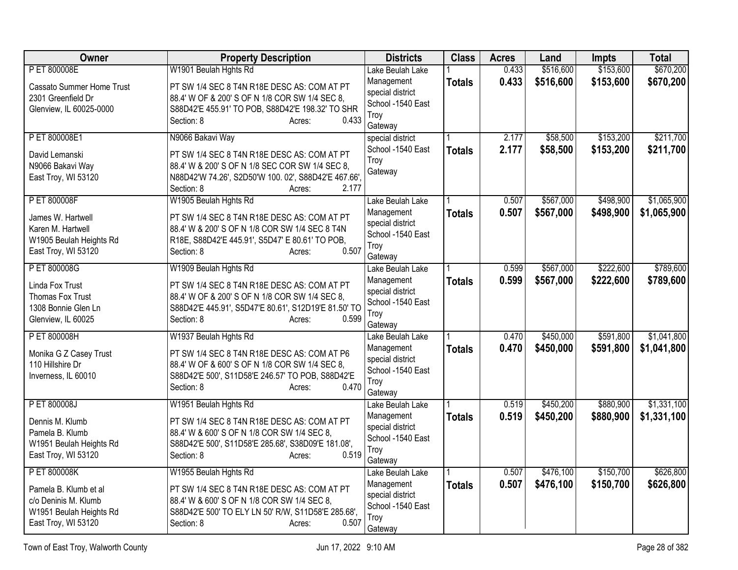| Owner | Property Description | Districts | Class | Acres | Land | Impts | Total |
|---|---|---|---|---|---|---|---|
| P ET 800008E<br>Cassato Summer Home Trust<br>2301 Greenfield Dr<br>Glenview, IL 60025-0000 | W1901 Beulah Hghts Rd<br>PT SW 1/4 SEC 8 T4N R18E DESC AS: COM AT PT 88.4' W OF & 200' S OF N 1/8 COR SW 1/4 SEC 8, S88D42'E 455.91' TO POB, S88D42'E 198.32' TO SHR<br>Section: 8 Acres: 0.433 | Lake Beulah Lake Management special district<br>School -1540 East Troy<br>Gateway | 1<br>**Totals** | 0.433<br>**0.433** | $516,600<br>**$516,600** | $153,600<br>**$153,600** | $670,200<br>**$670,200** |
| P ET 800008E1<br>David Lemanski<br>N9066 Bakavi Way<br>East Troy, WI 53120 | N9066 Bakavi Way<br>PT SW 1/4 SEC 8 T4N R18E DESC AS: COM AT PT 88.4' W & 200' S OF N 1/8 SEC COR SW 1/4 SEC 8, N88D42'W 74.26', S2D50'W 100. 02', S88D42'E 467.66',<br>Section: 8 Acres: 2.177 | special district<br>School -1540 East Troy<br>Gateway | 1<br>**Totals** | 2.177<br>**2.177** | $58,500<br>**$58,500** | $153,200<br>**$153,200** | $211,700<br>**$211,700** |
| P ET 800008F<br>James W. Hartwell<br>Karen M. Hartwell<br>W1905 Beulah Heights Rd<br>East Troy, WI 53120 | W1905 Beulah Hghts Rd<br>PT SW 1/4 SEC 8 T4N R18E DESC AS: COM AT PT 88.4' W & 200' S OF N 1/8 COR SW 1/4 SEC 8 T4N R18E, S88D42'E 445.91', S5D47' E 80.61' TO POB,<br>Section: 8 Acres: 0.507 | Lake Beulah Lake Management special district<br>School -1540 East Troy<br>Gateway | 1<br>**Totals** | 0.507<br>**0.507** | $567,000<br>**$567,000** | $498,900<br>**$498,900** | $1,065,900<br>**$1,065,900** |
| P ET 800008G<br>Linda Fox Trust<br>Thomas Fox Trust<br>1308 Bonnie Glen Ln<br>Glenview, IL 60025 | W1909 Beulah Hghts Rd<br>PT SW 1/4 SEC 8 T4N R18E DESC AS: COM AT PT 88.4' W OF & 200' S OF N 1/8 COR SW 1/4 SEC 8, S88D42'E 445.91', S5D47'E 80.61', S12D19'E 81.50' TO<br>Section: 8 Acres: 0.599 | Lake Beulah Lake Management special district<br>School -1540 East Troy<br>Gateway | 1<br>**Totals** | 0.599<br>**0.599** | $567,000<br>**$567,000** | $222,600<br>**$222,600** | $789,600<br>**$789,600** |
| P ET 800008H<br>Monika G Z Casey Trust<br>110 Hillshire Dr<br>Inverness, IL 60010 | W1937 Beulah Hghts Rd<br>PT SW 1/4 SEC 8 T4N R18E DESC AS: COM AT P6 88.4' W OF & 600' S OF N 1/8 COR SW 1/4 SEC 8, S88D42'E 500', S11D58'E 246.57' TO POB, S88D42'E<br>Section: 8 Acres: 0.470 | Lake Beulah Lake Management special district<br>School -1540 East Troy<br>Gateway | 1<br>**Totals** | 0.470<br>**0.470** | $450,000<br>**$450,000** | $591,800<br>**$591,800** | $1,041,800<br>**$1,041,800** |
| P ET 800008J<br>Dennis M. Klumb<br>Pamela B. Klumb<br>W1951 Beulah Heights Rd<br>East Troy, WI 53120 | W1951 Beulah Hghts Rd<br>PT SW 1/4 SEC 8 T4N R18E DESC AS: COM AT PT 88.4' W & 600' S OF N 1/8 COR SW 1/4 SEC 8, S88D42'E 500', S11D58'E 285.68', S38D09'E 181.08',<br>Section: 8 Acres: 0.519 | Lake Beulah Lake Management special district<br>School -1540 East Troy<br>Gateway | 1<br>**Totals** | 0.519<br>**0.519** | $450,200<br>**$450,200** | $880,900<br>**$880,900** | $1,331,100<br>**$1,331,100** |
| P ET 800008K<br>Pamela B. Klumb et al<br>c/o Deninis M. Klumb<br>W1951 Beulah Heights Rd<br>East Troy, WI 53120 | W1955 Beulah Hghts Rd<br>PT SW 1/4 SEC 8 T4N R18E DESC AS: COM AT PT 88.4' W & 600' S OF N 1/8 COR SW 1/4 SEC 8, S88D42'E 500' TO ELY LN 50' R/W, S11D58'E 285.68',<br>Section: 8 Acres: 0.507 | Lake Beulah Lake Management special district<br>School -1540 East Troy<br>Gateway | 1<br>**Totals** | 0.507<br>**0.507** | $476,100<br>**$476,100** | $150,700<br>**$150,700** | $626,800<br>**$626,800** |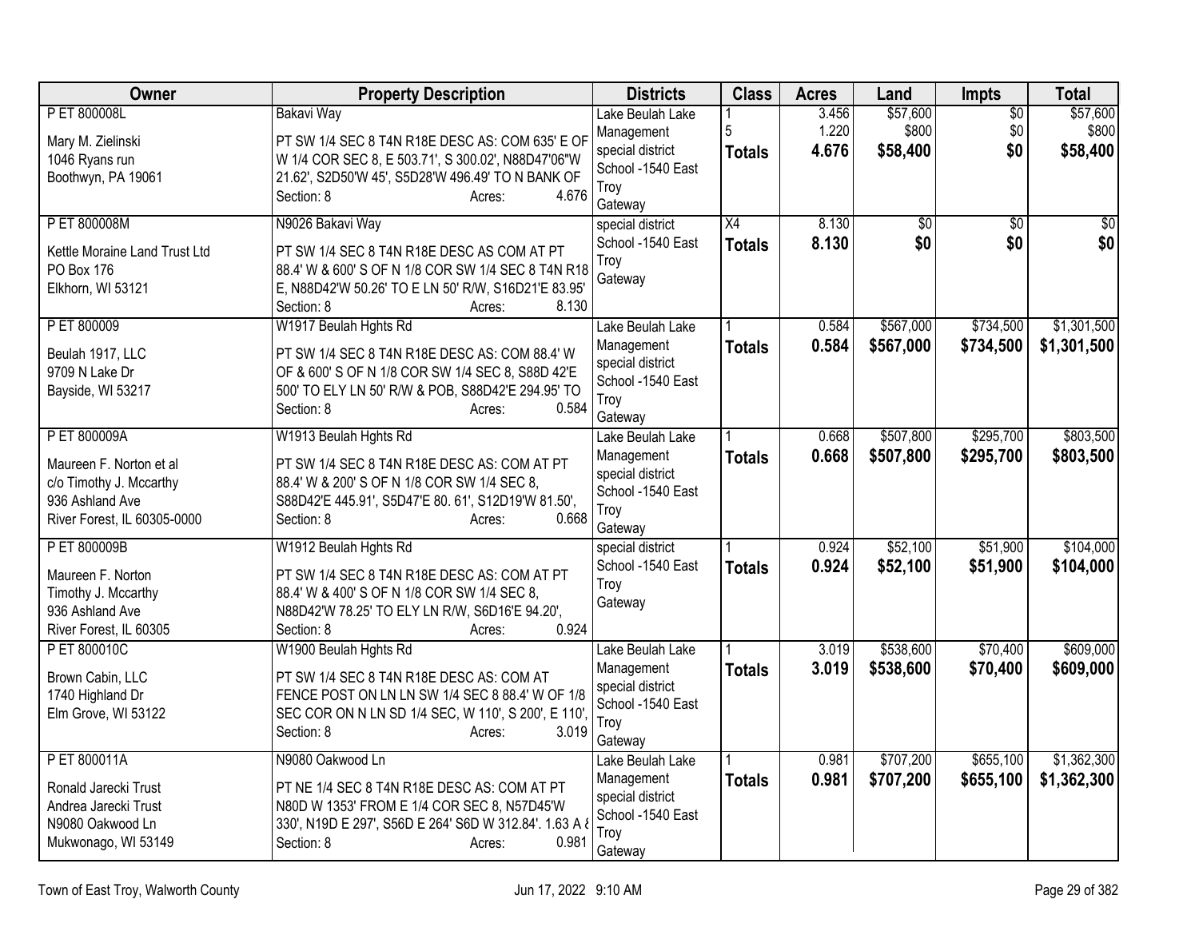| Owner | Property Description | Districts | Class | Acres | Land | Impts | Total |
|---|---|---|---|---|---|---|---|
| P ET 800008L<br><br>Mary M. Zielinski<br>1046 Ryans run<br>Boothwyn, PA 19061 | Bakavi Way<br><br>PT SW 1/4 SEC 8 T4N R18E DESC AS: COM 635' E OF W 1/4 COR SEC 8, E 503.71', S 300.02', N88D47'06"W 21.62', S2D50'W 45', S5D28'W 496.49' TO N BANK OF<br>Section: 8 Acres: 4.676 | Lake Beulah Lake Management special district School -1540 East Troy Gateway | 1<br>5<br>**Totals** | 3.456<br>1.220<br>**4.676** | $57,600<br>$800<br>**$58,400** | $0<br>$0<br>**$0** | $57,600<br>$800<br>**$58,400** |
| P ET 800008M<br><br>Kettle Moraine Land Trust Ltd<br>PO Box 176<br>Elkhorn, WI 53121 | N9026 Bakavi Way<br><br>PT SW 1/4 SEC 8 T4N R18E DESC AS COM AT PT 88.4' W & 600' S OF N 1/8 COR SW 1/4 SEC 8 T4N R18 E, N88D42'W 50.26' TO E LN 50' R/W, S16D21'E 83.95'<br>Section: 8 Acres: 8.130 | special district School -1540 East Troy Gateway | X4<br>**Totals** | 8.130<br>**8.130** | $0<br>**$0** | $0<br>**$0** | $0<br>**$0** |
| P ET 800009<br><br>Beulah 1917, LLC<br>9709 N Lake Dr<br>Bayside, WI 53217 | W1917 Beulah Hghts Rd<br><br>PT SW 1/4 SEC 8 T4N R18E DESC AS: COM 88.4' W OF & 600' S OF N 1/8 COR SW 1/4 SEC 8, S88D 42'E 500' TO ELY LN 50' R/W & POB, S88D42'E 294.95' TO<br>Section: 8 Acres: 0.584 | Lake Beulah Lake Management special district School -1540 East Troy Gateway | 1<br>**Totals** | 0.584<br>**0.584** | $567,000<br>**$567,000** | $734,500<br>**$734,500** | $1,301,500<br>**$1,301,500** |
| P ET 800009A<br><br>Maureen F. Norton et al<br>c/o Timothy J. Mccarthy<br>936 Ashland Ave<br>River Forest, IL 60305-0000 | W1913 Beulah Hghts Rd<br><br>PT SW 1/4 SEC 8 T4N R18E DESC AS: COM AT PT 88.4' W & 200' S OF N 1/8 COR SW 1/4 SEC 8, S88D42'E 445.91', S5D47'E 80. 61', S12D19'W 81.50',<br>Section: 8 Acres: 0.668 | Lake Beulah Lake Management special district School -1540 East Troy Gateway | 1<br>**Totals** | 0.668<br>**0.668** | $507,800<br>**$507,800** | $295,700<br>**$295,700** | $803,500<br>**$803,500** |
| P ET 800009B<br><br>Maureen F. Norton<br>Timothy J. Mccarthy<br>936 Ashland Ave<br>River Forest, IL 60305 | W1912 Beulah Hghts Rd<br><br>PT SW 1/4 SEC 8 T4N R18E DESC AS: COM AT PT 88.4' W & 400' S OF N 1/8 COR SW 1/4 SEC 8, N88D42'W 78.25' TO ELY LN R/W, S6D16'E 94.20',<br>Section: 8 Acres: 0.924 | special district School -1540 East Troy Gateway | 1<br>**Totals** | 0.924<br>**0.924** | $52,100<br>**$52,100** | $51,900<br>**$51,900** | $104,000<br>**$104,000** |
| P ET 800010C<br><br>Brown Cabin, LLC<br>1740 Highland Dr<br>Elm Grove, WI 53122 | W1900 Beulah Hghts Rd<br><br>PT SW 1/4 SEC 8 T4N R18E DESC AS: COM AT FENCE POST ON LN LN SW 1/4 SEC 8 88.4' W OF 1/8 SEC COR ON N LN SD 1/4 SEC, W 110', S 200', E 110',<br>Section: 8 Acres: 3.019 | Lake Beulah Lake Management special district School -1540 East Troy Gateway | 1<br>**Totals** | 3.019<br>**3.019** | $538,600<br>**$538,600** | $70,400<br>**$70,400** | $609,000<br>**$609,000** |
| P ET 800011A<br><br>Ronald Jarecki Trust<br>Andrea Jarecki Trust<br>N9080 Oakwood Ln<br>Mukwonago, WI 53149 | N9080 Oakwood Ln<br><br>PT NE 1/4 SEC 8 T4N R18E DESC AS: COM AT PT N80D W 1353' FROM E 1/4 COR SEC 8, N57D45'W 330', N19D E 297', S56D E 264' S6D W 312.84'. 1.63 A &<br>Section: 8 Acres: 0.981 | Lake Beulah Lake Management special district School -1540 East Troy Gateway | 1<br>**Totals** | 0.981<br>**0.981** | $707,200<br>**$707,200** | $655,100<br>**$655,100** | $1,362,300<br>**$1,362,300** |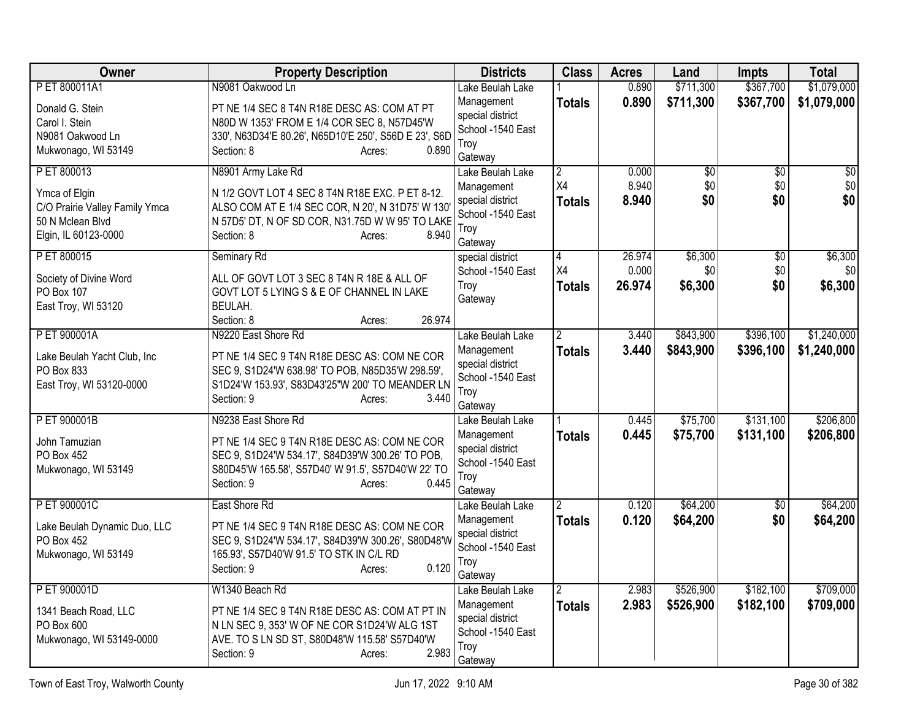| Owner | Property Description | Districts | Class | Acres | Land | Impts | Total |
|---|---|---|---|---|---|---|---|
| P ET 800011A1<br>Donald G. Stein<br>Carol I. Stein<br>N9081 Oakwood Ln<br>Mukwonago, WI 53149 | N9081 Oakwood Ln<br>PT NE 1/4 SEC 8 T4N R18E DESC AS: COM AT PT N80D W 1353' FROM E 1/4 COR SEC 8, N57D45'W 330', N63D34'E 80.26', N65D10'E 250', S56D E 23', S6D<br>Section: 8 Acres: 0.890 | Lake Beulah Lake Management special district School -1540 East Troy Gateway | 1<br>**Totals** | 0.890<br>**0.890** | $711,300<br>**$711,300** | $367,700<br>**$367,700** | $1,079,000<br>**$1,079,000** |
| P ET 800013<br>Ymca of Elgin<br>C/O Prairie Valley Family Ymca<br>50 N Mclean Blvd<br>Elgin, IL 60123-0000 | N8901 Army Lake Rd<br>N 1/2 GOVT LOT 4 SEC 8 T4N R18E EXC. P ET 8-12. ALSO COM AT E 1/4 SEC COR, N 20', N 31D75' W 130' N 57D5' DT, N OF SD COR, N31.75D W W 95' TO LAKE<br>Section: 8 Acres: 8.940 | Lake Beulah Lake Management special district School -1540 East Troy Gateway | 2<br>X4<br>**Totals** | 0.000<br>8.940<br>**8.940** | $0<br>$0<br>**$0** | $0<br>$0<br>**$0** | $0<br>$0<br>**$0** |
| P ET 800015<br>Society of Divine Word<br>PO Box 107<br>East Troy, WI 53120 | Seminary Rd<br>ALL OF GOVT LOT 3 SEC 8 T4N R 18E & ALL OF GOVT LOT 5 LYING S & E OF CHANNEL IN LAKE BEULAH.<br>Section: 8 Acres: 26.974 | special district School -1540 East Troy Gateway | 4<br>X4<br>**Totals** | 26.974<br>0.000<br>**26.974** | $6,300<br>$0<br>**$6,300** | $0<br>$0<br>**$0** | $6,300<br>$0<br>**$6,300** |
| P ET 900001A<br>Lake Beulah Yacht Club, Inc<br>PO Box 833<br>East Troy, WI 53120-0000 | N9220 East Shore Rd<br>PT NE 1/4 SEC 9 T4N R18E DESC AS: COM NE COR SEC 9, S1D24'W 638.98' TO POB, N85D35'W 298.59', S1D24'W 153.93', S83D43'25"W 200' TO MEANDER LN<br>Section: 9 Acres: 3.440 | Lake Beulah Lake Management special district School -1540 East Troy Gateway | 2<br>**Totals** | 3.440<br>**3.440** | $843,900<br>**$843,900** | $396,100<br>**$396,100** | $1,240,000<br>**$1,240,000** |
| P ET 900001B<br>John Tamuzian<br>PO Box 452<br>Mukwonago, WI 53149 | N9238 East Shore Rd<br>PT NE 1/4 SEC 9 T4N R18E DESC AS: COM NE COR SEC 9, S1D24'W 534.17', S84D39'W 300.26' TO POB, S80D45'W 165.58', S57D40' W 91.5', S57D40'W 22' TO<br>Section: 9 Acres: 0.445 | Lake Beulah Lake Management special district School -1540 East Troy Gateway | 1<br>**Totals** | 0.445<br>**0.445** | $75,700<br>**$75,700** | $131,100<br>**$131,100** | $206,800<br>**$206,800** |
| P ET 900001C<br>Lake Beulah Dynamic Duo, LLC<br>PO Box 452<br>Mukwonago, WI 53149 | East Shore Rd<br>PT NE 1/4 SEC 9 T4N R18E DESC AS: COM NE COR SEC 9, S1D24'W 534.17', S84D39'W 300.26', S80D48'W 165.93', S57D40'W 91.5' TO STK IN C/L RD<br>Section: 9 Acres: 0.120 | Lake Beulah Lake Management special district School -1540 East Troy Gateway | 2<br>**Totals** | 0.120<br>**0.120** | $64,200<br>**$64,200** | $0<br>**$0** | $64,200<br>**$64,200** |
| P ET 900001D<br>1341 Beach Road, LLC<br>PO Box 600<br>Mukwonago, WI 53149-0000 | W1340 Beach Rd<br>PT NE 1/4 SEC 9 T4N R18E DESC AS: COM AT PT IN N LN SEC 9, 353' W OF NE COR S1D24'W ALG 1ST AVE. TO S LN SD ST, S80D48'W 115.58' S57D40'W<br>Section: 9 Acres: 2.983 | Lake Beulah Lake Management special district School -1540 East Troy Gateway | 2<br>**Totals** | 2.983<br>**2.983** | $526,900<br>**$526,900** | $182,100<br>**$182,100** | $709,000<br>**$709,000** |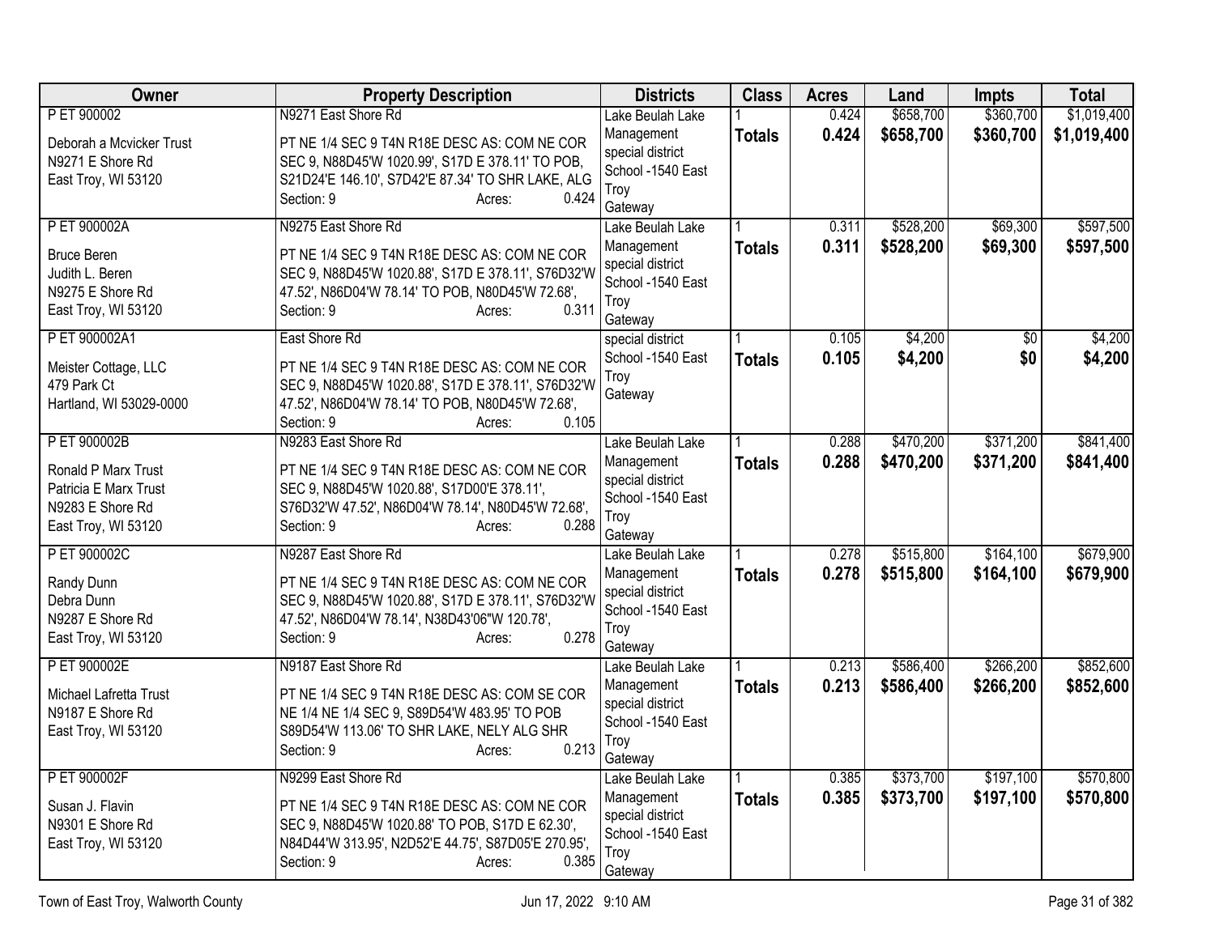| Owner | Property Description | Districts | Class | Acres | Land | Impts | Total |
|---|---|---|---|---|---|---|---|
| P ET 900002<br>Deborah a Mcvicker Trust<br>N9271 E Shore Rd<br>East Troy, WI 53120 | N9271 East Shore Rd<br>PT NE 1/4 SEC 9 T4N R18E DESC AS: COM NE COR SEC 9, N88D45'W 1020.99', S17D E 378.11' TO POB, S21D24'E 146.10', S7D42'E 87.34' TO SHR LAKE, ALG<br>Section: 9 Acres: 0.424 | Lake Beulah Lake Management special district School -1540 East Troy Gateway | 1<br>**Totals** | 0.424<br>**0.424** | $658,700<br>**$658,700** | $360,700<br>**$360,700** | $1,019,400<br>**$1,019,400** |
| P ET 900002A<br>Bruce Beren<br>Judith L. Beren<br>N9275 E Shore Rd<br>East Troy, WI 53120 | N9275 East Shore Rd<br>PT NE 1/4 SEC 9 T4N R18E DESC AS: COM NE COR SEC 9, N88D45'W 1020.88', S17D E 378.11', S76D32'W 47.52', N86D04'W 78.14' TO POB, N80D45'W 72.68',<br>Section: 9 Acres: 0.311 | Lake Beulah Lake Management special district School -1540 East Troy Gateway | 1<br>**Totals** | 0.311<br>**0.311** | $528,200<br>**$528,200** | $69,300<br>**$69,300** | $597,500<br>**$597,500** |
| P ET 900002A1<br>Meister Cottage, LLC<br>479 Park Ct<br>Hartland, WI 53029-0000 | East Shore Rd<br>PT NE 1/4 SEC 9 T4N R18E DESC AS: COM NE COR SEC 9, N88D45'W 1020.88', S17D E 378.11', S76D32'W 47.52', N86D04'W 78.14' TO POB, N80D45'W 72.68',<br>Section: 9 Acres: 0.105 | special district School -1540 East Troy Gateway | 1<br>**Totals** | 0.105<br>**0.105** | $4,200<br>**$4,200** | $0<br>**$0** | $4,200<br>**$4,200** |
| P ET 900002B<br>Ronald P Marx Trust<br>Patricia E Marx Trust<br>N9283 E Shore Rd<br>East Troy, WI 53120 | N9283 East Shore Rd<br>PT NE 1/4 SEC 9 T4N R18E DESC AS: COM NE COR SEC 9, N88D45'W 1020.88', S17D00'E 378.11', S76D32'W 47.52', N86D04'W 78.14', N80D45'W 72.68',<br>Section: 9 Acres: 0.288 | Lake Beulah Lake Management special district School -1540 East Troy Gateway | 1<br>**Totals** | 0.288<br>**0.288** | $470,200<br>**$470,200** | $371,200<br>**$371,200** | $841,400<br>**$841,400** |
| P ET 900002C<br>Randy Dunn<br>Debra Dunn<br>N9287 E Shore Rd<br>East Troy, WI 53120 | N9287 East Shore Rd<br>PT NE 1/4 SEC 9 T4N R18E DESC AS: COM NE COR SEC 9, N88D45'W 1020.88', S17D E 378.11', S76D32'W 47.52', N86D04'W 78.14', N38D43'06"W 120.78',<br>Section: 9 Acres: 0.278 | Lake Beulah Lake Management special district School -1540 East Troy Gateway | 1<br>**Totals** | 0.278<br>**0.278** | $515,800<br>**$515,800** | $164,100<br>**$164,100** | $679,900<br>**$679,900** |
| P ET 900002E<br>Michael Lafretta Trust<br>N9187 E Shore Rd<br>East Troy, WI 53120 | N9187 East Shore Rd<br>PT NE 1/4 SEC 9 T4N R18E DESC AS: COM SE COR NE 1/4 NE 1/4 SEC 9, S89D54'W 483.95' TO POB S89D54'W 113.06' TO SHR LAKE, NELY ALG SHR<br>Section: 9 Acres: 0.213 | Lake Beulah Lake Management special district School -1540 East Troy Gateway | 1<br>**Totals** | 0.213<br>**0.213** | $586,400<br>**$586,400** | $266,200<br>**$266,200** | $852,600<br>**$852,600** |
| P ET 900002F<br>Susan J. Flavin<br>N9301 E Shore Rd<br>East Troy, WI 53120 | N9299 East Shore Rd<br>PT NE 1/4 SEC 9 T4N R18E DESC AS: COM NE COR SEC 9, N88D45'W 1020.88' TO POB, S17D E 62.30', N84D44'W 313.95', N2D52'E 44.75', S87D05'E 270.95',<br>Section: 9 Acres: 0.385 | Lake Beulah Lake Management special district School -1540 East Troy Gateway | 1<br>**Totals** | 0.385<br>**0.385** | $373,700<br>**$373,700** | $197,100<br>**$197,100** | $570,800<br>**$570,800** |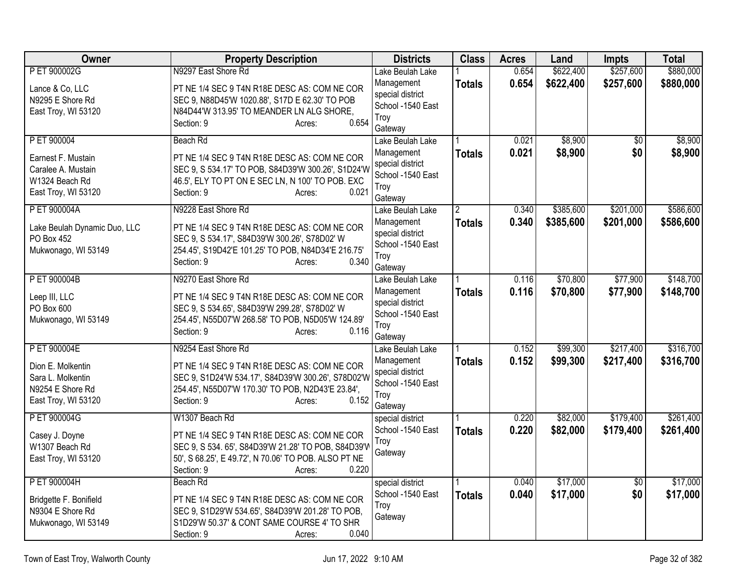| Owner | Property Description | Districts | Class | Acres | Land | Impts | Total |
|---|---|---|---|---|---|---|---|
| P ET 900002G<br><br>Lance & Co, LLC<br>N9295 E Shore Rd<br>East Troy, WI 53120 | N9297 East Shore Rd<br><br>PT NE 1/4 SEC 9 T4N R18E DESC AS: COM NE COR SEC 9, N88D45'W 1020.88', S17D E 62.30' TO POB N84D44'W 313.95' TO MEANDER LN ALG SHORE,<br>Section: 9 Acres: 0.654 | Lake Beulah Lake Management special district School -1540 East Troy Gateway | 1<br>**Totals** | 0.654<br>**0.654** | $622,400<br>**$622,400** | $257,600<br>**$257,600** | $880,000<br>**$880,000** |
| P ET 900004<br><br>Earnest F. Mustain<br>Caralee A. Mustain<br>W1324 Beach Rd<br>East Troy, WI 53120 | Beach Rd<br><br>PT NE 1/4 SEC 9 T4N R18E DESC AS: COM NE COR SEC 9, S 534.17' TO POB, S84D39'W 300.26', S1D24'W 46.5', ELY TO PT ON E SEC LN, N 100' TO POB. EXC<br>Section: 9 Acres: 0.021 | Lake Beulah Lake Management special district School -1540 East Troy Gateway | 1<br>**Totals** | 0.021<br>**0.021** | $8,900<br>**$8,900** | $0<br>**$0** | $8,900<br>**$8,900** |
| P ET 900004A<br><br>Lake Beulah Dynamic Duo, LLC<br>PO Box 452<br>Mukwonago, WI 53149 | N9228 East Shore Rd<br><br>PT NE 1/4 SEC 9 T4N R18E DESC AS: COM NE COR SEC 9, S 534.17', S84D39'W 300.26', S78D02' W 254.45', S19D42'E 101.25' TO POB, N84D34'E 216.75'<br>Section: 9 Acres: 0.340 | Lake Beulah Lake Management special district School -1540 East Troy Gateway | 2<br>**Totals** | 0.340<br>**0.340** | $385,600<br>**$385,600** | $201,000<br>**$201,000** | $586,600<br>**$586,600** |
| P ET 900004B<br><br>Leep III, LLC<br>PO Box 600<br>Mukwonago, WI 53149 | N9270 East Shore Rd<br><br>PT NE 1/4 SEC 9 T4N R18E DESC AS: COM NE COR SEC 9, S 534.65', S84D39'W 299.28', S78D02' W 254.45', N55D07'W 268.58' TO POB, N5D05'W 124.89'<br>Section: 9 Acres: 0.116 | Lake Beulah Lake Management special district School -1540 East Troy Gateway | 1<br>**Totals** | 0.116<br>**0.116** | $70,800<br>**$70,800** | $77,900<br>**$77,900** | $148,700<br>**$148,700** |
| P ET 900004E<br><br>Dion E. Molkentin<br>Sara L. Molkentin<br>N9254 E Shore Rd<br>East Troy, WI 53120 | N9254 East Shore Rd<br><br>PT NE 1/4 SEC 9 T4N R18E DESC AS: COM NE COR SEC 9, S1D24'W 534.17', S84D39'W 300.26', S78D02'W 254.45', N55D07'W 170.30' TO POB, N2D43'E 23.84',<br>Section: 9 Acres: 0.152 | Lake Beulah Lake Management special district School -1540 East Troy Gateway | 1<br>**Totals** | 0.152<br>**0.152** | $99,300<br>**$99,300** | $217,400<br>**$217,400** | $316,700<br>**$316,700** |
| P ET 900004G<br><br>Casey J. Doyne<br>W1307 Beach Rd<br>East Troy, WI 53120 | W1307 Beach Rd<br><br>PT NE 1/4 SEC 9 T4N R18E DESC AS: COM NE COR SEC 9, S 534. 65', S84D39'W 21.28' TO POB, S84D39'W 50', S 68.25', E 49.72', N 70.06' TO POB. ALSO PT NE<br>Section: 9 Acres: 0.220 | special district School -1540 East Troy Gateway | 1<br>**Totals** | 0.220<br>**0.220** | $82,000<br>**$82,000** | $179,400<br>**$179,400** | $261,400<br>**$261,400** |
| P ET 900004H<br><br>Bridgette F. Bonifield<br>N9304 E Shore Rd<br>Mukwonago, WI 53149 | Beach Rd<br><br>PT NE 1/4 SEC 9 T4N R18E DESC AS: COM NE COR SEC 9, S1D29'W 534.65', S84D39'W 201.28' TO POB, S1D29'W 50.37' & CONT SAME COURSE 4' TO SHR<br>Section: 9 Acres: 0.040 | special district School -1540 East Troy Gateway | 1<br>**Totals** | 0.040<br>**0.040** | $17,000<br>**$17,000** | $0<br>**$0** | $17,000<br>**$17,000** |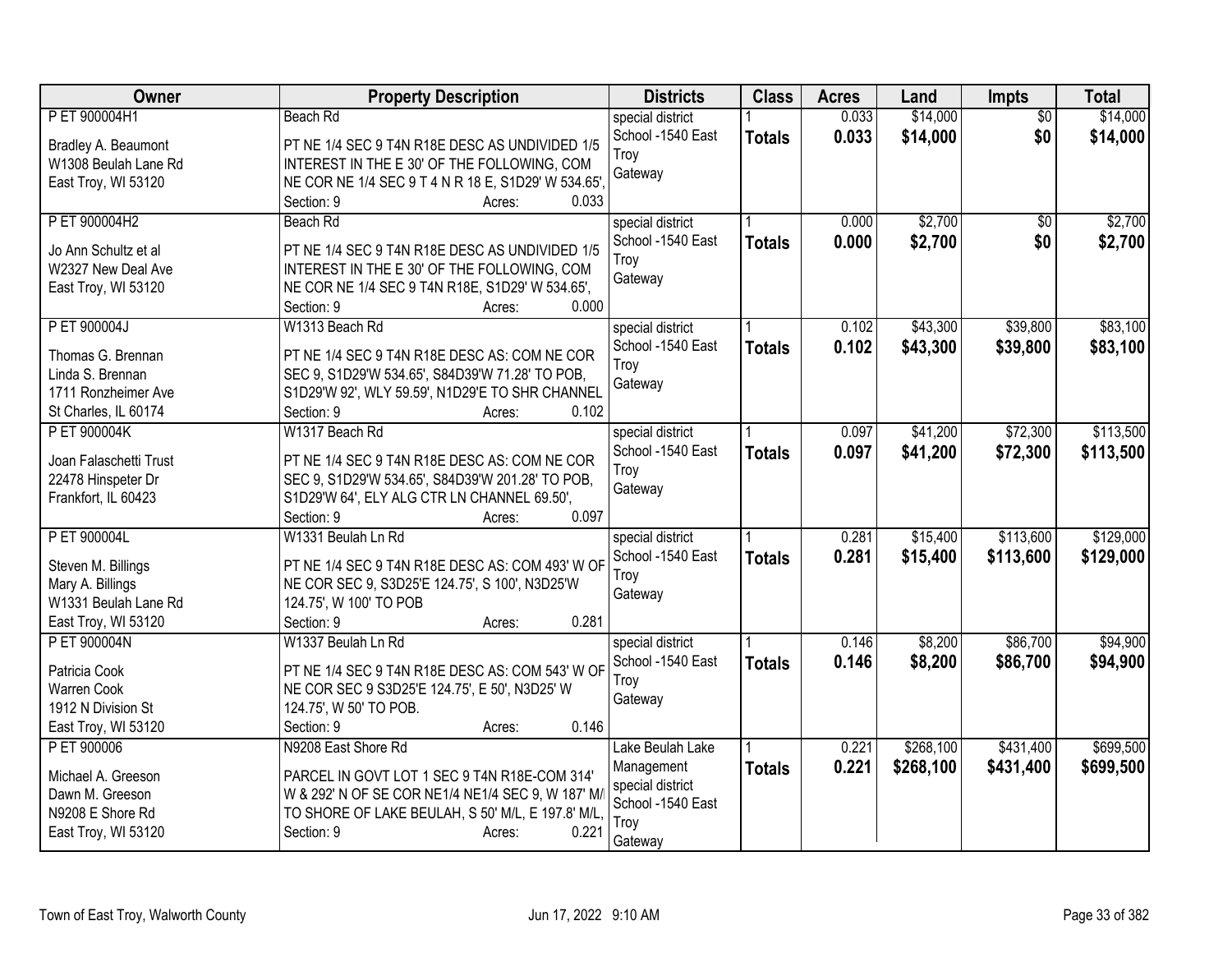| Owner | Property Description | Districts | Class | Acres | Land | Impts | Total |
|---|---|---|---|---|---|---|---|
| P ET 900004H1<br><br>Bradley A. Beaumont<br>W1308 Beulah Lane Rd<br>East Troy, WI 53120 | Beach Rd<br><br>PT NE 1/4 SEC 9 T4N R18E DESC AS UNDIVIDED 1/5 INTEREST IN THE E 30' OF THE FOLLOWING, COM NE COR NE 1/4 SEC 9 T 4 N R 18 E, S1D29' W 534.65',<br>Section: 9 Acres: 0.033 | special district<br>School -1540 East Troy<br>Gateway | 1<br>**Totals** | 0.033<br>**0.033** | $14,000<br>**$14,000** | $0<br>**$0** | $14,000<br>**$14,000** |
| P ET 900004H2<br><br>Jo Ann Schultz et al<br>W2327 New Deal Ave<br>East Troy, WI 53120 | Beach Rd<br><br>PT NE 1/4 SEC 9 T4N R18E DESC AS UNDIVIDED 1/5 INTEREST IN THE E 30' OF THE FOLLOWING, COM NE COR NE 1/4 SEC 9 T4N R18E, S1D29' W 534.65',<br>Section: 9 Acres: 0.000 | special district<br>School -1540 East Troy<br>Gateway | 1<br>**Totals** | 0.000<br>**0.000** | $2,700<br>**$2,700** | $0<br>**$0** | $2,700<br>**$2,700** |
| P ET 900004J<br><br>Thomas G. Brennan<br>Linda S. Brennan<br>1711 Ronzheimer Ave<br>St Charles, IL 60174 | W1313 Beach Rd<br><br>PT NE 1/4 SEC 9 T4N R18E DESC AS: COM NE COR SEC 9, S1D29'W 534.65', S84D39'W 71.28' TO POB, S1D29'W 92', WLY 59.59', N1D29'E TO SHR CHANNEL<br>Section: 9 Acres: 0.102 | special district<br>School -1540 East Troy<br>Gateway | 1<br>**Totals** | 0.102<br>**0.102** | $43,300<br>**$43,300** | $39,800<br>**$39,800** | $83,100<br>**$83,100** |
| P ET 900004K<br><br>Joan Falaschetti Trust<br>22478 Hinspeter Dr<br>Frankfort, IL 60423 | W1317 Beach Rd<br><br>PT NE 1/4 SEC 9 T4N R18E DESC AS: COM NE COR SEC 9, S1D29'W 534.65', S84D39'W 201.28' TO POB, S1D29'W 64', ELY ALG CTR LN CHANNEL 69.50',<br>Section: 9 Acres: 0.097 | special district<br>School -1540 East Troy<br>Gateway | 1<br>**Totals** | 0.097<br>**0.097** | $41,200<br>**$41,200** | $72,300<br>**$72,300** | $113,500<br>**$113,500** |
| P ET 900004L<br><br>Steven M. Billings<br>Mary A. Billings<br>W1331 Beulah Lane Rd<br>East Troy, WI 53120 | W1331 Beulah Ln Rd<br><br>PT NE 1/4 SEC 9 T4N R18E DESC AS: COM 493' W OF NE COR SEC 9, S3D25'E 124.75', S 100', N3D25'W 124.75', W 100' TO POB<br>Section: 9 Acres: 0.281 | special district<br>School -1540 East Troy<br>Gateway | 1<br>**Totals** | 0.281<br>**0.281** | $15,400<br>**$15,400** | $113,600<br>**$113,600** | $129,000<br>**$129,000** |
| P ET 900004N<br><br>Patricia Cook<br>Warren Cook<br>1912 N Division St<br>East Troy, WI 53120 | W1337 Beulah Ln Rd<br><br>PT NE 1/4 SEC 9 T4N R18E DESC AS: COM 543' W OF NE COR SEC 9 S3D25'E 124.75', E 50', N3D25' W 124.75', W 50' TO POB.<br>Section: 9 Acres: 0.146 | special district<br>School -1540 East Troy<br>Gateway | 1<br>**Totals** | 0.146<br>**0.146** | $8,200<br>**$8,200** | $86,700<br>**$86,700** | $94,900<br>**$94,900** |
| P ET 900006<br><br>Michael A. Greeson<br>Dawn M. Greeson<br>N9208 E Shore Rd<br>East Troy, WI 53120 | N9208 East Shore Rd<br><br>PARCEL IN GOVT LOT 1 SEC 9 T4N R18E-COM 314' W & 292' N OF SE COR NE1/4 NE1/4 SEC 9, W 187' M/L TO SHORE OF LAKE BEULAH, S 50' M/L, E 197.8' M/L,<br>Section: 9 Acres: 0.221 | Lake Beulah Lake Management<br>special district<br>School -1540 East Troy<br>Gateway | 1<br>**Totals** | 0.221<br>**0.221** | $268,100<br>**$268,100** | $431,400<br>**$431,400** | $699,500<br>**$699,500** |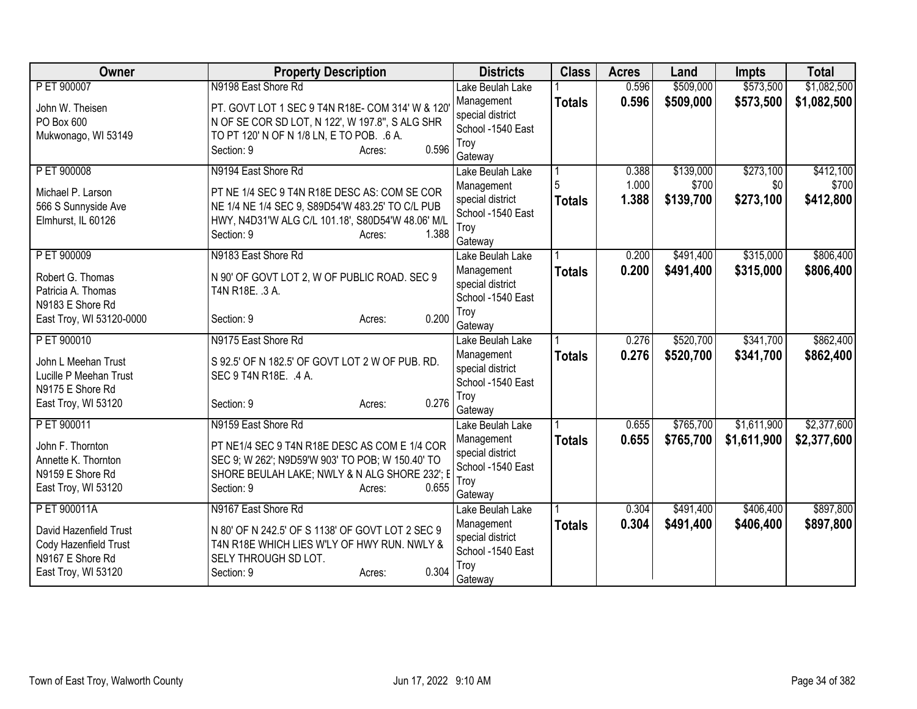| Owner | Property Description | Districts | Class | Acres | Land | Impts | Total |
|---|---|---|---|---|---|---|---|
| P ET 900007<br><br>John W. Theisen<br>PO Box 600<br>Mukwonago, WI 53149 | N9198 East Shore Rd<br><br>PT. GOVT LOT 1 SEC 9 T4N R18E- COM 314' W & 120' N OF SE COR SD LOT, N 122', W 197.8", S ALG SHR TO PT 120' N OF N 1/8 LN, E TO POB. .6 A.<br>Section: 9 Acres: 0.596 | Lake Beulah Lake Management special district School -1540 East Troy Gateway | 1<br>**Totals** | 0.596<br>**0.596** | $509,000<br>**$509,000** | $573,500<br>**$573,500** | $1,082,500<br>**$1,082,500** |
| P ET 900008<br><br>Michael P. Larson<br>566 S Sunnyside Ave<br>Elmhurst, IL 60126 | N9194 East Shore Rd<br><br>PT NE 1/4 SEC 9 T4N R18E DESC AS: COM SE COR NE 1/4 NE 1/4 SEC 9, S89D54'W 483.25' TO C/L PUB HWY, N4D31'W ALG C/L 101.18', S80D54'W 48.06' M/L<br>Section: 9 Acres: 1.388 | Lake Beulah Lake Management special district School -1540 East Troy Gateway | 1<br>5<br>**Totals** | 0.388<br>1.000<br>**1.388** | $139,000<br>$700<br>**$139,700** | $273,100<br>$0<br>**$273,100** | $412,100<br>$700<br>**$412,800** |
| P ET 900009<br><br>Robert G. Thomas<br>Patricia A. Thomas<br>N9183 E Shore Rd<br>East Troy, WI 53120-0000 | N9183 East Shore Rd<br><br>N 90' OF GOVT LOT 2, W OF PUBLIC ROAD. SEC 9 T4N R18E. .3 A.<br><br>Section: 9 Acres: 0.200 | Lake Beulah Lake Management special district School -1540 East Troy Gateway | 1<br>**Totals** | 0.200<br>**0.200** | $491,400<br>**$491,400** | $315,000<br>**$315,000** | $806,400<br>**$806,400** |
| P ET 900010<br><br>John L Meehan Trust<br>Lucille P Meehan Trust<br>N9175 E Shore Rd<br>East Troy, WI 53120 | N9175 East Shore Rd<br><br>S 92.5' OF N 182.5' OF GOVT LOT 2 W OF PUB. RD. SEC 9 T4N R18E. .4 A.<br><br>Section: 9 Acres: 0.276 | Lake Beulah Lake Management special district School -1540 East Troy Gateway | 1<br>**Totals** | 0.276<br>**0.276** | $520,700<br>**$520,700** | $341,700<br>**$341,700** | $862,400<br>**$862,400** |
| P ET 900011<br><br>John F. Thornton<br>Annette K. Thornton<br>N9159 E Shore Rd<br>East Troy, WI 53120 | N9159 East Shore Rd<br><br>PT NE1/4 SEC 9 T4N R18E DESC AS COM E 1/4 COR SEC 9; W 262'; N9D59'W 903' TO POB; W 150.40' TO SHORE BEULAH LAKE; NWLY & N ALG SHORE 232'; E<br>Section: 9 Acres: 0.655 | Lake Beulah Lake Management special district School -1540 East Troy Gateway | 1<br>**Totals** | 0.655<br>**0.655** | $765,700<br>**$765,700** | $1,611,900<br>**$1,611,900** | $2,377,600<br>**$2,377,600** |
| P ET 900011A<br><br>David Hazenfield Trust<br>Cody Hazenfield Trust<br>N9167 E Shore Rd<br>East Troy, WI 53120 | N9167 East Shore Rd<br><br>N 80' OF N 242.5' OF S 1138' OF GOVT LOT 2 SEC 9 T4N R18E WHICH LIES W'LY OF HWY RUN. NWLY & SELY THROUGH SD LOT.<br>Section: 9 Acres: 0.304 | Lake Beulah Lake Management special district School -1540 East Troy Gateway | 1<br>**Totals** | 0.304<br>**0.304** | $491,400<br>**$491,400** | $406,400<br>**$406,400** | $897,800<br>**$897,800** |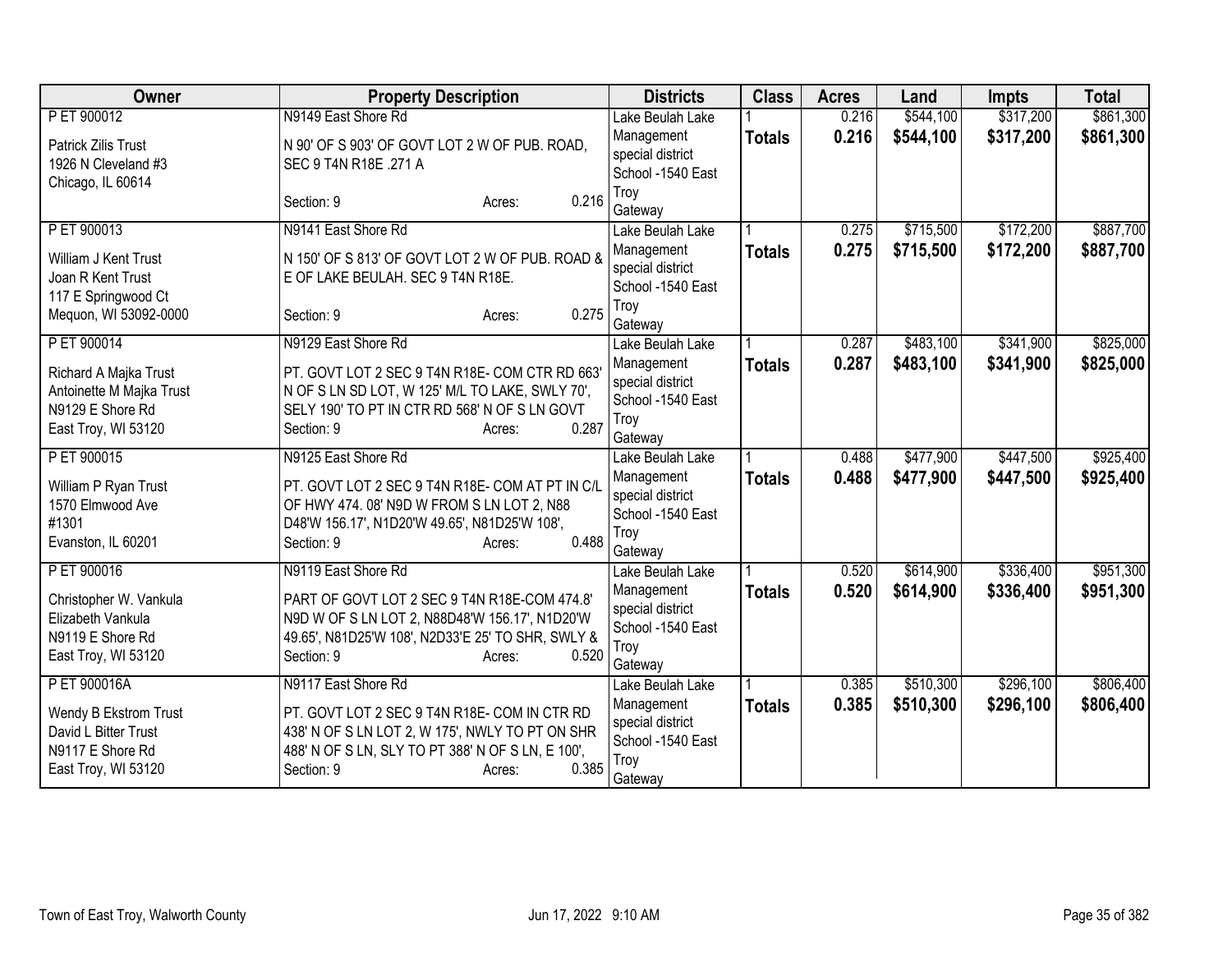| Owner | Property Description | Districts | Class | Acres | Land | Impts | Total |
|---|---|---|---|---|---|---|---|
| P ET 900012<br>Patrick Zilis Trust<br>1926 N Cleveland #3<br>Chicago, IL 60614 | N9149 East Shore Rd<br>N 90' OF S 903' OF GOVT LOT 2 W OF PUB. ROAD, SEC 9 T4N R18E .271 A<br>Section: 9 Acres: 0.216 | Lake Beulah Lake Management special district<br>School -1540 East Troy<br>Gateway | 1<br>**Totals** | 0.216<br>**0.216** | $544,100<br>**$544,100** | $317,200<br>**$317,200** | $861,300<br>**$861,300** |
| P ET 900013<br>William J Kent Trust<br>Joan R Kent Trust<br>117 E Springwood Ct<br>Mequon, WI 53092-0000 | N9141 East Shore Rd<br>N 150' OF S 813' OF GOVT LOT 2 W OF PUB. ROAD & E OF LAKE BEULAH. SEC 9 T4N R18E.<br>Section: 9 Acres: 0.275 | Lake Beulah Lake Management special district<br>School -1540 East Troy<br>Gateway | 1<br>**Totals** | 0.275<br>**0.275** | $715,500<br>**$715,500** | $172,200<br>**$172,200** | $887,700<br>**$887,700** |
| P ET 900014<br>Richard A Majka Trust<br>Antoinette M Majka Trust<br>N9129 E Shore Rd<br>East Troy, WI 53120 | N9129 East Shore Rd<br>PT. GOVT LOT 2 SEC 9 T4N R18E- COM CTR RD 663' N OF S LN SD LOT, W 125' M/L TO LAKE, SWLY 70', SELY 190' TO PT IN CTR RD 568' N OF S LN GOVT<br>Section: 9 Acres: 0.287 | Lake Beulah Lake Management special district<br>School -1540 East Troy<br>Gateway | 1<br>**Totals** | 0.287<br>**0.287** | $483,100<br>**$483,100** | $341,900<br>**$341,900** | $825,000<br>**$825,000** |
| P ET 900015<br>William P Ryan Trust<br>1570 Elmwood Ave<br>#1301<br>Evanston, IL 60201 | N9125 East Shore Rd<br>PT. GOVT LOT 2 SEC 9 T4N R18E- COM AT PT IN C/L OF HWY 474. 08' N9D W FROM S LN LOT 2, N88 D48'W 156.17', N1D20'W 49.65', N81D25'W 108',<br>Section: 9 Acres: 0.488 | Lake Beulah Lake Management special district<br>School -1540 East Troy<br>Gateway | 1<br>**Totals** | 0.488<br>**0.488** | $477,900<br>**$477,900** | $447,500<br>**$447,500** | $925,400<br>**$925,400** |
| P ET 900016<br>Christopher W. Vankula<br>Elizabeth Vankula<br>N9119 E Shore Rd<br>East Troy, WI 53120 | N9119 East Shore Rd<br>PART OF GOVT LOT 2 SEC 9 T4N R18E-COM 474.8' N9D W OF S LN LOT 2, N88D48'W 156.17', N1D20'W 49.65', N81D25'W 108', N2D33'E 25' TO SHR, SWLY &<br>Section: 9 Acres: 0.520 | Lake Beulah Lake Management special district<br>School -1540 East Troy<br>Gateway | 1<br>**Totals** | 0.520<br>**0.520** | $614,900<br>**$614,900** | $336,400<br>**$336,400** | $951,300<br>**$951,300** |
| P ET 900016A<br>Wendy B Ekstrom Trust<br>David L Bitter Trust<br>N9117 E Shore Rd<br>East Troy, WI 53120 | N9117 East Shore Rd<br>PT. GOVT LOT 2 SEC 9 T4N R18E- COM IN CTR RD 438' N OF S LN LOT 2, W 175', NWLY TO PT ON SHR 488' N OF S LN, SLY TO PT 388' N OF S LN, E 100',<br>Section: 9 Acres: 0.385 | Lake Beulah Lake Management special district<br>School -1540 East Troy<br>Gateway | 1<br>**Totals** | 0.385<br>**0.385** | $510,300<br>**$510,300** | $296,100<br>**$296,100** | $806,400<br>**$806,400** |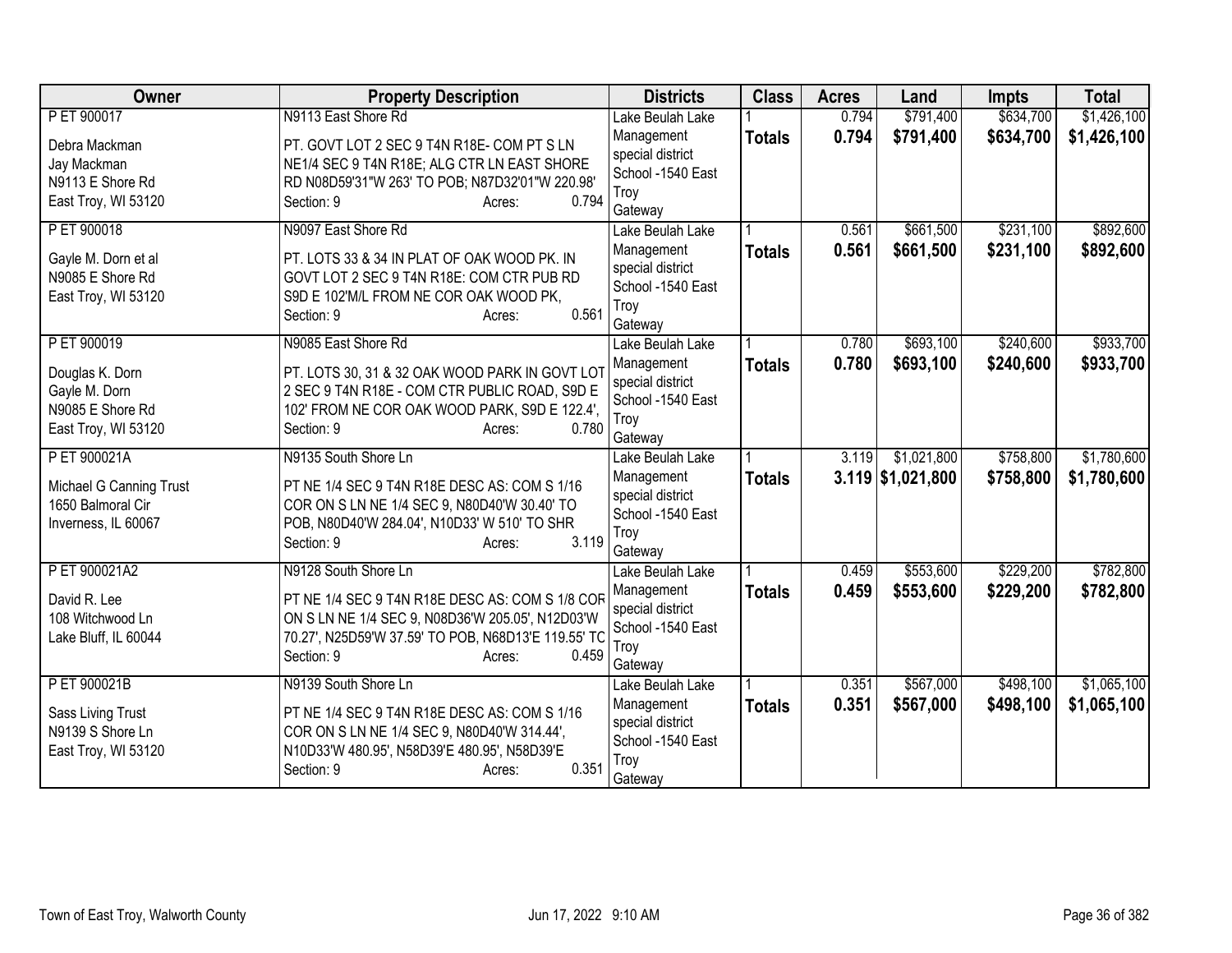| Owner | Property Description | Districts | Class | Acres | Land | Impts | Total |
|---|---|---|---|---|---|---|---|
| P ET 900017<br><br>Debra Mackman<br>Jay Mackman<br>N9113 E Shore Rd<br>East Troy, WI 53120 | N9113 East Shore Rd<br><br>PT. GOVT LOT 2 SEC 9 T4N R18E- COM PT S LN NE1/4 SEC 9 T4N R18E; ALG CTR LN EAST SHORE RD N08D59'31"W 263' TO POB; N87D32'01"W 220.98'<br>Section: 9 Acres: 0.794 | Lake Beulah Lake Management special district<br>School -1540 East Troy<br>Gateway | 1<br>**Totals** | 0.794<br>**0.794** | $791,400<br>**$791,400** | $634,700<br>**$634,700** | $1,426,100<br>**$1,426,100** |
| P ET 900018<br><br>Gayle M. Dorn et al<br>N9085 E Shore Rd<br>East Troy, WI 53120 | N9097 East Shore Rd<br><br>PT. LOTS 33 & 34 IN PLAT OF OAK WOOD PK. IN GOVT LOT 2 SEC 9 T4N R18E: COM CTR PUB RD S9D E 102'M/L FROM NE COR OAK WOOD PK,<br>Section: 9 Acres: 0.561 | Lake Beulah Lake Management special district<br>School -1540 East Troy<br>Gateway | 1<br>**Totals** | 0.561<br>**0.561** | $661,500<br>**$661,500** | $231,100<br>**$231,100** | $892,600<br>**$892,600** |
| P ET 900019<br><br>Douglas K. Dorn<br>Gayle M. Dorn<br>N9085 E Shore Rd<br>East Troy, WI 53120 | N9085 East Shore Rd<br><br>PT. LOTS 30, 31 & 32 OAK WOOD PARK IN GOVT LOT 2 SEC 9 T4N R18E - COM CTR PUBLIC ROAD, S9D E 102' FROM NE COR OAK WOOD PARK, S9D E 122.4',<br>Section: 9 Acres: 0.780 | Lake Beulah Lake Management special district<br>School -1540 East Troy<br>Gateway | 1<br>**Totals** | 0.780<br>**0.780** | $693,100<br>**$693,100** | $240,600<br>**$240,600** | $933,700<br>**$933,700** |
| P ET 900021A<br><br>Michael G Canning Trust<br>1650 Balmoral Cir<br>Inverness, IL 60067 | N9135 South Shore Ln<br><br>PT NE 1/4 SEC 9 T4N R18E DESC AS: COM S 1/16 COR ON S LN NE 1/4 SEC 9, N80D40'W 30.40' TO POB, N80D40'W 284.04', N10D33' W 510' TO SHR<br>Section: 9 Acres: 3.119 | Lake Beulah Lake Management special district<br>School -1540 East Troy<br>Gateway | 1<br>**Totals** | 3.119<br>**3.119** | $1,021,800<br>**$1,021,800** | $758,800<br>**$758,800** | $1,780,600<br>**$1,780,600** |
| P ET 900021A2<br><br>David R. Lee<br>108 Witchwood Ln<br>Lake Bluff, IL 60044 | N9128 South Shore Ln<br><br>PT NE 1/4 SEC 9 T4N R18E DESC AS: COM S 1/8 COR ON S LN NE 1/4 SEC 9, N08D36'W 205.05', N12D03'W 70.27', N25D59'W 37.59' TO POB, N68D13'E 119.55' TC<br>Section: 9 Acres: 0.459 | Lake Beulah Lake Management special district<br>School -1540 East Troy<br>Gateway | 1<br>**Totals** | 0.459<br>**0.459** | $553,600<br>**$553,600** | $229,200<br>**$229,200** | $782,800<br>**$782,800** |
| P ET 900021B<br><br>Sass Living Trust<br>N9139 S Shore Ln<br>East Troy, WI 53120 | N9139 South Shore Ln<br><br>PT NE 1/4 SEC 9 T4N R18E DESC AS: COM S 1/16 COR ON S LN NE 1/4 SEC 9, N80D40'W 314.44', N10D33'W 480.95', N58D39'E 480.95', N58D39'E<br>Section: 9 Acres: 0.351 | Lake Beulah Lake Management special district<br>School -1540 East Troy<br>Gateway | 1<br>**Totals** | 0.351<br>**0.351** | $567,000<br>**$567,000** | $498,100<br>**$498,100** | $1,065,100<br>**$1,065,100** |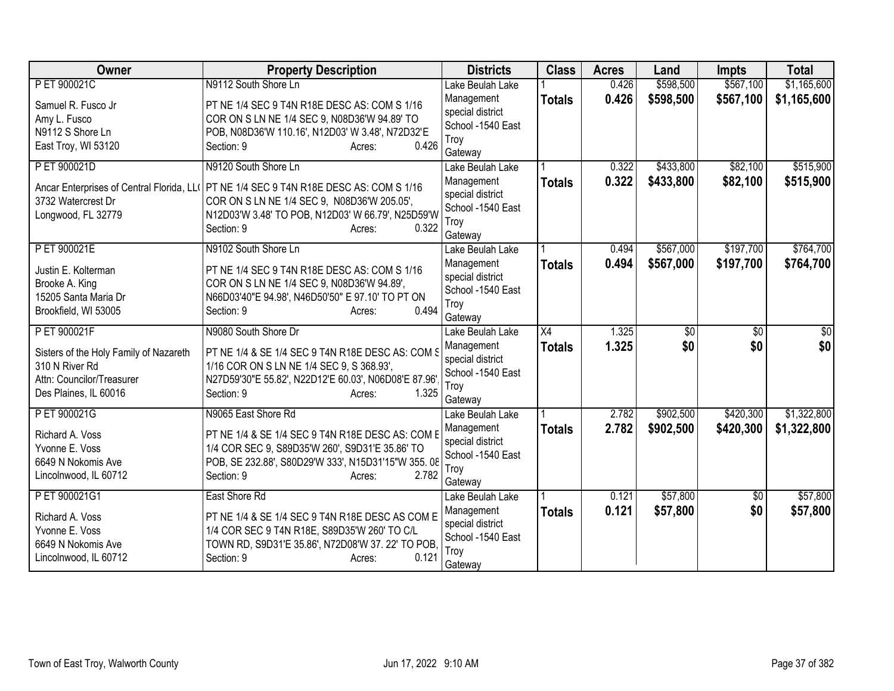| Owner | Property Description | Districts | Class | Acres | Land | Impts | Total |
|---|---|---|---|---|---|---|---|
| P ET 900021C<br>Samuel R. Fusco Jr<br>Amy L. Fusco<br>N9112 S Shore Ln<br>East Troy, WI 53120 | N9112 South Shore Ln<br>PT NE 1/4 SEC 9 T4N R18E DESC AS: COM S 1/16 COR ON S LN NE 1/4 SEC 9, N08D36'W 94.89' TO POB, N08D36'W 110.16', N12D03' W 3.48', N72D32'E<br>Section: 9 Acres: 0.426 | Lake Beulah Lake Management special district<br>School -1540 East Troy<br>Gateway | 1<br>**Totals** | 0.426<br>**0.426** | $598,500<br>**$598,500** | $567,100<br>**$567,100** | $1,165,600<br>**$1,165,600** |
| P ET 900021D<br>Ancar Enterprises of Central Florida, LL(<br>3732 Watercrest Dr<br>Longwood, FL 32779 | N9120 South Shore Ln<br>PT NE 1/4 SEC 9 T4N R18E DESC AS: COM S 1/16 COR ON S LN NE 1/4 SEC 9, N08D36'W 205.05', N12D03'W 3.48' TO POB, N12D03' W 66.79', N25D59'W<br>Section: 9 Acres: 0.322 | Lake Beulah Lake Management special district<br>School -1540 East Troy<br>Gateway | 1<br>**Totals** | 0.322<br>**0.322** | $433,800<br>**$433,800** | $82,100<br>**$82,100** | $515,900<br>**$515,900** |
| P ET 900021E<br>Justin E. Kolterman<br>Brooke A. King<br>15205 Santa Maria Dr<br>Brookfield, WI 53005 | N9102 South Shore Ln<br>PT NE 1/4 SEC 9 T4N R18E DESC AS: COM S 1/16 COR ON S LN NE 1/4 SEC 9, N08D36'W 94.89', N66D03'40"E 94.98', N46D50'50" E 97.10' TO PT ON<br>Section: 9 Acres: 0.494 | Lake Beulah Lake Management special district<br>School -1540 East Troy<br>Gateway | 1<br>**Totals** | 0.494<br>**0.494** | $567,000<br>**$567,000** | $197,700<br>**$197,700** | $764,700<br>**$764,700** |
| P ET 900021F<br>Sisters of the Holy Family of Nazareth<br>310 N River Rd<br>Attn: Councilor/Treasurer<br>Des Plaines, IL 60016 | N9080 South Shore Dr<br>PT NE 1/4 & SE 1/4 SEC 9 T4N R18E DESC AS: COM S 1/16 COR ON S LN NE 1/4 SEC 9, S 368.93', N27D59'30"E 55.82', N22D12'E 60.03', N06D08'E 87.96',<br>Section: 9 Acres: 1.325 | Lake Beulah Lake Management special district<br>School -1540 East Troy<br>Gateway | X4<br>**Totals** | 1.325<br>**1.325** | $0<br>**$0** | $0<br>**$0** | $0<br>**$0** |
| P ET 900021G<br>Richard A. Voss<br>Yvonne E. Voss<br>6649 N Nokomis Ave<br>Lincolnwood, IL 60712 | N9065 East Shore Rd<br>PT NE 1/4 & SE 1/4 SEC 9 T4N R18E DESC AS: COM E 1/4 COR SEC 9, S89D35'W 260', S9D31'E 35.86' TO POB, SE 232.88', S80D29'W 333', N15D31'15"W 355.08<br>Section: 9 Acres: 2.782 | Lake Beulah Lake Management special district<br>School -1540 East Troy<br>Gateway | 1<br>**Totals** | 2.782<br>**2.782** | $902,500<br>**$902,500** | $420,300<br>**$420,300** | $1,322,800<br>**$1,322,800** |
| P ET 900021G1<br>Richard A. Voss<br>Yvonne E. Voss<br>6649 N Nokomis Ave<br>Lincolnwood, IL 60712 | East Shore Rd<br>PT NE 1/4 & SE 1/4 SEC 9 T4N R18E DESC AS COM E 1/4 COR SEC 9 T4N R18E, S89D35'W 260' TO C/L TOWN RD, S9D31'E 35.86', N72D08'W 37. 22' TO POB,<br>Section: 9 Acres: 0.121 | Lake Beulah Lake Management special district<br>School -1540 East Troy<br>Gateway | 1<br>**Totals** | 0.121<br>**0.121** | $57,800<br>**$57,800** | $0<br>**$0** | $57,800<br>**$57,800** |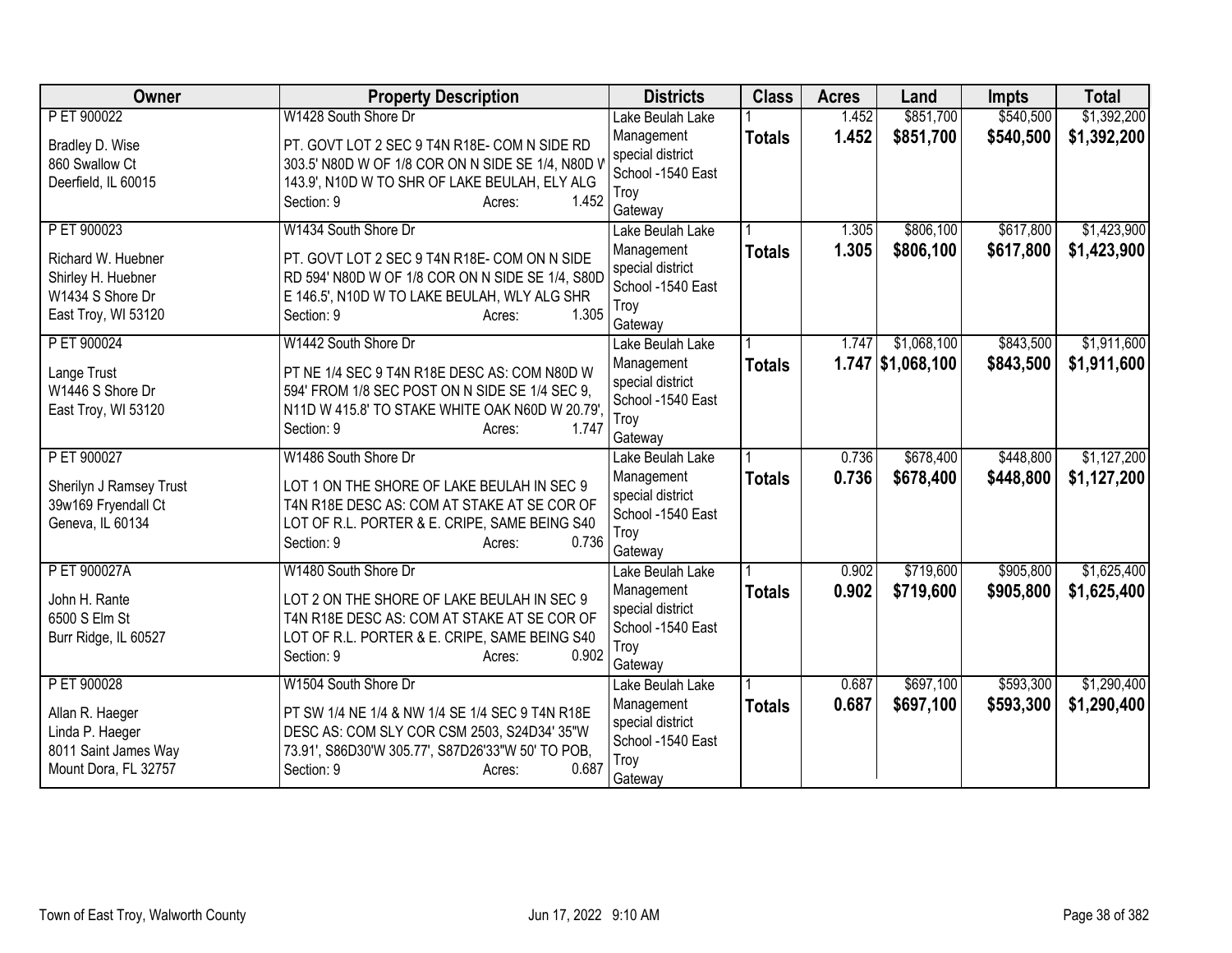| Owner | Property Description | Districts | Class | Acres | Land | Impts | Total |
|---|---|---|---|---|---|---|---|
| P ET 900022<br><br>Bradley D. Wise<br>860 Swallow Ct<br>Deerfield, IL 60015 | W1428 South Shore Dr<br><br>PT. GOVT LOT 2 SEC 9 T4N R18E- COM N SIDE RD 303.5' N80D W OF 1/8 COR ON N SIDE SE 1/4, N80D W 143.9', N10D W TO SHR OF LAKE BEULAH, ELY ALG<br>Section: 9 Acres: 1.452 | Lake Beulah Lake Management special district<br>School -1540 East Troy<br>Gateway | 1<br>**Totals** | 1.452<br>**1.452** | $851,700<br>**$851,700** | $540,500<br>**$540,500** | $1,392,200<br>**$1,392,200** |
| P ET 900023<br><br>Richard W. Huebner<br>Shirley H. Huebner<br>W1434 S Shore Dr<br>East Troy, WI 53120 | W1434 South Shore Dr<br><br>PT. GOVT LOT 2 SEC 9 T4N R18E- COM ON N SIDE RD 594' N80D W OF 1/8 COR ON N SIDE SE 1/4, S80D E 146.5', N10D W TO LAKE BEULAH, WLY ALG SHR<br>Section: 9 Acres: 1.305 | Lake Beulah Lake Management special district<br>School -1540 East Troy<br>Gateway | 1<br>**Totals** | 1.305<br>**1.305** | $806,100<br>**$806,100** | $617,800<br>**$617,800** | $1,423,900<br>**$1,423,900** |
| P ET 900024<br><br>Lange Trust<br>W1446 S Shore Dr<br>East Troy, WI 53120 | W1442 South Shore Dr<br><br>PT NE 1/4 SEC 9 T4N R18E DESC AS: COM N80D W 594' FROM 1/8 SEC POST ON N SIDE SE 1/4 SEC 9, N11D W 415.8' TO STAKE WHITE OAK N60D W 20.79',<br>Section: 9 Acres: 1.747 | Lake Beulah Lake Management special district<br>School -1540 East Troy<br>Gateway | 1<br>**Totals** | 1.747<br>**1.747** | $1,068,100<br>**$1,068,100** | $843,500<br>**$843,500** | $1,911,600<br>**$1,911,600** |
| P ET 900027<br><br>Sherilyn J Ramsey Trust<br>39w169 Fryendall Ct<br>Geneva, IL 60134 | W1486 South Shore Dr<br><br>LOT 1 ON THE SHORE OF LAKE BEULAH IN SEC 9 T4N R18E DESC AS: COM AT STAKE AT SE COR OF LOT OF R.L. PORTER & E. CRIPE, SAME BEING S40<br>Section: 9 Acres: 0.736 | Lake Beulah Lake Management special district<br>School -1540 East Troy<br>Gateway | 1<br>**Totals** | 0.736<br>**0.736** | $678,400<br>**$678,400** | $448,800<br>**$448,800** | $1,127,200<br>**$1,127,200** |
| P ET 900027A<br><br>John H. Rante<br>6500 S Elm St<br>Burr Ridge, IL 60527 | W1480 South Shore Dr<br><br>LOT 2 ON THE SHORE OF LAKE BEULAH IN SEC 9 T4N R18E DESC AS: COM AT STAKE AT SE COR OF LOT OF R.L. PORTER & E. CRIPE, SAME BEING S40<br>Section: 9 Acres: 0.902 | Lake Beulah Lake Management special district<br>School -1540 East Troy<br>Gateway | 1<br>**Totals** | 0.902<br>**0.902** | $719,600<br>**$719,600** | $905,800<br>**$905,800** | $1,625,400<br>**$1,625,400** |
| P ET 900028<br><br>Allan R. Haeger<br>Linda P. Haeger<br>8011 Saint James Way<br>Mount Dora, FL 32757 | W1504 South Shore Dr<br><br>PT SW 1/4 NE 1/4 & NW 1/4 SE 1/4 SEC 9 T4N R18E DESC AS: COM SLY COR CSM 2503, S24D34' 35"W 73.91', S86D30'W 305.77', S87D26'33"W 50' TO POB,<br>Section: 9 Acres: 0.687 | Lake Beulah Lake Management special district<br>School -1540 East Troy<br>Gateway | 1<br>**Totals** | 0.687<br>**0.687** | $697,100<br>**$697,100** | $593,300<br>**$593,300** | $1,290,400<br>**$1,290,400** |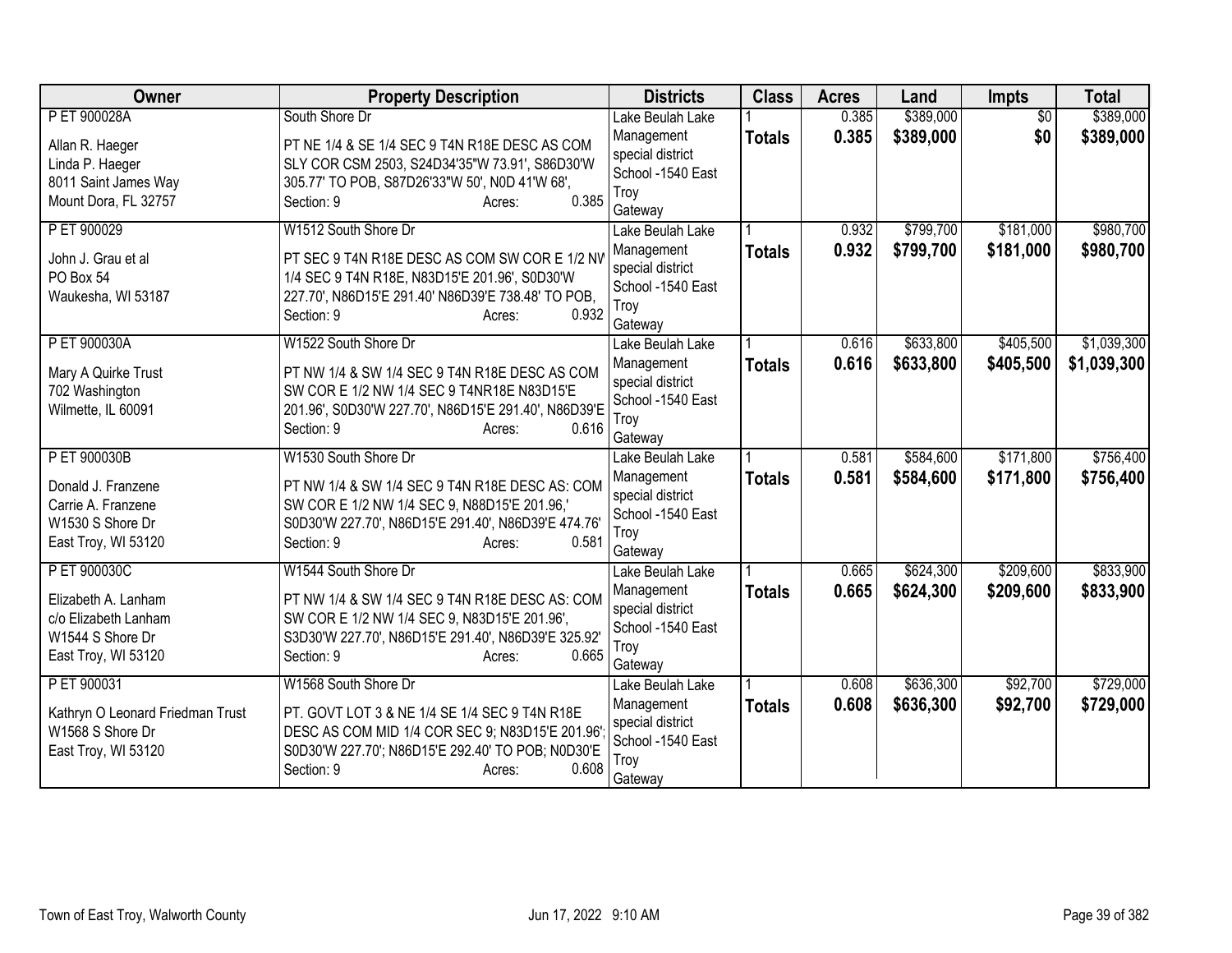| Owner | Property Description | Districts | Class | Acres | Land | Impts | Total |
|---|---|---|---|---|---|---|---|
| P ET 900028A<br><br>Allan R. Haeger<br>Linda P. Haeger<br>8011 Saint James Way<br>Mount Dora, FL 32757 | South Shore Dr<br><br>PT NE 1/4 & SE 1/4 SEC 9 T4N R18E DESC AS COM SLY COR CSM 2503, S24D34'35"W 73.91', S86D30'W 305.77' TO POB, S87D26'33"W 50', N0D 41'W 68',<br>Section: 9 Acres: 0.385 | Lake Beulah Lake Management special district<br>School -1540 East Troy Gateway | 1<br>**Totals** | 0.385<br>**0.385** | $389,000<br>**$389,000** | $0<br>**$0** | $389,000<br>**$389,000** |
| P ET 900029<br><br>John J. Grau et al<br>PO Box 54<br>Waukesha, WI 53187 | W1512 South Shore Dr<br><br>PT SEC 9 T4N R18E DESC AS COM SW COR E 1/2 NW 1/4 SEC 9 T4N R18E, N83D15'E 201.96', S0D30'W 227.70', N86D15'E 291.40' N86D39'E 738.48' TO POB,<br>Section: 9 Acres: 0.932 | Lake Beulah Lake Management special district<br>School -1540 East Troy Gateway | 1<br>**Totals** | 0.932<br>**0.932** | $799,700<br>**$799,700** | $181,000<br>**$181,000** | $980,700<br>**$980,700** |
| P ET 900030A<br><br>Mary A Quirke Trust<br>702 Washington<br>Wilmette, IL 60091 | W1522 South Shore Dr<br><br>PT NW 1/4 & SW 1/4 SEC 9 T4N R18E DESC AS COM SW COR E 1/2 NW 1/4 SEC 9 T4NR18E N83D15'E 201.96', S0D30'W 227.70', N86D15'E 291.40', N86D39'E<br>Section: 9 Acres: 0.616 | Lake Beulah Lake Management special district<br>School -1540 East Troy Gateway | 1<br>**Totals** | 0.616<br>**0.616** | $633,800<br>**$633,800** | $405,500<br>**$405,500** | $1,039,300<br>**$1,039,300** |
| P ET 900030B<br><br>Donald J. Franzene<br>Carrie A. Franzene<br>W1530 S Shore Dr<br>East Troy, WI 53120 | W1530 South Shore Dr<br><br>PT NW 1/4 & SW 1/4 SEC 9 T4N R18E DESC AS: COM SW COR E 1/2 NW 1/4 SEC 9, N88D15'E 201.96,' S0D30'W 227.70', N86D15'E 291.40', N86D39'E 474.76'<br>Section: 9 Acres: 0.581 | Lake Beulah Lake Management special district<br>School -1540 East Troy Gateway | 1<br>**Totals** | 0.581<br>**0.581** | $584,600<br>**$584,600** | $171,800<br>**$171,800** | $756,400<br>**$756,400** |
| P ET 900030C<br><br>Elizabeth A. Lanham<br>c/o Elizabeth Lanham<br>W1544 S Shore Dr<br>East Troy, WI 53120 | W1544 South Shore Dr<br><br>PT NW 1/4 & SW 1/4 SEC 9 T4N R18E DESC AS: COM SW COR E 1/2 NW 1/4 SEC 9, N83D15'E 201.96', S3D30'W 227.70', N86D15'E 291.40', N86D39'E 325.92'<br>Section: 9 Acres: 0.665 | Lake Beulah Lake Management special district<br>School -1540 East Troy Gateway | 1<br>**Totals** | 0.665<br>**0.665** | $624,300<br>**$624,300** | $209,600<br>**$209,600** | $833,900<br>**$833,900** |
| P ET 900031<br><br>Kathryn O Leonard Friedman Trust<br>W1568 S Shore Dr<br>East Troy, WI 53120 | W1568 South Shore Dr<br><br>PT. GOVT LOT 3 & NE 1/4 SE 1/4 SEC 9 T4N R18E DESC AS COM MID 1/4 COR SEC 9; N83D15'E 201.96'; S0D30'W 227.70'; N86D15'E 292.40' TO POB; N0D30'E<br>Section: 9 Acres: 0.608 | Lake Beulah Lake Management special district<br>School -1540 East Troy Gateway | 1<br>**Totals** | 0.608<br>**0.608** | $636,300<br>**$636,300** | $92,700<br>**$92,700** | $729,000<br>**$729,000** |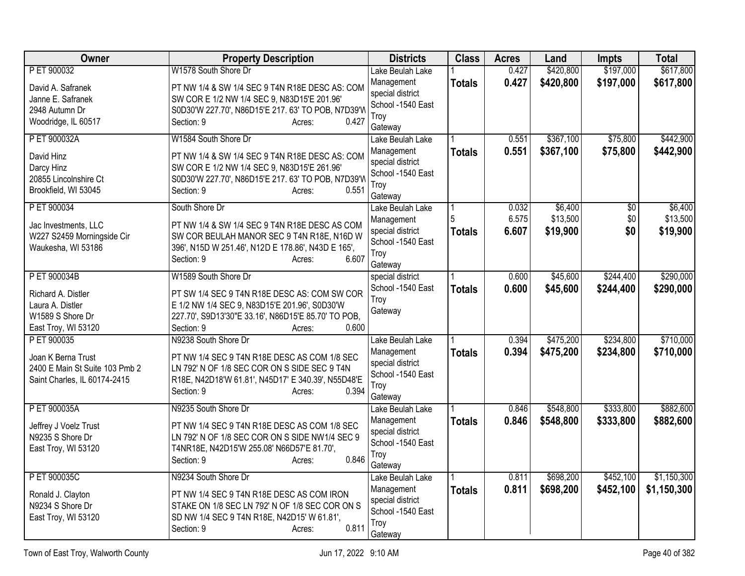| Owner | Property Description | Districts | Class | Acres | Land | Impts | Total |
|---|---|---|---|---|---|---|---|
| P ET 900032<br>David A. Safranek<br>Janne E. Safranek<br>2948 Autumn Dr<br>Woodridge, IL 60517 | W1578 South Shore Dr<br>PT NW 1/4 & SW 1/4 SEC 9 T4N R18E DESC AS: COM SW COR E 1/2 NW 1/4 SEC 9, N83D15'E 201.96' S0D30'W 227.70', N86D15'E 217. 63' TO POB, N7D39'W<br>Section: 9 Acres: 0.427 | Lake Beulah Lake Management special district School -1540 East Troy Gateway | 1<br>**Totals** | 0.427<br>**0.427** | $420,800<br>**$420,800** | $197,000<br>**$197,000** | $617,800<br>**$617,800** |
| P ET 900032A<br>David Hinz<br>Darcy Hinz<br>20855 Lincolnshire Ct<br>Brookfield, WI 53045 | W1584 South Shore Dr<br>PT NW 1/4 & SW 1/4 SEC 9 T4N R18E DESC AS: COM SW COR E 1/2 NW 1/4 SEC 9, N83D15'E 261.96' S0D30'W 227.70', N86D15'E 217. 63' TO POB, N7D39'W<br>Section: 9 Acres: 0.551 | Lake Beulah Lake Management special district School -1540 East Troy Gateway | 1<br>**Totals** | 0.551<br>**0.551** | $367,100<br>**$367,100** | $75,800<br>**$75,800** | $442,900<br>**$442,900** |
| P ET 900034<br>Jac Investments, LLC<br>W227 S2459 Morningside Cir<br>Waukesha, WI 53186 | South Shore Dr<br>PT NW 1/4 & SW 1/4 SEC 9 T4N R18E DESC AS COM SW COR BEULAH MANOR SEC 9 T4N R18E, N16D W 396', N15D W 251.46', N12D E 178.86', N43D E 165',<br>Section: 9 Acres: 6.607 | Lake Beulah Lake Management special district School -1540 East Troy Gateway | 1<br>5<br>**Totals** | 0.032<br>6.575<br>**6.607** | $6,400<br>$13,500<br>**$19,900** | $0<br>$0<br>**$0** | $6,400<br>$13,500<br>**$19,900** |
| P ET 900034B<br>Richard A. Distler<br>Laura A. Distler<br>W1589 S Shore Dr<br>East Troy, WI 53120 | W1589 South Shore Dr<br>PT SW 1/4 SEC 9 T4N R18E DESC AS: COM SW COR E 1/2 NW 1/4 SEC 9, N83D15'E 201.96', S0D30'W 227.70', S9D13'30"E 33.16', N86D15'E 85.70' TO POB,<br>Section: 9 Acres: 0.600 | special district School -1540 East Troy Gateway | 1<br>**Totals** | 0.600<br>**0.600** | $45,600<br>**$45,600** | $244,400<br>**$244,400** | $290,000<br>**$290,000** |
| P ET 900035<br>Joan K Berna Trust<br>2400 E Main St Suite 103 Pmb 2<br>Saint Charles, IL 60174-2415 | N9238 South Shore Dr<br>PT NW 1/4 SEC 9 T4N R18E DESC AS COM 1/8 SEC LN 792' N OF 1/8 SEC COR ON S SIDE SEC 9 T4N R18E, N42D18'W 61.81', N45D17' E 340.39', N55D48'E<br>Section: 9 Acres: 0.394 | Lake Beulah Lake Management special district School -1540 East Troy Gateway | 1<br>**Totals** | 0.394<br>**0.394** | $475,200<br>**$475,200** | $234,800<br>**$234,800** | $710,000<br>**$710,000** |
| P ET 900035A<br>Jeffrey J Voelz Trust<br>N9235 S Shore Dr<br>East Troy, WI 53120 | N9235 South Shore Dr<br>PT NW 1/4 SEC 9 T4N R18E DESC AS COM 1/8 SEC LN 792' N OF 1/8 SEC COR ON S SIDE NW1/4 SEC 9 T4NR18E, N42D15'W 255.08' N66D57'E 81.70',<br>Section: 9 Acres: 0.846 | Lake Beulah Lake Management special district School -1540 East Troy Gateway | 1<br>**Totals** | 0.846<br>**0.846** | $548,800<br>**$548,800** | $333,800<br>**$333,800** | $882,600<br>**$882,600** |
| P ET 900035C<br>Ronald J. Clayton<br>N9234 S Shore Dr<br>East Troy, WI 53120 | N9234 South Shore Dr<br>PT NW 1/4 SEC 9 T4N R18E DESC AS COM IRON STAKE ON 1/8 SEC LN 792' N OF 1/8 SEC COR ON S SD NW 1/4 SEC 9 T4N R18E, N42D15' W 61.81',<br>Section: 9 Acres: 0.811 | Lake Beulah Lake Management special district School -1540 East Troy Gateway | 1<br>**Totals** | 0.811<br>**0.811** | $698,200<br>**$698,200** | $452,100<br>**$452,100** | $1,150,300<br>**$1,150,300** |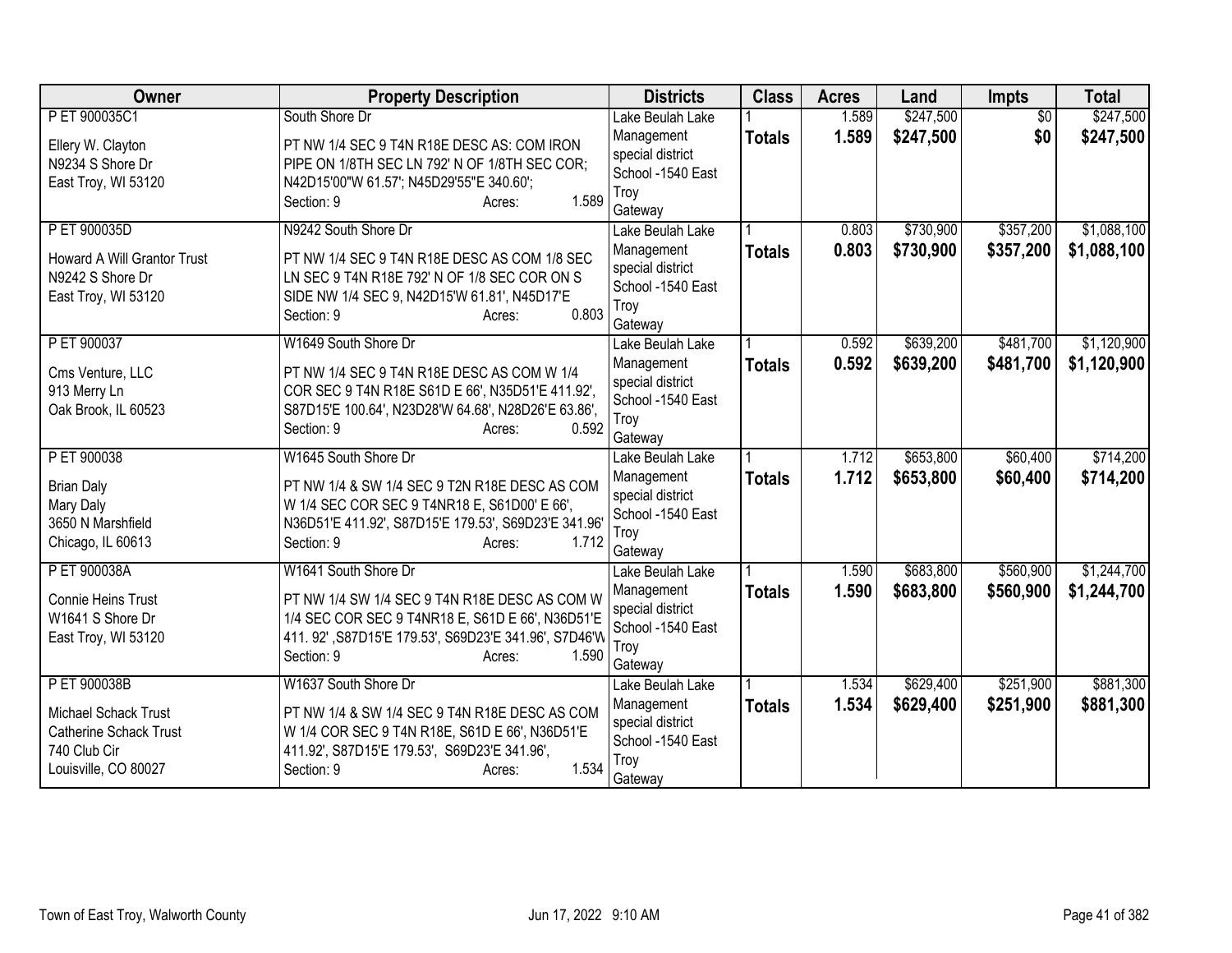| Owner | Property Description | Districts | Class | Acres | Land | Impts | Total |
|---|---|---|---|---|---|---|---|
| P ET 900035C1<br><br>Ellery W. Clayton<br>N9234 S Shore Dr<br>East Troy, WI 53120 | South Shore Dr<br><br>PT NW 1/4 SEC 9 T4N R18E DESC AS: COM IRON PIPE ON 1/8TH SEC LN 792' N OF 1/8TH SEC COR; N42D15'00"W 61.57'; N45D29'55"E 340.60';<br>Section: 9 Acres: 1.589 | Lake Beulah Lake Management special district<br>School -1540 East Troy<br>Gateway | 1<br>**Totals** | 1.589<br>**1.589** | $247,500<br>**$247,500** | $0<br>**$0** | $247,500<br>**$247,500** |
| P ET 900035D<br><br>Howard A Will Grantor Trust<br>N9242 S Shore Dr<br>East Troy, WI 53120 | N9242 South Shore Dr<br><br>PT NW 1/4 SEC 9 T4N R18E DESC AS COM 1/8 SEC LN SEC 9 T4N R18E 792' N OF 1/8 SEC COR ON S SIDE NW 1/4 SEC 9, N42D15'W 61.81', N45D17'E<br>Section: 9 Acres: 0.803 | Lake Beulah Lake Management special district<br>School -1540 East Troy<br>Gateway | 1<br>**Totals** | 0.803<br>**0.803** | $730,900<br>**$730,900** | $357,200<br>**$357,200** | $1,088,100<br>**$1,088,100** |
| P ET 900037<br><br>Cms Venture, LLC<br>913 Merry Ln<br>Oak Brook, IL 60523 | W1649 South Shore Dr<br><br>PT NW 1/4 SEC 9 T4N R18E DESC AS COM W 1/4 COR SEC 9 T4N R18E S61D E 66', N35D51'E 411.92', S87D15'E 100.64', N23D28'W 64.68', N28D26'E 63.86',<br>Section: 9 Acres: 0.592 | Lake Beulah Lake Management special district<br>School -1540 East Troy<br>Gateway | 1<br>**Totals** | 0.592<br>**0.592** | $639,200<br>**$639,200** | $481,700<br>**$481,700** | $1,120,900<br>**$1,120,900** |
| P ET 900038<br><br>Brian Daly<br>Mary Daly<br>3650 N Marshfield<br>Chicago, IL 60613 | W1645 South Shore Dr<br><br>PT NW 1/4 & SW 1/4 SEC 9 T2N R18E DESC AS COM W 1/4 SEC COR SEC 9 T4NR18 E, S61D00' E 66', N36D51'E 411.92', S87D15'E 179.53', S69D23'E 341.96'<br>Section: 9 Acres: 1.712 | Lake Beulah Lake Management special district<br>School -1540 East Troy<br>Gateway | 1<br>**Totals** | 1.712<br>**1.712** | $653,800<br>**$653,800** | $60,400<br>**$60,400** | $714,200<br>**$714,200** |
| P ET 900038A<br><br>Connie Heins Trust<br>W1641 S Shore Dr<br>East Troy, WI 53120 | W1641 South Shore Dr<br><br>PT NW 1/4 SW 1/4 SEC 9 T4N R18E DESC AS COM W 1/4 SEC COR SEC 9 T4NR18 E, S61D E 66', N36D51'E 411. 92' ,S87D15'E 179.53', S69D23'E 341.96', S7D46'W<br>Section: 9 Acres: 1.590 | Lake Beulah Lake Management special district<br>School -1540 East Troy<br>Gateway | 1<br>**Totals** | 1.590<br>**1.590** | $683,800<br>**$683,800** | $560,900<br>**$560,900** | $1,244,700<br>**$1,244,700** |
| P ET 900038B<br><br>Michael Schack Trust<br>Catherine Schack Trust<br>740 Club Cir<br>Louisville, CO 80027 | W1637 South Shore Dr<br><br>PT NW 1/4 & SW 1/4 SEC 9 T4N R18E DESC AS COM W 1/4 COR SEC 9 T4N R18E, S61D E 66', N36D51'E 411.92', S87D15'E 179.53', S69D23'E 341.96',<br>Section: 9 Acres: 1.534 | Lake Beulah Lake Management special district<br>School -1540 East Troy<br>Gateway | 1<br>**Totals** | 1.534<br>**1.534** | $629,400<br>**$629,400** | $251,900<br>**$251,900** | $881,300<br>**$881,300** |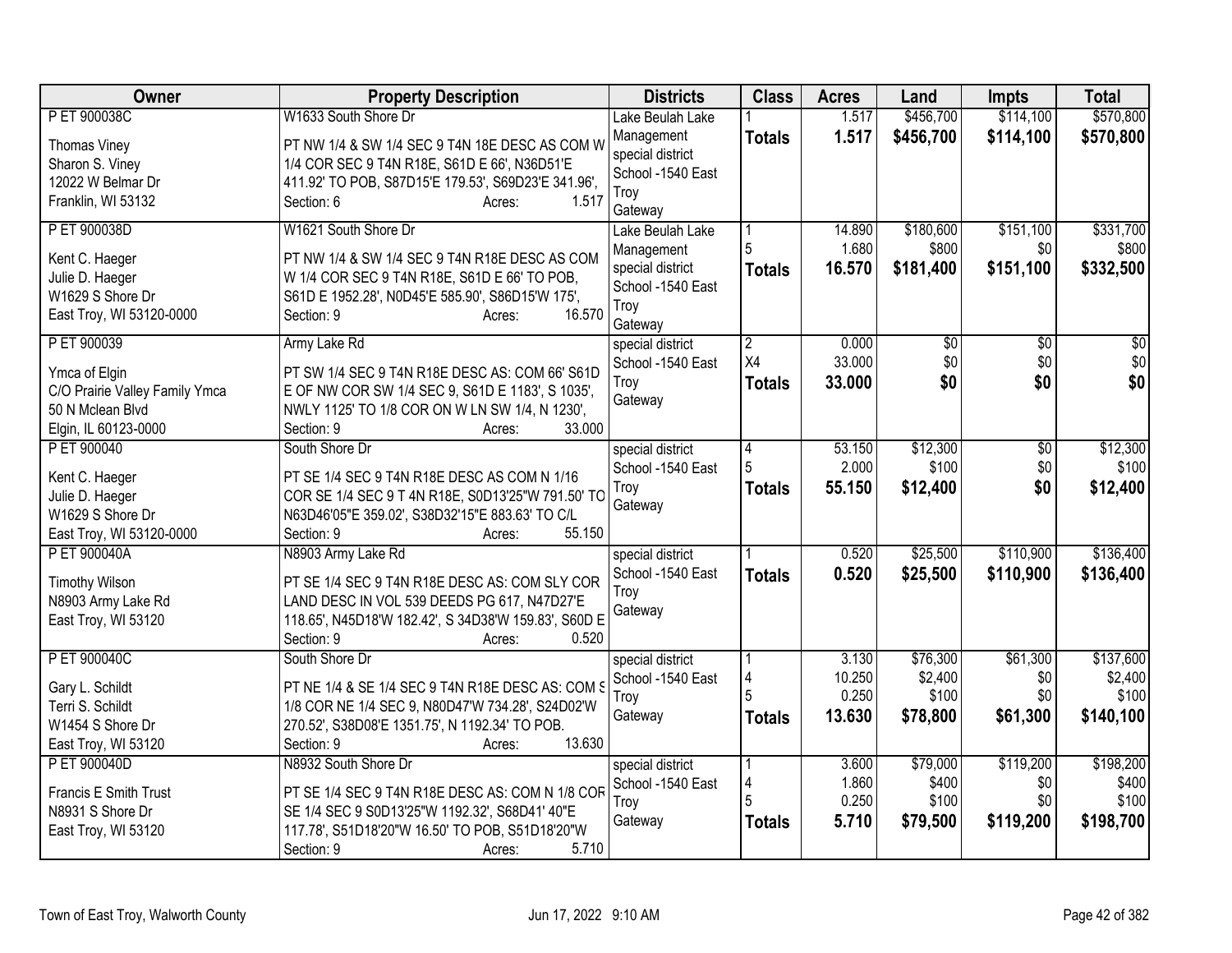| Owner | Property Description | Districts | Class | Acres | Land | Impts | Total |
|---|---|---|---|---|---|---|---|
| P ET 900038C<br><br>Thomas Viney<br>Sharon S. Viney<br>12022 W Belmar Dr<br>Franklin, WI 53132 | W1633 South Shore Dr<br><br>PT NW 1/4 & SW 1/4 SEC 9 T4N 18E DESC AS COM W 1/4 COR SEC 9 T4N R18E, S61D E 66', N36D51'E 411.92' TO POB, S87D15'E 179.53', S69D23'E 341.96',<br>Section: 6 Acres: 1.517 | Lake Beulah Lake Management special district<br>School -1540 East Troy<br>Gateway | 1<br>**Totals** | 1.517<br>**1.517** | \$456,700<br>**\$456,700** | \$114,100<br>**\$114,100** | \$570,800<br>**\$570,800** |
| P ET 900038D<br><br>Kent C. Haeger<br>Julie D. Haeger<br>W1629 S Shore Dr<br>East Troy, WI 53120-0000 | W1621 South Shore Dr<br><br>PT NW 1/4 & SW 1/4 SEC 9 T4N R18E DESC AS COM W 1/4 COR SEC 9 T4N R18E, S61D E 66' TO POB, S61D E 1952.28', N0D45'E 585.90', S86D15'W 175',<br>Section: 9 Acres: 16.570 | Lake Beulah Lake Management special district<br>School -1540 East Troy<br>Gateway | 1<br>5<br>**Totals** | 14.890<br>1.680<br>**16.570** | \$180,600<br>\$800<br>**\$181,400** | \$151,100<br>\$0<br>**\$151,100** | \$331,700<br>\$800<br>**\$332,500** |
| P ET 900039<br><br>Ymca of Elgin<br>C/O Prairie Valley Family Ymca<br>50 N Mclean Blvd<br>Elgin, IL 60123-0000 | Army Lake Rd<br><br>PT SW 1/4 SEC 9 T4N R18E DESC AS: COM 66' S61D E OF NW COR SW 1/4 SEC 9, S61D E 1183', S 1035', NWLY 1125' TO 1/8 COR ON W LN SW 1/4, N 1230',<br>Section: 9 Acres: 33.000 | special district<br>School -1540 East Troy<br>Gateway | 2<br>X4<br>**Totals** | 0.000<br>33.000<br>**33.000** | \$0<br>\$0<br>**\$0** | \$0<br>\$0<br>**\$0** | \$0<br>\$0<br>**\$0** |
| P ET 900040<br><br>Kent C. Haeger<br>Julie D. Haeger<br>W1629 S Shore Dr<br>East Troy, WI 53120-0000 | South Shore Dr<br><br>PT SE 1/4 SEC 9 T4N R18E DESC AS COM N 1/16 COR SE 1/4 SEC 9 T 4N R18E, S0D13'25"W 791.50' TO N63D46'05"E 359.02', S38D32'15"E 883.63' TO C/L<br>Section: 9 Acres: 55.150 | special district<br>School -1540 East Troy<br>Gateway | 4<br>5<br>**Totals** | 53.150<br>2.000<br>**55.150** | \$12,300<br>\$100<br>**\$12,400** | \$0<br>\$0<br>**\$0** | \$12,300<br>\$100<br>**\$12,400** |
| P ET 900040A<br><br>Timothy Wilson<br>N8903 Army Lake Rd<br>East Troy, WI 53120 | N8903 Army Lake Rd<br><br>PT SE 1/4 SEC 9 T4N R18E DESC AS: COM SLY COR LAND DESC IN VOL 539 DEEDS PG 617, N47D27'E 118.65', N45D18'W 182.42', S 34D38'W 159.83', S60D E<br>Section: 9 Acres: 0.520 | special district<br>School -1540 East Troy<br>Gateway | 1<br>**Totals** | 0.520<br>**0.520** | \$25,500<br>**\$25,500** | \$110,900<br>**\$110,900** | \$136,400<br>**\$136,400** |
| P ET 900040C<br><br>Gary L. Schildt<br>Terri S. Schildt<br>W1454 S Shore Dr<br>East Troy, WI 53120 | South Shore Dr<br><br>PT NE 1/4 & SE 1/4 SEC 9 T4N R18E DESC AS: COM S 1/8 COR NE 1/4 SEC 9, N80D47'W 734.28', S24D02'W 270.52', S38D08'E 1351.75', N 1192.34' TO POB.<br>Section: 9 Acres: 13.630 | special district<br>School -1540 East Troy<br>Gateway | 1<br>4<br>5<br>**Totals** | 3.130<br>10.250<br>0.250<br>**13.630** | \$76,300<br>\$2,400<br>\$100<br>**\$78,800** | \$61,300<br>\$0<br>\$0<br>**\$61,300** | \$137,600<br>\$2,400<br>\$100<br>**\$140,100** |
| P ET 900040D<br><br>Francis E Smith Trust<br>N8931 S Shore Dr<br>East Troy, WI 53120 | N8932 South Shore Dr<br><br>PT SE 1/4 SEC 9 T4N R18E DESC AS: COM N 1/8 COR SE 1/4 SEC 9 S0D13'25"W 1192.32', S68D41' 40"E 117.78', S51D18'20"W 16.50' TO POB, S51D18'20"W<br>Section: 9 Acres: 5.710 | special district<br>School -1540 East Troy<br>Gateway | 1<br>4<br>5<br>**Totals** | 3.600<br>1.860<br>0.250<br>**5.710** | \$79,000<br>\$400<br>\$100<br>**\$79,500** | \$119,200<br>\$0<br>\$0<br>**\$119,200** | \$198,200<br>\$400<br>\$100<br>**\$198,700** |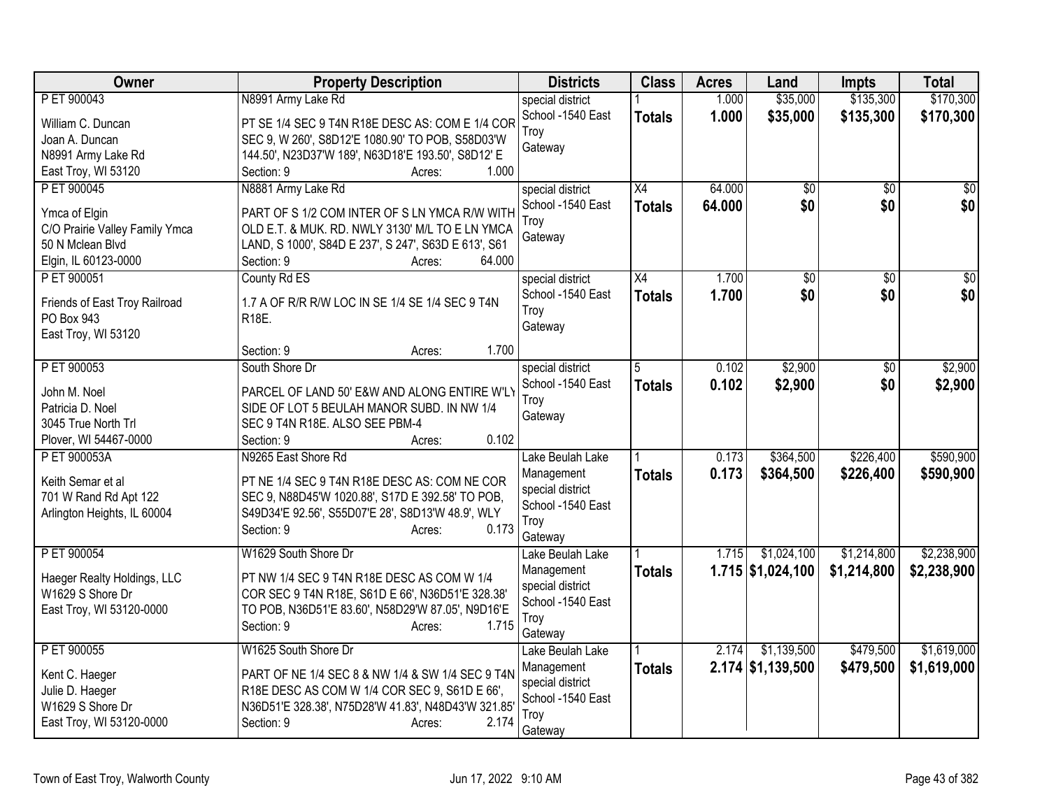| Owner | Property Description | Districts | Class | Acres | Land | Impts | Total |
|---|---|---|---|---|---|---|---|
| P ET 900043<br>William C. Duncan<br>Joan A. Duncan<br>N8991 Army Lake Rd<br>East Troy, WI 53120 | N8991 Army Lake Rd<br>PT SE 1/4 SEC 9 T4N R18E DESC AS: COM E 1/4 COR SEC 9, W 260', S8D12'E 1080.90' TO POB, S58D03'W 144.50', N23D37'W 189', N63D18'E 193.50', S8D12' E<br>Section: 9 Acres: 1.000 | special district<br>School -1540 East Troy<br>Gateway | 1<br>**Totals** | 1.000<br>**1.000** | $35,000<br>**$35,000** | $135,300<br>**$135,300** | $170,300<br>**$170,300** |
| P ET 900045<br>Ymca of Elgin<br>C/O Prairie Valley Family Ymca<br>50 N Mclean Blvd<br>Elgin, IL 60123-0000 | N8881 Army Lake Rd<br>PART OF S 1/2 COM INTER OF S LN YMCA R/W WITH OLD E.T. & MUK. RD. NWLY 3130' M/L TO E LN YMCA LAND, S 1000', S84D E 237', S 247', S63D E 613', S61<br>Section: 9 Acres: 64.000 | special district<br>School -1540 East Troy<br>Gateway | X4<br>**Totals** | 64.000<br>**64.000** | $0<br>**$0** | $0<br>**$0** | $0<br>**$0** |
| P ET 900051<br>Friends of East Troy Railroad<br>PO Box 943<br>East Troy, WI 53120 | County Rd ES<br>1.7 A OF R/R R/W LOC IN SE 1/4 SE 1/4 SEC 9 T4N R18E.<br>Section: 9 Acres: 1.700 | special district<br>School -1540 East Troy<br>Gateway | X4<br>**Totals** | 1.700<br>**1.700** | $0<br>**$0** | $0<br>**$0** | $0<br>**$0** |
| P ET 900053<br>John M. Noel<br>Patricia D. Noel<br>3045 True North Trl<br>Plover, WI 54467-0000 | South Shore Dr<br>PARCEL OF LAND 50' E&W AND ALONG ENTIRE W'LY SIDE OF LOT 5 BEULAH MANOR SUBD. IN NW 1/4 SEC 9 T4N R18E. ALSO SEE PBM-4<br>Section: 9 Acres: 0.102 | special district<br>School -1540 East Troy<br>Gateway | 5<br>**Totals** | 0.102<br>**0.102** | $2,900<br>**$2,900** | $0<br>**$0** | $2,900<br>**$2,900** |
| P ET 900053A<br>Keith Semar et al<br>701 W Rand Rd Apt 122<br>Arlington Heights, IL 60004 | N9265 East Shore Rd<br>PT NE 1/4 SEC 9 T4N R18E DESC AS: COM NE COR SEC 9, N88D45'W 1020.88', S17D E 392.58' TO POB, S49D34'E 92.56', S55D07'E 28', S8D13'W 48.9', WLY<br>Section: 9 Acres: 0.173 | Lake Beulah Lake Management<br>special district<br>School -1540 East Troy<br>Gateway | 1<br>**Totals** | 0.173<br>**0.173** | $364,500<br>**$364,500** | $226,400<br>**$226,400** | $590,900<br>**$590,900** |
| P ET 900054<br>Haeger Realty Holdings, LLC<br>W1629 S Shore Dr<br>East Troy, WI 53120-0000 | W1629 South Shore Dr<br>PT NW 1/4 SEC 9 T4N R18E DESC AS COM W 1/4 COR SEC 9 T4N R18E, S61D E 66', N36D51'E 328.38' TO POB, N36D51'E 83.60', N58D29'W 87.05', N9D16'E<br>Section: 9 Acres: 1.715 | Lake Beulah Lake Management<br>special district<br>School -1540 East Troy<br>Gateway | 1<br>**Totals** | 1.715<br>**1.715** | $1,024,100<br>**$1,024,100** | $1,214,800<br>**$1,214,800** | $2,238,900<br>**$2,238,900** |
| P ET 900055<br>Kent C. Haeger<br>Julie D. Haeger<br>W1629 S Shore Dr<br>East Troy, WI 53120-0000 | W1625 South Shore Dr<br>PART OF NE 1/4 SEC 8 & NW 1/4 & SW 1/4 SEC 9 T4N R18E DESC AS COM W 1/4 COR SEC 9, S61D E 66', N36D51'E 328.38', N75D28'W 41.83', N48D43'W 321.85'<br>Section: 9 Acres: 2.174 | Lake Beulah Lake Management<br>special district<br>School -1540 East Troy<br>Gateway | 1<br>**Totals** | 2.174<br>**2.174** | $1,139,500<br>**$1,139,500** | $479,500<br>**$479,500** | $1,619,000<br>**$1,619,000** |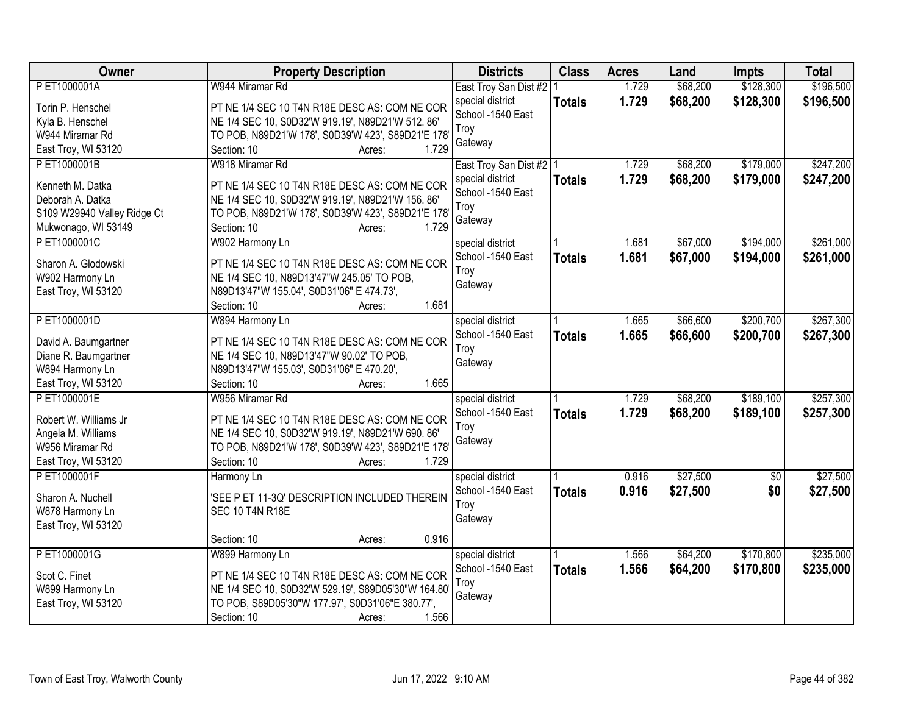| Owner | Property Description | Districts | Class | Acres | Land | Impts | Total |
|---|---|---|---|---|---|---|---|
| P ET1000001A<br><br>Torin P. Henschel<br>Kyla B. Henschel<br>W944 Miramar Rd<br>East Troy, WI 53120 | W944 Miramar Rd<br><br>PT NE 1/4 SEC 10 T4N R18E DESC AS: COM NE COR NE 1/4 SEC 10, S0D32'W 919.19', N89D21'W 512. 86' TO POB, N89D21'W 178', S0D39'W 423', S89D21'E 178'<br>Section: 10 Acres: 1.729 | East Troy San Dist #2<br>special district<br>School -1540 East Troy<br>Gateway | 1<br>**Totals** | 1.729<br>**1.729** | $68,200<br>**$68,200** | $128,300<br>**$128,300** | $196,500<br>**$196,500** |
| P ET1000001B<br><br>Kenneth M. Datka<br>Deborah A. Datka<br>S109 W29940 Valley Ridge Ct<br>Mukwonago, WI 53149 | W918 Miramar Rd<br><br>PT NE 1/4 SEC 10 T4N R18E DESC AS: COM NE COR NE 1/4 SEC 10, S0D32'W 919.19', N89D21'W 156. 86' TO POB, N89D21'W 178', S0D39'W 423', S89D21'E 178'<br>Section: 10 Acres: 1.729 | East Troy San Dist #2<br>special district<br>School -1540 East Troy<br>Gateway | 1<br>**Totals** | 1.729<br>**1.729** | $68,200<br>**$68,200** | $179,000<br>**$179,000** | $247,200<br>**$247,200** |
| P ET1000001C<br><br>Sharon A. Glodowski<br>W902 Harmony Ln<br>East Troy, WI 53120 | W902 Harmony Ln<br><br>PT NE 1/4 SEC 10 T4N R18E DESC AS: COM NE COR NE 1/4 SEC 10, N89D13'47"W 245.05' TO POB, N89D13'47"W 155.04', S0D31'06" E 474.73',<br>Section: 10 Acres: 1.681 | special district<br>School -1540 East Troy<br>Gateway | 1<br>**Totals** | 1.681<br>**1.681** | $67,000<br>**$67,000** | $194,000<br>**$194,000** | $261,000<br>**$261,000** |
| P ET1000001D<br><br>David A. Baumgartner<br>Diane R. Baumgartner<br>W894 Harmony Ln<br>East Troy, WI 53120 | W894 Harmony Ln<br><br>PT NE 1/4 SEC 10 T4N R18E DESC AS: COM NE COR NE 1/4 SEC 10, N89D13'47"W 90.02' TO POB, N89D13'47"W 155.03', S0D31'06" E 470.20',<br>Section: 10 Acres: 1.665 | special district<br>School -1540 East Troy<br>Gateway | 1<br>**Totals** | 1.665<br>**1.665** | $66,600<br>**$66,600** | $200,700<br>**$200,700** | $267,300<br>**$267,300** |
| P ET1000001E<br><br>Robert W. Williams Jr<br>Angela M. Williams<br>W956 Miramar Rd<br>East Troy, WI 53120 | W956 Miramar Rd<br><br>PT NE 1/4 SEC 10 T4N R18E DESC AS: COM NE COR NE 1/4 SEC 10, S0D32'W 919.19', N89D21'W 690. 86' TO POB, N89D21'W 178', S0D39'W 423', S89D21'E 178'<br>Section: 10 Acres: 1.729 | special district<br>School -1540 East Troy<br>Gateway | 1<br>**Totals** | 1.729<br>**1.729** | $68,200<br>**$68,200** | $189,100<br>**$189,100** | $257,300<br>**$257,300** |
| P ET1000001F<br><br>Sharon A. Nuchell<br>W878 Harmony Ln<br>East Troy, WI 53120 | Harmony Ln<br><br>'SEE P ET 11-3Q' DESCRIPTION INCLUDED THEREIN SEC 10 T4N R18E<br><br>Section: 10 Acres: 0.916 | special district<br>School -1540 East Troy<br>Gateway | 1<br>**Totals** | 0.916<br>**0.916** | $27,500<br>**$27,500** | $0<br>**$0** | $27,500<br>**$27,500** |
| P ET1000001G<br><br>Scot C. Finet<br>W899 Harmony Ln<br>East Troy, WI 53120 | W899 Harmony Ln<br><br>PT NE 1/4 SEC 10 T4N R18E DESC AS: COM NE COR NE 1/4 SEC 10, S0D32'W 529.19', S89D05'30"W 164.80' TO POB, S89D05'30"W 177.97', S0D31'06"E 380.77',<br>Section: 10 Acres: 1.566 | special district<br>School -1540 East Troy<br>Gateway | 1<br>**Totals** | 1.566<br>**1.566** | $64,200<br>**$64,200** | $170,800<br>**$170,800** | $235,000<br>**$235,000** |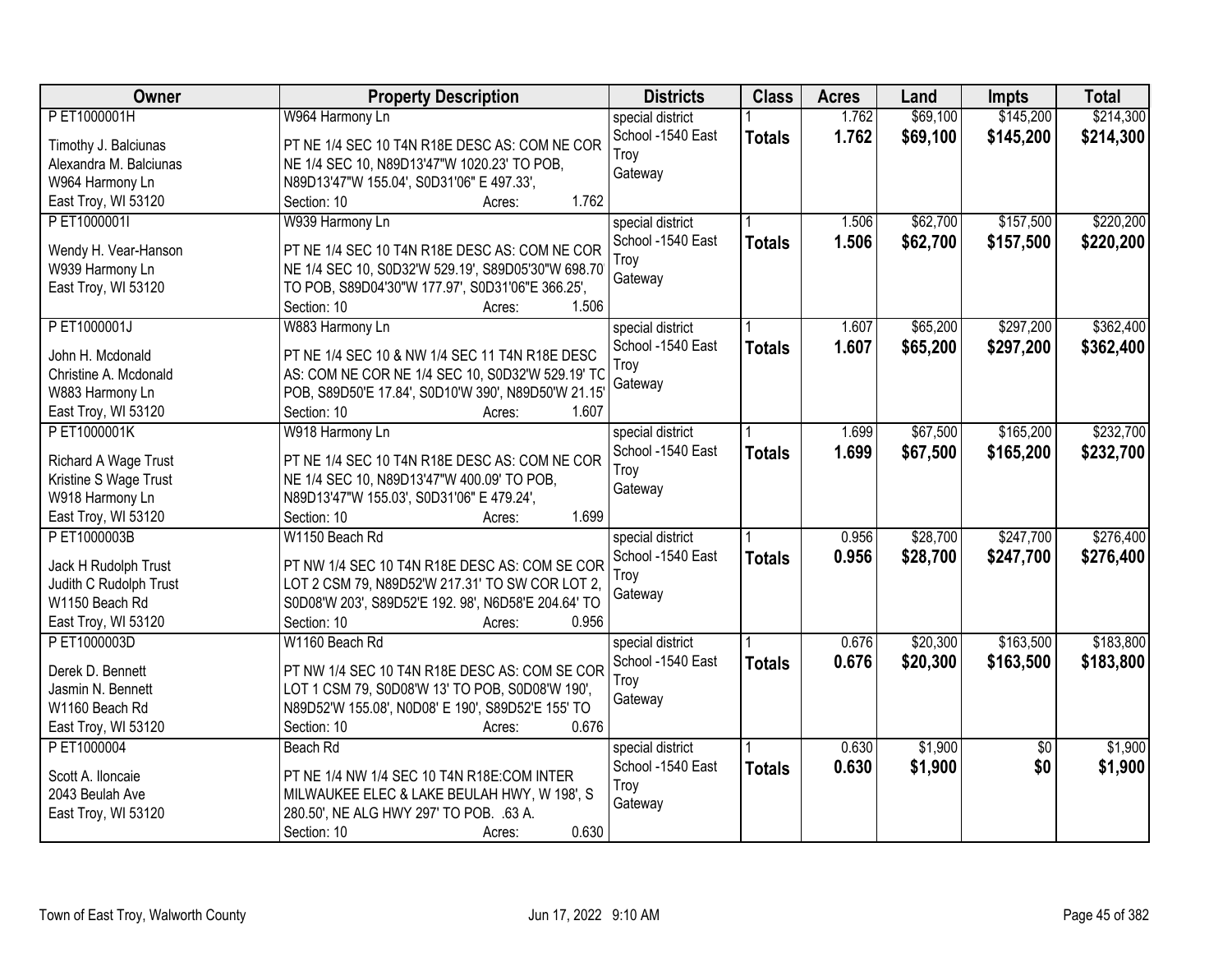| Owner | Property Description | Districts | Class | Acres | Land | Impts | Total |
|---|---|---|---|---|---|---|---|
| P ET1000001H<br><br>Timothy J. Balciunas<br>Alexandra M. Balciunas<br>W964 Harmony Ln<br>East Troy, WI 53120 | W964 Harmony Ln<br><br>PT NE 1/4 SEC 10 T4N R18E DESC AS: COM NE COR NE 1/4 SEC 10, N89D13'47"W 1020.23' TO POB, N89D13'47"W 155.04', S0D31'06" E 497.33',<br>Section: 10 Acres: 1.762 | special district<br>School -1540 East Troy<br>Gateway | 1<br>**Totals** | 1.762<br>**1.762** | $69,100<br>**$69,100** | $145,200<br>**$145,200** | $214,300<br>**$214,300** |
| P ET1000001I<br><br>Wendy H. Vear-Hanson<br>W939 Harmony Ln<br>East Troy, WI 53120 | W939 Harmony Ln<br><br>PT NE 1/4 SEC 10 T4N R18E DESC AS: COM NE COR NE 1/4 SEC 10, S0D32'W 529.19', S89D05'30"W 698.70 TO POB, S89D04'30"W 177.97', S0D31'06"E 366.25',<br>Section: 10 Acres: 1.506 | special district<br>School -1540 East Troy<br>Gateway | 1<br>**Totals** | 1.506<br>**1.506** | $62,700<br>**$62,700** | $157,500<br>**$157,500** | $220,200<br>**$220,200** |
| P ET1000001J<br><br>John H. Mcdonald<br>Christine A. Mcdonald<br>W883 Harmony Ln<br>East Troy, WI 53120 | W883 Harmony Ln<br><br>PT NE 1/4 SEC 10 & NW 1/4 SEC 11 T4N R18E DESC AS: COM NE COR NE 1/4 SEC 10, S0D32'W 529.19' TO POB, S89D50'E 17.84', S0D10'W 390', N89D50'W 21.15'<br>Section: 10 Acres: 1.607 | special district<br>School -1540 East Troy<br>Gateway | 1<br>**Totals** | 1.607<br>**1.607** | $65,200<br>**$65,200** | $297,200<br>**$297,200** | $362,400<br>**$362,400** |
| P ET1000001K<br><br>Richard A Wage Trust<br>Kristine S Wage Trust<br>W918 Harmony Ln<br>East Troy, WI 53120 | W918 Harmony Ln<br><br>PT NE 1/4 SEC 10 T4N R18E DESC AS: COM NE COR NE 1/4 SEC 10, N89D13'47"W 400.09' TO POB, N89D13'47"W 155.03', S0D31'06" E 479.24',<br>Section: 10 Acres: 1.699 | special district<br>School -1540 East Troy<br>Gateway | 1<br>**Totals** | 1.699<br>**1.699** | $67,500<br>**$67,500** | $165,200<br>**$165,200** | $232,700<br>**$232,700** |
| P ET1000003B<br><br>Jack H Rudolph Trust<br>Judith C Rudolph Trust<br>W1150 Beach Rd<br>East Troy, WI 53120 | W1150 Beach Rd<br><br>PT NW 1/4 SEC 10 T4N R18E DESC AS: COM SE COR LOT 2 CSM 79, N89D52'W 217.31' TO SW COR LOT 2, S0D08'W 203', S89D52'E 192. 98', N6D58'E 204.64' TO<br>Section: 10 Acres: 0.956 | special district<br>School -1540 East Troy<br>Gateway | 1<br>**Totals** | 0.956<br>**0.956** | $28,700<br>**$28,700** | $247,700<br>**$247,700** | $276,400<br>**$276,400** |
| P ET1000003D<br><br>Derek D. Bennett<br>Jasmin N. Bennett<br>W1160 Beach Rd<br>East Troy, WI 53120 | W1160 Beach Rd<br><br>PT NW 1/4 SEC 10 T4N R18E DESC AS: COM SE COR LOT 1 CSM 79, S0D08'W 13' TO POB, S0D08'W 190', N89D52'W 155.08', N0D08' E 190', S89D52'E 155' TO<br>Section: 10 Acres: 0.676 | special district<br>School -1540 East Troy<br>Gateway | 1<br>**Totals** | 0.676<br>**0.676** | $20,300<br>**$20,300** | $163,500<br>**$163,500** | $183,800<br>**$183,800** |
| P ET1000004<br><br>Scott A. Iloncaie<br>2043 Beulah Ave<br>East Troy, WI 53120 | Beach Rd<br><br>PT NE 1/4 NW 1/4 SEC 10 T4N R18E:COM INTER MILWAUKEE ELEC & LAKE BEULAH HWY, W 198', S 280.50', NE ALG HWY 297' TO POB. .63 A.<br>Section: 10 Acres: 0.630 | special district<br>School -1540 East Troy<br>Gateway | 1<br>**Totals** | 0.630<br>**0.630** | $1,900<br>**$1,900** | $0<br>**$0** | $1,900<br>**$1,900** |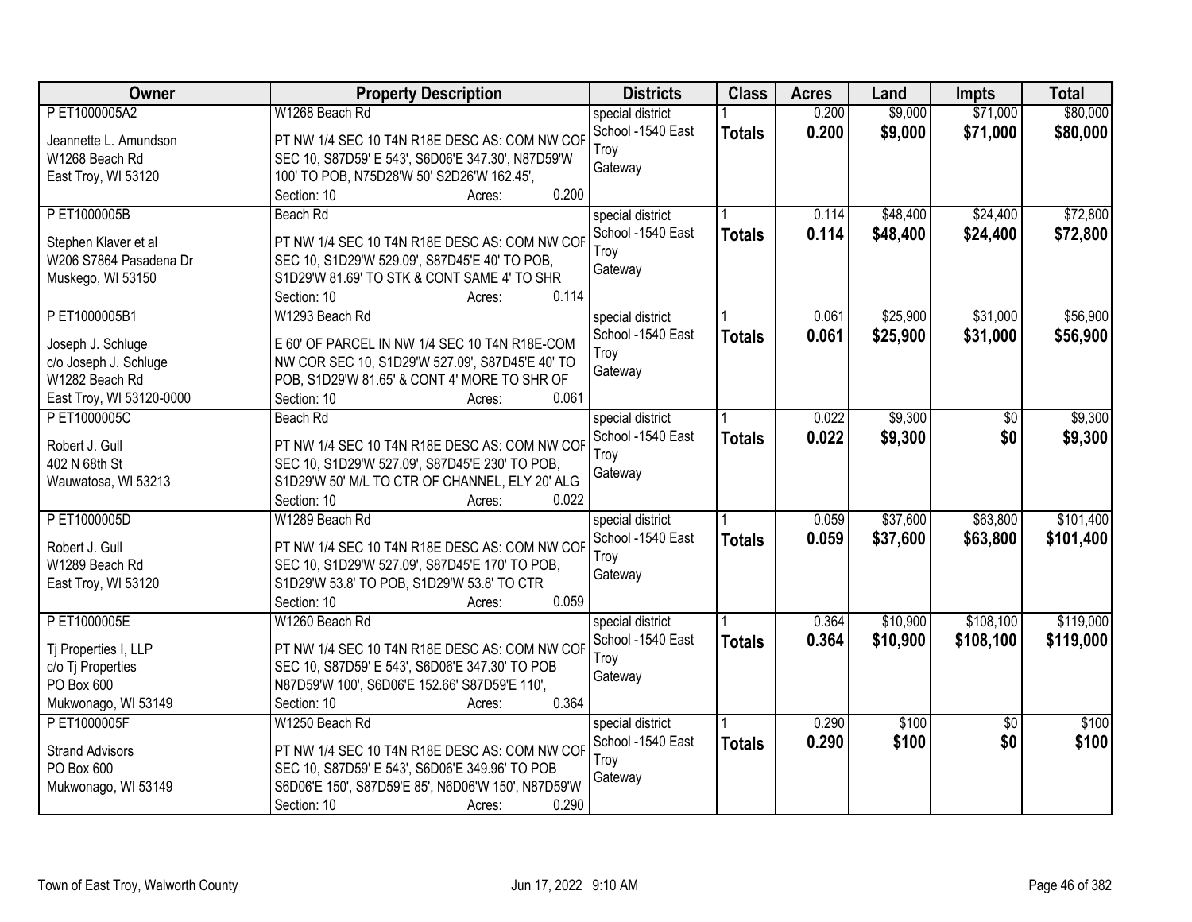| Owner | Property Description | Districts | Class | Acres | Land | Impts | Total |
|---|---|---|---|---|---|---|---|
| P ET1000005A2<br><br>Jeannette L. Amundson<br>W1268 Beach Rd<br>East Troy, WI 53120 | W1268 Beach Rd<br><br>PT NW 1/4 SEC 10 T4N R18E DESC AS: COM NW COF SEC 10, S87D59' E 543', S6D06'E 347.30', N87D59'W 100' TO POB, N75D28'W 50' S2D26'W 162.45',<br>Section: 10 Acres: 0.200 | special district<br>School -1540 East Troy<br>Gateway | 1<br>**Totals** | 0.200<br>**0.200** | $9,000<br>**$9,000** | $71,000<br>**$71,000** | $80,000<br>**$80,000** |
| P ET1000005B<br><br>Stephen Klaver et al<br>W206 S7864 Pasadena Dr<br>Muskego, WI 53150 | Beach Rd<br><br>PT NW 1/4 SEC 10 T4N R18E DESC AS: COM NW COF SEC 10, S1D29'W 529.09', S87D45'E 40' TO POB, S1D29'W 81.69' TO STK & CONT SAME 4' TO SHR<br>Section: 10 Acres: 0.114 | special district<br>School -1540 East Troy<br>Gateway | 1<br>**Totals** | 0.114<br>**0.114** | $48,400<br>**$48,400** | $24,400<br>**$24,400** | $72,800<br>**$72,800** |
| P ET1000005B1<br><br>Joseph J. Schluge<br>c/o Joseph J. Schluge<br>W1282 Beach Rd<br>East Troy, WI 53120-0000 | W1293 Beach Rd<br><br>E 60' OF PARCEL IN NW 1/4 SEC 10 T4N R18E-COM NW COR SEC 10, S1D29'W 527.09', S87D45'E 40' TO POB, S1D29'W 81.65' & CONT 4' MORE TO SHR OF<br>Section: 10 Acres: 0.061 | special district<br>School -1540 East Troy<br>Gateway | 1<br>**Totals** | 0.061<br>**0.061** | $25,900<br>**$25,900** | $31,000<br>**$31,000** | $56,900<br>**$56,900** |
| P ET1000005C<br><br>Robert J. Gull<br>402 N 68th St<br>Wauwatosa, WI 53213 | Beach Rd<br><br>PT NW 1/4 SEC 10 T4N R18E DESC AS: COM NW COF SEC 10, S1D29'W 527.09', S87D45'E 230' TO POB, S1D29'W 50' M/L TO CTR OF CHANNEL, ELY 20' ALG<br>Section: 10 Acres: 0.022 | special district<br>School -1540 East Troy<br>Gateway | 1<br>**Totals** | 0.022<br>**0.022** | $9,300<br>**$9,300** | $0<br>**$0** | $9,300<br>**$9,300** |
| P ET1000005D<br><br>Robert J. Gull<br>W1289 Beach Rd<br>East Troy, WI 53120 | W1289 Beach Rd<br><br>PT NW 1/4 SEC 10 T4N R18E DESC AS: COM NW COF SEC 10, S1D29'W 527.09', S87D45'E 170' TO POB, S1D29'W 53.8' TO POB, S1D29'W 53.8' TO CTR<br>Section: 10 Acres: 0.059 | special district<br>School -1540 East Troy<br>Gateway | 1<br>**Totals** | 0.059<br>**0.059** | $37,600<br>**$37,600** | $63,800<br>**$63,800** | $101,400<br>**$101,400** |
| P ET1000005E<br><br>Tj Properties I, LLP<br>c/o Tj Properties<br>PO Box 600<br>Mukwonago, WI 53149 | W1260 Beach Rd<br><br>PT NW 1/4 SEC 10 T4N R18E DESC AS: COM NW COF SEC 10, S87D59' E 543', S6D06'E 347.30' TO POB N87D59'W 100', S6D06'E 152.66' S87D59'E 110',<br>Section: 10 Acres: 0.364 | special district<br>School -1540 East Troy<br>Gateway | 1<br>**Totals** | 0.364<br>**0.364** | $10,900<br>**$10,900** | $108,100<br>**$108,100** | $119,000<br>**$119,000** |
| P ET1000005F<br><br>Strand Advisors<br>PO Box 600<br>Mukwonago, WI 53149 | W1250 Beach Rd<br><br>PT NW 1/4 SEC 10 T4N R18E DESC AS: COM NW COF SEC 10, S87D59' E 543', S6D06'E 349.96' TO POB S6D06'E 150', S87D59'E 85', N6D06'W 150', N87D59'W<br>Section: 10 Acres: 0.290 | special district<br>School -1540 East Troy<br>Gateway | 1<br>**Totals** | 0.290<br>**0.290** | $100<br>**$100** | $0<br>**$0** | $100<br>**$100** |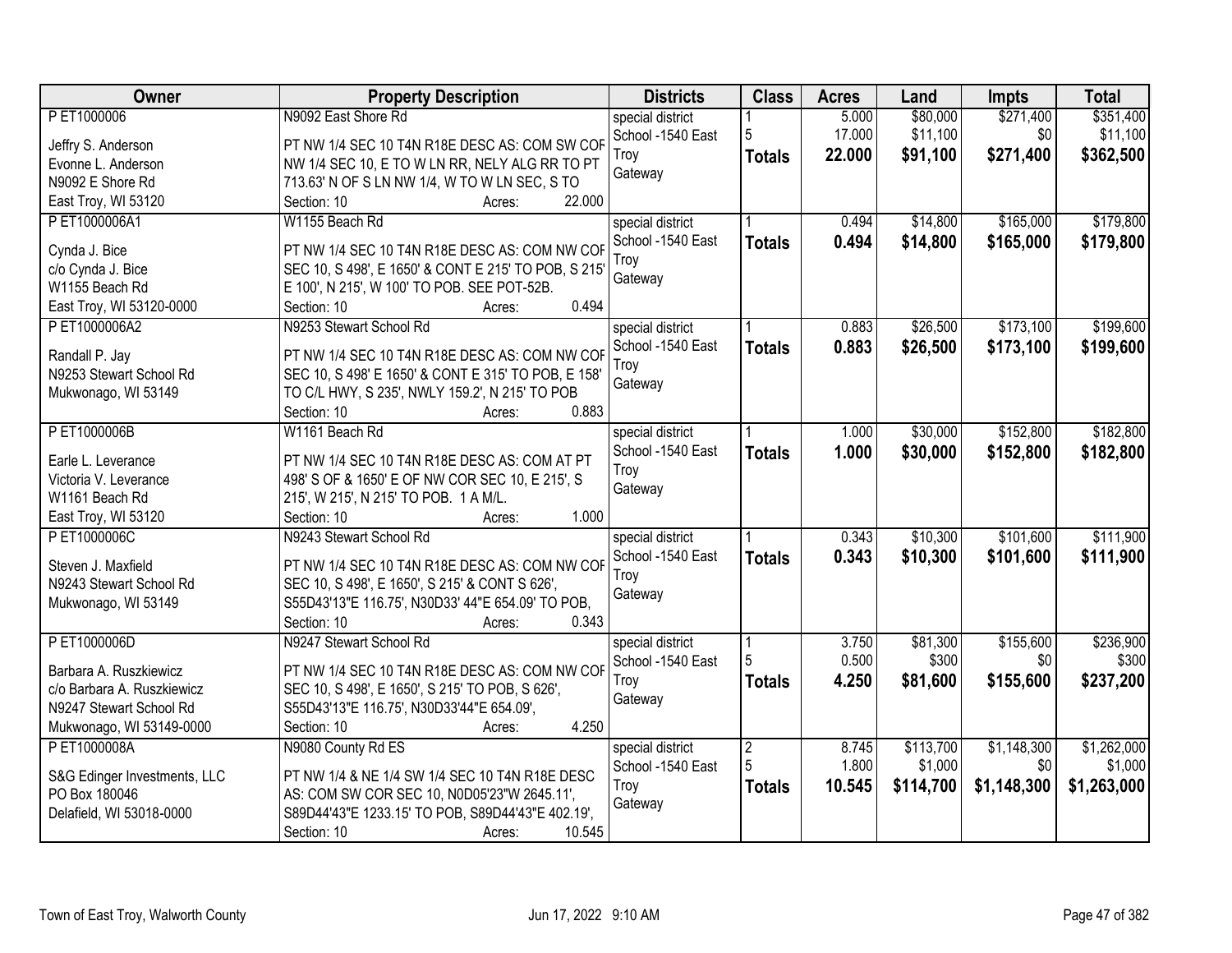| Owner | Property Description | Districts | Class | Acres | Land | Impts | Total |
|---|---|---|---|---|---|---|---|
| P ET1000006<br>Jeffry S. Anderson<br>Evonne L. Anderson<br>N9092 E Shore Rd<br>East Troy, WI 53120 | N9092 East Shore Rd<br>PT NW 1/4 SEC 10 T4N R18E DESC AS: COM SW COR NW 1/4 SEC 10, E TO W LN RR, NELY ALG RR TO PT 713.63' N OF S LN NW 1/4, W TO W LN SEC, S TO<br>Section: 10 Acres: 22.000 | special district<br>School -1540 East Troy<br>Gateway | 1<br>5<br>**Totals** | 5.000<br>17.000<br>**22.000** | $80,000<br>$11,100<br>**$91,100** | $271,400<br>$0<br>**$271,400** | $351,400<br>$11,100<br>**$362,500** |
| P ET1000006A1<br>Cynda J. Bice<br>c/o Cynda J. Bice<br>W1155 Beach Rd<br>East Troy, WI 53120-0000 | W1155 Beach Rd<br>PT NW 1/4 SEC 10 T4N R18E DESC AS: COM NW COR SEC 10, S 498', E 1650' & CONT E 215' TO POB, S 215' E 100', N 215', W 100' TO POB. SEE POT-52B.<br>Section: 10 Acres: 0.494 | special district<br>School -1540 East Troy<br>Gateway | 1<br>**Totals** | 0.494<br>**0.494** | $14,800<br>**$14,800** | $165,000<br>**$165,000** | $179,800<br>**$179,800** |
| P ET1000006A2<br>Randall P. Jay<br>N9253 Stewart School Rd<br>Mukwonago, WI 53149 | N9253 Stewart School Rd<br>PT NW 1/4 SEC 10 T4N R18E DESC AS: COM NW COR SEC 10, S 498' E 1650' & CONT E 315' TO POB, E 158' TO C/L HWY, S 235', NWLY 159.2', N 215' TO POB<br>Section: 10 Acres: 0.883 | special district<br>School -1540 East Troy<br>Gateway | 1<br>**Totals** | 0.883<br>**0.883** | $26,500<br>**$26,500** | $173,100<br>**$173,100** | $199,600<br>**$199,600** |
| P ET1000006B<br>Earle L. Leverance<br>Victoria V. Leverance<br>W1161 Beach Rd<br>East Troy, WI 53120 | W1161 Beach Rd<br>PT NW 1/4 SEC 10 T4N R18E DESC AS: COM AT PT 498' S OF & 1650' E OF NW COR SEC 10, E 215', S 215', W 215', N 215' TO POB. 1 A M/L.<br>Section: 10 Acres: 1.000 | special district<br>School -1540 East Troy<br>Gateway | 1<br>**Totals** | 1.000<br>**1.000** | $30,000<br>**$30,000** | $152,800<br>**$152,800** | $182,800<br>**$182,800** |
| P ET1000006C<br>Steven J. Maxfield<br>N9243 Stewart School Rd<br>Mukwonago, WI 53149 | N9243 Stewart School Rd<br>PT NW 1/4 SEC 10 T4N R18E DESC AS: COM NW COR SEC 10, S 498', E 1650', S 215' & CONT S 626', S55D43'13"E 116.75', N30D33' 44"E 654.09' TO POB,<br>Section: 10 Acres: 0.343 | special district<br>School -1540 East Troy<br>Gateway | 1<br>**Totals** | 0.343<br>**0.343** | $10,300<br>**$10,300** | $101,600<br>**$101,600** | $111,900<br>**$111,900** |
| P ET1000006D<br>Barbara A. Ruszkiewicz<br>c/o Barbara A. Ruszkiewicz<br>N9247 Stewart School Rd<br>Mukwonago, WI 53149-0000 | N9247 Stewart School Rd<br>PT NW 1/4 SEC 10 T4N R18E DESC AS: COM NW COR SEC 10, S 498', E 1650', S 215' TO POB, S 626', S55D43'13"E 116.75', N30D33'44"E 654.09',<br>Section: 10 Acres: 4.250 | special district<br>School -1540 East Troy<br>Gateway | 1<br>5<br>**Totals** | 3.750<br>0.500<br>**4.250** | $81,300<br>$300<br>**$81,600** | $155,600<br>$0<br>**$155,600** | $236,900<br>$300<br>**$237,200** |
| P ET1000008A<br>S&G Edinger Investments, LLC<br>PO Box 180046<br>Delafield, WI 53018-0000 | N9080 County Rd ES<br>PT NW 1/4 & NE 1/4 SW 1/4 SEC 10 T4N R18E DESC AS: COM SW COR SEC 10, N0D05'23"W 2645.11', S89D44'43"E 1233.15' TO POB, S89D44'43"E 402.19',<br>Section: 10 Acres: 10.545 | special district<br>School -1540 East Troy<br>Gateway | 2<br>5<br>**Totals** | 8.745<br>1.800<br>**10.545** | $113,700<br>$1,000<br>**$114,700** | $1,148,300<br>$0<br>**$1,148,300** | $1,262,000<br>$1,000<br>**$1,263,000** |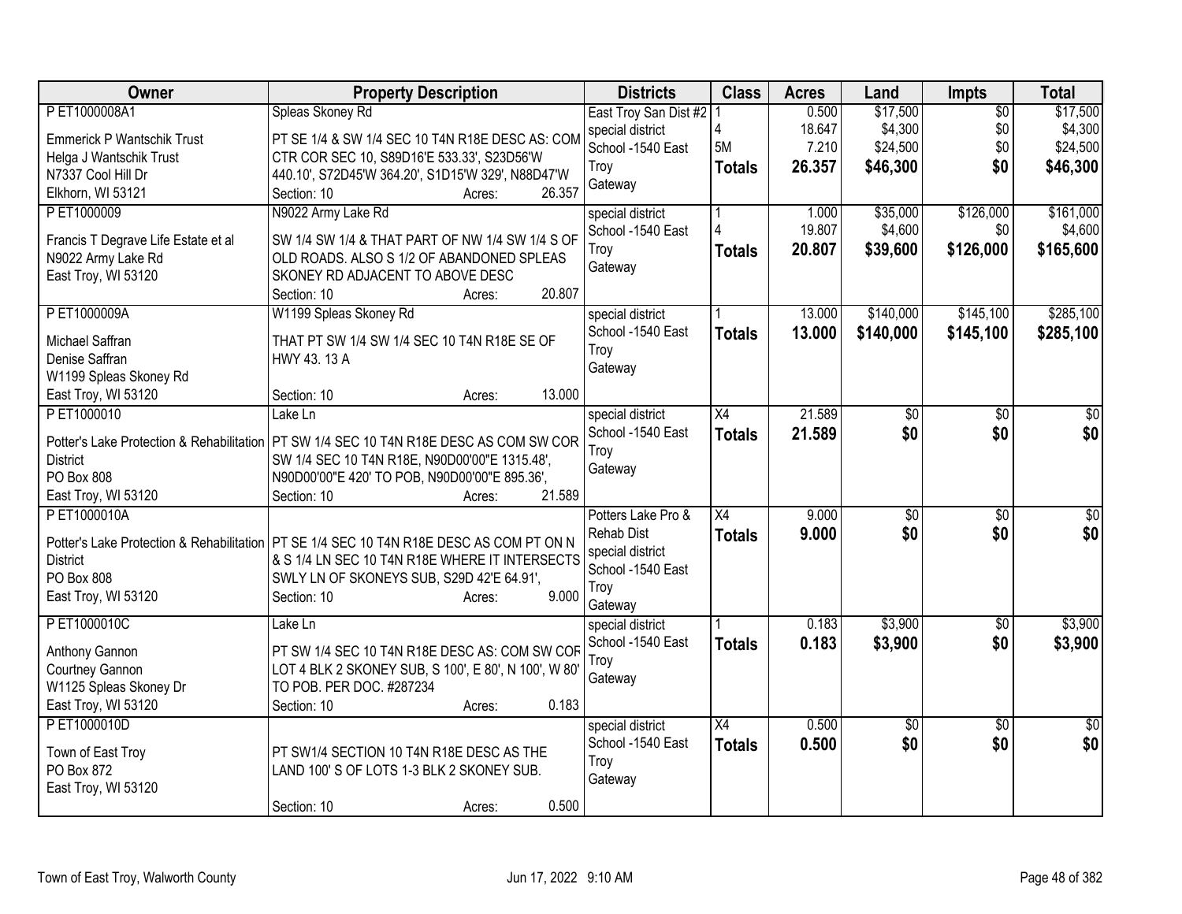| Owner | Property Description | Districts | Class | Acres | Land | Impts | Total |
|---|---|---|---|---|---|---|---|
| P ET1000008A1<br>Emmerick P Wantschik Trust<br>Helga J Wantschik Trust<br>N7337 Cool Hill Dr<br>Elkhorn, WI 53121 | Spleas Skoney Rd<br>PT SE 1/4 & SW 1/4 SEC 10 T4N R18E DESC AS: COM CTR COR SEC 10, S89D16'E 533.33', S23D56'W 440.10', S72D45'W 364.20', S1D15'W 329', N88D47'W<br>Section: 10 Acres: 26.357 | East Troy San Dist #2<br>special district<br>School -1540 East Troy<br>Gateway | 1<br>4<br>5M<br>**Totals** | 0.500<br>18.647<br>7.210<br>**26.357** | $17,500<br>$4,300<br>$24,500<br>**$46,300** | $0<br>$0<br>$0<br>**$0** | $17,500<br>$4,300<br>$24,500<br>**$46,300** |
| P ET1000009<br>Francis T Degrave Life Estate et al<br>N9022 Army Lake Rd<br>East Troy, WI 53120 | N9022 Army Lake Rd<br>SW 1/4 SW 1/4 & THAT PART OF NW 1/4 SW 1/4 S OF OLD ROADS. ALSO S 1/2 OF ABANDONED SPLEAS SKONEY RD ADJACENT TO ABOVE DESC<br>Section: 10 Acres: 20.807 | special district<br>School -1540 East Troy<br>Gateway | 1<br>4<br>**Totals** | 1.000<br>19.807<br>**20.807** | $35,000<br>$4,600<br>**$39,600** | $126,000<br>$0<br>**$126,000** | $161,000<br>$4,600<br>**$165,600** |
| P ET1000009A<br>Michael Saffran<br>Denise Saffran<br>W1199 Spleas Skoney Rd<br>East Troy, WI 53120 | W1199 Spleas Skoney Rd<br>THAT PT SW 1/4 SW 1/4 SEC 10 T4N R18E SE OF HWY 43. 13 A<br>Section: 10 Acres: 13.000 | special district<br>School -1540 East Troy<br>Gateway | 1<br>**Totals** | 13.000<br>**13.000** | $140,000<br>**$140,000** | $145,100<br>**$145,100** | $285,100<br>**$285,100** |
| P ET1000010<br>Potter's Lake Protection & Rehabilitation District<br>PO Box 808<br>East Troy, WI 53120 | Lake Ln<br>PT SW 1/4 SEC 10 T4N R18E DESC AS COM SW COR SW 1/4 SEC 10 T4N R18E, N90D00'00"E 1315.48', N90D00'00"E 420' TO POB, N90D00'00"E 895.36',<br>Section: 10 Acres: 21.589 | special district<br>School -1540 East Troy<br>Gateway | X4<br>**Totals** | 21.589<br>**21.589** | $0<br>**$0** | $0<br>**$0** | $0<br>**$0** |
| P ET1000010A<br>Potter's Lake Protection & Rehabilitation District<br>PO Box 808<br>East Troy, WI 53120 | PT SE 1/4 SEC 10 T4N R18E DESC AS COM PT ON N & S 1/4 LN SEC 10 T4N R18E WHERE IT INTERSECTS SWLY LN OF SKONEYS SUB, S29D 42'E 64.91',<br>Section: 10 Acres: 9.000 | Potters Lake Pro & Rehab Dist<br>special district<br>School -1540 East Troy<br>Gateway | X4<br>**Totals** | 9.000<br>**9.000** | $0<br>**$0** | $0<br>**$0** | $0<br>**$0** |
| P ET1000010C<br>Anthony Gannon<br>Courtney Gannon<br>W1125 Spleas Skoney Dr<br>East Troy, WI 53120 | Lake Ln<br>PT SW 1/4 SEC 10 T4N R18E DESC AS: COM SW COR LOT 4 BLK 2 SKONEY SUB, S 100', E 80', N 100', W 80' TO POB. PER DOC. #287234<br>Section: 10 Acres: 0.183 | special district<br>School -1540 East Troy<br>Gateway | 1<br>**Totals** | 0.183<br>**0.183** | $3,900<br>**$3,900** | $0<br>**$0** | $3,900<br>**$3,900** |
| P ET1000010D<br>Town of East Troy<br>PO Box 872<br>East Troy, WI 53120 | PT SW1/4 SECTION 10 T4N R18E DESC AS THE LAND 100' S OF LOTS 1-3 BLK 2 SKONEY SUB.<br>Section: 10 Acres: 0.500 | special district<br>School -1540 East Troy<br>Gateway | X4<br>**Totals** | 0.500<br>**0.500** | $0<br>**$0** | $0<br>**$0** | $0<br>**$0** |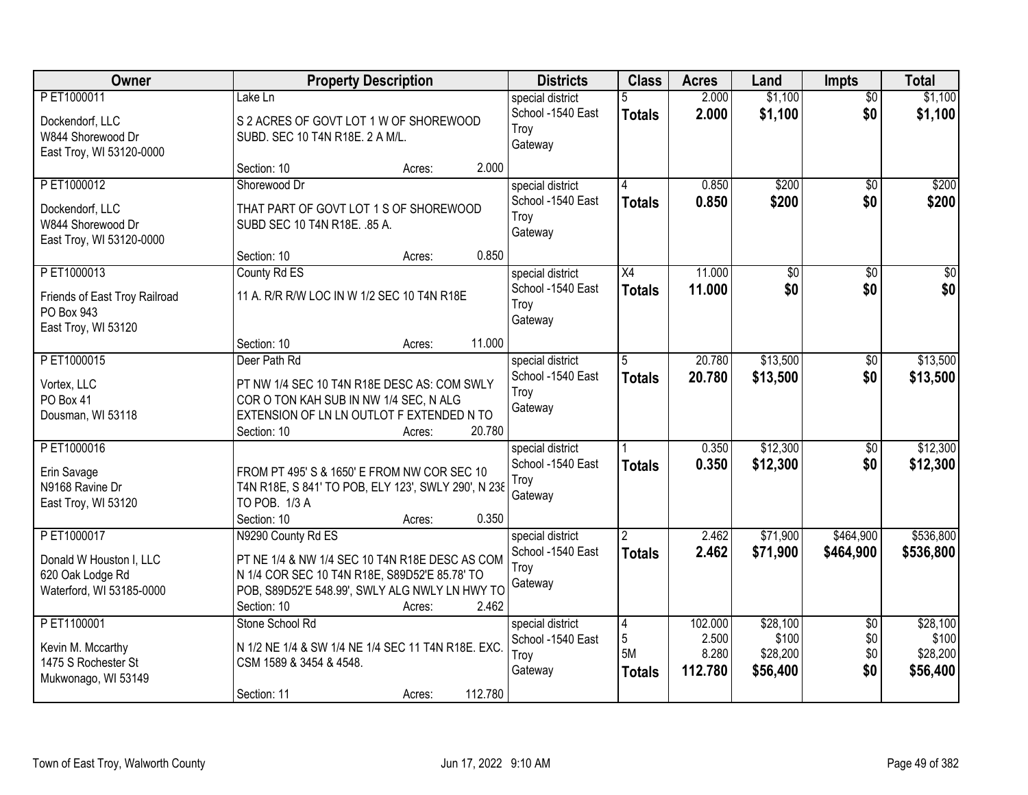| Owner | Property Description | Districts | Class | Acres | Land | Impts | Total |
|---|---|---|---|---|---|---|---|
| P ET1000011<br>Dockendorf, LLC<br>W844 Shorewood Dr<br>East Troy, WI 53120-0000 | Lake Ln<br>S 2 ACRES OF GOVT LOT 1 W OF SHOREWOOD SUBD. SEC 10 T4N R18E. 2 A M/L.<br>Section: 10 Acres: 2.000 | special district<br>School -1540 East Troy<br>Gateway | 5<br>**Totals** | 2.000<br>**2.000** | $1,100<br>**$1,100** | $0<br>**$0** | $1,100<br>**$1,100** |
| P ET1000012<br>Dockendorf, LLC<br>W844 Shorewood Dr<br>East Troy, WI 53120-0000 | Shorewood Dr<br>THAT PART OF GOVT LOT 1 S OF SHOREWOOD SUBD SEC 10 T4N R18E. .85 A.<br>Section: 10 Acres: 0.850 | special district<br>School -1540 East Troy<br>Gateway | 4<br>**Totals** | 0.850<br>**0.850** | $200<br>**$200** | $0<br>**$0** | $200<br>**$200** |
| P ET1000013<br>Friends of East Troy Railroad<br>PO Box 943<br>East Troy, WI 53120 | County Rd ES<br>11 A. R/R R/W LOC IN W 1/2 SEC 10 T4N R18E<br>Section: 10 Acres: 11.000 | special district<br>School -1540 East Troy<br>Gateway | X4<br>**Totals** | 11.000<br>**11.000** | $0<br>**$0** | $0<br>**$0** | $0<br>**$0** |
| P ET1000015<br>Vortex, LLC<br>PO Box 41<br>Dousman, WI 53118 | Deer Path Rd<br>PT NW 1/4 SEC 10 T4N R18E DESC AS: COM SWLY COR O TON KAH SUB IN NW 1/4 SEC, N ALG EXTENSION OF LN LN OUTLOT F EXTENDED N TO<br>Section: 10 Acres: 20.780 | special district<br>School -1540 East Troy<br>Gateway | 5<br>**Totals** | 20.780<br>**20.780** | $13,500<br>**$13,500** | $0<br>**$0** | $13,500<br>**$13,500** |
| P ET1000016<br>Erin Savage<br>N9168 Ravine Dr<br>East Troy, WI 53120 | FROM PT 495' S & 1650' E FROM NW COR SEC 10 T4N R18E, S 841' TO POB, ELY 123', SWLY 290', N 238 TO POB. 1/3 A<br>Section: 10 Acres: 0.350 | special district<br>School -1540 East Troy<br>Gateway | 1<br>**Totals** | 0.350<br>**0.350** | $12,300<br>**$12,300** | $0<br>**$0** | $12,300<br>**$12,300** |
| P ET1000017<br>Donald W Houston I, LLC<br>620 Oak Lodge Rd<br>Waterford, WI 53185-0000 | N9290 County Rd ES<br>PT NE 1/4 & NW 1/4 SEC 10 T4N R18E DESC AS COM N 1/4 COR SEC 10 T4N R18E, S89D52'E 85.78' TO POB, S89D52'E 548.99', SWLY ALG NWLY LN HWY TO<br>Section: 10 Acres: 2.462 | special district<br>School -1540 East Troy<br>Gateway | 2<br>**Totals** | 2.462<br>**2.462** | $71,900<br>**$71,900** | $464,900<br>**$464,900** | $536,800<br>**$536,800** |
| P ET1100001<br>Kevin M. Mccarthy<br>1475 S Rochester St<br>Mukwonago, WI 53149 | Stone School Rd<br>N 1/2 NE 1/4 & SW 1/4 NE 1/4 SEC 11 T4N R18E. EXC. CSM 1589 & 3454 & 4548.<br>Section: 11 Acres: 112.780 | special district<br>School -1540 East Troy<br>Gateway | 4<br>5<br>5M<br>**Totals** | 102.000<br>2.500<br>8.280<br>**112.780** | $28,100<br>$100<br>$28,200<br>**$56,400** | $0<br>$0<br>$0<br>**$0** | $28,100<br>$100<br>$28,200<br>**$56,400** |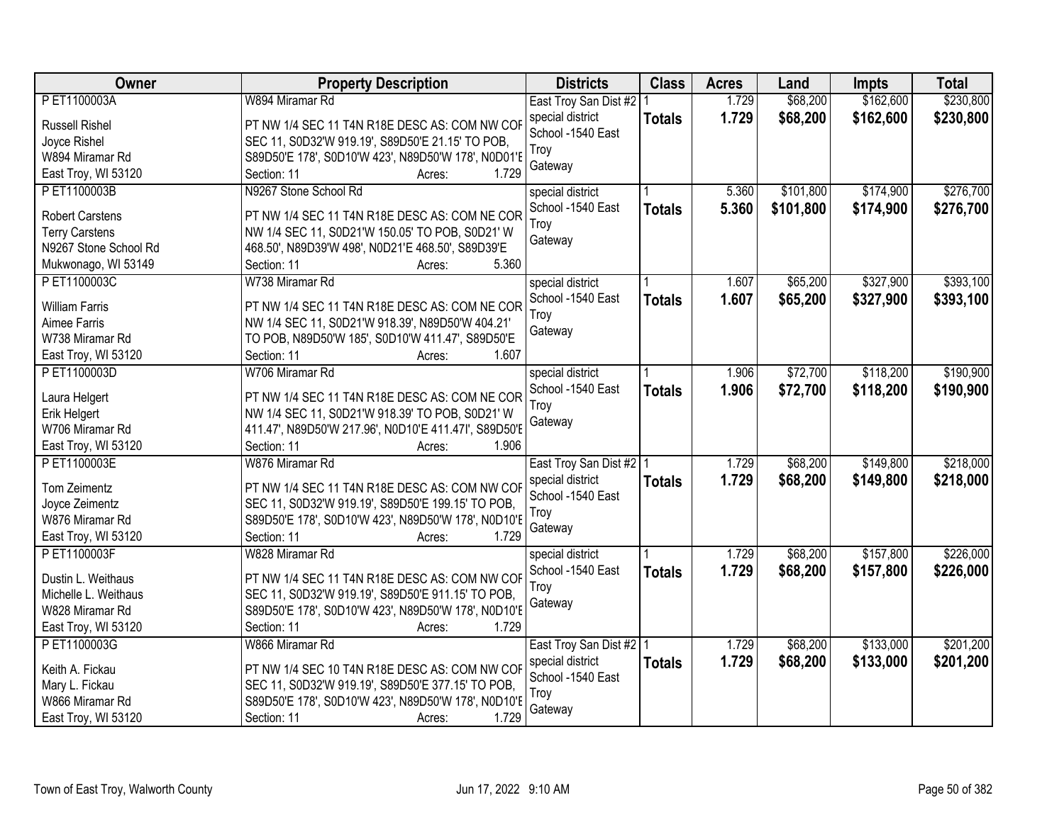| Owner | Property Description | Districts | Class | Acres | Land | Impts | Total |
|---|---|---|---|---|---|---|---|
| P ET1100003A<br>Russell Rishel<br>Joyce Rishel<br>W894 Miramar Rd<br>East Troy, WI 53120 | W894 Miramar Rd<br>PT NW 1/4 SEC 11 T4N R18E DESC AS: COM NW COR SEC 11, S0D32'W 919.19', S89D50'E 21.15' TO POB, S89D50'E 178', S0D10'W 423', N89D50'W 178', N0D01'E<br>Section: 11 Acres: 1.729 | East Troy San Dist #2<br>special district<br>School -1540 East Troy<br>Gateway | 1<br>**Totals** | 1.729<br>**1.729** | $68,200<br>**$68,200** | $162,600<br>**$162,600** | $230,800<br>**$230,800** |
| P ET1100003B<br>Robert Carstens<br>Terry Carstens<br>N9267 Stone School Rd<br>Mukwonago, WI 53149 | N9267 Stone School Rd<br>PT NW 1/4 SEC 11 T4N R18E DESC AS: COM NE COR NW 1/4 SEC 11, S0D21'W 150.05' TO POB, S0D21' W 468.50', N89D39'W 498', N0D21'E 468.50', S89D39'E<br>Section: 11 Acres: 5.360 | special district<br>School -1540 East Troy<br>Gateway | 1<br>**Totals** | 5.360<br>**5.360** | $101,800<br>**$101,800** | $174,900<br>**$174,900** | $276,700<br>**$276,700** |
| P ET1100003C<br>William Farris<br>Aimee Farris<br>W738 Miramar Rd<br>East Troy, WI 53120 | W738 Miramar Rd<br>PT NW 1/4 SEC 11 T4N R18E DESC AS: COM NE COR NW 1/4 SEC 11, S0D21'W 918.39', N89D50'W 404.21' TO POB, N89D50'W 185', S0D10'W 411.47', S89D50'E<br>Section: 11 Acres: 1.607 | special district<br>School -1540 East Troy<br>Gateway | 1<br>**Totals** | 1.607<br>**1.607** | $65,200<br>**$65,200** | $327,900<br>**$327,900** | $393,100<br>**$393,100** |
| P ET1100003D<br>Laura Helgert<br>Erik Helgert<br>W706 Miramar Rd<br>East Troy, WI 53120 | W706 Miramar Rd<br>PT NW 1/4 SEC 11 T4N R18E DESC AS: COM NE COR NW 1/4 SEC 11, S0D21'W 918.39' TO POB, S0D21' W 411.47', N89D50'W 217.96', N0D10'E 411.47l', S89D50'E<br>Section: 11 Acres: 1.906 | special district<br>School -1540 East Troy<br>Gateway | 1<br>**Totals** | 1.906<br>**1.906** | $72,700<br>**$72,700** | $118,200<br>**$118,200** | $190,900<br>**$190,900** |
| P ET1100003E<br>Tom Zeimentz<br>Joyce Zeimentz<br>W876 Miramar Rd<br>East Troy, WI 53120 | W876 Miramar Rd<br>PT NW 1/4 SEC 11 T4N R18E DESC AS: COM NW COR SEC 11, S0D32'W 919.19', S89D50'E 199.15' TO POB, S89D50'E 178', S0D10'W 423', N89D50'W 178', N0D10'E<br>Section: 11 Acres: 1.729 | East Troy San Dist #2<br>special district<br>School -1540 East Troy<br>Gateway | 1<br>**Totals** | 1.729<br>**1.729** | $68,200<br>**$68,200** | $149,800<br>**$149,800** | $218,000<br>**$218,000** |
| P ET1100003F<br>Dustin L. Weithaus<br>Michelle L. Weithaus<br>W828 Miramar Rd<br>East Troy, WI 53120 | W828 Miramar Rd<br>PT NW 1/4 SEC 11 T4N R18E DESC AS: COM NW COR SEC 11, S0D32'W 919.19', S89D50'E 911.15' TO POB, S89D50'E 178', S0D10'W 423', N89D50'W 178', N0D10'E<br>Section: 11 Acres: 1.729 | special district<br>School -1540 East Troy<br>Gateway | 1<br>**Totals** | 1.729<br>**1.729** | $68,200<br>**$68,200** | $157,800<br>**$157,800** | $226,000<br>**$226,000** |
| P ET1100003G<br>Keith A. Fickau<br>Mary L. Fickau<br>W866 Miramar Rd<br>East Troy, WI 53120 | W866 Miramar Rd<br>PT NW 1/4 SEC 10 T4N R18E DESC AS: COM NW COR SEC 11, S0D32'W 919.19', S89D50'E 377.15' TO POB, S89D50'E 178', S0D10'W 423', N89D50'W 178', N0D10'E<br>Section: 11 Acres: 1.729 | East Troy San Dist #2<br>special district<br>School -1540 East Troy<br>Gateway | 1<br>**Totals** | 1.729<br>**1.729** | $68,200<br>**$68,200** | $133,000<br>**$133,000** | $201,200<br>**$201,200** |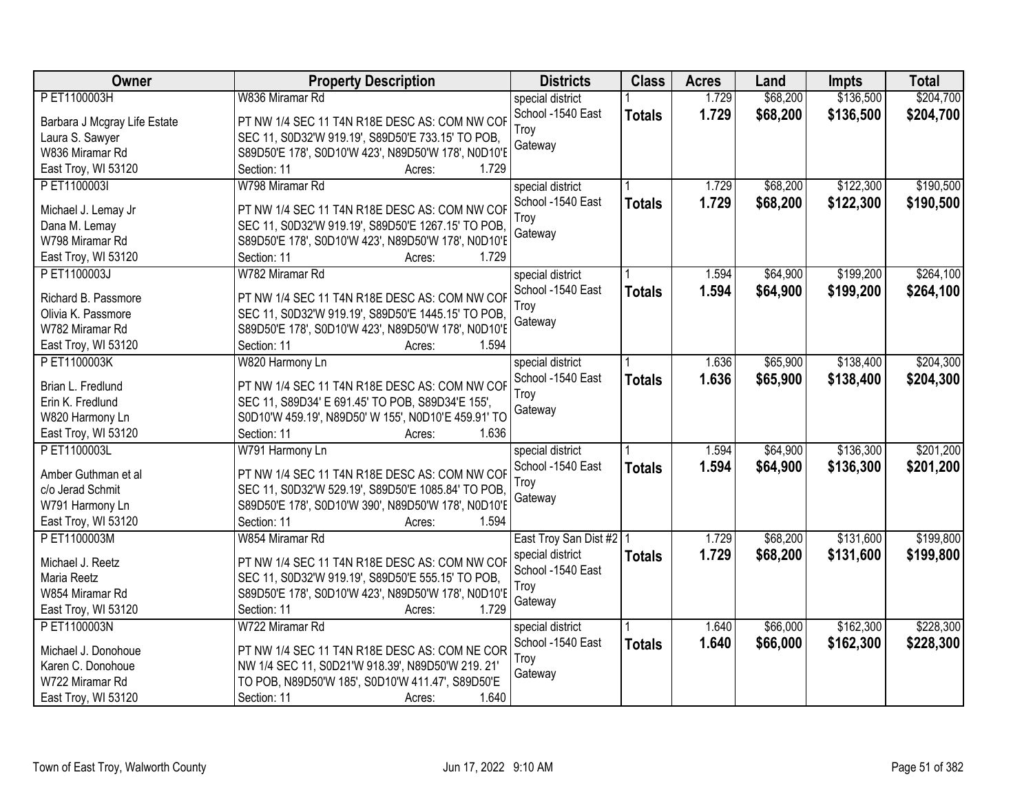| Owner | Property Description | Districts | Class | Acres | Land | Impts | Total |
|---|---|---|---|---|---|---|---|
| P ET1100003H<br>Barbara J Mcgray Life Estate<br>Laura S. Sawyer<br>W836 Miramar Rd<br>East Troy, WI 53120 | W836 Miramar Rd<br>PT NW 1/4 SEC 11 T4N R18E DESC AS: COM NW COF SEC 11, S0D32'W 919.19', S89D50'E 733.15' TO POB, S89D50'E 178', S0D10'W 423', N89D50'W 178', N0D10'E<br>Section: 11 Acres: 1.729 | special district<br>School -1540 East Troy<br>Gateway | 1<br>**Totals** | 1.729<br>**1.729** | $68,200<br>**$68,200** | $136,500<br>**$136,500** | $204,700<br>**$204,700** |
| P ET1100003I<br>Michael J. Lemay Jr<br>Dana M. Lemay<br>W798 Miramar Rd<br>East Troy, WI 53120 | W798 Miramar Rd<br>PT NW 1/4 SEC 11 T4N R18E DESC AS: COM NW COF SEC 11, S0D32'W 919.19', S89D50'E 1267.15' TO POB, S89D50'E 178', S0D10'W 423', N89D50'W 178', N0D10'E<br>Section: 11 Acres: 1.729 | special district<br>School -1540 East Troy<br>Gateway | 1<br>**Totals** | 1.729<br>**1.729** | $68,200<br>**$68,200** | $122,300<br>**$122,300** | $190,500<br>**$190,500** |
| P ET1100003J<br>Richard B. Passmore<br>Olivia K. Passmore<br>W782 Miramar Rd<br>East Troy, WI 53120 | W782 Miramar Rd<br>PT NW 1/4 SEC 11 T4N R18E DESC AS: COM NW COF SEC 11, S0D32'W 919.19', S89D50'E 1445.15' TO POB, S89D50'E 178', S0D10'W 423', N89D50'W 178', N0D10'E<br>Section: 11 Acres: 1.594 | special district<br>School -1540 East Troy<br>Gateway | 1<br>**Totals** | 1.594<br>**1.594** | $64,900<br>**$64,900** | $199,200<br>**$199,200** | $264,100<br>**$264,100** |
| P ET1100003K<br>Brian L. Fredlund<br>Erin K. Fredlund<br>W820 Harmony Ln<br>East Troy, WI 53120 | W820 Harmony Ln<br>PT NW 1/4 SEC 11 T4N R18E DESC AS: COM NW COF SEC 11, S89D34' E 691.45' TO POB, S89D34'E 155', S0D10'W 459.19', N89D50' W 155', N0D10'E 459.91' TO<br>Section: 11 Acres: 1.636 | special district<br>School -1540 East Troy<br>Gateway | 1<br>**Totals** | 1.636<br>**1.636** | $65,900<br>**$65,900** | $138,400<br>**$138,400** | $204,300<br>**$204,300** |
| P ET1100003L<br>Amber Guthman et al<br>c/o Jerad Schmit<br>W791 Harmony Ln<br>East Troy, WI 53120 | W791 Harmony Ln<br>PT NW 1/4 SEC 11 T4N R18E DESC AS: COM NW COF SEC 11, S0D32'W 529.19', S89D50'E 1085.84' TO POB, S89D50'E 178', S0D10'W 390', N89D50'W 178', N0D10'E<br>Section: 11 Acres: 1.594 | special district<br>School -1540 East Troy<br>Gateway | 1<br>**Totals** | 1.594<br>**1.594** | $64,900<br>**$64,900** | $136,300<br>**$136,300** | $201,200<br>**$201,200** |
| P ET1100003M<br>Michael J. Reetz<br>Maria Reetz<br>W854 Miramar Rd<br>East Troy, WI 53120 | W854 Miramar Rd<br>PT NW 1/4 SEC 11 T4N R18E DESC AS: COM NW COF SEC 11, S0D32'W 919.19', S89D50'E 555.15' TO POB, S89D50'E 178', S0D10'W 423', N89D50'W 178', N0D10'E<br>Section: 11 Acres: 1.729 | East Troy San Dist #2<br>special district<br>School -1540 East Troy<br>Gateway | 1<br>**Totals** | 1.729<br>**1.729** | $68,200<br>**$68,200** | $131,600<br>**$131,600** | $199,800<br>**$199,800** |
| P ET1100003N<br>Michael J. Donohoue<br>Karen C. Donohoue<br>W722 Miramar Rd<br>East Troy, WI 53120 | W722 Miramar Rd<br>PT NW 1/4 SEC 11 T4N R18E DESC AS: COM NE COR NW 1/4 SEC 11, S0D21'W 918.39', N89D50'W 219. 21' TO POB, N89D50'W 185', S0D10'W 411.47', S89D50'E<br>Section: 11 Acres: 1.640 | special district<br>School -1540 East Troy<br>Gateway | 1<br>**Totals** | 1.640<br>**1.640** | $66,000<br>**$66,000** | $162,300<br>**$162,300** | $228,300<br>**$228,300** |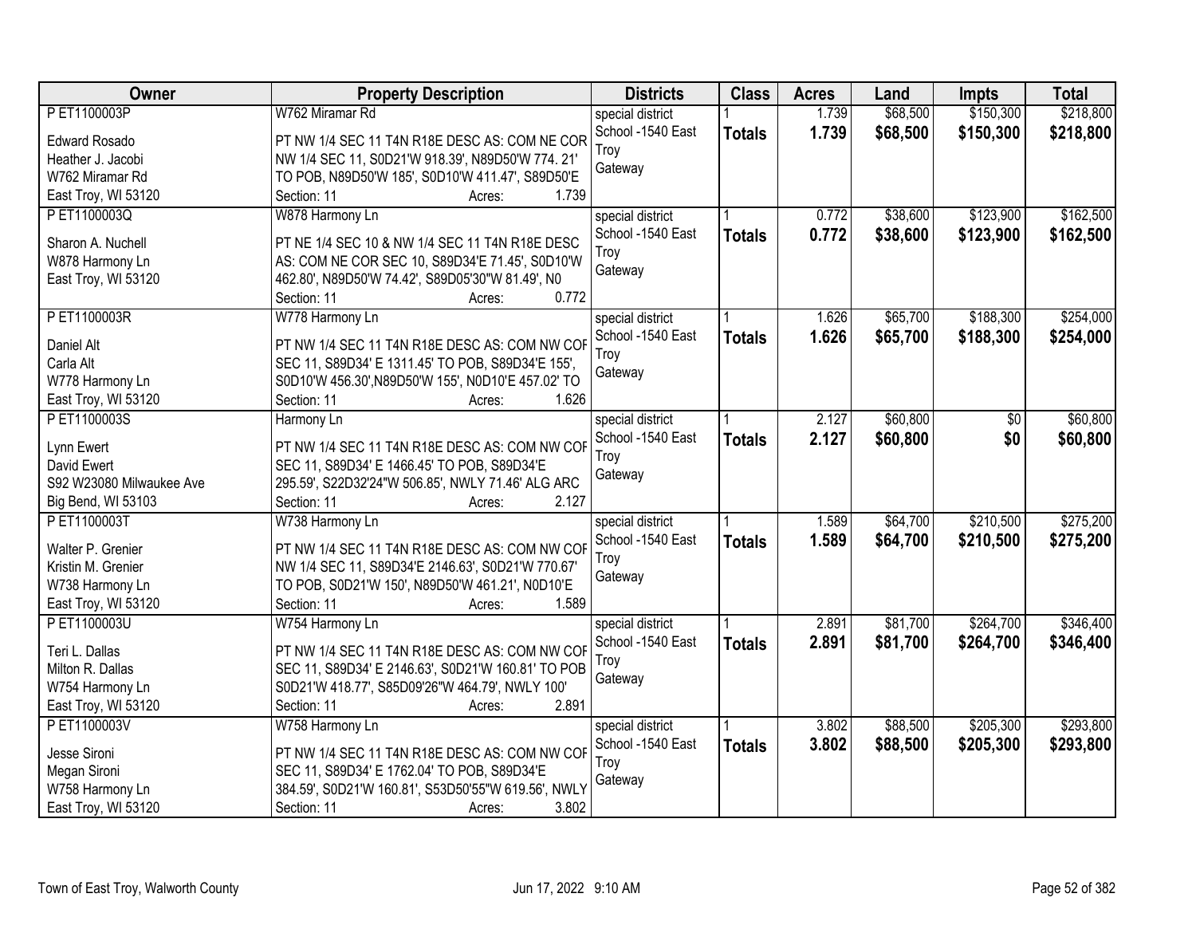| Owner | Property Description | Districts | Class | Acres | Land | Impts | Total |
|---|---|---|---|---|---|---|---|
| P ET1100003P<br>Edward Rosado<br>Heather J. Jacobi<br>W762 Miramar Rd<br>East Troy, WI 53120 | W762 Miramar Rd<br>PT NW 1/4 SEC 11 T4N R18E DESC AS: COM NE COR NW 1/4 SEC 11, S0D21'W 918.39', N89D50'W 774. 21' TO POB, N89D50'W 185', S0D10'W 411.47', S89D50'E<br>Section: 11 Acres: 1.739 | special district<br>School -1540 East Troy<br>Gateway | 1<br>**Totals** | 1.739<br>**1.739** | $68,500<br>**$68,500** | $150,300<br>**$150,300** | $218,800<br>**$218,800** |
| P ET1100003Q<br>Sharon A. Nuchell<br>W878 Harmony Ln<br>East Troy, WI 53120 | W878 Harmony Ln<br>PT NE 1/4 SEC 10 & NW 1/4 SEC 11 T4N R18E DESC AS: COM NE COR SEC 10, S89D34'E 71.45', S0D10'W 462.80', N89D50'W 74.42', S89D05'30"W 81.49', N0<br>Section: 11 Acres: 0.772 | special district<br>School -1540 East Troy<br>Gateway | 1<br>**Totals** | 0.772<br>**0.772** | $38,600<br>**$38,600** | $123,900<br>**$123,900** | $162,500<br>**$162,500** |
| P ET1100003R<br>Daniel Alt<br>Carla Alt<br>W778 Harmony Ln<br>East Troy, WI 53120 | W778 Harmony Ln<br>PT NW 1/4 SEC 11 T4N R18E DESC AS: COM NW COR SEC 11, S89D34' E 1311.45' TO POB, S89D34'E 155', S0D10'W 456.30',N89D50'W 155', N0D10'E 457.02' TO<br>Section: 11 Acres: 1.626 | special district<br>School -1540 East Troy<br>Gateway | 1<br>**Totals** | 1.626<br>**1.626** | $65,700<br>**$65,700** | $188,300<br>**$188,300** | $254,000<br>**$254,000** |
| P ET1100003S<br>Lynn Ewert<br>David Ewert<br>S92 W23080 Milwaukee Ave<br>Big Bend, WI 53103 | Harmony Ln<br>PT NW 1/4 SEC 11 T4N R18E DESC AS: COM NW COR SEC 11, S89D34' E 1466.45' TO POB, S89D34'E 295.59', S22D32'24"W 506.85', NWLY 71.46' ALG ARC<br>Section: 11 Acres: 2.127 | special district<br>School -1540 East Troy<br>Gateway | 1<br>**Totals** | 2.127<br>**2.127** | $60,800<br>**$60,800** | $0<br>**$0** | $60,800<br>**$60,800** |
| P ET1100003T<br>Walter P. Grenier<br>Kristin M. Grenier<br>W738 Harmony Ln<br>East Troy, WI 53120 | W738 Harmony Ln<br>PT NW 1/4 SEC 11 T4N R18E DESC AS: COM NW COR NW 1/4 SEC 11, S89D34'E 2146.63', S0D21'W 770.67' TO POB, S0D21'W 150', N89D50'W 461.21', N0D10'E<br>Section: 11 Acres: 1.589 | special district<br>School -1540 East Troy<br>Gateway | 1<br>**Totals** | 1.589<br>**1.589** | $64,700<br>**$64,700** | $210,500<br>**$210,500** | $275,200<br>**$275,200** |
| P ET1100003U<br>Teri L. Dallas<br>Milton R. Dallas<br>W754 Harmony Ln<br>East Troy, WI 53120 | W754 Harmony Ln<br>PT NW 1/4 SEC 11 T4N R18E DESC AS: COM NW COR SEC 11, S89D34' E 2146.63', S0D21'W 160.81' TO POB S0D21'W 418.77', S85D09'26"W 464.79', NWLY 100'<br>Section: 11 Acres: 2.891 | special district<br>School -1540 East Troy<br>Gateway | 1<br>**Totals** | 2.891<br>**2.891** | $81,700<br>**$81,700** | $264,700<br>**$264,700** | $346,400<br>**$346,400** |
| P ET1100003V<br>Jesse Sironi<br>Megan Sironi<br>W758 Harmony Ln<br>East Troy, WI 53120 | W758 Harmony Ln<br>PT NW 1/4 SEC 11 T4N R18E DESC AS: COM NW COR SEC 11, S89D34' E 1762.04' TO POB, S89D34'E 384.59', S0D21'W 160.81', S53D50'55"W 619.56', NWLY<br>Section: 11 Acres: 3.802 | special district<br>School -1540 East Troy<br>Gateway | 1<br>**Totals** | 3.802<br>**3.802** | $88,500<br>**$88,500** | $205,300<br>**$205,300** | $293,800<br>**$293,800** |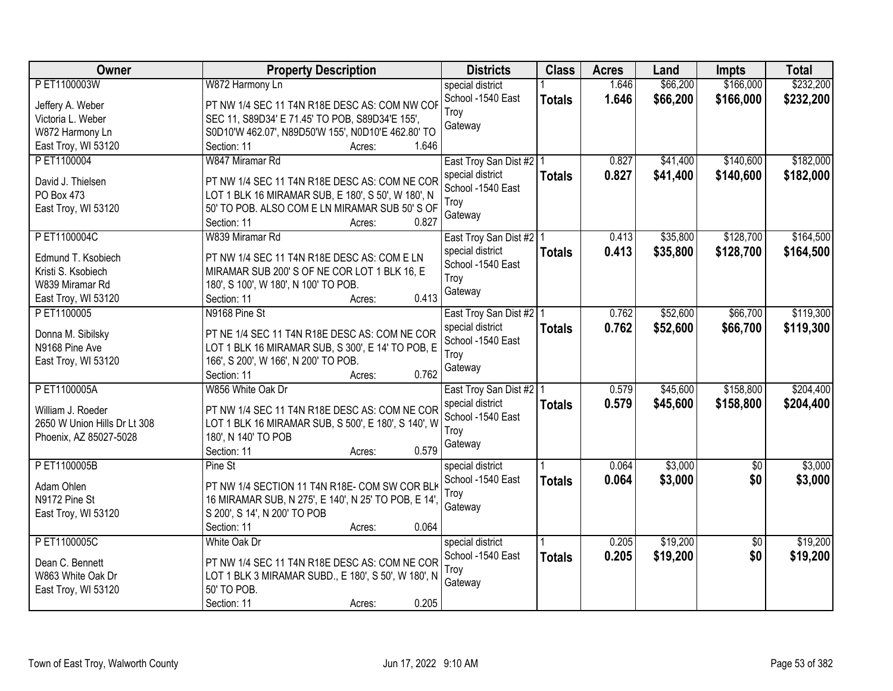| Owner | Property Description | Districts | Class | Acres | Land | Impts | Total |
|---|---|---|---|---|---|---|---|
| P ET1100003W<br><br>Jeffery A. Weber<br>Victoria L. Weber<br>W872 Harmony Ln<br>East Troy, WI 53120 | W872 Harmony Ln<br><br>PT NW 1/4 SEC 11 T4N R18E DESC AS: COM NW COF SEC 11, S89D34' E 71.45' TO POB, S89D34'E 155', S0D10'W 462.07', N89D50'W 155', N0D10'E 462.80' TO<br>Section: 11 Acres: 1.646 | special district<br>School -1540 East Troy<br>Gateway | 1<br>**Totals** | 1.646<br>**1.646** | $66,200<br>**$66,200** | $166,000<br>**$166,000** | $232,200<br>**$232,200** |
| P ET1100004<br><br>David J. Thielsen<br>PO Box 473<br>East Troy, WI 53120 | W847 Miramar Rd<br><br>PT NW 1/4 SEC 11 T4N R18E DESC AS: COM NE COR LOT 1 BLK 16 MIRAMAR SUB, E 180', S 50', W 180', N 50' TO POB. ALSO COM E LN MIRAMAR SUB 50' S OF<br>Section: 11 Acres: 0.827 | East Troy San Dist #2<br>special district<br>School -1540 East Troy<br>Gateway | 1<br>**Totals** | 0.827<br>**0.827** | $41,400<br>**$41,400** | $140,600<br>**$140,600** | $182,000<br>**$182,000** |
| P ET1100004C<br><br>Edmund T. Ksobiech<br>Kristi S. Ksobiech<br>W839 Miramar Rd<br>East Troy, WI 53120 | W839 Miramar Rd<br><br>PT NW 1/4 SEC 11 T4N R18E DESC AS: COM E LN MIRAMAR SUB 200' S OF NE COR LOT 1 BLK 16, E 180', S 100', W 180', N 100' TO POB.<br>Section: 11 Acres: 0.413 | East Troy San Dist #2<br>special district<br>School -1540 East Troy<br>Gateway | 1<br>**Totals** | 0.413<br>**0.413** | $35,800<br>**$35,800** | $128,700<br>**$128,700** | $164,500<br>**$164,500** |
| P ET1100005<br><br>Donna M. Sibilsky<br>N9168 Pine Ave<br>East Troy, WI 53120 | N9168 Pine St<br><br>PT NE 1/4 SEC 11 T4N R18E DESC AS: COM NE COR LOT 1 BLK 16 MIRAMAR SUB, S 300', E 14' TO POB, E 166', S 200', W 166', N 200' TO POB.<br>Section: 11 Acres: 0.762 | East Troy San Dist #2<br>special district<br>School -1540 East Troy<br>Gateway | 1<br>**Totals** | 0.762<br>**0.762** | $52,600<br>**$52,600** | $66,700<br>**$66,700** | $119,300<br>**$119,300** |
| P ET1100005A<br><br>William J. Roeder<br>2650 W Union Hills Dr Lt 308<br>Phoenix, AZ 85027-5028 | W856 White Oak Dr<br><br>PT NW 1/4 SEC 11 T4N R18E DESC AS: COM NE COR LOT 1 BLK 16 MIRAMAR SUB, S 500', E 180', S 140', W 180', N 140' TO POB<br>Section: 11 Acres: 0.579 | East Troy San Dist #2<br>special district<br>School -1540 East Troy<br>Gateway | 1<br>**Totals** | 0.579<br>**0.579** | $45,600<br>**$45,600** | $158,800<br>**$158,800** | $204,400<br>**$204,400** |
| P ET1100005B<br><br>Adam Ohlen<br>N9172 Pine St<br>East Troy, WI 53120 | Pine St<br><br>PT NW 1/4 SECTION 11 T4N R18E- COM SW COR BLK 16 MIRAMAR SUB, N 275', E 140', N 25' TO POB, E 14', S 200', S 14', N 200' TO POB<br>Section: 11 Acres: 0.064 | special district<br>School -1540 East Troy<br>Gateway | 1<br>**Totals** | 0.064<br>**0.064** | $3,000<br>**$3,000** | $0<br>**$0** | $3,000<br>**$3,000** |
| P ET1100005C<br><br>Dean C. Bennett<br>W863 White Oak Dr<br>East Troy, WI 53120 | White Oak Dr<br><br>PT NW 1/4 SEC 11 T4N R18E DESC AS: COM NE COR LOT 1 BLK 3 MIRAMAR SUBD., E 180', S 50', W 180', N 50' TO POB.<br>Section: 11 Acres: 0.205 | special district<br>School -1540 East Troy<br>Gateway | 1<br>**Totals** | 0.205<br>**0.205** | $19,200<br>**$19,200** | $0<br>**$0** | $19,200<br>**$19,200** |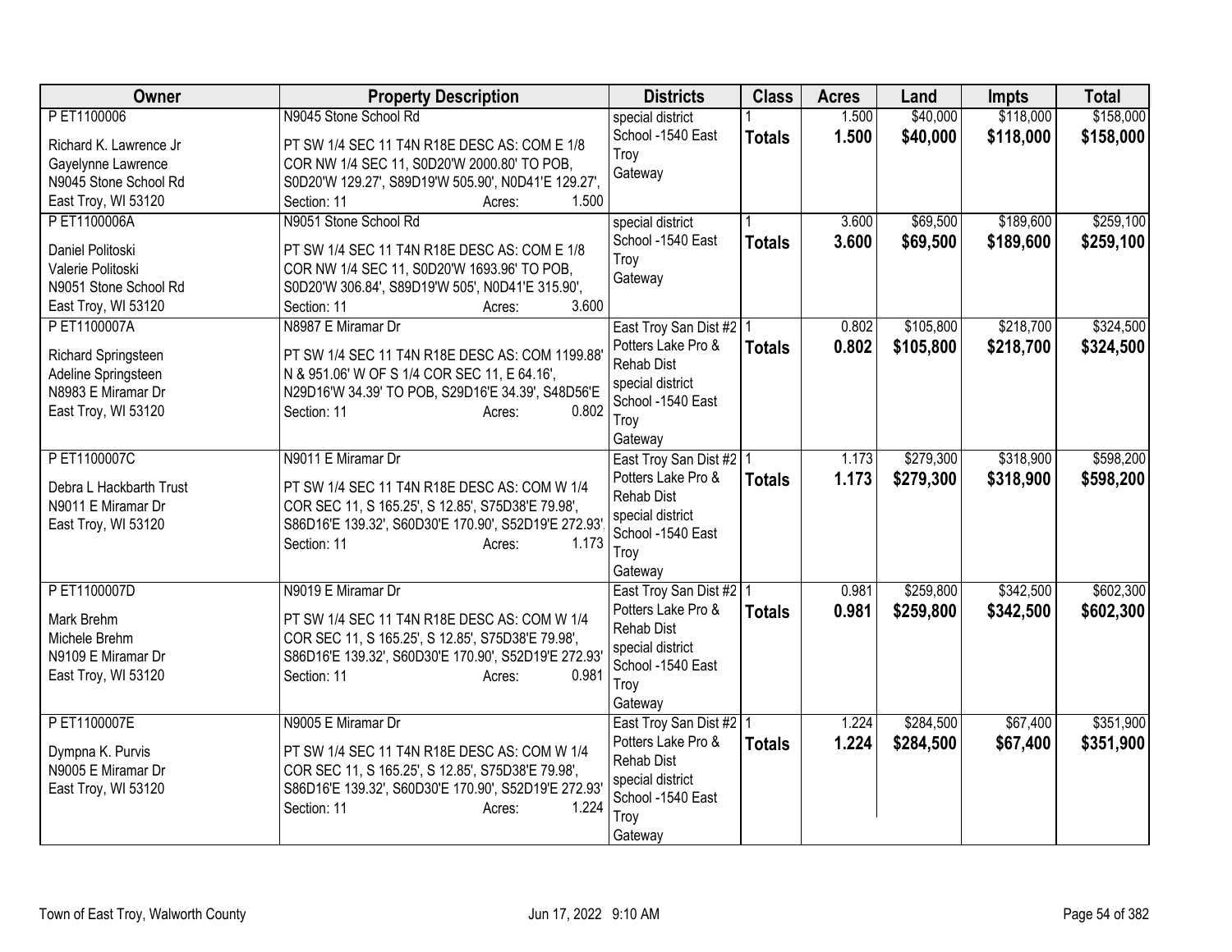| Owner | Property Description | Districts | Class | Acres | Land | Impts | Total |
|---|---|---|---|---|---|---|---|
| P ET1100006<br><br>Richard K. Lawrence Jr<br>Gayelynne Lawrence<br>N9045 Stone School Rd<br>East Troy, WI 53120 | N9045 Stone School Rd<br><br>PT SW 1/4 SEC 11 T4N R18E DESC AS: COM E 1/8 COR NW 1/4 SEC 11, S0D20'W 2000.80' TO POB, S0D20'W 129.27', S89D19'W 505.90', N0D41'E 129.27',<br>Section: 11 Acres: 1.500 | special district<br>School -1540 East Troy<br>Gateway | 1<br>**Totals** | 1.500<br>**1.500** | $40,000<br>**$40,000** | $118,000<br>**$118,000** | $158,000<br>**$158,000** |
| P ET1100006A<br><br>Daniel Politoski<br>Valerie Politoski<br>N9051 Stone School Rd<br>East Troy, WI 53120 | N9051 Stone School Rd<br><br>PT SW 1/4 SEC 11 T4N R18E DESC AS: COM E 1/8 COR NW 1/4 SEC 11, S0D20'W 1693.96' TO POB, S0D20'W 306.84', S89D19'W 505', N0D41'E 315.90',<br>Section: 11 Acres: 3.600 | special district<br>School -1540 East Troy<br>Gateway | 1<br>**Totals** | 3.600<br>**3.600** | $69,500<br>**$69,500** | $189,600<br>**$189,600** | $259,100<br>**$259,100** |
| P ET1100007A<br><br>Richard Springsteen<br>Adeline Springsteen<br>N8983 E Miramar Dr<br>East Troy, WI 53120 | N8987 E Miramar Dr<br><br>PT SW 1/4 SEC 11 T4N R18E DESC AS: COM 1199.88' N & 951.06' W OF S 1/4 COR SEC 11, E 64.16', N29D16'W 34.39' TO POB, S29D16'E 34.39', S48D56'E<br>Section: 11 Acres: 0.802 | East Troy San Dist #2<br>Potters Lake Pro & Rehab Dist<br>special district<br>School -1540 East Troy<br>Gateway | 1<br>**Totals** | 0.802<br>**0.802** | $105,800<br>**$105,800** | $218,700<br>**$218,700** | $324,500<br>**$324,500** |
| P ET1100007C<br><br>Debra L Hackbarth Trust<br>N9011 E Miramar Dr<br>East Troy, WI 53120 | N9011 E Miramar Dr<br><br>PT SW 1/4 SEC 11 T4N R18E DESC AS: COM W 1/4 COR SEC 11, S 165.25', S 12.85', S75D38'E 79.98', S86D16'E 139.32', S60D30'E 170.90', S52D19'E 272.93',<br>Section: 11 Acres: 1.173 | East Troy San Dist #2<br>Potters Lake Pro & Rehab Dist<br>special district<br>School -1540 East Troy<br>Gateway | 1<br>**Totals** | 1.173<br>**1.173** | $279,300<br>**$279,300** | $318,900<br>**$318,900** | $598,200<br>**$598,200** |
| P ET1100007D<br><br>Mark Brehm<br>Michele Brehm<br>N9109 E Miramar Dr<br>East Troy, WI 53120 | N9019 E Miramar Dr<br><br>PT SW 1/4 SEC 11 T4N R18E DESC AS: COM W 1/4 COR SEC 11, S 165.25', S 12.85', S75D38'E 79.98', S86D16'E 139.32', S60D30'E 170.90', S52D19'E 272.93'<br>Section: 11 Acres: 0.981 | East Troy San Dist #2<br>Potters Lake Pro & Rehab Dist<br>special district<br>School -1540 East Troy<br>Gateway | 1<br>**Totals** | 0.981<br>**0.981** | $259,800<br>**$259,800** | $342,500<br>**$342,500** | $602,300<br>**$602,300** |
| P ET1100007E<br><br>Dympna K. Purvis<br>N9005 E Miramar Dr<br>East Troy, WI 53120 | N9005 E Miramar Dr<br><br>PT SW 1/4 SEC 11 T4N R18E DESC AS: COM W 1/4 COR SEC 11, S 165.25', S 12.85', S75D38'E 79.98', S86D16'E 139.32', S60D30'E 170.90', S52D19'E 272.93'<br>Section: 11 Acres: 1.224 | East Troy San Dist #2<br>Potters Lake Pro & Rehab Dist<br>special district<br>School -1540 East Troy<br>Gateway | 1<br>**Totals** | 1.224<br>**1.224** | $284,500<br>**$284,500** | $67,400<br>**$67,400** | $351,900<br>**$351,900** |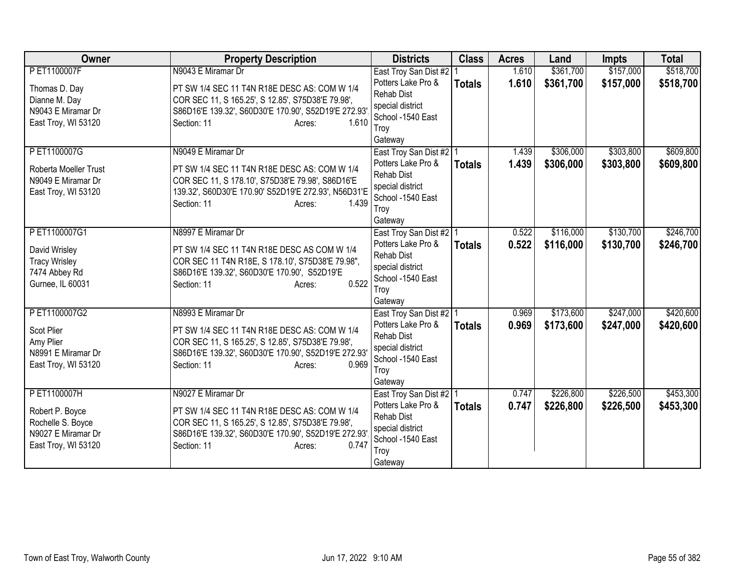| Owner | Property Description | Districts | Class | Acres | Land | Impts | Total |
|---|---|---|---|---|---|---|---|
| P ET1100007F<br><br>Thomas D. Day<br>Dianne M. Day<br>N9043 E Miramar Dr<br>East Troy, WI 53120 | N9043 E Miramar Dr<br><br>PT SW 1/4 SEC 11 T4N R18E DESC AS: COM W 1/4 COR SEC 11, S 165.25', S 12.85', S75D38'E 79.98', S86D16'E 139.32', S60D30'E 170.90', S52D19'E 272.93',<br>Section: 11 Acres: 1.610 | East Troy San Dist #2<br>Potters Lake Pro & Rehab Dist special district<br>School -1540 East Troy<br>Gateway | 1<br>**Totals** | 1.610<br>**1.610** | $361,700<br>**$361,700** | $157,000<br>**$157,000** | $518,700<br>**$518,700** |
| P ET1100007G<br><br>Roberta Moeller Trust<br>N9049 E Miramar Dr<br>East Troy, WI 53120 | N9049 E Miramar Dr<br><br>PT SW 1/4 SEC 11 T4N R18E DESC AS: COM W 1/4 COR SEC 11, S 178.10', S75D38'E 79.98', S86D16'E 139.32', S60D30'E 170.90' S52D19'E 272.93', N56D31'E<br>Section: 11 Acres: 1.439 | East Troy San Dist #2<br>Potters Lake Pro & Rehab Dist special district<br>School -1540 East Troy<br>Gateway | 1<br>**Totals** | 1.439<br>**1.439** | $306,000<br>**$306,000** | $303,800<br>**$303,800** | $609,800<br>**$609,800** |
| P ET1100007G1<br><br>David Wrisley<br>Tracy Wrisley<br>7474 Abbey Rd<br>Gurnee, IL 60031 | N8997 E Miramar Dr<br><br>PT SW 1/4 SEC 11 T4N R18E DESC AS COM W 1/4 COR SEC 11 T4N R18E, S 178.10', S75D38'E 79.98", S86D16'E 139.32', S60D30'E 170.90', S52D19'E<br>Section: 11 Acres: 0.522 | East Troy San Dist #2<br>Potters Lake Pro & Rehab Dist special district<br>School -1540 East Troy<br>Gateway | 1<br>**Totals** | 0.522<br>**0.522** | $116,000<br>**$116,000** | $130,700<br>**$130,700** | $246,700<br>**$246,700** |
| P ET1100007G2<br><br>Scot Plier<br>Amy Plier<br>N8991 E Miramar Dr<br>East Troy, WI 53120 | N8993 E Miramar Dr<br><br>PT SW 1/4 SEC 11 T4N R18E DESC AS: COM W 1/4 COR SEC 11, S 165.25', S 12.85', S75D38'E 79.98', S86D16'E 139.32', S60D30'E 170.90', S52D19'E 272.93'<br>Section: 11 Acres: 0.969 | East Troy San Dist #2<br>Potters Lake Pro & Rehab Dist special district<br>School -1540 East Troy<br>Gateway | 1<br>**Totals** | 0.969<br>**0.969** | $173,600<br>**$173,600** | $247,000<br>**$247,000** | $420,600<br>**$420,600** |
| P ET1100007H<br><br>Robert P. Boyce<br>Rochelle S. Boyce<br>N9027 E Miramar Dr<br>East Troy, WI 53120 | N9027 E Miramar Dr<br><br>PT SW 1/4 SEC 11 T4N R18E DESC AS: COM W 1/4 COR SEC 11, S 165.25', S 12.85', S75D38'E 79.98', S86D16'E 139.32', S60D30'E 170.90', S52D19'E 272.93',<br>Section: 11 Acres: 0.747 | East Troy San Dist #2<br>Potters Lake Pro & Rehab Dist special district<br>School -1540 East Troy<br>Gateway | 1<br>**Totals** | 0.747<br>**0.747** | $226,800<br>**$226,800** | $226,500<br>**$226,500** | $453,300<br>**$453,300** |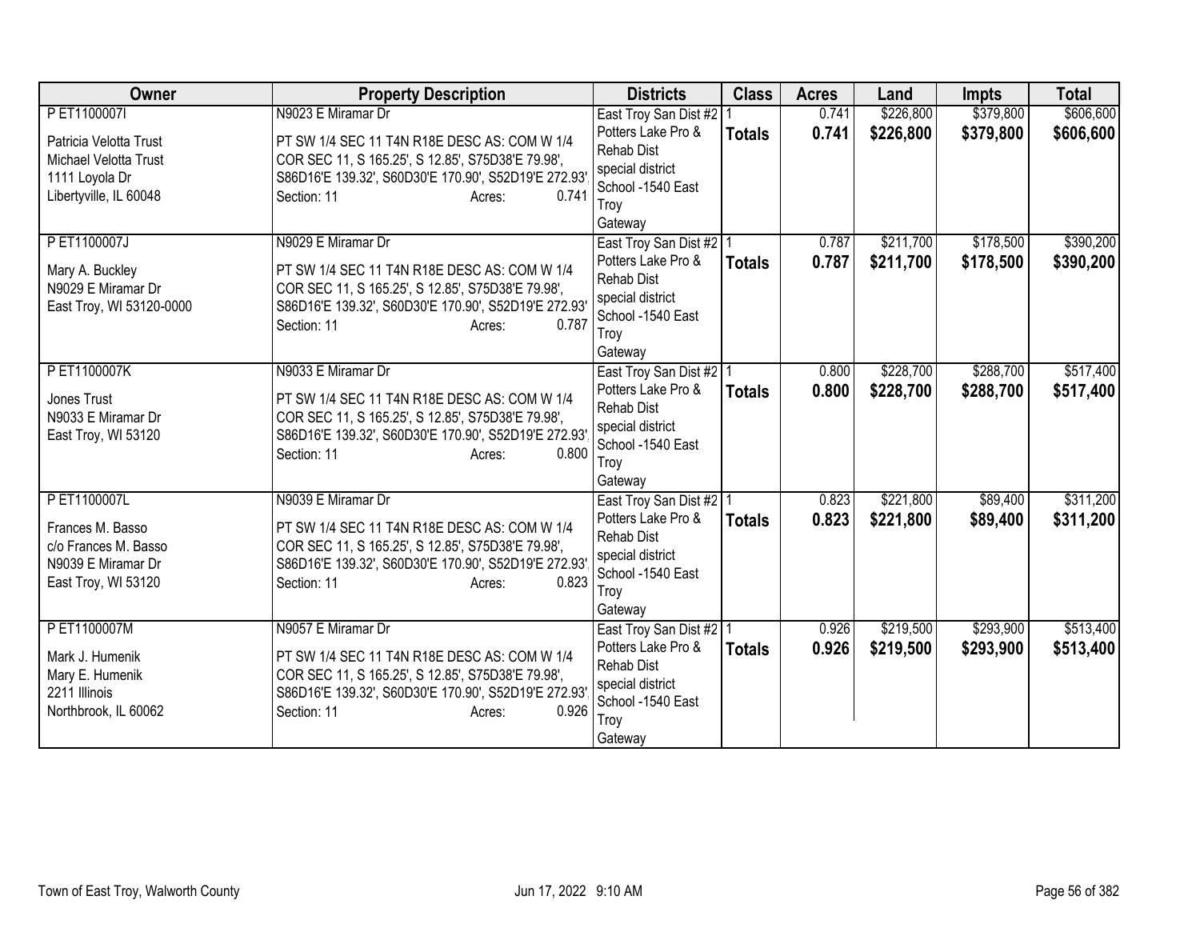| Owner | Property Description | Districts | Class | Acres | Land | Impts | Total |
|---|---|---|---|---|---|---|---|
| P ET1100007I<br><br>Patricia Velotta Trust<br>Michael Velotta Trust<br>1111 Loyola Dr<br>Libertyville, IL 60048 | N9023 E Miramar Dr<br><br>PT SW 1/4 SEC 11 T4N R18E DESC AS: COM W 1/4 COR SEC 11, S 165.25', S 12.85', S75D38'E 79.98', S86D16'E 139.32', S60D30'E 170.90', S52D19'E 272.93'<br>Section: 11 Acres: 0.741 | East Troy San Dist #2<br>Potters Lake Pro & Rehab Dist<br>special district<br>School -1540 East Troy<br>Gateway | 1<br>**Totals** | 0.741<br>**0.741** | $226,800<br>**$226,800** | $379,800<br>**$379,800** | $606,600<br>**$606,600** |
| P ET1100007J<br><br>Mary A. Buckley<br>N9029 E Miramar Dr<br>East Troy, WI 53120-0000 | N9029 E Miramar Dr<br><br>PT SW 1/4 SEC 11 T4N R18E DESC AS: COM W 1/4 COR SEC 11, S 165.25', S 12.85', S75D38'E 79.98', S86D16'E 139.32', S60D30'E 170.90', S52D19'E 272.93'<br>Section: 11 Acres: 0.787 | East Troy San Dist #2<br>Potters Lake Pro & Rehab Dist<br>special district<br>School -1540 East Troy<br>Gateway | 1<br>**Totals** | 0.787<br>**0.787** | $211,700<br>**$211,700** | $178,500<br>**$178,500** | $390,200<br>**$390,200** |
| P ET1100007K<br><br>Jones Trust<br>N9033 E Miramar Dr<br>East Troy, WI 53120 | N9033 E Miramar Dr<br><br>PT SW 1/4 SEC 11 T4N R18E DESC AS: COM W 1/4 COR SEC 11, S 165.25', S 12.85', S75D38'E 79.98', S86D16'E 139.32', S60D30'E 170.90', S52D19'E 272.93'<br>Section: 11 Acres: 0.800 | East Troy San Dist #2<br>Potters Lake Pro & Rehab Dist<br>special district<br>School -1540 East Troy<br>Gateway | 1<br>**Totals** | 0.800<br>**0.800** | $228,700<br>**$228,700** | $288,700<br>**$288,700** | $517,400<br>**$517,400** |
| P ET1100007L<br><br>Frances M. Basso<br>c/o Frances M. Basso<br>N9039 E Miramar Dr<br>East Troy, WI 53120 | N9039 E Miramar Dr<br><br>PT SW 1/4 SEC 11 T4N R18E DESC AS: COM W 1/4 COR SEC 11, S 165.25', S 12.85', S75D38'E 79.98', S86D16'E 139.32', S60D30'E 170.90', S52D19'E 272.93'<br>Section: 11 Acres: 0.823 | East Troy San Dist #2<br>Potters Lake Pro & Rehab Dist<br>special district<br>School -1540 East Troy<br>Gateway | 1<br>**Totals** | 0.823<br>**0.823** | $221,800<br>**$221,800** | $89,400<br>**$89,400** | $311,200<br>**$311,200** |
| P ET1100007M<br><br>Mark J. Humenik<br>Mary E. Humenik<br>2211 Illinois<br>Northbrook, IL 60062 | N9057 E Miramar Dr<br><br>PT SW 1/4 SEC 11 T4N R18E DESC AS: COM W 1/4 COR SEC 11, S 165.25', S 12.85', S75D38'E 79.98', S86D16'E 139.32', S60D30'E 170.90', S52D19'E 272.93'<br>Section: 11 Acres: 0.926 | East Troy San Dist #2<br>Potters Lake Pro & Rehab Dist<br>special district<br>School -1540 East Troy<br>Gateway | 1<br>**Totals** | 0.926<br>**0.926** | $219,500<br>**$219,500** | $293,900<br>**$293,900** | $513,400<br>**$513,400** |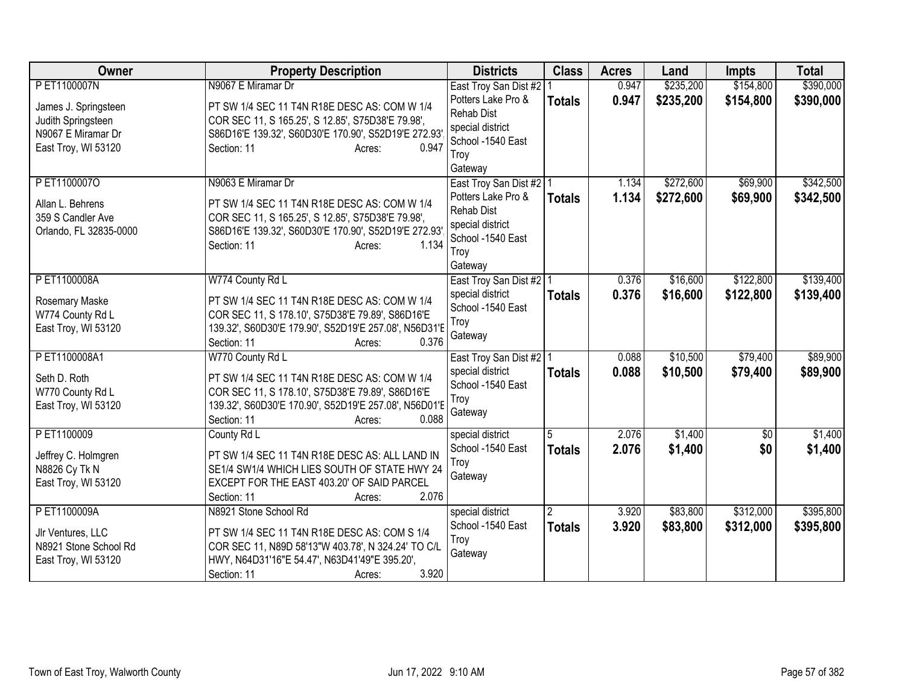| Owner | Property Description | Districts | Class | Acres | Land | Impts | Total |
|---|---|---|---|---|---|---|---|
| P ET1100007N<br><br>James J. Springsteen<br>Judith Springsteen<br>N9067 E Miramar Dr<br>East Troy, WI 53120 | N9067 E Miramar Dr<br><br>PT SW 1/4 SEC 11 T4N R18E DESC AS: COM W 1/4 COR SEC 11, S 165.25', S 12.85', S75D38'E 79.98', S86D16'E 139.32', S60D30'E 170.90', S52D19'E 272.93'<br>Section: 11 Acres: 0.947 | East Troy San Dist #2<br>Potters Lake Pro & Rehab Dist<br>special district<br>School -1540 East Troy<br>Gateway | 1<br>**Totals** | 0.947<br>**0.947** | $235,200<br>**$235,200** | $154,800<br>**$154,800** | $390,000<br>**$390,000** |
| P ET1100007O<br><br>Allan L. Behrens<br>359 S Candler Ave<br>Orlando, FL 32835-0000 | N9063 E Miramar Dr<br><br>PT SW 1/4 SEC 11 T4N R18E DESC AS: COM W 1/4 COR SEC 11, S 165.25', S 12.85', S75D38'E 79.98', S86D16'E 139.32', S60D30'E 170.90', S52D19'E 272.93'<br>Section: 11 Acres: 1.134 | East Troy San Dist #2<br>Potters Lake Pro & Rehab Dist<br>special district<br>School -1540 East Troy<br>Gateway | 1<br>**Totals** | 1.134<br>**1.134** | $272,600<br>**$272,600** | $69,900<br>**$69,900** | $342,500<br>**$342,500** |
| P ET1100008A<br><br>Rosemary Maske<br>W774 County Rd L<br>East Troy, WI 53120 | W774 County Rd L<br><br>PT SW 1/4 SEC 11 T4N R18E DESC AS: COM W 1/4 COR SEC 11, S 178.10', S75D38'E 79.89', S86D16'E 139.32', S60D30'E 179.90', S52D19'E 257.08', N56D31'E<br>Section: 11 Acres: 0.376 | East Troy San Dist #2<br>special district<br>School -1540 East Troy<br>Gateway | 1<br>**Totals** | 0.376<br>**0.376** | $16,600<br>**$16,600** | $122,800<br>**$122,800** | $139,400<br>**$139,400** |
| P ET1100008A1<br><br>Seth D. Roth<br>W770 County Rd L<br>East Troy, WI 53120 | W770 County Rd L<br><br>PT SW 1/4 SEC 11 T4N R18E DESC AS: COM W 1/4 COR SEC 11, S 178.10', S75D38'E 79.89', S86D16'E 139.32', S60D30'E 170.90', S52D19'E 257.08', N56D01'E<br>Section: 11 Acres: 0.088 | East Troy San Dist #2<br>special district<br>School -1540 East Troy<br>Gateway | 1<br>**Totals** | 0.088<br>**0.088** | $10,500<br>**$10,500** | $79,400<br>**$79,400** | $89,900<br>**$89,900** |
| P ET1100009<br><br>Jeffrey C. Holmgren<br>N8826 Cy Tk N<br>East Troy, WI 53120 | County Rd L<br><br>PT SW 1/4 SEC 11 T4N R18E DESC AS: ALL LAND IN SE1/4 SW1/4 WHICH LIES SOUTH OF STATE HWY 24 EXCEPT FOR THE EAST 403.20' OF SAID PARCEL<br>Section: 11 Acres: 2.076 | special district<br>School -1540 East Troy<br>Gateway | 5<br>**Totals** | 2.076<br>**2.076** | $1,400<br>**$1,400** | $0<br>**$0** | $1,400<br>**$1,400** |
| P ET1100009A<br><br>Jlr Ventures, LLC<br>N8921 Stone School Rd<br>East Troy, WI 53120 | N8921 Stone School Rd<br><br>PT SW 1/4 SEC 11 T4N R18E DESC AS: COM S 1/4 COR SEC 11, N89D 58'13"W 403.78', N 324.24' TO C/L HWY, N64D31'16"E 54.47', N63D41'49"E 395.20',<br>Section: 11 Acres: 3.920 | special district<br>School -1540 East Troy<br>Gateway | 2<br>**Totals** | 3.920<br>**3.920** | $83,800<br>**$83,800** | $312,000<br>**$312,000** | $395,800<br>**$395,800** |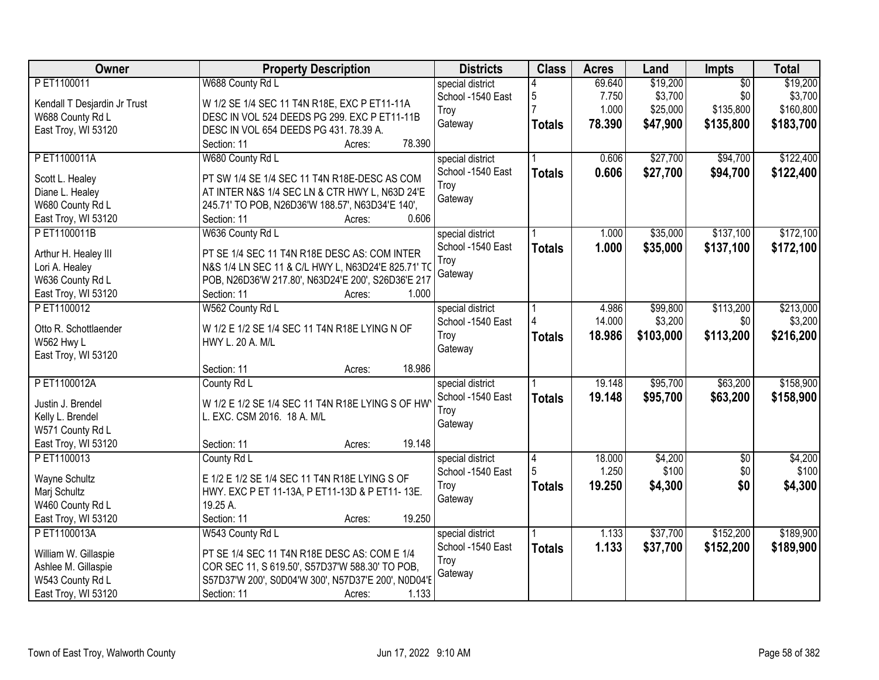| Owner | Property Description | Districts | Class | Acres | Land | Impts | Total |
|---|---|---|---|---|---|---|---|
| P ET1100011<br><br>Kendall T Desjardin Jr Trust<br>W688 County Rd L<br>East Troy, WI 53120 | W688 County Rd L<br><br>W 1/2 SE 1/4 SEC 11 T4N R18E, EXC P ET11-11A DESC IN VOL 524 DEEDS PG 299. EXC P ET11-11B DESC IN VOL 654 DEEDS PG 431. 78.39 A.<br>Section: 11 Acres: 78.390 | special district<br>School -1540 East Troy<br>Gateway | 4<br>5<br>7<br>**Totals** | 69.640<br>7.750<br>1.000<br>**78.390** | $19,200<br>$3,700<br>$25,000<br>**$47,900** | $0<br>$0<br>$135,800<br>**$135,800** | $19,200<br>$3,700<br>$160,800<br>**$183,700** |
| P ET1100011A<br><br>Scott L. Healey<br>Diane L. Healey<br>W680 County Rd L<br>East Troy, WI 53120 | W680 County Rd L<br><br>PT SW 1/4 SE 1/4 SEC 11 T4N R18E-DESC AS COM AT INTER N&S 1/4 SEC LN & CTR HWY L, N63D 24'E 245.71' TO POB, N26D36'W 188.57', N63D34'E 140',<br>Section: 11 Acres: 0.606 | special district<br>School -1540 East Troy<br>Gateway | 1<br>**Totals** | 0.606<br>**0.606** | $27,700<br>**$27,700** | $94,700<br>**$94,700** | $122,400<br>**$122,400** |
| P ET1100011B<br><br>Arthur H. Healey III<br>Lori A. Healey<br>W636 County Rd L<br>East Troy, WI 53120 | W636 County Rd L<br><br>PT SE 1/4 SEC 11 T4N R18E DESC AS: COM INTER N&S 1/4 LN SEC 11 & C/L HWY L, N63D24'E 825.71' TO POB, N26D36'W 217.80', N63D24'E 200', S26D36'E 217<br>Section: 11 Acres: 1.000 | special district<br>School -1540 East Troy<br>Gateway | 1<br>**Totals** | 1.000<br>**1.000** | $35,000<br>**$35,000** | $137,100<br>**$137,100** | $172,100<br>**$172,100** |
| P ET1100012<br><br>Otto R. Schottlaender<br>W562 Hwy L<br>East Troy, WI 53120 | W562 County Rd L<br><br>W 1/2 E 1/2 SE 1/4 SEC 11 T4N R18E LYING N OF HWY L. 20 A. M/L<br><br>Section: 11 Acres: 18.986 | special district<br>School -1540 East Troy<br>Gateway | 1<br>4<br>**Totals** | 4.986<br>14.000<br>**18.986** | $99,800<br>$3,200<br>**$103,000** | $113,200<br>$0<br>**$113,200** | $213,000<br>$3,200<br>**$216,200** |
| P ET1100012A<br><br>Justin J. Brendel<br>Kelly L. Brendel<br>W571 County Rd L<br>East Troy, WI 53120 | County Rd L<br><br>W 1/2 E 1/2 SE 1/4 SEC 11 T4N R18E LYING S OF HWY L. EXC. CSM 2016. 18 A. M/L<br><br>Section: 11 Acres: 19.148 | special district<br>School -1540 East Troy<br>Gateway | 1<br>**Totals** | 19.148<br>**19.148** | $95,700<br>**$95,700** | $63,200<br>**$63,200** | $158,900<br>**$158,900** |
| P ET1100013<br><br>Wayne Schultz<br>Marj Schultz<br>W460 County Rd L<br>East Troy, WI 53120 | County Rd L<br><br>E 1/2 E 1/2 SE 1/4 SEC 11 T4N R18E LYING S OF HWY. EXC P ET 11-13A, P ET11-13D & P ET11- 13E. 19.25 A.<br>Section: 11 Acres: 19.250 | special district<br>School -1540 East Troy<br>Gateway | 4<br>5<br>**Totals** | 18.000<br>1.250<br>**19.250** | $4,200<br>$100<br>**$4,300** | $0<br>$0<br>**$0** | $4,200<br>$100<br>**$4,300** |
| P ET1100013A<br><br>William W. Gillaspie<br>Ashlee M. Gillaspie<br>W543 County Rd L<br>East Troy, WI 53120 | W543 County Rd L<br><br>PT SE 1/4 SEC 11 T4N R18E DESC AS: COM E 1/4 COR SEC 11, S 619.50', S57D37'W 588.30' TO POB, S57D37'W 200', S0D04'W 300', N57D37'E 200', N0D04'E<br>Section: 11 Acres: 1.133 | special district<br>School -1540 East Troy<br>Gateway | 1<br>**Totals** | 1.133<br>**1.133** | $37,700<br>**$37,700** | $152,200<br>**$152,200** | $189,900<br>**$189,900** |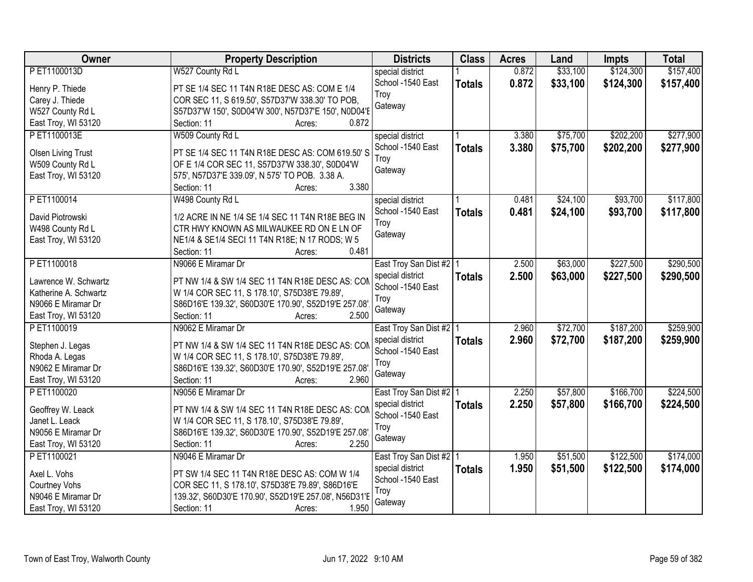| Owner | Property Description | Districts | Class | Acres | Land | Impts | Total |
|---|---|---|---|---|---|---|---|
| P ET1100013D<br>Henry P. Thiede<br>Carey J. Thiede<br>W527 County Rd L<br>East Troy, WI 53120 | W527 County Rd L<br>PT SE 1/4 SEC 11 T4N R18E DESC AS: COM E 1/4 COR SEC 11, S 619.50', S57D37'W 338.30' TO POB, S57D37'W 150', S0D04'W 300', N57D37'E 150', N0D04'E<br>Section: 11 Acres: 0.872 | special district<br>School -1540 East Troy<br>Gateway | 1<br>**Totals** | 0.872<br>**0.872** | $33,100<br>**$33,100** | $124,300<br>**$124,300** | $157,400<br>**$157,400** |
| P ET1100013E<br>Olsen Living Trust<br>W509 County Rd L<br>East Troy, WI 53120 | W509 County Rd L<br>PT SE 1/4 SEC 11 T4N R18E DESC AS: COM 619.50' S OF E 1/4 COR SEC 11, S57D37'W 338.30', S0D04'W 575', N57D37'E 339.09', N 575' TO POB. 3.38 A.<br>Section: 11 Acres: 3.380 | special district<br>School -1540 East Troy<br>Gateway | 1<br>**Totals** | 3.380<br>**3.380** | $75,700<br>**$75,700** | $202,200<br>**$202,200** | $277,900<br>**$277,900** |
| P ET1100014<br>David Piotrowski<br>W498 County Rd L<br>East Troy, WI 53120 | W498 County Rd L<br>1/2 ACRE IN NE 1/4 SE 1/4 SEC 11 T4N R18E BEG IN CTR HWY KNOWN AS MILWAUKEE RD ON E LN OF NE1/4 & SE1/4 SECI 11 T4N R18E; N 17 RODS; W 5<br>Section: 11 Acres: 0.481 | special district<br>School -1540 East Troy<br>Gateway | 1<br>**Totals** | 0.481<br>**0.481** | $24,100<br>**$24,100** | $93,700<br>**$93,700** | $117,800<br>**$117,800** |
| P ET1100018<br>Lawrence W. Schwartz<br>Katherine A. Schwartz<br>N9066 E Miramar Dr<br>East Troy, WI 53120 | N9066 E Miramar Dr<br>PT NW 1/4 & SW 1/4 SEC 11 T4N R18E DESC AS: COM W 1/4 COR SEC 11, S 178.10', S75D38'E 79.89', S86D16'E 139.32', S60D30'E 170.90', S52D19'E 257.08',<br>Section: 11 Acres: 2.500 | East Troy San Dist #2<br>special district<br>School -1540 East Troy<br>Gateway | 1<br>**Totals** | 2.500<br>**2.500** | $63,000<br>**$63,000** | $227,500<br>**$227,500** | $290,500<br>**$290,500** |
| P ET1100019<br>Stephen J. Legas<br>Rhoda A. Legas<br>N9062 E Miramar Dr<br>East Troy, WI 53120 | N9062 E Miramar Dr<br>PT NW 1/4 & SW 1/4 SEC 11 T4N R18E DESC AS: COM W 1/4 COR SEC 11, S 178.10', S75D38'E 79.89', S86D16'E 139.32', S60D30'E 170.90', S52D19'E 257.08',<br>Section: 11 Acres: 2.960 | East Troy San Dist #2<br>special district<br>School -1540 East Troy<br>Gateway | 1<br>**Totals** | 2.960<br>**2.960** | $72,700<br>**$72,700** | $187,200<br>**$187,200** | $259,900<br>**$259,900** |
| P ET1100020<br>Geoffrey W. Leack<br>Janet L. Leack<br>N9056 E Miramar Dr<br>East Troy, WI 53120 | N9056 E Miramar Dr<br>PT NW 1/4 & SW 1/4 SEC 11 T4N R18E DESC AS: COM W 1/4 COR SEC 11, S 178.10', S75D38'E 79.89', S86D16'E 139.32', S60D30'E 170.90', S52D19'E 257.08',<br>Section: 11 Acres: 2.250 | East Troy San Dist #2<br>special district<br>School -1540 East Troy<br>Gateway | 1<br>**Totals** | 2.250<br>**2.250** | $57,800<br>**$57,800** | $166,700<br>**$166,700** | $224,500<br>**$224,500** |
| P ET1100021<br>Axel L. Vohs<br>Courtney Vohs<br>N9046 E Miramar Dr<br>East Troy, WI 53120 | N9046 E Miramar Dr<br>PT SW 1/4 SEC 11 T4N R18E DESC AS: COM W 1/4 COR SEC 11, S 178.10', S75D38'E 79.89', S86D16'E 139.32', S60D30'E 170.90', S52D19'E 257.08', N56D31'E<br>Section: 11 Acres: 1.950 | East Troy San Dist #2<br>special district<br>School -1540 East Troy<br>Gateway | 1<br>**Totals** | 1.950<br>**1.950** | $51,500<br>**$51,500** | $122,500<br>**$122,500** | $174,000<br>**$174,000** |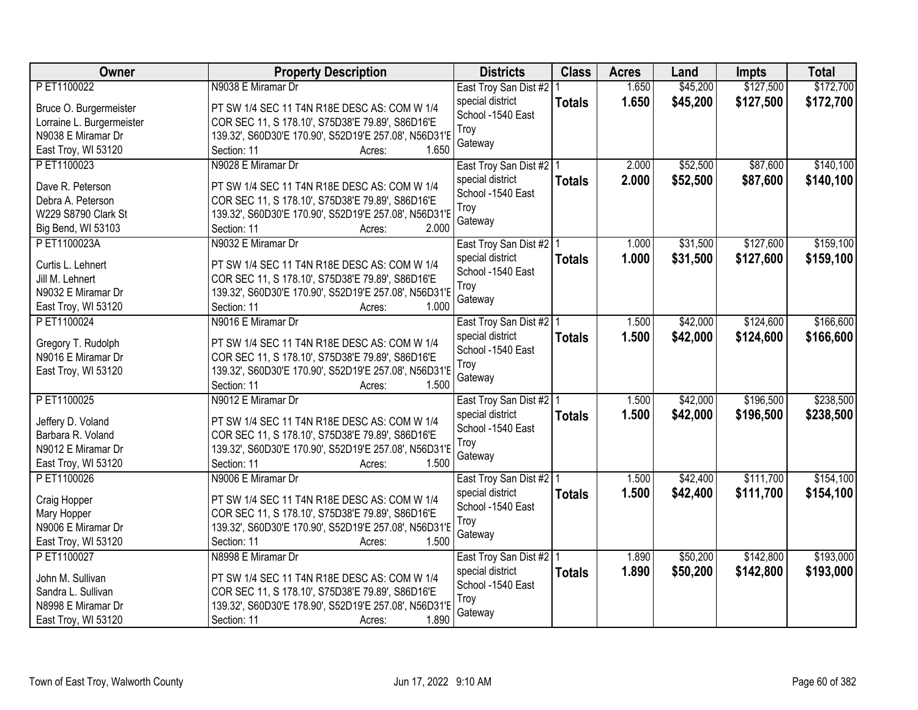| Owner | Property Description | Districts | Class | Acres | Land | Impts | Total |
|---|---|---|---|---|---|---|---|
| P ET1100022<br><br>Bruce O. Burgermeister<br>Lorraine L. Burgermeister<br>N9038 E Miramar Dr<br>East Troy, WI 53120 | N9038 E Miramar Dr<br><br>PT SW 1/4 SEC 11 T4N R18E DESC AS: COM W 1/4 COR SEC 11, S 178.10', S75D38'E 79.89', S86D16'E 139.32', S60D30'E 170.90', S52D19'E 257.08', N56D31'E<br>Section: 11 Acres: 1.650 | East Troy San Dist #2<br>special district<br>School -1540 East Troy<br>Gateway | 1<br>**Totals** | 1.650<br>**1.650** | $45,200<br>**$45,200** | $127,500<br>**$127,500** | $172,700<br>**$172,700** |
| P ET1100023<br><br>Dave R. Peterson<br>Debra A. Peterson<br>W229 S8790 Clark St<br>Big Bend, WI 53103 | N9028 E Miramar Dr<br><br>PT SW 1/4 SEC 11 T4N R18E DESC AS: COM W 1/4 COR SEC 11, S 178.10', S75D38'E 79.89', S86D16'E 139.32', S60D30'E 170.90', S52D19'E 257.08', N56D31'E<br>Section: 11 Acres: 2.000 | East Troy San Dist #2<br>special district<br>School -1540 East Troy<br>Gateway | 1<br>**Totals** | 2.000<br>**2.000** | $52,500<br>**$52,500** | $87,600<br>**$87,600** | $140,100<br>**$140,100** |
| P ET1100023A<br><br>Curtis L. Lehnert<br>Jill M. Lehnert<br>N9032 E Miramar Dr<br>East Troy, WI 53120 | N9032 E Miramar Dr<br><br>PT SW 1/4 SEC 11 T4N R18E DESC AS: COM W 1/4 COR SEC 11, S 178.10', S75D38'E 79.89', S86D16'E 139.32', S60D30'E 170.90', S52D19'E 257.08', N56D31'E<br>Section: 11 Acres: 1.000 | East Troy San Dist #2<br>special district<br>School -1540 East Troy<br>Gateway | 1<br>**Totals** | 1.000<br>**1.000** | $31,500<br>**$31,500** | $127,600<br>**$127,600** | $159,100<br>**$159,100** |
| P ET1100024<br><br>Gregory T. Rudolph<br>N9016 E Miramar Dr<br>East Troy, WI 53120 | N9016 E Miramar Dr<br><br>PT SW 1/4 SEC 11 T4N R18E DESC AS: COM W 1/4 COR SEC 11, S 178.10', S75D38'E 79.89', S86D16'E 139.32', S60D30'E 170.90', S52D19'E 257.08', N56D31'E<br>Section: 11 Acres: 1.500 | East Troy San Dist #2<br>special district<br>School -1540 East Troy<br>Gateway | 1<br>**Totals** | 1.500<br>**1.500** | $42,000<br>**$42,000** | $124,600<br>**$124,600** | $166,600<br>**$166,600** |
| P ET1100025<br><br>Jeffery D. Voland<br>Barbara R. Voland<br>N9012 E Miramar Dr<br>East Troy, WI 53120 | N9012 E Miramar Dr<br><br>PT SW 1/4 SEC 11 T4N R18E DESC AS: COM W 1/4 COR SEC 11, S 178.10', S75D38'E 79.89', S86D16'E 139.32', S60D30'E 170.90', S52D19'E 257.08', N56D31'E<br>Section: 11 Acres: 1.500 | East Troy San Dist #2<br>special district<br>School -1540 East Troy<br>Gateway | 1<br>**Totals** | 1.500<br>**1.500** | $42,000<br>**$42,000** | $196,500<br>**$196,500** | $238,500<br>**$238,500** |
| P ET1100026<br><br>Craig Hopper<br>Mary Hopper<br>N9006 E Miramar Dr<br>East Troy, WI 53120 | N9006 E Miramar Dr<br><br>PT SW 1/4 SEC 11 T4N R18E DESC AS: COM W 1/4 COR SEC 11, S 178.10', S75D38'E 79.89', S86D16'E 139.32', S60D30'E 170.90', S52D19'E 257.08', N56D31'E<br>Section: 11 Acres: 1.500 | East Troy San Dist #2<br>special district<br>School -1540 East Troy<br>Gateway | 1<br>**Totals** | 1.500<br>**1.500** | $42,400<br>**$42,400** | $111,700<br>**$111,700** | $154,100<br>**$154,100** |
| P ET1100027<br><br>John M. Sullivan<br>Sandra L. Sullivan<br>N8998 E Miramar Dr<br>East Troy, WI 53120 | N8998 E Miramar Dr<br><br>PT SW 1/4 SEC 11 T4N R18E DESC AS: COM W 1/4 COR SEC 11, S 178.10', S75D38'E 79.89', S86D16'E 139.32', S60D30'E 178.90', S52D19'E 257.08', N56D31'E<br>Section: 11 Acres: 1.890 | East Troy San Dist #2<br>special district<br>School -1540 East Troy<br>Gateway | 1<br>**Totals** | 1.890<br>**1.890** | $50,200<br>**$50,200** | $142,800<br>**$142,800** | $193,000<br>**$193,000** |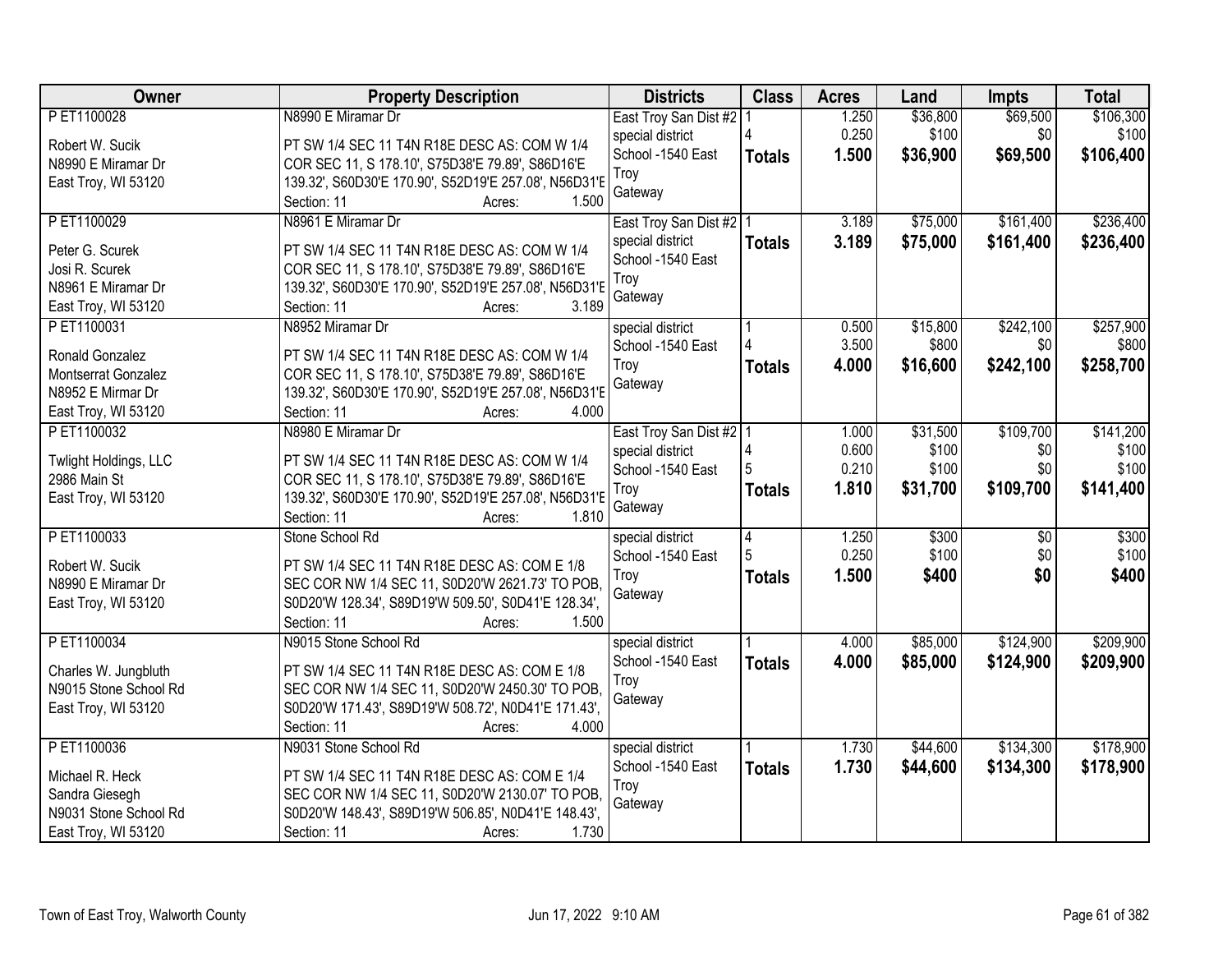| Owner | Property Description | Districts | Class | Acres | Land | Impts | Total |
|---|---|---|---|---|---|---|---|
| P ET1100028<br><br>Robert W. Sucik<br>N8990 E Miramar Dr<br>East Troy, WI 53120 | N8990 E Miramar Dr<br><br>PT SW 1/4 SEC 11 T4N R18E DESC AS: COM W 1/4 COR SEC 11, S 178.10', S75D38'E 79.89', S86D16'E 139.32', S60D30'E 170.90', S52D19'E 257.08', N56D31'E<br>Section: 11 Acres: 1.500 | East Troy San Dist #2<br>special district<br>School -1540 East Troy<br>Gateway | 1<br>4<br>**Totals** | 1.250<br>0.250<br>**1.500** | $36,800<br>$100<br>**$36,900** | $69,500<br>$0<br>**$69,500** | $106,300<br>$100<br>**$106,400** |
| P ET1100029<br><br>Peter G. Scurek<br>Josi R. Scurek<br>N8961 E Miramar Dr<br>East Troy, WI 53120 | N8961 E Miramar Dr<br><br>PT SW 1/4 SEC 11 T4N R18E DESC AS: COM W 1/4 COR SEC 11, S 178.10', S75D38'E 79.89', S86D16'E 139.32', S60D30'E 170.90', S52D19'E 257.08', N56D31'E<br>Section: 11 Acres: 3.189 | East Troy San Dist #2<br>special district<br>School -1540 East Troy<br>Gateway | 1<br>**Totals** | 3.189<br>**3.189** | $75,000<br>**$75,000** | $161,400<br>**$161,400** | $236,400<br>**$236,400** |
| P ET1100031<br><br>Ronald Gonzalez<br>Montserrat Gonzalez<br>N8952 E Mirmar Dr<br>East Troy, WI 53120 | N8952 Miramar Dr<br><br>PT SW 1/4 SEC 11 T4N R18E DESC AS: COM W 1/4 COR SEC 11, S 178.10', S75D38'E 79.89', S86D16'E 139.32', S60D30'E 170.90', S52D19'E 257.08', N56D31'E<br>Section: 11 Acres: 4.000 | special district<br>School -1540 East Troy<br>Gateway | 1<br>4<br>**Totals** | 0.500<br>3.500<br>**4.000** | $15,800<br>$800<br>**$16,600** | $242,100<br>$0<br>**$242,100** | $257,900<br>$800<br>**$258,700** |
| P ET1100032<br><br>Twlight Holdings, LLC<br>2986 Main St<br>East Troy, WI 53120 | N8980 E Miramar Dr<br><br>PT SW 1/4 SEC 11 T4N R18E DESC AS: COM W 1/4 COR SEC 11, S 178.10', S75D38'E 79.89', S86D16'E 139.32', S60D30'E 170.90', S52D19'E 257.08', N56D31'E<br>Section: 11 Acres: 1.810 | East Troy San Dist #2<br>special district<br>School -1540 East Troy<br>Gateway | 1<br>4<br>5<br>**Totals** | 1.000<br>0.600<br>0.210<br>**1.810** | $31,500<br>$100<br>$100<br>**$31,700** | $109,700<br>$0<br>$0<br>**$109,700** | $141,200<br>$100<br>$100<br>**$141,400** |
| P ET1100033<br><br>Robert W. Sucik<br>N8990 E Miramar Dr<br>East Troy, WI 53120 | Stone School Rd<br><br>PT SW 1/4 SEC 11 T4N R18E DESC AS: COM E 1/8 SEC COR NW 1/4 SEC 11, S0D20'W 2621.73' TO POB, S0D20'W 128.34', S89D19'W 509.50', S0D41'E 128.34',<br>Section: 11 Acres: 1.500 | special district<br>School -1540 East Troy<br>Gateway | 4<br>5<br>**Totals** | 1.250<br>0.250<br>**1.500** | $300<br>$100<br>**$400** | $0<br>$0<br>**$0** | $300<br>$100<br>**$400** |
| P ET1100034<br><br>Charles W. Jungbluth<br>N9015 Stone School Rd<br>East Troy, WI 53120 | N9015 Stone School Rd<br><br>PT SW 1/4 SEC 11 T4N R18E DESC AS: COM E 1/8 SEC COR NW 1/4 SEC 11, S0D20'W 2450.30' TO POB, S0D20'W 171.43', S89D19'W 508.72', N0D41'E 171.43',<br>Section: 11 Acres: 4.000 | special district<br>School -1540 East Troy<br>Gateway | 1<br>**Totals** | 4.000<br>**4.000** | $85,000<br>**$85,000** | $124,900<br>**$124,900** | $209,900<br>**$209,900** |
| P ET1100036<br><br>Michael R. Heck<br>Sandra Giesegh<br>N9031 Stone School Rd<br>East Troy, WI 53120 | N9031 Stone School Rd<br><br>PT SW 1/4 SEC 11 T4N R18E DESC AS: COM E 1/4 SEC COR NW 1/4 SEC 11, S0D20'W 2130.07' TO POB, S0D20'W 148.43', S89D19'W 506.85', N0D41'E 148.43',<br>Section: 11 Acres: 1.730 | special district<br>School -1540 East Troy<br>Gateway | 1<br>**Totals** | 1.730<br>**1.730** | $44,600<br>**$44,600** | $134,300<br>**$134,300** | $178,900<br>**$178,900** |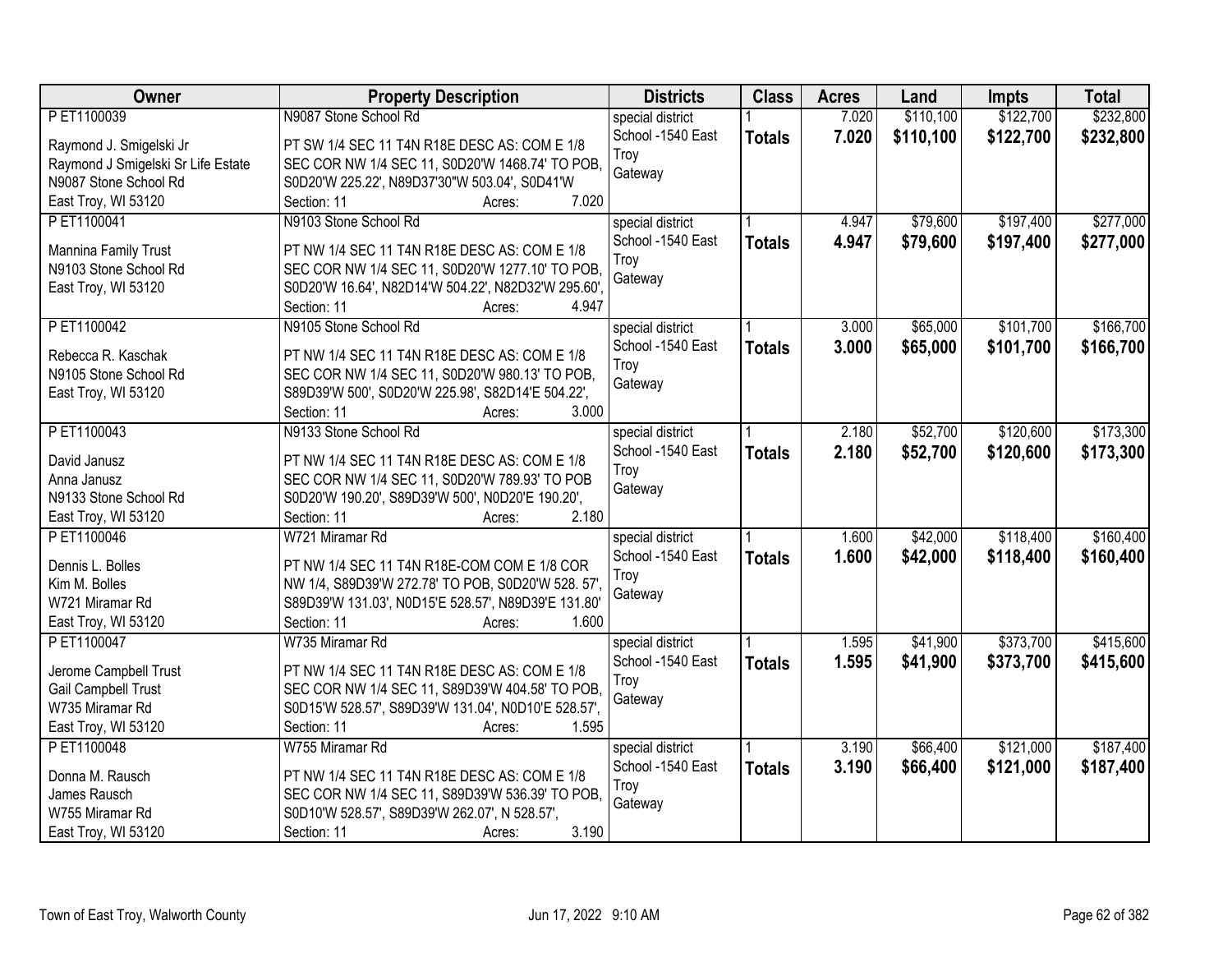| Owner | Property Description | Districts | Class | Acres | Land | Impts | Total |
|---|---|---|---|---|---|---|---|
| P ET1100039<br><br>Raymond J. Smigelski Jr<br>Raymond J Smigelski Sr Life Estate<br>N9087 Stone School Rd<br>East Troy, WI 53120 | N9087 Stone School Rd<br><br>PT SW 1/4 SEC 11 T4N R18E DESC AS: COM E 1/8 SEC COR NW 1/4 SEC 11, S0D20'W 1468.74' TO POB, S0D20'W 225.22', N89D37'30"W 503.04', S0D41'W<br>Section: 11 Acres: 7.020 | special district<br>School -1540 East Troy<br>Gateway | 1<br>**Totals** | 7.020<br>**7.020** | $110,100<br>**$110,100** | $122,700<br>**$122,700** | $232,800<br>**$232,800** |
| P ET1100041<br><br>Mannina Family Trust<br>N9103 Stone School Rd<br>East Troy, WI 53120 | N9103 Stone School Rd<br><br>PT NW 1/4 SEC 11 T4N R18E DESC AS: COM E 1/8 SEC COR NW 1/4 SEC 11, S0D20'W 1277.10' TO POB, S0D20'W 16.64', N82D14'W 504.22', N82D32'W 295.60',<br>Section: 11 Acres: 4.947 | special district<br>School -1540 East Troy<br>Gateway | 1<br>**Totals** | 4.947<br>**4.947** | $79,600<br>**$79,600** | $197,400<br>**$197,400** | $277,000<br>**$277,000** |
| P ET1100042<br><br>Rebecca R. Kaschak<br>N9105 Stone School Rd<br>East Troy, WI 53120 | N9105 Stone School Rd<br><br>PT NW 1/4 SEC 11 T4N R18E DESC AS: COM E 1/8 SEC COR NW 1/4 SEC 11, S0D20'W 980.13' TO POB, S89D39'W 500', S0D20'W 225.98', S82D14'E 504.22',<br>Section: 11 Acres: 3.000 | special district<br>School -1540 East Troy<br>Gateway | 1<br>**Totals** | 3.000<br>**3.000** | $65,000<br>**$65,000** | $101,700<br>**$101,700** | $166,700<br>**$166,700** |
| P ET1100043<br><br>David Janusz<br>Anna Janusz<br>N9133 Stone School Rd<br>East Troy, WI 53120 | N9133 Stone School Rd<br><br>PT NW 1/4 SEC 11 T4N R18E DESC AS: COM E 1/8 SEC COR NW 1/4 SEC 11, S0D20'W 789.93' TO POB S0D20'W 190.20', S89D39'W 500', N0D20'E 190.20',<br>Section: 11 Acres: 2.180 | special district<br>School -1540 East Troy<br>Gateway | 1<br>**Totals** | 2.180<br>**2.180** | $52,700<br>**$52,700** | $120,600<br>**$120,600** | $173,300<br>**$173,300** |
| P ET1100046<br><br>Dennis L. Bolles<br>Kim M. Bolles<br>W721 Miramar Rd<br>East Troy, WI 53120 | W721 Miramar Rd<br><br>PT NW 1/4 SEC 11 T4N R18E-COM COM E 1/8 COR NW 1/4, S89D39'W 272.78' TO POB, S0D20'W 528. 57', S89D39'W 131.03', N0D15'E 528.57', N89D39'E 131.80'<br>Section: 11 Acres: 1.600 | special district<br>School -1540 East Troy<br>Gateway | 1<br>**Totals** | 1.600<br>**1.600** | $42,000<br>**$42,000** | $118,400<br>**$118,400** | $160,400<br>**$160,400** |
| P ET1100047<br><br>Jerome Campbell Trust<br>Gail Campbell Trust<br>W735 Miramar Rd<br>East Troy, WI 53120 | W735 Miramar Rd<br><br>PT NW 1/4 SEC 11 T4N R18E DESC AS: COM E 1/8 SEC COR NW 1/4 SEC 11, S89D39'W 404.58' TO POB, S0D15'W 528.57', S89D39'W 131.04', N0D10'E 528.57',<br>Section: 11 Acres: 1.595 | special district<br>School -1540 East Troy<br>Gateway | 1<br>**Totals** | 1.595<br>**1.595** | $41,900<br>**$41,900** | $373,700<br>**$373,700** | $415,600<br>**$415,600** |
| P ET1100048<br><br>Donna M. Rausch<br>James Rausch<br>W755 Miramar Rd<br>East Troy, WI 53120 | W755 Miramar Rd<br><br>PT NW 1/4 SEC 11 T4N R18E DESC AS: COM E 1/8 SEC COR NW 1/4 SEC 11, S89D39'W 536.39' TO POB, S0D10'W 528.57', S89D39'W 262.07', N 528.57',<br>Section: 11 Acres: 3.190 | special district<br>School -1540 East Troy<br>Gateway | 1<br>**Totals** | 3.190<br>**3.190** | $66,400<br>**$66,400** | $121,000<br>**$121,000** | $187,400<br>**$187,400** |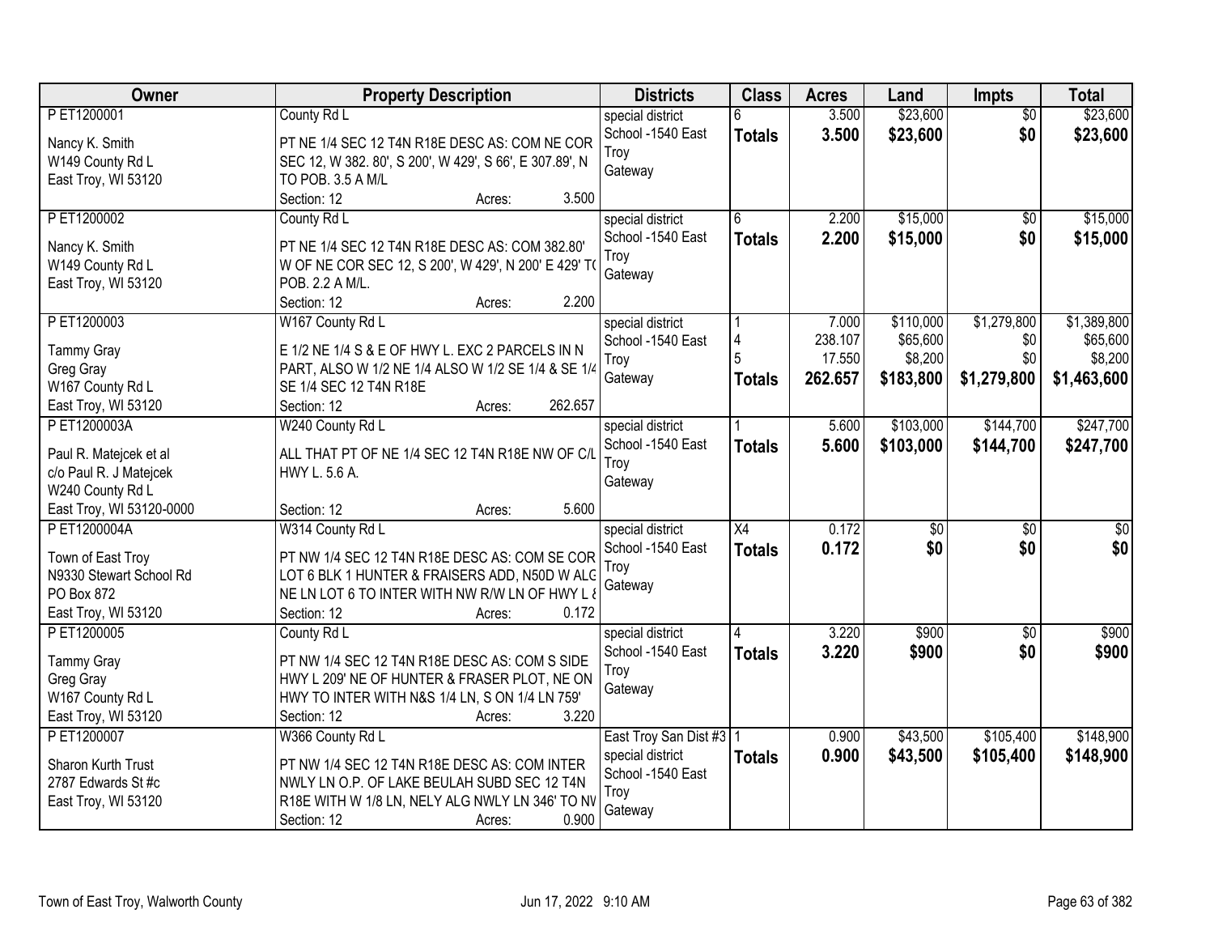| Owner | Property Description | Districts | Class | Acres | Land | Impts | Total |
|---|---|---|---|---|---|---|---|
| P ET1200001<br>Nancy K. Smith<br>W149 County Rd L<br>East Troy, WI 53120 | County Rd L<br>PT NE 1/4 SEC 12 T4N R18E DESC AS: COM NE COR SEC 12, W 382. 80', S 200', W 429', S 66', E 307.89', N TO POB. 3.5 A M/L<br>Section: 12 Acres: 3.500 | special district<br>School -1540 East Troy<br>Gateway | 6<br>**Totals** | 3.500<br>**3.500** | $23,600<br>**$23,600** | $0<br>**$0** | $23,600<br>**$23,600** |
| P ET1200002<br>Nancy K. Smith<br>W149 County Rd L<br>East Troy, WI 53120 | County Rd L<br>PT NE 1/4 SEC 12 T4N R18E DESC AS: COM 382.80' W OF NE COR SEC 12, S 200', W 429', N 200' E 429' TO POB. 2.2 A M/L.<br>Section: 12 Acres: 2.200 | special district<br>School -1540 East Troy<br>Gateway | 6<br>**Totals** | 2.200<br>**2.200** | $15,000<br>**$15,000** | $0<br>**$0** | $15,000<br>**$15,000** |
| P ET1200003<br>Tammy Gray<br>Greg Gray<br>W167 County Rd L<br>East Troy, WI 53120 | W167 County Rd L<br>E 1/2 NE 1/4 S & E OF HWY L. EXC 2 PARCELS IN N PART, ALSO W 1/2 NE 1/4 ALSO W 1/2 SE 1/4 & SE 1/4 SE 1/4 SEC 12 T4N R18E<br>Section: 12 Acres: 262.657 | special district<br>School -1540 East Troy<br>Gateway | 1<br>4<br>5<br>**Totals** | 7.000<br>238.107<br>17.550<br>**262.657** | $110,000<br>$65,600<br>$8,200<br>**$183,800** | $1,279,800<br>$0<br>$0<br>**$1,279,800** | $1,389,800<br>$65,600<br>$8,200<br>**$1,463,600** |
| P ET1200003A<br>Paul R. Matejcek et al<br>c/o Paul R. J Matejcek<br>W240 County Rd L<br>East Troy, WI 53120-0000 | W240 County Rd L<br>ALL THAT PT OF NE 1/4 SEC 12 T4N R18E NW OF C/L HWY L. 5.6 A.<br>Section: 12 Acres: 5.600 | special district<br>School -1540 East Troy<br>Gateway | 1<br>**Totals** | 5.600<br>**5.600** | $103,000<br>**$103,000** | $144,700<br>**$144,700** | $247,700<br>**$247,700** |
| P ET1200004A<br>Town of East Troy<br>N9330 Stewart School Rd<br>PO Box 872<br>East Troy, WI 53120 | W314 County Rd L<br>PT NW 1/4 SEC 12 T4N R18E DESC AS: COM SE COR LOT 6 BLK 1 HUNTER & FRAISERS ADD, N50D W ALG NE LN LOT 6 TO INTER WITH NW R/W LN OF HWY L &<br>Section: 12 Acres: 0.172 | special district<br>School -1540 East Troy<br>Gateway | X4<br>**Totals** | 0.172<br>**0.172** | $0<br>**$0** | $0<br>**$0** | $0<br>**$0** |
| P ET1200005<br>Tammy Gray<br>Greg Gray<br>W167 County Rd L<br>East Troy, WI 53120 | County Rd L<br>PT NW 1/4 SEC 12 T4N R18E DESC AS: COM S SIDE HWY L 209' NE OF HUNTER & FRASER PLOT, NE ON HWY TO INTER WITH N&S 1/4 LN, S ON 1/4 LN 759'<br>Section: 12 Acres: 3.220 | special district<br>School -1540 East Troy<br>Gateway | 4<br>**Totals** | 3.220<br>**3.220** | $900<br>**$900** | $0<br>**$0** | $900<br>**$900** |
| P ET1200007<br>Sharon Kurth Trust<br>2787 Edwards St #c<br>East Troy, WI 53120 | W366 County Rd L<br>PT NW 1/4 SEC 12 T4N R18E DESC AS: COM INTER NWLY LN O.P. OF LAKE BEULAH SUBD SEC 12 T4N R18E WITH W 1/8 LN, NELY ALG NWLY LN 346' TO NW<br>Section: 12 Acres: 0.900 | East Troy San Dist #3<br>special district<br>School -1540 East Troy<br>Gateway | 1<br>**Totals** | 0.900<br>**0.900** | $43,500<br>**$43,500** | $105,400<br>**$105,400** | $148,900<br>**$148,900** |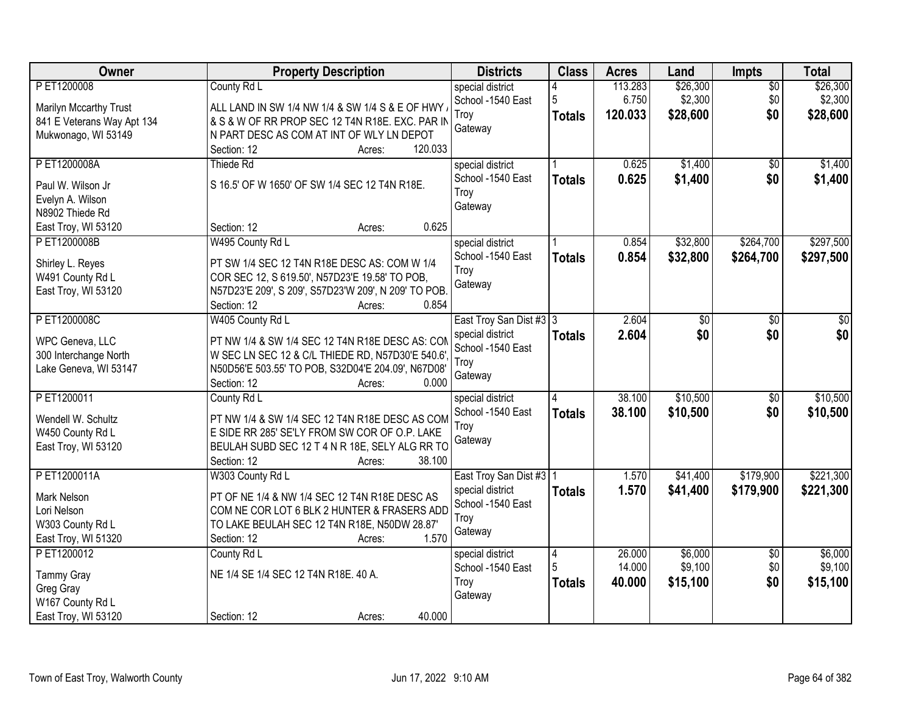| Owner | Property Description | Districts | Class | Acres | Land | Impts | Total |
|---|---|---|---|---|---|---|---|
| P ET1200008<br><br>Marilyn Mccarthy Trust<br>841 E Veterans Way Apt 134<br>Mukwonago, WI 53149 | County Rd L<br><br>ALL LAND IN SW 1/4 NW 1/4 & SW 1/4 S & E OF HWY / & S & W OF RR PROP SEC 12 T4N R18E. EXC. PAR IN N PART DESC AS COM AT INT OF WLY LN DEPOT<br>Section: 12 Acres: 120.033 | special district<br>School -1540 East Troy<br>Gateway | 4<br>5<br>**Totals** | 113.283<br>6.750<br>**120.033** | $26,300<br>$2,300<br>**$28,600** | $0<br>$0<br>**$0** | $26,300<br>$2,300<br>**$28,600** |
| P ET1200008A<br><br>Paul W. Wilson Jr<br>Evelyn A. Wilson<br>N8902 Thiede Rd<br>East Troy, WI 53120 | Thiede Rd<br><br>S 16.5' OF W 1650' OF SW 1/4 SEC 12 T4N R18E.<br>Section: 12 Acres: 0.625 | special district<br>School -1540 East Troy<br>Gateway | 1<br>**Totals** | 0.625<br>**0.625** | $1,400<br>**$1,400** | $0<br>**$0** | $1,400<br>**$1,400** |
| P ET1200008B<br><br>Shirley L. Reyes<br>W491 County Rd L<br>East Troy, WI 53120 | W495 County Rd L<br><br>PT SW 1/4 SEC 12 T4N R18E DESC AS: COM W 1/4 COR SEC 12, S 619.50', N57D23'E 19.58' TO POB, N57D23'E 209', S 209', S57D23'W 209', N 209' TO POB.<br>Section: 12 Acres: 0.854 | special district<br>School -1540 East Troy<br>Gateway | 1<br>**Totals** | 0.854<br>**0.854** | $32,800<br>**$32,800** | $264,700<br>**$264,700** | $297,500<br>**$297,500** |
| P ET1200008C<br><br>WPC Geneva, LLC<br>300 Interchange North<br>Lake Geneva, WI 53147 | W405 County Rd L<br><br>PT NW 1/4 & SW 1/4 SEC 12 T4N R18E DESC AS: COM W SEC LN SEC 12 & C/L THIEDE RD, N57D30'E 540.6', N50D56'E 503.55' TO POB, S32D04'E 204.09', N67D08'<br>Section: 12 Acres: 0.000 | East Troy San Dist #3<br>special district<br>School -1540 East Troy<br>Gateway | 3<br>**Totals** | 2.604<br>**2.604** | $0<br>**$0** | $0<br>**$0** | $0<br>**$0** |
| P ET1200011<br><br>Wendell W. Schultz<br>W450 County Rd L<br>East Troy, WI 53120 | County Rd L<br><br>PT NW 1/4 & SW 1/4 SEC 12 T4N R18E DESC AS COM E SIDE RR 285' SE'LY FROM SW COR OF O.P. LAKE BEULAH SUBD SEC 12 T 4 N R 18E, SELY ALG RR TO<br>Section: 12 Acres: 38.100 | special district<br>School -1540 East Troy<br>Gateway | 4<br>**Totals** | 38.100<br>**38.100** | $10,500<br>**$10,500** | $0<br>**$0** | $10,500<br>**$10,500** |
| P ET1200011A<br><br>Mark Nelson<br>Lori Nelson<br>W303 County Rd L<br>East Troy, WI 51320 | W303 County Rd L<br><br>PT OF NE 1/4 & NW 1/4 SEC 12 T4N R18E DESC AS COM NE COR LOT 6 BLK 2 HUNTER & FRASERS ADD TO LAKE BEULAH SEC 12 T4N R18E, N50DW 28.87'<br>Section: 12 Acres: 1.570 | East Troy San Dist #3<br>special district<br>School -1540 East Troy<br>Gateway | 1<br>**Totals** | 1.570<br>**1.570** | $41,400<br>**$41,400** | $179,900<br>**$179,900** | $221,300<br>**$221,300** |
| P ET1200012<br><br>Tammy Gray<br>Greg Gray<br>W167 County Rd L<br>East Troy, WI 53120 | County Rd L<br><br>NE 1/4 SE 1/4 SEC 12 T4N R18E. 40 A.<br>Section: 12 Acres: 40.000 | special district<br>School -1540 East Troy<br>Gateway | 4<br>5<br>**Totals** | 26.000<br>14.000<br>**40.000** | $6,000<br>$9,100<br>**$15,100** | $0<br>$0<br>**$0** | $6,000<br>$9,100<br>**$15,100** |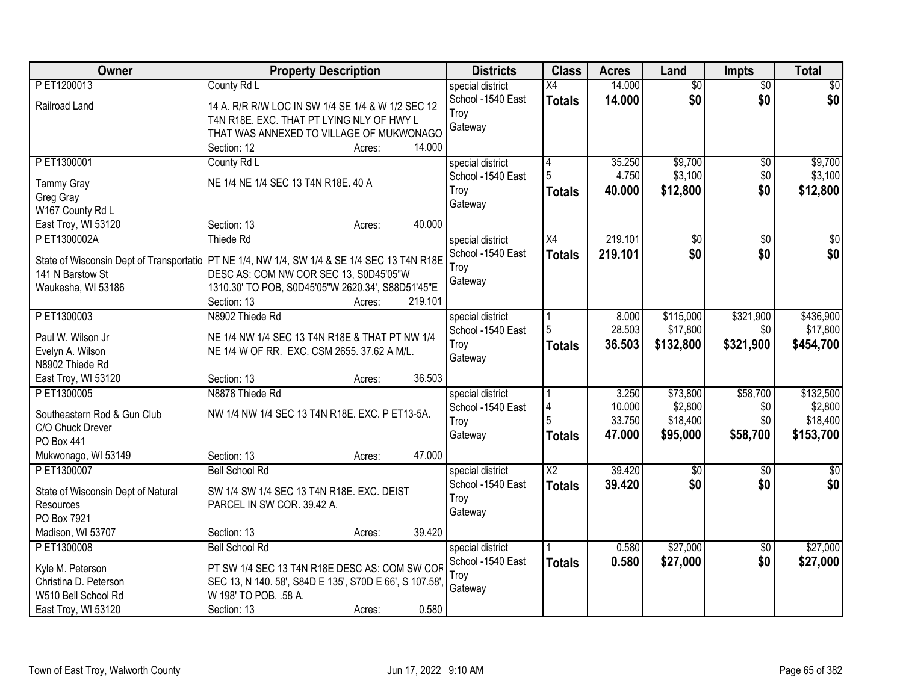| Owner | Property Description | Districts | Class | Acres | Land | Impts | Total |
|---|---|---|---|---|---|---|---|
| P ET1200013<br>Railroad Land | County Rd L<br>14 A. R/R R/W LOC IN SW 1/4 SE 1/4 & W 1/2 SEC 12 T4N R18E. EXC. THAT PT LYING NLY OF HWY L THAT WAS ANNEXED TO VILLAGE OF MUKWONAGO<br>Section: 12 Acres: 14.000 | special district<br>School -1540 East Troy<br>Gateway | X4<br>**Totals** | 14.000<br>**14.000** | $0<br>**$0** | $0<br>**$0** | $0<br>**$0** |
| P ET1300001<br>Tammy Gray<br>Greg Gray<br>W167 County Rd L<br>East Troy, WI 53120 | County Rd L<br>NE 1/4 NE 1/4 SEC 13 T4N R18E. 40 A<br>Section: 13 Acres: 40.000 | special district<br>School -1540 East Troy<br>Gateway | 4<br>5<br>**Totals** | 35.250<br>4.750<br>**40.000** | $9,700<br>$3,100<br>**$12,800** | $0<br>$0<br>**$0** | $9,700<br>$3,100<br>**$12,800** |
| P ET1300002A<br>State of Wisconsin Dept of Transportatio<br>141 N Barstow St<br>Waukesha, WI 53186 | Thiede Rd<br>PT NE 1/4, NW 1/4, SW 1/4 & SE 1/4 SEC 13 T4N R18E DESC AS: COM NW COR SEC 13, S0D45'05"W 1310.30' TO POB, S0D45'05"W 2620.34', S88D51'45"E<br>Section: 13 Acres: 219.101 | special district<br>School -1540 East Troy<br>Gateway | X4<br>**Totals** | 219.101<br>**219.101** | $0<br>**$0** | $0<br>**$0** | $0<br>**$0** |
| P ET1300003<br>Paul W. Wilson Jr<br>Evelyn A. Wilson<br>N8902 Thiede Rd<br>East Troy, WI 53120 | N8902 Thiede Rd<br>NE 1/4 NW 1/4 SEC 13 T4N R18E & THAT PT NW 1/4 NE 1/4 W OF RR. EXC. CSM 2655. 37.62 A M/L.<br>Section: 13 Acres: 36.503 | special district<br>School -1540 East Troy<br>Gateway | 1<br>5<br>**Totals** | 8.000<br>28.503<br>**36.503** | $115,000<br>$17,800<br>**$132,800** | $321,900<br>$0<br>**$321,900** | $436,900<br>$17,800<br>**$454,700** |
| P ET1300005<br>Southeastern Rod & Gun Club<br>C/O Chuck Drever<br>PO Box 441<br>Mukwonago, WI 53149 | N8878 Thiede Rd<br>NW 1/4 NW 1/4 SEC 13 T4N R18E. EXC. P ET13-5A.<br>Section: 13 Acres: 47.000 | special district<br>School -1540 East Troy<br>Gateway | 1<br>4<br>5<br>**Totals** | 3.250<br>10.000<br>33.750<br>**47.000** | $73,800<br>$2,800<br>$18,400<br>**$95,000** | $58,700<br>$0<br>$0<br>**$58,700** | $132,500<br>$2,800<br>$18,400<br>**$153,700** |
| P ET1300007<br>State of Wisconsin Dept of Natural Resources<br>PO Box 7921<br>Madison, WI 53707 | Bell School Rd<br>SW 1/4 SW 1/4 SEC 13 T4N R18E. EXC. DEIST PARCEL IN SW COR. 39.42 A.<br>Section: 13 Acres: 39.420 | special district<br>School -1540 East Troy<br>Gateway | X2<br>**Totals** | 39.420<br>**39.420** | $0<br>**$0** | $0<br>**$0** | $0<br>**$0** |
| P ET1300008<br>Kyle M. Peterson<br>Christina D. Peterson<br>W510 Bell School Rd<br>East Troy, WI 53120 | Bell School Rd<br>PT SW 1/4 SEC 13 T4N R18E DESC AS: COM SW COR SEC 13, N 140. 58', S84D E 135', S70D E 66', S 107.58', W 198' TO POB. .58 A.<br>Section: 13 Acres: 0.580 | special district<br>School -1540 East Troy<br>Gateway | 1<br>**Totals** | 0.580<br>**0.580** | $27,000<br>**$27,000** | $0<br>**$0** | $27,000<br>**$27,000** |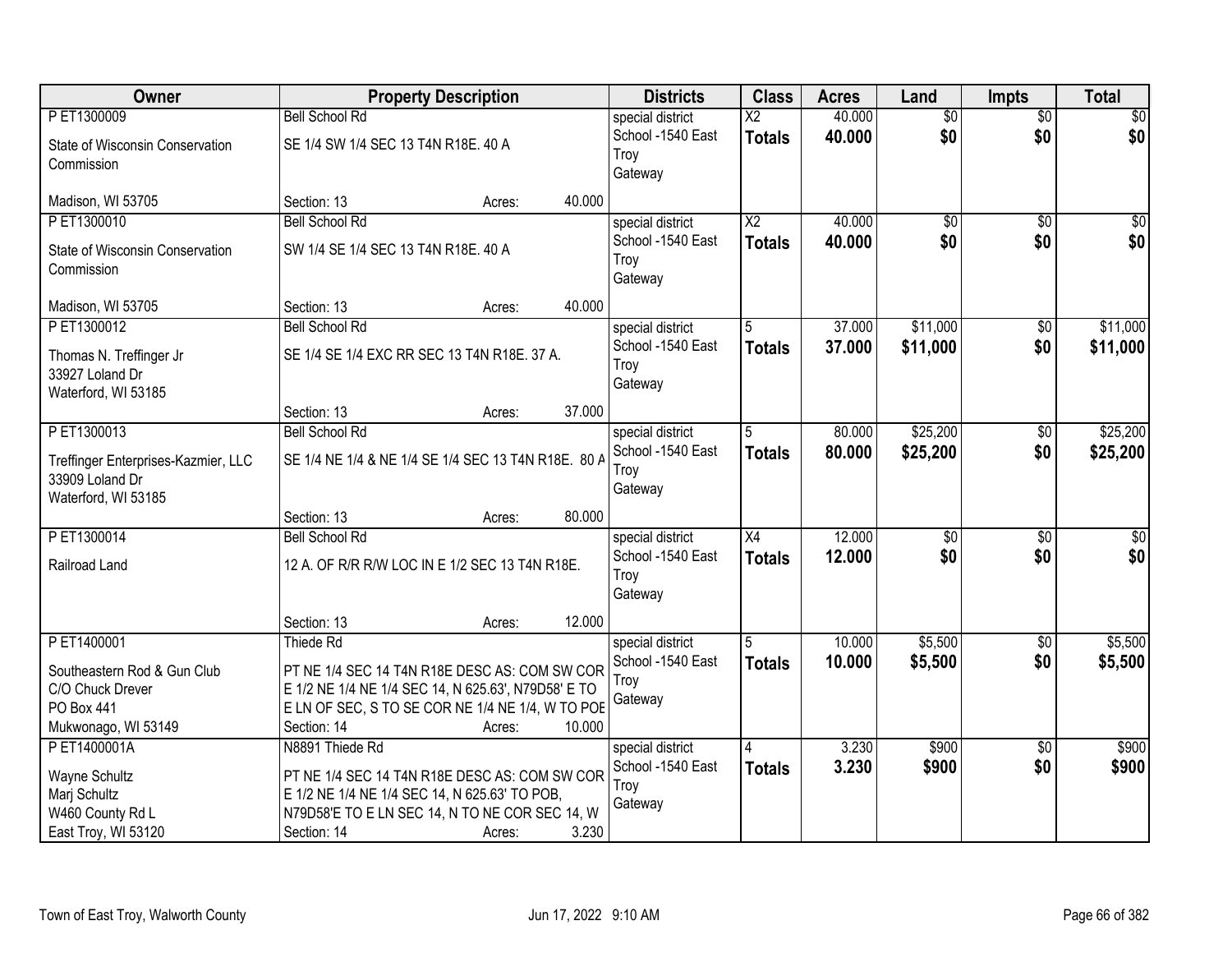| Owner | Property Description | Districts | Class | Acres | Land | Impts | Total |
|---|---|---|---|---|---|---|---|
| P ET1300009<br>State of Wisconsin Conservation Commission<br>Madison, WI 53705 | Bell School Rd<br>SE 1/4 SW 1/4 SEC 13 T4N R18E. 40 A<br>Section: 13 Acres: 40.000 | special district<br>School -1540 East Troy<br>Gateway | X2<br>**Totals** | 40.000<br>**40.000** | $0<br>**$0** | $0<br>**$0** | $0<br>**$0** |
| P ET1300010<br>State of Wisconsin Conservation Commission<br>Madison, WI 53705 | Bell School Rd<br>SW 1/4 SE 1/4 SEC 13 T4N R18E. 40 A<br>Section: 13 Acres: 40.000 | special district<br>School -1540 East Troy<br>Gateway | X2<br>**Totals** | 40.000<br>**40.000** | $0<br>**$0** | $0<br>**$0** | $0<br>**$0** |
| P ET1300012<br>Thomas N. Treffinger Jr<br>33927 Loland Dr<br>Waterford, WI 53185 | Bell School Rd<br>SE 1/4 SE 1/4 EXC RR SEC 13 T4N R18E. 37 A.<br>Section: 13 Acres: 37.000 | special district<br>School -1540 East Troy<br>Gateway | 5<br>**Totals** | 37.000<br>**37.000** | $11,000<br>**$11,000** | $0<br>**$0** | $11,000<br>**$11,000** |
| P ET1300013<br>Treffinger Enterprises-Kazmier, LLC<br>33909 Loland Dr<br>Waterford, WI 53185 | Bell School Rd<br>SE 1/4 NE 1/4 & NE 1/4 SE 1/4 SEC 13 T4N R18E. 80 A<br>Section: 13 Acres: 80.000 | special district<br>School -1540 East Troy<br>Gateway | 5<br>**Totals** | 80.000<br>**80.000** | $25,200<br>**$25,200** | $0<br>**$0** | $25,200<br>**$25,200** |
| P ET1300014<br>Railroad Land | Bell School Rd<br>12 A. OF R/R R/W LOC IN E 1/2 SEC 13 T4N R18E.<br>Section: 13 Acres: 12.000 | special district<br>School -1540 East Troy<br>Gateway | X4<br>**Totals** | 12.000<br>**12.000** | $0<br>**$0** | $0<br>**$0** | $0<br>**$0** |
| P ET1400001<br>Southeastern Rod & Gun Club<br>C/O Chuck Drever<br>PO Box 441<br>Mukwonago, WI 53149 | Thiede Rd<br>PT NE 1/4 SEC 14 T4N R18E DESC AS: COM SW COR E 1/2 NE 1/4 NE 1/4 SEC 14, N 625.63', N79D58' E TO E LN OF SEC, S TO SE COR NE 1/4 NE 1/4, W TO POE<br>Section: 14 Acres: 10.000 | special district<br>School -1540 East Troy<br>Gateway | 5<br>**Totals** | 10.000<br>**10.000** | $5,500<br>**$5,500** | $0<br>**$0** | $5,500<br>**$5,500** |
| P ET1400001A<br>Wayne Schultz<br>Marj Schultz<br>W460 County Rd L<br>East Troy, WI 53120 | N8891 Thiede Rd<br>PT NE 1/4 SEC 14 T4N R18E DESC AS: COM SW COR E 1/2 NE 1/4 NE 1/4 SEC 14, N 625.63' TO POB, N79D58'E TO E LN SEC 14, N TO NE COR SEC 14, W<br>Section: 14 Acres: 3.230 | special district<br>School -1540 East Troy<br>Gateway | 4<br>**Totals** | 3.230<br>**3.230** | $900<br>**$900** | $0<br>**$0** | $900<br>**$900** |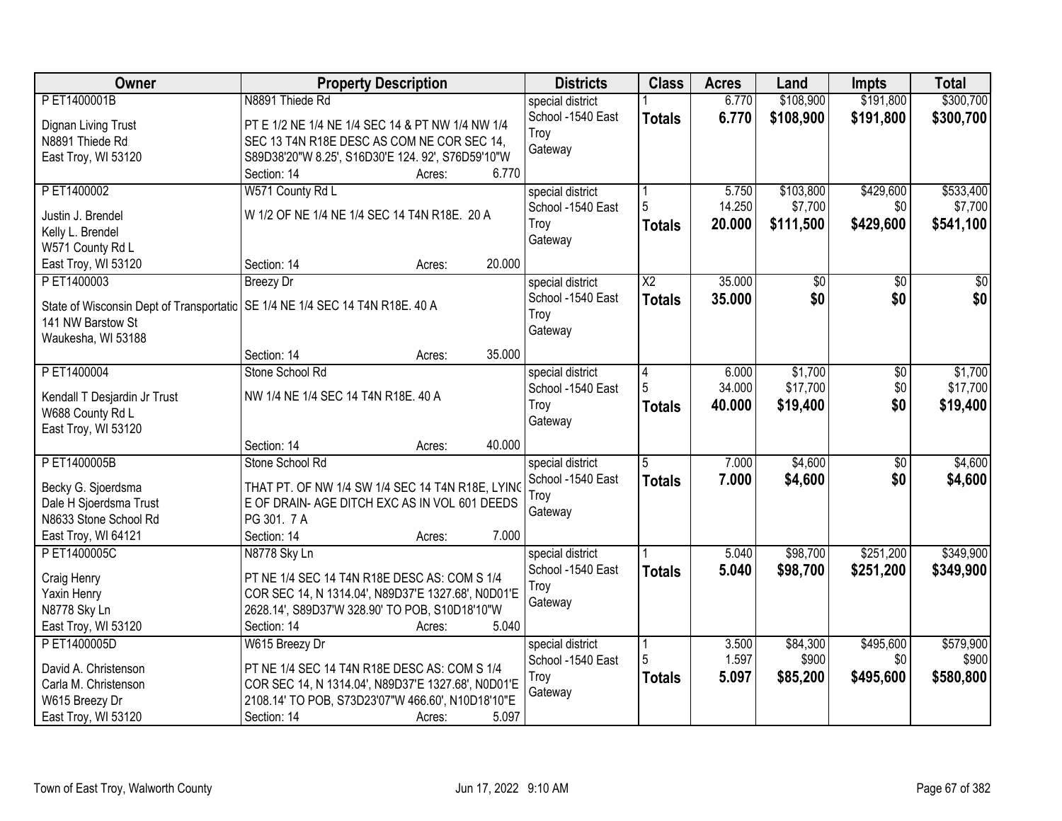| Owner | Property Description | Districts | Class | Acres | Land | Impts | Total |
|---|---|---|---|---|---|---|---|
| P ET1400001B<br>Dignan Living Trust<br>N8891 Thiede Rd<br>East Troy, WI 53120 | N8891 Thiede Rd<br>PT E 1/2 NE 1/4 NE 1/4 SEC 14 & PT NW 1/4 NW 1/4 SEC 13 T4N R18E DESC AS COM NE COR SEC 14, S89D38'20"W 8.25', S16D30'E 124. 92', S76D59'10"W<br>Section: 14 Acres: 6.770 | special district<br>School -1540 East Troy<br>Gateway | 1<br>**Totals** | 6.770<br>**6.770** | $108,900<br>**$108,900** | $191,800<br>**$191,800** | $300,700<br>**$300,700** |
| P ET1400002<br>Justin J. Brendel<br>Kelly L. Brendel<br>W571 County Rd L<br>East Troy, WI 53120 | W571 County Rd L<br>W 1/2 OF NE 1/4 NE 1/4 SEC 14 T4N R18E. 20 A<br>Section: 14 Acres: 20.000 | special district<br>School -1540 East Troy<br>Gateway | 1<br>5<br>**Totals** | 5.750<br>14.250<br>**20.000** | $103,800<br>$7,700<br>**$111,500** | $429,600<br>$0<br>**$429,600** | $533,400<br>$7,700<br>**$541,100** |
| P ET1400003<br>State of Wisconsin Dept of Transportatic<br>141 NW Barstow St<br>Waukesha, WI 53188 | Breezy Dr<br>SE 1/4 NE 1/4 SEC 14 T4N R18E. 40 A<br>Section: 14 Acres: 35.000 | special district<br>School -1540 East Troy<br>Gateway | X2<br>**Totals** | 35.000<br>**35.000** | $0<br>**$0** | $0<br>**$0** | $0<br>**$0** |
| P ET1400004<br>Kendall T Desjardin Jr Trust<br>W688 County Rd L<br>East Troy, WI 53120 | Stone School Rd<br>NW 1/4 NE 1/4 SEC 14 T4N R18E. 40 A<br>Section: 14 Acres: 40.000 | special district<br>School -1540 East Troy<br>Gateway | 4<br>5<br>**Totals** | 6.000<br>34.000<br>**40.000** | $1,700<br>$17,700<br>**$19,400** | $0<br>$0<br>**$0** | $1,700<br>$17,700<br>**$19,400** |
| P ET1400005B<br>Becky G. Sjoerdsma<br>Dale H Sjoerdsma Trust<br>N8633 Stone School Rd<br>East Troy, WI 64121 | Stone School Rd<br>THAT PT. OF NW 1/4 SW 1/4 SEC 14 T4N R18E, LYING E OF DRAIN- AGE DITCH EXC AS IN VOL 601 DEEDS PG 301. 7 A<br>Section: 14 Acres: 7.000 | special district<br>School -1540 East Troy<br>Gateway | 5<br>**Totals** | 7.000<br>**7.000** | $4,600<br>**$4,600** | $0<br>**$0** | $4,600<br>**$4,600** |
| P ET1400005C<br>Craig Henry<br>Yaxin Henry<br>N8778 Sky Ln<br>East Troy, WI 53120 | N8778 Sky Ln<br>PT NE 1/4 SEC 14 T4N R18E DESC AS: COM S 1/4 COR SEC 14, N 1314.04', N89D37'E 1327.68', N0D01'E 2628.14', S89D37'W 328.90' TO POB, S10D18'10"W<br>Section: 14 Acres: 5.040 | special district<br>School -1540 East Troy<br>Gateway | 1<br>**Totals** | 5.040<br>**5.040** | $98,700<br>**$98,700** | $251,200<br>**$251,200** | $349,900<br>**$349,900** |
| P ET1400005D<br>David A. Christenson<br>Carla M. Christenson<br>W615 Breezy Dr<br>East Troy, WI 53120 | W615 Breezy Dr<br>PT NE 1/4 SEC 14 T4N R18E DESC AS: COM S 1/4 COR SEC 14, N 1314.04', N89D37'E 1327.68', N0D01'E 2108.14' TO POB, S73D23'07"W 466.60', N10D18'10"E<br>Section: 14 Acres: 5.097 | special district<br>School -1540 East Troy<br>Gateway | 1<br>5<br>**Totals** | 3.500<br>1.597<br>**5.097** | $84,300<br>$900<br>**$85,200** | $495,600<br>$0<br>**$495,600** | $579,900<br>$900<br>**$580,800** |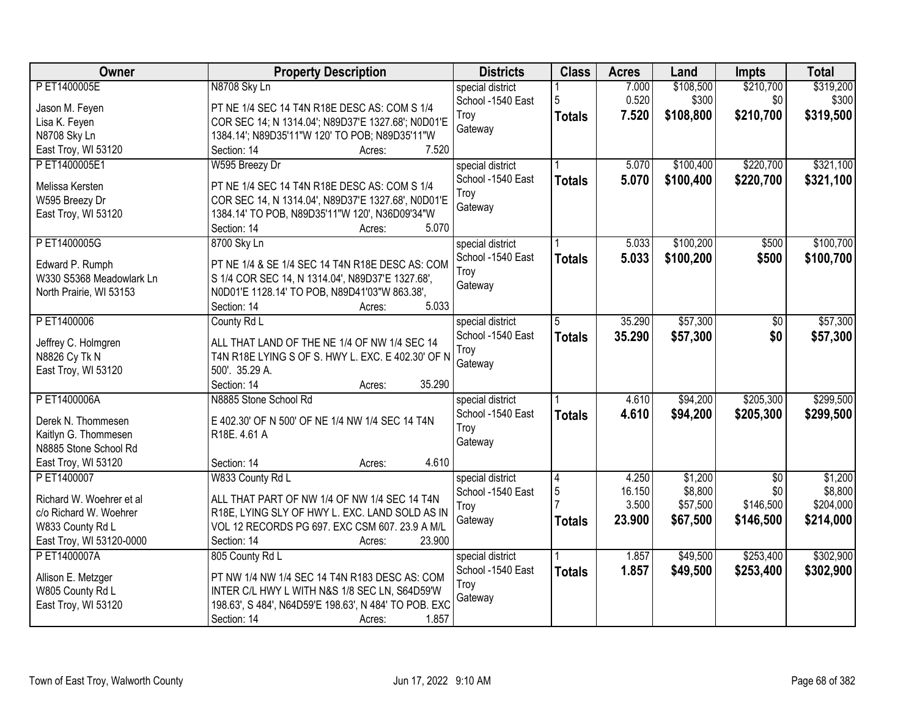| Owner | Property Description | Districts | Class | Acres | Land | Impts | Total |
|---|---|---|---|---|---|---|---|
| P ET1400005E<br>Jason M. Feyen<br>Lisa K. Feyen<br>N8708 Sky Ln<br>East Troy, WI 53120 | N8708 Sky Ln<br>PT NE 1/4 SEC 14 T4N R18E DESC AS: COM S 1/4 COR SEC 14; N 1314.04'; N89D37'E 1327.68'; N0D01'E 1384.14'; N89D35'11"W 120' TO POB; N89D35'11"W<br>Section: 14 Acres: 7.520 | special district<br>School -1540 East Troy<br>Gateway | 1<br>5<br>**Totals** | 7.000<br>0.520<br>**7.520** | $108,500<br>$300<br>**$108,800** | $210,700<br>$0<br>**$210,700** | $319,200<br>$300<br>**$319,500** |
| P ET1400005E1<br>Melissa Kersten<br>W595 Breezy Dr<br>East Troy, WI 53120 | W595 Breezy Dr<br>PT NE 1/4 SEC 14 T4N R18E DESC AS: COM S 1/4 COR SEC 14, N 1314.04', N89D37'E 1327.68', N0D01'E 1384.14' TO POB, N89D35'11"W 120', N36D09'34"W<br>Section: 14 Acres: 5.070 | special district<br>School -1540 East Troy<br>Gateway | 1<br>**Totals** | 5.070<br>**5.070** | $100,400<br>**$100,400** | $220,700<br>**$220,700** | $321,100<br>**$321,100** |
| P ET1400005G<br>Edward P. Rumph<br>W330 S5368 Meadowlark Ln<br>North Prairie, WI 53153 | 8700 Sky Ln<br>PT NE 1/4 & SE 1/4 SEC 14 T4N R18E DESC AS: COM S 1/4 COR SEC 14, N 1314.04', N89D37'E 1327.68', N0D01'E 1128.14' TO POB, N89D41'03"W 863.38',<br>Section: 14 Acres: 5.033 | special district<br>School -1540 East Troy<br>Gateway | 1<br>**Totals** | 5.033<br>**5.033** | $100,200<br>**$100,200** | $500<br>**$500** | $100,700<br>**$100,700** |
| P ET1400006<br>Jeffrey C. Holmgren<br>N8826 Cy Tk N<br>East Troy, WI 53120 | County Rd L<br>ALL THAT LAND OF THE NE 1/4 OF NW 1/4 SEC 14 T4N R18E LYING S OF S. HWY L. EXC. E 402.30' OF N 500'. 35.29 A.<br>Section: 14 Acres: 35.290 | special district<br>School -1540 East Troy<br>Gateway | 5<br>**Totals** | 35.290<br>**35.290** | $57,300<br>**$57,300** | $0<br>**$0** | $57,300<br>**$57,300** |
| P ET1400006A<br>Derek N. Thommesen<br>Kaitlyn G. Thommesen<br>N8885 Stone School Rd<br>East Troy, WI 53120 | N8885 Stone School Rd<br>E 402.30' OF N 500' OF NE 1/4 NW 1/4 SEC 14 T4N R18E. 4.61 A<br>Section: 14 Acres: 4.610 | special district<br>School -1540 East Troy<br>Gateway | 1<br>**Totals** | 4.610<br>**4.610** | $94,200<br>**$94,200** | $205,300<br>**$205,300** | $299,500<br>**$299,500** |
| P ET1400007<br>Richard W. Woehrer et al<br>c/o Richard W. Woehrer<br>W833 County Rd L<br>East Troy, WI 53120-0000 | W833 County Rd L<br>ALL THAT PART OF NW 1/4 OF NW 1/4 SEC 14 T4N R18E, LYING SLY OF HWY L. EXC. LAND SOLD AS IN VOL 12 RECORDS PG 697. EXC CSM 607. 23.9 A M/L<br>Section: 14 Acres: 23.900 | special district<br>School -1540 East Troy<br>Gateway | 4<br>5<br>7<br>**Totals** | 4.250<br>16.150<br>3.500<br>**23.900** | $1,200<br>$8,800<br>$57,500<br>**$67,500** | $0<br>$0<br>$146,500<br>**$146,500** | $1,200<br>$8,800<br>$204,000<br>**$214,000** |
| P ET1400007A<br>Allison E. Metzger<br>W805 County Rd L<br>East Troy, WI 53120 | 805 County Rd L<br>PT NW 1/4 NW 1/4 SEC 14 T4N R183 DESC AS: COM INTER C/L HWY L WITH N&S 1/8 SEC LN, S64D59'W 198.63', S 484', N64D59'E 198.63', N 484' TO POB. EXC<br>Section: 14 Acres: 1.857 | special district<br>School -1540 East Troy<br>Gateway | 1<br>**Totals** | 1.857<br>**1.857** | $49,500<br>**$49,500** | $253,400<br>**$253,400** | $302,900<br>**$302,900** |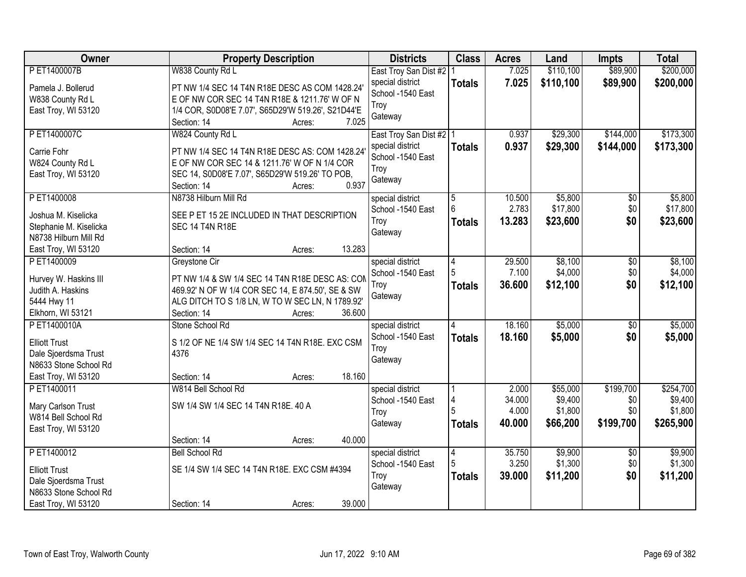| Owner | Property Description | Districts | Class | Acres | Land | Impts | Total |
|---|---|---|---|---|---|---|---|
| P ET1400007B<br>Pamela J. Bollerud<br>W838 County Rd L<br>East Troy, WI 53120 | W838 County Rd L<br>PT NW 1/4 SEC 14 T4N R18E DESC AS COM 1428.24' E OF NW COR SEC 14 T4N R18E & 1211.76' W OF N 1/4 COR, S0D08'E 7.07', S65D29'W 519.26', S21D44'E<br>Section: 14 Acres: 7.025 | East Troy San Dist #2<br>special district<br>School -1540 East Troy<br>Gateway | 1<br>**Totals** | 7.025<br>**7.025** | $110,100<br>**$110,100** | $89,900<br>**$89,900** | $200,000<br>**$200,000** |
| P ET1400007C<br>Carrie Fohr<br>W824 County Rd L<br>East Troy, WI 53120 | W824 County Rd L<br>PT NW 1/4 SEC 14 T4N R18E DESC AS: COM 1428.24' E OF NW COR SEC 14 & 1211.76' W OF N 1/4 COR SEC 14, S0D08'E 7.07', S65D29'W 519.26' TO POB,<br>Section: 14 Acres: 0.937 | East Troy San Dist #2<br>special district<br>School -1540 East Troy<br>Gateway | 1<br>**Totals** | 0.937<br>**0.937** | $29,300<br>**$29,300** | $144,000<br>**$144,000** | $173,300<br>**$173,300** |
| P ET1400008<br>Joshua M. Kiselicka<br>Stephanie M. Kiselicka<br>N8738 Hilburn Mill Rd<br>East Troy, WI 53120 | N8738 Hilburn Mill Rd<br>SEE P ET 15 2E INCLUDED IN THAT DESCRIPTION SEC 14 T4N R18E<br>Section: 14 Acres: 13.283 | special district<br>School -1540 East Troy<br>Gateway | 5<br>6<br>**Totals** | 10.500<br>2.783<br>**13.283** | $5,800<br>$17,800<br>**$23,600** | $0<br>$0<br>**$0** | $5,800<br>$17,800<br>**$23,600** |
| P ET1400009<br>Hurvey W. Haskins III<br>Judith A. Haskins<br>5444 Hwy 11<br>Elkhorn, WI 53121 | Greystone Cir<br>PT NW 1/4 & SW 1/4 SEC 14 T4N R18E DESC AS: COM 469.92' N OF W 1/4 COR SEC 14, E 874.50', SE & SW ALG DITCH TO S 1/8 LN, W TO W SEC LN, N 1789.92'<br>Section: 14 Acres: 36.600 | special district<br>School -1540 East Troy<br>Gateway | 4<br>5<br>**Totals** | 29.500<br>7.100<br>**36.600** | $8,100<br>$4,000<br>**$12,100** | $0<br>$0<br>**$0** | $8,100<br>$4,000<br>**$12,100** |
| P ET1400010A<br>Elliott Trust<br>Dale Sjoerdsma Trust<br>N8633 Stone School Rd<br>East Troy, WI 53120 | Stone School Rd<br>S 1/2 OF NE 1/4 SW 1/4 SEC 14 T4N R18E. EXC CSM 4376<br>Section: 14 Acres: 18.160 | special district<br>School -1540 East Troy<br>Gateway | 4<br>**Totals** | 18.160<br>**18.160** | $5,000<br>**$5,000** | $0<br>**$0** | $5,000<br>**$5,000** |
| P ET1400011<br>Mary Carlson Trust<br>W814 Bell School Rd<br>East Troy, WI 53120 | W814 Bell School Rd<br>SW 1/4 SW 1/4 SEC 14 T4N R18E. 40 A<br>Section: 14 Acres: 40.000 | special district<br>School -1540 East Troy<br>Gateway | 1<br>4<br>5<br>**Totals** | 2.000<br>34.000<br>4.000<br>**40.000** | $55,000<br>$9,400<br>$1,800<br>**$66,200** | $199,700<br>$0<br>$0<br>**$199,700** | $254,700<br>$9,400<br>$1,800<br>**$265,900** |
| P ET1400012<br>Elliott Trust<br>Dale Sjoerdsma Trust<br>N8633 Stone School Rd<br>East Troy, WI 53120 | Bell School Rd<br>SE 1/4 SW 1/4 SEC 14 T4N R18E. EXC CSM #4394<br>Section: 14 Acres: 39.000 | special district<br>School -1540 East Troy<br>Gateway | 4<br>5<br>**Totals** | 35.750<br>3.250<br>**39.000** | $9,900<br>$1,300<br>**$11,200** | $0<br>$0<br>**$0** | $9,900<br>$1,300<br>**$11,200** |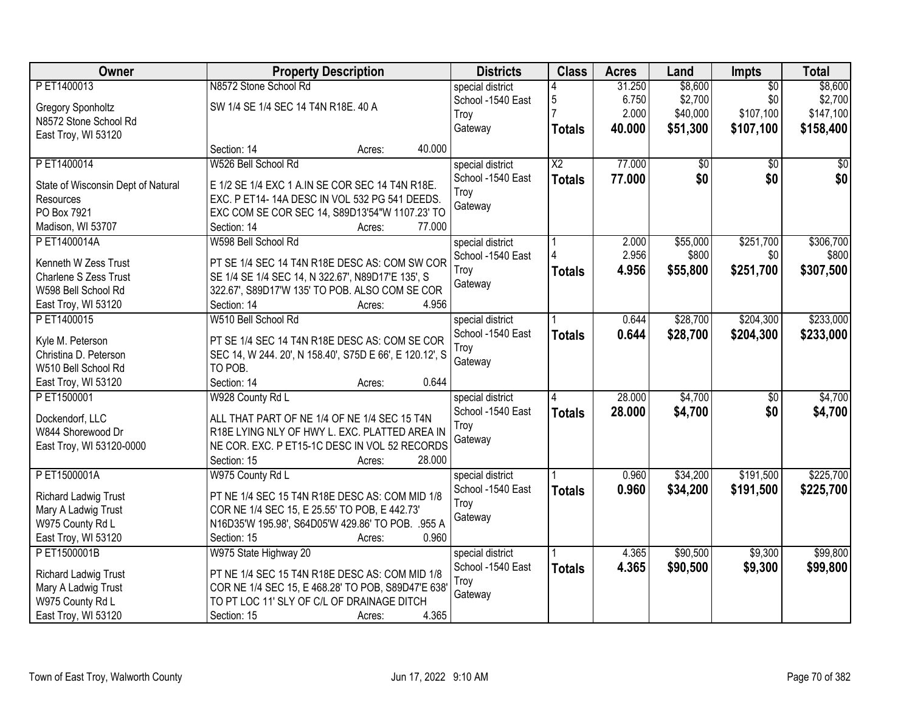| Owner | Property Description | Districts | Class | Acres | Land | Impts | Total |
|---|---|---|---|---|---|---|---|
| P ET1400013<br>Gregory Sponholtz<br>N8572 Stone School Rd<br>East Troy, WI 53120 | N8572 Stone School Rd<br>SW 1/4 SE 1/4 SEC 14 T4N R18E. 40 A<br>Section: 14 Acres: 40.000 | special district<br>School -1540 East Troy<br>Gateway | 4<br>5<br>7<br>**Totals** | 31.250<br>6.750<br>2.000<br>**40.000** | $8,600<br>$2,700<br>$40,000<br>**$51,300** | $0<br>$0<br>$107,100<br>**$107,100** | $8,600<br>$2,700<br>$147,100<br>**$158,400** |
| P ET1400014<br>State of Wisconsin Dept of Natural Resources<br>PO Box 7921<br>Madison, WI 53707 | W526 Bell School Rd<br>E 1/2 SE 1/4 EXC 1 A.IN SE COR SEC 14 T4N R18E. EXC. P ET14- 14A DESC IN VOL 532 PG 541 DEEDS. EXC COM SE COR SEC 14, S89D13'54"W 1107.23' TO<br>Section: 14 Acres: 77.000 | special district<br>School -1540 East Troy<br>Gateway | X2<br>**Totals** | 77.000<br>**77.000** | $0<br>**$0** | $0<br>**$0** | $0<br>**$0** |
| P ET1400014A<br>Kenneth W Zess Trust<br>Charlene S Zess Trust<br>W598 Bell School Rd<br>East Troy, WI 53120 | W598 Bell School Rd<br>PT SE 1/4 SEC 14 T4N R18E DESC AS: COM SW COR SE 1/4 SE 1/4 SEC 14, N 322.67', N89D17'E 135', S 322.67', S89D17'W 135' TO POB. ALSO COM SE COR<br>Section: 14 Acres: 4.956 | special district<br>School -1540 East Troy<br>Gateway | 1<br>4<br>**Totals** | 2.000<br>2.956<br>**4.956** | $55,000<br>$800<br>**$55,800** | $251,700<br>$0<br>**$251,700** | $306,700<br>$800<br>**$307,500** |
| P ET1400015<br>Kyle M. Peterson<br>Christina D. Peterson<br>W510 Bell School Rd<br>East Troy, WI 53120 | W510 Bell School Rd<br>PT SE 1/4 SEC 14 T4N R18E DESC AS: COM SE COR SEC 14, W 244. 20', N 158.40', S75D E 66', E 120.12', S TO POB.<br>Section: 14 Acres: 0.644 | special district<br>School -1540 East Troy<br>Gateway | 1<br>**Totals** | 0.644<br>**0.644** | $28,700<br>**$28,700** | $204,300<br>**$204,300** | $233,000<br>**$233,000** |
| P ET1500001<br>Dockendorf, LLC<br>W844 Shorewood Dr<br>East Troy, WI 53120-0000 | W928 County Rd L<br>ALL THAT PART OF NE 1/4 OF NE 1/4 SEC 15 T4N R18E LYING NLY OF HWY L. EXC. PLATTED AREA IN NE COR. EXC. P ET15-1C DESC IN VOL 52 RECORDS<br>Section: 15 Acres: 28.000 | special district<br>School -1540 East Troy<br>Gateway | 4<br>**Totals** | 28.000<br>**28.000** | $4,700<br>**$4,700** | $0<br>**$0** | $4,700<br>**$4,700** |
| P ET1500001A<br>Richard Ladwig Trust<br>Mary A Ladwig Trust<br>W975 County Rd L<br>East Troy, WI 53120 | W975 County Rd L<br>PT NE 1/4 SEC 15 T4N R18E DESC AS: COM MID 1/8 COR NE 1/4 SEC 15, E 25.55' TO POB, E 442.73' N16D35'W 195.98', S64D05'W 429.86' TO POB. .955 A<br>Section: 15 Acres: 0.960 | special district<br>School -1540 East Troy<br>Gateway | 1<br>**Totals** | 0.960<br>**0.960** | $34,200<br>**$34,200** | $191,500<br>**$191,500** | $225,700<br>**$225,700** |
| P ET1500001B<br>Richard Ladwig Trust<br>Mary A Ladwig Trust<br>W975 County Rd L<br>East Troy, WI 53120 | W975 State Highway 20<br>PT NE 1/4 SEC 15 T4N R18E DESC AS: COM MID 1/8 COR NE 1/4 SEC 15, E 468.28' TO POB, S89D47'E 638' TO PT LOC 11' SLY OF C/L OF DRAINAGE DITCH<br>Section: 15 Acres: 4.365 | special district<br>School -1540 East Troy<br>Gateway | 1<br>**Totals** | 4.365<br>**4.365** | $90,500<br>**$90,500** | $9,300<br>**$9,300** | $99,800<br>**$99,800** |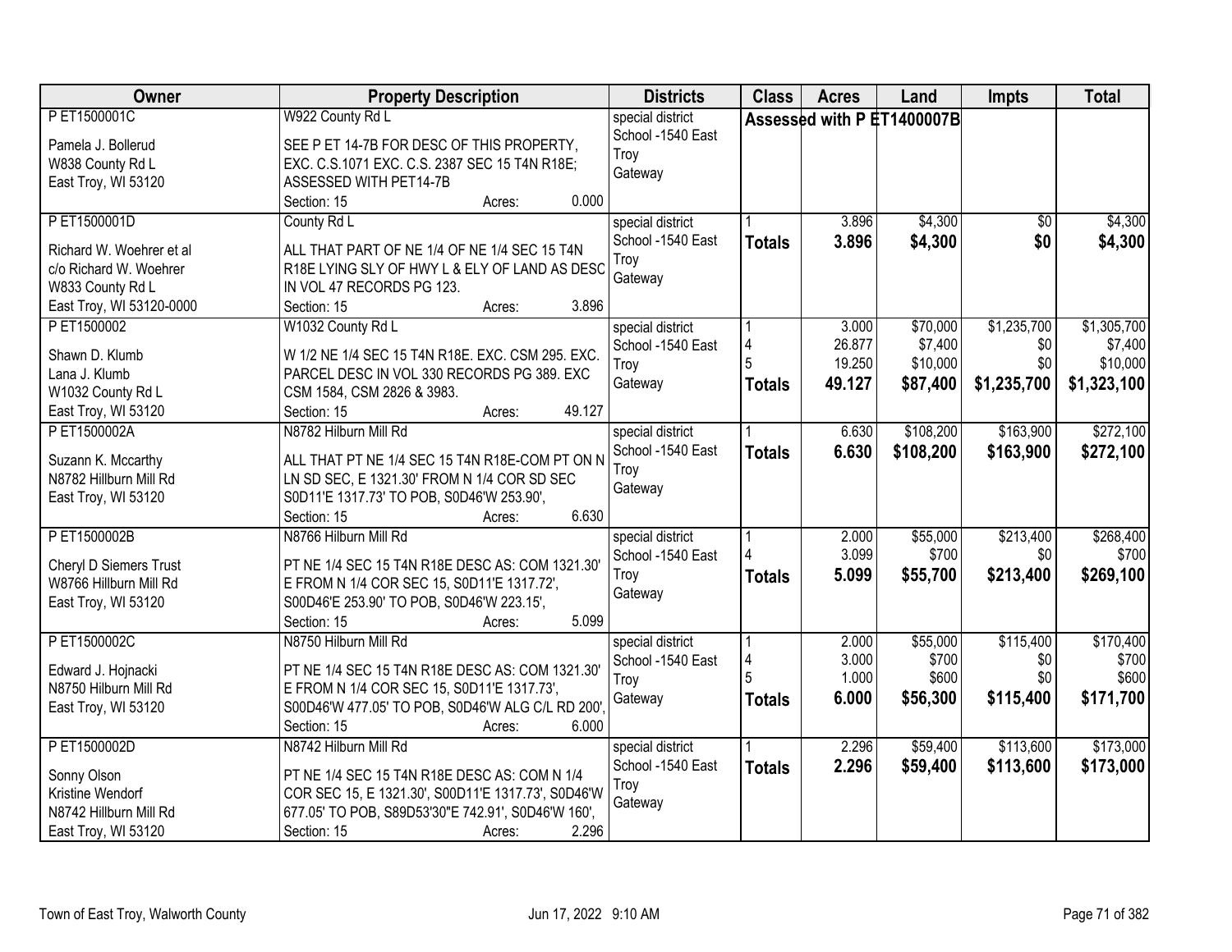| Owner | Property Description | Districts | Class | Acres | Land | Impts | Total |
|---|---|---|---|---|---|---|---|
| P ET1500001C<br><br>Pamela J. Bollerud<br>W838 County Rd L<br>East Troy, WI 53120 | W922 County Rd L<br><br>SEE P ET 14-7B FOR DESC OF THIS PROPERTY, EXC. C.S.1071 EXC. C.S. 2387 SEC 15 T4N R18E; ASSESSED WITH PET14-7B<br>Section: 15 Acres: 0.000 | special district<br>School -1540 East Troy<br>Gateway | Assessed with P ET1400007B | | | | |
| P ET1500001D<br><br>Richard W. Woehrer et al<br>c/o Richard W. Woehrer<br>W833 County Rd L<br>East Troy, WI 53120-0000 | County Rd L<br><br>ALL THAT PART OF NE 1/4 OF NE 1/4 SEC 15 T4N R18E LYING SLY OF HWY L & ELY OF LAND AS DESC IN VOL 47 RECORDS PG 123.<br>Section: 15 Acres: 3.896 | special district<br>School -1540 East Troy<br>Gateway | 1<br>**Totals** | 3.896<br>**3.896** | $4,300<br>**$4,300** | $0<br>**$0** | $4,300<br>**$4,300** |
| P ET1500002<br><br>Shawn D. Klumb<br>Lana J. Klumb<br>W1032 County Rd L<br>East Troy, WI 53120 | W1032 County Rd L<br><br>W 1/2 NE 1/4 SEC 15 T4N R18E. EXC. CSM 295. EXC. PARCEL DESC IN VOL 330 RECORDS PG 389. EXC CSM 1584, CSM 2826 & 3983.<br>Section: 15 Acres: 49.127 | special district<br>School -1540 East Troy<br>Gateway | 1<br>4<br>5<br>**Totals** | 3.000<br>26.877<br>19.250<br>**49.127** | $70,000<br>$7,400<br>$10,000<br>**$87,400** | $1,235,700<br>$0<br>$0<br>**$1,235,700** | $1,305,700<br>$7,400<br>$10,000<br>**$1,323,100** |
| P ET1500002A<br><br>Suzann K. Mccarthy<br>N8782 Hilburn Mill Rd<br>East Troy, WI 53120 | N8782 Hilburn Mill Rd<br><br>ALL THAT PT NE 1/4 SEC 15 T4N R18E-COM PT ON N LN SD SEC, E 1321.30' FROM N 1/4 COR SD SEC S0D11'E 1317.73' TO POB, S0D46'W 253.90',<br>Section: 15 Acres: 6.630 | special district<br>School -1540 East Troy<br>Gateway | 1<br>**Totals** | 6.630<br>**6.630** | $108,200<br>**$108,200** | $163,900<br>**$163,900** | $272,100<br>**$272,100** |
| P ET1500002B<br><br>Cheryl D Siemers Trust<br>W8766 Hillburn Mill Rd<br>East Troy, WI 53120 | N8766 Hilburn Mill Rd<br><br>PT NE 1/4 SEC 15 T4N R18E DESC AS: COM 1321.30' E FROM N 1/4 COR SEC 15, S0D11'E 1317.72', S00D46'E 253.90' TO POB, S0D46'W 223.15',<br>Section: 15 Acres: 5.099 | special district<br>School -1540 East Troy<br>Gateway | 1<br>4<br>**Totals** | 2.000<br>3.099<br>**5.099** | $55,000<br>$700<br>**$55,700** | $213,400<br>$0<br>**$213,400** | $268,400<br>$700<br>**$269,100** |
| P ET1500002C<br><br>Edward J. Hojnacki<br>N8750 Hilburn Mill Rd<br>East Troy, WI 53120 | N8750 Hilburn Mill Rd<br><br>PT NE 1/4 SEC 15 T4N R18E DESC AS: COM 1321.30' E FROM N 1/4 COR SEC 15, S0D11'E 1317.73', S00D46'W 477.05' TO POB, S0D46'W ALG C/L RD 200',<br>Section: 15 Acres: 6.000 | special district<br>School -1540 East Troy<br>Gateway | 1<br>4<br>5<br>**Totals** | 2.000<br>3.000<br>1.000<br>**6.000** | $55,000<br>$700<br>$600<br>**$56,300** | $115,400<br>$0<br>$0<br>**$115,400** | $170,400<br>$700<br>$600<br>**$171,700** |
| P ET1500002D<br><br>Sonny Olson<br>Kristine Wendorf<br>N8742 Hillburn Mill Rd<br>East Troy, WI 53120 | N8742 Hilburn Mill Rd<br><br>PT NE 1/4 SEC 15 T4N R18E DESC AS: COM N 1/4 COR SEC 15, E 1321.30', S00D11'E 1317.73', S0D46'W 677.05' TO POB, S89D53'30"E 742.91', S0D46'W 160',<br>Section: 15 Acres: 2.296 | special district<br>School -1540 East Troy<br>Gateway | 1<br>**Totals** | 2.296<br>**2.296** | $59,400<br>**$59,400** | $113,600<br>**$113,600** | $173,000<br>**$173,000** |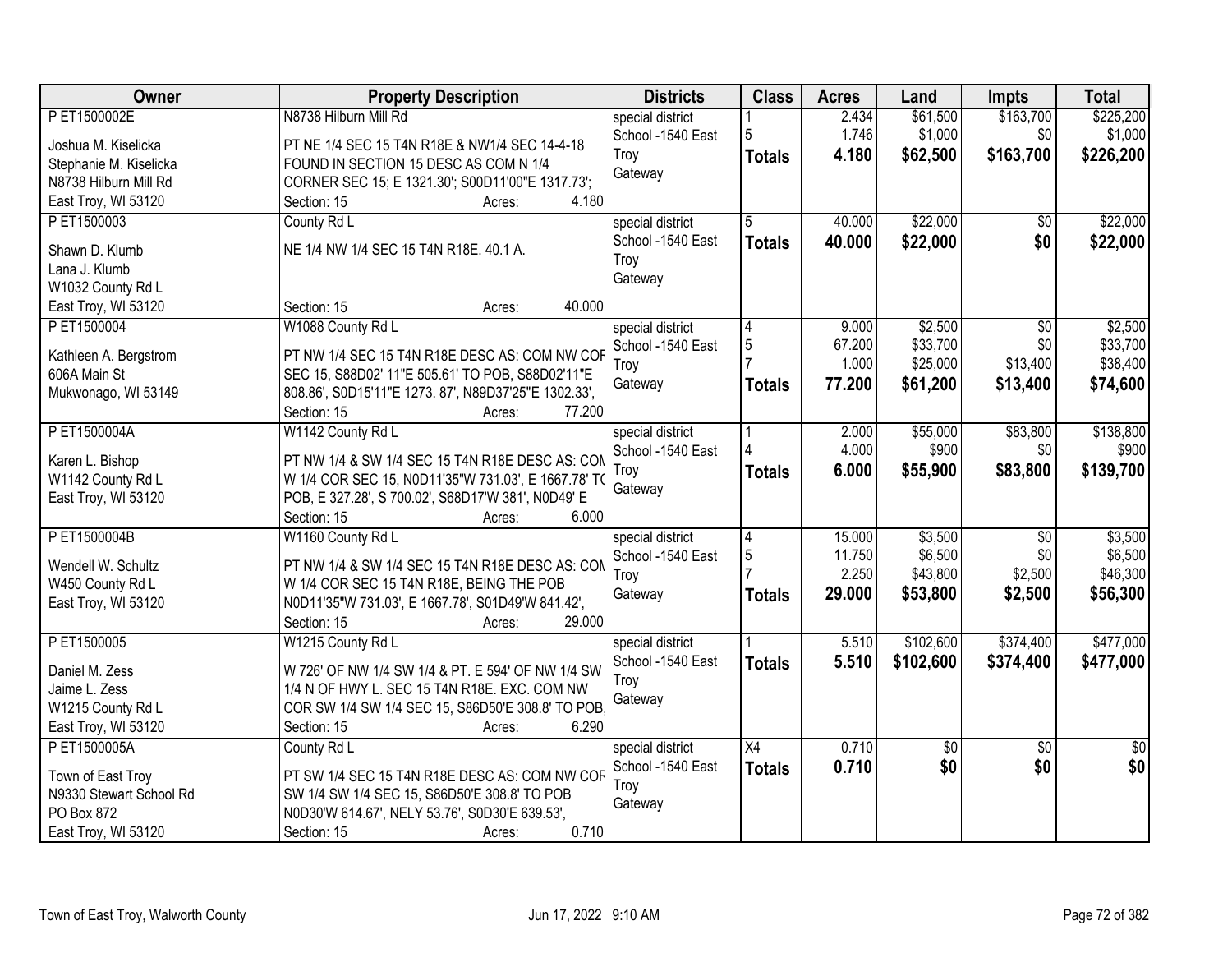| Owner | Property Description | Districts | Class | Acres | Land | Impts | Total |
|---|---|---|---|---|---|---|---|
| P ET1500002E<br>Joshua M. Kiselicka<br>Stephanie M. Kiselicka<br>N8738 Hilburn Mill Rd<br>East Troy, WI 53120 | N8738 Hilburn Mill Rd<br>PT NE 1/4 SEC 15 T4N R18E & NW1/4 SEC 14-4-18 FOUND IN SECTION 15 DESC AS COM N 1/4 CORNER SEC 15; E 1321.30'; S00D11'00"E 1317.73';<br>Section: 15 Acres: 4.180 | special district<br>School -1540 East Troy<br>Gateway | 1<br>5<br>**Totals** | 2.434<br>1.746<br>**4.180** | $61,500<br>$1,000<br>**$62,500** | $163,700<br>$0<br>**$163,700** | $225,200<br>$1,000<br>**$226,200** |
| P ET1500003<br>Shawn D. Klumb<br>Lana J. Klumb<br>W1032 County Rd L<br>East Troy, WI 53120 | County Rd L<br>NE 1/4 NW 1/4 SEC 15 T4N R18E. 40.1 A.<br>Section: 15 Acres: 40.000 | special district<br>School -1540 East Troy<br>Gateway | 5<br>**Totals** | 40.000<br>**40.000** | $22,000<br>**$22,000** | $0<br>**$0** | $22,000<br>**$22,000** |
| P ET1500004<br>Kathleen A. Bergstrom<br>606A Main St<br>Mukwonago, WI 53149 | W1088 County Rd L<br>PT NW 1/4 SEC 15 T4N R18E DESC AS: COM NW COR SEC 15, S88D02' 11"E 505.61' TO POB, S88D02'11"E 808.86', S0D15'11"E 1273. 87', N89D37'25"E 1302.33',<br>Section: 15 Acres: 77.200 | special district<br>School -1540 East Troy<br>Gateway | 4<br>5<br>7<br>**Totals** | 9.000<br>67.200<br>1.000<br>**77.200** | $2,500<br>$33,700<br>$25,000<br>**$61,200** | $0<br>$0<br>$13,400<br>**$13,400** | $2,500<br>$33,700<br>$38,400<br>**$74,600** |
| P ET1500004A<br>Karen L. Bishop<br>W1142 County Rd L<br>East Troy, WI 53120 | W1142 County Rd L<br>PT NW 1/4 & SW 1/4 SEC 15 T4N R18E DESC AS: COM W 1/4 COR SEC 15, N0D11'35"W 731.03', E 1667.78' TO POB, E 327.28', S 700.02', S68D17'W 381', N0D49' E<br>Section: 15 Acres: 6.000 | special district<br>School -1540 East Troy<br>Gateway | 1<br>4<br>**Totals** | 2.000<br>4.000<br>**6.000** | $55,000<br>$900<br>**$55,900** | $83,800<br>$0<br>**$83,800** | $138,800<br>$900<br>**$139,700** |
| P ET1500004B<br>Wendell W. Schultz<br>W450 County Rd L<br>East Troy, WI 53120 | W1160 County Rd L<br>PT NW 1/4 & SW 1/4 SEC 15 T4N R18E DESC AS: COM W 1/4 COR SEC 15 T4N R18E, BEING THE POB N0D11'35"W 731.03', E 1667.78', S01D49'W 841.42',<br>Section: 15 Acres: 29.000 | special district<br>School -1540 East Troy<br>Gateway | 4<br>5<br>7<br>**Totals** | 15.000<br>11.750<br>2.250<br>**29.000** | $3,500<br>$6,500<br>$43,800<br>**$53,800** | $0<br>$0<br>$2,500<br>**$2,500** | $3,500<br>$6,500<br>$46,300<br>**$56,300** |
| P ET1500005<br>Daniel M. Zess<br>Jaime L. Zess<br>W1215 County Rd L<br>East Troy, WI 53120 | W1215 County Rd L<br>W 726' OF NW 1/4 SW 1/4 & PT. E 594' OF NW 1/4 SW 1/4 N OF HWY L. SEC 15 T4N R18E. EXC. COM NW COR SW 1/4 SW 1/4 SEC 15, S86D50'E 308.8' TO POB<br>Section: 15 Acres: 6.290 | special district<br>School -1540 East Troy<br>Gateway | 1<br>**Totals** | 5.510<br>**5.510** | $102,600<br>**$102,600** | $374,400<br>**$374,400** | $477,000<br>**$477,000** |
| P ET1500005A<br>Town of East Troy<br>N9330 Stewart School Rd<br>PO Box 872<br>East Troy, WI 53120 | County Rd L<br>PT SW 1/4 SEC 15 T4N R18E DESC AS: COM NW COR SW 1/4 SW 1/4 SEC 15, S86D50'E 308.8' TO POB N0D30'W 614.67', NELY 53.76', S0D30'E 639.53',<br>Section: 15 Acres: 0.710 | special district<br>School -1540 East Troy<br>Gateway | X4<br>**Totals** | 0.710<br>**0.710** | $0<br>**$0** | $0<br>**$0** | $0<br>**$0** |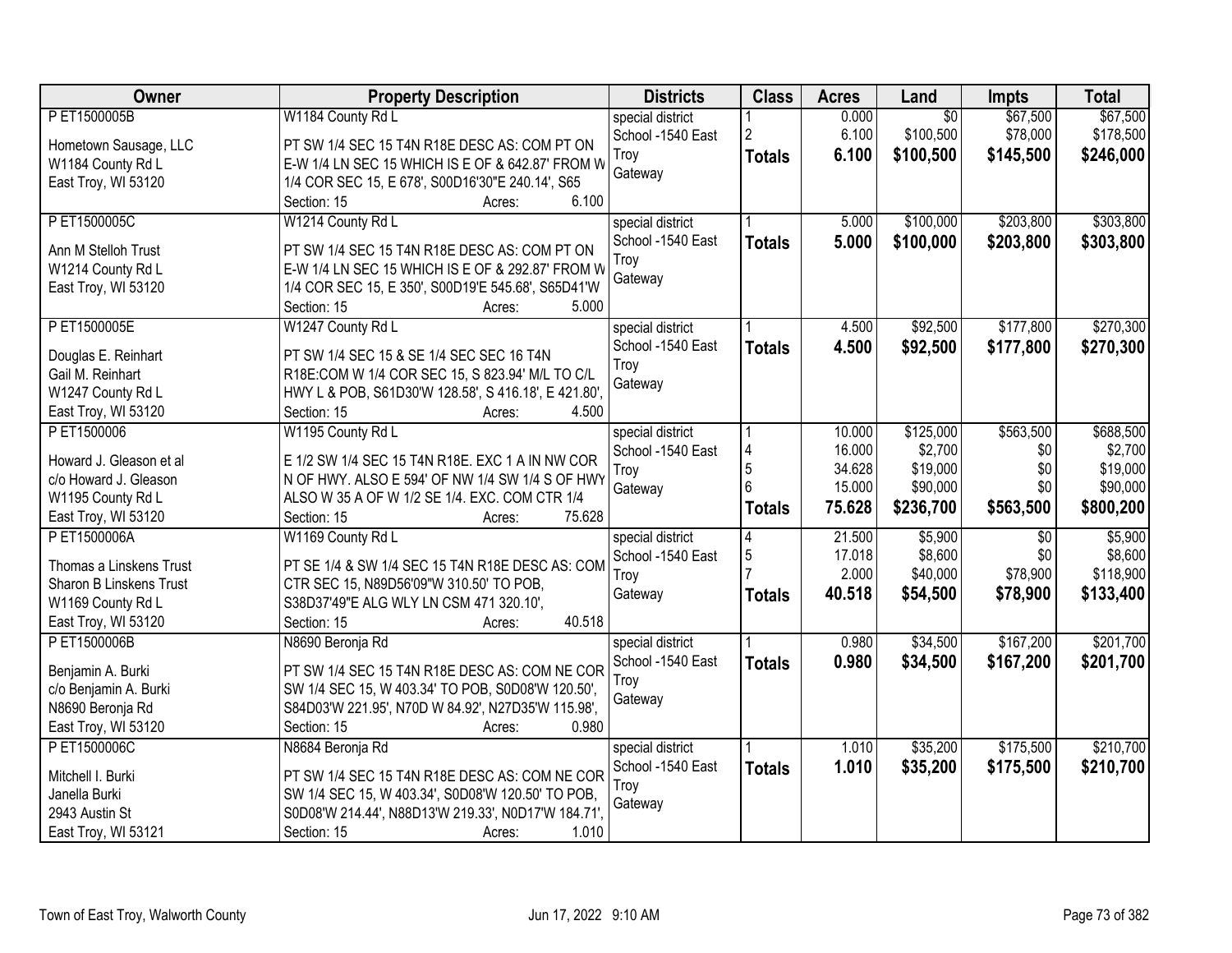| Owner | Property Description | Districts | Class | Acres | Land | Impts | Total |
|---|---|---|---|---|---|---|---|
| P ET1500005B<br><br>Hometown Sausage, LLC<br>W1184 County Rd L<br>East Troy, WI 53120 | W1184 County Rd L<br><br>PT SW 1/4 SEC 15 T4N R18E DESC AS: COM PT ON E-W 1/4 LN SEC 15 WHICH IS E OF & 642.87' FROM W 1/4 COR SEC 15, E 678', S00D16'30"E 240.14', S65<br>Section: 15 Acres: 6.100 | special district<br>School -1540 East Troy<br>Gateway | 1<br>2<br>**Totals** | 0.000<br>6.100<br>**6.100** | $0<br>$100,500<br>**$100,500** | $67,500<br>$78,000<br>**$145,500** | $67,500<br>$178,500<br>**$246,000** |
| P ET1500005C<br><br>Ann M Stelloh Trust<br>W1214 County Rd L<br>East Troy, WI 53120 | W1214 County Rd L<br><br>PT SW 1/4 SEC 15 T4N R18E DESC AS: COM PT ON E-W 1/4 LN SEC 15 WHICH IS E OF & 292.87' FROM W 1/4 COR SEC 15, E 350', S00D19'E 545.68', S65D41'W<br>Section: 15 Acres: 5.000 | special district<br>School -1540 East Troy<br>Gateway | 1<br>**Totals** | 5.000<br>**5.000** | $100,000<br>**$100,000** | $203,800<br>**$203,800** | $303,800<br>**$303,800** |
| P ET1500005E<br><br>Douglas E. Reinhart<br>Gail M. Reinhart<br>W1247 County Rd L<br>East Troy, WI 53120 | W1247 County Rd L<br><br>PT SW 1/4 SEC 15 & SE 1/4 SEC SEC 16 T4N R18E:COM W 1/4 COR SEC 15, S 823.94' M/L TO C/L HWY L & POB, S61D30'W 128.58', S 416.18', E 421.80',<br>Section: 15 Acres: 4.500 | special district<br>School -1540 East Troy<br>Gateway | 1<br>**Totals** | 4.500<br>**4.500** | $92,500<br>**$92,500** | $177,800<br>**$177,800** | $270,300<br>**$270,300** |
| P ET1500006<br><br>Howard J. Gleason et al<br>c/o Howard J. Gleason<br>W1195 County Rd L<br>East Troy, WI 53120 | W1195 County Rd L<br><br>E 1/2 SW 1/4 SEC 15 T4N R18E. EXC 1 A IN NW COR N OF HWY. ALSO E 594' OF NW 1/4 SW 1/4 S OF HWY ALSO W 35 A OF W 1/2 SE 1/4. EXC. COM CTR 1/4<br>Section: 15 Acres: 75.628 | special district<br>School -1540 East Troy<br>Gateway | 1<br>4<br>5<br>6<br>**Totals** | 10.000<br>16.000<br>34.628<br>15.000<br>**75.628** | $125,000<br>$2,700<br>$19,000<br>$90,000<br>**$236,700** | $563,500<br>$0<br>$0<br>$0<br>**$563,500** | $688,500<br>$2,700<br>$19,000<br>$90,000<br>**$800,200** |
| P ET1500006A<br><br>Thomas a Linskens Trust<br>Sharon B Linskens Trust<br>W1169 County Rd L<br>East Troy, WI 53120 | W1169 County Rd L<br><br>PT SE 1/4 & SW 1/4 SEC 15 T4N R18E DESC AS: COM CTR SEC 15, N89D56'09"W 310.50' TO POB, S38D37'49"E ALG WLY LN CSM 471 320.10',<br>Section: 15 Acres: 40.518 | special district<br>School -1540 East Troy<br>Gateway | 4<br>5<br>7<br>**Totals** | 21.500<br>17.018<br>2.000<br>**40.518** | $5,900<br>$8,600<br>$40,000<br>**$54,500** | $0<br>$0<br>$78,900<br>**$78,900** | $5,900<br>$8,600<br>$118,900<br>**$133,400** |
| P ET1500006B<br><br>Benjamin A. Burki<br>c/o Benjamin A. Burki<br>N8690 Beronja Rd<br>East Troy, WI 53120 | N8690 Beronja Rd<br><br>PT SW 1/4 SEC 15 T4N R18E DESC AS: COM NE COR SW 1/4 SEC 15, W 403.34' TO POB, S0D08'W 120.50', S84D03'W 221.95', N70D W 84.92', N27D35'W 115.98',<br>Section: 15 Acres: 0.980 | special district<br>School -1540 East Troy<br>Gateway | 1<br>**Totals** | 0.980<br>**0.980** | $34,500<br>**$34,500** | $167,200<br>**$167,200** | $201,700<br>**$201,700** |
| P ET1500006C<br><br>Mitchell I. Burki<br>Janella Burki<br>2943 Austin St<br>East Troy, WI 53121 | N8684 Beronja Rd<br><br>PT SW 1/4 SEC 15 T4N R18E DESC AS: COM NE COR SW 1/4 SEC 15, W 403.34', S0D08'W 120.50' TO POB, S0D08'W 214.44', N88D13'W 219.33', N0D17'W 184.71',<br>Section: 15 Acres: 1.010 | special district<br>School -1540 East Troy<br>Gateway | 1<br>**Totals** | 1.010<br>**1.010** | $35,200<br>**$35,200** | $175,500<br>**$175,500** | $210,700<br>**$210,700** |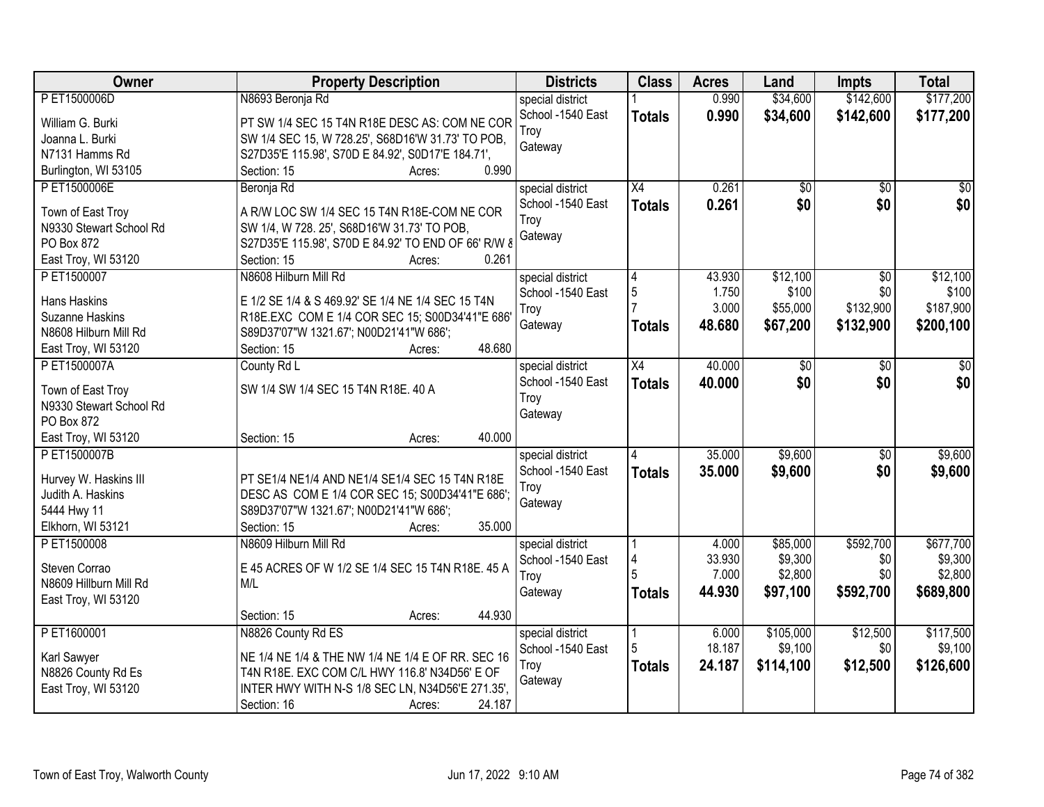| Owner | Property Description | Districts | Class | Acres | Land | Impts | Total |
|---|---|---|---|---|---|---|---|
| P ET1500006D<br>William G. Burki<br>Joanna L. Burki<br>N7131 Hamms Rd<br>Burlington, WI 53105 | N8693 Beronja Rd<br>PT SW 1/4 SEC 15 T4N R18E DESC AS: COM NE COR SW 1/4 SEC 15, W 728.25', S68D16'W 31.73' TO POB, S27D35'E 115.98', S70D E 84.92', S0D17'E 184.71',<br>Section: 15 Acres: 0.990 | special district<br>School -1540 East Troy<br>Gateway | 1<br>**Totals** | 0.990<br>**0.990** | $34,600<br>**$34,600** | $142,600<br>**$142,600** | $177,200<br>**$177,200** |
| P ET1500006E<br>Town of East Troy<br>N9330 Stewart School Rd<br>PO Box 872<br>East Troy, WI 53120 | Beronja Rd<br>A R/W LOC SW 1/4 SEC 15 T4N R18E-COM NE COR SW 1/4, W 728. 25', S68D16'W 31.73' TO POB, S27D35'E 115.98', S70D E 84.92' TO END OF 66' R/W &<br>Section: 15 Acres: 0.261 | special district<br>School -1540 East Troy<br>Gateway | X4<br>**Totals** | 0.261<br>**0.261** | $0<br>**$0** | $0<br>**$0** | $0<br>**$0** |
| P ET1500007<br>Hans Haskins<br>Suzanne Haskins<br>N8608 Hilburn Mill Rd<br>East Troy, WI 53120 | N8608 Hilburn Mill Rd<br>E 1/2 SE 1/4 & S 469.92' SE 1/4 NE 1/4 SEC 15 T4N R18E.EXC COM E 1/4 COR SEC 15; S00D34'41"E 686' S89D37'07"W 1321.67'; N00D21'41"W 686';<br>Section: 15 Acres: 48.680 | special district<br>School -1540 East Troy<br>Gateway | 4<br>5<br>7<br>**Totals** | 43.930<br>1.750<br>3.000<br>**48.680** | $12,100<br>$100<br>$55,000<br>**$67,200** | $0<br>$0<br>$132,900<br>**$132,900** | $12,100<br>$100<br>$187,900<br>**$200,100** |
| P ET1500007A<br>Town of East Troy<br>N9330 Stewart School Rd<br>PO Box 872<br>East Troy, WI 53120 | County Rd L<br>SW 1/4 SW 1/4 SEC 15 T4N R18E. 40 A<br>Section: 15 Acres: 40.000 | special district<br>School -1540 East Troy<br>Gateway | X4<br>**Totals** | 40.000<br>**40.000** | $0<br>**$0** | $0<br>**$0** | $0<br>**$0** |
| P ET1500007B<br>Hurvey W. Haskins III<br>Judith A. Haskins<br>5444 Hwy 11<br>Elkhorn, WI 53121 | PT SE1/4 NE1/4 AND NE1/4 SE1/4 SEC 15 T4N R18E DESC AS COM E 1/4 COR SEC 15; S00D34'41"E 686'; S89D37'07"W 1321.67'; N00D21'41"W 686';<br>Section: 15 Acres: 35.000 | special district<br>School -1540 East Troy<br>Gateway | 4<br>**Totals** | 35.000<br>**35.000** | $9,600<br>**$9,600** | $0<br>**$0** | $9,600<br>**$9,600** |
| P ET1500008<br>Steven Corrao<br>N8609 Hillburn Mill Rd<br>East Troy, WI 53120 | N8609 Hilburn Mill Rd<br>E 45 ACRES OF W 1/2 SE 1/4 SEC 15 T4N R18E. 45 A M/L<br>Section: 15 Acres: 44.930 | special district<br>School -1540 East Troy<br>Gateway | 1<br>4<br>5<br>**Totals** | 4.000<br>33.930<br>7.000<br>**44.930** | $85,000<br>$9,300<br>$2,800<br>**$97,100** | $592,700<br>$0<br>$0<br>**$592,700** | $677,700<br>$9,300<br>$2,800<br>**$689,800** |
| P ET1600001<br>Karl Sawyer<br>N8826 County Rd Es<br>East Troy, WI 53120 | N8826 County Rd ES<br>NE 1/4 NE 1/4 & THE NW 1/4 NE 1/4 E OF RR. SEC 16 T4N R18E. EXC COM C/L HWY 116.8' N34D56' E OF INTER HWY WITH N-S 1/8 SEC LN, N34D56'E 271.35',<br>Section: 16 Acres: 24.187 | special district<br>School -1540 East Troy<br>Gateway | 1<br>5<br>**Totals** | 6.000<br>18.187<br>**24.187** | $105,000<br>$9,100<br>**$114,100** | $12,500<br>$0<br>**$12,500** | $117,500<br>$9,100<br>**$126,600** |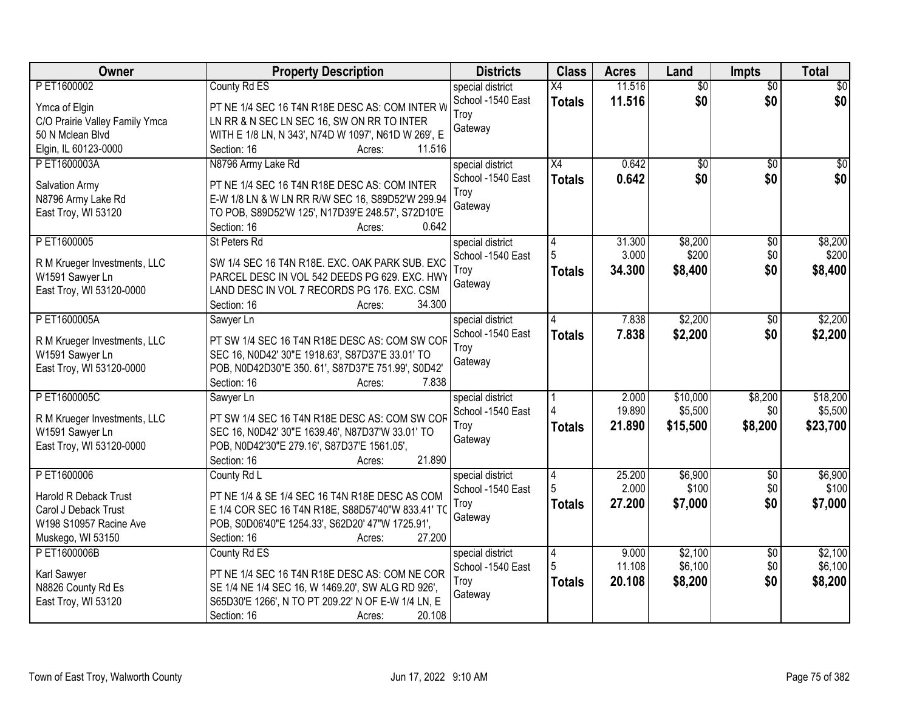| Owner | Property Description | Districts | Class | Acres | Land | Impts | Total |
|---|---|---|---|---|---|---|---|
| P ET1600002<br>Ymca of Elgin<br>C/O Prairie Valley Family Ymca<br>50 N Mclean Blvd<br>Elgin, IL 60123-0000 | County Rd ES<br>PT NE 1/4 SEC 16 T4N R18E DESC AS: COM INTER W LN RR & N SEC LN SEC 16, SW ON RR TO INTER WITH E 1/8 LN, N 343', N74D W 1097', N61D W 269', E<br>Section: 16 Acres: 11.516 | special district<br>School -1540 East Troy<br>Gateway | X4<br>**Totals** | 11.516<br>**11.516** | $0<br>**$0** | $0<br>**$0** | $0<br>**$0** |
| P ET1600003A<br>Salvation Army<br>N8796 Army Lake Rd<br>East Troy, WI 53120 | N8796 Army Lake Rd<br>PT NE 1/4 SEC 16 T4N R18E DESC AS: COM INTER E-W 1/8 LN & W LN RR R/W SEC 16, S89D52'W 299.94 TO POB, S89D52'W 125', N17D39'E 248.57', S72D10'E<br>Section: 16 Acres: 0.642 | special district<br>School -1540 East Troy<br>Gateway | X4<br>**Totals** | 0.642<br>**0.642** | $0<br>**$0** | $0<br>**$0** | $0<br>**$0** |
| P ET1600005<br>R M Krueger Investments, LLC<br>W1591 Sawyer Ln<br>East Troy, WI 53120-0000 | St Peters Rd<br>SW 1/4 SEC 16 T4N R18E. EXC. OAK PARK SUB. EXC PARCEL DESC IN VOL 542 DEEDS PG 629. EXC. HWY LAND DESC IN VOL 7 RECORDS PG 176. EXC. CSM<br>Section: 16 Acres: 34.300 | special district<br>School -1540 East Troy<br>Gateway | 4<br>5<br>**Totals** | 31.300<br>3.000<br>**34.300** | $8,200<br>$200<br>**$8,400** | $0<br>$0<br>**$0** | $8,200<br>$200<br>**$8,400** |
| P ET1600005A<br>R M Krueger Investments, LLC<br>W1591 Sawyer Ln<br>East Troy, WI 53120-0000 | Sawyer Ln<br>PT SW 1/4 SEC 16 T4N R18E DESC AS: COM SW COR SEC 16, N0D42' 30"E 1918.63', S87D37'E 33.01' TO POB, N0D42D30"E 350. 61', S87D37'E 751.99', S0D42'<br>Section: 16 Acres: 7.838 | special district<br>School -1540 East Troy<br>Gateway | 4<br>**Totals** | 7.838<br>**7.838** | $2,200<br>**$2,200** | $0<br>**$0** | $2,200<br>**$2,200** |
| P ET1600005C<br>R M Krueger Investments, LLC<br>W1591 Sawyer Ln<br>East Troy, WI 53120-0000 | Sawyer Ln<br>PT SW 1/4 SEC 16 T4N R18E DESC AS: COM SW COR SEC 16, N0D42' 30"E 1639.46', N87D37'W 33.01' TO POB, N0D42'30"E 279.16', S87D37'E 1561.05',<br>Section: 16 Acres: 21.890 | special district<br>School -1540 East Troy<br>Gateway | 1<br>4<br>**Totals** | 2.000<br>19.890<br>**21.890** | $10,000<br>$5,500<br>**$15,500** | $8,200<br>$0<br>**$8,200** | $18,200<br>$5,500<br>**$23,700** |
| P ET1600006<br>Harold R Deback Trust<br>Carol J Deback Trust<br>W198 S10957 Racine Ave<br>Muskego, WI 53150 | County Rd L<br>PT NE 1/4 & SE 1/4 SEC 16 T4N R18E DESC AS COM E 1/4 COR SEC 16 T4N R18E, S88D57'40"W 833.41' TO POB, S0D06'40"E 1254.33', S62D20' 47"W 1725.91',<br>Section: 16 Acres: 27.200 | special district<br>School -1540 East Troy<br>Gateway | 4<br>5<br>**Totals** | 25.200<br>2.000<br>**27.200** | $6,900<br>$100<br>**$7,000** | $0<br>$0<br>**$0** | $6,900<br>$100<br>**$7,000** |
| P ET1600006B<br>Karl Sawyer<br>N8826 County Rd Es<br>East Troy, WI 53120 | County Rd ES<br>PT NE 1/4 SEC 16 T4N R18E DESC AS: COM NE COR SE 1/4 NE 1/4 SEC 16, W 1469.20', SW ALG RD 926', S65D30'E 1266', N TO PT 209.22' N OF E-W 1/4 LN, E<br>Section: 16 Acres: 20.108 | special district<br>School -1540 East Troy<br>Gateway | 4<br>5<br>**Totals** | 9.000<br>11.108<br>**20.108** | $2,100<br>$6,100<br>**$8,200** | $0<br>$0<br>**$0** | $2,100<br>$6,100<br>**$8,200** |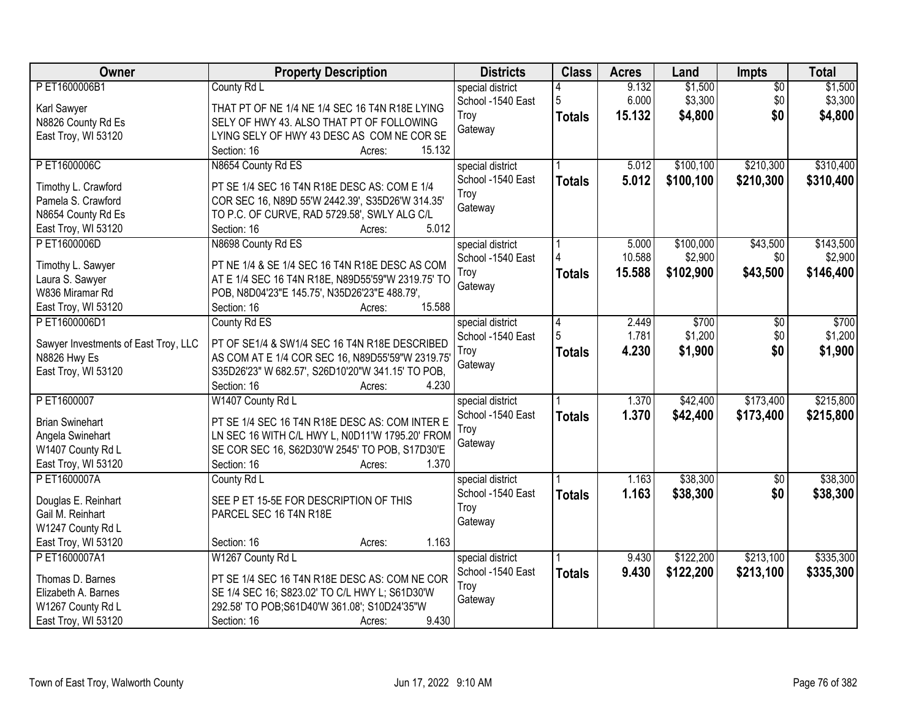| Owner | Property Description | Districts | Class | Acres | Land | Impts | Total |
|---|---|---|---|---|---|---|---|
| P ET1600006B1<br><br>Karl Sawyer<br>N8826 County Rd Es<br>East Troy, WI 53120 | County Rd L<br><br>THAT PT OF NE 1/4 NE 1/4 SEC 16 T4N R18E LYING SELY OF HWY 43. ALSO THAT PT OF FOLLOWING LYING SELY OF HWY 43 DESC AS COM NE COR SE<br>Section: 16 Acres: 15.132 | special district<br>School -1540 East Troy<br>Gateway | 4<br>5<br>**Totals** | 9.132<br>6.000<br>**15.132** | $1,500<br>$3,300<br>**$4,800** | $0<br>$0<br>**$0** | $1,500<br>$3,300<br>**$4,800** |
| P ET1600006C<br><br>Timothy L. Crawford<br>Pamela S. Crawford<br>N8654 County Rd Es<br>East Troy, WI 53120 | N8654 County Rd ES<br><br>PT SE 1/4 SEC 16 T4N R18E DESC AS: COM E 1/4 COR SEC 16, N89D 55'W 2442.39', S35D26'W 314.35' TO P.C. OF CURVE, RAD 5729.58', SWLY ALG C/L<br>Section: 16 Acres: 5.012 | special district<br>School -1540 East Troy<br>Gateway | 1<br>**Totals** | 5.012<br>**5.012** | $100,100<br>**$100,100** | $210,300<br>**$210,300** | $310,400<br>**$310,400** |
| P ET1600006D<br><br>Timothy L. Sawyer<br>Laura S. Sawyer<br>W836 Miramar Rd<br>East Troy, WI 53120 | N8698 County Rd ES<br><br>PT NE 1/4 & SE 1/4 SEC 16 T4N R18E DESC AS COM AT E 1/4 SEC 16 T4N R18E, N89D55'59"W 2319.75' TO POB, N8D04'23"E 145.75', N35D26'23"E 488.79',<br>Section: 16 Acres: 15.588 | special district<br>School -1540 East Troy<br>Gateway | 1<br>4<br>**Totals** | 5.000<br>10.588<br>**15.588** | $100,000<br>$2,900<br>**$102,900** | $43,500<br>$0<br>**$43,500** | $143,500<br>$2,900<br>**$146,400** |
| P ET1600006D1<br><br>Sawyer Investments of East Troy, LLC<br>N8826 Hwy Es<br>East Troy, WI 53120 | County Rd ES<br><br>PT OF SE1/4 & SW1/4 SEC 16 T4N R18E DESCRIBED AS COM AT E 1/4 COR SEC 16, N89D55'59"W 2319.75' S35D26'23" W 682.57', S26D10'20"W 341.15' TO POB,<br>Section: 16 Acres: 4.230 | special district<br>School -1540 East Troy<br>Gateway | 4<br>5<br>**Totals** | 2.449<br>1.781<br>**4.230** | $700<br>$1,200<br>**$1,900** | $0<br>$0<br>**$0** | $700<br>$1,200<br>**$1,900** |
| P ET1600007<br><br>Brian Swinehart<br>Angela Swinehart<br>W1407 County Rd L<br>East Troy, WI 53120 | W1407 County Rd L<br><br>PT SE 1/4 SEC 16 T4N R18E DESC AS: COM INTER E LN SEC 16 WITH C/L HWY L, N0D11'W 1795.20' FROM SE COR SEC 16, S62D30'W 2545' TO POB, S17D30'E<br>Section: 16 Acres: 1.370 | special district<br>School -1540 East Troy<br>Gateway | 1<br>**Totals** | 1.370<br>**1.370** | $42,400<br>**$42,400** | $173,400<br>**$173,400** | $215,800<br>**$215,800** |
| P ET1600007A<br><br>Douglas E. Reinhart<br>Gail M. Reinhart<br>W1247 County Rd L<br>East Troy, WI 53120 | County Rd L<br><br>SEE P ET 15-5E FOR DESCRIPTION OF THIS PARCEL SEC 16 T4N R18E<br><br>Section: 16 Acres: 1.163 | special district<br>School -1540 East Troy<br>Gateway | 1<br>**Totals** | 1.163<br>**1.163** | $38,300<br>**$38,300** | $0<br>**$0** | $38,300<br>**$38,300** |
| P ET1600007A1<br><br>Thomas D. Barnes<br>Elizabeth A. Barnes<br>W1267 County Rd L<br>East Troy, WI 53120 | W1267 County Rd L<br><br>PT SE 1/4 SEC 16 T4N R18E DESC AS: COM NE COR SE 1/4 SEC 16; S823.02' TO C/L HWY L; S61D30'W 292.58' TO POB;S61D40'W 361.08'; S10D24'35"W<br>Section: 16 Acres: 9.430 | special district<br>School -1540 East Troy<br>Gateway | 1<br>**Totals** | 9.430<br>**9.430** | $122,200<br>**$122,200** | $213,100<br>**$213,100** | $335,300<br>**$335,300** |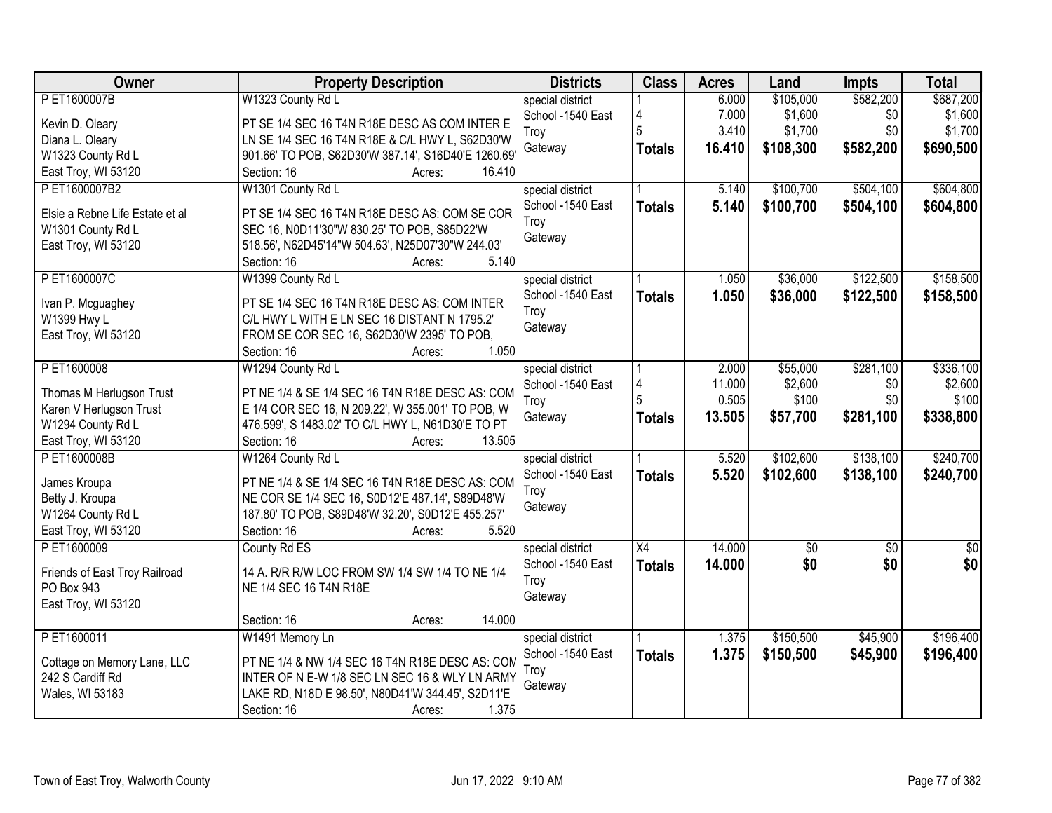| Owner | Property Description | Districts | Class | Acres | Land | Impts | Total |
|---|---|---|---|---|---|---|---|
| P ET1600007B<br>Kevin D. Oleary<br>Diana L. Oleary<br>W1323 County Rd L<br>East Troy, WI 53120 | W1323 County Rd L<br>PT SE 1/4 SEC 16 T4N R18E DESC AS COM INTER E LN SE 1/4 SEC 16 T4N R18E & C/L HWY L, S62D30'W 901.66' TO POB, S62D30'W 387.14', S16D40'E 1260.69'<br>Section: 16 Acres: 16.410 | special district<br>School -1540 East Troy<br>Gateway | 1<br>4<br>5<br>**Totals** | 6.000<br>7.000<br>3.410<br>**16.410** | $105,000<br>$1,600<br>$1,700<br>**$108,300** | $582,200<br>$0<br>$0<br>**$582,200** | $687,200<br>$1,600<br>$1,700<br>**$690,500** |
| P ET1600007B2<br>Elsie a Rebne Life Estate et al<br>W1301 County Rd L<br>East Troy, WI 53120 | W1301 County Rd L<br>PT SE 1/4 SEC 16 T4N R18E DESC AS: COM SE COR SEC 16, N0D11'30"W 830.25' TO POB, S85D22'W 518.56', N62D45'14"W 504.63', N25D07'30"W 244.03'<br>Section: 16 Acres: 5.140 | special district<br>School -1540 East Troy<br>Gateway | 1<br>**Totals** | 5.140<br>**5.140** | $100,700<br>**$100,700** | $504,100<br>**$504,100** | $604,800<br>**$604,800** |
| P ET1600007C<br>Ivan P. Mcguaghey<br>W1399 Hwy L<br>East Troy, WI 53120 | W1399 County Rd L<br>PT SE 1/4 SEC 16 T4N R18E DESC AS: COM INTER C/L HWY L WITH E LN SEC 16 DISTANT N 1795.2' FROM SE COR SEC 16, S62D30'W 2395' TO POB,<br>Section: 16 Acres: 1.050 | special district<br>School -1540 East Troy<br>Gateway | 1<br>**Totals** | 1.050<br>**1.050** | $36,000<br>**$36,000** | $122,500<br>**$122,500** | $158,500<br>**$158,500** |
| P ET1600008<br>Thomas M Herlugson Trust<br>Karen V Herlugson Trust<br>W1294 County Rd L<br>East Troy, WI 53120 | W1294 County Rd L<br>PT NE 1/4 & SE 1/4 SEC 16 T4N R18E DESC AS: COM E 1/4 COR SEC 16, N 209.22', W 355.001' TO POB, W 476.599', S 1483.02' TO C/L HWY L, N61D30'E TO PT<br>Section: 16 Acres: 13.505 | special district<br>School -1540 East Troy<br>Gateway | 1<br>4<br>5<br>**Totals** | 2.000<br>11.000<br>0.505<br>**13.505** | $55,000<br>$2,600<br>$100<br>**$57,700** | $281,100<br>$0<br>$0<br>**$281,100** | $336,100<br>$2,600<br>$100<br>**$338,800** |
| P ET1600008B<br>James Kroupa<br>Betty J. Kroupa<br>W1264 County Rd L<br>East Troy, WI 53120 | W1264 County Rd L<br>PT NE 1/4 & SE 1/4 SEC 16 T4N R18E DESC AS: COM NE COR SE 1/4 SEC 16, S0D12'E 487.14', S89D48'W 187.80' TO POB, S89D48'W 32.20', S0D12'E 455.257'<br>Section: 16 Acres: 5.520 | special district<br>School -1540 East Troy<br>Gateway | 1<br>**Totals** | 5.520<br>**5.520** | $102,600<br>**$102,600** | $138,100<br>**$138,100** | $240,700<br>**$240,700** |
| P ET1600009<br>Friends of East Troy Railroad<br>PO Box 943<br>East Troy, WI 53120 | County Rd ES<br>14 A. R/R R/W LOC FROM SW 1/4 SW 1/4 TO NE 1/4 NE 1/4 SEC 16 T4N R18E<br>Section: 16 Acres: 14.000 | special district<br>School -1540 East Troy<br>Gateway | X4<br>**Totals** | 14.000<br>**14.000** | $0<br>**$0** | $0<br>**$0** | $0<br>**$0** |
| P ET1600011<br>Cottage on Memory Lane, LLC<br>242 S Cardiff Rd<br>Wales, WI 53183 | W1491 Memory Ln<br>PT NE 1/4 & NW 1/4 SEC 16 T4N R18E DESC AS: COM INTER OF N E-W 1/8 SEC LN SEC 16 & WLY LN ARMY LAKE RD, N18D E 98.50', N80D41'W 344.45', S2D11'E<br>Section: 16 Acres: 1.375 | special district<br>School -1540 East Troy<br>Gateway | 1<br>**Totals** | 1.375<br>**1.375** | $150,500<br>**$150,500** | $45,900<br>**$45,900** | $196,400<br>**$196,400** |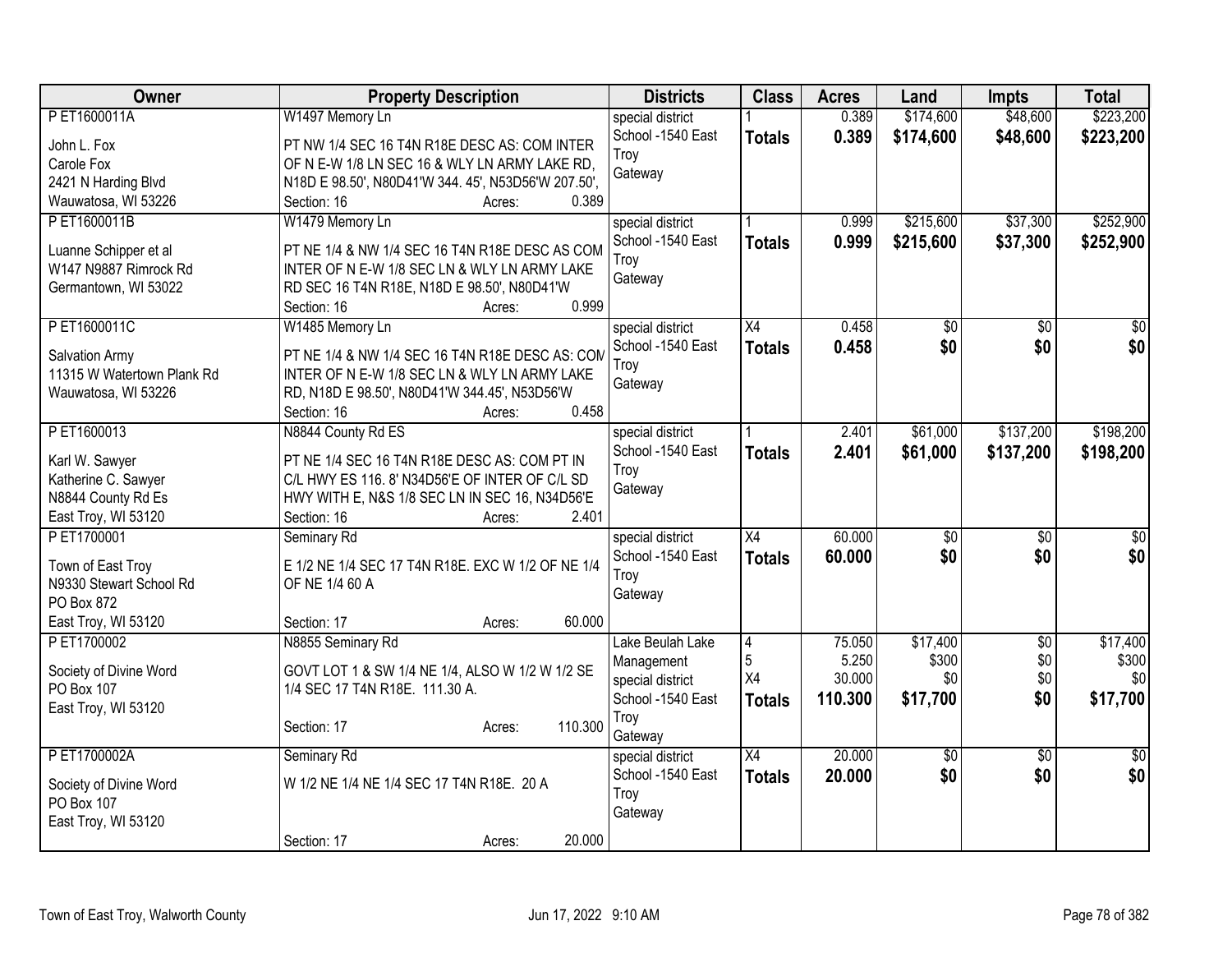| Owner | Property Description | Districts | Class | Acres | Land | Impts | Total |
|---|---|---|---|---|---|---|---|
| P ET1600011A<br>John L. Fox<br>Carole Fox<br>2421 N Harding Blvd<br>Wauwatosa, WI 53226 | W1497 Memory Ln<br>PT NW 1/4 SEC 16 T4N R18E DESC AS: COM INTER OF N E-W 1/8 LN SEC 16 & WLY LN ARMY LAKE RD, N18D E 98.50', N80D41'W 344. 45', N53D56'W 207.50',<br>Section: 16 Acres: 0.389 | special district<br>School -1540 East Troy<br>Gateway | 1<br>**Totals** | 0.389<br>**0.389** | $174,600<br>**$174,600** | $48,600<br>**$48,600** | $223,200<br>**$223,200** |
| P ET1600011B<br>Luanne Schipper et al<br>W147 N9887 Rimrock Rd<br>Germantown, WI 53022 | W1479 Memory Ln<br>PT NE 1/4 & NW 1/4 SEC 16 T4N R18E DESC AS COM INTER OF N E-W 1/8 SEC LN & WLY LN ARMY LAKE RD SEC 16 T4N R18E, N18D E 98.50', N80D41'W<br>Section: 16 Acres: 0.999 | special district<br>School -1540 East Troy<br>Gateway | 1<br>**Totals** | 0.999<br>**0.999** | $215,600<br>**$215,600** | $37,300<br>**$37,300** | $252,900<br>**$252,900** |
| P ET1600011C<br>Salvation Army<br>11315 W Watertown Plank Rd<br>Wauwatosa, WI 53226 | W1485 Memory Ln<br>PT NE 1/4 & NW 1/4 SEC 16 T4N R18E DESC AS: COM INTER OF N E-W 1/8 SEC LN & WLY LN ARMY LAKE RD, N18D E 98.50', N80D41'W 344.45', N53D56'W<br>Section: 16 Acres: 0.458 | special district<br>School -1540 East Troy<br>Gateway | X4<br>**Totals** | 0.458<br>**0.458** | $0<br>**$0** | $0<br>**$0** | $0<br>**$0** |
| P ET1600013<br>Karl W. Sawyer<br>Katherine C. Sawyer<br>N8844 County Rd Es<br>East Troy, WI 53120 | N8844 County Rd ES<br>PT NE 1/4 SEC 16 T4N R18E DESC AS: COM PT IN C/L HWY ES 116. 8' N34D56'E OF INTER OF C/L SD HWY WITH E, N&S 1/8 SEC LN IN SEC 16, N34D56'E<br>Section: 16 Acres: 2.401 | special district<br>School -1540 East Troy<br>Gateway | 1<br>**Totals** | 2.401<br>**2.401** | $61,000<br>**$61,000** | $137,200<br>**$137,200** | $198,200<br>**$198,200** |
| P ET1700001<br>Town of East Troy<br>N9330 Stewart School Rd<br>PO Box 872<br>East Troy, WI 53120 | Seminary Rd<br>E 1/2 NE 1/4 SEC 17 T4N R18E. EXC W 1/2 OF NE 1/4 OF NE 1/4 60 A<br>Section: 17 Acres: 60.000 | special district<br>School -1540 East Troy<br>Gateway | X4<br>**Totals** | 60.000<br>**60.000** | $0<br>**$0** | $0<br>**$0** | $0<br>**$0** |
| P ET1700002<br>Society of Divine Word<br>PO Box 107<br>East Troy, WI 53120 | N8855 Seminary Rd<br>GOVT LOT 1 & SW 1/4 NE 1/4, ALSO W 1/2 W 1/2 SE 1/4 SEC 17 T4N R18E. 111.30 A.<br>Section: 17 Acres: 110.300 | Lake Beulah Lake Management<br>special district<br>School -1540 East Troy<br>Gateway | 4<br>5<br>X4<br>**Totals** | 75.050<br>5.250<br>30.000<br>**110.300** | $17,400<br>$300<br>$0<br>**$17,700** | $0<br>$0<br>$0<br>**$0** | $17,400<br>$300<br>$0<br>**$17,700** |
| P ET1700002A<br>Society of Divine Word<br>PO Box 107<br>East Troy, WI 53120 | Seminary Rd<br>W 1/2 NE 1/4 NE 1/4 SEC 17 T4N R18E. 20 A<br>Section: 17 Acres: 20.000 | special district<br>School -1540 East Troy<br>Gateway | X4<br>**Totals** | 20.000<br>**20.000** | $0<br>**$0** | $0<br>**$0** | $0<br>**$0** |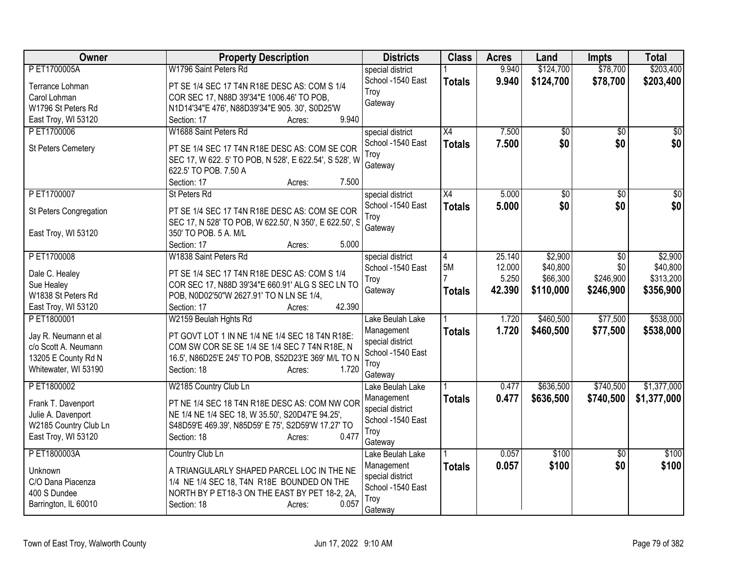| Owner | Property Description | Districts | Class | Acres | Land | Impts | Total |
|---|---|---|---|---|---|---|---|
| P ET1700005A<br>Terrance Lohman<br>Carol Lohman<br>W1796 St Peters Rd<br>East Troy, WI 53120 | W1796 Saint Peters Rd<br>PT SE 1/4 SEC 17 T4N R18E DESC AS: COM S 1/4 COR SEC 17, N88D 39'34"E 1006.46' TO POB, N1D14'34"E 476', N88D39'34"E 905. 30', S0D25'W<br>Section: 17 Acres: 9.940 | special district<br>School -1540 East Troy<br>Gateway | 1<br>**Totals** | 9.940<br>**9.940** | $124,700<br>**$124,700** | $78,700<br>**$78,700** | $203,400<br>**$203,400** |
| P ET1700006<br>St Peters Cemetery | W1688 Saint Peters Rd<br>PT SE 1/4 SEC 17 T4N R18E DESC AS: COM SE COR SEC 17, W 622. 5' TO POB, N 528', E 622.54', S 528', W 622.5' TO POB. 7.50 A<br>Section: 17 Acres: 7.500 | special district<br>School -1540 East Troy<br>Gateway | X4<br>**Totals** | 7.500<br>**7.500** | $0<br>**$0** | $0<br>**$0** | $0<br>**$0** |
| P ET1700007<br>St Peters Congregation<br><br>East Troy, WI 53120 | St Peters Rd<br>PT SE 1/4 SEC 17 T4N R18E DESC AS: COM SE COR SEC 17, N 528' TO POB, W 622.50', N 350', E 622.50', S 350' TO POB. 5 A. M/L<br>Section: 17 Acres: 5.000 | special district<br>School -1540 East Troy<br>Gateway | X4<br>**Totals** | 5.000<br>**5.000** | $0<br>**$0** | $0<br>**$0** | $0<br>**$0** |
| P ET1700008<br>Dale C. Healey<br>Sue Healey<br>W1838 St Peters Rd<br>East Troy, WI 53120 | W1838 Saint Peters Rd<br>PT SE 1/4 SEC 17 T4N R18E DESC AS: COM S 1/4 COR SEC 17, N88D 39'34"E 660.91' ALG S SEC LN TO POB, N0D02'50"W 2627.91' TO N LN SE 1/4,<br>Section: 17 Acres: 42.390 | special district<br>School -1540 East Troy<br>Gateway | 4<br>5M<br>7<br>**Totals** | 25.140<br>12.000<br>5.250<br>**42.390** | $2,900<br>$40,800<br>$66,300<br>**$110,000** | $0<br>$0<br>$246,900<br>**$246,900** | $2,900<br>$40,800<br>$313,200<br>**$356,900** |
| P ET1800001<br>Jay R. Neumann et al<br>c/o Scott A. Neumann<br>13205 E County Rd N<br>Whitewater, WI 53190 | W2159 Beulah Hghts Rd<br>PT GOVT LOT 1 IN NE 1/4 NE 1/4 SEC 18 T4N R18E: COM SW COR SE SE 1/4 SE 1/4 SEC 7 T4N R18E, N 16.5', N86D25'E 245' TO POB, S52D23'E 369' M/L TO N<br>Section: 18 Acres: 1.720 | Lake Beulah Lake Management<br>special district<br>School -1540 East Troy<br>Gateway | 1<br>**Totals** | 1.720<br>**1.720** | $460,500<br>**$460,500** | $77,500<br>**$77,500** | $538,000<br>**$538,000** |
| P ET1800002<br>Frank T. Davenport<br>Julie A. Davenport<br>W2185 Country Club Ln<br>East Troy, WI 53120 | W2185 Country Club Ln<br>PT NE 1/4 SEC 18 T4N R18E DESC AS: COM NW COR NE 1/4 NE 1/4 SEC 18, W 35.50', S20D47'E 94.25', S48D59'E 469.39', N85D59' E 75', S2D59'W 17.27' TO<br>Section: 18 Acres: 0.477 | Lake Beulah Lake Management<br>special district<br>School -1540 East Troy<br>Gateway | 1<br>**Totals** | 0.477<br>**0.477** | $636,500<br>**$636,500** | $740,500<br>**$740,500** | $1,377,000<br>**$1,377,000** |
| P ET1800003A<br>Unknown<br>C/O Dana Piacenza<br>400 S Dundee<br>Barrington, IL 60010 | Country Club Ln<br>A TRIANGULARLY SHAPED PARCEL LOC IN THE NE 1/4 NE 1/4 SEC 18, T4N R18E BOUNDED ON THE NORTH BY P ET18-3 ON THE EAST BY PET 18-2, 2A,<br>Section: 18 Acres: 0.057 | Lake Beulah Lake Management<br>special district<br>School -1540 East Troy<br>Gateway | 1<br>**Totals** | 0.057<br>**0.057** | $100<br>**$100** | $0<br>**$0** | $100<br>**$100** |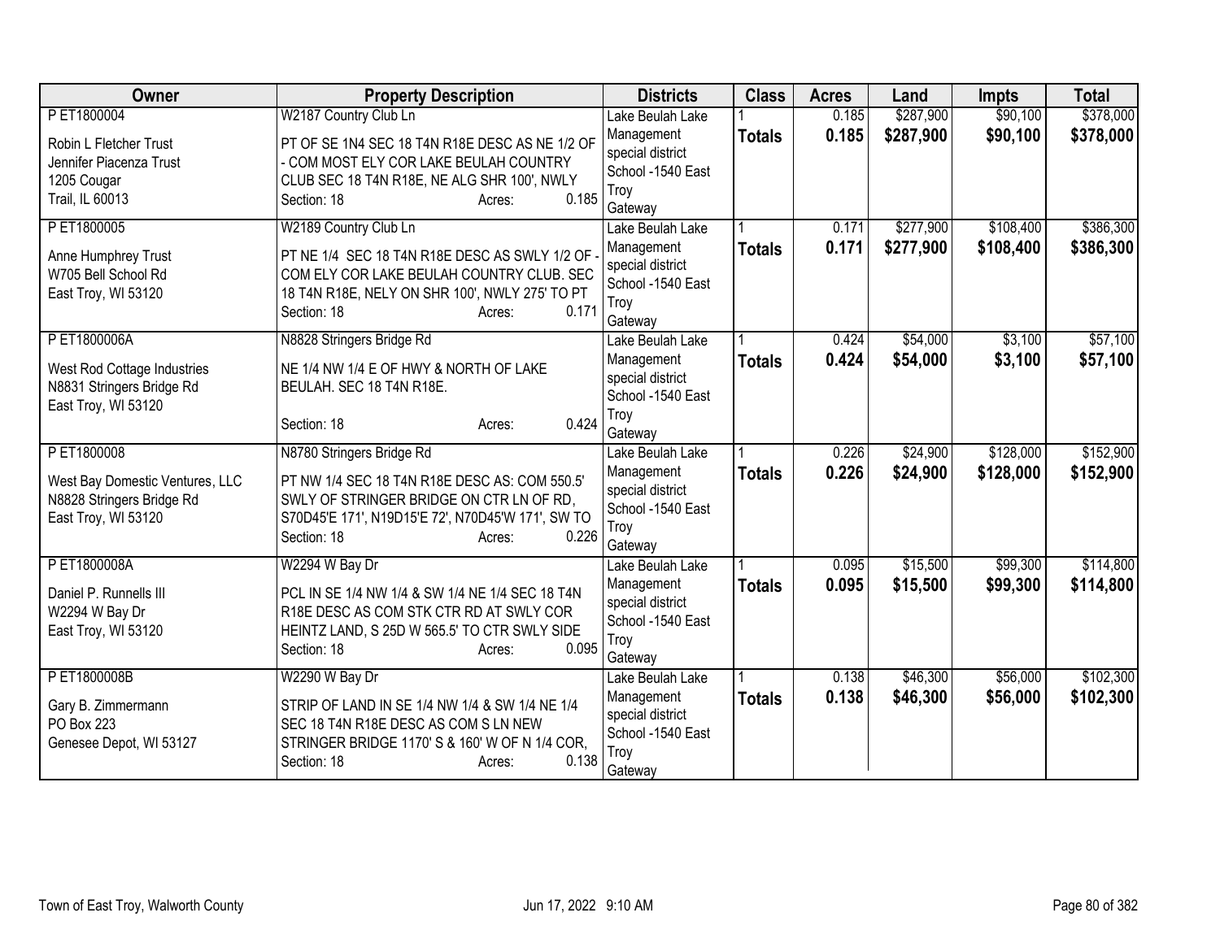| Owner | Property Description | Districts | Class | Acres | Land | Impts | Total |
|---|---|---|---|---|---|---|---|
| P ET1800004<br><br>Robin L Fletcher Trust<br>Jennifer Piacenza Trust<br>1205 Cougar<br>Trail, IL 60013 | W2187 Country Club Ln<br><br>PT OF SE 1N4 SEC 18 T4N R18E DESC AS NE 1/2 OF - COM MOST ELY COR LAKE BEULAH COUNTRY CLUB SEC 18 T4N R18E, NE ALG SHR 100', NWLY<br>Section: 18 Acres: 0.185 | Lake Beulah Lake Management special district<br>School -1540 East Troy Gateway | 1<br>**Totals** | 0.185<br>**0.185** | $287,900<br>**$287,900** | $90,100<br>**$90,100** | $378,000<br>**$378,000** |
| P ET1800005<br><br>Anne Humphrey Trust<br>W705 Bell School Rd<br>East Troy, WI 53120 | W2189 Country Club Ln<br><br>PT NE 1/4 SEC 18 T4N R18E DESC AS SWLY 1/2 OF - COM ELY COR LAKE BEULAH COUNTRY CLUB. SEC 18 T4N R18E, NELY ON SHR 100', NWLY 275' TO PT<br>Section: 18 Acres: 0.171 | Lake Beulah Lake Management special district<br>School -1540 East Troy Gateway | 1<br>**Totals** | 0.171<br>**0.171** | $277,900<br>**$277,900** | $108,400<br>**$108,400** | $386,300<br>**$386,300** |
| P ET1800006A<br><br>West Rod Cottage Industries<br>N8831 Stringers Bridge Rd<br>East Troy, WI 53120 | N8828 Stringers Bridge Rd<br><br>NE 1/4 NW 1/4 E OF HWY & NORTH OF LAKE BEULAH. SEC 18 T4N R18E.<br><br>Section: 18 Acres: 0.424 | Lake Beulah Lake Management special district<br>School -1540 East Troy Gateway | 1<br>**Totals** | 0.424<br>**0.424** | $54,000<br>**$54,000** | $3,100<br>**$3,100** | $57,100<br>**$57,100** |
| P ET1800008<br><br>West Bay Domestic Ventures, LLC<br>N8828 Stringers Bridge Rd<br>East Troy, WI 53120 | N8780 Stringers Bridge Rd<br><br>PT NW 1/4 SEC 18 T4N R18E DESC AS: COM 550.5' SWLY OF STRINGER BRIDGE ON CTR LN OF RD, S70D45'E 171', N19D15'E 72', N70D45'W 171', SW TO<br>Section: 18 Acres: 0.226 | Lake Beulah Lake Management special district<br>School -1540 East Troy Gateway | 1<br>**Totals** | 0.226<br>**0.226** | $24,900<br>**$24,900** | $128,000<br>**$128,000** | $152,900<br>**$152,900** |
| P ET1800008A<br><br>Daniel P. Runnells III<br>W2294 W Bay Dr<br>East Troy, WI 53120 | W2294 W Bay Dr<br><br>PCL IN SE 1/4 NW 1/4 & SW 1/4 NE 1/4 SEC 18 T4N R18E DESC AS COM STK CTR RD AT SWLY COR HEINTZ LAND, S 25D W 565.5' TO CTR SWLY SIDE<br>Section: 18 Acres: 0.095 | Lake Beulah Lake Management special district<br>School -1540 East Troy Gateway | 1<br>**Totals** | 0.095<br>**0.095** | $15,500<br>**$15,500** | $99,300<br>**$99,300** | $114,800<br>**$114,800** |
| P ET1800008B<br><br>Gary B. Zimmermann<br>PO Box 223<br>Genesee Depot, WI 53127 | W2290 W Bay Dr<br><br>STRIP OF LAND IN SE 1/4 NW 1/4 & SW 1/4 NE 1/4 SEC 18 T4N R18E DESC AS COM S LN NEW STRINGER BRIDGE 1170' S & 160' W OF N 1/4 COR,<br>Section: 18 Acres: 0.138 | Lake Beulah Lake Management special district<br>School -1540 East Troy Gateway | 1<br>**Totals** | 0.138<br>**0.138** | $46,300<br>**$46,300** | $56,000<br>**$56,000** | $102,300<br>**$102,300** |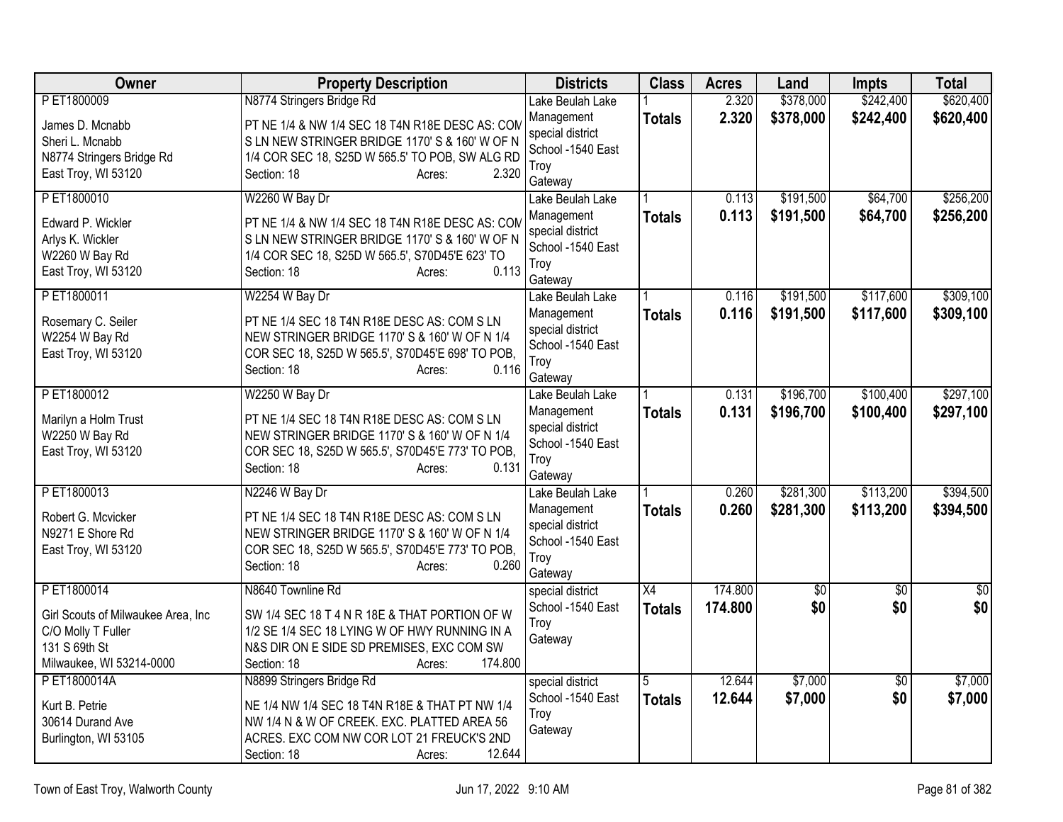| Owner | Property Description | Districts | Class | Acres | Land | Impts | Total |
|---|---|---|---|---|---|---|---|
| P ET1800009<br>James D. Mcnabb<br>Sheri L. Mcnabb<br>N8774 Stringers Bridge Rd<br>East Troy, WI 53120 | N8774 Stringers Bridge Rd<br>PT NE 1/4 & NW 1/4 SEC 18 T4N R18E DESC AS: COM S LN NEW STRINGER BRIDGE 1170' S & 160' W OF N 1/4 COR SEC 18, S25D W 565.5' TO POB, SW ALG RD<br>Section: 18 Acres: 2.320 | Lake Beulah Lake Management special district<br>School -1540 East Troy<br>Gateway | 1<br>**Totals** | 2.320<br>**2.320** | $378,000<br>**$378,000** | $242,400<br>**$242,400** | $620,400<br>**$620,400** |
| P ET1800010<br>Edward P. Wickler<br>Arlys K. Wickler<br>W2260 W Bay Rd<br>East Troy, WI 53120 | W2260 W Bay Dr<br>PT NE 1/4 & NW 1/4 SEC 18 T4N R18E DESC AS: COM S LN NEW STRINGER BRIDGE 1170' S & 160' W OF N 1/4 COR SEC 18, S25D W 565.5', S70D45'E 623' TO<br>Section: 18 Acres: 0.113 | Lake Beulah Lake Management special district<br>School -1540 East Troy<br>Gateway | 1<br>**Totals** | 0.113<br>**0.113** | $191,500<br>**$191,500** | $64,700<br>**$64,700** | $256,200<br>**$256,200** |
| P ET1800011<br>Rosemary C. Seiler<br>W2254 W Bay Rd<br>East Troy, WI 53120 | W2254 W Bay Dr<br>PT NE 1/4 SEC 18 T4N R18E DESC AS: COM S LN NEW STRINGER BRIDGE 1170' S & 160' W OF N 1/4 COR SEC 18, S25D W 565.5', S70D45'E 698' TO POB,<br>Section: 18 Acres: 0.116 | Lake Beulah Lake Management special district<br>School -1540 East Troy<br>Gateway | 1<br>**Totals** | 0.116<br>**0.116** | $191,500<br>**$191,500** | $117,600<br>**$117,600** | $309,100<br>**$309,100** |
| P ET1800012<br>Marilyn a Holm Trust<br>W2250 W Bay Rd<br>East Troy, WI 53120 | W2250 W Bay Dr<br>PT NE 1/4 SEC 18 T4N R18E DESC AS: COM S LN NEW STRINGER BRIDGE 1170' S & 160' W OF N 1/4 COR SEC 18, S25D W 565.5', S70D45'E 773' TO POB,<br>Section: 18 Acres: 0.131 | Lake Beulah Lake Management special district<br>School -1540 East Troy<br>Gateway | 1<br>**Totals** | 0.131<br>**0.131** | $196,700<br>**$196,700** | $100,400<br>**$100,400** | $297,100<br>**$297,100** |
| P ET1800013<br>Robert G. Mcvicker<br>N9271 E Shore Rd<br>East Troy, WI 53120 | N2246 W Bay Dr<br>PT NE 1/4 SEC 18 T4N R18E DESC AS: COM S LN NEW STRINGER BRIDGE 1170' S & 160' W OF N 1/4 COR SEC 18, S25D W 565.5', S70D45'E 773' TO POB,<br>Section: 18 Acres: 0.260 | Lake Beulah Lake Management special district<br>School -1540 East Troy<br>Gateway | 1<br>**Totals** | 0.260<br>**0.260** | $281,300<br>**$281,300** | $113,200<br>**$113,200** | $394,500<br>**$394,500** |
| P ET1800014<br>Girl Scouts of Milwaukee Area, Inc<br>C/O Molly T Fuller<br>131 S 69th St<br>Milwaukee, WI 53214-0000 | N8640 Townline Rd<br>SW 1/4 SEC 18 T 4 N R 18E & THAT PORTION OF W 1/2 SE 1/4 SEC 18 LYING W OF HWY RUNNING IN A N&S DIR ON E SIDE SD PREMISES, EXC COM SW<br>Section: 18 Acres: 174.800 | special district<br>School -1540 East Troy<br>Gateway | X4<br>**Totals** | 174.800<br>**174.800** | $0<br>**$0** | $0<br>**$0** | $0<br>**$0** |
| P ET1800014A<br>Kurt B. Petrie<br>30614 Durand Ave<br>Burlington, WI 53105 | N8899 Stringers Bridge Rd<br>NE 1/4 NW 1/4 SEC 18 T4N R18E & THAT PT NW 1/4 NW 1/4 N & W OF CREEK. EXC. PLATTED AREA 56 ACRES. EXC COM NW COR LOT 21 FREUCK'S 2ND<br>Section: 18 Acres: 12.644 | special district<br>School -1540 East Troy<br>Gateway | 5<br>**Totals** | 12.644<br>**12.644** | $7,000<br>**$7,000** | $0<br>**$0** | $7,000<br>**$7,000** |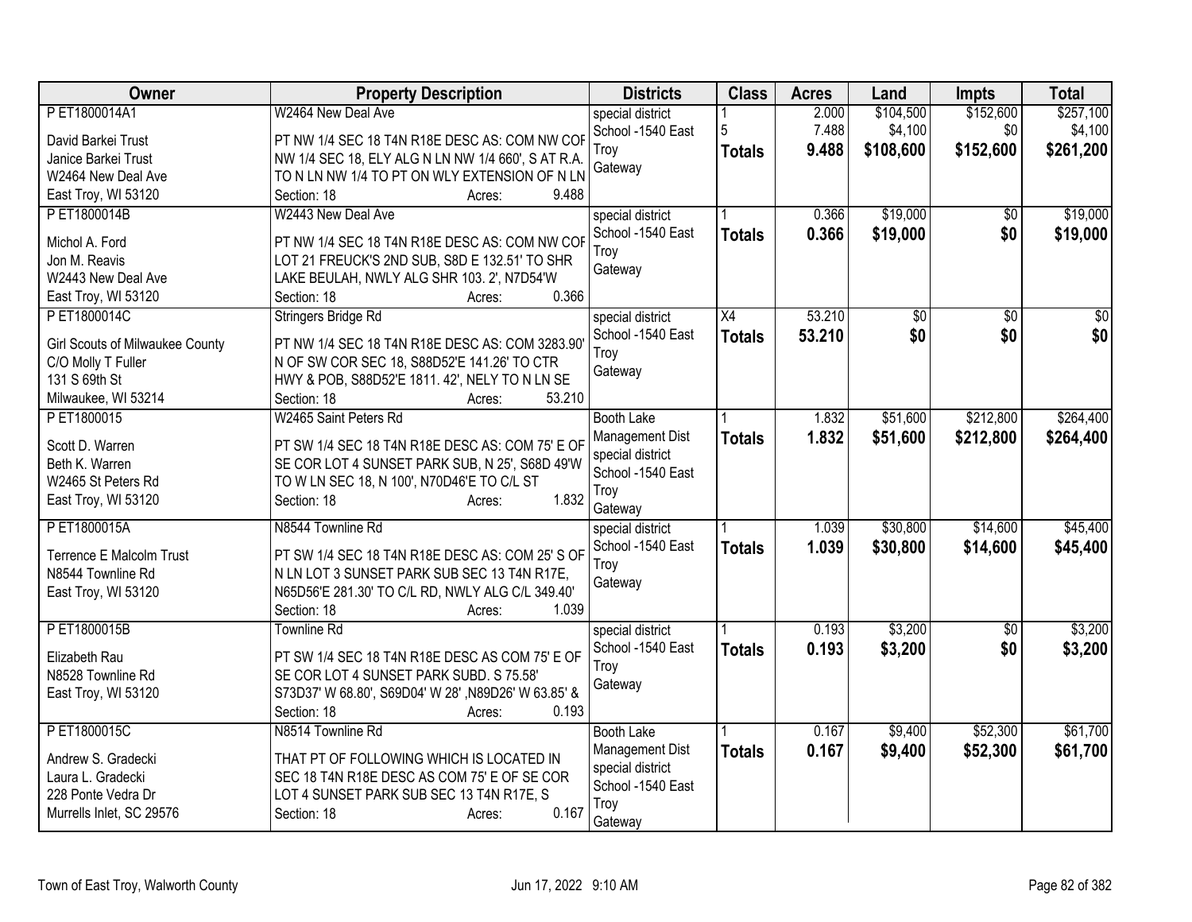| Owner | Property Description | Districts | Class | Acres | Land | Impts | Total |
|---|---|---|---|---|---|---|---|
| P ET1800014A1<br><br>David Barkei Trust<br>Janice Barkei Trust<br>W2464 New Deal Ave<br>East Troy, WI 53120 | W2464 New Deal Ave<br><br>PT NW 1/4 SEC 18 T4N R18E DESC AS: COM NW COF NW 1/4 SEC 18, ELY ALG N LN NW 1/4 660', S AT R.A. TO N LN NW 1/4 TO PT ON WLY EXTENSION OF N LN<br>Section: 18 Acres: 9.488 | special district<br>School -1540 East Troy<br>Gateway | 1<br>5<br>**Totals** | 2.000<br>7.488<br>**9.488** | $104,500<br>$4,100<br>**$108,600** | $152,600<br>$0<br>**$152,600** | $257,100<br>$4,100<br>**$261,200** |
| P ET1800014B<br><br>Michol A. Ford<br>Jon M. Reavis<br>W2443 New Deal Ave<br>East Troy, WI 53120 | W2443 New Deal Ave<br><br>PT NW 1/4 SEC 18 T4N R18E DESC AS: COM NW COF LOT 21 FREUCK'S 2ND SUB, S8D E 132.51' TO SHR LAKE BEULAH, NWLY ALG SHR 103. 2', N7D54'W<br>Section: 18 Acres: 0.366 | special district<br>School -1540 East Troy<br>Gateway | 1<br>**Totals** | 0.366<br>**0.366** | $19,000<br>**$19,000** | $0<br>**$0** | $19,000<br>**$19,000** |
| P ET1800014C<br><br>Girl Scouts of Milwaukee County<br>C/O Molly T Fuller<br>131 S 69th St<br>Milwaukee, WI 53214 | Stringers Bridge Rd<br><br>PT NW 1/4 SEC 18 T4N R18E DESC AS: COM 3283.90' N OF SW COR SEC 18, S88D52'E 141.26' TO CTR HWY & POB, S88D52'E 1811. 42', NELY TO N LN SE<br>Section: 18 Acres: 53.210 | special district<br>School -1540 East Troy<br>Gateway | X4<br>**Totals** | 53.210<br>**53.210** | $0<br>**$0** | $0<br>**$0** | $0<br>**$0** |
| P ET1800015<br><br>Scott D. Warren<br>Beth K. Warren<br>W2465 St Peters Rd<br>East Troy, WI 53120 | W2465 Saint Peters Rd<br><br>PT SW 1/4 SEC 18 T4N R18E DESC AS: COM 75' E OF SE COR LOT 4 SUNSET PARK SUB, N 25', S68D 49'W TO W LN SEC 18, N 100', N70D46'E TO C/L ST<br>Section: 18 Acres: 1.832 | Booth Lake Management Dist<br>special district<br>School -1540 East Troy<br>Gateway | 1<br>**Totals** | 1.832<br>**1.832** | $51,600<br>**$51,600** | $212,800<br>**$212,800** | $264,400<br>**$264,400** |
| P ET1800015A<br><br>Terrence E Malcolm Trust<br>N8544 Townline Rd<br>East Troy, WI 53120 | N8544 Townline Rd<br><br>PT SW 1/4 SEC 18 T4N R18E DESC AS: COM 25' S OF N LN LOT 3 SUNSET PARK SUB SEC 13 T4N R17E, N65D56'E 281.30' TO C/L RD, NWLY ALG C/L 349.40'<br>Section: 18 Acres: 1.039 | special district<br>School -1540 East Troy<br>Gateway | 1<br>**Totals** | 1.039<br>**1.039** | $30,800<br>**$30,800** | $14,600<br>**$14,600** | $45,400<br>**$45,400** |
| P ET1800015B<br><br>Elizabeth Rau<br>N8528 Townline Rd<br>East Troy, WI 53120 | Townline Rd<br><br>PT SW 1/4 SEC 18 T4N R18E DESC AS COM 75' E OF SE COR LOT 4 SUNSET PARK SUBD. S 75.58' S73D37' W 68.80', S69D04' W 28' ,N89D26' W 63.85' &<br>Section: 18 Acres: 0.193 | special district<br>School -1540 East Troy<br>Gateway | 1<br>**Totals** | 0.193<br>**0.193** | $3,200<br>**$3,200** | $0<br>**$0** | $3,200<br>**$3,200** |
| P ET1800015C<br><br>Andrew S. Gradecki<br>Laura L. Gradecki<br>228 Ponte Vedra Dr<br>Murrells Inlet, SC 29576 | N8514 Townline Rd<br><br>THAT PT OF FOLLOWING WHICH IS LOCATED IN SEC 18 T4N R18E DESC AS COM 75' E OF SE COR LOT 4 SUNSET PARK SUB SEC 13 T4N R17E, S<br>Section: 18 Acres: 0.167 | Booth Lake Management Dist<br>special district<br>School -1540 East Troy<br>Gateway | 1<br>**Totals** | 0.167<br>**0.167** | $9,400<br>**$9,400** | $52,300<br>**$52,300** | $61,700<br>**$61,700** |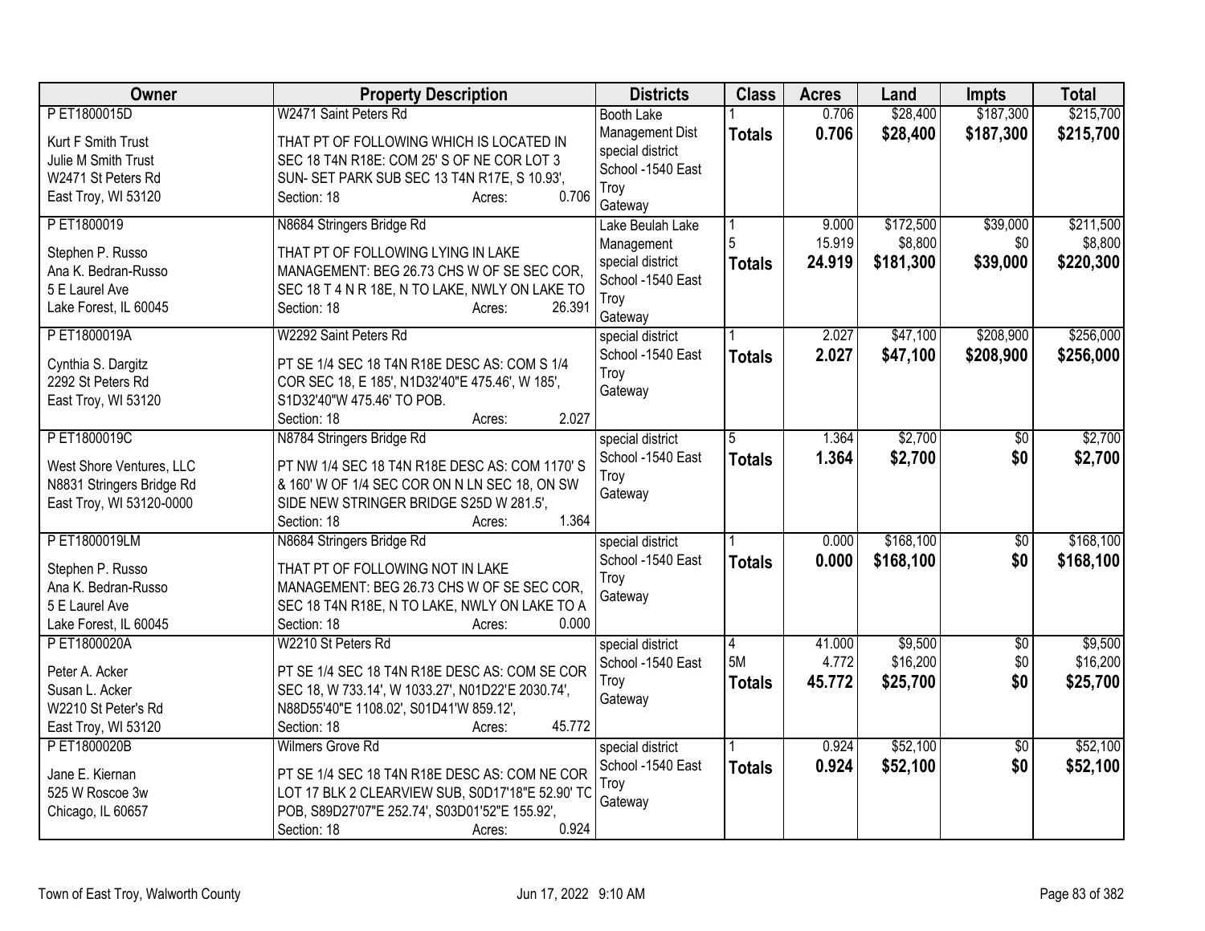| Owner | Property Description | Districts | Class | Acres | Land | Impts | Total |
|---|---|---|---|---|---|---|---|
| P ET1800015D<br><br>Kurt F Smith Trust<br>Julie M Smith Trust<br>W2471 St Peters Rd<br>East Troy, WI 53120 | W2471 Saint Peters Rd<br><br>THAT PT OF FOLLOWING WHICH IS LOCATED IN SEC 18 T4N R18E: COM 25' S OF NE COR LOT 3 SUN- SET PARK SUB SEC 13 T4N R17E, S 10.93',<br>Section: 18 Acres: 0.706 | Booth Lake Management Dist<br>special district<br>School -1540 East Troy<br>Gateway | 1<br>**Totals** | 0.706<br>**0.706** | $28,400<br>**$28,400** | $187,300<br>**$187,300** | $215,700<br>**$215,700** |
| P ET1800019<br><br>Stephen P. Russo<br>Ana K. Bedran-Russo<br>5 E Laurel Ave<br>Lake Forest, IL 60045 | N8684 Stringers Bridge Rd<br><br>THAT PT OF FOLLOWING LYING IN LAKE MANAGEMENT: BEG 26.73 CHS W OF SE SEC COR, SEC 18 T 4 N R 18E, N TO LAKE, NWLY ON LAKE TO<br>Section: 18 Acres: 26.391 | Lake Beulah Lake Management<br>special district<br>School -1540 East Troy<br>Gateway | 1<br>5<br>**Totals** | 9.000<br>15.919<br>**24.919** | $172,500<br>$8,800<br>**$181,300** | $39,000<br>$0<br>**$39,000** | $211,500<br>$8,800<br>**$220,300** |
| P ET1800019A<br><br>Cynthia S. Dargitz<br>2292 St Peters Rd<br>East Troy, WI 53120 | W2292 Saint Peters Rd<br><br>PT SE 1/4 SEC 18 T4N R18E DESC AS: COM S 1/4 COR SEC 18, E 185', N1D32'40"E 475.46', W 185', S1D32'40"W 475.46' TO POB.<br>Section: 18 Acres: 2.027 | special district<br>School -1540 East Troy<br>Gateway | 1<br>**Totals** | 2.027<br>**2.027** | $47,100<br>**$47,100** | $208,900<br>**$208,900** | $256,000<br>**$256,000** |
| P ET1800019C<br><br>West Shore Ventures, LLC<br>N8831 Stringers Bridge Rd<br>East Troy, WI 53120-0000 | N8784 Stringers Bridge Rd<br><br>PT NW 1/4 SEC 18 T4N R18E DESC AS: COM 1170' S & 160' W OF 1/4 SEC COR ON N LN SEC 18, ON SW SIDE NEW STRINGER BRIDGE S25D W 281.5',<br>Section: 18 Acres: 1.364 | special district<br>School -1540 East Troy<br>Gateway | 5<br>**Totals** | 1.364<br>**1.364** | $2,700<br>**$2,700** | $0<br>**$0** | $2,700<br>**$2,700** |
| P ET1800019LM<br><br>Stephen P. Russo<br>Ana K. Bedran-Russo<br>5 E Laurel Ave<br>Lake Forest, IL 60045 | N8684 Stringers Bridge Rd<br><br>THAT PT OF FOLLOWING NOT IN LAKE MANAGEMENT: BEG 26.73 CHS W OF SE SEC COR, SEC 18 T4N R18E, N TO LAKE, NWLY ON LAKE TO A<br>Section: 18 Acres: 0.000 | special district<br>School -1540 East Troy<br>Gateway | 1<br>**Totals** | 0.000<br>**0.000** | $168,100<br>**$168,100** | $0<br>**$0** | $168,100<br>**$168,100** |
| P ET1800020A<br><br>Peter A. Acker<br>Susan L. Acker<br>W2210 St Peter's Rd<br>East Troy, WI 53120 | W2210 St Peters Rd<br><br>PT SE 1/4 SEC 18 T4N R18E DESC AS: COM SE COR SEC 18, W 733.14', W 1033.27', N01D22'E 2030.74', N88D55'40"E 1108.02', S01D41'W 859.12',<br>Section: 18 Acres: 45.772 | special district<br>School -1540 East Troy<br>Gateway | 4<br>5M<br>**Totals** | 41.000<br>4.772<br>**45.772** | $9,500<br>$16,200<br>**$25,700** | $0<br>$0<br>**$0** | $9,500<br>$16,200<br>**$25,700** |
| P ET1800020B<br><br>Jane E. Kiernan<br>525 W Roscoe 3w<br>Chicago, IL 60657 | Wilmers Grove Rd<br><br>PT SE 1/4 SEC 18 T4N R18E DESC AS: COM NE COR LOT 17 BLK 2 CLEARVIEW SUB, S0D17'18"E 52.90' TO POB, S89D27'07"E 252.74', S03D01'52"E 155.92',<br>Section: 18 Acres: 0.924 | special district<br>School -1540 East Troy<br>Gateway | 1<br>**Totals** | 0.924<br>**0.924** | $52,100<br>**$52,100** | $0<br>**$0** | $52,100<br>**$52,100** |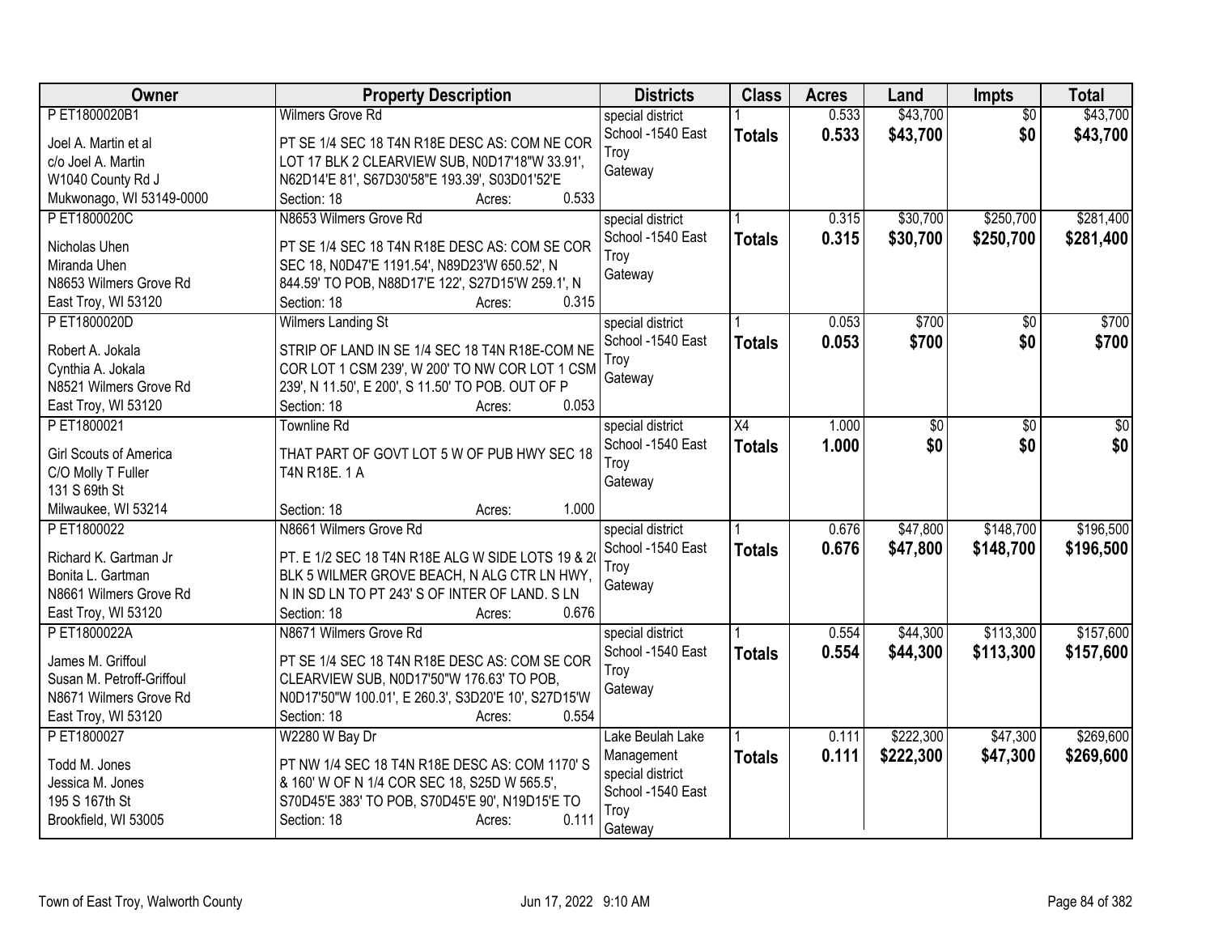| Owner | Property Description | Districts | Class | Acres | Land | Impts | Total |
|---|---|---|---|---|---|---|---|
| P ET1800020B1<br>Joel A. Martin et al<br>c/o Joel A. Martin<br>W1040 County Rd J<br>Mukwonago, WI 53149-0000 | Wilmers Grove Rd<br>PT SE 1/4 SEC 18 T4N R18E DESC AS: COM NE COR LOT 17 BLK 2 CLEARVIEW SUB, N0D17'18"W 33.91', N62D14'E 81', S67D30'58"E 193.39', S03D01'52'E<br>Section: 18 Acres: 0.533 | special district<br>School -1540 East Troy<br>Gateway | 1<br>**Totals** | 0.533<br>**0.533** | $43,700<br>**$43,700** | $0<br>**$0** | $43,700<br>**$43,700** |
| P ET1800020C<br>Nicholas Uhen<br>Miranda Uhen<br>N8653 Wilmers Grove Rd<br>East Troy, WI 53120 | N8653 Wilmers Grove Rd<br>PT SE 1/4 SEC 18 T4N R18E DESC AS: COM SE COR SEC 18, N0D47'E 1191.54', N89D23'W 650.52', N 844.59' TO POB, N88D17'E 122', S27D15'W 259.1', N<br>Section: 18 Acres: 0.315 | special district<br>School -1540 East Troy<br>Gateway | 1<br>**Totals** | 0.315<br>**0.315** | $30,700<br>**$30,700** | $250,700<br>**$250,700** | $281,400<br>**$281,400** |
| P ET1800020D<br>Robert A. Jokala<br>Cynthia A. Jokala<br>N8521 Wilmers Grove Rd<br>East Troy, WI 53120 | Wilmers Landing St<br>STRIP OF LAND IN SE 1/4 SEC 18 T4N R18E-COM NE COR LOT 1 CSM 239', W 200' TO NW COR LOT 1 CSM 239', N 11.50', E 200', S 11.50' TO POB. OUT OF P<br>Section: 18 Acres: 0.053 | special district<br>School -1540 East Troy<br>Gateway | 1<br>**Totals** | 0.053<br>**0.053** | $700<br>**$700** | $0<br>**$0** | $700<br>**$700** |
| P ET1800021<br>Girl Scouts of America<br>C/O Molly T Fuller<br>131 S 69th St<br>Milwaukee, WI 53214 | Townline Rd<br>THAT PART OF GOVT LOT 5 W OF PUB HWY SEC 18 T4N R18E. 1 A<br>Section: 18 Acres: 1.000 | special district<br>School -1540 East Troy<br>Gateway | X4<br>**Totals** | 1.000<br>**1.000** | $0<br>**$0** | $0<br>**$0** | $0<br>**$0** |
| P ET1800022<br>Richard K. Gartman Jr<br>Bonita L. Gartman<br>N8661 Wilmers Grove Rd<br>East Troy, WI 53120 | N8661 Wilmers Grove Rd<br>PT. E 1/2 SEC 18 T4N R18E ALG W SIDE LOTS 19 & 2( BLK 5 WILMER GROVE BEACH, N ALG CTR LN HWY, N IN SD LN TO PT 243' S OF INTER OF LAND. S LN<br>Section: 18 Acres: 0.676 | special district<br>School -1540 East Troy<br>Gateway | 1<br>**Totals** | 0.676<br>**0.676** | $47,800<br>**$47,800** | $148,700<br>**$148,700** | $196,500<br>**$196,500** |
| P ET1800022A<br>James M. Griffoul<br>Susan M. Petroff-Griffoul<br>N8671 Wilmers Grove Rd<br>East Troy, WI 53120 | N8671 Wilmers Grove Rd<br>PT SE 1/4 SEC 18 T4N R18E DESC AS: COM SE COR CLEARVIEW SUB, N0D17'50"W 176.63' TO POB, N0D17'50"W 100.01', E 260.3', S3D20'E 10', S27D15'W<br>Section: 18 Acres: 0.554 | special district<br>School -1540 East Troy<br>Gateway | 1<br>**Totals** | 0.554<br>**0.554** | $44,300<br>**$44,300** | $113,300<br>**$113,300** | $157,600<br>**$157,600** |
| P ET1800027<br>Todd M. Jones<br>Jessica M. Jones<br>195 S 167th St<br>Brookfield, WI 53005 | W2280 W Bay Dr<br>PT NW 1/4 SEC 18 T4N R18E DESC AS: COM 1170' S & 160' W OF N 1/4 COR SEC 18, S25D W 565.5', S70D45'E 383' TO POB, S70D45'E 90', N19D15'E TO<br>Section: 18 Acres: 0.111 | Lake Beulah Lake Management<br>special district<br>School -1540 East Troy<br>Gateway | 1<br>**Totals** | 0.111<br>**0.111** | $222,300<br>**$222,300** | $47,300<br>**$47,300** | $269,600<br>**$269,600** |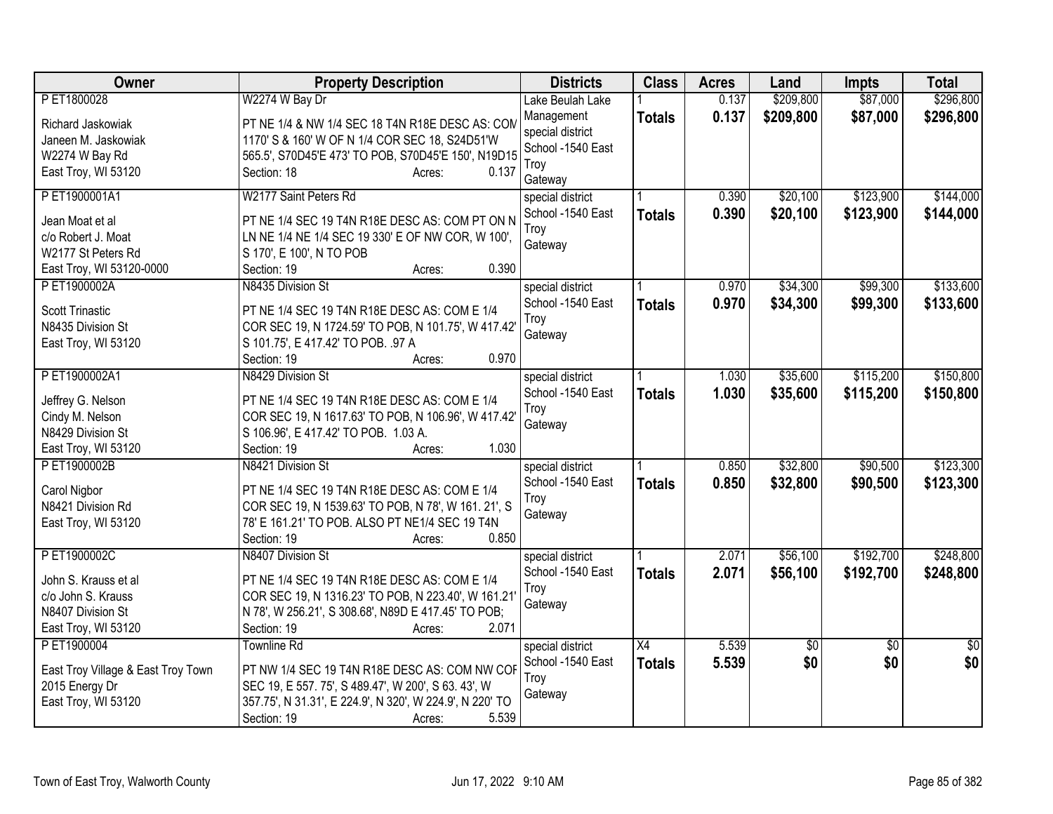| Owner | Property Description | Districts | Class | Acres | Land | Impts | Total |
|---|---|---|---|---|---|---|---|
| P ET1800028<br><br>Richard Jaskowiak<br>Janeen M. Jaskowiak<br>W2274 W Bay Rd<br>East Troy, WI 53120 | W2274 W Bay Dr<br><br>PT NE 1/4 & NW 1/4 SEC 18 T4N R18E DESC AS: COM 1170' S & 160' W OF N 1/4 COR SEC 18, S24D51'W 565.5', S70D45'E 473' TO POB, S70D45'E 150', N19D15<br>Section: 18 Acres: 0.137 | Lake Beulah Lake Management special district School -1540 East Troy Gateway | 1<br>**Totals** | 0.137<br>**0.137** | $209,800<br>**$209,800** | $87,000<br>**$87,000** | $296,800<br>**$296,800** |
| P ET1900001A1<br><br>Jean Moat et al<br>c/o Robert J. Moat<br>W2177 St Peters Rd<br>East Troy, WI 53120-0000 | W2177 Saint Peters Rd<br><br>PT NE 1/4 SEC 19 T4N R18E DESC AS: COM PT ON N LN NE 1/4 NE 1/4 SEC 19 330' E OF NW COR, W 100', S 170', E 100', N TO POB<br>Section: 19 Acres: 0.390 | special district School -1540 East Troy Gateway | 1<br>**Totals** | 0.390<br>**0.390** | $20,100<br>**$20,100** | $123,900<br>**$123,900** | $144,000<br>**$144,000** |
| P ET1900002A<br><br>Scott Trinastic<br>N8435 Division St<br>East Troy, WI 53120 | N8435 Division St<br><br>PT NE 1/4 SEC 19 T4N R18E DESC AS: COM E 1/4 COR SEC 19, N 1724.59' TO POB, N 101.75', W 417.42' S 101.75', E 417.42' TO POB. .97 A<br>Section: 19 Acres: 0.970 | special district School -1540 East Troy Gateway | 1<br>**Totals** | 0.970<br>**0.970** | $34,300<br>**$34,300** | $99,300<br>**$99,300** | $133,600<br>**$133,600** |
| P ET1900002A1<br><br>Jeffrey G. Nelson<br>Cindy M. Nelson<br>N8429 Division St<br>East Troy, WI 53120 | N8429 Division St<br><br>PT NE 1/4 SEC 19 T4N R18E DESC AS: COM E 1/4 COR SEC 19, N 1617.63' TO POB, N 106.96', W 417.42' S 106.96', E 417.42' TO POB. 1.03 A.<br>Section: 19 Acres: 1.030 | special district School -1540 East Troy Gateway | 1<br>**Totals** | 1.030<br>**1.030** | $35,600<br>**$35,600** | $115,200<br>**$115,200** | $150,800<br>**$150,800** |
| P ET1900002B<br><br>Carol Nigbor<br>N8421 Division Rd<br>East Troy, WI 53120 | N8421 Division St<br><br>PT NE 1/4 SEC 19 T4N R18E DESC AS: COM E 1/4 COR SEC 19, N 1539.63' TO POB, N 78', W 161. 21', S 78' E 161.21' TO POB. ALSO PT NE1/4 SEC 19 T4N<br>Section: 19 Acres: 0.850 | special district School -1540 East Troy Gateway | 1<br>**Totals** | 0.850<br>**0.850** | $32,800<br>**$32,800** | $90,500<br>**$90,500** | $123,300<br>**$123,300** |
| P ET1900002C<br><br>John S. Krauss et al<br>c/o John S. Krauss<br>N8407 Division St<br>East Troy, WI 53120 | N8407 Division St<br><br>PT NE 1/4 SEC 19 T4N R18E DESC AS: COM E 1/4 COR SEC 19, N 1316.23' TO POB, N 223.40', W 161.21' N 78', W 256.21', S 308.68', N89D E 417.45' TO POB;<br>Section: 19 Acres: 2.071 | special district School -1540 East Troy Gateway | 1<br>**Totals** | 2.071<br>**2.071** | $56,100<br>**$56,100** | $192,700<br>**$192,700** | $248,800<br>**$248,800** |
| P ET1900004<br><br>East Troy Village & East Troy Town<br>2015 Energy Dr<br>East Troy, WI 53120 | Townline Rd<br><br>PT NW 1/4 SEC 19 T4N R18E DESC AS: COM NW COF SEC 19, E 557. 75', S 489.47', W 200', S 63. 43', W 357.75', N 31.31', E 224.9', N 320', W 224.9', N 220' TO<br>Section: 19 Acres: 5.539 | special district School -1540 East Troy Gateway | X4<br>**Totals** | 5.539<br>**5.539** | $0<br>**$0** | $0<br>**$0** | $0<br>**$0** |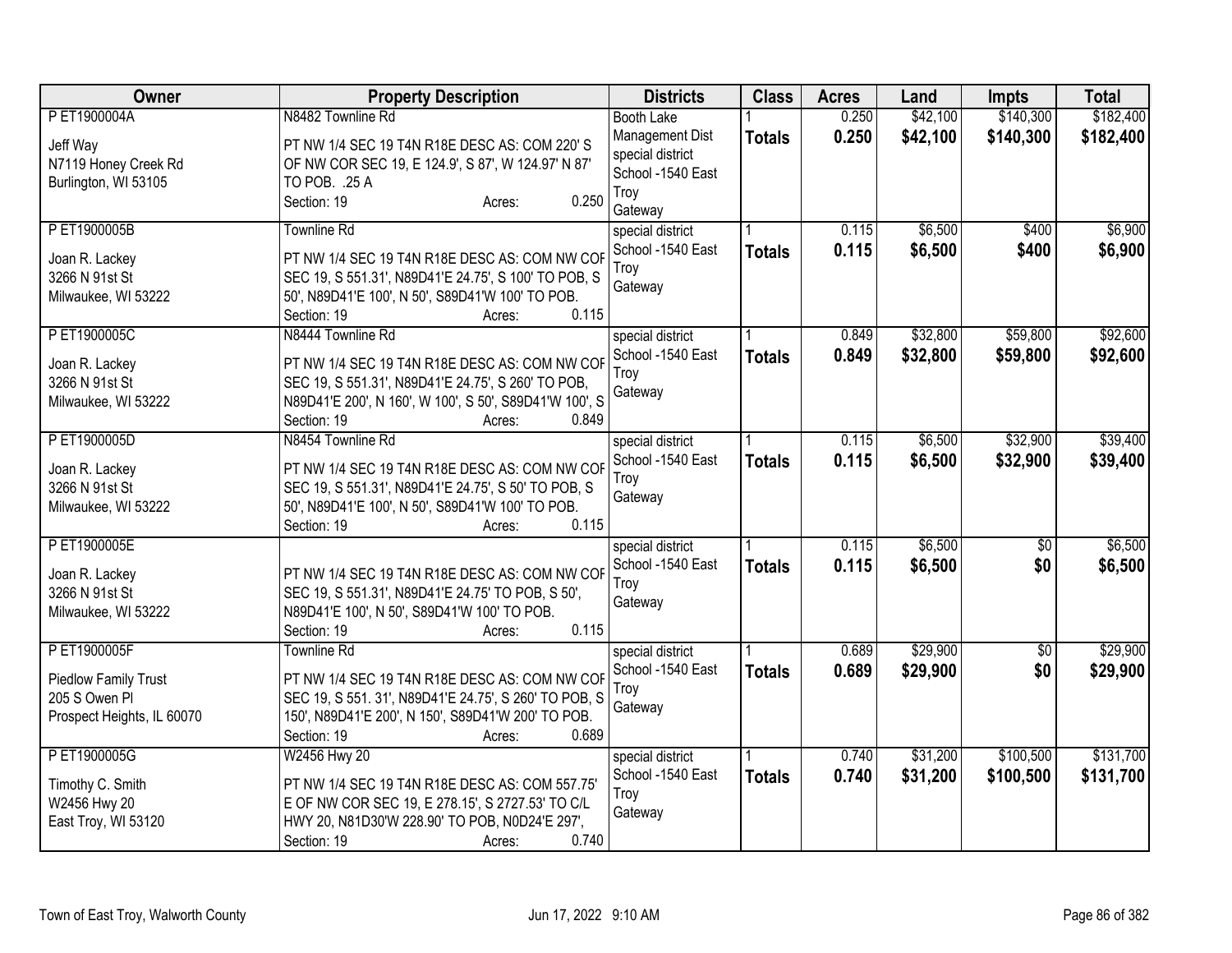| Owner | Property Description | Districts | Class | Acres | Land | Impts | Total |
|---|---|---|---|---|---|---|---|
| P ET1900004A<br>Jeff Way<br>N7119 Honey Creek Rd<br>Burlington, WI 53105 | N8482 Townline Rd<br>PT NW 1/4 SEC 19 T4N R18E DESC AS: COM 220' S OF NW COR SEC 19, E 124.9', S 87', W 124.97' N 87' TO POB. .25 A<br>Section: 19 Acres: 0.250 | Booth Lake Management Dist<br>special district<br>School -1540 East Troy<br>Gateway | 1<br>**Totals** | 0.250<br>**0.250** | $42,100<br>**$42,100** | $140,300<br>**$140,300** | $182,400<br>**$182,400** |
| P ET1900005B<br>Joan R. Lackey<br>3266 N 91st St<br>Milwaukee, WI 53222 | Townline Rd<br>PT NW 1/4 SEC 19 T4N R18E DESC AS: COM NW COR SEC 19, S 551.31', N89D41'E 24.75', S 100' TO POB, S 50', N89D41'E 100', N 50', S89D41'W 100' TO POB.<br>Section: 19 Acres: 0.115 | special district<br>School -1540 East Troy<br>Gateway | 1<br>**Totals** | 0.115<br>**0.115** | $6,500<br>**$6,500** | $400<br>**$400** | $6,900<br>**$6,900** |
| P ET1900005C<br>Joan R. Lackey<br>3266 N 91st St<br>Milwaukee, WI 53222 | N8444 Townline Rd<br>PT NW 1/4 SEC 19 T4N R18E DESC AS: COM NW COR SEC 19, S 551.31', N89D41'E 24.75', S 260' TO POB, N89D41'E 200', N 160', W 100', S 50', S89D41'W 100', S<br>Section: 19 Acres: 0.849 | special district<br>School -1540 East Troy<br>Gateway | 1<br>**Totals** | 0.849<br>**0.849** | $32,800<br>**$32,800** | $59,800<br>**$59,800** | $92,600<br>**$92,600** |
| P ET1900005D<br>Joan R. Lackey<br>3266 N 91st St<br>Milwaukee, WI 53222 | N8454 Townline Rd<br>PT NW 1/4 SEC 19 T4N R18E DESC AS: COM NW COR SEC 19, S 551.31', N89D41'E 24.75', S 50' TO POB, S 50', N89D41'E 100', N 50', S89D41'W 100' TO POB.<br>Section: 19 Acres: 0.115 | special district<br>School -1540 East Troy<br>Gateway | 1<br>**Totals** | 0.115<br>**0.115** | $6,500<br>**$6,500** | $32,900<br>**$32,900** | $39,400<br>**$39,400** |
| P ET1900005E<br>Joan R. Lackey<br>3266 N 91st St<br>Milwaukee, WI 53222 | PT NW 1/4 SEC 19 T4N R18E DESC AS: COM NW COR SEC 19, S 551.31', N89D41'E 24.75' TO POB, S 50', N89D41'E 100', N 50', S89D41'W 100' TO POB.<br>Section: 19 Acres: 0.115 | special district<br>School -1540 East Troy<br>Gateway | 1<br>**Totals** | 0.115<br>**0.115** | $6,500<br>**$6,500** | $0<br>**$0** | $6,500<br>**$6,500** |
| P ET1900005F<br>Piedlow Family Trust<br>205 S Owen Pl<br>Prospect Heights, IL 60070 | Townline Rd<br>PT NW 1/4 SEC 19 T4N R18E DESC AS: COM NW COR SEC 19, S 551. 31', N89D41'E 24.75', S 260' TO POB, S 150', N89D41'E 200', N 150', S89D41'W 200' TO POB.<br>Section: 19 Acres: 0.689 | special district<br>School -1540 East Troy<br>Gateway | 1<br>**Totals** | 0.689<br>**0.689** | $29,900<br>**$29,900** | $0<br>**$0** | $29,900<br>**$29,900** |
| P ET1900005G<br>Timothy C. Smith<br>W2456 Hwy 20<br>East Troy, WI 53120 | W2456 Hwy 20<br>PT NW 1/4 SEC 19 T4N R18E DESC AS: COM 557.75' E OF NW COR SEC 19, E 278.15', S 2727.53' TO C/L HWY 20, N81D30'W 228.90' TO POB, N0D24'E 297',<br>Section: 19 Acres: 0.740 | special district<br>School -1540 East Troy<br>Gateway | 1<br>**Totals** | 0.740<br>**0.740** | $31,200<br>**$31,200** | $100,500<br>**$100,500** | $131,700<br>**$131,700** |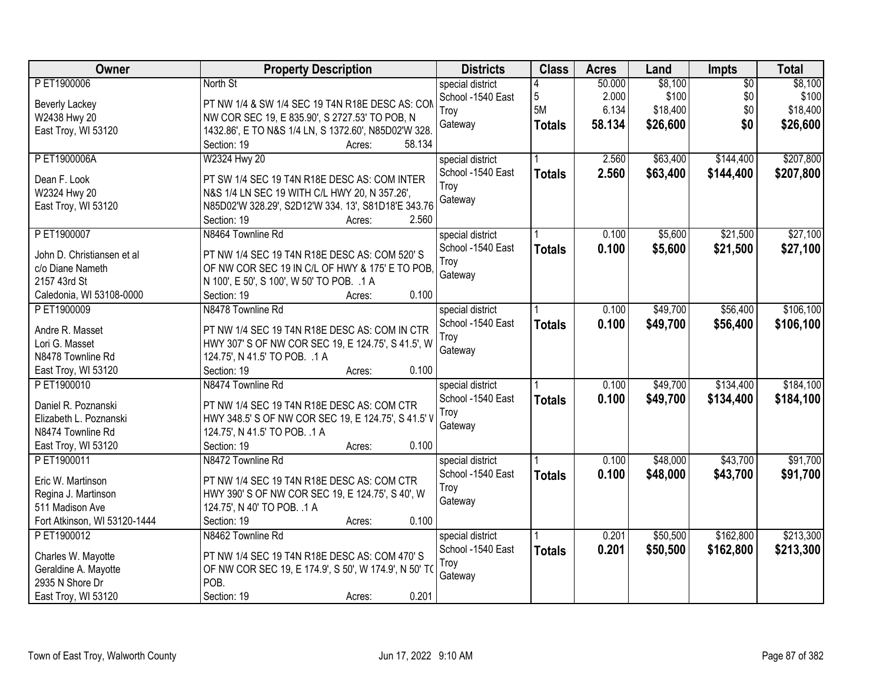| Owner | Property Description | Districts | Class | Acres | Land | Impts | Total |
|---|---|---|---|---|---|---|---|
| P ET1900006<br><br>Beverly Lackey<br>W2438 Hwy 20<br>East Troy, WI 53120 | North St<br><br>PT NW 1/4 & SW 1/4 SEC 19 T4N R18E DESC AS: COM NW COR SEC 19, E 835.90', S 2727.53' TO POB, N 1432.86', E TO N&S 1/4 LN, S 1372.60', N85D02'W 328.<br>Section: 19 Acres: 58.134 | special district<br>School -1540 East Troy<br>Gateway | 4<br>5<br>5M<br>**Totals** | 50.000<br>2.000<br>6.134<br>**58.134** | $8,100<br>$100<br>$18,400<br>**$26,600** | $0<br>$0<br>$0<br>**$0** | $8,100<br>$100<br>$18,400<br>**$26,600** |
| P ET1900006A<br><br>Dean F. Look<br>W2324 Hwy 20<br>East Troy, WI 53120 | W2324 Hwy 20<br><br>PT SW 1/4 SEC 19 T4N R18E DESC AS: COM INTER N&S 1/4 LN SEC 19 WITH C/L HWY 20, N 357.26', N85D02'W 328.29', S2D12'W 334. 13', S81D18'E 343.76<br>Section: 19 Acres: 2.560 | special district<br>School -1540 East Troy<br>Gateway | 1<br>**Totals** | 2.560<br>**2.560** | $63,400<br>**$63,400** | $144,400<br>**$144,400** | $207,800<br>**$207,800** |
| P ET1900007<br><br>John D. Christiansen et al<br>c/o Diane Nameth<br>2157 43rd St<br>Caledonia, WI 53108-0000 | N8464 Townline Rd<br><br>PT NW 1/4 SEC 19 T4N R18E DESC AS: COM 520' S OF NW COR SEC 19 IN C/L OF HWY & 175' E TO POB, N 100', E 50', S 100', W 50' TO POB. .1 A<br>Section: 19 Acres: 0.100 | special district<br>School -1540 East Troy<br>Gateway | 1<br>**Totals** | 0.100<br>**0.100** | $5,600<br>**$5,600** | $21,500<br>**$21,500** | $27,100<br>**$27,100** |
| P ET1900009<br><br>Andre R. Masset<br>Lori G. Masset<br>N8478 Townline Rd<br>East Troy, WI 53120 | N8478 Townline Rd<br><br>PT NW 1/4 SEC 19 T4N R18E DESC AS: COM IN CTR HWY 307' S OF NW COR SEC 19, E 124.75', S 41.5', W 124.75', N 41.5' TO POB. .1 A<br>Section: 19 Acres: 0.100 | special district<br>School -1540 East Troy<br>Gateway | 1<br>**Totals** | 0.100<br>**0.100** | $49,700<br>**$49,700** | $56,400<br>**$56,400** | $106,100<br>**$106,100** |
| P ET1900010<br><br>Daniel R. Poznanski<br>Elizabeth L. Poznanski<br>N8474 Townline Rd<br>East Troy, WI 53120 | N8474 Townline Rd<br><br>PT NW 1/4 SEC 19 T4N R18E DESC AS: COM CTR HWY 348.5' S OF NW COR SEC 19, E 124.75', S 41.5' W 124.75', N 41.5' TO POB. .1 A<br>Section: 19 Acres: 0.100 | special district<br>School -1540 East Troy<br>Gateway | 1<br>**Totals** | 0.100<br>**0.100** | $49,700<br>**$49,700** | $134,400<br>**$134,400** | $184,100<br>**$184,100** |
| P ET1900011<br><br>Eric W. Martinson<br>Regina J. Martinson<br>511 Madison Ave<br>Fort Atkinson, WI 53120-1444 | N8472 Townline Rd<br><br>PT NW 1/4 SEC 19 T4N R18E DESC AS: COM CTR HWY 390' S OF NW COR SEC 19, E 124.75', S 40', W 124.75', N 40' TO POB. .1 A<br>Section: 19 Acres: 0.100 | special district<br>School -1540 East Troy<br>Gateway | 1<br>**Totals** | 0.100<br>**0.100** | $48,000<br>**$48,000** | $43,700<br>**$43,700** | $91,700<br>**$91,700** |
| P ET1900012<br><br>Charles W. Mayotte<br>Geraldine A. Mayotte<br>2935 N Shore Dr<br>East Troy, WI 53120 | N8462 Townline Rd<br><br>PT NW 1/4 SEC 19 T4N R18E DESC AS: COM 470' S OF NW COR SEC 19, E 174.9', S 50', W 174.9', N 50' TO POB.<br>Section: 19 Acres: 0.201 | special district<br>School -1540 East Troy<br>Gateway | 1<br>**Totals** | 0.201<br>**0.201** | $50,500<br>**$50,500** | $162,800<br>**$162,800** | $213,300<br>**$213,300** |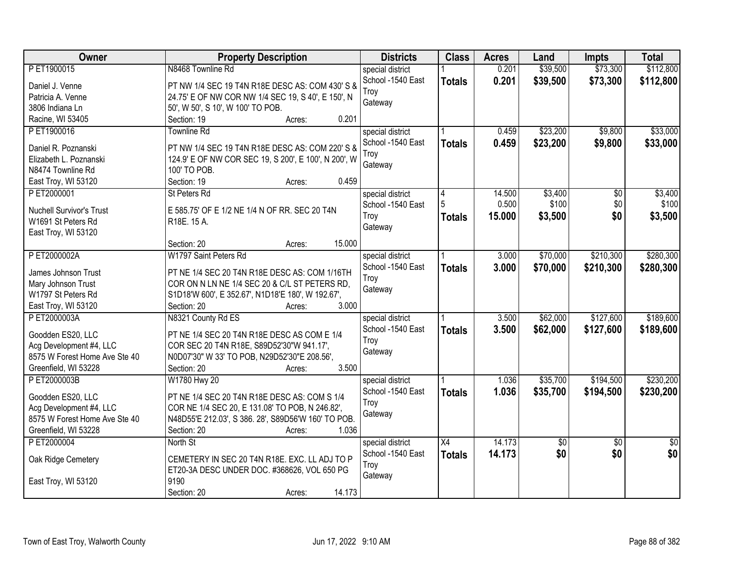| Owner | Property Description | Districts | Class | Acres | Land | Impts | Total |
|---|---|---|---|---|---|---|---|
| P ET1900015<br><br>Daniel J. Venne<br>Patricia A. Venne<br>3806 Indiana Ln<br>Racine, WI 53405 | N8468 Townline Rd<br><br>PT NW 1/4 SEC 19 T4N R18E DESC AS: COM 430' S & 24.75' E OF NW COR NW 1/4 SEC 19, S 40', E 150', N 50', W 50', S 10', W 100' TO POB.<br>Section: 19 Acres: 0.201 | special district<br>School -1540 East Troy<br>Gateway | 1<br>**Totals** | 0.201<br>**0.201** | $39,500<br>**$39,500** | $73,300<br>**$73,300** | $112,800<br>**$112,800** |
| P ET1900016<br><br>Daniel R. Poznanski<br>Elizabeth L. Poznanski<br>N8474 Townline Rd<br>East Troy, WI 53120 | Townline Rd<br><br>PT NW 1/4 SEC 19 T4N R18E DESC AS: COM 220' S & 124.9' E OF NW COR SEC 19, S 200', E 100', N 200', W 100' TO POB.<br>Section: 19 Acres: 0.459 | special district<br>School -1540 East Troy<br>Gateway | 1<br>**Totals** | 0.459<br>**0.459** | $23,200<br>**$23,200** | $9,800<br>**$9,800** | $33,000<br>**$33,000** |
| P ET2000001<br><br>Nuchell Survivor's Trust<br>W1691 St Peters Rd<br>East Troy, WI 53120 | St Peters Rd<br><br>E 585.75' OF E 1/2 NE 1/4 N OF RR. SEC 20 T4N R18E. 15 A.<br><br>Section: 20 Acres: 15.000 | special district<br>School -1540 East Troy<br>Gateway | 4<br>5<br>**Totals** | 14.500<br>0.500<br>**15.000** | $3,400<br>$100<br>**$3,500** | $0<br>$0<br>**$0** | $3,400<br>$100<br>**$3,500** |
| P ET2000002A<br><br>James Johnson Trust<br>Mary Johnson Trust<br>W1797 St Peters Rd<br>East Troy, WI 53120 | W1797 Saint Peters Rd<br><br>PT NE 1/4 SEC 20 T4N R18E DESC AS: COM 1/16TH COR ON N LN NE 1/4 SEC 20 & C/L ST PETERS RD, S1D18'W 600', E 352.67', N1D18'E 180', W 192.67',<br>Section: 20 Acres: 3.000 | special district<br>School -1540 East Troy<br>Gateway | 1<br>**Totals** | 3.000<br>**3.000** | $70,000<br>**$70,000** | $210,300<br>**$210,300** | $280,300<br>**$280,300** |
| P ET2000003A<br><br>Goodden ES20, LLC<br>Acg Development #4, LLC<br>8575 W Forest Home Ave Ste 40<br>Greenfield, WI 53228 | N8321 County Rd ES<br><br>PT NE 1/4 SEC 20 T4N R18E DESC AS COM E 1/4 COR SEC 20 T4N R18E, S89D52'30"W 941.17', N0D07'30" W 33' TO POB, N29D52'30"E 208.56',<br>Section: 20 Acres: 3.500 | special district<br>School -1540 East Troy<br>Gateway | 1<br>**Totals** | 3.500<br>**3.500** | $62,000<br>**$62,000** | $127,600<br>**$127,600** | $189,600<br>**$189,600** |
| P ET2000003B<br><br>Goodden ES20, LLC<br>Acg Development #4, LLC<br>8575 W Forest Home Ave Ste 40<br>Greenfield, WI 53228 | W1780 Hwy 20<br><br>PT NE 1/4 SEC 20 T4N R18E DESC AS: COM S 1/4 COR NE 1/4 SEC 20, E 131.08' TO POB, N 246.82', N48D55'E 212.03', S 386. 28', S89D56'W 160' TO POB.<br>Section: 20 Acres: 1.036 | special district<br>School -1540 East Troy<br>Gateway | 1<br>**Totals** | 1.036<br>**1.036** | $35,700<br>**$35,700** | $194,500<br>**$194,500** | $230,200<br>**$230,200** |
| P ET2000004<br><br>Oak Ridge Cemetery<br><br>East Troy, WI 53120 | North St<br><br>CEMETERY IN SEC 20 T4N R18E. EXC. LL ADJ TO P ET20-3A DESC UNDER DOC. #368626, VOL 650 PG 9190<br>Section: 20 Acres: 14.173 | special district<br>School -1540 East Troy<br>Gateway | X4<br>**Totals** | 14.173<br>**14.173** | $0<br>**$0** | $0<br>**$0** | $0<br>**$0** |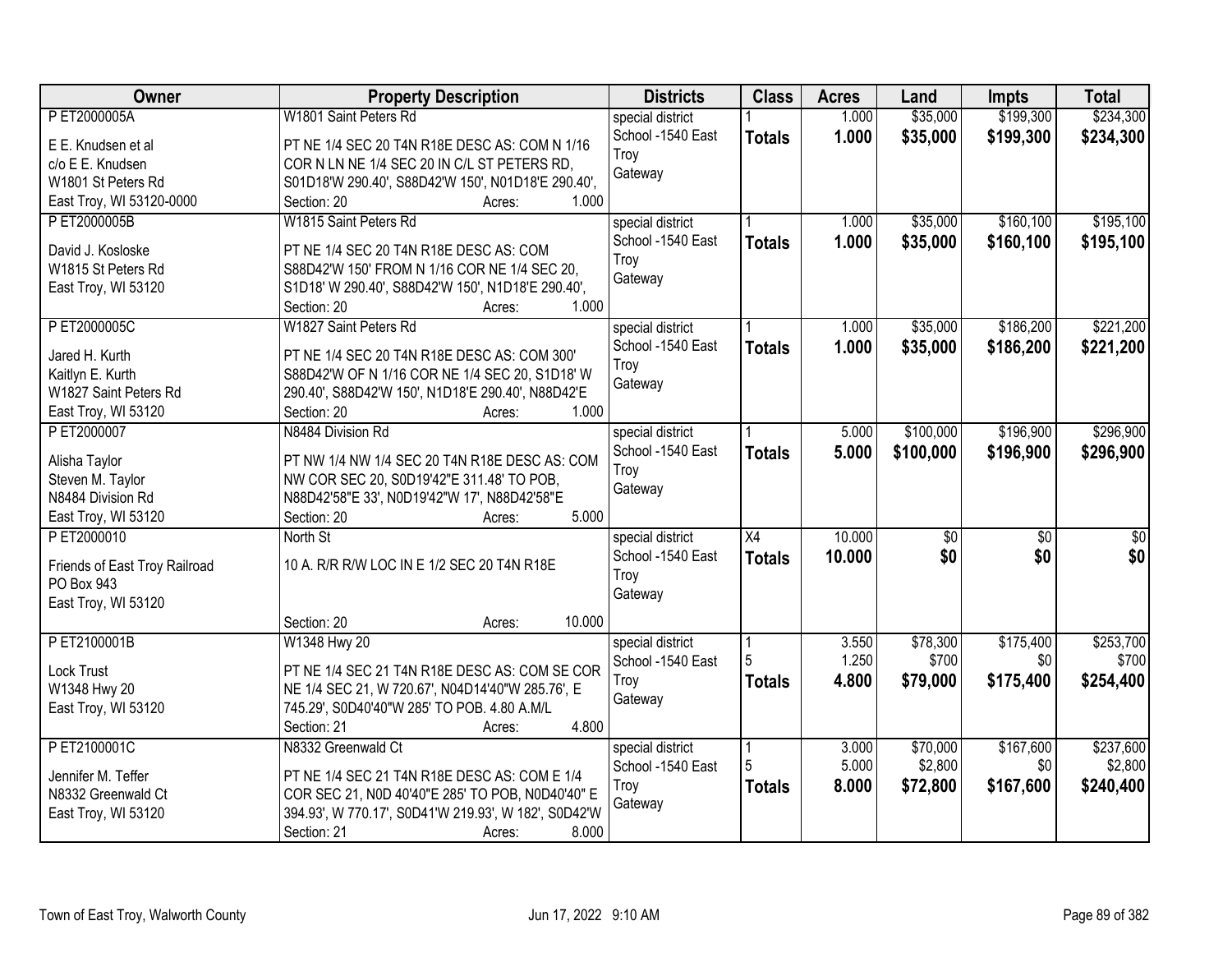| Owner | Property Description | Districts | Class | Acres | Land | Impts | Total |
|---|---|---|---|---|---|---|---|
| P ET2000005A<br>E E. Knudsen et al<br>c/o E E. Knudsen<br>W1801 St Peters Rd<br>East Troy, WI 53120-0000 | W1801 Saint Peters Rd<br>PT NE 1/4 SEC 20 T4N R18E DESC AS: COM N 1/16 COR N LN NE 1/4 SEC 20 IN C/L ST PETERS RD, S01D18'W 290.40', S88D42'W 150', N01D18'E 290.40',<br>Section: 20 Acres: 1.000 | special district<br>School -1540 East Troy<br>Gateway | 1<br>**Totals** | 1.000<br>**1.000** | $35,000<br>**$35,000** | $199,300<br>**$199,300** | $234,300<br>**$234,300** |
| P ET2000005B<br>David J. Kosloske<br>W1815 St Peters Rd<br>East Troy, WI 53120 | W1815 Saint Peters Rd<br>PT NE 1/4 SEC 20 T4N R18E DESC AS: COM S88D42'W 150' FROM N 1/16 COR NE 1/4 SEC 20, S1D18' W 290.40', S88D42'W 150', N1D18'E 290.40',<br>Section: 20 Acres: 1.000 | special district<br>School -1540 East Troy<br>Gateway | 1<br>**Totals** | 1.000<br>**1.000** | $35,000<br>**$35,000** | $160,100<br>**$160,100** | $195,100<br>**$195,100** |
| P ET2000005C<br>Jared H. Kurth<br>Kaitlyn E. Kurth<br>W1827 Saint Peters Rd<br>East Troy, WI 53120 | W1827 Saint Peters Rd<br>PT NE 1/4 SEC 20 T4N R18E DESC AS: COM 300' S88D42'W OF N 1/16 COR NE 1/4 SEC 20, S1D18' W 290.40', S88D42'W 150', N1D18'E 290.40', N88D42'E<br>Section: 20 Acres: 1.000 | special district<br>School -1540 East Troy<br>Gateway | 1<br>**Totals** | 1.000<br>**1.000** | $35,000<br>**$35,000** | $186,200<br>**$186,200** | $221,200<br>**$221,200** |
| P ET2000007<br>Alisha Taylor<br>Steven M. Taylor<br>N8484 Division Rd<br>East Troy, WI 53120 | N8484 Division Rd<br>PT NW 1/4 NW 1/4 SEC 20 T4N R18E DESC AS: COM NW COR SEC 20, S0D19'42"E 311.48' TO POB, N88D42'58"E 33', N0D19'42"W 17', N88D42'58"E<br>Section: 20 Acres: 5.000 | special district<br>School -1540 East Troy<br>Gateway | 1<br>**Totals** | 5.000<br>**5.000** | $100,000<br>**$100,000** | $196,900<br>**$196,900** | $296,900<br>**$296,900** |
| P ET2000010<br>Friends of East Troy Railroad<br>PO Box 943<br>East Troy, WI 53120 | North St<br>10 A. R/R R/W LOC IN E 1/2 SEC 20 T4N R18E<br>Section: 20 Acres: 10.000 | special district<br>School -1540 East Troy<br>Gateway | X4<br>**Totals** | 10.000<br>**10.000** | $0<br>**$0** | $0<br>**$0** | $0<br>**$0** |
| P ET2100001B<br>Lock Trust<br>W1348 Hwy 20<br>East Troy, WI 53120 | W1348 Hwy 20<br>PT NE 1/4 SEC 21 T4N R18E DESC AS: COM SE COR NE 1/4 SEC 21, W 720.67', N04D14'40"W 285.76', E 745.29', S0D40'40"W 285' TO POB. 4.80 A.M/L<br>Section: 21 Acres: 4.800 | special district<br>School -1540 East Troy<br>Gateway | 1<br>5<br>**Totals** | 3.550<br>1.250<br>**4.800** | $78,300<br>$700<br>**$79,000** | $175,400<br>$0<br>**$175,400** | $253,700<br>$700<br>**$254,400** |
| P ET2100001C<br>Jennifer M. Teffer<br>N8332 Greenwald Ct<br>East Troy, WI 53120 | N8332 Greenwald Ct<br>PT NE 1/4 SEC 21 T4N R18E DESC AS: COM E 1/4 COR SEC 21, N0D 40'40"E 285' TO POB, N0D40'40" E 394.93', W 770.17', S0D41'W 219.93', W 182', S0D42'W<br>Section: 21 Acres: 8.000 | special district<br>School -1540 East Troy<br>Gateway | 1<br>5<br>**Totals** | 3.000<br>5.000<br>**8.000** | $70,000<br>$2,800<br>**$72,800** | $167,600<br>$0<br>**$167,600** | $237,600<br>$2,800<br>**$240,400** |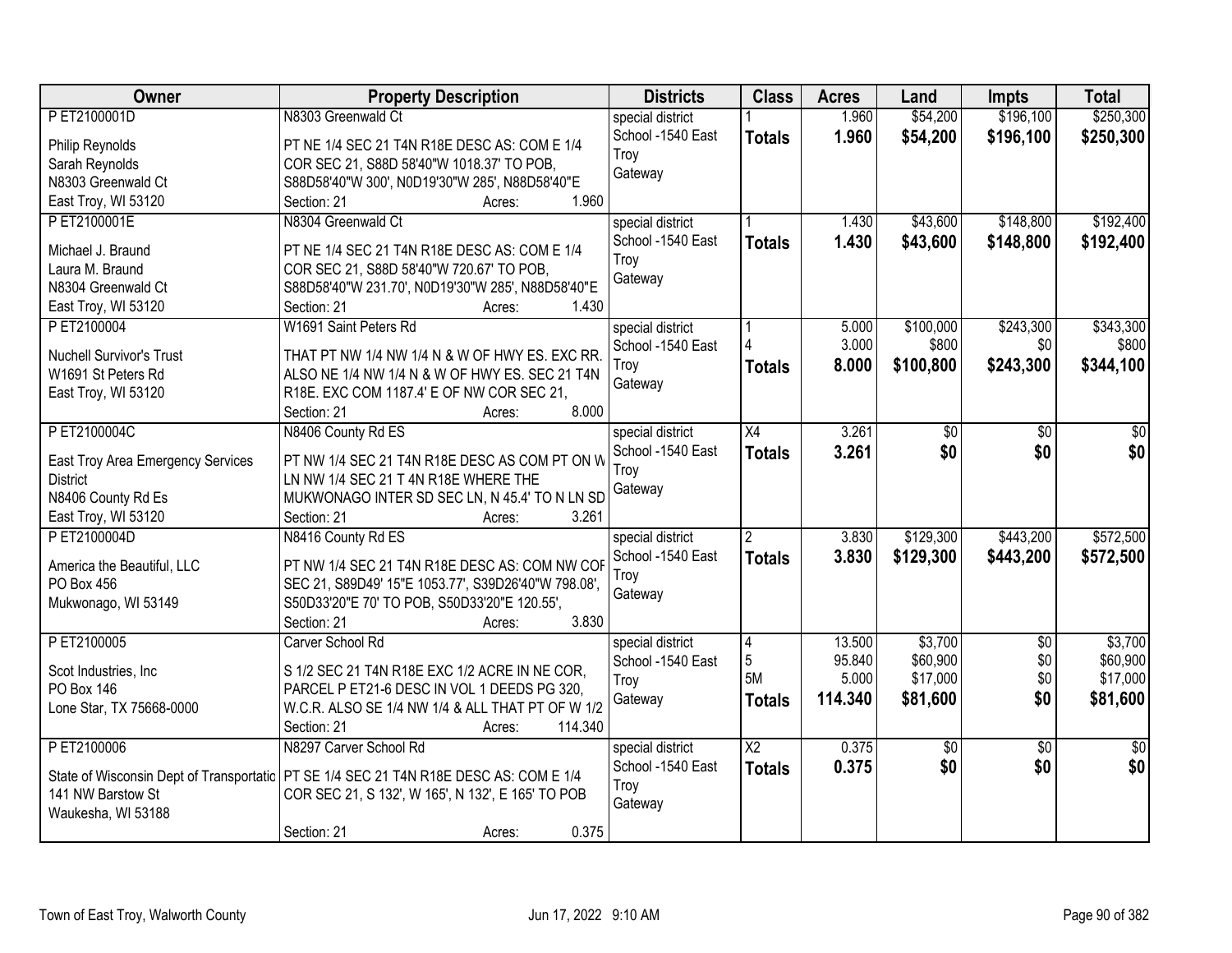| Owner | Property Description | Districts | Class | Acres | Land | Impts | Total |
|---|---|---|---|---|---|---|---|
| P ET2100001D<br>Philip Reynolds<br>Sarah Reynolds<br>N8303 Greenwald Ct<br>East Troy, WI 53120 | N8303 Greenwald Ct<br>PT NE 1/4 SEC 21 T4N R18E DESC AS: COM E 1/4 COR SEC 21, S88D 58'40"W 1018.37' TO POB, S88D58'40"W 300', N0D19'30"W 285', N88D58'40"E<br>Section: 21 Acres: 1.960 | special district<br>School -1540 East Troy<br>Gateway | 1<br>**Totals** | 1.960<br>**1.960** | $54,200<br>**$54,200** | $196,100<br>**$196,100** | $250,300<br>**$250,300** |
| P ET2100001E<br>Michael J. Braund<br>Laura M. Braund<br>N8304 Greenwald Ct<br>East Troy, WI 53120 | N8304 Greenwald Ct<br>PT NE 1/4 SEC 21 T4N R18E DESC AS: COM E 1/4 COR SEC 21, S88D 58'40"W 720.67' TO POB, S88D58'40"W 231.70', N0D19'30"W 285', N88D58'40"E<br>Section: 21 Acres: 1.430 | special district<br>School -1540 East Troy<br>Gateway | 1<br>**Totals** | 1.430<br>**1.430** | $43,600<br>**$43,600** | $148,800<br>**$148,800** | $192,400<br>**$192,400** |
| P ET2100004<br>Nuchell Survivor's Trust<br>W1691 St Peters Rd<br>East Troy, WI 53120 | W1691 Saint Peters Rd<br>THAT PT NW 1/4 NW 1/4 N & W OF HWY ES. EXC RR. ALSO NE 1/4 NW 1/4 N & W OF HWY ES. SEC 21 T4N R18E. EXC COM 1187.4' E OF NW COR SEC 21,<br>Section: 21 Acres: 8.000 | special district<br>School -1540 East Troy<br>Gateway | 1<br>4<br>**Totals** | 5.000<br>3.000<br>**8.000** | $100,000<br>$800<br>**$100,800** | $243,300<br>$0<br>**$243,300** | $343,300<br>$800<br>**$344,100** |
| P ET2100004C<br>East Troy Area Emergency Services District<br>N8406 County Rd Es<br>East Troy, WI 53120 | N8406 County Rd ES<br>PT NW 1/4 SEC 21 T4N R18E DESC AS COM PT ON W LN NW 1/4 SEC 21 T 4N R18E WHERE THE MUKWONAGO INTER SD SEC LN, N 45.4' TO N LN SD<br>Section: 21 Acres: 3.261 | special district<br>School -1540 East Troy<br>Gateway | X4<br>**Totals** | 3.261<br>**3.261** | $0<br>**$0** | $0<br>**$0** | $0<br>**$0** |
| P ET2100004D<br>America the Beautiful, LLC<br>PO Box 456<br>Mukwonago, WI 53149 | N8416 County Rd ES<br>PT NW 1/4 SEC 21 T4N R18E DESC AS: COM NW COR SEC 21, S89D49' 15"E 1053.77', S39D26'40"W 798.08', S50D33'20"E 70' TO POB, S50D33'20"E 120.55',<br>Section: 21 Acres: 3.830 | special district<br>School -1540 East Troy<br>Gateway | 2<br>**Totals** | 3.830<br>**3.830** | $129,300<br>**$129,300** | $443,200<br>**$443,200** | $572,500<br>**$572,500** |
| P ET2100005<br>Scot Industries, Inc<br>PO Box 146<br>Lone Star, TX 75668-0000 | Carver School Rd<br>S 1/2 SEC 21 T4N R18E EXC 1/2 ACRE IN NE COR, PARCEL P ET21-6 DESC IN VOL 1 DEEDS PG 320, W.C.R. ALSO SE 1/4 NW 1/4 & ALL THAT PT OF W 1/2<br>Section: 21 Acres: 114.340 | special district<br>School -1540 East Troy<br>Gateway | 4<br>5<br>5M<br>**Totals** | 13.500<br>95.840<br>5.000<br>**114.340** | $3,700<br>$60,900<br>$17,000<br>**$81,600** | $0<br>$0<br>$0<br>**$0** | $3,700<br>$60,900<br>$17,000<br>**$81,600** |
| P ET2100006<br>State of Wisconsin Dept of Transportatic<br>141 NW Barstow St<br>Waukesha, WI 53188 | N8297 Carver School Rd<br>PT SE 1/4 SEC 21 T4N R18E DESC AS: COM E 1/4 COR SEC 21, S 132', W 165', N 132', E 165' TO POB<br>Section: 21 Acres: 0.375 | special district<br>School -1540 East Troy<br>Gateway | X2<br>**Totals** | 0.375<br>**0.375** | $0<br>**$0** | $0<br>**$0** | $0<br>**$0** |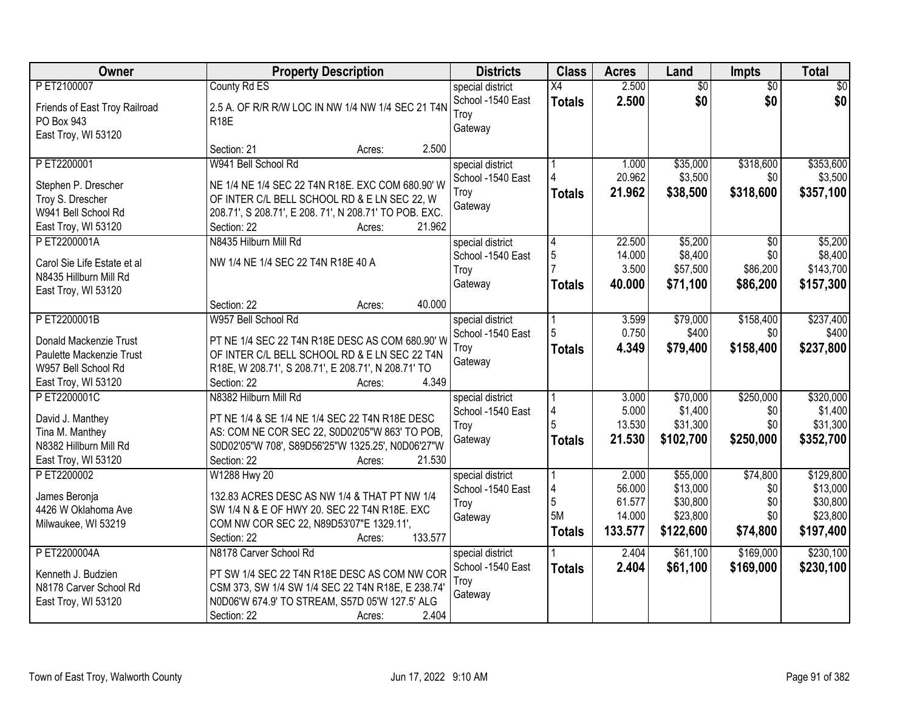| Owner | Property Description | Districts | Class | Acres | Land | Impts | Total |
|---|---|---|---|---|---|---|---|
| P ET2100007<br>Friends of East Troy Railroad<br>PO Box 943<br>East Troy, WI 53120 | County Rd ES<br>2.5 A. OF R/R R/W LOC IN NW 1/4 NW 1/4 SEC 21 T4N R18E<br>Section: 21 Acres: 2.500 | special district<br>School -1540 East Troy<br>Gateway | X4<br>**Totals** | 2.500<br>**2.500** | $0<br>**$0** | $0<br>**$0** | $0<br>**$0** |
| P ET2200001<br>Stephen P. Drescher<br>Troy S. Drescher<br>W941 Bell School Rd<br>East Troy, WI 53120 | W941 Bell School Rd<br>NE 1/4 NE 1/4 SEC 22 T4N R18E. EXC COM 680.90' W OF INTER C/L BELL SCHOOL RD & E LN SEC 22, W 208.71', S 208.71', E 208. 71', N 208.71' TO POB. EXC.<br>Section: 22 Acres: 21.962 | special district<br>School -1540 East Troy<br>Gateway | 1<br>4<br>**Totals** | 1.000<br>20.962<br>**21.962** | $35,000<br>$3,500<br>**$38,500** | $318,600<br>$0<br>**$318,600** | $353,600<br>$3,500<br>**$357,100** |
| P ET2200001A<br>Carol Sie Life Estate et al<br>N8435 Hilburn Mill Rd<br>East Troy, WI 53120 | N8435 Hilburn Mill Rd<br>NW 1/4 NE 1/4 SEC 22 T4N R18E 40 A<br>Section: 22 Acres: 40.000 | special district<br>School -1540 East Troy<br>Gateway | 4<br>5<br>7<br>**Totals** | 22.500<br>14.000<br>3.500<br>**40.000** | $5,200<br>$8,400<br>$57,500<br>**$71,100** | $0<br>$0<br>$86,200<br>**$86,200** | $5,200<br>$8,400<br>$143,700<br>**$157,300** |
| P ET2200001B<br>Donald Mackenzie Trust<br>Paulette Mackenzie Trust<br>W957 Bell School Rd<br>East Troy, WI 53120 | W957 Bell School Rd<br>PT NE 1/4 SEC 22 T4N R18E DESC AS COM 680.90' W OF INTER C/L BELL SCHOOL RD & E LN SEC 22 T4N R18E, W 208.71', S 208.71', E 208.71', N 208.71' TO<br>Section: 22 Acres: 4.349 | special district<br>School -1540 East Troy<br>Gateway | 1<br>5<br>**Totals** | 3.599<br>0.750<br>**4.349** | $79,000<br>$400<br>**$79,400** | $158,400<br>$0<br>**$158,400** | $237,400<br>$400<br>**$237,800** |
| P ET2200001C<br>David J. Manthey<br>Tina M. Manthey<br>N8382 Hillburn Mill Rd<br>East Troy, WI 53120 | N8382 Hilburn Mill Rd<br>PT NE 1/4 & SE 1/4 NE 1/4 SEC 22 T4N R18E DESC AS: COM NE COR SEC 22, S0D02'05"W 863' TO POB, S0D02'05"W 708', S89D56'25"W 1325.25', N0D06'27"W<br>Section: 22 Acres: 21.530 | special district<br>School -1540 East Troy<br>Gateway | 1<br>4<br>5<br>**Totals** | 3.000<br>5.000<br>13.530<br>**21.530** | $70,000<br>$1,400<br>$31,300<br>**$102,700** | $250,000<br>$0<br>$0<br>**$250,000** | $320,000<br>$1,400<br>$31,300<br>**$352,700** |
| P ET2200002<br>James Beronja<br>4426 W Oklahoma Ave<br>Milwaukee, WI 53219 | W1288 Hwy 20<br>132.83 ACRES DESC AS NW 1/4 & THAT PT NW 1/4 SW 1/4 N & E OF HWY 20. SEC 22 T4N R18E. EXC COM NW COR SEC 22, N89D53'07"E 1329.11',<br>Section: 22 Acres: 133.577 | special district<br>School -1540 East Troy<br>Gateway | 1<br>4<br>5<br>5M<br>**Totals** | 2.000<br>56.000<br>61.577<br>14.000<br>**133.577** | $55,000<br>$13,000<br>$30,800<br>$23,800<br>**$122,600** | $74,800<br>$0<br>$0<br>$0<br>**$74,800** | $129,800<br>$13,000<br>$30,800<br>$23,800<br>**$197,400** |
| P ET2200004A<br>Kenneth J. Budzien<br>N8178 Carver School Rd<br>East Troy, WI 53120 | N8178 Carver School Rd<br>PT SW 1/4 SEC 22 T4N R18E DESC AS COM NW COR CSM 373, SW 1/4 SW 1/4 SEC 22 T4N R18E, E 238.74' N0D06'W 674.9' TO STREAM, S57D 05'W 127.5' ALG<br>Section: 22 Acres: 2.404 | special district<br>School -1540 East Troy<br>Gateway | 1<br>**Totals** | 2.404<br>**2.404** | $61,100<br>**$61,100** | $169,000<br>**$169,000** | $230,100<br>**$230,100** |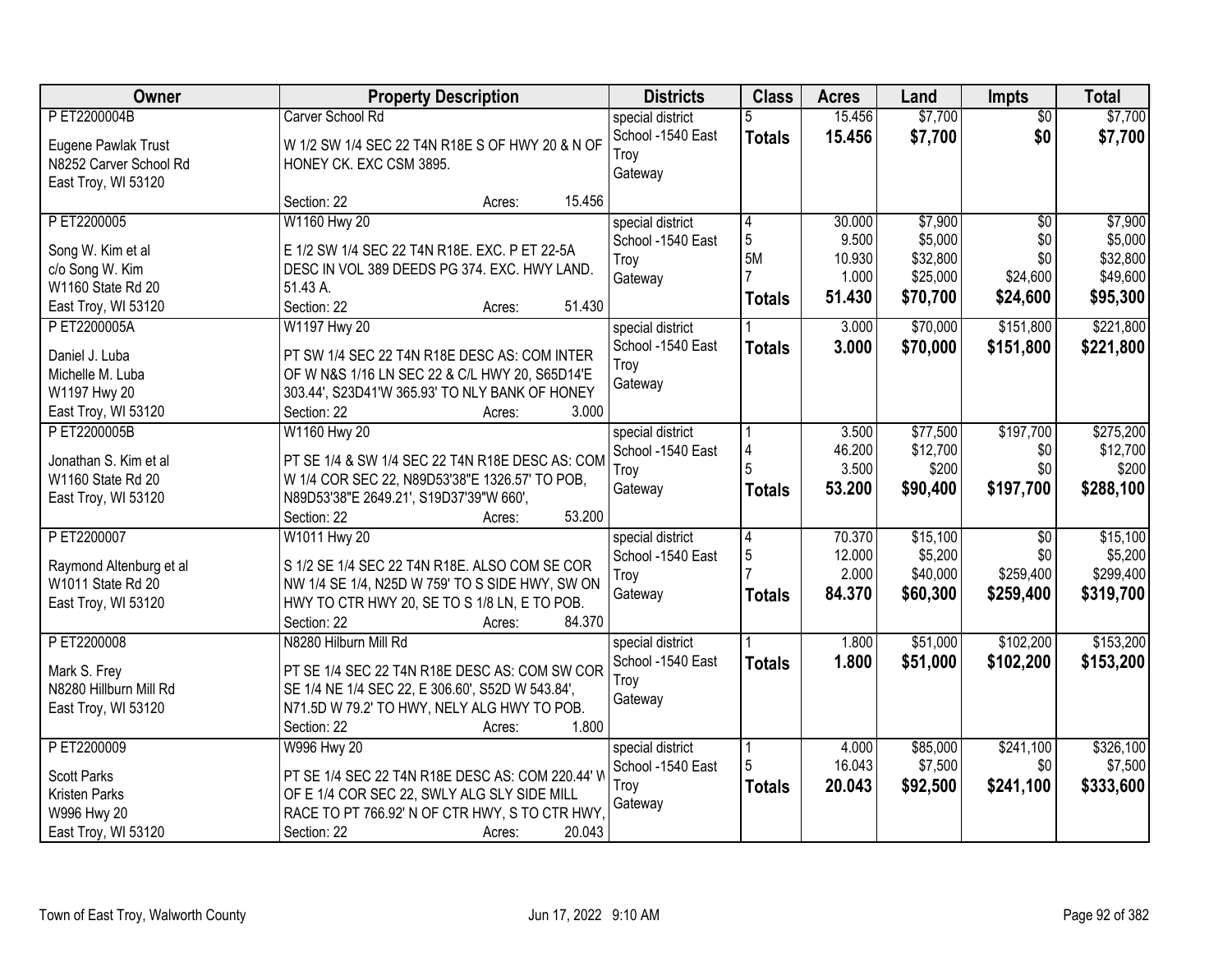| Owner | Property Description | Districts | Class | Acres | Land | Impts | Total |
|---|---|---|---|---|---|---|---|
| P ET2200004B<br>Eugene Pawlak Trust<br>N8252 Carver School Rd<br>East Troy, WI 53120 | Carver School Rd<br>W 1/2 SW 1/4 SEC 22 T4N R18E S OF HWY 20 & N OF HONEY CK. EXC CSM 3895.<br>Section: 22 Acres: 15.456 | special district<br>School -1540 East Troy<br>Gateway | 5<br>**Totals** | 15.456<br>**15.456** | $7,700<br>**$7,700** | $0<br>**$0** | $7,700<br>**$7,700** |
| P ET2200005<br>Song W. Kim et al<br>c/o Song W. Kim<br>W1160 State Rd 20<br>East Troy, WI 53120 | W1160 Hwy 20<br>E 1/2 SW 1/4 SEC 22 T4N R18E. EXC. P ET 22-5A DESC IN VOL 389 DEEDS PG 374. EXC. HWY LAND. 51.43 A.<br>Section: 22 Acres: 51.430 | special district<br>School -1540 East Troy<br>Gateway | 4<br>5<br>5M<br>7<br>**Totals** | 30.000<br>9.500<br>10.930<br>1.000<br>**51.430** | $7,900<br>$5,000<br>$32,800<br>$25,000<br>**$70,700** | $0<br>$0<br>$0<br>$24,600<br>**$24,600** | $7,900<br>$5,000<br>$32,800<br>$49,600<br>**$95,300** |
| P ET2200005A<br>Daniel J. Luba<br>Michelle M. Luba<br>W1197 Hwy 20<br>East Troy, WI 53120 | W1197 Hwy 20<br>PT SW 1/4 SEC 22 T4N R18E DESC AS: COM INTER OF W N&S 1/16 LN SEC 22 & C/L HWY 20, S65D14'E 303.44', S23D41'W 365.93' TO NLY BANK OF HONEY<br>Section: 22 Acres: 3.000 | special district<br>School -1540 East Troy<br>Gateway | 1<br>**Totals** | 3.000<br>**3.000** | $70,000<br>**$70,000** | $151,800<br>**$151,800** | $221,800<br>**$221,800** |
| P ET2200005B<br>Jonathan S. Kim et al<br>W1160 State Rd 20<br>East Troy, WI 53120 | W1160 Hwy 20<br>PT SE 1/4 & SW 1/4 SEC 22 T4N R18E DESC AS: COM W 1/4 COR SEC 22, N89D53'38"E 1326.57' TO POB, N89D53'38"E 2649.21', S19D37'39"W 660',<br>Section: 22 Acres: 53.200 | special district<br>School -1540 East Troy<br>Gateway | 1<br>4<br>5<br>**Totals** | 3.500<br>46.200<br>3.500<br>**53.200** | $77,500<br>$12,700<br>$200<br>**$90,400** | $197,700<br>$0<br>$0<br>**$197,700** | $275,200<br>$12,700<br>$200<br>**$288,100** |
| P ET2200007<br>Raymond Altenburg et al<br>W1011 State Rd 20<br>East Troy, WI 53120 | W1011 Hwy 20<br>S 1/2 SE 1/4 SEC 22 T4N R18E. ALSO COM SE COR NW 1/4 SE 1/4, N25D W 759' TO S SIDE HWY, SW ON HWY TO CTR HWY 20, SE TO S 1/8 LN, E TO POB.<br>Section: 22 Acres: 84.370 | special district<br>School -1540 East Troy<br>Gateway | 4<br>5<br>7<br>**Totals** | 70.370<br>12.000<br>2.000<br>**84.370** | $15,100<br>$5,200<br>$40,000<br>**$60,300** | $0<br>$0<br>$259,400<br>**$259,400** | $15,100<br>$5,200<br>$299,400<br>**$319,700** |
| P ET2200008<br>Mark S. Frey<br>N8280 Hillburn Mill Rd<br>East Troy, WI 53120 | N8280 Hilburn Mill Rd<br>PT SE 1/4 SEC 22 T4N R18E DESC AS: COM SW COR SE 1/4 NE 1/4 SEC 22, E 306.60', S52D W 543.84', N71.5D W 79.2' TO HWY, NELY ALG HWY TO POB.<br>Section: 22 Acres: 1.800 | special district<br>School -1540 East Troy<br>Gateway | 1<br>**Totals** | 1.800<br>**1.800** | $51,000<br>**$51,000** | $102,200<br>**$102,200** | $153,200<br>**$153,200** |
| P ET2200009<br>Scott Parks<br>Kristen Parks<br>W996 Hwy 20<br>East Troy, WI 53120 | W996 Hwy 20<br>PT SE 1/4 SEC 22 T4N R18E DESC AS: COM 220.44' W OF E 1/4 COR SEC 22, SWLY ALG SLY SIDE MILL RACE TO PT 766.92' N OF CTR HWY, S TO CTR HWY,<br>Section: 22 Acres: 20.043 | special district<br>School -1540 East Troy<br>Gateway | 1<br>5<br>**Totals** | 4.000<br>16.043<br>**20.043** | $85,000<br>$7,500<br>**$92,500** | $241,100<br>$0<br>**$241,100** | $326,100<br>$7,500<br>**$333,600** |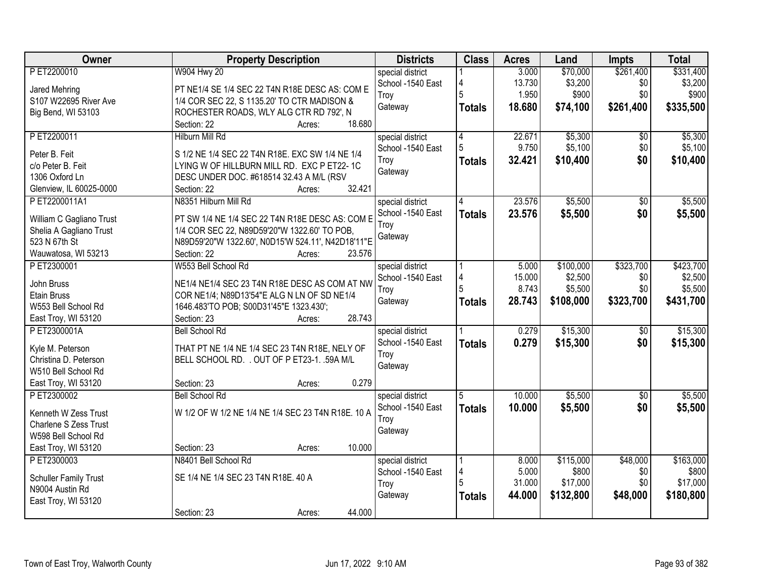| Owner | Property Description | Districts | Class | Acres | Land | Impts | Total |
|---|---|---|---|---|---|---|---|
| P ET2200010<br><br>Jared Mehring<br>S107 W22695 River Ave<br>Big Bend, WI 53103 | W904 Hwy 20<br><br>PT NE1/4 SE 1/4 SEC 22 T4N R18E DESC AS: COM E 1/4 COR SEC 22, S 1135.20' TO CTR MADISON & ROCHESTER ROADS, WLY ALG CTR RD 792', N<br>Section: 22 Acres: 18.680 | special district<br>School -1540 East Troy<br>Gateway | 1<br>4<br>5<br>**Totals** | 3.000<br>13.730<br>1.950<br>**18.680** | $70,000<br>$3,200<br>$900<br>**$74,100** | $261,400<br>$0<br>$0<br>**$261,400** | $331,400<br>$3,200<br>$900<br>**$335,500** |
| P ET2200011<br><br>Peter B. Feit<br>c/o Peter B. Feit<br>1306 Oxford Ln<br>Glenview, IL 60025-0000 | Hilburn Mill Rd<br><br>S 1/2 NE 1/4 SEC 22 T4N R18E. EXC SW 1/4 NE 1/4 LYING W OF HILLBURN MILL RD. EXC P ET22- 1C DESC UNDER DOC. #618514 32.43 A M/L (RSV<br>Section: 22 Acres: 32.421 | special district<br>School -1540 East Troy<br>Gateway | 4<br>5<br>**Totals** | 22.671<br>9.750<br>**32.421** | $5,300<br>$5,100<br>**$10,400** | $0<br>$0<br>**$0** | $5,300<br>$5,100<br>**$10,400** |
| P ET2200011A1<br><br>William C Gagliano Trust<br>Shelia A Gagliano Trust<br>523 N 67th St<br>Wauwatosa, WI 53213 | N8351 Hilburn Mill Rd<br><br>PT SW 1/4 NE 1/4 SEC 22 T4N R18E DESC AS: COM E 1/4 COR SEC 22, N89D59'20"W 1322.60' TO POB, N89D59'20"W 1322.60', N0D15'W 524.11', N42D18'11"E<br>Section: 22 Acres: 23.576 | special district<br>School -1540 East Troy<br>Gateway | 4<br>**Totals** | 23.576<br>**23.576** | $5,500<br>**$5,500** | $0<br>**$0** | $5,500<br>**$5,500** |
| P ET2300001<br><br>John Bruss<br>Etain Bruss<br>W553 Bell School Rd<br>East Troy, WI 53120 | W553 Bell School Rd<br><br>NE1/4 NE1/4 SEC 23 T4N R18E DESC AS COM AT NW COR NE1/4; N89D13'54"E ALG N LN OF SD NE1/4 1646.483'TO POB; S00D31'45"E 1323.430';<br>Section: 23 Acres: 28.743 | special district<br>School -1540 East Troy<br>Gateway | 1<br>4<br>5<br>**Totals** | 5.000<br>15.000<br>8.743<br>**28.743** | $100,000<br>$2,500<br>$5,500<br>**$108,000** | $323,700<br>$0<br>$0<br>**$323,700** | $423,700<br>$2,500<br>$5,500<br>**$431,700** |
| P ET2300001A<br><br>Kyle M. Peterson<br>Christina D. Peterson<br>W510 Bell School Rd<br>East Troy, WI 53120 | Bell School Rd<br><br>THAT PT NE 1/4 NE 1/4 SEC 23 T4N R18E, NELY OF BELL SCHOOL RD. . OUT OF P ET23-1. .59A M/L<br>Section: 23 Acres: 0.279 | special district<br>School -1540 East Troy<br>Gateway | 1<br>**Totals** | 0.279<br>**0.279** | $15,300<br>**$15,300** | $0<br>**$0** | $15,300<br>**$15,300** |
| P ET2300002<br><br>Kenneth W Zess Trust<br>Charlene S Zess Trust<br>W598 Bell School Rd<br>East Troy, WI 53120 | Bell School Rd<br><br>W 1/2 OF W 1/2 NE 1/4 NE 1/4 SEC 23 T4N R18E. 10 A<br>Section: 23 Acres: 10.000 | special district<br>School -1540 East Troy<br>Gateway | 5<br>**Totals** | 10.000<br>**10.000** | $5,500<br>**$5,500** | $0<br>**$0** | $5,500<br>**$5,500** |
| P ET2300003<br><br>Schuller Family Trust<br>N9004 Austin Rd<br>East Troy, WI 53120 | N8401 Bell School Rd<br><br>SE 1/4 NE 1/4 SEC 23 T4N R18E. 40 A<br>Section: 23 Acres: 44.000 | special district<br>School -1540 East Troy<br>Gateway | 1<br>4<br>5<br>**Totals** | 8.000<br>5.000<br>31.000<br>**44.000** | $115,000<br>$800<br>$17,000<br>**$132,800** | $48,000<br>$0<br>$0<br>**$48,000** | $163,000<br>$800<br>$17,000<br>**$180,800** |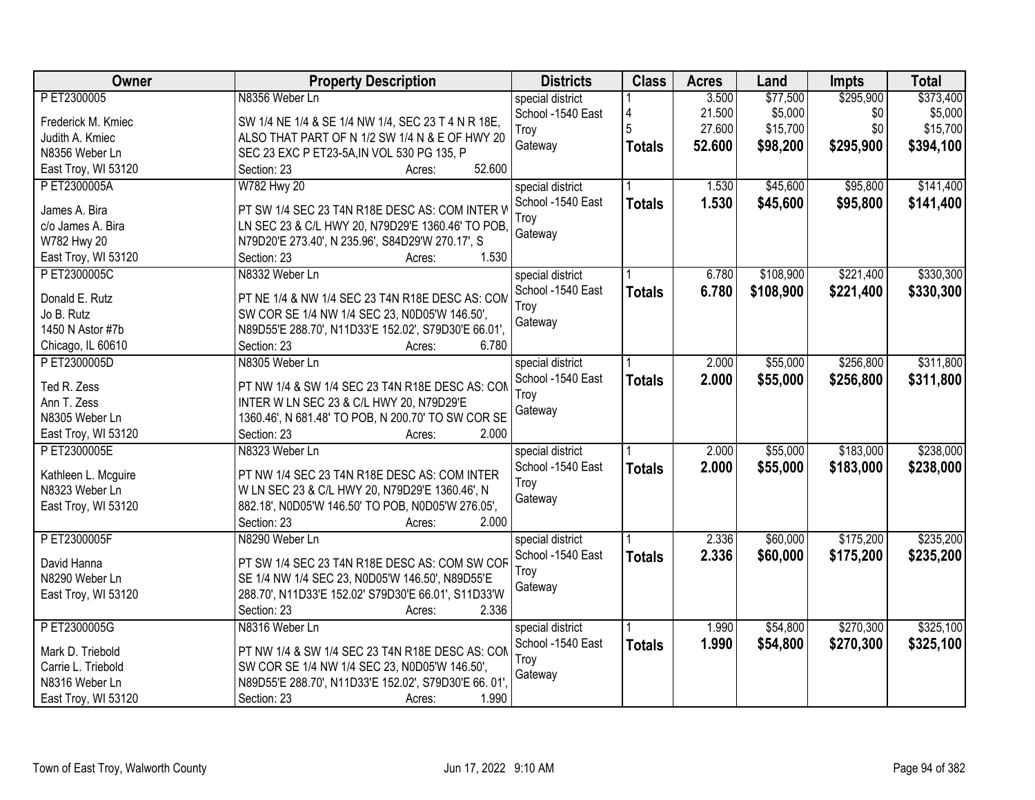| Owner | Property Description | Districts | Class | Acres | Land | Impts | Total |
|---|---|---|---|---|---|---|---|
| P ET2300005<br><br>Frederick M. Kmiec<br>Judith A. Kmiec<br>N8356 Weber Ln<br>East Troy, WI 53120 | N8356 Weber Ln<br><br>SW 1/4 NE 1/4 & SE 1/4 NW 1/4, SEC 23 T 4 N R 18E, ALSO THAT PART OF N 1/2 SW 1/4 N & E OF HWY 20 SEC 23 EXC P ET23-5A,IN VOL 530 PG 135, P<br>Section: 23 Acres: 52.600 | special district<br>School -1540 East Troy<br>Gateway | 1<br>4<br>5<br>**Totals** | 3.500<br>21.500<br>27.600<br>**52.600** | $77,500<br>$5,000<br>$15,700<br>**$98,200** | $295,900<br>$0<br>$0<br>**$295,900** | $373,400<br>$5,000<br>$15,700<br>**$394,100** |
| P ET2300005A<br><br>James A. Bira<br>c/o James A. Bira<br>W782 Hwy 20<br>East Troy, WI 53120 | W782 Hwy 20<br><br>PT SW 1/4 SEC 23 T4N R18E DESC AS: COM INTER W LN SEC 23 & C/L HWY 20, N79D29'E 1360.46' TO POB, N79D20'E 273.40', N 235.96', S84D29'W 270.17', S<br>Section: 23 Acres: 1.530 | special district<br>School -1540 East Troy<br>Gateway | 1<br>**Totals** | 1.530<br>**1.530** | $45,600<br>**$45,600** | $95,800<br>**$95,800** | $141,400<br>**$141,400** |
| P ET2300005C<br><br>Donald E. Rutz<br>Jo B. Rutz<br>1450 N Astor #7b<br>Chicago, IL 60610 | N8332 Weber Ln<br><br>PT NE 1/4 & NW 1/4 SEC 23 T4N R18E DESC AS: COM SW COR SE 1/4 NW 1/4 SEC 23, N0D05'W 146.50', N89D55'E 288.70', N11D33'E 152.02', S79D30'E 66.01',<br>Section: 23 Acres: 6.780 | special district<br>School -1540 East Troy<br>Gateway | 1<br>**Totals** | 6.780<br>**6.780** | $108,900<br>**$108,900** | $221,400<br>**$221,400** | $330,300<br>**$330,300** |
| P ET2300005D<br><br>Ted R. Zess<br>Ann T. Zess<br>N8305 Weber Ln<br>East Troy, WI 53120 | N8305 Weber Ln<br><br>PT NW 1/4 & SW 1/4 SEC 23 T4N R18E DESC AS: COM INTER W LN SEC 23 & C/L HWY 20, N79D29'E 1360.46', N 681.48' TO POB, N 200.70' TO SW COR SE<br>Section: 23 Acres: 2.000 | special district<br>School -1540 East Troy<br>Gateway | 1<br>**Totals** | 2.000<br>**2.000** | $55,000<br>**$55,000** | $256,800<br>**$256,800** | $311,800<br>**$311,800** |
| P ET2300005E<br><br>Kathleen L. Mcguire<br>N8323 Weber Ln<br>East Troy, WI 53120 | N8323 Weber Ln<br><br>PT NW 1/4 SEC 23 T4N R18E DESC AS: COM INTER W LN SEC 23 & C/L HWY 20, N79D29'E 1360.46', N 882.18', N0D05'W 146.50' TO POB, N0D05'W 276.05',<br>Section: 23 Acres: 2.000 | special district<br>School -1540 East Troy<br>Gateway | 1<br>**Totals** | 2.000<br>**2.000** | $55,000<br>**$55,000** | $183,000<br>**$183,000** | $238,000<br>**$238,000** |
| P ET2300005F<br><br>David Hanna<br>N8290 Weber Ln<br>East Troy, WI 53120 | N8290 Weber Ln<br><br>PT SW 1/4 SEC 23 T4N R18E DESC AS: COM SW COR SE 1/4 NW 1/4 SEC 23, N0D05'W 146.50', N89D55'E 288.70', N11D33'E 152.02' S79D30'E 66.01', S11D33'W<br>Section: 23 Acres: 2.336 | special district<br>School -1540 East Troy<br>Gateway | 1<br>**Totals** | 2.336<br>**2.336** | $60,000<br>**$60,000** | $175,200<br>**$175,200** | $235,200<br>**$235,200** |
| P ET2300005G<br><br>Mark D. Triebold<br>Carrie L. Triebold<br>N8316 Weber Ln<br>East Troy, WI 53120 | N8316 Weber Ln<br><br>PT NW 1/4 & SW 1/4 SEC 23 T4N R18E DESC AS: COM SW COR SE 1/4 NW 1/4 SEC 23, N0D05'W 146.50', N89D55'E 288.70', N11D33'E 152.02', S79D30'E 66. 01',<br>Section: 23 Acres: 1.990 | special district<br>School -1540 East Troy<br>Gateway | 1<br>**Totals** | 1.990<br>**1.990** | $54,800<br>**$54,800** | $270,300<br>**$270,300** | $325,100<br>**$325,100** |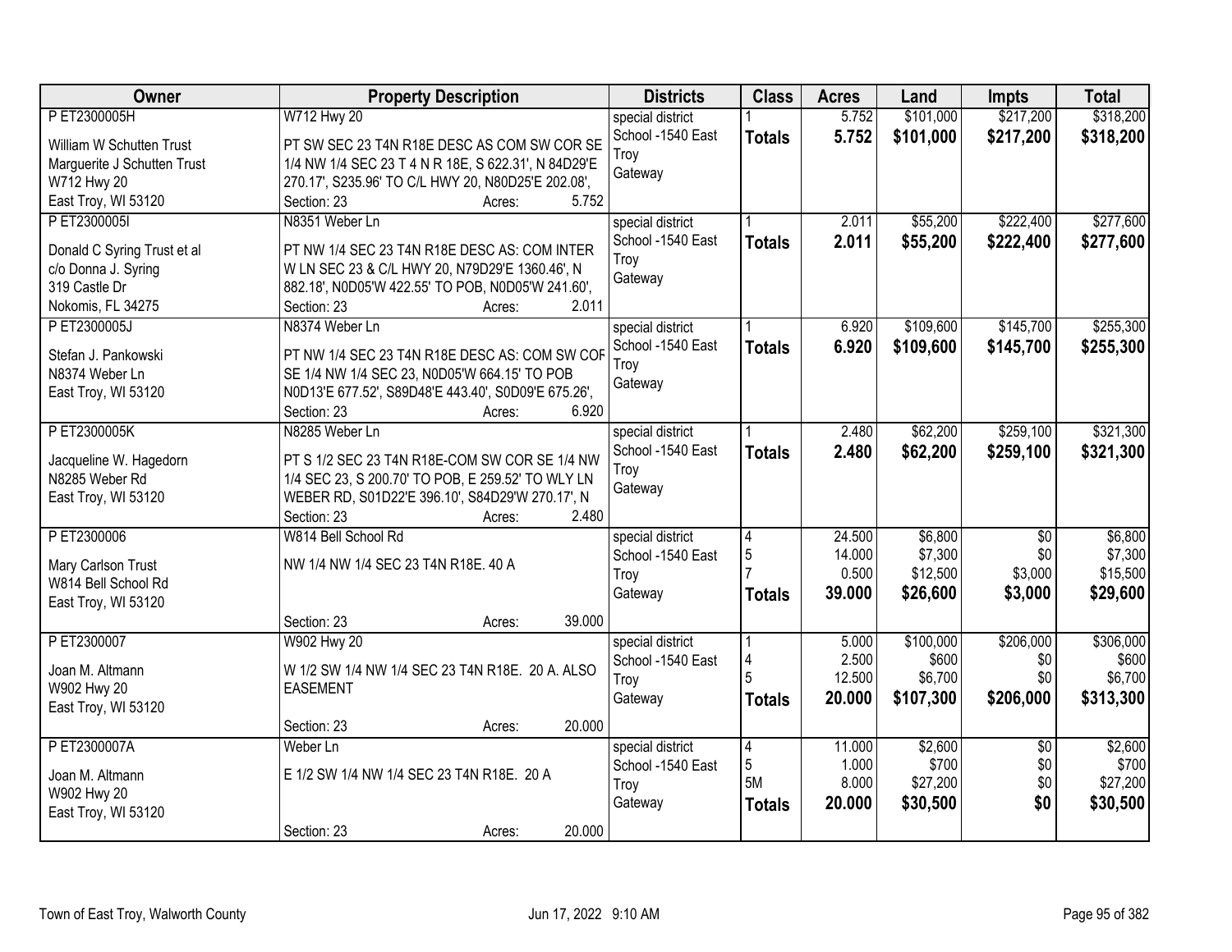| Owner | Property Description | Districts | Class | Acres | Land | Impts | Total |
|---|---|---|---|---|---|---|---|
| P ET2300005H<br><br>William W Schutten Trust<br>Marguerite J Schutten Trust<br>W712 Hwy 20<br>East Troy, WI 53120 | W712 Hwy 20<br><br>PT SW SEC 23 T4N R18E DESC AS COM SW COR SE 1/4 NW 1/4 SEC 23 T 4 N R 18E, S 622.31', N 84D29'E 270.17', S235.96' TO C/L HWY 20, N80D25'E 202.08',<br>Section: 23 Acres: 5.752 | special district<br>School -1540 East Troy<br>Gateway | 1<br>**Totals** | 5.752<br>**5.752** | $101,000<br>**$101,000** | $217,200<br>**$217,200** | $318,200<br>**$318,200** |
| P ET2300005I<br><br>Donald C Syring Trust et al<br>c/o Donna J. Syring<br>319 Castle Dr<br>Nokomis, FL 34275 | N8351 Weber Ln<br><br>PT NW 1/4 SEC 23 T4N R18E DESC AS: COM INTER W LN SEC 23 & C/L HWY 20, N79D29'E 1360.46', N 882.18', N0D05'W 422.55' TO POB, N0D05'W 241.60',<br>Section: 23 Acres: 2.011 | special district<br>School -1540 East Troy<br>Gateway | 1<br>**Totals** | 2.011<br>**2.011** | $55,200<br>**$55,200** | $222,400<br>**$222,400** | $277,600<br>**$277,600** |
| P ET2300005J<br><br>Stefan J. Pankowski<br>N8374 Weber Ln<br>East Troy, WI 53120 | N8374 Weber Ln<br><br>PT NW 1/4 SEC 23 T4N R18E DESC AS: COM SW COR SE 1/4 NW 1/4 SEC 23, N0D05'W 664.15' TO POB N0D13'E 677.52', S89D48'E 443.40', S0D09'E 675.26',<br>Section: 23 Acres: 6.920 | special district<br>School -1540 East Troy<br>Gateway | 1<br>**Totals** | 6.920<br>**6.920** | $109,600<br>**$109,600** | $145,700<br>**$145,700** | $255,300<br>**$255,300** |
| P ET2300005K<br><br>Jacqueline W. Hagedorn<br>N8285 Weber Rd<br>East Troy, WI 53120 | N8285 Weber Ln<br><br>PT S 1/2 SEC 23 T4N R18E-COM SW COR SE 1/4 NW 1/4 SEC 23, S 200.70' TO POB, E 259.52' TO WLY LN WEBER RD, S01D22'E 396.10', S84D29'W 270.17', N<br>Section: 23 Acres: 2.480 | special district<br>School -1540 East Troy<br>Gateway | 1<br>**Totals** | 2.480<br>**2.480** | $62,200<br>**$62,200** | $259,100<br>**$259,100** | $321,300<br>**$321,300** |
| P ET2300006<br><br>Mary Carlson Trust<br>W814 Bell School Rd<br>East Troy, WI 53120 | W814 Bell School Rd<br><br>NW 1/4 NW 1/4 SEC 23 T4N R18E. 40 A<br><br>Section: 23 Acres: 39.000 | special district<br>School -1540 East Troy<br>Gateway | 4<br>5<br>7<br>**Totals** | 24.500<br>14.000<br>0.500<br>**39.000** | $6,800<br>$7,300<br>$12,500<br>**$26,600** | $0<br>$0<br>$3,000<br>**$3,000** | $6,800<br>$7,300<br>$15,500<br>**$29,600** |
| P ET2300007<br><br>Joan M. Altmann<br>W902 Hwy 20<br>East Troy, WI 53120 | W902 Hwy 20<br><br>W 1/2 SW 1/4 NW 1/4 SEC 23 T4N R18E. 20 A. ALSO EASEMENT<br><br>Section: 23 Acres: 20.000 | special district<br>School -1540 East Troy<br>Gateway | 1<br>4<br>5<br>**Totals** | 5.000<br>2.500<br>12.500<br>**20.000** | $100,000<br>$600<br>$6,700<br>**$107,300** | $206,000<br>$0<br>$0<br>**$206,000** | $306,000<br>$600<br>$6,700<br>**$313,300** |
| P ET2300007A<br><br>Joan M. Altmann<br>W902 Hwy 20<br>East Troy, WI 53120 | Weber Ln<br><br>E 1/2 SW 1/4 NW 1/4 SEC 23 T4N R18E. 20 A<br><br>Section: 23 Acres: 20.000 | special district<br>School -1540 East Troy<br>Gateway | 4<br>5<br>5M<br>**Totals** | 11.000<br>1.000<br>8.000<br>**20.000** | $2,600<br>$700<br>$27,200<br>**$30,500** | $0<br>$0<br>$0<br>**$0** | $2,600<br>$700<br>$27,200<br>**$30,500** |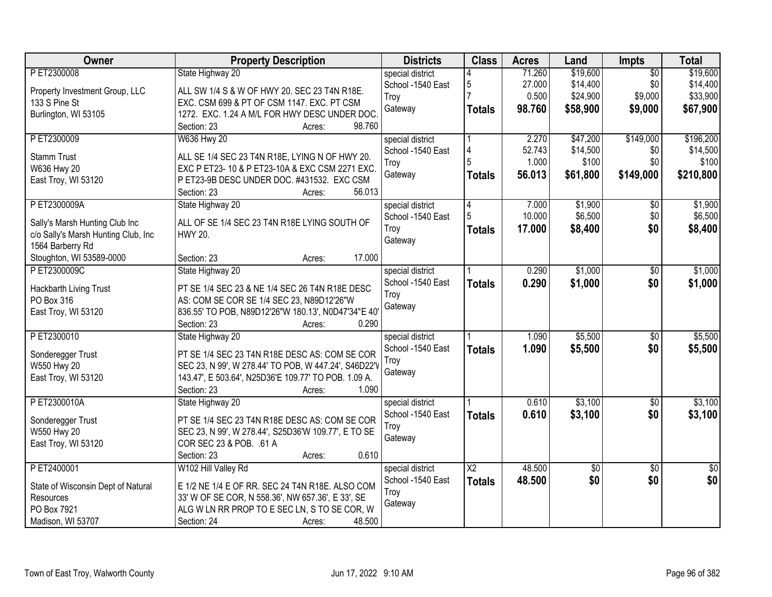| Owner | Property Description | Districts | Class | Acres | Land | Impts | Total |
|---|---|---|---|---|---|---|---|
| P ET2300008<br><br>Property Investment Group, LLC<br>133 S Pine St<br>Burlington, WI 53105 | State Highway 20<br><br>ALL SW 1/4 S & W OF HWY 20. SEC 23 T4N R18E. EXC. CSM 699 & PT OF CSM 1147. EXC. PT CSM 1272. EXC. 1.24 A M/L FOR HWY DESC UNDER DOC.<br>Section: 23 Acres: 98.760 | special district<br>School -1540 East Troy<br>Gateway | 4<br>5<br>7<br>**Totals** | 71.260<br>27.000<br>0.500<br>**98.760** | $19,600<br>$14,400<br>$24,900<br>**$58,900** | $0<br>$0<br>$9,000<br>**$9,000** | $19,600<br>$14,400<br>$33,900<br>**$67,900** |
| P ET2300009<br><br>Stamm Trust<br>W636 Hwy 20<br>East Troy, WI 53120 | W636 Hwy 20<br><br>ALL SE 1/4 SEC 23 T4N R18E, LYING N OF HWY 20. EXC P ET23- 10 & P ET23-10A & EXC CSM 2271 EXC. P ET23-9B DESC UNDER DOC. #431532. EXC CSM<br>Section: 23 Acres: 56.013 | special district<br>School -1540 East Troy<br>Gateway | 1<br>4<br>5<br>**Totals** | 2.270<br>52.743<br>1.000<br>**56.013** | $47,200<br>$14,500<br>$100<br>**$61,800** | $149,000<br>$0<br>$0<br>**$149,000** | $196,200<br>$14,500<br>$100<br>**$210,800** |
| P ET2300009A<br><br>Sally's Marsh Hunting Club Inc<br>c/o Sally's Marsh Hunting Club, Inc<br>1564 Barberry Rd<br>Stoughton, WI 53589-0000 | State Highway 20<br><br>ALL OF SE 1/4 SEC 23 T4N R18E LYING SOUTH OF HWY 20.<br><br>Section: 23 Acres: 17.000 | special district<br>School -1540 East Troy<br>Gateway | 4<br>5<br>**Totals** | 7.000<br>10.000<br>**17.000** | $1,900<br>$6,500<br>**$8,400** | $0<br>$0<br>**$0** | $1,900<br>$6,500<br>**$8,400** |
| P ET2300009C<br><br>Hackbarth Living Trust<br>PO Box 316<br>East Troy, WI 53120 | State Highway 20<br><br>PT SE 1/4 SEC 23 & NE 1/4 SEC 26 T4N R18E DESC AS: COM SE COR SE 1/4 SEC 23, N89D12'26"W 836.55' TO POB, N89D12'26"W 180.13', N0D47'34"E 40'<br>Section: 23 Acres: 0.290 | special district<br>School -1540 East Troy<br>Gateway | 1<br>**Totals** | 0.290<br>**0.290** | $1,000<br>**$1,000** | $0<br>**$0** | $1,000<br>**$1,000** |
| P ET2300010<br><br>Sonderegger Trust<br>W550 Hwy 20<br>East Troy, WI 53120 | State Highway 20<br><br>PT SE 1/4 SEC 23 T4N R18E DESC AS: COM SE COR SEC 23, N 99', W 278.44' TO POB, W 447.24', S46D22'V 143.47', E 503.64', N25D36'E 109.77' TO POB. 1.09 A.<br>Section: 23 Acres: 1.090 | special district<br>School -1540 East Troy<br>Gateway | 1<br>**Totals** | 1.090<br>**1.090** | $5,500<br>**$5,500** | $0<br>**$0** | $5,500<br>**$5,500** |
| P ET2300010A<br><br>Sonderegger Trust<br>W550 Hwy 20<br>East Troy, WI 53120 | State Highway 20<br><br>PT SE 1/4 SEC 23 T4N R18E DESC AS: COM SE COR SEC 23, N 99', W 278.44', S25D36'W 109.77', E TO SE COR SEC 23 & POB. .61 A<br>Section: 23 Acres: 0.610 | special district<br>School -1540 East Troy<br>Gateway | 1<br>**Totals** | 0.610<br>**0.610** | $3,100<br>**$3,100** | $0<br>**$0** | $3,100<br>**$3,100** |
| P ET2400001<br><br>State of Wisconsin Dept of Natural Resources<br>PO Box 7921<br>Madison, WI 53707 | W102 Hill Valley Rd<br><br>E 1/2 NE 1/4 E OF RR. SEC 24 T4N R18E. ALSO COM 33' W OF SE COR, N 558.36', NW 657.36', E 33', SE ALG W LN RR PROP TO E SEC LN, S TO SE COR, W<br>Section: 24 Acres: 48.500 | special district<br>School -1540 East Troy<br>Gateway | X2<br>**Totals** | 48.500<br>**48.500** | $0<br>**$0** | $0<br>**$0** | $0<br>**$0** |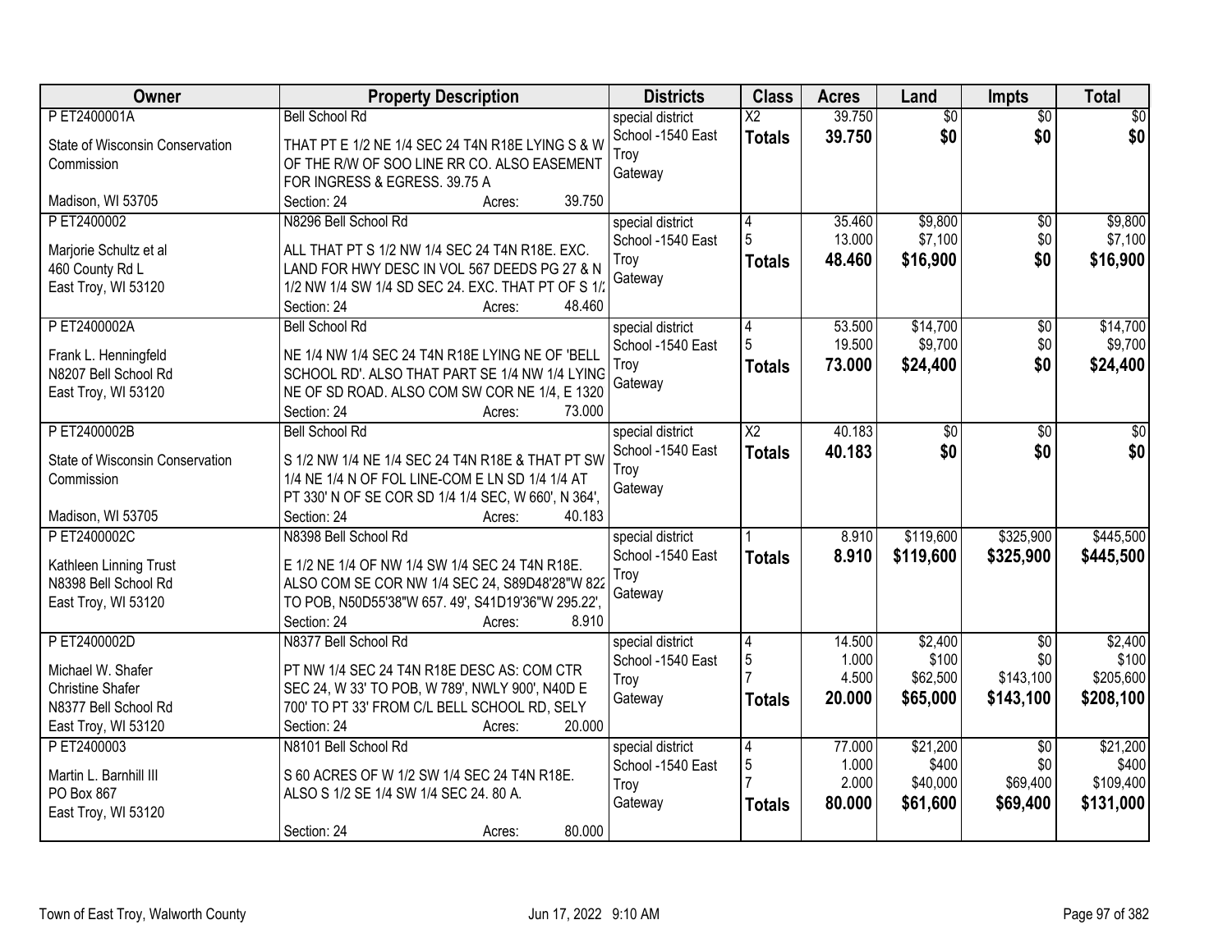| Owner | Property Description | Districts | Class | Acres | Land | Impts | Total |
|---|---|---|---|---|---|---|---|
| P ET2400001A<br>State of Wisconsin Conservation Commission<br>Madison, WI 53705 | Bell School Rd<br>THAT PT E 1/2 NE 1/4 SEC 24 T4N R18E LYING S & W OF THE R/W OF SOO LINE RR CO. ALSO EASEMENT FOR INGRESS & EGRESS. 39.75 A<br>Section: 24 Acres: 39.750 | special district<br>School -1540 East Troy<br>Gateway | X2<br>**Totals** | 39.750<br>**39.750** | $0<br>**$0** | $0<br>**$0** | $0<br>**$0** |
| P ET2400002<br>Marjorie Schultz et al<br>460 County Rd L<br>East Troy, WI 53120 | N8296 Bell School Rd<br>ALL THAT PT S 1/2 NW 1/4 SEC 24 T4N R18E. EXC. LAND FOR HWY DESC IN VOL 567 DEEDS PG 27 & N 1/2 NW 1/4 SW 1/4 SD SEC 24. EXC. THAT PT OF S 1/2<br>Section: 24 Acres: 48.460 | special district<br>School -1540 East Troy<br>Gateway | 4<br>5<br>**Totals** | 35.460<br>13.000<br>**48.460** | $9,800<br>$7,100<br>**$16,900** | $0<br>$0<br>**$0** | $9,800<br>$7,100<br>**$16,900** |
| P ET2400002A<br>Frank L. Henningfeld<br>N8207 Bell School Rd<br>East Troy, WI 53120 | Bell School Rd<br>NE 1/4 NW 1/4 SEC 24 T4N R18E LYING NE OF 'BELL SCHOOL RD'. ALSO THAT PART SE 1/4 NW 1/4 LYING NE OF SD ROAD. ALSO COM SW COR NE 1/4, E 1320<br>Section: 24 Acres: 73.000 | special district<br>School -1540 East Troy<br>Gateway | 4<br>5<br>**Totals** | 53.500<br>19.500<br>**73.000** | $14,700<br>$9,700<br>**$24,400** | $0<br>$0<br>**$0** | $14,700<br>$9,700<br>**$24,400** |
| P ET2400002B<br>State of Wisconsin Conservation Commission<br>Madison, WI 53705 | Bell School Rd<br>S 1/2 NW 1/4 NE 1/4 SEC 24 T4N R18E & THAT PT SW 1/4 NE 1/4 N OF FOL LINE-COM E LN SD 1/4 1/4 AT PT 330' N OF SE COR SD 1/4 1/4 SEC, W 660', N 364',<br>Section: 24 Acres: 40.183 | special district<br>School -1540 East Troy<br>Gateway | X2<br>**Totals** | 40.183<br>**40.183** | $0<br>**$0** | $0<br>**$0** | $0<br>**$0** |
| P ET2400002C<br>Kathleen Linning Trust<br>N8398 Bell School Rd<br>East Troy, WI 53120 | N8398 Bell School Rd<br>E 1/2 NE 1/4 OF NW 1/4 SW 1/4 SEC 24 T4N R18E. ALSO COM SE COR NW 1/4 SEC 24, S89D48'28"W 822 TO POB, N50D55'38"W 657. 49', S41D19'36"W 295.22',<br>Section: 24 Acres: 8.910 | special district<br>School -1540 East Troy<br>Gateway | 1<br>**Totals** | 8.910<br>**8.910** | $119,600<br>**$119,600** | $325,900<br>**$325,900** | $445,500<br>**$445,500** |
| P ET2400002D<br>Michael W. Shafer<br>Christine Shafer<br>N8377 Bell School Rd<br>East Troy, WI 53120 | N8377 Bell School Rd<br>PT NW 1/4 SEC 24 T4N R18E DESC AS: COM CTR SEC 24, W 33' TO POB, W 789', NWLY 900', N40D E 700' TO PT 33' FROM C/L BELL SCHOOL RD, SELY<br>Section: 24 Acres: 20.000 | special district<br>School -1540 East Troy<br>Gateway | 4<br>5<br>7<br>**Totals** | 14.500<br>1.000<br>4.500<br>**20.000** | $2,400<br>$100<br>$62,500<br>**$65,000** | $0<br>$0<br>$143,100<br>**$143,100** | $2,400<br>$100<br>$205,600<br>**$208,100** |
| P ET2400003<br>Martin L. Barnhill III<br>PO Box 867<br>East Troy, WI 53120 | N8101 Bell School Rd<br>S 60 ACRES OF W 1/2 SW 1/4 SEC 24 T4N R18E. ALSO S 1/2 SE 1/4 SW 1/4 SEC 24. 80 A.<br>Section: 24 Acres: 80.000 | special district<br>School -1540 East Troy<br>Gateway | 4<br>5<br>7<br>**Totals** | 77.000<br>1.000<br>2.000<br>**80.000** | $21,200<br>$400<br>$40,000<br>**$61,600** | $0<br>$0<br>$69,400<br>**$69,400** | $21,200<br>$400<br>$109,400<br>**$131,000** |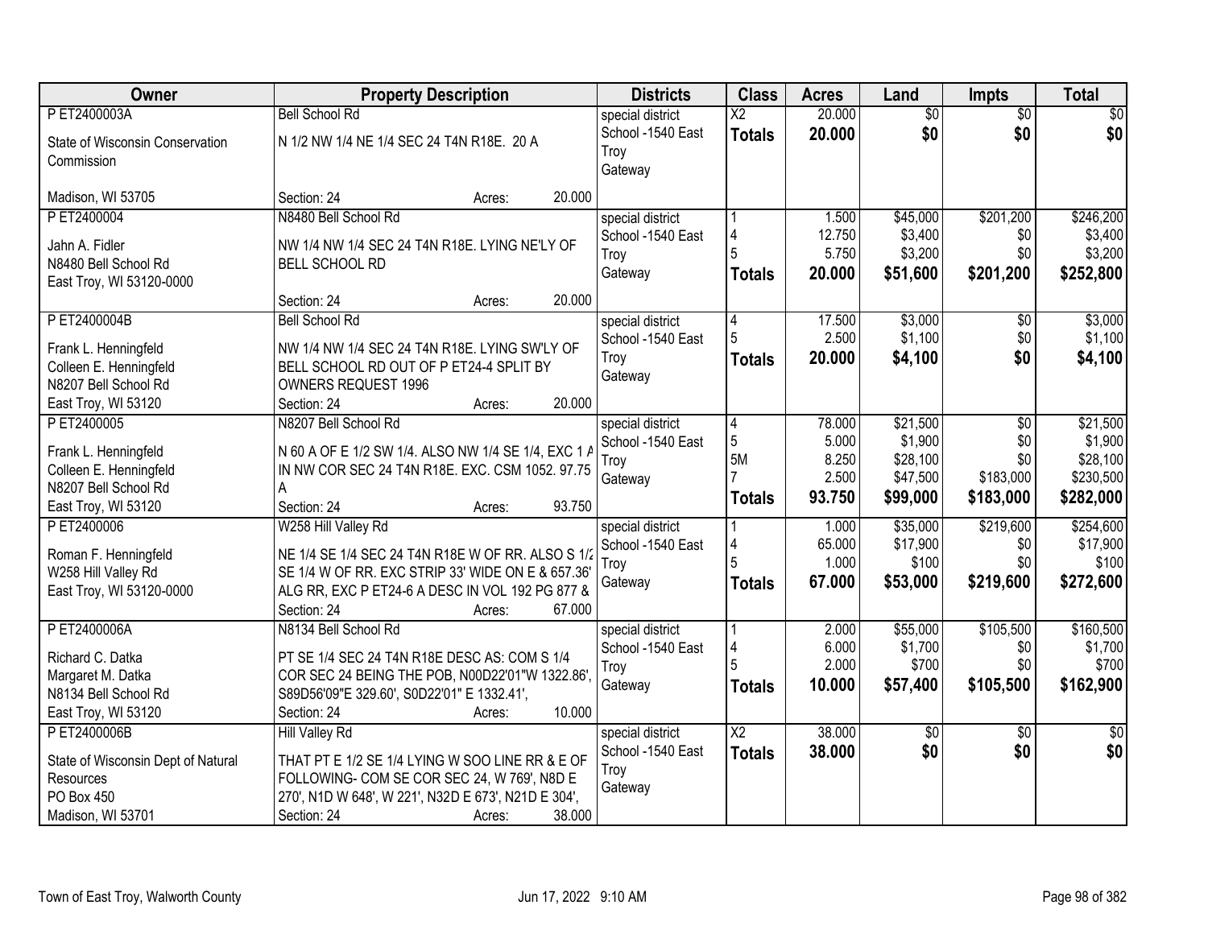| Owner | Property Description | Districts | Class | Acres | Land | Impts | Total |
|---|---|---|---|---|---|---|---|
| P ET2400003A<br>State of Wisconsin Conservation Commission<br><br>Madison, WI 53705 | Bell School Rd<br>N 1/2 NW 1/4 NE 1/4 SEC 24 T4N R18E. 20 A<br><br>Section: 24 Acres: 20.000 | special district<br>School -1540 East Troy<br>Gateway | X2<br>**Totals** | 20.000<br>**20.000** | $0<br>**$0** | $0<br>**$0** | $0<br>**$0** |
| P ET2400004<br>Jahn A. Fidler<br>N8480 Bell School Rd<br>East Troy, WI 53120-0000 | N8480 Bell School Rd<br>NW 1/4 NW 1/4 SEC 24 T4N R18E. LYING NE'LY OF BELL SCHOOL RD<br><br>Section: 24 Acres: 20.000 | special district<br>School -1540 East Troy<br>Gateway | 1<br>4<br>5<br>**Totals** | 1.500<br>12.750<br>5.750<br>**20.000** | $45,000<br>$3,400<br>$3,200<br>**$51,600** | $201,200<br>$0<br>$0<br>**$201,200** | $246,200<br>$3,400<br>$3,200<br>**$252,800** |
| P ET2400004B<br>Frank L. Henningfeld<br>Colleen E. Henningfeld<br>N8207 Bell School Rd<br>East Troy, WI 53120 | Bell School Rd<br>NW 1/4 NW 1/4 SEC 24 T4N R18E. LYING SW'LY OF BELL SCHOOL RD OUT OF P ET24-4 SPLIT BY OWNERS REQUEST 1996<br>Section: 24 Acres: 20.000 | special district<br>School -1540 East Troy<br>Gateway | 4<br>5<br>**Totals** | 17.500<br>2.500<br>**20.000** | $3,000<br>$1,100<br>**$4,100** | $0<br>$0<br>**$0** | $3,000<br>$1,100<br>**$4,100** |
| P ET2400005<br>Frank L. Henningfeld<br>Colleen E. Henningfeld<br>N8207 Bell School Rd<br>East Troy, WI 53120 | N8207 Bell School Rd<br>N 60 A OF E 1/2 SW 1/4. ALSO NW 1/4 SE 1/4, EXC 1 A IN NW COR SEC 24 T4N R18E. EXC. CSM 1052. 97.75 A<br>Section: 24 Acres: 93.750 | special district<br>School -1540 East Troy<br>Gateway | 4<br>5<br>5M<br>7<br>**Totals** | 78.000<br>5.000<br>8.250<br>2.500<br>**93.750** | $21,500<br>$1,900<br>$28,100<br>$47,500<br>**$99,000** | $0<br>$0<br>$0<br>$183,000<br>**$183,000** | $21,500<br>$1,900<br>$28,100<br>$230,500<br>**$282,000** |
| P ET2400006<br>Roman F. Henningfeld<br>W258 Hill Valley Rd<br>East Troy, WI 53120-0000 | W258 Hill Valley Rd<br>NE 1/4 SE 1/4 SEC 24 T4N R18E W OF RR. ALSO S 1/2 SE 1/4 W OF RR. EXC STRIP 33' WIDE ON E & 657.36' ALG RR, EXC P ET24-6 A DESC IN VOL 192 PG 877 &<br>Section: 24 Acres: 67.000 | special district<br>School -1540 East Troy<br>Gateway | 1<br>4<br>5<br>**Totals** | 1.000<br>65.000<br>1.000<br>**67.000** | $35,000<br>$17,900<br>$100<br>**$53,000** | $219,600<br>$0<br>$0<br>**$219,600** | $254,600<br>$17,900<br>$100<br>**$272,600** |
| P ET2400006A<br>Richard C. Datka<br>Margaret M. Datka<br>N8134 Bell School Rd<br>East Troy, WI 53120 | N8134 Bell School Rd<br>PT SE 1/4 SEC 24 T4N R18E DESC AS: COM S 1/4 COR SEC 24 BEING THE POB, N00D22'01"W 1322.86', S89D56'09"E 329.60', S0D22'01" E 1332.41',<br>Section: 24 Acres: 10.000 | special district<br>School -1540 East Troy<br>Gateway | 1<br>4<br>5<br>**Totals** | 2.000<br>6.000<br>2.000<br>**10.000** | $55,000<br>$1,700<br>$700<br>**$57,400** | $105,500<br>$0<br>$0<br>**$105,500** | $160,500<br>$1,700<br>$700<br>**$162,900** |
| P ET2400006B<br>State of Wisconsin Dept of Natural Resources<br>PO Box 450<br>Madison, WI 53701 | Hill Valley Rd<br>THAT PT E 1/2 SE 1/4 LYING W SOO LINE RR & E OF FOLLOWING- COM SE COR SEC 24, W 769', N8D E 270', N1D W 648', W 221', N32D E 673', N21D E 304',<br>Section: 24 Acres: 38.000 | special district<br>School -1540 East Troy<br>Gateway | X2<br>**Totals** | 38.000<br>**38.000** | $0<br>**$0** | $0<br>**$0** | $0<br>**$0** |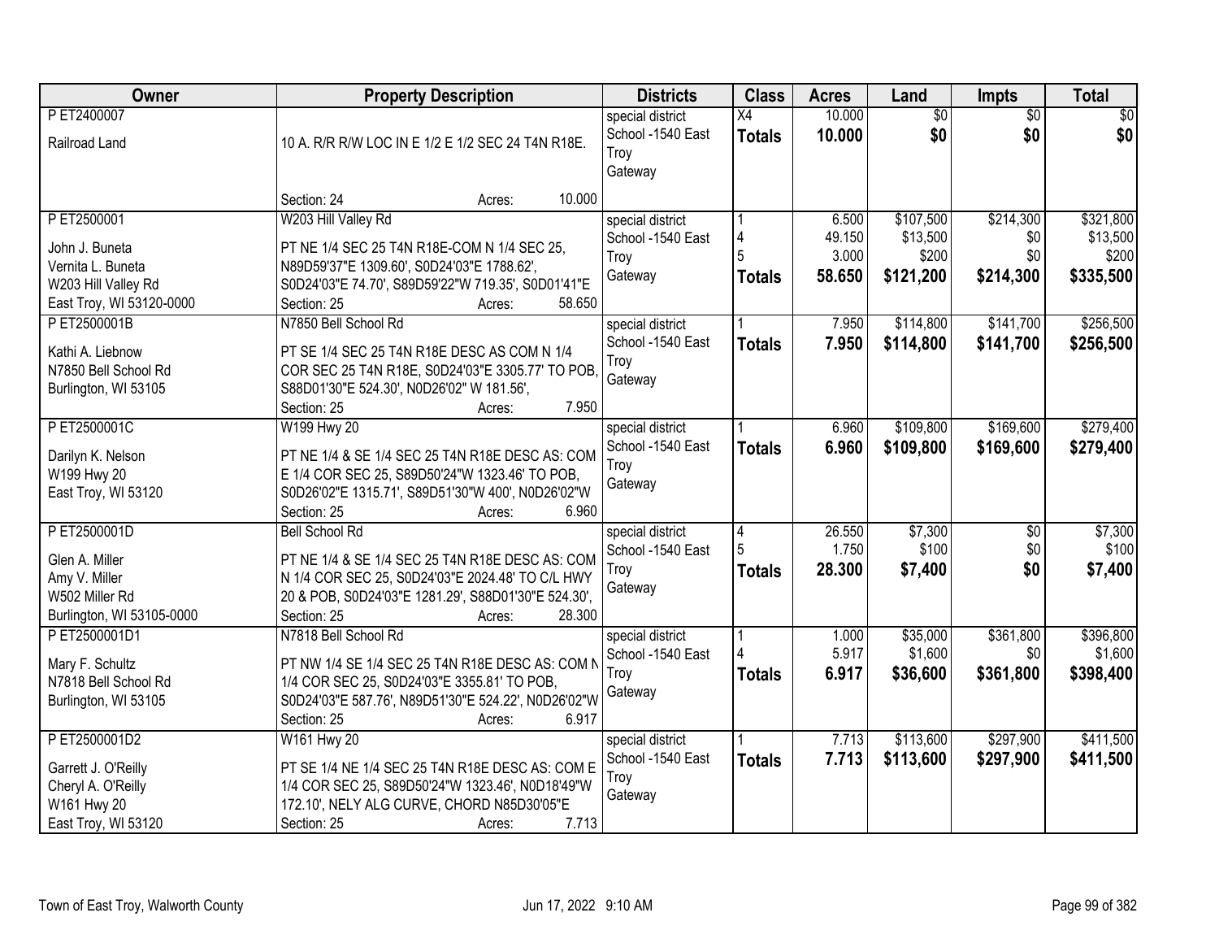| Owner | Property Description | Districts | Class | Acres | Land | Impts | Total |
|---|---|---|---|---|---|---|---|
| P ET2400007<br><br>Railroad Land | 10 A. R/R R/W LOC IN E 1/2 E 1/2 SEC 24 T4N R18E.<br><br>Section: 24 Acres: 10.000 | special district<br>School -1540 East Troy<br>Gateway | X4<br>**Totals** | 10.000<br>**10.000** | $0<br>**$0** | $0<br>**$0** | $0<br>**$0** |
| P ET2500001<br><br>John J. Buneta<br>Vernita L. Buneta<br>W203 Hill Valley Rd<br>East Troy, WI 53120-0000 | W203 Hill Valley Rd<br>PT NE 1/4 SEC 25 T4N R18E-COM N 1/4 SEC 25, N89D59'37"E 1309.60', S0D24'03"E 1788.62', S0D24'03"E 74.70', S89D59'22"W 719.35', S0D01'41"E<br>Section: 25 Acres: 58.650 | special district<br>School -1540 East Troy<br>Gateway | 1<br>4<br>5<br>**Totals** | 6.500<br>49.150<br>3.000<br>**58.650** | $107,500<br>$13,500<br>$200<br>**$121,200** | $214,300<br>$0<br>$0<br>**$214,300** | $321,800<br>$13,500<br>$200<br>**$335,500** |
| P ET2500001B<br><br>Kathi A. Liebnow<br>N7850 Bell School Rd<br>Burlington, WI 53105 | N7850 Bell School Rd<br>PT SE 1/4 SEC 25 T4N R18E DESC AS COM N 1/4 COR SEC 25 T4N R18E, S0D24'03"E 3305.77' TO POB, S88D01'30"E 524.30', N0D26'02" W 181.56',<br>Section: 25 Acres: 7.950 | special district<br>School -1540 East Troy<br>Gateway | 1<br>**Totals** | 7.950<br>**7.950** | $114,800<br>**$114,800** | $141,700<br>**$141,700** | $256,500<br>**$256,500** |
| P ET2500001C<br><br>Darilyn K. Nelson<br>W199 Hwy 20<br>East Troy, WI 53120 | W199 Hwy 20<br>PT NE 1/4 & SE 1/4 SEC 25 T4N R18E DESC AS: COM E 1/4 COR SEC 25, S89D50'24"W 1323.46' TO POB, S0D26'02"E 1315.71', S89D51'30"W 400', N0D26'02"W<br>Section: 25 Acres: 6.960 | special district<br>School -1540 East Troy<br>Gateway | 1<br>**Totals** | 6.960<br>**6.960** | $109,800<br>**$109,800** | $169,600<br>**$169,600** | $279,400<br>**$279,400** |
| P ET2500001D<br><br>Glen A. Miller<br>Amy V. Miller<br>W502 Miller Rd<br>Burlington, WI 53105-0000 | Bell School Rd<br>PT NE 1/4 & SE 1/4 SEC 25 T4N R18E DESC AS: COM N 1/4 COR SEC 25, S0D24'03"E 2024.48' TO C/L HWY 20 & POB, S0D24'03"E 1281.29', S88D01'30"E 524.30',<br>Section: 25 Acres: 28.300 | special district<br>School -1540 East Troy<br>Gateway | 4<br>5<br>**Totals** | 26.550<br>1.750<br>**28.300** | $7,300<br>$100<br>**$7,400** | $0<br>$0<br>**$0** | $7,300<br>$100<br>**$7,400** |
| P ET2500001D1<br><br>Mary F. Schultz<br>N7818 Bell School Rd<br>Burlington, WI 53105 | N7818 Bell School Rd<br>PT NW 1/4 SE 1/4 SEC 25 T4N R18E DESC AS: COM N 1/4 COR SEC 25, S0D24'03"E 3355.81' TO POB, S0D24'03"E 587.76', N89D51'30"E 524.22', N0D26'02"W<br>Section: 25 Acres: 6.917 | special district<br>School -1540 East Troy<br>Gateway | 1<br>4<br>**Totals** | 1.000<br>5.917<br>**6.917** | $35,000<br>$1,600<br>**$36,600** | $361,800<br>$0<br>**$361,800** | $396,800<br>$1,600<br>**$398,400** |
| P ET2500001D2<br><br>Garrett J. O'Reilly<br>Cheryl A. O'Reilly<br>W161 Hwy 20<br>East Troy, WI 53120 | W161 Hwy 20<br>PT SE 1/4 NE 1/4 SEC 25 T4N R18E DESC AS: COM E 1/4 COR SEC 25, S89D50'24"W 1323.46', N0D18'49"W 172.10', NELY ALG CURVE, CHORD N85D30'05"E<br>Section: 25 Acres: 7.713 | special district<br>School -1540 East Troy<br>Gateway | 1<br>**Totals** | 7.713<br>**7.713** | $113,600<br>**$113,600** | $297,900<br>**$297,900** | $411,500<br>**$411,500** |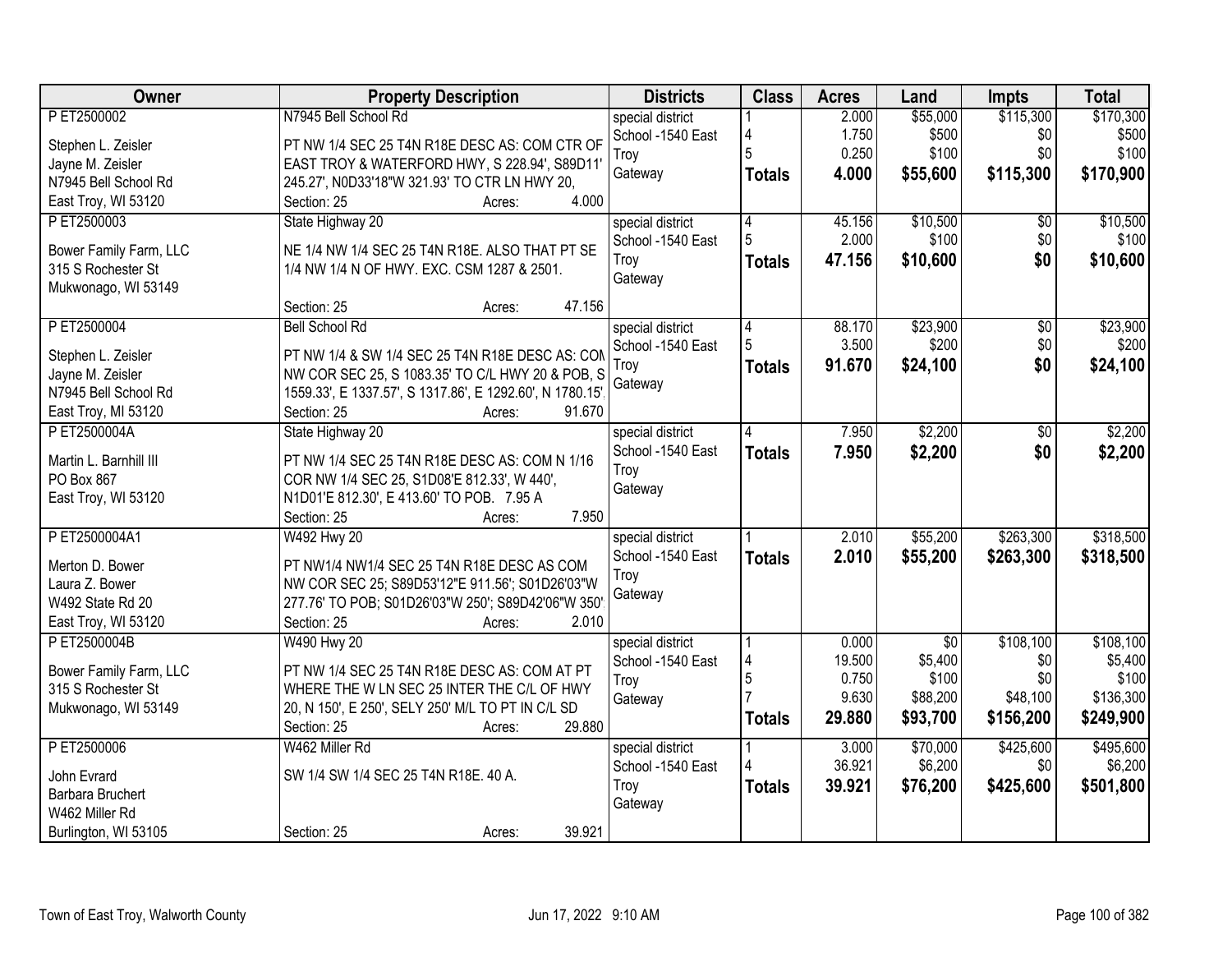| Owner | Property Description | Districts | Class | Acres | Land | Impts | Total |
|---|---|---|---|---|---|---|---|
| P ET2500002<br><br>Stephen L. Zeisler<br>Jayne M. Zeisler<br>N7945 Bell School Rd<br>East Troy, WI 53120 | N7945 Bell School Rd<br><br>PT NW 1/4 SEC 25 T4N R18E DESC AS: COM CTR OF EAST TROY & WATERFORD HWY, S 228.94', S89D11' 245.27', N0D33'18"W 321.93' TO CTR LN HWY 20,<br>Section: 25 Acres: 4.000 | special district<br>School -1540 East Troy<br>Gateway | 1<br>4<br>5<br>**Totals** | 2.000<br>1.750<br>0.250<br>**4.000** | $55,000<br>$500<br>$100<br>**$55,600** | $115,300<br>$0<br>$0<br>**$115,300** | $170,300<br>$500<br>$100<br>**$170,900** |
| P ET2500003<br><br>Bower Family Farm, LLC<br>315 S Rochester St<br>Mukwonago, WI 53149 | State Highway 20<br><br>NE 1/4 NW 1/4 SEC 25 T4N R18E. ALSO THAT PT SE 1/4 NW 1/4 N OF HWY. EXC. CSM 1287 & 2501.<br><br>Section: 25 Acres: 47.156 | special district<br>School -1540 East Troy<br>Gateway | 4<br>5<br>**Totals** | 45.156<br>2.000<br>**47.156** | $10,500<br>$100<br>**$10,600** | $0<br>$0<br>**$0** | $10,500<br>$100<br>**$10,600** |
| P ET2500004<br><br>Stephen L. Zeisler<br>Jayne M. Zeisler<br>N7945 Bell School Rd<br>East Troy, MI 53120 | Bell School Rd<br><br>PT NW 1/4 & SW 1/4 SEC 25 T4N R18E DESC AS: COM NW COR SEC 25, S 1083.35' TO C/L HWY 20 & POB, S 1559.33', E 1337.57', S 1317.86', E 1292.60', N 1780.15',<br>Section: 25 Acres: 91.670 | special district<br>School -1540 East Troy<br>Gateway | 4<br>5<br>**Totals** | 88.170<br>3.500<br>**91.670** | $23,900<br>$200<br>**$24,100** | $0<br>$0<br>**$0** | $23,900<br>$200<br>**$24,100** |
| P ET2500004A<br><br>Martin L. Barnhill III<br>PO Box 867<br>East Troy, WI 53120 | State Highway 20<br><br>PT NW 1/4 SEC 25 T4N R18E DESC AS: COM N 1/16 COR NW 1/4 SEC 25, S1D08'E 812.33', W 440', N1D01'E 812.30', E 413.60' TO POB. 7.95 A<br>Section: 25 Acres: 7.950 | special district<br>School -1540 East Troy<br>Gateway | 4<br>**Totals** | 7.950<br>**7.950** | $2,200<br>**$2,200** | $0<br>**$0** | $2,200<br>**$2,200** |
| P ET2500004A1<br><br>Merton D. Bower<br>Laura Z. Bower<br>W492 State Rd 20<br>East Troy, WI 53120 | W492 Hwy 20<br><br>PT NW1/4 NW1/4 SEC 25 T4N R18E DESC AS COM NW COR SEC 25; S89D53'12"E 911.56'; S01D26'03"W 277.76' TO POB; S01D26'03"W 250'; S89D42'06"W 350',<br>Section: 25 Acres: 2.010 | special district<br>School -1540 East Troy<br>Gateway | 1<br>**Totals** | 2.010<br>**2.010** | $55,200<br>**$55,200** | $263,300<br>**$263,300** | $318,500<br>**$318,500** |
| P ET2500004B<br><br>Bower Family Farm, LLC<br>315 S Rochester St<br>Mukwonago, WI 53149 | W490 Hwy 20<br><br>PT NW 1/4 SEC 25 T4N R18E DESC AS: COM AT PT WHERE THE W LN SEC 25 INTER THE C/L OF HWY 20, N 150', E 250', SELY 250' M/L TO PT IN C/L SD<br>Section: 25 Acres: 29.880 | special district<br>School -1540 East Troy<br>Gateway | 1<br>4<br>5<br>7<br>**Totals** | 0.000<br>19.500<br>0.750<br>9.630<br>**29.880** | $0<br>$5,400<br>$100<br>$88,200<br>**$93,700** | $108,100<br>$0<br>$0<br>$48,100<br>**$156,200** | $108,100<br>$5,400<br>$100<br>$136,300<br>**$249,900** |
| P ET2500006<br><br>John Evrard<br>Barbara Bruchert<br>W462 Miller Rd<br>Burlington, WI 53105 | W462 Miller Rd<br><br>SW 1/4 SW 1/4 SEC 25 T4N R18E. 40 A.<br><br>Section: 25 Acres: 39.921 | special district<br>School -1540 East Troy<br>Gateway | 1<br>4<br>**Totals** | 3.000<br>36.921<br>**39.921** | $70,000<br>$6,200<br>**$76,200** | $425,600<br>$0<br>**$425,600** | $495,600<br>$6,200<br>**$501,800** |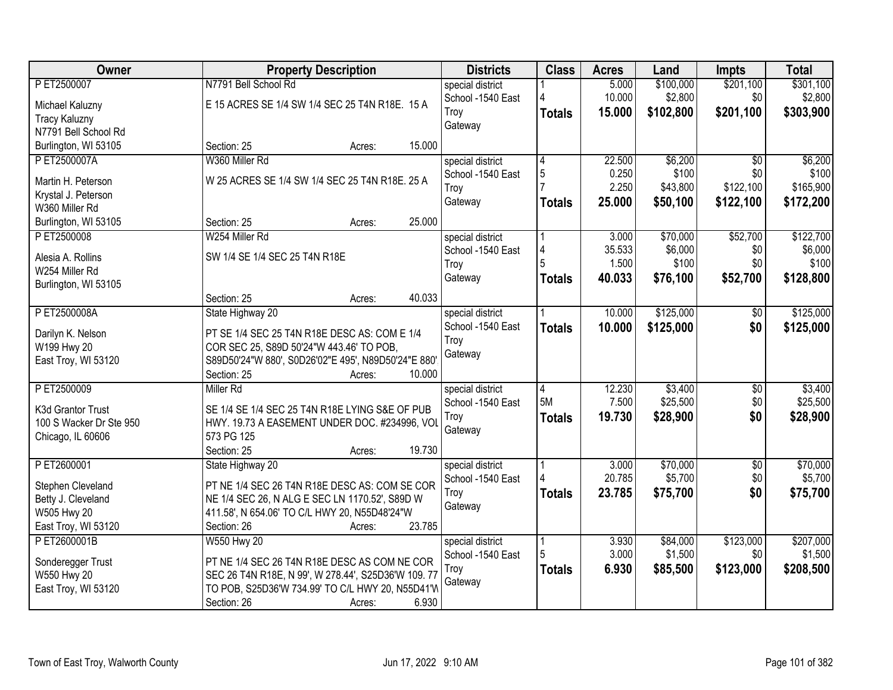| Owner | Property Description | Districts | Class | Acres | Land | Impts | Total |
|---|---|---|---|---|---|---|---|
| P ET2500007<br>Michael Kaluzny<br>Tracy Kaluzny<br>N7791 Bell School Rd<br>Burlington, WI 53105 | N7791 Bell School Rd<br>E 15 ACRES SE 1/4 SW 1/4 SEC 25 T4N R18E. 15 A<br>Section: 25 Acres: 15.000 | special district<br>School -1540 East Troy<br>Gateway | 1<br>4<br>**Totals** | 5.000<br>10.000<br>**15.000** | $100,000<br>$2,800<br>**$102,800** | $201,100<br>$0<br>**$201,100** | $301,100<br>$2,800<br>**$303,900** |
| P ET2500007A<br>Martin H. Peterson<br>Krystal J. Peterson<br>W360 Miller Rd<br>Burlington, WI 53105 | W360 Miller Rd<br>W 25 ACRES SE 1/4 SW 1/4 SEC 25 T4N R18E. 25 A<br>Section: 25 Acres: 25.000 | special district<br>School -1540 East Troy<br>Gateway | 4<br>5<br>7<br>**Totals** | 22.500<br>0.250<br>2.250<br>**25.000** | $6,200<br>$100<br>$43,800<br>**$50,100** | $0<br>$0<br>$122,100<br>**$122,100** | $6,200<br>$100<br>$165,900<br>**$172,200** |
| P ET2500008<br>Alesia A. Rollins<br>W254 Miller Rd<br>Burlington, WI 53105 | W254 Miller Rd<br>SW 1/4 SE 1/4 SEC 25 T4N R18E<br>Section: 25 Acres: 40.033 | special district<br>School -1540 East Troy<br>Gateway | 1<br>4<br>5<br>**Totals** | 3.000<br>35.533<br>1.500<br>**40.033** | $70,000<br>$6,000<br>$100<br>**$76,100** | $52,700<br>$0<br>$0<br>**$52,700** | $122,700<br>$6,000<br>$100<br>**$128,800** |
| P ET2500008A<br>Darilyn K. Nelson<br>W199 Hwy 20<br>East Troy, WI 53120 | State Highway 20<br>PT SE 1/4 SEC 25 T4N R18E DESC AS: COM E 1/4 COR SEC 25, S89D 50'24"W 443.46' TO POB, S89D50'24"W 880', S0D26'02"E 495', N89D50'24"E 880'<br>Section: 25 Acres: 10.000 | special district<br>School -1540 East Troy<br>Gateway | 1<br>**Totals** | 10.000<br>**10.000** | $125,000<br>**$125,000** | $0<br>**$0** | $125,000<br>**$125,000** |
| P ET2500009<br>K3d Grantor Trust<br>100 S Wacker Dr Ste 950<br>Chicago, IL 60606 | Miller Rd<br>SE 1/4 SE 1/4 SEC 25 T4N R18E LYING S&E OF PUB HWY. 19.73 A EASEMENT UNDER DOC. #234996, VOL 573 PG 125<br>Section: 25 Acres: 19.730 | special district<br>School -1540 East Troy<br>Gateway | 4<br>5M<br>**Totals** | 12.230<br>7.500<br>**19.730** | $3,400<br>$25,500<br>**$28,900** | $0<br>$0<br>**$0** | $3,400<br>$25,500<br>**$28,900** |
| P ET2600001<br>Stephen Cleveland<br>Betty J. Cleveland<br>W505 Hwy 20<br>East Troy, WI 53120 | State Highway 20<br>PT NE 1/4 SEC 26 T4N R18E DESC AS: COM SE COR NE 1/4 SEC 26, N ALG E SEC LN 1170.52', S89D W 411.58', N 654.06' TO C/L HWY 20, N55D48'24"W<br>Section: 26 Acres: 23.785 | special district<br>School -1540 East Troy<br>Gateway | 1<br>4<br>**Totals** | 3.000<br>20.785<br>**23.785** | $70,000<br>$5,700<br>**$75,700** | $0<br>$0<br>**$0** | $70,000<br>$5,700<br>**$75,700** |
| P ET2600001B<br>Sonderegger Trust<br>W550 Hwy 20<br>East Troy, WI 53120 | W550 Hwy 20<br>PT NE 1/4 SEC 26 T4N R18E DESC AS COM NE COR SEC 26 T4N R18E, N 99', W 278.44', S25D36'W 109. 77 TO POB, S25D36'W 734.99' TO C/L HWY 20, N55D41'W<br>Section: 26 Acres: 6.930 | special district<br>School -1540 East Troy<br>Gateway | 1<br>5<br>**Totals** | 3.930<br>3.000<br>**6.930** | $84,000<br>$1,500<br>**$85,500** | $123,000<br>$0<br>**$123,000** | $207,000<br>$1,500<br>**$208,500** |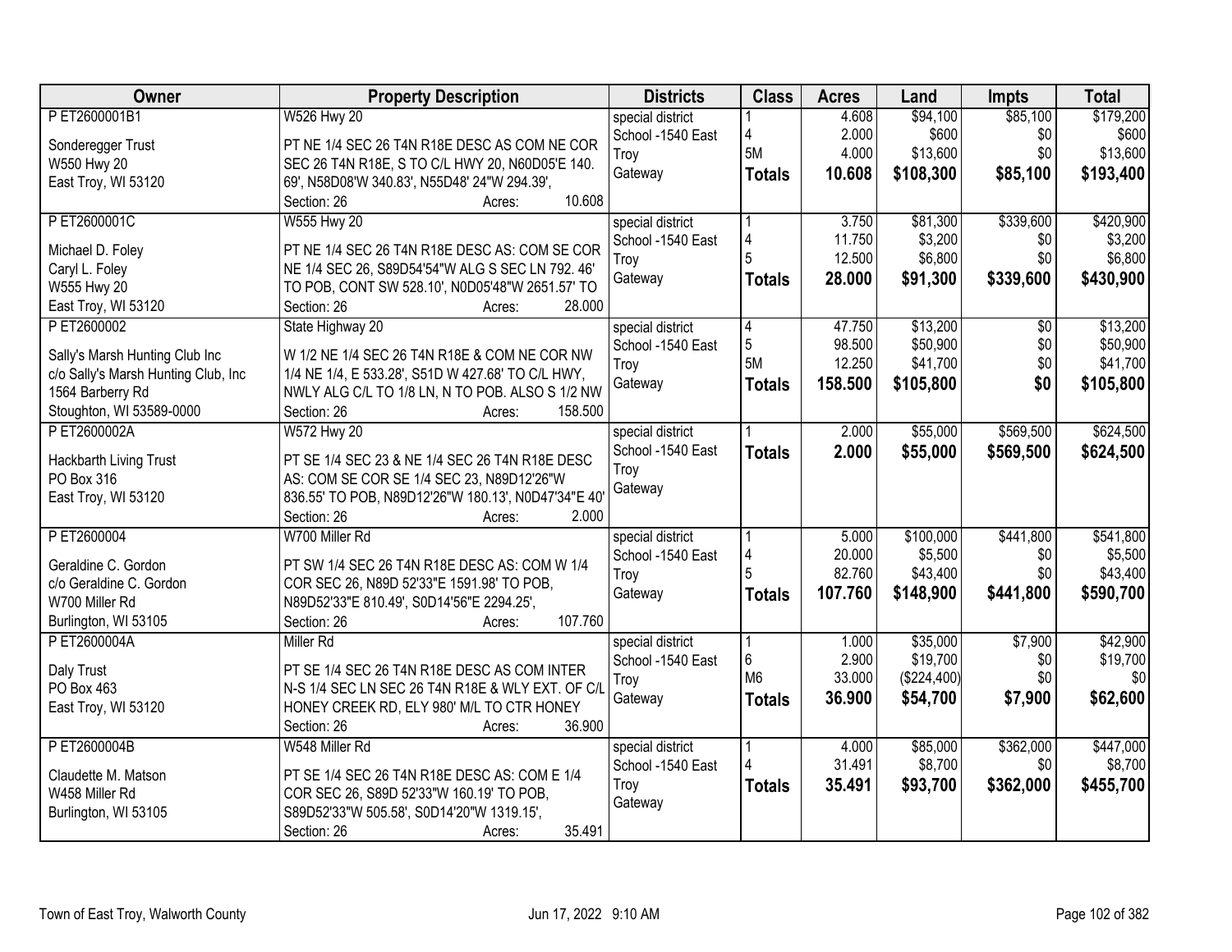| Owner | Property Description | Districts | Class | Acres | Land | Impts | Total |
|---|---|---|---|---|---|---|---|
| P ET2600001B1<br><br>Sonderegger Trust<br>W550 Hwy 20<br>East Troy, WI 53120 | W526 Hwy 20<br><br>PT NE 1/4 SEC 26 T4N R18E DESC AS COM NE COR SEC 26 T4N R18E, S TO C/L HWY 20, N60D05'E 140. 69', N58D08'W 340.83', N55D48' 24"W 294.39',<br>Section: 26 Acres: 10.608 | special district<br>School -1540 East Troy<br>Gateway | 1<br>4<br>5M<br>**Totals** | 4.608<br>2.000<br>4.000<br>**10.608** | $94,100<br>$600<br>$13,600<br>**$108,300** | $85,100<br>$0<br>$0<br>**$85,100** | $179,200<br>$600<br>$13,600<br>**$193,400** |
| P ET2600001C<br><br>Michael D. Foley<br>Caryl L. Foley<br>W555 Hwy 20<br>East Troy, WI 53120 | W555 Hwy 20<br><br>PT NE 1/4 SEC 26 T4N R18E DESC AS: COM SE COR NE 1/4 SEC 26, S89D54'54"W ALG S SEC LN 792. 46' TO POB, CONT SW 528.10', N0D05'48"W 2651.57' TO<br>Section: 26 Acres: 28.000 | special district<br>School -1540 East Troy<br>Gateway | 1<br>4<br>5<br>**Totals** | 3.750<br>11.750<br>12.500<br>**28.000** | $81,300<br>$3,200<br>$6,800<br>**$91,300** | $339,600<br>$0<br>$0<br>**$339,600** | $420,900<br>$3,200<br>$6,800<br>**$430,900** |
| P ET2600002<br><br>Sally's Marsh Hunting Club Inc<br>c/o Sally's Marsh Hunting Club, Inc<br>1564 Barberry Rd<br>Stoughton, WI 53589-0000 | State Highway 20<br><br>W 1/2 NE 1/4 SEC 26 T4N R18E & COM NE COR NW 1/4 NE 1/4, E 533.28', S51D W 427.68' TO C/L HWY, NWLY ALG C/L TO 1/8 LN, N TO POB. ALSO S 1/2 NW<br>Section: 26 Acres: 158.500 | special district<br>School -1540 East Troy<br>Gateway | 4<br>5<br>5M<br>**Totals** | 47.750<br>98.500<br>12.250<br>**158.500** | $13,200<br>$50,900<br>$41,700<br>**$105,800** | $0<br>$0<br>$0<br>**$0** | $13,200<br>$50,900<br>$41,700<br>**$105,800** |
| P ET2600002A<br><br>Hackbarth Living Trust<br>PO Box 316<br>East Troy, WI 53120 | W572 Hwy 20<br><br>PT SE 1/4 SEC 23 & NE 1/4 SEC 26 T4N R18E DESC AS: COM SE COR SE 1/4 SEC 23, N89D12'26"W 836.55' TO POB, N89D12'26"W 180.13', N0D47'34"E 40'<br>Section: 26 Acres: 2.000 | special district<br>School -1540 East Troy<br>Gateway | 1<br>**Totals** | 2.000<br>**2.000** | $55,000<br>**$55,000** | $569,500<br>**$569,500** | $624,500<br>**$624,500** |
| P ET2600004<br><br>Geraldine C. Gordon<br>c/o Geraldine C. Gordon<br>W700 Miller Rd<br>Burlington, WI 53105 | W700 Miller Rd<br><br>PT SW 1/4 SEC 26 T4N R18E DESC AS: COM W 1/4 COR SEC 26, N89D 52'33"E 1591.98' TO POB, N89D52'33"E 810.49', S0D14'56"E 2294.25',<br>Section: 26 Acres: 107.760 | special district<br>School -1540 East Troy<br>Gateway | 1<br>4<br>5<br>**Totals** | 5.000<br>20.000<br>82.760<br>**107.760** | $100,000<br>$5,500<br>$43,400<br>**$148,900** | $441,800<br>$0<br>$0<br>**$441,800** | $541,800<br>$5,500<br>$43,400<br>**$590,700** |
| P ET2600004A<br><br>Daly Trust<br>PO Box 463<br>East Troy, WI 53120 | Miller Rd<br><br>PT SE 1/4 SEC 26 T4N R18E DESC AS COM INTER N-S 1/4 SEC LN SEC 26 T4N R18E & WLY EXT. OF C/L HONEY CREEK RD, ELY 980' M/L TO CTR HONEY<br>Section: 26 Acres: 36.900 | special district<br>School -1540 East Troy<br>Gateway | 1<br>6<br>M6<br>**Totals** | 1.000<br>2.900<br>33.000<br>**36.900** | $35,000<br>$19,700<br>($224,400)<br>**$54,700** | $7,900<br>$0<br>$0<br>**$7,900** | $42,900<br>$19,700<br>$0<br>**$62,600** |
| P ET2600004B<br><br>Claudette M. Matson<br>W458 Miller Rd<br>Burlington, WI 53105 | W548 Miller Rd<br><br>PT SE 1/4 SEC 26 T4N R18E DESC AS: COM E 1/4 COR SEC 26, S89D 52'33"W 160.19' TO POB, S89D52'33"W 505.58', S0D14'20"W 1319.15',<br>Section: 26 Acres: 35.491 | special district<br>School -1540 East Troy<br>Gateway | 1<br>4<br>**Totals** | 4.000<br>31.491<br>**35.491** | $85,000<br>$8,700<br>**$93,700** | $362,000<br>$0<br>**$362,000** | $447,000<br>$8,700<br>**$455,700** |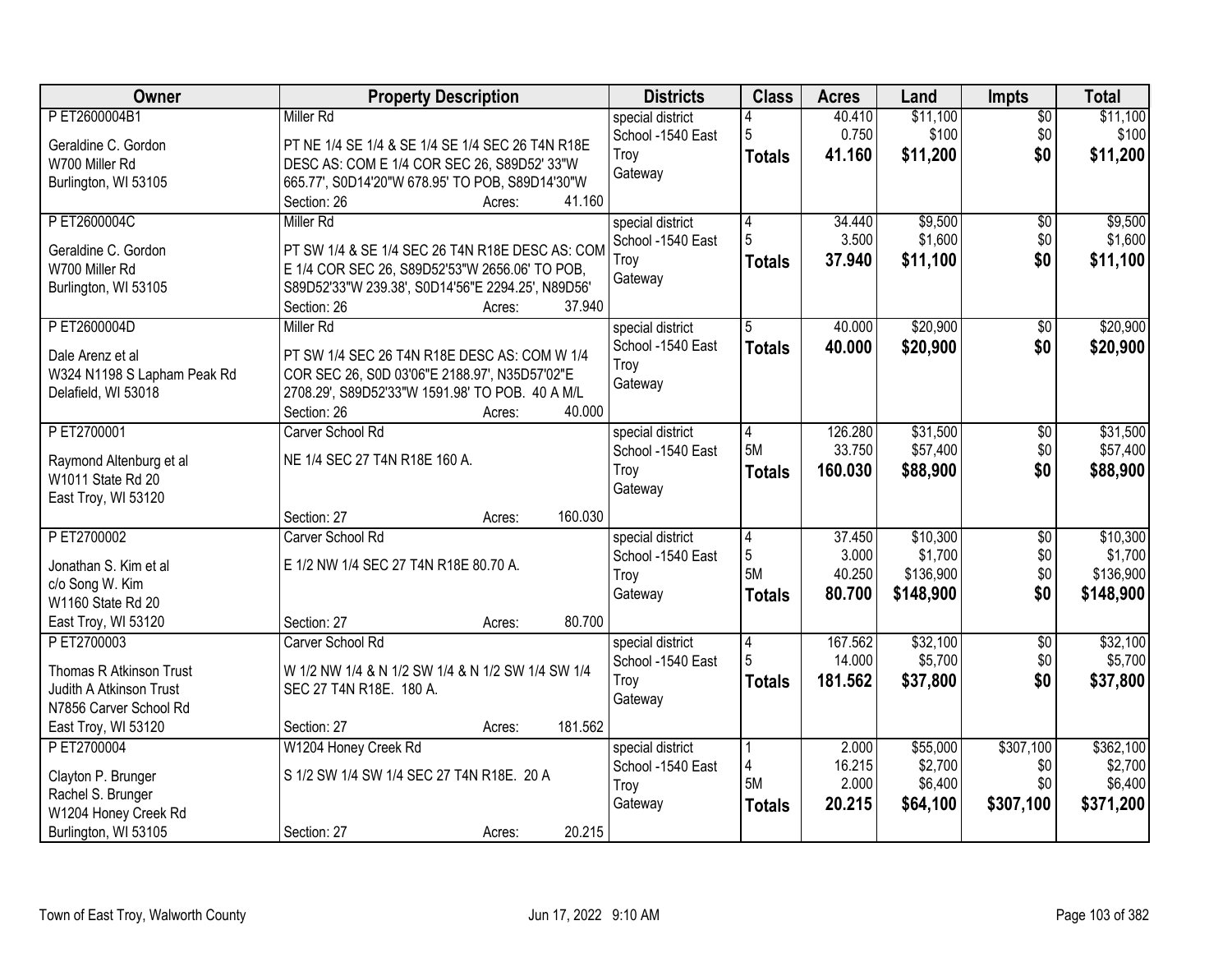| Owner | Property Description | Districts | Class | Acres | Land | Impts | Total |
|---|---|---|---|---|---|---|---|
| P ET2600004B1<br>Geraldine C. Gordon<br>W700 Miller Rd<br>Burlington, WI 53105 | Miller Rd<br>PT NE 1/4 SE 1/4 & SE 1/4 SE 1/4 SEC 26 T4N R18E DESC AS: COM E 1/4 COR SEC 26, S89D52' 33"W 665.77', S0D14'20"W 678.95' TO POB, S89D14'30"W<br>Section: 26 Acres: 41.160 | special district<br>School -1540 East Troy<br>Gateway | 4<br>5<br>**Totals** | 40.410<br>0.750<br>**41.160** | $11,100<br>$100<br>**$11,200** | $0<br>$0<br>**$0** | $11,100<br>$100<br>**$11,200** |
| P ET2600004C<br>Geraldine C. Gordon<br>W700 Miller Rd<br>Burlington, WI 53105 | Miller Rd<br>PT SW 1/4 & SE 1/4 SEC 26 T4N R18E DESC AS: COM E 1/4 COR SEC 26, S89D52'53"W 2656.06' TO POB, S89D52'33"W 239.38', S0D14'56"E 2294.25', N89D56'<br>Section: 26 Acres: 37.940 | special district<br>School -1540 East Troy<br>Gateway | 4<br>5<br>**Totals** | 34.440<br>3.500<br>**37.940** | $9,500<br>$1,600<br>**$11,100** | $0<br>$0<br>**$0** | $9,500<br>$1,600<br>**$11,100** |
| P ET2600004D<br>Dale Arenz et al<br>W324 N1198 S Lapham Peak Rd<br>Delafield, WI 53018 | Miller Rd<br>PT SW 1/4 SEC 26 T4N R18E DESC AS: COM W 1/4 COR SEC 26, S0D 03'06"E 2188.97', N35D57'02"E 2708.29', S89D52'33"W 1591.98' TO POB. 40 A M/L<br>Section: 26 Acres: 40.000 | special district<br>School -1540 East Troy<br>Gateway | 5<br>**Totals** | 40.000<br>**40.000** | $20,900<br>**$20,900** | $0<br>**$0** | $20,900<br>**$20,900** |
| P ET2700001<br>Raymond Altenburg et al<br>W1011 State Rd 20<br>East Troy, WI 53120 | Carver School Rd<br>NE 1/4 SEC 27 T4N R18E 160 A.<br>Section: 27 Acres: 160.030 | special district<br>School -1540 East Troy<br>Gateway | 4<br>5M<br>**Totals** | 126.280<br>33.750<br>**160.030** | $31,500<br>$57,400<br>**$88,900** | $0<br>$0<br>**$0** | $31,500<br>$57,400<br>**$88,900** |
| P ET2700002<br>Jonathan S. Kim et al<br>c/o Song W. Kim<br>W1160 State Rd 20<br>East Troy, WI 53120 | Carver School Rd<br>E 1/2 NW 1/4 SEC 27 T4N R18E 80.70 A.<br>Section: 27 Acres: 80.700 | special district<br>School -1540 East Troy<br>Gateway | 4<br>5<br>5M<br>**Totals** | 37.450<br>3.000<br>40.250<br>**80.700** | $10,300<br>$1,700<br>$136,900<br>**$148,900** | $0<br>$0<br>$0<br>**$0** | $10,300<br>$1,700<br>$136,900<br>**$148,900** |
| P ET2700003<br>Thomas R Atkinson Trust<br>Judith A Atkinson Trust<br>N7856 Carver School Rd<br>East Troy, WI 53120 | Carver School Rd<br>W 1/2 NW 1/4 & N 1/2 SW 1/4 & N 1/2 SW 1/4 SW 1/4 SEC 27 T4N R18E. 180 A.<br>Section: 27 Acres: 181.562 | special district<br>School -1540 East Troy<br>Gateway | 4<br>5<br>**Totals** | 167.562<br>14.000<br>**181.562** | $32,100<br>$5,700<br>**$37,800** | $0<br>$0<br>**$0** | $32,100<br>$5,700<br>**$37,800** |
| P ET2700004<br>Clayton P. Brunger<br>Rachel S. Brunger<br>W1204 Honey Creek Rd<br>Burlington, WI 53105 | W1204 Honey Creek Rd<br>S 1/2 SW 1/4 SW 1/4 SEC 27 T4N R18E. 20 A<br>Section: 27 Acres: 20.215 | special district<br>School -1540 East Troy<br>Gateway | 1<br>4<br>5M<br>**Totals** | 2.000<br>16.215<br>2.000<br>**20.215** | $55,000<br>$2,700<br>$6,400<br>**$64,100** | $307,100<br>$0<br>$0<br>**$307,100** | $362,100<br>$2,700<br>$6,400<br>**$371,200** |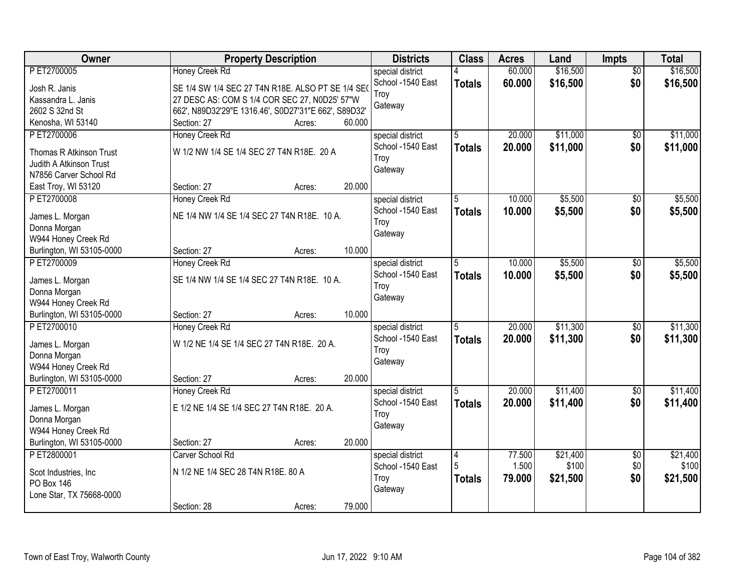| Owner | Property Description | Districts | Class | Acres | Land | Impts | Total |
|---|---|---|---|---|---|---|---|
| P ET2700005<br>Josh R. Janis<br>Kassandra L. Janis<br>2602 S 32nd St<br>Kenosha, WI 53140 | Honey Creek Rd<br>SE 1/4 SW 1/4 SEC 27 T4N R18E. ALSO PT SE 1/4 SEC 27 DESC AS: COM S 1/4 COR SEC 27, N0D25' 57"W 662', N89D32'29"E 1316.46', S0D27'31"E 662', S89D32'<br>Section: 27 Acres: 60.000 | special district<br>School -1540 East Troy<br>Gateway | 4<br>**Totals** | 60.000<br>**60.000** | $16,500<br>**$16,500** | $0<br>**$0** | $16,500<br>**$16,500** |
| P ET2700006<br>Thomas R Atkinson Trust<br>Judith A Atkinson Trust<br>N7856 Carver School Rd<br>East Troy, WI 53120 | Honey Creek Rd<br>W 1/2 NW 1/4 SE 1/4 SEC 27 T4N R18E. 20 A<br>Section: 27 Acres: 20.000 | special district<br>School -1540 East Troy<br>Gateway | 5<br>**Totals** | 20.000<br>**20.000** | $11,000<br>**$11,000** | $0<br>**$0** | $11,000<br>**$11,000** |
| P ET2700008<br>James L. Morgan<br>Donna Morgan<br>W944 Honey Creek Rd<br>Burlington, WI 53105-0000 | Honey Creek Rd<br>NE 1/4 NW 1/4 SE 1/4 SEC 27 T4N R18E. 10 A.<br>Section: 27 Acres: 10.000 | special district<br>School -1540 East Troy<br>Gateway | 5<br>**Totals** | 10.000<br>**10.000** | $5,500<br>**$5,500** | $0<br>**$0** | $5,500<br>**$5,500** |
| P ET2700009<br>James L. Morgan<br>Donna Morgan<br>W944 Honey Creek Rd<br>Burlington, WI 53105-0000 | Honey Creek Rd<br>SE 1/4 NW 1/4 SE 1/4 SEC 27 T4N R18E. 10 A.<br>Section: 27 Acres: 10.000 | special district<br>School -1540 East Troy<br>Gateway | 5<br>**Totals** | 10.000<br>**10.000** | $5,500<br>**$5,500** | $0<br>**$0** | $5,500<br>**$5,500** |
| P ET2700010<br>James L. Morgan<br>Donna Morgan<br>W944 Honey Creek Rd<br>Burlington, WI 53105-0000 | Honey Creek Rd<br>W 1/2 NE 1/4 SE 1/4 SEC 27 T4N R18E. 20 A.<br>Section: 27 Acres: 20.000 | special district<br>School -1540 East Troy<br>Gateway | 5<br>**Totals** | 20.000<br>**20.000** | $11,300<br>**$11,300** | $0<br>**$0** | $11,300<br>**$11,300** |
| P ET2700011<br>James L. Morgan<br>Donna Morgan<br>W944 Honey Creek Rd<br>Burlington, WI 53105-0000 | Honey Creek Rd<br>E 1/2 NE 1/4 SE 1/4 SEC 27 T4N R18E. 20 A.<br>Section: 27 Acres: 20.000 | special district<br>School -1540 East Troy<br>Gateway | 5<br>**Totals** | 20.000<br>**20.000** | $11,400<br>**$11,400** | $0<br>**$0** | $11,400<br>**$11,400** |
| P ET2800001<br>Scot Industries, Inc<br>PO Box 146<br>Lone Star, TX 75668-0000 | Carver School Rd<br>N 1/2 NE 1/4 SEC 28 T4N R18E. 80 A<br>Section: 28 Acres: 79.000 | special district<br>School -1540 East Troy<br>Gateway | 4<br>5<br>**Totals** | 77.500<br>1.500<br>**79.000** | $21,400<br>$100<br>**$21,500** | $0<br>$0<br>**$0** | $21,400<br>$100<br>**$21,500** |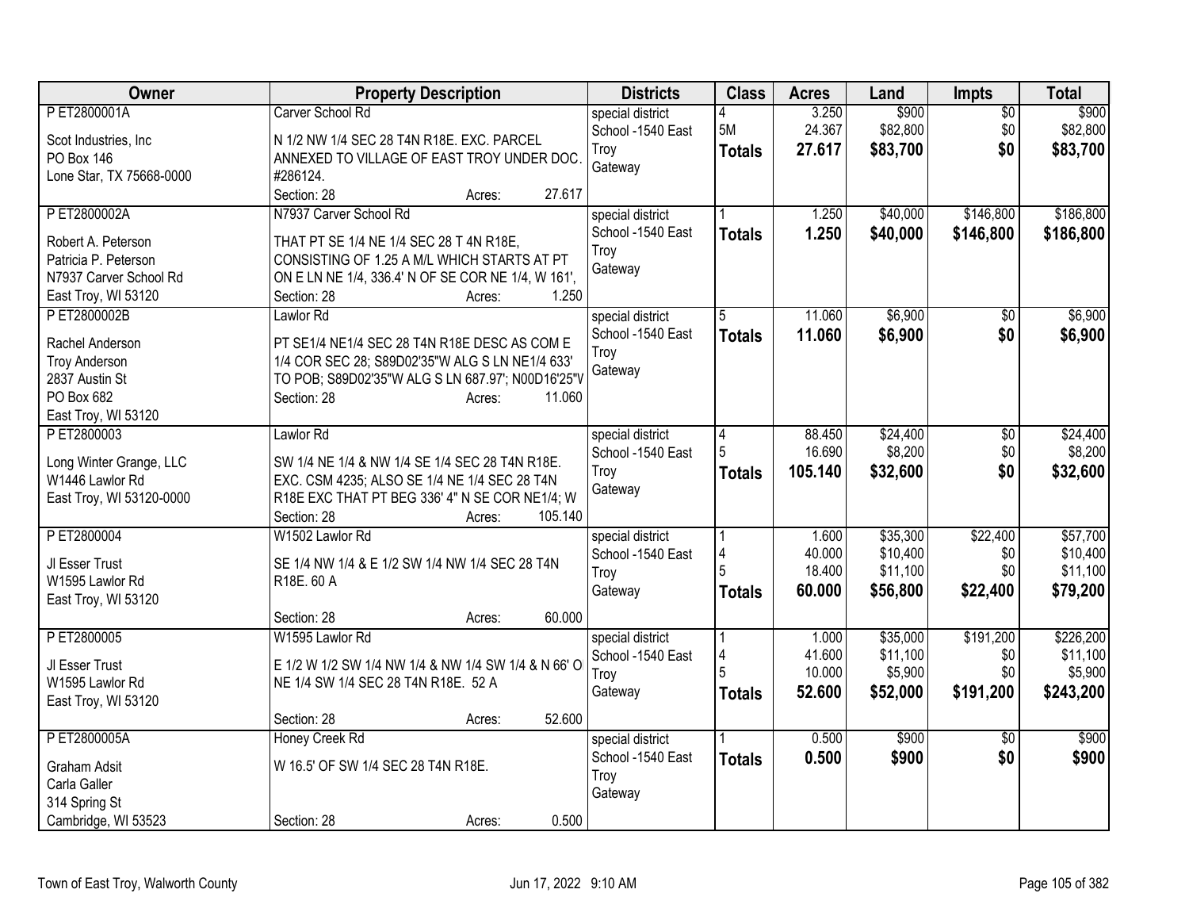| Owner | Property Description | Districts | Class | Acres | Land | Impts | Total |
|---|---|---|---|---|---|---|---|
| P ET2800001A<br><br>Scot Industries, Inc<br>PO Box 146<br>Lone Star, TX 75668-0000 | Carver School Rd<br><br>N 1/2 NW 1/4 SEC 28 T4N R18E. EXC. PARCEL ANNEXED TO VILLAGE OF EAST TROY UNDER DOC. #286124.<br>Section: 28 Acres: 27.617 | special district<br>School -1540 East Troy<br>Gateway | 4<br>5M<br>**Totals** | 3.250<br>24.367<br>**27.617** | $900<br>$82,800<br>**$83,700** | $0<br>$0<br>**$0** | $900<br>$82,800<br>**$83,700** |
| P ET2800002A<br><br>Robert A. Peterson<br>Patricia P. Peterson<br>N7937 Carver School Rd<br>East Troy, WI 53120 | N7937 Carver School Rd<br><br>THAT PT SE 1/4 NE 1/4 SEC 28 T 4N R18E, CONSISTING OF 1.25 A M/L WHICH STARTS AT PT ON E LN NE 1/4, 336.4' N OF SE COR NE 1/4, W 161',<br>Section: 28 Acres: 1.250 | special district<br>School -1540 East Troy<br>Gateway | 1<br>**Totals** | 1.250<br>**1.250** | $40,000<br>**$40,000** | $146,800<br>**$146,800** | $186,800<br>**$186,800** |
| P ET2800002B<br><br>Rachel Anderson<br>Troy Anderson<br>2837 Austin St<br>PO Box 682<br>East Troy, WI 53120 | Lawlor Rd<br><br>PT SE1/4 NE1/4 SEC 28 T4N R18E DESC AS COM E 1/4 COR SEC 28; S89D02'35"W ALG S LN NE1/4 633' TO POB; S89D02'35"W ALG S LN 687.97'; N00D16'25"V<br>Section: 28 Acres: 11.060 | special district<br>School -1540 East Troy<br>Gateway | 5<br>**Totals** | 11.060<br>**11.060** | $6,900<br>**$6,900** | $0<br>**$0** | $6,900<br>**$6,900** |
| P ET2800003<br><br>Long Winter Grange, LLC<br>W1446 Lawlor Rd<br>East Troy, WI 53120-0000 | Lawlor Rd<br><br>SW 1/4 NE 1/4 & NW 1/4 SE 1/4 SEC 28 T4N R18E. EXC. CSM 4235; ALSO SE 1/4 NE 1/4 SEC 28 T4N R18E EXC THAT PT BEG 336' 4" N SE COR NE1/4; W<br>Section: 28 Acres: 105.140 | special district<br>School -1540 East Troy<br>Gateway | 4<br>5<br>**Totals** | 88.450<br>16.690<br>**105.140** | $24,400<br>$8,200<br>**$32,600** | $0<br>$0<br>**$0** | $24,400<br>$8,200<br>**$32,600** |
| P ET2800004<br><br>Jl Esser Trust<br>W1595 Lawlor Rd<br>East Troy, WI 53120 | W1502 Lawlor Rd<br><br>SE 1/4 NW 1/4 & E 1/2 SW 1/4 NW 1/4 SEC 28 T4N R18E. 60 A<br><br>Section: 28 Acres: 60.000 | special district<br>School -1540 East Troy<br>Gateway | 1<br>4<br>5<br>**Totals** | 1.600<br>40.000<br>18.400<br>**60.000** | $35,300<br>$10,400<br>$11,100<br>**$56,800** | $22,400<br>$0<br>$0<br>**$22,400** | $57,700<br>$10,400<br>$11,100<br>**$79,200** |
| P ET2800005<br><br>Jl Esser Trust<br>W1595 Lawlor Rd<br>East Troy, WI 53120 | W1595 Lawlor Rd<br><br>E 1/2 W 1/2 SW 1/4 NW 1/4 & NW 1/4 SW 1/4 & N 66' O NE 1/4 SW 1/4 SEC 28 T4N R18E. 52 A<br><br>Section: 28 Acres: 52.600 | special district<br>School -1540 East Troy<br>Gateway | 1<br>4<br>5<br>**Totals** | 1.000<br>41.600<br>10.000<br>**52.600** | $35,000<br>$11,100<br>$5,900<br>**$52,000** | $191,200<br>$0<br>$0<br>**$191,200** | $226,200<br>$11,100<br>$5,900<br>**$243,200** |
| P ET2800005A<br><br>Graham Adsit<br>Carla Galler<br>314 Spring St<br>Cambridge, WI 53523 | Honey Creek Rd<br><br>W 16.5' OF SW 1/4 SEC 28 T4N R18E.<br><br>Section: 28 Acres: 0.500 | special district<br>School -1540 East Troy<br>Gateway | 1<br>**Totals** | 0.500<br>**0.500** | $900<br>**$900** | $0<br>**$0** | $900<br>**$900** |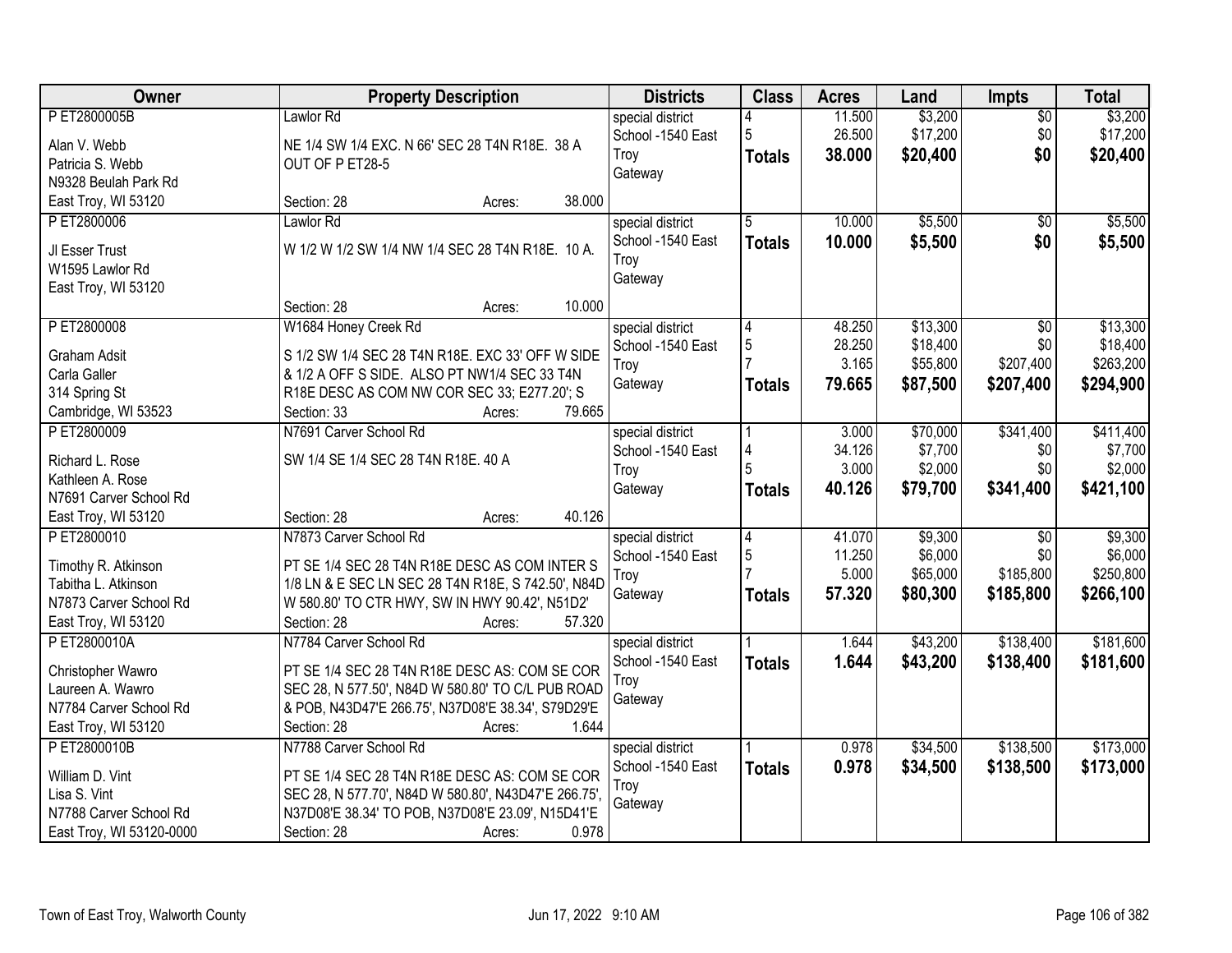| Owner | Property Description | Districts | Class | Acres | Land | Impts | Total |
|---|---|---|---|---|---|---|---|
| P ET2800005B<br>Alan V. Webb<br>Patricia S. Webb<br>N9328 Beulah Park Rd<br>East Troy, WI 53120 | Lawlor Rd<br>NE 1/4 SW 1/4 EXC. N 66' SEC 28 T4N R18E. 38 A OUT OF P ET28-5<br>Section: 28 Acres: 38.000 | special district<br>School -1540 East Troy<br>Gateway | 4<br>5<br>**Totals** | 11.500<br>26.500<br>**38.000** | $3,200<br>$17,200<br>**$20,400** | $0<br>$0<br>**$0** | $3,200<br>$17,200<br>**$20,400** |
| P ET2800006<br>Jl Esser Trust<br>W1595 Lawlor Rd<br>East Troy, WI 53120 | Lawlor Rd<br>W 1/2 W 1/2 SW 1/4 NW 1/4 SEC 28 T4N R18E. 10 A.<br>Section: 28 Acres: 10.000 | special district<br>School -1540 East Troy<br>Gateway | 5<br>**Totals** | 10.000<br>**10.000** | $5,500<br>**$5,500** | $0<br>**$0** | $5,500<br>**$5,500** |
| P ET2800008<br>Graham Adsit<br>Carla Galler<br>314 Spring St<br>Cambridge, WI 53523 | W1684 Honey Creek Rd<br>S 1/2 SW 1/4 SEC 28 T4N R18E. EXC 33' OFF W SIDE & 1/2 A OFF S SIDE. ALSO PT NW1/4 SEC 33 T4N R18E DESC AS COM NW COR SEC 33; E277.20'; S<br>Section: 33 Acres: 79.665 | special district<br>School -1540 East Troy<br>Gateway | 4<br>5<br>7<br>**Totals** | 48.250<br>28.250<br>3.165<br>**79.665** | $13,300<br>$18,400<br>$55,800<br>**$87,500** | $0<br>$0<br>$207,400<br>**$207,400** | $13,300<br>$18,400<br>$263,200<br>**$294,900** |
| P ET2800009<br>Richard L. Rose<br>Kathleen A. Rose<br>N7691 Carver School Rd<br>East Troy, WI 53120 | N7691 Carver School Rd<br>SW 1/4 SE 1/4 SEC 28 T4N R18E. 40 A<br>Section: 28 Acres: 40.126 | special district<br>School -1540 East Troy<br>Gateway | 1<br>4<br>5<br>**Totals** | 3.000<br>34.126<br>3.000<br>**40.126** | $70,000<br>$7,700<br>$2,000<br>**$79,700** | $341,400<br>$0<br>$0<br>**$341,400** | $411,400<br>$7,700<br>$2,000<br>**$421,100** |
| P ET2800010<br>Timothy R. Atkinson<br>Tabitha L. Atkinson<br>N7873 Carver School Rd<br>East Troy, WI 53120 | N7873 Carver School Rd<br>PT SE 1/4 SEC 28 T4N R18E DESC AS COM INTER S 1/8 LN & E SEC LN SEC 28 T4N R18E, S 742.50', N84D W 580.80' TO CTR HWY, SW IN HWY 90.42', N51D2'<br>Section: 28 Acres: 57.320 | special district<br>School -1540 East Troy<br>Gateway | 4<br>5<br>7<br>**Totals** | 41.070<br>11.250<br>5.000<br>**57.320** | $9,300<br>$6,000<br>$65,000<br>**$80,300** | $0<br>$0<br>$185,800<br>**$185,800** | $9,300<br>$6,000<br>$250,800<br>**$266,100** |
| P ET2800010A<br>Christopher Wawro<br>Laureen A. Wawro<br>N7784 Carver School Rd<br>East Troy, WI 53120 | N7784 Carver School Rd<br>PT SE 1/4 SEC 28 T4N R18E DESC AS: COM SE COR SEC 28, N 577.50', N84D W 580.80' TO C/L PUB ROAD & POB, N43D47'E 266.75', N37D08'E 38.34', S79D29'E<br>Section: 28 Acres: 1.644 | special district<br>School -1540 East Troy<br>Gateway | 1<br>**Totals** | 1.644<br>**1.644** | $43,200<br>**$43,200** | $138,400<br>**$138,400** | $181,600<br>**$181,600** |
| P ET2800010B<br>William D. Vint<br>Lisa S. Vint<br>N7788 Carver School Rd<br>East Troy, WI 53120-0000 | N7788 Carver School Rd<br>PT SE 1/4 SEC 28 T4N R18E DESC AS: COM SE COR SEC 28, N 577.70', N84D W 580.80', N43D47'E 266.75', N37D08'E 38.34' TO POB, N37D08'E 23.09', N15D41'E<br>Section: 28 Acres: 0.978 | special district<br>School -1540 East Troy<br>Gateway | 1<br>**Totals** | 0.978<br>**0.978** | $34,500<br>**$34,500** | $138,500<br>**$138,500** | $173,000<br>**$173,000** |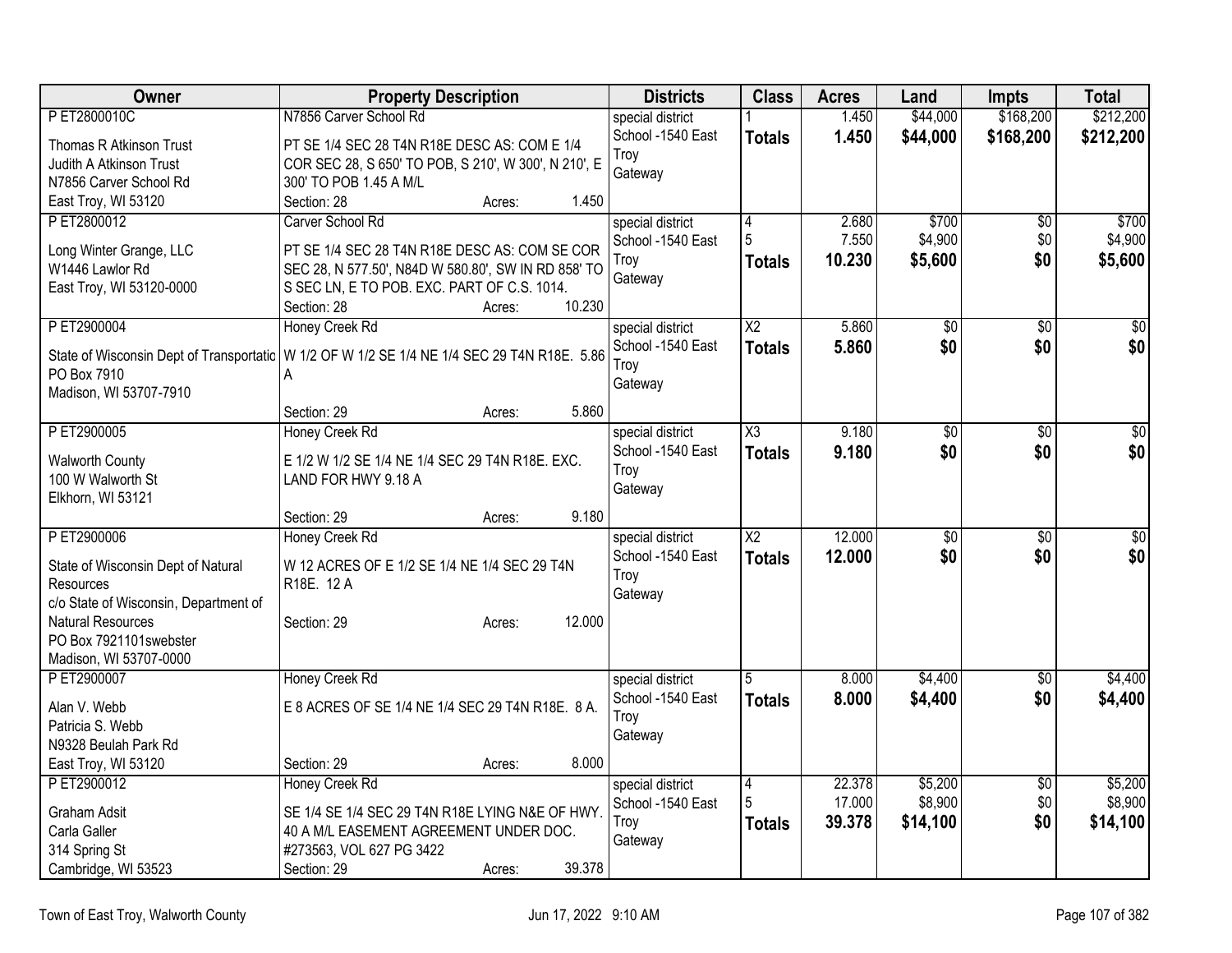| Owner | Property Description | Districts | Class | Acres | Land | Impts | Total |
|---|---|---|---|---|---|---|---|
| P ET2800010C<br>Thomas R Atkinson Trust<br>Judith A Atkinson Trust<br>N7856 Carver School Rd<br>East Troy, WI 53120 | N7856 Carver School Rd<br>PT SE 1/4 SEC 28 T4N R18E DESC AS: COM E 1/4 COR SEC 28, S 650' TO POB, S 210', W 300', N 210', E 300' TO POB 1.45 A M/L<br>Section: 28 Acres: 1.450 | special district<br>School -1540 East Troy<br>Gateway | 1<br>**Totals** | 1.450<br>**1.450** | $44,000<br>**$44,000** | $168,200<br>**$168,200** | $212,200<br>**$212,200** |
| P ET2800012<br>Long Winter Grange, LLC<br>W1446 Lawlor Rd<br>East Troy, WI 53120-0000 | Carver School Rd<br>PT SE 1/4 SEC 28 T4N R18E DESC AS: COM SE COR SEC 28, N 577.50', N84D W 580.80', SW IN RD 858' TO S SEC LN, E TO POB. EXC. PART OF C.S. 1014.<br>Section: 28 Acres: 10.230 | special district<br>School -1540 East Troy<br>Gateway | 4<br>5<br>**Totals** | 2.680<br>7.550<br>**10.230** | $700<br>$4,900<br>**$5,600** | $0<br>$0<br>**$0** | $700<br>$4,900<br>**$5,600** |
| P ET2900004<br>State of Wisconsin Dept of Transportatic<br>PO Box 7910<br>Madison, WI 53707-7910 | Honey Creek Rd<br>W 1/2 OF W 1/2 SE 1/4 NE 1/4 SEC 29 T4N R18E. 5.86 A<br>Section: 29 Acres: 5.860 | special district<br>School -1540 East Troy<br>Gateway | X2<br>**Totals** | 5.860<br>**5.860** | $0<br>**$0** | $0<br>**$0** | $0<br>**$0** |
| P ET2900005<br>Walworth County<br>100 W Walworth St<br>Elkhorn, WI 53121 | Honey Creek Rd<br>E 1/2 W 1/2 SE 1/4 NE 1/4 SEC 29 T4N R18E. EXC. LAND FOR HWY 9.18 A<br>Section: 29 Acres: 9.180 | special district<br>School -1540 East Troy<br>Gateway | X3<br>**Totals** | 9.180<br>**9.180** | $0<br>**$0** | $0<br>**$0** | $0<br>**$0** |
| P ET2900006<br>State of Wisconsin Dept of Natural Resources<br>c/o State of Wisconsin, Department of Natural Resources<br>PO Box 7921101swebster<br>Madison, WI 53707-0000 | Honey Creek Rd<br>W 12 ACRES OF E 1/2 SE 1/4 NE 1/4 SEC 29 T4N R18E. 12 A<br>Section: 29 Acres: 12.000 | special district<br>School -1540 East Troy<br>Gateway | X2<br>**Totals** | 12.000<br>**12.000** | $0<br>**$0** | $0<br>**$0** | $0<br>**$0** |
| P ET2900007<br>Alan V. Webb<br>Patricia S. Webb<br>N9328 Beulah Park Rd<br>East Troy, WI 53120 | Honey Creek Rd<br>E 8 ACRES OF SE 1/4 NE 1/4 SEC 29 T4N R18E. 8 A.<br>Section: 29 Acres: 8.000 | special district<br>School -1540 East Troy<br>Gateway | 5<br>**Totals** | 8.000<br>**8.000** | $4,400<br>**$4,400** | $0<br>**$0** | $4,400<br>**$4,400** |
| P ET2900012<br>Graham Adsit<br>Carla Galler<br>314 Spring St<br>Cambridge, WI 53523 | Honey Creek Rd<br>SE 1/4 SE 1/4 SEC 29 T4N R18E LYING N&E OF HWY. 40 A M/L EASEMENT AGREEMENT UNDER DOC. #273563, VOL 627 PG 3422<br>Section: 29 Acres: 39.378 | special district<br>School -1540 East Troy<br>Gateway | 4<br>5<br>**Totals** | 22.378<br>17.000<br>**39.378** | $5,200<br>$8,900<br>**$14,100** | $0<br>$0<br>**$0** | $5,200<br>$8,900<br>**$14,100** |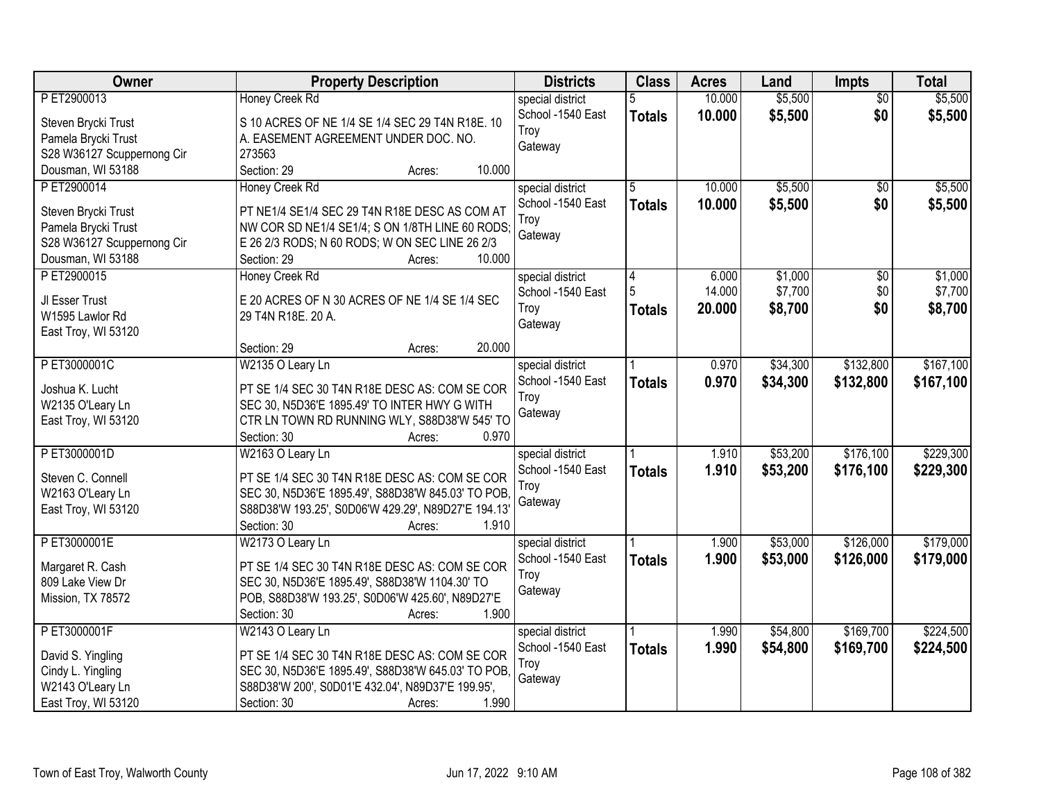| Owner | Property Description | Districts | Class | Acres | Land | Impts | Total |
|---|---|---|---|---|---|---|---|
| P ET2900013<br>Steven Brycki Trust<br>Pamela Brycki Trust<br>S28 W36127 Scuppernong Cir<br>Dousman, WI 53188 | Honey Creek Rd<br>S 10 ACRES OF NE 1/4 SE 1/4 SEC 29 T4N R18E. 10 A. EASEMENT AGREEMENT UNDER DOC. NO. 273563<br>Section: 29 Acres: 10.000 | special district<br>School -1540 East Troy<br>Gateway | 5<br>**Totals** | 10.000<br>**10.000** | $5,500<br>**$5,500** | $0<br>**$0** | $5,500<br>**$5,500** |
| P ET2900014<br>Steven Brycki Trust<br>Pamela Brycki Trust<br>S28 W36127 Scuppernong Cir<br>Dousman, WI 53188 | Honey Creek Rd<br>PT NE1/4 SE1/4 SEC 29 T4N R18E DESC AS COM AT NW COR SD NE1/4 SE1/4; S ON 1/8TH LINE 60 RODS; E 26 2/3 RODS; N 60 RODS; W ON SEC LINE 26 2/3<br>Section: 29 Acres: 10.000 | special district<br>School -1540 East Troy<br>Gateway | 5<br>**Totals** | 10.000<br>**10.000** | $5,500<br>**$5,500** | $0<br>**$0** | $5,500<br>**$5,500** |
| P ET2900015<br>Jl Esser Trust<br>W1595 Lawlor Rd<br>East Troy, WI 53120 | Honey Creek Rd<br>E 20 ACRES OF N 30 ACRES OF NE 1/4 SE 1/4 SEC 29 T4N R18E. 20 A.<br>Section: 29 Acres: 20.000 | special district<br>School -1540 East Troy<br>Gateway | 4<br>5<br>**Totals** | 6.000<br>14.000<br>**20.000** | $1,000<br>$7,700<br>**$8,700** | $0<br>$0<br>**$0** | $1,000<br>$7,700<br>**$8,700** |
| P ET3000001C<br>Joshua K. Lucht<br>W2135 O'Leary Ln<br>East Troy, WI 53120 | W2135 O Leary Ln<br>PT SE 1/4 SEC 30 T4N R18E DESC AS: COM SE COR SEC 30, N5D36'E 1895.49' TO INTER HWY G WITH CTR LN TOWN RD RUNNING WLY, S88D38'W 545' TO<br>Section: 30 Acres: 0.970 | special district<br>School -1540 East Troy<br>Gateway | 1<br>**Totals** | 0.970<br>**0.970** | $34,300<br>**$34,300** | $132,800<br>**$132,800** | $167,100<br>**$167,100** |
| P ET3000001D<br>Steven C. Connell<br>W2163 O'Leary Ln<br>East Troy, WI 53120 | W2163 O Leary Ln<br>PT SE 1/4 SEC 30 T4N R18E DESC AS: COM SE COR SEC 30, N5D36'E 1895.49', S88D38'W 845.03' TO POB, S88D38'W 193.25', S0D06'W 429.29', N89D27'E 194.13'<br>Section: 30 Acres: 1.910 | special district<br>School -1540 East Troy<br>Gateway | 1<br>**Totals** | 1.910<br>**1.910** | $53,200<br>**$53,200** | $176,100<br>**$176,100** | $229,300<br>**$229,300** |
| P ET3000001E<br>Margaret R. Cash<br>809 Lake View Dr<br>Mission, TX 78572 | W2173 O Leary Ln<br>PT SE 1/4 SEC 30 T4N R18E DESC AS: COM SE COR SEC 30, N5D36'E 1895.49', S88D38'W 1104.30' TO POB, S88D38'W 193.25', S0D06'W 425.60', N89D27'E<br>Section: 30 Acres: 1.900 | special district<br>School -1540 East Troy<br>Gateway | 1<br>**Totals** | 1.900<br>**1.900** | $53,000<br>**$53,000** | $126,000<br>**$126,000** | $179,000<br>**$179,000** |
| P ET3000001F<br>David S. Yingling<br>Cindy L. Yingling<br>W2143 O'Leary Ln<br>East Troy, WI 53120 | W2143 O Leary Ln<br>PT SE 1/4 SEC 30 T4N R18E DESC AS: COM SE COR SEC 30, N5D36'E 1895.49', S88D38'W 645.03' TO POB, S88D38'W 200', S0D01'E 432.04', N89D37'E 199.95',<br>Section: 30 Acres: 1.990 | special district<br>School -1540 East Troy<br>Gateway | 1<br>**Totals** | 1.990<br>**1.990** | $54,800<br>**$54,800** | $169,700<br>**$169,700** | $224,500<br>**$224,500** |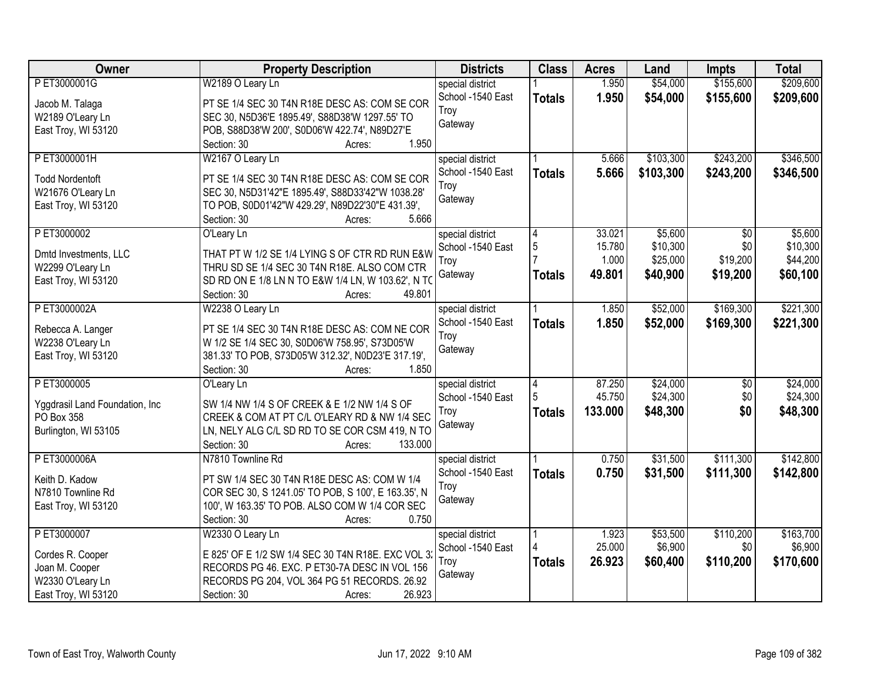| Owner | Property Description | Districts | Class | Acres | Land | Impts | Total |
|---|---|---|---|---|---|---|---|
| P ET3000001G<br>Jacob M. Talaga<br>W2189 O'Leary Ln<br>East Troy, WI 53120 | W2189 O Leary Ln<br>PT SE 1/4 SEC 30 T4N R18E DESC AS: COM SE COR SEC 30, N5D36'E 1895.49', S88D38'W 1297.55' TO POB, S88D38'W 200', S0D06'W 422.74', N89D27'E<br>Section: 30 Acres: 1.950 | special district<br>School -1540 East Troy<br>Gateway | 1<br>**Totals** | 1.950<br>**1.950** | $54,000<br>**$54,000** | $155,600<br>**$155,600** | $209,600<br>**$209,600** |
| P ET3000001H<br>Todd Nordentoft<br>W21676 O'Leary Ln<br>East Troy, WI 53120 | W2167 O Leary Ln<br>PT SE 1/4 SEC 30 T4N R18E DESC AS: COM SE COR SEC 30, N5D31'42"E 1895.49', S88D33'42"W 1038.28' TO POB, S0D01'42"W 429.29', N89D22'30"E 431.39',<br>Section: 30 Acres: 5.666 | special district<br>School -1540 East Troy<br>Gateway | 1<br>**Totals** | 5.666<br>**5.666** | $103,300<br>**$103,300** | $243,200<br>**$243,200** | $346,500<br>**$346,500** |
| P ET3000002<br>Dmtd Investments, LLC<br>W2299 O'Leary Ln<br>East Troy, WI 53120 | O'Leary Ln<br>THAT PT W 1/2 SE 1/4 LYING S OF CTR RD RUN E&W THRU SD SE 1/4 SEC 30 T4N R18E. ALSO COM CTR SD RD ON E 1/8 LN N TO E&W 1/4 LN, W 103.62', N TO<br>Section: 30 Acres: 49.801 | special district<br>School -1540 East Troy<br>Gateway | 4<br>5<br>7<br>**Totals** | 33.021<br>15.780<br>1.000<br>**49.801** | $5,600<br>$10,300<br>$25,000<br>**$40,900** | $0<br>$0<br>$19,200<br>**$19,200** | $5,600<br>$10,300<br>$44,200<br>**$60,100** |
| P ET3000002A<br>Rebecca A. Langer<br>W2238 O'Leary Ln<br>East Troy, WI 53120 | W2238 O Leary Ln<br>PT SE 1/4 SEC 30 T4N R18E DESC AS: COM NE COR W 1/2 SE 1/4 SEC 30, S0D06'W 758.95', S73D05'W 381.33' TO POB, S73D05'W 312.32', N0D23'E 317.19',<br>Section: 30 Acres: 1.850 | special district<br>School -1540 East Troy<br>Gateway | 1<br>**Totals** | 1.850<br>**1.850** | $52,000<br>**$52,000** | $169,300<br>**$169,300** | $221,300<br>**$221,300** |
| P ET3000005<br>Yggdrasil Land Foundation, Inc<br>PO Box 358<br>Burlington, WI 53105 | O'Leary Ln<br>SW 1/4 NW 1/4 S OF CREEK & E 1/2 NW 1/4 S OF CREEK & COM AT PT C/L O'LEARY RD & NW 1/4 SEC LN, NELY ALG C/L SD RD TO SE COR CSM 419, N TO<br>Section: 30 Acres: 133.000 | special district<br>School -1540 East Troy<br>Gateway | 4<br>5<br>**Totals** | 87.250<br>45.750<br>**133.000** | $24,000<br>$24,300<br>**$48,300** | $0<br>$0<br>**$0** | $24,000<br>$24,300<br>**$48,300** |
| P ET3000006A<br>Keith D. Kadow<br>N7810 Townline Rd<br>East Troy, WI 53120 | N7810 Townline Rd<br>PT SW 1/4 SEC 30 T4N R18E DESC AS: COM W 1/4 COR SEC 30, S 1241.05' TO POB, S 100', E 163.35', N 100', W 163.35' TO POB. ALSO COM W 1/4 COR SEC<br>Section: 30 Acres: 0.750 | special district<br>School -1540 East Troy<br>Gateway | 1<br>**Totals** | 0.750<br>**0.750** | $31,500<br>**$31,500** | $111,300<br>**$111,300** | $142,800<br>**$142,800** |
| P ET3000007<br>Cordes R. Cooper<br>Joan M. Cooper<br>W2330 O'Leary Ln<br>East Troy, WI 53120 | W2330 O Leary Ln<br>E 825' OF E 1/2 SW 1/4 SEC 30 T4N R18E. EXC VOL 3: RECORDS PG 46. EXC. P ET30-7A DESC IN VOL 156 RECORDS PG 204, VOL 364 PG 51 RECORDS. 26.92<br>Section: 30 Acres: 26.923 | special district<br>School -1540 East Troy<br>Gateway | 1<br>4<br>**Totals** | 1.923<br>25.000<br>**26.923** | $53,500<br>$6,900<br>**$60,400** | $110,200<br>$0<br>**$110,200** | $163,700<br>$6,900<br>**$170,600** |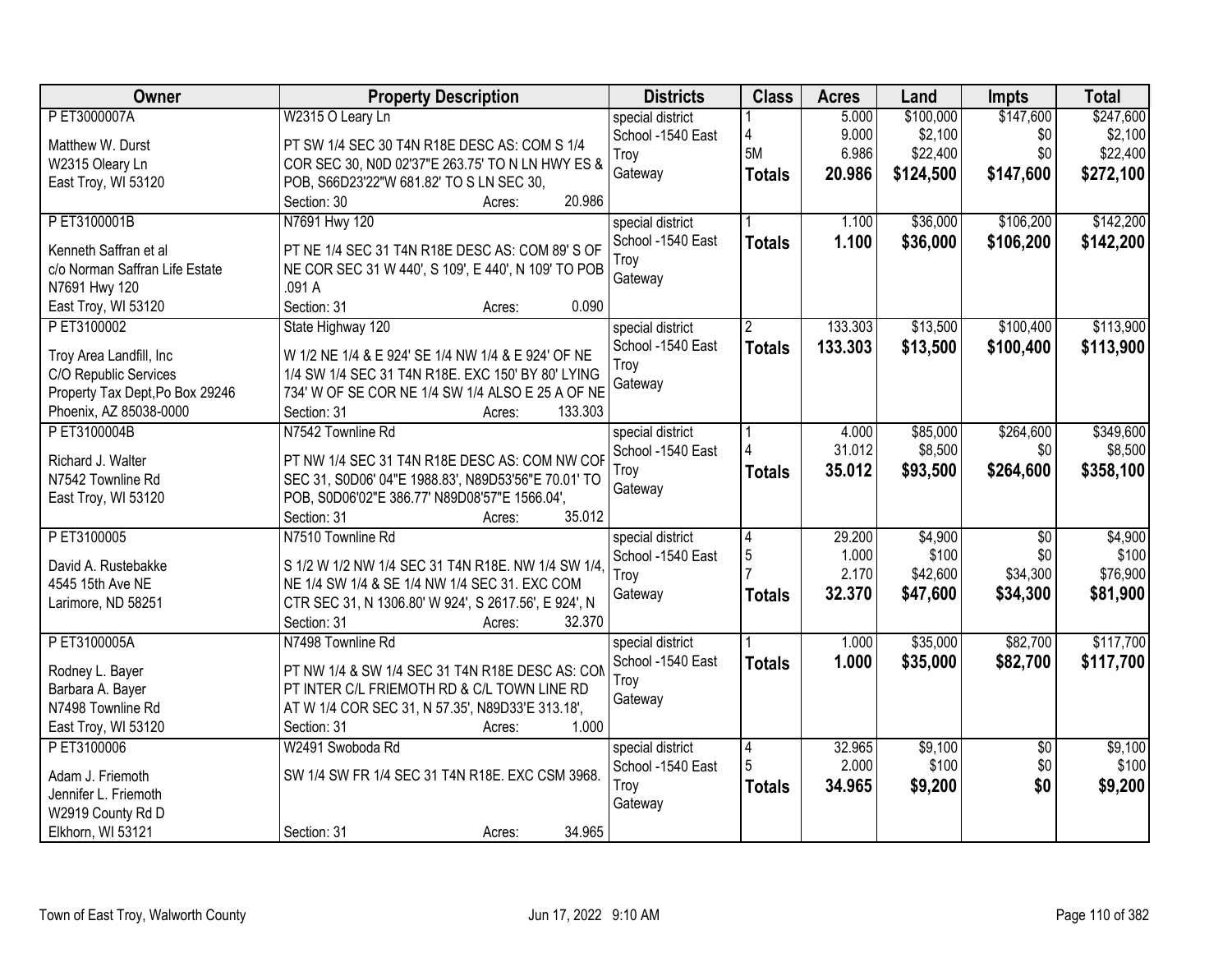| Owner | Property Description | Districts | Class | Acres | Land | Impts | Total |
|---|---|---|---|---|---|---|---|
| P ET3000007A<br><br>Matthew W. Durst<br>W2315 Oleary Ln<br>East Troy, WI 53120 | W2315 O Leary Ln<br><br>PT SW 1/4 SEC 30 T4N R18E DESC AS: COM S 1/4 COR SEC 30, N0D 02'37"E 263.75' TO N LN HWY ES & POB, S66D23'22"W 681.82' TO S LN SEC 30,<br>Section: 30 Acres: 20.986 | special district<br>School -1540 East Troy<br>Gateway | 1<br>4<br>5M<br>**Totals** | 5.000<br>9.000<br>6.986<br>**20.986** | $100,000<br>$2,100<br>$22,400<br>**$124,500** | $147,600<br>$0<br>$0<br>**$147,600** | $247,600<br>$2,100<br>$22,400<br>**$272,100** |
| P ET3100001B<br><br>Kenneth Saffran et al<br>c/o Norman Saffran Life Estate<br>N7691 Hwy 120<br>East Troy, WI 53120 | N7691 Hwy 120<br><br>PT NE 1/4 SEC 31 T4N R18E DESC AS: COM 89' S OF NE COR SEC 31 W 440', S 109', E 440', N 109' TO POB .091 A<br>Section: 31 Acres: 0.090 | special district<br>School -1540 East Troy<br>Gateway | 1<br>**Totals** | 1.100<br>**1.100** | $36,000<br>**$36,000** | $106,200<br>**$106,200** | $142,200<br>**$142,200** |
| P ET3100002<br><br>Troy Area Landfill, Inc<br>C/O Republic Services<br>Property Tax Dept,Po Box 29246<br>Phoenix, AZ 85038-0000 | State Highway 120<br><br>W 1/2 NE 1/4 & E 924' SE 1/4 NW 1/4 & E 924' OF NE 1/4 SW 1/4 SEC 31 T4N R18E. EXC 150' BY 80' LYING 734' W OF SE COR NE 1/4 SW 1/4 ALSO E 25 A OF NE<br>Section: 31 Acres: 133.303 | special district<br>School -1540 East Troy<br>Gateway | 2<br>**Totals** | 133.303<br>**133.303** | $13,500<br>**$13,500** | $100,400<br>**$100,400** | $113,900<br>**$113,900** |
| P ET3100004B<br><br>Richard J. Walter<br>N7542 Townline Rd<br>East Troy, WI 53120 | N7542 Townline Rd<br><br>PT NW 1/4 SEC 31 T4N R18E DESC AS: COM NW COR SEC 31, S0D06' 04"E 1988.83', N89D53'56"E 70.01' TO POB, S0D06'02"E 386.77' N89D08'57"E 1566.04',<br>Section: 31 Acres: 35.012 | special district<br>School -1540 East Troy<br>Gateway | 1<br>4<br>**Totals** | 4.000<br>31.012<br>**35.012** | $85,000<br>$8,500<br>**$93,500** | $264,600<br>$0<br>**$264,600** | $349,600<br>$8,500<br>**$358,100** |
| P ET3100005<br><br>David A. Rustebakke<br>4545 15th Ave NE<br>Larimore, ND 58251 | N7510 Townline Rd<br><br>S 1/2 W 1/2 NW 1/4 SEC 31 T4N R18E. NW 1/4 SW 1/4, NE 1/4 SW 1/4 & SE 1/4 NW 1/4 SEC 31. EXC COM CTR SEC 31, N 1306.80' W 924', S 2617.56', E 924', N<br>Section: 31 Acres: 32.370 | special district<br>School -1540 East Troy<br>Gateway | 4<br>5<br>7<br>**Totals** | 29.200<br>1.000<br>2.170<br>**32.370** | $4,900<br>$100<br>$42,600<br>**$47,600** | $0<br>$0<br>$34,300<br>**$34,300** | $4,900<br>$100<br>$76,900<br>**$81,900** |
| P ET3100005A<br><br>Rodney L. Bayer<br>Barbara A. Bayer<br>N7498 Townline Rd<br>East Troy, WI 53120 | N7498 Townline Rd<br><br>PT NW 1/4 & SW 1/4 SEC 31 T4N R18E DESC AS: COM PT INTER C/L FRIEMOTH RD & C/L TOWN LINE RD AT W 1/4 COR SEC 31, N 57.35', N89D33'E 313.18',<br>Section: 31 Acres: 1.000 | special district<br>School -1540 East Troy<br>Gateway | 1<br>**Totals** | 1.000<br>**1.000** | $35,000<br>**$35,000** | $82,700<br>**$82,700** | $117,700<br>**$117,700** |
| P ET3100006<br><br>Adam J. Friemoth<br>Jennifer L. Friemoth<br>W2919 County Rd D<br>Elkhorn, WI 53121 | W2491 Swoboda Rd<br><br>SW 1/4 SW FR 1/4 SEC 31 T4N R18E. EXC CSM 3968.<br><br>Section: 31 Acres: 34.965 | special district<br>School -1540 East Troy<br>Gateway | 4<br>5<br>**Totals** | 32.965<br>2.000<br>**34.965** | $9,100<br>$100<br>**$9,200** | $0<br>$0<br>**$0** | $9,100<br>$100<br>**$9,200** |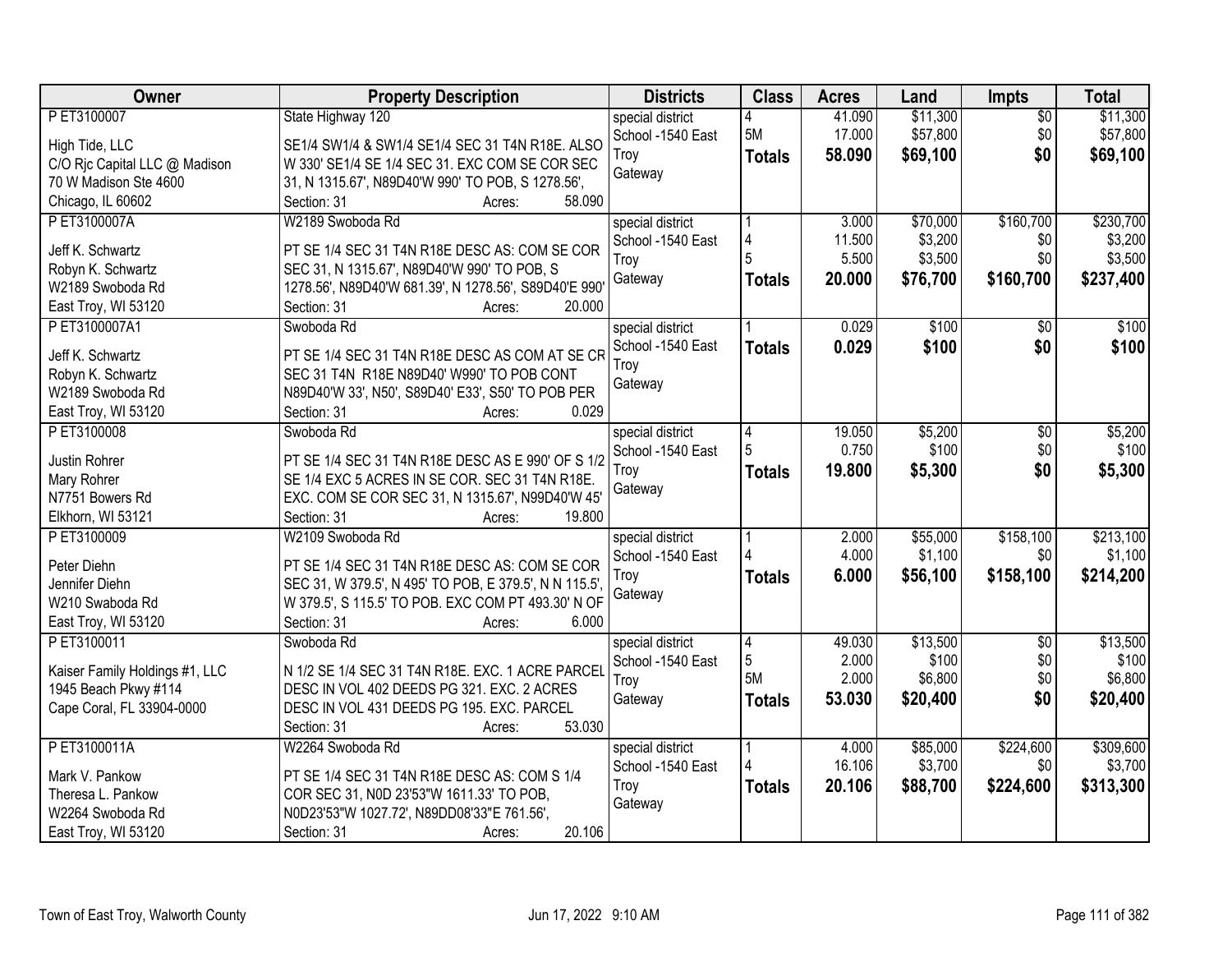| Owner | Property Description | Districts | Class | Acres | Land | Impts | Total |
|---|---|---|---|---|---|---|---|
| P ET3100007<br><br>High Tide, LLC<br>C/O Rjc Capital LLC @ Madison<br>70 W Madison Ste 4600<br>Chicago, IL 60602 | State Highway 120<br><br>SE1/4 SW1/4 & SW1/4 SE1/4 SEC 31 T4N R18E. ALSO W 330' SE1/4 SE 1/4 SEC 31. EXC COM SE COR SEC 31, N 1315.67', N89D40'W 990' TO POB, S 1278.56',<br>Section: 31 Acres: 58.090 | special district<br>School -1540 East Troy<br>Gateway | 4<br>5M<br>**Totals** | 41.090<br>17.000<br>**58.090** | $11,300<br>$57,800<br>**$69,100** | $0<br>$0<br>**$0** | $11,300<br>$57,800<br>**$69,100** |
| P ET3100007A<br><br>Jeff K. Schwartz<br>Robyn K. Schwartz<br>W2189 Swoboda Rd<br>East Troy, WI 53120 | W2189 Swoboda Rd<br><br>PT SE 1/4 SEC 31 T4N R18E DESC AS: COM SE COR SEC 31, N 1315.67', N89D40'W 990' TO POB, S 1278.56', N89D40'W 681.39', N 1278.56', S89D40'E 990'<br>Section: 31 Acres: 20.000 | special district<br>School -1540 East Troy<br>Gateway | 1<br>4<br>5<br>**Totals** | 3.000<br>11.500<br>5.500<br>**20.000** | $70,000<br>$3,200<br>$3,500<br>**$76,700** | $160,700<br>$0<br>$0<br>**$160,700** | $230,700<br>$3,200<br>$3,500<br>**$237,400** |
| P ET3100007A1<br><br>Jeff K. Schwartz<br>Robyn K. Schwartz<br>W2189 Swoboda Rd<br>East Troy, WI 53120 | Swoboda Rd<br><br>PT SE 1/4 SEC 31 T4N R18E DESC AS COM AT SE CR SEC 31 T4N R18E N89D40' W990' TO POB CONT N89D40'W 33', N50', S89D40' E33', S50' TO POB PER<br>Section: 31 Acres: 0.029 | special district<br>School -1540 East Troy<br>Gateway | 1<br>**Totals** | 0.029<br>**0.029** | $100<br>**$100** | $0<br>**$0** | $100<br>**$100** |
| P ET3100008<br><br>Justin Rohrer<br>Mary Rohrer<br>N7751 Bowers Rd<br>Elkhorn, WI 53121 | Swoboda Rd<br><br>PT SE 1/4 SEC 31 T4N R18E DESC AS E 990' OF S 1/2 SE 1/4 EXC 5 ACRES IN SE COR. SEC 31 T4N R18E. EXC. COM SE COR SEC 31, N 1315.67', N99D40'W 45'<br>Section: 31 Acres: 19.800 | special district<br>School -1540 East Troy<br>Gateway | 4<br>5<br>**Totals** | 19.050<br>0.750<br>**19.800** | $5,200<br>$100<br>**$5,300** | $0<br>$0<br>**$0** | $5,200<br>$100<br>**$5,300** |
| P ET3100009<br><br>Peter Diehn<br>Jennifer Diehn<br>W210 Swaboda Rd<br>East Troy, WI 53120 | W2109 Swoboda Rd<br><br>PT SE 1/4 SEC 31 T4N R18E DESC AS: COM SE COR SEC 31, W 379.5', N 495' TO POB, E 379.5', N N 115.5', W 379.5', S 115.5' TO POB. EXC COM PT 493.30' N OF<br>Section: 31 Acres: 6.000 | special district<br>School -1540 East Troy<br>Gateway | 1<br>4<br>**Totals** | 2.000<br>4.000<br>**6.000** | $55,000<br>$1,100<br>**$56,100** | $158,100<br>$0<br>**$158,100** | $213,100<br>$1,100<br>**$214,200** |
| P ET3100011<br><br>Kaiser Family Holdings #1, LLC<br>1945 Beach Pkwy #114<br>Cape Coral, FL 33904-0000 | Swoboda Rd<br><br>N 1/2 SE 1/4 SEC 31 T4N R18E. EXC. 1 ACRE PARCEL DESC IN VOL 402 DEEDS PG 321. EXC. 2 ACRES DESC IN VOL 431 DEEDS PG 195. EXC. PARCEL<br>Section: 31 Acres: 53.030 | special district<br>School -1540 East Troy<br>Gateway | 4<br>5<br>5M<br>**Totals** | 49.030<br>2.000<br>2.000<br>**53.030** | $13,500<br>$100<br>$6,800<br>**$20,400** | $0<br>$0<br>$0<br>**$0** | $13,500<br>$100<br>$6,800<br>**$20,400** |
| P ET3100011A<br><br>Mark V. Pankow<br>Theresa L. Pankow<br>W2264 Swoboda Rd<br>East Troy, WI 53120 | W2264 Swoboda Rd<br><br>PT SE 1/4 SEC 31 T4N R18E DESC AS: COM S 1/4 COR SEC 31, N0D 23'53"W 1611.33' TO POB, N0D23'53"W 1027.72', N89DD08'33"E 761.56',<br>Section: 31 Acres: 20.106 | special district<br>School -1540 East Troy<br>Gateway | 1<br>4<br>**Totals** | 4.000<br>16.106<br>**20.106** | $85,000<br>$3,700<br>**$88,700** | $224,600<br>$0<br>**$224,600** | $309,600<br>$3,700<br>**$313,300** |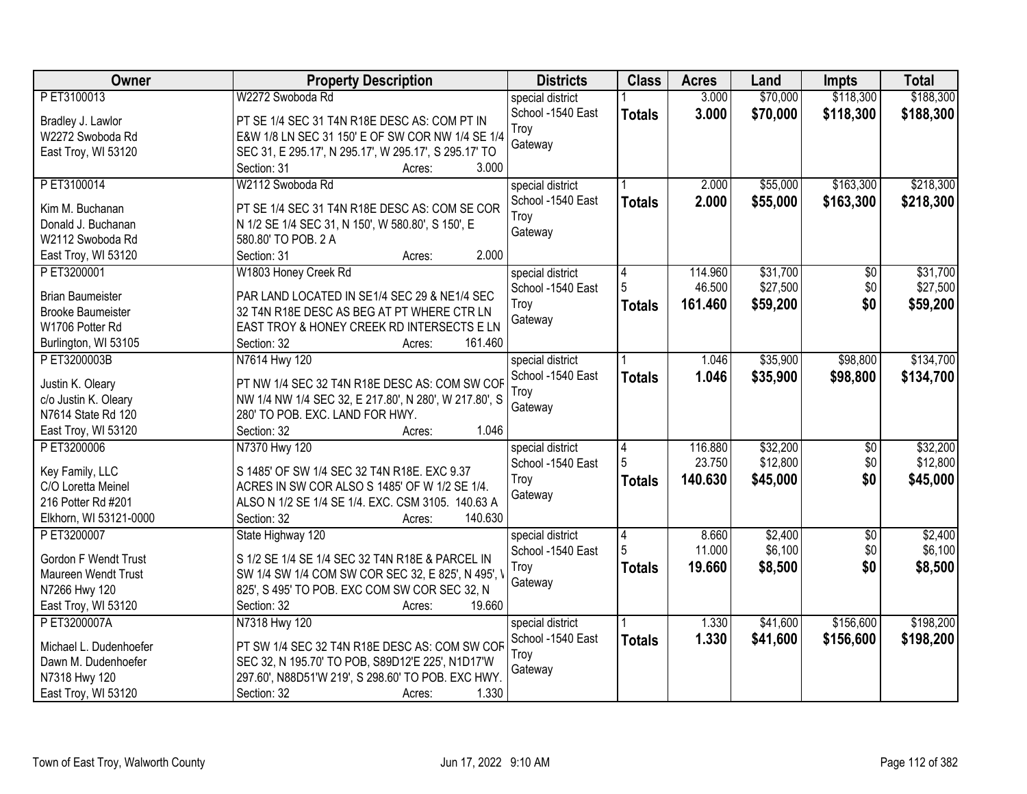| Owner | Property Description | Districts | Class | Acres | Land | Impts | Total |
|---|---|---|---|---|---|---|---|
| P ET3100013<br><br>Bradley J. Lawlor<br>W2272 Swoboda Rd<br>East Troy, WI 53120 | W2272 Swoboda Rd<br><br>PT SE 1/4 SEC 31 T4N R18E DESC AS: COM PT IN E&W 1/8 LN SEC 31 150' E OF SW COR NW 1/4 SE 1/4 SEC 31, E 295.17', N 295.17', W 295.17', S 295.17' TO<br>Section: 31 Acres: 3.000 | special district<br>School -1540 East Troy<br>Gateway | 1<br>**Totals** | 3.000<br>**3.000** | $70,000<br>**$70,000** | $118,300<br>**$118,300** | $188,300<br>**$188,300** |
| P ET3100014<br><br>Kim M. Buchanan<br>Donald J. Buchanan<br>W2112 Swoboda Rd<br>East Troy, WI 53120 | W2112 Swoboda Rd<br><br>PT SE 1/4 SEC 31 T4N R18E DESC AS: COM SE COR N 1/2 SE 1/4 SEC 31, N 150', W 580.80', S 150', E 580.80' TO POB. 2 A<br>Section: 31 Acres: 2.000 | special district<br>School -1540 East Troy<br>Gateway | 1<br>**Totals** | 2.000<br>**2.000** | $55,000<br>**$55,000** | $163,300<br>**$163,300** | $218,300<br>**$218,300** |
| P ET3200001<br><br>Brian Baumeister<br>Brooke Baumeister<br>W1706 Potter Rd<br>Burlington, WI 53105 | W1803 Honey Creek Rd<br><br>PAR LAND LOCATED IN SE1/4 SEC 29 & NE1/4 SEC 32 T4N R18E DESC AS BEG AT PT WHERE CTR LN EAST TROY & HONEY CREEK RD INTERSECTS E LN<br>Section: 32 Acres: 161.460 | special district<br>School -1540 East Troy<br>Gateway | 4<br>5<br>**Totals** | 114.960<br>46.500<br>**161.460** | $31,700<br>$27,500<br>**$59,200** | $0<br>$0<br>**$0** | $31,700<br>$27,500<br>**$59,200** |
| P ET3200003B<br><br>Justin K. Oleary<br>c/o Justin K. Oleary<br>N7614 State Rd 120<br>East Troy, WI 53120 | N7614 Hwy 120<br><br>PT NW 1/4 SEC 32 T4N R18E DESC AS: COM SW COR NW 1/4 NW 1/4 SEC 32, E 217.80', N 280', W 217.80', S 280' TO POB. EXC. LAND FOR HWY.<br>Section: 32 Acres: 1.046 | special district<br>School -1540 East Troy<br>Gateway | 1<br>**Totals** | 1.046<br>**1.046** | $35,900<br>**$35,900** | $98,800<br>**$98,800** | $134,700<br>**$134,700** |
| P ET3200006<br><br>Key Family, LLC<br>C/O Loretta Meinel<br>216 Potter Rd #201<br>Elkhorn, WI 53121-0000 | N7370 Hwy 120<br><br>S 1485' OF SW 1/4 SEC 32 T4N R18E. EXC 9.37 ACRES IN SW COR ALSO S 1485' OF W 1/2 SE 1/4. ALSO N 1/2 SE 1/4 SE 1/4. EXC. CSM 3105. 140.63 A<br>Section: 32 Acres: 140.630 | special district<br>School -1540 East Troy<br>Gateway | 4<br>5<br>**Totals** | 116.880<br>23.750<br>**140.630** | $32,200<br>$12,800<br>**$45,000** | $0<br>$0<br>**$0** | $32,200<br>$12,800<br>**$45,000** |
| P ET3200007<br><br>Gordon F Wendt Trust<br>Maureen Wendt Trust<br>N7266 Hwy 120<br>East Troy, WI 53120 | State Highway 120<br><br>S 1/2 SE 1/4 SE 1/4 SEC 32 T4N R18E & PARCEL IN SW 1/4 SW 1/4 COM SW COR SEC 32, E 825', N 495', W 825', S 495' TO POB. EXC COM SW COR SEC 32, N<br>Section: 32 Acres: 19.660 | special district<br>School -1540 East Troy<br>Gateway | 4<br>5<br>**Totals** | 8.660<br>11.000<br>**19.660** | $2,400<br>$6,100<br>**$8,500** | $0<br>$0<br>**$0** | $2,400<br>$6,100<br>**$8,500** |
| P ET3200007A<br><br>Michael L. Dudenhoefer<br>Dawn M. Dudenhoefer<br>N7318 Hwy 120<br>East Troy, WI 53120 | N7318 Hwy 120<br><br>PT SW 1/4 SEC 32 T4N R18E DESC AS: COM SW COR SEC 32, N 195.70' TO POB, S89D12'E 225', N1D17'W 297.60', N88D51'W 219', S 298.60' TO POB. EXC HWY.<br>Section: 32 Acres: 1.330 | special district<br>School -1540 East Troy<br>Gateway | 1<br>**Totals** | 1.330<br>**1.330** | $41,600<br>**$41,600** | $156,600<br>**$156,600** | $198,200<br>**$198,200** |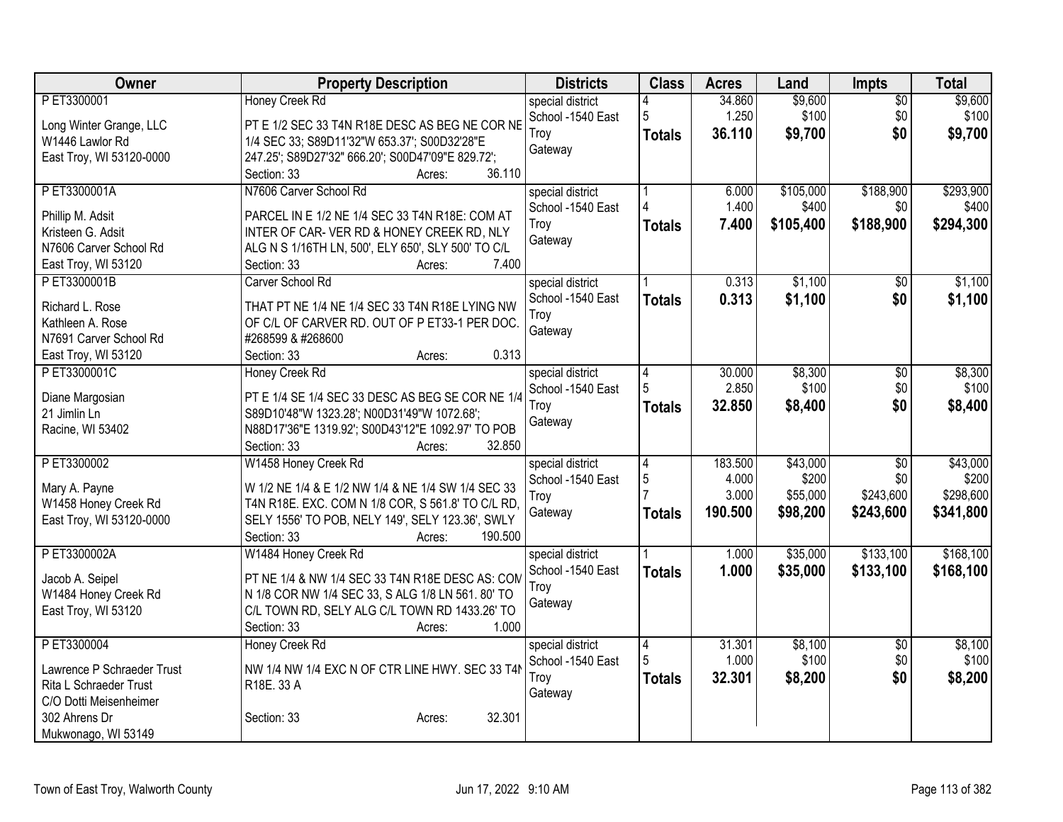| Owner | Property Description | Districts | Class | Acres | Land | Impts | Total |
|---|---|---|---|---|---|---|---|
| P ET3300001<br><br>Long Winter Grange, LLC<br>W1446 Lawlor Rd<br>East Troy, WI 53120-0000 | Honey Creek Rd<br><br>PT E 1/2 SEC 33 T4N R18E DESC AS BEG NE COR NE 1/4 SEC 33; S89D11'32"W 653.37'; S00D32'28"E 247.25'; S89D27'32" 666.20'; S00D47'09"E 829.72';<br>Section: 33 Acres: 36.110 | special district<br>School -1540 East Troy<br>Gateway | 4<br>5<br>**Totals** | 34.860<br>1.250<br>**36.110** | $9,600<br>$100<br>**$9,700** | $0<br>$0<br>**$0** | $9,600<br>$100<br>**$9,700** |
| P ET3300001A<br><br>Phillip M. Adsit<br>Kristeen G. Adsit<br>N7606 Carver School Rd<br>East Troy, WI 53120 | N7606 Carver School Rd<br><br>PARCEL IN E 1/2 NE 1/4 SEC 33 T4N R18E: COM AT INTER OF CAR- VER RD & HONEY CREEK RD, NLY ALG N S 1/16TH LN, 500', ELY 650', SLY 500' TO C/L<br>Section: 33 Acres: 7.400 | special district<br>School -1540 East Troy<br>Gateway | 1<br>4<br>**Totals** | 6.000<br>1.400<br>**7.400** | $105,000<br>$400<br>**$105,400** | $188,900<br>$0<br>**$188,900** | $293,900<br>$400<br>**$294,300** |
| P ET3300001B<br><br>Richard L. Rose<br>Kathleen A. Rose<br>N7691 Carver School Rd<br>East Troy, WI 53120 | Carver School Rd<br><br>THAT PT NE 1/4 NE 1/4 SEC 33 T4N R18E LYING NW OF C/L OF CARVER RD. OUT OF P ET33-1 PER DOC. #268599 & #268600<br>Section: 33 Acres: 0.313 | special district<br>School -1540 East Troy<br>Gateway | 1<br>**Totals** | 0.313<br>**0.313** | $1,100<br>**$1,100** | $0<br>**$0** | $1,100<br>**$1,100** |
| P ET3300001C<br><br>Diane Margosian<br>21 Jimlin Ln<br>Racine, WI 53402 | Honey Creek Rd<br><br>PT E 1/4 SE 1/4 SEC 33 DESC AS BEG SE COR NE 1/4 S89D10'48"W 1323.28'; N00D31'49"W 1072.68'; N88D17'36"E 1319.92'; S00D43'12"E 1092.97' TO POB<br>Section: 33 Acres: 32.850 | special district<br>School -1540 East Troy<br>Gateway | 4<br>5<br>**Totals** | 30.000<br>2.850<br>**32.850** | $8,300<br>$100<br>**$8,400** | $0<br>$0<br>**$0** | $8,300<br>$100<br>**$8,400** |
| P ET3300002<br><br>Mary A. Payne<br>W1458 Honey Creek Rd<br>East Troy, WI 53120-0000 | W1458 Honey Creek Rd<br><br>W 1/2 NE 1/4 & E 1/2 NW 1/4 & NE 1/4 SW 1/4 SEC 33 T4N R18E. EXC. COM N 1/8 COR, S 561.8' TO C/L RD, SELY 1556' TO POB, NELY 149', SELY 123.36', SWLY<br>Section: 33 Acres: 190.500 | special district<br>School -1540 East Troy<br>Gateway | 4<br>5<br>7<br>**Totals** | 183.500<br>4.000<br>3.000<br>**190.500** | $43,000<br>$200<br>$55,000<br>**$98,200** | $0<br>$0<br>$243,600<br>**$243,600** | $43,000<br>$200<br>$298,600<br>**$341,800** |
| P ET3300002A<br><br>Jacob A. Seipel<br>W1484 Honey Creek Rd<br>East Troy, WI 53120 | W1484 Honey Creek Rd<br><br>PT NE 1/4 & NW 1/4 SEC 33 T4N R18E DESC AS: COM N 1/8 COR NW 1/4 SEC 33, S ALG 1/8 LN 561. 80' TO C/L TOWN RD, SELY ALG C/L TOWN RD 1433.26' TO<br>Section: 33 Acres: 1.000 | special district<br>School -1540 East Troy<br>Gateway | 1<br>**Totals** | 1.000<br>**1.000** | $35,000<br>**$35,000** | $133,100<br>**$133,100** | $168,100<br>**$168,100** |
| P ET3300004<br><br>Lawrence P Schraeder Trust<br>Rita L Schraeder Trust<br>C/O Dotti Meisenheimer<br>302 Ahrens Dr<br>Mukwonago, WI 53149 | Honey Creek Rd<br><br>NW 1/4 NW 1/4 EXC N OF CTR LINE HWY. SEC 33 T4N R18E. 33 A<br><br>Section: 33 Acres: 32.301 | special district<br>School -1540 East Troy<br>Gateway | 4<br>5<br>**Totals** | 31.301<br>1.000<br>**32.301** | $8,100<br>$100<br>**$8,200** | $0<br>$0<br>**$0** | $8,100<br>$100<br>**$8,200** |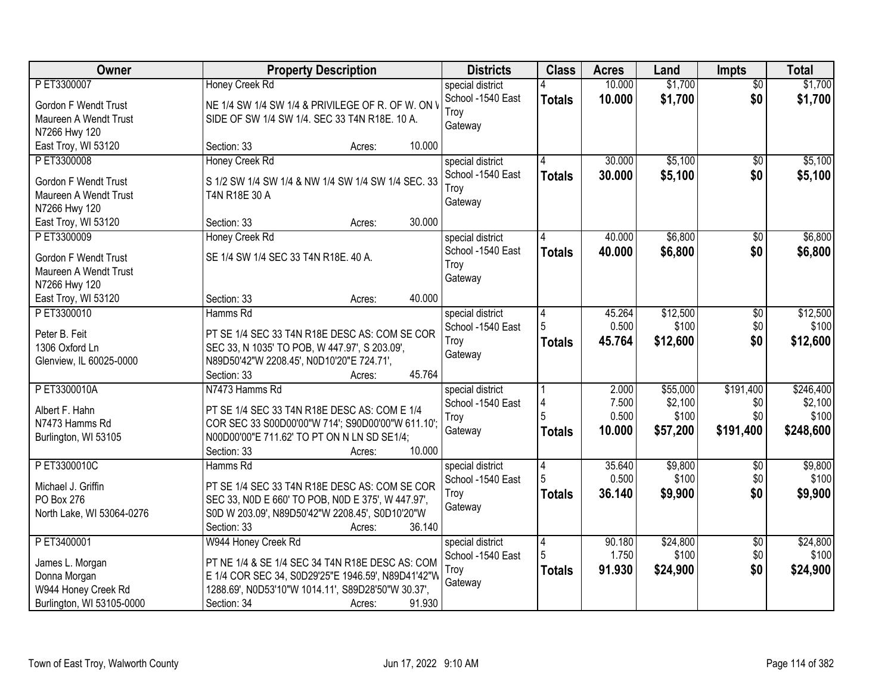| Owner | Property Description | Districts | Class | Acres | Land | Impts | Total |
|---|---|---|---|---|---|---|---|
| P ET3300007<br><br>Gordon F Wendt Trust<br>Maureen A Wendt Trust<br>N7266 Hwy 120<br>East Troy, WI 53120 | Honey Creek Rd<br><br>NE 1/4 SW 1/4 SW 1/4 & PRIVILEGE OF R. OF W. ON \ SIDE OF SW 1/4 SW 1/4. SEC 33 T4N R18E. 10 A.<br><br>Section: 33 Acres: 10.000 | special district<br>School -1540 East Troy<br>Gateway | 4<br>**Totals** | 10.000<br>**10.000** | $1,700<br>**$1,700** | $0<br>**$0** | $1,700<br>**$1,700** |
| P ET3300008<br><br>Gordon F Wendt Trust<br>Maureen A Wendt Trust<br>N7266 Hwy 120<br>East Troy, WI 53120 | Honey Creek Rd<br><br>S 1/2 SW 1/4 SW 1/4 & NW 1/4 SW 1/4 SW 1/4 SEC. 33 T4N R18E 30 A<br><br>Section: 33 Acres: 30.000 | special district<br>School -1540 East Troy<br>Gateway | 4<br>**Totals** | 30.000<br>**30.000** | $5,100<br>**$5,100** | $0<br>**$0** | $5,100<br>**$5,100** |
| P ET3300009<br><br>Gordon F Wendt Trust<br>Maureen A Wendt Trust<br>N7266 Hwy 120<br>East Troy, WI 53120 | Honey Creek Rd<br><br>SE 1/4 SW 1/4 SEC 33 T4N R18E. 40 A.<br><br>Section: 33 Acres: 40.000 | special district<br>School -1540 East Troy<br>Gateway | 4<br>**Totals** | 40.000<br>**40.000** | $6,800<br>**$6,800** | $0<br>**$0** | $6,800<br>**$6,800** |
| P ET3300010<br><br>Peter B. Feit<br>1306 Oxford Ln<br>Glenview, IL 60025-0000 | Hamms Rd<br><br>PT SE 1/4 SEC 33 T4N R18E DESC AS: COM SE COR SEC 33, N 1035' TO POB, W 447.97', S 203.09', N89D50'42"W 2208.45', N0D10'20"E 724.71',<br><br>Section: 33 Acres: 45.764 | special district<br>School -1540 East Troy<br>Gateway | 4<br>5<br>**Totals** | 45.264<br>0.500<br>**45.764** | $12,500<br>$100<br>**$12,600** | $0<br>$0<br>**$0** | $12,500<br>$100<br>**$12,600** |
| P ET3300010A<br><br>Albert F. Hahn<br>N7473 Hamms Rd<br>Burlington, WI 53105 | N7473 Hamms Rd<br><br>PT SE 1/4 SEC 33 T4N R18E DESC AS: COM E 1/4 COR SEC 33 S00D00'00"W 714'; S90D00'00"W 611.10'; N00D00'00"E 711.62' TO PT ON N LN SD SE1/4;<br><br>Section: 33 Acres: 10.000 | special district<br>School -1540 East Troy<br>Gateway | 1<br>4<br>5<br>**Totals** | 2.000<br>7.500<br>0.500<br>**10.000** | $55,000<br>$2,100<br>$100<br>**$57,200** | $191,400<br>$0<br>$0<br>**$191,400** | $246,400<br>$2,100<br>$100<br>**$248,600** |
| P ET3300010C<br><br>Michael J. Griffin<br>PO Box 276<br>North Lake, WI 53064-0276 | Hamms Rd<br><br>PT SE 1/4 SEC 33 T4N R18E DESC AS: COM SE COR SEC 33, N0D E 660' TO POB, N0D E 375', W 447.97', S0D W 203.09', N89D50'42"W 2208.45', S0D10'20"W<br><br>Section: 33 Acres: 36.140 | special district<br>School -1540 East Troy<br>Gateway | 4<br>5<br>**Totals** | 35.640<br>0.500<br>**36.140** | $9,800<br>$100<br>**$9,900** | $0<br>$0<br>**$0** | $9,800<br>$100<br>**$9,900** |
| P ET3400001<br><br>James L. Morgan<br>Donna Morgan<br>W944 Honey Creek Rd<br>Burlington, WI 53105-0000 | W944 Honey Creek Rd<br><br>PT NE 1/4 & SE 1/4 SEC 34 T4N R18E DESC AS: COM E 1/4 COR SEC 34, S0D29'25"E 1946.59', N89D41'42"W 1288.69', N0D53'10"W 1014.11', S89D28'50"W 30.37',<br><br>Section: 34 Acres: 91.930 | special district<br>School -1540 East Troy<br>Gateway | 4<br>5<br>**Totals** | 90.180<br>1.750<br>**91.930** | $24,800<br>$100<br>**$24,900** | $0<br>$0<br>**$0** | $24,800<br>$100<br>**$24,900** |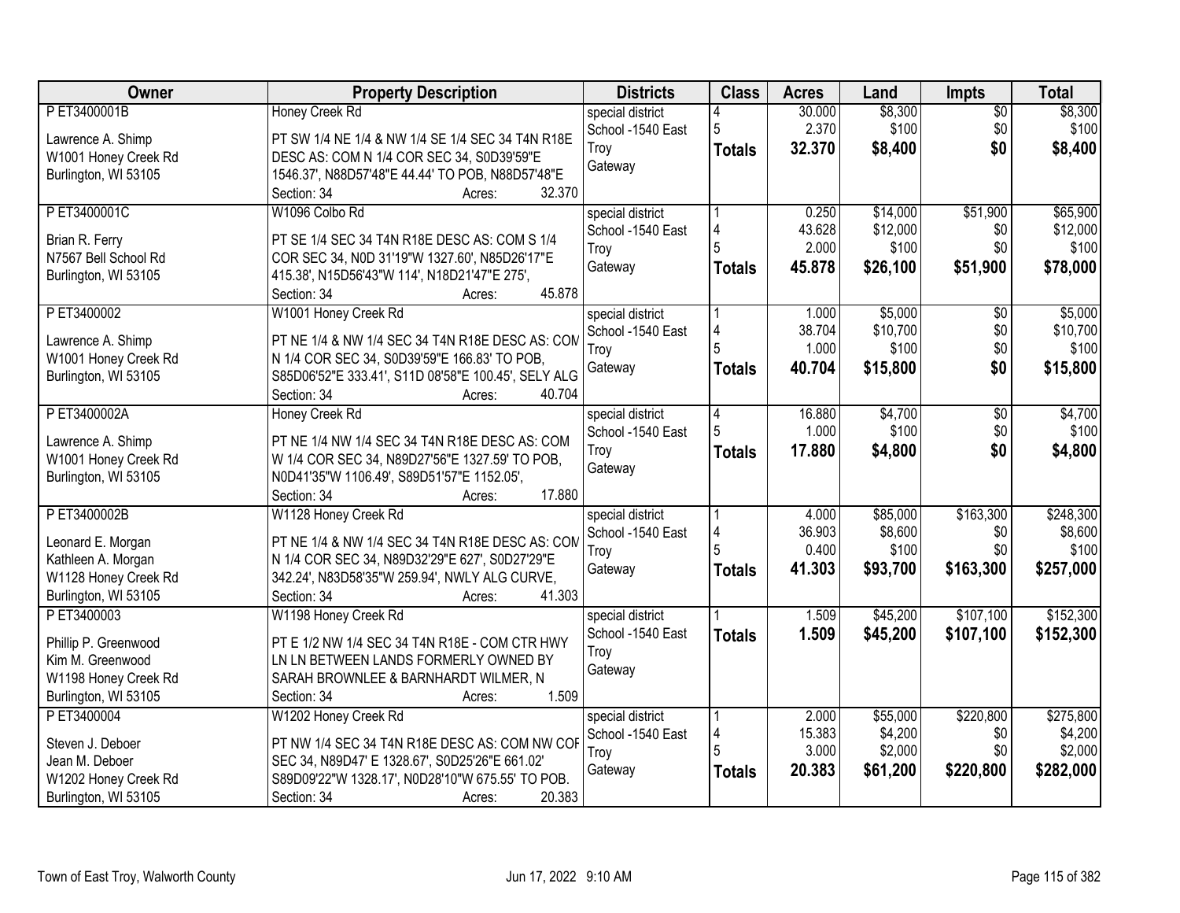| Owner | Property Description | Districts | Class | Acres | Land | Impts | Total |
|---|---|---|---|---|---|---|---|
| P ET3400001B<br>Lawrence A. Shimp<br>W1001 Honey Creek Rd<br>Burlington, WI 53105 | Honey Creek Rd<br>PT SW 1/4 NE 1/4 & NW 1/4 SE 1/4 SEC 34 T4N R18E DESC AS: COM N 1/4 COR SEC 34, S0D39'59"E 1546.37', N88D57'48"E 44.44' TO POB, N88D57'48"E<br>Section: 34 Acres: 32.370 | special district<br>School -1540 East Troy<br>Gateway | 4<br>5<br>**Totals** | 30.000<br>2.370<br>**32.370** | $8,300<br>$100<br>**$8,400** | $0<br>$0<br>**$0** | $8,300<br>$100<br>**$8,400** |
| P ET3400001C<br>Brian R. Ferry<br>N7567 Bell School Rd<br>Burlington, WI 53105 | W1096 Colbo Rd<br>PT SE 1/4 SEC 34 T4N R18E DESC AS: COM S 1/4 COR SEC 34, N0D 31'19"W 1327.60', N85D26'17"E 415.38', N15D56'43"W 114', N18D21'47"E 275',<br>Section: 34 Acres: 45.878 | special district<br>School -1540 East Troy<br>Gateway | 1<br>4<br>5<br>**Totals** | 0.250<br>43.628<br>2.000<br>**45.878** | $14,000<br>$12,000<br>$100<br>**$26,100** | $51,900<br>$0<br>$0<br>**$51,900** | $65,900<br>$12,000<br>$100<br>**$78,000** |
| P ET3400002<br>Lawrence A. Shimp<br>W1001 Honey Creek Rd<br>Burlington, WI 53105 | W1001 Honey Creek Rd<br>PT NE 1/4 & NW 1/4 SEC 34 T4N R18E DESC AS: COM N 1/4 COR SEC 34, S0D39'59"E 166.83' TO POB, S85D06'52"E 333.41', S11D 08'58"E 100.45', SELY ALG<br>Section: 34 Acres: 40.704 | special district<br>School -1540 East Troy<br>Gateway | 1<br>4<br>5<br>**Totals** | 1.000<br>38.704<br>1.000<br>**40.704** | $5,000<br>$10,700<br>$100<br>**$15,800** | $0<br>$0<br>$0<br>**$0** | $5,000<br>$10,700<br>$100<br>**$15,800** |
| P ET3400002A<br>Lawrence A. Shimp<br>W1001 Honey Creek Rd<br>Burlington, WI 53105 | Honey Creek Rd<br>PT NE 1/4 NW 1/4 SEC 34 T4N R18E DESC AS: COM W 1/4 COR SEC 34, N89D27'56"E 1327.59' TO POB, N0D41'35"W 1106.49', S89D51'57"E 1152.05',<br>Section: 34 Acres: 17.880 | special district<br>School -1540 East Troy<br>Gateway | 4<br>5<br>**Totals** | 16.880<br>1.000<br>**17.880** | $4,700<br>$100<br>**$4,800** | $0<br>$0<br>**$0** | $4,700<br>$100<br>**$4,800** |
| P ET3400002B<br>Leonard E. Morgan<br>Kathleen A. Morgan<br>W1128 Honey Creek Rd<br>Burlington, WI 53105 | W1128 Honey Creek Rd<br>PT NE 1/4 & NW 1/4 SEC 34 T4N R18E DESC AS: COM N 1/4 COR SEC 34, N89D32'29"E 627', S0D27'29"E 342.24', N83D58'35"W 259.94', NWLY ALG CURVE,<br>Section: 34 Acres: 41.303 | special district<br>School -1540 East Troy<br>Gateway | 1<br>4<br>5<br>**Totals** | 4.000<br>36.903<br>0.400<br>**41.303** | $85,000<br>$8,600<br>$100<br>**$93,700** | $163,300<br>$0<br>$0<br>**$163,300** | $248,300<br>$8,600<br>$100<br>**$257,000** |
| P ET3400003<br>Phillip P. Greenwood<br>Kim M. Greenwood<br>W1198 Honey Creek Rd<br>Burlington, WI 53105 | W1198 Honey Creek Rd<br>PT E 1/2 NW 1/4 SEC 34 T4N R18E - COM CTR HWY LN LN BETWEEN LANDS FORMERLY OWNED BY SARAH BROWNLEE & BARNHARDT WILMER, N<br>Section: 34 Acres: 1.509 | special district<br>School -1540 East Troy<br>Gateway | 1<br>**Totals** | 1.509<br>**1.509** | $45,200<br>**$45,200** | $107,100<br>**$107,100** | $152,300<br>**$152,300** |
| P ET3400004<br>Steven J. Deboer<br>Jean M. Deboer<br>W1202 Honey Creek Rd<br>Burlington, WI 53105 | W1202 Honey Creek Rd<br>PT NW 1/4 SEC 34 T4N R18E DESC AS: COM NW COR SEC 34, N89D47' E 1328.67', S0D25'26"E 661.02' S89D09'22"W 1328.17', N0D28'10"W 675.55' TO POB.<br>Section: 34 Acres: 20.383 | special district<br>School -1540 East Troy<br>Gateway | 1<br>4<br>5<br>**Totals** | 2.000<br>15.383<br>3.000<br>**20.383** | $55,000<br>$4,200<br>$2,000<br>**$61,200** | $220,800<br>$0<br>$0<br>**$220,800** | $275,800<br>$4,200<br>$2,000<br>**$282,000** |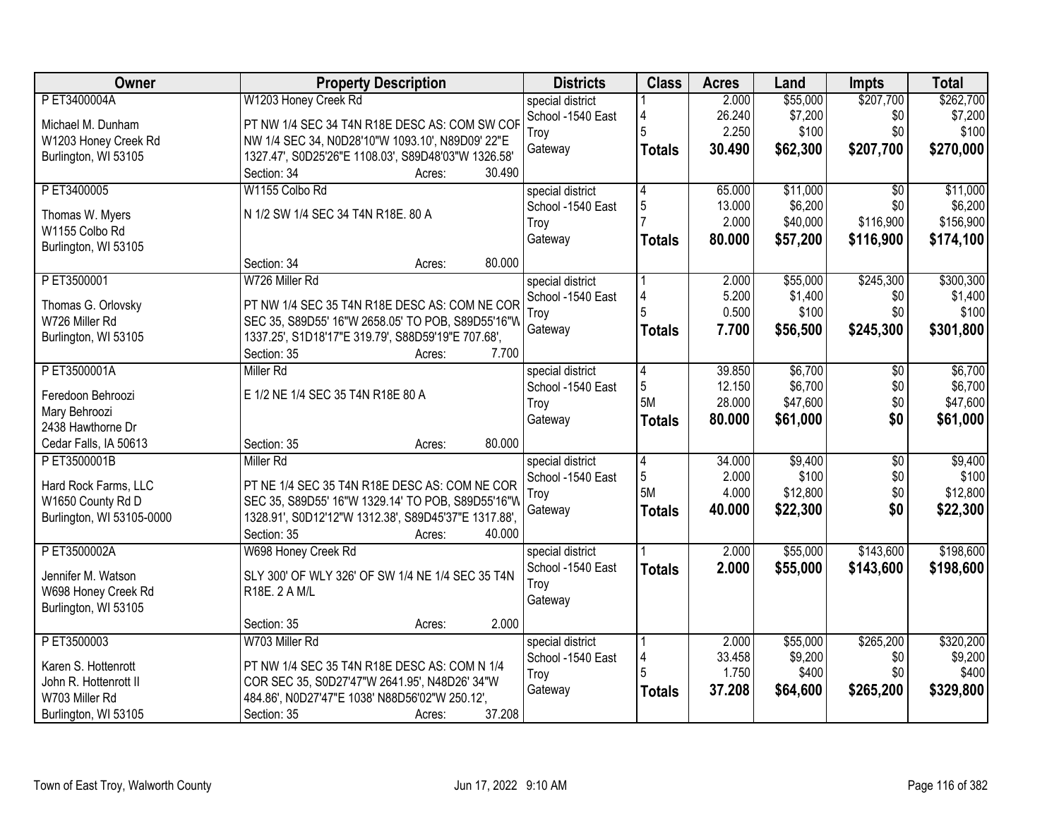| Owner | Property Description | Districts | Class | Acres | Land | Impts | Total |
|---|---|---|---|---|---|---|---|
| P ET3400004A<br><br>Michael M. Dunham<br>W1203 Honey Creek Rd<br>Burlington, WI 53105 | W1203 Honey Creek Rd<br><br>PT NW 1/4 SEC 34 T4N R18E DESC AS: COM SW COF NW 1/4 SEC 34, N0D28'10"W 1093.10', N89D09' 22"E 1327.47', S0D25'26"E 1108.03', S89D48'03"W 1326.58'<br>Section: 34 Acres: 30.490 | special district<br>School -1540 East<br>Troy<br>Gateway | 1<br>4<br>5<br>**Totals** | 2.000<br>26.240<br>2.250<br>**30.490** | \$55,000<br>\$7,200<br>\$100<br>**\$62,300** | \$207,700<br>\$0<br>\$0<br>**\$207,700** | \$262,700<br>\$7,200<br>\$100<br>**\$270,000** |
| P ET3400005<br><br>Thomas W. Myers<br>W1155 Colbo Rd<br>Burlington, WI 53105 | W1155 Colbo Rd<br><br>N 1/2 SW 1/4 SEC 34 T4N R18E. 80 A<br><br>Section: 34 Acres: 80.000 | special district<br>School -1540 East<br>Troy<br>Gateway | 4<br>5<br>7<br>**Totals** | 65.000<br>13.000<br>2.000<br>**80.000** | \$11,000<br>\$6,200<br>\$40,000<br>**\$57,200** | \$0<br>\$0<br>\$116,900<br>**\$116,900** | \$11,000<br>\$6,200<br>\$156,900<br>**\$174,100** |
| P ET3500001<br><br>Thomas G. Orlovsky<br>W726 Miller Rd<br>Burlington, WI 53105 | W726 Miller Rd<br><br>PT NW 1/4 SEC 35 T4N R18E DESC AS: COM NE COR SEC 35, S89D55' 16"W 2658.05' TO POB, S89D55'16"W 1337.25', S1D18'17"E 319.79', S88D59'19"E 707.68',<br>Section: 35 Acres: 7.700 | special district<br>School -1540 East<br>Troy<br>Gateway | 1<br>4<br>5<br>**Totals** | 2.000<br>5.200<br>0.500<br>**7.700** | \$55,000<br>\$1,400<br>\$100<br>**\$56,500** | \$245,300<br>\$0<br>\$0<br>**\$245,300** | \$300,300<br>\$1,400<br>\$100<br>**\$301,800** |
| P ET3500001A<br><br>Feredoon Behroozi<br>Mary Behroozi<br>2438 Hawthorne Dr<br>Cedar Falls, IA 50613 | Miller Rd<br><br>E 1/2 NE 1/4 SEC 35 T4N R18E 80 A<br><br>Section: 35 Acres: 80.000 | special district<br>School -1540 East<br>Troy<br>Gateway | 4<br>5<br>5M<br>**Totals** | 39.850<br>12.150<br>28.000<br>**80.000** | \$6,700<br>\$6,700<br>\$47,600<br>**\$61,000** | \$0<br>\$0<br>\$0<br>**\$0** | \$6,700<br>\$6,700<br>\$47,600<br>**\$61,000** |
| P ET3500001B<br><br>Hard Rock Farms, LLC<br>W1650 County Rd D<br>Burlington, WI 53105-0000 | Miller Rd<br><br>PT NE 1/4 SEC 35 T4N R18E DESC AS: COM NE COR SEC 35, S89D55' 16"W 1329.14' TO POB, S89D55'16"W 1328.91', S0D12'12"W 1312.38', S89D45'37"E 1317.88',<br>Section: 35 Acres: 40.000 | special district<br>School -1540 East<br>Troy<br>Gateway | 4<br>5<br>5M<br>**Totals** | 34.000<br>2.000<br>4.000<br>**40.000** | \$9,400<br>\$100<br>\$12,800<br>**\$22,300** | \$0<br>\$0<br>\$0<br>**\$0** | \$9,400<br>\$100<br>\$12,800<br>**\$22,300** |
| P ET3500002A<br><br>Jennifer M. Watson<br>W698 Honey Creek Rd<br>Burlington, WI 53105 | W698 Honey Creek Rd<br><br>SLY 300' OF WLY 326' OF SW 1/4 NE 1/4 SEC 35 T4N R18E. 2 A M/L<br><br>Section: 35 Acres: 2.000 | special district<br>School -1540 East<br>Troy<br>Gateway | 1<br>**Totals** | 2.000<br>**2.000** | \$55,000<br>**\$55,000** | \$143,600<br>**\$143,600** | \$198,600<br>**\$198,600** |
| P ET3500003<br><br>Karen S. Hottenrott<br>John R. Hottenrott II<br>W703 Miller Rd<br>Burlington, WI 53105 | W703 Miller Rd<br><br>PT NW 1/4 SEC 35 T4N R18E DESC AS: COM N 1/4 COR SEC 35, S0D27'47"W 2641.95', N48D26' 34"W 484.86', N0D27'47"E 1038' N88D56'02"W 250.12',<br>Section: 35 Acres: 37.208 | special district<br>School -1540 East<br>Troy<br>Gateway | 1<br>4<br>5<br>**Totals** | 2.000<br>33.458<br>1.750<br>**37.208** | \$55,000<br>\$9,200<br>\$400<br>**\$64,600** | \$265,200<br>\$0<br>\$0<br>**\$265,200** | \$320,200<br>\$9,200<br>\$400<br>**\$329,800** |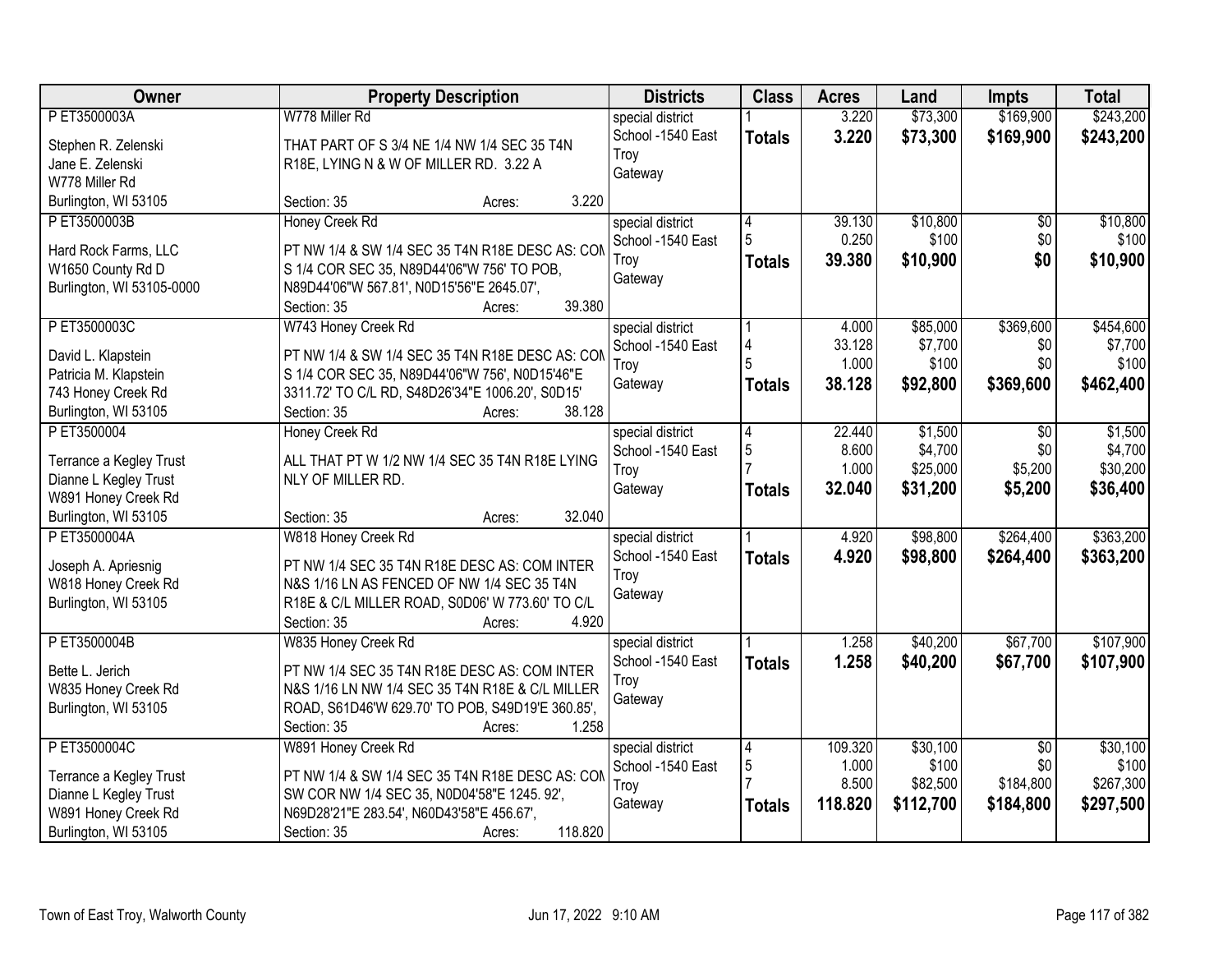| Owner | Property Description | Districts | Class | Acres | Land | Impts | Total |
|---|---|---|---|---|---|---|---|
| P ET3500003A<br><br>Stephen R. Zelenski<br>Jane E. Zelenski<br>W778 Miller Rd<br>Burlington, WI 53105 | W778 Miller Rd<br><br>THAT PART OF S 3/4 NE 1/4 NW 1/4 SEC 35 T4N R18E, LYING N & W OF MILLER RD. 3.22 A<br><br>Section: 35 Acres: 3.220 | special district<br>School -1540 East Troy<br>Gateway | 1<br>**Totals** | 3.220<br>**3.220** | $73,300<br>**$73,300** | $169,900<br>**$169,900** | $243,200<br>**$243,200** |
| P ET3500003B<br><br>Hard Rock Farms, LLC<br>W1650 County Rd D<br>Burlington, WI 53105-0000 | Honey Creek Rd<br><br>PT NW 1/4 & SW 1/4 SEC 35 T4N R18E DESC AS: COM S 1/4 COR SEC 35, N89D44'06"W 756' TO POB, N89D44'06"W 567.81', N0D15'56"E 2645.07',<br>Section: 35 Acres: 39.380 | special district<br>School -1540 East Troy<br>Gateway | 4<br>5<br>**Totals** | 39.130<br>0.250<br>**39.380** | $10,800<br>$100<br>**$10,900** | $0<br>$0<br>**$0** | $10,800<br>$100<br>**$10,900** |
| P ET3500003C<br><br>David L. Klapstein<br>Patricia M. Klapstein<br>743 Honey Creek Rd<br>Burlington, WI 53105 | W743 Honey Creek Rd<br><br>PT NW 1/4 & SW 1/4 SEC 35 T4N R18E DESC AS: COM S 1/4 COR SEC 35, N89D44'06"W 756', N0D15'46"E 3311.72' TO C/L RD, S48D26'34"E 1006.20', S0D15'<br>Section: 35 Acres: 38.128 | special district<br>School -1540 East Troy<br>Gateway | 1<br>4<br>5<br>**Totals** | 4.000<br>33.128<br>1.000<br>**38.128** | $85,000<br>$7,700<br>$100<br>**$92,800** | $369,600<br>$0<br>$0<br>**$369,600** | $454,600<br>$7,700<br>$100<br>**$462,400** |
| P ET3500004<br><br>Terrance a Kegley Trust<br>Dianne L Kegley Trust<br>W891 Honey Creek Rd<br>Burlington, WI 53105 | Honey Creek Rd<br><br>ALL THAT PT W 1/2 NW 1/4 SEC 35 T4N R18E LYING NLY OF MILLER RD.<br><br>Section: 35 Acres: 32.040 | special district<br>School -1540 East Troy<br>Gateway | 4<br>5<br>7<br>**Totals** | 22.440<br>8.600<br>1.000<br>**32.040** | $1,500<br>$4,700<br>$25,000<br>**$31,200** | $0<br>$0<br>$5,200<br>**$5,200** | $1,500<br>$4,700<br>$30,200<br>**$36,400** |
| P ET3500004A<br><br>Joseph A. Apriesnig<br>W818 Honey Creek Rd<br>Burlington, WI 53105 | W818 Honey Creek Rd<br><br>PT NW 1/4 SEC 35 T4N R18E DESC AS: COM INTER N&S 1/16 LN AS FENCED OF NW 1/4 SEC 35 T4N R18E & C/L MILLER ROAD, S0D06' W 773.60' TO C/L<br>Section: 35 Acres: 4.920 | special district<br>School -1540 East Troy<br>Gateway | 1<br>**Totals** | 4.920<br>**4.920** | $98,800<br>**$98,800** | $264,400<br>**$264,400** | $363,200<br>**$363,200** |
| P ET3500004B<br><br>Bette L. Jerich<br>W835 Honey Creek Rd<br>Burlington, WI 53105 | W835 Honey Creek Rd<br><br>PT NW 1/4 SEC 35 T4N R18E DESC AS: COM INTER N&S 1/16 LN NW 1/4 SEC 35 T4N R18E & C/L MILLER ROAD, S61D46'W 629.70' TO POB, S49D19'E 360.85',<br>Section: 35 Acres: 1.258 | special district<br>School -1540 East Troy<br>Gateway | 1<br>**Totals** | 1.258<br>**1.258** | $40,200<br>**$40,200** | $67,700<br>**$67,700** | $107,900<br>**$107,900** |
| P ET3500004C<br><br>Terrance a Kegley Trust<br>Dianne L Kegley Trust<br>W891 Honey Creek Rd<br>Burlington, WI 53105 | W891 Honey Creek Rd<br><br>PT NW 1/4 & SW 1/4 SEC 35 T4N R18E DESC AS: COM SW COR NW 1/4 SEC 35, N0D04'58"E 1245. 92', N69D28'21"E 283.54', N60D43'58"E 456.67',<br>Section: 35 Acres: 118.820 | special district<br>School -1540 East Troy<br>Gateway | 4<br>5<br>7<br>**Totals** | 109.320<br>1.000<br>8.500<br>**118.820** | $30,100<br>$100<br>$82,500<br>**$112,700** | $0<br>$0<br>$184,800<br>**$184,800** | $30,100<br>$100<br>$267,300<br>**$297,500** |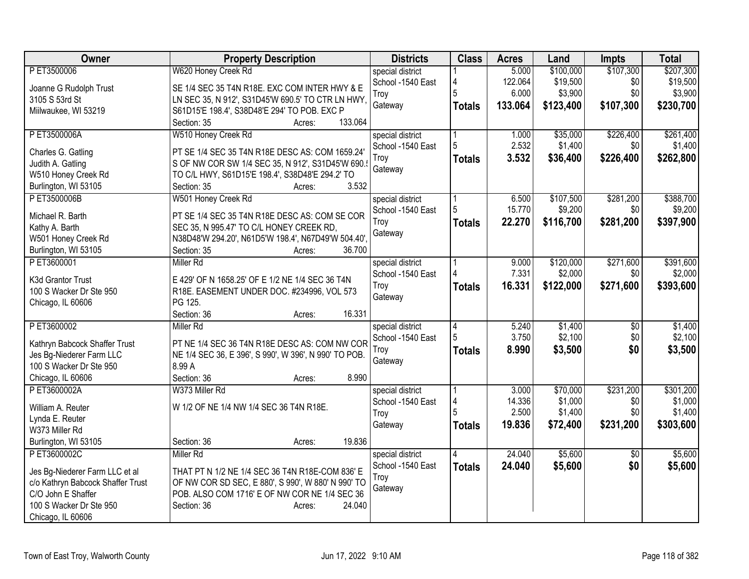| Owner | Property Description | Districts | Class | Acres | Land | Impts | Total |
|---|---|---|---|---|---|---|---|
| P ET3500006<br><br>Joanne G Rudolph Trust<br>3105 S 53rd St<br>Miilwaukee, WI 53219 | W620 Honey Creek Rd<br><br>SE 1/4 SEC 35 T4N R18E. EXC COM INTER HWY & E LN SEC 35, N 912', S31D45'W 690.5' TO CTR LN HWY, S61D15'E 198.4', S38D48'E 294' TO POB. EXC P<br>Section: 35 Acres: 133.064 | special district<br>School -1540 East Troy<br>Gateway | 1<br>4<br>5<br>**Totals** | 5.000<br>122.064<br>6.000<br>**133.064** | $100,000<br>$19,500<br>$3,900<br>**$123,400** | $107,300<br>$0<br>$0<br>**$107,300** | $207,300<br>$19,500<br>$3,900<br>**$230,700** |
| P ET3500006A<br><br>Charles G. Gatling<br>Judith A. Gatling<br>W510 Honey Creek Rd<br>Burlington, WI 53105 | W510 Honey Creek Rd<br><br>PT SE 1/4 SEC 35 T4N R18E DESC AS: COM 1659.24' S OF NW COR SW 1/4 SEC 35, N 912', S31D45'W 690.5 TO C/L HWY, S61D15'E 198.4', S38D48'E 294.2' TO<br>Section: 35 Acres: 3.532 | special district<br>School -1540 East Troy<br>Gateway | 1<br>5<br>**Totals** | 1.000<br>2.532<br>**3.532** | $35,000<br>$1,400<br>**$36,400** | $226,400<br>$0<br>**$226,400** | $261,400<br>$1,400<br>**$262,800** |
| P ET3500006B<br><br>Michael R. Barth<br>Kathy A. Barth<br>W501 Honey Creek Rd<br>Burlington, WI 53105 | W501 Honey Creek Rd<br><br>PT SE 1/4 SEC 35 T4N R18E DESC AS: COM SE COR SEC 35, N 995.47' TO C/L HONEY CREEK RD, N38D48'W 294.20', N61D5'W 198.4', N67D49'W 504.40',<br>Section: 35 Acres: 36.700 | special district<br>School -1540 East Troy<br>Gateway | 1<br>5<br>**Totals** | 6.500<br>15.770<br>**22.270** | $107,500<br>$9,200<br>**$116,700** | $281,200<br>$0<br>**$281,200** | $388,700<br>$9,200<br>**$397,900** |
| P ET3600001<br><br>K3d Grantor Trust<br>100 S Wacker Dr Ste 950<br>Chicago, IL 60606 | Miller Rd<br><br>E 429' OF N 1658.25' OF E 1/2 NE 1/4 SEC 36 T4N R18E. EASEMENT UNDER DOC. #234996, VOL 573 PG 125.<br>Section: 36 Acres: 16.331 | special district<br>School -1540 East Troy<br>Gateway | 1<br>4<br>**Totals** | 9.000<br>7.331<br>**16.331** | $120,000<br>$2,000<br>**$122,000** | $271,600<br>$0<br>**$271,600** | $391,600<br>$2,000<br>**$393,600** |
| P ET3600002<br><br>Kathryn Babcock Shaffer Trust<br>Jes Bg-Niederer Farm LLC<br>100 S Wacker Dr Ste 950<br>Chicago, IL 60606 | Miller Rd<br><br>PT NE 1/4 SEC 36 T4N R18E DESC AS: COM NW COR NE 1/4 SEC 36, E 396', S 990', W 396', N 990' TO POB. 8.99 A<br>Section: 36 Acres: 8.990 | special district<br>School -1540 East Troy<br>Gateway | 4<br>5<br>**Totals** | 5.240<br>3.750<br>**8.990** | $1,400<br>$2,100<br>**$3,500** | $0<br>$0<br>**$0** | $1,400<br>$2,100<br>**$3,500** |
| P ET3600002A<br><br>William A. Reuter<br>Lynda E. Reuter<br>W373 Miller Rd<br>Burlington, WI 53105 | W373 Miller Rd<br><br>W 1/2 OF NE 1/4 NW 1/4 SEC 36 T4N R18E.<br><br>Section: 36 Acres: 19.836 | special district<br>School -1540 East Troy<br>Gateway | 1<br>4<br>5<br>**Totals** | 3.000<br>14.336<br>2.500<br>**19.836** | $70,000<br>$1,000<br>$1,400<br>**$72,400** | $231,200<br>$0<br>$0<br>**$231,200** | $301,200<br>$1,000<br>$1,400<br>**$303,600** |
| P ET3600002C<br><br>Jes Bg-Niederer Farm LLC et al<br>c/o Kathryn Babcock Shaffer Trust<br>C/O John E Shaffer<br>100 S Wacker Dr Ste 950<br>Chicago, IL 60606 | Miller Rd<br><br>THAT PT N 1/2 NE 1/4 SEC 36 T4N R18E-COM 836' E OF NW COR SD SEC, E 880', S 990', W 880' N 990' TO POB. ALSO COM 1716' E OF NW COR NE 1/4 SEC 36<br>Section: 36 Acres: 24.040 | special district<br>School -1540 East Troy<br>Gateway | 4<br>**Totals** | 24.040<br>**24.040** | $5,600<br>**$5,600** | $0<br>**$0** | $5,600<br>**$5,600** |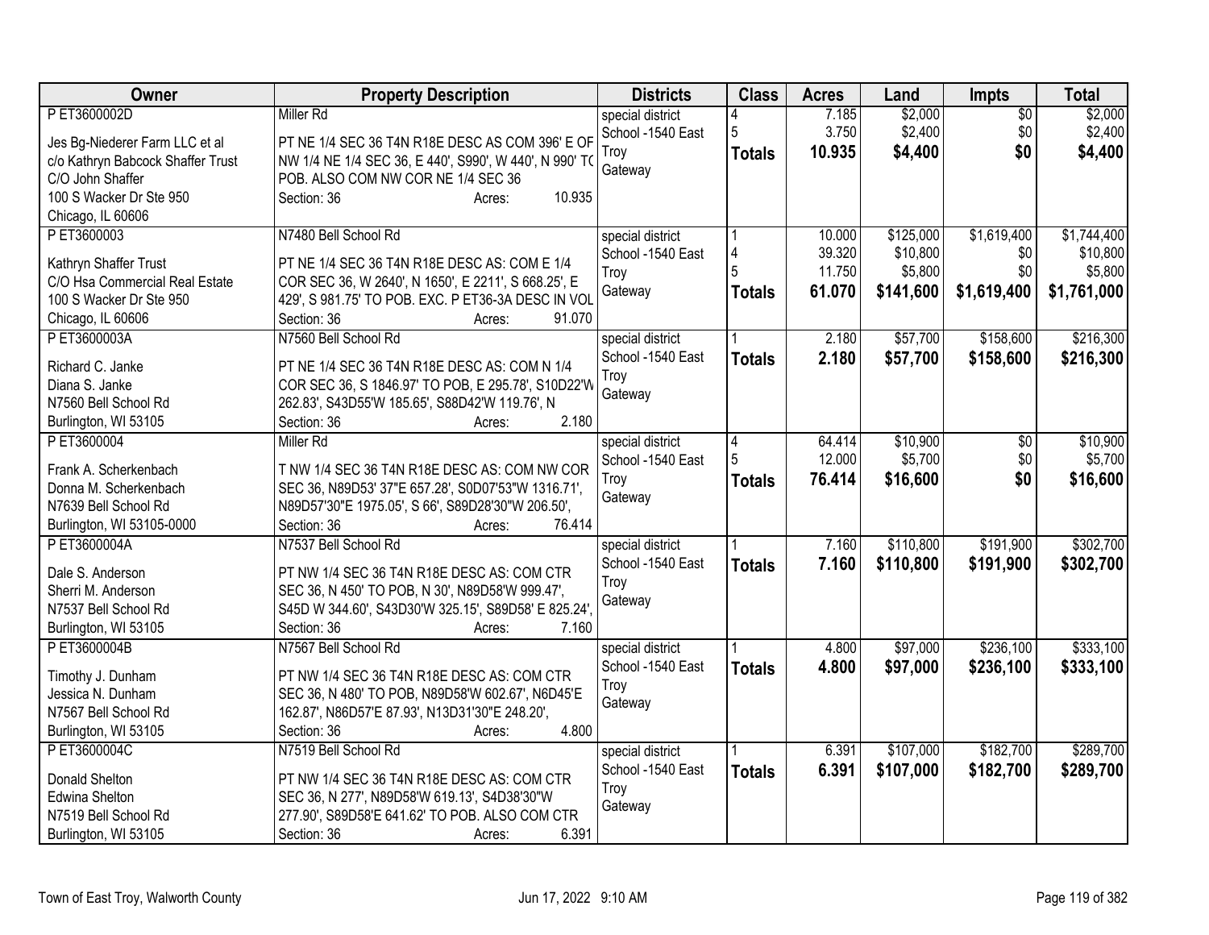| Owner | Property Description | Districts | Class | Acres | Land | Impts | Total |
|---|---|---|---|---|---|---|---|
| P ET3600002D<br>Jes Bg-Niederer Farm LLC et al<br>c/o Kathryn Babcock Shaffer Trust<br>C/O John Shaffer<br>100 S Wacker Dr Ste 950<br>Chicago, IL 60606 | Miller Rd<br>PT NE 1/4 SEC 36 T4N R18E DESC AS COM 396' E OF NW 1/4 NE 1/4 SEC 36, E 440', S990', W 440', N 990' TO POB. ALSO COM NW COR NE 1/4 SEC 36<br>Section: 36 Acres: 10.935 | special district<br>School -1540 East Troy<br>Gateway | 4<br>5<br>**Totals** | 7.185<br>3.750<br>**10.935** | $2,000<br>$2,400<br>**$4,400** | $0<br>$0<br>**$0** | $2,000<br>$2,400<br>**$4,400** |
| P ET3600003<br>Kathryn Shaffer Trust<br>C/O Hsa Commercial Real Estate<br>100 S Wacker Dr Ste 950<br>Chicago, IL 60606 | N7480 Bell School Rd<br>PT NE 1/4 SEC 36 T4N R18E DESC AS: COM E 1/4 COR SEC 36, W 2640', N 1650', E 2211', S 668.25', E 429', S 981.75' TO POB. EXC. P ET36-3A DESC IN VOL<br>Section: 36 Acres: 91.070 | special district<br>School -1540 East Troy<br>Gateway | 1<br>4<br>5<br>**Totals** | 10.000<br>39.320<br>11.750<br>**61.070** | $125,000<br>$10,800<br>$5,800<br>**$141,600** | $1,619,400<br>$0<br>$0<br>**$1,619,400** | $1,744,400<br>$10,800<br>$5,800<br>**$1,761,000** |
| P ET3600003A<br>Richard C. Janke<br>Diana S. Janke<br>N7560 Bell School Rd<br>Burlington, WI 53105 | N7560 Bell School Rd<br>PT NE 1/4 SEC 36 T4N R18E DESC AS: COM N 1/4 COR SEC 36, S 1846.97' TO POB, E 295.78', S10D22'W 262.83', S43D55'W 185.65', S88D42'W 119.76', N<br>Section: 36 Acres: 2.180 | special district<br>School -1540 East Troy<br>Gateway | 1<br>**Totals** | 2.180<br>**2.180** | $57,700<br>**$57,700** | $158,600<br>**$158,600** | $216,300<br>**$216,300** |
| P ET3600004<br>Frank A. Scherkenbach<br>Donna M. Scherkenbach<br>N7639 Bell School Rd<br>Burlington, WI 53105-0000 | Miller Rd<br>T NW 1/4 SEC 36 T4N R18E DESC AS: COM NW COR SEC 36, N89D53' 37"E 657.28', S0D07'53"W 1316.71', N89D57'30"E 1975.05', S 66', S89D28'30"W 206.50',<br>Section: 36 Acres: 76.414 | special district<br>School -1540 East Troy<br>Gateway | 4<br>5<br>**Totals** | 64.414<br>12.000<br>**76.414** | $10,900<br>$5,700<br>**$16,600** | $0<br>$0<br>**$0** | $10,900<br>$5,700<br>**$16,600** |
| P ET3600004A<br>Dale S. Anderson<br>Sherri M. Anderson<br>N7537 Bell School Rd<br>Burlington, WI 53105 | N7537 Bell School Rd<br>PT NW 1/4 SEC 36 T4N R18E DESC AS: COM CTR SEC 36, N 450' TO POB, N 30', N89D58'W 999.47', S45D W 344.60', S43D30'W 325.15', S89D58' E 825.24',<br>Section: 36 Acres: 7.160 | special district<br>School -1540 East Troy<br>Gateway | 1<br>**Totals** | 7.160<br>**7.160** | $110,800<br>**$110,800** | $191,900<br>**$191,900** | $302,700<br>**$302,700** |
| P ET3600004B<br>Timothy J. Dunham<br>Jessica N. Dunham<br>N7567 Bell School Rd<br>Burlington, WI 53105 | N7567 Bell School Rd<br>PT NW 1/4 SEC 36 T4N R18E DESC AS: COM CTR SEC 36, N 480' TO POB, N89D58'W 602.67', N6D45'E 162.87', N86D57'E 87.93', N13D31'30"E 248.20',<br>Section: 36 Acres: 4.800 | special district<br>School -1540 East Troy<br>Gateway | 1<br>**Totals** | 4.800<br>**4.800** | $97,000<br>**$97,000** | $236,100<br>**$236,100** | $333,100<br>**$333,100** |
| P ET3600004C<br>Donald Shelton<br>Edwina Shelton<br>N7519 Bell School Rd<br>Burlington, WI 53105 | N7519 Bell School Rd<br>PT NW 1/4 SEC 36 T4N R18E DESC AS: COM CTR SEC 36, N 277', N89D58'W 619.13', S4D38'30"W 277.90', S89D58'E 641.62' TO POB. ALSO COM CTR<br>Section: 36 Acres: 6.391 | special district<br>School -1540 East Troy<br>Gateway | 1<br>**Totals** | 6.391<br>**6.391** | $107,000<br>**$107,000** | $182,700<br>**$182,700** | $289,700<br>**$289,700** |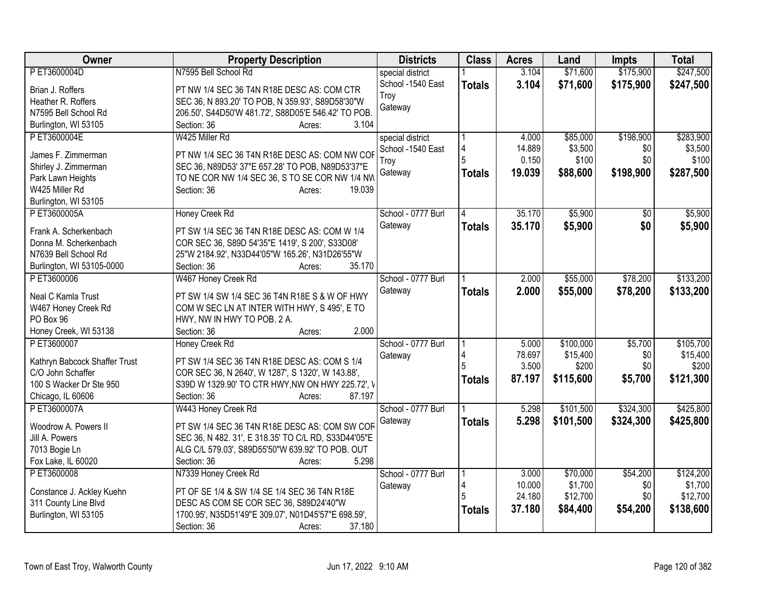| Owner | Property Description | Districts | Class | Acres | Land | Impts | Total |
|---|---|---|---|---|---|---|---|
| P ET3600004D<br>Brian J. Roffers<br>Heather R. Roffers<br>N7595 Bell School Rd<br>Burlington, WI 53105 | N7595 Bell School Rd<br>PT NW 1/4 SEC 36 T4N R18E DESC AS: COM CTR SEC 36, N 893.20' TO POB, N 359.93', S89D58'30"W 206.50', S44D50'W 481.72', S88D05'E 546.42' TO POB.<br>Section: 36 Acres: 3.104 | special district<br>School -1540 East Troy<br>Gateway | 1<br>**Totals** | 3.104<br>**3.104** | \$71,600<br>**\$71,600** | \$175,900<br>**\$175,900** | \$247,500<br>**\$247,500** |
| P ET3600004E<br>James F. Zimmerman<br>Shirley J. Zimmerman<br>Park Lawn Heights<br>W425 Miller Rd<br>Burlington, WI 53105 | W425 Miller Rd<br>PT NW 1/4 SEC 36 T4N R18E DESC AS: COM NW COR SEC 36, N89D53' 37"E 657.28' TO POB, N89D53'37"E TO NE COR NW 1/4 SEC 36, S TO SE COR NW 1/4 NW<br>Section: 36 Acres: 19.039 | special district<br>School -1540 East Troy<br>Gateway | 1<br>4<br>5<br>**Totals** | 4.000<br>14.889<br>0.150<br>**19.039** | \$85,000<br>\$3,500<br>\$100<br>**\$88,600** | \$198,900<br>\$0<br>\$0<br>**\$198,900** | \$283,900<br>\$3,500<br>\$100<br>**\$287,500** |
| P ET3600005A<br>Frank A. Scherkenbach<br>Donna M. Scherkenbach<br>N7639 Bell School Rd<br>Burlington, WI 53105-0000 | Honey Creek Rd<br>PT SW 1/4 SEC 36 T4N R18E DESC AS: COM W 1/4 COR SEC 36, S89D 54'35"E 1419', S 200', S33D08' 25"W 2184.92', N33D44'05"W 165.26', N31D26'55"W<br>Section: 36 Acres: 35.170 | School - 0777 Burl<br>Gateway | 4<br>**Totals** | 35.170<br>**35.170** | \$5,900<br>**\$5,900** | \$0<br>**\$0** | \$5,900<br>**\$5,900** |
| P ET3600006<br>Neal C Kamla Trust<br>W467 Honey Creek Rd<br>PO Box 96<br>Honey Creek, WI 53138 | W467 Honey Creek Rd<br>PT SW 1/4 SW 1/4 SEC 36 T4N R18E S & W OF HWY COM W SEC LN AT INTER WITH HWY, S 495', E TO HWY, NW IN HWY TO POB. 2 A.<br>Section: 36 Acres: 2.000 | School - 0777 Burl<br>Gateway | 1<br>**Totals** | 2.000<br>**2.000** | \$55,000<br>**\$55,000** | \$78,200<br>**\$78,200** | \$133,200<br>**\$133,200** |
| P ET3600007<br>Kathryn Babcock Shaffer Trust<br>C/O John Schaffer<br>100 S Wacker Dr Ste 950<br>Chicago, IL 60606 | Honey Creek Rd<br>PT SW 1/4 SEC 36 T4N R18E DESC AS: COM S 1/4 COR SEC 36, N 2640', W 1287', S 1320', W 143.88', S39D W 1329.90' TO CTR HWY,NW ON HWY 225.72', V<br>Section: 36 Acres: 87.197 | School - 0777 Burl<br>Gateway | 1<br>4<br>5<br>**Totals** | 5.000<br>78.697<br>3.500<br>**87.197** | \$100,000<br>\$15,400<br>\$200<br>**\$115,600** | \$5,700<br>\$0<br>\$0<br>**\$5,700** | \$105,700<br>\$15,400<br>\$200<br>**\$121,300** |
| P ET3600007A<br>Woodrow A. Powers II<br>Jill A. Powers<br>7013 Bogie Ln<br>Fox Lake, IL 60020 | W443 Honey Creek Rd<br>PT SW 1/4 SEC 36 T4N R18E DESC AS: COM SW COR SEC 36, N 482. 31', E 318.35' TO C/L RD, S33D44'05"E ALG C/L 579.03', S89D55'50"W 639.92' TO POB. OUT<br>Section: 36 Acres: 5.298 | School - 0777 Burl<br>Gateway | 1<br>**Totals** | 5.298<br>**5.298** | \$101,500<br>**\$101,500** | \$324,300<br>**\$324,300** | \$425,800<br>**\$425,800** |
| P ET3600008<br>Constance J. Ackley Kuehn<br>311 County Line Blvd<br>Burlington, WI 53105 | N7339 Honey Creek Rd<br>PT OF SE 1/4 & SW 1/4 SE 1/4 SEC 36 T4N R18E DESC AS COM SE COR SEC 36, S89D24'40"W 1700.95', N35D51'49"E 309.07', N01D45'57"E 698.59',<br>Section: 36 Acres: 37.180 | School - 0777 Burl<br>Gateway | 1<br>4<br>5<br>**Totals** | 3.000<br>10.000<br>24.180<br>**37.180** | \$70,000<br>\$1,700<br>\$12,700<br>**\$84,400** | \$54,200<br>\$0<br>\$0<br>**\$54,200** | \$124,200<br>\$1,700<br>\$12,700<br>**\$138,600** |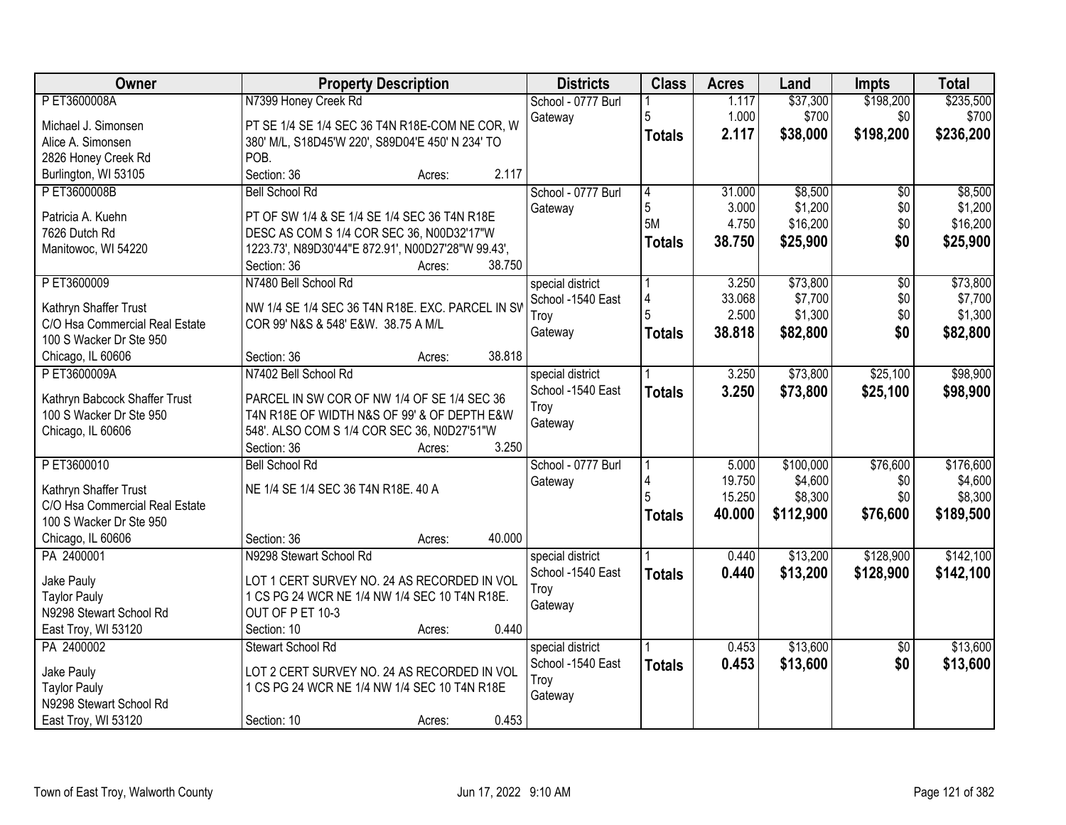| Owner | Property Description | Districts | Class | Acres | Land | Impts | Total |
|---|---|---|---|---|---|---|---|
| P ET3600008A<br>Michael J. Simonsen<br>Alice A. Simonsen<br>2826 Honey Creek Rd<br>Burlington, WI 53105 | N7399 Honey Creek Rd<br>PT SE 1/4 SE 1/4 SEC 36 T4N R18E-COM NE COR, W 380' M/L, S18D45'W 220', S89D04'E 450' N 234' TO POB.<br>Section: 36 Acres: 2.117 | School - 0777 Burl Gateway | 1<br>5<br>**Totals** | 1.117<br>1.000<br>**2.117** | $37,300<br>$700<br>**$38,000** | $198,200<br>$0<br>**$198,200** | $235,500<br>$700<br>**$236,200** |
| P ET3600008B<br>Patricia A. Kuehn<br>7626 Dutch Rd<br>Manitowoc, WI 54220 | Bell School Rd<br>PT OF SW 1/4 & SE 1/4 SE 1/4 SEC 36 T4N R18E DESC AS COM S 1/4 COR SEC 36, N00D32'17"W 1223.73', N89D30'44"E 872.91', N00D27'28"W 99.43',<br>Section: 36 Acres: 38.750 | School - 0777 Burl Gateway | 4<br>5<br>5M<br>**Totals** | 31.000<br>3.000<br>4.750<br>**38.750** | $8,500<br>$1,200<br>$16,200<br>**$25,900** | $0<br>$0<br>$0<br>**$0** | $8,500<br>$1,200<br>$16,200<br>**$25,900** |
| P ET3600009<br>Kathryn Shaffer Trust<br>C/O Hsa Commercial Real Estate<br>100 S Wacker Dr Ste 950<br>Chicago, IL 60606 | N7480 Bell School Rd<br>NW 1/4 SE 1/4 SEC 36 T4N R18E. EXC. PARCEL IN SW COR 99' N&S & 548' E&W. 38.75 A M/L<br>Section: 36 Acres: 38.818 | special district<br>School -1540 East Troy<br>Gateway | 1<br>4<br>5<br>**Totals** | 3.250<br>33.068<br>2.500<br>**38.818** | $73,800<br>$7,700<br>$1,300<br>**$82,800** | $0<br>$0<br>$0<br>**$0** | $73,800<br>$7,700<br>$1,300<br>**$82,800** |
| P ET3600009A<br>Kathryn Babcock Shaffer Trust<br>100 S Wacker Dr Ste 950<br>Chicago, IL 60606 | N7402 Bell School Rd<br>PARCEL IN SW COR OF NW 1/4 OF SE 1/4 SEC 36 T4N R18E OF WIDTH N&S OF 99' & OF DEPTH E&W 548'. ALSO COM S 1/4 COR SEC 36, N0D27'51"W<br>Section: 36 Acres: 3.250 | special district<br>School -1540 East Troy<br>Gateway | 1<br>**Totals** | 3.250<br>**3.250** | $73,800<br>**$73,800** | $25,100<br>**$25,100** | $98,900<br>**$98,900** |
| P ET3600010<br>Kathryn Shaffer Trust<br>C/O Hsa Commercial Real Estate<br>100 S Wacker Dr Ste 950<br>Chicago, IL 60606 | Bell School Rd<br>NE 1/4 SE 1/4 SEC 36 T4N R18E. 40 A<br>Section: 36 Acres: 40.000 | School - 0777 Burl Gateway | 1<br>4<br>5<br>**Totals** | 5.000<br>19.750<br>15.250<br>**40.000** | $100,000<br>$4,600<br>$8,300<br>**$112,900** | $76,600<br>$0<br>$0<br>**$76,600** | $176,600<br>$4,600<br>$8,300<br>**$189,500** |
| PA 2400001<br>Jake Pauly<br>Taylor Pauly<br>N9298 Stewart School Rd<br>East Troy, WI 53120 | N9298 Stewart School Rd<br>LOT 1 CERT SURVEY NO. 24 AS RECORDED IN VOL 1 CS PG 24 WCR NE 1/4 NW 1/4 SEC 10 T4N R18E. OUT OF P ET 10-3<br>Section: 10 Acres: 0.440 | special district<br>School -1540 East Troy<br>Gateway | 1<br>**Totals** | 0.440<br>**0.440** | $13,200<br>**$13,200** | $128,900<br>**$128,900** | $142,100<br>**$142,100** |
| PA 2400002<br>Jake Pauly<br>Taylor Pauly<br>N9298 Stewart School Rd<br>East Troy, WI 53120 | Stewart School Rd<br>LOT 2 CERT SURVEY NO. 24 AS RECORDED IN VOL 1 CS PG 24 WCR NE 1/4 NW 1/4 SEC 10 T4N R18E<br>Section: 10 Acres: 0.453 | special district<br>School -1540 East Troy<br>Gateway | 1<br>**Totals** | 0.453<br>**0.453** | $13,600<br>**$13,600** | $0<br>**$0** | $13,600<br>**$13,600** |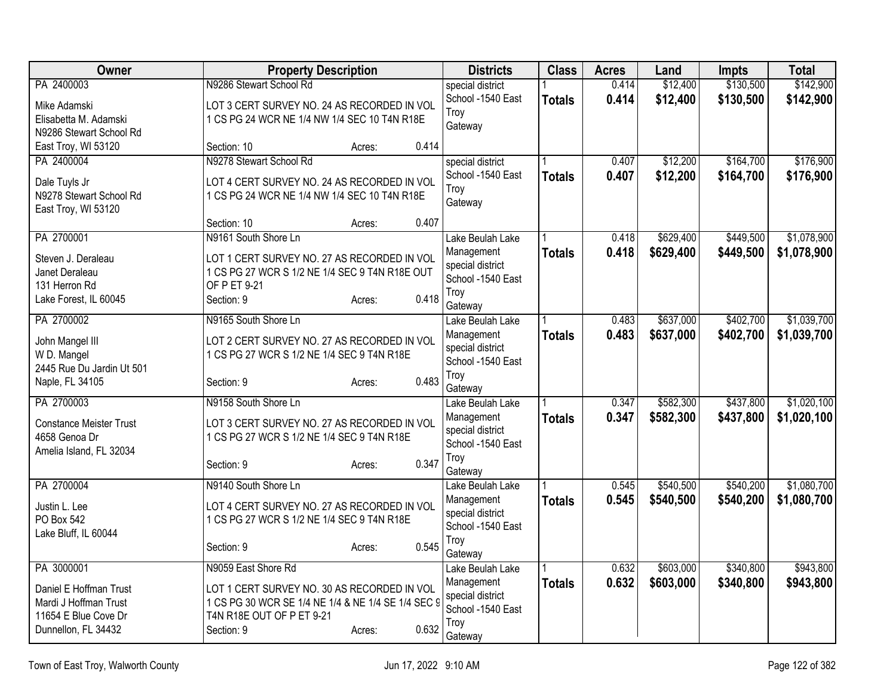| Owner | Property Description | Districts | Class | Acres | Land | Impts | Total |
|---|---|---|---|---|---|---|---|
| PA 2400003<br>Mike Adamski<br>Elisabetta M. Adamski<br>N9286 Stewart School Rd<br>East Troy, WI 53120 | N9286 Stewart School Rd<br>LOT 3 CERT SURVEY NO. 24 AS RECORDED IN VOL 1 CS PG 24 WCR NE 1/4 NW 1/4 SEC 10 T4N R18E<br>Section: 10 Acres: 0.414 | special district<br>School -1540 East Troy<br>Gateway | 1<br>**Totals** | 0.414<br>**0.414** | $12,400<br>**$12,400** | $130,500<br>**$130,500** | $142,900<br>**$142,900** |
| PA 2400004<br>Dale Tuyls Jr<br>N9278 Stewart School Rd<br>East Troy, WI 53120 | N9278 Stewart School Rd<br>LOT 4 CERT SURVEY NO. 24 AS RECORDED IN VOL 1 CS PG 24 WCR NE 1/4 NW 1/4 SEC 10 T4N R18E<br>Section: 10 Acres: 0.407 | special district<br>School -1540 East Troy<br>Gateway | 1<br>**Totals** | 0.407<br>**0.407** | $12,200<br>**$12,200** | $164,700<br>**$164,700** | $176,900<br>**$176,900** |
| PA 2700001<br>Steven J. Deraleau<br>Janet Deraleau<br>131 Herron Rd<br>Lake Forest, IL 60045 | N9161 South Shore Ln<br>LOT 1 CERT SURVEY NO. 27 AS RECORDED IN VOL 1 CS PG 27 WCR S 1/2 NE 1/4 SEC 9 T4N R18E OUT OF P ET 9-21<br>Section: 9 Acres: 0.418 | Lake Beulah Lake Management<br>special district<br>School -1540 East Troy<br>Gateway | 1<br>**Totals** | 0.418<br>**0.418** | $629,400<br>**$629,400** | $449,500<br>**$449,500** | $1,078,900<br>**$1,078,900** |
| PA 2700002<br>John Mangel III<br>W D. Mangel<br>2445 Rue Du Jardin Ut 501<br>Naple, FL 34105 | N9165 South Shore Ln<br>LOT 2 CERT SURVEY NO. 27 AS RECORDED IN VOL 1 CS PG 27 WCR S 1/2 NE 1/4 SEC 9 T4N R18E<br>Section: 9 Acres: 0.483 | Lake Beulah Lake Management<br>special district<br>School -1540 East Troy<br>Gateway | 1<br>**Totals** | 0.483<br>**0.483** | $637,000<br>**$637,000** | $402,700<br>**$402,700** | $1,039,700<br>**$1,039,700** |
| PA 2700003<br>Constance Meister Trust<br>4658 Genoa Dr<br>Amelia Island, FL 32034 | N9158 South Shore Ln<br>LOT 3 CERT SURVEY NO. 27 AS RECORDED IN VOL 1 CS PG 27 WCR S 1/2 NE 1/4 SEC 9 T4N R18E<br>Section: 9 Acres: 0.347 | Lake Beulah Lake Management<br>special district<br>School -1540 East Troy<br>Gateway | 1<br>**Totals** | 0.347<br>**0.347** | $582,300<br>**$582,300** | $437,800<br>**$437,800** | $1,020,100<br>**$1,020,100** |
| PA 2700004<br>Justin L. Lee<br>PO Box 542<br>Lake Bluff, IL 60044 | N9140 South Shore Ln<br>LOT 4 CERT SURVEY NO. 27 AS RECORDED IN VOL 1 CS PG 27 WCR S 1/2 NE 1/4 SEC 9 T4N R18E<br>Section: 9 Acres: 0.545 | Lake Beulah Lake Management<br>special district<br>School -1540 East Troy<br>Gateway | 1<br>**Totals** | 0.545<br>**0.545** | $540,500<br>**$540,500** | $540,200<br>**$540,200** | $1,080,700<br>**$1,080,700** |
| PA 3000001<br>Daniel E Hoffman Trust<br>Mardi J Hoffman Trust<br>11654 E Blue Cove Dr<br>Dunnellon, FL 34432 | N9059 East Shore Rd<br>LOT 1 CERT SURVEY NO. 30 AS RECORDED IN VOL 1 CS PG 30 WCR SE 1/4 NE 1/4 & NE 1/4 SE 1/4 SEC 9 T4N R18E OUT OF P ET 9-21<br>Section: 9 Acres: 0.632 | Lake Beulah Lake Management<br>special district<br>School -1540 East Troy<br>Gateway | 1<br>**Totals** | 0.632<br>**0.632** | $603,000<br>**$603,000** | $340,800<br>**$340,800** | $943,800<br>**$943,800** |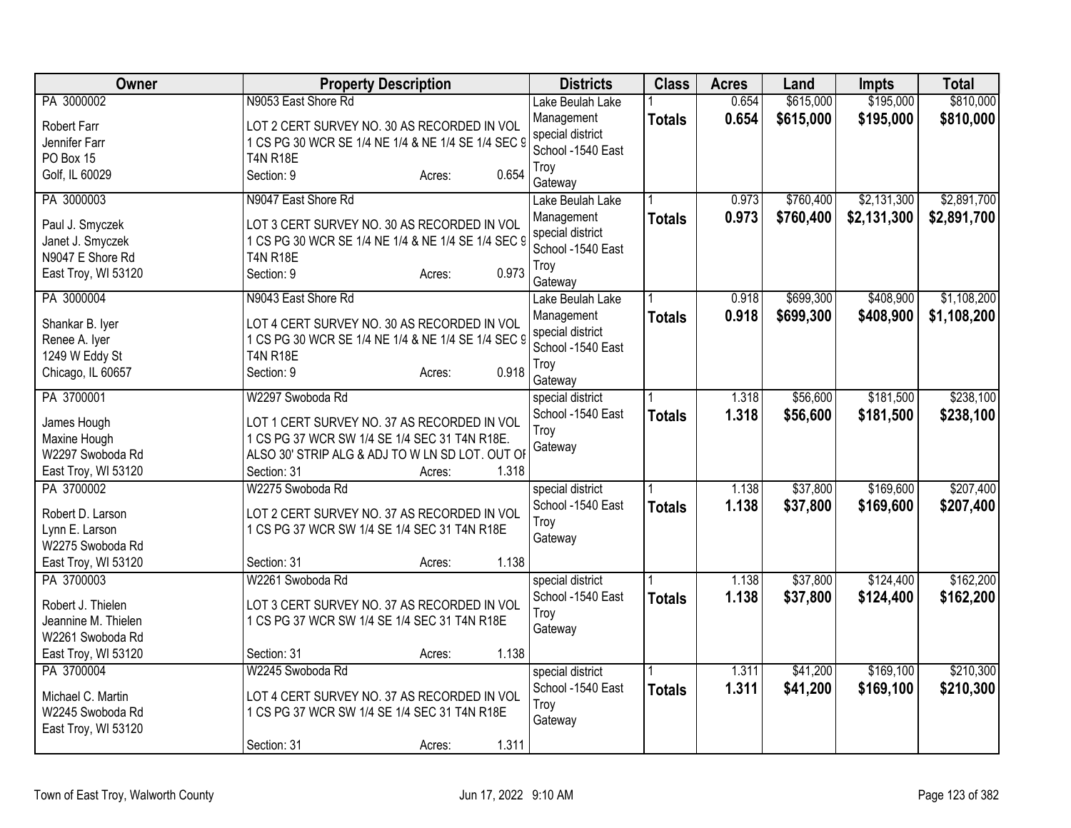| Owner | Property Description | Districts | Class | Acres | Land | Impts | Total |
|---|---|---|---|---|---|---|---|
| PA 3000002<br><br>Robert Farr<br>Jennifer Farr<br>PO Box 15<br>Golf, IL 60029 | N9053 East Shore Rd<br><br>LOT 2 CERT SURVEY NO. 30 AS RECORDED IN VOL 1 CS PG 30 WCR SE 1/4 NE 1/4 & NE 1/4 SE 1/4 SEC 9 T4N R18E<br>Section: 9 Acres: 0.654 | Lake Beulah Lake Management special district<br>School -1540 East Troy<br>Gateway | 1<br>**Totals** | 0.654<br>**0.654** | $615,000<br>**$615,000** | $195,000<br>**$195,000** | $810,000<br>**$810,000** |
| PA 3000003<br><br>Paul J. Smyczek<br>Janet J. Smyczek<br>N9047 E Shore Rd<br>East Troy, WI 53120 | N9047 East Shore Rd<br><br>LOT 3 CERT SURVEY NO. 30 AS RECORDED IN VOL 1 CS PG 30 WCR SE 1/4 NE 1/4 & NE 1/4 SE 1/4 SEC 9 T4N R18E<br>Section: 9 Acres: 0.973 | Lake Beulah Lake Management special district<br>School -1540 East Troy<br>Gateway | 1<br>**Totals** | 0.973<br>**0.973** | $760,400<br>**$760,400** | $2,131,300<br>**$2,131,300** | $2,891,700<br>**$2,891,700** |
| PA 3000004<br><br>Shankar B. Iyer<br>Renee A. Iyer<br>1249 W Eddy St<br>Chicago, IL 60657 | N9043 East Shore Rd<br><br>LOT 4 CERT SURVEY NO. 30 AS RECORDED IN VOL 1 CS PG 30 WCR SE 1/4 NE 1/4 & NE 1/4 SE 1/4 SEC 9 T4N R18E<br>Section: 9 Acres: 0.918 | Lake Beulah Lake Management special district<br>School -1540 East Troy<br>Gateway | 1<br>**Totals** | 0.918<br>**0.918** | $699,300<br>**$699,300** | $408,900<br>**$408,900** | $1,108,200<br>**$1,108,200** |
| PA 3700001<br><br>James Hough<br>Maxine Hough<br>W2297 Swoboda Rd<br>East Troy, WI 53120 | W2297 Swoboda Rd<br><br>LOT 1 CERT SURVEY NO. 37 AS RECORDED IN VOL 1 CS PG 37 WCR SW 1/4 SE 1/4 SEC 31 T4N R18E. ALSO 30' STRIP ALG & ADJ TO W LN SD LOT. OUT OF<br>Section: 31 Acres: 1.318 | special district<br>School -1540 East Troy<br>Gateway | 1<br>**Totals** | 1.318<br>**1.318** | $56,600<br>**$56,600** | $181,500<br>**$181,500** | $238,100<br>**$238,100** |
| PA 3700002<br><br>Robert D. Larson<br>Lynn E. Larson<br>W2275 Swoboda Rd<br>East Troy, WI 53120 | W2275 Swoboda Rd<br><br>LOT 2 CERT SURVEY NO. 37 AS RECORDED IN VOL 1 CS PG 37 WCR SW 1/4 SE 1/4 SEC 31 T4N R18E<br>Section: 31 Acres: 1.138 | special district<br>School -1540 East Troy<br>Gateway | 1<br>**Totals** | 1.138<br>**1.138** | $37,800<br>**$37,800** | $169,600<br>**$169,600** | $207,400<br>**$207,400** |
| PA 3700003<br><br>Robert J. Thielen<br>Jeannine M. Thielen<br>W2261 Swoboda Rd<br>East Troy, WI 53120 | W2261 Swoboda Rd<br><br>LOT 3 CERT SURVEY NO. 37 AS RECORDED IN VOL 1 CS PG 37 WCR SW 1/4 SE 1/4 SEC 31 T4N R18E<br>Section: 31 Acres: 1.138 | special district<br>School -1540 East Troy<br>Gateway | 1<br>**Totals** | 1.138<br>**1.138** | $37,800<br>**$37,800** | $124,400<br>**$124,400** | $162,200<br>**$162,200** |
| PA 3700004<br><br>Michael C. Martin<br>W2245 Swoboda Rd<br>East Troy, WI 53120 | W2245 Swoboda Rd<br><br>LOT 4 CERT SURVEY NO. 37 AS RECORDED IN VOL 1 CS PG 37 WCR SW 1/4 SE 1/4 SEC 31 T4N R18E<br>Section: 31 Acres: 1.311 | special district<br>School -1540 East Troy<br>Gateway | 1<br>**Totals** | 1.311<br>**1.311** | $41,200<br>**$41,200** | $169,100<br>**$169,100** | $210,300<br>**$210,300** |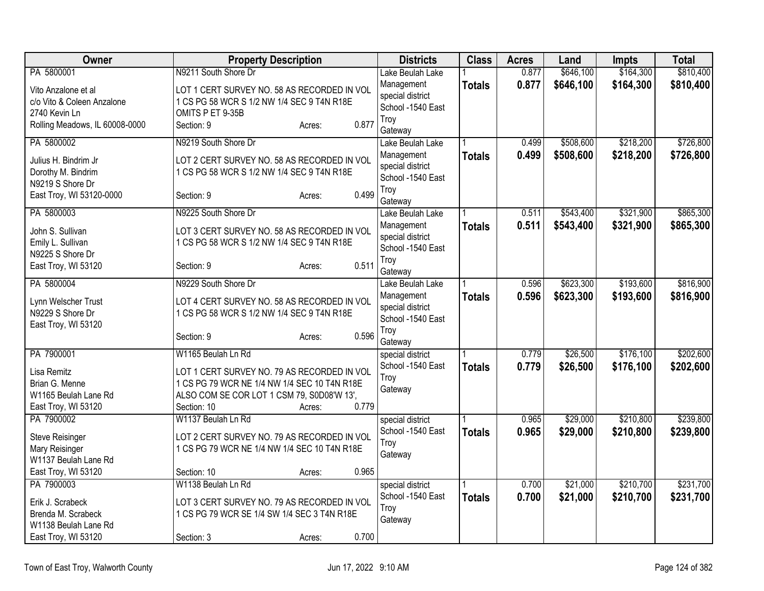| Owner | Property Description | Districts | Class | Acres | Land | Impts | Total |
|---|---|---|---|---|---|---|---|
| PA 5800001<br>Vito Anzalone et al<br>c/o Vito & Coleen Anzalone<br>2740 Kevin Ln<br>Rolling Meadows, IL 60008-0000 | N9211 South Shore Dr<br>LOT 1 CERT SURVEY NO. 58 AS RECORDED IN VOL 1 CS PG 58 WCR S 1/2 NW 1/4 SEC 9 T4N R18E OMITS P ET 9-35B<br>Section: 9 Acres: 0.877 | Lake Beulah Lake Management special district School -1540 East Troy Gateway | 1<br>**Totals** | 0.877<br>**0.877** | $646,100<br>**$646,100** | $164,300<br>**$164,300** | $810,400<br>**$810,400** |
| PA 5800002<br>Julius H. Bindrim Jr<br>Dorothy M. Bindrim<br>N9219 S Shore Dr<br>East Troy, WI 53120-0000 | N9219 South Shore Dr<br>LOT 2 CERT SURVEY NO. 58 AS RECORDED IN VOL 1 CS PG 58 WCR S 1/2 NW 1/4 SEC 9 T4N R18E<br>Section: 9 Acres: 0.499 | Lake Beulah Lake Management special district School -1540 East Troy Gateway | 1<br>**Totals** | 0.499<br>**0.499** | $508,600<br>**$508,600** | $218,200<br>**$218,200** | $726,800<br>**$726,800** |
| PA 5800003<br>John S. Sullivan<br>Emily L. Sullivan<br>N9225 S Shore Dr<br>East Troy, WI 53120 | N9225 South Shore Dr<br>LOT 3 CERT SURVEY NO. 58 AS RECORDED IN VOL 1 CS PG 58 WCR S 1/2 NW 1/4 SEC 9 T4N R18E<br>Section: 9 Acres: 0.511 | Lake Beulah Lake Management special district School -1540 East Troy Gateway | 1<br>**Totals** | 0.511<br>**0.511** | $543,400<br>**$543,400** | $321,900<br>**$321,900** | $865,300<br>**$865,300** |
| PA 5800004<br>Lynn Welscher Trust<br>N9229 S Shore Dr<br>East Troy, WI 53120 | N9229 South Shore Dr<br>LOT 4 CERT SURVEY NO. 58 AS RECORDED IN VOL 1 CS PG 58 WCR S 1/2 NW 1/4 SEC 9 T4N R18E<br>Section: 9 Acres: 0.596 | Lake Beulah Lake Management special district School -1540 East Troy Gateway | 1<br>**Totals** | 0.596<br>**0.596** | $623,300<br>**$623,300** | $193,600<br>**$193,600** | $816,900<br>**$816,900** |
| PA 7900001<br>Lisa Remitz<br>Brian G. Menne<br>W1165 Beulah Lane Rd<br>East Troy, WI 53120 | W1165 Beulah Ln Rd<br>LOT 1 CERT SURVEY NO. 79 AS RECORDED IN VOL 1 CS PG 79 WCR NE 1/4 NW 1/4 SEC 10 T4N R18E ALSO COM SE COR LOT 1 CSM 79, S0D08'W 13',<br>Section: 10 Acres: 0.779 | special district School -1540 East Troy Gateway | 1<br>**Totals** | 0.779<br>**0.779** | $26,500<br>**$26,500** | $176,100<br>**$176,100** | $202,600<br>**$202,600** |
| PA 7900002<br>Steve Reisinger<br>Mary Reisinger<br>W1137 Beulah Lane Rd<br>East Troy, WI 53120 | W1137 Beulah Ln Rd<br>LOT 2 CERT SURVEY NO. 79 AS RECORDED IN VOL 1 CS PG 79 WCR NE 1/4 NW 1/4 SEC 10 T4N R18E<br>Section: 10 Acres: 0.965 | special district School -1540 East Troy Gateway | 1<br>**Totals** | 0.965<br>**0.965** | $29,000<br>**$29,000** | $210,800<br>**$210,800** | $239,800<br>**$239,800** |
| PA 7900003<br>Erik J. Scrabeck<br>Brenda M. Scrabeck<br>W1138 Beulah Lane Rd<br>East Troy, WI 53120 | W1138 Beulah Ln Rd<br>LOT 3 CERT SURVEY NO. 79 AS RECORDED IN VOL 1 CS PG 79 WCR SE 1/4 SW 1/4 SEC 3 T4N R18E<br>Section: 3 Acres: 0.700 | special district School -1540 East Troy Gateway | 1<br>**Totals** | 0.700<br>**0.700** | $21,000<br>**$21,000** | $210,700<br>**$210,700** | $231,700<br>**$231,700** |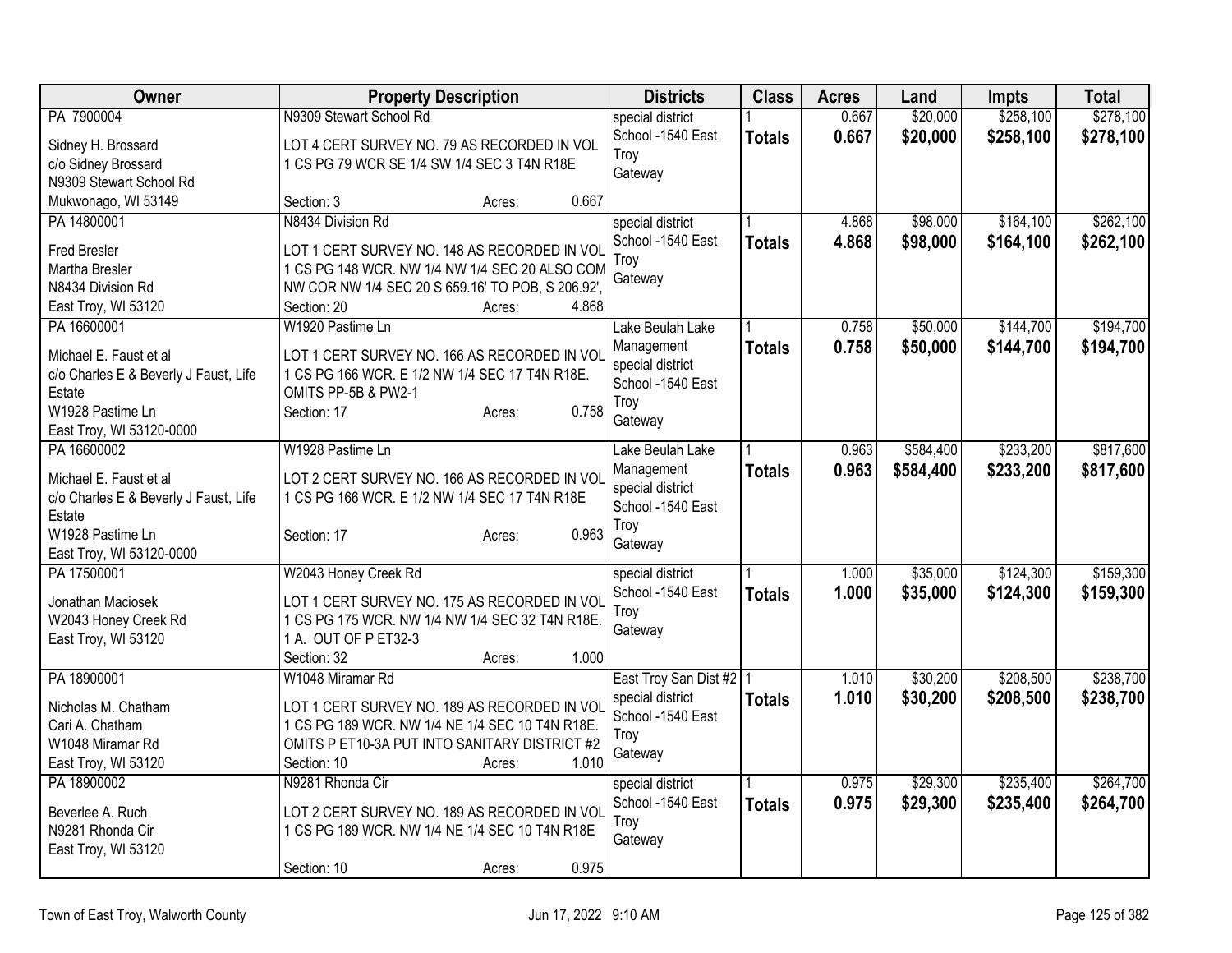| Owner | Property Description | Districts | Class | Acres | Land | Impts | Total |
|---|---|---|---|---|---|---|---|
| PA 7900004<br>Sidney H. Brossard<br>c/o Sidney Brossard<br>N9309 Stewart School Rd<br>Mukwonago, WI 53149 | N9309 Stewart School Rd<br>LOT 4 CERT SURVEY NO. 79 AS RECORDED IN VOL 1 CS PG 79 WCR SE 1/4 SW 1/4 SEC 3 T4N R18E<br>Section: 3 Acres: 0.667 | special district<br>School -1540 East Troy<br>Gateway | 1<br>**Totals** | 0.667<br>**0.667** | $20,000<br>**$20,000** | $258,100<br>**$258,100** | $278,100<br>**$278,100** |
| PA 14800001<br>Fred Bresler<br>Martha Bresler<br>N8434 Division Rd<br>East Troy, WI 53120 | N8434 Division Rd<br>LOT 1 CERT SURVEY NO. 148 AS RECORDED IN VOL 1 CS PG 148 WCR. NW 1/4 NW 1/4 SEC 20 ALSO COM NW COR NW 1/4 SEC 20 S 659.16' TO POB, S 206.92',<br>Section: 20 Acres: 4.868 | special district<br>School -1540 East Troy<br>Gateway | 1<br>**Totals** | 4.868<br>**4.868** | $98,000<br>**$98,000** | $164,100<br>**$164,100** | $262,100<br>**$262,100** |
| PA 16600001<br>Michael E. Faust et al<br>c/o Charles E & Beverly J Faust, Life Estate<br>W1928 Pastime Ln<br>East Troy, WI 53120-0000 | W1920 Pastime Ln<br>LOT 1 CERT SURVEY NO. 166 AS RECORDED IN VOL 1 CS PG 166 WCR. E 1/2 NW 1/4 SEC 17 T4N R18E. OMITS PP-5B & PW2-1<br>Section: 17 Acres: 0.758 | Lake Beulah Lake Management<br>special district<br>School -1540 East Troy<br>Gateway | 1<br>**Totals** | 0.758<br>**0.758** | $50,000<br>**$50,000** | $144,700<br>**$144,700** | $194,700<br>**$194,700** |
| PA 16600002<br>Michael E. Faust et al<br>c/o Charles E & Beverly J Faust, Life Estate<br>W1928 Pastime Ln<br>East Troy, WI 53120-0000 | W1928 Pastime Ln<br>LOT 2 CERT SURVEY NO. 166 AS RECORDED IN VOL 1 CS PG 166 WCR. E 1/2 NW 1/4 SEC 17 T4N R18E<br>Section: 17 Acres: 0.963 | Lake Beulah Lake Management<br>special district<br>School -1540 East Troy<br>Gateway | 1<br>**Totals** | 0.963<br>**0.963** | $584,400<br>**$584,400** | $233,200<br>**$233,200** | $817,600<br>**$817,600** |
| PA 17500001<br>Jonathan Maciosek<br>W2043 Honey Creek Rd<br>East Troy, WI 53120 | W2043 Honey Creek Rd<br>LOT 1 CERT SURVEY NO. 175 AS RECORDED IN VOL 1 CS PG 175 WCR. NW 1/4 NW 1/4 SEC 32 T4N R18E. 1 A. OUT OF P ET32-3<br>Section: 32 Acres: 1.000 | special district<br>School -1540 East Troy<br>Gateway | 1<br>**Totals** | 1.000<br>**1.000** | $35,000<br>**$35,000** | $124,300<br>**$124,300** | $159,300<br>**$159,300** |
| PA 18900001<br>Nicholas M. Chatham<br>Cari A. Chatham<br>W1048 Miramar Rd<br>East Troy, WI 53120 | W1048 Miramar Rd<br>LOT 1 CERT SURVEY NO. 189 AS RECORDED IN VOL 1 CS PG 189 WCR. NW 1/4 NE 1/4 SEC 10 T4N R18E. OMITS P ET10-3A PUT INTO SANITARY DISTRICT #2<br>Section: 10 Acres: 1.010 | East Troy San Dist #2<br>special district<br>School -1540 East Troy<br>Gateway | 1<br>**Totals** | 1.010<br>**1.010** | $30,200<br>**$30,200** | $208,500<br>**$208,500** | $238,700<br>**$238,700** |
| PA 18900002<br>Beverlee A. Ruch<br>N9281 Rhonda Cir<br>East Troy, WI 53120 | N9281 Rhonda Cir<br>LOT 2 CERT SURVEY NO. 189 AS RECORDED IN VOL 1 CS PG 189 WCR. NW 1/4 NE 1/4 SEC 10 T4N R18E<br>Section: 10 Acres: 0.975 | special district<br>School -1540 East Troy<br>Gateway | 1<br>**Totals** | 0.975<br>**0.975** | $29,300<br>**$29,300** | $235,400<br>**$235,400** | $264,700<br>**$264,700** |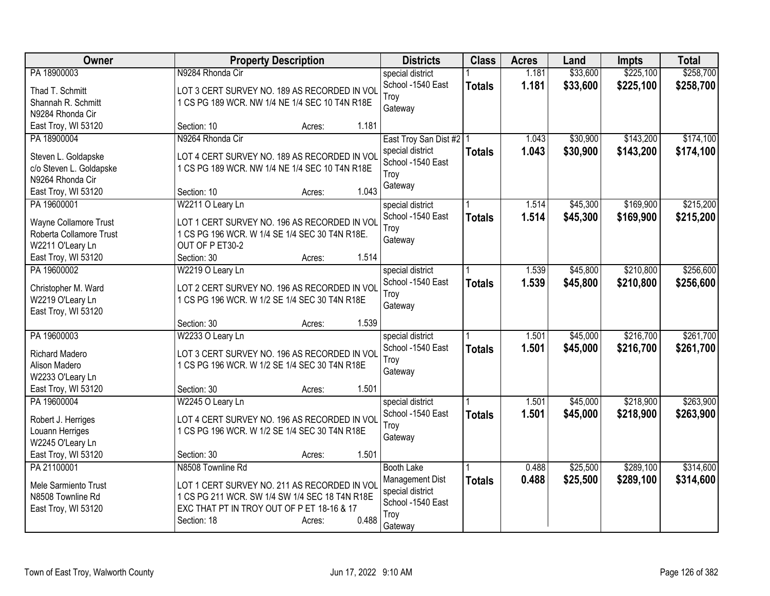| Owner | Property Description | Districts | Class | Acres | Land | Impts | Total |
|---|---|---|---|---|---|---|---|
| PA 18900003<br><br>Thad T. Schmitt<br>Shannah R. Schmitt<br>N9284 Rhonda Cir<br>East Troy, WI 53120 | N9284 Rhonda Cir<br><br>LOT 3 CERT SURVEY NO. 189 AS RECORDED IN VOL 1 CS PG 189 WCR. NW 1/4 NE 1/4 SEC 10 T4N R18E<br><br>Section: 10 Acres: 1.181 | special district<br>School -1540 East Troy<br>Gateway | 1<br>**Totals** | 1.181<br>**1.181** | $33,600<br>**$33,600** | $225,100<br>**$225,100** | $258,700<br>**$258,700** |
| PA 18900004<br><br>Steven L. Goldapske<br>c/o Steven L. Goldapske<br>N9264 Rhonda Cir<br>East Troy, WI 53120 | N9264 Rhonda Cir<br><br>LOT 4 CERT SURVEY NO. 189 AS RECORDED IN VOL 1 CS PG 189 WCR. NW 1/4 NE 1/4 SEC 10 T4N R18E<br><br>Section: 10 Acres: 1.043 | East Troy San Dist #2<br>special district<br>School -1540 East Troy<br>Gateway | 1<br>**Totals** | 1.043<br>**1.043** | $30,900<br>**$30,900** | $143,200<br>**$143,200** | $174,100<br>**$174,100** |
| PA 19600001<br><br>Wayne Collamore Trust<br>Roberta Collamore Trust<br>W2211 O'Leary Ln<br>East Troy, WI 53120 | W2211 O Leary Ln<br><br>LOT 1 CERT SURVEY NO. 196 AS RECORDED IN VOL 1 CS PG 196 WCR. W 1/4 SE 1/4 SEC 30 T4N R18E. OUT OF P ET30-2<br><br>Section: 30 Acres: 1.514 | special district<br>School -1540 East Troy<br>Gateway | 1<br>**Totals** | 1.514<br>**1.514** | $45,300<br>**$45,300** | $169,900<br>**$169,900** | $215,200<br>**$215,200** |
| PA 19600002<br><br>Christopher M. Ward<br>W2219 O'Leary Ln<br>East Troy, WI 53120 | W2219 O Leary Ln<br><br>LOT 2 CERT SURVEY NO. 196 AS RECORDED IN VOL 1 CS PG 196 WCR. W 1/2 SE 1/4 SEC 30 T4N R18E<br><br>Section: 30 Acres: 1.539 | special district<br>School -1540 East Troy<br>Gateway | 1<br>**Totals** | 1.539<br>**1.539** | $45,800<br>**$45,800** | $210,800<br>**$210,800** | $256,600<br>**$256,600** |
| PA 19600003<br><br>Richard Madero<br>Alison Madero<br>W2233 O'Leary Ln<br>East Troy, WI 53120 | W2233 O Leary Ln<br><br>LOT 3 CERT SURVEY NO. 196 AS RECORDED IN VOL 1 CS PG 196 WCR. W 1/2 SE 1/4 SEC 30 T4N R18E<br><br>Section: 30 Acres: 1.501 | special district<br>School -1540 East Troy<br>Gateway | 1<br>**Totals** | 1.501<br>**1.501** | $45,000<br>**$45,000** | $216,700<br>**$216,700** | $261,700<br>**$261,700** |
| PA 19600004<br><br>Robert J. Herriges<br>Louann Herriges<br>W2245 O'Leary Ln<br>East Troy, WI 53120 | W2245 O Leary Ln<br><br>LOT 4 CERT SURVEY NO. 196 AS RECORDED IN VOL 1 CS PG 196 WCR. W 1/2 SE 1/4 SEC 30 T4N R18E<br><br>Section: 30 Acres: 1.501 | special district<br>School -1540 East Troy<br>Gateway | 1<br>**Totals** | 1.501<br>**1.501** | $45,000<br>**$45,000** | $218,900<br>**$218,900** | $263,900<br>**$263,900** |
| PA 21100001<br><br>Mele Sarmiento Trust<br>N8508 Townline Rd<br>East Troy, WI 53120 | N8508 Townline Rd<br><br>LOT 1 CERT SURVEY NO. 211 AS RECORDED IN VOL 1 CS PG 211 WCR. SW 1/4 SW 1/4 SEC 18 T4N R18E EXC THAT PT IN TROY OUT OF P ET 18-16 & 17<br><br>Section: 18 Acres: 0.488 | Booth Lake Management Dist<br>special district<br>School -1540 East Troy<br>Gateway | 1<br>**Totals** | 0.488<br>**0.488** | $25,500<br>**$25,500** | $289,100<br>**$289,100** | $314,600<br>**$314,600** |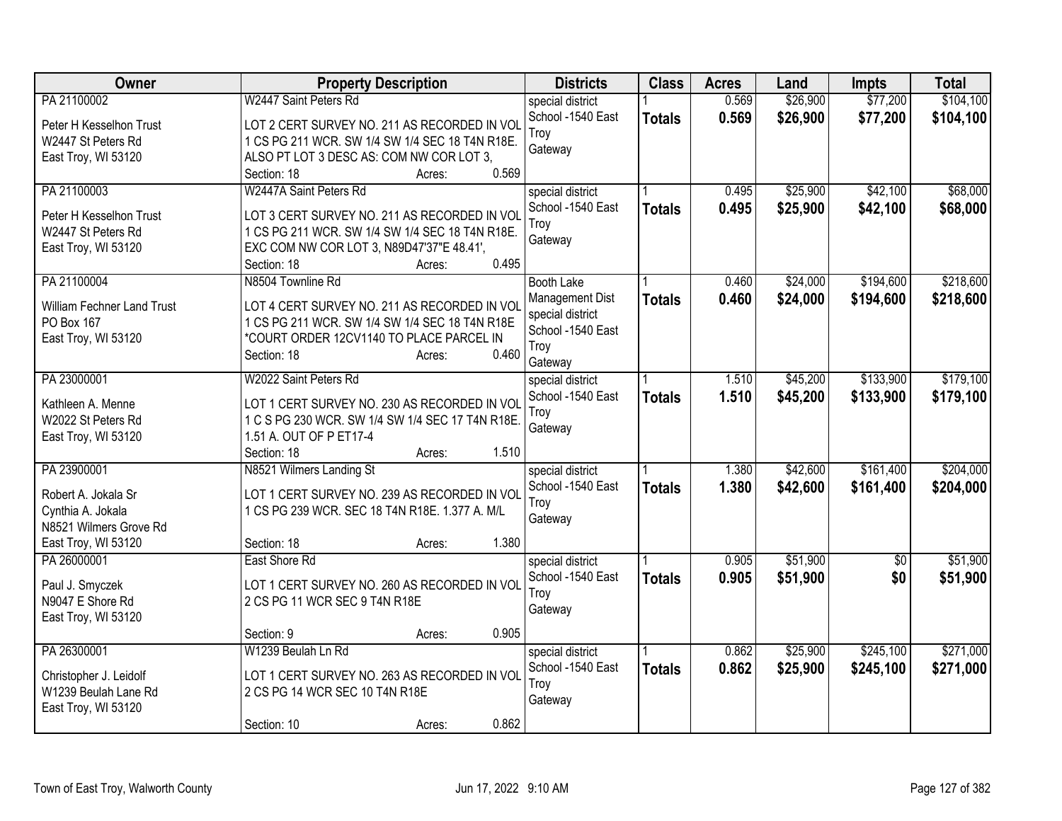| Owner | Property Description | Districts | Class | Acres | Land | Impts | Total |
|---|---|---|---|---|---|---|---|
| PA 21100002<br><br>Peter H Kesselhon Trust<br>W2447 St Peters Rd<br>East Troy, WI 53120 | W2447 Saint Peters Rd<br><br>LOT 2 CERT SURVEY NO. 211 AS RECORDED IN VOL 1 CS PG 211 WCR. SW 1/4 SW 1/4 SEC 18 T4N R18E. ALSO PT LOT 3 DESC AS: COM NW COR LOT 3,<br>Section: 18 Acres: 0.569 | special district<br>School -1540 East Troy<br>Gateway | 1<br>**Totals** | 0.569<br>**0.569** | $26,900<br>**$26,900** | $77,200<br>**$77,200** | $104,100<br>**$104,100** |
| PA 21100003<br><br>Peter H Kesselhon Trust<br>W2447 St Peters Rd<br>East Troy, WI 53120 | W2447A Saint Peters Rd<br><br>LOT 3 CERT SURVEY NO. 211 AS RECORDED IN VOL 1 CS PG 211 WCR. SW 1/4 SW 1/4 SEC 18 T4N R18E. EXC COM NW COR LOT 3, N89D47'37"E 48.41',<br>Section: 18 Acres: 0.495 | special district<br>School -1540 East Troy<br>Gateway | 1<br>**Totals** | 0.495<br>**0.495** | $25,900<br>**$25,900** | $42,100<br>**$42,100** | $68,000<br>**$68,000** |
| PA 21100004<br><br>William Fechner Land Trust<br>PO Box 167<br>East Troy, WI 53120 | N8504 Townline Rd<br><br>LOT 4 CERT SURVEY NO. 211 AS RECORDED IN VOL 1 CS PG 211 WCR. SW 1/4 SW 1/4 SEC 18 T4N R18E *COURT ORDER 12CV1140 TO PLACE PARCEL IN<br>Section: 18 Acres: 0.460 | Booth Lake Management Dist<br>special district<br>School -1540 East Troy<br>Gateway | 1<br>**Totals** | 0.460<br>**0.460** | $24,000<br>**$24,000** | $194,600<br>**$194,600** | $218,600<br>**$218,600** |
| PA 23000001<br><br>Kathleen A. Menne<br>W2022 St Peters Rd<br>East Troy, WI 53120 | W2022 Saint Peters Rd<br><br>LOT 1 CERT SURVEY NO. 230 AS RECORDED IN VOL 1 C S PG 230 WCR. SW 1/4 SW 1/4 SEC 17 T4N R18E. 1.51 A. OUT OF P ET17-4<br>Section: 18 Acres: 1.510 | special district<br>School -1540 East Troy<br>Gateway | 1<br>**Totals** | 1.510<br>**1.510** | $45,200<br>**$45,200** | $133,900<br>**$133,900** | $179,100<br>**$179,100** |
| PA 23900001<br><br>Robert A. Jokala Sr<br>Cynthia A. Jokala<br>N8521 Wilmers Grove Rd<br>East Troy, WI 53120 | N8521 Wilmers Landing St<br><br>LOT 1 CERT SURVEY NO. 239 AS RECORDED IN VOL 1 CS PG 239 WCR. SEC 18 T4N R18E. 1.377 A. M/L<br><br>Section: 18 Acres: 1.380 | special district<br>School -1540 East Troy<br>Gateway | 1<br>**Totals** | 1.380<br>**1.380** | $42,600<br>**$42,600** | $161,400<br>**$161,400** | $204,000<br>**$204,000** |
| PA 26000001<br><br>Paul J. Smyczek<br>N9047 E Shore Rd<br>East Troy, WI 53120 | East Shore Rd<br><br>LOT 1 CERT SURVEY NO. 260 AS RECORDED IN VOL 2 CS PG 11 WCR SEC 9 T4N R18E<br><br>Section: 9 Acres: 0.905 | special district<br>School -1540 East Troy<br>Gateway | 1<br>**Totals** | 0.905<br>**0.905** | $51,900<br>**$51,900** | $0<br>**$0** | $51,900<br>**$51,900** |
| PA 26300001<br><br>Christopher J. Leidolf<br>W1239 Beulah Lane Rd<br>East Troy, WI 53120 | W1239 Beulah Ln Rd<br><br>LOT 1 CERT SURVEY NO. 263 AS RECORDED IN VOL 2 CS PG 14 WCR SEC 10 T4N R18E<br><br>Section: 10 Acres: 0.862 | special district<br>School -1540 East Troy<br>Gateway | 1<br>**Totals** | 0.862<br>**0.862** | $25,900<br>**$25,900** | $245,100<br>**$245,100** | $271,000<br>**$271,000** |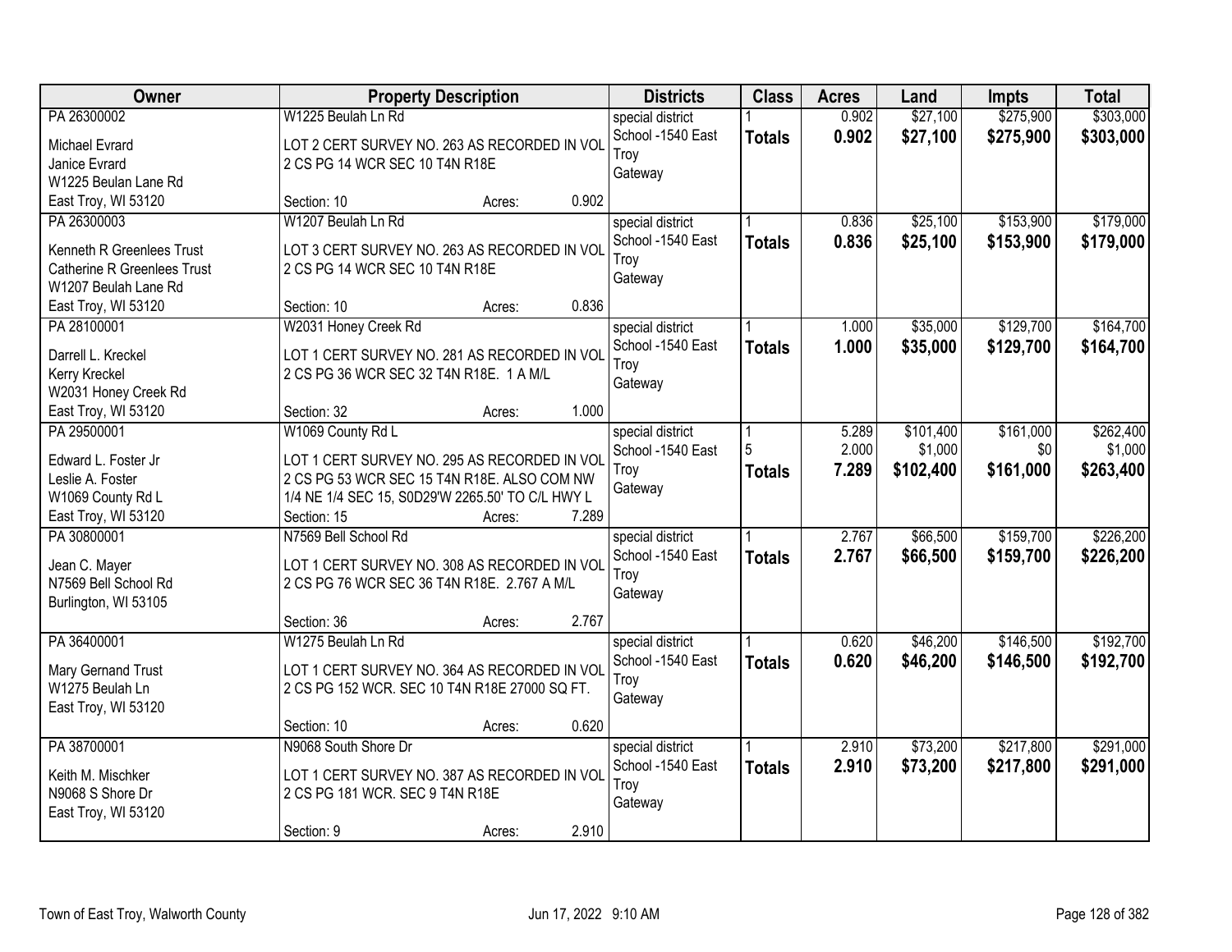| Owner | Property Description | Districts | Class | Acres | Land | Impts | Total |
|---|---|---|---|---|---|---|---|
| PA 26300002<br>Michael Evrard<br>Janice Evrard<br>W1225 Beulan Lane Rd<br>East Troy, WI 53120 | W1225 Beulah Ln Rd<br>LOT 2 CERT SURVEY NO. 263 AS RECORDED IN VOL 2 CS PG 14 WCR SEC 10 T4N R18E<br>Section: 10 Acres: 0.902 | special district<br>School -1540 East Troy<br>Gateway | 1<br>**Totals** | 0.902<br>**0.902** | $27,100<br>**$27,100** | $275,900<br>**$275,900** | $303,000<br>**$303,000** |
| PA 26300003<br>Kenneth R Greenlees Trust<br>Catherine R Greenlees Trust<br>W1207 Beulah Lane Rd<br>East Troy, WI 53120 | W1207 Beulah Ln Rd<br>LOT 3 CERT SURVEY NO. 263 AS RECORDED IN VOL 2 CS PG 14 WCR SEC 10 T4N R18E<br>Section: 10 Acres: 0.836 | special district<br>School -1540 East Troy<br>Gateway | 1<br>**Totals** | 0.836<br>**0.836** | $25,100<br>**$25,100** | $153,900<br>**$153,900** | $179,000<br>**$179,000** |
| PA 28100001<br>Darrell L. Kreckel<br>Kerry Kreckel<br>W2031 Honey Creek Rd<br>East Troy, WI 53120 | W2031 Honey Creek Rd<br>LOT 1 CERT SURVEY NO. 281 AS RECORDED IN VOL 2 CS PG 36 WCR SEC 32 T4N R18E. 1 A M/L<br>Section: 32 Acres: 1.000 | special district<br>School -1540 East Troy<br>Gateway | 1<br>**Totals** | 1.000<br>**1.000** | $35,000<br>**$35,000** | $129,700<br>**$129,700** | $164,700<br>**$164,700** |
| PA 29500001<br>Edward L. Foster Jr<br>Leslie A. Foster<br>W1069 County Rd L<br>East Troy, WI 53120 | W1069 County Rd L<br>LOT 1 CERT SURVEY NO. 295 AS RECORDED IN VOL 2 CS PG 53 WCR SEC 15 T4N R18E. ALSO COM NW 1/4 NE 1/4 SEC 15, S0D29'W 2265.50' TO C/L HWY L<br>Section: 15 Acres: 7.289 | special district<br>School -1540 East Troy<br>Gateway | 1<br>5<br>**Totals** | 5.289<br>2.000<br>**7.289** | $101,400<br>$1,000<br>**$102,400** | $161,000<br>$0<br>**$161,000** | $262,400<br>$1,000<br>**$263,400** |
| PA 30800001<br>Jean C. Mayer<br>N7569 Bell School Rd<br>Burlington, WI 53105 | N7569 Bell School Rd<br>LOT 1 CERT SURVEY NO. 308 AS RECORDED IN VOL 2 CS PG 76 WCR SEC 36 T4N R18E. 2.767 A M/L<br>Section: 36 Acres: 2.767 | special district<br>School -1540 East Troy<br>Gateway | 1<br>**Totals** | 2.767<br>**2.767** | $66,500<br>**$66,500** | $159,700<br>**$159,700** | $226,200<br>**$226,200** |
| PA 36400001<br>Mary Gernand Trust<br>W1275 Beulah Ln<br>East Troy, WI 53120 | W1275 Beulah Ln Rd<br>LOT 1 CERT SURVEY NO. 364 AS RECORDED IN VOL 2 CS PG 152 WCR. SEC 10 T4N R18E 27000 SQ FT.<br>Section: 10 Acres: 0.620 | special district<br>School -1540 East Troy<br>Gateway | 1<br>**Totals** | 0.620<br>**0.620** | $46,200<br>**$46,200** | $146,500<br>**$146,500** | $192,700<br>**$192,700** |
| PA 38700001<br>Keith M. Mischker<br>N9068 S Shore Dr<br>East Troy, WI 53120 | N9068 South Shore Dr<br>LOT 1 CERT SURVEY NO. 387 AS RECORDED IN VOL 2 CS PG 181 WCR. SEC 9 T4N R18E<br>Section: 9 Acres: 2.910 | special district<br>School -1540 East Troy<br>Gateway | 1<br>**Totals** | 2.910<br>**2.910** | $73,200<br>**$73,200** | $217,800<br>**$217,800** | $291,000<br>**$291,000** |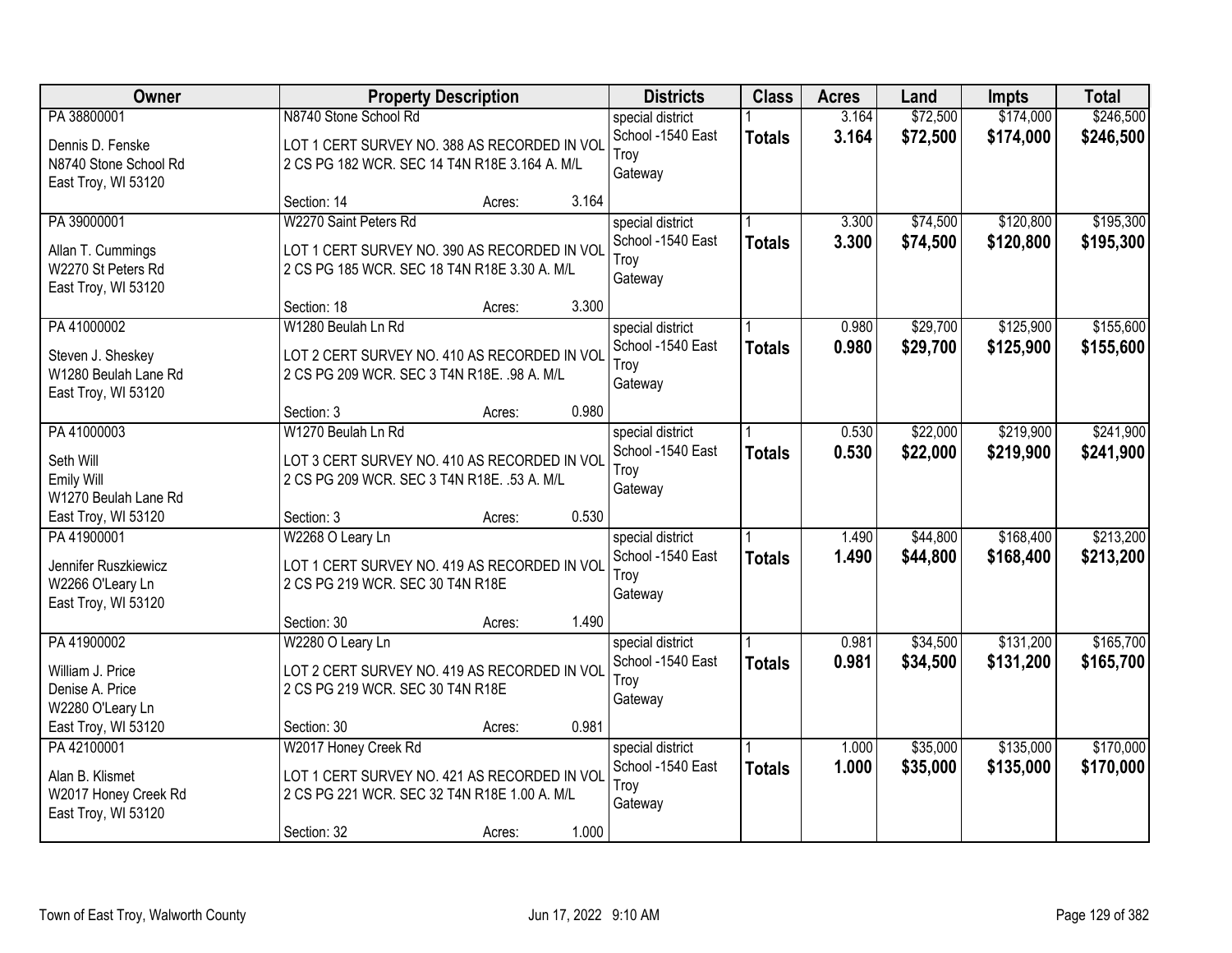| Owner | Property Description | Districts | Class | Acres | Land | Impts | Total |
|---|---|---|---|---|---|---|---|
| PA 38800001<br>Dennis D. Fenske<br>N8740 Stone School Rd<br>East Troy, WI 53120 | N8740 Stone School Rd<br>LOT 1 CERT SURVEY NO. 388 AS RECORDED IN VOL 2 CS PG 182 WCR. SEC 14 T4N R18E 3.164 A. M/L<br>Section: 14 Acres: 3.164 | special district<br>School -1540 East Troy<br>Gateway | 1<br>**Totals** | 3.164<br>**3.164** | $72,500<br>**$72,500** | $174,000<br>**$174,000** | $246,500<br>**$246,500** |
| PA 39000001<br>Allan T. Cummings<br>W2270 St Peters Rd<br>East Troy, WI 53120 | W2270 Saint Peters Rd<br>LOT 1 CERT SURVEY NO. 390 AS RECORDED IN VOL 2 CS PG 185 WCR. SEC 18 T4N R18E 3.30 A. M/L<br>Section: 18 Acres: 3.300 | special district<br>School -1540 East Troy<br>Gateway | 1<br>**Totals** | 3.300<br>**3.300** | $74,500<br>**$74,500** | $120,800<br>**$120,800** | $195,300<br>**$195,300** |
| PA 41000002<br>Steven J. Sheskey<br>W1280 Beulah Lane Rd<br>East Troy, WI 53120 | W1280 Beulah Ln Rd<br>LOT 2 CERT SURVEY NO. 410 AS RECORDED IN VOL 2 CS PG 209 WCR. SEC 3 T4N R18E. .98 A. M/L<br>Section: 3 Acres: 0.980 | special district<br>School -1540 East Troy<br>Gateway | 1<br>**Totals** | 0.980<br>**0.980** | $29,700<br>**$29,700** | $125,900<br>**$125,900** | $155,600<br>**$155,600** |
| PA 41000003<br>Seth Will<br>Emily Will<br>W1270 Beulah Lane Rd<br>East Troy, WI 53120 | W1270 Beulah Ln Rd<br>LOT 3 CERT SURVEY NO. 410 AS RECORDED IN VOL 2 CS PG 209 WCR. SEC 3 T4N R18E. .53 A. M/L<br>Section: 3 Acres: 0.530 | special district<br>School -1540 East Troy<br>Gateway | 1<br>**Totals** | 0.530<br>**0.530** | $22,000<br>**$22,000** | $219,900<br>**$219,900** | $241,900<br>**$241,900** |
| PA 41900001<br>Jennifer Ruszkiewicz<br>W2266 O'Leary Ln<br>East Troy, WI 53120 | W2268 O Leary Ln<br>LOT 1 CERT SURVEY NO. 419 AS RECORDED IN VOL 2 CS PG 219 WCR. SEC 30 T4N R18E<br>Section: 30 Acres: 1.490 | special district<br>School -1540 East Troy<br>Gateway | 1<br>**Totals** | 1.490<br>**1.490** | $44,800<br>**$44,800** | $168,400<br>**$168,400** | $213,200<br>**$213,200** |
| PA 41900002<br>William J. Price<br>Denise A. Price<br>W2280 O'Leary Ln<br>East Troy, WI 53120 | W2280 O Leary Ln<br>LOT 2 CERT SURVEY NO. 419 AS RECORDED IN VOL 2 CS PG 219 WCR. SEC 30 T4N R18E<br>Section: 30 Acres: 0.981 | special district<br>School -1540 East Troy<br>Gateway | 1<br>**Totals** | 0.981<br>**0.981** | $34,500<br>**$34,500** | $131,200<br>**$131,200** | $165,700<br>**$165,700** |
| PA 42100001<br>Alan B. Klismet<br>W2017 Honey Creek Rd<br>East Troy, WI 53120 | W2017 Honey Creek Rd<br>LOT 1 CERT SURVEY NO. 421 AS RECORDED IN VOL 2 CS PG 221 WCR. SEC 32 T4N R18E 1.00 A. M/L<br>Section: 32 Acres: 1.000 | special district<br>School -1540 East Troy<br>Gateway | 1<br>**Totals** | 1.000<br>**1.000** | $35,000<br>**$35,000** | $135,000<br>**$135,000** | $170,000<br>**$170,000** |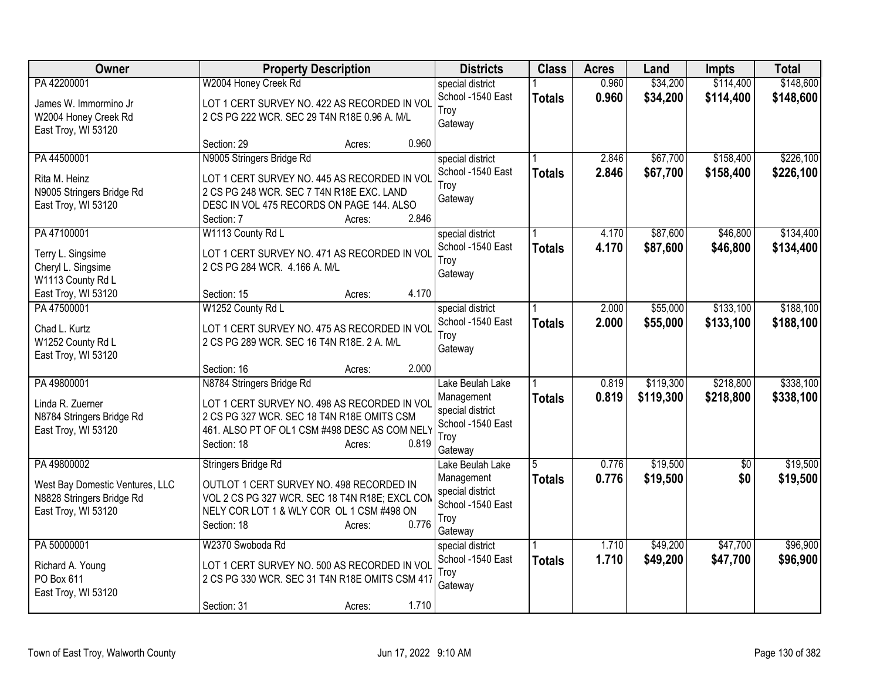| Owner | Property Description | Districts | Class | Acres | Land | Impts | Total |
|---|---|---|---|---|---|---|---|
| PA 42200001<br>James W. Immormino Jr<br>W2004 Honey Creek Rd<br>East Troy, WI 53120 | W2004 Honey Creek Rd<br>LOT 1 CERT SURVEY NO. 422 AS RECORDED IN VOL 2 CS PG 222 WCR. SEC 29 T4N R18E 0.96 A. M/L<br>Section: 29 Acres: 0.960 | special district<br>School -1540 East Troy<br>Gateway | 1<br>**Totals** | 0.960<br>**0.960** | $34,200<br>**$34,200** | $114,400<br>**$114,400** | $148,600<br>**$148,600** |
| PA 44500001<br>Rita M. Heinz<br>N9005 Stringers Bridge Rd<br>East Troy, WI 53120 | N9005 Stringers Bridge Rd<br>LOT 1 CERT SURVEY NO. 445 AS RECORDED IN VOL 2 CS PG 248 WCR. SEC 7 T4N R18E EXC. LAND DESC IN VOL 475 RECORDS ON PAGE 144. ALSO<br>Section: 7 Acres: 2.846 | special district<br>School -1540 East Troy<br>Gateway | 1<br>**Totals** | 2.846<br>**2.846** | $67,700<br>**$67,700** | $158,400<br>**$158,400** | $226,100<br>**$226,100** |
| PA 47100001<br>Terry L. Singsime<br>Cheryl L. Singsime<br>W1113 County Rd L<br>East Troy, WI 53120 | W1113 County Rd L<br>LOT 1 CERT SURVEY NO. 471 AS RECORDED IN VOL 2 CS PG 284 WCR. 4.166 A. M/L<br>Section: 15 Acres: 4.170 | special district<br>School -1540 East Troy<br>Gateway | 1<br>**Totals** | 4.170<br>**4.170** | $87,600<br>**$87,600** | $46,800<br>**$46,800** | $134,400<br>**$134,400** |
| PA 47500001<br>Chad L. Kurtz<br>W1252 County Rd L<br>East Troy, WI 53120 | W1252 County Rd L<br>LOT 1 CERT SURVEY NO. 475 AS RECORDED IN VOL 2 CS PG 289 WCR. SEC 16 T4N R18E. 2 A. M/L<br>Section: 16 Acres: 2.000 | special district<br>School -1540 East Troy<br>Gateway | 1<br>**Totals** | 2.000<br>**2.000** | $55,000<br>**$55,000** | $133,100<br>**$133,100** | $188,100<br>**$188,100** |
| PA 49800001<br>Linda R. Zuerner<br>N8784 Stringers Bridge Rd<br>East Troy, WI 53120 | N8784 Stringers Bridge Rd<br>LOT 1 CERT SURVEY NO. 498 AS RECORDED IN VOL 2 CS PG 327 WCR. SEC 18 T4N R18E OMITS CSM 461. ALSO PT OF OL1 CSM #498 DESC AS COM NELY<br>Section: 18 Acres: 0.819 | Lake Beulah Lake Management<br>special district<br>School -1540 East Troy<br>Gateway | 1<br>**Totals** | 0.819<br>**0.819** | $119,300<br>**$119,300** | $218,800<br>**$218,800** | $338,100<br>**$338,100** |
| PA 49800002<br>West Bay Domestic Ventures, LLC<br>N8828 Stringers Bridge Rd<br>East Troy, WI 53120 | Stringers Bridge Rd<br>OUTLOT 1 CERT SURVEY NO. 498 RECORDED IN VOL 2 CS PG 327 WCR. SEC 18 T4N R18E; EXCL COM NELY COR LOT 1 & WLY COR OL 1 CSM #498 ON<br>Section: 18 Acres: 0.776 | Lake Beulah Lake Management<br>special district<br>School -1540 East Troy<br>Gateway | 5<br>**Totals** | 0.776<br>**0.776** | $19,500<br>**$19,500** | $0<br>**$0** | $19,500<br>**$19,500** |
| PA 50000001<br>Richard A. Young<br>PO Box 611<br>East Troy, WI 53120 | W2370 Swoboda Rd<br>LOT 1 CERT SURVEY NO. 500 AS RECORDED IN VOL 2 CS PG 330 WCR. SEC 31 T4N R18E OMITS CSM 417<br>Section: 31 Acres: 1.710 | special district<br>School -1540 East Troy<br>Gateway | 1<br>**Totals** | 1.710<br>**1.710** | $49,200<br>**$49,200** | $47,700<br>**$47,700** | $96,900<br>**$96,900** |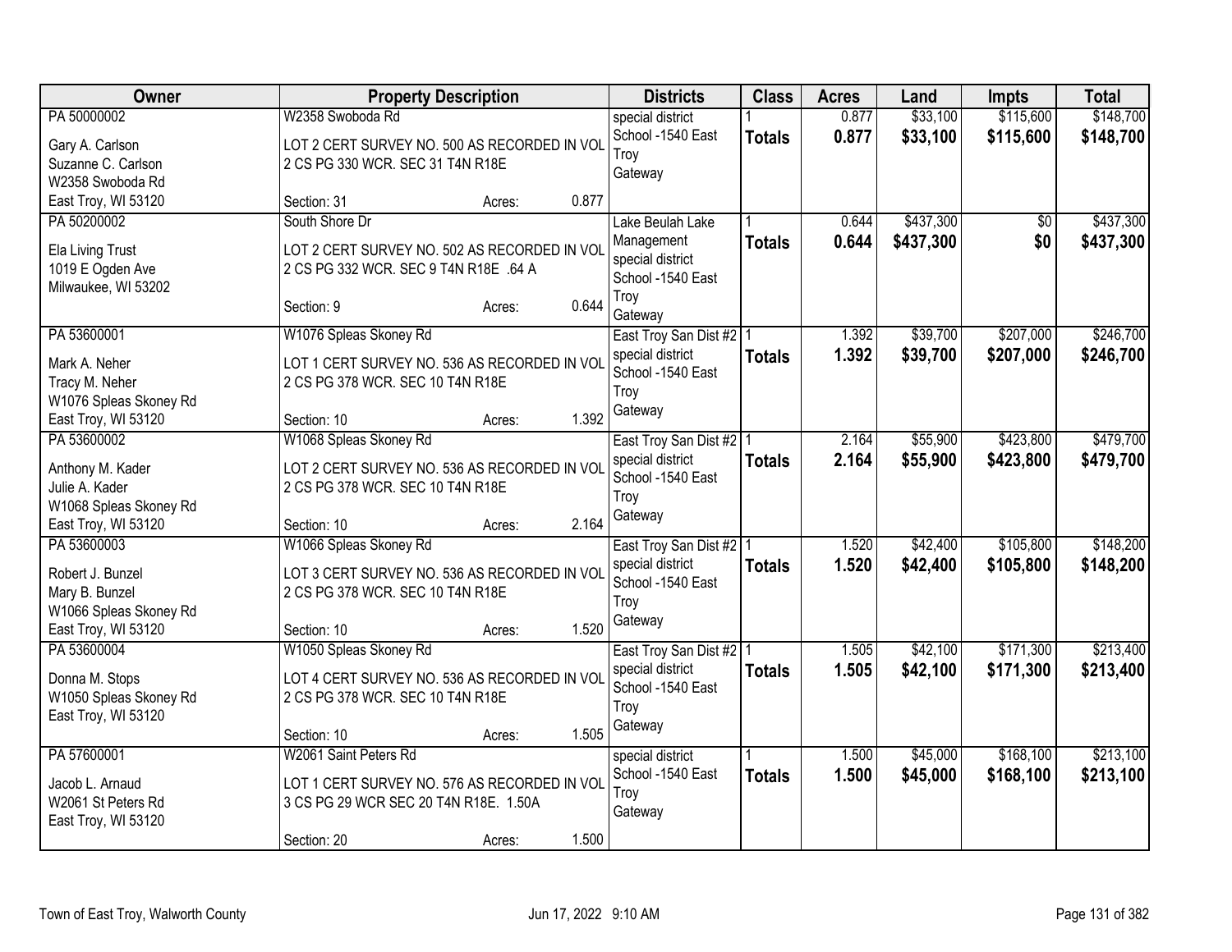| Owner | Property Description | | | Districts | Class | Acres | Land | Impts | Total |
|---|---|---|---|---|---|---|---|---|---|
| PA 50000002<br>Gary A. Carlson<br>Suzanne C. Carlson<br>W2358 Swoboda Rd<br>East Troy, WI 53120 | W2358 Swoboda Rd<br>LOT 2 CERT SURVEY NO. 500 AS RECORDED IN VOL 2 CS PG 330 WCR. SEC 31 T4N R18E<br>Section: 31 | Acres: | 0.877 | special district<br>School -1540 East Troy<br>Gateway | 1<br>**Totals** | 0.877<br>**0.877** | $33,100<br>**$33,100** | $115,600<br>**$115,600** | $148,700<br>**$148,700** |
| PA 50200002<br>Ela Living Trust<br>1019 E Ogden Ave<br>Milwaukee, WI 53202 | South Shore Dr<br>LOT 2 CERT SURVEY NO. 502 AS RECORDED IN VOL 2 CS PG 332 WCR. SEC 9 T4N R18E .64 A<br>Section: 9 | Acres: | 0.644 | Lake Beulah Lake Management<br>special district<br>School -1540 East Troy<br>Gateway | 1<br>**Totals** | 0.644<br>**0.644** | $437,300<br>**$437,300** | $0<br>**$0** | $437,300<br>**$437,300** |
| PA 53600001<br>Mark A. Neher<br>Tracy M. Neher<br>W1076 Spleas Skoney Rd<br>East Troy, WI 53120 | W1076 Spleas Skoney Rd<br>LOT 1 CERT SURVEY NO. 536 AS RECORDED IN VOL 2 CS PG 378 WCR. SEC 10 T4N R18E<br>Section: 10 | Acres: | 1.392 | East Troy San Dist #2<br>special district<br>School -1540 East Troy<br>Gateway | 1<br>**Totals** | 1.392<br>**1.392** | $39,700<br>**$39,700** | $207,000<br>**$207,000** | $246,700<br>**$246,700** |
| PA 53600002<br>Anthony M. Kader<br>Julie A. Kader<br>W1068 Spleas Skoney Rd<br>East Troy, WI 53120 | W1068 Spleas Skoney Rd<br>LOT 2 CERT SURVEY NO. 536 AS RECORDED IN VOL 2 CS PG 378 WCR. SEC 10 T4N R18E<br>Section: 10 | Acres: | 2.164 | East Troy San Dist #2<br>special district<br>School -1540 East Troy<br>Gateway | 1<br>**Totals** | 2.164<br>**2.164** | $55,900<br>**$55,900** | $423,800<br>**$423,800** | $479,700<br>**$479,700** |
| PA 53600003<br>Robert J. Bunzel<br>Mary B. Bunzel<br>W1066 Spleas Skoney Rd<br>East Troy, WI 53120 | W1066 Spleas Skoney Rd<br>LOT 3 CERT SURVEY NO. 536 AS RECORDED IN VOL 2 CS PG 378 WCR. SEC 10 T4N R18E<br>Section: 10 | Acres: | 1.520 | East Troy San Dist #2<br>special district<br>School -1540 East Troy<br>Gateway | 1<br>**Totals** | 1.520<br>**1.520** | $42,400<br>**$42,400** | $105,800<br>**$105,800** | $148,200<br>**$148,200** |
| PA 53600004<br>Donna M. Stops<br>W1050 Spleas Skoney Rd<br>East Troy, WI 53120 | W1050 Spleas Skoney Rd<br>LOT 4 CERT SURVEY NO. 536 AS RECORDED IN VOL 2 CS PG 378 WCR. SEC 10 T4N R18E<br>Section: 10 | Acres: | 1.505 | East Troy San Dist #2<br>special district<br>School -1540 East Troy<br>Gateway | 1<br>**Totals** | 1.505<br>**1.505** | $42,100<br>**$42,100** | $171,300<br>**$171,300** | $213,400<br>**$213,400** |
| PA 57600001<br>Jacob L. Arnaud<br>W2061 St Peters Rd<br>East Troy, WI 53120 | W2061 Saint Peters Rd<br>LOT 1 CERT SURVEY NO. 576 AS RECORDED IN VOL 3 CS PG 29 WCR SEC 20 T4N R18E. 1.50A<br>Section: 20 | Acres: | 1.500 | special district<br>School -1540 East Troy<br>Gateway | 1<br>**Totals** | 1.500<br>**1.500** | $45,000<br>**$45,000** | $168,100<br>**$168,100** | $213,100<br>**$213,100** |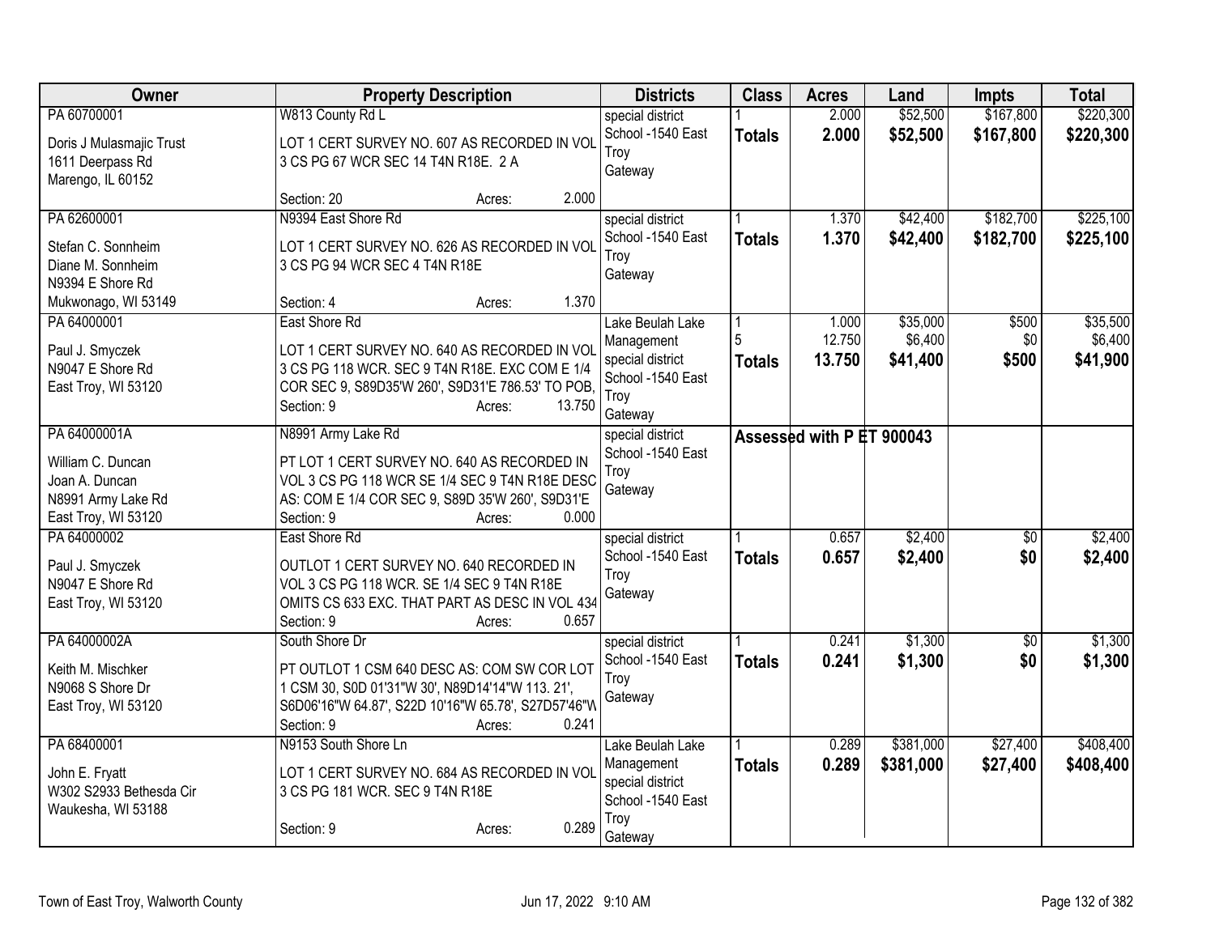| Owner | Property Description | Districts | Class | Acres | Land | Impts | Total |
|---|---|---|---|---|---|---|---|
| PA 60700001<br><br>Doris J Mulasmajic Trust<br>1611 Deerpass Rd<br>Marengo, IL 60152 | W813 County Rd L<br><br>LOT 1 CERT SURVEY NO. 607 AS RECORDED IN VOL 3 CS PG 67 WCR SEC 14 T4N R18E. 2 A<br><br>Section: 20 Acres: 2.000 | special district<br>School -1540 East Troy<br>Gateway | 1<br>**Totals** | 2.000<br>**2.000** | $52,500<br>**$52,500** | $167,800<br>**$167,800** | $220,300<br>**$220,300** |
| PA 62600001<br><br>Stefan C. Sonnheim<br>Diane M. Sonnheim<br>N9394 E Shore Rd<br>Mukwonago, WI 53149 | N9394 East Shore Rd<br><br>LOT 1 CERT SURVEY NO. 626 AS RECORDED IN VOL 3 CS PG 94 WCR SEC 4 T4N R18E<br><br>Section: 4 Acres: 1.370 | special district<br>School -1540 East Troy<br>Gateway | 1<br>**Totals** | 1.370<br>**1.370** | $42,400<br>**$42,400** | $182,700<br>**$182,700** | $225,100<br>**$225,100** |
| PA 64000001<br><br>Paul J. Smyczek<br>N9047 E Shore Rd<br>East Troy, WI 53120 | East Shore Rd<br><br>LOT 1 CERT SURVEY NO. 640 AS RECORDED IN VOL 3 CS PG 118 WCR. SEC 9 T4N R18E. EXC COM E 1/4 COR SEC 9, S89D35'W 260', S9D31'E 786.53' TO POB,<br>Section: 9 Acres: 13.750 | Lake Beulah Lake Management<br>special district<br>School -1540 East Troy<br>Gateway | 1<br>5<br>**Totals** | 1.000<br>12.750<br>**13.750** | $35,000<br>$6,400<br>**$41,400** | $500<br>$0<br>**$500** | $35,500<br>$6,400<br>**$41,900** |
| PA 64000001A<br><br>William C. Duncan<br>Joan A. Duncan<br>N8991 Army Lake Rd<br>East Troy, WI 53120 | N8991 Army Lake Rd<br><br>PT LOT 1 CERT SURVEY NO. 640 AS RECORDED IN VOL 3 CS PG 118 WCR SE 1/4 SEC 9 T4N R18E DESC AS: COM E 1/4 COR SEC 9, S89D 35'W 260', S9D31'E<br>Section: 9 Acres: 0.000 | special district<br>School -1540 East Troy<br>Gateway | **Assessed with P ET 900043** | | | | |
| PA 64000002<br><br>Paul J. Smyczek<br>N9047 E Shore Rd<br>East Troy, WI 53120 | East Shore Rd<br><br>OUTLOT 1 CERT SURVEY NO. 640 RECORDED IN VOL 3 CS PG 118 WCR. SE 1/4 SEC 9 T4N R18E OMITS CS 633 EXC. THAT PART AS DESC IN VOL 434<br>Section: 9 Acres: 0.657 | special district<br>School -1540 East Troy<br>Gateway | 1<br>**Totals** | 0.657<br>**0.657** | $2,400<br>**$2,400** | $0<br>**$0** | $2,400<br>**$2,400** |
| PA 64000002A<br><br>Keith M. Mischker<br>N9068 S Shore Dr<br>East Troy, WI 53120 | South Shore Dr<br><br>PT OUTLOT 1 CSM 640 DESC AS: COM SW COR LOT 1 CSM 30, S0D 01'31"W 30', N89D14'14"W 113. 21', S6D06'16"W 64.87', S22D 10'16"W 65.78', S27D57'46"W<br>Section: 9 Acres: 0.241 | special district<br>School -1540 East Troy<br>Gateway | 1<br>**Totals** | 0.241<br>**0.241** | $1,300<br>**$1,300** | $0<br>**$0** | $1,300<br>**$1,300** |
| PA 68400001<br><br>John E. Fryatt<br>W302 S2933 Bethesda Cir<br>Waukesha, WI 53188 | N9153 South Shore Ln<br><br>LOT 1 CERT SURVEY NO. 684 AS RECORDED IN VOL 3 CS PG 181 WCR. SEC 9 T4N R18E<br><br>Section: 9 Acres: 0.289 | Lake Beulah Lake Management<br>special district<br>School -1540 East Troy<br>Gateway | 1<br>**Totals** | 0.289<br>**0.289** | $381,000<br>**$381,000** | $27,400<br>**$27,400** | $408,400<br>**$408,400** |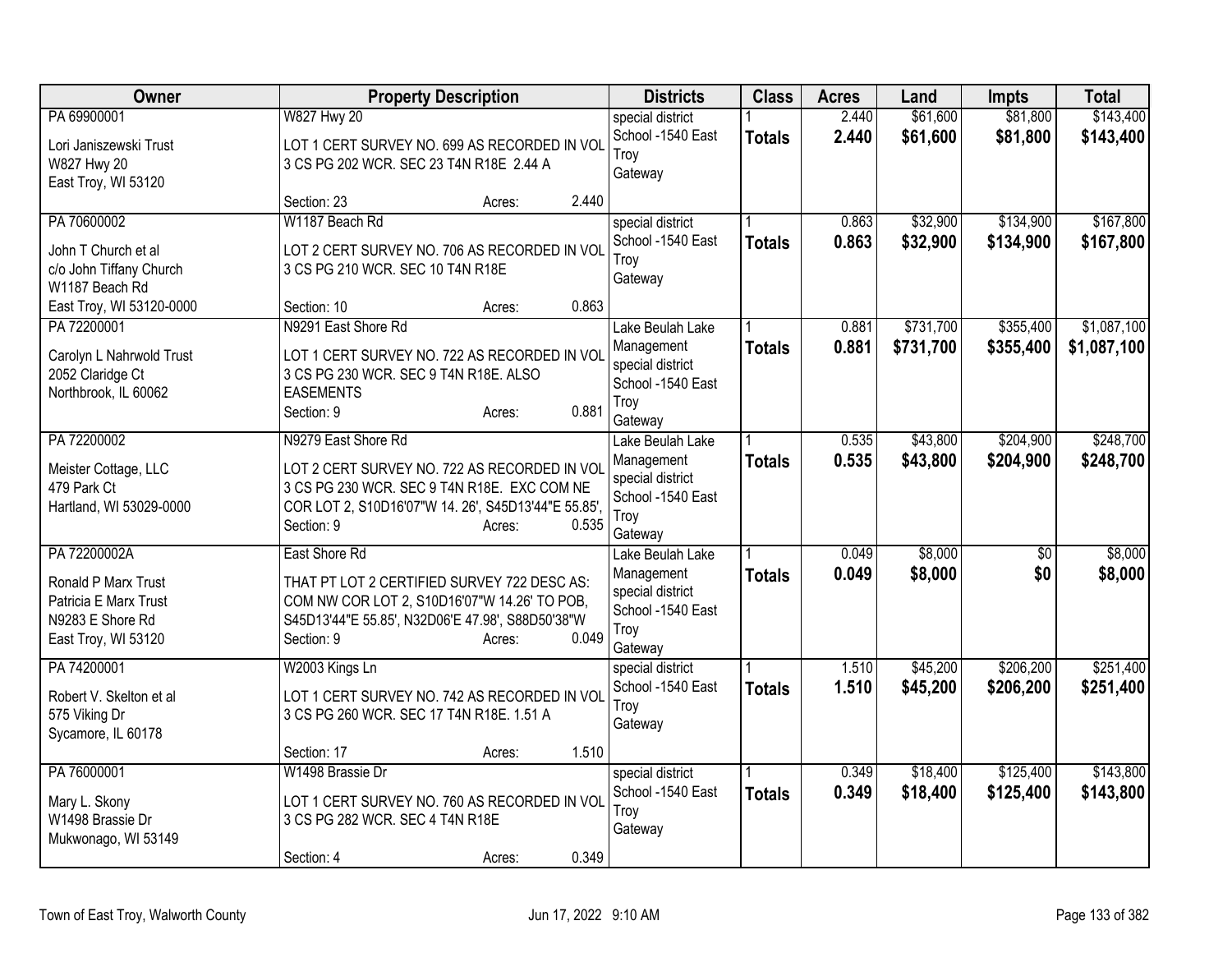| Owner | Property Description | Districts | Class | Acres | Land | Impts | Total |
|---|---|---|---|---|---|---|---|
| PA 69900001<br>Lori Janiszewski Trust<br>W827 Hwy 20<br>East Troy, WI 53120 | W827 Hwy 20<br>LOT 1 CERT SURVEY NO. 699 AS RECORDED IN VOL 3 CS PG 202 WCR. SEC 23 T4N R18E 2.44 A<br>Section: 23 Acres: 2.440 | special district<br>School -1540 East Troy<br>Gateway | 1<br>**Totals** | 2.440<br>**2.440** | $61,600<br>**$61,600** | $81,800<br>**$81,800** | $143,400<br>**$143,400** |
| PA 70600002<br>John T Church et al<br>c/o John Tiffany Church<br>W1187 Beach Rd<br>East Troy, WI 53120-0000 | W1187 Beach Rd<br>LOT 2 CERT SURVEY NO. 706 AS RECORDED IN VOL 3 CS PG 210 WCR. SEC 10 T4N R18E<br>Section: 10 Acres: 0.863 | special district<br>School -1540 East Troy<br>Gateway | 1<br>**Totals** | 0.863<br>**0.863** | $32,900<br>**$32,900** | $134,900<br>**$134,900** | $167,800<br>**$167,800** |
| PA 72200001<br>Carolyn L Nahrwold Trust<br>2052 Claridge Ct<br>Northbrook, IL 60062 | N9291 East Shore Rd<br>LOT 1 CERT SURVEY NO. 722 AS RECORDED IN VOL 3 CS PG 230 WCR. SEC 9 T4N R18E. ALSO EASEMENTS<br>Section: 9 Acres: 0.881 | Lake Beulah Lake Management<br>special district<br>School -1540 East Troy<br>Gateway | 1<br>**Totals** | 0.881<br>**0.881** | $731,700<br>**$731,700** | $355,400<br>**$355,400** | $1,087,100<br>**$1,087,100** |
| PA 72200002<br>Meister Cottage, LLC<br>479 Park Ct<br>Hartland, WI 53029-0000 | N9279 East Shore Rd<br>LOT 2 CERT SURVEY NO. 722 AS RECORDED IN VOL 3 CS PG 230 WCR. SEC 9 T4N R18E. EXC COM NE COR LOT 2, S10D16'07"W 14. 26', S45D13'44"E 55.85',<br>Section: 9 Acres: 0.535 | Lake Beulah Lake Management<br>special district<br>School -1540 East Troy<br>Gateway | 1<br>**Totals** | 0.535<br>**0.535** | $43,800<br>**$43,800** | $204,900<br>**$204,900** | $248,700<br>**$248,700** |
| PA 72200002A<br>Ronald P Marx Trust<br>Patricia E Marx Trust<br>N9283 E Shore Rd<br>East Troy, WI 53120 | East Shore Rd<br>THAT PT LOT 2 CERTIFIED SURVEY 722 DESC AS: COM NW COR LOT 2, S10D16'07"W 14.26' TO POB, S45D13'44"E 55.85', N32D06'E 47.98', S88D50'38"W<br>Section: 9 Acres: 0.049 | Lake Beulah Lake Management<br>special district<br>School -1540 East Troy<br>Gateway | 1<br>**Totals** | 0.049<br>**0.049** | $8,000<br>**$8,000** | $0<br>**$0** | $8,000<br>**$8,000** |
| PA 74200001<br>Robert V. Skelton et al<br>575 Viking Dr<br>Sycamore, IL 60178 | W2003 Kings Ln<br>LOT 1 CERT SURVEY NO. 742 AS RECORDED IN VOL 3 CS PG 260 WCR. SEC 17 T4N R18E. 1.51 A<br>Section: 17 Acres: 1.510 | special district<br>School -1540 East Troy<br>Gateway | 1<br>**Totals** | 1.510<br>**1.510** | $45,200<br>**$45,200** | $206,200<br>**$206,200** | $251,400<br>**$251,400** |
| PA 76000001<br>Mary L. Skony<br>W1498 Brassie Dr<br>Mukwonago, WI 53149 | W1498 Brassie Dr<br>LOT 1 CERT SURVEY NO. 760 AS RECORDED IN VOL 3 CS PG 282 WCR. SEC 4 T4N R18E<br>Section: 4 Acres: 0.349 | special district<br>School -1540 East Troy<br>Gateway | 1<br>**Totals** | 0.349<br>**0.349** | $18,400<br>**$18,400** | $125,400<br>**$125,400** | $143,800<br>**$143,800** |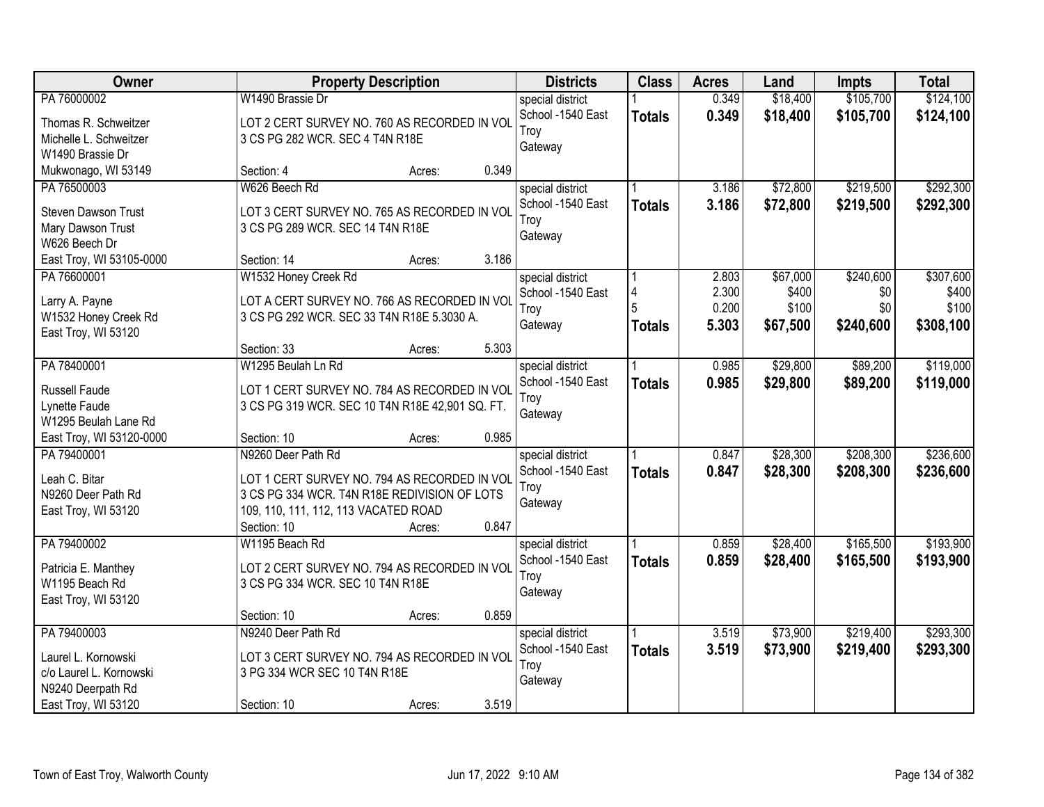| Owner | Property Description | Districts | Class | Acres | Land | Impts | Total |
|---|---|---|---|---|---|---|---|
| PA 76000002<br>Thomas R. Schweitzer<br>Michelle L. Schweitzer<br>W1490 Brassie Dr<br>Mukwonago, WI 53149 | W1490 Brassie Dr<br>LOT 2 CERT SURVEY NO. 760 AS RECORDED IN VOL 3 CS PG 282 WCR. SEC 4 T4N R18E<br>Section: 4 Acres: 0.349 | special district<br>School -1540 East Troy<br>Gateway | 1<br>**Totals** | 0.349<br>**0.349** | $18,400<br>**$18,400** | $105,700<br>**$105,700** | $124,100<br>**$124,100** |
| PA 76500003<br>Steven Dawson Trust<br>Mary Dawson Trust<br>W626 Beech Dr<br>East Troy, WI 53105-0000 | W626 Beech Rd<br>LOT 3 CERT SURVEY NO. 765 AS RECORDED IN VOL 3 CS PG 289 WCR. SEC 14 T4N R18E<br>Section: 14 Acres: 3.186 | special district<br>School -1540 East Troy<br>Gateway | 1<br>**Totals** | 3.186<br>**3.186** | $72,800<br>**$72,800** | $219,500<br>**$219,500** | $292,300<br>**$292,300** |
| PA 76600001<br>Larry A. Payne<br>W1532 Honey Creek Rd<br>East Troy, WI 53120 | W1532 Honey Creek Rd<br>LOT A CERT SURVEY NO. 766 AS RECORDED IN VOL 3 CS PG 292 WCR. SEC 33 T4N R18E 5.3030 A.<br>Section: 33 Acres: 5.303 | special district<br>School -1540 East Troy<br>Gateway | 1<br>4<br>5<br>**Totals** | 2.803<br>2.300<br>0.200<br>**5.303** | $67,000<br>$400<br>$100<br>**$67,500** | $240,600<br>$0<br>$0<br>**$240,600** | $307,600<br>$400<br>$100<br>**$308,100** |
| PA 78400001<br>Russell Faude<br>Lynette Faude<br>W1295 Beulah Lane Rd<br>East Troy, WI 53120-0000 | W1295 Beulah Ln Rd<br>LOT 1 CERT SURVEY NO. 784 AS RECORDED IN VOL 3 CS PG 319 WCR. SEC 10 T4N R18E 42,901 SQ. FT.<br>Section: 10 Acres: 0.985 | special district<br>School -1540 East Troy<br>Gateway | 1<br>**Totals** | 0.985<br>**0.985** | $29,800<br>**$29,800** | $89,200<br>**$89,200** | $119,000<br>**$119,000** |
| PA 79400001<br>Leah C. Bitar<br>N9260 Deer Path Rd<br>East Troy, WI 53120 | N9260 Deer Path Rd<br>LOT 1 CERT SURVEY NO. 794 AS RECORDED IN VOL 3 CS PG 334 WCR. T4N R18E REDIVISION OF LOTS 109, 110, 111, 112, 113 VACATED ROAD<br>Section: 10 Acres: 0.847 | special district<br>School -1540 East Troy<br>Gateway | 1<br>**Totals** | 0.847<br>**0.847** | $28,300<br>**$28,300** | $208,300<br>**$208,300** | $236,600<br>**$236,600** |
| PA 79400002<br>Patricia E. Manthey<br>W1195 Beach Rd<br>East Troy, WI 53120 | W1195 Beach Rd<br>LOT 2 CERT SURVEY NO. 794 AS RECORDED IN VOL 3 CS PG 334 WCR. SEC 10 T4N R18E<br>Section: 10 Acres: 0.859 | special district<br>School -1540 East Troy<br>Gateway | 1<br>**Totals** | 0.859<br>**0.859** | $28,400<br>**$28,400** | $165,500<br>**$165,500** | $193,900<br>**$193,900** |
| PA 79400003<br>Laurel L. Kornowski<br>c/o Laurel L. Kornowski<br>N9240 Deerpath Rd<br>East Troy, WI 53120 | N9240 Deer Path Rd<br>LOT 3 CERT SURVEY NO. 794 AS RECORDED IN VOL 3 PG 334 WCR SEC 10 T4N R18E<br>Section: 10 Acres: 3.519 | special district<br>School -1540 East Troy<br>Gateway | 1<br>**Totals** | 3.519<br>**3.519** | $73,900<br>**$73,900** | $219,400<br>**$219,400** | $293,300<br>**$293,300** |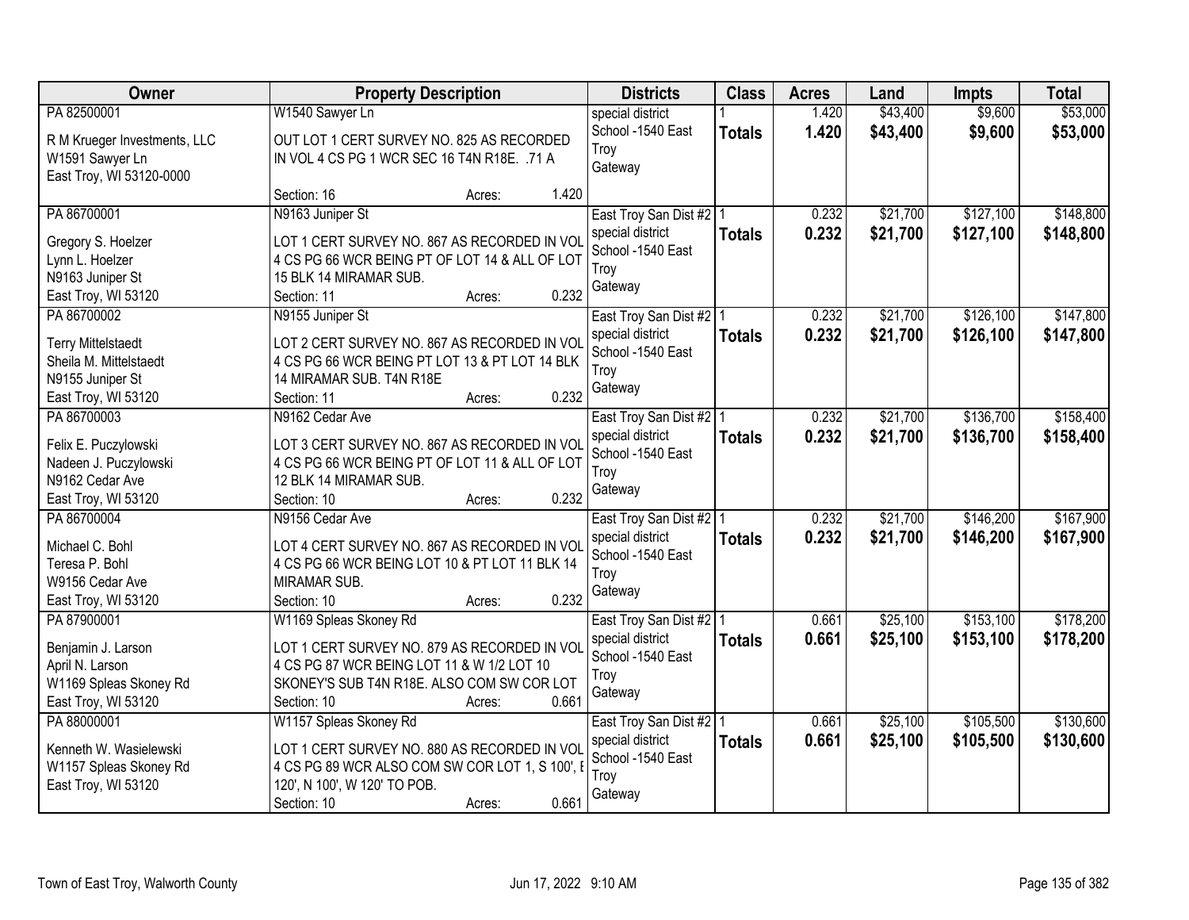| Owner | Property Description | Districts | Class | Acres | Land | Impts | Total |
|---|---|---|---|---|---|---|---|
| PA 82500001<br>R M Krueger Investments, LLC<br>W1591 Sawyer Ln<br>East Troy, WI 53120-0000 | W1540 Sawyer Ln<br>OUT LOT 1 CERT SURVEY NO. 825 AS RECORDED IN VOL 4 CS PG 1 WCR SEC 16 T4N R18E. .71 A<br>Section: 16 Acres: 1.420 | special district<br>School -1540 East Troy<br>Gateway | 1<br>**Totals** | 1.420<br>**1.420** | $43,400<br>**$43,400** | $9,600<br>**$9,600** | $53,000<br>**$53,000** |
| PA 86700001<br>Gregory S. Hoelzer<br>Lynn L. Hoelzer<br>N9163 Juniper St<br>East Troy, WI 53120 | N9163 Juniper St<br>LOT 1 CERT SURVEY NO. 867 AS RECORDED IN VOL 4 CS PG 66 WCR BEING PT OF LOT 14 & ALL OF LOT 15 BLK 14 MIRAMAR SUB.<br>Section: 11 Acres: 0.232 | East Troy San Dist #2<br>special district<br>School -1540 East Troy<br>Gateway | 1<br>**Totals** | 0.232<br>**0.232** | $21,700<br>**$21,700** | $127,100<br>**$127,100** | $148,800<br>**$148,800** |
| PA 86700002<br>Terry Mittelstaedt<br>Sheila M. Mittelstaedt<br>N9155 Juniper St<br>East Troy, WI 53120 | N9155 Juniper St<br>LOT 2 CERT SURVEY NO. 867 AS RECORDED IN VOL 4 CS PG 66 WCR BEING PT LOT 13 & PT LOT 14 BLK 14 MIRAMAR SUB. T4N R18E<br>Section: 11 Acres: 0.232 | East Troy San Dist #2<br>special district<br>School -1540 East Troy<br>Gateway | 1<br>**Totals** | 0.232<br>**0.232** | $21,700<br>**$21,700** | $126,100<br>**$126,100** | $147,800<br>**$147,800** |
| PA 86700003<br>Felix E. Puczylowski<br>Nadeen J. Puczylowski<br>N9162 Cedar Ave<br>East Troy, WI 53120 | N9162 Cedar Ave<br>LOT 3 CERT SURVEY NO. 867 AS RECORDED IN VOL 4 CS PG 66 WCR BEING PT OF LOT 11 & ALL OF LOT 12 BLK 14 MIRAMAR SUB.<br>Section: 10 Acres: 0.232 | East Troy San Dist #2<br>special district<br>School -1540 East Troy<br>Gateway | 1<br>**Totals** | 0.232<br>**0.232** | $21,700<br>**$21,700** | $136,700<br>**$136,700** | $158,400<br>**$158,400** |
| PA 86700004<br>Michael C. Bohl<br>Teresa P. Bohl<br>W9156 Cedar Ave<br>East Troy, WI 53120 | N9156 Cedar Ave<br>LOT 4 CERT SURVEY NO. 867 AS RECORDED IN VOL 4 CS PG 66 WCR BEING LOT 10 & PT LOT 11 BLK 14 MIRAMAR SUB.<br>Section: 10 Acres: 0.232 | East Troy San Dist #2<br>special district<br>School -1540 East Troy<br>Gateway | 1<br>**Totals** | 0.232<br>**0.232** | $21,700<br>**$21,700** | $146,200<br>**$146,200** | $167,900<br>**$167,900** |
| PA 87900001<br>Benjamin J. Larson<br>April N. Larson<br>W1169 Spleas Skoney Rd<br>East Troy, WI 53120 | W1169 Spleas Skoney Rd<br>LOT 1 CERT SURVEY NO. 879 AS RECORDED IN VOL 4 CS PG 87 WCR BEING LOT 11 & W 1/2 LOT 10 SKONEY'S SUB T4N R18E. ALSO COM SW COR LOT<br>Section: 10 Acres: 0.661 | East Troy San Dist #2<br>special district<br>School -1540 East Troy<br>Gateway | 1<br>**Totals** | 0.661<br>**0.661** | $25,100<br>**$25,100** | $153,100<br>**$153,100** | $178,200<br>**$178,200** |
| PA 88000001<br>Kenneth W. Wasielewski<br>W1157 Spleas Skoney Rd<br>East Troy, WI 53120 | W1157 Spleas Skoney Rd<br>LOT 1 CERT SURVEY NO. 880 AS RECORDED IN VOL 4 CS PG 89 WCR ALSO COM SW COR LOT 1, S 100', E 120', N 100', W 120' TO POB.<br>Section: 10 Acres: 0.661 | East Troy San Dist #2<br>special district<br>School -1540 East Troy<br>Gateway | 1<br>**Totals** | 0.661<br>**0.661** | $25,100<br>**$25,100** | $105,500<br>**$105,500** | $130,600<br>**$130,600** |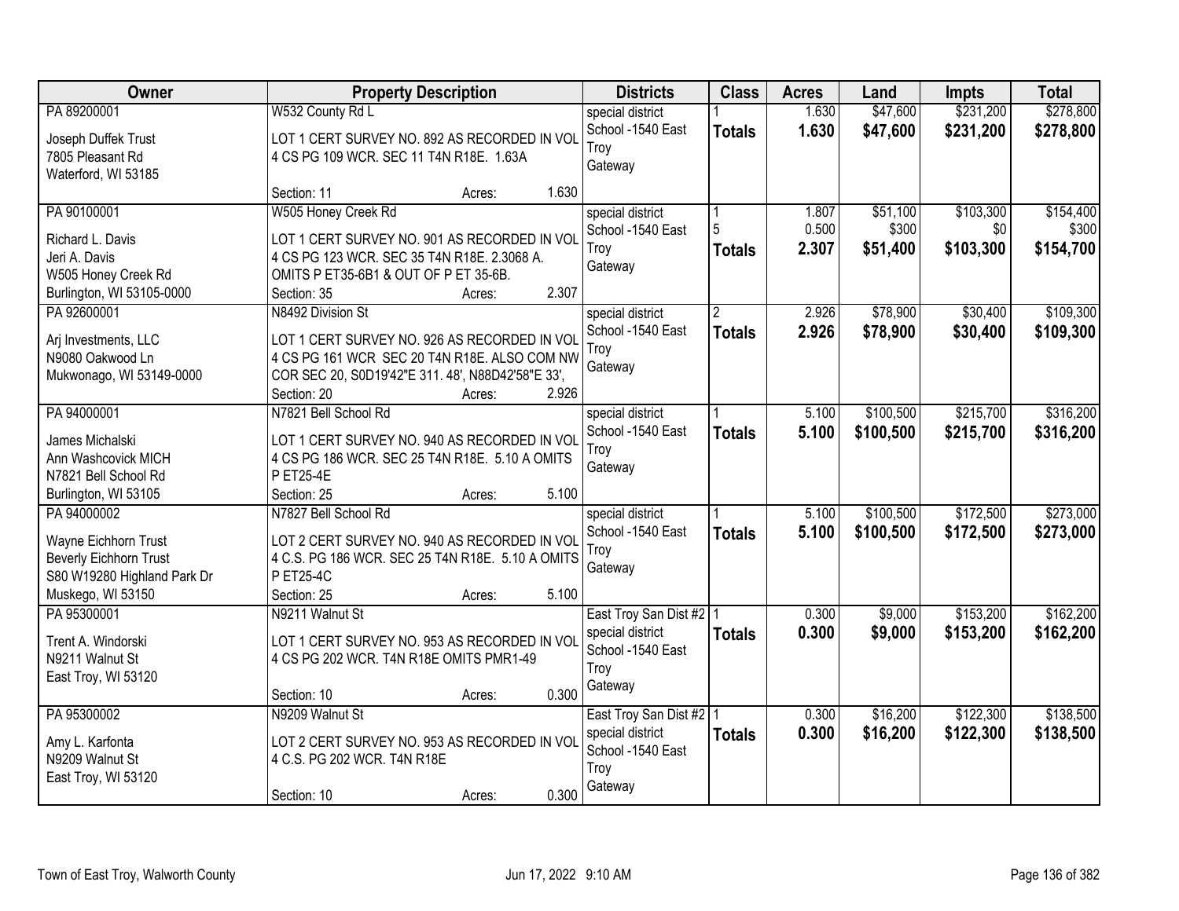| Owner | Property Description | Districts | Class | Acres | Land | Impts | Total |
|---|---|---|---|---|---|---|---|
| PA 89200001<br>Joseph Duffek Trust<br>7805 Pleasant Rd<br>Waterford, WI 53185 | W532 County Rd L<br>LOT 1 CERT SURVEY NO. 892 AS RECORDED IN VOL 4 CS PG 109 WCR. SEC 11 T4N R18E. 1.63A<br>Section: 11 Acres: 1.630 | special district<br>School -1540 East Troy<br>Gateway | 1<br>**Totals** | 1.630<br>**1.630** | $47,600<br>**$47,600** | $231,200<br>**$231,200** | $278,800<br>**$278,800** |
| PA 90100001<br>Richard L. Davis<br>Jeri A. Davis<br>W505 Honey Creek Rd<br>Burlington, WI 53105-0000 | W505 Honey Creek Rd<br>LOT 1 CERT SURVEY NO. 901 AS RECORDED IN VOL 4 CS PG 123 WCR. SEC 35 T4N R18E. 2.3068 A. OMITS P ET35-6B1 & OUT OF P ET 35-6B.<br>Section: 35 Acres: 2.307 | special district<br>School -1540 East Troy<br>Gateway | 1<br>5<br>**Totals** | 1.807<br>0.500<br>**2.307** | $51,100<br>$300<br>**$51,400** | $103,300<br>$0<br>**$103,300** | $154,400<br>$300<br>**$154,700** |
| PA 92600001<br>Arj Investments, LLC<br>N9080 Oakwood Ln<br>Mukwonago, WI 53149-0000 | N8492 Division St<br>LOT 1 CERT SURVEY NO. 926 AS RECORDED IN VOL 4 CS PG 161 WCR SEC 20 T4N R18E. ALSO COM NW COR SEC 20, S0D19'42"E 311. 48', N88D42'58"E 33',<br>Section: 20 Acres: 2.926 | special district<br>School -1540 East Troy<br>Gateway | 2<br>**Totals** | 2.926<br>**2.926** | $78,900<br>**$78,900** | $30,400<br>**$30,400** | $109,300<br>**$109,300** |
| PA 94000001<br>James Michalski<br>Ann Washcovick MICH<br>N7821 Bell School Rd<br>Burlington, WI 53105 | N7821 Bell School Rd<br>LOT 1 CERT SURVEY NO. 940 AS RECORDED IN VOL 4 CS PG 186 WCR. SEC 25 T4N R18E. 5.10 A OMITS P ET25-4E<br>Section: 25 Acres: 5.100 | special district<br>School -1540 East Troy<br>Gateway | 1<br>**Totals** | 5.100<br>**5.100** | $100,500<br>**$100,500** | $215,700<br>**$215,700** | $316,200<br>**$316,200** |
| PA 94000002<br>Wayne Eichhorn Trust<br>Beverly Eichhorn Trust<br>S80 W19280 Highland Park Dr<br>Muskego, WI 53150 | N7827 Bell School Rd<br>LOT 2 CERT SURVEY NO. 940 AS RECORDED IN VOL 4 C.S. PG 186 WCR. SEC 25 T4N R18E. 5.10 A OMITS P ET25-4C<br>Section: 25 Acres: 5.100 | special district<br>School -1540 East Troy<br>Gateway | 1<br>**Totals** | 5.100<br>**5.100** | $100,500<br>**$100,500** | $172,500<br>**$172,500** | $273,000<br>**$273,000** |
| PA 95300001<br>Trent A. Windorski<br>N9211 Walnut St<br>East Troy, WI 53120 | N9211 Walnut St<br>LOT 1 CERT SURVEY NO. 953 AS RECORDED IN VOL 4 CS PG 202 WCR. T4N R18E OMITS PMR1-49<br>Section: 10 Acres: 0.300 | East Troy San Dist #2<br>special district<br>School -1540 East Troy<br>Gateway | 1<br>**Totals** | 0.300<br>**0.300** | $9,000<br>**$9,000** | $153,200<br>**$153,200** | $162,200<br>**$162,200** |
| PA 95300002<br>Amy L. Karfonta<br>N9209 Walnut St<br>East Troy, WI 53120 | N9209 Walnut St<br>LOT 2 CERT SURVEY NO. 953 AS RECORDED IN VOL 4 C.S. PG 202 WCR. T4N R18E<br>Section: 10 Acres: 0.300 | East Troy San Dist #2<br>special district<br>School -1540 East Troy<br>Gateway | 1<br>**Totals** | 0.300<br>**0.300** | $16,200<br>**$16,200** | $122,300<br>**$122,300** | $138,500<br>**$138,500** |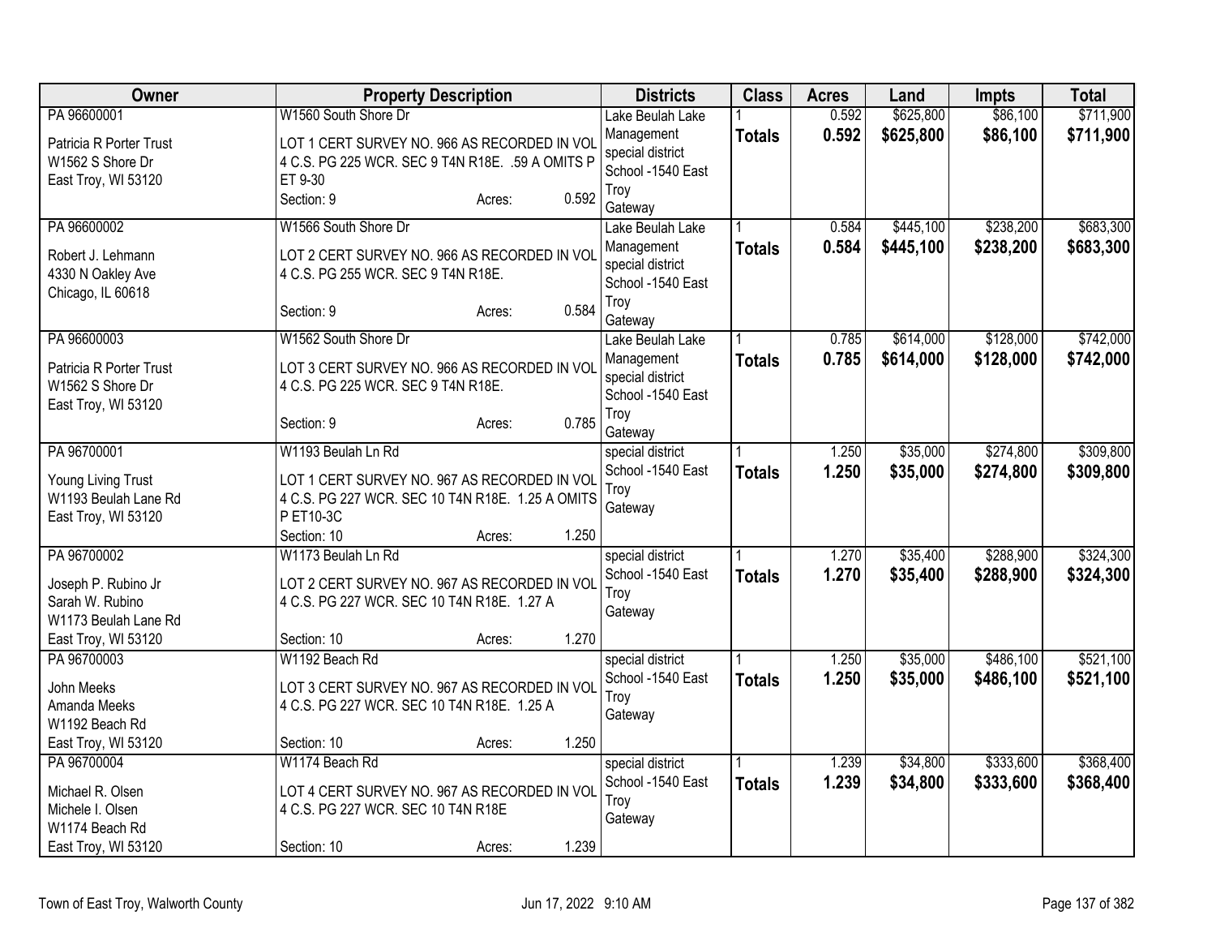| Owner | Property Description | Districts | Class | Acres | Land | Impts | Total |
|---|---|---|---|---|---|---|---|
| PA 96600001<br>Patricia R Porter Trust<br>W1562 S Shore Dr<br>East Troy, WI 53120 | W1560 South Shore Dr<br>LOT 1 CERT SURVEY NO. 966 AS RECORDED IN VOL 4 C.S. PG 225 WCR. SEC 9 T4N R18E. .59 A OMITS P ET 9-30<br>Section: 9 Acres: 0.592 | Lake Beulah Lake Management special district School -1540 East Troy Gateway | 1<br>**Totals** | 0.592<br>**0.592** | $625,800<br>**$625,800** | $86,100<br>**$86,100** | $711,900<br>**$711,900** |
| PA 96600002<br>Robert J. Lehmann<br>4330 N Oakley Ave<br>Chicago, IL 60618 | W1566 South Shore Dr<br>LOT 2 CERT SURVEY NO. 966 AS RECORDED IN VOL 4 C.S. PG 255 WCR. SEC 9 T4N R18E.<br>Section: 9 Acres: 0.584 | Lake Beulah Lake Management special district School -1540 East Troy Gateway | 1<br>**Totals** | 0.584<br>**0.584** | $445,100<br>**$445,100** | $238,200<br>**$238,200** | $683,300<br>**$683,300** |
| PA 96600003<br>Patricia R Porter Trust<br>W1562 S Shore Dr<br>East Troy, WI 53120 | W1562 South Shore Dr<br>LOT 3 CERT SURVEY NO. 966 AS RECORDED IN VOL 4 C.S. PG 225 WCR. SEC 9 T4N R18E.<br>Section: 9 Acres: 0.785 | Lake Beulah Lake Management special district School -1540 East Troy Gateway | 1<br>**Totals** | 0.785<br>**0.785** | $614,000<br>**$614,000** | $128,000<br>**$128,000** | $742,000<br>**$742,000** |
| PA 96700001<br>Young Living Trust<br>W1193 Beulah Lane Rd<br>East Troy, WI 53120 | W1193 Beulah Ln Rd<br>LOT 1 CERT SURVEY NO. 967 AS RECORDED IN VOL 4 C.S. PG 227 WCR. SEC 10 T4N R18E. 1.25 A OMITS P ET10-3C<br>Section: 10 Acres: 1.250 | special district School -1540 East Troy Gateway | 1<br>**Totals** | 1.250<br>**1.250** | $35,000<br>**$35,000** | $274,800<br>**$274,800** | $309,800<br>**$309,800** |
| PA 96700002<br>Joseph P. Rubino Jr<br>Sarah W. Rubino<br>W1173 Beulah Lane Rd<br>East Troy, WI 53120 | W1173 Beulah Ln Rd<br>LOT 2 CERT SURVEY NO. 967 AS RECORDED IN VOL 4 C.S. PG 227 WCR. SEC 10 T4N R18E. 1.27 A<br>Section: 10 Acres: 1.270 | special district School -1540 East Troy Gateway | 1<br>**Totals** | 1.270<br>**1.270** | $35,400<br>**$35,400** | $288,900<br>**$288,900** | $324,300<br>**$324,300** |
| PA 96700003<br>John Meeks<br>Amanda Meeks<br>W1192 Beach Rd<br>East Troy, WI 53120 | W1192 Beach Rd<br>LOT 3 CERT SURVEY NO. 967 AS RECORDED IN VOL 4 C.S. PG 227 WCR. SEC 10 T4N R18E. 1.25 A<br>Section: 10 Acres: 1.250 | special district School -1540 East Troy Gateway | 1<br>**Totals** | 1.250<br>**1.250** | $35,000<br>**$35,000** | $486,100<br>**$486,100** | $521,100<br>**$521,100** |
| PA 96700004<br>Michael R. Olsen<br>Michele I. Olsen<br>W1174 Beach Rd<br>East Troy, WI 53120 | W1174 Beach Rd<br>LOT 4 CERT SURVEY NO. 967 AS RECORDED IN VOL 4 C.S. PG 227 WCR. SEC 10 T4N R18E<br>Section: 10 Acres: 1.239 | special district School -1540 East Troy Gateway | 1<br>**Totals** | 1.239<br>**1.239** | $34,800<br>**$34,800** | $333,600<br>**$333,600** | $368,400<br>**$368,400** |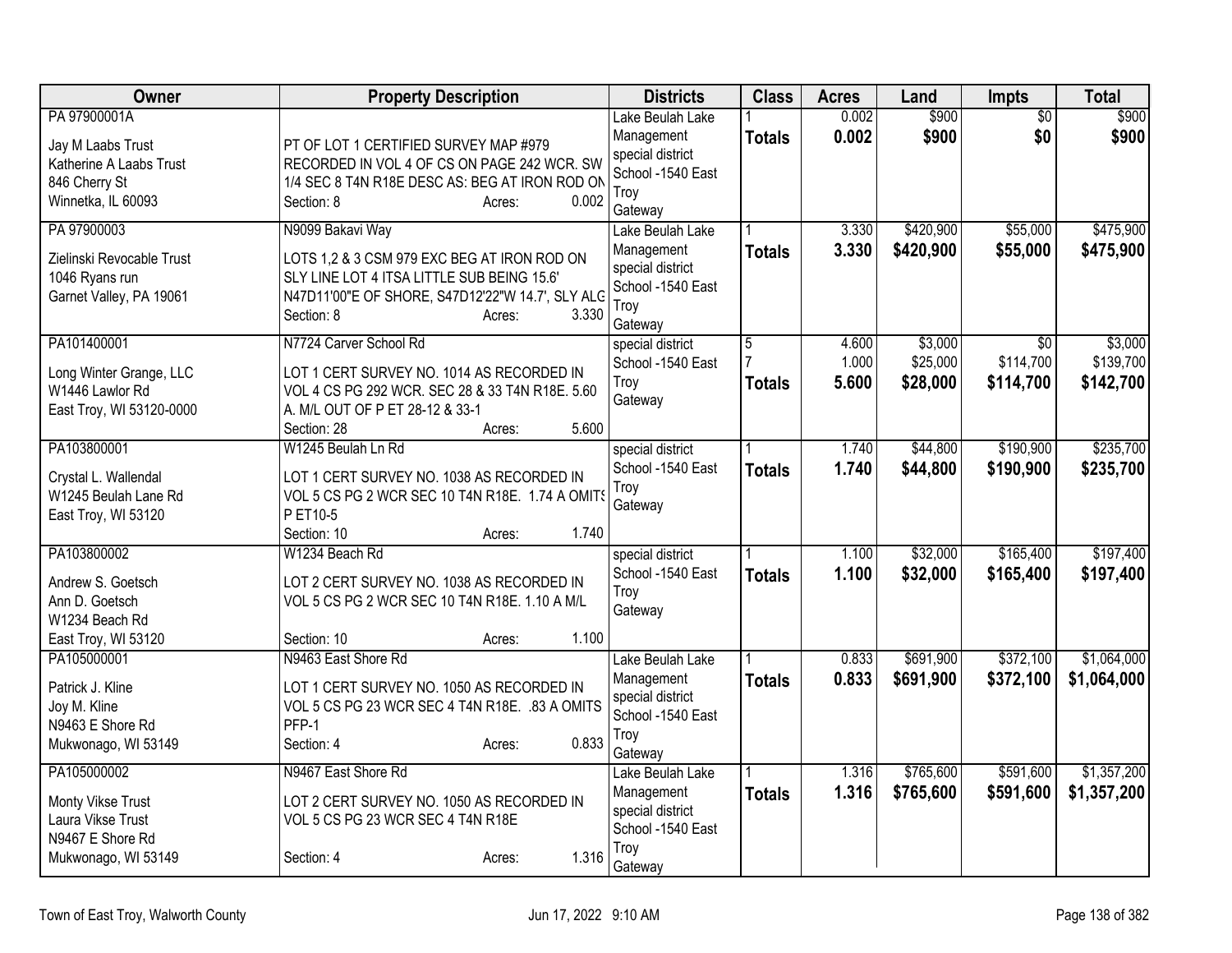| Owner | Property Description | Districts | Class | Acres | Land | Impts | Total |
|---|---|---|---|---|---|---|---|
| PA 97900001A<br><br>Jay M Laabs Trust<br>Katherine A Laabs Trust<br>846 Cherry St<br>Winnetka, IL 60093 | PT OF LOT 1 CERTIFIED SURVEY MAP #979 RECORDED IN VOL 4 OF CS ON PAGE 242 WCR. SW 1/4 SEC 8 T4N R18E DESC AS: BEG AT IRON ROD ON<br>Section: 8 Acres: 0.002 | Lake Beulah Lake Management special district School -1540 East Troy Gateway | 1<br>**Totals** | 0.002<br>**0.002** | $900<br>**$900** | $0<br>**$0** | $900<br>**$900** |
| PA 97900003<br><br>Zielinski Revocable Trust<br>1046 Ryans run<br>Garnet Valley, PA 19061 | N9099 Bakavi Way<br><br>LOTS 1,2 & 3 CSM 979 EXC BEG AT IRON ROD ON SLY LINE LOT 4 ITSA LITTLE SUB BEING 15.6' N47D11'00"E OF SHORE, S47D12'22"W 14.7', SLY ALG<br>Section: 8 Acres: 3.330 | Lake Beulah Lake Management special district School -1540 East Troy Gateway | 1<br>**Totals** | 3.330<br>**3.330** | $420,900<br>**$420,900** | $55,000<br>**$55,000** | $475,900<br>**$475,900** |
| PA101400001<br><br>Long Winter Grange, LLC<br>W1446 Lawlor Rd<br>East Troy, WI 53120-0000 | N7724 Carver School Rd<br><br>LOT 1 CERT SURVEY NO. 1014 AS RECORDED IN VOL 4 CS PG 292 WCR. SEC 28 & 33 T4N R18E. 5.60 A. M/L OUT OF P ET 28-12 & 33-1<br>Section: 28 Acres: 5.600 | special district School -1540 East Troy Gateway | 5<br>7<br>**Totals** | 4.600<br>1.000<br>**5.600** | $3,000<br>$25,000<br>**$28,000** | $0<br>$114,700<br>**$114,700** | $3,000<br>$139,700<br>**$142,700** |
| PA103800001<br><br>Crystal L. Wallendal<br>W1245 Beulah Lane Rd<br>East Troy, WI 53120 | W1245 Beulah Ln Rd<br><br>LOT 1 CERT SURVEY NO. 1038 AS RECORDED IN VOL 5 CS PG 2 WCR SEC 10 T4N R18E. 1.74 A OMITS P ET10-5<br>Section: 10 Acres: 1.740 | special district School -1540 East Troy Gateway | 1<br>**Totals** | 1.740<br>**1.740** | $44,800<br>**$44,800** | $190,900<br>**$190,900** | $235,700<br>**$235,700** |
| PA103800002<br><br>Andrew S. Goetsch<br>Ann D. Goetsch<br>W1234 Beach Rd<br>East Troy, WI 53120 | W1234 Beach Rd<br><br>LOT 2 CERT SURVEY NO. 1038 AS RECORDED IN VOL 5 CS PG 2 WCR SEC 10 T4N R18E. 1.10 A M/L<br>Section: 10 Acres: 1.100 | special district School -1540 East Troy Gateway | 1<br>**Totals** | 1.100<br>**1.100** | $32,000<br>**$32,000** | $165,400<br>**$165,400** | $197,400<br>**$197,400** |
| PA105000001<br><br>Patrick J. Kline<br>Joy M. Kline<br>N9463 E Shore Rd<br>Mukwonago, WI 53149 | N9463 East Shore Rd<br><br>LOT 1 CERT SURVEY NO. 1050 AS RECORDED IN VOL 5 CS PG 23 WCR SEC 4 T4N R18E. .83 A OMITS PFP-1<br>Section: 4 Acres: 0.833 | Lake Beulah Lake Management special district School -1540 East Troy Gateway | 1<br>**Totals** | 0.833<br>**0.833** | $691,900<br>**$691,900** | $372,100<br>**$372,100** | $1,064,000<br>**$1,064,000** |
| PA105000002<br><br>Monty Vikse Trust<br>Laura Vikse Trust<br>N9467 E Shore Rd<br>Mukwonago, WI 53149 | N9467 East Shore Rd<br><br>LOT 2 CERT SURVEY NO. 1050 AS RECORDED IN VOL 5 CS PG 23 WCR SEC 4 T4N R18E<br>Section: 4 Acres: 1.316 | Lake Beulah Lake Management special district School -1540 East Troy Gateway | 1<br>**Totals** | 1.316<br>**1.316** | $765,600<br>**$765,600** | $591,600<br>**$591,600** | $1,357,200<br>**$1,357,200** |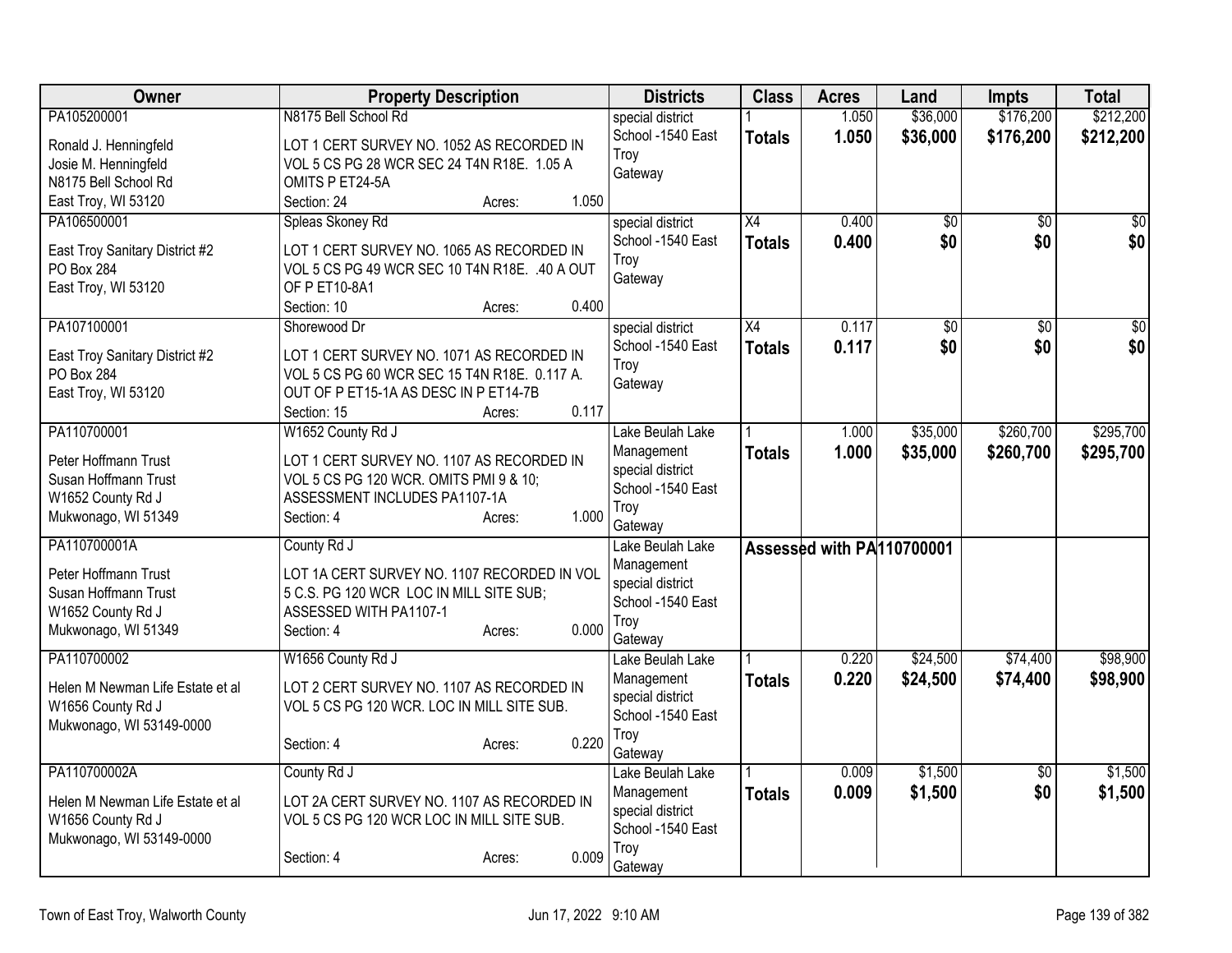| Owner | Property Description | Districts | Class | Acres | Land | Impts | Total |
|---|---|---|---|---|---|---|---|
| PA105200001<br>Ronald J. Henningfeld<br>Josie M. Henningfeld<br>N8175 Bell School Rd<br>East Troy, WI 53120 | N8175 Bell School Rd<br>LOT 1 CERT SURVEY NO. 1052 AS RECORDED IN VOL 5 CS PG 28 WCR SEC 24 T4N R18E. 1.05 A OMITS P ET24-5A<br>Section: 24 Acres: 1.050 | special district<br>School -1540 East Troy<br>Gateway | 1<br>**Totals** | 1.050<br>**1.050** | $36,000<br>**$36,000** | $176,200<br>**$176,200** | $212,200<br>**$212,200** |
| PA106500001<br>East Troy Sanitary District #2<br>PO Box 284<br>East Troy, WI 53120 | Spleas Skoney Rd<br>LOT 1 CERT SURVEY NO. 1065 AS RECORDED IN VOL 5 CS PG 49 WCR SEC 10 T4N R18E. .40 A OUT OF P ET10-8A1<br>Section: 10 Acres: 0.400 | special district<br>School -1540 East Troy<br>Gateway | X4<br>**Totals** | 0.400<br>**0.400** | $0<br>**$0** | $0<br>**$0** | $0<br>**$0** |
| PA107100001<br>East Troy Sanitary District #2<br>PO Box 284<br>East Troy, WI 53120 | Shorewood Dr<br>LOT 1 CERT SURVEY NO. 1071 AS RECORDED IN VOL 5 CS PG 60 WCR SEC 15 T4N R18E. 0.117 A. OUT OF P ET15-1A AS DESC IN P ET14-7B<br>Section: 15 Acres: 0.117 | special district<br>School -1540 East Troy<br>Gateway | X4<br>**Totals** | 0.117<br>**0.117** | $0<br>**$0** | $0<br>**$0** | $0<br>**$0** |
| PA110700001<br>Peter Hoffmann Trust<br>Susan Hoffmann Trust<br>W1652 County Rd J<br>Mukwonago, WI 51349 | W1652 County Rd J<br>LOT 1 CERT SURVEY NO. 1107 AS RECORDED IN VOL 5 CS PG 120 WCR. OMITS PMI 9 & 10; ASSESSMENT INCLUDES PA1107-1A<br>Section: 4 Acres: 1.000 | Lake Beulah Lake Management<br>special district<br>School -1540 East Troy<br>Gateway | 1<br>**Totals** | 1.000<br>**1.000** | $35,000<br>**$35,000** | $260,700<br>**$260,700** | $295,700<br>**$295,700** |
| PA110700001A<br>Peter Hoffmann Trust<br>Susan Hoffmann Trust<br>W1652 County Rd J<br>Mukwonago, WI 51349 | County Rd J<br>LOT 1A CERT SURVEY NO. 1107 RECORDED IN VOL 5 C.S. PG 120 WCR LOC IN MILL SITE SUB; ASSESSED WITH PA1107-1<br>Section: 4 Acres: 0.000 | Lake Beulah Lake Management<br>special district<br>School -1540 East Troy<br>Gateway | **Assessed with PA110700001** | | | | |
| PA110700002<br>Helen M Newman Life Estate et al<br>W1656 County Rd J<br>Mukwonago, WI 53149-0000 | W1656 County Rd J<br>LOT 2 CERT SURVEY NO. 1107 AS RECORDED IN VOL 5 CS PG 120 WCR. LOC IN MILL SITE SUB.<br>Section: 4 Acres: 0.220 | Lake Beulah Lake Management<br>special district<br>School -1540 East Troy<br>Gateway | 1<br>**Totals** | 0.220<br>**0.220** | $24,500<br>**$24,500** | $74,400<br>**$74,400** | $98,900<br>**$98,900** |
| PA110700002A<br>Helen M Newman Life Estate et al<br>W1656 County Rd J<br>Mukwonago, WI 53149-0000 | County Rd J<br>LOT 2A CERT SURVEY NO. 1107 AS RECORDED IN VOL 5 CS PG 120 WCR LOC IN MILL SITE SUB.<br>Section: 4 Acres: 0.009 | Lake Beulah Lake Management<br>special district<br>School -1540 East Troy<br>Gateway | 1<br>**Totals** | 0.009<br>**0.009** | $1,500<br>**$1,500** | $0<br>**$0** | $1,500<br>**$1,500** |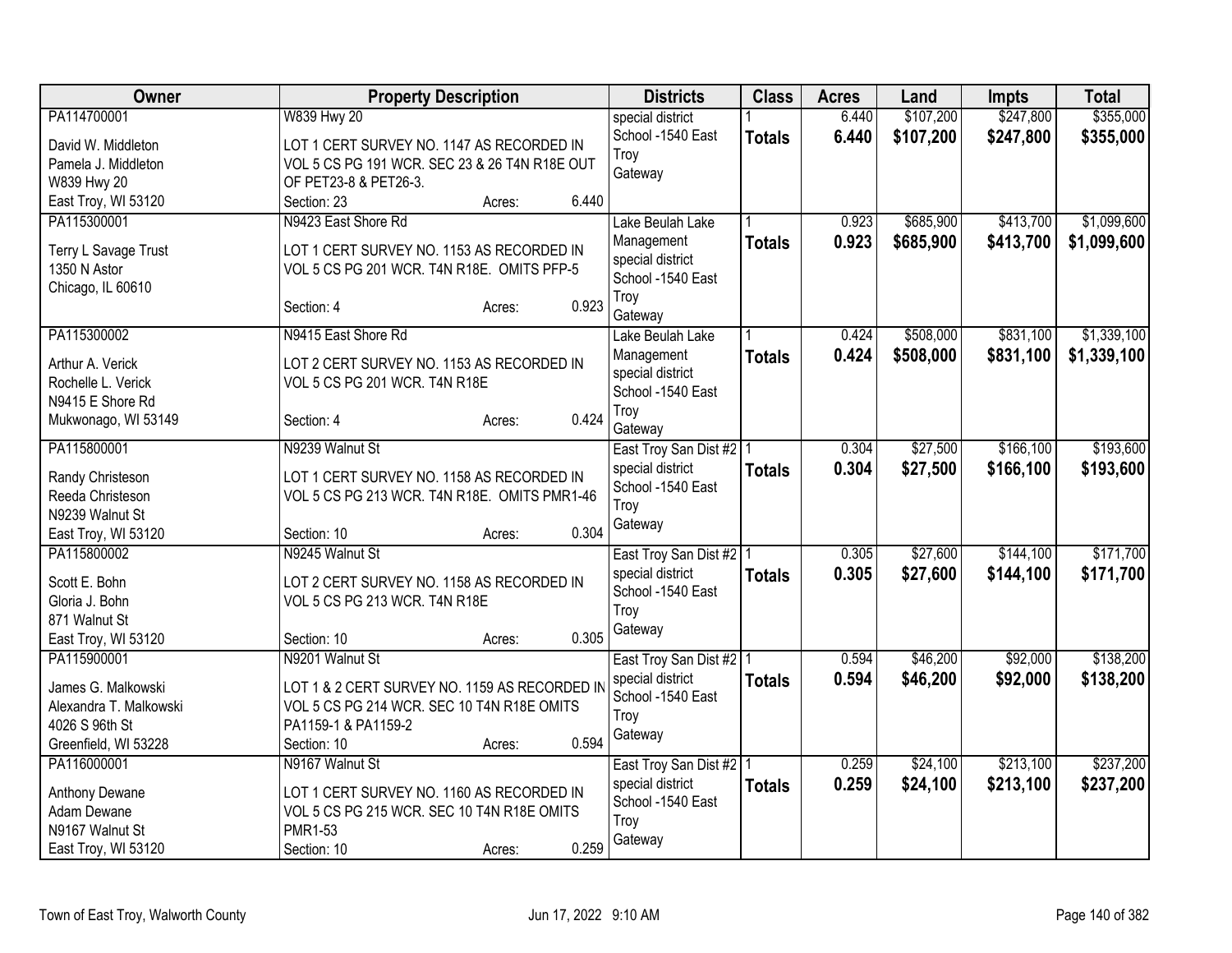| Owner | Property Description | Districts | Class | Acres | Land | Impts | Total |
|---|---|---|---|---|---|---|---|
| PA114700001<br>David W. Middleton<br>Pamela J. Middleton<br>W839 Hwy 20<br>East Troy, WI 53120 | W839 Hwy 20<br>LOT 1 CERT SURVEY NO. 1147 AS RECORDED IN VOL 5 CS PG 191 WCR. SEC 23 & 26 T4N R18E OUT OF PET23-8 & PET26-3.<br>Section: 23 Acres: 6.440 | special district<br>School -1540 East Troy<br>Gateway | 1<br>**Totals** | 6.440<br>**6.440** | $107,200<br>**$107,200** | $247,800<br>**$247,800** | $355,000<br>**$355,000** |
| PA115300001<br>Terry L Savage Trust<br>1350 N Astor<br>Chicago, IL 60610 | N9423 East Shore Rd<br>LOT 1 CERT SURVEY NO. 1153 AS RECORDED IN VOL 5 CS PG 201 WCR. T4N R18E. OMITS PFP-5<br>Section: 4 Acres: 0.923 | Lake Beulah Lake Management<br>special district<br>School -1540 East Troy<br>Gateway | 1<br>**Totals** | 0.923<br>**0.923** | $685,900<br>**$685,900** | $413,700<br>**$413,700** | $1,099,600<br>**$1,099,600** |
| PA115300002<br>Arthur A. Verick<br>Rochelle L. Verick<br>N9415 E Shore Rd<br>Mukwonago, WI 53149 | N9415 East Shore Rd<br>LOT 2 CERT SURVEY NO. 1153 AS RECORDED IN VOL 5 CS PG 201 WCR. T4N R18E<br>Section: 4 Acres: 0.424 | Lake Beulah Lake Management<br>special district<br>School -1540 East Troy<br>Gateway | 1<br>**Totals** | 0.424<br>**0.424** | $508,000<br>**$508,000** | $831,100<br>**$831,100** | $1,339,100<br>**$1,339,100** |
| PA115800001<br>Randy Christeson<br>Reeda Christeson<br>N9239 Walnut St<br>East Troy, WI 53120 | N9239 Walnut St<br>LOT 1 CERT SURVEY NO. 1158 AS RECORDED IN VOL 5 CS PG 213 WCR. T4N R18E. OMITS PMR1-46<br>Section: 10 Acres: 0.304 | East Troy San Dist #2<br>special district<br>School -1540 East Troy<br>Gateway | 1<br>**Totals** | 0.304<br>**0.304** | $27,500<br>**$27,500** | $166,100<br>**$166,100** | $193,600<br>**$193,600** |
| PA115800002<br>Scott E. Bohn<br>Gloria J. Bohn<br>871 Walnut St<br>East Troy, WI 53120 | N9245 Walnut St<br>LOT 2 CERT SURVEY NO. 1158 AS RECORDED IN VOL 5 CS PG 213 WCR. T4N R18E<br>Section: 10 Acres: 0.305 | East Troy San Dist #2<br>special district<br>School -1540 East Troy<br>Gateway | 1<br>**Totals** | 0.305<br>**0.305** | $27,600<br>**$27,600** | $144,100<br>**$144,100** | $171,700<br>**$171,700** |
| PA115900001<br>James G. Malkowski<br>Alexandra T. Malkowski<br>4026 S 96th St<br>Greenfield, WI 53228 | N9201 Walnut St<br>LOT 1 & 2 CERT SURVEY NO. 1159 AS RECORDED IN VOL 5 CS PG 214 WCR. SEC 10 T4N R18E OMITS PA1159-1 & PA1159-2<br>Section: 10 Acres: 0.594 | East Troy San Dist #2<br>special district<br>School -1540 East Troy<br>Gateway | 1<br>**Totals** | 0.594<br>**0.594** | $46,200<br>**$46,200** | $92,000<br>**$92,000** | $138,200<br>**$138,200** |
| PA116000001<br>Anthony Dewane<br>Adam Dewane<br>N9167 Walnut St<br>East Troy, WI 53120 | N9167 Walnut St<br>LOT 1 CERT SURVEY NO. 1160 AS RECORDED IN VOL 5 CS PG 215 WCR. SEC 10 T4N R18E OMITS PMR1-53<br>Section: 10 Acres: 0.259 | East Troy San Dist #2<br>special district<br>School -1540 East Troy<br>Gateway | 1<br>**Totals** | 0.259<br>**0.259** | $24,100<br>**$24,100** | $213,100<br>**$213,100** | $237,200<br>**$237,200** |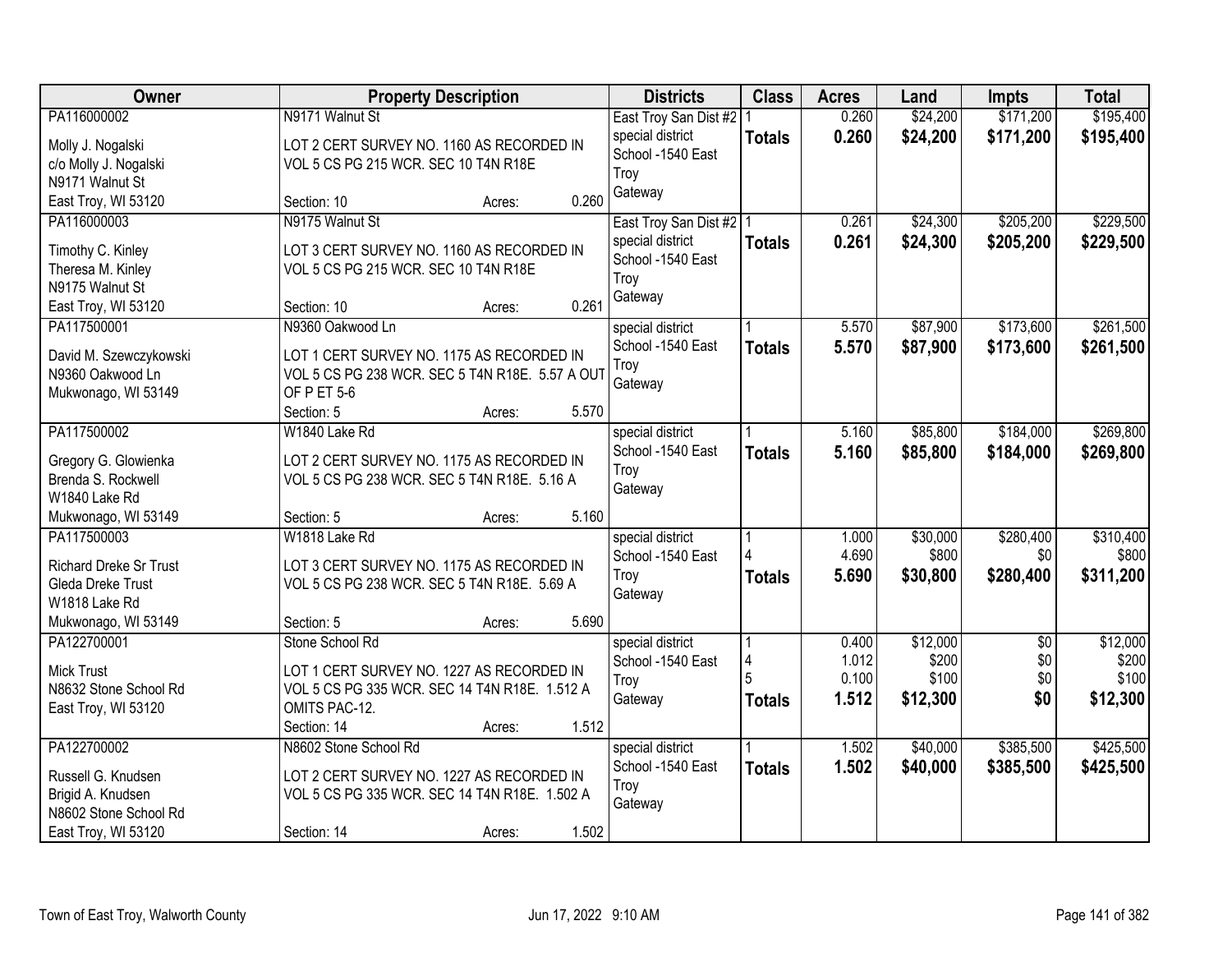| Owner | Property Description | Districts | Class | Acres | Land | Impts | Total |
|---|---|---|---|---|---|---|---|
| PA116000002<br><br>Molly J. Nogalski<br>c/o Molly J. Nogalski<br>N9171 Walnut St<br>East Troy, WI 53120 | N9171 Walnut St<br><br>LOT 2 CERT SURVEY NO. 1160 AS RECORDED IN VOL 5 CS PG 215 WCR. SEC 10 T4N R18E<br><br>Section: 10 Acres: 0.260 | East Troy San Dist #2<br>special district<br>School -1540 East Troy<br>Gateway | 1<br>**Totals** | 0.260<br>**0.260** | $24,200<br>**$24,200** | $171,200<br>**$171,200** | $195,400<br>**$195,400** |
| PA116000003<br><br>Timothy C. Kinley<br>Theresa M. Kinley<br>N9175 Walnut St<br>East Troy, WI 53120 | N9175 Walnut St<br><br>LOT 3 CERT SURVEY NO. 1160 AS RECORDED IN VOL 5 CS PG 215 WCR. SEC 10 T4N R18E<br><br>Section: 10 Acres: 0.261 | East Troy San Dist #2<br>special district<br>School -1540 East Troy<br>Gateway | 1<br>**Totals** | 0.261<br>**0.261** | $24,300<br>**$24,300** | $205,200<br>**$205,200** | $229,500<br>**$229,500** |
| PA117500001<br><br>David M. Szewczykowski<br>N9360 Oakwood Ln<br>Mukwonago, WI 53149 | N9360 Oakwood Ln<br><br>LOT 1 CERT SURVEY NO. 1175 AS RECORDED IN VOL 5 CS PG 238 WCR. SEC 5 T4N R18E. 5.57 A OUT OF P ET 5-6<br>Section: 5 Acres: 5.570 | special district<br>School -1540 East Troy<br>Gateway | 1<br>**Totals** | 5.570<br>**5.570** | $87,900<br>**$87,900** | $173,600<br>**$173,600** | $261,500<br>**$261,500** |
| PA117500002<br><br>Gregory G. Glowienka<br>Brenda S. Rockwell<br>W1840 Lake Rd<br>Mukwonago, WI 53149 | W1840 Lake Rd<br><br>LOT 2 CERT SURVEY NO. 1175 AS RECORDED IN VOL 5 CS PG 238 WCR. SEC 5 T4N R18E. 5.16 A<br><br>Section: 5 Acres: 5.160 | special district<br>School -1540 East Troy<br>Gateway | 1<br>**Totals** | 5.160<br>**5.160** | $85,800<br>**$85,800** | $184,000<br>**$184,000** | $269,800<br>**$269,800** |
| PA117500003<br><br>Richard Dreke Sr Trust<br>Gleda Dreke Trust<br>W1818 Lake Rd<br>Mukwonago, WI 53149 | W1818 Lake Rd<br><br>LOT 3 CERT SURVEY NO. 1175 AS RECORDED IN VOL 5 CS PG 238 WCR. SEC 5 T4N R18E. 5.69 A<br><br>Section: 5 Acres: 5.690 | special district<br>School -1540 East Troy<br>Gateway | 1<br>4<br>**Totals** | 1.000<br>4.690<br>**5.690** | $30,000<br>$800<br>**$30,800** | $280,400<br>$0<br>**$280,400** | $310,400<br>$800<br>**$311,200** |
| PA122700001<br><br>Mick Trust<br>N8632 Stone School Rd<br>East Troy, WI 53120 | Stone School Rd<br><br>LOT 1 CERT SURVEY NO. 1227 AS RECORDED IN VOL 5 CS PG 335 WCR. SEC 14 T4N R18E. 1.512 A OMITS PAC-12.<br>Section: 14 Acres: 1.512 | special district<br>School -1540 East Troy<br>Gateway | 1<br>4<br>5<br>**Totals** | 0.400<br>1.012<br>0.100<br>**1.512** | $12,000<br>$200<br>$100<br>**$12,300** | $0<br>$0<br>$0<br>**$0** | $12,000<br>$200<br>$100<br>**$12,300** |
| PA122700002<br><br>Russell G. Knudsen<br>Brigid A. Knudsen<br>N8602 Stone School Rd<br>East Troy, WI 53120 | N8602 Stone School Rd<br><br>LOT 2 CERT SURVEY NO. 1227 AS RECORDED IN VOL 5 CS PG 335 WCR. SEC 14 T4N R18E. 1.502 A<br><br>Section: 14 Acres: 1.502 | special district<br>School -1540 East Troy<br>Gateway | 1<br>**Totals** | 1.502<br>**1.502** | $40,000<br>**$40,000** | $385,500<br>**$385,500** | $425,500<br>**$425,500** |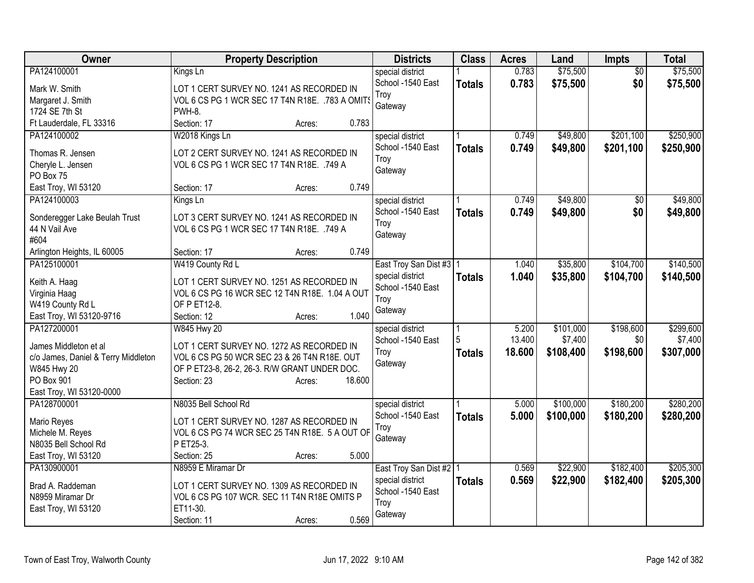| Owner | Property Description | Districts | Class | Acres | Land | Impts | Total |
|---|---|---|---|---|---|---|---|
| PA124100001<br>Mark W. Smith<br>Margaret J. Smith<br>1724 SE 7th St<br>Ft Lauderdale, FL 33316 | Kings Ln<br>LOT 1 CERT SURVEY NO. 1241 AS RECORDED IN VOL 6 CS PG 1 WCR SEC 17 T4N R18E. .783 A OMITS PWH-8.<br>Section: 17 Acres: 0.783 | special district<br>School -1540 East Troy<br>Gateway | 1<br>**Totals** | 0.783<br>**0.783** | $75,500<br>**$75,500** | $0<br>**$0** | $75,500<br>**$75,500** |
| PA124100002<br>Thomas R. Jensen<br>Cheryle L. Jensen<br>PO Box 75<br>East Troy, WI 53120 | W2018 Kings Ln<br>LOT 2 CERT SURVEY NO. 1241 AS RECORDED IN VOL 6 CS PG 1 WCR SEC 17 T4N R18E. .749 A<br>Section: 17 Acres: 0.749 | special district<br>School -1540 East Troy<br>Gateway | 1<br>**Totals** | 0.749<br>**0.749** | $49,800<br>**$49,800** | $201,100<br>**$201,100** | $250,900<br>**$250,900** |
| PA124100003<br>Sonderegger Lake Beulah Trust<br>44 N Vail Ave<br>#604<br>Arlington Heights, IL 60005 | Kings Ln<br>LOT 3 CERT SURVEY NO. 1241 AS RECORDED IN VOL 6 CS PG 1 WCR SEC 17 T4N R18E. .749 A<br>Section: 17 Acres: 0.749 | special district<br>School -1540 East Troy<br>Gateway | 1<br>**Totals** | 0.749<br>**0.749** | $49,800<br>**$49,800** | $0<br>**$0** | $49,800<br>**$49,800** |
| PA125100001<br>Keith A. Haag<br>Virginia Haag<br>W419 County Rd L<br>East Troy, WI 53120-9716 | W419 County Rd L<br>LOT 1 CERT SURVEY NO. 1251 AS RECORDED IN VOL 6 CS PG 16 WCR SEC 12 T4N R18E. 1.04 A OUT OF P ET12-8.<br>Section: 12 Acres: 1.040 | East Troy San Dist #3<br>special district<br>School -1540 East Troy<br>Gateway | 1<br>**Totals** | 1.040<br>**1.040** | $35,800<br>**$35,800** | $104,700<br>**$104,700** | $140,500<br>**$140,500** |
| PA127200001<br>James Middleton et al<br>c/o James, Daniel & Terry Middleton<br>W845 Hwy 20<br>PO Box 901<br>East Troy, WI 53120-0000 | W845 Hwy 20<br>LOT 1 CERT SURVEY NO. 1272 AS RECORDED IN VOL 6 CS PG 50 WCR SEC 23 & 26 T4N R18E. OUT OF P ET23-8, 26-2, 26-3. R/W GRANT UNDER DOC.<br>Section: 23 Acres: 18.600 | special district<br>School -1540 East Troy<br>Gateway | 1<br>5<br>**Totals** | 5.200<br>13.400<br>**18.600** | $101,000<br>$7,400<br>**$108,400** | $198,600<br>$0<br>**$198,600** | $299,600<br>$7,400<br>**$307,000** |
| PA128700001<br>Mario Reyes<br>Michele M. Reyes<br>N8035 Bell School Rd<br>East Troy, WI 53120 | N8035 Bell School Rd<br>LOT 1 CERT SURVEY NO. 1287 AS RECORDED IN VOL 6 CS PG 74 WCR SEC 25 T4N R18E. 5 A OUT OF P ET25-3.<br>Section: 25 Acres: 5.000 | special district<br>School -1540 East Troy<br>Gateway | 1<br>**Totals** | 5.000<br>**5.000** | $100,000<br>**$100,000** | $180,200<br>**$180,200** | $280,200<br>**$280,200** |
| PA130900001<br>Brad A. Raddeman<br>N8959 Miramar Dr<br>East Troy, WI 53120 | N8959 E Miramar Dr<br>LOT 1 CERT SURVEY NO. 1309 AS RECORDED IN VOL 6 CS PG 107 WCR. SEC 11 T4N R18E OMITS P ET11-30.<br>Section: 11 Acres: 0.569 | East Troy San Dist #2<br>special district<br>School -1540 East Troy<br>Gateway | 1<br>**Totals** | 0.569<br>**0.569** | $22,900<br>**$22,900** | $182,400<br>**$182,400** | $205,300<br>**$205,300** |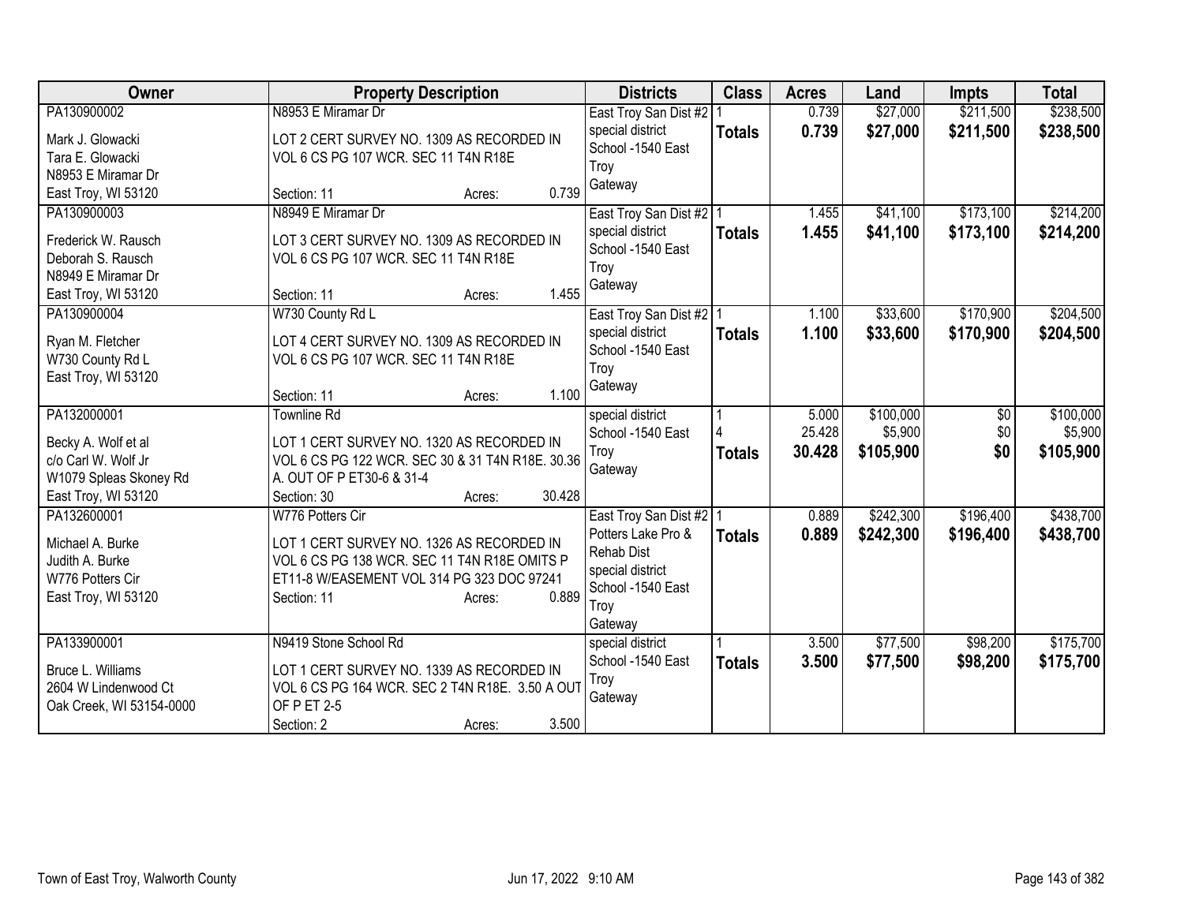| Owner | Property Description | Districts | Class | Acres | Land | Impts | Total |
|---|---|---|---|---|---|---|---|
| PA130900002<br>Mark J. Glowacki<br>Tara E. Glowacki<br>N8953 E Miramar Dr<br>East Troy, WI 53120 | N8953 E Miramar Dr<br>LOT 2 CERT SURVEY NO. 1309 AS RECORDED IN VOL 6 CS PG 107 WCR. SEC 11 T4N R18E<br>Section: 11 Acres: 0.739 | East Troy San Dist #2<br>special district<br>School -1540 East Troy<br>Gateway | 1<br>**Totals** | 0.739<br>**0.739** | $27,000<br>**$27,000** | $211,500<br>**$211,500** | $238,500<br>**$238,500** |
| PA130900003<br>Frederick W. Rausch<br>Deborah S. Rausch<br>N8949 E Miramar Dr<br>East Troy, WI 53120 | N8949 E Miramar Dr<br>LOT 3 CERT SURVEY NO. 1309 AS RECORDED IN VOL 6 CS PG 107 WCR. SEC 11 T4N R18E<br>Section: 11 Acres: 1.455 | East Troy San Dist #2<br>special district<br>School -1540 East Troy<br>Gateway | 1<br>**Totals** | 1.455<br>**1.455** | $41,100<br>**$41,100** | $173,100<br>**$173,100** | $214,200<br>**$214,200** |
| PA130900004<br>Ryan M. Fletcher<br>W730 County Rd L<br>East Troy, WI 53120 | W730 County Rd L<br>LOT 4 CERT SURVEY NO. 1309 AS RECORDED IN VOL 6 CS PG 107 WCR. SEC 11 T4N R18E<br>Section: 11 Acres: 1.100 | East Troy San Dist #2<br>special district<br>School -1540 East Troy<br>Gateway | 1<br>**Totals** | 1.100<br>**1.100** | $33,600<br>**$33,600** | $170,900<br>**$170,900** | $204,500<br>**$204,500** |
| PA132000001<br>Becky A. Wolf et al<br>c/o Carl W. Wolf Jr<br>W1079 Spleas Skoney Rd<br>East Troy, WI 53120 | Townline Rd<br>LOT 1 CERT SURVEY NO. 1320 AS RECORDED IN VOL 6 CS PG 122 WCR. SEC 30 & 31 T4N R18E. 30.36 A. OUT OF P ET30-6 & 31-4<br>Section: 30 Acres: 30.428 | special district<br>School -1540 East Troy<br>Gateway | 1<br>4<br>**Totals** | 5.000<br>25.428<br>**30.428** | $100,000<br>$5,900<br>**$105,900** | $0<br>$0<br>**$0** | $100,000<br>$5,900<br>**$105,900** |
| PA132600001<br>Michael A. Burke<br>Judith A. Burke<br>W776 Potters Cir<br>East Troy, WI 53120 | W776 Potters Cir<br>LOT 1 CERT SURVEY NO. 1326 AS RECORDED IN VOL 6 CS PG 138 WCR. SEC 11 T4N R18E OMITS P ET11-8 W/EASEMENT VOL 314 PG 323 DOC 97241<br>Section: 11 Acres: 0.889 | East Troy San Dist #2<br>Potters Lake Pro & Rehab Dist<br>special district<br>School -1540 East Troy<br>Gateway | 1<br>**Totals** | 0.889<br>**0.889** | $242,300<br>**$242,300** | $196,400<br>**$196,400** | $438,700<br>**$438,700** |
| PA133900001<br>Bruce L. Williams<br>2604 W Lindenwood Ct<br>Oak Creek, WI 53154-0000 | N9419 Stone School Rd<br>LOT 1 CERT SURVEY NO. 1339 AS RECORDED IN VOL 6 CS PG 164 WCR. SEC 2 T4N R18E. 3.50 A OUT OF P ET 2-5<br>Section: 2 Acres: 3.500 | special district<br>School -1540 East Troy<br>Gateway | 1<br>**Totals** | 3.500<br>**3.500** | $77,500<br>**$77,500** | $98,200<br>**$98,200** | $175,700<br>**$175,700** |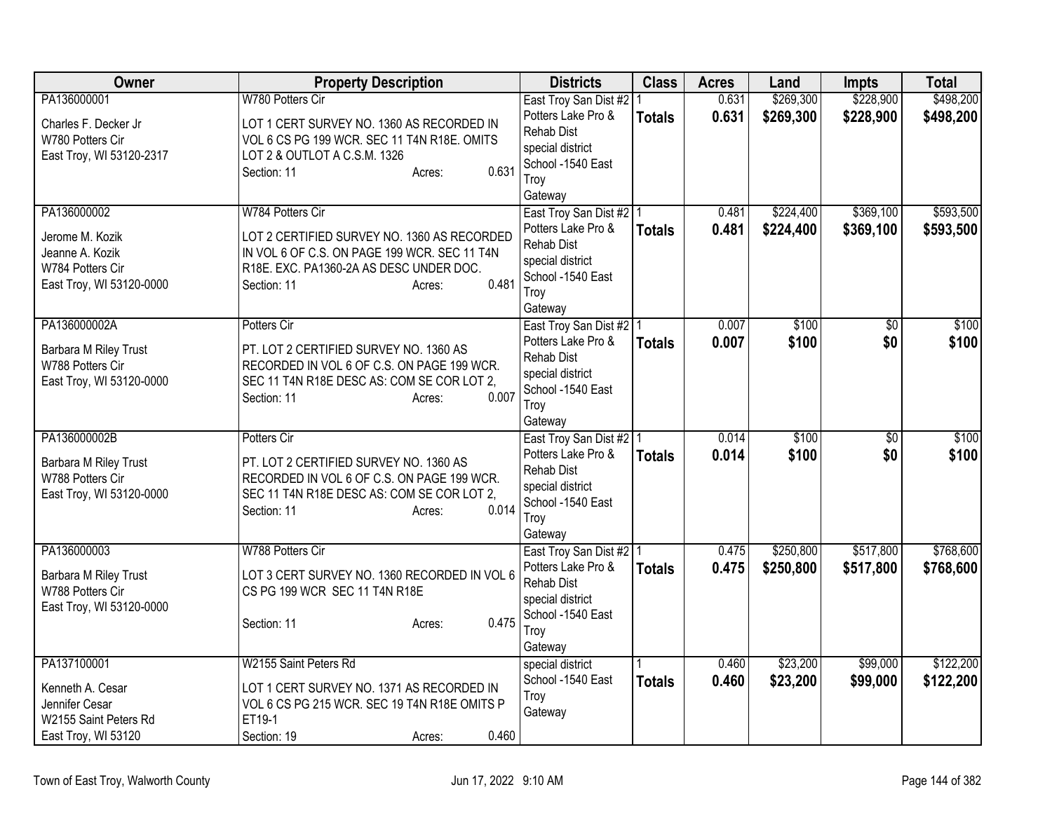| Owner | Property Description | Districts | Class | Acres | Land | Impts | Total |
|---|---|---|---|---|---|---|---|
| PA136000001<br><br>Charles F. Decker Jr<br>W780 Potters Cir<br>East Troy, WI 53120-2317 | W780 Potters Cir<br><br>LOT 1 CERT SURVEY NO. 1360 AS RECORDED IN VOL 6 CS PG 199 WCR. SEC 11 T4N R18E. OMITS LOT 2 & OUTLOT A C.S.M. 1326<br>Section: 11 Acres: 0.631 | East Troy San Dist #2<br>Potters Lake Pro & Rehab Dist<br>special district<br>School -1540 East Troy<br>Gateway | 1<br>**Totals** | 0.631<br>**0.631** | $269,300<br>**$269,300** | $228,900<br>**$228,900** | $498,200<br>**$498,200** |
| PA136000002<br><br>Jerome M. Kozik<br>Jeanne A. Kozik<br>W784 Potters Cir<br>East Troy, WI 53120-0000 | W784 Potters Cir<br><br>LOT 2 CERTIFIED SURVEY NO. 1360 AS RECORDED IN VOL 6 OF C.S. ON PAGE 199 WCR. SEC 11 T4N R18E. EXC. PA1360-2A AS DESC UNDER DOC.<br>Section: 11 Acres: 0.481 | East Troy San Dist #2<br>Potters Lake Pro & Rehab Dist<br>special district<br>School -1540 East Troy<br>Gateway | 1<br>**Totals** | 0.481<br>**0.481** | $224,400<br>**$224,400** | $369,100<br>**$369,100** | $593,500<br>**$593,500** |
| PA136000002A<br><br>Barbara M Riley Trust<br>W788 Potters Cir<br>East Troy, WI 53120-0000 | Potters Cir<br><br>PT. LOT 2 CERTIFIED SURVEY NO. 1360 AS RECORDED IN VOL 6 OF C.S. ON PAGE 199 WCR. SEC 11 T4N R18E DESC AS: COM SE COR LOT 2,<br>Section: 11 Acres: 0.007 | East Troy San Dist #2<br>Potters Lake Pro & Rehab Dist<br>special district<br>School -1540 East Troy<br>Gateway | 1<br>**Totals** | 0.007<br>**0.007** | $100<br>**$100** | $0<br>**$0** | $100<br>**$100** |
| PA136000002B<br><br>Barbara M Riley Trust<br>W788 Potters Cir<br>East Troy, WI 53120-0000 | Potters Cir<br><br>PT. LOT 2 CERTIFIED SURVEY NO. 1360 AS RECORDED IN VOL 6 OF C.S. ON PAGE 199 WCR. SEC 11 T4N R18E DESC AS: COM SE COR LOT 2,<br>Section: 11 Acres: 0.014 | East Troy San Dist #2<br>Potters Lake Pro & Rehab Dist<br>special district<br>School -1540 East Troy<br>Gateway | 1<br>**Totals** | 0.014<br>**0.014** | $100<br>**$100** | $0<br>**$0** | $100<br>**$100** |
| PA136000003<br><br>Barbara M Riley Trust<br>W788 Potters Cir<br>East Troy, WI 53120-0000 | W788 Potters Cir<br><br>LOT 3 CERT SURVEY NO. 1360 RECORDED IN VOL 6 CS PG 199 WCR SEC 11 T4N R18E<br>Section: 11 Acres: 0.475 | East Troy San Dist #2<br>Potters Lake Pro & Rehab Dist<br>special district<br>School -1540 East Troy<br>Gateway | 1<br>**Totals** | 0.475<br>**0.475** | $250,800<br>**$250,800** | $517,800<br>**$517,800** | $768,600<br>**$768,600** |
| PA137100001<br><br>Kenneth A. Cesar<br>Jennifer Cesar<br>W2155 Saint Peters Rd<br>East Troy, WI 53120 | W2155 Saint Peters Rd<br><br>LOT 1 CERT SURVEY NO. 1371 AS RECORDED IN VOL 6 CS PG 215 WCR. SEC 19 T4N R18E OMITS P ET19-1<br>Section: 19 Acres: 0.460 | special district<br>School -1540 East Troy<br>Gateway | 1<br>**Totals** | 0.460<br>**0.460** | $23,200<br>**$23,200** | $99,000<br>**$99,000** | $122,200<br>**$122,200** |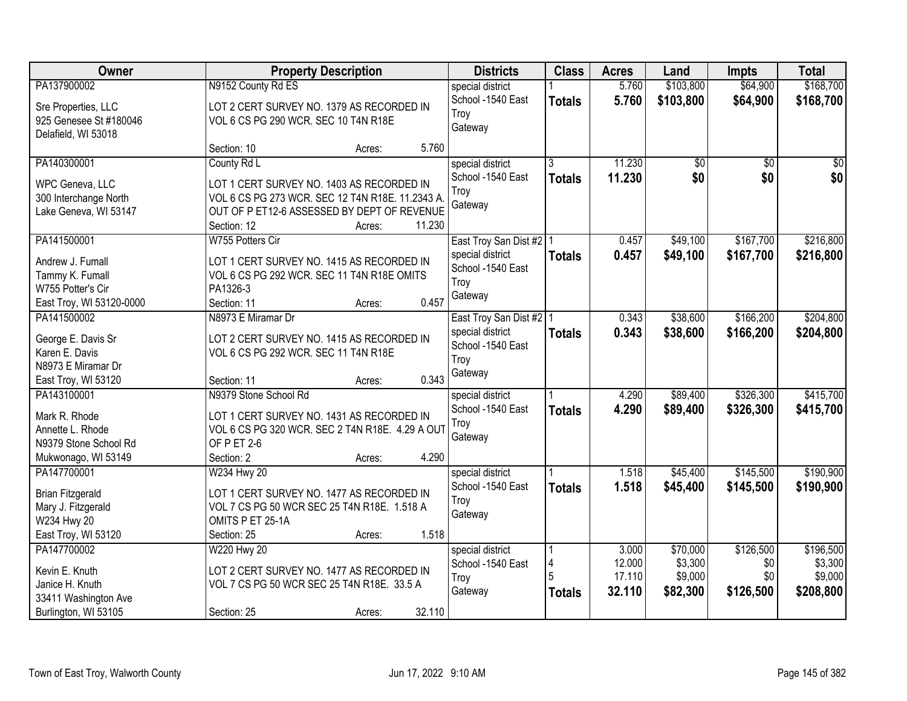| Owner | Property Description | Districts | Class | Acres | Land | Impts | Total |
|---|---|---|---|---|---|---|---|
| PA137900002<br>Sre Properties, LLC<br>925 Genesee St #180046<br>Delafield, WI 53018 | N9152 County Rd ES<br>LOT 2 CERT SURVEY NO. 1379 AS RECORDED IN VOL 6 CS PG 290 WCR. SEC 10 T4N R18E<br>Section: 10 Acres: 5.760 | special district<br>School -1540 East Troy<br>Gateway | 1<br>**Totals** | 5.760<br>**5.760** | $103,800<br>**$103,800** | $64,900<br>**$64,900** | $168,700<br>**$168,700** |
| PA140300001<br>WPC Geneva, LLC<br>300 Interchange North<br>Lake Geneva, WI 53147 | County Rd L<br>LOT 1 CERT SURVEY NO. 1403 AS RECORDED IN VOL 6 CS PG 273 WCR. SEC 12 T4N R18E. 11.2343 A. OUT OF P ET12-6 ASSESSED BY DEPT OF REVENUE<br>Section: 12 Acres: 11.230 | special district<br>School -1540 East Troy<br>Gateway | 3<br>**Totals** | 11.230<br>**11.230** | $0<br>**$0** | $0<br>**$0** | $0<br>**$0** |
| PA141500001<br>Andrew J. Fumall<br>Tammy K. Fumall<br>W755 Potter's Cir<br>East Troy, WI 53120-0000 | W755 Potters Cir<br>LOT 1 CERT SURVEY NO. 1415 AS RECORDED IN VOL 6 CS PG 292 WCR. SEC 11 T4N R18E OMITS PA1326-3<br>Section: 11 Acres: 0.457 | East Troy San Dist #2<br>special district<br>School -1540 East Troy<br>Gateway | 1<br>**Totals** | 0.457<br>**0.457** | $49,100<br>**$49,100** | $167,700<br>**$167,700** | $216,800<br>**$216,800** |
| PA141500002<br>George E. Davis Sr<br>Karen E. Davis<br>N8973 E Miramar Dr<br>East Troy, WI 53120 | N8973 E Miramar Dr<br>LOT 2 CERT SURVEY NO. 1415 AS RECORDED IN VOL 6 CS PG 292 WCR. SEC 11 T4N R18E<br>Section: 11 Acres: 0.343 | East Troy San Dist #2<br>special district<br>School -1540 East Troy<br>Gateway | 1<br>**Totals** | 0.343<br>**0.343** | $38,600<br>**$38,600** | $166,200<br>**$166,200** | $204,800<br>**$204,800** |
| PA143100001<br>Mark R. Rhode<br>Annette L. Rhode<br>N9379 Stone School Rd<br>Mukwonago, WI 53149 | N9379 Stone School Rd<br>LOT 1 CERT SURVEY NO. 1431 AS RECORDED IN VOL 6 CS PG 320 WCR. SEC 2 T4N R18E. 4.29 A OUT OF P ET 2-6<br>Section: 2 Acres: 4.290 | special district<br>School -1540 East Troy<br>Gateway | 1<br>**Totals** | 4.290<br>**4.290** | $89,400<br>**$89,400** | $326,300<br>**$326,300** | $415,700<br>**$415,700** |
| PA147700001<br>Brian Fitzgerald<br>Mary J. Fitzgerald<br>W234 Hwy 20<br>East Troy, WI 53120 | W234 Hwy 20<br>LOT 1 CERT SURVEY NO. 1477 AS RECORDED IN VOL 7 CS PG 50 WCR SEC 25 T4N R18E. 1.518 A OMITS P ET 25-1A<br>Section: 25 Acres: 1.518 | special district<br>School -1540 East Troy<br>Gateway | 1<br>**Totals** | 1.518<br>**1.518** | $45,400<br>**$45,400** | $145,500<br>**$145,500** | $190,900<br>**$190,900** |
| PA147700002<br>Kevin E. Knuth<br>Janice H. Knuth<br>33411 Washington Ave<br>Burlington, WI 53105 | W220 Hwy 20<br>LOT 2 CERT SURVEY NO. 1477 AS RECORDED IN VOL 7 CS PG 50 WCR SEC 25 T4N R18E. 33.5 A<br>Section: 25 Acres: 32.110 | special district<br>School -1540 East Troy<br>Gateway | 1<br>4<br>5<br>**Totals** | 3.000<br>12.000<br>17.110<br>**32.110** | $70,000<br>$3,300<br>$9,000<br>**$82,300** | $126,500<br>$0<br>$0<br>**$126,500** | $196,500<br>$3,300<br>$9,000<br>**$208,800** |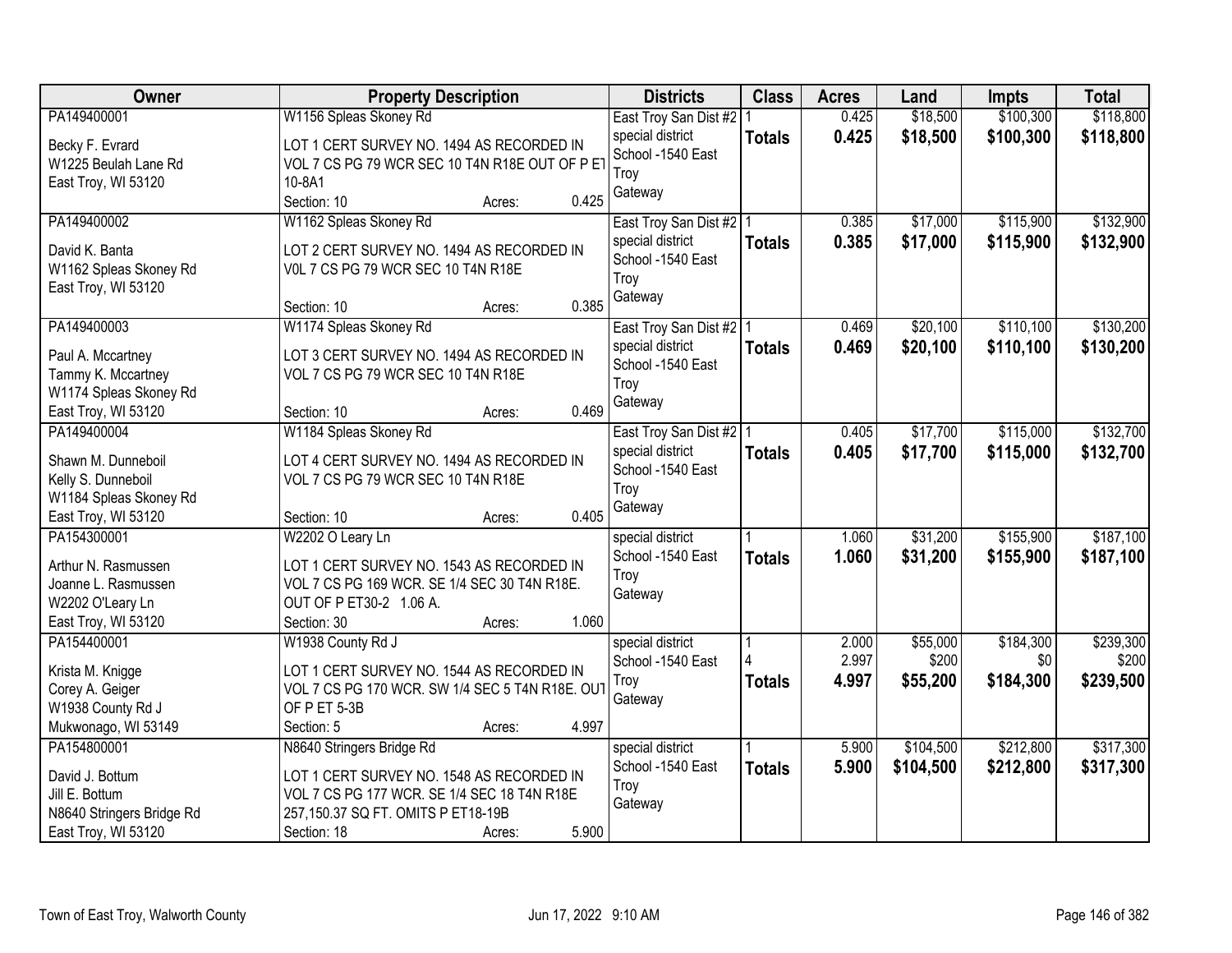| Owner | Property Description | Districts | Class | Acres | Land | Impts | Total |
|---|---|---|---|---|---|---|---|
| PA149400001<br><br>Becky F. Evrard<br>W1225 Beulah Lane Rd<br>East Troy, WI 53120 | W1156 Spleas Skoney Rd<br><br>LOT 1 CERT SURVEY NO. 1494 AS RECORDED IN VOL 7 CS PG 79 WCR SEC 10 T4N R18E OUT OF P ET 10-8A1<br>Section: 10 Acres: 0.425 | East Troy San Dist #2<br>special district<br>School -1540 East Troy<br>Gateway | 1<br>**Totals** | 0.425<br>**0.425** | $18,500<br>**$18,500** | $100,300<br>**$100,300** | $118,800<br>**$118,800** |
| PA149400002<br><br>David K. Banta<br>W1162 Spleas Skoney Rd<br>East Troy, WI 53120 | W1162 Spleas Skoney Rd<br><br>LOT 2 CERT SURVEY NO. 1494 AS RECORDED IN V0L 7 CS PG 79 WCR SEC 10 T4N R18E<br>Section: 10 Acres: 0.385 | East Troy San Dist #2<br>special district<br>School -1540 East Troy<br>Gateway | 1<br>**Totals** | 0.385<br>**0.385** | $17,000<br>**$17,000** | $115,900<br>**$115,900** | $132,900<br>**$132,900** |
| PA149400003<br><br>Paul A. Mccartney<br>Tammy K. Mccartney<br>W1174 Spleas Skoney Rd<br>East Troy, WI 53120 | W1174 Spleas Skoney Rd<br><br>LOT 3 CERT SURVEY NO. 1494 AS RECORDED IN VOL 7 CS PG 79 WCR SEC 10 T4N R18E<br>Section: 10 Acres: 0.469 | East Troy San Dist #2<br>special district<br>School -1540 East Troy<br>Gateway | 1<br>**Totals** | 0.469<br>**0.469** | $20,100<br>**$20,100** | $110,100<br>**$110,100** | $130,200<br>**$130,200** |
| PA149400004<br><br>Shawn M. Dunneboil<br>Kelly S. Dunneboil<br>W1184 Spleas Skoney Rd<br>East Troy, WI 53120 | W1184 Spleas Skoney Rd<br><br>LOT 4 CERT SURVEY NO. 1494 AS RECORDED IN VOL 7 CS PG 79 WCR SEC 10 T4N R18E<br>Section: 10 Acres: 0.405 | East Troy San Dist #2<br>special district<br>School -1540 East Troy<br>Gateway | 1<br>**Totals** | 0.405<br>**0.405** | $17,700<br>**$17,700** | $115,000<br>**$115,000** | $132,700<br>**$132,700** |
| PA154300001<br><br>Arthur N. Rasmussen<br>Joanne L. Rasmussen<br>W2202 O'Leary Ln<br>East Troy, WI 53120 | W2202 O Leary Ln<br><br>LOT 1 CERT SURVEY NO. 1543 AS RECORDED IN VOL 7 CS PG 169 WCR. SE 1/4 SEC 30 T4N R18E. OUT OF P ET30-2 1.06 A.<br>Section: 30 Acres: 1.060 | special district<br>School -1540 East Troy<br>Gateway | 1<br>**Totals** | 1.060<br>**1.060** | $31,200<br>**$31,200** | $155,900<br>**$155,900** | $187,100<br>**$187,100** |
| PA154400001<br><br>Krista M. Knigge<br>Corey A. Geiger<br>W1938 County Rd J<br>Mukwonago, WI 53149 | W1938 County Rd J<br><br>LOT 1 CERT SURVEY NO. 1544 AS RECORDED IN VOL 7 CS PG 170 WCR. SW 1/4 SEC 5 T4N R18E. OUT OF P ET 5-3B<br>Section: 5 Acres: 4.997 | special district<br>School -1540 East Troy<br>Gateway | 1<br>4<br>**Totals** | 2.000<br>2.997<br>**4.997** | $55,000<br>$200<br>**$55,200** | $184,300<br>$0<br>**$184,300** | $239,300<br>$200<br>**$239,500** |
| PA154800001<br><br>David J. Bottum<br>Jill E. Bottum<br>N8640 Stringers Bridge Rd<br>East Troy, WI 53120 | N8640 Stringers Bridge Rd<br><br>LOT 1 CERT SURVEY NO. 1548 AS RECORDED IN VOL 7 CS PG 177 WCR. SE 1/4 SEC 18 T4N R18E 257,150.37 SQ FT. OMITS P ET18-19B<br>Section: 18 Acres: 5.900 | special district<br>School -1540 East Troy<br>Gateway | 1<br>**Totals** | 5.900<br>**5.900** | $104,500<br>**$104,500** | $212,800<br>**$212,800** | $317,300<br>**$317,300** |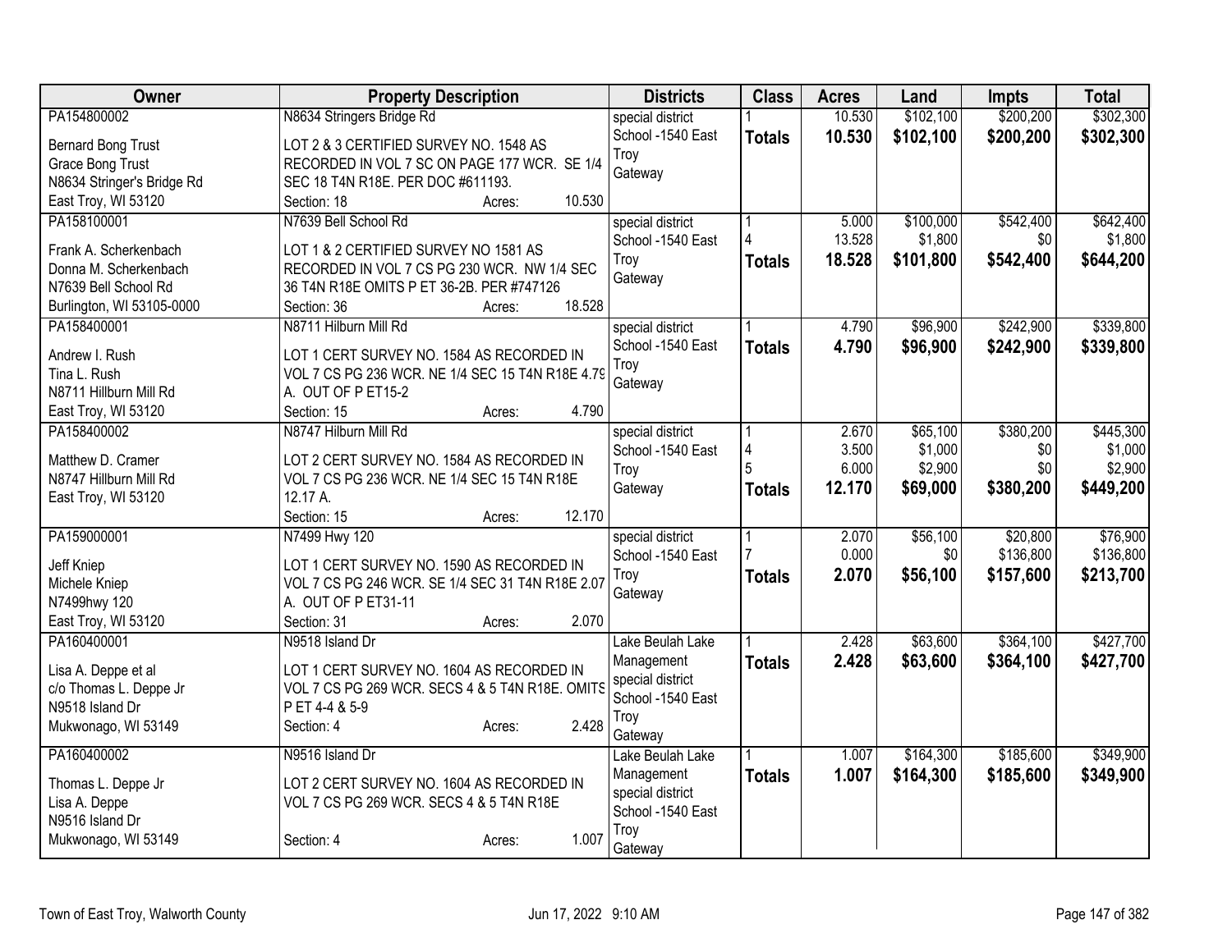| Owner | Property Description | Districts | Class | Acres | Land | Impts | Total |
|---|---|---|---|---|---|---|---|
| PA154800002<br><br>Bernard Bong Trust<br>Grace Bong Trust<br>N8634 Stringer's Bridge Rd<br>East Troy, WI 53120 | N8634 Stringers Bridge Rd<br><br>LOT 2 & 3 CERTIFIED SURVEY NO. 1548 AS RECORDED IN VOL 7 SC ON PAGE 177 WCR. SE 1/4 SEC 18 T4N R18E. PER DOC #611193.<br>Section: 18 Acres: 10.530 | special district<br>School -1540 East Troy<br>Gateway | 1<br>**Totals** | 10.530<br>**10.530** | $102,100<br>**$102,100** | $200,200<br>**$200,200** | $302,300<br>**$302,300** |
| PA158100001<br><br>Frank A. Scherkenbach<br>Donna M. Scherkenbach<br>N7639 Bell School Rd<br>Burlington, WI 53105-0000 | N7639 Bell School Rd<br><br>LOT 1 & 2 CERTIFIED SURVEY NO 1581 AS RECORDED IN VOL 7 CS PG 230 WCR. NW 1/4 SEC 36 T4N R18E OMITS P ET 36-2B. PER #747126<br>Section: 36 Acres: 18.528 | special district<br>School -1540 East Troy<br>Gateway | 1<br>4<br>**Totals** | 5.000<br>13.528<br>**18.528** | $100,000<br>$1,800<br>**$101,800** | $542,400<br>$0<br>**$542,400** | $642,400<br>$1,800<br>**$644,200** |
| PA158400001<br><br>Andrew I. Rush<br>Tina L. Rush<br>N8711 Hillburn Mill Rd<br>East Troy, WI 53120 | N8711 Hilburn Mill Rd<br><br>LOT 1 CERT SURVEY NO. 1584 AS RECORDED IN VOL 7 CS PG 236 WCR. NE 1/4 SEC 15 T4N R18E 4.79 A. OUT OF P ET15-2<br>Section: 15 Acres: 4.790 | special district<br>School -1540 East Troy<br>Gateway | 1<br>**Totals** | 4.790<br>**4.790** | $96,900<br>**$96,900** | $242,900<br>**$242,900** | $339,800<br>**$339,800** |
| PA158400002<br><br>Matthew D. Cramer<br>N8747 Hillburn Mill Rd<br>East Troy, WI 53120 | N8747 Hilburn Mill Rd<br><br>LOT 2 CERT SURVEY NO. 1584 AS RECORDED IN VOL 7 CS PG 236 WCR. NE 1/4 SEC 15 T4N R18E 12.17 A.<br>Section: 15 Acres: 12.170 | special district<br>School -1540 East Troy<br>Gateway | 1<br>4<br>5<br>**Totals** | 2.670<br>3.500<br>6.000<br>**12.170** | $65,100<br>$1,000<br>$2,900<br>**$69,000** | $380,200<br>$0<br>$0<br>**$380,200** | $445,300<br>$1,000<br>$2,900<br>**$449,200** |
| PA159000001<br><br>Jeff Kniep<br>Michele Kniep<br>N7499hwy 120<br>East Troy, WI 53120 | N7499 Hwy 120<br><br>LOT 1 CERT SURVEY NO. 1590 AS RECORDED IN VOL 7 CS PG 246 WCR. SE 1/4 SEC 31 T4N R18E 2.07 A. OUT OF P ET31-11<br>Section: 31 Acres: 2.070 | special district<br>School -1540 East Troy<br>Gateway | 1<br>7<br>**Totals** | 2.070<br>0.000<br>**2.070** | $56,100<br>$0<br>**$56,100** | $20,800<br>$136,800<br>**$157,600** | $76,900<br>$136,800<br>**$213,700** |
| PA160400001<br><br>Lisa A. Deppe et al<br>c/o Thomas L. Deppe Jr<br>N9518 Island Dr<br>Mukwonago, WI 53149 | N9518 Island Dr<br><br>LOT 1 CERT SURVEY NO. 1604 AS RECORDED IN VOL 7 CS PG 269 WCR. SECS 4 & 5 T4N R18E. OMITS P ET 4-4 & 5-9<br>Section: 4 Acres: 2.428 | Lake Beulah Lake Management<br>special district<br>School -1540 East Troy<br>Gateway | 1<br>**Totals** | 2.428<br>**2.428** | $63,600<br>**$63,600** | $364,100<br>**$364,100** | $427,700<br>**$427,700** |
| PA160400002<br><br>Thomas L. Deppe Jr<br>Lisa A. Deppe<br>N9516 Island Dr<br>Mukwonago, WI 53149 | N9516 Island Dr<br><br>LOT 2 CERT SURVEY NO. 1604 AS RECORDED IN VOL 7 CS PG 269 WCR. SECS 4 & 5 T4N R18E<br><br>Section: 4 Acres: 1.007 | Lake Beulah Lake Management<br>special district<br>School -1540 East Troy<br>Gateway | 1<br>**Totals** | 1.007<br>**1.007** | $164,300<br>**$164,300** | $185,600<br>**$185,600** | $349,900<br>**$349,900** |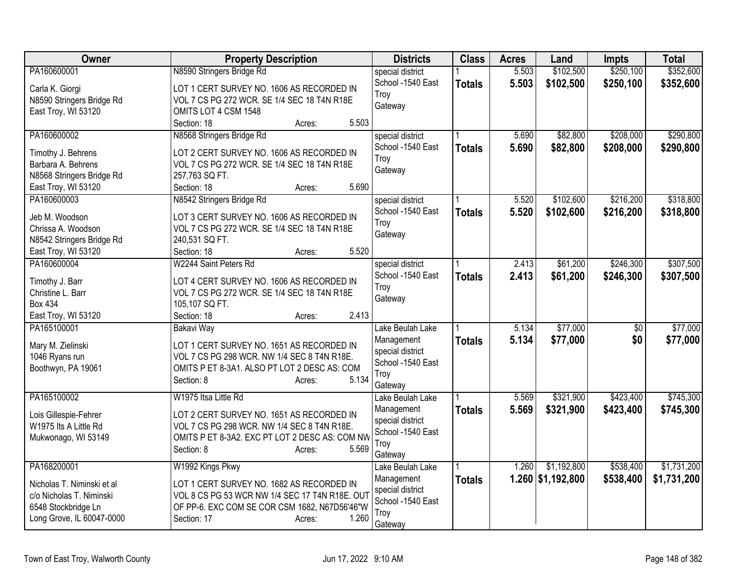| Owner | Property Description | Districts | Class | Acres | Land | Impts | Total |
|---|---|---|---|---|---|---|---|
| PA160600001<br><br>Carla K. Giorgi<br>N8590 Stringers Bridge Rd<br>East Troy, WI 53120 | N8590 Stringers Bridge Rd<br><br>LOT 1 CERT SURVEY NO. 1606 AS RECORDED IN VOL 7 CS PG 272 WCR. SE 1/4 SEC 18 T4N R18E OMITS LOT 4 CSM 1548<br>Section: 18 Acres: 5.503 | special district<br>School -1540 East Troy<br>Gateway | 1<br>**Totals** | 5.503<br>**5.503** | $102,500<br>**$102,500** | $250,100<br>**$250,100** | $352,600<br>**$352,600** |
| PA160600002<br><br>Timothy J. Behrens<br>Barbara A. Behrens<br>N8568 Stringers Bridge Rd<br>East Troy, WI 53120 | N8568 Stringers Bridge Rd<br><br>LOT 2 CERT SURVEY NO. 1606 AS RECORDED IN VOL 7 CS PG 272 WCR. SE 1/4 SEC 18 T4N R18E 257,763 SQ FT.<br>Section: 18 Acres: 5.690 | special district<br>School -1540 East Troy<br>Gateway | 1<br>**Totals** | 5.690<br>**5.690** | $82,800<br>**$82,800** | $208,000<br>**$208,000** | $290,800<br>**$290,800** |
| PA160600003<br><br>Jeb M. Woodson<br>Chrissa A. Woodson<br>N8542 Stringers Bridge Rd<br>East Troy, WI 53120 | N8542 Stringers Bridge Rd<br><br>LOT 3 CERT SURVEY NO. 1606 AS RECORDED IN VOL 7 CS PG 272 WCR. SE 1/4 SEC 18 T4N R18E 240,531 SQ FT.<br>Section: 18 Acres: 5.520 | special district<br>School -1540 East Troy<br>Gateway | 1<br>**Totals** | 5.520<br>**5.520** | $102,600<br>**$102,600** | $216,200<br>**$216,200** | $318,800<br>**$318,800** |
| PA160600004<br><br>Timothy J. Barr<br>Christine L. Barr<br>Box 434<br>East Troy, WI 53120 | W2244 Saint Peters Rd<br><br>LOT 4 CERT SURVEY NO. 1606 AS RECORDED IN VOL 7 CS PG 272 WCR. SE 1/4 SEC 18 T4N R18E 105,107 SQ FT.<br>Section: 18 Acres: 2.413 | special district<br>School -1540 East Troy<br>Gateway | 1<br>**Totals** | 2.413<br>**2.413** | $61,200<br>**$61,200** | $246,300<br>**$246,300** | $307,500<br>**$307,500** |
| PA165100001<br><br>Mary M. Zielinski<br>1046 Ryans run<br>Boothwyn, PA 19061 | Bakavi Way<br><br>LOT 1 CERT SURVEY NO. 1651 AS RECORDED IN VOL 7 CS PG 298 WCR. NW 1/4 SEC 8 T4N R18E. OMITS P ET 8-3A1. ALSO PT LOT 2 DESC AS: COM<br>Section: 8 Acres: 5.134 | Lake Beulah Lake Management<br>special district<br>School -1540 East Troy<br>Gateway | 1<br>**Totals** | 5.134<br>**5.134** | $77,000<br>**$77,000** | $0<br>**$0** | $77,000<br>**$77,000** |
| PA165100002<br><br>Lois Gillespie-Fehrer<br>W1975 Its A Little Rd<br>Mukwonago, WI 53149 | W1975 Itsa Little Rd<br><br>LOT 2 CERT SURVEY NO. 1651 AS RECORDED IN VOL 7 CS PG 298 WCR. NW 1/4 SEC 8 T4N R18E. OMITS P ET 8-3A2. EXC PT LOT 2 DESC AS: COM NW<br>Section: 8 Acres: 5.569 | Lake Beulah Lake Management<br>special district<br>School -1540 East Troy<br>Gateway | 1<br>**Totals** | 5.569<br>**5.569** | $321,900<br>**$321,900** | $423,400<br>**$423,400** | $745,300<br>**$745,300** |
| PA168200001<br><br>Nicholas T. Niminski et al<br>c/o Nicholas T. Niminski<br>6548 Stockbridge Ln<br>Long Grove, IL 60047-0000 | W1992 Kings Pkwy<br><br>LOT 1 CERT SURVEY NO. 1682 AS RECORDED IN VOL 8 CS PG 53 WCR NW 1/4 SEC 17 T4N R18E. OUT OF PP-6. EXC COM SE COR CSM 1682, N67D56'46"W<br>Section: 17 Acres: 1.260 | Lake Beulah Lake Management<br>special district<br>School -1540 East Troy<br>Gateway | 1<br>**Totals** | 1.260<br>**1.260** | $1,192,800<br>**$1,192,800** | $538,400<br>**$538,400** | $1,731,200<br>**$1,731,200** |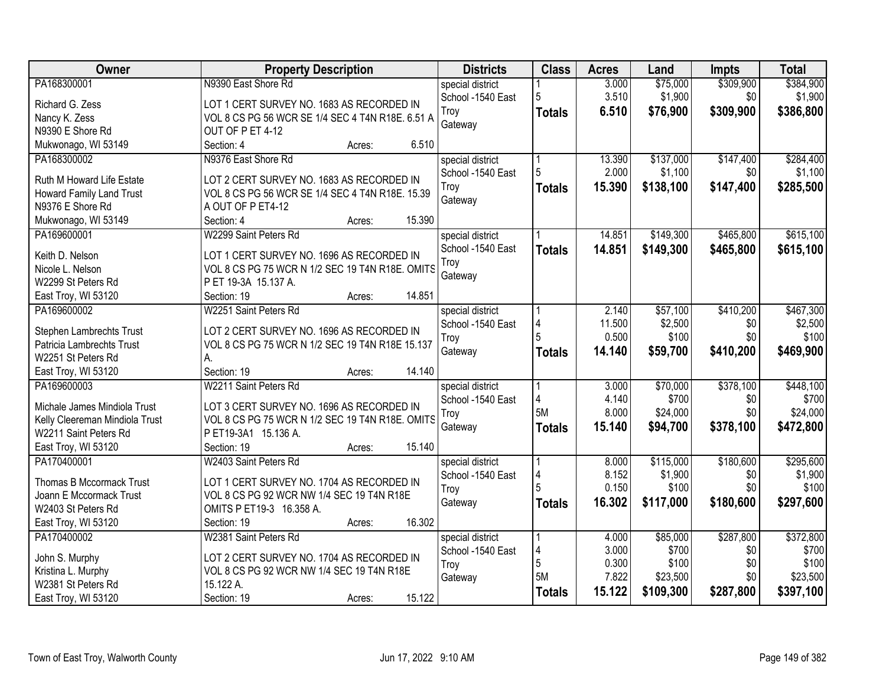| Owner | Property Description | Districts | Class | Acres | Land | Impts | Total |
|---|---|---|---|---|---|---|---|
| PA168300001<br><br>Richard G. Zess<br>Nancy K. Zess<br>N9390 E Shore Rd<br>Mukwonago, WI 53149 | N9390 East Shore Rd<br><br>LOT 1 CERT SURVEY NO. 1683 AS RECORDED IN VOL 8 CS PG 56 WCR SE 1/4 SEC 4 T4N R18E. 6.51 A OUT OF P ET 4-12<br>Section: 4 Acres: 6.510 | special district<br>School -1540 East Troy<br>Gateway | 1<br>5<br>**Totals** | 3.000<br>3.510<br>**6.510** | $75,000<br>$1,900<br>**$76,900** | $309,900<br>$0<br>**$309,900** | $384,900<br>$1,900<br>**$386,800** |
| PA168300002<br><br>Ruth M Howard Life Estate<br>Howard Family Land Trust<br>N9376 E Shore Rd<br>Mukwonago, WI 53149 | N9376 East Shore Rd<br><br>LOT 2 CERT SURVEY NO. 1683 AS RECORDED IN VOL 8 CS PG 56 WCR SE 1/4 SEC 4 T4N R18E. 15.39 A OUT OF P ET4-12<br>Section: 4 Acres: 15.390 | special district<br>School -1540 East Troy<br>Gateway | 1<br>5<br>**Totals** | 13.390<br>2.000<br>**15.390** | $137,000<br>$1,100<br>**$138,100** | $147,400<br>$0<br>**$147,400** | $284,400<br>$1,100<br>**$285,500** |
| PA169600001<br><br>Keith D. Nelson<br>Nicole L. Nelson<br>W2299 St Peters Rd<br>East Troy, WI 53120 | W2299 Saint Peters Rd<br><br>LOT 1 CERT SURVEY NO. 1696 AS RECORDED IN VOL 8 CS PG 75 WCR N 1/2 SEC 19 T4N R18E. OMITS P ET 19-3A 15.137 A.<br>Section: 19 Acres: 14.851 | special district<br>School -1540 East Troy<br>Gateway | 1<br>**Totals** | 14.851<br>**14.851** | $149,300<br>**$149,300** | $465,800<br>**$465,800** | $615,100<br>**$615,100** |
| PA169600002<br><br>Stephen Lambrechts Trust<br>Patricia Lambrechts Trust<br>W2251 St Peters Rd<br>East Troy, WI 53120 | W2251 Saint Peters Rd<br><br>LOT 2 CERT SURVEY NO. 1696 AS RECORDED IN VOL 8 CS PG 75 WCR N 1/2 SEC 19 T4N R18E 15.137 A.<br>Section: 19 Acres: 14.140 | special district<br>School -1540 East Troy<br>Gateway | 1<br>4<br>5<br>**Totals** | 2.140<br>11.500<br>0.500<br>**14.140** | $57,100<br>$2,500<br>$100<br>**$59,700** | $410,200<br>$0<br>$0<br>**$410,200** | $467,300<br>$2,500<br>$100<br>**$469,900** |
| PA169600003<br><br>Michale James Mindiola Trust<br>Kelly Cleereman Mindiola Trust<br>W2211 Saint Peters Rd<br>East Troy, WI 53120 | W2211 Saint Peters Rd<br><br>LOT 3 CERT SURVEY NO. 1696 AS RECORDED IN VOL 8 CS PG 75 WCR N 1/2 SEC 19 T4N R18E. OMITS P ET19-3A1 15.136 A.<br>Section: 19 Acres: 15.140 | special district<br>School -1540 East Troy<br>Gateway | 1<br>4<br>5M<br>**Totals** | 3.000<br>4.140<br>8.000<br>**15.140** | $70,000<br>$700<br>$24,000<br>**$94,700** | $378,100<br>$0<br>$0<br>**$378,100** | $448,100<br>$700<br>$24,000<br>**$472,800** |
| PA170400001<br><br>Thomas B Mccormack Trust<br>Joann E Mccormack Trust<br>W2403 St Peters Rd<br>East Troy, WI 53120 | W2403 Saint Peters Rd<br><br>LOT 1 CERT SURVEY NO. 1704 AS RECORDED IN VOL 8 CS PG 92 WCR NW 1/4 SEC 19 T4N R18E OMITS P ET19-3 16.358 A.<br>Section: 19 Acres: 16.302 | special district<br>School -1540 East Troy<br>Gateway | 1<br>4<br>5<br>**Totals** | 8.000<br>8.152<br>0.150<br>**16.302** | $115,000<br>$1,900<br>$100<br>**$117,000** | $180,600<br>$0<br>$0<br>**$180,600** | $295,600<br>$1,900<br>$100<br>**$297,600** |
| PA170400002<br><br>John S. Murphy<br>Kristina L. Murphy<br>W2381 St Peters Rd<br>East Troy, WI 53120 | W2381 Saint Peters Rd<br><br>LOT 2 CERT SURVEY NO. 1704 AS RECORDED IN VOL 8 CS PG 92 WCR NW 1/4 SEC 19 T4N R18E 15.122 A.<br>Section: 19 Acres: 15.122 | special district<br>School -1540 East Troy<br>Gateway | 1<br>4<br>5<br>5M<br>**Totals** | 4.000<br>3.000<br>0.300<br>7.822<br>**15.122** | $85,000<br>$700<br>$100<br>$23,500<br>**$109,300** | $287,800<br>$0<br>$0<br>$0<br>**$287,800** | $372,800<br>$700<br>$100<br>$23,500<br>**$397,100** |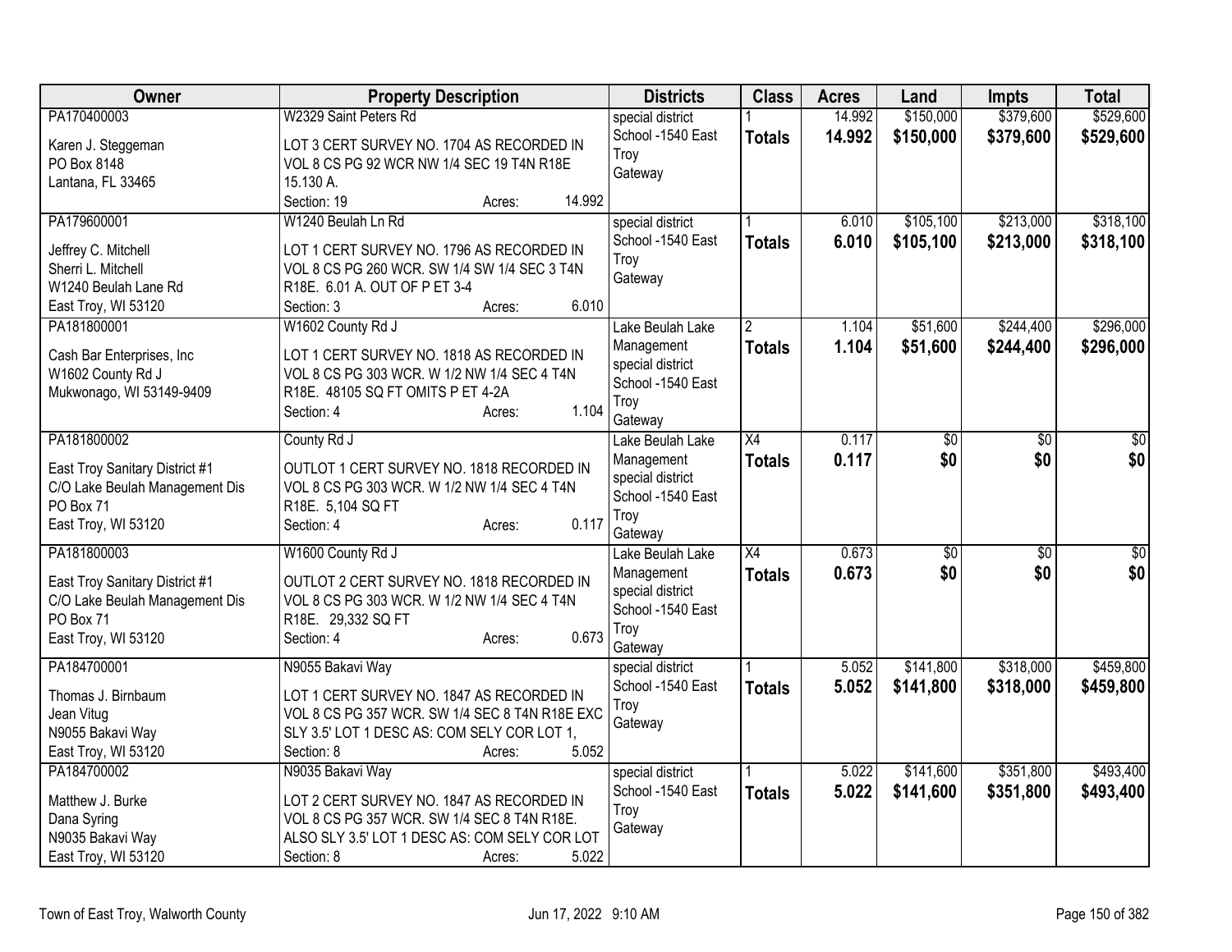| Owner | Property Description | Districts | Class | Acres | Land | Impts | Total |
|---|---|---|---|---|---|---|---|
| PA170400003<br><br>Karen J. Steggeman<br>PO Box 8148<br>Lantana, FL 33465 | W2329 Saint Peters Rd<br><br>LOT 3 CERT SURVEY NO. 1704 AS RECORDED IN VOL 8 CS PG 92 WCR NW 1/4 SEC 19 T4N R18E 15.130 A.<br>Section: 19 Acres: 14.992 | special district<br>School -1540 East Troy<br>Gateway | 1<br>**Totals** | 14.992<br>**14.992** | $150,000<br>**$150,000** | $379,600<br>**$379,600** | $529,600<br>**$529,600** |
| PA179600001<br><br>Jeffrey C. Mitchell<br>Sherri L. Mitchell<br>W1240 Beulah Lane Rd<br>East Troy, WI 53120 | W1240 Beulah Ln Rd<br><br>LOT 1 CERT SURVEY NO. 1796 AS RECORDED IN VOL 8 CS PG 260 WCR. SW 1/4 SW 1/4 SEC 3 T4N R18E. 6.01 A. OUT OF P ET 3-4<br>Section: 3 Acres: 6.010 | special district<br>School -1540 East Troy<br>Gateway | 1<br>**Totals** | 6.010<br>**6.010** | $105,100<br>**$105,100** | $213,000<br>**$213,000** | $318,100<br>**$318,100** |
| PA181800001<br><br>Cash Bar Enterprises, Inc<br>W1602 County Rd J<br>Mukwonago, WI 53149-9409 | W1602 County Rd J<br><br>LOT 1 CERT SURVEY NO. 1818 AS RECORDED IN VOL 8 CS PG 303 WCR. W 1/2 NW 1/4 SEC 4 T4N R18E. 48105 SQ FT OMITS P ET 4-2A<br>Section: 4 Acres: 1.104 | Lake Beulah Lake Management<br>special district<br>School -1540 East Troy<br>Gateway | 2<br>**Totals** | 1.104<br>**1.104** | $51,600<br>**$51,600** | $244,400<br>**$244,400** | $296,000<br>**$296,000** |
| PA181800002<br><br>East Troy Sanitary District #1<br>C/O Lake Beulah Management Dis<br>PO Box 71<br>East Troy, WI 53120 | County Rd J<br><br>OUTLOT 1 CERT SURVEY NO. 1818 RECORDED IN VOL 8 CS PG 303 WCR. W 1/2 NW 1/4 SEC 4 T4N R18E. 5,104 SQ FT<br>Section: 4 Acres: 0.117 | Lake Beulah Lake Management<br>special district<br>School -1540 East Troy<br>Gateway | X4<br>**Totals** | 0.117<br>**0.117** | $0<br>**$0** | $0<br>**$0** | $0<br>**$0** |
| PA181800003<br><br>East Troy Sanitary District #1<br>C/O Lake Beulah Management Dis<br>PO Box 71<br>East Troy, WI 53120 | W1600 County Rd J<br><br>OUTLOT 2 CERT SURVEY NO. 1818 RECORDED IN VOL 8 CS PG 303 WCR. W 1/2 NW 1/4 SEC 4 T4N R18E. 29,332 SQ FT<br>Section: 4 Acres: 0.673 | Lake Beulah Lake Management<br>special district<br>School -1540 East Troy<br>Gateway | X4<br>**Totals** | 0.673<br>**0.673** | $0<br>**$0** | $0<br>**$0** | $0<br>**$0** |
| PA184700001<br><br>Thomas J. Birnbaum<br>Jean Vitug<br>N9055 Bakavi Way<br>East Troy, WI 53120 | N9055 Bakavi Way<br><br>LOT 1 CERT SURVEY NO. 1847 AS RECORDED IN VOL 8 CS PG 357 WCR. SW 1/4 SEC 8 T4N R18E EXC SLY 3.5' LOT 1 DESC AS: COM SELY COR LOT 1,<br>Section: 8 Acres: 5.052 | special district<br>School -1540 East Troy<br>Gateway | 1<br>**Totals** | 5.052<br>**5.052** | $141,800<br>**$141,800** | $318,000<br>**$318,000** | $459,800<br>**$459,800** |
| PA184700002<br><br>Matthew J. Burke<br>Dana Syring<br>N9035 Bakavi Way<br>East Troy, WI 53120 | N9035 Bakavi Way<br><br>LOT 2 CERT SURVEY NO. 1847 AS RECORDED IN VOL 8 CS PG 357 WCR. SW 1/4 SEC 8 T4N R18E. ALSO SLY 3.5' LOT 1 DESC AS: COM SELY COR LOT<br>Section: 8 Acres: 5.022 | special district<br>School -1540 East Troy<br>Gateway | 1<br>**Totals** | 5.022<br>**5.022** | $141,600<br>**$141,600** | $351,800<br>**$351,800** | $493,400<br>**$493,400** |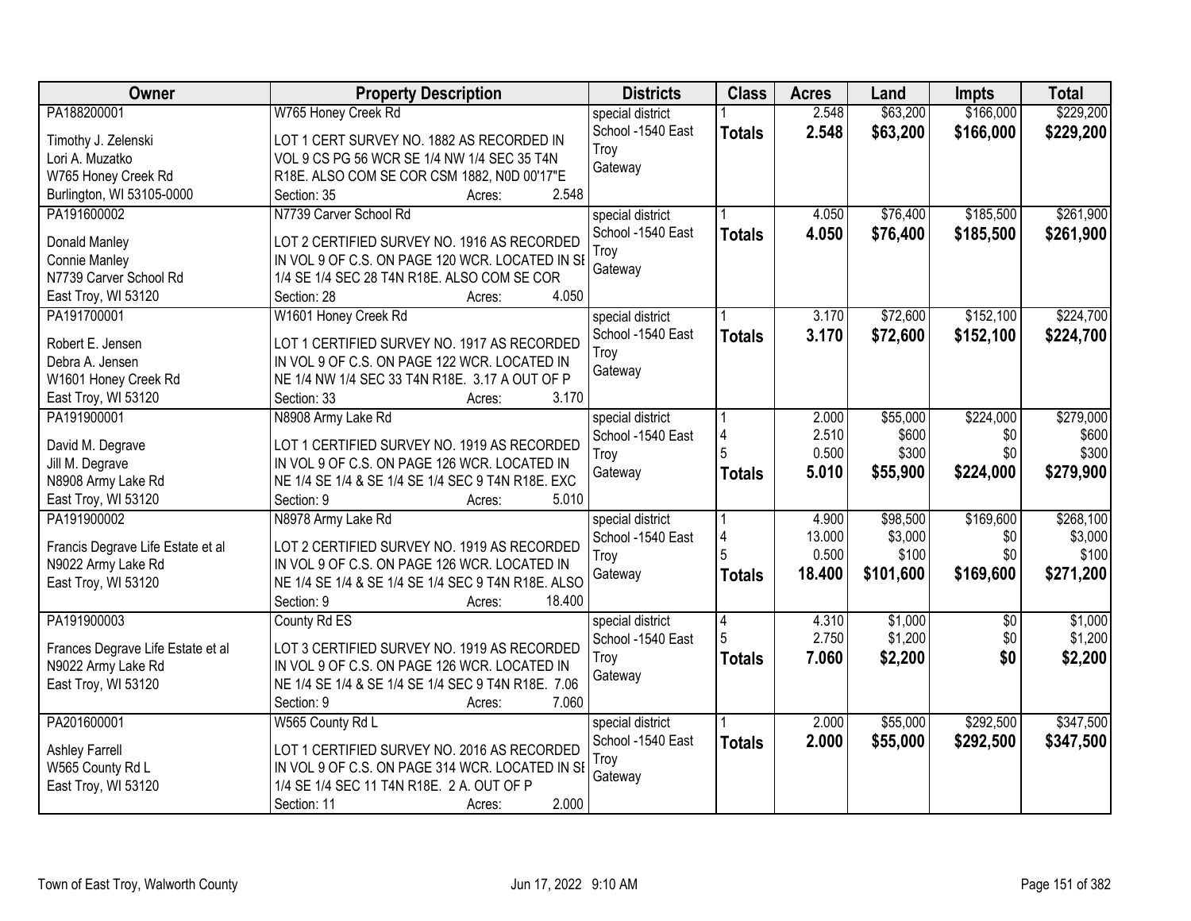| Owner | Property Description | Districts | Class | Acres | Land | Impts | Total |
|---|---|---|---|---|---|---|---|
| PA188200001<br>Timothy J. Zelenski<br>Lori A. Muzatko<br>W765 Honey Creek Rd<br>Burlington, WI 53105-0000 | W765 Honey Creek Rd<br>LOT 1 CERT SURVEY NO. 1882 AS RECORDED IN VOL 9 CS PG 56 WCR SE 1/4 NW 1/4 SEC 35 T4N R18E. ALSO COM SE COR CSM 1882, N0D 00'17"E<br>Section: 35 Acres: 2.548 | special district<br>School -1540 East Troy<br>Gateway | 1<br>**Totals** | 2.548<br>**2.548** | $63,200<br>**$63,200** | $166,000<br>**$166,000** | $229,200<br>**$229,200** |
| PA191600002<br>Donald Manley<br>Connie Manley<br>N7739 Carver School Rd<br>East Troy, WI 53120 | N7739 Carver School Rd<br>LOT 2 CERTIFIED SURVEY NO. 1916 AS RECORDED IN VOL 9 OF C.S. ON PAGE 120 WCR. LOCATED IN SE 1/4 SE 1/4 SEC 28 T4N R18E. ALSO COM SE COR<br>Section: 28 Acres: 4.050 | special district<br>School -1540 East Troy<br>Gateway | 1<br>**Totals** | 4.050<br>**4.050** | $76,400<br>**$76,400** | $185,500<br>**$185,500** | $261,900<br>**$261,900** |
| PA191700001<br>Robert E. Jensen<br>Debra A. Jensen<br>W1601 Honey Creek Rd<br>East Troy, WI 53120 | W1601 Honey Creek Rd<br>LOT 1 CERTIFIED SURVEY NO. 1917 AS RECORDED IN VOL 9 OF C.S. ON PAGE 122 WCR. LOCATED IN NE 1/4 NW 1/4 SEC 33 T4N R18E. 3.17 A OUT OF P<br>Section: 33 Acres: 3.170 | special district<br>School -1540 East Troy<br>Gateway | 1<br>**Totals** | 3.170<br>**3.170** | $72,600<br>**$72,600** | $152,100<br>**$152,100** | $224,700<br>**$224,700** |
| PA191900001<br>David M. Degrave<br>Jill M. Degrave<br>N8908 Army Lake Rd<br>East Troy, WI 53120 | N8908 Army Lake Rd<br>LOT 1 CERTIFIED SURVEY NO. 1919 AS RECORDED IN VOL 9 OF C.S. ON PAGE 126 WCR. LOCATED IN NE 1/4 SE 1/4 & SE 1/4 SE 1/4 SEC 9 T4N R18E. EXC<br>Section: 9 Acres: 5.010 | special district<br>School -1540 East Troy<br>Gateway | 1<br>4<br>5<br>**Totals** | 2.000<br>2.510<br>0.500<br>**5.010** | $55,000<br>$600<br>$300<br>**$55,900** | $224,000<br>$0<br>$0<br>**$224,000** | $279,000<br>$600<br>$300<br>**$279,900** |
| PA191900002<br>Francis Degrave Life Estate et al<br>N9022 Army Lake Rd<br>East Troy, WI 53120 | N8978 Army Lake Rd<br>LOT 2 CERTIFIED SURVEY NO. 1919 AS RECORDED IN VOL 9 OF C.S. ON PAGE 126 WCR. LOCATED IN NE 1/4 SE 1/4 & SE 1/4 SE 1/4 SEC 9 T4N R18E. ALSO<br>Section: 9 Acres: 18.400 | special district<br>School -1540 East Troy<br>Gateway | 1<br>4<br>5<br>**Totals** | 4.900<br>13.000<br>0.500<br>**18.400** | $98,500<br>$3,000<br>$100<br>**$101,600** | $169,600<br>$0<br>$0<br>**$169,600** | $268,100<br>$3,000<br>$100<br>**$271,200** |
| PA191900003<br>Frances Degrave Life Estate et al<br>N9022 Army Lake Rd<br>East Troy, WI 53120 | County Rd ES<br>LOT 3 CERTIFIED SURVEY NO. 1919 AS RECORDED IN VOL 9 OF C.S. ON PAGE 126 WCR. LOCATED IN NE 1/4 SE 1/4 & SE 1/4 SE 1/4 SEC 9 T4N R18E. 7.06<br>Section: 9 Acres: 7.060 | special district<br>School -1540 East Troy<br>Gateway | 4<br>5<br>**Totals** | 4.310<br>2.750<br>**7.060** | $1,000<br>$1,200<br>**$2,200** | $0<br>$0<br>**$0** | $1,000<br>$1,200<br>**$2,200** |
| PA201600001<br>Ashley Farrell<br>W565 County Rd L<br>East Troy, WI 53120 | W565 County Rd L<br>LOT 1 CERTIFIED SURVEY NO. 2016 AS RECORDED IN VOL 9 OF C.S. ON PAGE 314 WCR. LOCATED IN SE 1/4 SE 1/4 SEC 11 T4N R18E. 2 A. OUT OF P<br>Section: 11 Acres: 2.000 | special district<br>School -1540 East Troy<br>Gateway | 1<br>**Totals** | 2.000<br>**2.000** | $55,000<br>**$55,000** | $292,500<br>**$292,500** | $347,500<br>**$347,500** |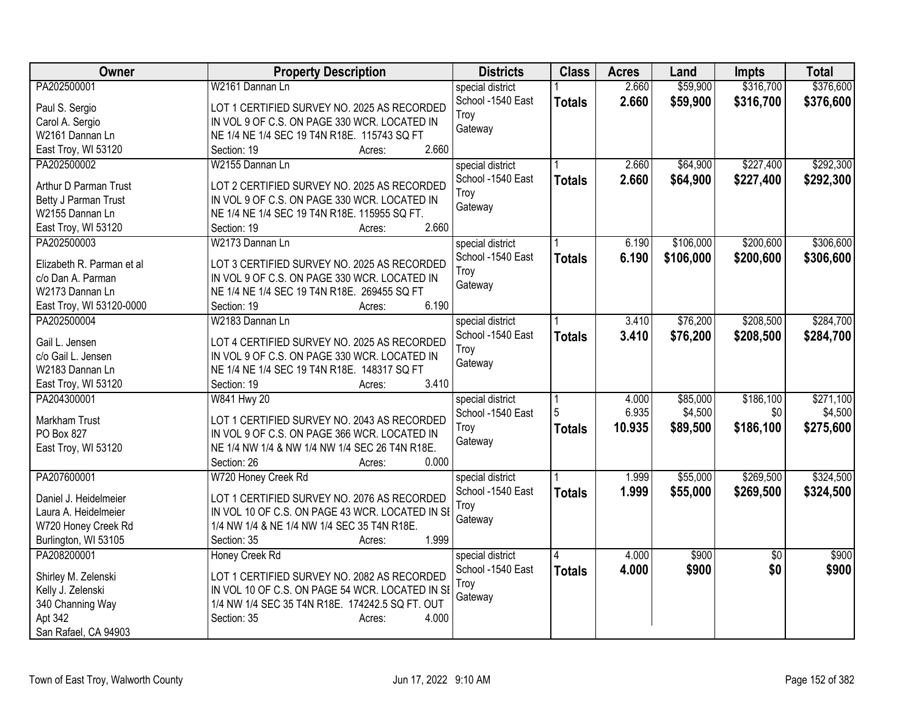| Owner | Property Description | Districts | Class | Acres | Land | Impts | Total |
|---|---|---|---|---|---|---|---|
| PA202500001<br><br>Paul S. Sergio<br>Carol A. Sergio<br>W2161 Dannan Ln<br>East Troy, WI 53120 | W2161 Dannan Ln<br><br>LOT 1 CERTIFIED SURVEY NO. 2025 AS RECORDED IN VOL 9 OF C.S. ON PAGE 330 WCR. LOCATED IN NE 1/4 NE 1/4 SEC 19 T4N R18E. 115743 SQ FT<br>Section: 19 Acres: 2.660 | special district<br>School -1540 East Troy<br>Gateway | 1<br>**Totals** | 2.660<br>**2.660** | $59,900<br>**$59,900** | $316,700<br>**$316,700** | $376,600<br>**$376,600** |
| PA202500002<br><br>Arthur D Parman Trust<br>Betty J Parman Trust<br>W2155 Dannan Ln<br>East Troy, WI 53120 | W2155 Dannan Ln<br><br>LOT 2 CERTIFIED SURVEY NO. 2025 AS RECORDED IN VOL 9 OF C.S. ON PAGE 330 WCR. LOCATED IN NE 1/4 NE 1/4 SEC 19 T4N R18E. 115955 SQ FT.<br>Section: 19 Acres: 2.660 | special district<br>School -1540 East Troy<br>Gateway | 1<br>**Totals** | 2.660<br>**2.660** | $64,900<br>**$64,900** | $227,400<br>**$227,400** | $292,300<br>**$292,300** |
| PA202500003<br><br>Elizabeth R. Parman et al<br>c/o Dan A. Parman<br>W2173 Dannan Ln<br>East Troy, WI 53120-0000 | W2173 Dannan Ln<br><br>LOT 3 CERTIFIED SURVEY NO. 2025 AS RECORDED IN VOL 9 OF C.S. ON PAGE 330 WCR. LOCATED IN NE 1/4 NE 1/4 SEC 19 T4N R18E. 269455 SQ FT<br>Section: 19 Acres: 6.190 | special district<br>School -1540 East Troy<br>Gateway | 1<br>**Totals** | 6.190<br>**6.190** | $106,000<br>**$106,000** | $200,600<br>**$200,600** | $306,600<br>**$306,600** |
| PA202500004<br><br>Gail L. Jensen<br>c/o Gail L. Jensen<br>W2183 Dannan Ln<br>East Troy, WI 53120 | W2183 Dannan Ln<br><br>LOT 4 CERTIFIED SURVEY NO. 2025 AS RECORDED IN VOL 9 OF C.S. ON PAGE 330 WCR. LOCATED IN NE 1/4 NE 1/4 SEC 19 T4N R18E. 148317 SQ FT<br>Section: 19 Acres: 3.410 | special district<br>School -1540 East Troy<br>Gateway | 1<br>**Totals** | 3.410<br>**3.410** | $76,200<br>**$76,200** | $208,500<br>**$208,500** | $284,700<br>**$284,700** |
| PA204300001<br><br>Markham Trust<br>PO Box 827<br>East Troy, WI 53120 | W841 Hwy 20<br><br>LOT 1 CERTIFIED SURVEY NO. 2043 AS RECORDED IN VOL 9 OF C.S. ON PAGE 366 WCR. LOCATED IN NE 1/4 NW 1/4 & NW 1/4 NW 1/4 SEC 26 T4N R18E.<br>Section: 26 Acres: 0.000 | special district<br>School -1540 East Troy<br>Gateway | 1<br>5<br>**Totals** | 4.000<br>6.935<br>**10.935** | $85,000<br>$4,500<br>**$89,500** | $186,100<br>$0<br>**$186,100** | $271,100<br>$4,500<br>**$275,600** |
| PA207600001<br><br>Daniel J. Heidelmeier<br>Laura A. Heidelmeier<br>W720 Honey Creek Rd<br>Burlington, WI 53105 | W720 Honey Creek Rd<br><br>LOT 1 CERTIFIED SURVEY NO. 2076 AS RECORDED IN VOL 10 OF C.S. ON PAGE 43 WCR. LOCATED IN SE 1/4 NW 1/4 & NE 1/4 NW 1/4 SEC 35 T4N R18E.<br>Section: 35 Acres: 1.999 | special district<br>School -1540 East Troy<br>Gateway | 1<br>**Totals** | 1.999<br>**1.999** | $55,000<br>**$55,000** | $269,500<br>**$269,500** | $324,500<br>**$324,500** |
| PA208200001<br><br>Shirley M. Zelenski<br>Kelly J. Zelenski<br>340 Channing Way<br>Apt 342<br>San Rafael, CA 94903 | Honey Creek Rd<br><br>LOT 1 CERTIFIED SURVEY NO. 2082 AS RECORDED IN VOL 10 OF C.S. ON PAGE 54 WCR. LOCATED IN SE 1/4 NW 1/4 SEC 35 T4N R18E. 174242.5 SQ FT. OUT<br>Section: 35 Acres: 4.000 | special district<br>School -1540 East Troy<br>Gateway | 4<br>**Totals** | 4.000<br>**4.000** | $900<br>**$900** | $0<br>**$0** | $900<br>**$900** |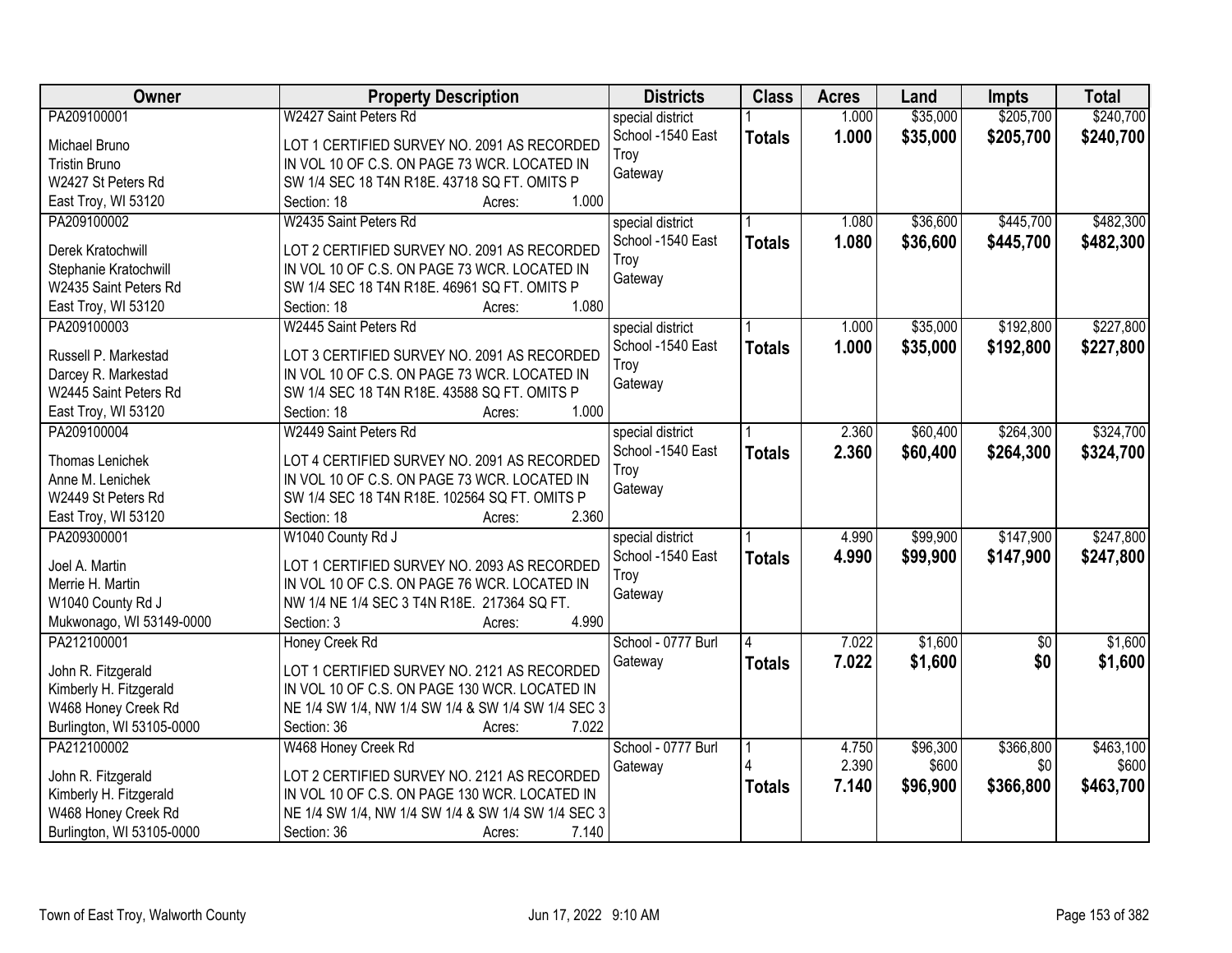| Owner | Property Description | Districts | Class | Acres | Land | Impts | Total |
|---|---|---|---|---|---|---|---|
| PA209100001<br><br>Michael Bruno<br>Tristin Bruno<br>W2427 St Peters Rd<br>East Troy, WI 53120 | W2427 Saint Peters Rd<br><br>LOT 1 CERTIFIED SURVEY NO. 2091 AS RECORDED IN VOL 10 OF C.S. ON PAGE 73 WCR. LOCATED IN SW 1/4 SEC 18 T4N R18E. 43718 SQ FT. OMITS P<br>Section: 18 Acres: 1.000 | special district<br>School -1540 East Troy<br>Gateway | 1<br>**Totals** | 1.000<br>**1.000** | $35,000<br>**$35,000** | $205,700<br>**$205,700** | $240,700<br>**$240,700** |
| PA209100002<br><br>Derek Kratochwill<br>Stephanie Kratochwill<br>W2435 Saint Peters Rd<br>East Troy, WI 53120 | W2435 Saint Peters Rd<br><br>LOT 2 CERTIFIED SURVEY NO. 2091 AS RECORDED IN VOL 10 OF C.S. ON PAGE 73 WCR. LOCATED IN SW 1/4 SEC 18 T4N R18E. 46961 SQ FT. OMITS P<br>Section: 18 Acres: 1.080 | special district<br>School -1540 East Troy<br>Gateway | 1<br>**Totals** | 1.080<br>**1.080** | $36,600<br>**$36,600** | $445,700<br>**$445,700** | $482,300<br>**$482,300** |
| PA209100003<br><br>Russell P. Markestad<br>Darcey R. Markestad<br>W2445 Saint Peters Rd<br>East Troy, WI 53120 | W2445 Saint Peters Rd<br><br>LOT 3 CERTIFIED SURVEY NO. 2091 AS RECORDED IN VOL 10 OF C.S. ON PAGE 73 WCR. LOCATED IN SW 1/4 SEC 18 T4N R18E. 43588 SQ FT. OMITS P<br>Section: 18 Acres: 1.000 | special district<br>School -1540 East Troy<br>Gateway | 1<br>**Totals** | 1.000<br>**1.000** | $35,000<br>**$35,000** | $192,800<br>**$192,800** | $227,800<br>**$227,800** |
| PA209100004<br><br>Thomas Lenichek<br>Anne M. Lenichek<br>W2449 St Peters Rd<br>East Troy, WI 53120 | W2449 Saint Peters Rd<br><br>LOT 4 CERTIFIED SURVEY NO. 2091 AS RECORDED IN VOL 10 OF C.S. ON PAGE 73 WCR. LOCATED IN SW 1/4 SEC 18 T4N R18E. 102564 SQ FT. OMITS P<br>Section: 18 Acres: 2.360 | special district<br>School -1540 East Troy<br>Gateway | 1<br>**Totals** | 2.360<br>**2.360** | $60,400<br>**$60,400** | $264,300<br>**$264,300** | $324,700<br>**$324,700** |
| PA209300001<br><br>Joel A. Martin<br>Merrie H. Martin<br>W1040 County Rd J<br>Mukwonago, WI 53149-0000 | W1040 County Rd J<br><br>LOT 1 CERTIFIED SURVEY NO. 2093 AS RECORDED IN VOL 10 OF C.S. ON PAGE 76 WCR. LOCATED IN NW 1/4 NE 1/4 SEC 3 T4N R18E. 217364 SQ FT.<br>Section: 3 Acres: 4.990 | special district<br>School -1540 East Troy<br>Gateway | 1<br>**Totals** | 4.990<br>**4.990** | $99,900<br>**$99,900** | $147,900<br>**$147,900** | $247,800<br>**$247,800** |
| PA212100001<br><br>John R. Fitzgerald<br>Kimberly H. Fitzgerald<br>W468 Honey Creek Rd<br>Burlington, WI 53105-0000 | Honey Creek Rd<br><br>LOT 1 CERTIFIED SURVEY NO. 2121 AS RECORDED IN VOL 10 OF C.S. ON PAGE 130 WCR. LOCATED IN NE 1/4 SW 1/4, NW 1/4 SW 1/4 & SW 1/4 SW 1/4 SEC 3<br>Section: 36 Acres: 7.022 | School - 0777 Burl<br>Gateway | 4<br>**Totals** | 7.022<br>**7.022** | $1,600<br>**$1,600** | $0<br>**$0** | $1,600<br>**$1,600** |
| PA212100002<br><br>John R. Fitzgerald<br>Kimberly H. Fitzgerald<br>W468 Honey Creek Rd<br>Burlington, WI 53105-0000 | W468 Honey Creek Rd<br><br>LOT 2 CERTIFIED SURVEY NO. 2121 AS RECORDED IN VOL 10 OF C.S. ON PAGE 130 WCR. LOCATED IN NE 1/4 SW 1/4, NW 1/4 SW 1/4 & SW 1/4 SW 1/4 SEC 3<br>Section: 36 Acres: 7.140 | School - 0777 Burl<br>Gateway | 1<br>4<br>**Totals** | 4.750<br>2.390<br>**7.140** | $96,300<br>$600<br>**$96,900** | $366,800<br>$0<br>**$366,800** | $463,100<br>$600<br>**$463,700** |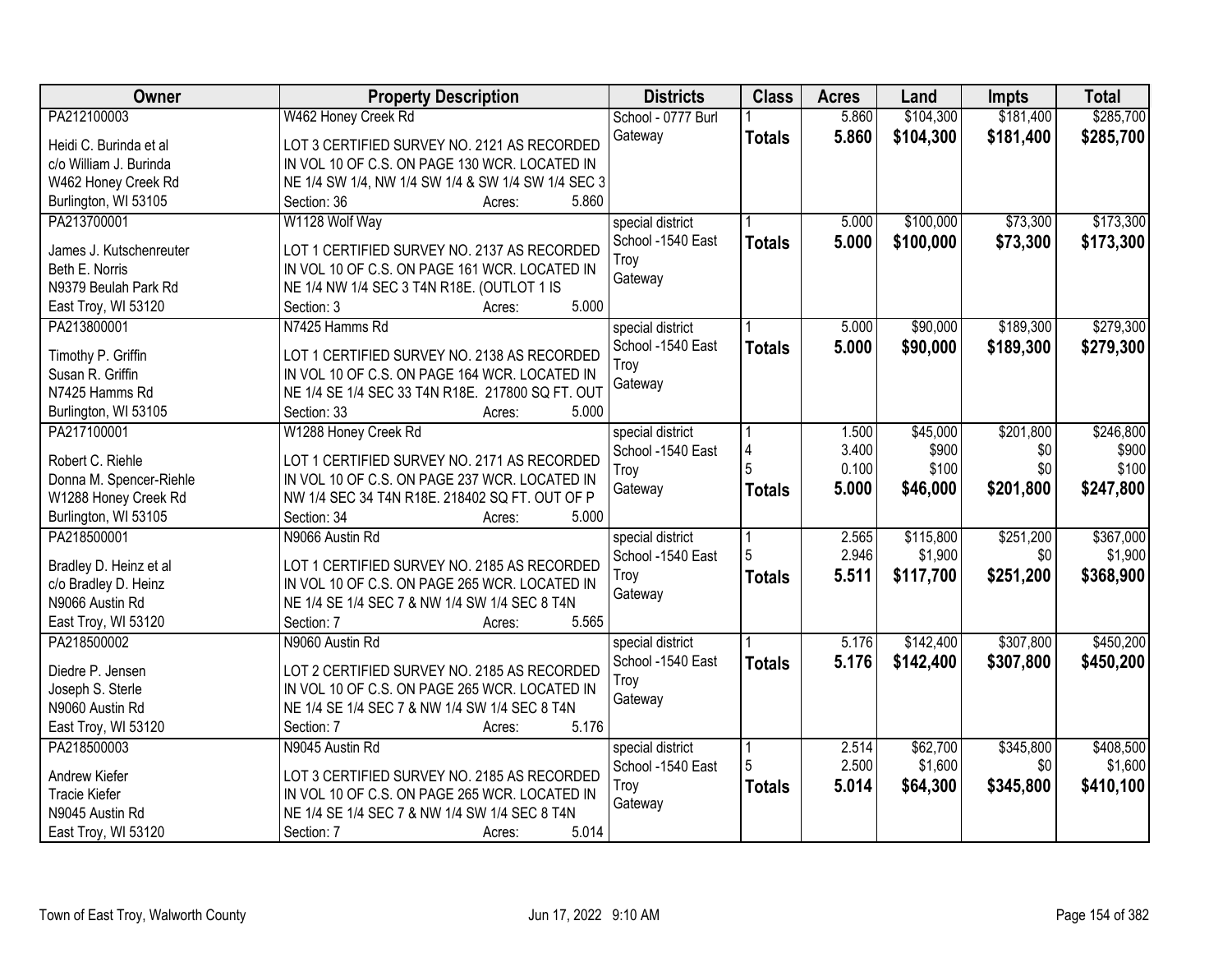| Owner | Property Description | Districts | Class | Acres | Land | Impts | Total |
|---|---|---|---|---|---|---|---|
| PA212100003<br><br>Heidi C. Burinda et al<br>c/o William J. Burinda<br>W462 Honey Creek Rd<br>Burlington, WI 53105 | W462 Honey Creek Rd<br><br>LOT 3 CERTIFIED SURVEY NO. 2121 AS RECORDED IN VOL 10 OF C.S. ON PAGE 130 WCR. LOCATED IN NE 1/4 SW 1/4, NW 1/4 SW 1/4 & SW 1/4 SW 1/4 SEC 3<br>Section: 36 Acres: 5.860 | School - 0777 Burl<br>Gateway | 1<br>**Totals** | 5.860<br>**5.860** | $104,300<br>**$104,300** | $181,400<br>**$181,400** | $285,700<br>**$285,700** |
| PA213700001<br><br>James J. Kutschenreuter<br>Beth E. Norris<br>N9379 Beulah Park Rd<br>East Troy, WI 53120 | W1128 Wolf Way<br><br>LOT 1 CERTIFIED SURVEY NO. 2137 AS RECORDED IN VOL 10 OF C.S. ON PAGE 161 WCR. LOCATED IN NE 1/4 NW 1/4 SEC 3 T4N R18E. (OUTLOT 1 IS<br>Section: 3 Acres: 5.000 | special district<br>School -1540 East Troy<br>Gateway | 1<br>**Totals** | 5.000<br>**5.000** | $100,000<br>**$100,000** | $73,300<br>**$73,300** | $173,300<br>**$173,300** |
| PA213800001<br><br>Timothy P. Griffin<br>Susan R. Griffin<br>N7425 Hamms Rd<br>Burlington, WI 53105 | N7425 Hamms Rd<br><br>LOT 1 CERTIFIED SURVEY NO. 2138 AS RECORDED IN VOL 10 OF C.S. ON PAGE 164 WCR. LOCATED IN NE 1/4 SE 1/4 SEC 33 T4N R18E. 217800 SQ FT. OUT<br>Section: 33 Acres: 5.000 | special district<br>School -1540 East Troy<br>Gateway | 1<br>**Totals** | 5.000<br>**5.000** | $90,000<br>**$90,000** | $189,300<br>**$189,300** | $279,300<br>**$279,300** |
| PA217100001<br><br>Robert C. Riehle<br>Donna M. Spencer-Riehle<br>W1288 Honey Creek Rd<br>Burlington, WI 53105 | W1288 Honey Creek Rd<br><br>LOT 1 CERTIFIED SURVEY NO. 2171 AS RECORDED IN VOL 10 OF C.S. ON PAGE 237 WCR. LOCATED IN NW 1/4 SEC 34 T4N R18E. 218402 SQ FT. OUT OF P<br>Section: 34 Acres: 5.000 | special district<br>School -1540 East Troy<br>Gateway | 1<br>4<br>5<br>**Totals** | 1.500<br>3.400<br>0.100<br>**5.000** | $45,000<br>$900<br>$100<br>**$46,000** | $201,800<br>$0<br>$0<br>**$201,800** | $246,800<br>$900<br>$100<br>**$247,800** |
| PA218500001<br><br>Bradley D. Heinz et al<br>c/o Bradley D. Heinz<br>N9066 Austin Rd<br>East Troy, WI 53120 | N9066 Austin Rd<br><br>LOT 1 CERTIFIED SURVEY NO. 2185 AS RECORDED IN VOL 10 OF C.S. ON PAGE 265 WCR. LOCATED IN NE 1/4 SE 1/4 SEC 7 & NW 1/4 SW 1/4 SEC 8 T4N<br>Section: 7 Acres: 5.565 | special district<br>School -1540 East Troy<br>Gateway | 1<br>5<br>**Totals** | 2.565<br>2.946<br>**5.511** | $115,800<br>$1,900<br>**$117,700** | $251,200<br>$0<br>**$251,200** | $367,000<br>$1,900<br>**$368,900** |
| PA218500002<br><br>Diedre P. Jensen<br>Joseph S. Sterle<br>N9060 Austin Rd<br>East Troy, WI 53120 | N9060 Austin Rd<br><br>LOT 2 CERTIFIED SURVEY NO. 2185 AS RECORDED IN VOL 10 OF C.S. ON PAGE 265 WCR. LOCATED IN NE 1/4 SE 1/4 SEC 7 & NW 1/4 SW 1/4 SEC 8 T4N<br>Section: 7 Acres: 5.176 | special district<br>School -1540 East Troy<br>Gateway | 1<br>**Totals** | 5.176<br>**5.176** | $142,400<br>**$142,400** | $307,800<br>**$307,800** | $450,200<br>**$450,200** |
| PA218500003<br><br>Andrew Kiefer<br>Tracie Kiefer<br>N9045 Austin Rd<br>East Troy, WI 53120 | N9045 Austin Rd<br><br>LOT 3 CERTIFIED SURVEY NO. 2185 AS RECORDED IN VOL 10 OF C.S. ON PAGE 265 WCR. LOCATED IN NE 1/4 SE 1/4 SEC 7 & NW 1/4 SW 1/4 SEC 8 T4N<br>Section: 7 Acres: 5.014 | special district<br>School -1540 East Troy<br>Gateway | 1<br>5<br>**Totals** | 2.514<br>2.500<br>**5.014** | $62,700<br>$1,600<br>**$64,300** | $345,800<br>$0<br>**$345,800** | $408,500<br>$1,600<br>**$410,100** |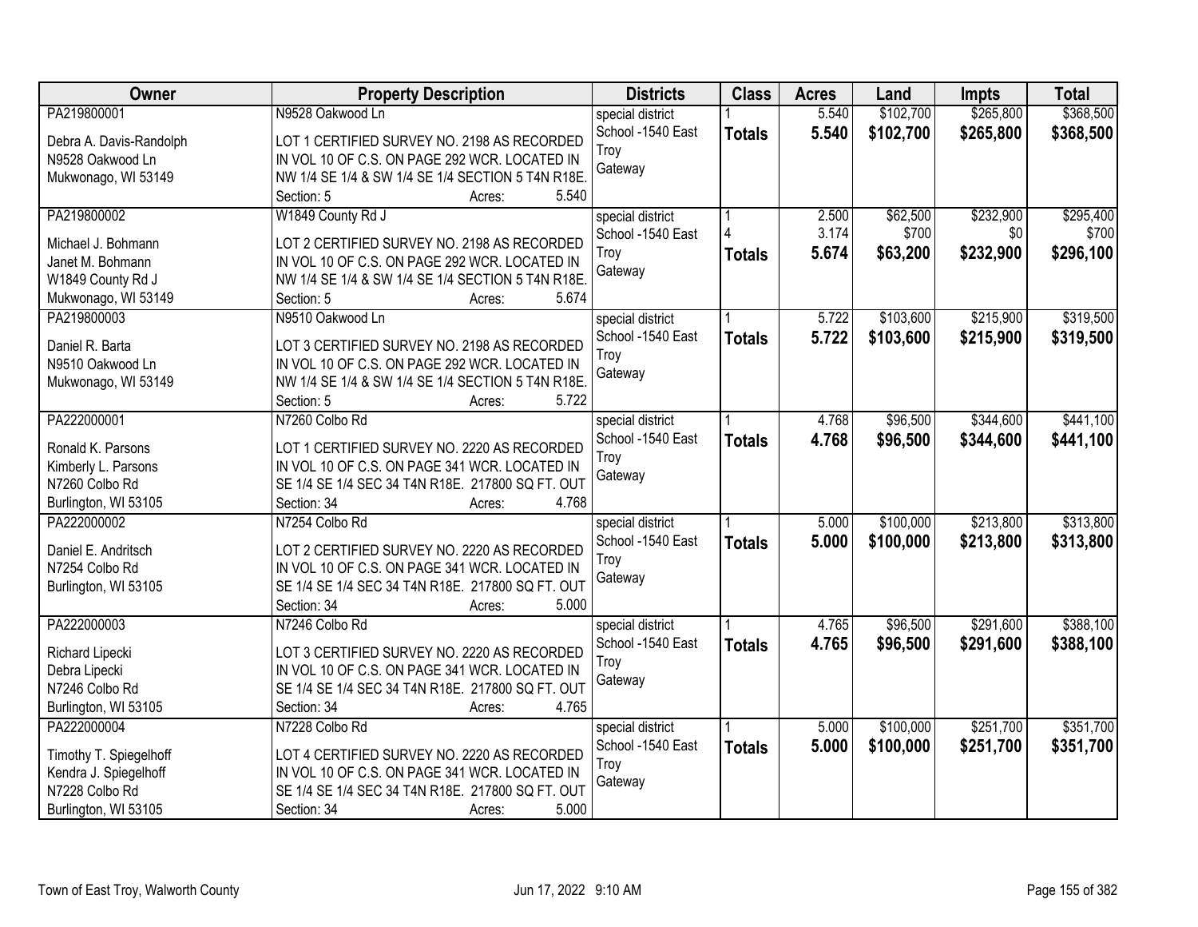| Owner | Property Description | Districts | Class | Acres | Land | Impts | Total |
|---|---|---|---|---|---|---|---|
| PA219800001<br><br>Debra A. Davis-Randolph<br>N9528 Oakwood Ln<br>Mukwonago, WI 53149 | N9528 Oakwood Ln<br><br>LOT 1 CERTIFIED SURVEY NO. 2198 AS RECORDED IN VOL 10 OF C.S. ON PAGE 292 WCR. LOCATED IN NW 1/4 SE 1/4 & SW 1/4 SE 1/4 SECTION 5 T4N R18E.<br>Section: 5 Acres: 5.540 | special district<br>School -1540 East Troy<br>Gateway | 1<br>**Totals** | 5.540<br>**5.540** | $102,700<br>**$102,700** | $265,800<br>**$265,800** | $368,500<br>**$368,500** |
| PA219800002<br><br>Michael J. Bohmann<br>Janet M. Bohmann<br>W1849 County Rd J<br>Mukwonago, WI 53149 | W1849 County Rd J<br><br>LOT 2 CERTIFIED SURVEY NO. 2198 AS RECORDED IN VOL 10 OF C.S. ON PAGE 292 WCR. LOCATED IN NW 1/4 SE 1/4 & SW 1/4 SE 1/4 SECTION 5 T4N R18E.<br>Section: 5 Acres: 5.674 | special district<br>School -1540 East Troy<br>Gateway | 1<br>4<br>**Totals** | 2.500<br>3.174<br>**5.674** | $62,500<br>$700<br>**$63,200** | $232,900<br>$0<br>**$232,900** | $295,400<br>$700<br>**$296,100** |
| PA219800003<br><br>Daniel R. Barta<br>N9510 Oakwood Ln<br>Mukwonago, WI 53149 | N9510 Oakwood Ln<br><br>LOT 3 CERTIFIED SURVEY NO. 2198 AS RECORDED IN VOL 10 OF C.S. ON PAGE 292 WCR. LOCATED IN NW 1/4 SE 1/4 & SW 1/4 SE 1/4 SECTION 5 T4N R18E.<br>Section: 5 Acres: 5.722 | special district<br>School -1540 East Troy<br>Gateway | 1<br>**Totals** | 5.722<br>**5.722** | $103,600<br>**$103,600** | $215,900<br>**$215,900** | $319,500<br>**$319,500** |
| PA222000001<br><br>Ronald K. Parsons<br>Kimberly L. Parsons<br>N7260 Colbo Rd<br>Burlington, WI 53105 | N7260 Colbo Rd<br><br>LOT 1 CERTIFIED SURVEY NO. 2220 AS RECORDED IN VOL 10 OF C.S. ON PAGE 341 WCR. LOCATED IN SE 1/4 SE 1/4 SEC 34 T4N R18E. 217800 SQ FT. OUT<br>Section: 34 Acres: 4.768 | special district<br>School -1540 East Troy<br>Gateway | 1<br>**Totals** | 4.768<br>**4.768** | $96,500<br>**$96,500** | $344,600<br>**$344,600** | $441,100<br>**$441,100** |
| PA222000002<br><br>Daniel E. Andritsch<br>N7254 Colbo Rd<br>Burlington, WI 53105 | N7254 Colbo Rd<br><br>LOT 2 CERTIFIED SURVEY NO. 2220 AS RECORDED IN VOL 10 OF C.S. ON PAGE 341 WCR. LOCATED IN SE 1/4 SE 1/4 SEC 34 T4N R18E. 217800 SQ FT. OUT<br>Section: 34 Acres: 5.000 | special district<br>School -1540 East Troy<br>Gateway | 1<br>**Totals** | 5.000<br>**5.000** | $100,000<br>**$100,000** | $213,800<br>**$213,800** | $313,800<br>**$313,800** |
| PA222000003<br><br>Richard Lipecki<br>Debra Lipecki<br>N7246 Colbo Rd<br>Burlington, WI 53105 | N7246 Colbo Rd<br><br>LOT 3 CERTIFIED SURVEY NO. 2220 AS RECORDED IN VOL 10 OF C.S. ON PAGE 341 WCR. LOCATED IN SE 1/4 SE 1/4 SEC 34 T4N R18E. 217800 SQ FT. OUT<br>Section: 34 Acres: 4.765 | special district<br>School -1540 East Troy<br>Gateway | 1<br>**Totals** | 4.765<br>**4.765** | $96,500<br>**$96,500** | $291,600<br>**$291,600** | $388,100<br>**$388,100** |
| PA222000004<br><br>Timothy T. Spiegelhoff<br>Kendra J. Spiegelhoff<br>N7228 Colbo Rd<br>Burlington, WI 53105 | N7228 Colbo Rd<br><br>LOT 4 CERTIFIED SURVEY NO. 2220 AS RECORDED IN VOL 10 OF C.S. ON PAGE 341 WCR. LOCATED IN SE 1/4 SE 1/4 SEC 34 T4N R18E. 217800 SQ FT. OUT<br>Section: 34 Acres: 5.000 | special district<br>School -1540 East Troy<br>Gateway | 1<br>**Totals** | 5.000<br>**5.000** | $100,000<br>**$100,000** | $251,700<br>**$251,700** | $351,700<br>**$351,700** |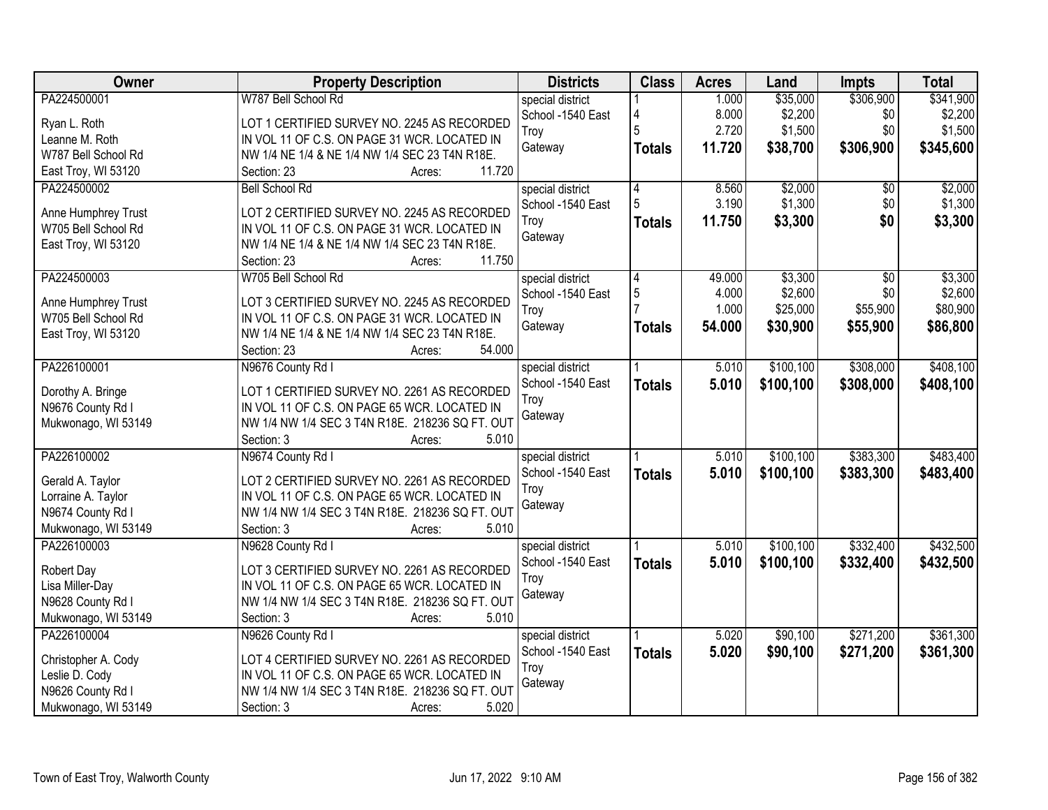| Owner | Property Description | Districts | Class | Acres | Land | Impts | Total |
|---|---|---|---|---|---|---|---|
| PA224500001<br><br>Ryan L. Roth<br>Leanne M. Roth<br>W787 Bell School Rd<br>East Troy, WI 53120 | W787 Bell School Rd<br><br>LOT 1 CERTIFIED SURVEY NO. 2245 AS RECORDED IN VOL 11 OF C.S. ON PAGE 31 WCR. LOCATED IN NW 1/4 NE 1/4 & NE 1/4 NW 1/4 SEC 23 T4N R18E.<br>Section: 23 Acres: 11.720 | special district<br>School -1540 East Troy<br>Gateway | 1<br>4<br>5<br>**Totals** | 1.000<br>8.000<br>2.720<br>**11.720** | \$35,000<br>\$2,200<br>\$1,500<br>**\$38,700** | \$306,900<br>\$0<br>\$0<br>**\$306,900** | \$341,900<br>\$2,200<br>\$1,500<br>**\$345,600** |
| PA224500002<br><br>Anne Humphrey Trust<br>W705 Bell School Rd<br>East Troy, WI 53120 | Bell School Rd<br><br>LOT 2 CERTIFIED SURVEY NO. 2245 AS RECORDED IN VOL 11 OF C.S. ON PAGE 31 WCR. LOCATED IN NW 1/4 NE 1/4 & NE 1/4 NW 1/4 SEC 23 T4N R18E.<br>Section: 23 Acres: 11.750 | special district<br>School -1540 East Troy<br>Gateway | 4<br>5<br>**Totals** | 8.560<br>3.190<br>**11.750** | \$2,000<br>\$1,300<br>**\$3,300** | \$0<br>\$0<br>**\$0** | \$2,000<br>\$1,300<br>**\$3,300** |
| PA224500003<br><br>Anne Humphrey Trust<br>W705 Bell School Rd<br>East Troy, WI 53120 | W705 Bell School Rd<br><br>LOT 3 CERTIFIED SURVEY NO. 2245 AS RECORDED IN VOL 11 OF C.S. ON PAGE 31 WCR. LOCATED IN NW 1/4 NE 1/4 & NE 1/4 NW 1/4 SEC 23 T4N R18E.<br>Section: 23 Acres: 54.000 | special district<br>School -1540 East Troy<br>Gateway | 4<br>5<br>7<br>**Totals** | 49.000<br>4.000<br>1.000<br>**54.000** | \$3,300<br>\$2,600<br>\$25,000<br>**\$30,900** | \$0<br>\$0<br>\$55,900<br>**\$55,900** | \$3,300<br>\$2,600<br>\$80,900<br>**\$86,800** |
| PA226100001<br><br>Dorothy A. Bringe<br>N9676 County Rd I<br>Mukwonago, WI 53149 | N9676 County Rd I<br><br>LOT 1 CERTIFIED SURVEY NO. 2261 AS RECORDED IN VOL 11 OF C.S. ON PAGE 65 WCR. LOCATED IN NW 1/4 NW 1/4 SEC 3 T4N R18E. 218236 SQ FT. OUT<br>Section: 3 Acres: 5.010 | special district<br>School -1540 East Troy<br>Gateway | 1<br>**Totals** | 5.010<br>**5.010** | \$100,100<br>**\$100,100** | \$308,000<br>**\$308,000** | \$408,100<br>**\$408,100** |
| PA226100002<br><br>Gerald A. Taylor<br>Lorraine A. Taylor<br>N9674 County Rd I<br>Mukwonago, WI 53149 | N9674 County Rd I<br><br>LOT 2 CERTIFIED SURVEY NO. 2261 AS RECORDED IN VOL 11 OF C.S. ON PAGE 65 WCR. LOCATED IN NW 1/4 NW 1/4 SEC 3 T4N R18E. 218236 SQ FT. OUT<br>Section: 3 Acres: 5.010 | special district<br>School -1540 East Troy<br>Gateway | 1<br>**Totals** | 5.010<br>**5.010** | \$100,100<br>**\$100,100** | \$383,300<br>**\$383,300** | \$483,400<br>**\$483,400** |
| PA226100003<br><br>Robert Day<br>Lisa Miller-Day<br>N9628 County Rd I<br>Mukwonago, WI 53149 | N9628 County Rd I<br><br>LOT 3 CERTIFIED SURVEY NO. 2261 AS RECORDED IN VOL 11 OF C.S. ON PAGE 65 WCR. LOCATED IN NW 1/4 NW 1/4 SEC 3 T4N R18E. 218236 SQ FT. OUT<br>Section: 3 Acres: 5.010 | special district<br>School -1540 East Troy<br>Gateway | 1<br>**Totals** | 5.010<br>**5.010** | \$100,100<br>**\$100,100** | \$332,400<br>**\$332,400** | \$432,500<br>**\$432,500** |
| PA226100004<br><br>Christopher A. Cody<br>Leslie D. Cody<br>N9626 County Rd I<br>Mukwonago, WI 53149 | N9626 County Rd I<br><br>LOT 4 CERTIFIED SURVEY NO. 2261 AS RECORDED IN VOL 11 OF C.S. ON PAGE 65 WCR. LOCATED IN NW 1/4 NW 1/4 SEC 3 T4N R18E. 218236 SQ FT. OUT<br>Section: 3 Acres: 5.020 | special district<br>School -1540 East Troy<br>Gateway | 1<br>**Totals** | 5.020<br>**5.020** | \$90,100<br>**\$90,100** | \$271,200<br>**\$271,200** | \$361,300<br>**\$361,300** |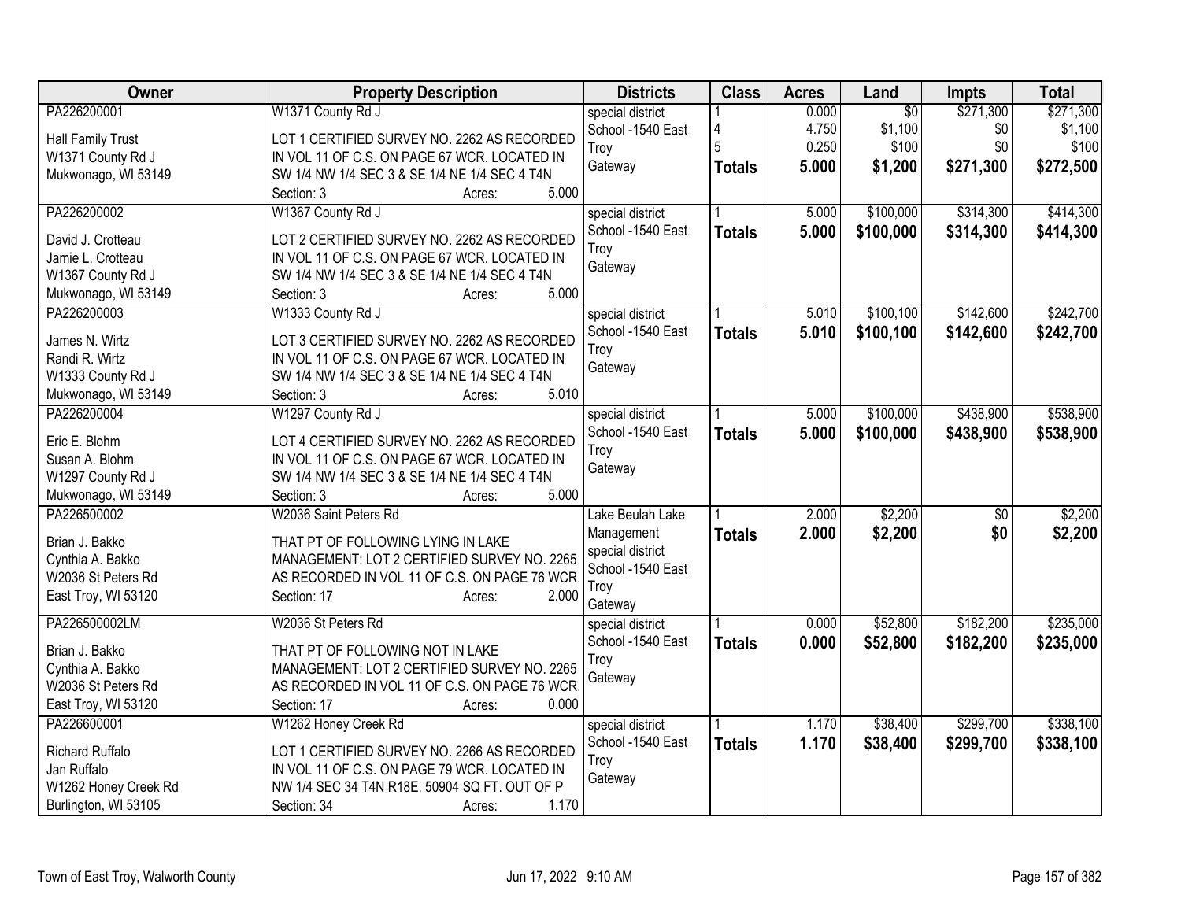| Owner | Property Description | Districts | Class | Acres | Land | Impts | Total |
|---|---|---|---|---|---|---|---|
| PA226200001<br>Hall Family Trust<br>W1371 County Rd J<br>Mukwonago, WI 53149 | W1371 County Rd J<br>LOT 1 CERTIFIED SURVEY NO. 2262 AS RECORDED IN VOL 11 OF C.S. ON PAGE 67 WCR. LOCATED IN SW 1/4 NW 1/4 SEC 3 & SE 1/4 NE 1/4 SEC 4 T4N<br>Section: 3 Acres: 5.000 | special district<br>School -1540 East Troy<br>Gateway | 1<br>4<br>5<br>**Totals** | 0.000<br>4.750<br>0.250<br>**5.000** | $0<br>$1,100<br>$100<br>**$1,200** | $271,300<br>$0<br>$0<br>**$271,300** | $271,300<br>$1,100<br>$100<br>**$272,500** |
| PA226200002<br>David J. Crotteau<br>Jamie L. Crotteau<br>W1367 County Rd J<br>Mukwonago, WI 53149 | W1367 County Rd J<br>LOT 2 CERTIFIED SURVEY NO. 2262 AS RECORDED IN VOL 11 OF C.S. ON PAGE 67 WCR. LOCATED IN SW 1/4 NW 1/4 SEC 3 & SE 1/4 NE 1/4 SEC 4 T4N<br>Section: 3 Acres: 5.000 | special district<br>School -1540 East Troy<br>Gateway | 1<br>**Totals** | 5.000<br>**5.000** | $100,000<br>**$100,000** | $314,300<br>**$314,300** | $414,300<br>**$414,300** |
| PA226200003<br>James N. Wirtz<br>Randi R. Wirtz<br>W1333 County Rd J<br>Mukwonago, WI 53149 | W1333 County Rd J<br>LOT 3 CERTIFIED SURVEY NO. 2262 AS RECORDED IN VOL 11 OF C.S. ON PAGE 67 WCR. LOCATED IN SW 1/4 NW 1/4 SEC 3 & SE 1/4 NE 1/4 SEC 4 T4N<br>Section: 3 Acres: 5.010 | special district<br>School -1540 East Troy<br>Gateway | 1<br>**Totals** | 5.010<br>**5.010** | $100,100<br>**$100,100** | $142,600<br>**$142,600** | $242,700<br>**$242,700** |
| PA226200004<br>Eric E. Blohm<br>Susan A. Blohm<br>W1297 County Rd J<br>Mukwonago, WI 53149 | W1297 County Rd J<br>LOT 4 CERTIFIED SURVEY NO. 2262 AS RECORDED IN VOL 11 OF C.S. ON PAGE 67 WCR. LOCATED IN SW 1/4 NW 1/4 SEC 3 & SE 1/4 NE 1/4 SEC 4 T4N<br>Section: 3 Acres: 5.000 | special district<br>School -1540 East Troy<br>Gateway | 1<br>**Totals** | 5.000<br>**5.000** | $100,000<br>**$100,000** | $438,900<br>**$438,900** | $538,900<br>**$538,900** |
| PA226500002<br>Brian J. Bakko<br>Cynthia A. Bakko<br>W2036 St Peters Rd<br>East Troy, WI 53120 | W2036 Saint Peters Rd<br>THAT PT OF FOLLOWING LYING IN LAKE MANAGEMENT: LOT 2 CERTIFIED SURVEY NO. 2265 AS RECORDED IN VOL 11 OF C.S. ON PAGE 76 WCR.<br>Section: 17 Acres: 2.000 | Lake Beulah Lake Management<br>special district<br>School -1540 East Troy<br>Gateway | 1<br>**Totals** | 2.000<br>**2.000** | $2,200<br>**$2,200** | $0<br>**$0** | $2,200<br>**$2,200** |
| PA226500002LM<br>Brian J. Bakko<br>Cynthia A. Bakko<br>W2036 St Peters Rd<br>East Troy, WI 53120 | W2036 St Peters Rd<br>THAT PT OF FOLLOWING NOT IN LAKE MANAGEMENT: LOT 2 CERTIFIED SURVEY NO. 2265 AS RECORDED IN VOL 11 OF C.S. ON PAGE 76 WCR.<br>Section: 17 Acres: 0.000 | special district<br>School -1540 East Troy<br>Gateway | 1<br>**Totals** | 0.000<br>**0.000** | $52,800<br>**$52,800** | $182,200<br>**$182,200** | $235,000<br>**$235,000** |
| PA226600001<br>Richard Ruffalo<br>Jan Ruffalo<br>W1262 Honey Creek Rd<br>Burlington, WI 53105 | W1262 Honey Creek Rd<br>LOT 1 CERTIFIED SURVEY NO. 2266 AS RECORDED IN VOL 11 OF C.S. ON PAGE 79 WCR. LOCATED IN NW 1/4 SEC 34 T4N R18E. 50904 SQ FT. OUT OF P<br>Section: 34 Acres: 1.170 | special district<br>School -1540 East Troy<br>Gateway | 1<br>**Totals** | 1.170<br>**1.170** | $38,400<br>**$38,400** | $299,700<br>**$299,700** | $338,100<br>**$338,100** |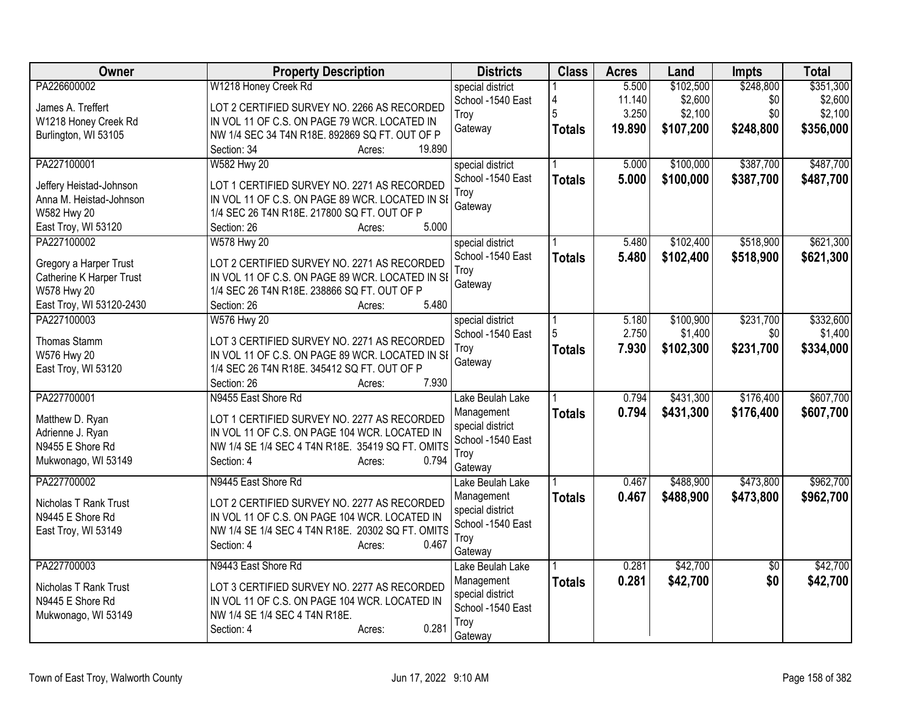| Owner | Property Description | Districts | Class | Acres | Land | Impts | Total |
|---|---|---|---|---|---|---|---|
| PA226600002<br>James A. Treffert<br>W1218 Honey Creek Rd<br>Burlington, WI 53105 | W1218 Honey Creek Rd<br>LOT 2 CERTIFIED SURVEY NO. 2266 AS RECORDED IN VOL 11 OF C.S. ON PAGE 79 WCR. LOCATED IN NW 1/4 SEC 34 T4N R18E. 892869 SQ FT. OUT OF P<br>Section: 34 Acres: 19.890 | special district<br>School -1540 East Troy<br>Gateway | 1<br>4<br>5<br>**Totals** | 5.500<br>11.140<br>3.250<br>**19.890** | $102,500<br>$2,600<br>$2,100<br>**$107,200** | $248,800<br>$0<br>$0<br>**$248,800** | $351,300<br>$2,600<br>$2,100<br>**$356,000** |
| PA227100001<br>Jeffery Heistad-Johnson<br>Anna M. Heistad-Johnson<br>W582 Hwy 20<br>East Troy, WI 53120 | W582 Hwy 20<br>LOT 1 CERTIFIED SURVEY NO. 2271 AS RECORDED IN VOL 11 OF C.S. ON PAGE 89 WCR. LOCATED IN SE 1/4 SEC 26 T4N R18E. 217800 SQ FT. OUT OF P<br>Section: 26 Acres: 5.000 | special district<br>School -1540 East Troy<br>Gateway | 1<br>**Totals** | 5.000<br>**5.000** | $100,000<br>**$100,000** | $387,700<br>**$387,700** | $487,700<br>**$487,700** |
| PA227100002<br>Gregory a Harper Trust<br>Catherine K Harper Trust<br>W578 Hwy 20<br>East Troy, WI 53120-2430 | W578 Hwy 20<br>LOT 2 CERTIFIED SURVEY NO. 2271 AS RECORDED IN VOL 11 OF C.S. ON PAGE 89 WCR. LOCATED IN SE 1/4 SEC 26 T4N R18E. 238866 SQ FT. OUT OF P<br>Section: 26 Acres: 5.480 | special district<br>School -1540 East Troy<br>Gateway | 1<br>**Totals** | 5.480<br>**5.480** | $102,400<br>**$102,400** | $518,900<br>**$518,900** | $621,300<br>**$621,300** |
| PA227100003<br>Thomas Stamm<br>W576 Hwy 20<br>East Troy, WI 53120 | W576 Hwy 20<br>LOT 3 CERTIFIED SURVEY NO. 2271 AS RECORDED IN VOL 11 OF C.S. ON PAGE 89 WCR. LOCATED IN SE 1/4 SEC 26 T4N R18E. 345412 SQ FT. OUT OF P<br>Section: 26 Acres: 7.930 | special district<br>School -1540 East Troy<br>Gateway | 1<br>5<br>**Totals** | 5.180<br>2.750<br>**7.930** | $100,900<br>$1,400<br>**$102,300** | $231,700<br>$0<br>**$231,700** | $332,600<br>$1,400<br>**$334,000** |
| PA227700001<br>Matthew D. Ryan<br>Adrienne J. Ryan<br>N9455 E Shore Rd<br>Mukwonago, WI 53149 | N9455 East Shore Rd<br>LOT 1 CERTIFIED SURVEY NO. 2277 AS RECORDED IN VOL 11 OF C.S. ON PAGE 104 WCR. LOCATED IN NW 1/4 SE 1/4 SEC 4 T4N R18E. 35419 SQ FT. OMITS<br>Section: 4 Acres: 0.794 | Lake Beulah Lake Management<br>special district<br>School -1540 East Troy<br>Gateway | 1<br>**Totals** | 0.794<br>**0.794** | $431,300<br>**$431,300** | $176,400<br>**$176,400** | $607,700<br>**$607,700** |
| PA227700002<br>Nicholas T Rank Trust<br>N9445 E Shore Rd<br>East Troy, WI 53149 | N9445 East Shore Rd<br>LOT 2 CERTIFIED SURVEY NO. 2277 AS RECORDED IN VOL 11 OF C.S. ON PAGE 104 WCR. LOCATED IN NW 1/4 SE 1/4 SEC 4 T4N R18E. 20302 SQ FT. OMITS<br>Section: 4 Acres: 0.467 | Lake Beulah Lake Management<br>special district<br>School -1540 East Troy<br>Gateway | 1<br>**Totals** | 0.467<br>**0.467** | $488,900<br>**$488,900** | $473,800<br>**$473,800** | $962,700<br>**$962,700** |
| PA227700003<br>Nicholas T Rank Trust<br>N9445 E Shore Rd<br>Mukwonago, WI 53149 | N9443 East Shore Rd<br>LOT 3 CERTIFIED SURVEY NO. 2277 AS RECORDED IN VOL 11 OF C.S. ON PAGE 104 WCR. LOCATED IN NW 1/4 SE 1/4 SEC 4 T4N R18E.<br>Section: 4 Acres: 0.281 | Lake Beulah Lake Management<br>special district<br>School -1540 East Troy<br>Gateway | 1<br>**Totals** | 0.281<br>**0.281** | $42,700<br>**$42,700** | $0<br>**$0** | $42,700<br>**$42,700** |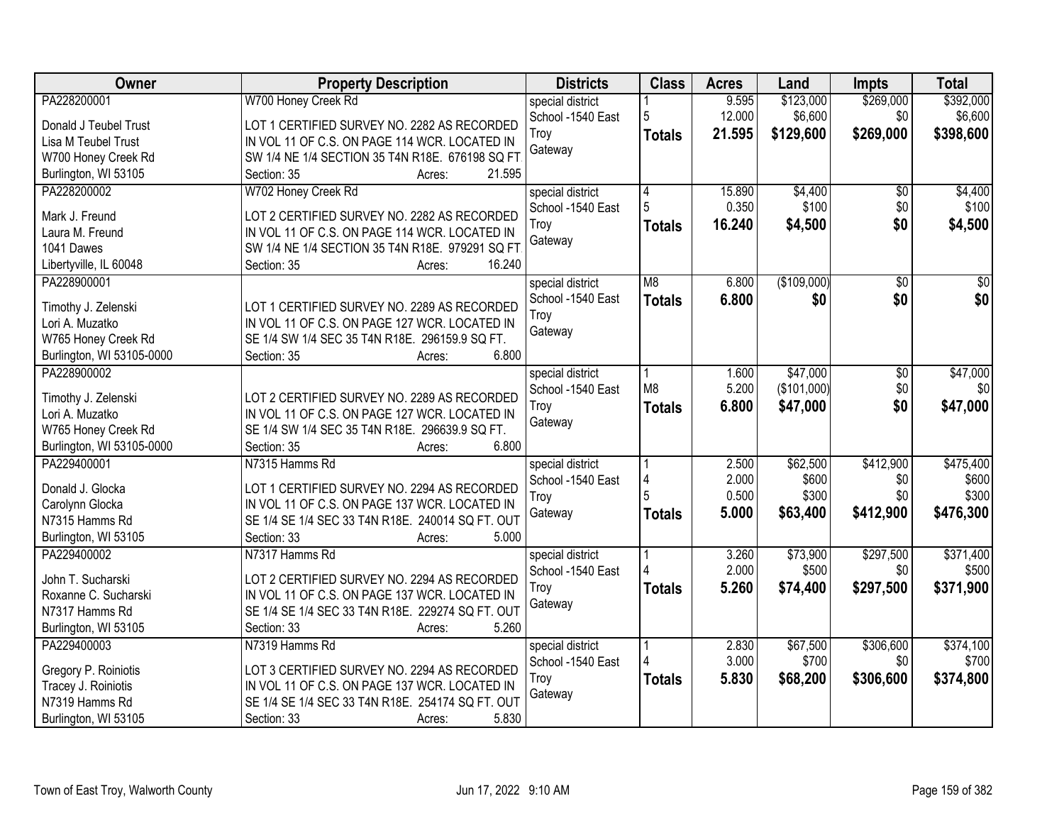| Owner | Property Description | Districts | Class | Acres | Land | Impts | Total |
|---|---|---|---|---|---|---|---|
| PA228200001<br>Donald J Teubel Trust<br>Lisa M Teubel Trust<br>W700 Honey Creek Rd<br>Burlington, WI 53105 | W700 Honey Creek Rd<br>LOT 1 CERTIFIED SURVEY NO. 2282 AS RECORDED IN VOL 11 OF C.S. ON PAGE 114 WCR. LOCATED IN SW 1/4 NE 1/4 SECTION 35 T4N R18E. 676198 SQ FT.<br>Section: 35 Acres: 21.595 | special district<br>School -1540 East Troy<br>Gateway | 1<br>5<br>**Totals** | 9.595<br>12.000<br>**21.595** | \$123,000<br>\$6,600<br>**\$129,600** | \$269,000<br>\$0<br>**\$269,000** | \$392,000<br>\$6,600<br>**\$398,600** |
| PA228200002<br>Mark J. Freund<br>Laura M. Freund<br>1041 Dawes<br>Libertyville, IL 60048 | W702 Honey Creek Rd<br>LOT 2 CERTIFIED SURVEY NO. 2282 AS RECORDED IN VOL 11 OF C.S. ON PAGE 114 WCR. LOCATED IN SW 1/4 NE 1/4 SECTION 35 T4N R18E. 979291 SQ FT.<br>Section: 35 Acres: 16.240 | special district<br>School -1540 East Troy<br>Gateway | 4<br>5<br>**Totals** | 15.890<br>0.350<br>**16.240** | \$4,400<br>\$100<br>**\$4,500** | \$0<br>\$0<br>**\$0** | \$4,400<br>\$100<br>**\$4,500** |
| PA228900001<br>Timothy J. Zelenski<br>Lori A. Muzatko<br>W765 Honey Creek Rd<br>Burlington, WI 53105-0000 | LOT 1 CERTIFIED SURVEY NO. 2289 AS RECORDED IN VOL 11 OF C.S. ON PAGE 127 WCR. LOCATED IN SE 1/4 SW 1/4 SEC 35 T4N R18E. 296159.9 SQ FT.<br>Section: 35 Acres: 6.800 | special district<br>School -1540 East Troy<br>Gateway | M8<br>**Totals** | 6.800<br>**6.800** | (\$109,000)<br>**\$0** | \$0<br>**\$0** | \$0<br>**\$0** |
| PA228900002<br>Timothy J. Zelenski<br>Lori A. Muzatko<br>W765 Honey Creek Rd<br>Burlington, WI 53105-0000 | LOT 2 CERTIFIED SURVEY NO. 2289 AS RECORDED IN VOL 11 OF C.S. ON PAGE 127 WCR. LOCATED IN SE 1/4 SW 1/4 SEC 35 T4N R18E. 296639.9 SQ FT.<br>Section: 35 Acres: 6.800 | special district<br>School -1540 East Troy<br>Gateway | 1<br>M8<br>**Totals** | 1.600<br>5.200<br>**6.800** | \$47,000<br>(\$101,000)<br>**\$47,000** | \$0<br>\$0<br>**\$0** | \$47,000<br>\$0<br>**\$47,000** |
| PA229400001<br>Donald J. Glocka<br>Carolynn Glocka<br>N7315 Hamms Rd<br>Burlington, WI 53105 | N7315 Hamms Rd<br>LOT 1 CERTIFIED SURVEY NO. 2294 AS RECORDED IN VOL 11 OF C.S. ON PAGE 137 WCR. LOCATED IN SE 1/4 SE 1/4 SEC 33 T4N R18E. 240014 SQ FT. OUT<br>Section: 33 Acres: 5.000 | special district<br>School -1540 East Troy<br>Gateway | 1<br>4<br>5<br>**Totals** | 2.500<br>2.000<br>0.500<br>**5.000** | \$62,500<br>\$600<br>\$300<br>**\$63,400** | \$412,900<br>\$0<br>\$0<br>**\$412,900** | \$475,400<br>\$600<br>\$300<br>**\$476,300** |
| PA229400002<br>John T. Sucharski<br>Roxanne C. Sucharski<br>N7317 Hamms Rd<br>Burlington, WI 53105 | N7317 Hamms Rd<br>LOT 2 CERTIFIED SURVEY NO. 2294 AS RECORDED IN VOL 11 OF C.S. ON PAGE 137 WCR. LOCATED IN SE 1/4 SE 1/4 SEC 33 T4N R18E. 229274 SQ FT. OUT<br>Section: 33 Acres: 5.260 | special district<br>School -1540 East Troy<br>Gateway | 1<br>4<br>**Totals** | 3.260<br>2.000<br>**5.260** | \$73,900<br>\$500<br>**\$74,400** | \$297,500<br>\$0<br>**\$297,500** | \$371,400<br>\$500<br>**\$371,900** |
| PA229400003<br>Gregory P. Roiniotis<br>Tracey J. Roiniotis<br>N7319 Hamms Rd<br>Burlington, WI 53105 | N7319 Hamms Rd<br>LOT 3 CERTIFIED SURVEY NO. 2294 AS RECORDED IN VOL 11 OF C.S. ON PAGE 137 WCR. LOCATED IN SE 1/4 SE 1/4 SEC 33 T4N R18E. 254174 SQ FT. OUT<br>Section: 33 Acres: 5.830 | special district<br>School -1540 East Troy<br>Gateway | 1<br>4<br>**Totals** | 2.830<br>3.000<br>**5.830** | \$67,500<br>\$700<br>**\$68,200** | \$306,600<br>\$0<br>**\$306,600** | \$374,100<br>\$700<br>**\$374,800** |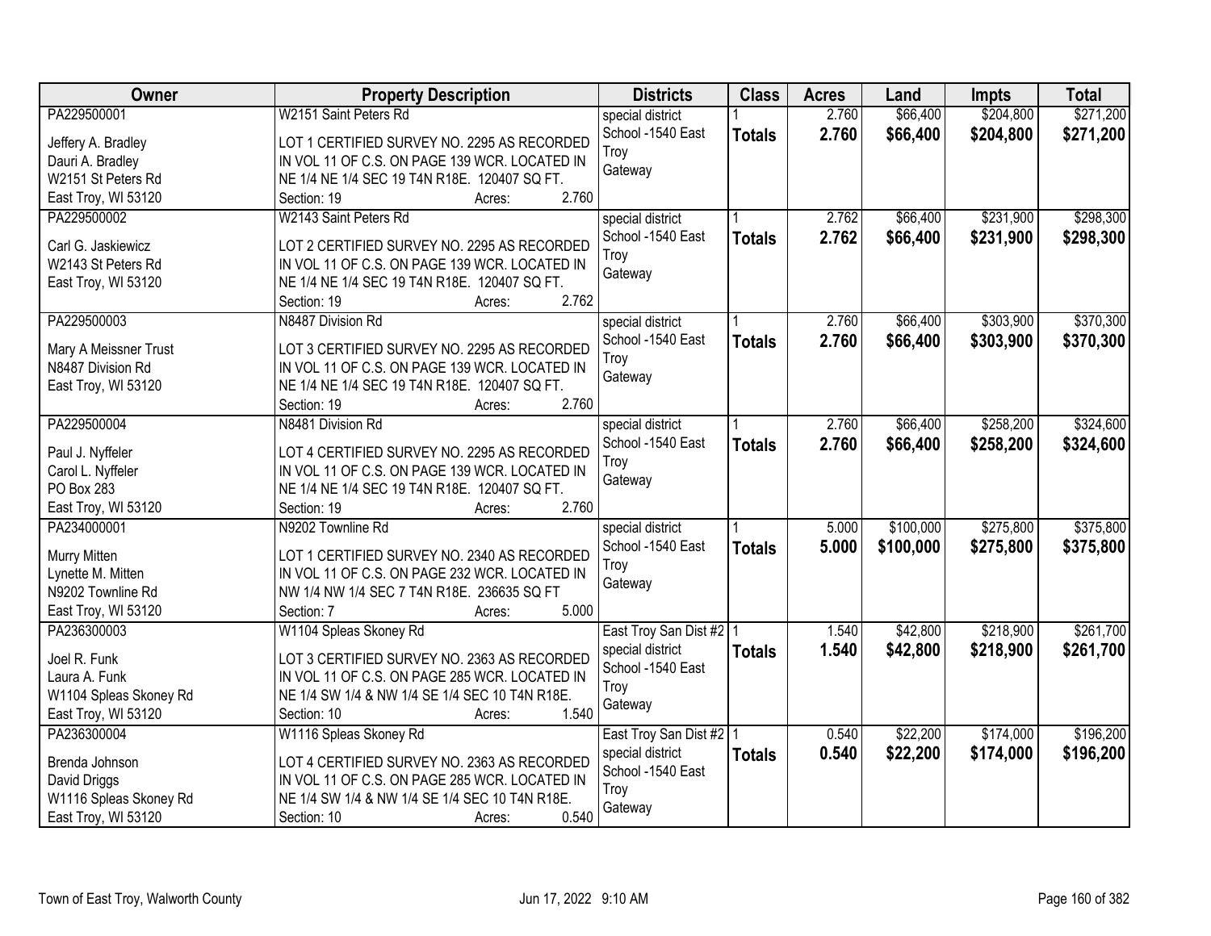| Owner | Property Description | Districts | Class | Acres | Land | Impts | Total |
|---|---|---|---|---|---|---|---|
| PA229500001<br><br>Jeffery A. Bradley<br>Dauri A. Bradley<br>W2151 St Peters Rd<br>East Troy, WI 53120 | W2151 Saint Peters Rd<br><br>LOT 1 CERTIFIED SURVEY NO. 2295 AS RECORDED IN VOL 11 OF C.S. ON PAGE 139 WCR. LOCATED IN NE 1/4 NE 1/4 SEC 19 T4N R18E. 120407 SQ FT.<br>Section: 19 Acres: 2.760 | special district<br>School -1540 East Troy<br>Gateway | 1<br>**Totals** | 2.760<br>**2.760** | $66,400<br>**$66,400** | $204,800<br>**$204,800** | $271,200<br>**$271,200** |
| PA229500002<br><br>Carl G. Jaskiewicz<br>W2143 St Peters Rd<br>East Troy, WI 53120 | W2143 Saint Peters Rd<br><br>LOT 2 CERTIFIED SURVEY NO. 2295 AS RECORDED IN VOL 11 OF C.S. ON PAGE 139 WCR. LOCATED IN NE 1/4 NE 1/4 SEC 19 T4N R18E. 120407 SQ FT.<br>Section: 19 Acres: 2.762 | special district<br>School -1540 East Troy<br>Gateway | 1<br>**Totals** | 2.762<br>**2.762** | $66,400<br>**$66,400** | $231,900<br>**$231,900** | $298,300<br>**$298,300** |
| PA229500003<br><br>Mary A Meissner Trust<br>N8487 Division Rd<br>East Troy, WI 53120 | N8487 Division Rd<br><br>LOT 3 CERTIFIED SURVEY NO. 2295 AS RECORDED IN VOL 11 OF C.S. ON PAGE 139 WCR. LOCATED IN NE 1/4 NE 1/4 SEC 19 T4N R18E. 120407 SQ FT.<br>Section: 19 Acres: 2.760 | special district<br>School -1540 East Troy<br>Gateway | 1<br>**Totals** | 2.760<br>**2.760** | $66,400<br>**$66,400** | $303,900<br>**$303,900** | $370,300<br>**$370,300** |
| PA229500004<br><br>Paul J. Nyffeler<br>Carol L. Nyffeler<br>PO Box 283<br>East Troy, WI 53120 | N8481 Division Rd<br><br>LOT 4 CERTIFIED SURVEY NO. 2295 AS RECORDED IN VOL 11 OF C.S. ON PAGE 139 WCR. LOCATED IN NE 1/4 NE 1/4 SEC 19 T4N R18E. 120407 SQ FT.<br>Section: 19 Acres: 2.760 | special district<br>School -1540 East Troy<br>Gateway | 1<br>**Totals** | 2.760<br>**2.760** | $66,400<br>**$66,400** | $258,200<br>**$258,200** | $324,600<br>**$324,600** |
| PA234000001<br><br>Murry Mitten<br>Lynette M. Mitten<br>N9202 Townline Rd<br>East Troy, WI 53120 | N9202 Townline Rd<br><br>LOT 1 CERTIFIED SURVEY NO. 2340 AS RECORDED IN VOL 11 OF C.S. ON PAGE 232 WCR. LOCATED IN NW 1/4 NW 1/4 SEC 7 T4N R18E. 236635 SQ FT<br>Section: 7 Acres: 5.000 | special district<br>School -1540 East Troy<br>Gateway | 1<br>**Totals** | 5.000<br>**5.000** | $100,000<br>**$100,000** | $275,800<br>**$275,800** | $375,800<br>**$375,800** |
| PA236300003<br><br>Joel R. Funk<br>Laura A. Funk<br>W1104 Spleas Skoney Rd<br>East Troy, WI 53120 | W1104 Spleas Skoney Rd<br><br>LOT 3 CERTIFIED SURVEY NO. 2363 AS RECORDED IN VOL 11 OF C.S. ON PAGE 285 WCR. LOCATED IN NE 1/4 SW 1/4 & NW 1/4 SE 1/4 SEC 10 T4N R18E.<br>Section: 10 Acres: 1.540 | East Troy San Dist #2<br>special district<br>School -1540 East Troy<br>Gateway | 1<br>**Totals** | 1.540<br>**1.540** | $42,800<br>**$42,800** | $218,900<br>**$218,900** | $261,700<br>**$261,700** |
| PA236300004<br><br>Brenda Johnson<br>David Driggs<br>W1116 Spleas Skoney Rd<br>East Troy, WI 53120 | W1116 Spleas Skoney Rd<br><br>LOT 4 CERTIFIED SURVEY NO. 2363 AS RECORDED IN VOL 11 OF C.S. ON PAGE 285 WCR. LOCATED IN NE 1/4 SW 1/4 & NW 1/4 SE 1/4 SEC 10 T4N R18E.<br>Section: 10 Acres: 0.540 | East Troy San Dist #2<br>special district<br>School -1540 East Troy<br>Gateway | 1<br>**Totals** | 0.540<br>**0.540** | $22,200<br>**$22,200** | $174,000<br>**$174,000** | $196,200<br>**$196,200** |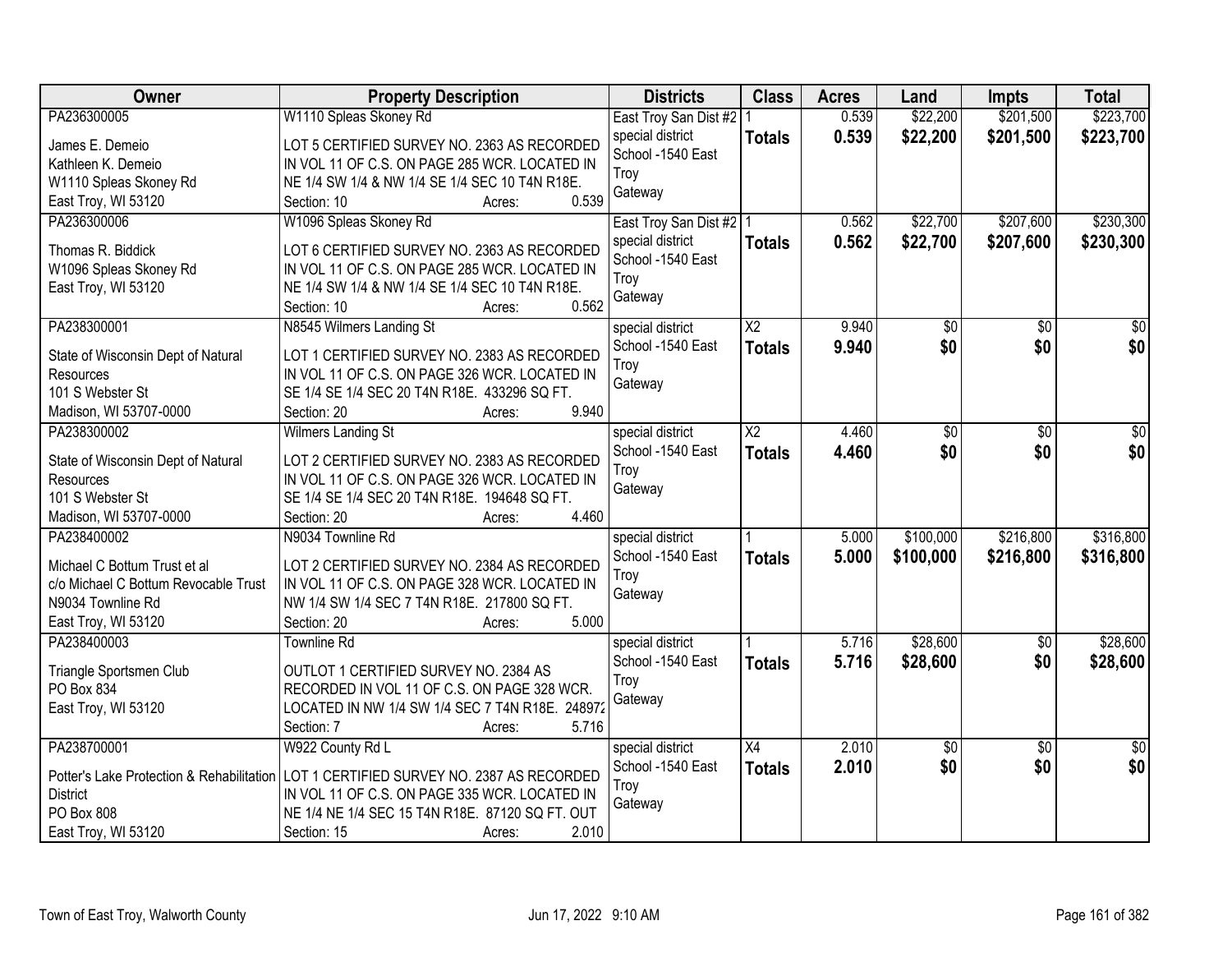| Owner | Property Description | Districts | Class | Acres | Land | Impts | Total |
|---|---|---|---|---|---|---|---|
| PA236300005<br><br>James E. Demeio<br>Kathleen K. Demeio<br>W1110 Spleas Skoney Rd<br>East Troy, WI 53120 | W1110 Spleas Skoney Rd<br><br>LOT 5 CERTIFIED SURVEY NO. 2363 AS RECORDED IN VOL 11 OF C.S. ON PAGE 285 WCR. LOCATED IN NE 1/4 SW 1/4 & NW 1/4 SE 1/4 SEC 10 T4N R18E.<br>Section: 10 Acres: 0.539 | East Troy San Dist #2<br>special district<br>School -1540 East Troy<br>Gateway | 1<br>**Totals** | 0.539<br>**0.539** | $22,200<br>**$22,200** | $201,500<br>**$201,500** | $223,700<br>**$223,700** |
| PA236300006<br><br>Thomas R. Biddick<br>W1096 Spleas Skoney Rd<br>East Troy, WI 53120 | W1096 Spleas Skoney Rd<br><br>LOT 6 CERTIFIED SURVEY NO. 2363 AS RECORDED IN VOL 11 OF C.S. ON PAGE 285 WCR. LOCATED IN NE 1/4 SW 1/4 & NW 1/4 SE 1/4 SEC 10 T4N R18E.<br>Section: 10 Acres: 0.562 | East Troy San Dist #2<br>special district<br>School -1540 East Troy<br>Gateway | 1<br>**Totals** | 0.562<br>**0.562** | $22,700<br>**$22,700** | $207,600<br>**$207,600** | $230,300<br>**$230,300** |
| PA238300001<br><br>State of Wisconsin Dept of Natural Resources<br>101 S Webster St<br>Madison, WI 53707-0000 | N8545 Wilmers Landing St<br><br>LOT 1 CERTIFIED SURVEY NO. 2383 AS RECORDED IN VOL 11 OF C.S. ON PAGE 326 WCR. LOCATED IN SE 1/4 SE 1/4 SEC 20 T4N R18E. 433296 SQ FT.<br>Section: 20 Acres: 9.940 | special district<br>School -1540 East Troy<br>Gateway | X2<br>**Totals** | 9.940<br>**9.940** | $0<br>**$0** | $0<br>**$0** | $0<br>**$0** |
| PA238300002<br><br>State of Wisconsin Dept of Natural Resources<br>101 S Webster St<br>Madison, WI 53707-0000 | Wilmers Landing St<br><br>LOT 2 CERTIFIED SURVEY NO. 2383 AS RECORDED IN VOL 11 OF C.S. ON PAGE 326 WCR. LOCATED IN SE 1/4 SE 1/4 SEC 20 T4N R18E. 194648 SQ FT.<br>Section: 20 Acres: 4.460 | special district<br>School -1540 East Troy<br>Gateway | X2<br>**Totals** | 4.460<br>**4.460** | $0<br>**$0** | $0<br>**$0** | $0<br>**$0** |
| PA238400002<br><br>Michael C Bottum Trust et al<br>c/o Michael C Bottum Revocable Trust<br>N9034 Townline Rd<br>East Troy, WI 53120 | N9034 Townline Rd<br><br>LOT 2 CERTIFIED SURVEY NO. 2384 AS RECORDED IN VOL 11 OF C.S. ON PAGE 328 WCR. LOCATED IN NW 1/4 SW 1/4 SEC 7 T4N R18E. 217800 SQ FT.<br>Section: 20 Acres: 5.000 | special district<br>School -1540 East Troy<br>Gateway | 1<br>**Totals** | 5.000<br>**5.000** | $100,000<br>**$100,000** | $216,800<br>**$216,800** | $316,800<br>**$316,800** |
| PA238400003<br><br>Triangle Sportsmen Club<br>PO Box 834<br>East Troy, WI 53120 | Townline Rd<br><br>OUTLOT 1 CERTIFIED SURVEY NO. 2384 AS RECORDED IN VOL 11 OF C.S. ON PAGE 328 WCR. LOCATED IN NW 1/4 SW 1/4 SEC 7 T4N R18E. 248972<br>Section: 7 Acres: 5.716 | special district<br>School -1540 East Troy<br>Gateway | 1<br>**Totals** | 5.716<br>**5.716** | $28,600<br>**$28,600** | $0<br>**$0** | $28,600<br>**$28,600** |
| PA238700001<br><br>Potter's Lake Protection & Rehabilitation District<br>PO Box 808<br>East Troy, WI 53120 | W922 County Rd L<br><br>LOT 1 CERTIFIED SURVEY NO. 2387 AS RECORDED IN VOL 11 OF C.S. ON PAGE 335 WCR. LOCATED IN NE 1/4 NE 1/4 SEC 15 T4N R18E. 87120 SQ FT. OUT<br>Section: 15 Acres: 2.010 | special district<br>School -1540 East Troy<br>Gateway | X4<br>**Totals** | 2.010<br>**2.010** | $0<br>**$0** | $0<br>**$0** | $0<br>**$0** |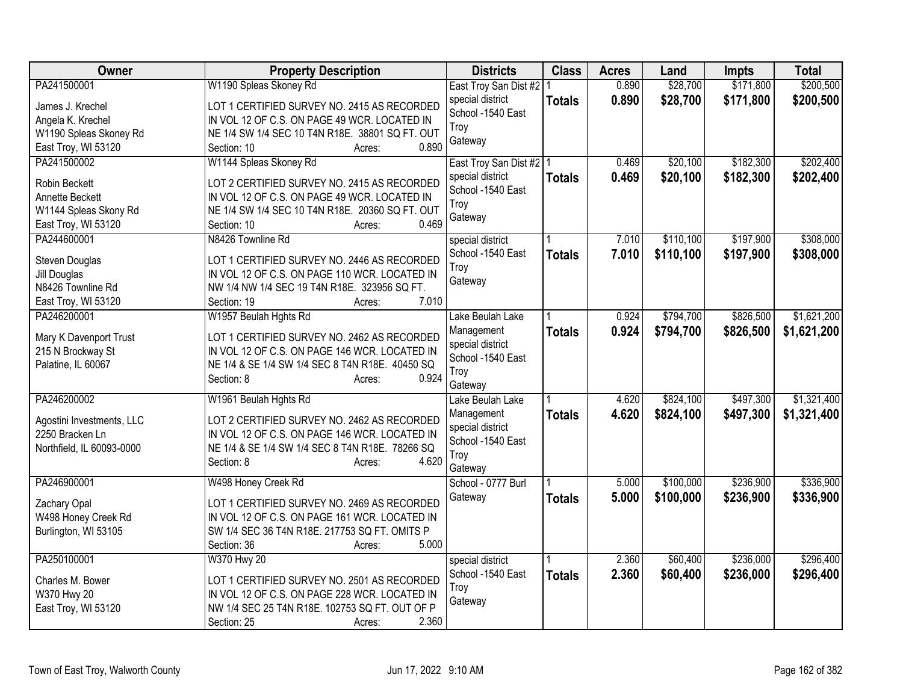| Owner | Property Description | Districts | Class | Acres | Land | Impts | Total |
|---|---|---|---|---|---|---|---|
| PA241500001<br>James J. Krechel<br>Angela K. Krechel<br>W1190 Spleas Skoney Rd<br>East Troy, WI 53120 | W1190 Spleas Skoney Rd<br>LOT 1 CERTIFIED SURVEY NO. 2415 AS RECORDED IN VOL 12 OF C.S. ON PAGE 49 WCR. LOCATED IN NE 1/4 SW 1/4 SEC 10 T4N R18E. 38801 SQ FT. OUT<br>Section: 10 Acres: 0.890 | East Troy San Dist #2<br>special district<br>School -1540 East Troy<br>Gateway | 1<br>**Totals** | 0.890<br>**0.890** | $28,700<br>**$28,700** | $171,800<br>**$171,800** | $200,500<br>**$200,500** |
| PA241500002<br>Robin Beckett<br>Annette Beckett<br>W1144 Spleas Skony Rd<br>East Troy, WI 53120 | W1144 Spleas Skoney Rd<br>LOT 2 CERTIFIED SURVEY NO. 2415 AS RECORDED IN VOL 12 OF C.S. ON PAGE 49 WCR. LOCATED IN NE 1/4 SW 1/4 SEC 10 T4N R18E. 20360 SQ FT. OUT<br>Section: 10 Acres: 0.469 | East Troy San Dist #2<br>special district<br>School -1540 East Troy<br>Gateway | 1<br>**Totals** | 0.469<br>**0.469** | $20,100<br>**$20,100** | $182,300<br>**$182,300** | $202,400<br>**$202,400** |
| PA244600001<br>Steven Douglas<br>Jill Douglas<br>N8426 Townline Rd<br>East Troy, WI 53120 | N8426 Townline Rd<br>LOT 1 CERTIFIED SURVEY NO. 2446 AS RECORDED IN VOL 12 OF C.S. ON PAGE 110 WCR. LOCATED IN NW 1/4 NW 1/4 SEC 19 T4N R18E. 323956 SQ FT.<br>Section: 19 Acres: 7.010 | special district<br>School -1540 East Troy<br>Gateway | 1<br>**Totals** | 7.010<br>**7.010** | $110,100<br>**$110,100** | $197,900<br>**$197,900** | $308,000<br>**$308,000** |
| PA246200001<br>Mary K Davenport Trust<br>215 N Brockway St<br>Palatine, IL 60067 | W1957 Beulah Hghts Rd<br>LOT 1 CERTIFIED SURVEY NO. 2462 AS RECORDED IN VOL 12 OF C.S. ON PAGE 146 WCR. LOCATED IN NE 1/4 & SE 1/4 SW 1/4 SEC 8 T4N R18E. 40450 SQ<br>Section: 8 Acres: 0.924 | Lake Beulah Lake Management<br>special district<br>School -1540 East Troy<br>Gateway | 1<br>**Totals** | 0.924<br>**0.924** | $794,700<br>**$794,700** | $826,500<br>**$826,500** | $1,621,200<br>**$1,621,200** |
| PA246200002<br>Agostini Investments, LLC<br>2250 Bracken Ln<br>Northfield, IL 60093-0000 | W1961 Beulah Hghts Rd<br>LOT 2 CERTIFIED SURVEY NO. 2462 AS RECORDED IN VOL 12 OF C.S. ON PAGE 146 WCR. LOCATED IN NE 1/4 & SE 1/4 SW 1/4 SEC 8 T4N R18E. 78266 SQ<br>Section: 8 Acres: 4.620 | Lake Beulah Lake Management<br>special district<br>School -1540 East Troy<br>Gateway | 1<br>**Totals** | 4.620<br>**4.620** | $824,100<br>**$824,100** | $497,300<br>**$497,300** | $1,321,400<br>**$1,321,400** |
| PA246900001<br>Zachary Opal<br>W498 Honey Creek Rd<br>Burlington, WI 53105 | W498 Honey Creek Rd<br>LOT 1 CERTIFIED SURVEY NO. 2469 AS RECORDED IN VOL 12 OF C.S. ON PAGE 161 WCR. LOCATED IN SW 1/4 SEC 36 T4N R18E. 217753 SQ FT. OMITS P<br>Section: 36 Acres: 5.000 | School - 0777 Burl<br>Gateway | 1<br>**Totals** | 5.000<br>**5.000** | $100,000<br>**$100,000** | $236,900<br>**$236,900** | $336,900<br>**$336,900** |
| PA250100001<br>Charles M. Bower<br>W370 Hwy 20<br>East Troy, WI 53120 | W370 Hwy 20<br>LOT 1 CERTIFIED SURVEY NO. 2501 AS RECORDED IN VOL 12 OF C.S. ON PAGE 228 WCR. LOCATED IN NW 1/4 SEC 25 T4N R18E. 102753 SQ FT. OUT OF P<br>Section: 25 Acres: 2.360 | special district<br>School -1540 East Troy<br>Gateway | 1<br>**Totals** | 2.360<br>**2.360** | $60,400<br>**$60,400** | $236,000<br>**$236,000** | $296,400<br>**$296,400** |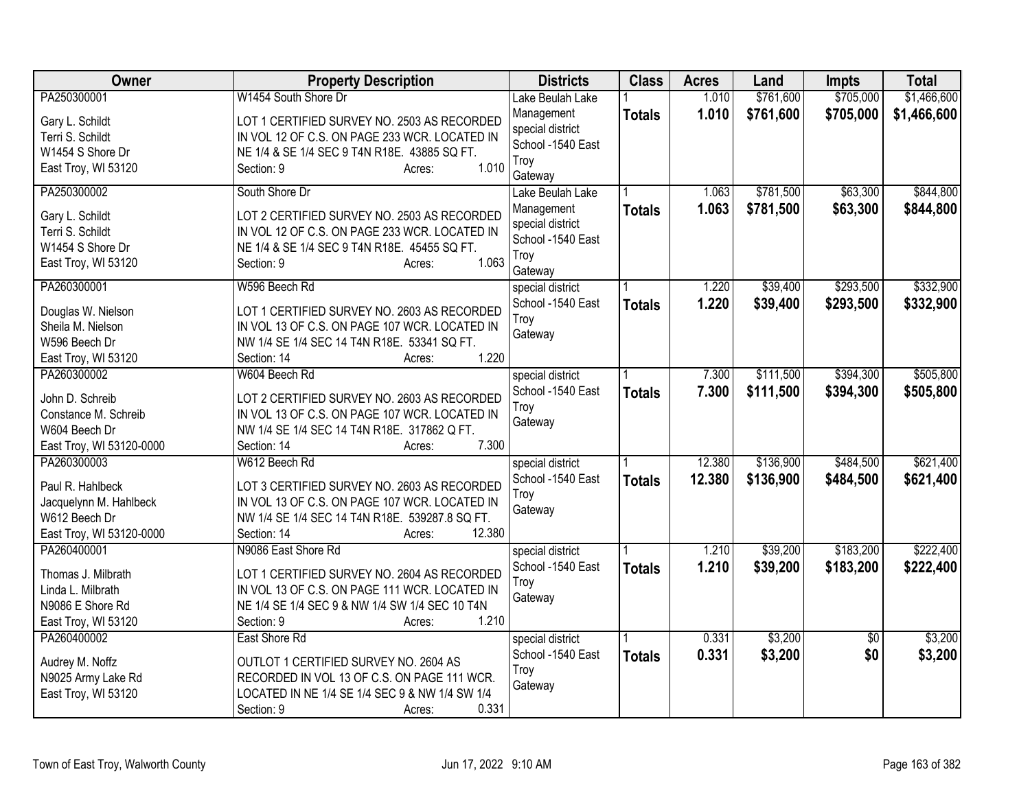| Owner | Property Description | Districts | Class | Acres | Land | Impts | Total |
|---|---|---|---|---|---|---|---|
| PA250300001<br><br>Gary L. Schildt<br>Terri S. Schildt<br>W1454 S Shore Dr<br>East Troy, WI 53120 | W1454 South Shore Dr<br><br>LOT 1 CERTIFIED SURVEY NO. 2503 AS RECORDED IN VOL 12 OF C.S. ON PAGE 233 WCR. LOCATED IN NE 1/4 & SE 1/4 SEC 9 T4N R18E. 43885 SQ FT.<br>Section: 9 Acres: 1.010 | Lake Beulah Lake Management special district<br>School -1540 East Troy<br>Gateway | 1<br>**Totals** | 1.010<br>**1.010** | $761,600<br>**$761,600** | $705,000<br>**$705,000** | $1,466,600<br>**$1,466,600** |
| PA250300002<br><br>Gary L. Schildt<br>Terri S. Schildt<br>W1454 S Shore Dr<br>East Troy, WI 53120 | South Shore Dr<br><br>LOT 2 CERTIFIED SURVEY NO. 2503 AS RECORDED IN VOL 12 OF C.S. ON PAGE 233 WCR. LOCATED IN NE 1/4 & SE 1/4 SEC 9 T4N R18E. 45455 SQ FT.<br>Section: 9 Acres: 1.063 | Lake Beulah Lake Management special district<br>School -1540 East Troy<br>Gateway | 1<br>**Totals** | 1.063<br>**1.063** | $781,500<br>**$781,500** | $63,300<br>**$63,300** | $844,800<br>**$844,800** |
| PA260300001<br><br>Douglas W. Nielson<br>Sheila M. Nielson<br>W596 Beech Dr<br>East Troy, WI 53120 | W596 Beech Rd<br><br>LOT 1 CERTIFIED SURVEY NO. 2603 AS RECORDED IN VOL 13 OF C.S. ON PAGE 107 WCR. LOCATED IN NW 1/4 SE 1/4 SEC 14 T4N R18E. 53341 SQ FT.<br>Section: 14 Acres: 1.220 | special district<br>School -1540 East Troy<br>Gateway | 1<br>**Totals** | 1.220<br>**1.220** | $39,400<br>**$39,400** | $293,500<br>**$293,500** | $332,900<br>**$332,900** |
| PA260300002<br><br>John D. Schreib<br>Constance M. Schreib<br>W604 Beech Dr<br>East Troy, WI 53120-0000 | W604 Beech Rd<br><br>LOT 2 CERTIFIED SURVEY NO. 2603 AS RECORDED IN VOL 13 OF C.S. ON PAGE 107 WCR. LOCATED IN NW 1/4 SE 1/4 SEC 14 T4N R18E. 317862 Q FT.<br>Section: 14 Acres: 7.300 | special district<br>School -1540 East Troy<br>Gateway | 1<br>**Totals** | 7.300<br>**7.300** | $111,500<br>**$111,500** | $394,300<br>**$394,300** | $505,800<br>**$505,800** |
| PA260300003<br><br>Paul R. Hahlbeck<br>Jacquelynn M. Hahlbeck<br>W612 Beech Dr<br>East Troy, WI 53120-0000 | W612 Beech Rd<br><br>LOT 3 CERTIFIED SURVEY NO. 2603 AS RECORDED IN VOL 13 OF C.S. ON PAGE 107 WCR. LOCATED IN NW 1/4 SE 1/4 SEC 14 T4N R18E. 539287.8 SQ FT.<br>Section: 14 Acres: 12.380 | special district<br>School -1540 East Troy<br>Gateway | 1<br>**Totals** | 12.380<br>**12.380** | $136,900<br>**$136,900** | $484,500<br>**$484,500** | $621,400<br>**$621,400** |
| PA260400001<br><br>Thomas J. Milbrath<br>Linda L. Milbrath<br>N9086 E Shore Rd<br>East Troy, WI 53120 | N9086 East Shore Rd<br><br>LOT 1 CERTIFIED SURVEY NO. 2604 AS RECORDED IN VOL 13 OF C.S. ON PAGE 111 WCR. LOCATED IN NE 1/4 SE 1/4 SEC 9 & NW 1/4 SW 1/4 SEC 10 T4N<br>Section: 9 Acres: 1.210 | special district<br>School -1540 East Troy<br>Gateway | 1<br>**Totals** | 1.210<br>**1.210** | $39,200<br>**$39,200** | $183,200<br>**$183,200** | $222,400<br>**$222,400** |
| PA260400002<br><br>Audrey M. Noffz<br>N9025 Army Lake Rd<br>East Troy, WI 53120 | East Shore Rd<br><br>OUTLOT 1 CERTIFIED SURVEY NO. 2604 AS RECORDED IN VOL 13 OF C.S. ON PAGE 111 WCR. LOCATED IN NE 1/4 SE 1/4 SEC 9 & NW 1/4 SW 1/4<br>Section: 9 Acres: 0.331 | special district<br>School -1540 East Troy<br>Gateway | 1<br>**Totals** | 0.331<br>**0.331** | $3,200<br>**$3,200** | $0<br>**$0** | $3,200<br>**$3,200** |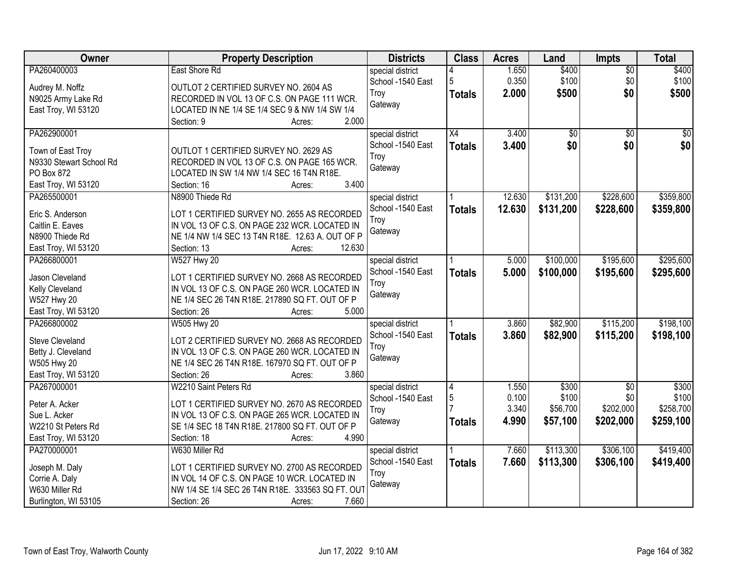| Owner | Property Description | Districts | Class | Acres | Land | Impts | Total |
|---|---|---|---|---|---|---|---|
| PA260400003<br><br>Audrey M. Noffz<br>N9025 Army Lake Rd<br>East Troy, WI 53120 | East Shore Rd<br><br>OUTLOT 2 CERTIFIED SURVEY NO. 2604 AS RECORDED IN VOL 13 OF C.S. ON PAGE 111 WCR. LOCATED IN NE 1/4 SE 1/4 SEC 9 & NW 1/4 SW 1/4<br>Section: 9 Acres: 2.000 | special district<br>School -1540 East Troy<br>Gateway | 4<br>5<br>**Totals** | 1.650<br>0.350<br>**2.000** | $400<br>$100<br>**$500** | $0<br>$0<br>**$0** | $400<br>$100<br>**$500** |
| PA262900001<br><br>Town of East Troy<br>N9330 Stewart School Rd<br>PO Box 872<br>East Troy, WI 53120 | OUTLOT 1 CERTIFIED SURVEY NO. 2629 AS RECORDED IN VOL 13 OF C.S. ON PAGE 165 WCR. LOCATED IN SW 1/4 NW 1/4 SEC 16 T4N R18E.<br>Section: 16 Acres: 3.400 | special district<br>School -1540 East Troy<br>Gateway | X4<br>**Totals** | 3.400<br>**3.400** | $0<br>**$0** | $0<br>**$0** | $0<br>**$0** |
| PA265500001<br><br>Eric S. Anderson<br>Caitlin E. Eaves<br>N8900 Thiede Rd<br>East Troy, WI 53120 | N8900 Thiede Rd<br><br>LOT 1 CERTIFIED SURVEY NO. 2655 AS RECORDED IN VOL 13 OF C.S. ON PAGE 232 WCR. LOCATED IN NE 1/4 NW 1/4 SEC 13 T4N R18E. 12.63 A. OUT OF P<br>Section: 13 Acres: 12.630 | special district<br>School -1540 East Troy<br>Gateway | 1<br>**Totals** | 12.630<br>**12.630** | $131,200<br>**$131,200** | $228,600<br>**$228,600** | $359,800<br>**$359,800** |
| PA266800001<br><br>Jason Cleveland<br>Kelly Cleveland<br>W527 Hwy 20<br>East Troy, WI 53120 | W527 Hwy 20<br><br>LOT 1 CERTIFIED SURVEY NO. 2668 AS RECORDED IN VOL 13 OF C.S. ON PAGE 260 WCR. LOCATED IN NE 1/4 SEC 26 T4N R18E. 217890 SQ FT. OUT OF P<br>Section: 26 Acres: 5.000 | special district<br>School -1540 East Troy<br>Gateway | 1<br>**Totals** | 5.000<br>**5.000** | $100,000<br>**$100,000** | $195,600<br>**$195,600** | $295,600<br>**$295,600** |
| PA266800002<br><br>Steve Cleveland<br>Betty J. Cleveland<br>W505 Hwy 20<br>East Troy, WI 53120 | W505 Hwy 20<br><br>LOT 2 CERTIFIED SURVEY NO. 2668 AS RECORDED IN VOL 13 OF C.S. ON PAGE 260 WCR. LOCATED IN NE 1/4 SEC 26 T4N R18E. 167970 SQ FT. OUT OF P<br>Section: 26 Acres: 3.860 | special district<br>School -1540 East Troy<br>Gateway | 1<br>**Totals** | 3.860<br>**3.860** | $82,900<br>**$82,900** | $115,200<br>**$115,200** | $198,100<br>**$198,100** |
| PA267000001<br><br>Peter A. Acker<br>Sue L. Acker<br>W2210 St Peters Rd<br>East Troy, WI 53120 | W2210 Saint Peters Rd<br><br>LOT 1 CERTIFIED SURVEY NO. 2670 AS RECORDED IN VOL 13 OF C.S. ON PAGE 265 WCR. LOCATED IN SE 1/4 SEC 18 T4N R18E. 217800 SQ FT. OUT OF P<br>Section: 18 Acres: 4.990 | special district<br>School -1540 East Troy<br>Gateway | 4<br>5<br>7<br>**Totals** | 1.550<br>0.100<br>3.340<br>**4.990** | $300<br>$100<br>$56,700<br>**$57,100** | $0<br>$0<br>$202,000<br>**$202,000** | $300<br>$100<br>$258,700<br>**$259,100** |
| PA270000001<br><br>Joseph M. Daly<br>Corrie A. Daly<br>W630 Miller Rd<br>Burlington, WI 53105 | W630 Miller Rd<br><br>LOT 1 CERTIFIED SURVEY NO. 2700 AS RECORDED IN VOL 14 OF C.S. ON PAGE 10 WCR. LOCATED IN NW 1/4 SE 1/4 SEC 26 T4N R18E. 333563 SQ FT. OUT<br>Section: 26 Acres: 7.660 | special district<br>School -1540 East Troy<br>Gateway | 1<br>**Totals** | 7.660<br>**7.660** | $113,300<br>**$113,300** | $306,100<br>**$306,100** | $419,400<br>**$419,400** |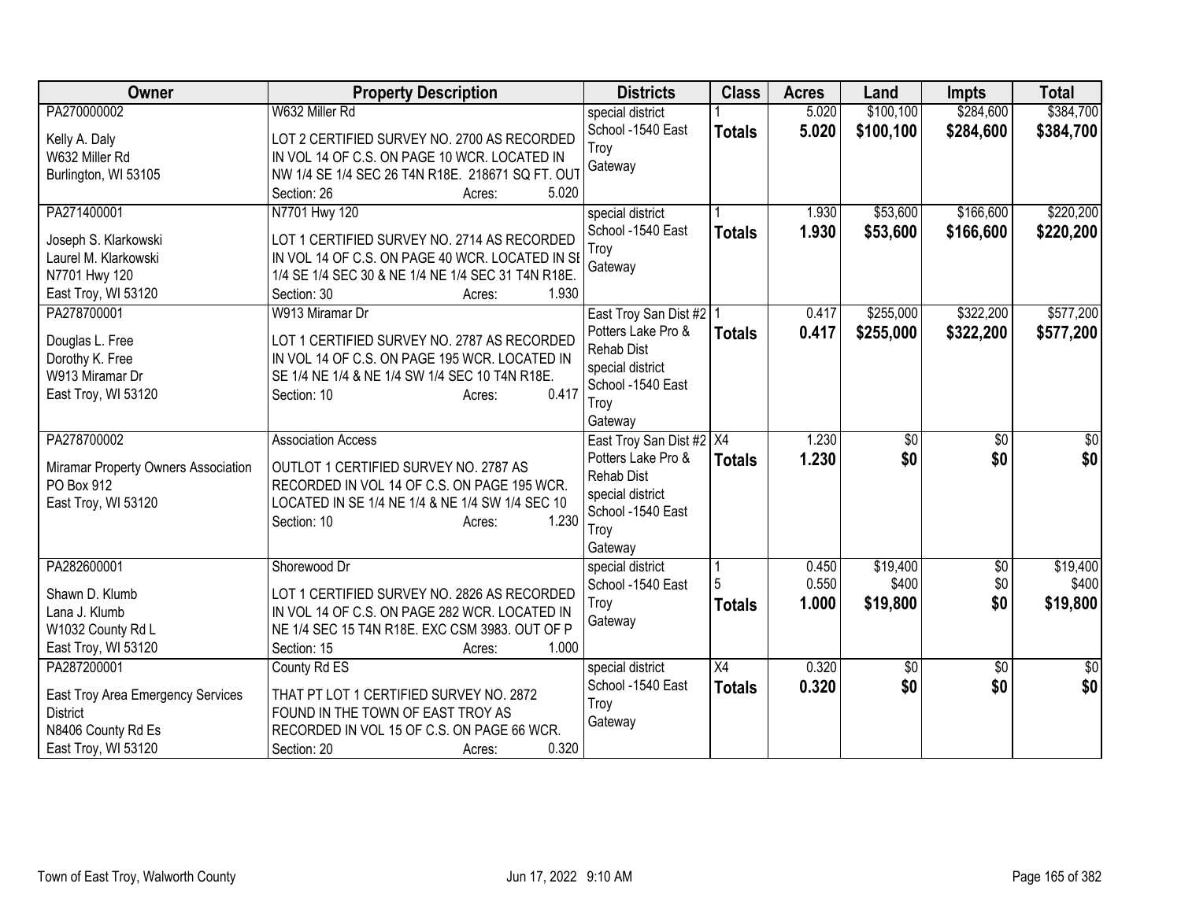| Owner | Property Description | Districts | Class | Acres | Land | Impts | Total |
|---|---|---|---|---|---|---|---|
| PA270000002<br><br>Kelly A. Daly<br>W632 Miller Rd<br>Burlington, WI 53105 | W632 Miller Rd<br><br>LOT 2 CERTIFIED SURVEY NO. 2700 AS RECORDED IN VOL 14 OF C.S. ON PAGE 10 WCR. LOCATED IN NW 1/4 SE 1/4 SEC 26 T4N R18E. 218671 SQ FT. OUT<br>Section: 26 Acres: 5.020 | special district<br>School -1540 East Troy<br>Gateway | 1<br>**Totals** | 5.020<br>**5.020** | $100,100<br>**$100,100** | $284,600<br>**$284,600** | $384,700<br>**$384,700** |
| PA271400001<br><br>Joseph S. Klarkowski<br>Laurel M. Klarkowski<br>N7701 Hwy 120<br>East Troy, WI 53120 | N7701 Hwy 120<br><br>LOT 1 CERTIFIED SURVEY NO. 2714 AS RECORDED IN VOL 14 OF C.S. ON PAGE 40 WCR. LOCATED IN SE 1/4 SE 1/4 SEC 30 & NE 1/4 NE 1/4 SEC 31 T4N R18E.<br>Section: 30 Acres: 1.930 | special district<br>School -1540 East Troy<br>Gateway | 1<br>**Totals** | 1.930<br>**1.930** | $53,600<br>**$53,600** | $166,600<br>**$166,600** | $220,200<br>**$220,200** |
| PA278700001<br><br>Douglas L. Free<br>Dorothy K. Free<br>W913 Miramar Dr<br>East Troy, WI 53120 | W913 Miramar Dr<br><br>LOT 1 CERTIFIED SURVEY NO. 2787 AS RECORDED IN VOL 14 OF C.S. ON PAGE 195 WCR. LOCATED IN SE 1/4 NE 1/4 & NE 1/4 SW 1/4 SEC 10 T4N R18E.<br>Section: 10 Acres: 0.417 | East Troy San Dist #2<br>Potters Lake Pro & Rehab Dist<br>special district<br>School -1540 East Troy<br>Gateway | 1<br>**Totals** | 0.417<br>**0.417** | $255,000<br>**$255,000** | $322,200<br>**$322,200** | $577,200<br>**$577,200** |
| PA278700002<br><br>Miramar Property Owners Association<br>PO Box 912<br>East Troy, WI 53120 | Association Access<br><br>OUTLOT 1 CERTIFIED SURVEY NO. 2787 AS RECORDED IN VOL 14 OF C.S. ON PAGE 195 WCR. LOCATED IN SE 1/4 NE 1/4 & NE 1/4 SW 1/4 SEC 10<br>Section: 10 Acres: 1.230 | East Troy San Dist #2<br>Potters Lake Pro & Rehab Dist<br>special district<br>School -1540 East Troy<br>Gateway | X4<br>**Totals** | 1.230<br>**1.230** | $0<br>**$0** | $0<br>**$0** | $0<br>**$0** |
| PA282600001<br><br>Shawn D. Klumb<br>Lana J. Klumb<br>W1032 County Rd L<br>East Troy, WI 53120 | Shorewood Dr<br><br>LOT 1 CERTIFIED SURVEY NO. 2826 AS RECORDED IN VOL 14 OF C.S. ON PAGE 282 WCR. LOCATED IN NE 1/4 SEC 15 T4N R18E. EXC CSM 3983. OUT OF P<br>Section: 15 Acres: 1.000 | special district<br>School -1540 East Troy<br>Gateway | 1<br>5<br>**Totals** | 0.450<br>0.550<br>**1.000** | $19,400<br>$400<br>**$19,800** | $0<br>$0<br>**$0** | $19,400<br>$400<br>**$19,800** |
| PA287200001<br><br>East Troy Area Emergency Services District<br>N8406 County Rd Es<br>East Troy, WI 53120 | County Rd ES<br><br>THAT PT LOT 1 CERTIFIED SURVEY NO. 2872 FOUND IN THE TOWN OF EAST TROY AS RECORDED IN VOL 15 OF C.S. ON PAGE 66 WCR.<br>Section: 20 Acres: 0.320 | special district<br>School -1540 East Troy<br>Gateway | X4<br>**Totals** | 0.320<br>**0.320** | $0<br>**$0** | $0<br>**$0** | $0<br>**$0** |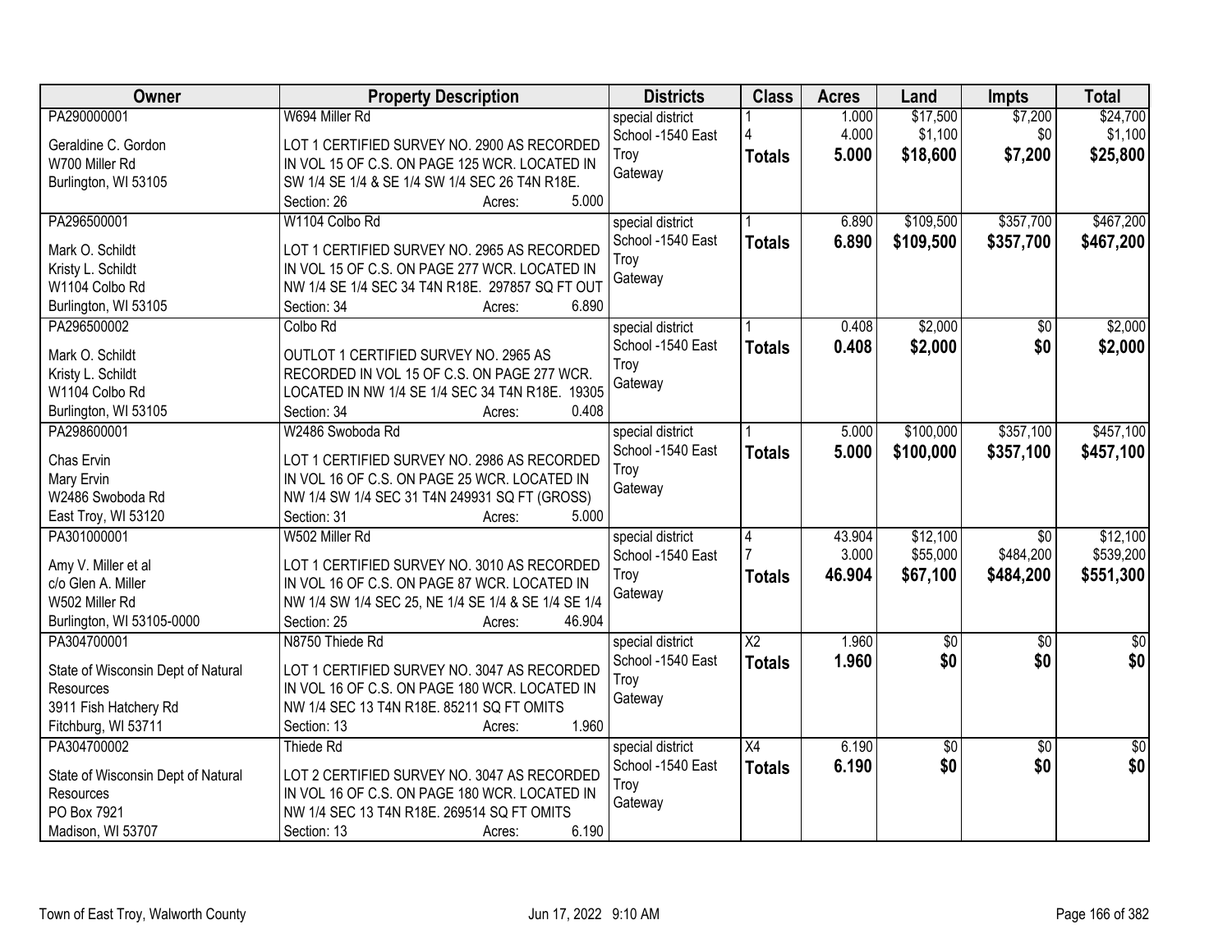| Owner | Property Description | Districts | Class | Acres | Land | Impts | Total |
|---|---|---|---|---|---|---|---|
| PA290000001<br>Geraldine C. Gordon<br>W700 Miller Rd<br>Burlington, WI 53105 | W694 Miller Rd<br>LOT 1 CERTIFIED SURVEY NO. 2900 AS RECORDED IN VOL 15 OF C.S. ON PAGE 125 WCR. LOCATED IN SW 1/4 SE 1/4 & SE 1/4 SW 1/4 SEC 26 T4N R18E.<br>Section: 26 Acres: 5.000 | special district<br>School -1540 East Troy<br>Gateway | 1<br>4<br>**Totals** | 1.000<br>4.000<br>**5.000** | $17,500<br>$1,100<br>**$18,600** | $7,200<br>$0<br>**$7,200** | $24,700<br>$1,100<br>**$25,800** |
| PA296500001<br>Mark O. Schildt<br>Kristy L. Schildt<br>W1104 Colbo Rd<br>Burlington, WI 53105 | W1104 Colbo Rd<br>LOT 1 CERTIFIED SURVEY NO. 2965 AS RECORDED IN VOL 15 OF C.S. ON PAGE 277 WCR. LOCATED IN NW 1/4 SE 1/4 SEC 34 T4N R18E. 297857 SQ FT OUT<br>Section: 34 Acres: 6.890 | special district<br>School -1540 East Troy<br>Gateway | 1<br>**Totals** | 6.890<br>**6.890** | $109,500<br>**$109,500** | $357,700<br>**$357,700** | $467,200<br>**$467,200** |
| PA296500002<br>Mark O. Schildt<br>Kristy L. Schildt<br>W1104 Colbo Rd<br>Burlington, WI 53105 | Colbo Rd<br>OUTLOT 1 CERTIFIED SURVEY NO. 2965 AS RECORDED IN VOL 15 OF C.S. ON PAGE 277 WCR. LOCATED IN NW 1/4 SE 1/4 SEC 34 T4N R18E. 19305<br>Section: 34 Acres: 0.408 | special district<br>School -1540 East Troy<br>Gateway | 1<br>**Totals** | 0.408<br>**0.408** | $2,000<br>**$2,000** | $0<br>**$0** | $2,000<br>**$2,000** |
| PA298600001<br>Chas Ervin<br>Mary Ervin<br>W2486 Swoboda Rd<br>East Troy, WI 53120 | W2486 Swoboda Rd<br>LOT 1 CERTIFIED SURVEY NO. 2986 AS RECORDED IN VOL 16 OF C.S. ON PAGE 25 WCR. LOCATED IN NW 1/4 SW 1/4 SEC 31 T4N 249931 SQ FT (GROSS)<br>Section: 31 Acres: 5.000 | special district<br>School -1540 East Troy<br>Gateway | 1<br>**Totals** | 5.000<br>**5.000** | $100,000<br>**$100,000** | $357,100<br>**$357,100** | $457,100<br>**$457,100** |
| PA301000001<br>Amy V. Miller et al<br>c/o Glen A. Miller<br>W502 Miller Rd<br>Burlington, WI 53105-0000 | W502 Miller Rd<br>LOT 1 CERTIFIED SURVEY NO. 3010 AS RECORDED IN VOL 16 OF C.S. ON PAGE 87 WCR. LOCATED IN NW 1/4 SW 1/4 SEC 25, NE 1/4 SE 1/4 & SE 1/4 SE 1/4<br>Section: 25 Acres: 46.904 | special district<br>School -1540 East Troy<br>Gateway | 4<br>7<br>**Totals** | 43.904<br>3.000<br>**46.904** | $12,100<br>$55,000<br>**$67,100** | $0<br>$484,200<br>**$484,200** | $12,100<br>$539,200<br>**$551,300** |
| PA304700001<br>State of Wisconsin Dept of Natural Resources<br>3911 Fish Hatchery Rd<br>Fitchburg, WI 53711 | N8750 Thiede Rd<br>LOT 1 CERTIFIED SURVEY NO. 3047 AS RECORDED IN VOL 16 OF C.S. ON PAGE 180 WCR. LOCATED IN NW 1/4 SEC 13 T4N R18E. 85211 SQ FT OMITS<br>Section: 13 Acres: 1.960 | special district<br>School -1540 East Troy<br>Gateway | X2<br>**Totals** | 1.960<br>**1.960** | $0<br>**$0** | $0<br>**$0** | $0<br>**$0** |
| PA304700002<br>State of Wisconsin Dept of Natural Resources<br>PO Box 7921<br>Madison, WI 53707 | Thiede Rd<br>LOT 2 CERTIFIED SURVEY NO. 3047 AS RECORDED IN VOL 16 OF C.S. ON PAGE 180 WCR. LOCATED IN NW 1/4 SEC 13 T4N R18E. 269514 SQ FT OMITS<br>Section: 13 Acres: 6.190 | special district<br>School -1540 East Troy<br>Gateway | X4<br>**Totals** | 6.190<br>**6.190** | $0<br>**$0** | $0<br>**$0** | $0<br>**$0** |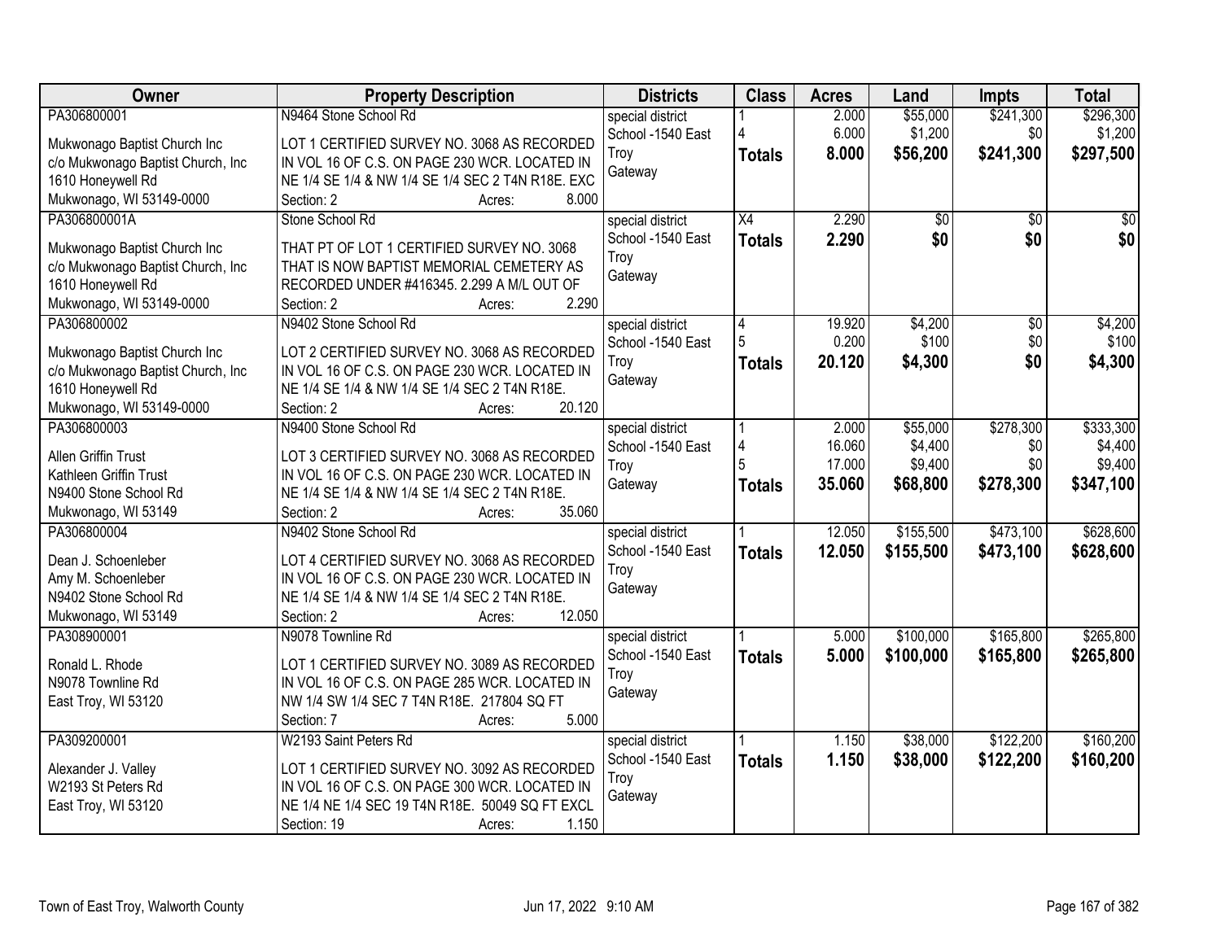| Owner | Property Description | Districts | Class | Acres | Land | Impts | Total |
|---|---|---|---|---|---|---|---|
| PA306800001<br><br>Mukwonago Baptist Church Inc<br>c/o Mukwonago Baptist Church, Inc<br>1610 Honeywell Rd<br>Mukwonago, WI 53149-0000 | N9464 Stone School Rd<br><br>LOT 1 CERTIFIED SURVEY NO. 3068 AS RECORDED IN VOL 16 OF C.S. ON PAGE 230 WCR. LOCATED IN NE 1/4 SE 1/4 & NW 1/4 SE 1/4 SEC 2 T4N R18E. EXC<br>Section: 2 Acres: 8.000 | special district<br>School -1540 East Troy<br>Gateway | 1<br>4<br>**Totals** | 2.000<br>6.000<br>**8.000** | $55,000<br>$1,200<br>**$56,200** | $241,300<br>$0<br>**$241,300** | $296,300<br>$1,200<br>**$297,500** |
| PA306800001A<br><br>Mukwonago Baptist Church Inc<br>c/o Mukwonago Baptist Church, Inc<br>1610 Honeywell Rd<br>Mukwonago, WI 53149-0000 | Stone School Rd<br><br>THAT PT OF LOT 1 CERTIFIED SURVEY NO. 3068 THAT IS NOW BAPTIST MEMORIAL CEMETERY AS RECORDED UNDER #416345. 2.299 A M/L OUT OF<br>Section: 2 Acres: 2.290 | special district<br>School -1540 East Troy<br>Gateway | X4<br>**Totals** | 2.290<br>**2.290** | $0<br>**$0** | $0<br>**$0** | $0<br>**$0** |
| PA306800002<br><br>Mukwonago Baptist Church Inc<br>c/o Mukwonago Baptist Church, Inc<br>1610 Honeywell Rd<br>Mukwonago, WI 53149-0000 | N9402 Stone School Rd<br><br>LOT 2 CERTIFIED SURVEY NO. 3068 AS RECORDED IN VOL 16 OF C.S. ON PAGE 230 WCR. LOCATED IN NE 1/4 SE 1/4 & NW 1/4 SE 1/4 SEC 2 T4N R18E.<br>Section: 2 Acres: 20.120 | special district<br>School -1540 East Troy<br>Gateway | 4<br>5<br>**Totals** | 19.920<br>0.200<br>**20.120** | $4,200<br>$100<br>**$4,300** | $0<br>$0<br>**$0** | $4,200<br>$100<br>**$4,300** |
| PA306800003<br><br>Allen Griffin Trust<br>Kathleen Griffin Trust<br>N9400 Stone School Rd<br>Mukwonago, WI 53149 | N9400 Stone School Rd<br><br>LOT 3 CERTIFIED SURVEY NO. 3068 AS RECORDED IN VOL 16 OF C.S. ON PAGE 230 WCR. LOCATED IN NE 1/4 SE 1/4 & NW 1/4 SE 1/4 SEC 2 T4N R18E.<br>Section: 2 Acres: 35.060 | special district<br>School -1540 East Troy<br>Gateway | 1<br>4<br>5<br>**Totals** | 2.000<br>16.060<br>17.000<br>**35.060** | $55,000<br>$4,400<br>$9,400<br>**$68,800** | $278,300<br>$0<br>$0<br>**$278,300** | $333,300<br>$4,400<br>$9,400<br>**$347,100** |
| PA306800004<br><br>Dean J. Schoenleber<br>Amy M. Schoenleber<br>N9402 Stone School Rd<br>Mukwonago, WI 53149 | N9402 Stone School Rd<br><br>LOT 4 CERTIFIED SURVEY NO. 3068 AS RECORDED IN VOL 16 OF C.S. ON PAGE 230 WCR. LOCATED IN NE 1/4 SE 1/4 & NW 1/4 SE 1/4 SEC 2 T4N R18E.<br>Section: 2 Acres: 12.050 | special district<br>School -1540 East Troy<br>Gateway | 1<br>**Totals** | 12.050<br>**12.050** | $155,500<br>**$155,500** | $473,100<br>**$473,100** | $628,600<br>**$628,600** |
| PA308900001<br><br>Ronald L. Rhode<br>N9078 Townline Rd<br>East Troy, WI 53120 | N9078 Townline Rd<br><br>LOT 1 CERTIFIED SURVEY NO. 3089 AS RECORDED IN VOL 16 OF C.S. ON PAGE 285 WCR. LOCATED IN NW 1/4 SW 1/4 SEC 7 T4N R18E. 217804 SQ FT<br>Section: 7 Acres: 5.000 | special district<br>School -1540 East Troy<br>Gateway | 1<br>**Totals** | 5.000<br>**5.000** | $100,000<br>**$100,000** | $165,800<br>**$165,800** | $265,800<br>**$265,800** |
| PA309200001<br><br>Alexander J. Valley<br>W2193 St Peters Rd<br>East Troy, WI 53120 | W2193 Saint Peters Rd<br><br>LOT 1 CERTIFIED SURVEY NO. 3092 AS RECORDED IN VOL 16 OF C.S. ON PAGE 300 WCR. LOCATED IN NE 1/4 NE 1/4 SEC 19 T4N R18E. 50049 SQ FT EXCL<br>Section: 19 Acres: 1.150 | special district<br>School -1540 East Troy<br>Gateway | 1<br>**Totals** | 1.150<br>**1.150** | $38,000<br>**$38,000** | $122,200<br>**$122,200** | $160,200<br>**$160,200** |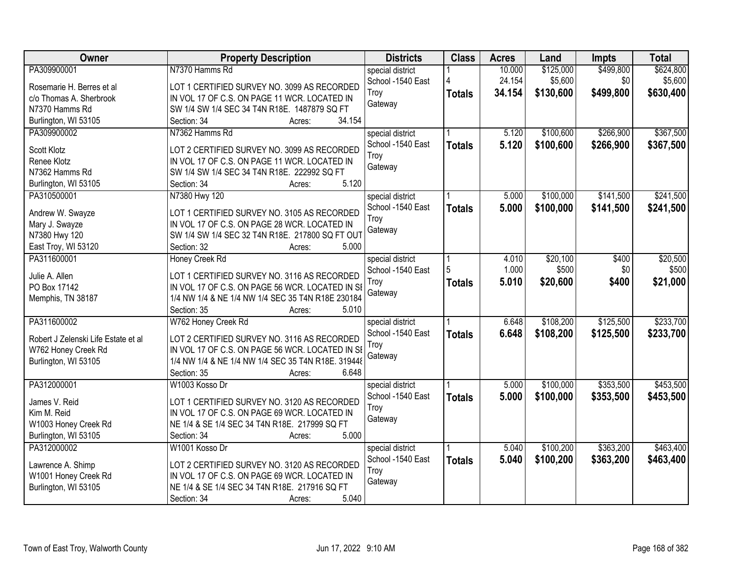| Owner | Property Description | Districts | Class | Acres | Land | Impts | Total |
|---|---|---|---|---|---|---|---|
| PA309900001<br><br>Rosemarie H. Berres et al<br>c/o Thomas A. Sherbrook<br>N7370 Hamms Rd<br>Burlington, WI 53105 | N7370 Hamms Rd<br><br>LOT 1 CERTIFIED SURVEY NO. 3099 AS RECORDED IN VOL 17 OF C.S. ON PAGE 11 WCR. LOCATED IN SW 1/4 SW 1/4 SEC 34 T4N R18E. 1487879 SQ FT<br>Section: 34 Acres: 34.154 | special district<br>School -1540 East Troy<br>Gateway | 1<br>4<br>**Totals** | 10.000<br>24.154<br>**34.154** | $125,000<br>$5,600<br>**$130,600** | $499,800<br>$0<br>**$499,800** | $624,800<br>$5,600<br>**$630,400** |
| PA309900002<br><br>Scott Klotz<br>Renee Klotz<br>N7362 Hamms Rd<br>Burlington, WI 53105 | N7362 Hamms Rd<br><br>LOT 2 CERTIFIED SURVEY NO. 3099 AS RECORDED IN VOL 17 OF C.S. ON PAGE 11 WCR. LOCATED IN SW 1/4 SW 1/4 SEC 34 T4N R18E. 222992 SQ FT<br>Section: 34 Acres: 5.120 | special district<br>School -1540 East Troy<br>Gateway | 1<br>**Totals** | 5.120<br>**5.120** | $100,600<br>**$100,600** | $266,900<br>**$266,900** | $367,500<br>**$367,500** |
| PA310500001<br><br>Andrew W. Swayze<br>Mary J. Swayze<br>N7380 Hwy 120<br>East Troy, WI 53120 | N7380 Hwy 120<br><br>LOT 1 CERTIFIED SURVEY NO. 3105 AS RECORDED IN VOL 17 OF C.S. ON PAGE 28 WCR. LOCATED IN SW 1/4 SW 1/4 SEC 32 T4N R18E. 217800 SQ FT OUT<br>Section: 32 Acres: 5.000 | special district<br>School -1540 East Troy<br>Gateway | 1<br>**Totals** | 5.000<br>**5.000** | $100,000<br>**$100,000** | $141,500<br>**$141,500** | $241,500<br>**$241,500** |
| PA311600001<br><br>Julie A. Allen<br>PO Box 17142<br>Memphis, TN 38187 | Honey Creek Rd<br><br>LOT 1 CERTIFIED SURVEY NO. 3116 AS RECORDED IN VOL 17 OF C.S. ON PAGE 56 WCR. LOCATED IN SE 1/4 NW 1/4 & NE 1/4 NW 1/4 SEC 35 T4N R18E 230184<br>Section: 35 Acres: 5.010 | special district<br>School -1540 East Troy<br>Gateway | 1<br>5<br>**Totals** | 4.010<br>1.000<br>**5.010** | $20,100<br>$500<br>**$20,600** | $400<br>$0<br>**$400** | $20,500<br>$500<br>**$21,000** |
| PA311600002<br><br>Robert J Zelenski Life Estate et al<br>W762 Honey Creek Rd<br>Burlington, WI 53105 | W762 Honey Creek Rd<br><br>LOT 2 CERTIFIED SURVEY NO. 3116 AS RECORDED IN VOL 17 OF C.S. ON PAGE 56 WCR. LOCATED IN SE 1/4 NW 1/4 & NE 1/4 NW 1/4 SEC 35 T4N R18E. 319448<br>Section: 35 Acres: 6.648 | special district<br>School -1540 East Troy<br>Gateway | 1<br>**Totals** | 6.648<br>**6.648** | $108,200<br>**$108,200** | $125,500<br>**$125,500** | $233,700<br>**$233,700** |
| PA312000001<br><br>James V. Reid<br>Kim M. Reid<br>W1003 Honey Creek Rd<br>Burlington, WI 53105 | W1003 Kosso Dr<br><br>LOT 1 CERTIFIED SURVEY NO. 3120 AS RECORDED IN VOL 17 OF C.S. ON PAGE 69 WCR. LOCATED IN NE 1/4 & SE 1/4 SEC 34 T4N R18E. 217999 SQ FT<br>Section: 34 Acres: 5.000 | special district<br>School -1540 East Troy<br>Gateway | 1<br>**Totals** | 5.000<br>**5.000** | $100,000<br>**$100,000** | $353,500<br>**$353,500** | $453,500<br>**$453,500** |
| PA312000002<br><br>Lawrence A. Shimp<br>W1001 Honey Creek Rd<br>Burlington, WI 53105 | W1001 Kosso Dr<br><br>LOT 2 CERTIFIED SURVEY NO. 3120 AS RECORDED IN VOL 17 OF C.S. ON PAGE 69 WCR. LOCATED IN NE 1/4 & SE 1/4 SEC 34 T4N R18E. 217916 SQ FT<br>Section: 34 Acres: 5.040 | special district<br>School -1540 East Troy<br>Gateway | 1<br>**Totals** | 5.040<br>**5.040** | $100,200<br>**$100,200** | $363,200<br>**$363,200** | $463,400<br>**$463,400** |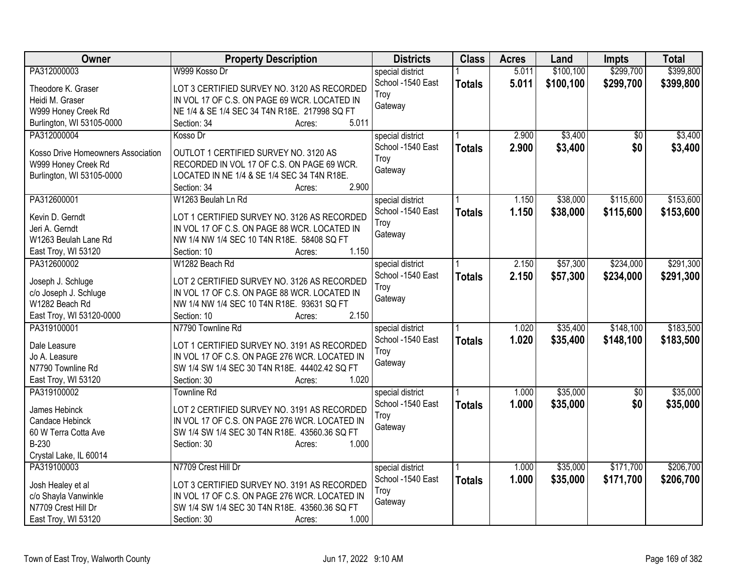| Owner | Property Description | Districts | Class | Acres | Land | Impts | Total |
|---|---|---|---|---|---|---|---|
| PA312000003<br>Theodore K. Graser<br>Heidi M. Graser<br>W999 Honey Creek Rd<br>Burlington, WI 53105-0000 | W999 Kosso Dr<br>LOT 3 CERTIFIED SURVEY NO. 3120 AS RECORDED IN VOL 17 OF C.S. ON PAGE 69 WCR. LOCATED IN NE 1/4 & SE 1/4 SEC 34 T4N R18E. 217998 SQ FT<br>Section: 34 Acres: 5.011 | special district<br>School -1540 East Troy<br>Gateway | 1<br>**Totals** | 5.011<br>**5.011** | $100,100<br>**$100,100** | $299,700<br>**$299,700** | $399,800<br>**$399,800** |
| PA312000004<br>Kosso Drive Homeowners Association<br>W999 Honey Creek Rd<br>Burlington, WI 53105-0000 | Kosso Dr<br>OUTLOT 1 CERTIFIED SURVEY NO. 3120 AS RECORDED IN VOL 17 OF C.S. ON PAGE 69 WCR. LOCATED IN NE 1/4 & SE 1/4 SEC 34 T4N R18E.<br>Section: 34 Acres: 2.900 | special district<br>School -1540 East Troy<br>Gateway | 1<br>**Totals** | 2.900<br>**2.900** | $3,400<br>**$3,400** | $0<br>**$0** | $3,400<br>**$3,400** |
| PA312600001<br>Kevin D. Gerndt<br>Jeri A. Gerndt<br>W1263 Beulah Lane Rd<br>East Troy, WI 53120 | W1263 Beulah Ln Rd<br>LOT 1 CERTIFIED SURVEY NO. 3126 AS RECORDED IN VOL 17 OF C.S. ON PAGE 88 WCR. LOCATED IN NW 1/4 NW 1/4 SEC 10 T4N R18E. 58408 SQ FT<br>Section: 10 Acres: 1.150 | special district<br>School -1540 East Troy<br>Gateway | 1<br>**Totals** | 1.150<br>**1.150** | $38,000<br>**$38,000** | $115,600<br>**$115,600** | $153,600<br>**$153,600** |
| PA312600002<br>Joseph J. Schluge<br>c/o Joseph J. Schluge<br>W1282 Beach Rd<br>East Troy, WI 53120-0000 | W1282 Beach Rd<br>LOT 2 CERTIFIED SURVEY NO. 3126 AS RECORDED IN VOL 17 OF C.S. ON PAGE 88 WCR. LOCATED IN NW 1/4 NW 1/4 SEC 10 T4N R18E. 93631 SQ FT<br>Section: 10 Acres: 2.150 | special district<br>School -1540 East Troy<br>Gateway | 1<br>**Totals** | 2.150<br>**2.150** | $57,300<br>**$57,300** | $234,000<br>**$234,000** | $291,300<br>**$291,300** |
| PA319100001<br>Dale Leasure<br>Jo A. Leasure<br>N7790 Townline Rd<br>East Troy, WI 53120 | N7790 Townline Rd<br>LOT 1 CERTIFIED SURVEY NO. 3191 AS RECORDED IN VOL 17 OF C.S. ON PAGE 276 WCR. LOCATED IN SW 1/4 SW 1/4 SEC 30 T4N R18E. 44402.42 SQ FT<br>Section: 30 Acres: 1.020 | special district<br>School -1540 East Troy<br>Gateway | 1<br>**Totals** | 1.020<br>**1.020** | $35,400<br>**$35,400** | $148,100<br>**$148,100** | $183,500<br>**$183,500** |
| PA319100002<br>James Hebinck<br>Candace Hebinck<br>60 W Terra Cotta Ave<br>B-230<br>Crystal Lake, IL 60014 | Townline Rd<br>LOT 2 CERTIFIED SURVEY NO. 3191 AS RECORDED IN VOL 17 OF C.S. ON PAGE 276 WCR. LOCATED IN SW 1/4 SW 1/4 SEC 30 T4N R18E. 43560.36 SQ FT<br>Section: 30 Acres: 1.000 | special district<br>School -1540 East Troy<br>Gateway | 1<br>**Totals** | 1.000<br>**1.000** | $35,000<br>**$35,000** | $0<br>**$0** | $35,000<br>**$35,000** |
| PA319100003<br>Josh Healey et al<br>c/o Shayla Vanwinkle<br>N7709 Crest Hill Dr<br>East Troy, WI 53120 | N7709 Crest Hill Dr<br>LOT 3 CERTIFIED SURVEY NO. 3191 AS RECORDED IN VOL 17 OF C.S. ON PAGE 276 WCR. LOCATED IN SW 1/4 SW 1/4 SEC 30 T4N R18E. 43560.36 SQ FT<br>Section: 30 Acres: 1.000 | special district<br>School -1540 East Troy<br>Gateway | 1<br>**Totals** | 1.000<br>**1.000** | $35,000<br>**$35,000** | $171,700<br>**$171,700** | $206,700<br>**$206,700** |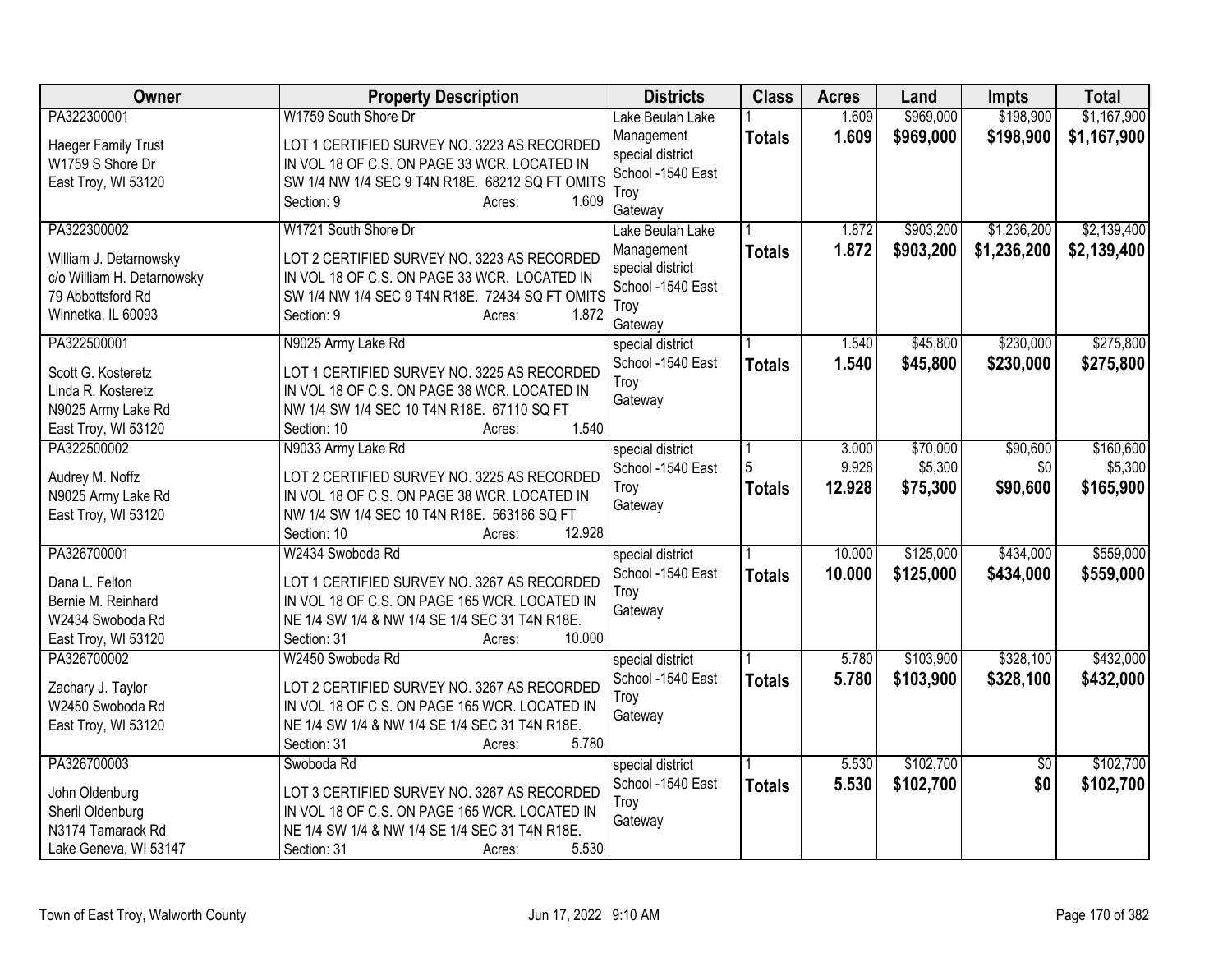| Owner | Property Description | Districts | Class | Acres | Land | Impts | Total |
|---|---|---|---|---|---|---|---|
| PA322300001<br>Haeger Family Trust<br>W1759 S Shore Dr<br>East Troy, WI 53120 | W1759 South Shore Dr<br>LOT 1 CERTIFIED SURVEY NO. 3223 AS RECORDED IN VOL 18 OF C.S. ON PAGE 33 WCR. LOCATED IN SW 1/4 NW 1/4 SEC 9 T4N R18E. 68212 SQ FT OMITS<br>Section: 9 Acres: 1.609 | Lake Beulah Lake Management special district<br>School -1540 East Troy<br>Gateway | 1<br>**Totals** | 1.609<br>**1.609** | $969,000<br>**$969,000** | $198,900<br>**$198,900** | $1,167,900<br>**$1,167,900** |
| PA322300002<br>William J. Detarnowsky<br>c/o William H. Detarnowsky<br>79 Abbottsford Rd<br>Winnetka, IL 60093 | W1721 South Shore Dr<br>LOT 2 CERTIFIED SURVEY NO. 3223 AS RECORDED IN VOL 18 OF C.S. ON PAGE 33 WCR. LOCATED IN SW 1/4 NW 1/4 SEC 9 T4N R18E. 72434 SQ FT OMITS<br>Section: 9 Acres: 1.872 | Lake Beulah Lake Management special district<br>School -1540 East Troy<br>Gateway | 1<br>**Totals** | 1.872<br>**1.872** | $903,200<br>**$903,200** | $1,236,200<br>**$1,236,200** | $2,139,400<br>**$2,139,400** |
| PA322500001<br>Scott G. Kosteretz<br>Linda R. Kosteretz<br>N9025 Army Lake Rd<br>East Troy, WI 53120 | N9025 Army Lake Rd<br>LOT 1 CERTIFIED SURVEY NO. 3225 AS RECORDED IN VOL 18 OF C.S. ON PAGE 38 WCR. LOCATED IN NW 1/4 SW 1/4 SEC 10 T4N R18E. 67110 SQ FT<br>Section: 10 Acres: 1.540 | special district<br>School -1540 East Troy<br>Gateway | 1<br>**Totals** | 1.540<br>**1.540** | $45,800<br>**$45,800** | $230,000<br>**$230,000** | $275,800<br>**$275,800** |
| PA322500002<br>Audrey M. Noffz<br>N9025 Army Lake Rd<br>East Troy, WI 53120 | N9033 Army Lake Rd<br>LOT 2 CERTIFIED SURVEY NO. 3225 AS RECORDED IN VOL 18 OF C.S. ON PAGE 38 WCR. LOCATED IN NW 1/4 SW 1/4 SEC 10 T4N R18E. 563186 SQ FT<br>Section: 10 Acres: 12.928 | special district<br>School -1540 East Troy<br>Gateway | 1<br>5<br>**Totals** | 3.000<br>9.928<br>**12.928** | $70,000<br>$5,300<br>**$75,300** | $90,600<br>$0<br>**$90,600** | $160,600<br>$5,300<br>**$165,900** |
| PA326700001<br>Dana L. Felton<br>Bernie M. Reinhard<br>W2434 Swoboda Rd<br>East Troy, WI 53120 | W2434 Swoboda Rd<br>LOT 1 CERTIFIED SURVEY NO. 3267 AS RECORDED IN VOL 18 OF C.S. ON PAGE 165 WCR. LOCATED IN NE 1/4 SW 1/4 & NW 1/4 SE 1/4 SEC 31 T4N R18E.<br>Section: 31 Acres: 10.000 | special district<br>School -1540 East Troy<br>Gateway | 1<br>**Totals** | 10.000<br>**10.000** | $125,000<br>**$125,000** | $434,000<br>**$434,000** | $559,000<br>**$559,000** |
| PA326700002<br>Zachary J. Taylor<br>W2450 Swoboda Rd<br>East Troy, WI 53120 | W2450 Swoboda Rd<br>LOT 2 CERTIFIED SURVEY NO. 3267 AS RECORDED IN VOL 18 OF C.S. ON PAGE 165 WCR. LOCATED IN NE 1/4 SW 1/4 & NW 1/4 SE 1/4 SEC 31 T4N R18E.<br>Section: 31 Acres: 5.780 | special district<br>School -1540 East Troy<br>Gateway | 1<br>**Totals** | 5.780<br>**5.780** | $103,900<br>**$103,900** | $328,100<br>**$328,100** | $432,000<br>**$432,000** |
| PA326700003<br>John Oldenburg<br>Sheril Oldenburg<br>N3174 Tamarack Rd<br>Lake Geneva, WI 53147 | Swoboda Rd<br>LOT 3 CERTIFIED SURVEY NO. 3267 AS RECORDED IN VOL 18 OF C.S. ON PAGE 165 WCR. LOCATED IN NE 1/4 SW 1/4 & NW 1/4 SE 1/4 SEC 31 T4N R18E.<br>Section: 31 Acres: 5.530 | special district<br>School -1540 East Troy<br>Gateway | 1<br>**Totals** | 5.530<br>**5.530** | $102,700<br>**$102,700** | $0<br>**$0** | $102,700<br>**$102,700** |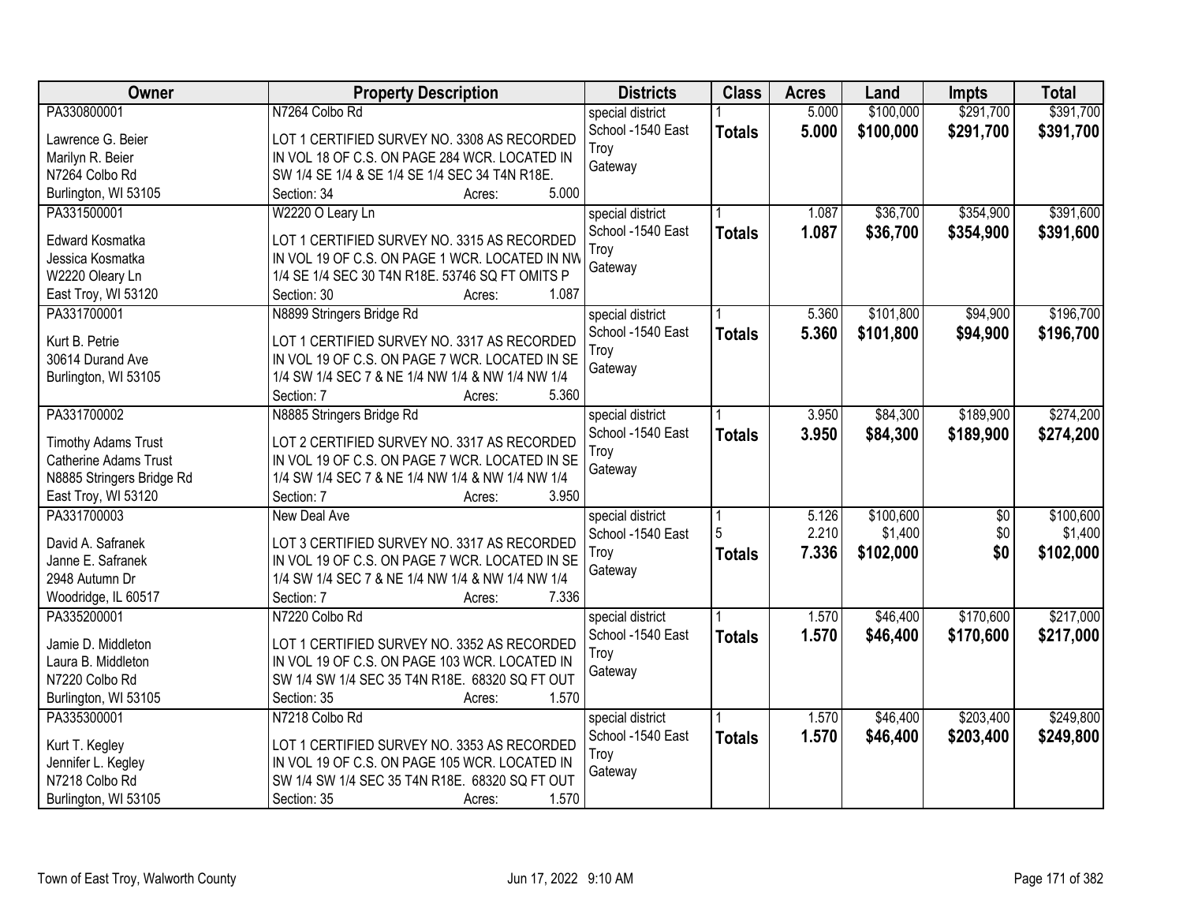| Owner | Property Description | Districts | Class | Acres | Land | Impts | Total |
|---|---|---|---|---|---|---|---|
| PA330800001<br>Lawrence G. Beier<br>Marilyn R. Beier<br>N7264 Colbo Rd<br>Burlington, WI 53105 | N7264 Colbo Rd<br>LOT 1 CERTIFIED SURVEY NO. 3308 AS RECORDED IN VOL 18 OF C.S. ON PAGE 284 WCR. LOCATED IN SW 1/4 SE 1/4 & SE 1/4 SE 1/4 SEC 34 T4N R18E.<br>Section: 34 Acres: 5.000 | special district<br>School -1540 East Troy<br>Gateway | 1<br>**Totals** | 5.000<br>**5.000** | $100,000<br>**$100,000** | $291,700<br>**$291,700** | $391,700<br>**$391,700** |
| PA331500001<br>Edward Kosmatka<br>Jessica Kosmatka<br>W2220 Oleary Ln<br>East Troy, WI 53120 | W2220 O Leary Ln<br>LOT 1 CERTIFIED SURVEY NO. 3315 AS RECORDED IN VOL 19 OF C.S. ON PAGE 1 WCR. LOCATED IN NW 1/4 SE 1/4 SEC 30 T4N R18E. 53746 SQ FT OMITS P<br>Section: 30 Acres: 1.087 | special district<br>School -1540 East Troy<br>Gateway | 1<br>**Totals** | 1.087<br>**1.087** | $36,700<br>**$36,700** | $354,900<br>**$354,900** | $391,600<br>**$391,600** |
| PA331700001<br>Kurt B. Petrie<br>30614 Durand Ave<br>Burlington, WI 53105 | N8899 Stringers Bridge Rd<br>LOT 1 CERTIFIED SURVEY NO. 3317 AS RECORDED IN VOL 19 OF C.S. ON PAGE 7 WCR. LOCATED IN SE 1/4 SW 1/4 SEC 7 & NE 1/4 NW 1/4 & NW 1/4 NW 1/4<br>Section: 7 Acres: 5.360 | special district<br>School -1540 East Troy<br>Gateway | 1<br>**Totals** | 5.360<br>**5.360** | $101,800<br>**$101,800** | $94,900<br>**$94,900** | $196,700<br>**$196,700** |
| PA331700002<br>Timothy Adams Trust<br>Catherine Adams Trust<br>N8885 Stringers Bridge Rd<br>East Troy, WI 53120 | N8885 Stringers Bridge Rd<br>LOT 2 CERTIFIED SURVEY NO. 3317 AS RECORDED IN VOL 19 OF C.S. ON PAGE 7 WCR. LOCATED IN SE 1/4 SW 1/4 SEC 7 & NE 1/4 NW 1/4 & NW 1/4 NW 1/4<br>Section: 7 Acres: 3.950 | special district<br>School -1540 East Troy<br>Gateway | 1<br>**Totals** | 3.950<br>**3.950** | $84,300<br>**$84,300** | $189,900<br>**$189,900** | $274,200<br>**$274,200** |
| PA331700003<br>David A. Safranek<br>Janne E. Safranek<br>2948 Autumn Dr<br>Woodridge, IL 60517 | New Deal Ave<br>LOT 3 CERTIFIED SURVEY NO. 3317 AS RECORDED IN VOL 19 OF C.S. ON PAGE 7 WCR. LOCATED IN SE 1/4 SW 1/4 SEC 7 & NE 1/4 NW 1/4 & NW 1/4 NW 1/4<br>Section: 7 Acres: 7.336 | special district<br>School -1540 East Troy<br>Gateway | 1<br>5<br>**Totals** | 5.126<br>2.210<br>**7.336** | $100,600<br>$1,400<br>**$102,000** | $0<br>$0<br>**$0** | $100,600<br>$1,400<br>**$102,000** |
| PA335200001<br>Jamie D. Middleton<br>Laura B. Middleton<br>N7220 Colbo Rd<br>Burlington, WI 53105 | N7220 Colbo Rd<br>LOT 1 CERTIFIED SURVEY NO. 3352 AS RECORDED IN VOL 19 OF C.S. ON PAGE 103 WCR. LOCATED IN SW 1/4 SW 1/4 SEC 35 T4N R18E. 68320 SQ FT OUT<br>Section: 35 Acres: 1.570 | special district<br>School -1540 East Troy<br>Gateway | 1<br>**Totals** | 1.570<br>**1.570** | $46,400<br>**$46,400** | $170,600<br>**$170,600** | $217,000<br>**$217,000** |
| PA335300001<br>Kurt T. Kegley<br>Jennifer L. Kegley<br>N7218 Colbo Rd<br>Burlington, WI 53105 | N7218 Colbo Rd<br>LOT 1 CERTIFIED SURVEY NO. 3353 AS RECORDED IN VOL 19 OF C.S. ON PAGE 105 WCR. LOCATED IN SW 1/4 SW 1/4 SEC 35 T4N R18E. 68320 SQ FT OUT<br>Section: 35 Acres: 1.570 | special district<br>School -1540 East Troy<br>Gateway | 1<br>**Totals** | 1.570<br>**1.570** | $46,400<br>**$46,400** | $203,400<br>**$203,400** | $249,800<br>**$249,800** |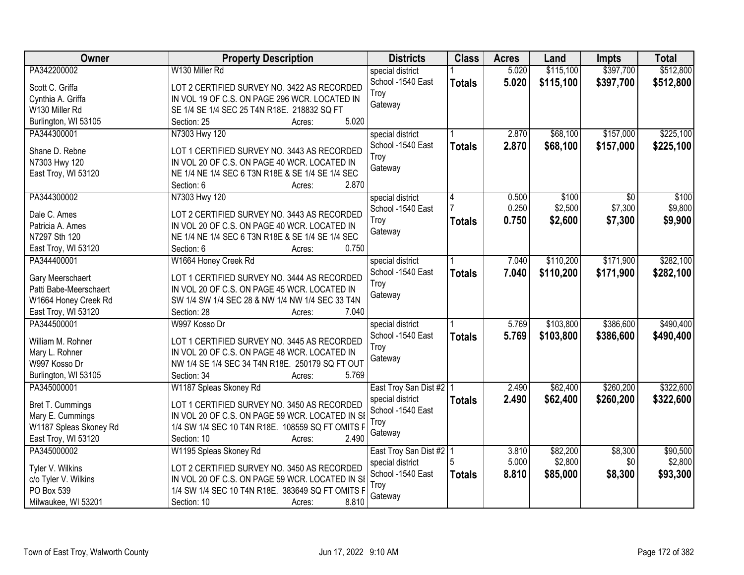| Owner | Property Description | Districts | Class | Acres | Land | Impts | Total |
|---|---|---|---|---|---|---|---|
| PA342200002<br><br>Scott C. Griffa<br>Cynthia A. Griffa<br>W130 Miller Rd<br>Burlington, WI 53105 | W130 Miller Rd<br><br>LOT 2 CERTIFIED SURVEY NO. 3422 AS RECORDED IN VOL 19 OF C.S. ON PAGE 296 WCR. LOCATED IN SE 1/4 SE 1/4 SEC 25 T4N R18E. 218832 SQ FT<br>Section: 25 Acres: 5.020 | special district<br>School -1540 East Troy<br>Gateway | 1<br>**Totals** | 5.020<br>**5.020** | $115,100<br>**$115,100** | $397,700<br>**$397,700** | $512,800<br>**$512,800** |
| PA344300001<br><br>Shane D. Rebne<br>N7303 Hwy 120<br>East Troy, WI 53120 | N7303 Hwy 120<br><br>LOT 1 CERTIFIED SURVEY NO. 3443 AS RECORDED IN VOL 20 OF C.S. ON PAGE 40 WCR. LOCATED IN NE 1/4 NE 1/4 SEC 6 T3N R18E & SE 1/4 SE 1/4 SEC<br>Section: 6 Acres: 2.870 | special district<br>School -1540 East Troy<br>Gateway | 1<br>**Totals** | 2.870<br>**2.870** | $68,100<br>**$68,100** | $157,000<br>**$157,000** | $225,100<br>**$225,100** |
| PA344300002<br><br>Dale C. Ames<br>Patricia A. Ames<br>N7297 Sth 120<br>East Troy, WI 53120 | N7303 Hwy 120<br><br>LOT 2 CERTIFIED SURVEY NO. 3443 AS RECORDED IN VOL 20 OF C.S. ON PAGE 40 WCR. LOCATED IN NE 1/4 NE 1/4 SEC 6 T3N R18E & SE 1/4 SE 1/4 SEC<br>Section: 6 Acres: 0.750 | special district<br>School -1540 East Troy<br>Gateway | 4<br>7<br>**Totals** | 0.500<br>0.250<br>**0.750** | $100<br>$2,500<br>**$2,600** | $0<br>$7,300<br>**$7,300** | $100<br>$9,800<br>**$9,900** |
| PA344400001<br><br>Gary Meerschaert<br>Patti Babe-Meerschaert<br>W1664 Honey Creek Rd<br>East Troy, WI 53120 | W1664 Honey Creek Rd<br><br>LOT 1 CERTIFIED SURVEY NO. 3444 AS RECORDED IN VOL 20 OF C.S. ON PAGE 45 WCR. LOCATED IN SW 1/4 SW 1/4 SEC 28 & NW 1/4 NW 1/4 SEC 33 T4N<br>Section: 28 Acres: 7.040 | special district<br>School -1540 East Troy<br>Gateway | 1<br>**Totals** | 7.040<br>**7.040** | $110,200<br>**$110,200** | $171,900<br>**$171,900** | $282,100<br>**$282,100** |
| PA344500001<br><br>William M. Rohner<br>Mary L. Rohner<br>W997 Kosso Dr<br>Burlington, WI 53105 | W997 Kosso Dr<br><br>LOT 1 CERTIFIED SURVEY NO. 3445 AS RECORDED IN VOL 20 OF C.S. ON PAGE 48 WCR. LOCATED IN NW 1/4 SE 1/4 SEC 34 T4N R18E. 250179 SQ FT OUT<br>Section: 34 Acres: 5.769 | special district<br>School -1540 East Troy<br>Gateway | 1<br>**Totals** | 5.769<br>**5.769** | $103,800<br>**$103,800** | $386,600<br>**$386,600** | $490,400<br>**$490,400** |
| PA345000001<br><br>Bret T. Cummings<br>Mary E. Cummings<br>W1187 Spleas Skoney Rd<br>East Troy, WI 53120 | W1187 Spleas Skoney Rd<br><br>LOT 1 CERTIFIED SURVEY NO. 3450 AS RECORDED IN VOL 20 OF C.S. ON PAGE 59 WCR. LOCATED IN SE 1/4 SW 1/4 SEC 10 T4N R18E. 108559 SQ FT OMITS F<br>Section: 10 Acres: 2.490 | East Troy San Dist #2<br>special district<br>School -1540 East Troy<br>Gateway | 1<br>**Totals** | 2.490<br>**2.490** | $62,400<br>**$62,400** | $260,200<br>**$260,200** | $322,600<br>**$322,600** |
| PA345000002<br><br>Tyler V. Wilkins<br>c/o Tyler V. Wilkins<br>PO Box 539<br>Milwaukee, WI 53201 | W1195 Spleas Skoney Rd<br><br>LOT 2 CERTIFIED SURVEY NO. 3450 AS RECORDED IN VOL 20 OF C.S. ON PAGE 59 WCR. LOCATED IN SE 1/4 SW 1/4 SEC 10 T4N R18E. 383649 SQ FT OMITS F<br>Section: 10 Acres: 8.810 | East Troy San Dist #2<br>special district<br>School -1540 East Troy<br>Gateway | 1<br>5<br>**Totals** | 3.810<br>5.000<br>**8.810** | $82,200<br>$2,800<br>**$85,000** | $8,300<br>$0<br>**$8,300** | $90,500<br>$2,800<br>**$93,300** |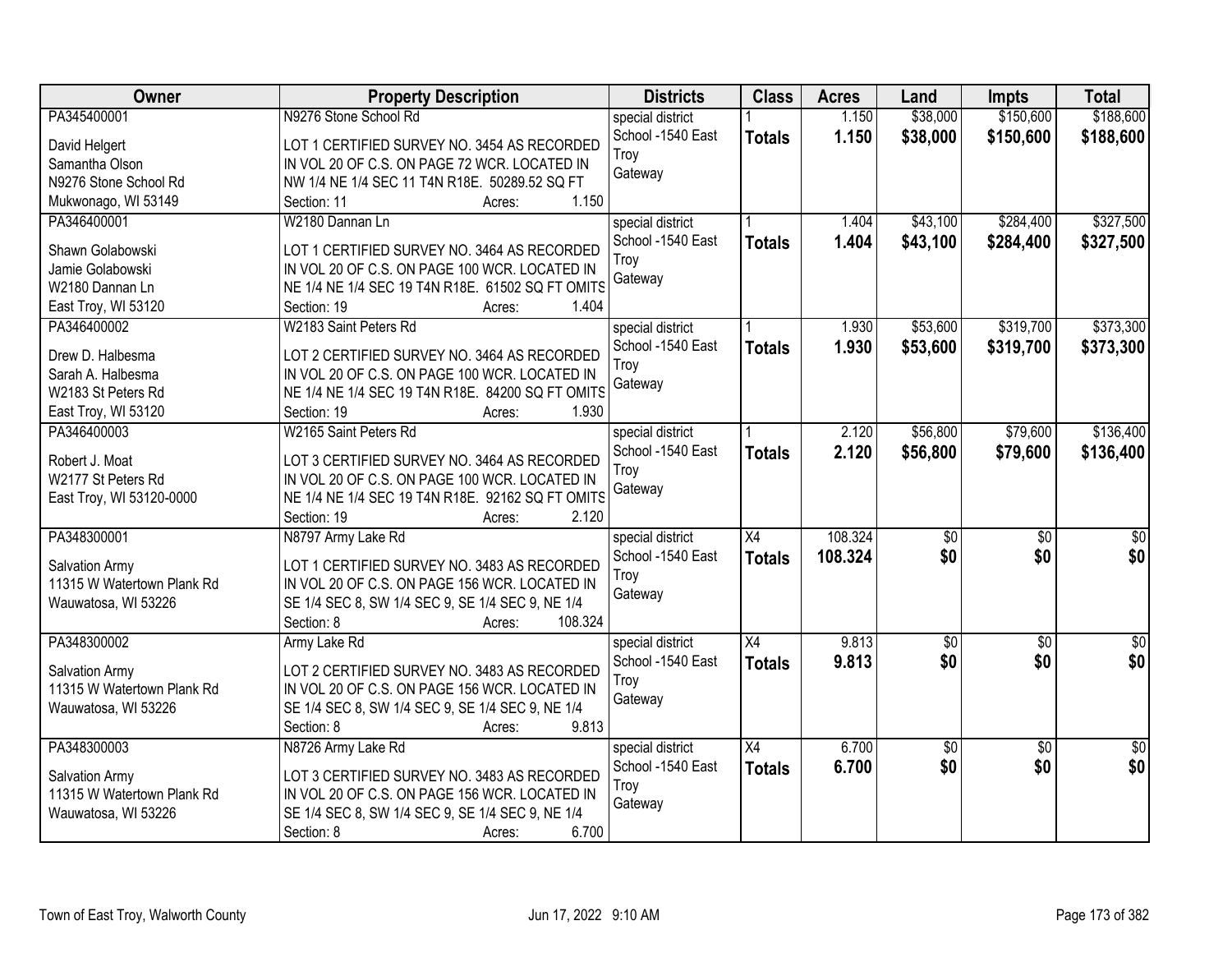| Owner | Property Description | Districts | Class | Acres | Land | Impts | Total |
|---|---|---|---|---|---|---|---|
| PA345400001<br>David Helgert<br>Samantha Olson<br>N9276 Stone School Rd<br>Mukwonago, WI 53149 | N9276 Stone School Rd<br>LOT 1 CERTIFIED SURVEY NO. 3454 AS RECORDED IN VOL 20 OF C.S. ON PAGE 72 WCR. LOCATED IN NW 1/4 NE 1/4 SEC 11 T4N R18E. 50289.52 SQ FT<br>Section: 11 Acres: 1.150 | special district<br>School -1540 East Troy<br>Gateway | 1<br>**Totals** | 1.150<br>**1.150** | $38,000<br>**$38,000** | $150,600<br>**$150,600** | $188,600<br>**$188,600** |
| PA346400001<br>Shawn Golabowski<br>Jamie Golabowski<br>W2180 Dannan Ln<br>East Troy, WI 53120 | W2180 Dannan Ln<br>LOT 1 CERTIFIED SURVEY NO. 3464 AS RECORDED IN VOL 20 OF C.S. ON PAGE 100 WCR. LOCATED IN NE 1/4 NE 1/4 SEC 19 T4N R18E. 61502 SQ FT OMITS<br>Section: 19 Acres: 1.404 | special district<br>School -1540 East Troy<br>Gateway | 1<br>**Totals** | 1.404<br>**1.404** | $43,100<br>**$43,100** | $284,400<br>**$284,400** | $327,500<br>**$327,500** |
| PA346400002<br>Drew D. Halbesma<br>Sarah A. Halbesma<br>W2183 St Peters Rd<br>East Troy, WI 53120 | W2183 Saint Peters Rd<br>LOT 2 CERTIFIED SURVEY NO. 3464 AS RECORDED IN VOL 20 OF C.S. ON PAGE 100 WCR. LOCATED IN NE 1/4 NE 1/4 SEC 19 T4N R18E. 84200 SQ FT OMITS<br>Section: 19 Acres: 1.930 | special district<br>School -1540 East Troy<br>Gateway | 1<br>**Totals** | 1.930<br>**1.930** | $53,600<br>**$53,600** | $319,700<br>**$319,700** | $373,300<br>**$373,300** |
| PA346400003<br>Robert J. Moat<br>W2177 St Peters Rd<br>East Troy, WI 53120-0000 | W2165 Saint Peters Rd<br>LOT 3 CERTIFIED SURVEY NO. 3464 AS RECORDED IN VOL 20 OF C.S. ON PAGE 100 WCR. LOCATED IN NE 1/4 NE 1/4 SEC 19 T4N R18E. 92162 SQ FT OMITS<br>Section: 19 Acres: 2.120 | special district<br>School -1540 East Troy<br>Gateway | 1<br>**Totals** | 2.120<br>**2.120** | $56,800<br>**$56,800** | $79,600<br>**$79,600** | $136,400<br>**$136,400** |
| PA348300001<br>Salvation Army<br>11315 W Watertown Plank Rd<br>Wauwatosa, WI 53226 | N8797 Army Lake Rd<br>LOT 1 CERTIFIED SURVEY NO. 3483 AS RECORDED IN VOL 20 OF C.S. ON PAGE 156 WCR. LOCATED IN SE 1/4 SEC 8, SW 1/4 SEC 9, SE 1/4 SEC 9, NE 1/4<br>Section: 8 Acres: 108.324 | special district<br>School -1540 East Troy<br>Gateway | X4<br>**Totals** | 108.324<br>**108.324** | $0<br>**$0** | $0<br>**$0** | $0<br>**$0** |
| PA348300002<br>Salvation Army<br>11315 W Watertown Plank Rd<br>Wauwatosa, WI 53226 | Army Lake Rd<br>LOT 2 CERTIFIED SURVEY NO. 3483 AS RECORDED IN VOL 20 OF C.S. ON PAGE 156 WCR. LOCATED IN SE 1/4 SEC 8, SW 1/4 SEC 9, SE 1/4 SEC 9, NE 1/4<br>Section: 8 Acres: 9.813 | special district<br>School -1540 East Troy<br>Gateway | X4<br>**Totals** | 9.813<br>**9.813** | $0<br>**$0** | $0<br>**$0** | $0<br>**$0** |
| PA348300003<br>Salvation Army<br>11315 W Watertown Plank Rd<br>Wauwatosa, WI 53226 | N8726 Army Lake Rd<br>LOT 3 CERTIFIED SURVEY NO. 3483 AS RECORDED IN VOL 20 OF C.S. ON PAGE 156 WCR. LOCATED IN SE 1/4 SEC 8, SW 1/4 SEC 9, SE 1/4 SEC 9, NE 1/4<br>Section: 8 Acres: 6.700 | special district<br>School -1540 East Troy<br>Gateway | X4<br>**Totals** | 6.700<br>**6.700** | $0<br>**$0** | $0<br>**$0** | $0<br>**$0** |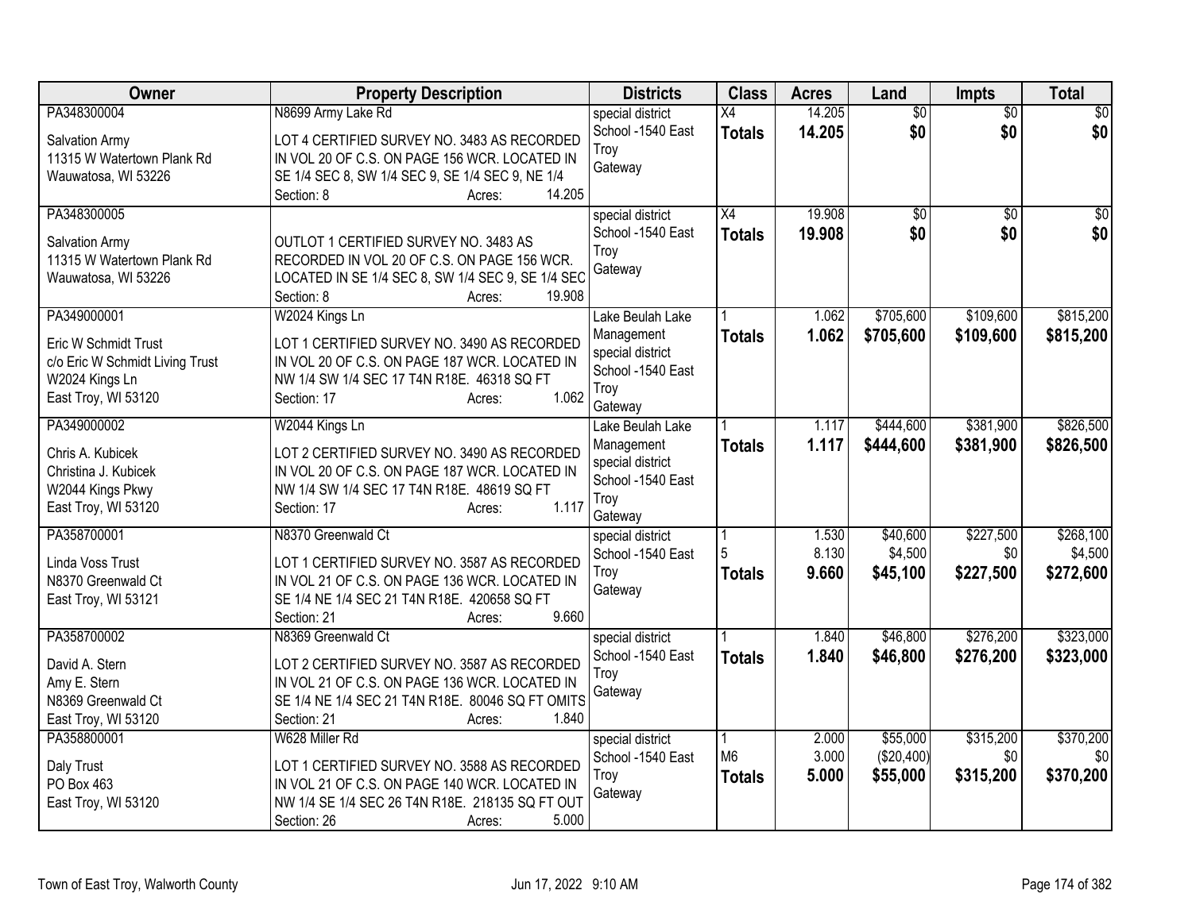| Owner | Property Description | Districts | Class | Acres | Land | Impts | Total |
|---|---|---|---|---|---|---|---|
| PA348300004<br>Salvation Army<br>11315 W Watertown Plank Rd<br>Wauwatosa, WI 53226 | N8699 Army Lake Rd<br>LOT 4 CERTIFIED SURVEY NO. 3483 AS RECORDED IN VOL 20 OF C.S. ON PAGE 156 WCR. LOCATED IN SE 1/4 SEC 8, SW 1/4 SEC 9, SE 1/4 SEC 9, NE 1/4<br>Section: 8 Acres: 14.205 | special district<br>School -1540 East Troy<br>Gateway | X4<br>**Totals** | 14.205<br>**14.205** | $0<br>**$0** | $0<br>**$0** | $0<br>**$0** |
| PA348300005<br>Salvation Army<br>11315 W Watertown Plank Rd<br>Wauwatosa, WI 53226 | OUTLOT 1 CERTIFIED SURVEY NO. 3483 AS RECORDED IN VOL 20 OF C.S. ON PAGE 156 WCR. LOCATED IN SE 1/4 SEC 8, SW 1/4 SEC 9, SE 1/4 SEC<br>Section: 8 Acres: 19.908 | special district<br>School -1540 East Troy<br>Gateway | X4<br>**Totals** | 19.908<br>**19.908** | $0<br>**$0** | $0<br>**$0** | $0<br>**$0** |
| PA349000001<br>Eric W Schmidt Trust<br>c/o Eric W Schmidt Living Trust<br>W2024 Kings Ln<br>East Troy, WI 53120 | W2024 Kings Ln<br>LOT 1 CERTIFIED SURVEY NO. 3490 AS RECORDED IN VOL 20 OF C.S. ON PAGE 187 WCR. LOCATED IN NW 1/4 SW 1/4 SEC 17 T4N R18E. 46318 SQ FT<br>Section: 17 Acres: 1.062 | Lake Beulah Lake Management<br>special district<br>School -1540 East Troy<br>Gateway | 1<br>**Totals** | 1.062<br>**1.062** | $705,600<br>**$705,600** | $109,600<br>**$109,600** | $815,200<br>**$815,200** |
| PA349000002<br>Chris A. Kubicek<br>Christina J. Kubicek<br>W2044 Kings Pkwy<br>East Troy, WI 53120 | W2044 Kings Ln<br>LOT 2 CERTIFIED SURVEY NO. 3490 AS RECORDED IN VOL 20 OF C.S. ON PAGE 187 WCR. LOCATED IN NW 1/4 SW 1/4 SEC 17 T4N R18E. 48619 SQ FT<br>Section: 17 Acres: 1.117 | Lake Beulah Lake Management<br>special district<br>School -1540 East Troy<br>Gateway | 1<br>**Totals** | 1.117<br>**1.117** | $444,600<br>**$444,600** | $381,900<br>**$381,900** | $826,500<br>**$826,500** |
| PA358700001<br>Linda Voss Trust<br>N8370 Greenwald Ct<br>East Troy, WI 53121 | N8370 Greenwald Ct<br>LOT 1 CERTIFIED SURVEY NO. 3587 AS RECORDED IN VOL 21 OF C.S. ON PAGE 136 WCR. LOCATED IN SE 1/4 NE 1/4 SEC 21 T4N R18E. 420658 SQ FT<br>Section: 21 Acres: 9.660 | special district<br>School -1540 East Troy<br>Gateway | 1<br>5<br>**Totals** | 1.530<br>8.130<br>**9.660** | $40,600<br>$4,500<br>**$45,100** | $227,500<br>$0<br>**$227,500** | $268,100<br>$4,500<br>**$272,600** |
| PA358700002<br>David A. Stern<br>Amy E. Stern<br>N8369 Greenwald Ct<br>East Troy, WI 53120 | N8369 Greenwald Ct<br>LOT 2 CERTIFIED SURVEY NO. 3587 AS RECORDED IN VOL 21 OF C.S. ON PAGE 136 WCR. LOCATED IN SE 1/4 NE 1/4 SEC 21 T4N R18E. 80046 SQ FT OMITS<br>Section: 21 Acres: 1.840 | special district<br>School -1540 East Troy<br>Gateway | 1<br>**Totals** | 1.840<br>**1.840** | $46,800<br>**$46,800** | $276,200<br>**$276,200** | $323,000<br>**$323,000** |
| PA358800001<br>Daly Trust<br>PO Box 463<br>East Troy, WI 53120 | W628 Miller Rd<br>LOT 1 CERTIFIED SURVEY NO. 3588 AS RECORDED IN VOL 21 OF C.S. ON PAGE 140 WCR. LOCATED IN NW 1/4 SE 1/4 SEC 26 T4N R18E. 218135 SQ FT OUT<br>Section: 26 Acres: 5.000 | special district<br>School -1540 East Troy<br>Gateway | 1<br>M6<br>**Totals** | 2.000<br>3.000<br>**5.000** | $55,000<br>($20,400)<br>**$55,000** | $315,200<br>$0<br>**$315,200** | $370,200<br>$0<br>**$370,200** |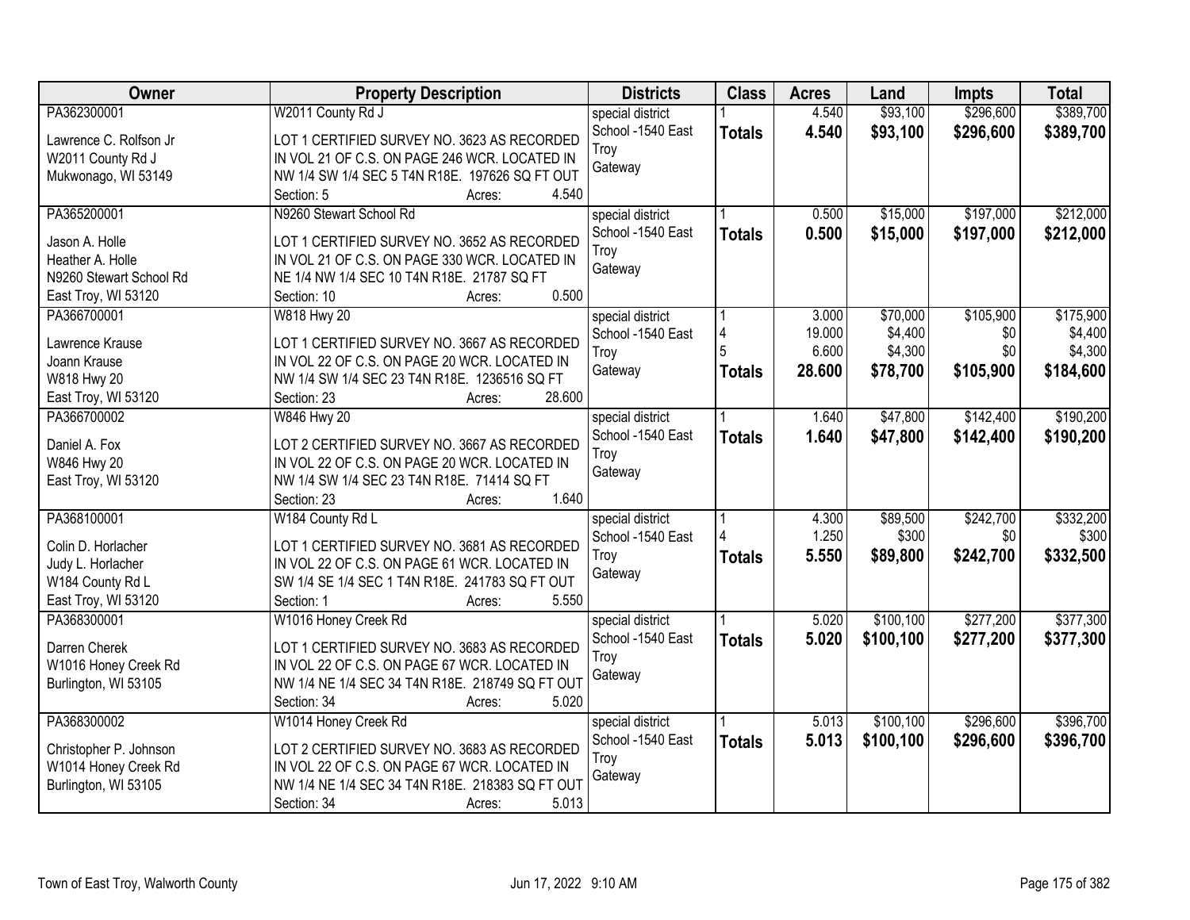| Owner | Property Description | Districts | Class | Acres | Land | Impts | Total |
|---|---|---|---|---|---|---|---|
| PA362300001<br>Lawrence C. Rolfson Jr<br>W2011 County Rd J<br>Mukwonago, WI 53149 | W2011 County Rd J<br>LOT 1 CERTIFIED SURVEY NO. 3623 AS RECORDED IN VOL 21 OF C.S. ON PAGE 246 WCR. LOCATED IN NW 1/4 SW 1/4 SEC 5 T4N R18E. 197626 SQ FT OUT<br>Section: 5 Acres: 4.540 | special district<br>School -1540 East Troy<br>Gateway | 1<br>**Totals** | 4.540<br>**4.540** | $93,100<br>**$93,100** | $296,600<br>**$296,600** | $389,700<br>**$389,700** |
| PA365200001<br>Jason A. Holle<br>Heather A. Holle<br>N9260 Stewart School Rd<br>East Troy, WI 53120 | N9260 Stewart School Rd<br>LOT 1 CERTIFIED SURVEY NO. 3652 AS RECORDED IN VOL 21 OF C.S. ON PAGE 330 WCR. LOCATED IN NE 1/4 NW 1/4 SEC 10 T4N R18E. 21787 SQ FT<br>Section: 10 Acres: 0.500 | special district<br>School -1540 East Troy<br>Gateway | 1<br>**Totals** | 0.500<br>**0.500** | $15,000<br>**$15,000** | $197,000<br>**$197,000** | $212,000<br>**$212,000** |
| PA366700001<br>Lawrence Krause<br>Joann Krause<br>W818 Hwy 20<br>East Troy, WI 53120 | W818 Hwy 20<br>LOT 1 CERTIFIED SURVEY NO. 3667 AS RECORDED IN VOL 22 OF C.S. ON PAGE 20 WCR. LOCATED IN NW 1/4 SW 1/4 SEC 23 T4N R18E. 1236516 SQ FT<br>Section: 23 Acres: 28.600 | special district<br>School -1540 East Troy<br>Gateway | 1<br>4<br>5<br>**Totals** | 3.000<br>19.000<br>6.600<br>**28.600** | $70,000<br>$4,400<br>$4,300<br>**$78,700** | $105,900<br>$0<br>$0<br>**$105,900** | $175,900<br>$4,400<br>$4,300<br>**$184,600** |
| PA366700002<br>Daniel A. Fox<br>W846 Hwy 20<br>East Troy, WI 53120 | W846 Hwy 20<br>LOT 2 CERTIFIED SURVEY NO. 3667 AS RECORDED IN VOL 22 OF C.S. ON PAGE 20 WCR. LOCATED IN NW 1/4 SW 1/4 SEC 23 T4N R18E. 71414 SQ FT<br>Section: 23 Acres: 1.640 | special district<br>School -1540 East Troy<br>Gateway | 1<br>**Totals** | 1.640<br>**1.640** | $47,800<br>**$47,800** | $142,400<br>**$142,400** | $190,200<br>**$190,200** |
| PA368100001<br>Colin D. Horlacher<br>Judy L. Horlacher<br>W184 County Rd L<br>East Troy, WI 53120 | W184 County Rd L<br>LOT 1 CERTIFIED SURVEY NO. 3681 AS RECORDED IN VOL 22 OF C.S. ON PAGE 61 WCR. LOCATED IN SW 1/4 SE 1/4 SEC 1 T4N R18E. 241783 SQ FT OUT<br>Section: 1 Acres: 5.550 | special district<br>School -1540 East Troy<br>Gateway | 1<br>4<br>**Totals** | 4.300<br>1.250<br>**5.550** | $89,500<br>$300<br>**$89,800** | $242,700<br>$0<br>**$242,700** | $332,200<br>$300<br>**$332,500** |
| PA368300001<br>Darren Cherek<br>W1016 Honey Creek Rd<br>Burlington, WI 53105 | W1016 Honey Creek Rd<br>LOT 1 CERTIFIED SURVEY NO. 3683 AS RECORDED IN VOL 22 OF C.S. ON PAGE 67 WCR. LOCATED IN NW 1/4 NE 1/4 SEC 34 T4N R18E. 218749 SQ FT OUT<br>Section: 34 Acres: 5.020 | special district<br>School -1540 East Troy<br>Gateway | 1<br>**Totals** | 5.020<br>**5.020** | $100,100<br>**$100,100** | $277,200<br>**$277,200** | $377,300<br>**$377,300** |
| PA368300002<br>Christopher P. Johnson<br>W1014 Honey Creek Rd<br>Burlington, WI 53105 | W1014 Honey Creek Rd<br>LOT 2 CERTIFIED SURVEY NO. 3683 AS RECORDED IN VOL 22 OF C.S. ON PAGE 67 WCR. LOCATED IN NW 1/4 NE 1/4 SEC 34 T4N R18E. 218383 SQ FT OUT<br>Section: 34 Acres: 5.013 | special district<br>School -1540 East Troy<br>Gateway | 1<br>**Totals** | 5.013<br>**5.013** | $100,100<br>**$100,100** | $296,600<br>**$296,600** | $396,700<br>**$396,700** |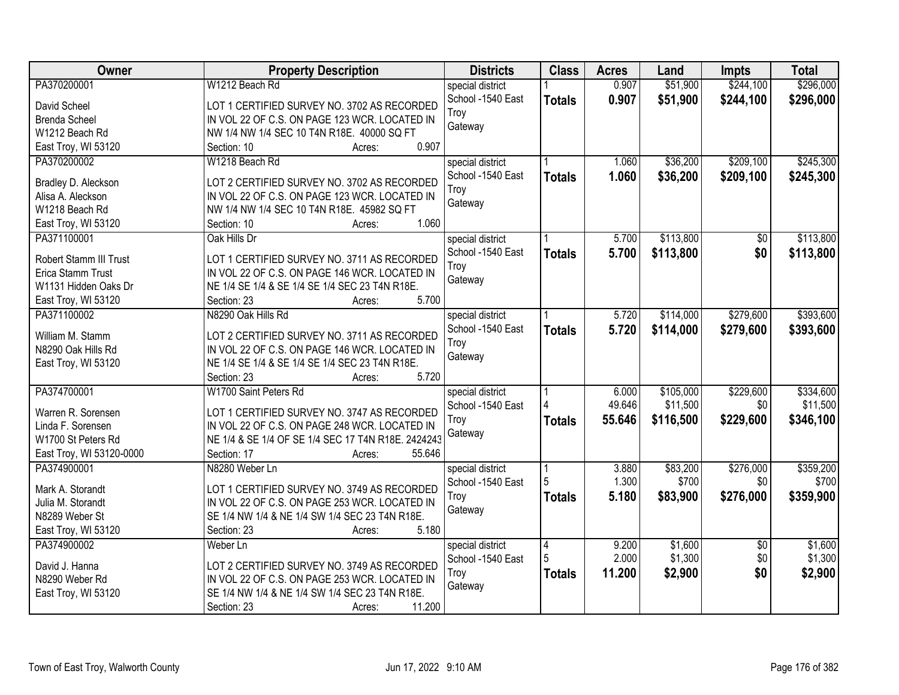| Owner | Property Description | Districts | Class | Acres | Land | Impts | Total |
|---|---|---|---|---|---|---|---|
| PA370200001<br>David Scheel<br>Brenda Scheel<br>W1212 Beach Rd<br>East Troy, WI 53120 | W1212 Beach Rd<br>LOT 1 CERTIFIED SURVEY NO. 3702 AS RECORDED IN VOL 22 OF C.S. ON PAGE 123 WCR. LOCATED IN NW 1/4 NW 1/4 SEC 10 T4N R18E. 40000 SQ FT<br>Section: 10 Acres: 0.907 | special district<br>School -1540 East Troy<br>Gateway | 1<br>**Totals** | 0.907<br>**0.907** | $51,900<br>**$51,900** | $244,100<br>**$244,100** | $296,000<br>**$296,000** |
| PA370200002<br>Bradley D. Aleckson<br>Alisa A. Aleckson<br>W1218 Beach Rd<br>East Troy, WI 53120 | W1218 Beach Rd<br>LOT 2 CERTIFIED SURVEY NO. 3702 AS RECORDED IN VOL 22 OF C.S. ON PAGE 123 WCR. LOCATED IN NW 1/4 NW 1/4 SEC 10 T4N R18E. 45982 SQ FT<br>Section: 10 Acres: 1.060 | special district<br>School -1540 East Troy<br>Gateway | 1<br>**Totals** | 1.060<br>**1.060** | $36,200<br>**$36,200** | $209,100<br>**$209,100** | $245,300<br>**$245,300** |
| PA371100001<br>Robert Stamm III Trust<br>Erica Stamm Trust<br>W1131 Hidden Oaks Dr<br>East Troy, WI 53120 | Oak Hills Dr<br>LOT 1 CERTIFIED SURVEY NO. 3711 AS RECORDED IN VOL 22 OF C.S. ON PAGE 146 WCR. LOCATED IN NE 1/4 SE 1/4 & SE 1/4 SE 1/4 SEC 23 T4N R18E.<br>Section: 23 Acres: 5.700 | special district<br>School -1540 East Troy<br>Gateway | 1<br>**Totals** | 5.700<br>**5.700** | $113,800<br>**$113,800** | $0<br>**$0** | $113,800<br>**$113,800** |
| PA371100002<br>William M. Stamm<br>N8290 Oak Hills Rd<br>East Troy, WI 53120 | N8290 Oak Hills Rd<br>LOT 2 CERTIFIED SURVEY NO. 3711 AS RECORDED IN VOL 22 OF C.S. ON PAGE 146 WCR. LOCATED IN NE 1/4 SE 1/4 & SE 1/4 SE 1/4 SEC 23 T4N R18E.<br>Section: 23 Acres: 5.720 | special district<br>School -1540 East Troy<br>Gateway | 1<br>**Totals** | 5.720<br>**5.720** | $114,000<br>**$114,000** | $279,600<br>**$279,600** | $393,600<br>**$393,600** |
| PA374700001<br>Warren R. Sorensen<br>Linda F. Sorensen<br>W1700 St Peters Rd<br>East Troy, WI 53120-0000 | W1700 Saint Peters Rd<br>LOT 1 CERTIFIED SURVEY NO. 3747 AS RECORDED IN VOL 22 OF C.S. ON PAGE 248 WCR. LOCATED IN NE 1/4 & SE 1/4 OF SE 1/4 SEC 17 T4N R18E. 2424243<br>Section: 17 Acres: 55.646 | special district<br>School -1540 East Troy<br>Gateway | 1<br>4<br>**Totals** | 6.000<br>49.646<br>**55.646** | $105,000<br>$11,500<br>**$116,500** | $229,600<br>$0<br>**$229,600** | $334,600<br>$11,500<br>**$346,100** |
| PA374900001<br>Mark A. Storandt<br>Julia M. Storandt<br>N8289 Weber St<br>East Troy, WI 53120 | N8280 Weber Ln<br>LOT 1 CERTIFIED SURVEY NO. 3749 AS RECORDED IN VOL 22 OF C.S. ON PAGE 253 WCR. LOCATED IN SE 1/4 NW 1/4 & NE 1/4 SW 1/4 SEC 23 T4N R18E.<br>Section: 23 Acres: 5.180 | special district<br>School -1540 East Troy<br>Gateway | 1<br>5<br>**Totals** | 3.880<br>1.300<br>**5.180** | $83,200<br>$700<br>**$83,900** | $276,000<br>$0<br>**$276,000** | $359,200<br>$700<br>**$359,900** |
| PA374900002<br>David J. Hanna<br>N8290 Weber Rd<br>East Troy, WI 53120 | Weber Ln<br>LOT 2 CERTIFIED SURVEY NO. 3749 AS RECORDED IN VOL 22 OF C.S. ON PAGE 253 WCR. LOCATED IN SE 1/4 NW 1/4 & NE 1/4 SW 1/4 SEC 23 T4N R18E.<br>Section: 23 Acres: 11.200 | special district<br>School -1540 East Troy<br>Gateway | 4<br>5<br>**Totals** | 9.200<br>2.000<br>**11.200** | $1,600<br>$1,300<br>**$2,900** | $0<br>$0<br>**$0** | $1,600<br>$1,300<br>**$2,900** |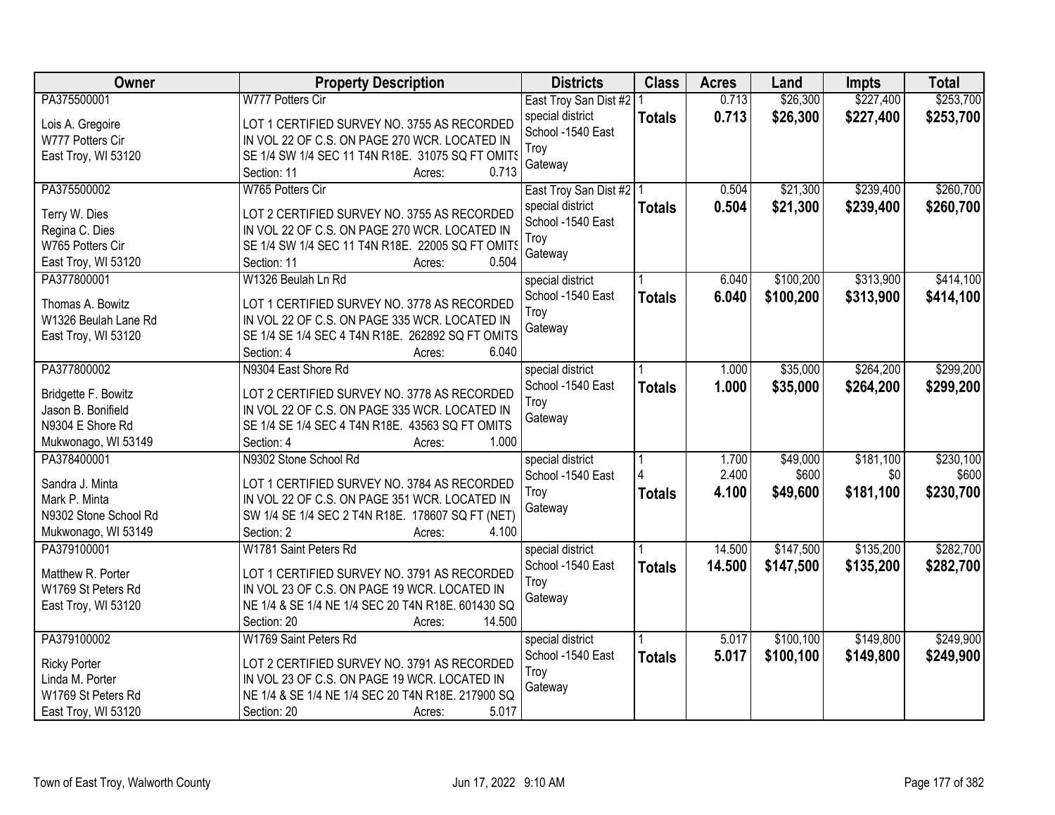| Owner | Property Description | Districts | Class | Acres | Land | Impts | Total |
|---|---|---|---|---|---|---|---|
| PA375500001<br><br>Lois A. Gregoire<br>W777 Potters Cir<br>East Troy, WI 53120 | W777 Potters Cir<br><br>LOT 1 CERTIFIED SURVEY NO. 3755 AS RECORDED IN VOL 22 OF C.S. ON PAGE 270 WCR. LOCATED IN SE 1/4 SW 1/4 SEC 11 T4N R18E. 31075 SQ FT OMITS<br>Section: 11 Acres: 0.713 | East Troy San Dist #2<br>special district<br>School -1540 East Troy<br>Gateway | 1<br>**Totals** | 0.713<br>**0.713** | $26,300<br>**$26,300** | $227,400<br>**$227,400** | $253,700<br>**$253,700** |
| PA375500002<br><br>Terry W. Dies<br>Regina C. Dies<br>W765 Potters Cir<br>East Troy, WI 53120 | W765 Potters Cir<br><br>LOT 2 CERTIFIED SURVEY NO. 3755 AS RECORDED IN VOL 22 OF C.S. ON PAGE 270 WCR. LOCATED IN SE 1/4 SW 1/4 SEC 11 T4N R18E. 22005 SQ FT OMITS<br>Section: 11 Acres: 0.504 | East Troy San Dist #2<br>special district<br>School -1540 East Troy<br>Gateway | 1<br>**Totals** | 0.504<br>**0.504** | $21,300<br>**$21,300** | $239,400<br>**$239,400** | $260,700<br>**$260,700** |
| PA377800001<br><br>Thomas A. Bowitz<br>W1326 Beulah Lane Rd<br>East Troy, WI 53120 | W1326 Beulah Ln Rd<br><br>LOT 1 CERTIFIED SURVEY NO. 3778 AS RECORDED IN VOL 22 OF C.S. ON PAGE 335 WCR. LOCATED IN SE 1/4 SE 1/4 SEC 4 T4N R18E. 262892 SQ FT OMITS<br>Section: 4 Acres: 6.040 | special district<br>School -1540 East Troy<br>Gateway | 1<br>**Totals** | 6.040<br>**6.040** | $100,200<br>**$100,200** | $313,900<br>**$313,900** | $414,100<br>**$414,100** |
| PA377800002<br><br>Bridgette F. Bowitz<br>Jason B. Bonifield<br>N9304 E Shore Rd<br>Mukwonago, WI 53149 | N9304 East Shore Rd<br><br>LOT 2 CERTIFIED SURVEY NO. 3778 AS RECORDED IN VOL 22 OF C.S. ON PAGE 335 WCR. LOCATED IN SE 1/4 SE 1/4 SEC 4 T4N R18E. 43563 SQ FT OMITS<br>Section: 4 Acres: 1.000 | special district<br>School -1540 East Troy<br>Gateway | 1<br>**Totals** | 1.000<br>**1.000** | $35,000<br>**$35,000** | $264,200<br>**$264,200** | $299,200<br>**$299,200** |
| PA378400001<br><br>Sandra J. Minta<br>Mark P. Minta<br>N9302 Stone School Rd<br>Mukwonago, WI 53149 | N9302 Stone School Rd<br><br>LOT 1 CERTIFIED SURVEY NO. 3784 AS RECORDED IN VOL 22 OF C.S. ON PAGE 351 WCR. LOCATED IN SW 1/4 SE 1/4 SEC 2 T4N R18E. 178607 SQ FT (NET)<br>Section: 2 Acres: 4.100 | special district<br>School -1540 East Troy<br>Gateway | 1<br>4<br>**Totals** | 1.700<br>2.400<br>**4.100** | $49,000<br>$600<br>**$49,600** | $181,100<br>$0<br>**$181,100** | $230,100<br>$600<br>**$230,700** |
| PA379100001<br><br>Matthew R. Porter<br>W1769 St Peters Rd<br>East Troy, WI 53120 | W1781 Saint Peters Rd<br><br>LOT 1 CERTIFIED SURVEY NO. 3791 AS RECORDED IN VOL 23 OF C.S. ON PAGE 19 WCR. LOCATED IN NE 1/4 & SE 1/4 NE 1/4 SEC 20 T4N R18E. 601430 SQ<br>Section: 20 Acres: 14.500 | special district<br>School -1540 East Troy<br>Gateway | 1<br>**Totals** | 14.500<br>**14.500** | $147,500<br>**$147,500** | $135,200<br>**$135,200** | $282,700<br>**$282,700** |
| PA379100002<br><br>Ricky Porter<br>Linda M. Porter<br>W1769 St Peters Rd<br>East Troy, WI 53120 | W1769 Saint Peters Rd<br><br>LOT 2 CERTIFIED SURVEY NO. 3791 AS RECORDED IN VOL 23 OF C.S. ON PAGE 19 WCR. LOCATED IN NE 1/4 & SE 1/4 NE 1/4 SEC 20 T4N R18E. 217900 SQ<br>Section: 20 Acres: 5.017 | special district<br>School -1540 East Troy<br>Gateway | 1<br>**Totals** | 5.017<br>**5.017** | $100,100<br>**$100,100** | $149,800<br>**$149,800** | $249,900<br>**$249,900** |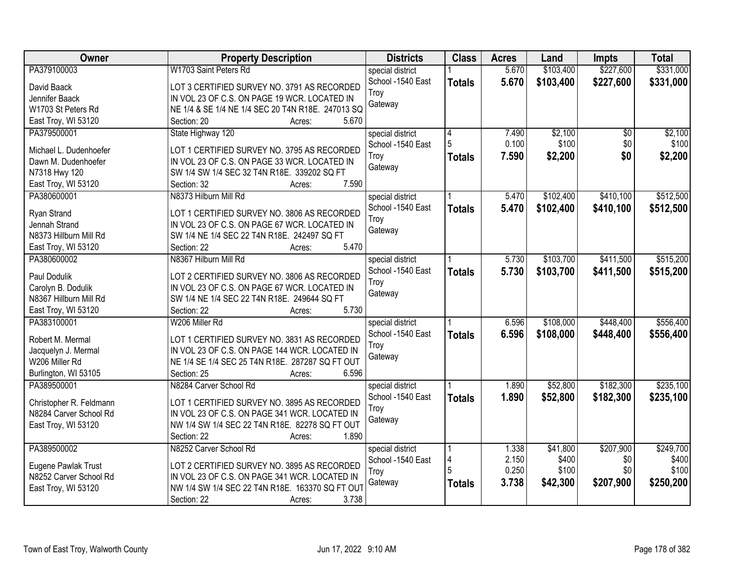| Owner | Property Description | Districts | Class | Acres | Land | Impts | Total |
|---|---|---|---|---|---|---|---|
| PA379100003<br><br>David Baack<br>Jennifer Baack<br>W1703 St Peters Rd<br>East Troy, WI 53120 | W1703 Saint Peters Rd<br><br>LOT 3 CERTIFIED SURVEY NO. 3791 AS RECORDED IN VOL 23 OF C.S. ON PAGE 19 WCR. LOCATED IN NE 1/4 & SE 1/4 NE 1/4 SEC 20 T4N R18E. 247013 SQ<br>Section: 20 Acres: 5.670 | special district<br>School -1540 East Troy<br>Gateway | 1<br>**Totals** | 5.670<br>**5.670** | $103,400<br>**$103,400** | $227,600<br>**$227,600** | $331,000<br>**$331,000** |
| PA379500001<br><br>Michael L. Dudenhoefer<br>Dawn M. Dudenhoefer<br>N7318 Hwy 120<br>East Troy, WI 53120 | State Highway 120<br><br>LOT 1 CERTIFIED SURVEY NO. 3795 AS RECORDED IN VOL 23 OF C.S. ON PAGE 33 WCR. LOCATED IN SW 1/4 SW 1/4 SEC 32 T4N R18E. 339202 SQ FT<br>Section: 32 Acres: 7.590 | special district<br>School -1540 East Troy<br>Gateway | 4<br>5<br>**Totals** | 7.490<br>0.100<br>**7.590** | $2,100<br>$100<br>**$2,200** | $0<br>$0<br>**$0** | $2,100<br>$100<br>**$2,200** |
| PA380600001<br><br>Ryan Strand<br>Jennah Strand<br>N8373 Hillburn Mill Rd<br>East Troy, WI 53120 | N8373 Hilburn Mill Rd<br><br>LOT 1 CERTIFIED SURVEY NO. 3806 AS RECORDED IN VOL 23 OF C.S. ON PAGE 67 WCR. LOCATED IN SW 1/4 NE 1/4 SEC 22 T4N R18E. 242497 SQ FT<br>Section: 22 Acres: 5.470 | special district<br>School -1540 East Troy<br>Gateway | 1<br>**Totals** | 5.470<br>**5.470** | $102,400<br>**$102,400** | $410,100<br>**$410,100** | $512,500<br>**$512,500** |
| PA380600002<br><br>Paul Dodulik<br>Carolyn B. Dodulik<br>N8367 Hillburn Mill Rd<br>East Troy, WI 53120 | N8367 Hilburn Mill Rd<br><br>LOT 2 CERTIFIED SURVEY NO. 3806 AS RECORDED IN VOL 23 OF C.S. ON PAGE 67 WCR. LOCATED IN SW 1/4 NE 1/4 SEC 22 T4N R18E. 249644 SQ FT<br>Section: 22 Acres: 5.730 | special district<br>School -1540 East Troy<br>Gateway | 1<br>**Totals** | 5.730<br>**5.730** | $103,700<br>**$103,700** | $411,500<br>**$411,500** | $515,200<br>**$515,200** |
| PA383100001<br><br>Robert M. Mermal<br>Jacquelyn J. Mermal<br>W206 Miller Rd<br>Burlington, WI 53105 | W206 Miller Rd<br><br>LOT 1 CERTIFIED SURVEY NO. 3831 AS RECORDED IN VOL 23 OF C.S. ON PAGE 144 WCR. LOCATED IN NE 1/4 SE 1/4 SEC 25 T4N R18E. 287287 SQ FT OUT<br>Section: 25 Acres: 6.596 | special district<br>School -1540 East Troy<br>Gateway | 1<br>**Totals** | 6.596<br>**6.596** | $108,000<br>**$108,000** | $448,400<br>**$448,400** | $556,400<br>**$556,400** |
| PA389500001<br><br>Christopher R. Feldmann<br>N8284 Carver School Rd<br>East Troy, WI 53120 | N8284 Carver School Rd<br><br>LOT 1 CERTIFIED SURVEY NO. 3895 AS RECORDED IN VOL 23 OF C.S. ON PAGE 341 WCR. LOCATED IN NW 1/4 SW 1/4 SEC 22 T4N R18E. 82278 SQ FT OUT<br>Section: 22 Acres: 1.890 | special district<br>School -1540 East Troy<br>Gateway | 1<br>**Totals** | 1.890<br>**1.890** | $52,800<br>**$52,800** | $182,300<br>**$182,300** | $235,100<br>**$235,100** |
| PA389500002<br><br>Eugene Pawlak Trust<br>N8252 Carver School Rd<br>East Troy, WI 53120 | N8252 Carver School Rd<br><br>LOT 2 CERTIFIED SURVEY NO. 3895 AS RECORDED IN VOL 23 OF C.S. ON PAGE 341 WCR. LOCATED IN NW 1/4 SW 1/4 SEC 22 T4N R18E. 163370 SQ FT OUT<br>Section: 22 Acres: 3.738 | special district<br>School -1540 East Troy<br>Gateway | 1<br>4<br>5<br>**Totals** | 1.338<br>2.150<br>0.250<br>**3.738** | $41,800<br>$400<br>$100<br>**$42,300** | $207,900<br>$0<br>$0<br>**$207,900** | $249,700<br>$400<br>$100<br>**$250,200** |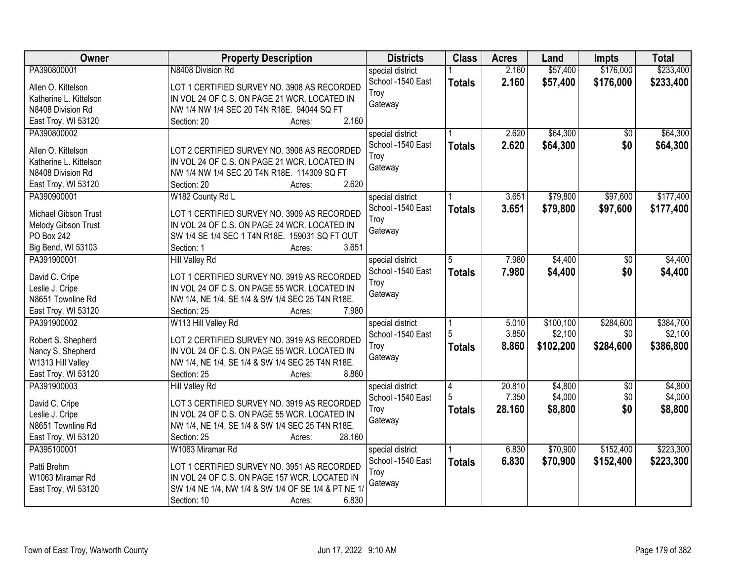| Owner | Property Description | Districts | Class | Acres | Land | Impts | Total |
|---|---|---|---|---|---|---|---|
| PA390800001<br><br>Allen O. Kittelson<br>Katherine L. Kittelson<br>N8408 Division Rd<br>East Troy, WI 53120 | N8408 Division Rd<br><br>LOT 1 CERTIFIED SURVEY NO. 3908 AS RECORDED IN VOL 24 OF C.S. ON PAGE 21 WCR. LOCATED IN NW 1/4 NW 1/4 SEC 20 T4N R18E. 94044 SQ FT<br>Section: 20 Acres: 2.160 | special district<br>School -1540 East Troy<br>Gateway | 1<br>**Totals** | 2.160<br>**2.160** | $57,400<br>**$57,400** | $176,000<br>**$176,000** | $233,400<br>**$233,400** |
| PA390800002<br><br>Allen O. Kittelson<br>Katherine L. Kittelson<br>N8408 Division Rd<br>East Troy, WI 53120 | LOT 2 CERTIFIED SURVEY NO. 3908 AS RECORDED IN VOL 24 OF C.S. ON PAGE 21 WCR. LOCATED IN NW 1/4 NW 1/4 SEC 20 T4N R18E. 114309 SQ FT<br>Section: 20 Acres: 2.620 | special district<br>School -1540 East Troy<br>Gateway | 1<br>**Totals** | 2.620<br>**2.620** | $64,300<br>**$64,300** | $0<br>**$0** | $64,300<br>**$64,300** |
| PA390900001<br><br>Michael Gibson Trust<br>Melody Gibson Trust<br>PO Box 242<br>Big Bend, WI 53103 | W182 County Rd L<br><br>LOT 1 CERTIFIED SURVEY NO. 3909 AS RECORDED IN VOL 24 OF C.S. ON PAGE 24 WCR. LOCATED IN SW 1/4 SE 1/4 SEC 1 T4N R18E. 159031 SQ FT OUT<br>Section: 1 Acres: 3.651 | special district<br>School -1540 East Troy<br>Gateway | 1<br>**Totals** | 3.651<br>**3.651** | $79,800<br>**$79,800** | $97,600<br>**$97,600** | $177,400<br>**$177,400** |
| PA391900001<br><br>David C. Cripe<br>Leslie J. Cripe<br>N8651 Townline Rd<br>East Troy, WI 53120 | Hill Valley Rd<br><br>LOT 1 CERTIFIED SURVEY NO. 3919 AS RECORDED IN VOL 24 OF C.S. ON PAGE 55 WCR. LOCATED IN NW 1/4, NE 1/4, SE 1/4 & SW 1/4 SEC 25 T4N R18E.<br>Section: 25 Acres: 7.980 | special district<br>School -1540 East Troy<br>Gateway | 5<br>**Totals** | 7.980<br>**7.980** | $4,400<br>**$4,400** | $0<br>**$0** | $4,400<br>**$4,400** |
| PA391900002<br><br>Robert S. Shepherd<br>Nancy S. Shepherd<br>W1313 Hill Valley<br>East Troy, WI 53120 | W113 Hill Valley Rd<br><br>LOT 2 CERTIFIED SURVEY NO. 3919 AS RECORDED IN VOL 24 OF C.S. ON PAGE 55 WCR. LOCATED IN NW 1/4, NE 1/4, SE 1/4 & SW 1/4 SEC 25 T4N R18E.<br>Section: 25 Acres: 8.860 | special district<br>School -1540 East Troy<br>Gateway | 1<br>5<br>**Totals** | 5.010<br>3.850<br>**8.860** | $100,100<br>$2,100<br>**$102,200** | $284,600<br>$0<br>**$284,600** | $384,700<br>$2,100<br>**$386,800** |
| PA391900003<br><br>David C. Cripe<br>Leslie J. Cripe<br>N8651 Townline Rd<br>East Troy, WI 53120 | Hill Valley Rd<br><br>LOT 3 CERTIFIED SURVEY NO. 3919 AS RECORDED IN VOL 24 OF C.S. ON PAGE 55 WCR. LOCATED IN NW 1/4, NE 1/4, SE 1/4 & SW 1/4 SEC 25 T4N R18E.<br>Section: 25 Acres: 28.160 | special district<br>School -1540 East Troy<br>Gateway | 4<br>5<br>**Totals** | 20.810<br>7.350<br>**28.160** | $4,800<br>$4,000<br>**$8,800** | $0<br>$0<br>**$0** | $4,800<br>$4,000<br>**$8,800** |
| PA395100001<br><br>Patti Brehm<br>W1063 Miramar Rd<br>East Troy, WI 53120 | W1063 Miramar Rd<br><br>LOT 1 CERTIFIED SURVEY NO. 3951 AS RECORDED IN VOL 24 OF C.S. ON PAGE 157 WCR. LOCATED IN SW 1/4 NE 1/4, NW 1/4 & SW 1/4 OF SE 1/4 & PT NE 1/<br>Section: 10 Acres: 6.830 | special district<br>School -1540 East Troy<br>Gateway | 1<br>**Totals** | 6.830<br>**6.830** | $70,900<br>**$70,900** | $152,400<br>**$152,400** | $223,300<br>**$223,300** |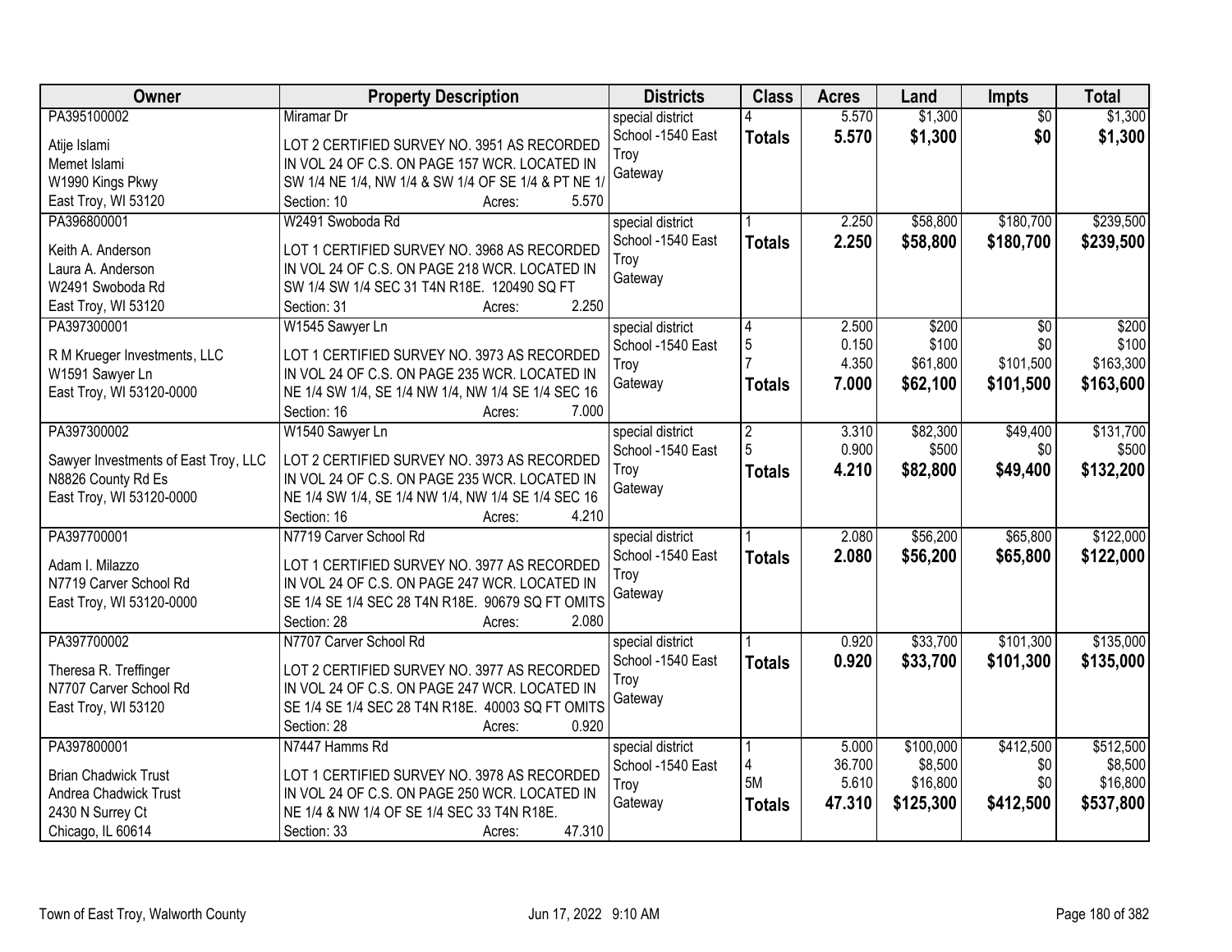| Owner | Property Description | Districts | Class | Acres | Land | Impts | Total |
|---|---|---|---|---|---|---|---|
| PA395100002<br>Atije Islami<br>Memet Islami<br>W1990 Kings Pkwy<br>East Troy, WI 53120 | Miramar Dr<br>LOT 2 CERTIFIED SURVEY NO. 3951 AS RECORDED IN VOL 24 OF C.S. ON PAGE 157 WCR. LOCATED IN SW 1/4 NE 1/4, NW 1/4 & SW 1/4 OF SE 1/4 & PT NE 1/<br>Section: 10 Acres: 5.570 | special district<br>School -1540 East Troy<br>Gateway | 4<br>**Totals** | 5.570<br>**5.570** | $1,300<br>**$1,300** | $0<br>**$0** | $1,300<br>**$1,300** |
| PA396800001<br>Keith A. Anderson<br>Laura A. Anderson<br>W2491 Swoboda Rd<br>East Troy, WI 53120 | W2491 Swoboda Rd<br>LOT 1 CERTIFIED SURVEY NO. 3968 AS RECORDED IN VOL 24 OF C.S. ON PAGE 218 WCR. LOCATED IN SW 1/4 SW 1/4 SEC 31 T4N R18E. 120490 SQ FT<br>Section: 31 Acres: 2.250 | special district<br>School -1540 East Troy<br>Gateway | 1<br>**Totals** | 2.250<br>**2.250** | $58,800<br>**$58,800** | $180,700<br>**$180,700** | $239,500<br>**$239,500** |
| PA397300001<br>R M Krueger Investments, LLC<br>W1591 Sawyer Ln<br>East Troy, WI 53120-0000 | W1545 Sawyer Ln<br>LOT 1 CERTIFIED SURVEY NO. 3973 AS RECORDED IN VOL 24 OF C.S. ON PAGE 235 WCR. LOCATED IN NE 1/4 SW 1/4, SE 1/4 NW 1/4, NW 1/4 SE 1/4 SEC 16<br>Section: 16 Acres: 7.000 | special district<br>School -1540 East Troy<br>Gateway | 4<br>5<br>7<br>**Totals** | 2.500<br>0.150<br>4.350<br>**7.000** | $200<br>$100<br>$61,800<br>**$62,100** | $0<br>$0<br>$101,500<br>**$101,500** | $200<br>$100<br>$163,300<br>**$163,600** |
| PA397300002<br>Sawyer Investments of East Troy, LLC<br>N8826 County Rd Es<br>East Troy, WI 53120-0000 | W1540 Sawyer Ln<br>LOT 2 CERTIFIED SURVEY NO. 3973 AS RECORDED IN VOL 24 OF C.S. ON PAGE 235 WCR. LOCATED IN NE 1/4 SW 1/4, SE 1/4 NW 1/4, NW 1/4 SE 1/4 SEC 16<br>Section: 16 Acres: 4.210 | special district<br>School -1540 East Troy<br>Gateway | 2<br>5<br>**Totals** | 3.310<br>0.900<br>**4.210** | $82,300<br>$500<br>**$82,800** | $49,400<br>$0<br>**$49,400** | $131,700<br>$500<br>**$132,200** |
| PA397700001<br>Adam I. Milazzo<br>N7719 Carver School Rd<br>East Troy, WI 53120-0000 | N7719 Carver School Rd<br>LOT 1 CERTIFIED SURVEY NO. 3977 AS RECORDED IN VOL 24 OF C.S. ON PAGE 247 WCR. LOCATED IN SE 1/4 SE 1/4 SEC 28 T4N R18E. 90679 SQ FT OMITS<br>Section: 28 Acres: 2.080 | special district<br>School -1540 East Troy<br>Gateway | 1<br>**Totals** | 2.080<br>**2.080** | $56,200<br>**$56,200** | $65,800<br>**$65,800** | $122,000<br>**$122,000** |
| PA397700002<br>Theresa R. Treffinger<br>N7707 Carver School Rd<br>East Troy, WI 53120 | N7707 Carver School Rd<br>LOT 2 CERTIFIED SURVEY NO. 3977 AS RECORDED IN VOL 24 OF C.S. ON PAGE 247 WCR. LOCATED IN SE 1/4 SE 1/4 SEC 28 T4N R18E. 40003 SQ FT OMITS<br>Section: 28 Acres: 0.920 | special district<br>School -1540 East Troy<br>Gateway | 1<br>**Totals** | 0.920<br>**0.920** | $33,700<br>**$33,700** | $101,300<br>**$101,300** | $135,000<br>**$135,000** |
| PA397800001<br>Brian Chadwick Trust<br>Andrea Chadwick Trust<br>2430 N Surrey Ct<br>Chicago, IL 60614 | N7447 Hamms Rd<br>LOT 1 CERTIFIED SURVEY NO. 3978 AS RECORDED IN VOL 24 OF C.S. ON PAGE 250 WCR. LOCATED IN NE 1/4 & NW 1/4 OF SE 1/4 SEC 33 T4N R18E.<br>Section: 33 Acres: 47.310 | special district<br>School -1540 East Troy<br>Gateway | 1<br>4<br>5M<br>**Totals** | 5.000<br>36.700<br>5.610<br>**47.310** | $100,000<br>$8,500<br>$16,800<br>**$125,300** | $412,500<br>$0<br>$0<br>**$412,500** | $512,500<br>$8,500<br>$16,800<br>**$537,800** |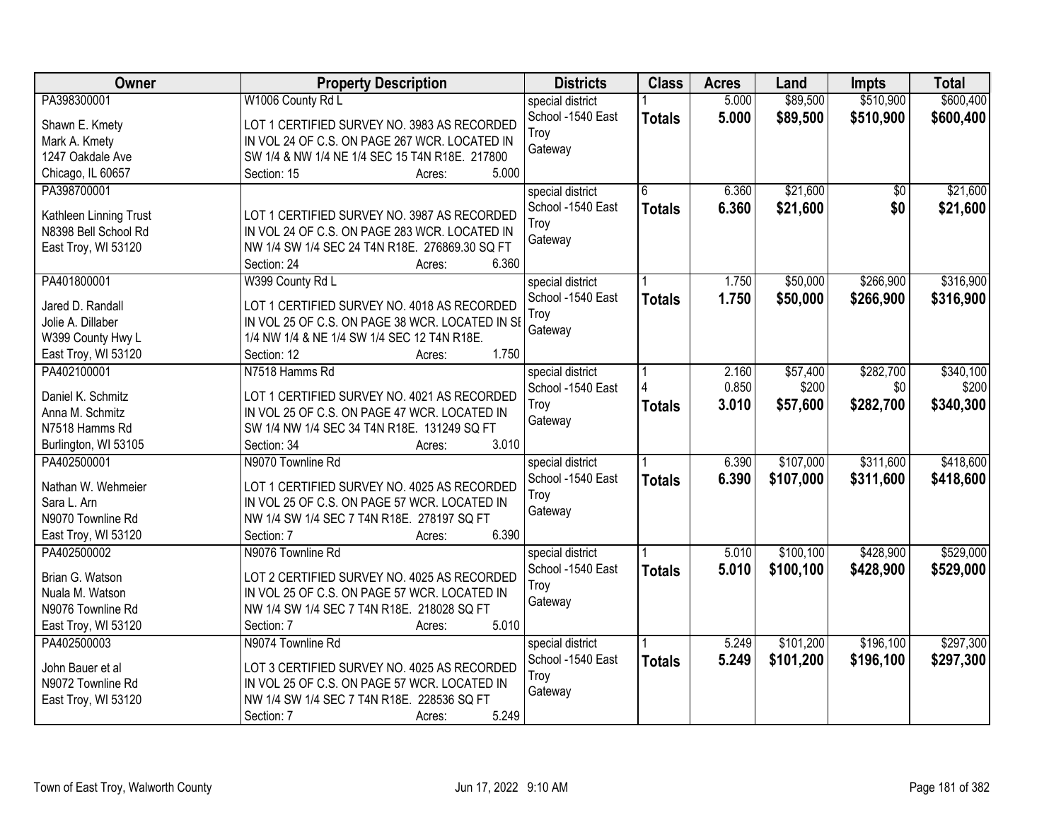| Owner | Property Description | Districts | Class | Acres | Land | Impts | Total |
|---|---|---|---|---|---|---|---|
| PA398300001<br><br>Shawn E. Kmety<br>Mark A. Kmety<br>1247 Oakdale Ave<br>Chicago, IL 60657 | W1006 County Rd L<br><br>LOT 1 CERTIFIED SURVEY NO. 3983 AS RECORDED IN VOL 24 OF C.S. ON PAGE 267 WCR. LOCATED IN SW 1/4 & NW 1/4 NE 1/4 SEC 15 T4N R18E. 217800<br>Section: 15 Acres: 5.000 | special district<br>School -1540 East Troy<br>Gateway | 1<br>**Totals** | 5.000<br>**5.000** | $89,500<br>**$89,500** | $510,900<br>**$510,900** | $600,400<br>**$600,400** |
| PA398700001<br><br>Kathleen Linning Trust<br>N8398 Bell School Rd<br>East Troy, WI 53120 | LOT 1 CERTIFIED SURVEY NO. 3987 AS RECORDED IN VOL 24 OF C.S. ON PAGE 283 WCR. LOCATED IN NW 1/4 SW 1/4 SEC 24 T4N R18E. 276869.30 SQ FT<br>Section: 24 Acres: 6.360 | special district<br>School -1540 East Troy<br>Gateway | 6<br>**Totals** | 6.360<br>**6.360** | $21,600<br>**$21,600** | $0<br>**$0** | $21,600<br>**$21,600** |
| PA401800001<br><br>Jared D. Randall<br>Jolie A. Dillaber<br>W399 County Hwy L<br>East Troy, WI 53120 | W399 County Rd L<br><br>LOT 1 CERTIFIED SURVEY NO. 4018 AS RECORDED IN VOL 25 OF C.S. ON PAGE 38 WCR. LOCATED IN SE 1/4 NW 1/4 & NE 1/4 SW 1/4 SEC 12 T4N R18E.<br>Section: 12 Acres: 1.750 | special district<br>School -1540 East Troy<br>Gateway | 1<br>**Totals** | 1.750<br>**1.750** | $50,000<br>**$50,000** | $266,900<br>**$266,900** | $316,900<br>**$316,900** |
| PA402100001<br><br>Daniel K. Schmitz<br>Anna M. Schmitz<br>N7518 Hamms Rd<br>Burlington, WI 53105 | N7518 Hamms Rd<br><br>LOT 1 CERTIFIED SURVEY NO. 4021 AS RECORDED IN VOL 25 OF C.S. ON PAGE 47 WCR. LOCATED IN SW 1/4 NW 1/4 SEC 34 T4N R18E. 131249 SQ FT<br>Section: 34 Acres: 3.010 | special district<br>School -1540 East Troy<br>Gateway | 1<br>4<br>**Totals** | 2.160<br>0.850<br>**3.010** | $57,400<br>$200<br>**$57,600** | $282,700<br>$0<br>**$282,700** | $340,100<br>$200<br>**$340,300** |
| PA402500001<br><br>Nathan W. Wehmeier<br>Sara L. Arn<br>N9070 Townline Rd<br>East Troy, WI 53120 | N9070 Townline Rd<br><br>LOT 1 CERTIFIED SURVEY NO. 4025 AS RECORDED IN VOL 25 OF C.S. ON PAGE 57 WCR. LOCATED IN NW 1/4 SW 1/4 SEC 7 T4N R18E. 278197 SQ FT<br>Section: 7 Acres: 6.390 | special district<br>School -1540 East Troy<br>Gateway | 1<br>**Totals** | 6.390<br>**6.390** | $107,000<br>**$107,000** | $311,600<br>**$311,600** | $418,600<br>**$418,600** |
| PA402500002<br><br>Brian G. Watson<br>Nuala M. Watson<br>N9076 Townline Rd<br>East Troy, WI 53120 | N9076 Townline Rd<br><br>LOT 2 CERTIFIED SURVEY NO. 4025 AS RECORDED IN VOL 25 OF C.S. ON PAGE 57 WCR. LOCATED IN NW 1/4 SW 1/4 SEC 7 T4N R18E. 218028 SQ FT<br>Section: 7 Acres: 5.010 | special district<br>School -1540 East Troy<br>Gateway | 1<br>**Totals** | 5.010<br>**5.010** | $100,100<br>**$100,100** | $428,900<br>**$428,900** | $529,000<br>**$529,000** |
| PA402500003<br><br>John Bauer et al<br>N9072 Townline Rd<br>East Troy, WI 53120 | N9074 Townline Rd<br><br>LOT 3 CERTIFIED SURVEY NO. 4025 AS RECORDED IN VOL 25 OF C.S. ON PAGE 57 WCR. LOCATED IN NW 1/4 SW 1/4 SEC 7 T4N R18E. 228536 SQ FT<br>Section: 7 Acres: 5.249 | special district<br>School -1540 East Troy<br>Gateway | 1<br>**Totals** | 5.249<br>**5.249** | $101,200<br>**$101,200** | $196,100<br>**$196,100** | $297,300<br>**$297,300** |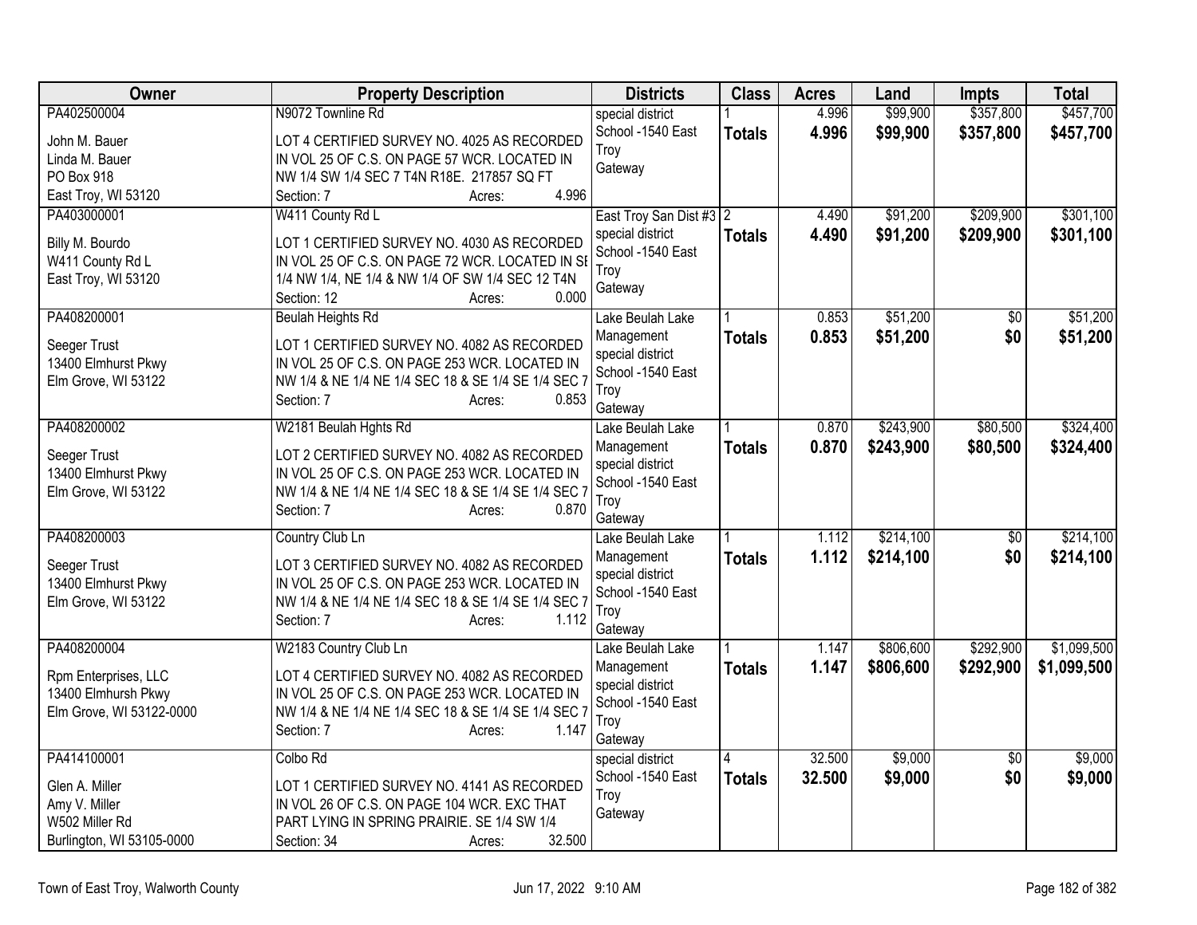| Owner | Property Description | Districts | Class | Acres | Land | Impts | Total |
|---|---|---|---|---|---|---|---|
| PA402500004<br><br>John M. Bauer<br>Linda M. Bauer<br>PO Box 918<br>East Troy, WI 53120 | N9072 Townline Rd<br><br>LOT 4 CERTIFIED SURVEY NO. 4025 AS RECORDED IN VOL 25 OF C.S. ON PAGE 57 WCR. LOCATED IN NW 1/4 SW 1/4 SEC 7 T4N R18E. 217857 SQ FT<br>Section: 7 Acres: 4.996 | special district<br>School -1540 East Troy<br>Gateway | 1<br>**Totals** | 4.996<br>**4.996** | $99,900<br>**$99,900** | $357,800<br>**$357,800** | $457,700<br>**$457,700** |
| PA403000001<br><br>Billy M. Bourdo<br>W411 County Rd L<br>East Troy, WI 53120 | W411 County Rd L<br><br>LOT 1 CERTIFIED SURVEY NO. 4030 AS RECORDED IN VOL 25 OF C.S. ON PAGE 72 WCR. LOCATED IN SE 1/4 NW 1/4, NE 1/4 & NW 1/4 OF SW 1/4 SEC 12 T4N<br>Section: 12 Acres: 0.000 | East Troy San Dist #3<br>special district<br>School -1540 East Troy<br>Gateway | 2<br>**Totals** | 4.490<br>**4.490** | $91,200<br>**$91,200** | $209,900<br>**$209,900** | $301,100<br>**$301,100** |
| PA408200001<br><br>Seeger Trust<br>13400 Elmhurst Pkwy<br>Elm Grove, WI 53122 | Beulah Heights Rd<br><br>LOT 1 CERTIFIED SURVEY NO. 4082 AS RECORDED IN VOL 25 OF C.S. ON PAGE 253 WCR. LOCATED IN NW 1/4 & NE 1/4 NE 1/4 SEC 18 & SE 1/4 SE 1/4 SEC 7<br>Section: 7 Acres: 0.853 | Lake Beulah Lake Management<br>special district<br>School -1540 East Troy<br>Gateway | 1<br>**Totals** | 0.853<br>**0.853** | $51,200<br>**$51,200** | $0<br>**$0** | $51,200<br>**$51,200** |
| PA408200002<br><br>Seeger Trust<br>13400 Elmhurst Pkwy<br>Elm Grove, WI 53122 | W2181 Beulah Hghts Rd<br><br>LOT 2 CERTIFIED SURVEY NO. 4082 AS RECORDED IN VOL 25 OF C.S. ON PAGE 253 WCR. LOCATED IN NW 1/4 & NE 1/4 NE 1/4 SEC 18 & SE 1/4 SE 1/4 SEC 7<br>Section: 7 Acres: 0.870 | Lake Beulah Lake Management<br>special district<br>School -1540 East Troy<br>Gateway | 1<br>**Totals** | 0.870<br>**0.870** | $243,900<br>**$243,900** | $80,500<br>**$80,500** | $324,400<br>**$324,400** |
| PA408200003<br><br>Seeger Trust<br>13400 Elmhurst Pkwy<br>Elm Grove, WI 53122 | Country Club Ln<br><br>LOT 3 CERTIFIED SURVEY NO. 4082 AS RECORDED IN VOL 25 OF C.S. ON PAGE 253 WCR. LOCATED IN NW 1/4 & NE 1/4 NE 1/4 SEC 18 & SE 1/4 SE 1/4 SEC 7<br>Section: 7 Acres: 1.112 | Lake Beulah Lake Management<br>special district<br>School -1540 East Troy<br>Gateway | 1<br>**Totals** | 1.112<br>**1.112** | $214,100<br>**$214,100** | $0<br>**$0** | $214,100<br>**$214,100** |
| PA408200004<br><br>Rpm Enterprises, LLC<br>13400 Elmhursh Pkwy<br>Elm Grove, WI 53122-0000 | W2183 Country Club Ln<br><br>LOT 4 CERTIFIED SURVEY NO. 4082 AS RECORDED IN VOL 25 OF C.S. ON PAGE 253 WCR. LOCATED IN NW 1/4 & NE 1/4 NE 1/4 SEC 18 & SE 1/4 SE 1/4 SEC 7<br>Section: 7 Acres: 1.147 | Lake Beulah Lake Management<br>special district<br>School -1540 East Troy<br>Gateway | 1<br>**Totals** | 1.147<br>**1.147** | $806,600<br>**$806,600** | $292,900<br>**$292,900** | $1,099,500<br>**$1,099,500** |
| PA414100001<br><br>Glen A. Miller<br>Amy V. Miller<br>W502 Miller Rd<br>Burlington, WI 53105-0000 | Colbo Rd<br><br>LOT 1 CERTIFIED SURVEY NO. 4141 AS RECORDED IN VOL 26 OF C.S. ON PAGE 104 WCR. EXC THAT PART LYING IN SPRING PRAIRIE. SE 1/4 SW 1/4<br>Section: 34 Acres: 32.500 | special district<br>School -1540 East Troy<br>Gateway | 4<br>**Totals** | 32.500<br>**32.500** | $9,000<br>**$9,000** | $0<br>**$0** | $9,000<br>**$9,000** |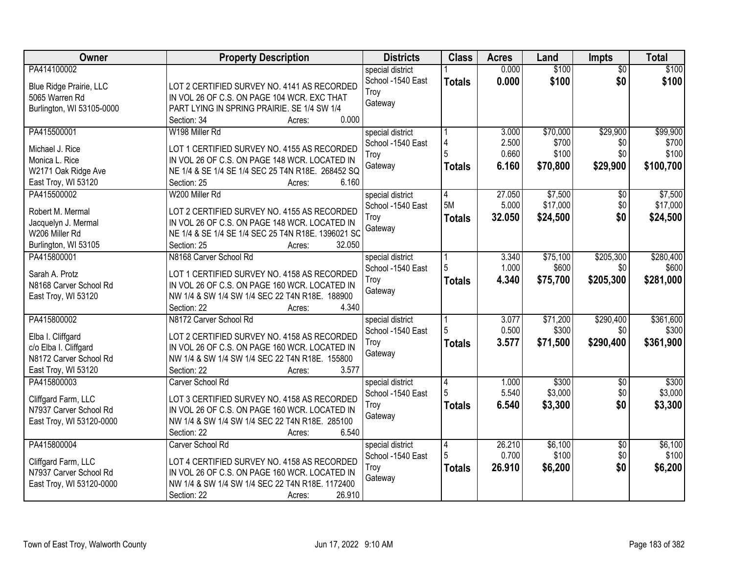| Owner | Property Description | Districts | Class | Acres | Land | Impts | Total |
|---|---|---|---|---|---|---|---|
| PA414100002<br><br>Blue Ridge Prairie, LLC<br>5065 Warren Rd<br>Burlington, WI 53105-0000 | LOT 2 CERTIFIED SURVEY NO. 4141 AS RECORDED IN VOL 26 OF C.S. ON PAGE 104 WCR. EXC THAT PART LYING IN SPRING PRAIRIE. SE 1/4 SW 1/4<br>Section: 34 Acres: 0.000 | special district<br>School -1540 East Troy<br>Gateway | 1<br>**Totals** | 0.000<br>**0.000** | $100<br>**$100** | $0<br>**$0** | $100<br>**$100** |
| PA415500001<br><br>Michael J. Rice<br>Monica L. Rice<br>W2171 Oak Ridge Ave<br>East Troy, WI 53120 | W198 Miller Rd<br><br>LOT 1 CERTIFIED SURVEY NO. 4155 AS RECORDED IN VOL 26 OF C.S. ON PAGE 148 WCR. LOCATED IN NE 1/4 & SE 1/4 SE 1/4 SEC 25 T4N R18E. 268452 SQ<br>Section: 25 Acres: 6.160 | special district<br>School -1540 East Troy<br>Gateway | 1<br>4<br>5<br>**Totals** | 3.000<br>2.500<br>0.660<br>**6.160** | $70,000<br>$700<br>$100<br>**$70,800** | $29,900<br>$0<br>$0<br>**$29,900** | $99,900<br>$700<br>$100<br>**$100,700** |
| PA415500002<br><br>Robert M. Mermal<br>Jacquelyn J. Mermal<br>W206 Miller Rd<br>Burlington, WI 53105 | W200 Miller Rd<br><br>LOT 2 CERTIFIED SURVEY NO. 4155 AS RECORDED IN VOL 26 OF C.S. ON PAGE 148 WCR. LOCATED IN NE 1/4 & SE 1/4 SE 1/4 SEC 25 T4N R18E. 1396021 SQ<br>Section: 25 Acres: 32.050 | special district<br>School -1540 East Troy<br>Gateway | 4<br>5M<br>**Totals** | 27.050<br>5.000<br>**32.050** | $7,500<br>$17,000<br>**$24,500** | $0<br>$0<br>**$0** | $7,500<br>$17,000<br>**$24,500** |
| PA415800001<br><br>Sarah A. Protz<br>N8168 Carver School Rd<br>East Troy, WI 53120 | N8168 Carver School Rd<br><br>LOT 1 CERTIFIED SURVEY NO. 4158 AS RECORDED IN VOL 26 OF C.S. ON PAGE 160 WCR. LOCATED IN NW 1/4 & SW 1/4 SW 1/4 SEC 22 T4N R18E. 188900<br>Section: 22 Acres: 4.340 | special district<br>School -1540 East Troy<br>Gateway | 1<br>5<br>**Totals** | 3.340<br>1.000<br>**4.340** | $75,100<br>$600<br>**$75,700** | $205,300<br>$0<br>**$205,300** | $280,400<br>$600<br>**$281,000** |
| PA415800002<br><br>Elba I. Cliffgard<br>c/o Elba I. Cliffgard<br>N8172 Carver School Rd<br>East Troy, WI 53120 | N8172 Carver School Rd<br><br>LOT 2 CERTIFIED SURVEY NO. 4158 AS RECORDED IN VOL 26 OF C.S. ON PAGE 160 WCR. LOCATED IN NW 1/4 & SW 1/4 SW 1/4 SEC 22 T4N R18E. 155800<br>Section: 22 Acres: 3.577 | special district<br>School -1540 East Troy<br>Gateway | 1<br>5<br>**Totals** | 3.077<br>0.500<br>**3.577** | $71,200<br>$300<br>**$71,500** | $290,400<br>$0<br>**$290,400** | $361,600<br>$300<br>**$361,900** |
| PA415800003<br><br>Cliffgard Farm, LLC<br>N7937 Carver School Rd<br>East Troy, WI 53120-0000 | Carver School Rd<br><br>LOT 3 CERTIFIED SURVEY NO. 4158 AS RECORDED IN VOL 26 OF C.S. ON PAGE 160 WCR. LOCATED IN NW 1/4 & SW 1/4 SW 1/4 SEC 22 T4N R18E. 285100<br>Section: 22 Acres: 6.540 | special district<br>School -1540 East Troy<br>Gateway | 4<br>5<br>**Totals** | 1.000<br>5.540<br>**6.540** | $300<br>$3,000<br>**$3,300** | $0<br>$0<br>**$0** | $300<br>$3,000<br>**$3,300** |
| PA415800004<br><br>Cliffgard Farm, LLC<br>N7937 Carver School Rd<br>East Troy, WI 53120-0000 | Carver School Rd<br><br>LOT 4 CERTIFIED SURVEY NO. 4158 AS RECORDED IN VOL 26 OF C.S. ON PAGE 160 WCR. LOCATED IN NW 1/4 & SW 1/4 SW 1/4 SEC 22 T4N R18E. 1172400<br>Section: 22 Acres: 26.910 | special district<br>School -1540 East Troy<br>Gateway | 4<br>5<br>**Totals** | 26.210<br>0.700<br>**26.910** | $6,100<br>$100<br>**$6,200** | $0<br>$0<br>**$0** | $6,100<br>$100<br>**$6,200** |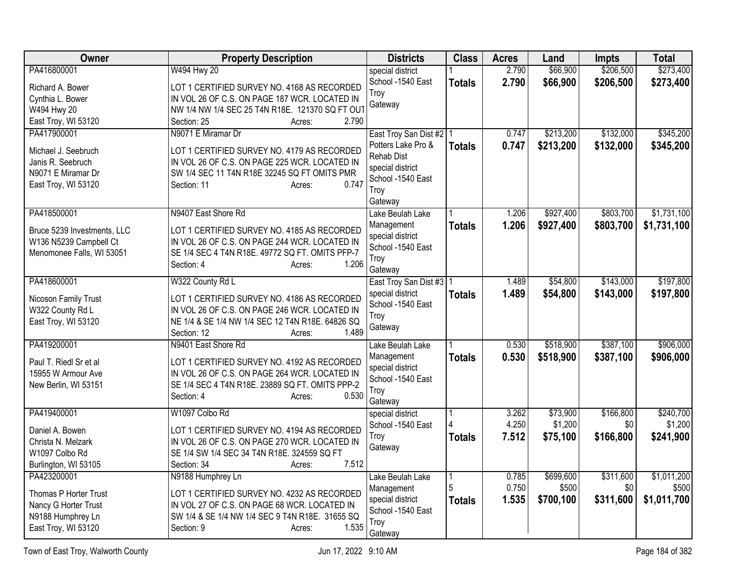| Owner | Property Description | Districts | Class | Acres | Land | Impts | Total |
|---|---|---|---|---|---|---|---|
| PA416800001<br><br>Richard A. Bower<br>Cynthia L. Bower<br>W494 Hwy 20<br>East Troy, WI 53120 | W494 Hwy 20<br><br>LOT 1 CERTIFIED SURVEY NO. 4168 AS RECORDED IN VOL 26 OF C.S. ON PAGE 187 WCR. LOCATED IN NW 1/4 NW 1/4 SEC 25 T4N R18E. 121370 SQ FT OUT<br>Section: 25 Acres: 2.790 | special district<br>School -1540 East Troy<br>Gateway | 1<br>**Totals** | 2.790<br>**2.790** | $66,900<br>**$66,900** | $206,500<br>**$206,500** | $273,400<br>**$273,400** |
| PA417900001<br><br>Michael J. Seebruch<br>Janis R. Seebruch<br>N9071 E Miramar Dr<br>East Troy, WI 53120 | N9071 E Miramar Dr<br><br>LOT 1 CERTIFIED SURVEY NO. 4179 AS RECORDED IN VOL 26 OF C.S. ON PAGE 225 WCR. LOCATED IN SW 1/4 SEC 11 T4N R18E 32245 SQ FT OMITS PMR<br>Section: 11 Acres: 0.747 | East Troy San Dist #2<br>Potters Lake Pro & Rehab Dist<br>special district<br>School -1540 East Troy<br>Gateway | 1<br>**Totals** | 0.747<br>**0.747** | $213,200<br>**$213,200** | $132,000<br>**$132,000** | $345,200<br>**$345,200** |
| PA418500001<br><br>Bruce 5239 Investments, LLC<br>W136 N5239 Campbell Ct<br>Menomonee Falls, WI 53051 | N9407 East Shore Rd<br><br>LOT 1 CERTIFIED SURVEY NO. 4185 AS RECORDED IN VOL 26 OF C.S. ON PAGE 244 WCR. LOCATED IN SE 1/4 SEC 4 T4N R18E. 49772 SQ FT. OMITS PFP-7<br>Section: 4 Acres: 1.206 | Lake Beulah Lake Management<br>special district<br>School -1540 East Troy<br>Gateway | 1<br>**Totals** | 1.206<br>**1.206** | $927,400<br>**$927,400** | $803,700<br>**$803,700** | $1,731,100<br>**$1,731,100** |
| PA418600001<br><br>Nicoson Family Trust<br>W322 County Rd L<br>East Troy, WI 53120 | W322 County Rd L<br><br>LOT 1 CERTIFIED SURVEY NO. 4186 AS RECORDED IN VOL 26 OF C.S. ON PAGE 246 WCR. LOCATED IN NE 1/4 & SE 1/4 NW 1/4 SEC 12 T4N R18E. 64826 SQ<br>Section: 12 Acres: 1.489 | East Troy San Dist #3<br>special district<br>School -1540 East Troy<br>Gateway | 1<br>**Totals** | 1.489<br>**1.489** | $54,800<br>**$54,800** | $143,000<br>**$143,000** | $197,800<br>**$197,800** |
| PA419200001<br><br>Paul T. Riedl Sr et al<br>15955 W Armour Ave<br>New Berlin, WI 53151 | N9401 East Shore Rd<br><br>LOT 1 CERTIFIED SURVEY NO. 4192 AS RECORDED IN VOL 26 OF C.S. ON PAGE 264 WCR. LOCATED IN SE 1/4 SEC 4 T4N R18E. 23889 SQ FT. OMITS PPP-2<br>Section: 4 Acres: 0.530 | Lake Beulah Lake Management<br>special district<br>School -1540 East Troy<br>Gateway | 1<br>**Totals** | 0.530<br>**0.530** | $518,900<br>**$518,900** | $387,100<br>**$387,100** | $906,000<br>**$906,000** |
| PA419400001<br><br>Daniel A. Bowen<br>Christa N. Melzark<br>W1097 Colbo Rd<br>Burlington, WI 53105 | W1097 Colbo Rd<br><br>LOT 1 CERTIFIED SURVEY NO. 4194 AS RECORDED IN VOL 26 OF C.S. ON PAGE 270 WCR. LOCATED IN SE 1/4 SW 1/4 SEC 34 T4N R18E. 324559 SQ FT<br>Section: 34 Acres: 7.512 | special district<br>School -1540 East Troy<br>Gateway | 1<br>4<br>**Totals** | 3.262<br>4.250<br>**7.512** | $73,900<br>$1,200<br>**$75,100** | $166,800<br>$0<br>**$166,800** | $240,700<br>$1,200<br>**$241,900** |
| PA423200001<br><br>Thomas P Horter Trust<br>Nancy G Horter Trust<br>N9188 Humphrey Ln<br>East Troy, WI 53120 | N9188 Humphrey Ln<br><br>LOT 1 CERTIFIED SURVEY NO. 4232 AS RECORDED IN VOL 27 OF C.S. ON PAGE 68 WCR. LOCATED IN SW 1/4 & SE 1/4 NW 1/4 SEC 9 T4N R18E. 31655 SQ<br>Section: 9 Acres: 1.535 | Lake Beulah Lake Management<br>special district<br>School -1540 East Troy<br>Gateway | 1<br>5<br>**Totals** | 0.785<br>0.750<br>**1.535** | $699,600<br>$500<br>**$700,100** | $311,600<br>$0<br>**$311,600** | $1,011,200<br>$500<br>**$1,011,700** |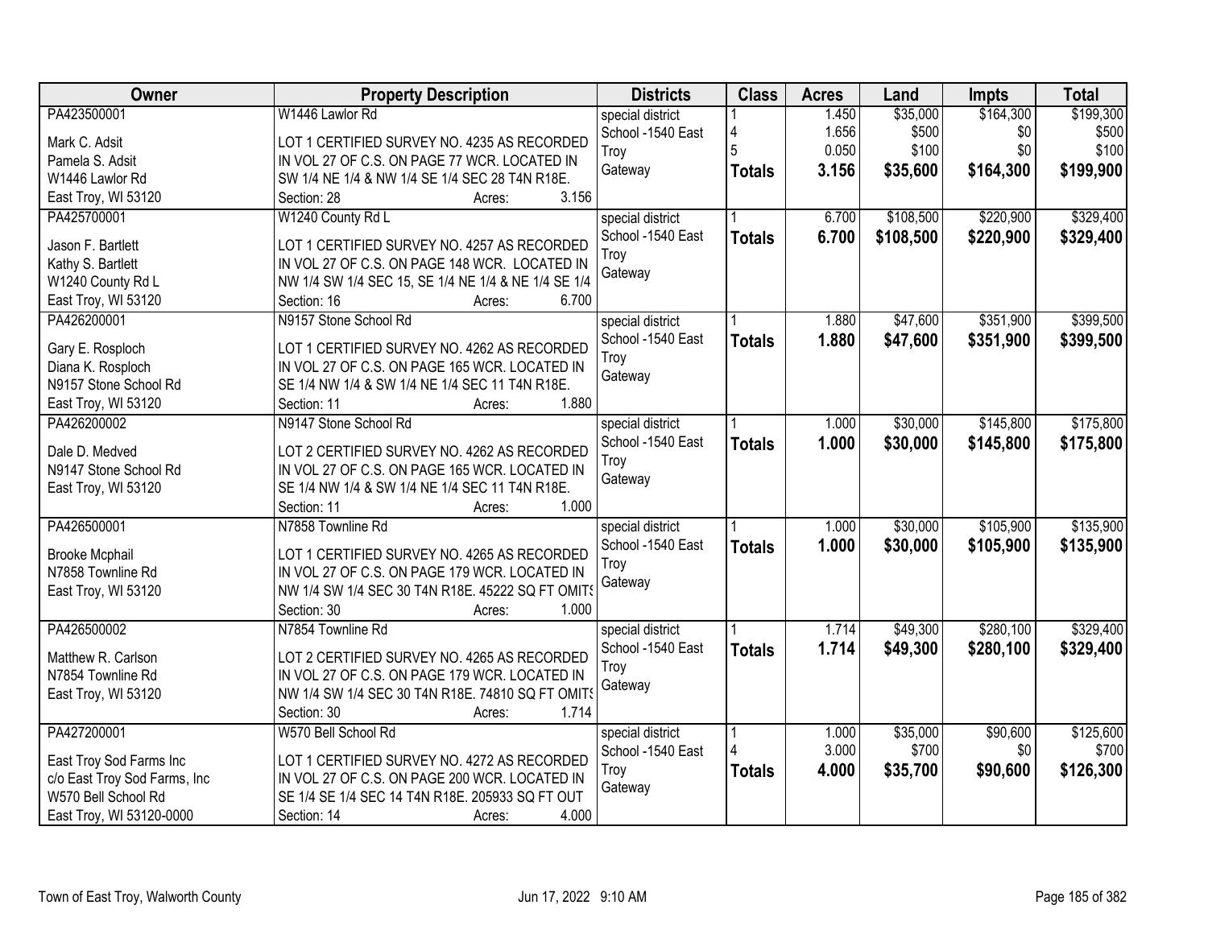| Owner | Property Description | Districts | Class | Acres | Land | Impts | Total |
|---|---|---|---|---|---|---|---|
| PA423500001<br><br>Mark C. Adsit<br>Pamela S. Adsit<br>W1446 Lawlor Rd<br>East Troy, WI 53120 | W1446 Lawlor Rd<br><br>LOT 1 CERTIFIED SURVEY NO. 4235 AS RECORDED IN VOL 27 OF C.S. ON PAGE 77 WCR. LOCATED IN SW 1/4 NE 1/4 & NW 1/4 SE 1/4 SEC 28 T4N R18E.<br>Section: 28 Acres: 3.156 | special district<br>School -1540 East Troy<br>Gateway | 1<br>4<br>5<br>**Totals** | 1.450<br>1.656<br>0.050<br>**3.156** | $35,000<br>$500<br>$100<br>**$35,600** | $164,300<br>$0<br>$0<br>**$164,300** | $199,300<br>$500<br>$100<br>**$199,900** |
| PA425700001<br><br>Jason F. Bartlett<br>Kathy S. Bartlett<br>W1240 County Rd L<br>East Troy, WI 53120 | W1240 County Rd L<br><br>LOT 1 CERTIFIED SURVEY NO. 4257 AS RECORDED IN VOL 27 OF C.S. ON PAGE 148 WCR. LOCATED IN NW 1/4 SW 1/4 SEC 15, SE 1/4 NE 1/4 & NE 1/4 SE 1/4<br>Section: 16 Acres: 6.700 | special district<br>School -1540 East Troy<br>Gateway | 1<br>**Totals** | 6.700<br>**6.700** | $108,500<br>**$108,500** | $220,900<br>**$220,900** | $329,400<br>**$329,400** |
| PA426200001<br><br>Gary E. Rosploch<br>Diana K. Rosploch<br>N9157 Stone School Rd<br>East Troy, WI 53120 | N9157 Stone School Rd<br><br>LOT 1 CERTIFIED SURVEY NO. 4262 AS RECORDED IN VOL 27 OF C.S. ON PAGE 165 WCR. LOCATED IN SE 1/4 NW 1/4 & SW 1/4 NE 1/4 SEC 11 T4N R18E.<br>Section: 11 Acres: 1.880 | special district<br>School -1540 East Troy<br>Gateway | 1<br>**Totals** | 1.880<br>**1.880** | $47,600<br>**$47,600** | $351,900<br>**$351,900** | $399,500<br>**$399,500** |
| PA426200002<br><br>Dale D. Medved<br>N9147 Stone School Rd<br>East Troy, WI 53120 | N9147 Stone School Rd<br><br>LOT 2 CERTIFIED SURVEY NO. 4262 AS RECORDED IN VOL 27 OF C.S. ON PAGE 165 WCR. LOCATED IN SE 1/4 NW 1/4 & SW 1/4 NE 1/4 SEC 11 T4N R18E.<br>Section: 11 Acres: 1.000 | special district<br>School -1540 East Troy<br>Gateway | 1<br>**Totals** | 1.000<br>**1.000** | $30,000<br>**$30,000** | $145,800<br>**$145,800** | $175,800<br>**$175,800** |
| PA426500001<br><br>Brooke Mcphail<br>N7858 Townline Rd<br>East Troy, WI 53120 | N7858 Townline Rd<br><br>LOT 1 CERTIFIED SURVEY NO. 4265 AS RECORDED IN VOL 27 OF C.S. ON PAGE 179 WCR. LOCATED IN NW 1/4 SW 1/4 SEC 30 T4N R18E. 45222 SQ FT OMITS<br>Section: 30 Acres: 1.000 | special district<br>School -1540 East Troy<br>Gateway | 1<br>**Totals** | 1.000<br>**1.000** | $30,000<br>**$30,000** | $105,900<br>**$105,900** | $135,900<br>**$135,900** |
| PA426500002<br><br>Matthew R. Carlson<br>N7854 Townline Rd<br>East Troy, WI 53120 | N7854 Townline Rd<br><br>LOT 2 CERTIFIED SURVEY NO. 4265 AS RECORDED IN VOL 27 OF C.S. ON PAGE 179 WCR. LOCATED IN NW 1/4 SW 1/4 SEC 30 T4N R18E. 74810 SQ FT OMITS<br>Section: 30 Acres: 1.714 | special district<br>School -1540 East Troy<br>Gateway | 1<br>**Totals** | 1.714<br>**1.714** | $49,300<br>**$49,300** | $280,100<br>**$280,100** | $329,400<br>**$329,400** |
| PA427200001<br><br>East Troy Sod Farms Inc<br>c/o East Troy Sod Farms, Inc<br>W570 Bell School Rd<br>East Troy, WI 53120-0000 | W570 Bell School Rd<br><br>LOT 1 CERTIFIED SURVEY NO. 4272 AS RECORDED IN VOL 27 OF C.S. ON PAGE 200 WCR. LOCATED IN SE 1/4 SE 1/4 SEC 14 T4N R18E. 205933 SQ FT OUT<br>Section: 14 Acres: 4.000 | special district<br>School -1540 East Troy<br>Gateway | 1<br>4<br>**Totals** | 1.000<br>3.000<br>**4.000** | $35,000<br>$700<br>**$35,700** | $90,600<br>$0<br>**$90,600** | $125,600<br>$700<br>**$126,300** |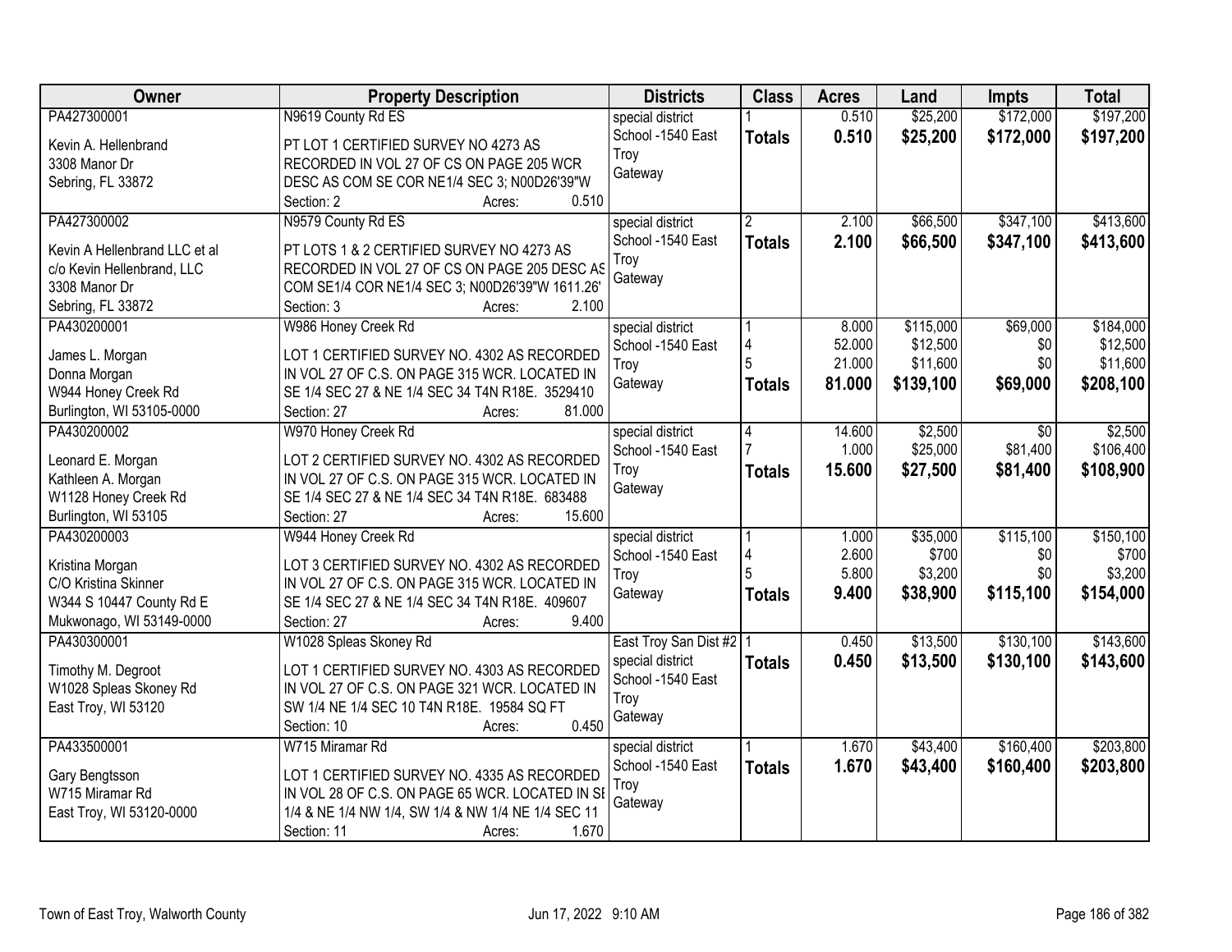| Owner | Property Description | Districts | Class | Acres | Land | Impts | Total |
|---|---|---|---|---|---|---|---|
| PA427300001<br><br>Kevin A. Hellenbrand<br>3308 Manor Dr<br>Sebring, FL 33872 | N9619 County Rd ES<br><br>PT LOT 1 CERTIFIED SURVEY NO 4273 AS RECORDED IN VOL 27 OF CS ON PAGE 205 WCR DESC AS COM SE COR NE1/4 SEC 3; N00D26'39"W<br>Section: 2 Acres: 0.510 | special district<br>School -1540 East Troy<br>Gateway | 1<br>**Totals** | 0.510<br>**0.510** | $25,200<br>**$25,200** | $172,000<br>**$172,000** | $197,200<br>**$197,200** |
| PA427300002<br><br>Kevin A Hellenbrand LLC et al<br>c/o Kevin Hellenbrand, LLC<br>3308 Manor Dr<br>Sebring, FL 33872 | N9579 County Rd ES<br><br>PT LOTS 1 & 2 CERTIFIED SURVEY NO 4273 AS RECORDED IN VOL 27 OF CS ON PAGE 205 DESC AS COM SE1/4 COR NE1/4 SEC 3; N00D26'39"W 1611.26'<br>Section: 3 Acres: 2.100 | special district<br>School -1540 East Troy<br>Gateway | 2<br>**Totals** | 2.100<br>**2.100** | $66,500<br>**$66,500** | $347,100<br>**$347,100** | $413,600<br>**$413,600** |
| PA430200001<br><br>James L. Morgan<br>Donna Morgan<br>W944 Honey Creek Rd<br>Burlington, WI 53105-0000 | W986 Honey Creek Rd<br><br>LOT 1 CERTIFIED SURVEY NO. 4302 AS RECORDED IN VOL 27 OF C.S. ON PAGE 315 WCR. LOCATED IN SE 1/4 SEC 27 & NE 1/4 SEC 34 T4N R18E. 3529410<br>Section: 27 Acres: 81.000 | special district<br>School -1540 East Troy<br>Gateway | 1<br>4<br>5<br>**Totals** | 8.000<br>52.000<br>21.000<br>**81.000** | $115,000<br>$12,500<br>$11,600<br>**$139,100** | $69,000<br>$0<br>$0<br>**$69,000** | $184,000<br>$12,500<br>$11,600<br>**$208,100** |
| PA430200002<br><br>Leonard E. Morgan<br>Kathleen A. Morgan<br>W1128 Honey Creek Rd<br>Burlington, WI 53105 | W970 Honey Creek Rd<br><br>LOT 2 CERTIFIED SURVEY NO. 4302 AS RECORDED IN VOL 27 OF C.S. ON PAGE 315 WCR. LOCATED IN SE 1/4 SEC 27 & NE 1/4 SEC 34 T4N R18E. 683488<br>Section: 27 Acres: 15.600 | special district<br>School -1540 East Troy<br>Gateway | 4<br>7<br>**Totals** | 14.600<br>1.000<br>**15.600** | $2,500<br>$25,000<br>**$27,500** | $0<br>$81,400<br>**$81,400** | $2,500<br>$106,400<br>**$108,900** |
| PA430200003<br><br>Kristina Morgan<br>C/O Kristina Skinner<br>W344 S 10447 County Rd E<br>Mukwonago, WI 53149-0000 | W944 Honey Creek Rd<br><br>LOT 3 CERTIFIED SURVEY NO. 4302 AS RECORDED IN VOL 27 OF C.S. ON PAGE 315 WCR. LOCATED IN SE 1/4 SEC 27 & NE 1/4 SEC 34 T4N R18E. 409607<br>Section: 27 Acres: 9.400 | special district<br>School -1540 East Troy<br>Gateway | 1<br>4<br>5<br>**Totals** | 1.000<br>2.600<br>5.800<br>**9.400** | $35,000<br>$700<br>$3,200<br>**$38,900** | $115,100<br>$0<br>$0<br>**$115,100** | $150,100<br>$700<br>$3,200<br>**$154,000** |
| PA430300001<br><br>Timothy M. Degroot<br>W1028 Spleas Skoney Rd<br>East Troy, WI 53120 | W1028 Spleas Skoney Rd<br><br>LOT 1 CERTIFIED SURVEY NO. 4303 AS RECORDED IN VOL 27 OF C.S. ON PAGE 321 WCR. LOCATED IN SW 1/4 NE 1/4 SEC 10 T4N R18E. 19584 SQ FT<br>Section: 10 Acres: 0.450 | East Troy San Dist #2<br>special district<br>School -1540 East Troy<br>Gateway | 1<br>**Totals** | 0.450<br>**0.450** | $13,500<br>**$13,500** | $130,100<br>**$130,100** | $143,600<br>**$143,600** |
| PA433500001<br><br>Gary Bengtsson<br>W715 Miramar Rd<br>East Troy, WI 53120-0000 | W715 Miramar Rd<br><br>LOT 1 CERTIFIED SURVEY NO. 4335 AS RECORDED IN VOL 28 OF C.S. ON PAGE 65 WCR. LOCATED IN SE 1/4 & NE 1/4 NW 1/4, SW 1/4 & NW 1/4 NE 1/4 SEC 11<br>Section: 11 Acres: 1.670 | special district<br>School -1540 East Troy<br>Gateway | 1<br>**Totals** | 1.670<br>**1.670** | $43,400<br>**$43,400** | $160,400<br>**$160,400** | $203,800<br>**$203,800** |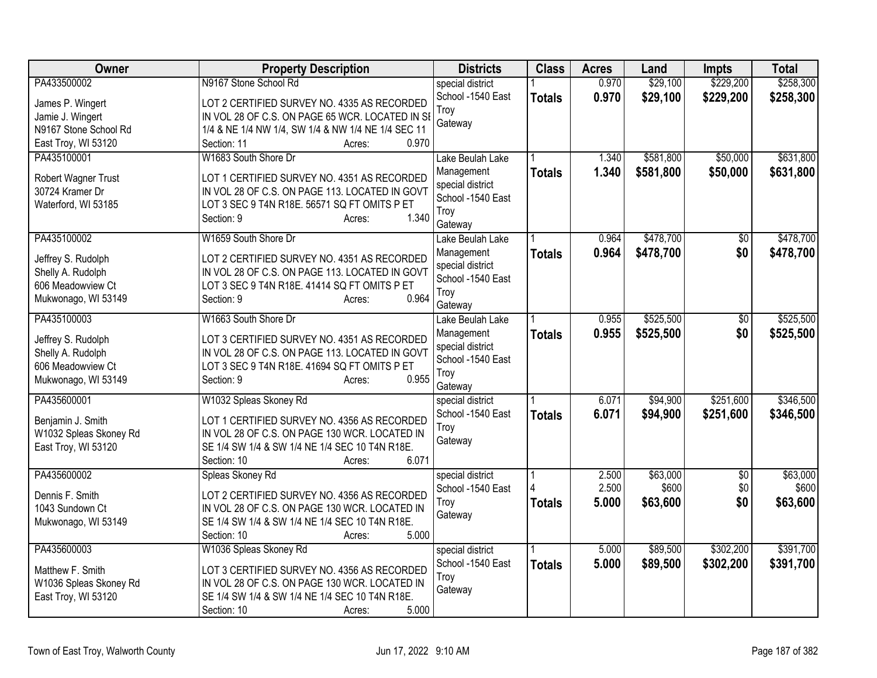| Owner | Property Description | Districts | Class | Acres | Land | Impts | Total |
|---|---|---|---|---|---|---|---|
| PA433500002<br>James P. Wingert<br>Jamie J. Wingert<br>N9167 Stone School Rd<br>East Troy, WI 53120 | N9167 Stone School Rd<br>LOT 2 CERTIFIED SURVEY NO. 4335 AS RECORDED IN VOL 28 OF C.S. ON PAGE 65 WCR. LOCATED IN SE 1/4 & NE 1/4 NW 1/4, SW 1/4 & NW 1/4 NE 1/4 SEC 11<br>Section: 11 Acres: 0.970 | special district<br>School -1540 East Troy<br>Gateway | 1<br>**Totals** | 0.970<br>**0.970** | $29,100<br>**$29,100** | $229,200<br>**$229,200** | $258,300<br>**$258,300** |
| PA435100001<br>Robert Wagner Trust<br>30724 Kramer Dr<br>Waterford, WI 53185 | W1683 South Shore Dr<br>LOT 1 CERTIFIED SURVEY NO. 4351 AS RECORDED IN VOL 28 OF C.S. ON PAGE 113. LOCATED IN GOVT LOT 3 SEC 9 T4N R18E. 56571 SQ FT OMITS P ET<br>Section: 9 Acres: 1.340 | Lake Beulah Lake Management<br>special district<br>School -1540 East Troy<br>Gateway | 1<br>**Totals** | 1.340<br>**1.340** | $581,800<br>**$581,800** | $50,000<br>**$50,000** | $631,800<br>**$631,800** |
| PA435100002<br>Jeffrey S. Rudolph<br>Shelly A. Rudolph<br>606 Meadowview Ct<br>Mukwonago, WI 53149 | W1659 South Shore Dr<br>LOT 2 CERTIFIED SURVEY NO. 4351 AS RECORDED IN VOL 28 OF C.S. ON PAGE 113. LOCATED IN GOVT LOT 3 SEC 9 T4N R18E. 41414 SQ FT OMITS P ET<br>Section: 9 Acres: 0.964 | Lake Beulah Lake Management<br>special district<br>School -1540 East Troy<br>Gateway | 1<br>**Totals** | 0.964<br>**0.964** | $478,700<br>**$478,700** | $0<br>**$0** | $478,700<br>**$478,700** |
| PA435100003<br>Jeffrey S. Rudolph<br>Shelly A. Rudolph<br>606 Meadowview Ct<br>Mukwonago, WI 53149 | W1663 South Shore Dr<br>LOT 3 CERTIFIED SURVEY NO. 4351 AS RECORDED IN VOL 28 OF C.S. ON PAGE 113. LOCATED IN GOVT LOT 3 SEC 9 T4N R18E. 41694 SQ FT OMITS P ET<br>Section: 9 Acres: 0.955 | Lake Beulah Lake Management<br>special district<br>School -1540 East Troy<br>Gateway | 1<br>**Totals** | 0.955<br>**0.955** | $525,500<br>**$525,500** | $0<br>**$0** | $525,500<br>**$525,500** |
| PA435600001<br>Benjamin J. Smith<br>W1032 Spleas Skoney Rd<br>East Troy, WI 53120 | W1032 Spleas Skoney Rd<br>LOT 1 CERTIFIED SURVEY NO. 4356 AS RECORDED IN VOL 28 OF C.S. ON PAGE 130 WCR. LOCATED IN SE 1/4 SW 1/4 & SW 1/4 NE 1/4 SEC 10 T4N R18E.<br>Section: 10 Acres: 6.071 | special district<br>School -1540 East Troy<br>Gateway | 1<br>**Totals** | 6.071<br>**6.071** | $94,900<br>**$94,900** | $251,600<br>**$251,600** | $346,500<br>**$346,500** |
| PA435600002<br>Dennis F. Smith<br>1043 Sundown Ct<br>Mukwonago, WI 53149 | Spleas Skoney Rd<br>LOT 2 CERTIFIED SURVEY NO. 4356 AS RECORDED IN VOL 28 OF C.S. ON PAGE 130 WCR. LOCATED IN SE 1/4 SW 1/4 & SW 1/4 NE 1/4 SEC 10 T4N R18E.<br>Section: 10 Acres: 5.000 | special district<br>School -1540 East Troy<br>Gateway | 1<br>4<br>**Totals** | 2.500<br>2.500<br>**5.000** | $63,000<br>$600<br>**$63,600** | $0<br>$0<br>**$0** | $63,000<br>$600<br>**$63,600** |
| PA435600003<br>Matthew F. Smith<br>W1036 Spleas Skoney Rd<br>East Troy, WI 53120 | W1036 Spleas Skoney Rd<br>LOT 3 CERTIFIED SURVEY NO. 4356 AS RECORDED IN VOL 28 OF C.S. ON PAGE 130 WCR. LOCATED IN SE 1/4 SW 1/4 & SW 1/4 NE 1/4 SEC 10 T4N R18E.<br>Section: 10 Acres: 5.000 | special district<br>School -1540 East Troy<br>Gateway | 1<br>**Totals** | 5.000<br>**5.000** | $89,500<br>**$89,500** | $302,200<br>**$302,200** | $391,700<br>**$391,700** |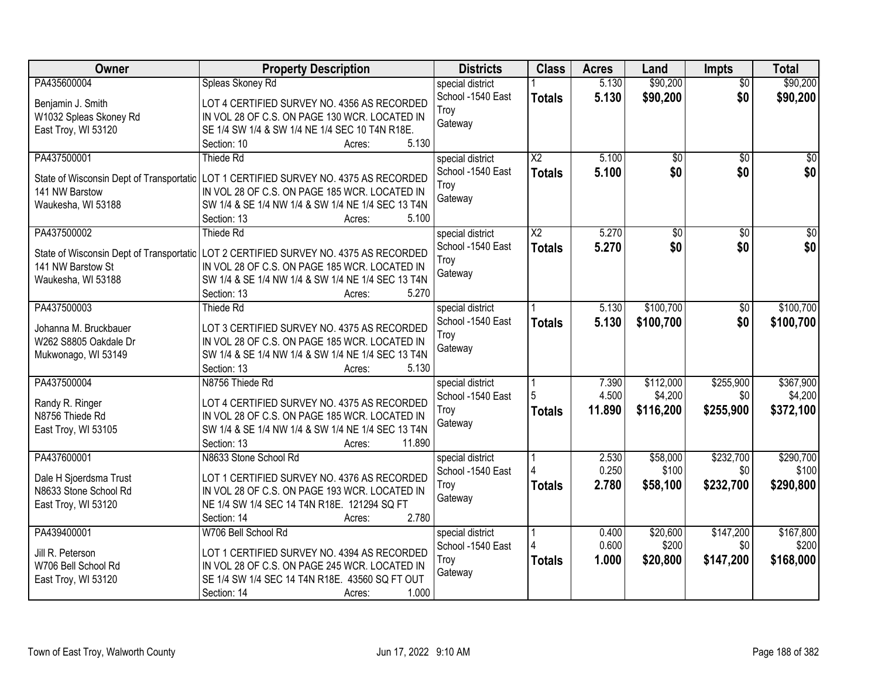| Owner | Property Description | Districts | Class | Acres | Land | Impts | Total |
|---|---|---|---|---|---|---|---|
| PA435600004<br><br>Benjamin J. Smith<br>W1032 Spleas Skoney Rd<br>East Troy, WI 53120 | Spleas Skoney Rd<br><br>LOT 4 CERTIFIED SURVEY NO. 4356 AS RECORDED IN VOL 28 OF C.S. ON PAGE 130 WCR. LOCATED IN SE 1/4 SW 1/4 & SW 1/4 NE 1/4 SEC 10 T4N R18E.<br>Section: 10 Acres: 5.130 | special district<br>School -1540 East Troy<br>Gateway | 1<br>**Totals** | 5.130<br>**5.130** | $90,200<br>**$90,200** | $0<br>**$0** | $90,200<br>**$90,200** |
| PA437500001<br><br>State of Wisconsin Dept of Transportatic<br>141 NW Barstow<br>Waukesha, WI 53188 | Thiede Rd<br><br>LOT 1 CERTIFIED SURVEY NO. 4375 AS RECORDED IN VOL 28 OF C.S. ON PAGE 185 WCR. LOCATED IN SW 1/4 & SE 1/4 NW 1/4 & SW 1/4 NE 1/4 SEC 13 T4N<br>Section: 13 Acres: 5.100 | special district<br>School -1540 East Troy<br>Gateway | X2<br>**Totals** | 5.100<br>**5.100** | $0<br>**$0** | $0<br>**$0** | $0<br>**$0** |
| PA437500002<br><br>State of Wisconsin Dept of Transportatic<br>141 NW Barstow St<br>Waukesha, WI 53188 | Thiede Rd<br><br>LOT 2 CERTIFIED SURVEY NO. 4375 AS RECORDED IN VOL 28 OF C.S. ON PAGE 185 WCR. LOCATED IN SW 1/4 & SE 1/4 NW 1/4 & SW 1/4 NE 1/4 SEC 13 T4N<br>Section: 13 Acres: 5.270 | special district<br>School -1540 East Troy<br>Gateway | X2<br>**Totals** | 5.270<br>**5.270** | $0<br>**$0** | $0<br>**$0** | $0<br>**$0** |
| PA437500003<br><br>Johanna M. Bruckbauer<br>W262 S8805 Oakdale Dr<br>Mukwonago, WI 53149 | Thiede Rd<br><br>LOT 3 CERTIFIED SURVEY NO. 4375 AS RECORDED IN VOL 28 OF C.S. ON PAGE 185 WCR. LOCATED IN SW 1/4 & SE 1/4 NW 1/4 & SW 1/4 NE 1/4 SEC 13 T4N<br>Section: 13 Acres: 5.130 | special district<br>School -1540 East Troy<br>Gateway | 1<br>**Totals** | 5.130<br>**5.130** | $100,700<br>**$100,700** | $0<br>**$0** | $100,700<br>**$100,700** |
| PA437500004<br><br>Randy R. Ringer<br>N8756 Thiede Rd<br>East Troy, WI 53105 | N8756 Thiede Rd<br><br>LOT 4 CERTIFIED SURVEY NO. 4375 AS RECORDED IN VOL 28 OF C.S. ON PAGE 185 WCR. LOCATED IN SW 1/4 & SE 1/4 NW 1/4 & SW 1/4 NE 1/4 SEC 13 T4N<br>Section: 13 Acres: 11.890 | special district<br>School -1540 East Troy<br>Gateway | 1<br>5<br>**Totals** | 7.390<br>4.500<br>**11.890** | $112,000<br>$4,200<br>**$116,200** | $255,900<br>$0<br>**$255,900** | $367,900<br>$4,200<br>**$372,100** |
| PA437600001<br><br>Dale H Sjoerdsma Trust<br>N8633 Stone School Rd<br>East Troy, WI 53120 | N8633 Stone School Rd<br><br>LOT 1 CERTIFIED SURVEY NO. 4376 AS RECORDED IN VOL 28 OF C.S. ON PAGE 193 WCR. LOCATED IN NE 1/4 SW 1/4 SEC 14 T4N R18E. 121294 SQ FT<br>Section: 14 Acres: 2.780 | special district<br>School -1540 East Troy<br>Gateway | 1<br>4<br>**Totals** | 2.530<br>0.250<br>**2.780** | $58,000<br>$100<br>**$58,100** | $232,700<br>$0<br>**$232,700** | $290,700<br>$100<br>**$290,800** |
| PA439400001<br><br>Jill R. Peterson<br>W706 Bell School Rd<br>East Troy, WI 53120 | W706 Bell School Rd<br><br>LOT 1 CERTIFIED SURVEY NO. 4394 AS RECORDED IN VOL 28 OF C.S. ON PAGE 245 WCR. LOCATED IN SE 1/4 SW 1/4 SEC 14 T4N R18E. 43560 SQ FT OUT<br>Section: 14 Acres: 1.000 | special district<br>School -1540 East Troy<br>Gateway | 1<br>4<br>**Totals** | 0.400<br>0.600<br>**1.000** | $20,600<br>$200<br>**$20,800** | $147,200<br>$0<br>**$147,200** | $167,800<br>$200<br>**$168,000** |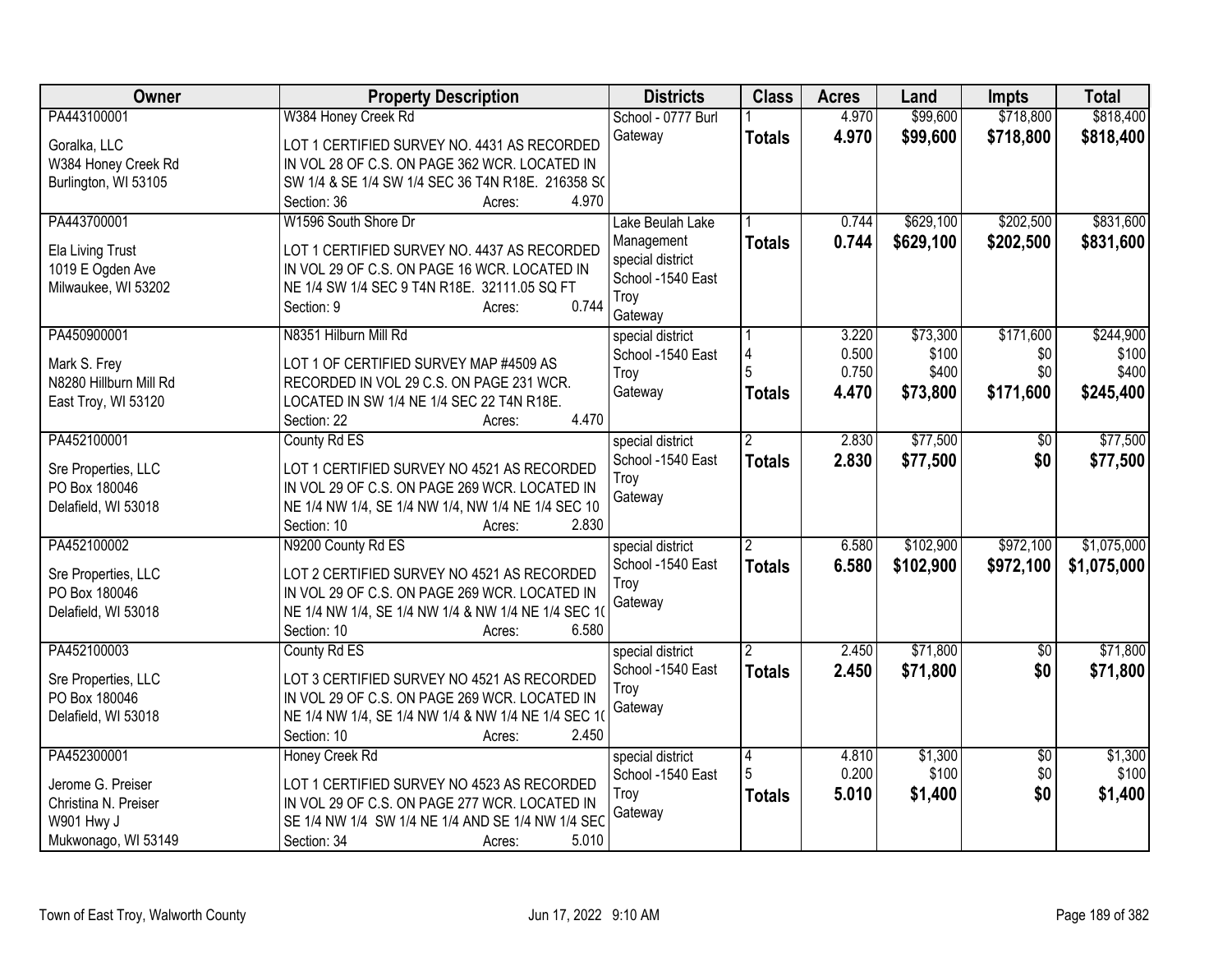| Owner | Property Description | Districts | Class | Acres | Land | Impts | Total |
|---|---|---|---|---|---|---|---|
| PA443100001<br>Goralka, LLC<br>W384 Honey Creek Rd<br>Burlington, WI 53105 | W384 Honey Creek Rd<br>LOT 1 CERTIFIED SURVEY NO. 4431 AS RECORDED IN VOL 28 OF C.S. ON PAGE 362 WCR. LOCATED IN SW 1/4 & SE 1/4 SW 1/4 SEC 36 T4N R18E. 216358 SC<br>Section: 36 Acres: 4.970 | School - 0777 Burl Gateway | 1<br>**Totals** | 4.970<br>**4.970** | $99,600<br>**$99,600** | $718,800<br>**$718,800** | $818,400<br>**$818,400** |
| PA443700001<br>Ela Living Trust<br>1019 E Ogden Ave<br>Milwaukee, WI 53202 | W1596 South Shore Dr<br>LOT 1 CERTIFIED SURVEY NO. 4437 AS RECORDED IN VOL 29 OF C.S. ON PAGE 16 WCR. LOCATED IN NE 1/4 SW 1/4 SEC 9 T4N R18E. 32111.05 SQ FT<br>Section: 9 Acres: 0.744 | Lake Beulah Lake Management special district<br>School -1540 East Troy Gateway | 1<br>**Totals** | 0.744<br>**0.744** | $629,100<br>**$629,100** | $202,500<br>**$202,500** | $831,600<br>**$831,600** |
| PA450900001<br>Mark S. Frey<br>N8280 Hillburn Mill Rd<br>East Troy, WI 53120 | N8351 Hilburn Mill Rd<br>LOT 1 OF CERTIFIED SURVEY MAP #4509 AS RECORDED IN VOL 29 C.S. ON PAGE 231 WCR. LOCATED IN SW 1/4 NE 1/4 SEC 22 T4N R18E.<br>Section: 22 Acres: 4.470 | special district<br>School -1540 East Troy Gateway | 1<br>4<br>5<br>**Totals** | 3.220<br>0.500<br>0.750<br>**4.470** | $73,300<br>$100<br>$400<br>**$73,800** | $171,600<br>$0<br>$0<br>**$171,600** | $244,900<br>$100<br>$400<br>**$245,400** |
| PA452100001<br>Sre Properties, LLC<br>PO Box 180046<br>Delafield, WI 53018 | County Rd ES<br>LOT 1 CERTIFIED SURVEY NO 4521 AS RECORDED IN VOL 29 OF C.S. ON PAGE 269 WCR. LOCATED IN NE 1/4 NW 1/4, SE 1/4 NW 1/4, NW 1/4 NE 1/4 SEC 10<br>Section: 10 Acres: 2.830 | special district<br>School -1540 East Troy Gateway | 2<br>**Totals** | 2.830<br>**2.830** | $77,500<br>**$77,500** | $0<br>**$0** | $77,500<br>**$77,500** |
| PA452100002<br>Sre Properties, LLC<br>PO Box 180046<br>Delafield, WI 53018 | N9200 County Rd ES<br>LOT 2 CERTIFIED SURVEY NO 4521 AS RECORDED IN VOL 29 OF C.S. ON PAGE 269 WCR. LOCATED IN NE 1/4 NW 1/4, SE 1/4 NW 1/4 & NW 1/4 NE 1/4 SEC 1(<br>Section: 10 Acres: 6.580 | special district<br>School -1540 East Troy Gateway | 2<br>**Totals** | 6.580<br>**6.580** | $102,900<br>**$102,900** | $972,100<br>**$972,100** | $1,075,000<br>**$1,075,000** |
| PA452100003<br>Sre Properties, LLC<br>PO Box 180046<br>Delafield, WI 53018 | County Rd ES<br>LOT 3 CERTIFIED SURVEY NO 4521 AS RECORDED IN VOL 29 OF C.S. ON PAGE 269 WCR. LOCATED IN NE 1/4 NW 1/4, SE 1/4 NW 1/4 & NW 1/4 NE 1/4 SEC 1(<br>Section: 10 Acres: 2.450 | special district<br>School -1540 East Troy Gateway | 2<br>**Totals** | 2.450<br>**2.450** | $71,800<br>**$71,800** | $0<br>**$0** | $71,800<br>**$71,800** |
| PA452300001<br>Jerome G. Preiser<br>Christina N. Preiser<br>W901 Hwy J<br>Mukwonago, WI 53149 | Honey Creek Rd<br>LOT 1 CERTIFIED SURVEY NO 4523 AS RECORDED IN VOL 29 OF C.S. ON PAGE 277 WCR. LOCATED IN SE 1/4 NW 1/4 SW 1/4 NE 1/4 AND SE 1/4 NW 1/4 SEC<br>Section: 34 Acres: 5.010 | special district<br>School -1540 East Troy Gateway | 4<br>5<br>**Totals** | 4.810<br>0.200<br>**5.010** | $1,300<br>$100<br>**$1,400** | $0<br>$0<br>**$0** | $1,300<br>$100<br>**$1,400** |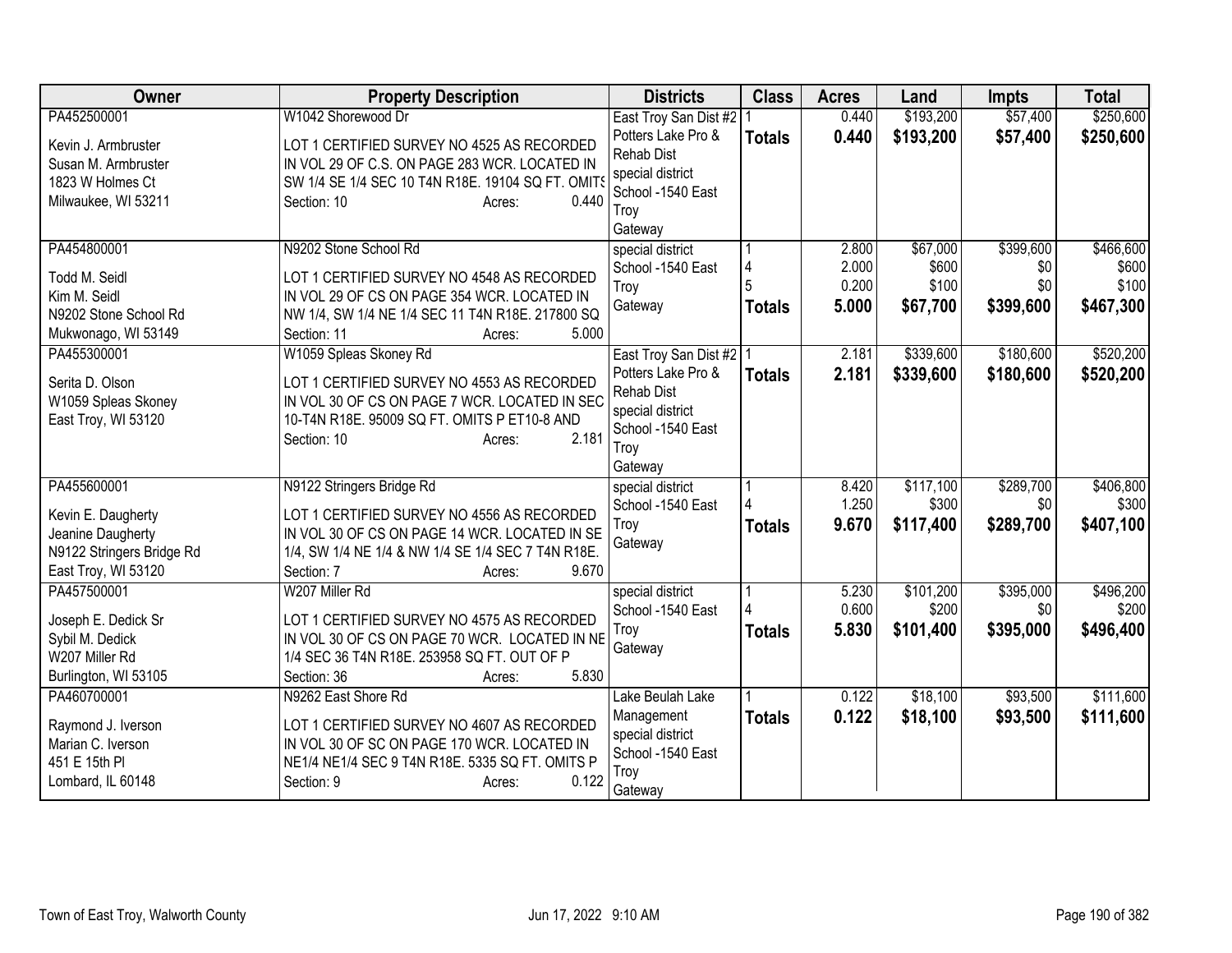| Owner | Property Description | Districts | Class | Acres | Land | Impts | Total |
|---|---|---|---|---|---|---|---|
| PA452500001<br>Kevin J. Armbruster<br>Susan M. Armbruster<br>1823 W Holmes Ct<br>Milwaukee, WI 53211 | W1042 Shorewood Dr<br>LOT 1 CERTIFIED SURVEY NO 4525 AS RECORDED IN VOL 29 OF C.S. ON PAGE 283 WCR. LOCATED IN SW 1/4 SE 1/4 SEC 10 T4N R18E. 19104 SQ FT. OMITS<br>Section: 10 Acres: 0.440 | East Troy San Dist #2<br>Potters Lake Pro & Rehab Dist<br>special district<br>School -1540 East Troy<br>Gateway | 1<br>**Totals** | 0.440<br>**0.440** | $193,200<br>**$193,200** | $57,400<br>**$57,400** | $250,600<br>**$250,600** |
| PA454800001<br>Todd M. Seidl<br>Kim M. Seidl<br>N9202 Stone School Rd<br>Mukwonago, WI 53149 | N9202 Stone School Rd<br>LOT 1 CERTIFIED SURVEY NO 4548 AS RECORDED IN VOL 29 OF CS ON PAGE 354 WCR. LOCATED IN NW 1/4, SW 1/4 NE 1/4 SEC 11 T4N R18E. 217800 SQ<br>Section: 11 Acres: 5.000 | special district<br>School -1540 East Troy<br>Gateway | 1<br>4<br>5<br>**Totals** | 2.800<br>2.000<br>0.200<br>**5.000** | $67,000<br>$600<br>$100<br>**$67,700** | $399,600<br>$0<br>$0<br>**$399,600** | $466,600<br>$600<br>$100<br>**$467,300** |
| PA455300001<br>Serita D. Olson<br>W1059 Spleas Skoney<br>East Troy, WI 53120 | W1059 Spleas Skoney Rd<br>LOT 1 CERTIFIED SURVEY NO 4553 AS RECORDED IN VOL 30 OF CS ON PAGE 7 WCR. LOCATED IN SEC 10-T4N R18E. 95009 SQ FT. OMITS P ET10-8 AND<br>Section: 10 Acres: 2.181 | East Troy San Dist #2<br>Potters Lake Pro & Rehab Dist<br>special district<br>School -1540 East Troy<br>Gateway | 1<br>**Totals** | 2.181<br>**2.181** | $339,600<br>**$339,600** | $180,600<br>**$180,600** | $520,200<br>**$520,200** |
| PA455600001<br>Kevin E. Daugherty<br>Jeanine Daugherty<br>N9122 Stringers Bridge Rd<br>East Troy, WI 53120 | N9122 Stringers Bridge Rd<br>LOT 1 CERTIFIED SURVEY NO 4556 AS RECORDED IN VOL 30 OF CS ON PAGE 14 WCR. LOCATED IN SE 1/4, SW 1/4 NE 1/4 & NW 1/4 SE 1/4 SEC 7 T4N R18E.<br>Section: 7 Acres: 9.670 | special district<br>School -1540 East Troy<br>Gateway | 1<br>4<br>**Totals** | 8.420<br>1.250<br>**9.670** | $117,100<br>$300<br>**$117,400** | $289,700<br>$0<br>**$289,700** | $406,800<br>$300<br>**$407,100** |
| PA457500001<br>Joseph E. Dedick Sr<br>Sybil M. Dedick<br>W207 Miller Rd<br>Burlington, WI 53105 | W207 Miller Rd<br>LOT 1 CERTIFIED SURVEY NO 4575 AS RECORDED IN VOL 30 OF CS ON PAGE 70 WCR. LOCATED IN NE 1/4 SEC 36 T4N R18E. 253958 SQ FT. OUT OF P<br>Section: 36 Acres: 5.830 | special district<br>School -1540 East Troy<br>Gateway | 1<br>4<br>**Totals** | 5.230<br>0.600<br>**5.830** | $101,200<br>$200<br>**$101,400** | $395,000<br>$0<br>**$395,000** | $496,200<br>$200<br>**$496,400** |
| PA460700001<br>Raymond J. Iverson<br>Marian C. Iverson<br>451 E 15th Pl<br>Lombard, IL 60148 | N9262 East Shore Rd<br>LOT 1 CERTIFIED SURVEY NO 4607 AS RECORDED IN VOL 30 OF SC ON PAGE 170 WCR. LOCATED IN NE1/4 NE1/4 SEC 9 T4N R18E. 5335 SQ FT. OMITS P<br>Section: 9 Acres: 0.122 | Lake Beulah Lake Management<br>special district<br>School -1540 East Troy<br>Gateway | 1<br>**Totals** | 0.122<br>**0.122** | $18,100<br>**$18,100** | $93,500<br>**$93,500** | $111,600<br>**$111,600** |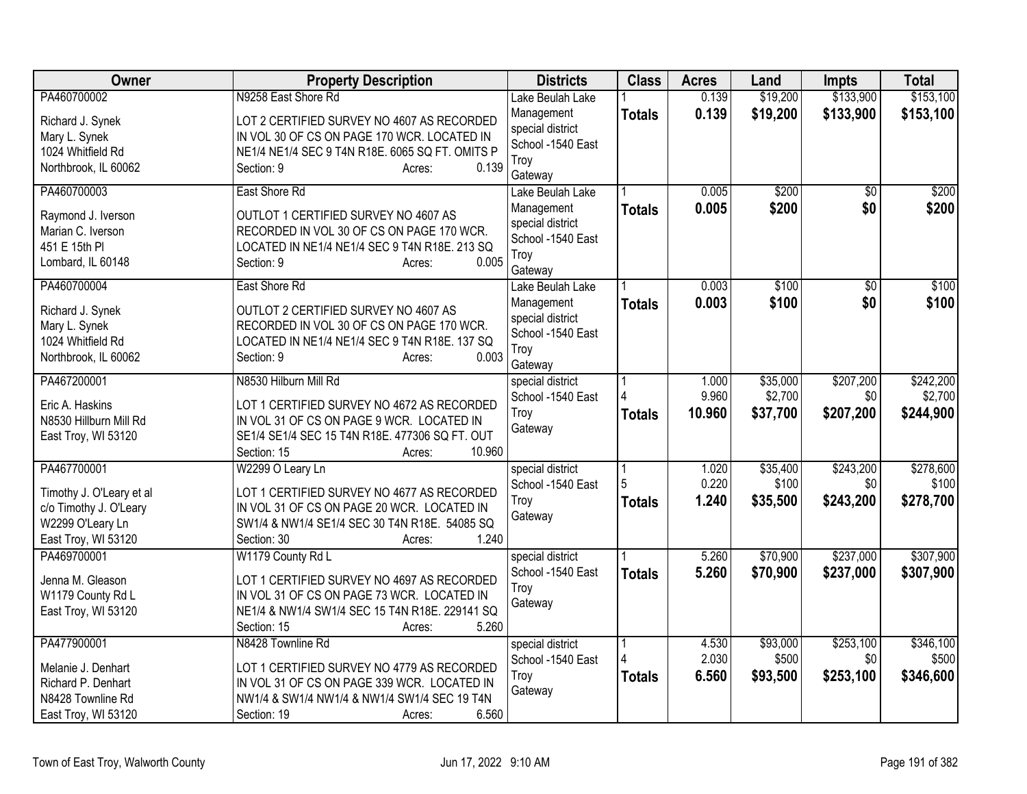| Owner | Property Description | Districts | Class | Acres | Land | Impts | Total |
|---|---|---|---|---|---|---|---|
| PA460700002<br><br>Richard J. Synek<br>Mary L. Synek<br>1024 Whitfield Rd<br>Northbrook, IL 60062 | N9258 East Shore Rd<br><br>LOT 2 CERTIFIED SURVEY NO 4607 AS RECORDED IN VOL 30 OF CS ON PAGE 170 WCR. LOCATED IN NE1/4 NE1/4 SEC 9 T4N R18E. 6065 SQ FT. OMITS P<br>Section: 9 Acres: 0.139 | Lake Beulah Lake Management special district School -1540 East Troy Gateway | 1<br>**Totals** | 0.139<br>**0.139** | $19,200<br>**$19,200** | $133,900<br>**$133,900** | $153,100<br>**$153,100** |
| PA460700003<br><br>Raymond J. Iverson<br>Marian C. Iverson<br>451 E 15th Pl<br>Lombard, IL 60148 | East Shore Rd<br><br>OUTLOT 1 CERTIFIED SURVEY NO 4607 AS RECORDED IN VOL 30 OF CS ON PAGE 170 WCR. LOCATED IN NE1/4 NE1/4 SEC 9 T4N R18E. 213 SQ<br>Section: 9 Acres: 0.005 | Lake Beulah Lake Management special district School -1540 East Troy Gateway | 1<br>**Totals** | 0.005<br>**0.005** | $200<br>**$200** | $0<br>**$0** | $200<br>**$200** |
| PA460700004<br><br>Richard J. Synek<br>Mary L. Synek<br>1024 Whitfield Rd<br>Northbrook, IL 60062 | East Shore Rd<br><br>OUTLOT 2 CERTIFIED SURVEY NO 4607 AS RECORDED IN VOL 30 OF CS ON PAGE 170 WCR. LOCATED IN NE1/4 NE1/4 SEC 9 T4N R18E. 137 SQ<br>Section: 9 Acres: 0.003 | Lake Beulah Lake Management special district School -1540 East Troy Gateway | 1<br>**Totals** | 0.003<br>**0.003** | $100<br>**$100** | $0<br>**$0** | $100<br>**$100** |
| PA467200001<br><br>Eric A. Haskins<br>N8530 Hillburn Mill Rd<br>East Troy, WI 53120 | N8530 Hilburn Mill Rd<br><br>LOT 1 CERTIFIED SURVEY NO 4672 AS RECORDED IN VOL 31 OF CS ON PAGE 9 WCR. LOCATED IN SE1/4 SE1/4 SEC 15 T4N R18E. 477306 SQ FT. OUT<br>Section: 15 Acres: 10.960 | special district School -1540 East Troy Gateway | 1<br>4<br>**Totals** | 1.000<br>9.960<br>**10.960** | $35,000<br>$2,700<br>**$37,700** | $207,200<br>$0<br>**$207,200** | $242,200<br>$2,700<br>**$244,900** |
| PA467700001<br><br>Timothy J. O'Leary et al<br>c/o Timothy J. O'Leary<br>W2299 O'Leary Ln<br>East Troy, WI 53120 | W2299 O Leary Ln<br><br>LOT 1 CERTIFIED SURVEY NO 4677 AS RECORDED IN VOL 31 OF CS ON PAGE 20 WCR. LOCATED IN SW1/4 & NW1/4 SE1/4 SEC 30 T4N R18E. 54085 SQ<br>Section: 30 Acres: 1.240 | special district School -1540 East Troy Gateway | 1<br>5<br>**Totals** | 1.020<br>0.220<br>**1.240** | $35,400<br>$100<br>**$35,500** | $243,200<br>$0<br>**$243,200** | $278,600<br>$100<br>**$278,700** |
| PA469700001<br><br>Jenna M. Gleason<br>W1179 County Rd L<br>East Troy, WI 53120 | W1179 County Rd L<br><br>LOT 1 CERTIFIED SURVEY NO 4697 AS RECORDED IN VOL 31 OF CS ON PAGE 73 WCR. LOCATED IN NE1/4 & NW1/4 SW1/4 SEC 15 T4N R18E. 229141 SQ<br>Section: 15 Acres: 5.260 | special district School -1540 East Troy Gateway | 1<br>**Totals** | 5.260<br>**5.260** | $70,900<br>**$70,900** | $237,000<br>**$237,000** | $307,900<br>**$307,900** |
| PA477900001<br><br>Melanie J. Denhart<br>Richard P. Denhart<br>N8428 Townline Rd<br>East Troy, WI 53120 | N8428 Townline Rd<br><br>LOT 1 CERTIFIED SURVEY NO 4779 AS RECORDED IN VOL 31 OF CS ON PAGE 339 WCR. LOCATED IN NW1/4 & SW1/4 NW1/4 & NW1/4 SW1/4 SEC 19 T4N<br>Section: 19 Acres: 6.560 | special district School -1540 East Troy Gateway | 1<br>4<br>**Totals** | 4.530<br>2.030<br>**6.560** | $93,000<br>$500<br>**$93,500** | $253,100<br>$0<br>**$253,100** | $346,100<br>$500<br>**$346,600** |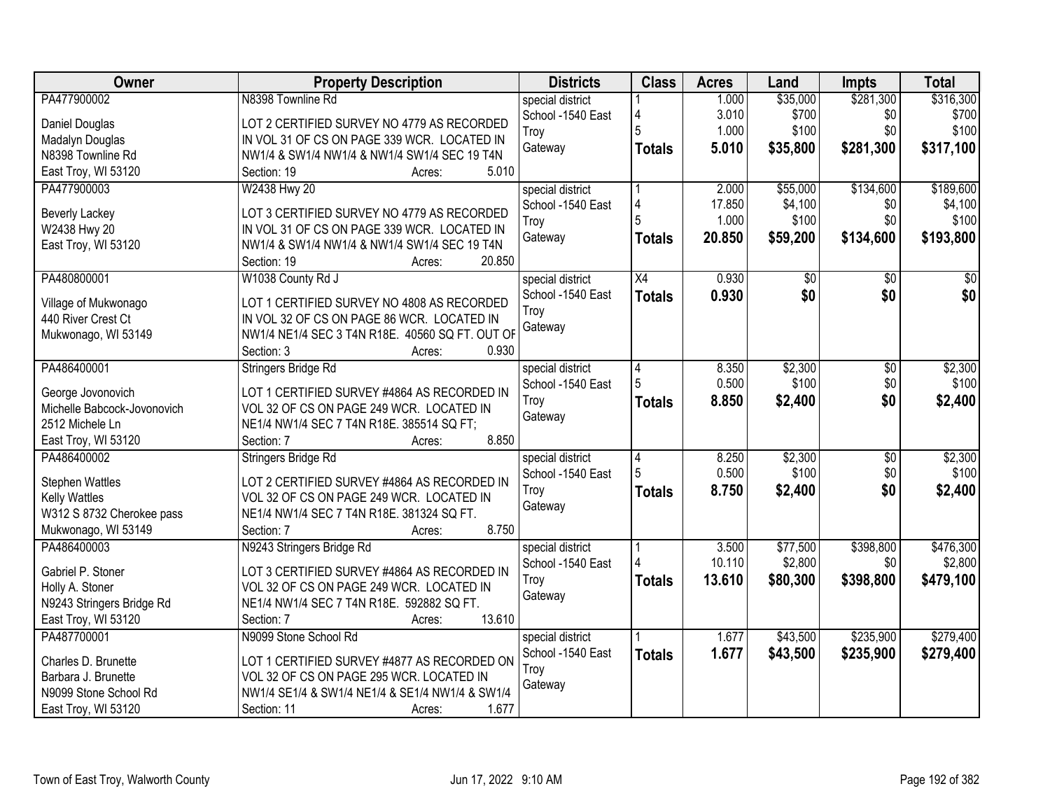| Owner | Property Description | Districts | Class | Acres | Land | Impts | Total |
|---|---|---|---|---|---|---|---|
| PA477900002<br>Daniel Douglas<br>Madalyn Douglas<br>N8398 Townline Rd<br>East Troy, WI 53120 | N8398 Townline Rd<br>LOT 2 CERTIFIED SURVEY NO 4779 AS RECORDED IN VOL 31 OF CS ON PAGE 339 WCR. LOCATED IN NW1/4 & SW1/4 NW1/4 & NW1/4 SW1/4 SEC 19 T4N<br>Section: 19 Acres: 5.010 | special district<br>School -1540 East Troy<br>Gateway | 1<br>4<br>5<br>**Totals** | 1.000<br>3.010<br>1.000<br>**5.010** | $35,000<br>$700<br>$100<br>**$35,800** | $281,300<br>$0<br>$0<br>**$281,300** | $316,300<br>$700<br>$100<br>**$317,100** |
| PA477900003<br>Beverly Lackey<br>W2438 Hwy 20<br>East Troy, WI 53120 | W2438 Hwy 20<br>LOT 3 CERTIFIED SURVEY NO 4779 AS RECORDED IN VOL 31 OF CS ON PAGE 339 WCR. LOCATED IN NW1/4 & SW1/4 NW1/4 & NW1/4 SW1/4 SEC 19 T4N<br>Section: 19 Acres: 20.850 | special district<br>School -1540 East Troy<br>Gateway | 1<br>4<br>5<br>**Totals** | 2.000<br>17.850<br>1.000<br>**20.850** | $55,000<br>$4,100<br>$100<br>**$59,200** | $134,600<br>$0<br>$0<br>**$134,600** | $189,600<br>$4,100<br>$100<br>**$193,800** |
| PA480800001<br>Village of Mukwonago<br>440 River Crest Ct<br>Mukwonago, WI 53149 | W1038 County Rd J<br>LOT 1 CERTIFIED SURVEY NO 4808 AS RECORDED IN VOL 32 OF CS ON PAGE 86 WCR. LOCATED IN NW1/4 NE1/4 SEC 3 T4N R18E. 40560 SQ FT. OUT OF<br>Section: 3 Acres: 0.930 | special district<br>School -1540 East Troy<br>Gateway | X4<br>**Totals** | 0.930<br>**0.930** | $0<br>**$0** | $0<br>**$0** | $0<br>**$0** |
| PA486400001<br>George Jovonovich<br>Michelle Babcock-Jovonovich<br>2512 Michele Ln<br>East Troy, WI 53120 | Stringers Bridge Rd<br>LOT 1 CERTIFIED SURVEY #4864 AS RECORDED IN VOL 32 OF CS ON PAGE 249 WCR. LOCATED IN NE1/4 NW1/4 SEC 7 T4N R18E. 385514 SQ FT;<br>Section: 7 Acres: 8.850 | special district<br>School -1540 East Troy<br>Gateway | 4<br>5<br>**Totals** | 8.350<br>0.500<br>**8.850** | $2,300<br>$100<br>**$2,400** | $0<br>$0<br>**$0** | $2,300<br>$100<br>**$2,400** |
| PA486400002<br>Stephen Wattles<br>Kelly Wattles<br>W312 S 8732 Cherokee pass<br>Mukwonago, WI 53149 | Stringers Bridge Rd<br>LOT 2 CERTIFIED SURVEY #4864 AS RECORDED IN VOL 32 OF CS ON PAGE 249 WCR. LOCATED IN NE1/4 NW1/4 SEC 7 T4N R18E. 381324 SQ FT.<br>Section: 7 Acres: 8.750 | special district<br>School -1540 East Troy<br>Gateway | 4<br>5<br>**Totals** | 8.250<br>0.500<br>**8.750** | $2,300<br>$100<br>**$2,400** | $0<br>$0<br>**$0** | $2,300<br>$100<br>**$2,400** |
| PA486400003<br>Gabriel P. Stoner<br>Holly A. Stoner<br>N9243 Stringers Bridge Rd<br>East Troy, WI 53120 | N9243 Stringers Bridge Rd<br>LOT 3 CERTIFIED SURVEY #4864 AS RECORDED IN VOL 32 OF CS ON PAGE 249 WCR. LOCATED IN NE1/4 NW1/4 SEC 7 T4N R18E. 592882 SQ FT.<br>Section: 7 Acres: 13.610 | special district<br>School -1540 East Troy<br>Gateway | 1<br>4<br>**Totals** | 3.500<br>10.110<br>**13.610** | $77,500<br>$2,800<br>**$80,300** | $398,800<br>$0<br>**$398,800** | $476,300<br>$2,800<br>**$479,100** |
| PA487700001<br>Charles D. Brunette<br>Barbara J. Brunette<br>N9099 Stone School Rd<br>East Troy, WI 53120 | N9099 Stone School Rd<br>LOT 1 CERTIFIED SURVEY #4877 AS RECORDED ON VOL 32 OF CS ON PAGE 295 WCR. LOCATED IN NW1/4 SE1/4 & SW1/4 NE1/4 & SE1/4 NW1/4 & SW1/4<br>Section: 11 Acres: 1.677 | special district<br>School -1540 East Troy<br>Gateway | 1<br>**Totals** | 1.677<br>**1.677** | $43,500<br>**$43,500** | $235,900<br>**$235,900** | $279,400<br>**$279,400** |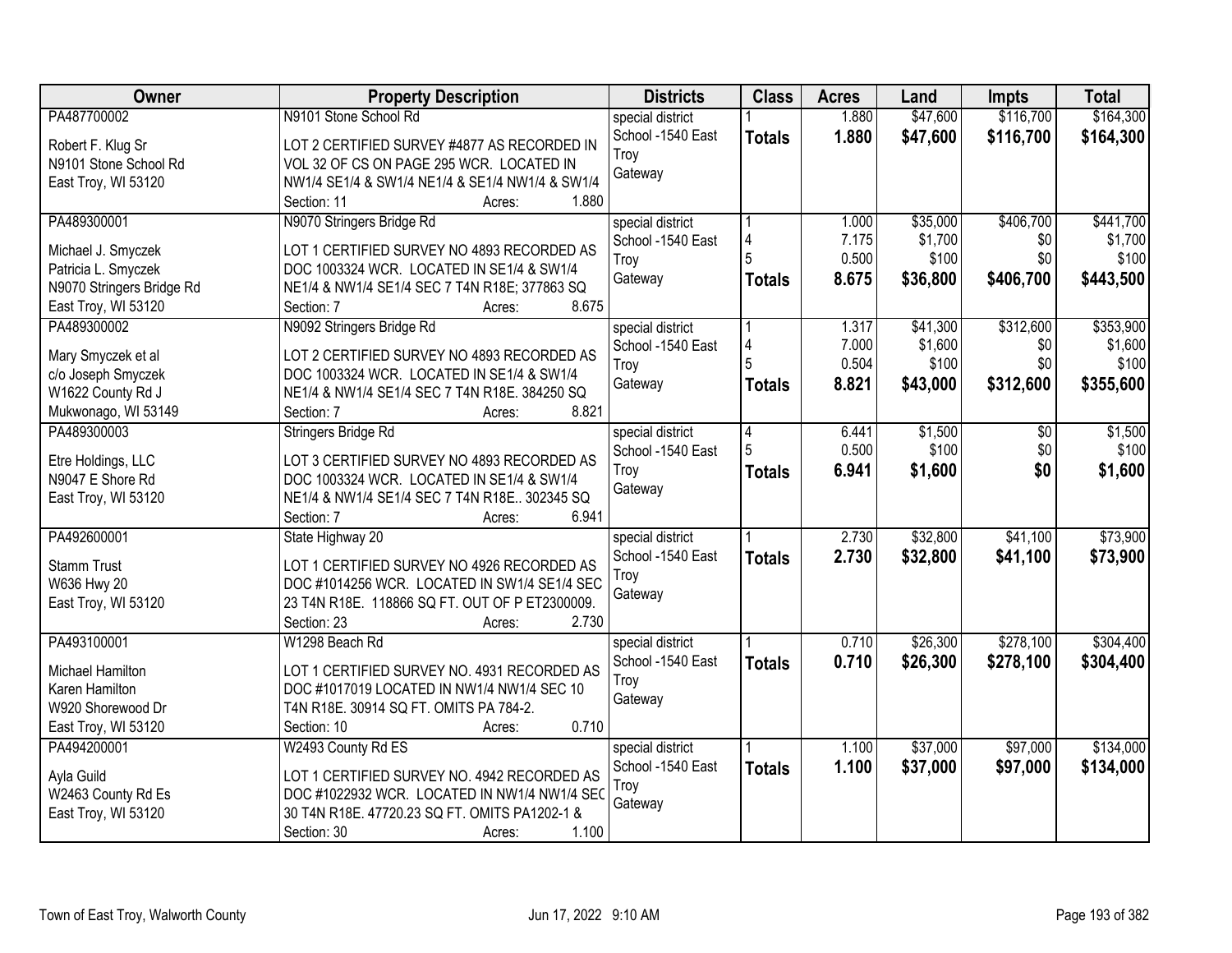| Owner | Property Description | Districts | Class | Acres | Land | Impts | Total |
|---|---|---|---|---|---|---|---|
| PA487700002<br><br>Robert F. Klug Sr<br>N9101 Stone School Rd<br>East Troy, WI 53120 | N9101 Stone School Rd<br><br>LOT 2 CERTIFIED SURVEY #4877 AS RECORDED IN VOL 32 OF CS ON PAGE 295 WCR. LOCATED IN NW1/4 SE1/4 & SW1/4 NE1/4 & SE1/4 NW1/4 & SW1/4<br>Section: 11 Acres: 1.880 | special district<br>School -1540 East Troy<br>Gateway | 1<br>**Totals** | 1.880<br>**1.880** | $47,600<br>**$47,600** | $116,700<br>**$116,700** | $164,300<br>**$164,300** |
| PA489300001<br><br>Michael J. Smyczek<br>Patricia L. Smyczek<br>N9070 Stringers Bridge Rd<br>East Troy, WI 53120 | N9070 Stringers Bridge Rd<br><br>LOT 1 CERTIFIED SURVEY NO 4893 RECORDED AS DOC 1003324 WCR. LOCATED IN SE1/4 & SW1/4 NE1/4 & NW1/4 SE1/4 SEC 7 T4N R18E; 377863 SQ<br>Section: 7 Acres: 8.675 | special district<br>School -1540 East Troy<br>Gateway | 1<br>4<br>5<br>**Totals** | 1.000<br>7.175<br>0.500<br>**8.675** | $35,000<br>$1,700<br>$100<br>**$36,800** | $406,700<br>$0<br>$0<br>**$406,700** | $441,700<br>$1,700<br>$100<br>**$443,500** |
| PA489300002<br><br>Mary Smyczek et al<br>c/o Joseph Smyczek<br>W1622 County Rd J<br>Mukwonago, WI 53149 | N9092 Stringers Bridge Rd<br><br>LOT 2 CERTIFIED SURVEY NO 4893 RECORDED AS DOC 1003324 WCR. LOCATED IN SE1/4 & SW1/4 NE1/4 & NW1/4 SE1/4 SEC 7 T4N R18E. 384250 SQ<br>Section: 7 Acres: 8.821 | special district<br>School -1540 East Troy<br>Gateway | 1<br>4<br>5<br>**Totals** | 1.317<br>7.000<br>0.504<br>**8.821** | $41,300<br>$1,600<br>$100<br>**$43,000** | $312,600<br>$0<br>$0<br>**$312,600** | $353,900<br>$1,600<br>$100<br>**$355,600** |
| PA489300003<br><br>Etre Holdings, LLC<br>N9047 E Shore Rd<br>East Troy, WI 53120 | Stringers Bridge Rd<br><br>LOT 3 CERTIFIED SURVEY NO 4893 RECORDED AS DOC 1003324 WCR. LOCATED IN SE1/4 & SW1/4 NE1/4 & NW1/4 SE1/4 SEC 7 T4N R18E.. 302345 SQ<br>Section: 7 Acres: 6.941 | special district<br>School -1540 East Troy<br>Gateway | 4<br>5<br>**Totals** | 6.441<br>0.500<br>**6.941** | $1,500<br>$100<br>**$1,600** | $0<br>$0<br>**$0** | $1,500<br>$100<br>**$1,600** |
| PA492600001<br><br>Stamm Trust<br>W636 Hwy 20<br>East Troy, WI 53120 | State Highway 20<br><br>LOT 1 CERTIFIED SURVEY NO 4926 RECORDED AS DOC #1014256 WCR. LOCATED IN SW1/4 SE1/4 SEC 23 T4N R18E. 118866 SQ FT. OUT OF P ET2300009.<br>Section: 23 Acres: 2.730 | special district<br>School -1540 East Troy<br>Gateway | 1<br>**Totals** | 2.730<br>**2.730** | $32,800<br>**$32,800** | $41,100<br>**$41,100** | $73,900<br>**$73,900** |
| PA493100001<br><br>Michael Hamilton<br>Karen Hamilton<br>W920 Shorewood Dr<br>East Troy, WI 53120 | W1298 Beach Rd<br><br>LOT 1 CERTIFIED SURVEY NO. 4931 RECORDED AS DOC #1017019 LOCATED IN NW1/4 NW1/4 SEC 10 T4N R18E. 30914 SQ FT. OMITS PA 784-2.<br>Section: 10 Acres: 0.710 | special district<br>School -1540 East Troy<br>Gateway | 1<br>**Totals** | 0.710<br>**0.710** | $26,300<br>**$26,300** | $278,100<br>**$278,100** | $304,400<br>**$304,400** |
| PA494200001<br><br>Ayla Guild<br>W2463 County Rd Es<br>East Troy, WI 53120 | W2493 County Rd ES<br><br>LOT 1 CERTIFIED SURVEY NO. 4942 RECORDED AS DOC #1022932 WCR. LOCATED IN NW1/4 NW1/4 SEC 30 T4N R18E. 47720.23 SQ FT. OMITS PA1202-1 &<br>Section: 30 Acres: 1.100 | special district<br>School -1540 East Troy<br>Gateway | 1<br>**Totals** | 1.100<br>**1.100** | $37,000<br>**$37,000** | $97,000<br>**$97,000** | $134,000<br>**$134,000** |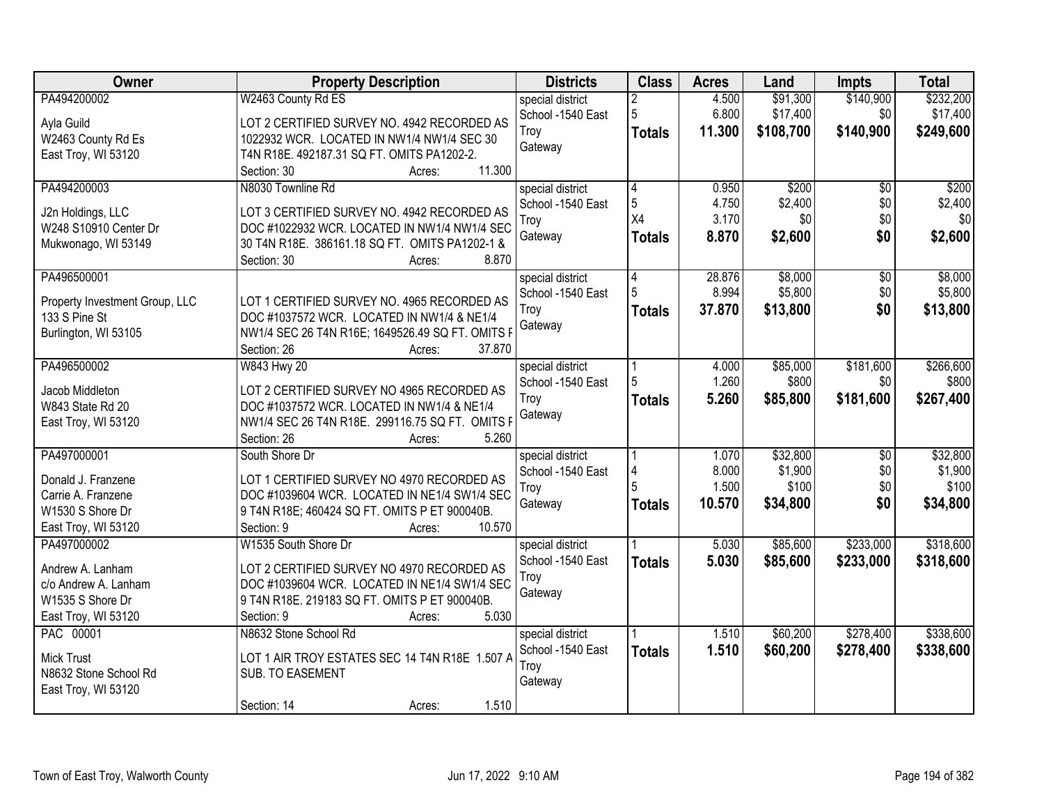| Owner | Property Description | Districts | Class | Acres | Land | Impts | Total |
|---|---|---|---|---|---|---|---|
| PA494200002<br><br>Ayla Guild<br>W2463 County Rd Es<br>East Troy, WI 53120 | W2463 County Rd ES<br><br>LOT 2 CERTIFIED SURVEY NO. 4942 RECORDED AS 1022932 WCR. LOCATED IN NW1/4 NW1/4 SEC 30 T4N R18E. 492187.31 SQ FT. OMITS PA1202-2.<br>Section: 30 Acres: 11.300 | special district<br>School -1540 East Troy<br>Gateway | 2<br>5<br>**Totals** | 4.500<br>6.800<br>**11.300** | $91,300<br>$17,400<br>**$108,700** | $140,900<br>$0<br>**$140,900** | $232,200<br>$17,400<br>**$249,600** |
| PA494200003<br><br>J2n Holdings, LLC<br>W248 S10910 Center Dr<br>Mukwonago, WI 53149 | N8030 Townline Rd<br><br>LOT 3 CERTIFIED SURVEY NO. 4942 RECORDED AS DOC #1022932 WCR. LOCATED IN NW1/4 NW1/4 SEC 30 T4N R18E. 386161.18 SQ FT. OMITS PA1202-1 &<br>Section: 30 Acres: 8.870 | special district<br>School -1540 East Troy<br>Gateway | 4<br>5<br>X4<br>**Totals** | 0.950<br>4.750<br>3.170<br>**8.870** | $200<br>$2,400<br>$0<br>**$2,600** | $0<br>$0<br>$0<br>**$0** | $200<br>$2,400<br>$0<br>**$2,600** |
| PA496500001<br><br>Property Investment Group, LLC<br>133 S Pine St<br>Burlington, WI 53105 | <br><br>LOT 1 CERTIFIED SURVEY NO. 4965 RECORDED AS DOC #1037572 WCR. LOCATED IN NW1/4 & NE1/4 NW1/4 SEC 26 T4N R16E; 1649526.49 SQ FT. OMITS F<br>Section: 26 Acres: 37.870 | special district<br>School -1540 East Troy<br>Gateway | 4<br>5<br>**Totals** | 28.876<br>8.994<br>**37.870** | $8,000<br>$5,800<br>**$13,800** | $0<br>$0<br>**$0** | $8,000<br>$5,800<br>**$13,800** |
| PA496500002<br><br>Jacob Middleton<br>W843 State Rd 20<br>East Troy, WI 53120 | W843 Hwy 20<br><br>LOT 2 CERTIFIED SURVEY NO 4965 RECORDED AS DOC #1037572 WCR. LOCATED IN NW1/4 & NE1/4 NW1/4 SEC 26 T4N R18E. 299116.75 SQ FT. OMITS F<br>Section: 26 Acres: 5.260 | special district<br>School -1540 East Troy<br>Gateway | 1<br>5<br>**Totals** | 4.000<br>1.260<br>**5.260** | $85,000<br>$800<br>**$85,800** | $181,600<br>$0<br>**$181,600** | $266,600<br>$800<br>**$267,400** |
| PA497000001<br><br>Donald J. Franzene<br>Carrie A. Franzene<br>W1530 S Shore Dr<br>East Troy, WI 53120 | South Shore Dr<br><br>LOT 1 CERTIFIED SURVEY NO 4970 RECORDED AS DOC #1039604 WCR. LOCATED IN NE1/4 SW1/4 SEC 9 T4N R18E; 460424 SQ FT. OMITS P ET 900040B.<br>Section: 9 Acres: 10.570 | special district<br>School -1540 East Troy<br>Gateway | 1<br>4<br>5<br>**Totals** | 1.070<br>8.000<br>1.500<br>**10.570** | $32,800<br>$1,900<br>$100<br>**$34,800** | $0<br>$0<br>$0<br>**$0** | $32,800<br>$1,900<br>$100<br>**$34,800** |
| PA497000002<br><br>Andrew A. Lanham<br>c/o Andrew A. Lanham<br>W1535 S Shore Dr<br>East Troy, WI 53120 | W1535 South Shore Dr<br><br>LOT 2 CERTIFIED SURVEY NO 4970 RECORDED AS DOC #1039604 WCR. LOCATED IN NE1/4 SW1/4 SEC 9 T4N R18E. 219183 SQ FT. OMITS P ET 900040B.<br>Section: 9 Acres: 5.030 | special district<br>School -1540 East Troy<br>Gateway | 1<br>**Totals** | 5.030<br>**5.030** | $85,600<br>**$85,600** | $233,000<br>**$233,000** | $318,600<br>**$318,600** |
| PAC 00001<br><br>Mick Trust<br>N8632 Stone School Rd<br>East Troy, WI 53120 | N8632 Stone School Rd<br><br>LOT 1 AIR TROY ESTATES SEC 14 T4N R18E 1.507 A SUB. TO EASEMENT<br><br>Section: 14 Acres: 1.510 | special district<br>School -1540 East Troy<br>Gateway | 1<br>**Totals** | 1.510<br>**1.510** | $60,200<br>**$60,200** | $278,400<br>**$278,400** | $338,600<br>**$338,600** |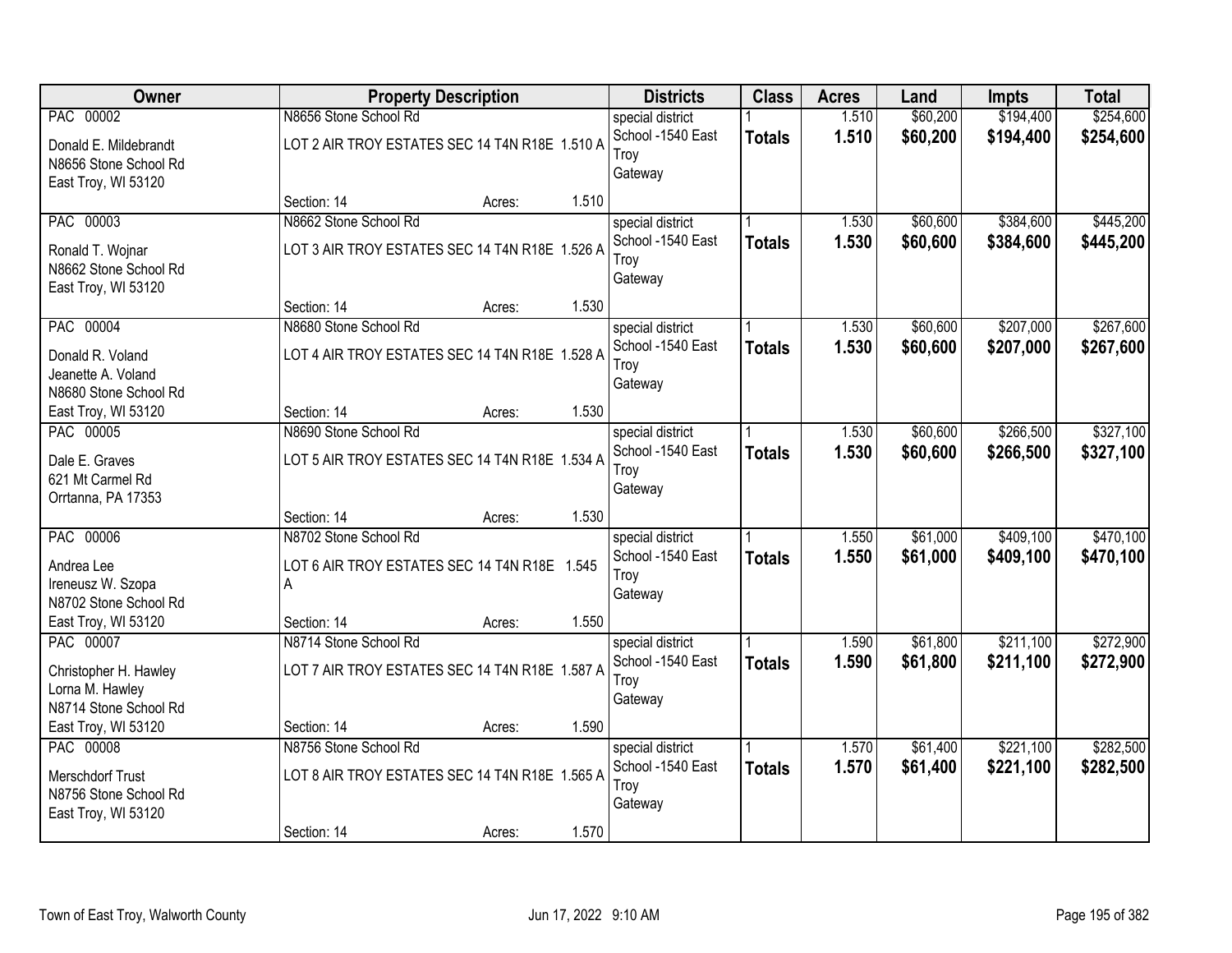| Owner | Property Description | Districts | Class | Acres | Land | Impts | Total |
|---|---|---|---|---|---|---|---|
| PAC 00002<br>Donald E. Mildebrandt<br>N8656 Stone School Rd<br>East Troy, WI 53120 | N8656 Stone School Rd<br>LOT 2 AIR TROY ESTATES SEC 14 T4N R18E 1.510 A<br>Section: 14 Acres: 1.510 | special district<br>School -1540 East Troy<br>Gateway | 1<br>**Totals** | 1.510<br>**1.510** | $60,200<br>**$60,200** | $194,400<br>**$194,400** | $254,600<br>**$254,600** |
| PAC 00003<br>Ronald T. Wojnar<br>N8662 Stone School Rd<br>East Troy, WI 53120 | N8662 Stone School Rd<br>LOT 3 AIR TROY ESTATES SEC 14 T4N R18E 1.526 A<br>Section: 14 Acres: 1.530 | special district<br>School -1540 East Troy<br>Gateway | 1<br>**Totals** | 1.530<br>**1.530** | $60,600<br>**$60,600** | $384,600<br>**$384,600** | $445,200<br>**$445,200** |
| PAC 00004<br>Donald R. Voland<br>Jeanette A. Voland<br>N8680 Stone School Rd<br>East Troy, WI 53120 | N8680 Stone School Rd<br>LOT 4 AIR TROY ESTATES SEC 14 T4N R18E 1.528 A<br>Section: 14 Acres: 1.530 | special district<br>School -1540 East Troy<br>Gateway | 1<br>**Totals** | 1.530<br>**1.530** | $60,600<br>**$60,600** | $207,000<br>**$207,000** | $267,600<br>**$267,600** |
| PAC 00005<br>Dale E. Graves<br>621 Mt Carmel Rd<br>Orrtanna, PA 17353 | N8690 Stone School Rd<br>LOT 5 AIR TROY ESTATES SEC 14 T4N R18E 1.534 A<br>Section: 14 Acres: 1.530 | special district<br>School -1540 East Troy<br>Gateway | 1<br>**Totals** | 1.530<br>**1.530** | $60,600<br>**$60,600** | $266,500<br>**$266,500** | $327,100<br>**$327,100** |
| PAC 00006<br>Andrea Lee<br>Ireneusz W. Szopa<br>N8702 Stone School Rd<br>East Troy, WI 53120 | N8702 Stone School Rd<br>LOT 6 AIR TROY ESTATES SEC 14 T4N R18E 1.545 A<br>Section: 14 Acres: 1.550 | special district<br>School -1540 East Troy<br>Gateway | 1<br>**Totals** | 1.550<br>**1.550** | $61,000<br>**$61,000** | $409,100<br>**$409,100** | $470,100<br>**$470,100** |
| PAC 00007<br>Christopher H. Hawley<br>Lorna M. Hawley<br>N8714 Stone School Rd<br>East Troy, WI 53120 | N8714 Stone School Rd<br>LOT 7 AIR TROY ESTATES SEC 14 T4N R18E 1.587 A<br>Section: 14 Acres: 1.590 | special district<br>School -1540 East Troy<br>Gateway | 1<br>**Totals** | 1.590<br>**1.590** | $61,800<br>**$61,800** | $211,100<br>**$211,100** | $272,900<br>**$272,900** |
| PAC 00008<br>Merschdorf Trust<br>N8756 Stone School Rd<br>East Troy, WI 53120 | N8756 Stone School Rd<br>LOT 8 AIR TROY ESTATES SEC 14 T4N R18E 1.565 A<br>Section: 14 Acres: 1.570 | special district<br>School -1540 East Troy<br>Gateway | 1<br>**Totals** | 1.570<br>**1.570** | $61,400<br>**$61,400** | $221,100<br>**$221,100** | $282,500<br>**$282,500** |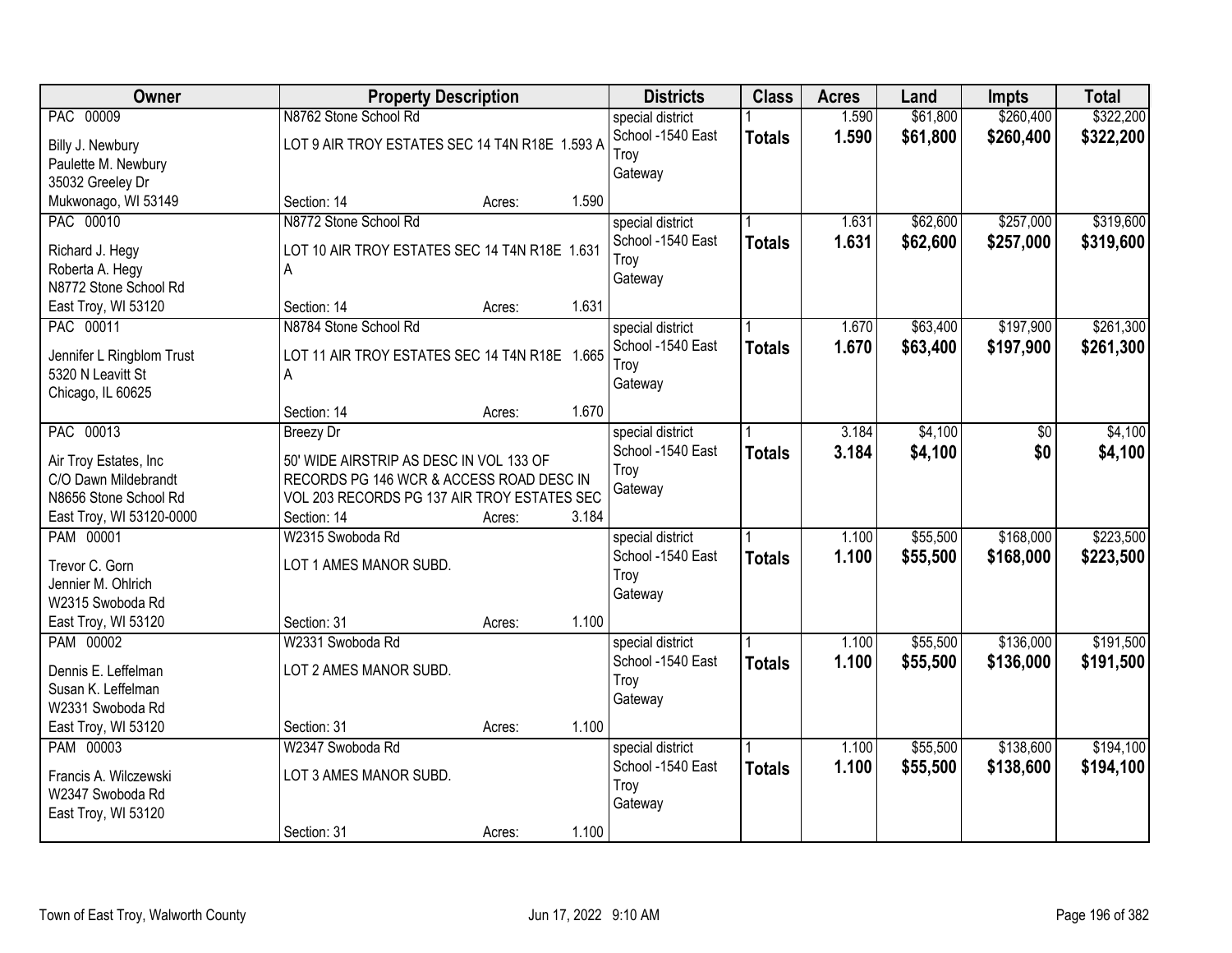| Owner | Property Description | | | Districts | Class | Acres | Land | Impts | Total |
|---|---|---|---|---|---|---|---|---|---|
| PAC 00009 | N8762 Stone School Rd | | | special district | 1 | 1.590 | $61,800 | $260,400 | $322,200 |
| Billy J. Newbury<br>Paulette M. Newbury<br>35032 Greeley Dr<br>Mukwonago, WI 53149 | LOT 9 AIR TROY ESTATES SEC 14 T4N R18E 1.593 A | | | School -1540 East Troy<br>Gateway | **Totals** | **1.590** | **$61,800** | **$260,400** | **$322,200** |
| | Section: 14 | Acres: | 1.590 | | | | | | |
| PAC 00010 | N8772 Stone School Rd | | | special district | 1 | 1.631 | $62,600 | $257,000 | $319,600 |
| Richard J. Hegy<br>Roberta A. Hegy<br>N8772 Stone School Rd<br>East Troy, WI 53120 | LOT 10 AIR TROY ESTATES SEC 14 T4N R18E 1.631 A | | | School -1540 East Troy<br>Gateway | **Totals** | **1.631** | **$62,600** | **$257,000** | **$319,600** |
| | Section: 14 | Acres: | 1.631 | | | | | | |
| PAC 00011 | N8784 Stone School Rd | | | special district | 1 | 1.670 | $63,400 | $197,900 | $261,300 |
| Jennifer L Ringblom Trust<br>5320 N Leavitt St<br>Chicago, IL 60625 | LOT 11 AIR TROY ESTATES SEC 14 T4N R18E 1.665 A | | | School -1540 East Troy<br>Gateway | **Totals** | **1.670** | **$63,400** | **$197,900** | **$261,300** |
| | Section: 14 | Acres: | 1.670 | | | | | | |
| PAC 00013 | Breezy Dr | | | special district | 1 | 3.184 | $4,100 | $0 | $4,100 |
| Air Troy Estates, Inc<br>C/O Dawn Mildebrandt<br>N8656 Stone School Rd<br>East Troy, WI 53120-0000 | 50' WIDE AIRSTRIP AS DESC IN VOL 133 OF RECORDS PG 146 WCR & ACCESS ROAD DESC IN VOL 203 RECORDS PG 137 AIR TROY ESTATES SEC | | | School -1540 East Troy<br>Gateway | **Totals** | **3.184** | **$4,100** | **$0** | **$4,100** |
| | Section: 14 | Acres: | 3.184 | | | | | | |
| PAM 00001 | W2315 Swoboda Rd | | | special district | 1 | 1.100 | $55,500 | $168,000 | $223,500 |
| Trevor C. Gorn<br>Jennier M. Ohlrich<br>W2315 Swoboda Rd<br>East Troy, WI 53120 | LOT 1 AMES MANOR SUBD. | | | School -1540 East Troy<br>Gateway | **Totals** | **1.100** | **$55,500** | **$168,000** | **$223,500** |
| | Section: 31 | Acres: | 1.100 | | | | | | |
| PAM 00002 | W2331 Swoboda Rd | | | special district | 1 | 1.100 | $55,500 | $136,000 | $191,500 |
| Dennis E. Leffelman<br>Susan K. Leffelman<br>W2331 Swoboda Rd<br>East Troy, WI 53120 | LOT 2 AMES MANOR SUBD. | | | School -1540 East Troy<br>Gateway | **Totals** | **1.100** | **$55,500** | **$136,000** | **$191,500** |
| | Section: 31 | Acres: | 1.100 | | | | | | |
| PAM 00003 | W2347 Swoboda Rd | | | special district | 1 | 1.100 | $55,500 | $138,600 | $194,100 |
| Francis A. Wilczewski<br>W2347 Swoboda Rd<br>East Troy, WI 53120 | LOT 3 AMES MANOR SUBD. | | | School -1540 East Troy<br>Gateway | **Totals** | **1.100** | **$55,500** | **$138,600** | **$194,100** |
| | Section: 31 | Acres: | 1.100 | | | | | | |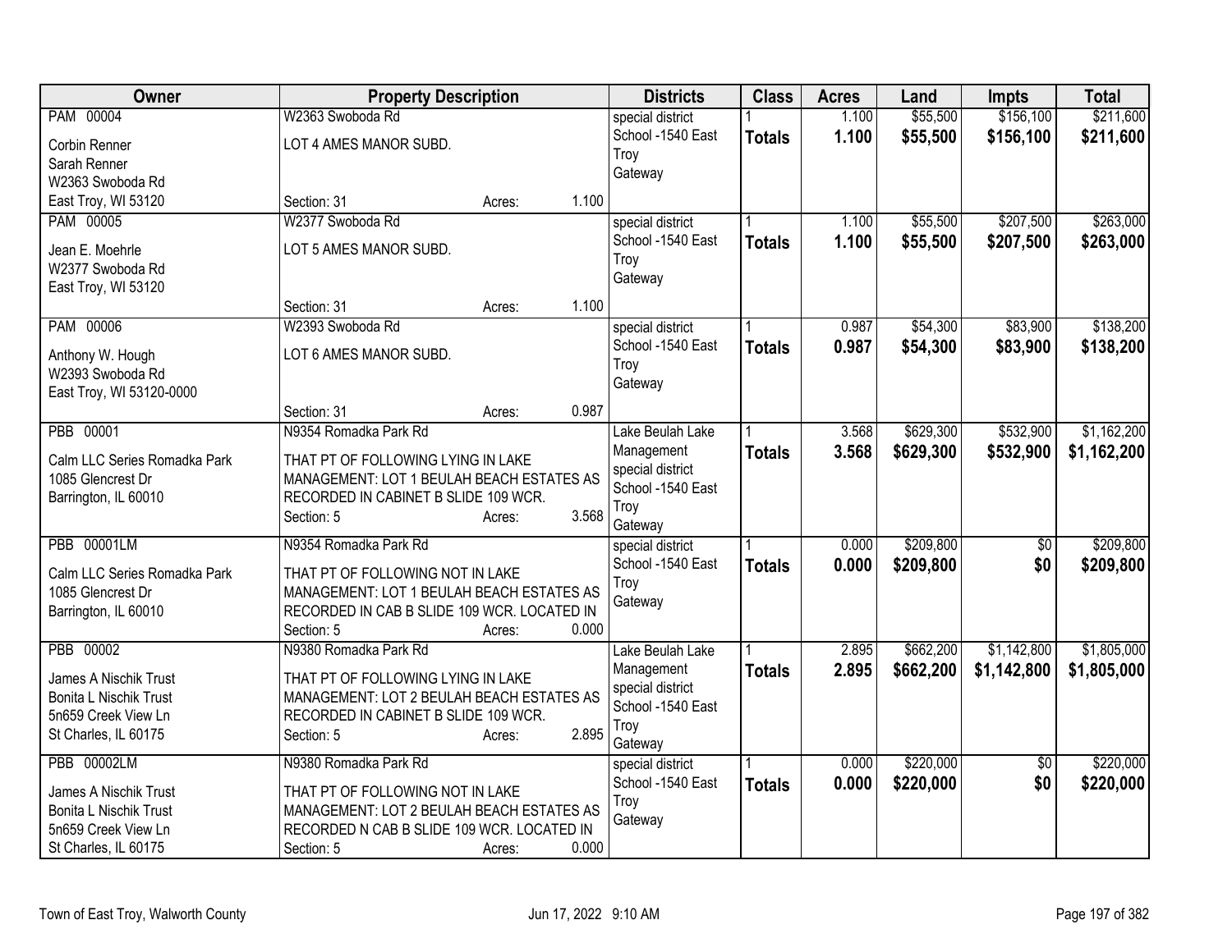| Owner | Property Description | Districts | Class | Acres | Land | Impts | Total |
|---|---|---|---|---|---|---|---|
| PAM 00004<br>Corbin Renner<br>Sarah Renner<br>W2363 Swoboda Rd<br>East Troy, WI 53120 | W2363 Swoboda Rd<br>LOT 4 AMES MANOR SUBD.<br>Section: 31 Acres: 1.100 | special district<br>School -1540 East Troy<br>Gateway | 1<br>**Totals** | 1.100<br>**1.100** | $55,500<br>**$55,500** | $156,100<br>**$156,100** | $211,600<br>**$211,600** |
| PAM 00005<br>Jean E. Moehrle<br>W2377 Swoboda Rd<br>East Troy, WI 53120 | W2377 Swoboda Rd<br>LOT 5 AMES MANOR SUBD.<br>Section: 31 Acres: 1.100 | special district<br>School -1540 East Troy<br>Gateway | 1<br>**Totals** | 1.100<br>**1.100** | $55,500<br>**$55,500** | $207,500<br>**$207,500** | $263,000<br>**$263,000** |
| PAM 00006<br>Anthony W. Hough<br>W2393 Swoboda Rd<br>East Troy, WI 53120-0000 | W2393 Swoboda Rd<br>LOT 6 AMES MANOR SUBD.<br>Section: 31 Acres: 0.987 | special district<br>School -1540 East Troy<br>Gateway | 1<br>**Totals** | 0.987<br>**0.987** | $54,300<br>**$54,300** | $83,900<br>**$83,900** | $138,200<br>**$138,200** |
| PBB 00001<br>Calm LLC Series Romadka Park<br>1085 Glencrest Dr<br>Barrington, IL 60010 | N9354 Romadka Park Rd<br>THAT PT OF FOLLOWING LYING IN LAKE MANAGEMENT: LOT 1 BEULAH BEACH ESTATES AS RECORDED IN CABINET B SLIDE 109 WCR.<br>Section: 5 Acres: 3.568 | Lake Beulah Lake Management<br>special district<br>School -1540 East Troy<br>Gateway | 1<br>**Totals** | 3.568<br>**3.568** | $629,300<br>**$629,300** | $532,900<br>**$532,900** | $1,162,200<br>**$1,162,200** |
| PBB 00001LM<br>Calm LLC Series Romadka Park<br>1085 Glencrest Dr<br>Barrington, IL 60010 | N9354 Romadka Park Rd<br>THAT PT OF FOLLOWING NOT IN LAKE MANAGEMENT: LOT 1 BEULAH BEACH ESTATES AS RECORDED IN CAB B SLIDE 109 WCR. LOCATED IN<br>Section: 5 Acres: 0.000 | special district<br>School -1540 East Troy<br>Gateway | 1<br>**Totals** | 0.000<br>**0.000** | $209,800<br>**$209,800** | $0<br>**$0** | $209,800<br>**$209,800** |
| PBB 00002<br>James A Nischik Trust<br>Bonita L Nischik Trust<br>5n659 Creek View Ln<br>St Charles, IL 60175 | N9380 Romadka Park Rd<br>THAT PT OF FOLLOWING LYING IN LAKE MANAGEMENT: LOT 2 BEULAH BEACH ESTATES AS RECORDED IN CABINET B SLIDE 109 WCR.<br>Section: 5 Acres: 2.895 | Lake Beulah Lake Management<br>special district<br>School -1540 East Troy<br>Gateway | 1<br>**Totals** | 2.895<br>**2.895** | $662,200<br>**$662,200** | $1,142,800<br>**$1,142,800** | $1,805,000<br>**$1,805,000** |
| PBB 00002LM<br>James A Nischik Trust<br>Bonita L Nischik Trust<br>5n659 Creek View Ln<br>St Charles, IL 60175 | N9380 Romadka Park Rd<br>THAT PT OF FOLLOWING NOT IN LAKE MANAGEMENT: LOT 2 BEULAH BEACH ESTATES AS RECORDED N CAB B SLIDE 109 WCR. LOCATED IN<br>Section: 5 Acres: 0.000 | special district<br>School -1540 East Troy<br>Gateway | 1<br>**Totals** | 0.000<br>**0.000** | $220,000<br>**$220,000** | $0<br>**$0** | $220,000<br>**$220,000** |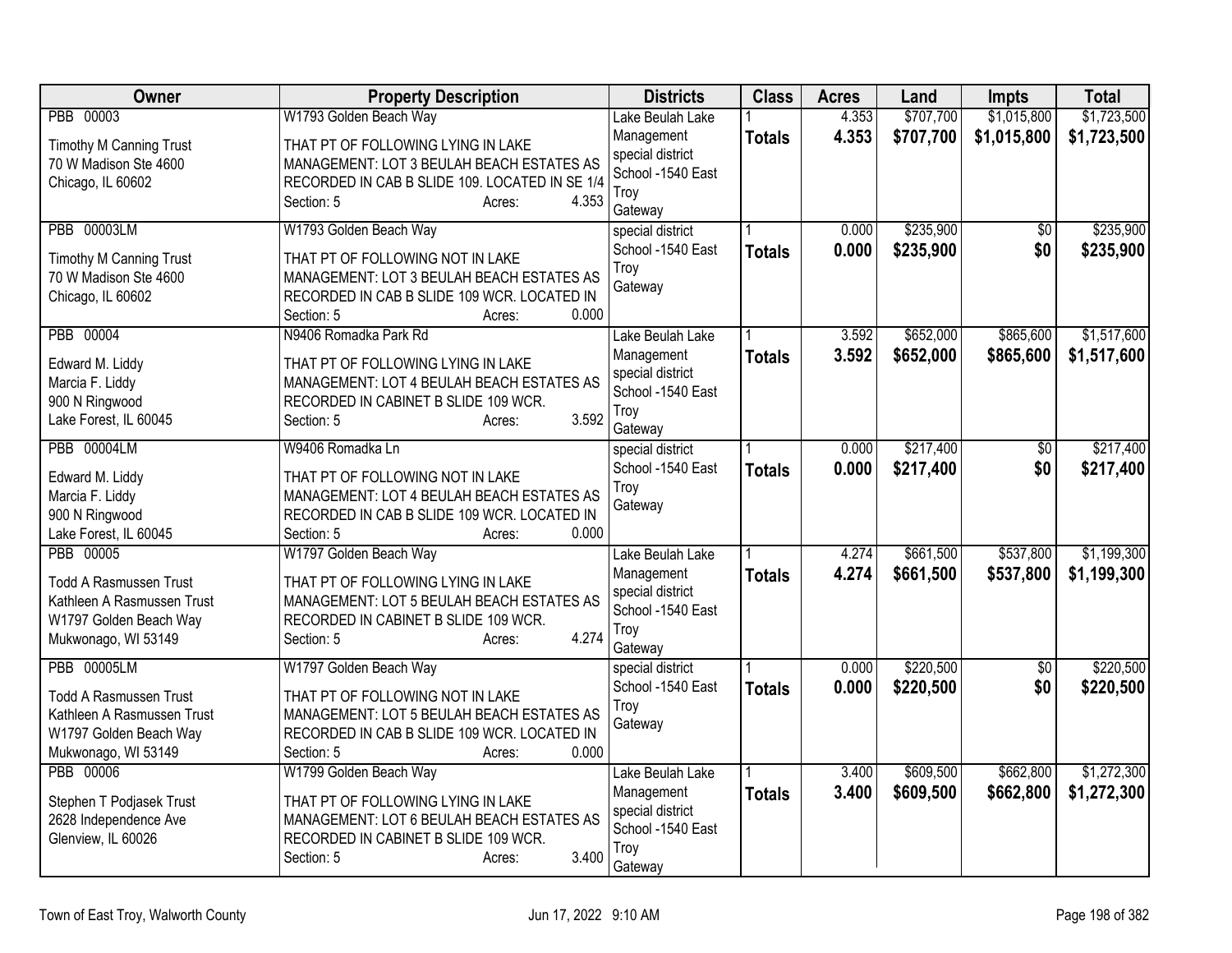| Owner | Property Description | Districts | Class | Acres | Land | Impts | Total |
|---|---|---|---|---|---|---|---|
| PBB 00003<br><br>Timothy M Canning Trust<br>70 W Madison Ste 4600<br>Chicago, IL 60602 | W1793 Golden Beach Way<br><br>THAT PT OF FOLLOWING LYING IN LAKE MANAGEMENT: LOT 3 BEULAH BEACH ESTATES AS RECORDED IN CAB B SLIDE 109. LOCATED IN SE 1/4<br>Section: 5 Acres: 4.353 | Lake Beulah Lake Management special district<br>School -1540 East Troy<br>Gateway | 1<br>**Totals** | 4.353<br>**4.353** | $707,700<br>**$707,700** | $1,015,800<br>**$1,015,800** | $1,723,500<br>**$1,723,500** |
| PBB 00003LM<br><br>Timothy M Canning Trust<br>70 W Madison Ste 4600<br>Chicago, IL 60602 | W1793 Golden Beach Way<br><br>THAT PT OF FOLLOWING NOT IN LAKE MANAGEMENT: LOT 3 BEULAH BEACH ESTATES AS RECORDED IN CAB B SLIDE 109 WCR. LOCATED IN<br>Section: 5 Acres: 0.000 | special district<br>School -1540 East Troy<br>Gateway | 1<br>**Totals** | 0.000<br>**0.000** | $235,900<br>**$235,900** | $0<br>**$0** | $235,900<br>**$235,900** |
| PBB 00004<br><br>Edward M. Liddy<br>Marcia F. Liddy<br>900 N Ringwood<br>Lake Forest, IL 60045 | N9406 Romadka Park Rd<br><br>THAT PT OF FOLLOWING LYING IN LAKE MANAGEMENT: LOT 4 BEULAH BEACH ESTATES AS RECORDED IN CABINET B SLIDE 109 WCR.<br>Section: 5 Acres: 3.592 | Lake Beulah Lake Management special district<br>School -1540 East Troy<br>Gateway | 1<br>**Totals** | 3.592<br>**3.592** | $652,000<br>**$652,000** | $865,600<br>**$865,600** | $1,517,600<br>**$1,517,600** |
| PBB 00004LM<br><br>Edward M. Liddy<br>Marcia F. Liddy<br>900 N Ringwood<br>Lake Forest, IL 60045 | W9406 Romadka Ln<br><br>THAT PT OF FOLLOWING NOT IN LAKE MANAGEMENT: LOT 4 BEULAH BEACH ESTATES AS RECORDED IN CAB B SLIDE 109 WCR. LOCATED IN<br>Section: 5 Acres: 0.000 | special district<br>School -1540 East Troy<br>Gateway | 1<br>**Totals** | 0.000<br>**0.000** | $217,400<br>**$217,400** | $0<br>**$0** | $217,400<br>**$217,400** |
| PBB 00005<br><br>Todd A Rasmussen Trust<br>Kathleen A Rasmussen Trust<br>W1797 Golden Beach Way<br>Mukwonago, WI 53149 | W1797 Golden Beach Way<br><br>THAT PT OF FOLLOWING LYING IN LAKE MANAGEMENT: LOT 5 BEULAH BEACH ESTATES AS RECORDED IN CABINET B SLIDE 109 WCR.<br>Section: 5 Acres: 4.274 | Lake Beulah Lake Management special district<br>School -1540 East Troy<br>Gateway | 1<br>**Totals** | 4.274<br>**4.274** | $661,500<br>**$661,500** | $537,800<br>**$537,800** | $1,199,300<br>**$1,199,300** |
| PBB 00005LM<br><br>Todd A Rasmussen Trust<br>Kathleen A Rasmussen Trust<br>W1797 Golden Beach Way<br>Mukwonago, WI 53149 | W1797 Golden Beach Way<br><br>THAT PT OF FOLLOWING NOT IN LAKE MANAGEMENT: LOT 5 BEULAH BEACH ESTATES AS RECORDED IN CAB B SLIDE 109 WCR. LOCATED IN<br>Section: 5 Acres: 0.000 | special district<br>School -1540 East Troy<br>Gateway | 1<br>**Totals** | 0.000<br>**0.000** | $220,500<br>**$220,500** | $0<br>**$0** | $220,500<br>**$220,500** |
| PBB 00006<br><br>Stephen T Podjasek Trust<br>2628 Independence Ave<br>Glenview, IL 60026 | W1799 Golden Beach Way<br><br>THAT PT OF FOLLOWING LYING IN LAKE MANAGEMENT: LOT 6 BEULAH BEACH ESTATES AS RECORDED IN CABINET B SLIDE 109 WCR.<br>Section: 5 Acres: 3.400 | Lake Beulah Lake Management special district<br>School -1540 East Troy<br>Gateway | 1<br>**Totals** | 3.400<br>**3.400** | $609,500<br>**$609,500** | $662,800<br>**$662,800** | $1,272,300<br>**$1,272,300** |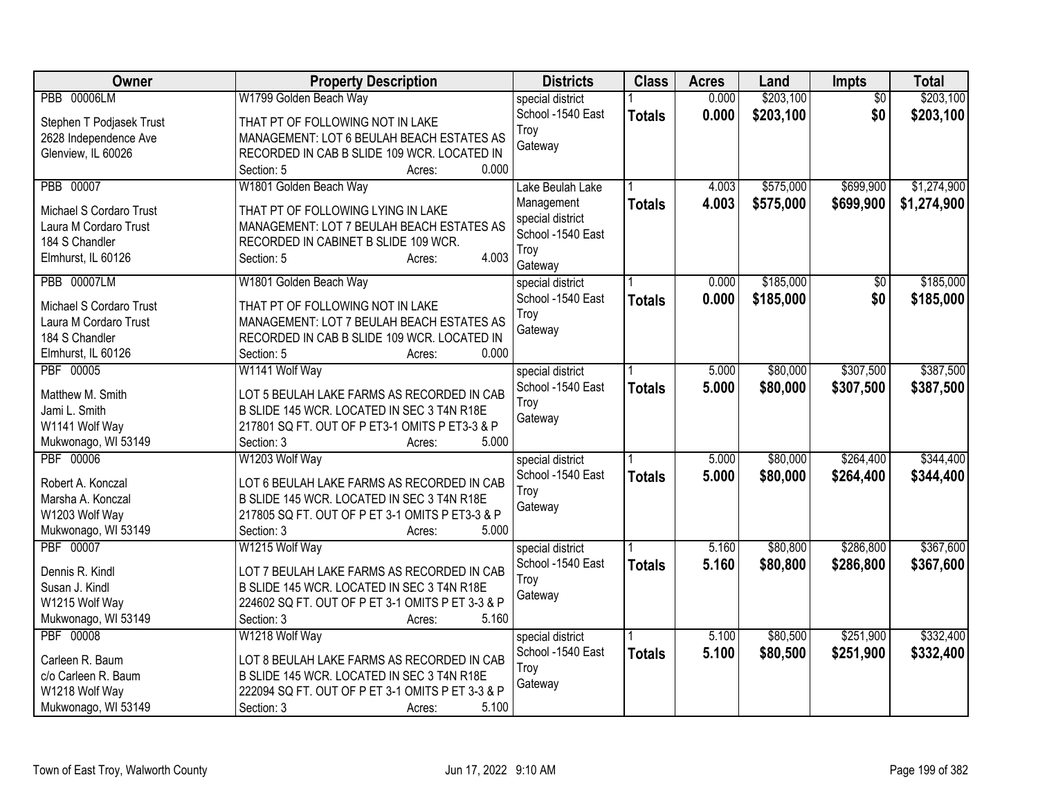| Owner | Property Description | Districts | Class | Acres | Land | Impts | Total |
|---|---|---|---|---|---|---|---|
| PBB 00006LM<br>Stephen T Podjasek Trust<br>2628 Independence Ave<br>Glenview, IL 60026 | W1799 Golden Beach Way<br>THAT PT OF FOLLOWING NOT IN LAKE MANAGEMENT: LOT 6 BEULAH BEACH ESTATES AS RECORDED IN CAB B SLIDE 109 WCR. LOCATED IN<br>Section: 5 Acres: 0.000 | special district<br>School -1540 East Troy<br>Gateway | 1<br>**Totals** | 0.000<br>**0.000** | $203,100<br>**$203,100** | $0<br>**$0** | $203,100<br>**$203,100** |
| PBB 00007<br>Michael S Cordaro Trust<br>Laura M Cordaro Trust<br>184 S Chandler<br>Elmhurst, IL 60126 | W1801 Golden Beach Way<br>THAT PT OF FOLLOWING LYING IN LAKE MANAGEMENT: LOT 7 BEULAH BEACH ESTATES AS RECORDED IN CABINET B SLIDE 109 WCR.<br>Section: 5 Acres: 4.003 | Lake Beulah Lake Management<br>special district<br>School -1540 East Troy<br>Gateway | 1<br>**Totals** | 4.003<br>**4.003** | $575,000<br>**$575,000** | $699,900<br>**$699,900** | $1,274,900<br>**$1,274,900** |
| PBB 00007LM<br>Michael S Cordaro Trust<br>Laura M Cordaro Trust<br>184 S Chandler<br>Elmhurst, IL 60126 | W1801 Golden Beach Way<br>THAT PT OF FOLLOWING NOT IN LAKE MANAGEMENT: LOT 7 BEULAH BEACH ESTATES AS RECORDED IN CAB B SLIDE 109 WCR. LOCATED IN<br>Section: 5 Acres: 0.000 | special district<br>School -1540 East Troy<br>Gateway | 1<br>**Totals** | 0.000<br>**0.000** | $185,000<br>**$185,000** | $0<br>**$0** | $185,000<br>**$185,000** |
| PBF 00005<br>Matthew M. Smith<br>Jami L. Smith<br>W1141 Wolf Way<br>Mukwonago, WI 53149 | W1141 Wolf Way<br>LOT 5 BEULAH LAKE FARMS AS RECORDED IN CAB B SLIDE 145 WCR. LOCATED IN SEC 3 T4N R18E 217801 SQ FT. OUT OF P ET3-1 OMITS P ET3-3 & P<br>Section: 3 Acres: 5.000 | special district<br>School -1540 East Troy<br>Gateway | 1<br>**Totals** | 5.000<br>**5.000** | $80,000<br>**$80,000** | $307,500<br>**$307,500** | $387,500<br>**$387,500** |
| PBF 00006<br>Robert A. Konczal<br>Marsha A. Konczal<br>W1203 Wolf Way<br>Mukwonago, WI 53149 | W1203 Wolf Way<br>LOT 6 BEULAH LAKE FARMS AS RECORDED IN CAB B SLIDE 145 WCR. LOCATED IN SEC 3 T4N R18E 217805 SQ FT. OUT OF P ET 3-1 OMITS P ET3-3 & P<br>Section: 3 Acres: 5.000 | special district<br>School -1540 East Troy<br>Gateway | 1<br>**Totals** | 5.000<br>**5.000** | $80,000<br>**$80,000** | $264,400<br>**$264,400** | $344,400<br>**$344,400** |
| PBF 00007<br>Dennis R. Kindl<br>Susan J. Kindl<br>W1215 Wolf Way<br>Mukwonago, WI 53149 | W1215 Wolf Way<br>LOT 7 BEULAH LAKE FARMS AS RECORDED IN CAB B SLIDE 145 WCR. LOCATED IN SEC 3 T4N R18E 224602 SQ FT. OUT OF P ET 3-1 OMITS P ET 3-3 & P<br>Section: 3 Acres: 5.160 | special district<br>School -1540 East Troy<br>Gateway | 1<br>**Totals** | 5.160<br>**5.160** | $80,800<br>**$80,800** | $286,800<br>**$286,800** | $367,600<br>**$367,600** |
| PBF 00008<br>Carleen R. Baum<br>c/o Carleen R. Baum<br>W1218 Wolf Way<br>Mukwonago, WI 53149 | W1218 Wolf Way<br>LOT 8 BEULAH LAKE FARMS AS RECORDED IN CAB B SLIDE 145 WCR. LOCATED IN SEC 3 T4N R18E 222094 SQ FT. OUT OF P ET 3-1 OMITS P ET 3-3 & P<br>Section: 3 Acres: 5.100 | special district<br>School -1540 East Troy<br>Gateway | 1<br>**Totals** | 5.100<br>**5.100** | $80,500<br>**$80,500** | $251,900<br>**$251,900** | $332,400<br>**$332,400** |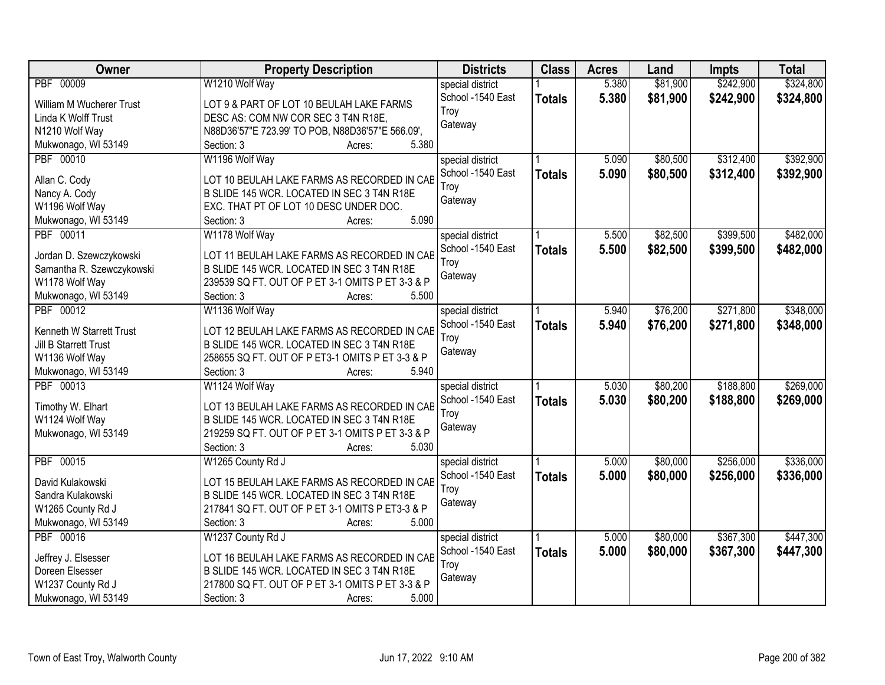| Owner | Property Description | Districts | Class | Acres | Land | Impts | Total |
|---|---|---|---|---|---|---|---|
| PBF 00009<br>William M Wucherer Trust<br>Linda K Wolff Trust<br>N1210 Wolf Way<br>Mukwonago, WI 53149 | W1210 Wolf Way<br>LOT 9 & PART OF LOT 10 BEULAH LAKE FARMS DESC AS: COM NW COR SEC 3 T4N R18E, N88D36'57"E 723.99' TO POB, N88D36'57"E 566.09',<br>Section: 3 Acres: 5.380 | special district<br>School -1540 East Troy<br>Gateway | 1<br>**Totals** | 5.380<br>**5.380** | $81,900<br>**$81,900** | $242,900<br>**$242,900** | $324,800<br>**$324,800** |
| PBF 00010<br>Allan C. Cody<br>Nancy A. Cody<br>W1196 Wolf Way<br>Mukwonago, WI 53149 | W1196 Wolf Way<br>LOT 10 BEULAH LAKE FARMS AS RECORDED IN CAB B SLIDE 145 WCR. LOCATED IN SEC 3 T4N R18E EXC. THAT PT OF LOT 10 DESC UNDER DOC.<br>Section: 3 Acres: 5.090 | special district<br>School -1540 East Troy<br>Gateway | 1<br>**Totals** | 5.090<br>**5.090** | $80,500<br>**$80,500** | $312,400<br>**$312,400** | $392,900<br>**$392,900** |
| PBF 00011<br>Jordan D. Szewczykowski<br>Samantha R. Szewczykowski<br>W1178 Wolf Way<br>Mukwonago, WI 53149 | W1178 Wolf Way<br>LOT 11 BEULAH LAKE FARMS AS RECORDED IN CAB B SLIDE 145 WCR. LOCATED IN SEC 3 T4N R18E 239539 SQ FT. OUT OF P ET 3-1 OMITS P ET 3-3 & P<br>Section: 3 Acres: 5.500 | special district<br>School -1540 East Troy<br>Gateway | 1<br>**Totals** | 5.500<br>**5.500** | $82,500<br>**$82,500** | $399,500<br>**$399,500** | $482,000<br>**$482,000** |
| PBF 00012<br>Kenneth W Starrett Trust<br>Jill B Starrett Trust<br>W1136 Wolf Way<br>Mukwonago, WI 53149 | W1136 Wolf Way<br>LOT 12 BEULAH LAKE FARMS AS RECORDED IN CAB B SLIDE 145 WCR. LOCATED IN SEC 3 T4N R18E 258655 SQ FT. OUT OF P ET3-1 OMITS P ET 3-3 & P<br>Section: 3 Acres: 5.940 | special district<br>School -1540 East Troy<br>Gateway | 1<br>**Totals** | 5.940<br>**5.940** | $76,200<br>**$76,200** | $271,800<br>**$271,800** | $348,000<br>**$348,000** |
| PBF 00013<br>Timothy W. Elhart<br>W1124 Wolf Way<br>Mukwonago, WI 53149 | W1124 Wolf Way<br>LOT 13 BEULAH LAKE FARMS AS RECORDED IN CAB B SLIDE 145 WCR. LOCATED IN SEC 3 T4N R18E 219259 SQ FT. OUT OF P ET 3-1 OMITS P ET 3-3 & P<br>Section: 3 Acres: 5.030 | special district<br>School -1540 East Troy<br>Gateway | 1<br>**Totals** | 5.030<br>**5.030** | $80,200<br>**$80,200** | $188,800<br>**$188,800** | $269,000<br>**$269,000** |
| PBF 00015<br>David Kulakowski<br>Sandra Kulakowski<br>W1265 County Rd J<br>Mukwonago, WI 53149 | W1265 County Rd J<br>LOT 15 BEULAH LAKE FARMS AS RECORDED IN CAB B SLIDE 145 WCR. LOCATED IN SEC 3 T4N R18E 217841 SQ FT. OUT OF P ET 3-1 OMITS P ET3-3 & P<br>Section: 3 Acres: 5.000 | special district<br>School -1540 East Troy<br>Gateway | 1<br>**Totals** | 5.000<br>**5.000** | $80,000<br>**$80,000** | $256,000<br>**$256,000** | $336,000<br>**$336,000** |
| PBF 00016<br>Jeffrey J. Elsesser<br>Doreen Elsesser<br>W1237 County Rd J<br>Mukwonago, WI 53149 | W1237 County Rd J<br>LOT 16 BEULAH LAKE FARMS AS RECORDED IN CAB B SLIDE 145 WCR. LOCATED IN SEC 3 T4N R18E 217800 SQ FT. OUT OF P ET 3-1 OMITS P ET 3-3 & P<br>Section: 3 Acres: 5.000 | special district<br>School -1540 East Troy<br>Gateway | 1<br>**Totals** | 5.000<br>**5.000** | $80,000<br>**$80,000** | $367,300<br>**$367,300** | $447,300<br>**$447,300** |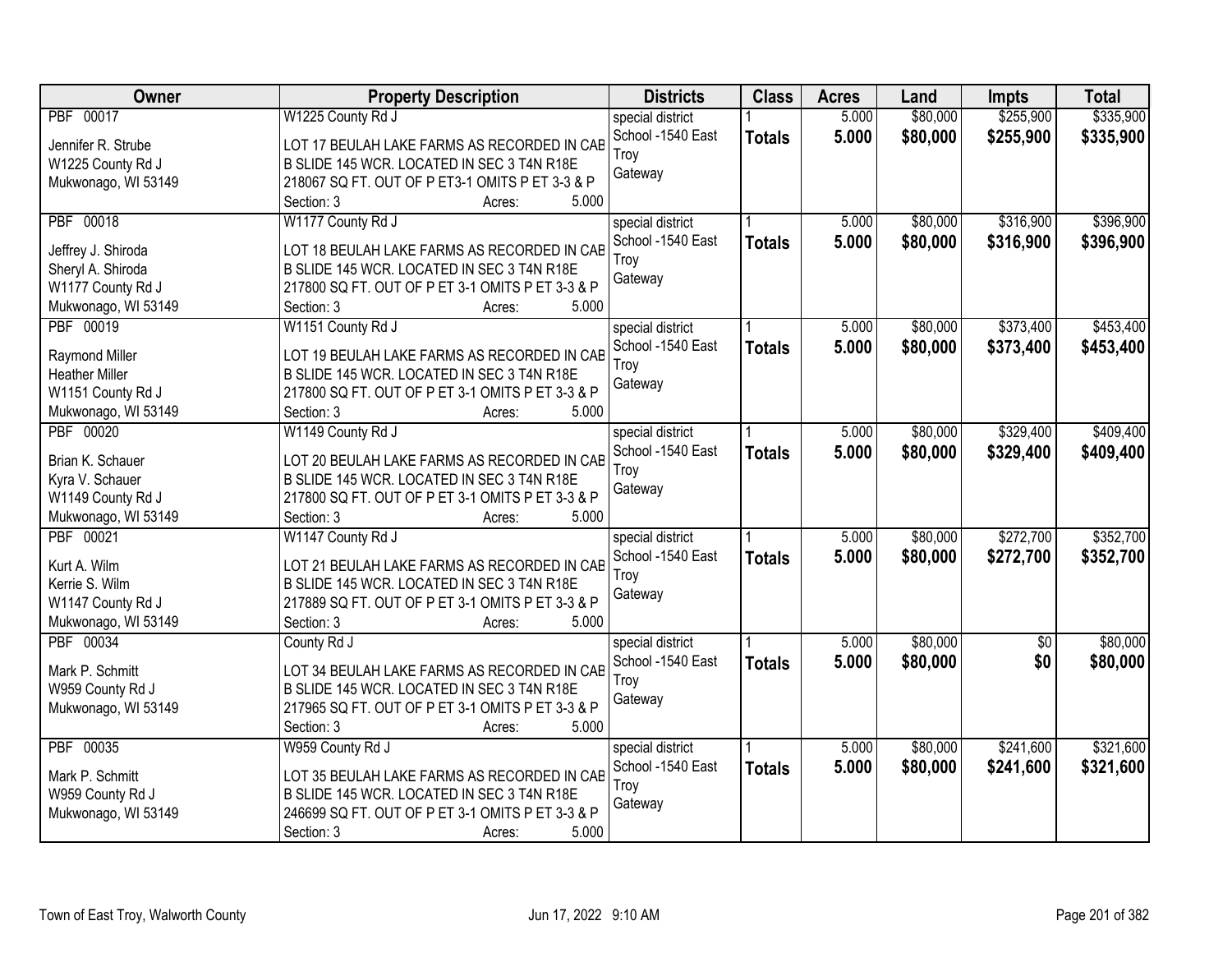| Owner | Property Description | Districts | Class | Acres | Land | Impts | Total |
|---|---|---|---|---|---|---|---|
| PBF 00017<br><br>Jennifer R. Strube<br>W1225 County Rd J<br>Mukwonago, WI 53149 | W1225 County Rd J<br><br>LOT 17 BEULAH LAKE FARMS AS RECORDED IN CAB B SLIDE 145 WCR. LOCATED IN SEC 3 T4N R18E 218067 SQ FT. OUT OF P ET3-1 OMITS P ET 3-3 & P<br>Section: 3 Acres: 5.000 | special district<br>School -1540 East Troy<br>Gateway | 1<br>**Totals** | 5.000<br>**5.000** | $80,000<br>**$80,000** | $255,900<br>**$255,900** | $335,900<br>**$335,900** |
| PBF 00018<br><br>Jeffrey J. Shiroda<br>Sheryl A. Shiroda<br>W1177 County Rd J<br>Mukwonago, WI 53149 | W1177 County Rd J<br><br>LOT 18 BEULAH LAKE FARMS AS RECORDED IN CAB B SLIDE 145 WCR. LOCATED IN SEC 3 T4N R18E 217800 SQ FT. OUT OF P ET 3-1 OMITS P ET 3-3 & P<br>Section: 3 Acres: 5.000 | special district<br>School -1540 East Troy<br>Gateway | 1<br>**Totals** | 5.000<br>**5.000** | $80,000<br>**$80,000** | $316,900<br>**$316,900** | $396,900<br>**$396,900** |
| PBF 00019<br><br>Raymond Miller<br>Heather Miller<br>W1151 County Rd J<br>Mukwonago, WI 53149 | W1151 County Rd J<br><br>LOT 19 BEULAH LAKE FARMS AS RECORDED IN CAB B SLIDE 145 WCR. LOCATED IN SEC 3 T4N R18E 217800 SQ FT. OUT OF P ET 3-1 OMITS P ET 3-3 & P<br>Section: 3 Acres: 5.000 | special district<br>School -1540 East Troy<br>Gateway | 1<br>**Totals** | 5.000<br>**5.000** | $80,000<br>**$80,000** | $373,400<br>**$373,400** | $453,400<br>**$453,400** |
| PBF 00020<br><br>Brian K. Schauer<br>Kyra V. Schauer<br>W1149 County Rd J<br>Mukwonago, WI 53149 | W1149 County Rd J<br><br>LOT 20 BEULAH LAKE FARMS AS RECORDED IN CAB B SLIDE 145 WCR. LOCATED IN SEC 3 T4N R18E 217800 SQ FT. OUT OF P ET 3-1 OMITS P ET 3-3 & P<br>Section: 3 Acres: 5.000 | special district<br>School -1540 East Troy<br>Gateway | 1<br>**Totals** | 5.000<br>**5.000** | $80,000<br>**$80,000** | $329,400<br>**$329,400** | $409,400<br>**$409,400** |
| PBF 00021<br><br>Kurt A. Wilm<br>Kerrie S. Wilm<br>W1147 County Rd J<br>Mukwonago, WI 53149 | W1147 County Rd J<br><br>LOT 21 BEULAH LAKE FARMS AS RECORDED IN CAB B SLIDE 145 WCR. LOCATED IN SEC 3 T4N R18E 217889 SQ FT. OUT OF P ET 3-1 OMITS P ET 3-3 & P<br>Section: 3 Acres: 5.000 | special district<br>School -1540 East Troy<br>Gateway | 1<br>**Totals** | 5.000<br>**5.000** | $80,000<br>**$80,000** | $272,700<br>**$272,700** | $352,700<br>**$352,700** |
| PBF 00034<br><br>Mark P. Schmitt<br>W959 County Rd J<br>Mukwonago, WI 53149 | County Rd J<br><br>LOT 34 BEULAH LAKE FARMS AS RECORDED IN CAB B SLIDE 145 WCR. LOCATED IN SEC 3 T4N R18E 217965 SQ FT. OUT OF P ET 3-1 OMITS P ET 3-3 & P<br>Section: 3 Acres: 5.000 | special district<br>School -1540 East Troy<br>Gateway | 1<br>**Totals** | 5.000<br>**5.000** | $80,000<br>**$80,000** | $0<br>**$0** | $80,000<br>**$80,000** |
| PBF 00035<br><br>Mark P. Schmitt<br>W959 County Rd J<br>Mukwonago, WI 53149 | W959 County Rd J<br><br>LOT 35 BEULAH LAKE FARMS AS RECORDED IN CAB B SLIDE 145 WCR. LOCATED IN SEC 3 T4N R18E 246699 SQ FT. OUT OF P ET 3-1 OMITS P ET 3-3 & P<br>Section: 3 Acres: 5.000 | special district<br>School -1540 East Troy<br>Gateway | 1<br>**Totals** | 5.000<br>**5.000** | $80,000<br>**$80,000** | $241,600<br>**$241,600** | $321,600<br>**$321,600** |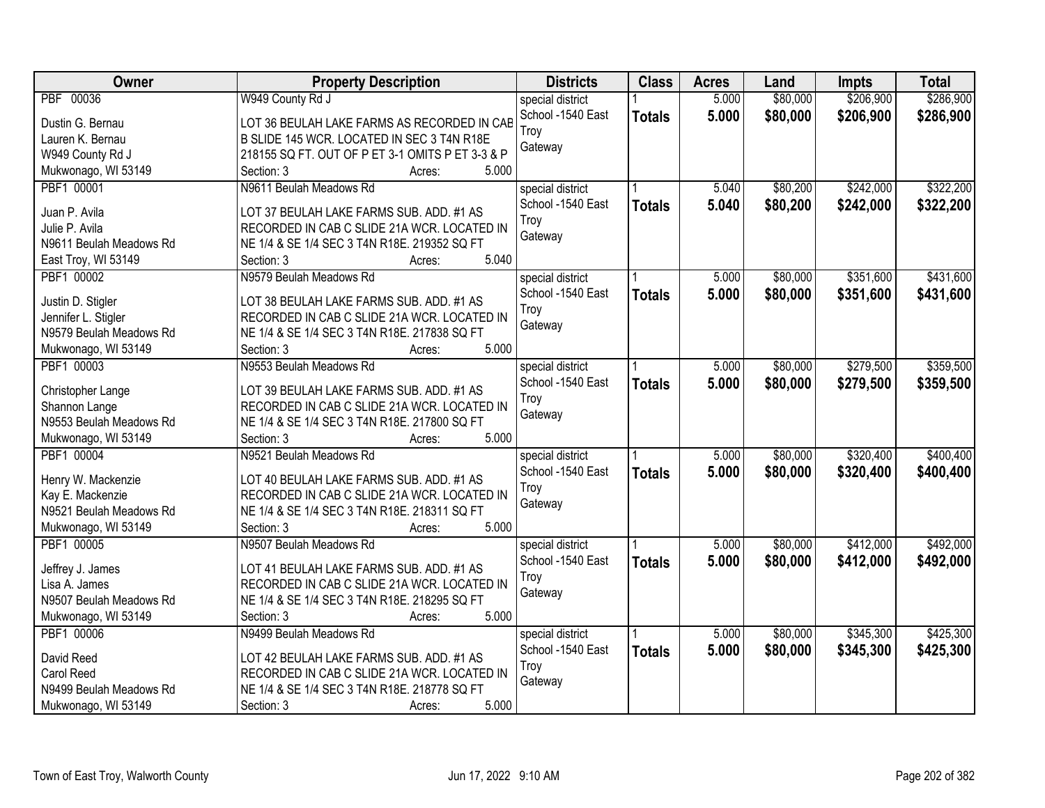| Owner | Property Description | Districts | Class | Acres | Land | Impts | Total |
|---|---|---|---|---|---|---|---|
| PBF 00036<br>Dustin G. Bernau<br>Lauren K. Bernau<br>W949 County Rd J<br>Mukwonago, WI 53149 | W949 County Rd J<br>LOT 36 BEULAH LAKE FARMS AS RECORDED IN CAB B SLIDE 145 WCR. LOCATED IN SEC 3 T4N R18E 218155 SQ FT. OUT OF P ET 3-1 OMITS P ET 3-3 & P<br>Section: 3 Acres: 5.000 | special district<br>School -1540 East Troy<br>Gateway | 1<br>**Totals** | 5.000<br>**5.000** | $80,000<br>**$80,000** | $206,900<br>**$206,900** | $286,900<br>**$286,900** |
| PBF1 00001<br>Juan P. Avila<br>Julie P. Avila<br>N9611 Beulah Meadows Rd<br>East Troy, WI 53149 | N9611 Beulah Meadows Rd<br>LOT 37 BEULAH LAKE FARMS SUB. ADD. #1 AS RECORDED IN CAB C SLIDE 21A WCR. LOCATED IN NE 1/4 & SE 1/4 SEC 3 T4N R18E. 219352 SQ FT<br>Section: 3 Acres: 5.040 | special district<br>School -1540 East Troy<br>Gateway | 1<br>**Totals** | 5.040<br>**5.040** | $80,200<br>**$80,200** | $242,000<br>**$242,000** | $322,200<br>**$322,200** |
| PBF1 00002<br>Justin D. Stigler<br>Jennifer L. Stigler<br>N9579 Beulah Meadows Rd<br>Mukwonago, WI 53149 | N9579 Beulah Meadows Rd<br>LOT 38 BEULAH LAKE FARMS SUB. ADD. #1 AS RECORDED IN CAB C SLIDE 21A WCR. LOCATED IN NE 1/4 & SE 1/4 SEC 3 T4N R18E. 217838 SQ FT<br>Section: 3 Acres: 5.000 | special district<br>School -1540 East Troy<br>Gateway | 1<br>**Totals** | 5.000<br>**5.000** | $80,000<br>**$80,000** | $351,600<br>**$351,600** | $431,600<br>**$431,600** |
| PBF1 00003<br>Christopher Lange<br>Shannon Lange<br>N9553 Beulah Meadows Rd<br>Mukwonago, WI 53149 | N9553 Beulah Meadows Rd<br>LOT 39 BEULAH LAKE FARMS SUB. ADD. #1 AS RECORDED IN CAB C SLIDE 21A WCR. LOCATED IN NE 1/4 & SE 1/4 SEC 3 T4N R18E. 217800 SQ FT<br>Section: 3 Acres: 5.000 | special district<br>School -1540 East Troy<br>Gateway | 1<br>**Totals** | 5.000<br>**5.000** | $80,000<br>**$80,000** | $279,500<br>**$279,500** | $359,500<br>**$359,500** |
| PBF1 00004<br>Henry W. Mackenzie<br>Kay E. Mackenzie<br>N9521 Beulah Meadows Rd<br>Mukwonago, WI 53149 | N9521 Beulah Meadows Rd<br>LOT 40 BEULAH LAKE FARMS SUB. ADD. #1 AS RECORDED IN CAB C SLIDE 21A WCR. LOCATED IN NE 1/4 & SE 1/4 SEC 3 T4N R18E. 218311 SQ FT<br>Section: 3 Acres: 5.000 | special district<br>School -1540 East Troy<br>Gateway | 1<br>**Totals** | 5.000<br>**5.000** | $80,000<br>**$80,000** | $320,400<br>**$320,400** | $400,400<br>**$400,400** |
| PBF1 00005<br>Jeffrey J. James<br>Lisa A. James<br>N9507 Beulah Meadows Rd<br>Mukwonago, WI 53149 | N9507 Beulah Meadows Rd<br>LOT 41 BEULAH LAKE FARMS SUB. ADD. #1 AS RECORDED IN CAB C SLIDE 21A WCR. LOCATED IN NE 1/4 & SE 1/4 SEC 3 T4N R18E. 218295 SQ FT<br>Section: 3 Acres: 5.000 | special district<br>School -1540 East Troy<br>Gateway | 1<br>**Totals** | 5.000<br>**5.000** | $80,000<br>**$80,000** | $412,000<br>**$412,000** | $492,000<br>**$492,000** |
| PBF1 00006<br>David Reed<br>Carol Reed<br>N9499 Beulah Meadows Rd<br>Mukwonago, WI 53149 | N9499 Beulah Meadows Rd<br>LOT 42 BEULAH LAKE FARMS SUB. ADD. #1 AS RECORDED IN CAB C SLIDE 21A WCR. LOCATED IN NE 1/4 & SE 1/4 SEC 3 T4N R18E. 218778 SQ FT<br>Section: 3 Acres: 5.000 | special district<br>School -1540 East Troy<br>Gateway | 1<br>**Totals** | 5.000<br>**5.000** | $80,000<br>**$80,000** | $345,300<br>**$345,300** | $425,300<br>**$425,300** |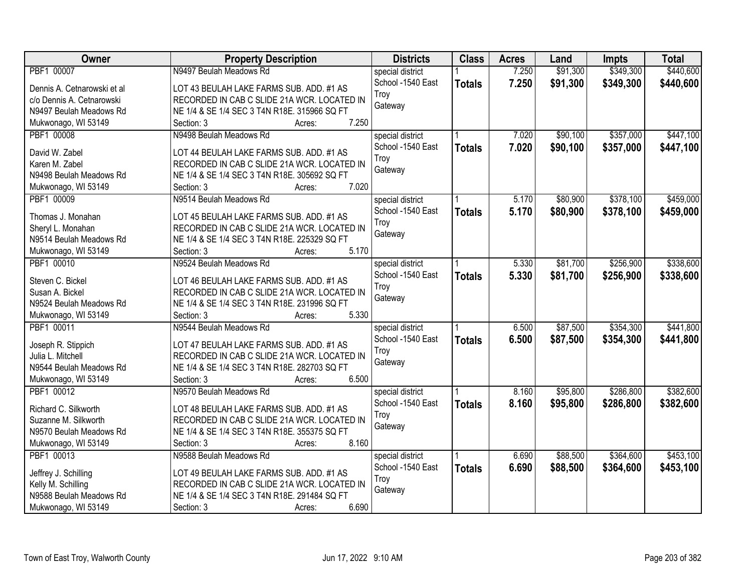| Owner | Property Description | Districts | Class | Acres | Land | Impts | Total |
|---|---|---|---|---|---|---|---|
| PBF1 00007<br>Dennis A. Cetnarowski et al<br>c/o Dennis A. Cetnarowski<br>N9497 Beulah Meadows Rd<br>Mukwonago, WI 53149 | N9497 Beulah Meadows Rd<br>LOT 43 BEULAH LAKE FARMS SUB. ADD. #1 AS RECORDED IN CAB C SLIDE 21A WCR. LOCATED IN NE 1/4 & SE 1/4 SEC 3 T4N R18E. 315966 SQ FT<br>Section: 3 Acres: 7.250 | special district<br>School -1540 East Troy<br>Gateway | 1<br>**Totals** | 7.250<br>**7.250** | $91,300<br>**$91,300** | $349,300<br>**$349,300** | $440,600<br>**$440,600** |
| PBF1 00008<br>David W. Zabel<br>Karen M. Zabel<br>N9498 Beulah Meadows Rd<br>Mukwonago, WI 53149 | N9498 Beulah Meadows Rd<br>LOT 44 BEULAH LAKE FARMS SUB. ADD. #1 AS RECORDED IN CAB C SLIDE 21A WCR. LOCATED IN NE 1/4 & SE 1/4 SEC 3 T4N R18E. 305692 SQ FT<br>Section: 3 Acres: 7.020 | special district<br>School -1540 East Troy<br>Gateway | 1<br>**Totals** | 7.020<br>**7.020** | $90,100<br>**$90,100** | $357,000<br>**$357,000** | $447,100<br>**$447,100** |
| PBF1 00009<br>Thomas J. Monahan<br>Sheryl L. Monahan<br>N9514 Beulah Meadows Rd<br>Mukwonago, WI 53149 | N9514 Beulah Meadows Rd<br>LOT 45 BEULAH LAKE FARMS SUB. ADD. #1 AS RECORDED IN CAB C SLIDE 21A WCR. LOCATED IN NE 1/4 & SE 1/4 SEC 3 T4N R18E. 225329 SQ FT<br>Section: 3 Acres: 5.170 | special district<br>School -1540 East Troy<br>Gateway | 1<br>**Totals** | 5.170<br>**5.170** | $80,900<br>**$80,900** | $378,100<br>**$378,100** | $459,000<br>**$459,000** |
| PBF1 00010<br>Steven C. Bickel<br>Susan A. Bickel<br>N9524 Beulah Meadows Rd<br>Mukwonago, WI 53149 | N9524 Beulah Meadows Rd<br>LOT 46 BEULAH LAKE FARMS SUB. ADD. #1 AS RECORDED IN CAB C SLIDE 21A WCR. LOCATED IN NE 1/4 & SE 1/4 SEC 3 T4N R18E. 231996 SQ FT<br>Section: 3 Acres: 5.330 | special district<br>School -1540 East Troy<br>Gateway | 1<br>**Totals** | 5.330<br>**5.330** | $81,700<br>**$81,700** | $256,900<br>**$256,900** | $338,600<br>**$338,600** |
| PBF1 00011<br>Joseph R. Stippich<br>Julia L. Mitchell<br>N9544 Beulah Meadows Rd<br>Mukwonago, WI 53149 | N9544 Beulah Meadows Rd<br>LOT 47 BEULAH LAKE FARMS SUB. ADD. #1 AS RECORDED IN CAB C SLIDE 21A WCR. LOCATED IN NE 1/4 & SE 1/4 SEC 3 T4N R18E. 282703 SQ FT<br>Section: 3 Acres: 6.500 | special district<br>School -1540 East Troy<br>Gateway | 1<br>**Totals** | 6.500<br>**6.500** | $87,500<br>**$87,500** | $354,300<br>**$354,300** | $441,800<br>**$441,800** |
| PBF1 00012<br>Richard C. Silkworth<br>Suzanne M. Silkworth<br>N9570 Beulah Meadows Rd<br>Mukwonago, WI 53149 | N9570 Beulah Meadows Rd<br>LOT 48 BEULAH LAKE FARMS SUB. ADD. #1 AS RECORDED IN CAB C SLIDE 21A WCR. LOCATED IN NE 1/4 & SE 1/4 SEC 3 T4N R18E. 355375 SQ FT<br>Section: 3 Acres: 8.160 | special district<br>School -1540 East Troy<br>Gateway | 1<br>**Totals** | 8.160<br>**8.160** | $95,800<br>**$95,800** | $286,800<br>**$286,800** | $382,600<br>**$382,600** |
| PBF1 00013<br>Jeffrey J. Schilling<br>Kelly M. Schilling<br>N9588 Beulah Meadows Rd<br>Mukwonago, WI 53149 | N9588 Beulah Meadows Rd<br>LOT 49 BEULAH LAKE FARMS SUB. ADD. #1 AS RECORDED IN CAB C SLIDE 21A WCR. LOCATED IN NE 1/4 & SE 1/4 SEC 3 T4N R18E. 291484 SQ FT<br>Section: 3 Acres: 6.690 | special district<br>School -1540 East Troy<br>Gateway | 1<br>**Totals** | 6.690<br>**6.690** | $88,500<br>**$88,500** | $364,600<br>**$364,600** | $453,100<br>**$453,100** |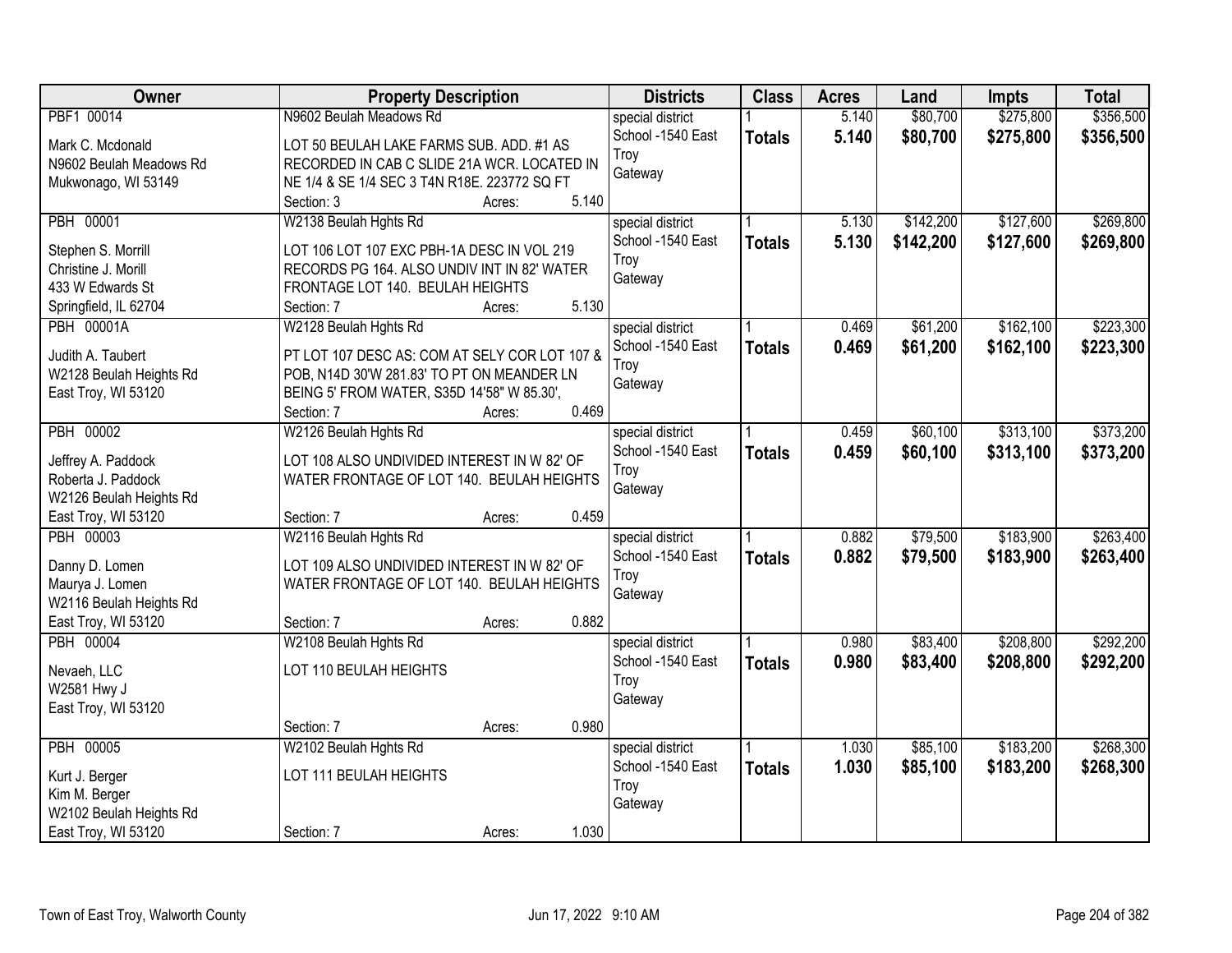| Owner | Property Description | Districts | Class | Acres | Land | Impts | Total |
|---|---|---|---|---|---|---|---|
| PBF1 00014<br>Mark C. Mcdonald<br>N9602 Beulah Meadows Rd<br>Mukwonago, WI 53149 | N9602 Beulah Meadows Rd<br>LOT 50 BEULAH LAKE FARMS SUB. ADD. #1 AS RECORDED IN CAB C SLIDE 21A WCR. LOCATED IN NE 1/4 & SE 1/4 SEC 3 T4N R18E. 223772 SQ FT<br>Section: 3 Acres: 5.140 | special district<br>School -1540 East Troy<br>Gateway | 1<br>**Totals** | 5.140<br>**5.140** | $80,700<br>**$80,700** | $275,800<br>**$275,800** | $356,500<br>**$356,500** |
| PBH 00001<br>Stephen S. Morrill<br>Christine J. Morill<br>433 W Edwards St<br>Springfield, IL 62704 | W2138 Beulah Hghts Rd<br>LOT 106 LOT 107 EXC PBH-1A DESC IN VOL 219 RECORDS PG 164. ALSO UNDIV INT IN 82' WATER FRONTAGE LOT 140. BEULAH HEIGHTS<br>Section: 7 Acres: 5.130 | special district<br>School -1540 East Troy<br>Gateway | 1<br>**Totals** | 5.130<br>**5.130** | $142,200<br>**$142,200** | $127,600<br>**$127,600** | $269,800<br>**$269,800** |
| PBH 00001A<br>Judith A. Taubert<br>W2128 Beulah Heights Rd<br>East Troy, WI 53120 | W2128 Beulah Hghts Rd<br>PT LOT 107 DESC AS: COM AT SELY COR LOT 107 & POB, N14D 30'W 281.83' TO PT ON MEANDER LN BEING 5' FROM WATER, S35D 14'58" W 85.30',<br>Section: 7 Acres: 0.469 | special district<br>School -1540 East Troy<br>Gateway | 1<br>**Totals** | 0.469<br>**0.469** | $61,200<br>**$61,200** | $162,100<br>**$162,100** | $223,300<br>**$223,300** |
| PBH 00002<br>Jeffrey A. Paddock<br>Roberta J. Paddock<br>W2126 Beulah Heights Rd<br>East Troy, WI 53120 | W2126 Beulah Hghts Rd<br>LOT 108 ALSO UNDIVIDED INTEREST IN W 82' OF WATER FRONTAGE OF LOT 140. BEULAH HEIGHTS<br>Section: 7 Acres: 0.459 | special district<br>School -1540 East Troy<br>Gateway | 1<br>**Totals** | 0.459<br>**0.459** | $60,100<br>**$60,100** | $313,100<br>**$313,100** | $373,200<br>**$373,200** |
| PBH 00003<br>Danny D. Lomen<br>Maurya J. Lomen<br>W2116 Beulah Heights Rd<br>East Troy, WI 53120 | W2116 Beulah Hghts Rd<br>LOT 109 ALSO UNDIVIDED INTEREST IN W 82' OF WATER FRONTAGE OF LOT 140. BEULAH HEIGHTS<br>Section: 7 Acres: 0.882 | special district<br>School -1540 East Troy<br>Gateway | 1<br>**Totals** | 0.882<br>**0.882** | $79,500<br>**$79,500** | $183,900<br>**$183,900** | $263,400<br>**$263,400** |
| PBH 00004<br>Nevaeh, LLC<br>W2581 Hwy J<br>East Troy, WI 53120 | W2108 Beulah Hghts Rd<br>LOT 110 BEULAH HEIGHTS<br>Section: 7 Acres: 0.980 | special district<br>School -1540 East Troy<br>Gateway | 1<br>**Totals** | 0.980<br>**0.980** | $83,400<br>**$83,400** | $208,800<br>**$208,800** | $292,200<br>**$292,200** |
| PBH 00005<br>Kurt J. Berger<br>Kim M. Berger<br>W2102 Beulah Heights Rd<br>East Troy, WI 53120 | W2102 Beulah Hghts Rd<br>LOT 111 BEULAH HEIGHTS<br>Section: 7 Acres: 1.030 | special district<br>School -1540 East Troy<br>Gateway | 1<br>**Totals** | 1.030<br>**1.030** | $85,100<br>**$85,100** | $183,200<br>**$183,200** | $268,300<br>**$268,300** |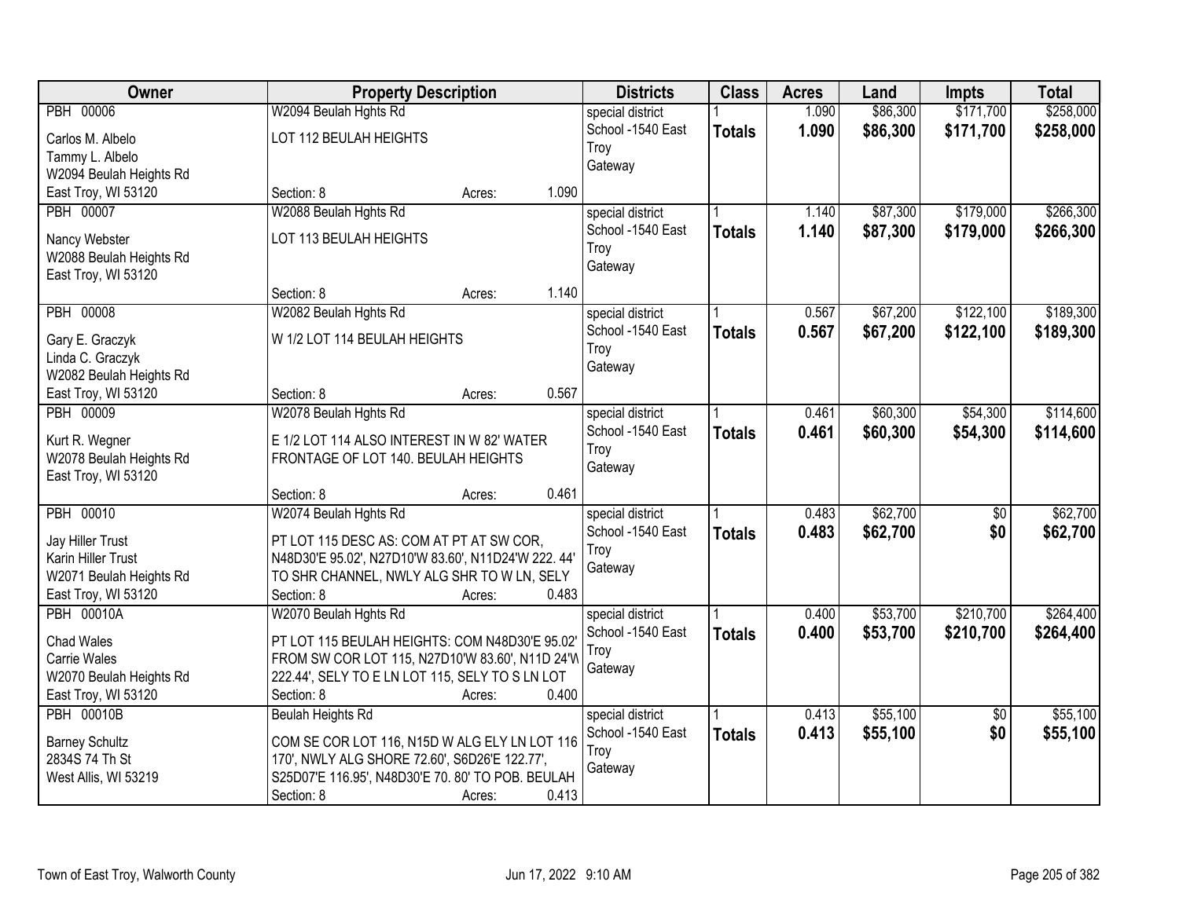| Owner | Property Description | | | Districts | Class | Acres | Land | Impts | Total |
|---|---|---|---|---|---|---|---|---|---|
| PBH 00006<br>Carlos M. Albelo<br>Tammy L. Albelo<br>W2094 Beulah Heights Rd<br>East Troy, WI 53120 | W2094 Beulah Hghts Rd<br>LOT 112 BEULAH HEIGHTS<br><br>Section: 8 | Acres: | 1.090 | special district<br>School -1540 East Troy<br>Gateway | 1<br>**Totals** | 1.090<br>**1.090** | $86,300<br>**$86,300** | $171,700<br>**$171,700** | $258,000<br>**$258,000** |
| PBH 00007<br>Nancy Webster<br>W2088 Beulah Heights Rd<br>East Troy, WI 53120 | W2088 Beulah Hghts Rd<br>LOT 113 BEULAH HEIGHTS<br><br>Section: 8 | Acres: | 1.140 | special district<br>School -1540 East Troy<br>Gateway | 1<br>**Totals** | 1.140<br>**1.140** | $87,300<br>**$87,300** | $179,000<br>**$179,000** | $266,300<br>**$266,300** |
| PBH 00008<br>Gary E. Graczyk<br>Linda C. Graczyk<br>W2082 Beulah Heights Rd<br>East Troy, WI 53120 | W2082 Beulah Hghts Rd<br>W 1/2 LOT 114 BEULAH HEIGHTS<br><br>Section: 8 | Acres: | 0.567 | special district<br>School -1540 East Troy<br>Gateway | 1<br>**Totals** | 0.567<br>**0.567** | $67,200<br>**$67,200** | $122,100<br>**$122,100** | $189,300<br>**$189,300** |
| PBH 00009<br>Kurt R. Wegner<br>W2078 Beulah Heights Rd<br>East Troy, WI 53120 | W2078 Beulah Hghts Rd<br>E 1/2 LOT 114 ALSO INTEREST IN W 82' WATER FRONTAGE OF LOT 140. BEULAH HEIGHTS<br><br>Section: 8 | Acres: | 0.461 | special district<br>School -1540 East Troy<br>Gateway | 1<br>**Totals** | 0.461<br>**0.461** | $60,300<br>**$60,300** | $54,300<br>**$54,300** | $114,600<br>**$114,600** |
| PBH 00010<br>Jay Hiller Trust<br>Karin Hiller Trust<br>W2071 Beulah Heights Rd<br>East Troy, WI 53120 | W2074 Beulah Hghts Rd<br>PT LOT 115 DESC AS: COM AT PT AT SW COR, N48D30'E 95.02', N27D10'W 83.60', N11D24'W 222. 44' TO SHR CHANNEL, NWLY ALG SHR TO W LN, SELY<br>Section: 8 | Acres: | 0.483 | special district<br>School -1540 East Troy<br>Gateway | 1<br>**Totals** | 0.483<br>**0.483** | $62,700<br>**$62,700** | $0<br>**$0** | $62,700<br>**$62,700** |
| PBH 00010A<br>Chad Wales<br>Carrie Wales<br>W2070 Beulah Heights Rd<br>East Troy, WI 53120 | W2070 Beulah Hghts Rd<br>PT LOT 115 BEULAH HEIGHTS: COM N48D30'E 95.02' FROM SW COR LOT 115, N27D10'W 83.60', N11D 24'W 222.44', SELY TO E LN LOT 115, SELY TO S LN LOT<br>Section: 8 | Acres: | 0.400 | special district<br>School -1540 East Troy<br>Gateway | 1<br>**Totals** | 0.400<br>**0.400** | $53,700<br>**$53,700** | $210,700<br>**$210,700** | $264,400<br>**$264,400** |
| PBH 00010B<br>Barney Schultz<br>2834S 74 Th St<br>West Allis, WI 53219 | Beulah Heights Rd<br>COM SE COR LOT 116, N15D W ALG ELY LN LOT 116 170', NWLY ALG SHORE 72.60', S6D26'E 122.77', S25D07'E 116.95', N48D30'E 70. 80' TO POB. BEULAH<br>Section: 8 | Acres: | 0.413 | special district<br>School -1540 East Troy<br>Gateway | 1<br>**Totals** | 0.413<br>**0.413** | $55,100<br>**$55,100** | $0<br>**$0** | $55,100<br>**$55,100** |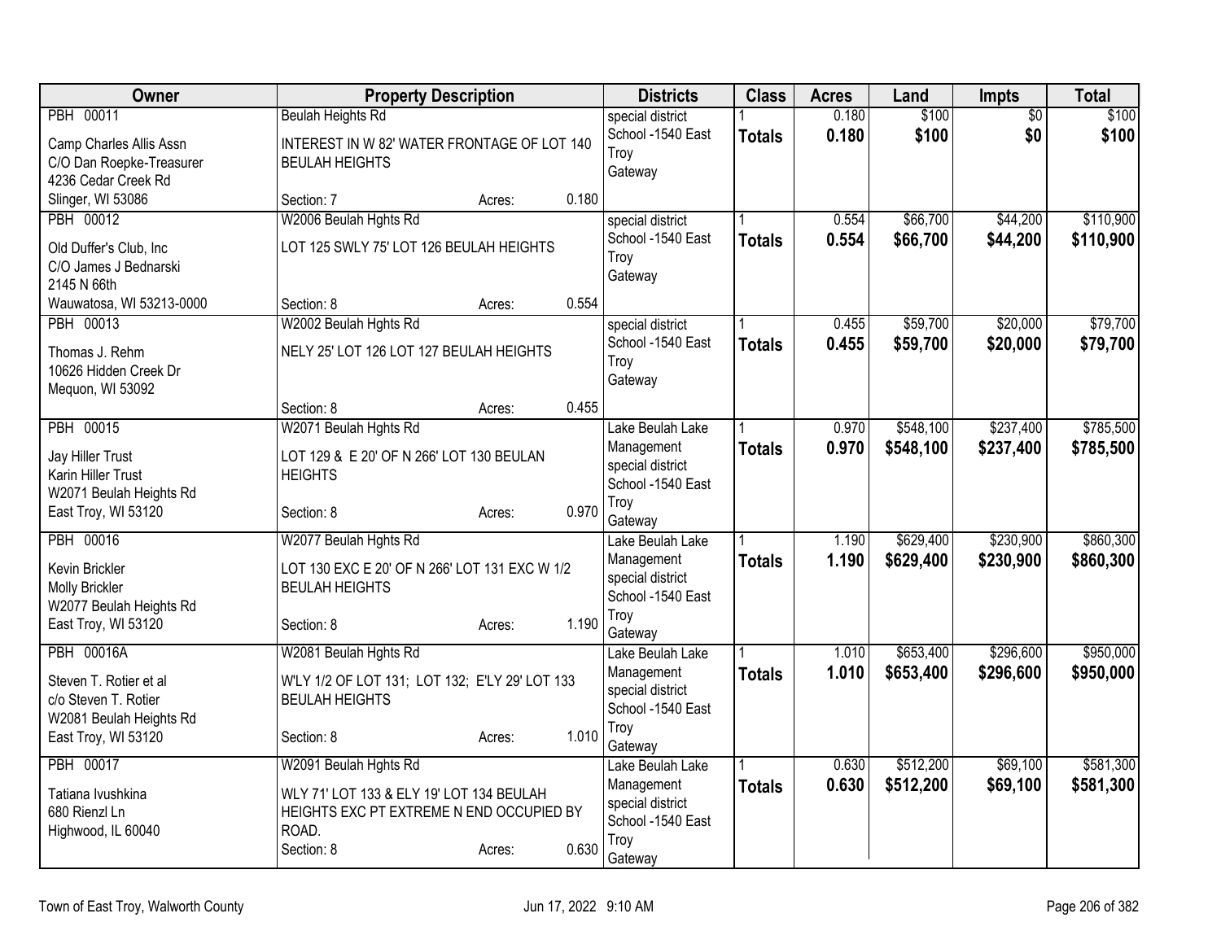| Owner | Property Description | Districts | Class | Acres | Land | Impts | Total |
|---|---|---|---|---|---|---|---|
| PBH 00011<br>Camp Charles Allis Assn<br>C/O Dan Roepke-Treasurer<br>4236 Cedar Creek Rd<br>Slinger, WI 53086 | Beulah Heights Rd<br>INTEREST IN W 82' WATER FRONTAGE OF LOT 140 BEULAH HEIGHTS<br>Section: 7 Acres: 0.180 | special district<br>School -1540 East Troy<br>Gateway | 1<br>**Totals** | 0.180<br>**0.180** | $100<br>**$100** | $0<br>**$0** | $100<br>**$100** |
| PBH 00012<br>Old Duffer's Club, Inc<br>C/O James J Bednarski<br>2145 N 66th<br>Wauwatosa, WI 53213-0000 | W2006 Beulah Hghts Rd<br>LOT 125 SWLY 75' LOT 126 BEULAH HEIGHTS<br>Section: 8 Acres: 0.554 | special district<br>School -1540 East Troy<br>Gateway | 1<br>**Totals** | 0.554<br>**0.554** | $66,700<br>**$66,700** | $44,200<br>**$44,200** | $110,900<br>**$110,900** |
| PBH 00013<br>Thomas J. Rehm<br>10626 Hidden Creek Dr<br>Mequon, WI 53092 | W2002 Beulah Hghts Rd<br>NELY 25' LOT 126 LOT 127 BEULAH HEIGHTS<br>Section: 8 Acres: 0.455 | special district<br>School -1540 East Troy<br>Gateway | 1<br>**Totals** | 0.455<br>**0.455** | $59,700<br>**$59,700** | $20,000<br>**$20,000** | $79,700<br>**$79,700** |
| PBH 00015<br>Jay Hiller Trust<br>Karin Hiller Trust<br>W2071 Beulah Heights Rd<br>East Troy, WI 53120 | W2071 Beulah Hghts Rd<br>LOT 129 & E 20' OF N 266' LOT 130 BEULAN HEIGHTS<br>Section: 8 Acres: 0.970 | Lake Beulah Lake Management<br>special district<br>School -1540 East Troy<br>Gateway | 1<br>**Totals** | 0.970<br>**0.970** | $548,100<br>**$548,100** | $237,400<br>**$237,400** | $785,500<br>**$785,500** |
| PBH 00016<br>Kevin Brickler<br>Molly Brickler<br>W2077 Beulah Heights Rd<br>East Troy, WI 53120 | W2077 Beulah Hghts Rd<br>LOT 130 EXC E 20' OF N 266' LOT 131 EXC W 1/2 BEULAH HEIGHTS<br>Section: 8 Acres: 1.190 | Lake Beulah Lake Management<br>special district<br>School -1540 East Troy<br>Gateway | 1<br>**Totals** | 1.190<br>**1.190** | $629,400<br>**$629,400** | $230,900<br>**$230,900** | $860,300<br>**$860,300** |
| PBH 00016A<br>Steven T. Rotier et al<br>c/o Steven T. Rotier<br>W2081 Beulah Heights Rd<br>East Troy, WI 53120 | W2081 Beulah Hghts Rd<br>W'LY 1/2 OF LOT 131; LOT 132; E'LY 29' LOT 133 BEULAH HEIGHTS<br>Section: 8 Acres: 1.010 | Lake Beulah Lake Management<br>special district<br>School -1540 East Troy<br>Gateway | 1<br>**Totals** | 1.010<br>**1.010** | $653,400<br>**$653,400** | $296,600<br>**$296,600** | $950,000<br>**$950,000** |
| PBH 00017<br>Tatiana Ivushkina<br>680 Rienzl Ln<br>Highwood, IL 60040 | W2091 Beulah Hghts Rd<br>WLY 71' LOT 133 & ELY 19' LOT 134 BEULAH HEIGHTS EXC PT EXTREME N END OCCUPIED BY ROAD.<br>Section: 8 Acres: 0.630 | Lake Beulah Lake Management<br>special district<br>School -1540 East Troy<br>Gateway | 1<br>**Totals** | 0.630<br>**0.630** | $512,200<br>**$512,200** | $69,100<br>**$69,100** | $581,300<br>**$581,300** |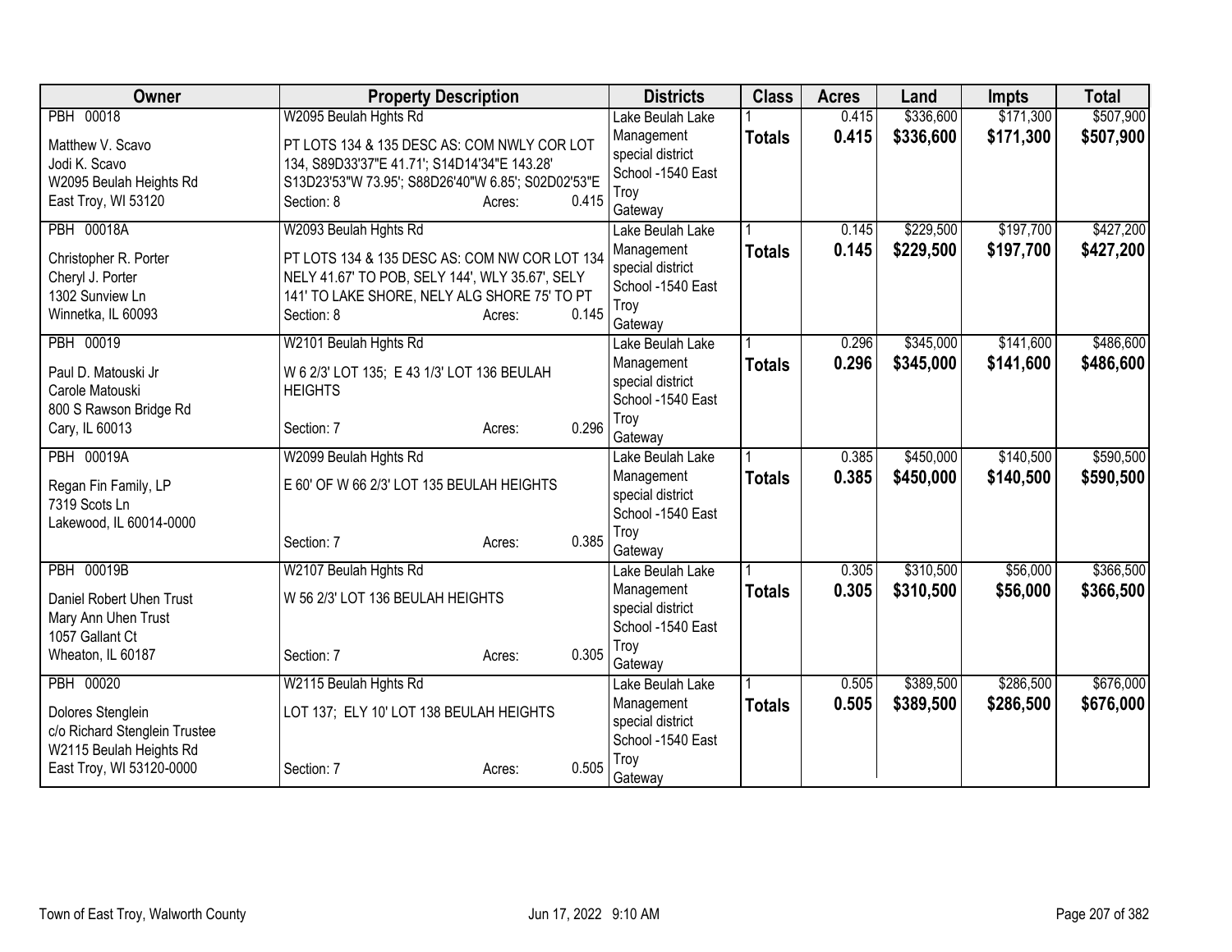| Owner | Property Description | Districts | Class | Acres | Land | Impts | Total |
|---|---|---|---|---|---|---|---|
| PBH 00018<br>Matthew V. Scavo<br>Jodi K. Scavo<br>W2095 Beulah Heights Rd<br>East Troy, WI 53120 | W2095 Beulah Hghts Rd<br>PT LOTS 134 & 135 DESC AS: COM NWLY COR LOT 134, S89D33'37"E 41.71'; S14D14'34"E 143.28' S13D23'53"W 73.95'; S88D26'40"W 6.85'; S02D02'53"E<br>Section: 8 Acres: 0.415 | Lake Beulah Lake Management special district<br>School -1540 East Troy<br>Gateway | 1<br>**Totals** | 0.415<br>**0.415** | $336,600<br>**$336,600** | $171,300<br>**$171,300** | $507,900<br>**$507,900** |
| PBH 00018A<br>Christopher R. Porter<br>Cheryl J. Porter<br>1302 Sunview Ln<br>Winnetka, IL 60093 | W2093 Beulah Hghts Rd<br>PT LOTS 134 & 135 DESC AS: COM NW COR LOT 134 NELY 41.67' TO POB, SELY 144', WLY 35.67', SELY 141' TO LAKE SHORE, NELY ALG SHORE 75' TO PT<br>Section: 8 Acres: 0.145 | Lake Beulah Lake Management special district<br>School -1540 East Troy<br>Gateway | 1<br>**Totals** | 0.145<br>**0.145** | $229,500<br>**$229,500** | $197,700<br>**$197,700** | $427,200<br>**$427,200** |
| PBH 00019<br>Paul D. Matouski Jr<br>Carole Matouski<br>800 S Rawson Bridge Rd<br>Cary, IL 60013 | W2101 Beulah Hghts Rd<br>W 6 2/3' LOT 135; E 43 1/3' LOT 136 BEULAH HEIGHTS<br>Section: 7 Acres: 0.296 | Lake Beulah Lake Management special district<br>School -1540 East Troy<br>Gateway | 1<br>**Totals** | 0.296<br>**0.296** | $345,000<br>**$345,000** | $141,600<br>**$141,600** | $486,600<br>**$486,600** |
| PBH 00019A<br>Regan Fin Family, LP<br>7319 Scots Ln<br>Lakewood, IL 60014-0000 | W2099 Beulah Hghts Rd<br>E 60' OF W 66 2/3' LOT 135 BEULAH HEIGHTS<br>Section: 7 Acres: 0.385 | Lake Beulah Lake Management special district<br>School -1540 East Troy<br>Gateway | 1<br>**Totals** | 0.385<br>**0.385** | $450,000<br>**$450,000** | $140,500<br>**$140,500** | $590,500<br>**$590,500** |
| PBH 00019B<br>Daniel Robert Uhen Trust<br>Mary Ann Uhen Trust<br>1057 Gallant Ct<br>Wheaton, IL 60187 | W2107 Beulah Hghts Rd<br>W 56 2/3' LOT 136 BEULAH HEIGHTS<br>Section: 7 Acres: 0.305 | Lake Beulah Lake Management special district<br>School -1540 East Troy<br>Gateway | 1<br>**Totals** | 0.305<br>**0.305** | $310,500<br>**$310,500** | $56,000<br>**$56,000** | $366,500<br>**$366,500** |
| PBH 00020<br>Dolores Stenglein<br>c/o Richard Stenglein Trustee<br>W2115 Beulah Heights Rd<br>East Troy, WI 53120-0000 | W2115 Beulah Hghts Rd<br>LOT 137; ELY 10' LOT 138 BEULAH HEIGHTS<br>Section: 7 Acres: 0.505 | Lake Beulah Lake Management special district<br>School -1540 East Troy<br>Gateway | 1<br>**Totals** | 0.505<br>**0.505** | $389,500<br>**$389,500** | $286,500<br>**$286,500** | $676,000<br>**$676,000** |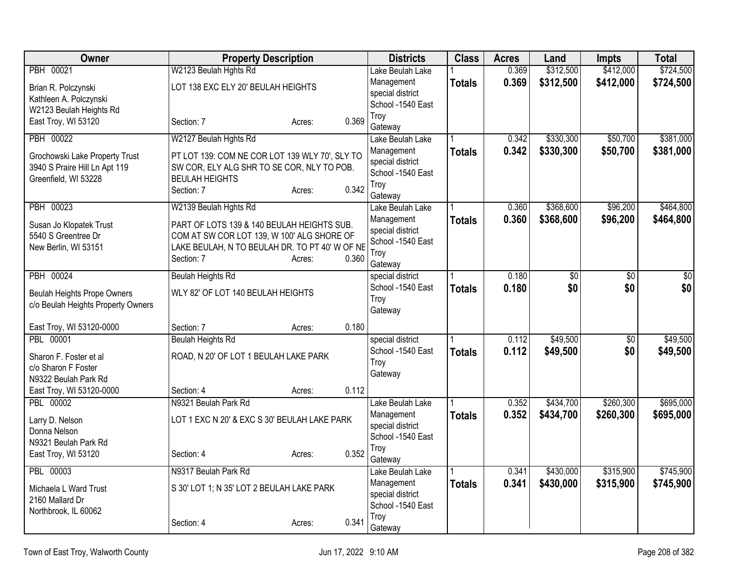| Owner | Property Description | Districts | Class | Acres | Land | Impts | Total |
|---|---|---|---|---|---|---|---|
| PBH 00021<br>Brian R. Polczynski<br>Kathleen A. Polczynski<br>W2123 Beulah Heights Rd<br>East Troy, WI 53120 | W2123 Beulah Hghts Rd<br>LOT 138 EXC ELY 20' BEULAH HEIGHTS<br>Section: 7 Acres: 0.369 | Lake Beulah Lake Management special district<br>School -1540 East Troy<br>Gateway | 1<br>**Totals** | 0.369<br>**0.369** | $312,500<br>**$312,500** | $412,000<br>**$412,000** | $724,500<br>**$724,500** |
| PBH 00022<br>Grochowski Lake Property Trust<br>3940 S Praire Hill Ln Apt 119<br>Greenfield, WI 53228 | W2127 Beulah Hghts Rd<br>PT LOT 139: COM NE COR LOT 139 WLY 70', SLY TO SW COR, ELY ALG SHR TO SE COR, NLY TO POB. BEULAH HEIGHTS<br>Section: 7 Acres: 0.342 | Lake Beulah Lake Management special district<br>School -1540 East Troy<br>Gateway | 1<br>**Totals** | 0.342<br>**0.342** | $330,300<br>**$330,300** | $50,700<br>**$50,700** | $381,000<br>**$381,000** |
| PBH 00023<br>Susan Jo Klopatek Trust<br>5540 S Greentree Dr<br>New Berlin, WI 53151 | W2139 Beulah Hghts Rd<br>PART OF LOTS 139 & 140 BEULAH HEIGHTS SUB. COM AT SW COR LOT 139, W 100' ALG SHORE OF LAKE BEULAH, N TO BEULAH DR. TO PT 40' W OF NE<br>Section: 7 Acres: 0.360 | Lake Beulah Lake Management special district<br>School -1540 East Troy<br>Gateway | 1<br>**Totals** | 0.360<br>**0.360** | $368,600<br>**$368,600** | $96,200<br>**$96,200** | $464,800<br>**$464,800** |
| PBH 00024<br>Beulah Heights Prope Owners<br>c/o Beulah Heights Property Owners<br>East Troy, WI 53120-0000 | Beulah Heights Rd<br>WLY 82' OF LOT 140 BEULAH HEIGHTS<br>Section: 7 Acres: 0.180 | special district<br>School -1540 East Troy<br>Gateway | 1<br>**Totals** | 0.180<br>**0.180** | $0<br>**$0** | $0<br>**$0** | $0<br>**$0** |
| PBL 00001<br>Sharon F. Foster et al<br>c/o Sharon F Foster<br>N9322 Beulah Park Rd<br>East Troy, WI 53120-0000 | Beulah Heights Rd<br>ROAD, N 20' OF LOT 1 BEULAH LAKE PARK<br>Section: 4 Acres: 0.112 | special district<br>School -1540 East Troy<br>Gateway | 1<br>**Totals** | 0.112<br>**0.112** | $49,500<br>**$49,500** | $0<br>**$0** | $49,500<br>**$49,500** |
| PBL 00002<br>Larry D. Nelson<br>Donna Nelson<br>N9321 Beulah Park Rd<br>East Troy, WI 53120 | N9321 Beulah Park Rd<br>LOT 1 EXC N 20' & EXC S 30' BEULAH LAKE PARK<br>Section: 4 Acres: 0.352 | Lake Beulah Lake Management special district<br>School -1540 East Troy<br>Gateway | 1<br>**Totals** | 0.352<br>**0.352** | $434,700<br>**$434,700** | $260,300<br>**$260,300** | $695,000<br>**$695,000** |
| PBL 00003<br>Michaela L Ward Trust<br>2160 Mallard Dr<br>Northbrook, IL 60062 | N9317 Beulah Park Rd<br>S 30' LOT 1; N 35' LOT 2 BEULAH LAKE PARK<br>Section: 4 Acres: 0.341 | Lake Beulah Lake Management special district<br>School -1540 East Troy<br>Gateway | 1<br>**Totals** | 0.341<br>**0.341** | $430,000<br>**$430,000** | $315,900<br>**$315,900** | $745,900<br>**$745,900** |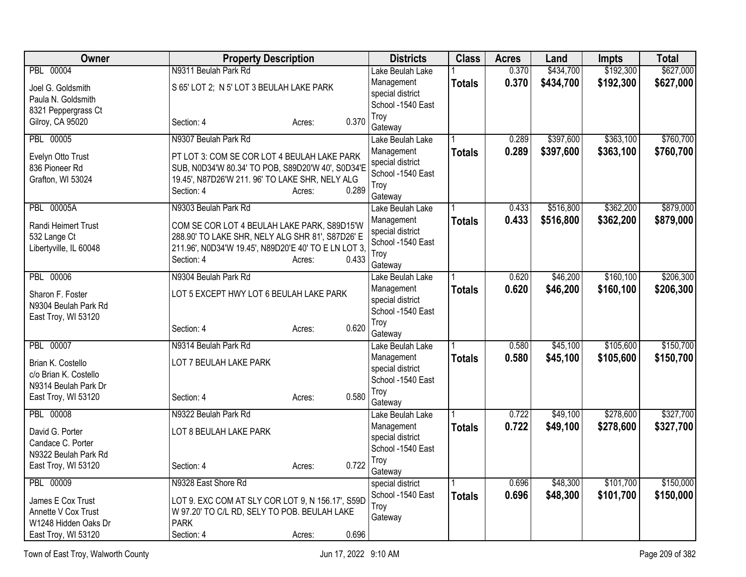| Owner | Property Description | Districts | Class | Acres | Land | Impts | Total |
|---|---|---|---|---|---|---|---|
| PBL 00004<br>Joel G. Goldsmith<br>Paula N. Goldsmith<br>8321 Peppergrass Ct<br>Gilroy, CA 95020 | N9311 Beulah Park Rd<br>S 65' LOT 2; N 5' LOT 3 BEULAH LAKE PARK<br>Section: 4 Acres: 0.370 | Lake Beulah Lake Management special district<br>School -1540 East Troy<br>Gateway | 1<br>**Totals** | 0.370<br>**0.370** | $434,700<br>**$434,700** | $192,300<br>**$192,300** | $627,000<br>**$627,000** |
| PBL 00005<br>Evelyn Otto Trust<br>836 Pioneer Rd<br>Grafton, WI 53024 | N9307 Beulah Park Rd<br>PT LOT 3: COM SE COR LOT 4 BEULAH LAKE PARK SUB, N0D34'W 80.34' TO POB, S89D20'W 40', S0D34'E 19.45', N87D26'W 211. 96' TO LAKE SHR, NELY ALG<br>Section: 4 Acres: 0.289 | Lake Beulah Lake Management special district<br>School -1540 East Troy<br>Gateway | 1<br>**Totals** | 0.289<br>**0.289** | $397,600<br>**$397,600** | $363,100<br>**$363,100** | $760,700<br>**$760,700** |
| PBL 00005A<br>Randi Heimert Trust<br>532 Lange Ct<br>Libertyville, IL 60048 | N9303 Beulah Park Rd<br>COM SE COR LOT 4 BEULAH LAKE PARK, S89D15'W 288.90' TO LAKE SHR, NELY ALG SHR 81', S87D26' E 211.96', N0D34'W 19.45', N89D20'E 40' TO E LN LOT 3,<br>Section: 4 Acres: 0.433 | Lake Beulah Lake Management special district<br>School -1540 East Troy<br>Gateway | 1<br>**Totals** | 0.433<br>**0.433** | $516,800<br>**$516,800** | $362,200<br>**$362,200** | $879,000<br>**$879,000** |
| PBL 00006<br>Sharon F. Foster<br>N9304 Beulah Park Rd<br>East Troy, WI 53120 | N9304 Beulah Park Rd<br>LOT 5 EXCEPT HWY LOT 6 BEULAH LAKE PARK<br>Section: 4 Acres: 0.620 | Lake Beulah Lake Management special district<br>School -1540 East Troy<br>Gateway | 1<br>**Totals** | 0.620<br>**0.620** | $46,200<br>**$46,200** | $160,100<br>**$160,100** | $206,300<br>**$206,300** |
| PBL 00007<br>Brian K. Costello<br>c/o Brian K. Costello<br>N9314 Beulah Park Dr<br>East Troy, WI 53120 | N9314 Beulah Park Rd<br>LOT 7 BEULAH LAKE PARK<br>Section: 4 Acres: 0.580 | Lake Beulah Lake Management special district<br>School -1540 East Troy<br>Gateway | 1<br>**Totals** | 0.580<br>**0.580** | $45,100<br>**$45,100** | $105,600<br>**$105,600** | $150,700<br>**$150,700** |
| PBL 00008<br>David G. Porter<br>Candace C. Porter<br>N9322 Beulah Park Rd<br>East Troy, WI 53120 | N9322 Beulah Park Rd<br>LOT 8 BEULAH LAKE PARK<br>Section: 4 Acres: 0.722 | Lake Beulah Lake Management special district<br>School -1540 East Troy<br>Gateway | 1<br>**Totals** | 0.722<br>**0.722** | $49,100<br>**$49,100** | $278,600<br>**$278,600** | $327,700<br>**$327,700** |
| PBL 00009<br>James E Cox Trust<br>Annette V Cox Trust<br>W1248 Hidden Oaks Dr<br>East Troy, WI 53120 | N9328 East Shore Rd<br>LOT 9. EXC COM AT SLY COR LOT 9, N 156.17', S59D W 97.20' TO C/L RD, SELY TO POB. BEULAH LAKE PARK<br>Section: 4 Acres: 0.696 | special district<br>School -1540 East Troy<br>Gateway | 1<br>**Totals** | 0.696<br>**0.696** | $48,300<br>**$48,300** | $101,700<br>**$101,700** | $150,000<br>**$150,000** |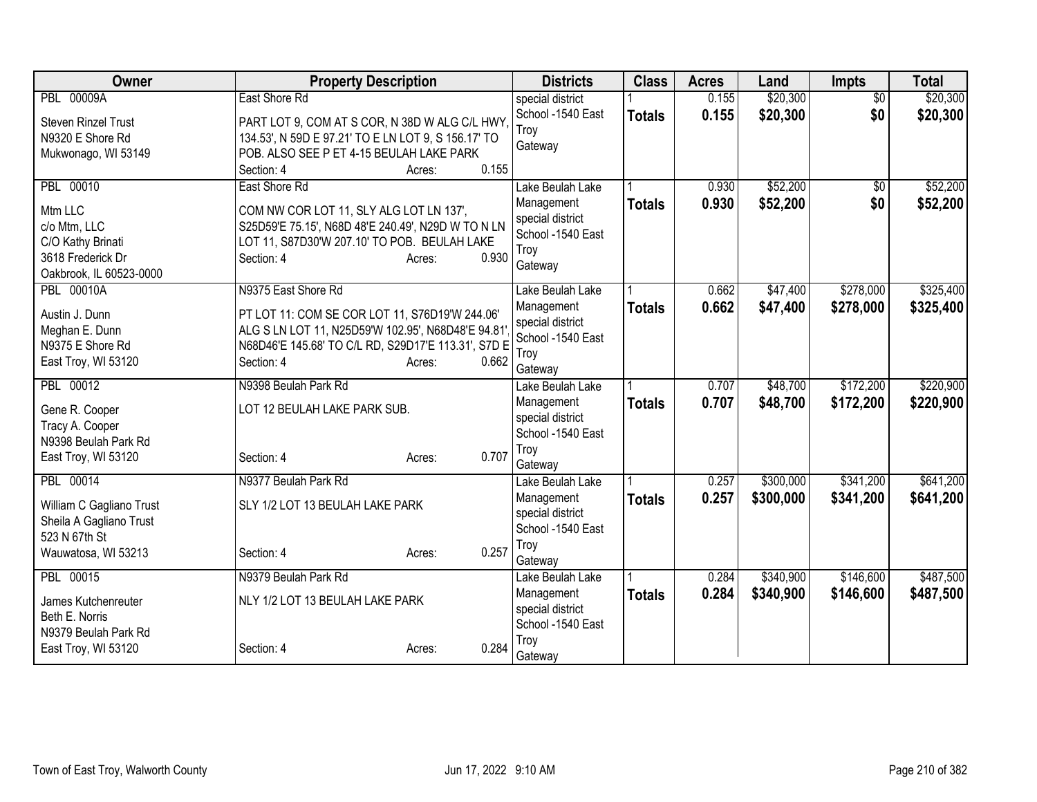| Owner | Property Description | Districts | Class | Acres | Land | Impts | Total |
|---|---|---|---|---|---|---|---|
| PBL 00009A<br>Steven Rinzel Trust<br>N9320 E Shore Rd<br>Mukwonago, WI 53149 | East Shore Rd<br>PART LOT 9, COM AT S COR, N 38D W ALG C/L HWY, 134.53', N 59D E 97.21' TO E LN LOT 9, S 156.17' TO POB. ALSO SEE P ET 4-15 BEULAH LAKE PARK<br>Section: 4 Acres: 0.155 | special district<br>School -1540 East Troy<br>Gateway | 1<br>**Totals** | 0.155<br>**0.155** | $20,300<br>**$20,300** | $0<br>**$0** | $20,300<br>**$20,300** |
| PBL 00010<br>Mtm LLC<br>c/o Mtm, LLC<br>C/O Kathy Brinati<br>3618 Frederick Dr<br>Oakbrook, IL 60523-0000 | East Shore Rd<br>COM NW COR LOT 11, SLY ALG LOT LN 137', S25D59'E 75.15', N68D 48'E 240.49', N29D W TO N LN LOT 11, S87D30'W 207.10' TO POB. BEULAH LAKE<br>Section: 4 Acres: 0.930 | Lake Beulah Lake Management special district<br>School -1540 East Troy<br>Gateway | 1<br>**Totals** | 0.930<br>**0.930** | $52,200<br>**$52,200** | $0<br>**$0** | $52,200<br>**$52,200** |
| PBL 00010A<br>Austin J. Dunn<br>Meghan E. Dunn<br>N9375 E Shore Rd<br>East Troy, WI 53120 | N9375 East Shore Rd<br>PT LOT 11: COM SE COR LOT 11, S76D19'W 244.06' ALG S LN LOT 11, N25D59'W 102.95', N68D48'E 94.81', N68D46'E 145.68' TO C/L RD, S29D17'E 113.31', S7D E<br>Section: 4 Acres: 0.662 | Lake Beulah Lake Management special district<br>School -1540 East Troy<br>Gateway | 1<br>**Totals** | 0.662<br>**0.662** | $47,400<br>**$47,400** | $278,000<br>**$278,000** | $325,400<br>**$325,400** |
| PBL 00012<br>Gene R. Cooper<br>Tracy A. Cooper<br>N9398 Beulah Park Rd<br>East Troy, WI 53120 | N9398 Beulah Park Rd<br>LOT 12 BEULAH LAKE PARK SUB.<br>Section: 4 Acres: 0.707 | Lake Beulah Lake Management special district<br>School -1540 East Troy<br>Gateway | 1<br>**Totals** | 0.707<br>**0.707** | $48,700<br>**$48,700** | $172,200<br>**$172,200** | $220,900<br>**$220,900** |
| PBL 00014<br>William C Gagliano Trust<br>Sheila A Gagliano Trust<br>523 N 67th St<br>Wauwatosa, WI 53213 | N9377 Beulah Park Rd<br>SLY 1/2 LOT 13 BEULAH LAKE PARK<br>Section: 4 Acres: 0.257 | Lake Beulah Lake Management special district<br>School -1540 East Troy<br>Gateway | 1<br>**Totals** | 0.257<br>**0.257** | $300,000<br>**$300,000** | $341,200<br>**$341,200** | $641,200<br>**$641,200** |
| PBL 00015<br>James Kutchenreuter<br>Beth E. Norris<br>N9379 Beulah Park Rd<br>East Troy, WI 53120 | N9379 Beulah Park Rd<br>NLY 1/2 LOT 13 BEULAH LAKE PARK<br>Section: 4 Acres: 0.284 | Lake Beulah Lake Management special district<br>School -1540 East Troy<br>Gateway | 1<br>**Totals** | 0.284<br>**0.284** | $340,900<br>**$340,900** | $146,600<br>**$146,600** | $487,500<br>**$487,500** |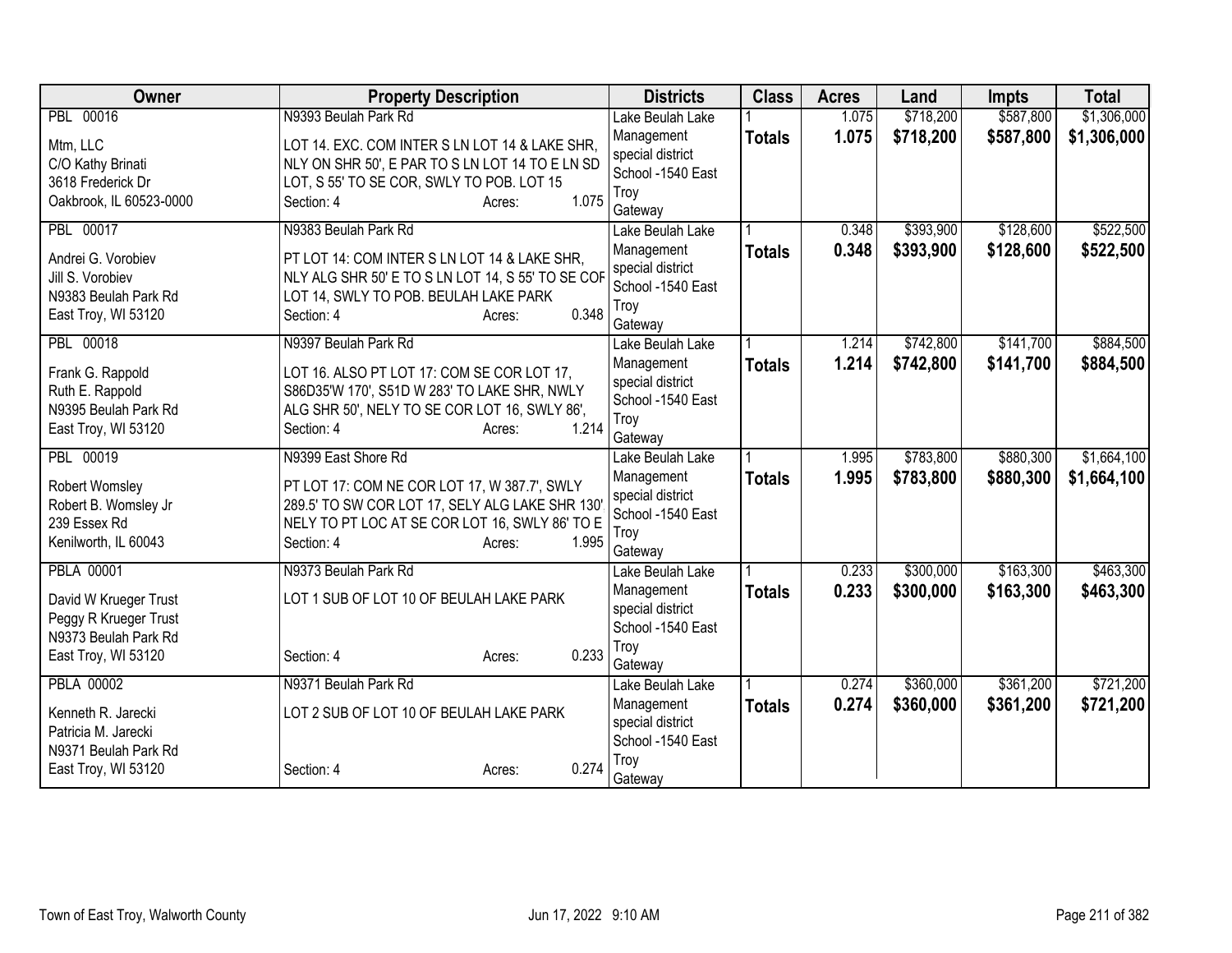| Owner | Property Description | Districts | Class | Acres | Land | Impts | Total |
|---|---|---|---|---|---|---|---|
| PBL 00016<br>Mtm, LLC<br>C/O Kathy Brinati<br>3618 Frederick Dr<br>Oakbrook, IL 60523-0000 | N9393 Beulah Park Rd<br>LOT 14. EXC. COM INTER S LN LOT 14 & LAKE SHR, NLY ON SHR 50', E PAR TO S LN LOT 14 TO E LN SD LOT, S 55' TO SE COR, SWLY TO POB. LOT 15<br>Section: 4 Acres: 1.075 | Lake Beulah Lake Management special district<br>School -1540 East Troy<br>Gateway | 1<br>**Totals** | 1.075<br>**1.075** | $718,200<br>**$718,200** | $587,800<br>**$587,800** | $1,306,000<br>**$1,306,000** |
| PBL 00017<br>Andrei G. Vorobiev<br>Jill S. Vorobiev<br>N9383 Beulah Park Rd<br>East Troy, WI 53120 | N9383 Beulah Park Rd<br>PT LOT 14: COM INTER S LN LOT 14 & LAKE SHR, NLY ALG SHR 50' E TO S LN LOT 14, S 55' TO SE COR LOT 14, SWLY TO POB. BEULAH LAKE PARK<br>Section: 4 Acres: 0.348 | Lake Beulah Lake Management special district<br>School -1540 East Troy<br>Gateway | 1<br>**Totals** | 0.348<br>**0.348** | $393,900<br>**$393,900** | $128,600<br>**$128,600** | $522,500<br>**$522,500** |
| PBL 00018<br>Frank G. Rappold<br>Ruth E. Rappold<br>N9395 Beulah Park Rd<br>East Troy, WI 53120 | N9397 Beulah Park Rd<br>LOT 16. ALSO PT LOT 17: COM SE COR LOT 17, S86D35'W 170', S51D W 283' TO LAKE SHR, NWLY ALG SHR 50', NELY TO SE COR LOT 16, SWLY 86',<br>Section: 4 Acres: 1.214 | Lake Beulah Lake Management special district<br>School -1540 East Troy<br>Gateway | 1<br>**Totals** | 1.214<br>**1.214** | $742,800<br>**$742,800** | $141,700<br>**$141,700** | $884,500<br>**$884,500** |
| PBL 00019<br>Robert Womsley<br>Robert B. Womsley Jr<br>239 Essex Rd<br>Kenilworth, IL 60043 | N9399 East Shore Rd<br>PT LOT 17: COM NE COR LOT 17, W 387.7', SWLY 289.5' TO SW COR LOT 17, SELY ALG LAKE SHR 130', NELY TO PT LOC AT SE COR LOT 16, SWLY 86' TO E<br>Section: 4 Acres: 1.995 | Lake Beulah Lake Management special district<br>School -1540 East Troy<br>Gateway | 1<br>**Totals** | 1.995<br>**1.995** | $783,800<br>**$783,800** | $880,300<br>**$880,300** | $1,664,100<br>**$1,664,100** |
| PBLA 00001<br>David W Krueger Trust<br>Peggy R Krueger Trust<br>N9373 Beulah Park Rd<br>East Troy, WI 53120 | N9373 Beulah Park Rd<br>LOT 1 SUB OF LOT 10 OF BEULAH LAKE PARK<br>Section: 4 Acres: 0.233 | Lake Beulah Lake Management special district<br>School -1540 East Troy<br>Gateway | 1<br>**Totals** | 0.233<br>**0.233** | $300,000<br>**$300,000** | $163,300<br>**$163,300** | $463,300<br>**$463,300** |
| PBLA 00002<br>Kenneth R. Jarecki<br>Patricia M. Jarecki<br>N9371 Beulah Park Rd<br>East Troy, WI 53120 | N9371 Beulah Park Rd<br>LOT 2 SUB OF LOT 10 OF BEULAH LAKE PARK<br>Section: 4 Acres: 0.274 | Lake Beulah Lake Management special district<br>School -1540 East Troy<br>Gateway | 1<br>**Totals** | 0.274<br>**0.274** | $360,000<br>**$360,000** | $361,200<br>**$361,200** | $721,200<br>**$721,200** |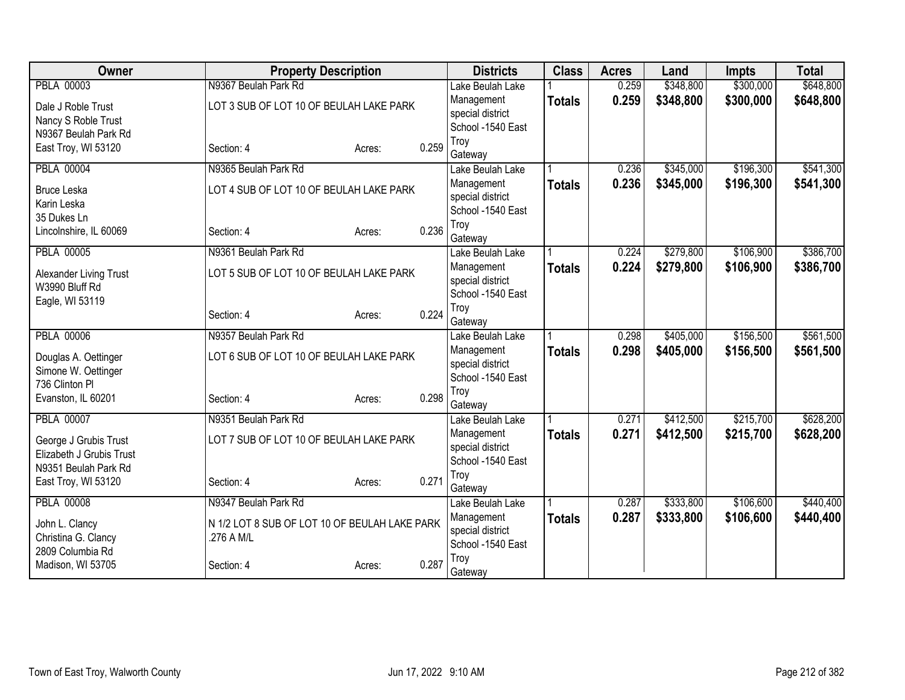| Owner | Property Description | Districts | Class | Acres | Land | Impts | Total |
|---|---|---|---|---|---|---|---|
| PBLA 00003<br>Dale J Roble Trust<br>Nancy S Roble Trust<br>N9367 Beulah Park Rd<br>East Troy, WI 53120 | N9367 Beulah Park Rd<br>LOT 3 SUB OF LOT 10 OF BEULAH LAKE PARK<br>Section: 4 Acres: 0.259 | Lake Beulah Lake Management special district<br>School -1540 East Troy<br>Gateway | 1<br>**Totals** | 0.259<br>**0.259** | $348,800<br>**$348,800** | $300,000<br>**$300,000** | $648,800<br>**$648,800** |
| PBLA 00004<br>Bruce Leska<br>Karin Leska<br>35 Dukes Ln<br>Lincolnshire, IL 60069 | N9365 Beulah Park Rd<br>LOT 4 SUB OF LOT 10 OF BEULAH LAKE PARK<br>Section: 4 Acres: 0.236 | Lake Beulah Lake Management special district<br>School -1540 East Troy<br>Gateway | 1<br>**Totals** | 0.236<br>**0.236** | $345,000<br>**$345,000** | $196,300<br>**$196,300** | $541,300<br>**$541,300** |
| PBLA 00005<br>Alexander Living Trust<br>W3990 Bluff Rd<br>Eagle, WI 53119 | N9361 Beulah Park Rd<br>LOT 5 SUB OF LOT 10 OF BEULAH LAKE PARK<br>Section: 4 Acres: 0.224 | Lake Beulah Lake Management special district<br>School -1540 East Troy<br>Gateway | 1<br>**Totals** | 0.224<br>**0.224** | $279,800<br>**$279,800** | $106,900<br>**$106,900** | $386,700<br>**$386,700** |
| PBLA 00006<br>Douglas A. Oettinger<br>Simone W. Oettinger<br>736 Clinton Pl<br>Evanston, IL 60201 | N9357 Beulah Park Rd<br>LOT 6 SUB OF LOT 10 OF BEULAH LAKE PARK<br>Section: 4 Acres: 0.298 | Lake Beulah Lake Management special district<br>School -1540 East Troy<br>Gateway | 1<br>**Totals** | 0.298<br>**0.298** | $405,000<br>**$405,000** | $156,500<br>**$156,500** | $561,500<br>**$561,500** |
| PBLA 00007<br>George J Grubis Trust<br>Elizabeth J Grubis Trust<br>N9351 Beulah Park Rd<br>East Troy, WI 53120 | N9351 Beulah Park Rd<br>LOT 7 SUB OF LOT 10 OF BEULAH LAKE PARK<br>Section: 4 Acres: 0.271 | Lake Beulah Lake Management special district<br>School -1540 East Troy<br>Gateway | 1<br>**Totals** | 0.271<br>**0.271** | $412,500<br>**$412,500** | $215,700<br>**$215,700** | $628,200<br>**$628,200** |
| PBLA 00008<br>John L. Clancy<br>Christina G. Clancy<br>2809 Columbia Rd<br>Madison, WI 53705 | N9347 Beulah Park Rd<br>N 1/2 LOT 8 SUB OF LOT 10 OF BEULAH LAKE PARK .276 A M/L<br>Section: 4 Acres: 0.287 | Lake Beulah Lake Management special district<br>School -1540 East Troy<br>Gateway | 1<br>**Totals** | 0.287<br>**0.287** | $333,800<br>**$333,800** | $106,600<br>**$106,600** | $440,400<br>**$440,400** |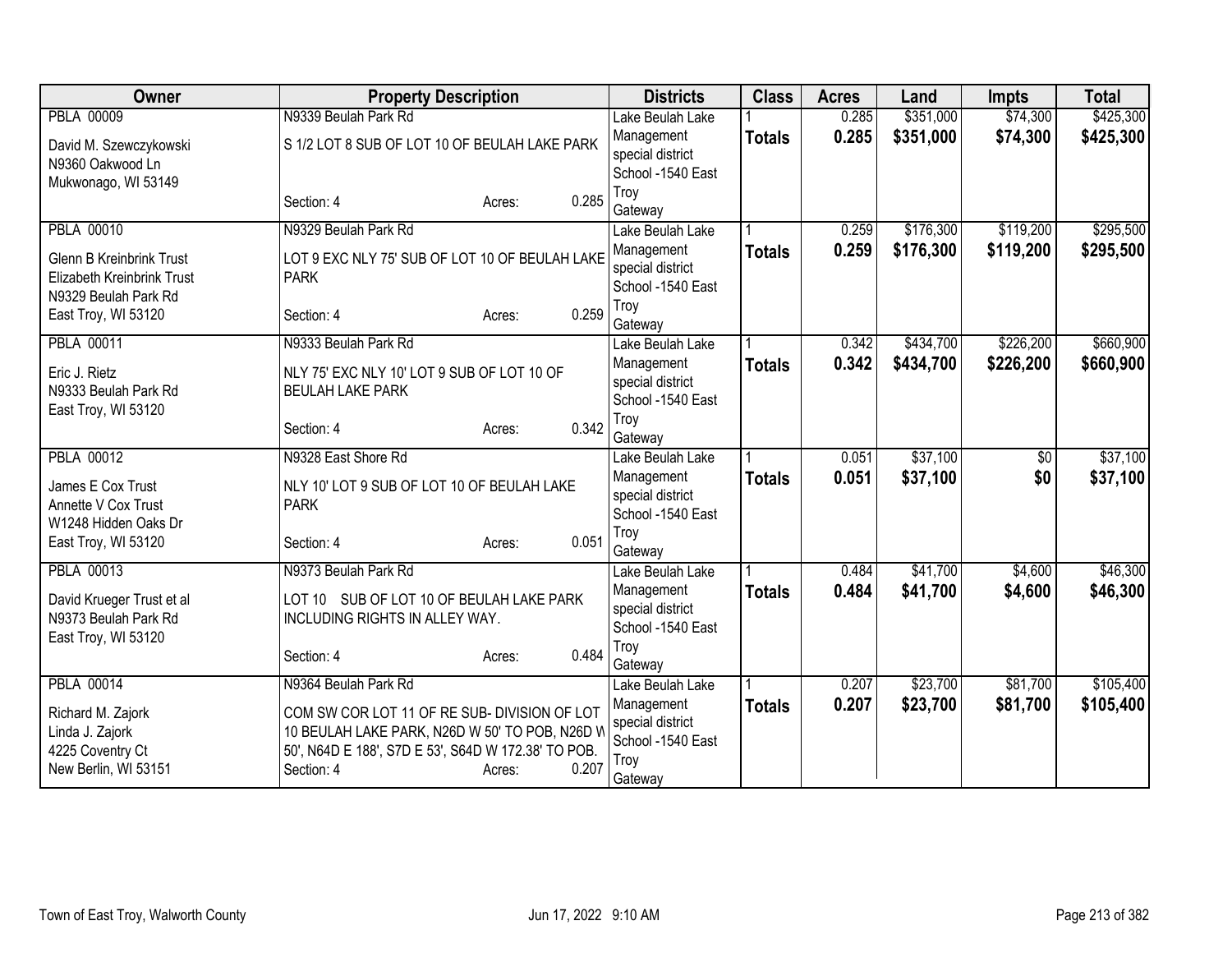| Owner | Property Description | Districts | Class | Acres | Land | Impts | Total |
|---|---|---|---|---|---|---|---|
| PBLA 00009<br>David M. Szewczykowski<br>N9360 Oakwood Ln<br>Mukwonago, WI 53149 | N9339 Beulah Park Rd<br>S 1/2 LOT 8 SUB OF LOT 10 OF BEULAH LAKE PARK<br>Section: 4 Acres: 0.285 | Lake Beulah Lake Management special district<br>School -1540 East Troy<br>Gateway | 1<br>**Totals** | 0.285<br>**0.285** | $351,000<br>**$351,000** | $74,300<br>**$74,300** | $425,300<br>**$425,300** |
| PBLA 00010<br>Glenn B Kreinbrink Trust<br>Elizabeth Kreinbrink Trust<br>N9329 Beulah Park Rd<br>East Troy, WI 53120 | N9329 Beulah Park Rd<br>LOT 9 EXC NLY 75' SUB OF LOT 10 OF BEULAH LAKE PARK<br>Section: 4 Acres: 0.259 | Lake Beulah Lake Management special district<br>School -1540 East Troy<br>Gateway | 1<br>**Totals** | 0.259<br>**0.259** | $176,300<br>**$176,300** | $119,200<br>**$119,200** | $295,500<br>**$295,500** |
| PBLA 00011<br>Eric J. Rietz<br>N9333 Beulah Park Rd<br>East Troy, WI 53120 | N9333 Beulah Park Rd<br>NLY 75' EXC NLY 10' LOT 9 SUB OF LOT 10 OF BEULAH LAKE PARK<br>Section: 4 Acres: 0.342 | Lake Beulah Lake Management special district<br>School -1540 East Troy<br>Gateway | 1<br>**Totals** | 0.342<br>**0.342** | $434,700<br>**$434,700** | $226,200<br>**$226,200** | $660,900<br>**$660,900** |
| PBLA 00012<br>James E Cox Trust<br>Annette V Cox Trust<br>W1248 Hidden Oaks Dr<br>East Troy, WI 53120 | N9328 East Shore Rd<br>NLY 10' LOT 9 SUB OF LOT 10 OF BEULAH LAKE PARK<br>Section: 4 Acres: 0.051 | Lake Beulah Lake Management special district<br>School -1540 East Troy<br>Gateway | 1<br>**Totals** | 0.051<br>**0.051** | $37,100<br>**$37,100** | $0<br>**$0** | $37,100<br>**$37,100** |
| PBLA 00013<br>David Krueger Trust et al<br>N9373 Beulah Park Rd<br>East Troy, WI 53120 | N9373 Beulah Park Rd<br>LOT 10 SUB OF LOT 10 OF BEULAH LAKE PARK INCLUDING RIGHTS IN ALLEY WAY.<br>Section: 4 Acres: 0.484 | Lake Beulah Lake Management special district<br>School -1540 East Troy<br>Gateway | 1<br>**Totals** | 0.484<br>**0.484** | $41,700<br>**$41,700** | $4,600<br>**$4,600** | $46,300<br>**$46,300** |
| PBLA 00014<br>Richard M. Zajork<br>Linda J. Zajork<br>4225 Coventry Ct<br>New Berlin, WI 53151 | N9364 Beulah Park Rd<br>COM SW COR LOT 11 OF RE SUB- DIVISION OF LOT 10 BEULAH LAKE PARK, N26D W 50' TO POB, N26D W 50', N64D E 188', S7D E 53', S64D W 172.38' TO POB.<br>Section: 4 Acres: 0.207 | Lake Beulah Lake Management special district<br>School -1540 East Troy<br>Gateway | 1<br>**Totals** | 0.207<br>**0.207** | $23,700<br>**$23,700** | $81,700<br>**$81,700** | $105,400<br>**$105,400** |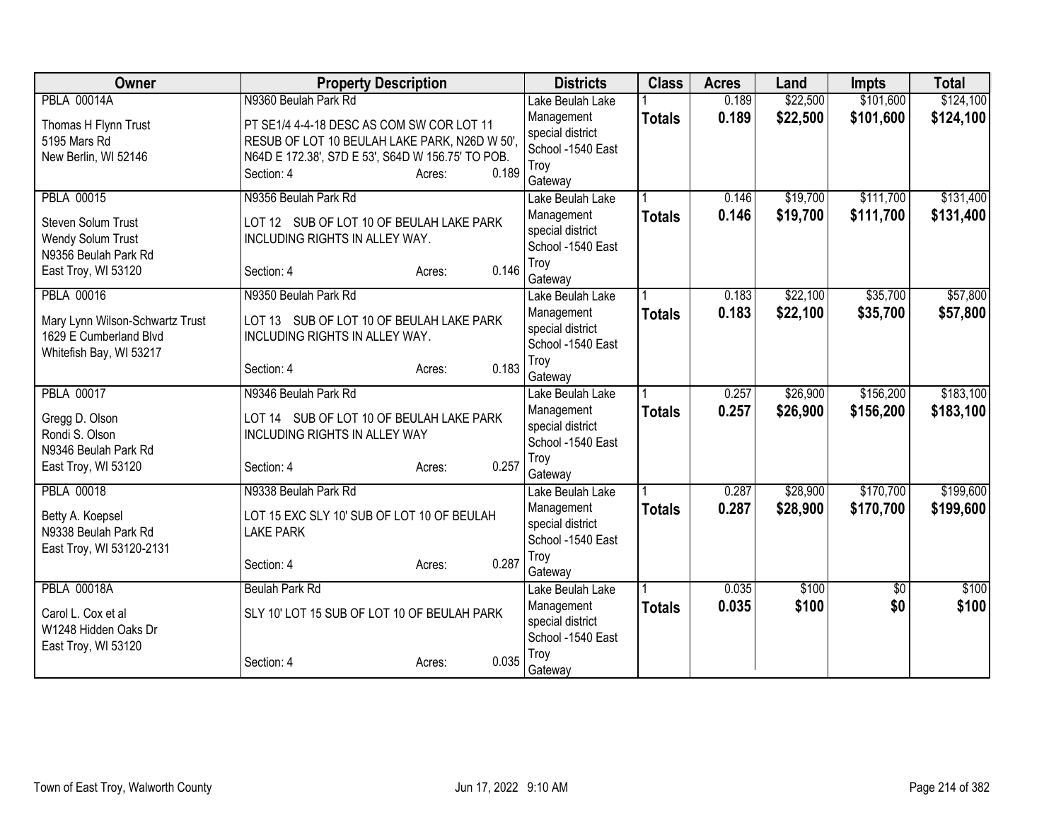| Owner | Property Description | Districts | Class | Acres | Land | Impts | Total |
|---|---|---|---|---|---|---|---|
| PBLA 00014A<br><br>Thomas H Flynn Trust<br>5195 Mars Rd<br>New Berlin, WI 52146 | N9360 Beulah Park Rd<br><br>PT SE1/4 4-4-18 DESC AS COM SW COR LOT 11 RESUB OF LOT 10 BEULAH LAKE PARK, N26D W 50', N64D E 172.38', S7D E 53', S64D W 156.75' TO POB.<br>Section: 4 Acres: 0.189 | Lake Beulah Lake Management special district<br>School -1540 East Troy<br>Gateway | 1<br>**Totals** | 0.189<br>**0.189** | $22,500<br>**$22,500** | $101,600<br>**$101,600** | $124,100<br>**$124,100** |
| PBLA 00015<br><br>Steven Solum Trust<br>Wendy Solum Trust<br>N9356 Beulah Park Rd<br>East Troy, WI 53120 | N9356 Beulah Park Rd<br><br>LOT 12 SUB OF LOT 10 OF BEULAH LAKE PARK INCLUDING RIGHTS IN ALLEY WAY.<br><br>Section: 4 Acres: 0.146 | Lake Beulah Lake Management special district<br>School -1540 East Troy<br>Gateway | 1<br>**Totals** | 0.146<br>**0.146** | $19,700<br>**$19,700** | $111,700<br>**$111,700** | $131,400<br>**$131,400** |
| PBLA 00016<br><br>Mary Lynn Wilson-Schwartz Trust<br>1629 E Cumberland Blvd<br>Whitefish Bay, WI 53217 | N9350 Beulah Park Rd<br><br>LOT 13 SUB OF LOT 10 OF BEULAH LAKE PARK INCLUDING RIGHTS IN ALLEY WAY.<br><br>Section: 4 Acres: 0.183 | Lake Beulah Lake Management special district<br>School -1540 East Troy<br>Gateway | 1<br>**Totals** | 0.183<br>**0.183** | $22,100<br>**$22,100** | $35,700<br>**$35,700** | $57,800<br>**$57,800** |
| PBLA 00017<br><br>Gregg D. Olson<br>Rondi S. Olson<br>N9346 Beulah Park Rd<br>East Troy, WI 53120 | N9346 Beulah Park Rd<br><br>LOT 14 SUB OF LOT 10 OF BEULAH LAKE PARK INCLUDING RIGHTS IN ALLEY WAY<br><br>Section: 4 Acres: 0.257 | Lake Beulah Lake Management special district<br>School -1540 East Troy<br>Gateway | 1<br>**Totals** | 0.257<br>**0.257** | $26,900<br>**$26,900** | $156,200<br>**$156,200** | $183,100<br>**$183,100** |
| PBLA 00018<br><br>Betty A. Koepsel<br>N9338 Beulah Park Rd<br>East Troy, WI 53120-2131 | N9338 Beulah Park Rd<br><br>LOT 15 EXC SLY 10' SUB OF LOT 10 OF BEULAH LAKE PARK<br><br>Section: 4 Acres: 0.287 | Lake Beulah Lake Management special district<br>School -1540 East Troy<br>Gateway | 1<br>**Totals** | 0.287<br>**0.287** | $28,900<br>**$28,900** | $170,700<br>**$170,700** | $199,600<br>**$199,600** |
| PBLA 00018A<br><br>Carol L. Cox et al<br>W1248 Hidden Oaks Dr<br>East Troy, WI 53120 | Beulah Park Rd<br><br>SLY 10' LOT 15 SUB OF LOT 10 OF BEULAH PARK<br><br>Section: 4 Acres: 0.035 | Lake Beulah Lake Management special district<br>School -1540 East Troy<br>Gateway | 1<br>**Totals** | 0.035<br>**0.035** | $100<br>**$100** | $0<br>**$0** | $100<br>**$100** |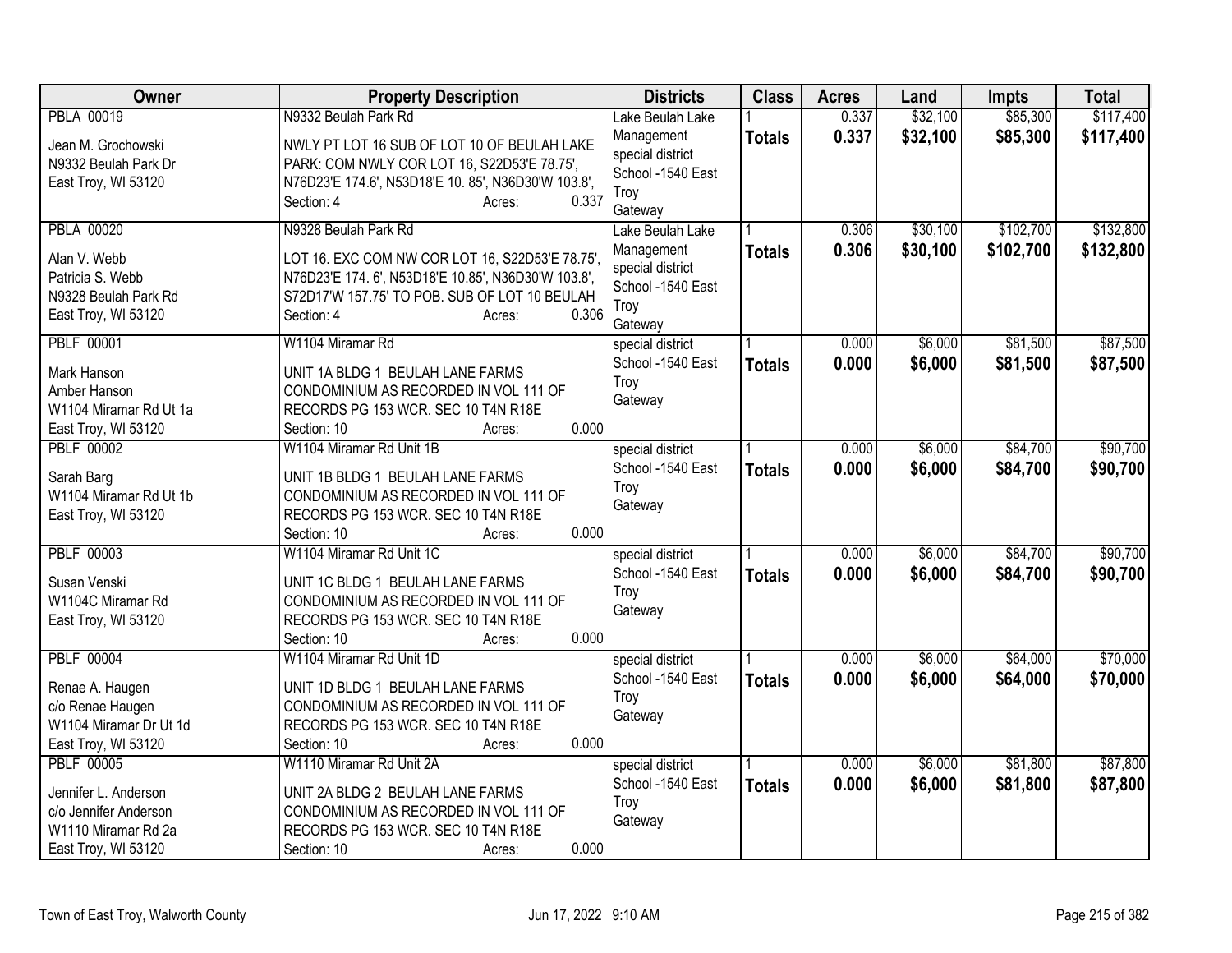| Owner | Property Description | Districts | Class | Acres | Land | Impts | Total |
|---|---|---|---|---|---|---|---|
| PBLA 00019<br>Jean M. Grochowski<br>N9332 Beulah Park Dr<br>East Troy, WI 53120 | N9332 Beulah Park Rd<br>NWLY PT LOT 16 SUB OF LOT 10 OF BEULAH LAKE PARK: COM NWLY COR LOT 16, S22D53'E 78.75', N76D23'E 174.6', N53D18'E 10. 85', N36D30'W 103.8',<br>Section: 4 Acres: 0.337 | Lake Beulah Lake Management special district School -1540 East Troy Gateway | 1<br>**Totals** | 0.337<br>**0.337** | $32,100<br>**$32,100** | $85,300<br>**$85,300** | $117,400<br>**$117,400** |
| PBLA 00020<br>Alan V. Webb<br>Patricia S. Webb<br>N9328 Beulah Park Rd<br>East Troy, WI 53120 | N9328 Beulah Park Rd<br>LOT 16. EXC COM NW COR LOT 16, S22D53'E 78.75', N76D23'E 174. 6', N53D18'E 10.85', N36D30'W 103.8', S72D17'W 157.75' TO POB. SUB OF LOT 10 BEULAH<br>Section: 4 Acres: 0.306 | Lake Beulah Lake Management special district School -1540 East Troy Gateway | 1<br>**Totals** | 0.306<br>**0.306** | $30,100<br>**$30,100** | $102,700<br>**$102,700** | $132,800<br>**$132,800** |
| PBLF 00001<br>Mark Hanson<br>Amber Hanson<br>W1104 Miramar Rd Ut 1a<br>East Troy, WI 53120 | W1104 Miramar Rd<br>UNIT 1A BLDG 1 BEULAH LANE FARMS CONDOMINIUM AS RECORDED IN VOL 111 OF RECORDS PG 153 WCR. SEC 10 T4N R18E<br>Section: 10 Acres: 0.000 | special district School -1540 East Troy Gateway | 1<br>**Totals** | 0.000<br>**0.000** | $6,000<br>**$6,000** | $81,500<br>**$81,500** | $87,500<br>**$87,500** |
| PBLF 00002<br>Sarah Barg<br>W1104 Miramar Rd Ut 1b<br>East Troy, WI 53120 | W1104 Miramar Rd Unit 1B<br>UNIT 1B BLDG 1 BEULAH LANE FARMS CONDOMINIUM AS RECORDED IN VOL 111 OF RECORDS PG 153 WCR. SEC 10 T4N R18E<br>Section: 10 Acres: 0.000 | special district School -1540 East Troy Gateway | 1<br>**Totals** | 0.000<br>**0.000** | $6,000<br>**$6,000** | $84,700<br>**$84,700** | $90,700<br>**$90,700** |
| PBLF 00003<br>Susan Venski<br>W1104C Miramar Rd<br>East Troy, WI 53120 | W1104 Miramar Rd Unit 1C<br>UNIT 1C BLDG 1 BEULAH LANE FARMS CONDOMINIUM AS RECORDED IN VOL 111 OF RECORDS PG 153 WCR. SEC 10 T4N R18E<br>Section: 10 Acres: 0.000 | special district School -1540 East Troy Gateway | 1<br>**Totals** | 0.000<br>**0.000** | $6,000<br>**$6,000** | $84,700<br>**$84,700** | $90,700<br>**$90,700** |
| PBLF 00004<br>Renae A. Haugen<br>c/o Renae Haugen<br>W1104 Miramar Dr Ut 1d<br>East Troy, WI 53120 | W1104 Miramar Rd Unit 1D<br>UNIT 1D BLDG 1 BEULAH LANE FARMS CONDOMINIUM AS RECORDED IN VOL 111 OF RECORDS PG 153 WCR. SEC 10 T4N R18E<br>Section: 10 Acres: 0.000 | special district School -1540 East Troy Gateway | 1<br>**Totals** | 0.000<br>**0.000** | $6,000<br>**$6,000** | $64,000<br>**$64,000** | $70,000<br>**$70,000** |
| PBLF 00005<br>Jennifer L. Anderson<br>c/o Jennifer Anderson<br>W1110 Miramar Rd 2a<br>East Troy, WI 53120 | W1110 Miramar Rd Unit 2A<br>UNIT 2A BLDG 2 BEULAH LANE FARMS CONDOMINIUM AS RECORDED IN VOL 111 OF RECORDS PG 153 WCR. SEC 10 T4N R18E<br>Section: 10 Acres: 0.000 | special district School -1540 East Troy Gateway | 1<br>**Totals** | 0.000<br>**0.000** | $6,000<br>**$6,000** | $81,800<br>**$81,800** | $87,800<br>**$87,800** |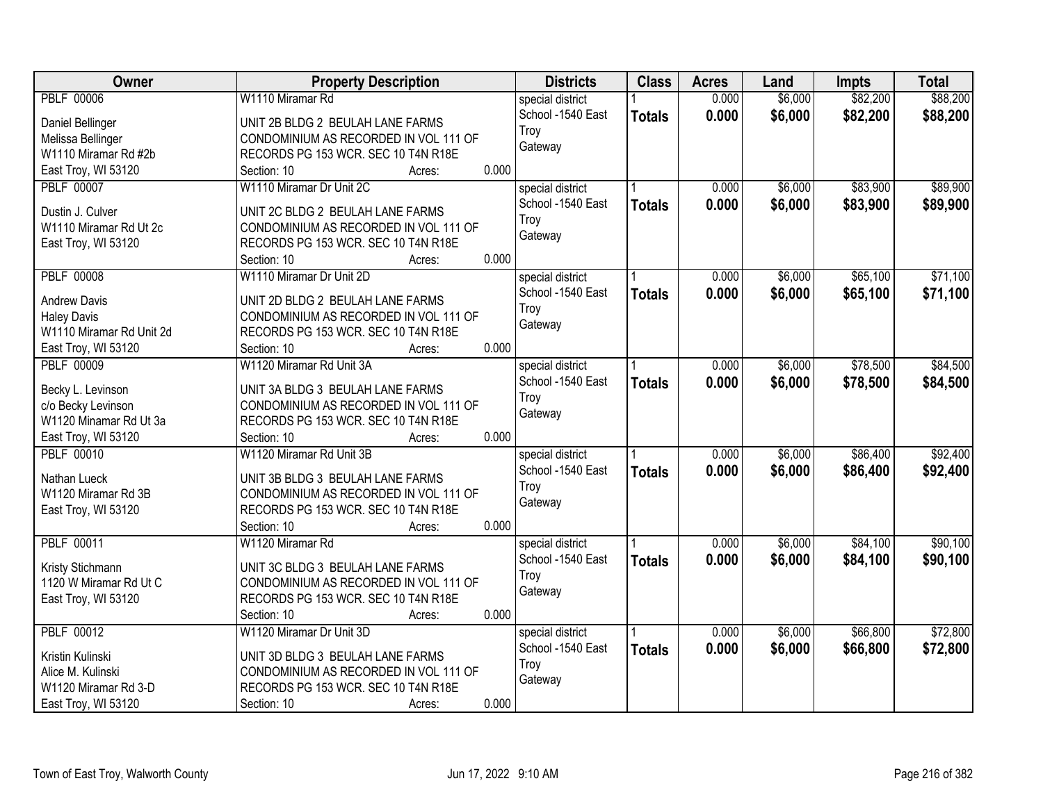| Owner | Property Description | Districts | Class | Acres | Land | Impts | Total |
|---|---|---|---|---|---|---|---|
| PBLF 00006<br><br>Daniel Bellinger<br>Melissa Bellinger<br>W1110 Miramar Rd #2b<br>East Troy, WI 53120 | W1110 Miramar Rd<br><br>UNIT 2B BLDG 2 BEULAH LANE FARMS CONDOMINIUM AS RECORDED IN VOL 111 OF RECORDS PG 153 WCR. SEC 10 T4N R18E<br>Section: 10 Acres: 0.000 | special district<br>School -1540 East Troy<br>Gateway | 1<br>**Totals** | 0.000<br>**0.000** | $6,000<br>**$6,000** | $82,200<br>**$82,200** | $88,200<br>**$88,200** |
| PBLF 00007<br><br>Dustin J. Culver<br>W1110 Miramar Rd Ut 2c<br>East Troy, WI 53120 | W1110 Miramar Dr Unit 2C<br><br>UNIT 2C BLDG 2 BEULAH LANE FARMS CONDOMINIUM AS RECORDED IN VOL 111 OF RECORDS PG 153 WCR. SEC 10 T4N R18E<br>Section: 10 Acres: 0.000 | special district<br>School -1540 East Troy<br>Gateway | 1<br>**Totals** | 0.000<br>**0.000** | $6,000<br>**$6,000** | $83,900<br>**$83,900** | $89,900<br>**$89,900** |
| PBLF 00008<br><br>Andrew Davis<br>Haley Davis<br>W1110 Miramar Rd Unit 2d<br>East Troy, WI 53120 | W1110 Miramar Dr Unit 2D<br><br>UNIT 2D BLDG 2 BEULAH LANE FARMS CONDOMINIUM AS RECORDED IN VOL 111 OF RECORDS PG 153 WCR. SEC 10 T4N R18E<br>Section: 10 Acres: 0.000 | special district<br>School -1540 East Troy<br>Gateway | 1<br>**Totals** | 0.000<br>**0.000** | $6,000<br>**$6,000** | $65,100<br>**$65,100** | $71,100<br>**$71,100** |
| PBLF 00009<br><br>Becky L. Levinson<br>c/o Becky Levinson<br>W1120 Minamar Rd Ut 3a<br>East Troy, WI 53120 | W1120 Miramar Rd Unit 3A<br><br>UNIT 3A BLDG 3 BEULAH LANE FARMS CONDOMINIUM AS RECORDED IN VOL 111 OF RECORDS PG 153 WCR. SEC 10 T4N R18E<br>Section: 10 Acres: 0.000 | special district<br>School -1540 East Troy<br>Gateway | 1<br>**Totals** | 0.000<br>**0.000** | $6,000<br>**$6,000** | $78,500<br>**$78,500** | $84,500<br>**$84,500** |
| PBLF 00010<br><br>Nathan Lueck<br>W1120 Miramar Rd 3B<br>East Troy, WI 53120 | W1120 Miramar Rd Unit 3B<br><br>UNIT 3B BLDG 3 BEULAH LANE FARMS CONDOMINIUM AS RECORDED IN VOL 111 OF RECORDS PG 153 WCR. SEC 10 T4N R18E<br>Section: 10 Acres: 0.000 | special district<br>School -1540 East Troy<br>Gateway | 1<br>**Totals** | 0.000<br>**0.000** | $6,000<br>**$6,000** | $86,400<br>**$86,400** | $92,400<br>**$92,400** |
| PBLF 00011<br><br>Kristy Stichmann<br>1120 W Miramar Rd Ut C<br>East Troy, WI 53120 | W1120 Miramar Rd<br><br>UNIT 3C BLDG 3 BEULAH LANE FARMS CONDOMINIUM AS RECORDED IN VOL 111 OF RECORDS PG 153 WCR. SEC 10 T4N R18E<br>Section: 10 Acres: 0.000 | special district<br>School -1540 East Troy<br>Gateway | 1<br>**Totals** | 0.000<br>**0.000** | $6,000<br>**$6,000** | $84,100<br>**$84,100** | $90,100<br>**$90,100** |
| PBLF 00012<br><br>Kristin Kulinski<br>Alice M. Kulinski<br>W1120 Miramar Rd 3-D<br>East Troy, WI 53120 | W1120 Miramar Dr Unit 3D<br><br>UNIT 3D BLDG 3 BEULAH LANE FARMS CONDOMINIUM AS RECORDED IN VOL 111 OF RECORDS PG 153 WCR. SEC 10 T4N R18E<br>Section: 10 Acres: 0.000 | special district<br>School -1540 East Troy<br>Gateway | 1<br>**Totals** | 0.000<br>**0.000** | $6,000<br>**$6,000** | $66,800<br>**$66,800** | $72,800<br>**$72,800** |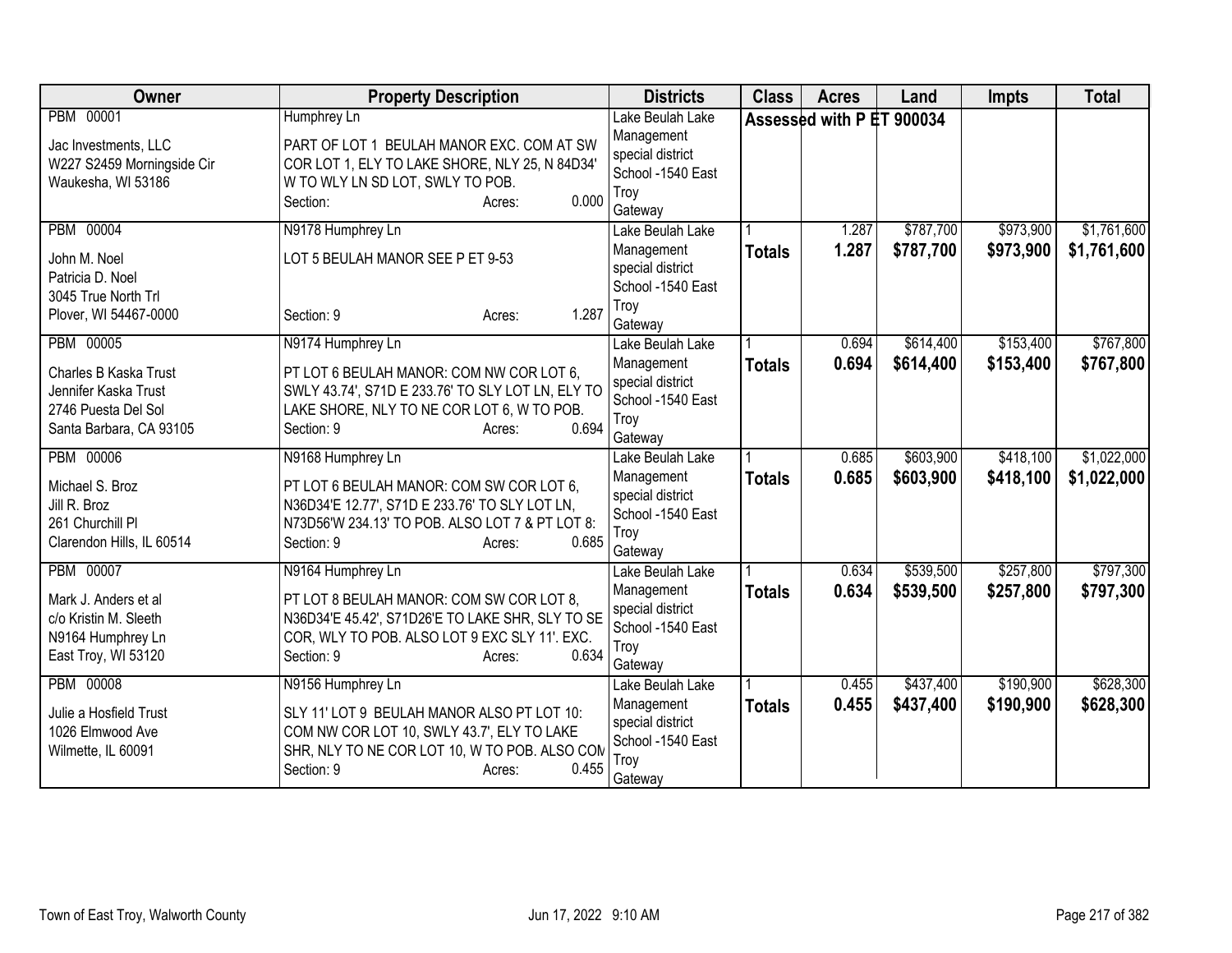| Owner | Property Description | Districts | Class | Acres | Land | Impts | Total |
|---|---|---|---|---|---|---|---|
| PBM 00001<br>Jac Investments, LLC<br>W227 S2459 Morningside Cir<br>Waukesha, WI 53186 | Humphrey Ln<br>PART OF LOT 1 BEULAH MANOR EXC. COM AT SW COR LOT 1, ELY TO LAKE SHORE, NLY 25, N 84D34' W TO WLY LN SD LOT, SWLY TO POB.<br>Section: Acres: 0.000 | Lake Beulah Lake Management special district<br>School -1540 East Troy<br>Gateway | Assessed with P ET 900034 | | | | |
| PBM 00004<br>John M. Noel<br>Patricia D. Noel<br>3045 True North Trl<br>Plover, WI 54467-0000 | N9178 Humphrey Ln<br>LOT 5 BEULAH MANOR SEE P ET 9-53<br>Section: 9 Acres: 1.287 | Lake Beulah Lake Management special district<br>School -1540 East Troy<br>Gateway | 1<br>**Totals** | 1.287<br>**1.287** | $787,700<br>**$787,700** | $973,900<br>**$973,900** | $1,761,600<br>**$1,761,600** |
| PBM 00005<br>Charles B Kaska Trust<br>Jennifer Kaska Trust<br>2746 Puesta Del Sol<br>Santa Barbara, CA 93105 | N9174 Humphrey Ln<br>PT LOT 6 BEULAH MANOR: COM NW COR LOT 6, SWLY 43.74', S71D E 233.76' TO SLY LOT LN, ELY TO LAKE SHORE, NLY TO NE COR LOT 6, W TO POB.<br>Section: 9 Acres: 0.694 | Lake Beulah Lake Management special district<br>School -1540 East Troy<br>Gateway | 1<br>**Totals** | 0.694<br>**0.694** | $614,400<br>**$614,400** | $153,400<br>**$153,400** | $767,800<br>**$767,800** |
| PBM 00006<br>Michael S. Broz<br>Jill R. Broz<br>261 Churchill Pl<br>Clarendon Hills, IL 60514 | N9168 Humphrey Ln<br>PT LOT 6 BEULAH MANOR: COM SW COR LOT 6, N36D34'E 12.77', S71D E 233.76' TO SLY LOT LN, N73D56'W 234.13' TO POB. ALSO LOT 7 & PT LOT 8:<br>Section: 9 Acres: 0.685 | Lake Beulah Lake Management special district<br>School -1540 East Troy<br>Gateway | 1<br>**Totals** | 0.685<br>**0.685** | $603,900<br>**$603,900** | $418,100<br>**$418,100** | $1,022,000<br>**$1,022,000** |
| PBM 00007<br>Mark J. Anders et al<br>c/o Kristin M. Sleeth<br>N9164 Humphrey Ln<br>East Troy, WI 53120 | N9164 Humphrey Ln<br>PT LOT 8 BEULAH MANOR: COM SW COR LOT 8, N36D34'E 45.42', S71D26'E TO LAKE SHR, SLY TO SE COR, WLY TO POB. ALSO LOT 9 EXC SLY 11'. EXC.<br>Section: 9 Acres: 0.634 | Lake Beulah Lake Management special district<br>School -1540 East Troy<br>Gateway | 1<br>**Totals** | 0.634<br>**0.634** | $539,500<br>**$539,500** | $257,800<br>**$257,800** | $797,300<br>**$797,300** |
| PBM 00008<br>Julie a Hosfield Trust<br>1026 Elmwood Ave<br>Wilmette, IL 60091 | N9156 Humphrey Ln<br>SLY 11' LOT 9 BEULAH MANOR ALSO PT LOT 10: COM NW COR LOT 10, SWLY 43.7', ELY TO LAKE SHR, NLY TO NE COR LOT 10, W TO POB. ALSO COM<br>Section: 9 Acres: 0.455 | Lake Beulah Lake Management special district<br>School -1540 East Troy<br>Gateway | 1<br>**Totals** | 0.455<br>**0.455** | $437,400<br>**$437,400** | $190,900<br>**$190,900** | $628,300<br>**$628,300** |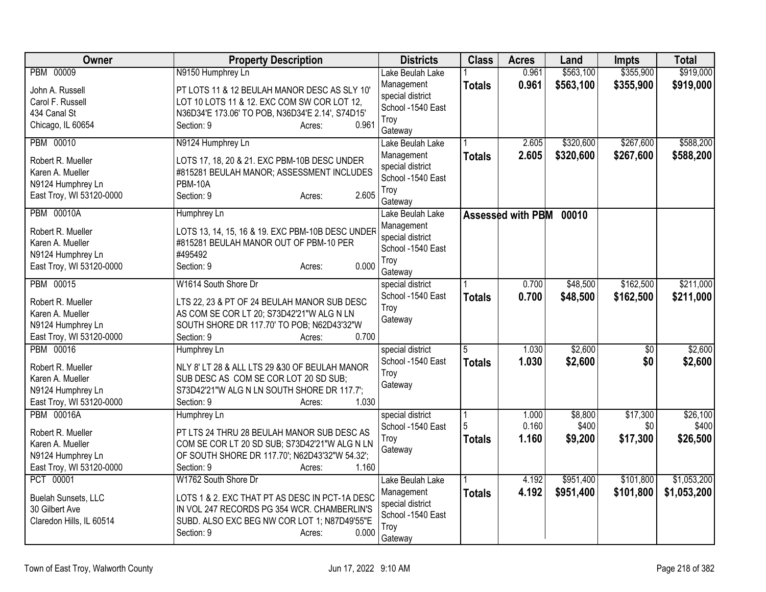| Owner | Property Description | Districts | Class | Acres | Land | Impts | Total |
|---|---|---|---|---|---|---|---|
| PBM 00009<br>John A. Russell<br>Carol F. Russell<br>434 Canal St<br>Chicago, IL 60654 | N9150 Humphrey Ln<br>PT LOTS 11 & 12 BEULAH MANOR DESC AS SLY 10' LOT 10 LOTS 11 & 12. EXC COM SW COR LOT 12, N36D34'E 173.06' TO POB, N36D34'E 2.14', S74D15'<br>Section: 9 Acres: 0.961 | Lake Beulah Lake Management special district School -1540 East Troy Gateway | 1<br>**Totals** | 0.961<br>**0.961** | $563,100<br>**$563,100** | $355,900<br>**$355,900** | $919,000<br>**$919,000** |
| PBM 00010<br>Robert R. Mueller<br>Karen A. Mueller<br>N9124 Humphrey Ln<br>East Troy, WI 53120-0000 | N9124 Humphrey Ln<br>LOTS 17, 18, 20 & 21. EXC PBM-10B DESC UNDER #815281 BEULAH MANOR; ASSESSMENT INCLUDES PBM-10A<br>Section: 9 Acres: 2.605 | Lake Beulah Lake Management special district School -1540 East Troy Gateway | 1<br>**Totals** | 2.605<br>**2.605** | $320,600<br>**$320,600** | $267,600<br>**$267,600** | $588,200<br>**$588,200** |
| PBM 00010A<br>Robert R. Mueller<br>Karen A. Mueller<br>N9124 Humphrey Ln<br>East Troy, WI 53120-0000 | Humphrey Ln<br>LOTS 13, 14, 15, 16 & 19. EXC PBM-10B DESC UNDER #815281 BEULAH MANOR OUT OF PBM-10 PER #495492<br>Section: 9 Acres: 0.000 | Lake Beulah Lake Management special district School -1540 East Troy Gateway | **Assessed with PBM 00010** | | | | |
| PBM 00015<br>Robert R. Mueller<br>Karen A. Mueller<br>N9124 Humphrey Ln<br>East Troy, WI 53120-0000 | W1614 South Shore Dr<br>LTS 22, 23 & PT OF 24 BEULAH MANOR SUB DESC AS COM SE COR LT 20; S73D42'21"W ALG N LN SOUTH SHORE DR 117.70' TO POB; N62D43'32"W<br>Section: 9 Acres: 0.700 | special district School -1540 East Troy Gateway | 1<br>**Totals** | 0.700<br>**0.700** | $48,500<br>**$48,500** | $162,500<br>**$162,500** | $211,000<br>**$211,000** |
| PBM 00016<br>Robert R. Mueller<br>Karen A. Mueller<br>N9124 Humphrey Ln<br>East Troy, WI 53120-0000 | Humphrey Ln<br>NLY 8' LT 28 & ALL LTS 29 &30 OF BEULAH MANOR SUB DESC AS COM SE COR LOT 20 SD SUB; S73D42'21"W ALG N LN SOUTH SHORE DR 117.7';<br>Section: 9 Acres: 1.030 | special district School -1540 East Troy Gateway | 5<br>**Totals** | 1.030<br>**1.030** | $2,600<br>**$2,600** | $0<br>**$0** | $2,600<br>**$2,600** |
| PBM 00016A<br>Robert R. Mueller<br>Karen A. Mueller<br>N9124 Humphrey Ln<br>East Troy, WI 53120-0000 | Humphrey Ln<br>PT LTS 24 THRU 28 BEULAH MANOR SUB DESC AS COM SE COR LT 20 SD SUB; S73D42'21"W ALG N LN OF SOUTH SHORE DR 117.70'; N62D43'32"W 54.32';<br>Section: 9 Acres: 1.160 | special district School -1540 East Troy Gateway | 1<br>5<br>**Totals** | 1.000<br>0.160<br>**1.160** | $8,800<br>$400<br>**$9,200** | $17,300<br>$0<br>**$17,300** | $26,100<br>$400<br>**$26,500** |
| PCT 00001<br>Buelah Sunsets, LLC<br>30 Gilbert Ave<br>Claredon Hills, IL 60514 | W1762 South Shore Dr<br>LOTS 1 & 2. EXC THAT PT AS DESC IN PCT-1A DESC IN VOL 247 RECORDS PG 354 WCR. CHAMBERLIN'S SUBD. ALSO EXC BEG NW COR LOT 1; N87D49'55"E<br>Section: 9 Acres: 0.000 | Lake Beulah Lake Management special district School -1540 East Troy Gateway | 1<br>**Totals** | 4.192<br>**4.192** | $951,400<br>**$951,400** | $101,800<br>**$101,800** | $1,053,200<br>**$1,053,200** |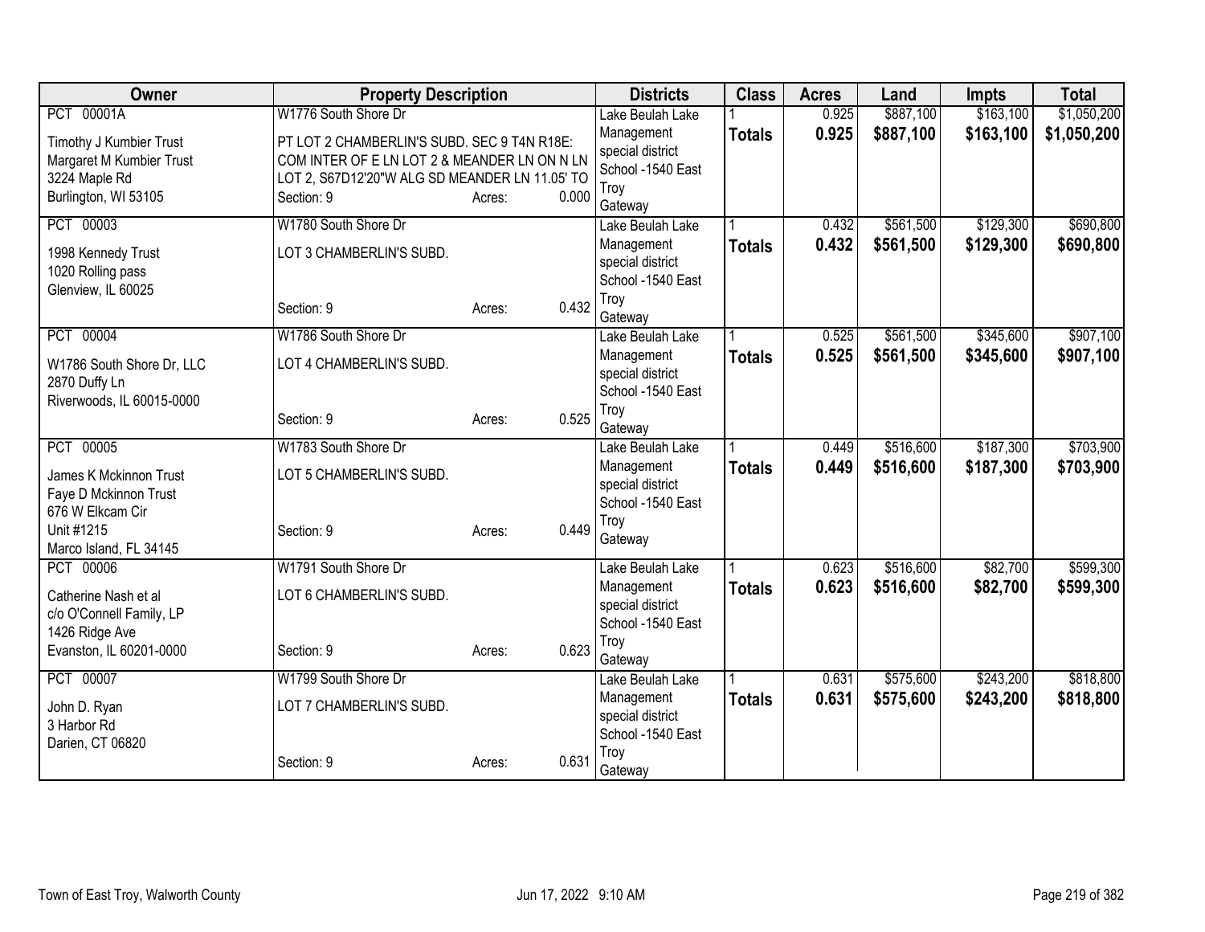| Owner | Property Description | | | Districts | Class | Acres | Land | Impts | Total |
|---|---|---|---|---|---|---|---|---|---|
| PCT 00001A<br>Timothy J Kumbier Trust<br>Margaret M Kumbier Trust<br>3224 Maple Rd<br>Burlington, WI 53105 | W1776 South Shore Dr<br>PT LOT 2 CHAMBERLIN'S SUBD. SEC 9 T4N R18E: COM INTER OF E LN LOT 2 & MEANDER LN ON N LN LOT 2, S67D12'20"W ALG SD MEANDER LN 11.05' TO<br>Section: 9 | Acres: | 0.000 | Lake Beulah Lake Management special district<br>School -1540 East Troy<br>Gateway | 1<br>**Totals** | 0.925<br>**0.925** | $887,100<br>**$887,100** | $163,100<br>**$163,100** | $1,050,200<br>**$1,050,200** |
| PCT 00003<br>1998 Kennedy Trust<br>1020 Rolling pass<br>Glenview, IL 60025 | W1780 South Shore Dr<br>LOT 3 CHAMBERLIN'S SUBD.<br>Section: 9 | Acres: | 0.432 | Lake Beulah Lake Management special district<br>School -1540 East Troy<br>Gateway | 1<br>**Totals** | 0.432<br>**0.432** | $561,500<br>**$561,500** | $129,300<br>**$129,300** | $690,800<br>**$690,800** |
| PCT 00004<br>W1786 South Shore Dr, LLC<br>2870 Duffy Ln<br>Riverwoods, IL 60015-0000 | W1786 South Shore Dr<br>LOT 4 CHAMBERLIN'S SUBD.<br>Section: 9 | Acres: | 0.525 | Lake Beulah Lake Management special district<br>School -1540 East Troy<br>Gateway | 1<br>**Totals** | 0.525<br>**0.525** | $561,500<br>**$561,500** | $345,600<br>**$345,600** | $907,100<br>**$907,100** |
| PCT 00005<br>James K Mckinnon Trust<br>Faye D Mckinnon Trust<br>676 W Elkcam Cir<br>Unit #1215<br>Marco Island, FL 34145 | W1783 South Shore Dr<br>LOT 5 CHAMBERLIN'S SUBD.<br>Section: 9 | Acres: | 0.449 | Lake Beulah Lake Management special district<br>School -1540 East Troy<br>Gateway | 1<br>**Totals** | 0.449<br>**0.449** | $516,600<br>**$516,600** | $187,300<br>**$187,300** | $703,900<br>**$703,900** |
| PCT 00006<br>Catherine Nash et al<br>c/o O'Connell Family, LP<br>1426 Ridge Ave<br>Evanston, IL 60201-0000 | W1791 South Shore Dr<br>LOT 6 CHAMBERLIN'S SUBD.<br>Section: 9 | Acres: | 0.623 | Lake Beulah Lake Management special district<br>School -1540 East Troy<br>Gateway | 1<br>**Totals** | 0.623<br>**0.623** | $516,600<br>**$516,600** | $82,700<br>**$82,700** | $599,300<br>**$599,300** |
| PCT 00007<br>John D. Ryan<br>3 Harbor Rd<br>Darien, CT 06820 | W1799 South Shore Dr<br>LOT 7 CHAMBERLIN'S SUBD.<br>Section: 9 | Acres: | 0.631 | Lake Beulah Lake Management special district<br>School -1540 East Troy<br>Gateway | 1<br>**Totals** | 0.631<br>**0.631** | $575,600<br>**$575,600** | $243,200<br>**$243,200** | $818,800<br>**$818,800** |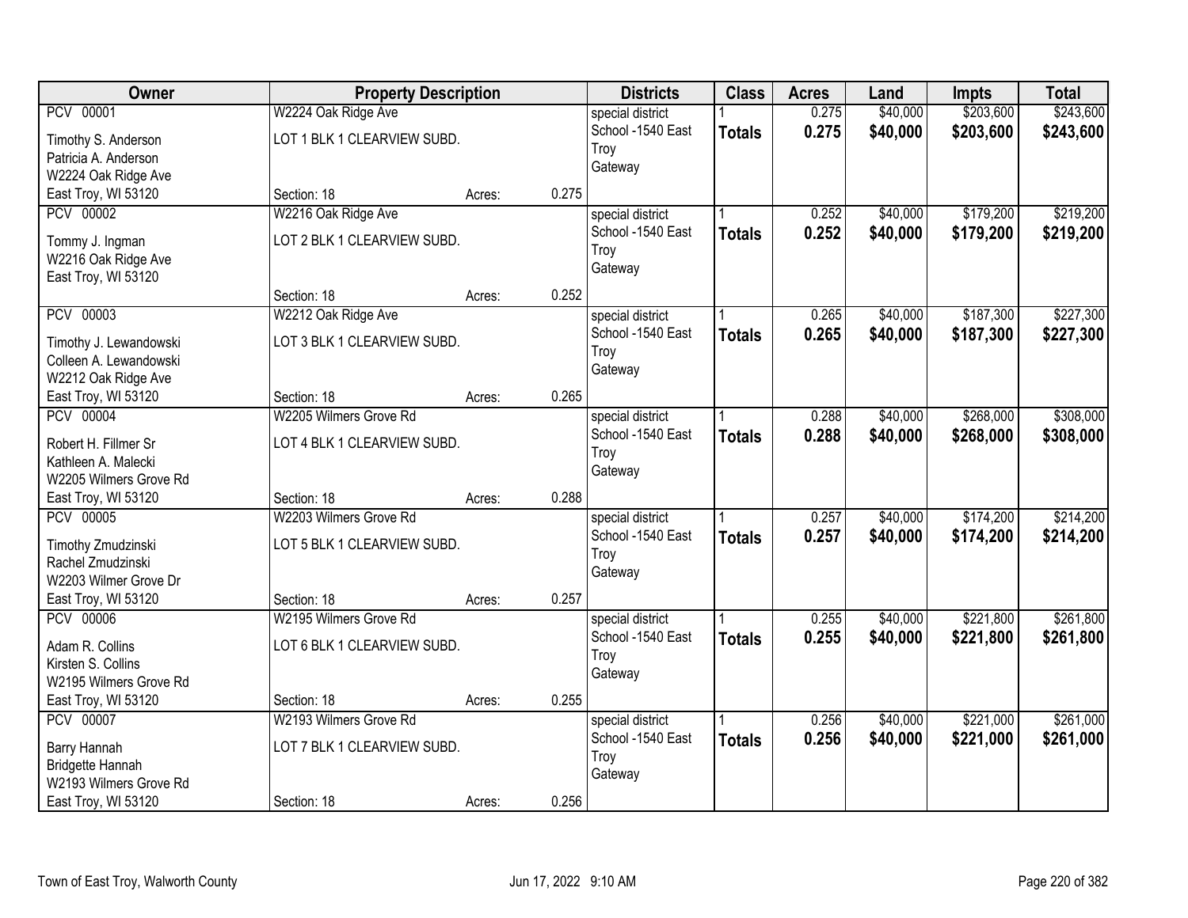| Owner | Property Description | | | Districts | Class | Acres | Land | Impts | Total |
|---|---|---|---|---|---|---|---|---|---|
| PCV 00001<br>Timothy S. Anderson<br>Patricia A. Anderson<br>W2224 Oak Ridge Ave<br>East Troy, WI 53120 | W2224 Oak Ridge Ave<br>LOT 1 BLK 1 CLEARVIEW SUBD.<br>Section: 18 | Acres: | 0.275 | special district<br>School -1540 East Troy<br>Gateway | 1<br>**Totals** | 0.275<br>**0.275** | $40,000<br>**$40,000** | $203,600<br>**$203,600** | $243,600<br>**$243,600** |
| PCV 00002<br>Tommy J. Ingman<br>W2216 Oak Ridge Ave<br>East Troy, WI 53120 | W2216 Oak Ridge Ave<br>LOT 2 BLK 1 CLEARVIEW SUBD.<br>Section: 18 | Acres: | 0.252 | special district<br>School -1540 East Troy<br>Gateway | 1<br>**Totals** | 0.252<br>**0.252** | $40,000<br>**$40,000** | $179,200<br>**$179,200** | $219,200<br>**$219,200** |
| PCV 00003<br>Timothy J. Lewandowski<br>Colleen A. Lewandowski<br>W2212 Oak Ridge Ave<br>East Troy, WI 53120 | W2212 Oak Ridge Ave<br>LOT 3 BLK 1 CLEARVIEW SUBD.<br>Section: 18 | Acres: | 0.265 | special district<br>School -1540 East Troy<br>Gateway | 1<br>**Totals** | 0.265<br>**0.265** | $40,000<br>**$40,000** | $187,300<br>**$187,300** | $227,300<br>**$227,300** |
| PCV 00004<br>Robert H. Fillmer Sr<br>Kathleen A. Malecki<br>W2205 Wilmers Grove Rd<br>East Troy, WI 53120 | W2205 Wilmers Grove Rd<br>LOT 4 BLK 1 CLEARVIEW SUBD.<br>Section: 18 | Acres: | 0.288 | special district<br>School -1540 East Troy<br>Gateway | 1<br>**Totals** | 0.288<br>**0.288** | $40,000<br>**$40,000** | $268,000<br>**$268,000** | $308,000<br>**$308,000** |
| PCV 00005<br>Timothy Zmudzinski<br>Rachel Zmudzinski<br>W2203 Wilmer Grove Dr<br>East Troy, WI 53120 | W2203 Wilmers Grove Rd<br>LOT 5 BLK 1 CLEARVIEW SUBD.<br>Section: 18 | Acres: | 0.257 | special district<br>School -1540 East Troy<br>Gateway | 1<br>**Totals** | 0.257<br>**0.257** | $40,000<br>**$40,000** | $174,200<br>**$174,200** | $214,200<br>**$214,200** |
| PCV 00006<br>Adam R. Collins<br>Kirsten S. Collins<br>W2195 Wilmers Grove Rd<br>East Troy, WI 53120 | W2195 Wilmers Grove Rd<br>LOT 6 BLK 1 CLEARVIEW SUBD.<br>Section: 18 | Acres: | 0.255 | special district<br>School -1540 East Troy<br>Gateway | 1<br>**Totals** | 0.255<br>**0.255** | $40,000<br>**$40,000** | $221,800<br>**$221,800** | $261,800<br>**$261,800** |
| PCV 00007<br>Barry Hannah<br>Bridgette Hannah<br>W2193 Wilmers Grove Rd<br>East Troy, WI 53120 | W2193 Wilmers Grove Rd<br>LOT 7 BLK 1 CLEARVIEW SUBD.<br>Section: 18 | Acres: | 0.256 | special district<br>School -1540 East Troy<br>Gateway | 1<br>**Totals** | 0.256<br>**0.256** | $40,000<br>**$40,000** | $221,000<br>**$221,000** | $261,000<br>**$261,000** |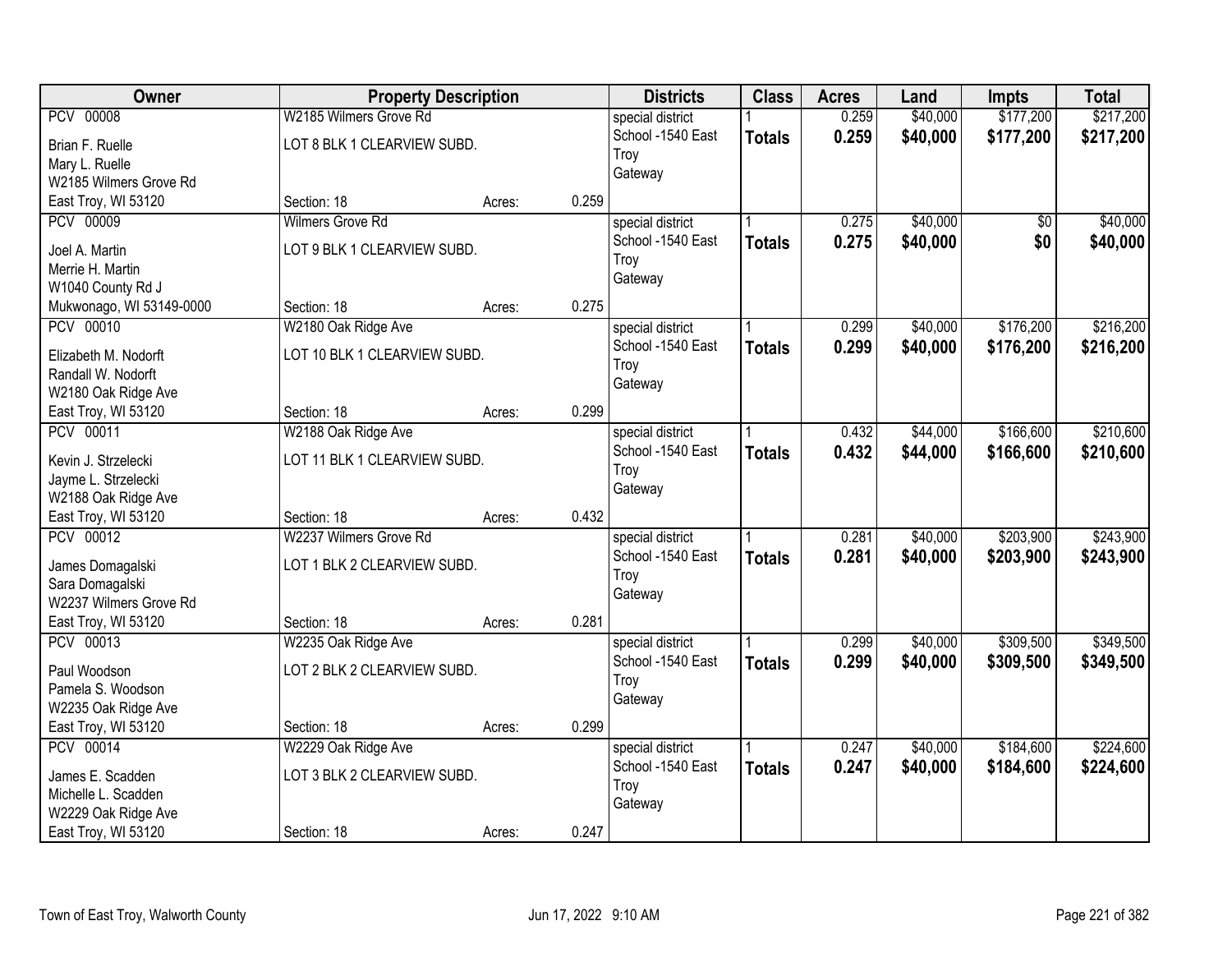| Owner | Property Description | | | Districts | Class | Acres | Land | Impts | Total |
|---|---|---|---|---|---|---|---|---|---|
| PCV 00008 | W2185 Wilmers Grove Rd | | | special district | 1 | 0.259 | $40,000 | $177,200 | $217,200 |
| Brian F. Ruelle<br>Mary L. Ruelle<br>W2185 Wilmers Grove Rd<br>East Troy, WI 53120 | LOT 8 BLK 1 CLEARVIEW SUBD.<br>Section: 18 | Acres: | 0.259 | School -1540 East Troy<br>Gateway | **Totals** | **0.259** | **$40,000** | **$177,200** | **$217,200** |
| PCV 00009 | Wilmers Grove Rd | | | special district | 1 | 0.275 | $40,000 | $0 | $40,000 |
| Joel A. Martin<br>Merrie H. Martin<br>W1040 County Rd J<br>Mukwonago, WI 53149-0000 | LOT 9 BLK 1 CLEARVIEW SUBD.<br>Section: 18 | Acres: | 0.275 | School -1540 East Troy<br>Gateway | **Totals** | **0.275** | **$40,000** | **$0** | **$40,000** |
| PCV 00010 | W2180 Oak Ridge Ave | | | special district | 1 | 0.299 | $40,000 | $176,200 | $216,200 |
| Elizabeth M. Nodorft<br>Randall W. Nodorft<br>W2180 Oak Ridge Ave<br>East Troy, WI 53120 | LOT 10 BLK 1 CLEARVIEW SUBD.<br>Section: 18 | Acres: | 0.299 | School -1540 East Troy<br>Gateway | **Totals** | **0.299** | **$40,000** | **$176,200** | **$216,200** |
| PCV 00011 | W2188 Oak Ridge Ave | | | special district | 1 | 0.432 | $44,000 | $166,600 | $210,600 |
| Kevin J. Strzelecki<br>Jayme L. Strzelecki<br>W2188 Oak Ridge Ave<br>East Troy, WI 53120 | LOT 11 BLK 1 CLEARVIEW SUBD.<br>Section: 18 | Acres: | 0.432 | School -1540 East Troy<br>Gateway | **Totals** | **0.432** | **$44,000** | **$166,600** | **$210,600** |
| PCV 00012 | W2237 Wilmers Grove Rd | | | special district | 1 | 0.281 | $40,000 | $203,900 | $243,900 |
| James Domagalski<br>Sara Domagalski<br>W2237 Wilmers Grove Rd<br>East Troy, WI 53120 | LOT 1 BLK 2 CLEARVIEW SUBD.<br>Section: 18 | Acres: | 0.281 | School -1540 East Troy<br>Gateway | **Totals** | **0.281** | **$40,000** | **$203,900** | **$243,900** |
| PCV 00013 | W2235 Oak Ridge Ave | | | special district | 1 | 0.299 | $40,000 | $309,500 | $349,500 |
| Paul Woodson<br>Pamela S. Woodson<br>W2235 Oak Ridge Ave<br>East Troy, WI 53120 | LOT 2 BLK 2 CLEARVIEW SUBD.<br>Section: 18 | Acres: | 0.299 | School -1540 East Troy<br>Gateway | **Totals** | **0.299** | **$40,000** | **$309,500** | **$349,500** |
| PCV 00014 | W2229 Oak Ridge Ave | | | special district | 1 | 0.247 | $40,000 | $184,600 | $224,600 |
| James E. Scadden<br>Michelle L. Scadden<br>W2229 Oak Ridge Ave<br>East Troy, WI 53120 | LOT 3 BLK 2 CLEARVIEW SUBD.<br>Section: 18 | Acres: | 0.247 | School -1540 East Troy<br>Gateway | **Totals** | **0.247** | **$40,000** | **$184,600** | **$224,600** |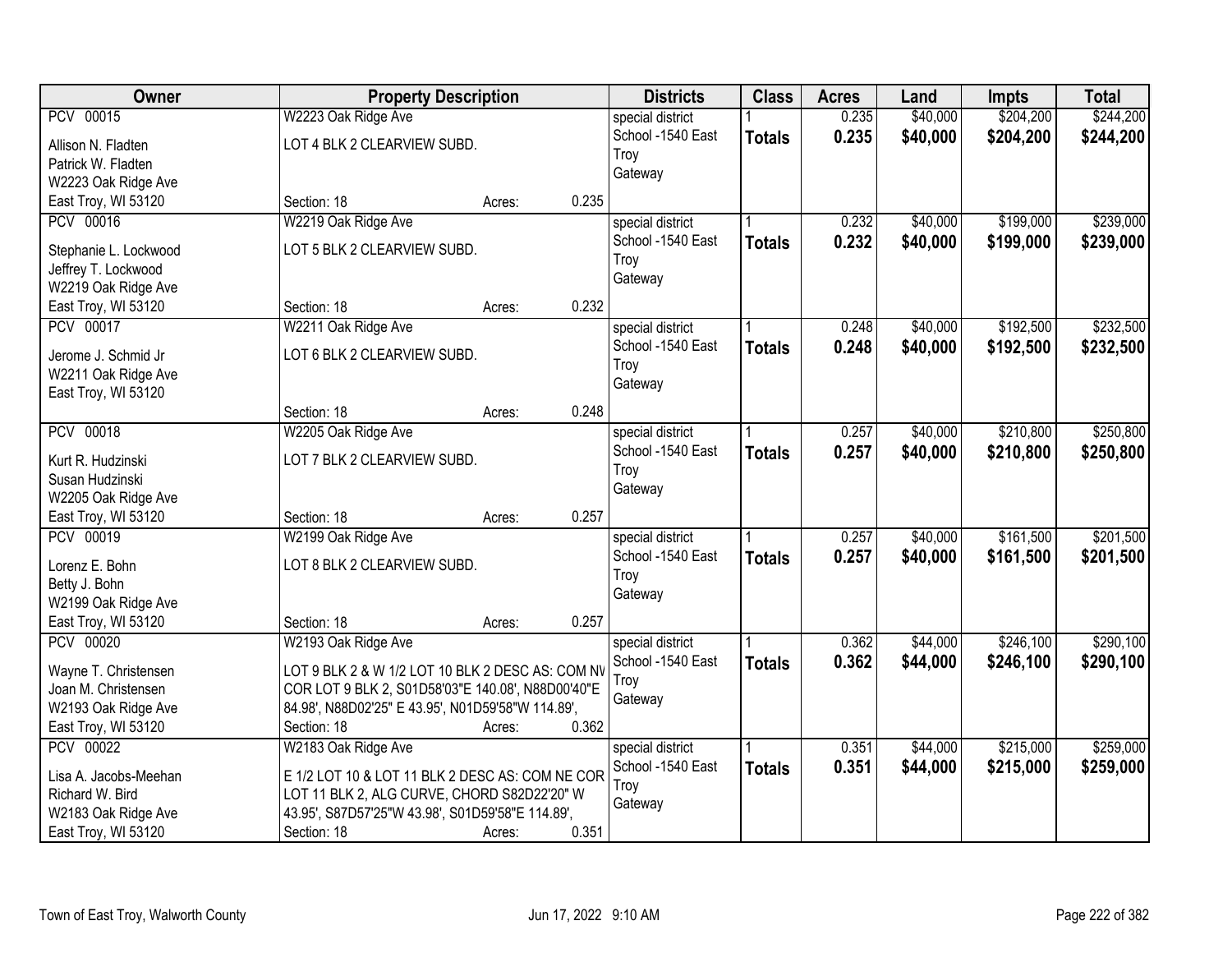| Owner | Property Description | | | Districts | Class | Acres | Land | Impts | Total |
|---|---|---|---|---|---|---|---|---|---|
| PCV 00015 | W2223 Oak Ridge Ave | | | special district | 1 | 0.235 | $40,000 | $204,200 | $244,200 |
| Allison N. Fladten<br>Patrick W. Fladten<br>W2223 Oak Ridge Ave<br>East Troy, WI 53120 | LOT 4 BLK 2 CLEARVIEW SUBD. | | | School -1540 East Troy<br>Gateway | **Totals** | **0.235** | **$40,000** | **$204,200** | **$244,200** |
| | Section: 18 | Acres: | 0.235 | | | | | | |
| PCV 00016 | W2219 Oak Ridge Ave | | | special district | 1 | 0.232 | $40,000 | $199,000 | $239,000 |
| Stephanie L. Lockwood<br>Jeffrey T. Lockwood<br>W2219 Oak Ridge Ave<br>East Troy, WI 53120 | LOT 5 BLK 2 CLEARVIEW SUBD. | | | School -1540 East Troy<br>Gateway | **Totals** | **0.232** | **$40,000** | **$199,000** | **$239,000** |
| | Section: 18 | Acres: | 0.232 | | | | | | |
| PCV 00017 | W2211 Oak Ridge Ave | | | special district | 1 | 0.248 | $40,000 | $192,500 | $232,500 |
| Jerome J. Schmid Jr<br>W2211 Oak Ridge Ave<br>East Troy, WI 53120 | LOT 6 BLK 2 CLEARVIEW SUBD. | | | School -1540 East Troy<br>Gateway | **Totals** | **0.248** | **$40,000** | **$192,500** | **$232,500** |
| | Section: 18 | Acres: | 0.248 | | | | | | |
| PCV 00018 | W2205 Oak Ridge Ave | | | special district | 1 | 0.257 | $40,000 | $210,800 | $250,800 |
| Kurt R. Hudzinski<br>Susan Hudzinski<br>W2205 Oak Ridge Ave<br>East Troy, WI 53120 | LOT 7 BLK 2 CLEARVIEW SUBD. | | | School -1540 East Troy<br>Gateway | **Totals** | **0.257** | **$40,000** | **$210,800** | **$250,800** |
| | Section: 18 | Acres: | 0.257 | | | | | | |
| PCV 00019 | W2199 Oak Ridge Ave | | | special district | 1 | 0.257 | $40,000 | $161,500 | $201,500 |
| Lorenz E. Bohn<br>Betty J. Bohn<br>W2199 Oak Ridge Ave<br>East Troy, WI 53120 | LOT 8 BLK 2 CLEARVIEW SUBD. | | | School -1540 East Troy<br>Gateway | **Totals** | **0.257** | **$40,000** | **$161,500** | **$201,500** |
| | Section: 18 | Acres: | 0.257 | | | | | | |
| PCV 00020 | W2193 Oak Ridge Ave | | | special district | 1 | 0.362 | $44,000 | $246,100 | $290,100 |
| Wayne T. Christensen<br>Joan M. Christensen<br>W2193 Oak Ridge Ave<br>East Troy, WI 53120 | LOT 9 BLK 2 & W 1/2 LOT 10 BLK 2 DESC AS: COM NW COR LOT 9 BLK 2, S01D58'03"E 140.08', N88D00'40"E 84.98', N88D02'25" E 43.95', N01D59'58"W 114.89', | | | School -1540 East Troy<br>Gateway | **Totals** | **0.362** | **$44,000** | **$246,100** | **$290,100** |
| | Section: 18 | Acres: | 0.362 | | | | | | |
| PCV 00022 | W2183 Oak Ridge Ave | | | special district | 1 | 0.351 | $44,000 | $215,000 | $259,000 |
| Lisa A. Jacobs-Meehan<br>Richard W. Bird<br>W2183 Oak Ridge Ave<br>East Troy, WI 53120 | E 1/2 LOT 10 & LOT 11 BLK 2 DESC AS: COM NE COR LOT 11 BLK 2, ALG CURVE, CHORD S82D22'20" W 43.95', S87D57'25"W 43.98', S01D59'58"E 114.89', | | | School -1540 East Troy<br>Gateway | **Totals** | **0.351** | **$44,000** | **$215,000** | **$259,000** |
| | Section: 18 | Acres: | 0.351 | | | | | | |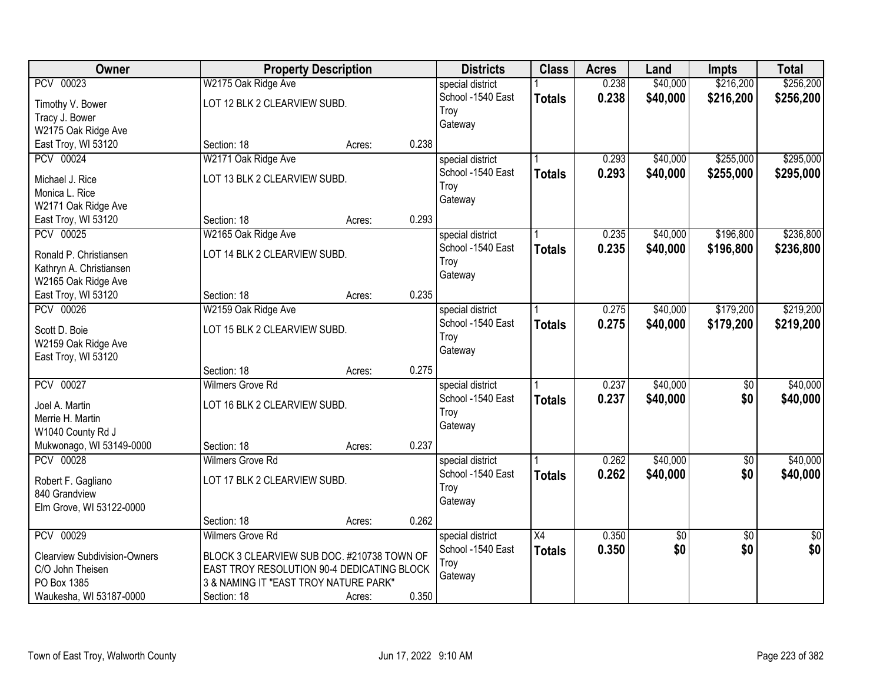| Owner | Property Description | | | Districts | Class | Acres | Land | Impts | Total |
|---|---|---|---|---|---|---|---|---|---|
| PCV 00023<br>Timothy V. Bower<br>Tracy J. Bower<br>W2175 Oak Ridge Ave<br>East Troy, WI 53120 | W2175 Oak Ridge Ave<br>LOT 12 BLK 2 CLEARVIEW SUBD.<br>Section: 18 | Acres: | 0.238 | special district<br>School -1540 East Troy<br>Gateway | 1<br>**Totals** | 0.238<br>**0.238** | $40,000<br>**$40,000** | $216,200<br>**$216,200** | $256,200<br>**$256,200** |
| PCV 00024<br>Michael J. Rice<br>Monica L. Rice<br>W2171 Oak Ridge Ave<br>East Troy, WI 53120 | W2171 Oak Ridge Ave<br>LOT 13 BLK 2 CLEARVIEW SUBD.<br>Section: 18 | Acres: | 0.293 | special district<br>School -1540 East Troy<br>Gateway | 1<br>**Totals** | 0.293<br>**0.293** | $40,000<br>**$40,000** | $255,000<br>**$255,000** | $295,000<br>**$295,000** |
| PCV 00025<br>Ronald P. Christiansen<br>Kathryn A. Christiansen<br>W2165 Oak Ridge Ave<br>East Troy, WI 53120 | W2165 Oak Ridge Ave<br>LOT 14 BLK 2 CLEARVIEW SUBD.<br>Section: 18 | Acres: | 0.235 | special district<br>School -1540 East Troy<br>Gateway | 1<br>**Totals** | 0.235<br>**0.235** | $40,000<br>**$40,000** | $196,800<br>**$196,800** | $236,800<br>**$236,800** |
| PCV 00026<br>Scott D. Boie<br>W2159 Oak Ridge Ave<br>East Troy, WI 53120 | W2159 Oak Ridge Ave<br>LOT 15 BLK 2 CLEARVIEW SUBD.<br>Section: 18 | Acres: | 0.275 | special district<br>School -1540 East Troy<br>Gateway | 1<br>**Totals** | 0.275<br>**0.275** | $40,000<br>**$40,000** | $179,200<br>**$179,200** | $219,200<br>**$219,200** |
| PCV 00027<br>Joel A. Martin<br>Merrie H. Martin<br>W1040 County Rd J<br>Mukwonago, WI 53149-0000 | Wilmers Grove Rd<br>LOT 16 BLK 2 CLEARVIEW SUBD.<br>Section: 18 | Acres: | 0.237 | special district<br>School -1540 East Troy<br>Gateway | 1<br>**Totals** | 0.237<br>**0.237** | $40,000<br>**$40,000** | $0<br>**$0** | $40,000<br>**$40,000** |
| PCV 00028<br>Robert F. Gagliano<br>840 Grandview<br>Elm Grove, WI 53122-0000 | Wilmers Grove Rd<br>LOT 17 BLK 2 CLEARVIEW SUBD.<br>Section: 18 | Acres: | 0.262 | special district<br>School -1540 East Troy<br>Gateway | 1<br>**Totals** | 0.262<br>**0.262** | $40,000<br>**$40,000** | $0<br>**$0** | $40,000<br>**$40,000** |
| PCV 00029<br>Clearview Subdivision-Owners<br>C/O John Theisen<br>PO Box 1385<br>Waukesha, WI 53187-0000 | Wilmers Grove Rd<br>BLOCK 3 CLEARVIEW SUB DOC. #210738 TOWN OF EAST TROY RESOLUTION 90-4 DEDICATING BLOCK 3 & NAMING IT "EAST TROY NATURE PARK"<br>Section: 18 | Acres: | 0.350 | special district<br>School -1540 East Troy<br>Gateway | X4<br>**Totals** | 0.350<br>**0.350** | $0<br>**$0** | $0<br>**$0** | $0<br>**$0** |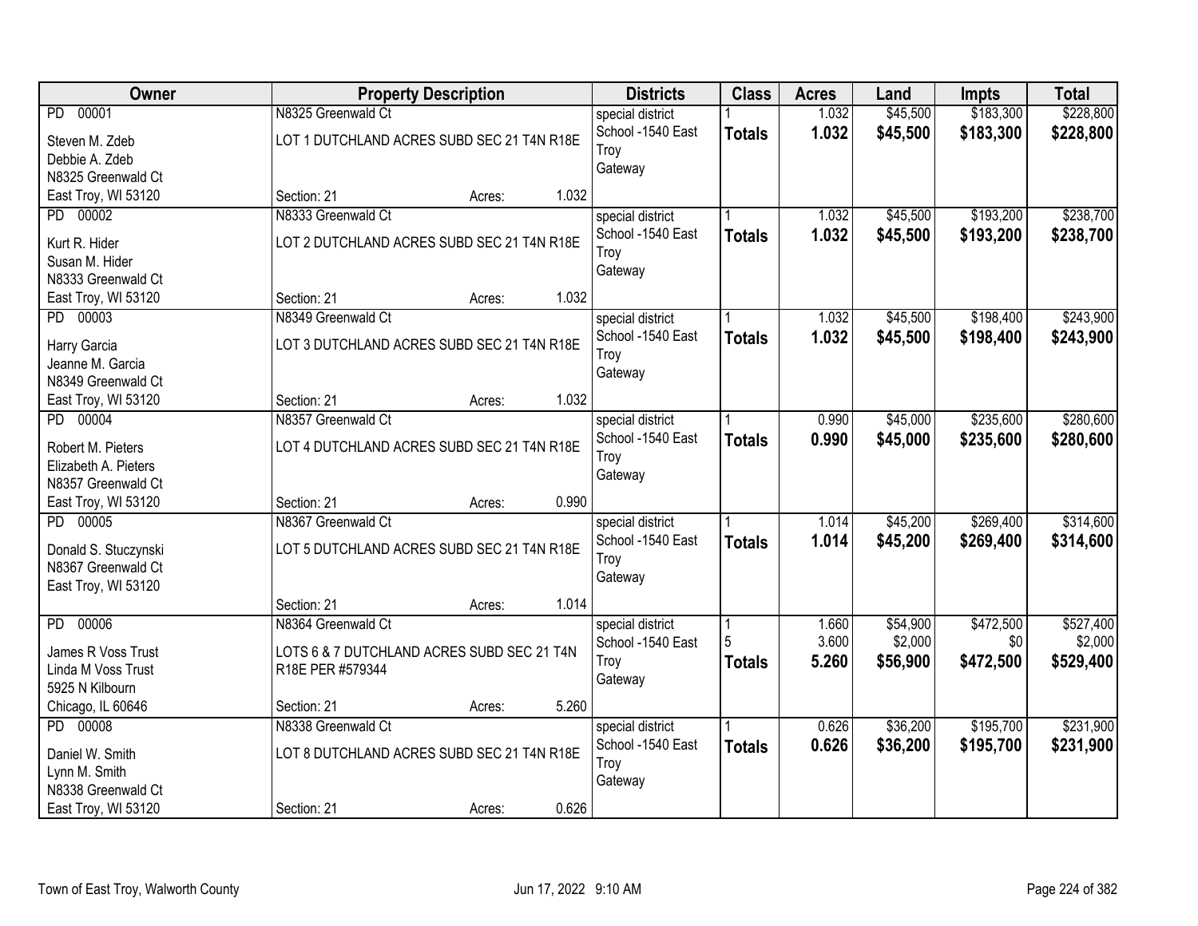| Owner | Property Description | Districts | Class | Acres | Land | Impts | Total |
|---|---|---|---|---|---|---|---|
| PD 00001<br>Steven M. Zdeb<br>Debbie A. Zdeb<br>N8325 Greenwald Ct<br>East Troy, WI 53120 | N8325 Greenwald Ct<br>LOT 1 DUTCHLAND ACRES SUBD SEC 21 T4N R18E<br>Section: 21 Acres: 1.032 | special district<br>School -1540 East Troy<br>Gateway | 1<br>**Totals** | 1.032<br>**1.032** | $45,500<br>**$45,500** | $183,300<br>**$183,300** | $228,800<br>**$228,800** |
| PD 00002<br>Kurt R. Hider<br>Susan M. Hider<br>N8333 Greenwald Ct<br>East Troy, WI 53120 | N8333 Greenwald Ct<br>LOT 2 DUTCHLAND ACRES SUBD SEC 21 T4N R18E<br>Section: 21 Acres: 1.032 | special district<br>School -1540 East Troy<br>Gateway | 1<br>**Totals** | 1.032<br>**1.032** | $45,500<br>**$45,500** | $193,200<br>**$193,200** | $238,700<br>**$238,700** |
| PD 00003<br>Harry Garcia<br>Jeanne M. Garcia<br>N8349 Greenwald Ct<br>East Troy, WI 53120 | N8349 Greenwald Ct<br>LOT 3 DUTCHLAND ACRES SUBD SEC 21 T4N R18E<br>Section: 21 Acres: 1.032 | special district<br>School -1540 East Troy<br>Gateway | 1<br>**Totals** | 1.032<br>**1.032** | $45,500<br>**$45,500** | $198,400<br>**$198,400** | $243,900<br>**$243,900** |
| PD 00004<br>Robert M. Pieters<br>Elizabeth A. Pieters<br>N8357 Greenwald Ct<br>East Troy, WI 53120 | N8357 Greenwald Ct<br>LOT 4 DUTCHLAND ACRES SUBD SEC 21 T4N R18E<br>Section: 21 Acres: 0.990 | special district<br>School -1540 East Troy<br>Gateway | 1<br>**Totals** | 0.990<br>**0.990** | $45,000<br>**$45,000** | $235,600<br>**$235,600** | $280,600<br>**$280,600** |
| PD 00005<br>Donald S. Stuczynski<br>N8367 Greenwald Ct<br>East Troy, WI 53120 | N8367 Greenwald Ct<br>LOT 5 DUTCHLAND ACRES SUBD SEC 21 T4N R18E<br>Section: 21 Acres: 1.014 | special district<br>School -1540 East Troy<br>Gateway | 1<br>**Totals** | 1.014<br>**1.014** | $45,200<br>**$45,200** | $269,400<br>**$269,400** | $314,600<br>**$314,600** |
| PD 00006<br>James R Voss Trust<br>Linda M Voss Trust<br>5925 N Kilbourn<br>Chicago, IL 60646 | N8364 Greenwald Ct<br>LOTS 6 & 7 DUTCHLAND ACRES SUBD SEC 21 T4N R18E PER #579344<br>Section: 21 Acres: 5.260 | special district<br>School -1540 East Troy<br>Gateway | 1<br>5<br>**Totals** | 1.660<br>3.600<br>**5.260** | $54,900<br>$2,000<br>**$56,900** | $472,500<br>$0<br>**$472,500** | $527,400<br>$2,000<br>**$529,400** |
| PD 00008<br>Daniel W. Smith<br>Lynn M. Smith<br>N8338 Greenwald Ct<br>East Troy, WI 53120 | N8338 Greenwald Ct<br>LOT 8 DUTCHLAND ACRES SUBD SEC 21 T4N R18E<br>Section: 21 Acres: 0.626 | special district<br>School -1540 East Troy<br>Gateway | 1<br>**Totals** | 0.626<br>**0.626** | $36,200<br>**$36,200** | $195,700<br>**$195,700** | $231,900<br>**$231,900** |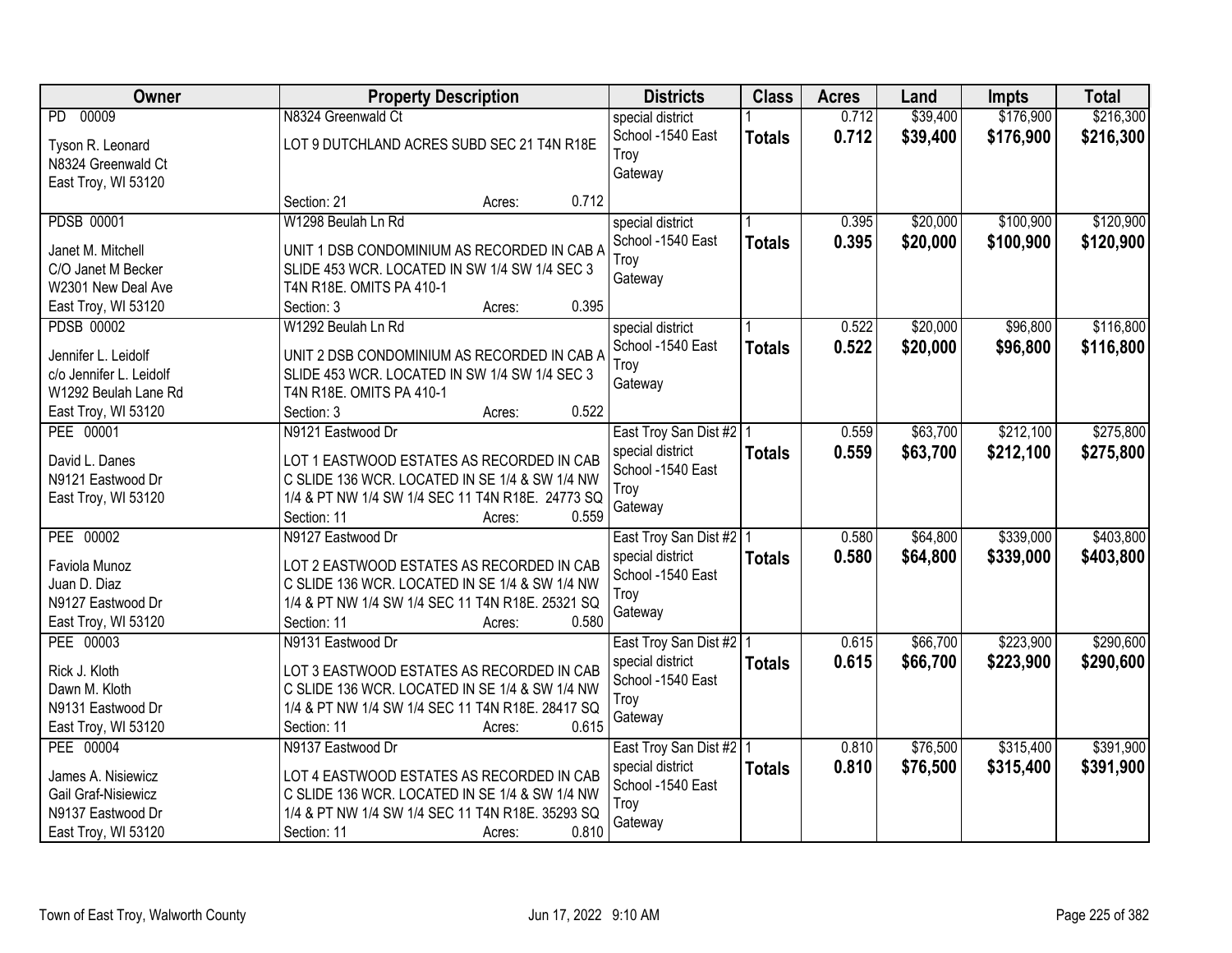| Owner | Property Description | Districts | Class | Acres | Land | Impts | Total |
|---|---|---|---|---|---|---|---|
| PD 00009<br>Tyson R. Leonard<br>N8324 Greenwald Ct<br>East Troy, WI 53120 | N8324 Greenwald Ct<br>LOT 9 DUTCHLAND ACRES SUBD SEC 21 T4N R18E<br>Section: 21 Acres: 0.712 | special district<br>School -1540 East Troy<br>Gateway | 1<br>**Totals** | 0.712<br>**0.712** | $39,400<br>**$39,400** | $176,900<br>**$176,900** | $216,300<br>**$216,300** |
| PDSB 00001<br>Janet M. Mitchell<br>C/O Janet M Becker<br>W2301 New Deal Ave<br>East Troy, WI 53120 | W1298 Beulah Ln Rd<br>UNIT 1 DSB CONDOMINIUM AS RECORDED IN CAB A SLIDE 453 WCR. LOCATED IN SW 1/4 SW 1/4 SEC 3 T4N R18E. OMITS PA 410-1<br>Section: 3 Acres: 0.395 | special district<br>School -1540 East Troy<br>Gateway | 1<br>**Totals** | 0.395<br>**0.395** | $20,000<br>**$20,000** | $100,900<br>**$100,900** | $120,900<br>**$120,900** |
| PDSB 00002<br>Jennifer L. Leidolf<br>c/o Jennifer L. Leidolf<br>W1292 Beulah Lane Rd<br>East Troy, WI 53120 | W1292 Beulah Ln Rd<br>UNIT 2 DSB CONDOMINIUM AS RECORDED IN CAB A SLIDE 453 WCR. LOCATED IN SW 1/4 SW 1/4 SEC 3 T4N R18E. OMITS PA 410-1<br>Section: 3 Acres: 0.522 | special district<br>School -1540 East Troy<br>Gateway | 1<br>**Totals** | 0.522<br>**0.522** | $20,000<br>**$20,000** | $96,800<br>**$96,800** | $116,800<br>**$116,800** |
| PEE 00001<br>David L. Danes<br>N9121 Eastwood Dr<br>East Troy, WI 53120 | N9121 Eastwood Dr<br>LOT 1 EASTWOOD ESTATES AS RECORDED IN CAB C SLIDE 136 WCR. LOCATED IN SE 1/4 & SW 1/4 NW 1/4 & PT NW 1/4 SW 1/4 SEC 11 T4N R18E. 24773 SQ<br>Section: 11 Acres: 0.559 | East Troy San Dist #2<br>special district<br>School -1540 East Troy<br>Gateway | 1<br>**Totals** | 0.559<br>**0.559** | $63,700<br>**$63,700** | $212,100<br>**$212,100** | $275,800<br>**$275,800** |
| PEE 00002<br>Faviola Munoz<br>Juan D. Diaz<br>N9127 Eastwood Dr<br>East Troy, WI 53120 | N9127 Eastwood Dr<br>LOT 2 EASTWOOD ESTATES AS RECORDED IN CAB C SLIDE 136 WCR. LOCATED IN SE 1/4 & SW 1/4 NW 1/4 & PT NW 1/4 SW 1/4 SEC 11 T4N R18E. 25321 SQ<br>Section: 11 Acres: 0.580 | East Troy San Dist #2<br>special district<br>School -1540 East Troy<br>Gateway | 1<br>**Totals** | 0.580<br>**0.580** | $64,800<br>**$64,800** | $339,000<br>**$339,000** | $403,800<br>**$403,800** |
| PEE 00003<br>Rick J. Kloth<br>Dawn M. Kloth<br>N9131 Eastwood Dr<br>East Troy, WI 53120 | N9131 Eastwood Dr<br>LOT 3 EASTWOOD ESTATES AS RECORDED IN CAB C SLIDE 136 WCR. LOCATED IN SE 1/4 & SW 1/4 NW 1/4 & PT NW 1/4 SW 1/4 SEC 11 T4N R18E. 28417 SQ<br>Section: 11 Acres: 0.615 | East Troy San Dist #2<br>special district<br>School -1540 East Troy<br>Gateway | 1<br>**Totals** | 0.615<br>**0.615** | $66,700<br>**$66,700** | $223,900<br>**$223,900** | $290,600<br>**$290,600** |
| PEE 00004<br>James A. Nisiewicz<br>Gail Graf-Nisiewicz<br>N9137 Eastwood Dr<br>East Troy, WI 53120 | N9137 Eastwood Dr<br>LOT 4 EASTWOOD ESTATES AS RECORDED IN CAB C SLIDE 136 WCR. LOCATED IN SE 1/4 & SW 1/4 NW 1/4 & PT NW 1/4 SW 1/4 SEC 11 T4N R18E. 35293 SQ<br>Section: 11 Acres: 0.810 | East Troy San Dist #2<br>special district<br>School -1540 East Troy<br>Gateway | 1<br>**Totals** | 0.810<br>**0.810** | $76,500<br>**$76,500** | $315,400<br>**$315,400** | $391,900<br>**$391,900** |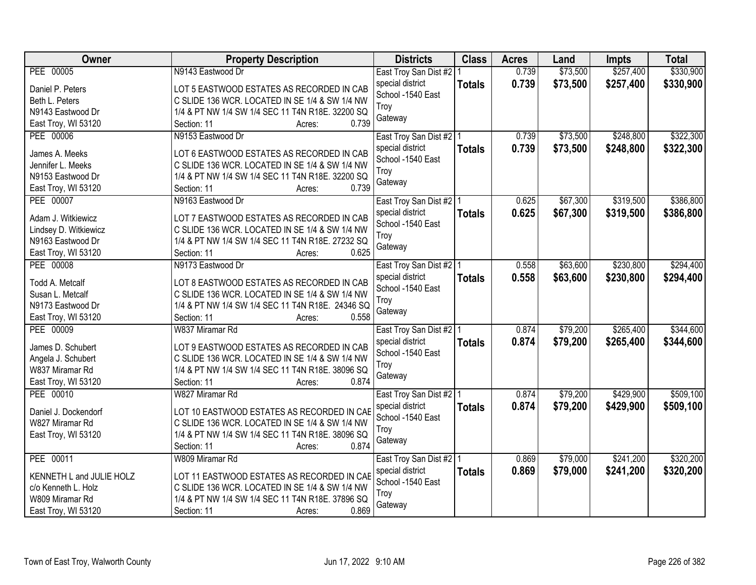| Owner | Property Description | Districts | Class | Acres | Land | Impts | Total |
|---|---|---|---|---|---|---|---|
| PEE 00005<br><br>Daniel P. Peters<br>Beth L. Peters<br>N9143 Eastwood Dr<br>East Troy, WI 53120 | N9143 Eastwood Dr<br><br>LOT 5 EASTWOOD ESTATES AS RECORDED IN CAB C SLIDE 136 WCR. LOCATED IN SE 1/4 & SW 1/4 NW 1/4 & PT NW 1/4 SW 1/4 SEC 11 T4N R18E. 32200 SQ<br>Section: 11 Acres: 0.739 | East Troy San Dist #2<br>special district<br>School -1540 East Troy<br>Gateway | 1<br>**Totals** | 0.739<br>**0.739** | $73,500<br>**$73,500** | $257,400<br>**$257,400** | $330,900<br>**$330,900** |
| PEE 00006<br><br>James A. Meeks<br>Jennifer L. Meeks<br>N9153 Eastwood Dr<br>East Troy, WI 53120 | N9153 Eastwood Dr<br><br>LOT 6 EASTWOOD ESTATES AS RECORDED IN CAB C SLIDE 136 WCR. LOCATED IN SE 1/4 & SW 1/4 NW 1/4 & PT NW 1/4 SW 1/4 SEC 11 T4N R18E. 32200 SQ<br>Section: 11 Acres: 0.739 | East Troy San Dist #2<br>special district<br>School -1540 East Troy<br>Gateway | 1<br>**Totals** | 0.739<br>**0.739** | $73,500<br>**$73,500** | $248,800<br>**$248,800** | $322,300<br>**$322,300** |
| PEE 00007<br><br>Adam J. Witkiewicz<br>Lindsey D. Witkiewicz<br>N9163 Eastwood Dr<br>East Troy, WI 53120 | N9163 Eastwood Dr<br><br>LOT 7 EASTWOOD ESTATES AS RECORDED IN CAB C SLIDE 136 WCR. LOCATED IN SE 1/4 & SW 1/4 NW 1/4 & PT NW 1/4 SW 1/4 SEC 11 T4N R18E. 27232 SQ<br>Section: 11 Acres: 0.625 | East Troy San Dist #2<br>special district<br>School -1540 East Troy<br>Gateway | 1<br>**Totals** | 0.625<br>**0.625** | $67,300<br>**$67,300** | $319,500<br>**$319,500** | $386,800<br>**$386,800** |
| PEE 00008<br><br>Todd A. Metcalf<br>Susan L. Metcalf<br>N9173 Eastwood Dr<br>East Troy, WI 53120 | N9173 Eastwood Dr<br><br>LOT 8 EASTWOOD ESTATES AS RECORDED IN CAB C SLIDE 136 WCR. LOCATED IN SE 1/4 & SW 1/4 NW 1/4 & PT NW 1/4 SW 1/4 SEC 11 T4N R18E. 24346 SQ<br>Section: 11 Acres: 0.558 | East Troy San Dist #2<br>special district<br>School -1540 East Troy<br>Gateway | 1<br>**Totals** | 0.558<br>**0.558** | $63,600<br>**$63,600** | $230,800<br>**$230,800** | $294,400<br>**$294,400** |
| PEE 00009<br><br>James D. Schubert<br>Angela J. Schubert<br>W837 Miramar Rd<br>East Troy, WI 53120 | W837 Miramar Rd<br><br>LOT 9 EASTWOOD ESTATES AS RECORDED IN CAB C SLIDE 136 WCR. LOCATED IN SE 1/4 & SW 1/4 NW 1/4 & PT NW 1/4 SW 1/4 SEC 11 T4N R18E. 38096 SQ<br>Section: 11 Acres: 0.874 | East Troy San Dist #2<br>special district<br>School -1540 East Troy<br>Gateway | 1<br>**Totals** | 0.874<br>**0.874** | $79,200<br>**$79,200** | $265,400<br>**$265,400** | $344,600<br>**$344,600** |
| PEE 00010<br><br>Daniel J. Dockendorf<br>W827 Miramar Rd<br>East Troy, WI 53120 | W827 Miramar Rd<br><br>LOT 10 EASTWOOD ESTATES AS RECORDED IN CAE C SLIDE 136 WCR. LOCATED IN SE 1/4 & SW 1/4 NW 1/4 & PT NW 1/4 SW 1/4 SEC 11 T4N R18E. 38096 SQ<br>Section: 11 Acres: 0.874 | East Troy San Dist #2<br>special district<br>School -1540 East Troy<br>Gateway | 1<br>**Totals** | 0.874<br>**0.874** | $79,200<br>**$79,200** | $429,900<br>**$429,900** | $509,100<br>**$509,100** |
| PEE 00011<br><br>KENNETH L and JULIE HOLZ<br>c/o Kenneth L. Holz<br>W809 Miramar Rd<br>East Troy, WI 53120 | W809 Miramar Rd<br><br>LOT 11 EASTWOOD ESTATES AS RECORDED IN CAE C SLIDE 136 WCR. LOCATED IN SE 1/4 & SW 1/4 NW 1/4 & PT NW 1/4 SW 1/4 SEC 11 T4N R18E. 37896 SQ<br>Section: 11 Acres: 0.869 | East Troy San Dist #2<br>special district<br>School -1540 East Troy<br>Gateway | 1<br>**Totals** | 0.869<br>**0.869** | $79,000<br>**$79,000** | $241,200<br>**$241,200** | $320,200<br>**$320,200** |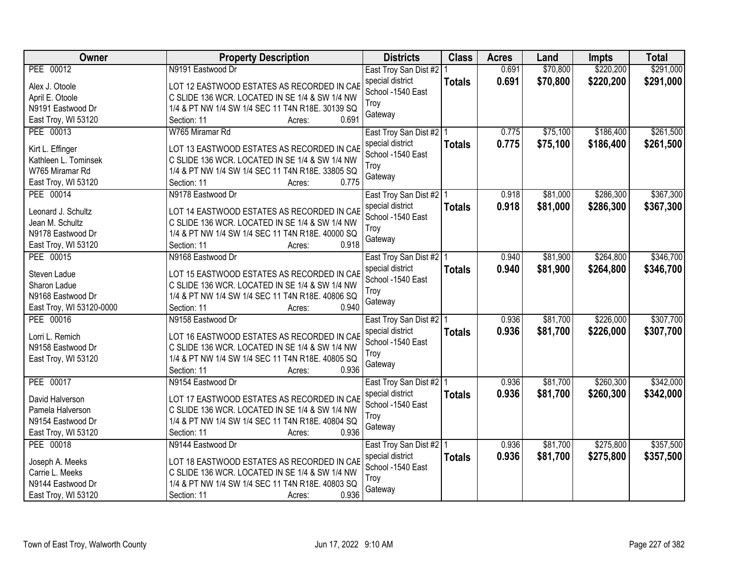| Owner | Property Description | Districts | Class | Acres | Land | Impts | Total |
|---|---|---|---|---|---|---|---|
| PEE 00012<br><br>Alex J. Otoole<br>April E. Otoole<br>N9191 Eastwood Dr<br>East Troy, WI 53120 | N9191 Eastwood Dr<br><br>LOT 12 EASTWOOD ESTATES AS RECORDED IN CAE C SLIDE 136 WCR. LOCATED IN SE 1/4 & SW 1/4 NW 1/4 & PT NW 1/4 SW 1/4 SEC 11 T4N R18E. 30139 SQ<br>Section: 11 Acres: 0.691 | East Troy San Dist #2<br>special district<br>School -1540 East Troy<br>Gateway | 1<br>**Totals** | 0.691<br>**0.691** | $70,800<br>**$70,800** | $220,200<br>**$220,200** | $291,000<br>**$291,000** |
| PEE 00013<br><br>Kirt L. Effinger<br>Kathleen L. Tominsek<br>W765 Miramar Rd<br>East Troy, WI 53120 | W765 Miramar Rd<br><br>LOT 13 EASTWOOD ESTATES AS RECORDED IN CAE C SLIDE 136 WCR. LOCATED IN SE 1/4 & SW 1/4 NW 1/4 & PT NW 1/4 SW 1/4 SEC 11 T4N R18E. 33805 SQ<br>Section: 11 Acres: 0.775 | East Troy San Dist #2<br>special district<br>School -1540 East Troy<br>Gateway | 1<br>**Totals** | 0.775<br>**0.775** | $75,100<br>**$75,100** | $186,400<br>**$186,400** | $261,500<br>**$261,500** |
| PEE 00014<br><br>Leonard J. Schultz<br>Jean M. Schultz<br>N9178 Eastwood Dr<br>East Troy, WI 53120 | N9178 Eastwood Dr<br><br>LOT 14 EASTWOOD ESTATES AS RECORDED IN CAE C SLIDE 136 WCR. LOCATED IN SE 1/4 & SW 1/4 NW 1/4 & PT NW 1/4 SW 1/4 SEC 11 T4N R18E. 40000 SQ<br>Section: 11 Acres: 0.918 | East Troy San Dist #2<br>special district<br>School -1540 East Troy<br>Gateway | 1<br>**Totals** | 0.918<br>**0.918** | $81,000<br>**$81,000** | $286,300<br>**$286,300** | $367,300<br>**$367,300** |
| PEE 00015<br><br>Steven Ladue<br>Sharon Ladue<br>N9168 Eastwood Dr<br>East Troy, WI 53120-0000 | N9168 Eastwood Dr<br><br>LOT 15 EASTWOOD ESTATES AS RECORDED IN CAE C SLIDE 136 WCR. LOCATED IN SE 1/4 & SW 1/4 NW 1/4 & PT NW 1/4 SW 1/4 SEC 11 T4N R18E. 40806 SQ<br>Section: 11 Acres: 0.940 | East Troy San Dist #2<br>special district<br>School -1540 East Troy<br>Gateway | 1<br>**Totals** | 0.940<br>**0.940** | $81,900<br>**$81,900** | $264,800<br>**$264,800** | $346,700<br>**$346,700** |
| PEE 00016<br><br>Lorri L. Remich<br>N9158 Eastwood Dr<br>East Troy, WI 53120 | N9158 Eastwood Dr<br><br>LOT 16 EASTWOOD ESTATES AS RECORDED IN CAE C SLIDE 136 WCR. LOCATED IN SE 1/4 & SW 1/4 NW 1/4 & PT NW 1/4 SW 1/4 SEC 11 T4N R18E. 40805 SQ<br>Section: 11 Acres: 0.936 | East Troy San Dist #2<br>special district<br>School -1540 East Troy<br>Gateway | 1<br>**Totals** | 0.936<br>**0.936** | $81,700<br>**$81,700** | $226,000<br>**$226,000** | $307,700<br>**$307,700** |
| PEE 00017<br><br>David Halverson<br>Pamela Halverson<br>N9154 Eastwood Dr<br>East Troy, WI 53120 | N9154 Eastwood Dr<br><br>LOT 17 EASTWOOD ESTATES AS RECORDED IN CAE C SLIDE 136 WCR. LOCATED IN SE 1/4 & SW 1/4 NW 1/4 & PT NW 1/4 SW 1/4 SEC 11 T4N R18E. 40804 SQ<br>Section: 11 Acres: 0.936 | East Troy San Dist #2<br>special district<br>School -1540 East Troy<br>Gateway | 1<br>**Totals** | 0.936<br>**0.936** | $81,700<br>**$81,700** | $260,300<br>**$260,300** | $342,000<br>**$342,000** |
| PEE 00018<br><br>Joseph A. Meeks<br>Carrie L. Meeks<br>N9144 Eastwood Dr<br>East Troy, WI 53120 | N9144 Eastwood Dr<br><br>LOT 18 EASTWOOD ESTATES AS RECORDED IN CAE C SLIDE 136 WCR. LOCATED IN SE 1/4 & SW 1/4 NW 1/4 & PT NW 1/4 SW 1/4 SEC 11 T4N R18E. 40803 SQ<br>Section: 11 Acres: 0.936 | East Troy San Dist #2<br>special district<br>School -1540 East Troy<br>Gateway | 1<br>**Totals** | 0.936<br>**0.936** | $81,700<br>**$81,700** | $275,800<br>**$275,800** | $357,500<br>**$357,500** |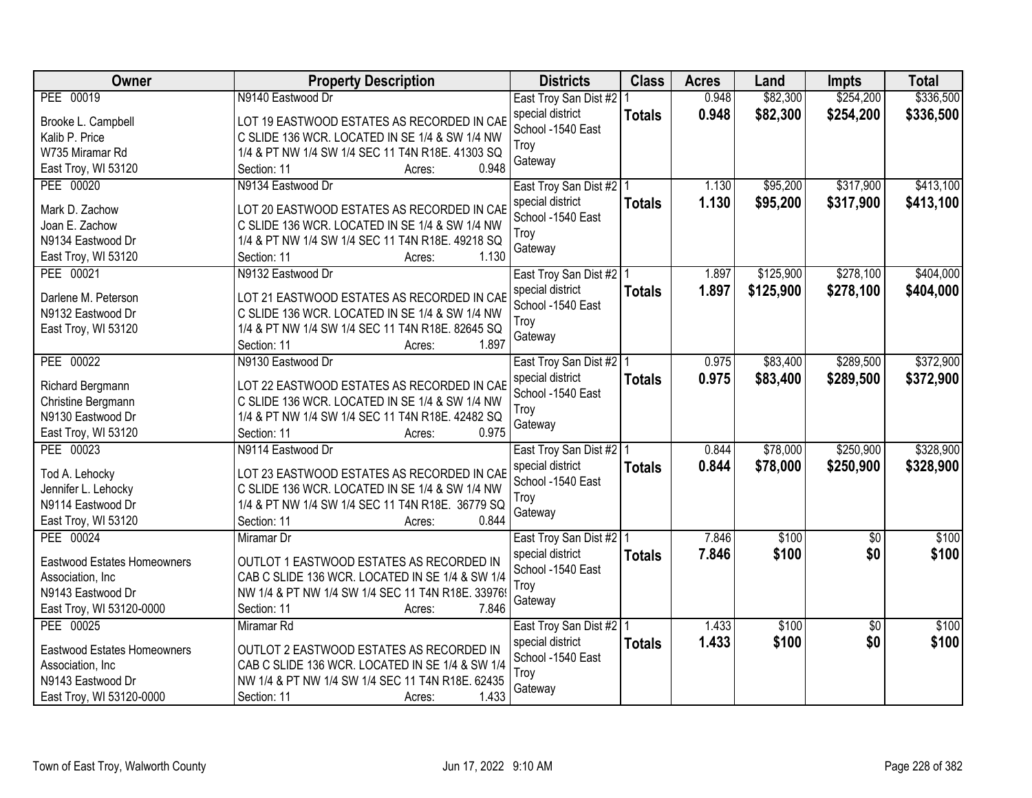| Owner | Property Description | Districts | Class | Acres | Land | Impts | Total |
|---|---|---|---|---|---|---|---|
| PEE 00019<br>Brooke L. Campbell<br>Kalib P. Price<br>W735 Miramar Rd<br>East Troy, WI 53120 | N9140 Eastwood Dr<br>LOT 19 EASTWOOD ESTATES AS RECORDED IN CAB C SLIDE 136 WCR. LOCATED IN SE 1/4 & SW 1/4 NW 1/4 & PT NW 1/4 SW 1/4 SEC 11 T4N R18E. 41303 SQ<br>Section: 11 Acres: 0.948 | East Troy San Dist #2<br>special district<br>School -1540 East Troy<br>Gateway | 1<br>**Totals** | 0.948<br>**0.948** | $82,300<br>**$82,300** | $254,200<br>**$254,200** | $336,500<br>**$336,500** |
| PEE 00020<br>Mark D. Zachow<br>Joan E. Zachow<br>N9134 Eastwood Dr<br>East Troy, WI 53120 | N9134 Eastwood Dr<br>LOT 20 EASTWOOD ESTATES AS RECORDED IN CAB C SLIDE 136 WCR. LOCATED IN SE 1/4 & SW 1/4 NW 1/4 & PT NW 1/4 SW 1/4 SEC 11 T4N R18E. 49218 SQ<br>Section: 11 Acres: 1.130 | East Troy San Dist #2<br>special district<br>School -1540 East Troy<br>Gateway | 1<br>**Totals** | 1.130<br>**1.130** | $95,200<br>**$95,200** | $317,900<br>**$317,900** | $413,100<br>**$413,100** |
| PEE 00021<br>Darlene M. Peterson<br>N9132 Eastwood Dr<br>East Troy, WI 53120 | N9132 Eastwood Dr<br>LOT 21 EASTWOOD ESTATES AS RECORDED IN CAB C SLIDE 136 WCR. LOCATED IN SE 1/4 & SW 1/4 NW 1/4 & PT NW 1/4 SW 1/4 SEC 11 T4N R18E. 82645 SQ<br>Section: 11 Acres: 1.897 | East Troy San Dist #2<br>special district<br>School -1540 East Troy<br>Gateway | 1<br>**Totals** | 1.897<br>**1.897** | $125,900<br>**$125,900** | $278,100<br>**$278,100** | $404,000<br>**$404,000** |
| PEE 00022<br>Richard Bergmann<br>Christine Bergmann<br>N9130 Eastwood Dr<br>East Troy, WI 53120 | N9130 Eastwood Dr<br>LOT 22 EASTWOOD ESTATES AS RECORDED IN CAB C SLIDE 136 WCR. LOCATED IN SE 1/4 & SW 1/4 NW 1/4 & PT NW 1/4 SW 1/4 SEC 11 T4N R18E. 42482 SQ<br>Section: 11 Acres: 0.975 | East Troy San Dist #2<br>special district<br>School -1540 East Troy<br>Gateway | 1<br>**Totals** | 0.975<br>**0.975** | $83,400<br>**$83,400** | $289,500<br>**$289,500** | $372,900<br>**$372,900** |
| PEE 00023<br>Tod A. Lehocky<br>Jennifer L. Lehocky<br>N9114 Eastwood Dr<br>East Troy, WI 53120 | N9114 Eastwood Dr<br>LOT 23 EASTWOOD ESTATES AS RECORDED IN CAB C SLIDE 136 WCR. LOCATED IN SE 1/4 & SW 1/4 NW 1/4 & PT NW 1/4 SW 1/4 SEC 11 T4N R18E. 36779 SQ<br>Section: 11 Acres: 0.844 | East Troy San Dist #2<br>special district<br>School -1540 East Troy<br>Gateway | 1<br>**Totals** | 0.844<br>**0.844** | $78,000<br>**$78,000** | $250,900<br>**$250,900** | $328,900<br>**$328,900** |
| PEE 00024<br>Eastwood Estates Homeowners Association, Inc<br>N9143 Eastwood Dr<br>East Troy, WI 53120-0000 | Miramar Dr<br>OUTLOT 1 EASTWOOD ESTATES AS RECORDED IN CAB C SLIDE 136 WCR. LOCATED IN SE 1/4 & SW 1/4 NW 1/4 & PT NW 1/4 SW 1/4 SEC 11 T4N R18E. 33976<br>Section: 11 Acres: 7.846 | East Troy San Dist #2<br>special district<br>School -1540 East Troy<br>Gateway | 1<br>**Totals** | 7.846<br>**7.846** | $100<br>**$100** | $0<br>**$0** | $100<br>**$100** |
| PEE 00025<br>Eastwood Estates Homeowners Association, Inc<br>N9143 Eastwood Dr<br>East Troy, WI 53120-0000 | Miramar Rd<br>OUTLOT 2 EASTWOOD ESTATES AS RECORDED IN CAB C SLIDE 136 WCR. LOCATED IN SE 1/4 & SW 1/4 NW 1/4 & PT NW 1/4 SW 1/4 SEC 11 T4N R18E. 62435<br>Section: 11 Acres: 1.433 | East Troy San Dist #2<br>special district<br>School -1540 East Troy<br>Gateway | 1<br>**Totals** | 1.433<br>**1.433** | $100<br>**$100** | $0<br>**$0** | $100<br>**$100** |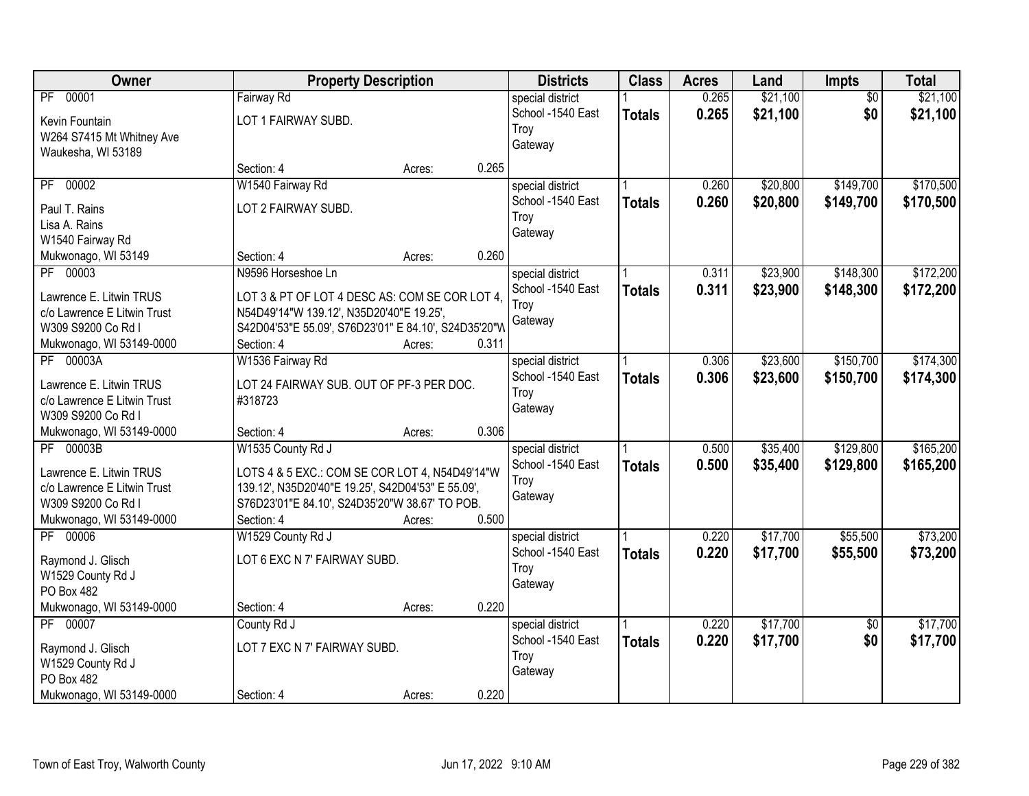| Owner | Property Description | Districts | Class | Acres | Land | Impts | Total |
|---|---|---|---|---|---|---|---|
| PF 00001<br>Kevin Fountain<br>W264 S7415 Mt Whitney Ave<br>Waukesha, WI 53189 | Fairway Rd<br>LOT 1 FAIRWAY SUBD.<br>Section: 4 Acres: 0.265 | special district<br>School -1540 East Troy<br>Gateway | 1<br>**Totals** | 0.265<br>**0.265** | $21,100<br>**$21,100** | $0<br>**$0** | $21,100<br>**$21,100** |
| PF 00002<br>Paul T. Rains<br>Lisa A. Rains<br>W1540 Fairway Rd<br>Mukwonago, WI 53149 | W1540 Fairway Rd<br>LOT 2 FAIRWAY SUBD.<br>Section: 4 Acres: 0.260 | special district<br>School -1540 East Troy<br>Gateway | 1<br>**Totals** | 0.260<br>**0.260** | $20,800<br>**$20,800** | $149,700<br>**$149,700** | $170,500<br>**$170,500** |
| PF 00003<br>Lawrence E. Litwin TRUS<br>c/o Lawrence E Litwin Trust<br>W309 S9200 Co Rd I<br>Mukwonago, WI 53149-0000 | N9596 Horseshoe Ln<br>LOT 3 & PT OF LOT 4 DESC AS: COM SE COR LOT 4, N54D49'14"W 139.12', N35D20'40"E 19.25', S42D04'53"E 55.09', S76D23'01" E 84.10', S24D35'20"W<br>Section: 4 Acres: 0.311 | special district<br>School -1540 East Troy<br>Gateway | 1<br>**Totals** | 0.311<br>**0.311** | $23,900<br>**$23,900** | $148,300<br>**$148,300** | $172,200<br>**$172,200** |
| PF 00003A<br>Lawrence E. Litwin TRUS<br>c/o Lawrence E Litwin Trust<br>W309 S9200 Co Rd I<br>Mukwonago, WI 53149-0000 | W1536 Fairway Rd<br>LOT 24 FAIRWAY SUB. OUT OF PF-3 PER DOC. #318723<br>Section: 4 Acres: 0.306 | special district<br>School -1540 East Troy<br>Gateway | 1<br>**Totals** | 0.306<br>**0.306** | $23,600<br>**$23,600** | $150,700<br>**$150,700** | $174,300<br>**$174,300** |
| PF 00003B<br>Lawrence E. Litwin TRUS<br>c/o Lawrence E Litwin Trust<br>W309 S9200 Co Rd I<br>Mukwonago, WI 53149-0000 | W1535 County Rd J<br>LOTS 4 & 5 EXC.: COM SE COR LOT 4, N54D49'14"W 139.12', N35D20'40"E 19.25', S42D04'53" E 55.09', S76D23'01"E 84.10', S24D35'20"W 38.67' TO POB.<br>Section: 4 Acres: 0.500 | special district<br>School -1540 East Troy<br>Gateway | 1<br>**Totals** | 0.500<br>**0.500** | $35,400<br>**$35,400** | $129,800<br>**$129,800** | $165,200<br>**$165,200** |
| PF 00006<br>Raymond J. Glisch<br>W1529 County Rd J<br>PO Box 482<br>Mukwonago, WI 53149-0000 | W1529 County Rd J<br>LOT 6 EXC N 7' FAIRWAY SUBD.<br>Section: 4 Acres: 0.220 | special district<br>School -1540 East Troy<br>Gateway | 1<br>**Totals** | 0.220<br>**0.220** | $17,700<br>**$17,700** | $55,500<br>**$55,500** | $73,200<br>**$73,200** |
| PF 00007<br>Raymond J. Glisch<br>W1529 County Rd J<br>PO Box 482<br>Mukwonago, WI 53149-0000 | County Rd J<br>LOT 7 EXC N 7' FAIRWAY SUBD.<br>Section: 4 Acres: 0.220 | special district<br>School -1540 East Troy<br>Gateway | 1<br>**Totals** | 0.220<br>**0.220** | $17,700<br>**$17,700** | $0<br>**$0** | $17,700<br>**$17,700** |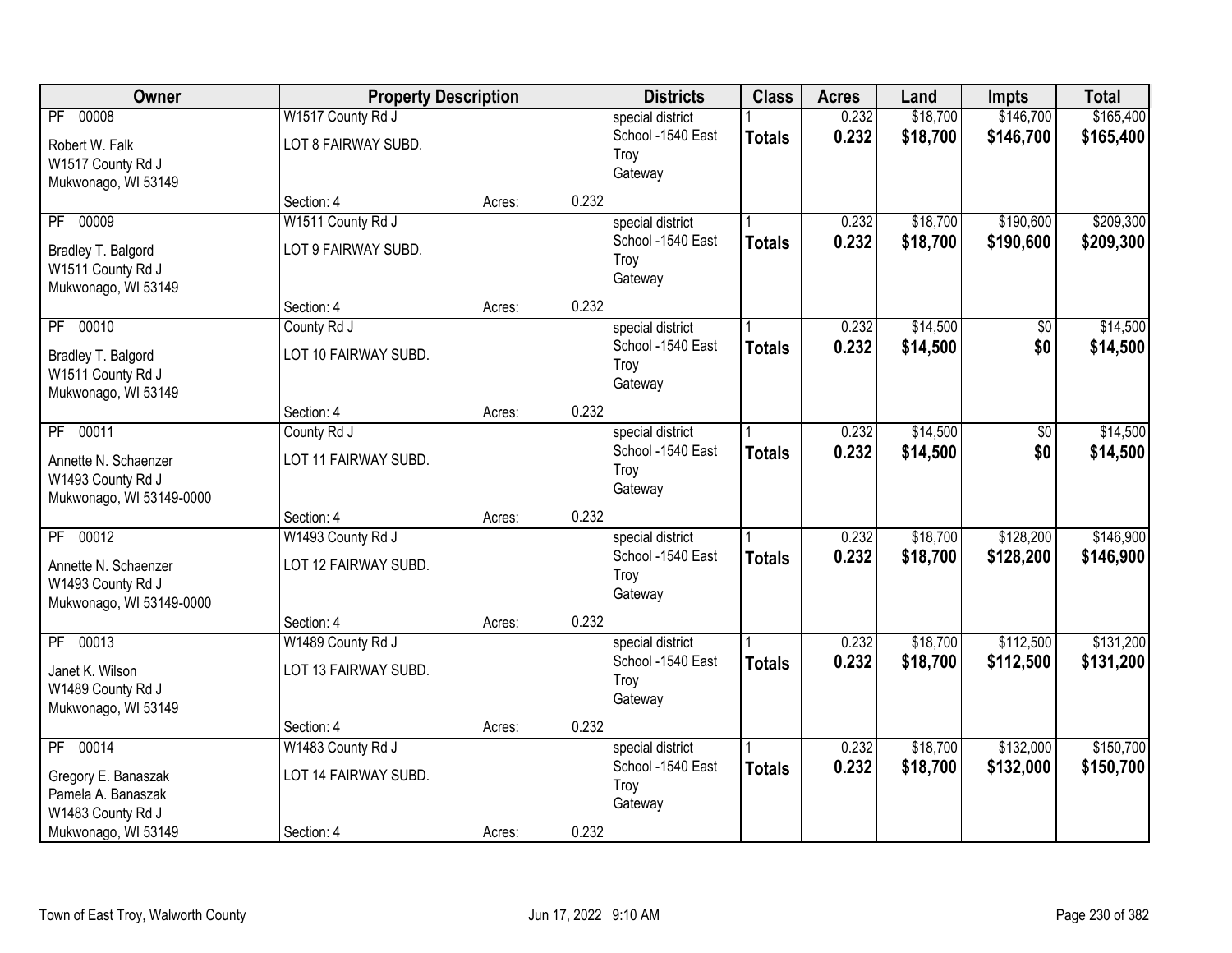| Owner | Property Description | | | Districts | Class | Acres | Land | Impts | Total |
|---|---|---|---|---|---|---|---|---|---|
| PF 00008<br>Robert W. Falk<br>W1517 County Rd J<br>Mukwonago, WI 53149 | W1517 County Rd J<br>LOT 8 FAIRWAY SUBD.<br>Section: 4 | Acres: | 0.232 | special district<br>School -1540 East Troy<br>Gateway | 1<br>**Totals** | 0.232<br>**0.232** | $18,700<br>**$18,700** | $146,700<br>**$146,700** | $165,400<br>**$165,400** |
| PF 00009<br>Bradley T. Balgord<br>W1511 County Rd J<br>Mukwonago, WI 53149 | W1511 County Rd J<br>LOT 9 FAIRWAY SUBD.<br>Section: 4 | Acres: | 0.232 | special district<br>School -1540 East Troy<br>Gateway | 1<br>**Totals** | 0.232<br>**0.232** | $18,700<br>**$18,700** | $190,600<br>**$190,600** | $209,300<br>**$209,300** |
| PF 00010<br>Bradley T. Balgord<br>W1511 County Rd J<br>Mukwonago, WI 53149 | County Rd J<br>LOT 10 FAIRWAY SUBD.<br>Section: 4 | Acres: | 0.232 | special district<br>School -1540 East Troy<br>Gateway | 1<br>**Totals** | 0.232<br>**0.232** | $14,500<br>**$14,500** | $0<br>**$0** | $14,500<br>**$14,500** |
| PF 00011<br>Annette N. Schaenzer<br>W1493 County Rd J<br>Mukwonago, WI 53149-0000 | County Rd J<br>LOT 11 FAIRWAY SUBD.<br>Section: 4 | Acres: | 0.232 | special district<br>School -1540 East Troy<br>Gateway | 1<br>**Totals** | 0.232<br>**0.232** | $14,500<br>**$14,500** | $0<br>**$0** | $14,500<br>**$14,500** |
| PF 00012<br>Annette N. Schaenzer<br>W1493 County Rd J<br>Mukwonago, WI 53149-0000 | W1493 County Rd J<br>LOT 12 FAIRWAY SUBD.<br>Section: 4 | Acres: | 0.232 | special district<br>School -1540 East Troy<br>Gateway | 1<br>**Totals** | 0.232<br>**0.232** | $18,700<br>**$18,700** | $128,200<br>**$128,200** | $146,900<br>**$146,900** |
| PF 00013<br>Janet K. Wilson<br>W1489 County Rd J<br>Mukwonago, WI 53149 | W1489 County Rd J<br>LOT 13 FAIRWAY SUBD.<br>Section: 4 | Acres: | 0.232 | special district<br>School -1540 East Troy<br>Gateway | 1<br>**Totals** | 0.232<br>**0.232** | $18,700<br>**$18,700** | $112,500<br>**$112,500** | $131,200<br>**$131,200** |
| PF 00014<br>Gregory E. Banaszak<br>Pamela A. Banaszak<br>W1483 County Rd J<br>Mukwonago, WI 53149 | W1483 County Rd J<br>LOT 14 FAIRWAY SUBD.<br>Section: 4 | Acres: | 0.232 | special district<br>School -1540 East Troy<br>Gateway | 1<br>**Totals** | 0.232<br>**0.232** | $18,700<br>**$18,700** | $132,000<br>**$132,000** | $150,700<br>**$150,700** |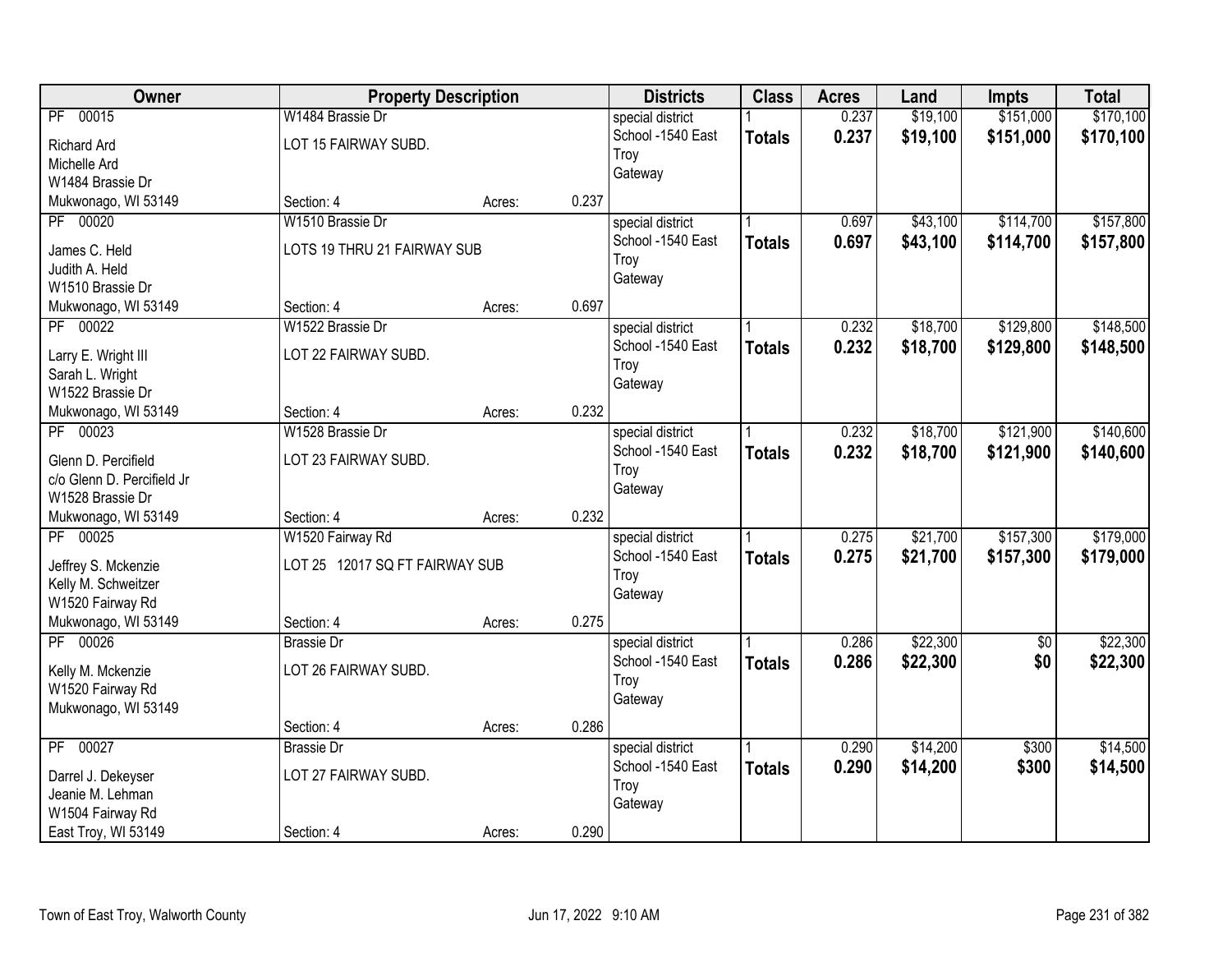| Owner | Property Description | | | Districts | Class | Acres | Land | Impts | Total |
|---|---|---|---|---|---|---|---|---|---|
| PF 00015<br>Richard Ard<br>Michelle Ard<br>W1484 Brassie Dr<br>Mukwonago, WI 53149 | W1484 Brassie Dr<br>LOT 15 FAIRWAY SUBD.<br>Section: 4 | Acres: | 0.237 | special district<br>School -1540 East Troy<br>Gateway | 1<br>**Totals** | 0.237<br>**0.237** | $19,100<br>**$19,100** | $151,000<br>**$151,000** | $170,100<br>**$170,100** |
| PF 00020<br>James C. Held<br>Judith A. Held<br>W1510 Brassie Dr<br>Mukwonago, WI 53149 | W1510 Brassie Dr<br>LOTS 19 THRU 21 FAIRWAY SUB<br>Section: 4 | Acres: | 0.697 | special district<br>School -1540 East Troy<br>Gateway | 1<br>**Totals** | 0.697<br>**0.697** | $43,100<br>**$43,100** | $114,700<br>**$114,700** | $157,800<br>**$157,800** |
| PF 00022<br>Larry E. Wright III<br>Sarah L. Wright<br>W1522 Brassie Dr<br>Mukwonago, WI 53149 | W1522 Brassie Dr<br>LOT 22 FAIRWAY SUBD.<br>Section: 4 | Acres: | 0.232 | special district<br>School -1540 East Troy<br>Gateway | 1<br>**Totals** | 0.232<br>**0.232** | $18,700<br>**$18,700** | $129,800<br>**$129,800** | $148,500<br>**$148,500** |
| PF 00023<br>Glenn D. Percifield<br>c/o Glenn D. Percifield Jr<br>W1528 Brassie Dr<br>Mukwonago, WI 53149 | W1528 Brassie Dr<br>LOT 23 FAIRWAY SUBD.<br>Section: 4 | Acres: | 0.232 | special district<br>School -1540 East Troy<br>Gateway | 1<br>**Totals** | 0.232<br>**0.232** | $18,700<br>**$18,700** | $121,900<br>**$121,900** | $140,600<br>**$140,600** |
| PF 00025<br>Jeffrey S. Mckenzie<br>Kelly M. Schweitzer<br>W1520 Fairway Rd<br>Mukwonago, WI 53149 | W1520 Fairway Rd<br>LOT 25 12017 SQ FT FAIRWAY SUB<br>Section: 4 | Acres: | 0.275 | special district<br>School -1540 East Troy<br>Gateway | 1<br>**Totals** | 0.275<br>**0.275** | $21,700<br>**$21,700** | $157,300<br>**$157,300** | $179,000<br>**$179,000** |
| PF 00026<br>Kelly M. Mckenzie<br>W1520 Fairway Rd<br>Mukwonago, WI 53149 | Brassie Dr<br>LOT 26 FAIRWAY SUBD.<br>Section: 4 | Acres: | 0.286 | special district<br>School -1540 East Troy<br>Gateway | 1<br>**Totals** | 0.286<br>**0.286** | $22,300<br>**$22,300** | $0<br>**$0** | $22,300<br>**$22,300** |
| PF 00027<br>Darrel J. Dekeyser<br>Jeanie M. Lehman<br>W1504 Fairway Rd<br>East Troy, WI 53149 | Brassie Dr<br>LOT 27 FAIRWAY SUBD.<br>Section: 4 | Acres: | 0.290 | special district<br>School -1540 East Troy<br>Gateway | 1<br>**Totals** | 0.290<br>**0.290** | $14,200<br>**$14,200** | $300<br>**$300** | $14,500<br>**$14,500** |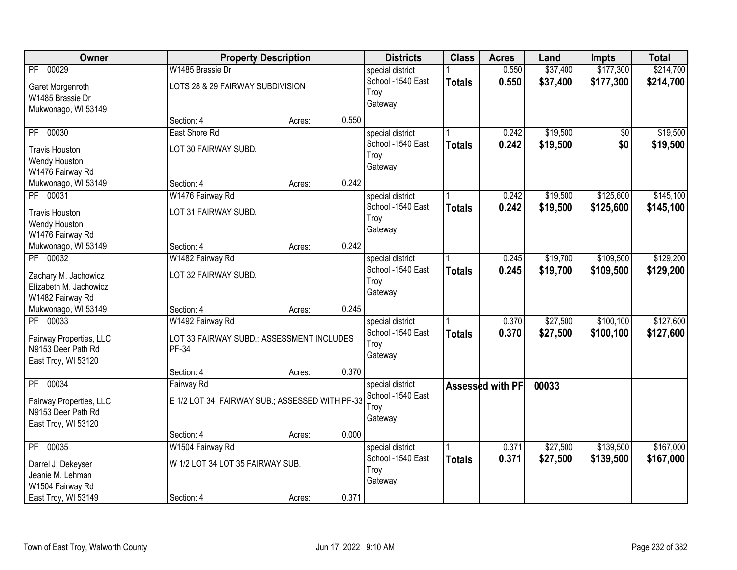| Owner | Property Description | Districts | Class | Acres | Land | Impts | Total |
|---|---|---|---|---|---|---|---|
| PF 00029<br>Garet Morgenroth<br>W1485 Brassie Dr<br>Mukwonago, WI 53149 | W1485 Brassie Dr<br>LOTS 28 & 29 FAIRWAY SUBDIVISION<br>Section: 4 Acres: 0.550 | special district<br>School -1540 East Troy<br>Gateway | 1<br>**Totals** | 0.550<br>**0.550** | $37,400<br>**$37,400** | $177,300<br>**$177,300** | $214,700<br>**$214,700** |
| PF 00030<br>Travis Houston<br>Wendy Houston<br>W1476 Fairway Rd<br>Mukwonago, WI 53149 | East Shore Rd<br>LOT 30 FAIRWAY SUBD.<br>Section: 4 Acres: 0.242 | special district<br>School -1540 East Troy<br>Gateway | 1<br>**Totals** | 0.242<br>**0.242** | $19,500<br>**$19,500** | $0<br>**$0** | $19,500<br>**$19,500** |
| PF 00031<br>Travis Houston<br>Wendy Houston<br>W1476 Fairway Rd<br>Mukwonago, WI 53149 | W1476 Fairway Rd<br>LOT 31 FAIRWAY SUBD.<br>Section: 4 Acres: 0.242 | special district<br>School -1540 East Troy<br>Gateway | 1<br>**Totals** | 0.242<br>**0.242** | $19,500<br>**$19,500** | $125,600<br>**$125,600** | $145,100<br>**$145,100** |
| PF 00032<br>Zachary M. Jachowicz<br>Elizabeth M. Jachowicz<br>W1482 Fairway Rd<br>Mukwonago, WI 53149 | W1482 Fairway Rd<br>LOT 32 FAIRWAY SUBD.<br>Section: 4 Acres: 0.245 | special district<br>School -1540 East Troy<br>Gateway | 1<br>**Totals** | 0.245<br>**0.245** | $19,700<br>**$19,700** | $109,500<br>**$109,500** | $129,200<br>**$129,200** |
| PF 00033<br>Fairway Properties, LLC<br>N9153 Deer Path Rd<br>East Troy, WI 53120 | W1492 Fairway Rd<br>LOT 33 FAIRWAY SUBD.; ASSESSMENT INCLUDES PF-34<br>Section: 4 Acres: 0.370 | special district<br>School -1540 East Troy<br>Gateway | 1<br>**Totals** | 0.370<br>**0.370** | $27,500<br>**$27,500** | $100,100<br>**$100,100** | $127,600<br>**$127,600** |
| PF 00034<br>Fairway Properties, LLC<br>N9153 Deer Path Rd<br>East Troy, WI 53120 | Fairway Rd<br>E 1/2 LOT 34 FAIRWAY SUB.; ASSESSED WITH PF-33<br>Section: 4 Acres: 0.000 | special district<br>School -1540 East Troy<br>Gateway | **Assessed with PF** | | 00033 | | |
| PF 00035<br>Darrel J. Dekeyser<br>Jeanie M. Lehman<br>W1504 Fairway Rd<br>East Troy, WI 53149 | W1504 Fairway Rd<br>W 1/2 LOT 34 LOT 35 FAIRWAY SUB.<br>Section: 4 Acres: 0.371 | special district<br>School -1540 East Troy<br>Gateway | 1<br>**Totals** | 0.371<br>**0.371** | $27,500<br>**$27,500** | $139,500<br>**$139,500** | $167,000<br>**$167,000** |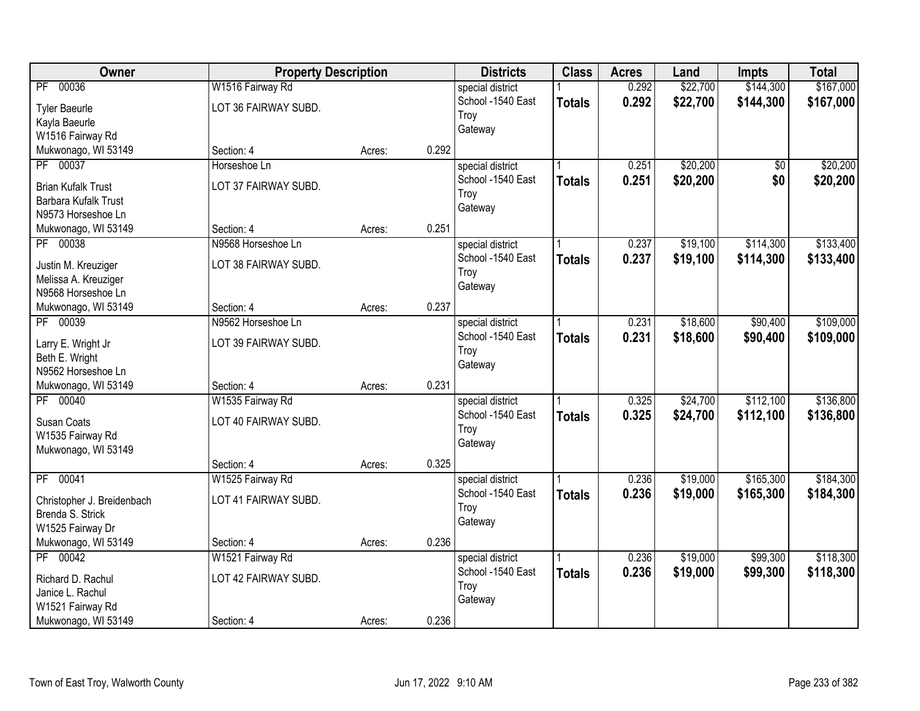| Owner | Property Description | | | Districts | Class | Acres | Land | Impts | Total |
|---|---|---|---|---|---|---|---|---|---|
| PF 00036<br>Tyler Baeurle<br>Kayla Baeurle<br>W1516 Fairway Rd<br>Mukwonago, WI 53149 | W1516 Fairway Rd<br>LOT 36 FAIRWAY SUBD.<br>Section: 4 | Acres: | 0.292 | special district<br>School -1540 East Troy<br>Gateway | 1<br>**Totals** | 0.292<br>**0.292** | $22,700<br>**$22,700** | $144,300<br>**$144,300** | $167,000<br>**$167,000** |
| PF 00037<br>Brian Kufalk Trust<br>Barbara Kufalk Trust<br>N9573 Horseshoe Ln<br>Mukwonago, WI 53149 | Horseshoe Ln<br>LOT 37 FAIRWAY SUBD.<br>Section: 4 | Acres: | 0.251 | special district<br>School -1540 East Troy<br>Gateway | 1<br>**Totals** | 0.251<br>**0.251** | $20,200<br>**$20,200** | $0<br>**$0** | $20,200<br>**$20,200** |
| PF 00038<br>Justin M. Kreuziger<br>Melissa A. Kreuziger<br>N9568 Horseshoe Ln<br>Mukwonago, WI 53149 | N9568 Horseshoe Ln<br>LOT 38 FAIRWAY SUBD.<br>Section: 4 | Acres: | 0.237 | special district<br>School -1540 East Troy<br>Gateway | 1<br>**Totals** | 0.237<br>**0.237** | $19,100<br>**$19,100** | $114,300<br>**$114,300** | $133,400<br>**$133,400** |
| PF 00039<br>Larry E. Wright Jr<br>Beth E. Wright<br>N9562 Horseshoe Ln<br>Mukwonago, WI 53149 | N9562 Horseshoe Ln<br>LOT 39 FAIRWAY SUBD.<br>Section: 4 | Acres: | 0.231 | special district<br>School -1540 East Troy<br>Gateway | 1<br>**Totals** | 0.231<br>**0.231** | $18,600<br>**$18,600** | $90,400<br>**$90,400** | $109,000<br>**$109,000** |
| PF 00040<br>Susan Coats<br>W1535 Fairway Rd<br>Mukwonago, WI 53149 | W1535 Fairway Rd<br>LOT 40 FAIRWAY SUBD.<br>Section: 4 | Acres: | 0.325 | special district<br>School -1540 East Troy<br>Gateway | 1<br>**Totals** | 0.325<br>**0.325** | $24,700<br>**$24,700** | $112,100<br>**$112,100** | $136,800<br>**$136,800** |
| PF 00041<br>Christopher J. Breidenbach<br>Brenda S. Strick<br>W1525 Fairway Dr<br>Mukwonago, WI 53149 | W1525 Fairway Rd<br>LOT 41 FAIRWAY SUBD.<br>Section: 4 | Acres: | 0.236 | special district<br>School -1540 East Troy<br>Gateway | 1<br>**Totals** | 0.236<br>**0.236** | $19,000<br>**$19,000** | $165,300<br>**$165,300** | $184,300<br>**$184,300** |
| PF 00042<br>Richard D. Rachul<br>Janice L. Rachul<br>W1521 Fairway Rd<br>Mukwonago, WI 53149 | W1521 Fairway Rd<br>LOT 42 FAIRWAY SUBD.<br>Section: 4 | Acres: | 0.236 | special district<br>School -1540 East Troy<br>Gateway | 1<br>**Totals** | 0.236<br>**0.236** | $19,000<br>**$19,000** | $99,300<br>**$99,300** | $118,300<br>**$118,300** |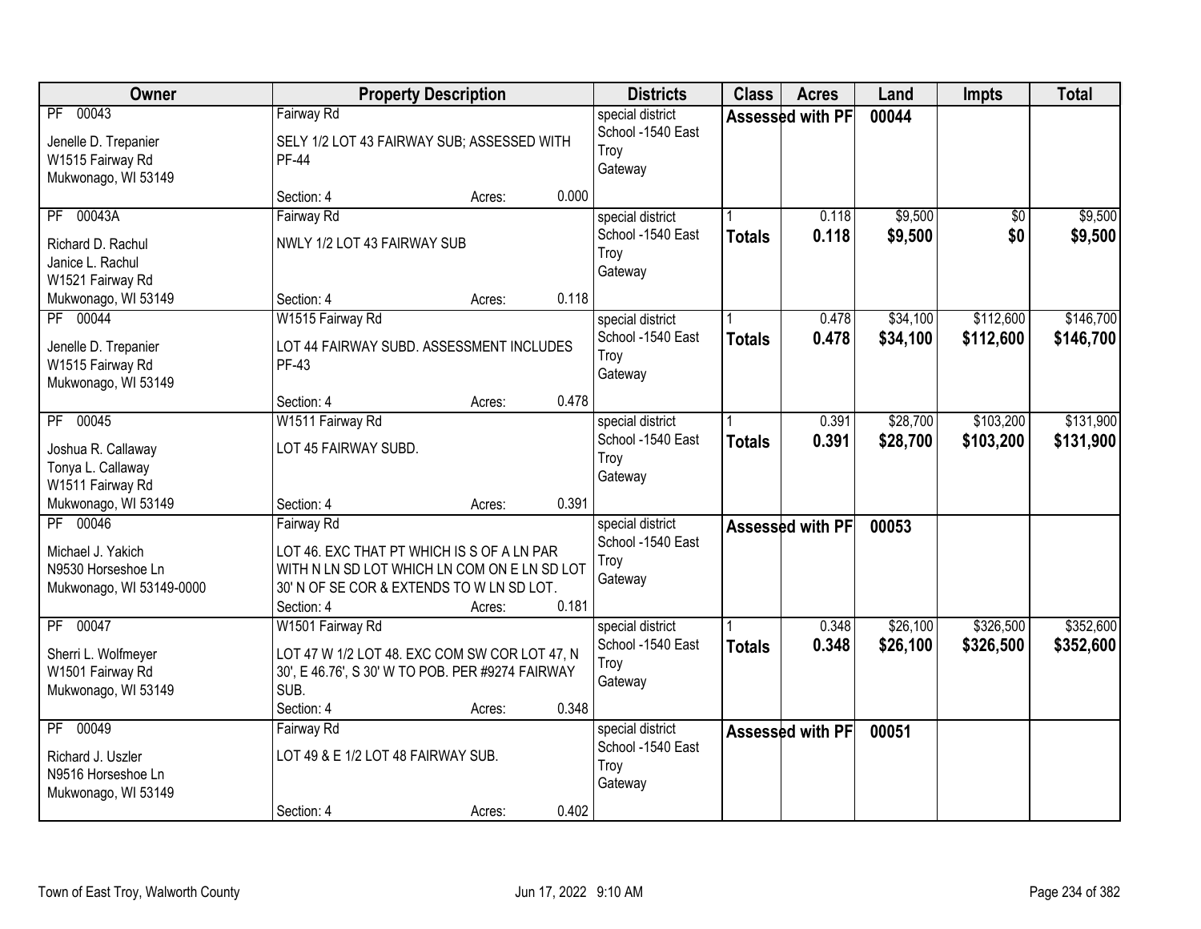| Owner | Property Description | | | Districts | Class | Acres | Land | Impts | Total |
|---|---|---|---|---|---|---|---|---|---|
| PF 00043<br>Jenelle D. Trepanier<br>W1515 Fairway Rd<br>Mukwonago, WI 53149 | Fairway Rd<br>SELY 1/2 LOT 43 FAIRWAY SUB; ASSESSED WITH PF-44<br>Section: 4 | Acres: | 0.000 | special district<br>School -1540 East Troy<br>Gateway | Assessed with PF | | 00044 | | |
| PF 00043A<br>Richard D. Rachul<br>Janice L. Rachul<br>W1521 Fairway Rd<br>Mukwonago, WI 53149 | Fairway Rd<br>NWLY 1/2 LOT 43 FAIRWAY SUB<br>Section: 4 | Acres: | 0.118 | special district<br>School -1540 East Troy<br>Gateway | 1<br>**Totals** | 0.118<br>**0.118** | $9,500<br>**$9,500** | $0<br>**$0** | $9,500<br>**$9,500** |
| PF 00044<br>Jenelle D. Trepanier<br>W1515 Fairway Rd<br>Mukwonago, WI 53149 | W1515 Fairway Rd<br>LOT 44 FAIRWAY SUBD. ASSESSMENT INCLUDES PF-43<br>Section: 4 | Acres: | 0.478 | special district<br>School -1540 East Troy<br>Gateway | 1<br>**Totals** | 0.478<br>**0.478** | $34,100<br>**$34,100** | $112,600<br>**$112,600** | $146,700<br>**$146,700** |
| PF 00045<br>Joshua R. Callaway<br>Tonya L. Callaway<br>W1511 Fairway Rd<br>Mukwonago, WI 53149 | W1511 Fairway Rd<br>LOT 45 FAIRWAY SUBD.<br>Section: 4 | Acres: | 0.391 | special district<br>School -1540 East Troy<br>Gateway | 1<br>**Totals** | 0.391<br>**0.391** | $28,700<br>**$28,700** | $103,200<br>**$103,200** | $131,900<br>**$131,900** |
| PF 00046<br>Michael J. Yakich<br>N9530 Horseshoe Ln<br>Mukwonago, WI 53149-0000 | Fairway Rd<br>LOT 46. EXC THAT PT WHICH IS S OF A LN PAR WITH N LN SD LOT WHICH LN COM ON E LN SD LOT 30' N OF SE COR & EXTENDS TO W LN SD LOT.<br>Section: 4 | Acres: | 0.181 | special district<br>School -1540 East Troy<br>Gateway | Assessed with PF | | 00053 | | |
| PF 00047<br>Sherri L. Wolfmeyer<br>W1501 Fairway Rd<br>Mukwonago, WI 53149 | W1501 Fairway Rd<br>LOT 47 W 1/2 LOT 48. EXC COM SW COR LOT 47, N 30', E 46.76', S 30' W TO POB. PER #9274 FAIRWAY SUB.<br>Section: 4 | Acres: | 0.348 | special district<br>School -1540 East Troy<br>Gateway | 1<br>**Totals** | 0.348<br>**0.348** | $26,100<br>**$26,100** | $326,500<br>**$326,500** | $352,600<br>**$352,600** |
| PF 00049<br>Richard J. Uszler<br>N9516 Horseshoe Ln<br>Mukwonago, WI 53149 | Fairway Rd<br>LOT 49 & E 1/2 LOT 48 FAIRWAY SUB.<br>Section: 4 | Acres: | 0.402 | special district<br>School -1540 East Troy<br>Gateway | Assessed with PF | | 00051 | | |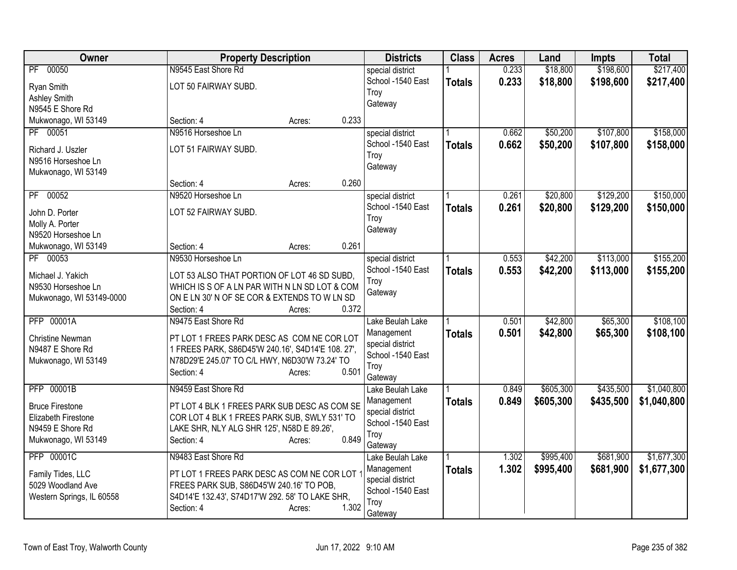| Owner | Property Description | Districts | Class | Acres | Land | Impts | Total |
|---|---|---|---|---|---|---|---|
| PF 00050<br>Ryan Smith<br>Ashley Smith<br>N9545 E Shore Rd<br>Mukwonago, WI 53149 | N9545 East Shore Rd<br>LOT 50 FAIRWAY SUBD.<br>Section: 4 Acres: 0.233 | special district<br>School -1540 East Troy<br>Gateway | 1<br>**Totals** | 0.233<br>**0.233** | $18,800<br>**$18,800** | $198,600<br>**$198,600** | $217,400<br>**$217,400** |
| PF 00051<br>Richard J. Uszler<br>N9516 Horseshoe Ln<br>Mukwonago, WI 53149 | N9516 Horseshoe Ln<br>LOT 51 FAIRWAY SUBD.<br>Section: 4 Acres: 0.260 | special district<br>School -1540 East Troy<br>Gateway | 1<br>**Totals** | 0.662<br>**0.662** | $50,200<br>**$50,200** | $107,800<br>**$107,800** | $158,000<br>**$158,000** |
| PF 00052<br>John D. Porter<br>Molly A. Porter<br>N9520 Horseshoe Ln<br>Mukwonago, WI 53149 | N9520 Horseshoe Ln<br>LOT 52 FAIRWAY SUBD.<br>Section: 4 Acres: 0.261 | special district<br>School -1540 East Troy<br>Gateway | 1<br>**Totals** | 0.261<br>**0.261** | $20,800<br>**$20,800** | $129,200<br>**$129,200** | $150,000<br>**$150,000** |
| PF 00053<br>Michael J. Yakich<br>N9530 Horseshoe Ln<br>Mukwonago, WI 53149-0000 | N9530 Horseshoe Ln<br>LOT 53 ALSO THAT PORTION OF LOT 46 SD SUBD, WHICH IS S OF A LN PAR WITH N LN SD LOT & COM ON E LN 30' N OF SE COR & EXTENDS TO W LN SD<br>Section: 4 Acres: 0.372 | special district<br>School -1540 East Troy<br>Gateway | 1<br>**Totals** | 0.553<br>**0.553** | $42,200<br>**$42,200** | $113,000<br>**$113,000** | $155,200<br>**$155,200** |
| PFP 00001A<br>Christine Newman<br>N9487 E Shore Rd<br>Mukwonago, WI 53149 | N9475 East Shore Rd<br>PT LOT 1 FREES PARK DESC AS COM NE COR LOT 1 FREES PARK, S86D45'W 240.16', S4D14'E 108. 27', N78D29'E 245.07' TO C/L HWY, N6D30'W 73.24' TO<br>Section: 4 Acres: 0.501 | Lake Beulah Lake Management<br>special district<br>School -1540 East Troy<br>Gateway | 1<br>**Totals** | 0.501<br>**0.501** | $42,800<br>**$42,800** | $65,300<br>**$65,300** | $108,100<br>**$108,100** |
| PFP 00001B<br>Bruce Firestone<br>Elizabeth Firestone<br>N9459 E Shore Rd<br>Mukwonago, WI 53149 | N9459 East Shore Rd<br>PT LOT 4 BLK 1 FREES PARK SUB DESC AS COM SE COR LOT 4 BLK 1 FREES PARK SUB, SWLY 531' TO LAKE SHR, NLY ALG SHR 125', N58D E 89.26',<br>Section: 4 Acres: 0.849 | Lake Beulah Lake Management<br>special district<br>School -1540 East Troy<br>Gateway | 1<br>**Totals** | 0.849<br>**0.849** | $605,300<br>**$605,300** | $435,500<br>**$435,500** | $1,040,800<br>**$1,040,800** |
| PFP 00001C<br>Family Tides, LLC<br>5029 Woodland Ave<br>Western Springs, IL 60558 | N9483 East Shore Rd<br>PT LOT 1 FREES PARK DESC AS COM NE COR LOT 1 FREES PARK SUB, S86D45'W 240.16' TO POB, S4D14'E 132.43', S74D17'W 292. 58' TO LAKE SHR,<br>Section: 4 Acres: 1.302 | Lake Beulah Lake Management<br>special district<br>School -1540 East Troy<br>Gateway | 1<br>**Totals** | 1.302<br>**1.302** | $995,400<br>**$995,400** | $681,900<br>**$681,900** | $1,677,300<br>**$1,677,300** |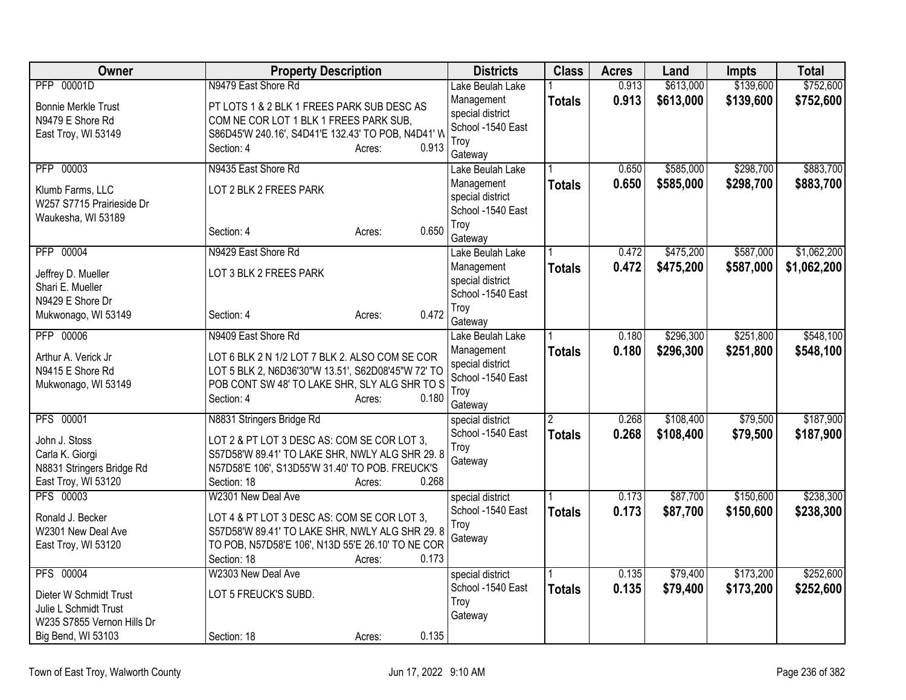| Owner | Property Description | Districts | Class | Acres | Land | Impts | Total |
|---|---|---|---|---|---|---|---|
| PFP 00001D<br>Bonnie Merkle Trust<br>N9479 E Shore Rd<br>East Troy, WI 53149 | N9479 East Shore Rd<br>PT LOTS 1 & 2 BLK 1 FREES PARK SUB DESC AS COM NE COR LOT 1 BLK 1 FREES PARK SUB, S86D45'W 240.16', S4D41'E 132.43' TO POB, N4D41' W<br>Section: 4 Acres: 0.913 | Lake Beulah Lake Management special district<br>School -1540 East Troy<br>Gateway | 1<br>**Totals** | 0.913<br>**0.913** | $613,000<br>**$613,000** | $139,600<br>**$139,600** | $752,600<br>**$752,600** |
| PFP 00003<br>Klumb Farms, LLC<br>W257 S7715 Prairieside Dr<br>Waukesha, WI 53189 | N9435 East Shore Rd<br>LOT 2 BLK 2 FREES PARK<br>Section: 4 Acres: 0.650 | Lake Beulah Lake Management special district<br>School -1540 East Troy<br>Gateway | 1<br>**Totals** | 0.650<br>**0.650** | $585,000<br>**$585,000** | $298,700<br>**$298,700** | $883,700<br>**$883,700** |
| PFP 00004<br>Jeffrey D. Mueller<br>Shari E. Mueller<br>N9429 E Shore Dr<br>Mukwonago, WI 53149 | N9429 East Shore Rd<br>LOT 3 BLK 2 FREES PARK<br>Section: 4 Acres: 0.472 | Lake Beulah Lake Management special district<br>School -1540 East Troy<br>Gateway | 1<br>**Totals** | 0.472<br>**0.472** | $475,200<br>**$475,200** | $587,000<br>**$587,000** | $1,062,200<br>**$1,062,200** |
| PFP 00006<br>Arthur A. Verick Jr<br>N9415 E Shore Rd<br>Mukwonago, WI 53149 | N9409 East Shore Rd<br>LOT 6 BLK 2 N 1/2 LOT 7 BLK 2. ALSO COM SE COR LOT 5 BLK 2, N6D36'30"W 13.51', S62D08'45"W 72' TO POB CONT SW 48' TO LAKE SHR, SLY ALG SHR TO S<br>Section: 4 Acres: 0.180 | Lake Beulah Lake Management special district<br>School -1540 East Troy<br>Gateway | 1<br>**Totals** | 0.180<br>**0.180** | $296,300<br>**$296,300** | $251,800<br>**$251,800** | $548,100<br>**$548,100** |
| PFS 00001<br>John J. Stoss<br>Carla K. Giorgi<br>N8831 Stringers Bridge Rd<br>East Troy, WI 53120 | N8831 Stringers Bridge Rd<br>LOT 2 & PT LOT 3 DESC AS: COM SE COR LOT 3, S57D58'W 89.41' TO LAKE SHR, NWLY ALG SHR 29. 8 N57D58'E 106', S13D55'W 31.40' TO POB. FREUCK'S<br>Section: 18 Acres: 0.268 | special district<br>School -1540 East Troy<br>Gateway | 2<br>**Totals** | 0.268<br>**0.268** | $108,400<br>**$108,400** | $79,500<br>**$79,500** | $187,900<br>**$187,900** |
| PFS 00003<br>Ronald J. Becker<br>W2301 New Deal Ave<br>East Troy, WI 53120 | W2301 New Deal Ave<br>LOT 4 & PT LOT 3 DESC AS: COM SE COR LOT 3, S57D58'W 89.41' TO LAKE SHR, NWLY ALG SHR 29. 8 TO POB, N57D58'E 106', N13D 55'E 26.10' TO NE COR<br>Section: 18 Acres: 0.173 | special district<br>School -1540 East Troy<br>Gateway | 1<br>**Totals** | 0.173<br>**0.173** | $87,700<br>**$87,700** | $150,600<br>**$150,600** | $238,300<br>**$238,300** |
| PFS 00004<br>Dieter W Schmidt Trust<br>Julie L Schmidt Trust<br>W235 S7855 Vernon Hills Dr<br>Big Bend, WI 53103 | W2303 New Deal Ave<br>LOT 5 FREUCK'S SUBD.<br>Section: 18 Acres: 0.135 | special district<br>School -1540 East Troy<br>Gateway | 1<br>**Totals** | 0.135<br>**0.135** | $79,400<br>**$79,400** | $173,200<br>**$173,200** | $252,600<br>**$252,600** |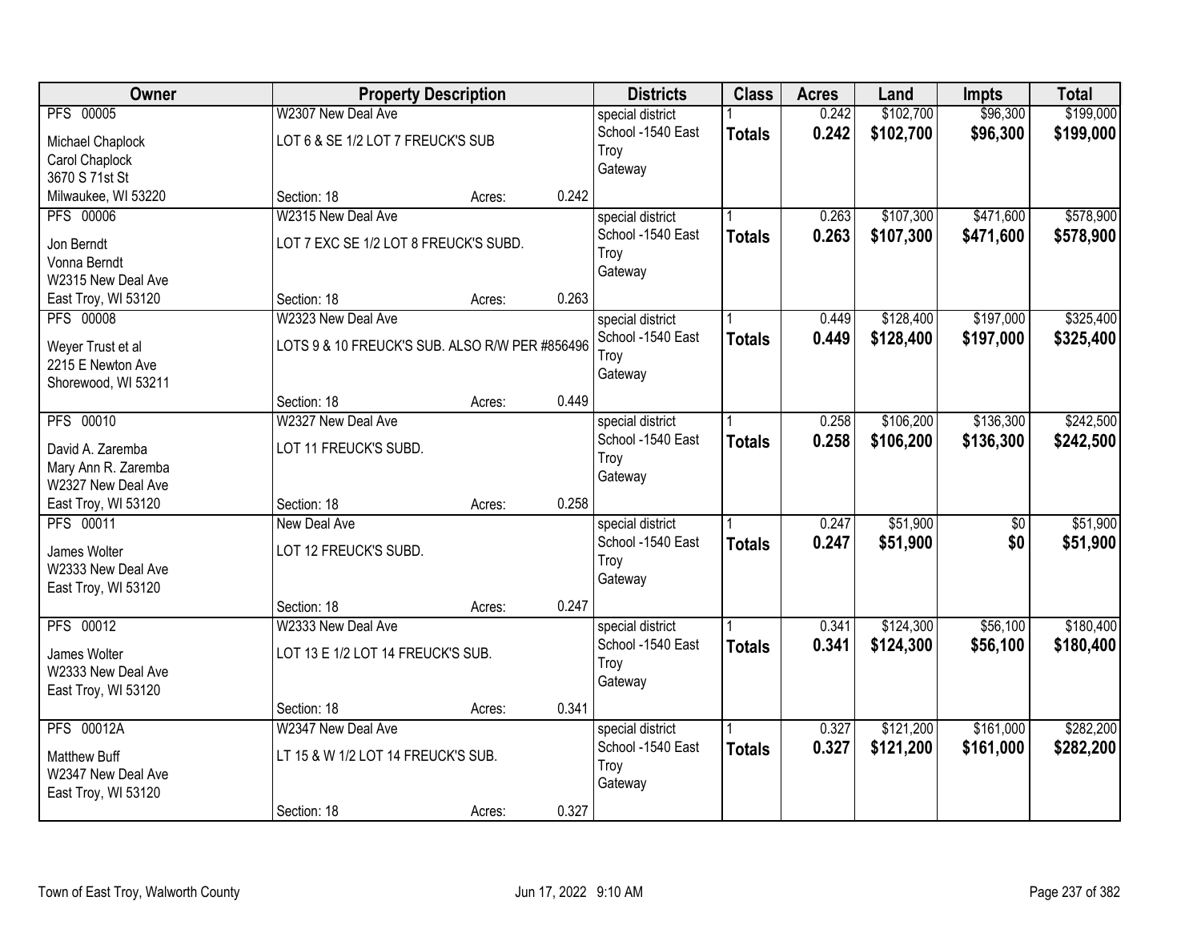| Owner | Property Description | Districts | Class | Acres | Land | Impts | Total |
|---|---|---|---|---|---|---|---|
| PFS 00005<br>Michael Chaplock<br>Carol Chaplock<br>3670 S 71st St<br>Milwaukee, WI 53220 | W2307 New Deal Ave<br>LOT 6 & SE 1/2 LOT 7 FREUCK'S SUB<br>Section: 18 Acres: 0.242 | special district<br>School -1540 East Troy<br>Gateway | 1<br>**Totals** | 0.242<br>**0.242** | $102,700<br>**$102,700** | $96,300<br>**$96,300** | $199,000<br>**$199,000** |
| PFS 00006<br>Jon Berndt<br>Vonna Berndt<br>W2315 New Deal Ave<br>East Troy, WI 53120 | W2315 New Deal Ave<br>LOT 7 EXC SE 1/2 LOT 8 FREUCK'S SUBD.<br>Section: 18 Acres: 0.263 | special district<br>School -1540 East Troy<br>Gateway | 1<br>**Totals** | 0.263<br>**0.263** | $107,300<br>**$107,300** | $471,600<br>**$471,600** | $578,900<br>**$578,900** |
| PFS 00008<br>Weyer Trust et al<br>2215 E Newton Ave<br>Shorewood, WI 53211 | W2323 New Deal Ave<br>LOTS 9 & 10 FREUCK'S SUB. ALSO R/W PER #856496<br>Section: 18 Acres: 0.449 | special district<br>School -1540 East Troy<br>Gateway | 1<br>**Totals** | 0.449<br>**0.449** | $128,400<br>**$128,400** | $197,000<br>**$197,000** | $325,400<br>**$325,400** |
| PFS 00010<br>David A. Zaremba<br>Mary Ann R. Zaremba<br>W2327 New Deal Ave<br>East Troy, WI 53120 | W2327 New Deal Ave<br>LOT 11 FREUCK'S SUBD.<br>Section: 18 Acres: 0.258 | special district<br>School -1540 East Troy<br>Gateway | 1<br>**Totals** | 0.258<br>**0.258** | $106,200<br>**$106,200** | $136,300<br>**$136,300** | $242,500<br>**$242,500** |
| PFS 00011<br>James Wolter<br>W2333 New Deal Ave<br>East Troy, WI 53120 | New Deal Ave<br>LOT 12 FREUCK'S SUBD.<br>Section: 18 Acres: 0.247 | special district<br>School -1540 East Troy<br>Gateway | 1<br>**Totals** | 0.247<br>**0.247** | $51,900<br>**$51,900** | $0<br>**$0** | $51,900<br>**$51,900** |
| PFS 00012<br>James Wolter<br>W2333 New Deal Ave<br>East Troy, WI 53120 | W2333 New Deal Ave<br>LOT 13 E 1/2 LOT 14 FREUCK'S SUB.<br>Section: 18 Acres: 0.341 | special district<br>School -1540 East Troy<br>Gateway | 1<br>**Totals** | 0.341<br>**0.341** | $124,300<br>**$124,300** | $56,100<br>**$56,100** | $180,400<br>**$180,400** |
| PFS 00012A<br>Matthew Buff<br>W2347 New Deal Ave<br>East Troy, WI 53120 | W2347 New Deal Ave<br>LT 15 & W 1/2 LOT 14 FREUCK'S SUB.<br>Section: 18 Acres: 0.327 | special district<br>School -1540 East Troy<br>Gateway | 1<br>**Totals** | 0.327<br>**0.327** | $121,200<br>**$121,200** | $161,000<br>**$161,000** | $282,200<br>**$282,200** |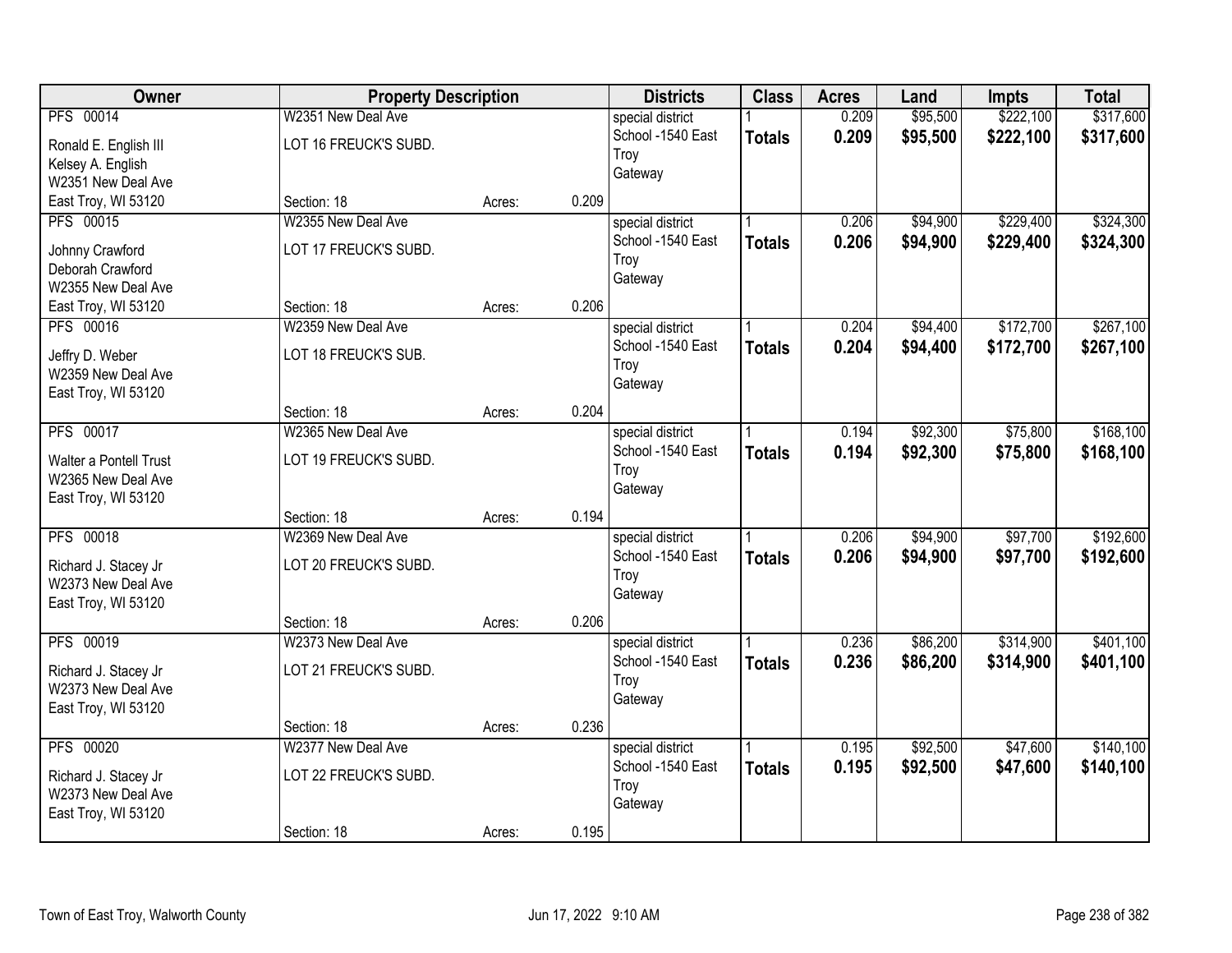| Owner | Property Description | | | Districts | Class | Acres | Land | Impts | Total |
|---|---|---|---|---|---|---|---|---|---|
| PFS 00014 | W2351 New Deal Ave | | | special district | 1 | 0.209 | $95,500 | $222,100 | $317,600 |
| Ronald E. English III<br>Kelsey A. English<br>W2351 New Deal Ave<br>East Troy, WI 53120 | LOT 16 FREUCK'S SUBD. | | | School -1540 East Troy<br>Gateway | **Totals** | **0.209** | **$95,500** | **$222,100** | **$317,600** |
| | Section: 18 | Acres: | 0.209 | | | | | | |
| PFS 00015 | W2355 New Deal Ave | | | special district | 1 | 0.206 | $94,900 | $229,400 | $324,300 |
| Johnny Crawford<br>Deborah Crawford<br>W2355 New Deal Ave<br>East Troy, WI 53120 | LOT 17 FREUCK'S SUBD. | | | School -1540 East Troy<br>Gateway | **Totals** | **0.206** | **$94,900** | **$229,400** | **$324,300** |
| | Section: 18 | Acres: | 0.206 | | | | | | |
| PFS 00016 | W2359 New Deal Ave | | | special district | 1 | 0.204 | $94,400 | $172,700 | $267,100 |
| Jeffry D. Weber<br>W2359 New Deal Ave<br>East Troy, WI 53120 | LOT 18 FREUCK'S SUB. | | | School -1540 East Troy<br>Gateway | **Totals** | **0.204** | **$94,400** | **$172,700** | **$267,100** |
| | Section: 18 | Acres: | 0.204 | | | | | | |
| PFS 00017 | W2365 New Deal Ave | | | special district | 1 | 0.194 | $92,300 | $75,800 | $168,100 |
| Walter a Pontell Trust<br>W2365 New Deal Ave<br>East Troy, WI 53120 | LOT 19 FREUCK'S SUBD. | | | School -1540 East Troy<br>Gateway | **Totals** | **0.194** | **$92,300** | **$75,800** | **$168,100** |
| | Section: 18 | Acres: | 0.194 | | | | | | |
| PFS 00018 | W2369 New Deal Ave | | | special district | 1 | 0.206 | $94,900 | $97,700 | $192,600 |
| Richard J. Stacey Jr<br>W2373 New Deal Ave<br>East Troy, WI 53120 | LOT 20 FREUCK'S SUBD. | | | School -1540 East Troy<br>Gateway | **Totals** | **0.206** | **$94,900** | **$97,700** | **$192,600** |
| | Section: 18 | Acres: | 0.206 | | | | | | |
| PFS 00019 | W2373 New Deal Ave | | | special district | 1 | 0.236 | $86,200 | $314,900 | $401,100 |
| Richard J. Stacey Jr<br>W2373 New Deal Ave<br>East Troy, WI 53120 | LOT 21 FREUCK'S SUBD. | | | School -1540 East Troy<br>Gateway | **Totals** | **0.236** | **$86,200** | **$314,900** | **$401,100** |
| | Section: 18 | Acres: | 0.236 | | | | | | |
| PFS 00020 | W2377 New Deal Ave | | | special district | 1 | 0.195 | $92,500 | $47,600 | $140,100 |
| Richard J. Stacey Jr<br>W2373 New Deal Ave<br>East Troy, WI 53120 | LOT 22 FREUCK'S SUBD. | | | School -1540 East Troy<br>Gateway | **Totals** | **0.195** | **$92,500** | **$47,600** | **$140,100** |
| | Section: 18 | Acres: | 0.195 | | | | | | |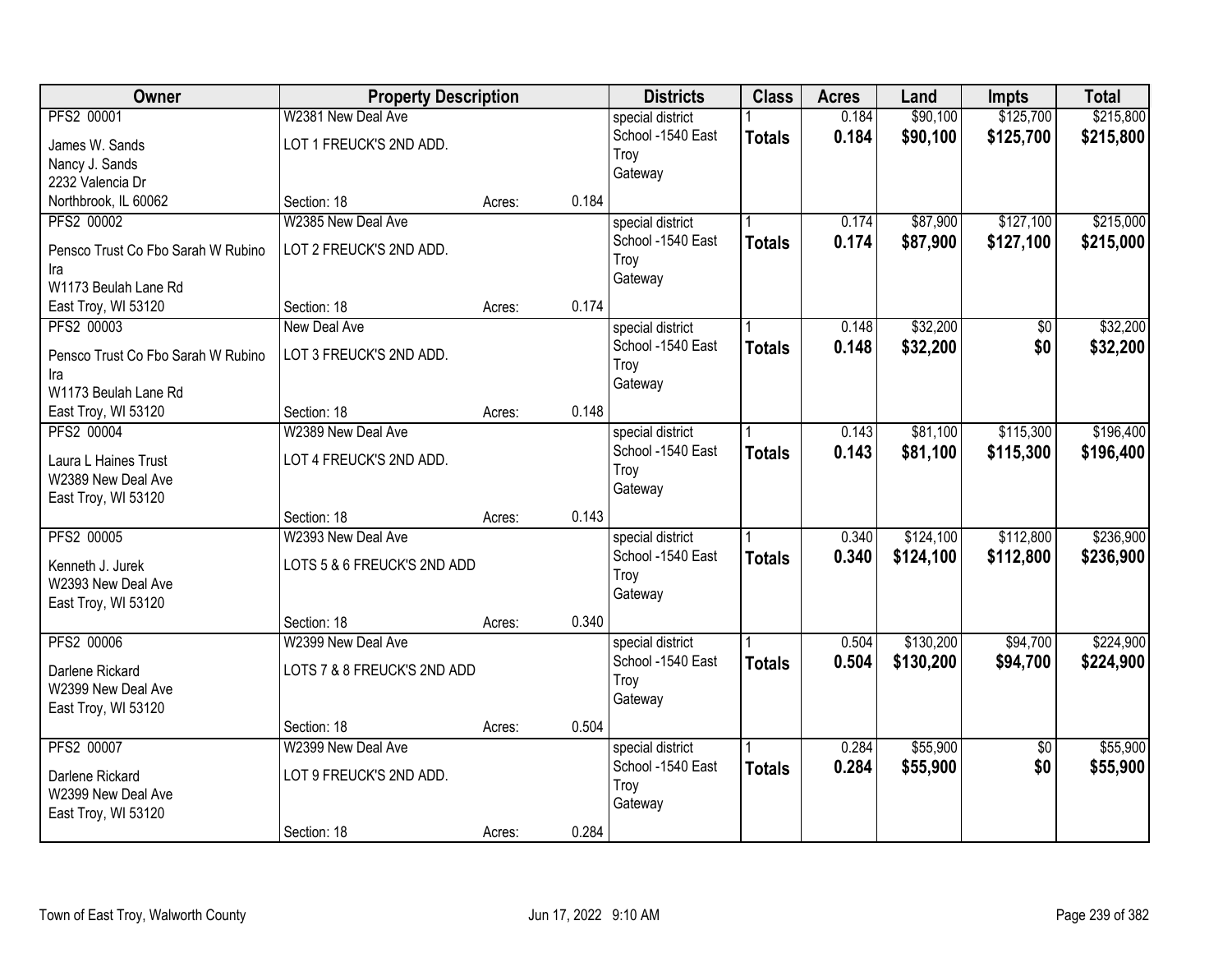| Owner | Property Description | | | Districts | Class | Acres | Land | Impts | Total |
|---|---|---|---|---|---|---|---|---|---|
| PFS2 00001<br>James W. Sands<br>Nancy J. Sands<br>2232 Valencia Dr<br>Northbrook, IL 60062 | W2381 New Deal Ave<br>LOT 1 FREUCK'S 2ND ADD.<br>Section: 18 | Acres: | 0.184 | special district<br>School -1540 East Troy<br>Gateway | 1<br>**Totals** | 0.184<br>**0.184** | $90,100<br>**$90,100** | $125,700<br>**$125,700** | $215,800<br>**$215,800** |
| PFS2 00002<br>Pensco Trust Co Fbo Sarah W Rubino Ira<br>W1173 Beulah Lane Rd<br>East Troy, WI 53120 | W2385 New Deal Ave<br>LOT 2 FREUCK'S 2ND ADD.<br>Section: 18 | Acres: | 0.174 | special district<br>School -1540 East Troy<br>Gateway | 1<br>**Totals** | 0.174<br>**0.174** | $87,900<br>**$87,900** | $127,100<br>**$127,100** | $215,000<br>**$215,000** |
| PFS2 00003<br>Pensco Trust Co Fbo Sarah W Rubino Ira<br>W1173 Beulah Lane Rd<br>East Troy, WI 53120 | New Deal Ave<br>LOT 3 FREUCK'S 2ND ADD.<br>Section: 18 | Acres: | 0.148 | special district<br>School -1540 East Troy<br>Gateway | 1<br>**Totals** | 0.148<br>**0.148** | $32,200<br>**$32,200** | $0<br>**$0** | $32,200<br>**$32,200** |
| PFS2 00004<br>Laura L Haines Trust<br>W2389 New Deal Ave<br>East Troy, WI 53120 | W2389 New Deal Ave<br>LOT 4 FREUCK'S 2ND ADD.<br>Section: 18 | Acres: | 0.143 | special district<br>School -1540 East Troy<br>Gateway | 1<br>**Totals** | 0.143<br>**0.143** | $81,100<br>**$81,100** | $115,300<br>**$115,300** | $196,400<br>**$196,400** |
| PFS2 00005<br>Kenneth J. Jurek<br>W2393 New Deal Ave<br>East Troy, WI 53120 | W2393 New Deal Ave<br>LOTS 5 & 6 FREUCK'S 2ND ADD<br>Section: 18 | Acres: | 0.340 | special district<br>School -1540 East Troy<br>Gateway | 1<br>**Totals** | 0.340<br>**0.340** | $124,100<br>**$124,100** | $112,800<br>**$112,800** | $236,900<br>**$236,900** |
| PFS2 00006<br>Darlene Rickard<br>W2399 New Deal Ave<br>East Troy, WI 53120 | W2399 New Deal Ave<br>LOTS 7 & 8 FREUCK'S 2ND ADD<br>Section: 18 | Acres: | 0.504 | special district<br>School -1540 East Troy<br>Gateway | 1<br>**Totals** | 0.504<br>**0.504** | $130,200<br>**$130,200** | $94,700<br>**$94,700** | $224,900<br>**$224,900** |
| PFS2 00007<br>Darlene Rickard<br>W2399 New Deal Ave<br>East Troy, WI 53120 | W2399 New Deal Ave<br>LOT 9 FREUCK'S 2ND ADD.<br>Section: 18 | Acres: | 0.284 | special district<br>School -1540 East Troy<br>Gateway | 1<br>**Totals** | 0.284<br>**0.284** | $55,900<br>**$55,900** | $0<br>**$0** | $55,900<br>**$55,900** |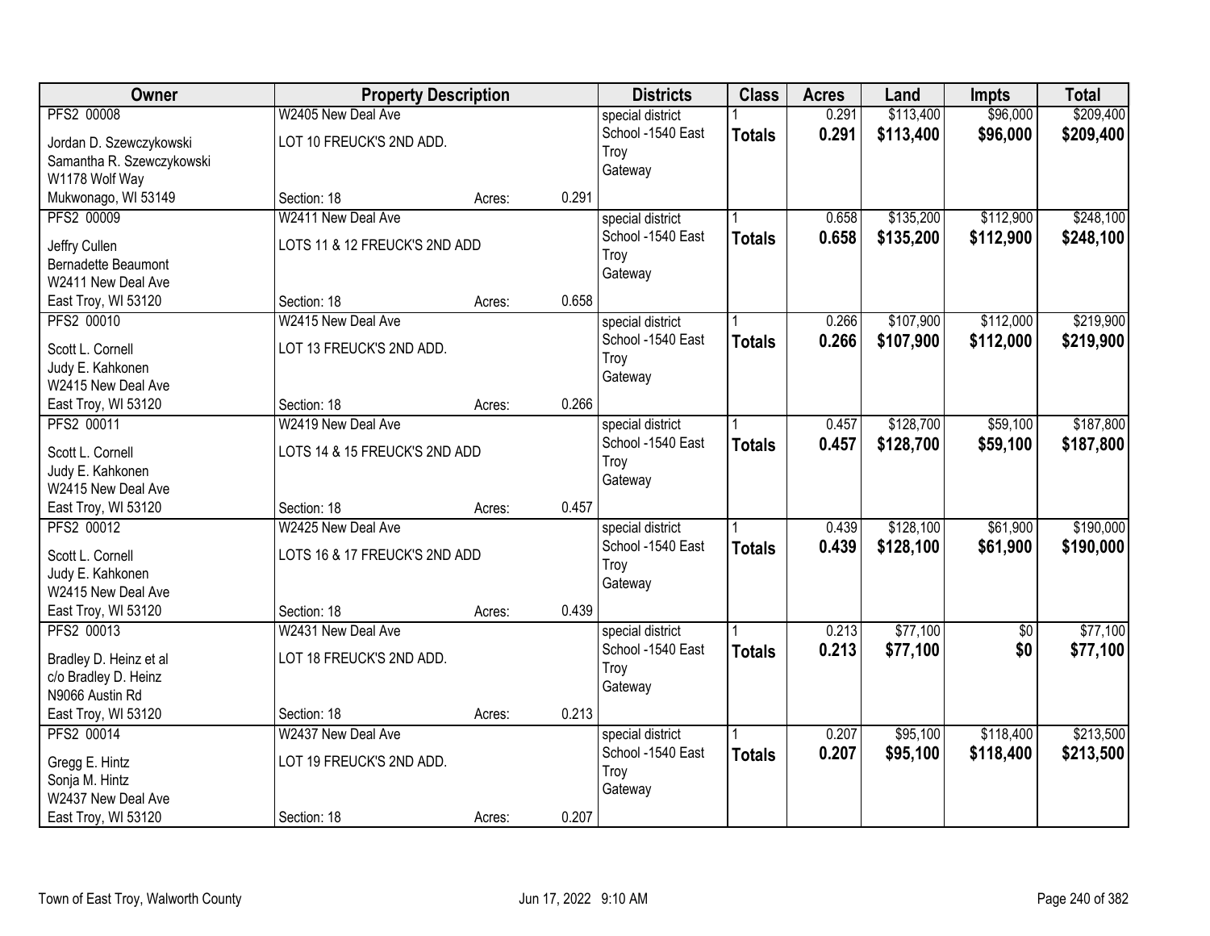| Owner | Property Description | | | Districts | Class | Acres | Land | Impts | Total |
|---|---|---|---|---|---|---|---|---|---|
| PFS2 00008 | W2405 New Deal Ave | | | special district | 1 | 0.291 | $113,400 | $96,000 | $209,400 |
| Jordan D. Szewczykowski<br>Samantha R. Szewczykowski<br>W1178 Wolf Way<br>Mukwonago, WI 53149 | LOT 10 FREUCK'S 2ND ADD.<br>Section: 18 | Acres: | 0.291 | School -1540 East Troy<br>Gateway | **Totals** | **0.291** | **$113,400** | **$96,000** | **$209,400** |
| PFS2 00009 | W2411 New Deal Ave | | | special district | 1 | 0.658 | $135,200 | $112,900 | $248,100 |
| Jeffry Cullen<br>Bernadette Beaumont<br>W2411 New Deal Ave<br>East Troy, WI 53120 | LOTS 11 & 12 FREUCK'S 2ND ADD<br>Section: 18 | Acres: | 0.658 | School -1540 East Troy<br>Gateway | **Totals** | **0.658** | **$135,200** | **$112,900** | **$248,100** |
| PFS2 00010 | W2415 New Deal Ave | | | special district | 1 | 0.266 | $107,900 | $112,000 | $219,900 |
| Scott L. Cornell<br>Judy E. Kahkonen<br>W2415 New Deal Ave<br>East Troy, WI 53120 | LOT 13 FREUCK'S 2ND ADD.<br>Section: 18 | Acres: | 0.266 | School -1540 East Troy<br>Gateway | **Totals** | **0.266** | **$107,900** | **$112,000** | **$219,900** |
| PFS2 00011 | W2419 New Deal Ave | | | special district | 1 | 0.457 | $128,700 | $59,100 | $187,800 |
| Scott L. Cornell<br>Judy E. Kahkonen<br>W2415 New Deal Ave<br>East Troy, WI 53120 | LOTS 14 & 15 FREUCK'S 2ND ADD<br>Section: 18 | Acres: | 0.457 | School -1540 East Troy<br>Gateway | **Totals** | **0.457** | **$128,700** | **$59,100** | **$187,800** |
| PFS2 00012 | W2425 New Deal Ave | | | special district | 1 | 0.439 | $128,100 | $61,900 | $190,000 |
| Scott L. Cornell<br>Judy E. Kahkonen<br>W2415 New Deal Ave<br>East Troy, WI 53120 | LOTS 16 & 17 FREUCK'S 2ND ADD<br>Section: 18 | Acres: | 0.439 | School -1540 East Troy<br>Gateway | **Totals** | **0.439** | **$128,100** | **$61,900** | **$190,000** |
| PFS2 00013 | W2431 New Deal Ave | | | special district | 1 | 0.213 | $77,100 | $0 | $77,100 |
| Bradley D. Heinz et al<br>c/o Bradley D. Heinz<br>N9066 Austin Rd<br>East Troy, WI 53120 | LOT 18 FREUCK'S 2ND ADD.<br>Section: 18 | Acres: | 0.213 | School -1540 East Troy<br>Gateway | **Totals** | **0.213** | **$77,100** | **$0** | **$77,100** |
| PFS2 00014 | W2437 New Deal Ave | | | special district | 1 | 0.207 | $95,100 | $118,400 | $213,500 |
| Gregg E. Hintz<br>Sonja M. Hintz<br>W2437 New Deal Ave<br>East Troy, WI 53120 | LOT 19 FREUCK'S 2ND ADD.<br>Section: 18 | Acres: | 0.207 | School -1540 East Troy<br>Gateway | **Totals** | **0.207** | **$95,100** | **$118,400** | **$213,500** |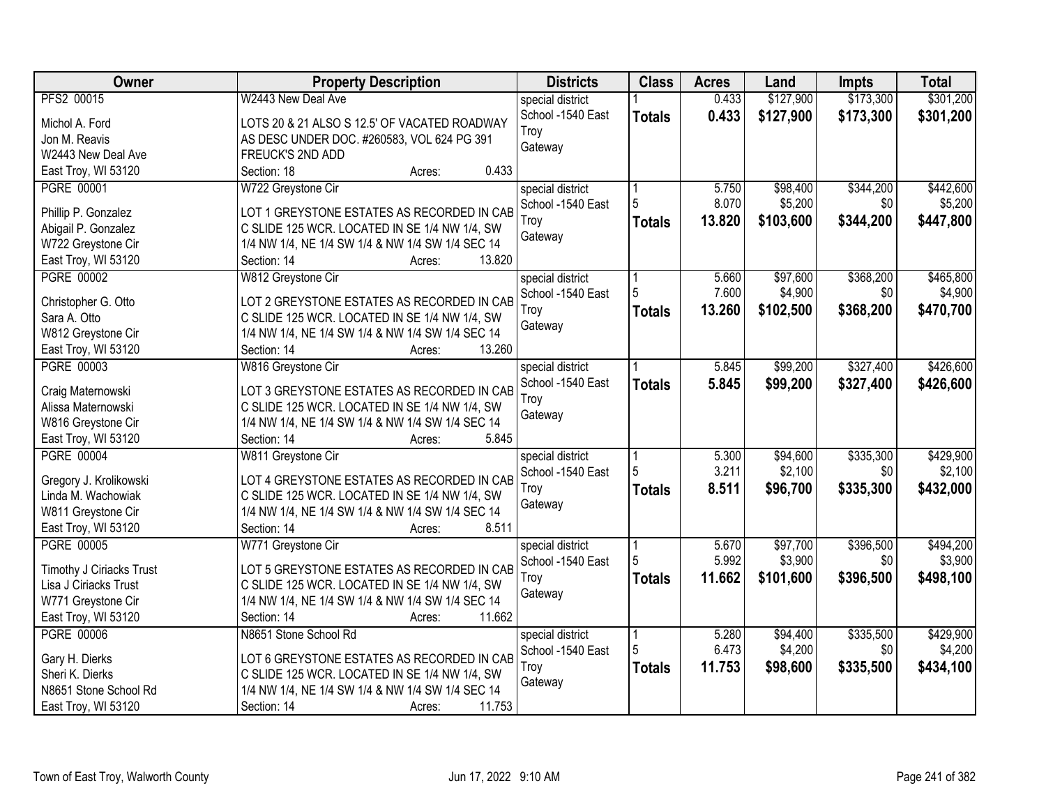| Owner | Property Description | Districts | Class | Acres | Land | Impts | Total |
|---|---|---|---|---|---|---|---|
| PFS2 00015<br><br>Michol A. Ford<br>Jon M. Reavis<br>W2443 New Deal Ave<br>East Troy, WI 53120 | W2443 New Deal Ave<br><br>LOTS 20 & 21 ALSO S 12.5' OF VACATED ROADWAY AS DESC UNDER DOC. #260583, VOL 624 PG 391 FREUCK'S 2ND ADD<br>Section: 18 Acres: 0.433 | special district<br>School -1540 East Troy<br>Gateway | 1<br>**Totals** | 0.433<br>**0.433** | $127,900<br>**$127,900** | $173,300<br>**$173,300** | $301,200<br>**$301,200** |
| PGRE 00001<br><br>Phillip P. Gonzalez<br>Abigail P. Gonzalez<br>W722 Greystone Cir<br>East Troy, WI 53120 | W722 Greystone Cir<br><br>LOT 1 GREYSTONE ESTATES AS RECORDED IN CAB C SLIDE 125 WCR. LOCATED IN SE 1/4 NW 1/4, SW 1/4 NW 1/4, NE 1/4 SW 1/4 & NW 1/4 SW 1/4 SEC 14<br>Section: 14 Acres: 13.820 | special district<br>School -1540 East Troy<br>Gateway | 1<br>5<br>**Totals** | 5.750<br>8.070<br>**13.820** | $98,400<br>$5,200<br>**$103,600** | $344,200<br>$0<br>**$344,200** | $442,600<br>$5,200<br>**$447,800** |
| PGRE 00002<br><br>Christopher G. Otto<br>Sara A. Otto<br>W812 Greystone Cir<br>East Troy, WI 53120 | W812 Greystone Cir<br><br>LOT 2 GREYSTONE ESTATES AS RECORDED IN CAB C SLIDE 125 WCR. LOCATED IN SE 1/4 NW 1/4, SW 1/4 NW 1/4, NE 1/4 SW 1/4 & NW 1/4 SW 1/4 SEC 14<br>Section: 14 Acres: 13.260 | special district<br>School -1540 East Troy<br>Gateway | 1<br>5<br>**Totals** | 5.660<br>7.600<br>**13.260** | $97,600<br>$4,900<br>**$102,500** | $368,200<br>$0<br>**$368,200** | $465,800<br>$4,900<br>**$470,700** |
| PGRE 00003<br><br>Craig Maternowski<br>Alissa Maternowski<br>W816 Greystone Cir<br>East Troy, WI 53120 | W816 Greystone Cir<br><br>LOT 3 GREYSTONE ESTATES AS RECORDED IN CAB C SLIDE 125 WCR. LOCATED IN SE 1/4 NW 1/4, SW 1/4 NW 1/4, NE 1/4 SW 1/4 & NW 1/4 SW 1/4 SEC 14<br>Section: 14 Acres: 5.845 | special district<br>School -1540 East Troy<br>Gateway | 1<br>**Totals** | 5.845<br>**5.845** | $99,200<br>**$99,200** | $327,400<br>**$327,400** | $426,600<br>**$426,600** |
| PGRE 00004<br><br>Gregory J. Krolikowski<br>Linda M. Wachowiak<br>W811 Greystone Cir<br>East Troy, WI 53120 | W811 Greystone Cir<br><br>LOT 4 GREYSTONE ESTATES AS RECORDED IN CAB C SLIDE 125 WCR. LOCATED IN SE 1/4 NW 1/4, SW 1/4 NW 1/4, NE 1/4 SW 1/4 & NW 1/4 SW 1/4 SEC 14<br>Section: 14 Acres: 8.511 | special district<br>School -1540 East Troy<br>Gateway | 1<br>5<br>**Totals** | 5.300<br>3.211<br>**8.511** | $94,600<br>$2,100<br>**$96,700** | $335,300<br>$0<br>**$335,300** | $429,900<br>$2,100<br>**$432,000** |
| PGRE 00005<br><br>Timothy J Ciriacks Trust<br>Lisa J Ciriacks Trust<br>W771 Greystone Cir<br>East Troy, WI 53120 | W771 Greystone Cir<br><br>LOT 5 GREYSTONE ESTATES AS RECORDED IN CAB C SLIDE 125 WCR. LOCATED IN SE 1/4 NW 1/4, SW 1/4 NW 1/4, NE 1/4 SW 1/4 & NW 1/4 SW 1/4 SEC 14<br>Section: 14 Acres: 11.662 | special district<br>School -1540 East Troy<br>Gateway | 1<br>5<br>**Totals** | 5.670<br>5.992<br>**11.662** | $97,700<br>$3,900<br>**$101,600** | $396,500<br>$0<br>**$396,500** | $494,200<br>$3,900<br>**$498,100** |
| PGRE 00006<br><br>Gary H. Dierks<br>Sheri K. Dierks<br>N8651 Stone School Rd<br>East Troy, WI 53120 | N8651 Stone School Rd<br><br>LOT 6 GREYSTONE ESTATES AS RECORDED IN CAB C SLIDE 125 WCR. LOCATED IN SE 1/4 NW 1/4, SW 1/4 NW 1/4, NE 1/4 SW 1/4 & NW 1/4 SW 1/4 SEC 14<br>Section: 14 Acres: 11.753 | special district<br>School -1540 East Troy<br>Gateway | 1<br>5<br>**Totals** | 5.280<br>6.473<br>**11.753** | $94,400<br>$4,200<br>**$98,600** | $335,500<br>$0<br>**$335,500** | $429,900<br>$4,200<br>**$434,100** |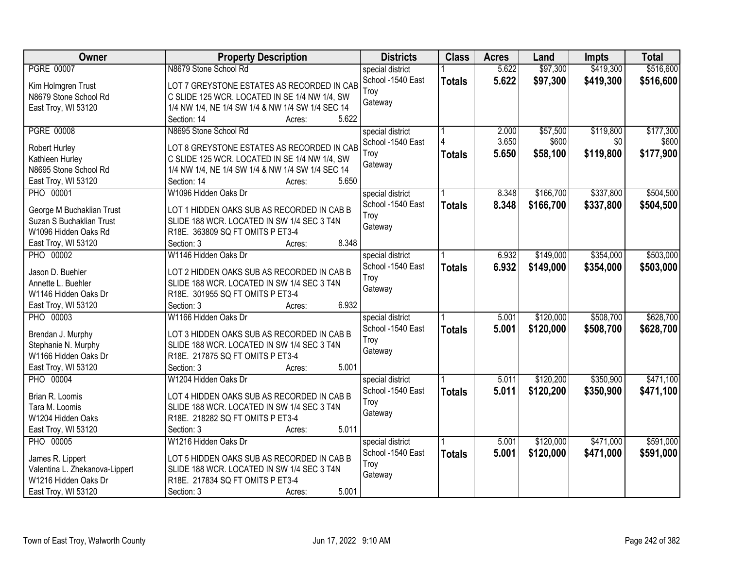| Owner | Property Description | Districts | Class | Acres | Land | Impts | Total |
|---|---|---|---|---|---|---|---|
| PGRE 00007<br><br>Kim Holmgren Trust<br>N8679 Stone School Rd<br>East Troy, WI 53120 | N8679 Stone School Rd<br><br>LOT 7 GREYSTONE ESTATES AS RECORDED IN CAB C SLIDE 125 WCR. LOCATED IN SE 1/4 NW 1/4, SW 1/4 NW 1/4, NE 1/4 SW 1/4 & NW 1/4 SW 1/4 SEC 14<br>Section: 14 Acres: 5.622 | special district<br>School -1540 East Troy<br>Gateway | 1<br>**Totals** | 5.622<br>**5.622** | \$97,300<br>**\$97,300** | \$419,300<br>**\$419,300** | \$516,600<br>**\$516,600** |
| PGRE 00008<br><br>Robert Hurley<br>Kathleen Hurley<br>N8695 Stone School Rd<br>East Troy, WI 53120 | N8695 Stone School Rd<br><br>LOT 8 GREYSTONE ESTATES AS RECORDED IN CAB C SLIDE 125 WCR. LOCATED IN SE 1/4 NW 1/4, SW 1/4 NW 1/4, NE 1/4 SW 1/4 & NW 1/4 SW 1/4 SEC 14<br>Section: 14 Acres: 5.650 | special district<br>School -1540 East Troy<br>Gateway | 1<br>4<br>**Totals** | 2.000<br>3.650<br>**5.650** | \$57,500<br>\$600<br>**\$58,100** | \$119,800<br>\$0<br>**\$119,800** | \$177,300<br>\$600<br>**\$177,900** |
| PHO 00001<br><br>George M Buchaklian Trust<br>Suzan S Buchaklian Trust<br>W1096 Hidden Oaks Rd<br>East Troy, WI 53120 | W1096 Hidden Oaks Dr<br><br>LOT 1 HIDDEN OAKS SUB AS RECORDED IN CAB B SLIDE 188 WCR. LOCATED IN SW 1/4 SEC 3 T4N R18E. 363809 SQ FT OMITS P ET3-4<br>Section: 3 Acres: 8.348 | special district<br>School -1540 East Troy<br>Gateway | 1<br>**Totals** | 8.348<br>**8.348** | \$166,700<br>**\$166,700** | \$337,800<br>**\$337,800** | \$504,500<br>**\$504,500** |
| PHO 00002<br><br>Jason D. Buehler<br>Annette L. Buehler<br>W1146 Hidden Oaks Dr<br>East Troy, WI 53120 | W1146 Hidden Oaks Dr<br><br>LOT 2 HIDDEN OAKS SUB AS RECORDED IN CAB B SLIDE 188 WCR. LOCATED IN SW 1/4 SEC 3 T4N R18E. 301955 SQ FT OMITS P ET3-4<br>Section: 3 Acres: 6.932 | special district<br>School -1540 East Troy<br>Gateway | 1<br>**Totals** | 6.932<br>**6.932** | \$149,000<br>**\$149,000** | \$354,000<br>**\$354,000** | \$503,000<br>**\$503,000** |
| PHO 00003<br><br>Brendan J. Murphy<br>Stephanie N. Murphy<br>W1166 Hidden Oaks Dr<br>East Troy, WI 53120 | W1166 Hidden Oaks Dr<br><br>LOT 3 HIDDEN OAKS SUB AS RECORDED IN CAB B SLIDE 188 WCR. LOCATED IN SW 1/4 SEC 3 T4N R18E. 217875 SQ FT OMITS P ET3-4<br>Section: 3 Acres: 5.001 | special district<br>School -1540 East Troy<br>Gateway | 1<br>**Totals** | 5.001<br>**5.001** | \$120,000<br>**\$120,000** | \$508,700<br>**\$508,700** | \$628,700<br>**\$628,700** |
| PHO 00004<br><br>Brian R. Loomis<br>Tara M. Loomis<br>W1204 Hidden Oaks<br>East Troy, WI 53120 | W1204 Hidden Oaks Dr<br><br>LOT 4 HIDDEN OAKS SUB AS RECORDED IN CAB B SLIDE 188 WCR. LOCATED IN SW 1/4 SEC 3 T4N R18E. 218282 SQ FT OMITS P ET3-4<br>Section: 3 Acres: 5.011 | special district<br>School -1540 East Troy<br>Gateway | 1<br>**Totals** | 5.011<br>**5.011** | \$120,200<br>**\$120,200** | \$350,900<br>**\$350,900** | \$471,100<br>**\$471,100** |
| PHO 00005<br><br>James R. Lippert<br>Valentina L. Zhekanova-Lippert<br>W1216 Hidden Oaks Dr<br>East Troy, WI 53120 | W1216 Hidden Oaks Dr<br><br>LOT 5 HIDDEN OAKS SUB AS RECORDED IN CAB B SLIDE 188 WCR. LOCATED IN SW 1/4 SEC 3 T4N R18E. 217834 SQ FT OMITS P ET3-4<br>Section: 3 Acres: 5.001 | special district<br>School -1540 East Troy<br>Gateway | 1<br>**Totals** | 5.001<br>**5.001** | \$120,000<br>**\$120,000** | \$471,000<br>**\$471,000** | \$591,000<br>**\$591,000** |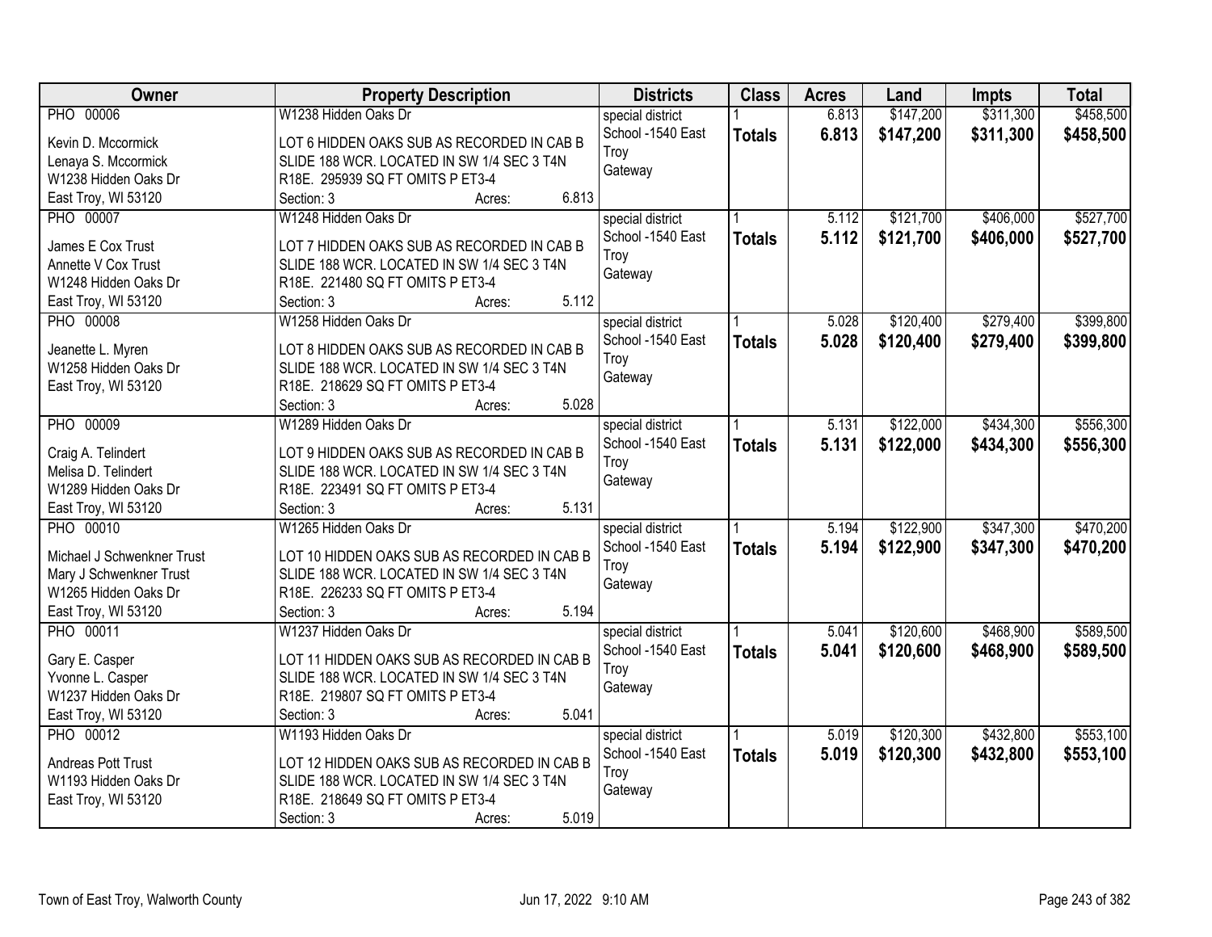| Owner | Property Description | Districts | Class | Acres | Land | Impts | Total |
|---|---|---|---|---|---|---|---|
| PHO 00006<br><br>Kevin D. Mccormick<br>Lenaya S. Mccormick<br>W1238 Hidden Oaks Dr<br>East Troy, WI 53120 | W1238 Hidden Oaks Dr<br><br>LOT 6 HIDDEN OAKS SUB AS RECORDED IN CAB B SLIDE 188 WCR. LOCATED IN SW 1/4 SEC 3 T4N R18E. 295939 SQ FT OMITS P ET3-4<br>Section: 3 Acres: 6.813 | special district<br>School -1540 East Troy<br>Gateway | 1<br>**Totals** | 6.813<br>**6.813** | $147,200<br>**$147,200** | $311,300<br>**$311,300** | $458,500<br>**$458,500** |
| PHO 00007<br><br>James E Cox Trust<br>Annette V Cox Trust<br>W1248 Hidden Oaks Dr<br>East Troy, WI 53120 | W1248 Hidden Oaks Dr<br><br>LOT 7 HIDDEN OAKS SUB AS RECORDED IN CAB B SLIDE 188 WCR. LOCATED IN SW 1/4 SEC 3 T4N R18E. 221480 SQ FT OMITS P ET3-4<br>Section: 3 Acres: 5.112 | special district<br>School -1540 East Troy<br>Gateway | 1<br>**Totals** | 5.112<br>**5.112** | $121,700<br>**$121,700** | $406,000<br>**$406,000** | $527,700<br>**$527,700** |
| PHO 00008<br><br>Jeanette L. Myren<br>W1258 Hidden Oaks Dr<br>East Troy, WI 53120 | W1258 Hidden Oaks Dr<br><br>LOT 8 HIDDEN OAKS SUB AS RECORDED IN CAB B SLIDE 188 WCR. LOCATED IN SW 1/4 SEC 3 T4N R18E. 218629 SQ FT OMITS P ET3-4<br>Section: 3 Acres: 5.028 | special district<br>School -1540 East Troy<br>Gateway | 1<br>**Totals** | 5.028<br>**5.028** | $120,400<br>**$120,400** | $279,400<br>**$279,400** | $399,800<br>**$399,800** |
| PHO 00009<br><br>Craig A. Telindert<br>Melisa D. Telindert<br>W1289 Hidden Oaks Dr<br>East Troy, WI 53120 | W1289 Hidden Oaks Dr<br><br>LOT 9 HIDDEN OAKS SUB AS RECORDED IN CAB B SLIDE 188 WCR. LOCATED IN SW 1/4 SEC 3 T4N R18E. 223491 SQ FT OMITS P ET3-4<br>Section: 3 Acres: 5.131 | special district<br>School -1540 East Troy<br>Gateway | 1<br>**Totals** | 5.131<br>**5.131** | $122,000<br>**$122,000** | $434,300<br>**$434,300** | $556,300<br>**$556,300** |
| PHO 00010<br><br>Michael J Schwenkner Trust<br>Mary J Schwenkner Trust<br>W1265 Hidden Oaks Dr<br>East Troy, WI 53120 | W1265 Hidden Oaks Dr<br><br>LOT 10 HIDDEN OAKS SUB AS RECORDED IN CAB B SLIDE 188 WCR. LOCATED IN SW 1/4 SEC 3 T4N R18E. 226233 SQ FT OMITS P ET3-4<br>Section: 3 Acres: 5.194 | special district<br>School -1540 East Troy<br>Gateway | 1<br>**Totals** | 5.194<br>**5.194** | $122,900<br>**$122,900** | $347,300<br>**$347,300** | $470,200<br>**$470,200** |
| PHO 00011<br><br>Gary E. Casper<br>Yvonne L. Casper<br>W1237 Hidden Oaks Dr<br>East Troy, WI 53120 | W1237 Hidden Oaks Dr<br><br>LOT 11 HIDDEN OAKS SUB AS RECORDED IN CAB B SLIDE 188 WCR. LOCATED IN SW 1/4 SEC 3 T4N R18E. 219807 SQ FT OMITS P ET3-4<br>Section: 3 Acres: 5.041 | special district<br>School -1540 East Troy<br>Gateway | 1<br>**Totals** | 5.041<br>**5.041** | $120,600<br>**$120,600** | $468,900<br>**$468,900** | $589,500<br>**$589,500** |
| PHO 00012<br><br>Andreas Pott Trust<br>W1193 Hidden Oaks Dr<br>East Troy, WI 53120 | W1193 Hidden Oaks Dr<br><br>LOT 12 HIDDEN OAKS SUB AS RECORDED IN CAB B SLIDE 188 WCR. LOCATED IN SW 1/4 SEC 3 T4N R18E. 218649 SQ FT OMITS P ET3-4<br>Section: 3 Acres: 5.019 | special district<br>School -1540 East Troy<br>Gateway | 1<br>**Totals** | 5.019<br>**5.019** | $120,300<br>**$120,300** | $432,800<br>**$432,800** | $553,100<br>**$553,100** |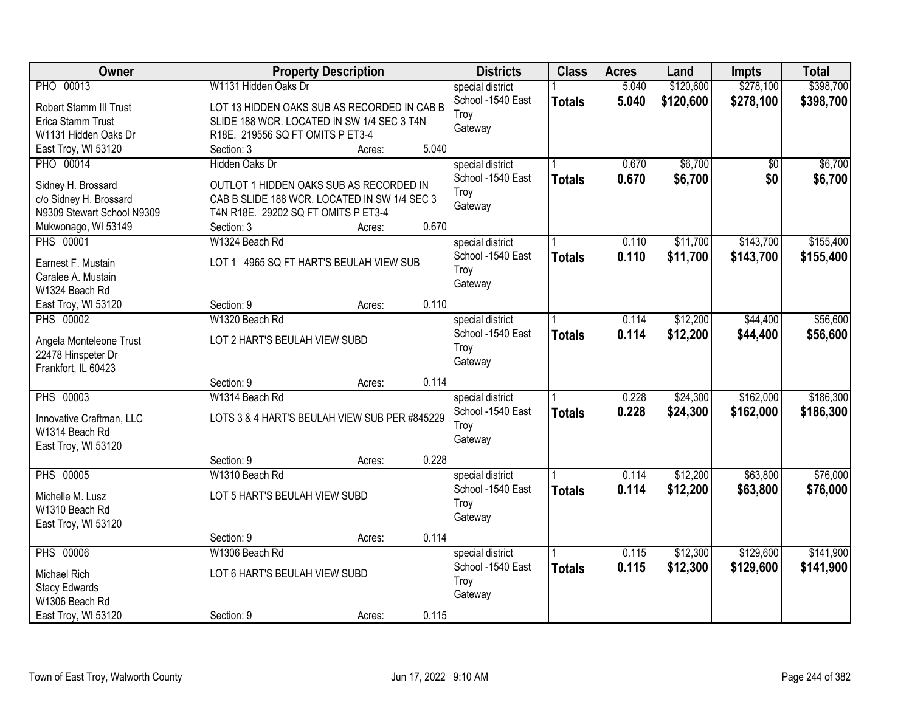| Owner | Property Description | Districts | Class | Acres | Land | Impts | Total |
|---|---|---|---|---|---|---|---|
| PHO 00013<br>Robert Stamm III Trust<br>Erica Stamm Trust<br>W1131 Hidden Oaks Dr<br>East Troy, WI 53120 | W1131 Hidden Oaks Dr<br>LOT 13 HIDDEN OAKS SUB AS RECORDED IN CAB B SLIDE 188 WCR. LOCATED IN SW 1/4 SEC 3 T4N R18E. 219556 SQ FT OMITS P ET3-4<br>Section: 3 Acres: 5.040 | special district<br>School -1540 East Troy<br>Gateway | 1<br>**Totals** | 5.040<br>**5.040** | $120,600<br>**$120,600** | $278,100<br>**$278,100** | $398,700<br>**$398,700** |
| PHO 00014<br>Sidney H. Brossard<br>c/o Sidney H. Brossard<br>N9309 Stewart School N9309<br>Mukwonago, WI 53149 | Hidden Oaks Dr<br>OUTLOT 1 HIDDEN OAKS SUB AS RECORDED IN CAB B SLIDE 188 WCR. LOCATED IN SW 1/4 SEC 3 T4N R18E. 29202 SQ FT OMITS P ET3-4<br>Section: 3 Acres: 0.670 | special district<br>School -1540 East Troy<br>Gateway | 1<br>**Totals** | 0.670<br>**0.670** | $6,700<br>**$6,700** | $0<br>**$0** | $6,700<br>**$6,700** |
| PHS 00001<br>Earnest F. Mustain<br>Caralee A. Mustain<br>W1324 Beach Rd<br>East Troy, WI 53120 | W1324 Beach Rd<br>LOT 1 4965 SQ FT HART'S BEULAH VIEW SUB<br>Section: 9 Acres: 0.110 | special district<br>School -1540 East Troy<br>Gateway | 1<br>**Totals** | 0.110<br>**0.110** | $11,700<br>**$11,700** | $143,700<br>**$143,700** | $155,400<br>**$155,400** |
| PHS 00002<br>Angela Monteleone Trust<br>22478 Hinspeter Dr<br>Frankfort, IL 60423 | W1320 Beach Rd<br>LOT 2 HART'S BEULAH VIEW SUBD<br>Section: 9 Acres: 0.114 | special district<br>School -1540 East Troy<br>Gateway | 1<br>**Totals** | 0.114<br>**0.114** | $12,200<br>**$12,200** | $44,400<br>**$44,400** | $56,600<br>**$56,600** |
| PHS 00003<br>Innovative Craftman, LLC<br>W1314 Beach Rd<br>East Troy, WI 53120 | W1314 Beach Rd<br>LOTS 3 & 4 HART'S BEULAH VIEW SUB PER #845229<br>Section: 9 Acres: 0.228 | special district<br>School -1540 East Troy<br>Gateway | 1<br>**Totals** | 0.228<br>**0.228** | $24,300<br>**$24,300** | $162,000<br>**$162,000** | $186,300<br>**$186,300** |
| PHS 00005<br>Michelle M. Lusz<br>W1310 Beach Rd<br>East Troy, WI 53120 | W1310 Beach Rd<br>LOT 5 HART'S BEULAH VIEW SUBD<br>Section: 9 Acres: 0.114 | special district<br>School -1540 East Troy<br>Gateway | 1<br>**Totals** | 0.114<br>**0.114** | $12,200<br>**$12,200** | $63,800<br>**$63,800** | $76,000<br>**$76,000** |
| PHS 00006<br>Michael Rich<br>Stacy Edwards<br>W1306 Beach Rd<br>East Troy, WI 53120 | W1306 Beach Rd<br>LOT 6 HART'S BEULAH VIEW SUBD<br>Section: 9 Acres: 0.115 | special district<br>School -1540 East Troy<br>Gateway | 1<br>**Totals** | 0.115<br>**0.115** | $12,300<br>**$12,300** | $129,600<br>**$129,600** | $141,900<br>**$141,900** |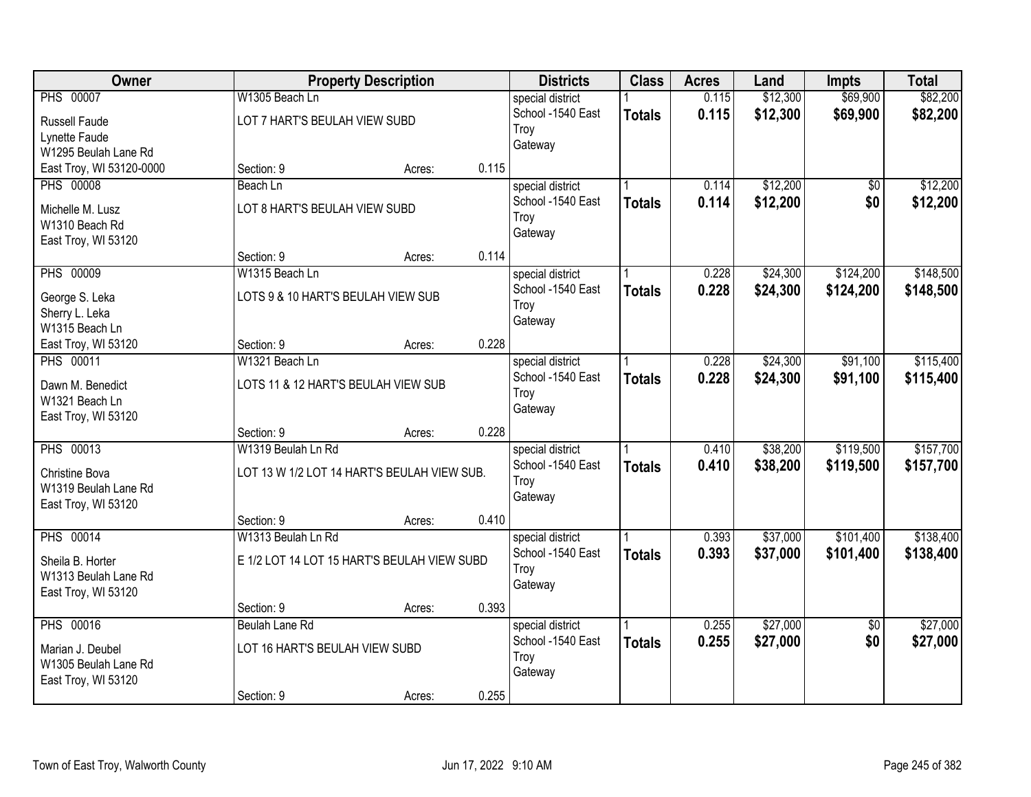| Owner | Property Description | | | Districts | Class | Acres | Land | Impts | Total |
|---|---|---|---|---|---|---|---|---|---|
| PHS 00007 | W1305 Beach Ln | | | special district | 1 | 0.115 | $12,300 | $69,900 | $82,200 |
| Russell Faude<br>Lynette Faude<br>W1295 Beulah Lane Rd<br>East Troy, WI 53120-0000 | LOT 7 HART'S BEULAH VIEW SUBD | | | School -1540 East Troy<br>Gateway | **Totals** | **0.115** | **$12,300** | **$69,900** | **$82,200** |
| | Section: 9 | Acres: | 0.115 | | | | | | |
| PHS 00008 | Beach Ln | | | special district | 1 | 0.114 | $12,200 | $0 | $12,200 |
| Michelle M. Lusz<br>W1310 Beach Rd<br>East Troy, WI 53120 | LOT 8 HART'S BEULAH VIEW SUBD | | | School -1540 East Troy<br>Gateway | **Totals** | **0.114** | **$12,200** | **$0** | **$12,200** |
| | Section: 9 | Acres: | 0.114 | | | | | | |
| PHS 00009 | W1315 Beach Ln | | | special district | 1 | 0.228 | $24,300 | $124,200 | $148,500 |
| George S. Leka<br>Sherry L. Leka<br>W1315 Beach Ln<br>East Troy, WI 53120 | LOTS 9 & 10 HART'S BEULAH VIEW SUB | | | School -1540 East Troy<br>Gateway | **Totals** | **0.228** | **$24,300** | **$124,200** | **$148,500** |
| | Section: 9 | Acres: | 0.228 | | | | | | |
| PHS 00011 | W1321 Beach Ln | | | special district | 1 | 0.228 | $24,300 | $91,100 | $115,400 |
| Dawn M. Benedict<br>W1321 Beach Ln<br>East Troy, WI 53120 | LOTS 11 & 12 HART'S BEULAH VIEW SUB | | | School -1540 East Troy<br>Gateway | **Totals** | **0.228** | **$24,300** | **$91,100** | **$115,400** |
| | Section: 9 | Acres: | 0.228 | | | | | | |
| PHS 00013 | W1319 Beulah Ln Rd | | | special district | 1 | 0.410 | $38,200 | $119,500 | $157,700 |
| Christine Bova<br>W1319 Beulah Lane Rd<br>East Troy, WI 53120 | LOT 13 W 1/2 LOT 14 HART'S BEULAH VIEW SUB. | | | School -1540 East Troy<br>Gateway | **Totals** | **0.410** | **$38,200** | **$119,500** | **$157,700** |
| | Section: 9 | Acres: | 0.410 | | | | | | |
| PHS 00014 | W1313 Beulah Ln Rd | | | special district | 1 | 0.393 | $37,000 | $101,400 | $138,400 |
| Sheila B. Horter<br>W1313 Beulah Lane Rd<br>East Troy, WI 53120 | E 1/2 LOT 14 LOT 15 HART'S BEULAH VIEW SUBD | | | School -1540 East Troy<br>Gateway | **Totals** | **0.393** | **$37,000** | **$101,400** | **$138,400** |
| | Section: 9 | Acres: | 0.393 | | | | | | |
| PHS 00016 | Beulah Lane Rd | | | special district | 1 | 0.255 | $27,000 | $0 | $27,000 |
| Marian J. Deubel<br>W1305 Beulah Lane Rd<br>East Troy, WI 53120 | LOT 16 HART'S BEULAH VIEW SUBD | | | School -1540 East Troy<br>Gateway | **Totals** | **0.255** | **$27,000** | **$0** | **$27,000** |
| | Section: 9 | Acres: | 0.255 | | | | | | |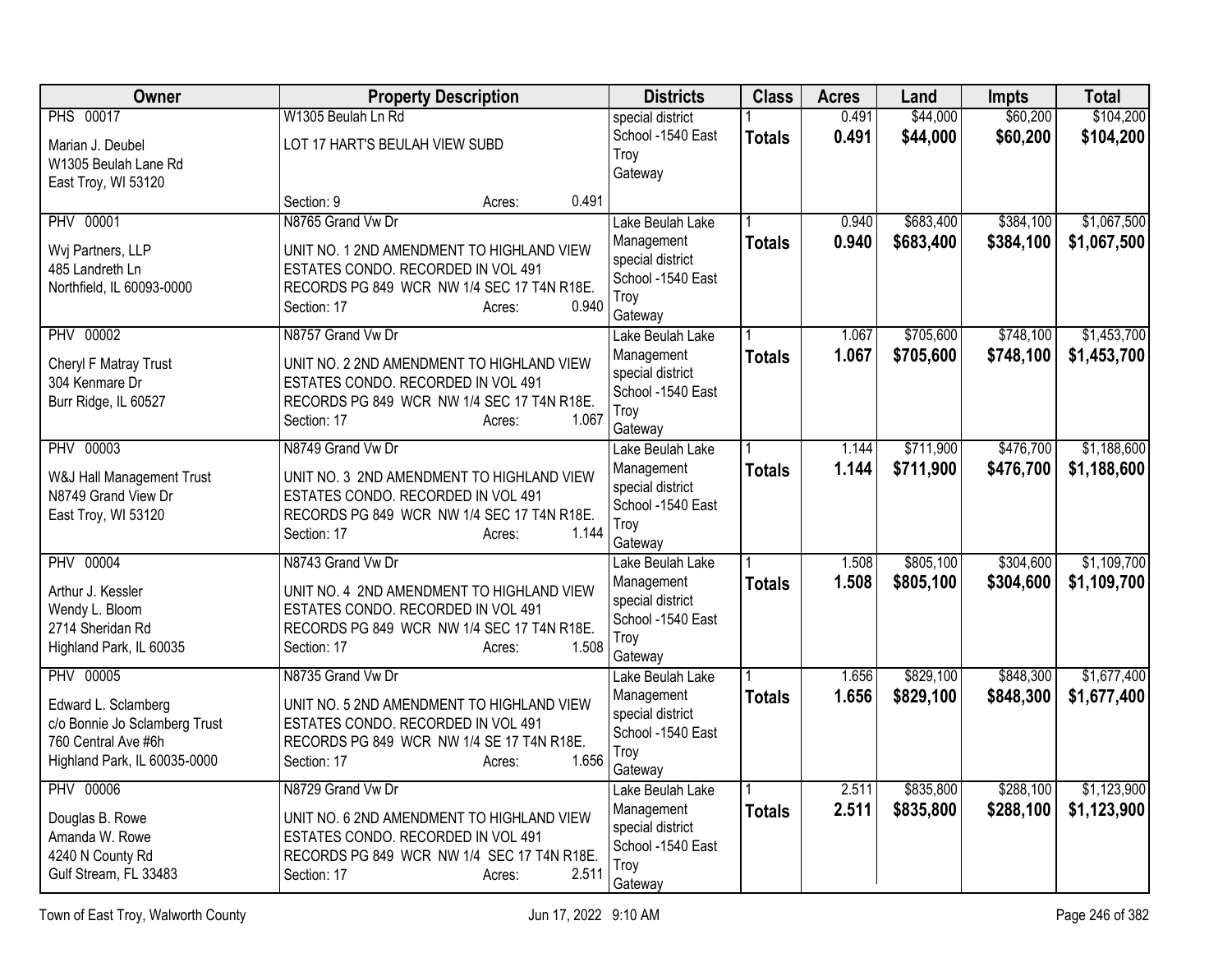| Owner | Property Description | Districts | Class | Acres | Land | Impts | Total |
|---|---|---|---|---|---|---|---|
| PHS 00017<br>Marian J. Deubel<br>W1305 Beulah Lane Rd<br>East Troy, WI 53120 | W1305 Beulah Ln Rd<br>LOT 17 HART'S BEULAH VIEW SUBD<br>Section: 9 Acres: 0.491 | special district<br>School -1540 East Troy<br>Gateway | 1<br>**Totals** | 0.491<br>**0.491** | $44,000<br>**$44,000** | $60,200<br>**$60,200** | $104,200<br>**$104,200** |
| PHV 00001<br>Wvj Partners, LLP<br>485 Landreth Ln<br>Northfield, IL 60093-0000 | N8765 Grand Vw Dr<br>UNIT NO. 1 2ND AMENDMENT TO HIGHLAND VIEW ESTATES CONDO. RECORDED IN VOL 491 RECORDS PG 849 WCR NW 1/4 SEC 17 T4N R18E.<br>Section: 17 Acres: 0.940 | Lake Beulah Lake Management special district<br>School -1540 East Troy<br>Gateway | 1<br>**Totals** | 0.940<br>**0.940** | $683,400<br>**$683,400** | $384,100<br>**$384,100** | $1,067,500<br>**$1,067,500** |
| PHV 00002<br>Cheryl F Matray Trust<br>304 Kenmare Dr<br>Burr Ridge, IL 60527 | N8757 Grand Vw Dr<br>UNIT NO. 2 2ND AMENDMENT TO HIGHLAND VIEW ESTATES CONDO. RECORDED IN VOL 491 RECORDS PG 849 WCR NW 1/4 SEC 17 T4N R18E.<br>Section: 17 Acres: 1.067 | Lake Beulah Lake Management special district<br>School -1540 East Troy<br>Gateway | 1<br>**Totals** | 1.067<br>**1.067** | $705,600<br>**$705,600** | $748,100<br>**$748,100** | $1,453,700<br>**$1,453,700** |
| PHV 00003<br>W&J Hall Management Trust<br>N8749 Grand View Dr<br>East Troy, WI 53120 | N8749 Grand Vw Dr<br>UNIT NO. 3 2ND AMENDMENT TO HIGHLAND VIEW ESTATES CONDO. RECORDED IN VOL 491 RECORDS PG 849 WCR NW 1/4 SEC 17 T4N R18E.<br>Section: 17 Acres: 1.144 | Lake Beulah Lake Management special district<br>School -1540 East Troy<br>Gateway | 1<br>**Totals** | 1.144<br>**1.144** | $711,900<br>**$711,900** | $476,700<br>**$476,700** | $1,188,600<br>**$1,188,600** |
| PHV 00004<br>Arthur J. Kessler<br>Wendy L. Bloom<br>2714 Sheridan Rd<br>Highland Park, IL 60035 | N8743 Grand Vw Dr<br>UNIT NO. 4 2ND AMENDMENT TO HIGHLAND VIEW ESTATES CONDO. RECORDED IN VOL 491 RECORDS PG 849 WCR NW 1/4 SEC 17 T4N R18E.<br>Section: 17 Acres: 1.508 | Lake Beulah Lake Management special district<br>School -1540 East Troy<br>Gateway | 1<br>**Totals** | 1.508<br>**1.508** | $805,100<br>**$805,100** | $304,600<br>**$304,600** | $1,109,700<br>**$1,109,700** |
| PHV 00005<br>Edward L. Sclamberg<br>c/o Bonnie Jo Sclamberg Trust<br>760 Central Ave #6h<br>Highland Park, IL 60035-0000 | N8735 Grand Vw Dr<br>UNIT NO. 5 2ND AMENDMENT TO HIGHLAND VIEW ESTATES CONDO. RECORDED IN VOL 491 RECORDS PG 849 WCR NW 1/4 SE 17 T4N R18E.<br>Section: 17 Acres: 1.656 | Lake Beulah Lake Management special district<br>School -1540 East Troy<br>Gateway | 1<br>**Totals** | 1.656<br>**1.656** | $829,100<br>**$829,100** | $848,300<br>**$848,300** | $1,677,400<br>**$1,677,400** |
| PHV 00006<br>Douglas B. Rowe<br>Amanda W. Rowe<br>4240 N County Rd<br>Gulf Stream, FL 33483 | N8729 Grand Vw Dr<br>UNIT NO. 6 2ND AMENDMENT TO HIGHLAND VIEW ESTATES CONDO. RECORDED IN VOL 491 RECORDS PG 849 WCR NW 1/4 SEC 17 T4N R18E.<br>Section: 17 Acres: 2.511 | Lake Beulah Lake Management special district<br>School -1540 East Troy<br>Gateway | 1<br>**Totals** | 2.511<br>**2.511** | $835,800<br>**$835,800** | $288,100<br>**$288,100** | $1,123,900<br>**$1,123,900** |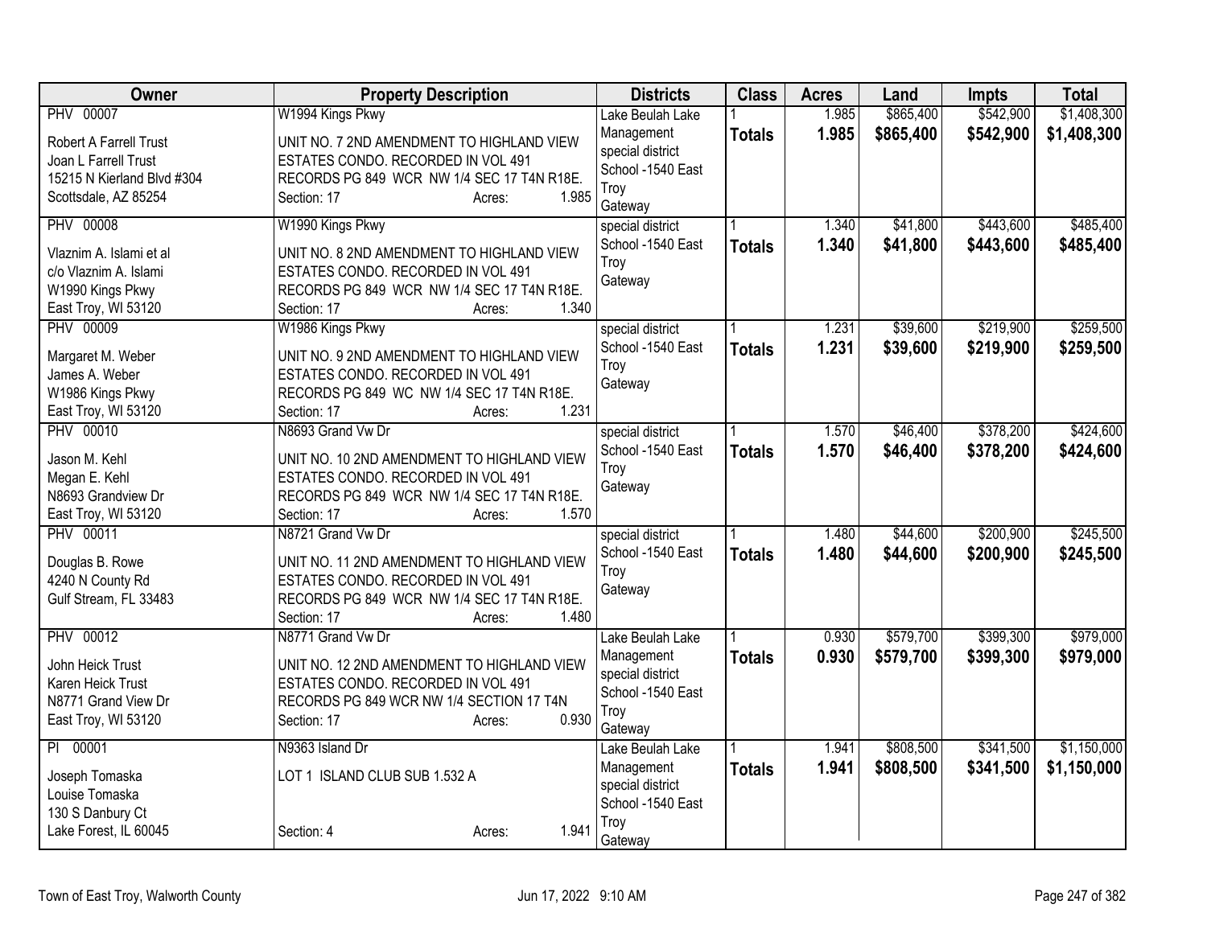| Owner | Property Description | Districts | Class | Acres | Land | Impts | Total |
|---|---|---|---|---|---|---|---|
| PHV 00007<br>Robert A Farrell Trust<br>Joan L Farrell Trust<br>15215 N Kierland Blvd #304<br>Scottsdale, AZ 85254 | W1994 Kings Pkwy<br>UNIT NO. 7 2ND AMENDMENT TO HIGHLAND VIEW ESTATES CONDO. RECORDED IN VOL 491 RECORDS PG 849 WCR NW 1/4 SEC 17 T4N R18E.<br>Section: 17 Acres: 1.985 | Lake Beulah Lake Management special district School -1540 East Troy Gateway | 1<br>**Totals** | 1.985<br>**1.985** | $865,400<br>**$865,400** | $542,900<br>**$542,900** | $1,408,300<br>**$1,408,300** |
| PHV 00008<br>Vlaznim A. Islami et al<br>c/o Vlaznim A. Islami<br>W1990 Kings Pkwy<br>East Troy, WI 53120 | W1990 Kings Pkwy<br>UNIT NO. 8 2ND AMENDMENT TO HIGHLAND VIEW ESTATES CONDO. RECORDED IN VOL 491 RECORDS PG 849 WCR NW 1/4 SEC 17 T4N R18E.<br>Section: 17 Acres: 1.340 | special district School -1540 East Troy Gateway | 1<br>**Totals** | 1.340<br>**1.340** | $41,800<br>**$41,800** | $443,600<br>**$443,600** | $485,400<br>**$485,400** |
| PHV 00009<br>Margaret M. Weber<br>James A. Weber<br>W1986 Kings Pkwy<br>East Troy, WI 53120 | W1986 Kings Pkwy<br>UNIT NO. 9 2ND AMENDMENT TO HIGHLAND VIEW ESTATES CONDO. RECORDED IN VOL 491 RECORDS PG 849 WC NW 1/4 SEC 17 T4N R18E.<br>Section: 17 Acres: 1.231 | special district School -1540 East Troy Gateway | 1<br>**Totals** | 1.231<br>**1.231** | $39,600<br>**$39,600** | $219,900<br>**$219,900** | $259,500<br>**$259,500** |
| PHV 00010<br>Jason M. Kehl<br>Megan E. Kehl<br>N8693 Grandview Dr<br>East Troy, WI 53120 | N8693 Grand Vw Dr<br>UNIT NO. 10 2ND AMENDMENT TO HIGHLAND VIEW ESTATES CONDO. RECORDED IN VOL 491 RECORDS PG 849 WCR NW 1/4 SEC 17 T4N R18E.<br>Section: 17 Acres: 1.570 | special district School -1540 East Troy Gateway | 1<br>**Totals** | 1.570<br>**1.570** | $46,400<br>**$46,400** | $378,200<br>**$378,200** | $424,600<br>**$424,600** |
| PHV 00011<br>Douglas B. Rowe<br>4240 N County Rd<br>Gulf Stream, FL 33483 | N8721 Grand Vw Dr<br>UNIT NO. 11 2ND AMENDMENT TO HIGHLAND VIEW ESTATES CONDO. RECORDED IN VOL 491 RECORDS PG 849 WCR NW 1/4 SEC 17 T4N R18E.<br>Section: 17 Acres: 1.480 | special district School -1540 East Troy Gateway | 1<br>**Totals** | 1.480<br>**1.480** | $44,600<br>**$44,600** | $200,900<br>**$200,900** | $245,500<br>**$245,500** |
| PHV 00012<br>John Heick Trust<br>Karen Heick Trust<br>N8771 Grand View Dr<br>East Troy, WI 53120 | N8771 Grand Vw Dr<br>UNIT NO. 12 2ND AMENDMENT TO HIGHLAND VIEW ESTATES CONDO. RECORDED IN VOL 491 RECORDS PG 849 WCR NW 1/4 SECTION 17 T4N<br>Section: 17 Acres: 0.930 | Lake Beulah Lake Management special district School -1540 East Troy Gateway | 1<br>**Totals** | 0.930<br>**0.930** | $579,700<br>**$579,700** | $399,300<br>**$399,300** | $979,000<br>**$979,000** |
| PI 00001<br>Joseph Tomaska<br>Louise Tomaska<br>130 S Danbury Ct<br>Lake Forest, IL 60045 | N9363 Island Dr<br>LOT 1 ISLAND CLUB SUB 1.532 A<br>Section: 4 Acres: 1.941 | Lake Beulah Lake Management special district School -1540 East Troy Gateway | 1<br>**Totals** | 1.941<br>**1.941** | $808,500<br>**$808,500** | $341,500<br>**$341,500** | $1,150,000<br>**$1,150,000** |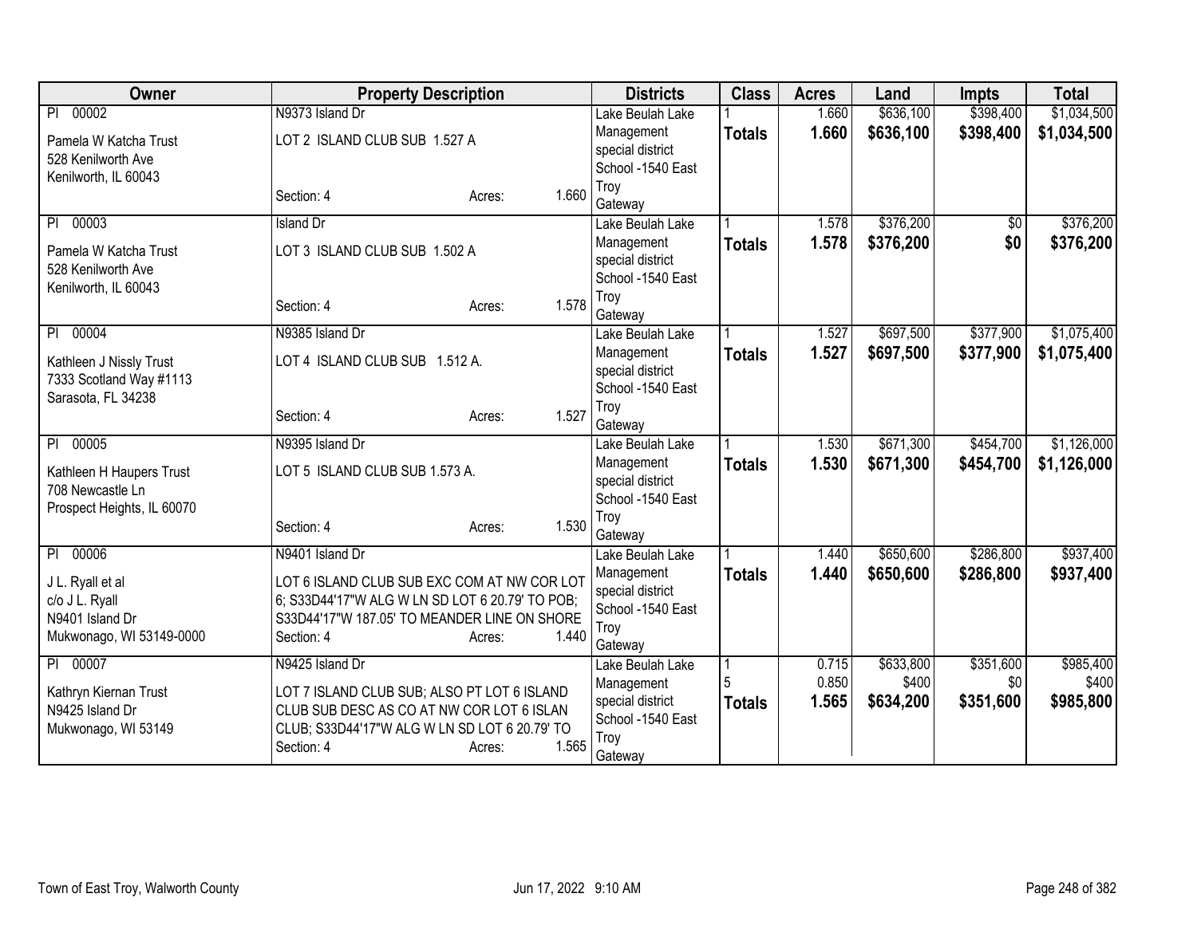| Owner | Property Description | Districts | Class | Acres | Land | Impts | Total |
|---|---|---|---|---|---|---|---|
| PI 00002<br>Pamela W Katcha Trust<br>528 Kenilworth Ave<br>Kenilworth, IL 60043 | N9373 Island Dr<br>LOT 2 ISLAND CLUB SUB 1.527 A<br>Section: 4 Acres: 1.660 | Lake Beulah Lake Management special district<br>School -1540 East Troy<br>Gateway | 1<br>**Totals** | 1.660<br>**1.660** | $636,100<br>**$636,100** | $398,400<br>**$398,400** | $1,034,500<br>**$1,034,500** |
| PI 00003<br>Pamela W Katcha Trust<br>528 Kenilworth Ave<br>Kenilworth, IL 60043 | Island Dr<br>LOT 3 ISLAND CLUB SUB 1.502 A<br>Section: 4 Acres: 1.578 | Lake Beulah Lake Management special district<br>School -1540 East Troy<br>Gateway | 1<br>**Totals** | 1.578<br>**1.578** | $376,200<br>**$376,200** | $0<br>**$0** | $376,200<br>**$376,200** |
| PI 00004<br>Kathleen J Nissly Trust<br>7333 Scotland Way #1113<br>Sarasota, FL 34238 | N9385 Island Dr<br>LOT 4 ISLAND CLUB SUB 1.512 A.<br>Section: 4 Acres: 1.527 | Lake Beulah Lake Management special district<br>School -1540 East Troy<br>Gateway | 1<br>**Totals** | 1.527<br>**1.527** | $697,500<br>**$697,500** | $377,900<br>**$377,900** | $1,075,400<br>**$1,075,400** |
| PI 00005<br>Kathleen H Haupers Trust<br>708 Newcastle Ln<br>Prospect Heights, IL 60070 | N9395 Island Dr<br>LOT 5 ISLAND CLUB SUB 1.573 A.<br>Section: 4 Acres: 1.530 | Lake Beulah Lake Management special district<br>School -1540 East Troy<br>Gateway | 1<br>**Totals** | 1.530<br>**1.530** | $671,300<br>**$671,300** | $454,700<br>**$454,700** | $1,126,000<br>**$1,126,000** |
| PI 00006<br>J L. Ryall et al<br>c/o J L. Ryall<br>N9401 Island Dr<br>Mukwonago, WI 53149-0000 | N9401 Island Dr<br>LOT 6 ISLAND CLUB SUB EXC COM AT NW COR LOT 6; S33D44'17"W ALG W LN SD LOT 6 20.79' TO POB; S33D44'17"W 187.05' TO MEANDER LINE ON SHORE<br>Section: 4 Acres: 1.440 | Lake Beulah Lake Management special district<br>School -1540 East Troy<br>Gateway | 1<br>**Totals** | 1.440<br>**1.440** | $650,600<br>**$650,600** | $286,800<br>**$286,800** | $937,400<br>**$937,400** |
| PI 00007<br>Kathryn Kiernan Trust<br>N9425 Island Dr<br>Mukwonago, WI 53149 | N9425 Island Dr<br>LOT 7 ISLAND CLUB SUB; ALSO PT LOT 6 ISLAND CLUB SUB DESC AS CO AT NW COR LOT 6 ISLAN CLUB; S33D44'17"W ALG W LN SD LOT 6 20.79' TO<br>Section: 4 Acres: 1.565 | Lake Beulah Lake Management special district<br>School -1540 East Troy<br>Gateway | 1<br>5<br>**Totals** | 0.715<br>0.850<br>**1.565** | $633,800<br>$400<br>**$634,200** | $351,600<br>$0<br>**$351,600** | $985,400<br>$400<br>**$985,800** |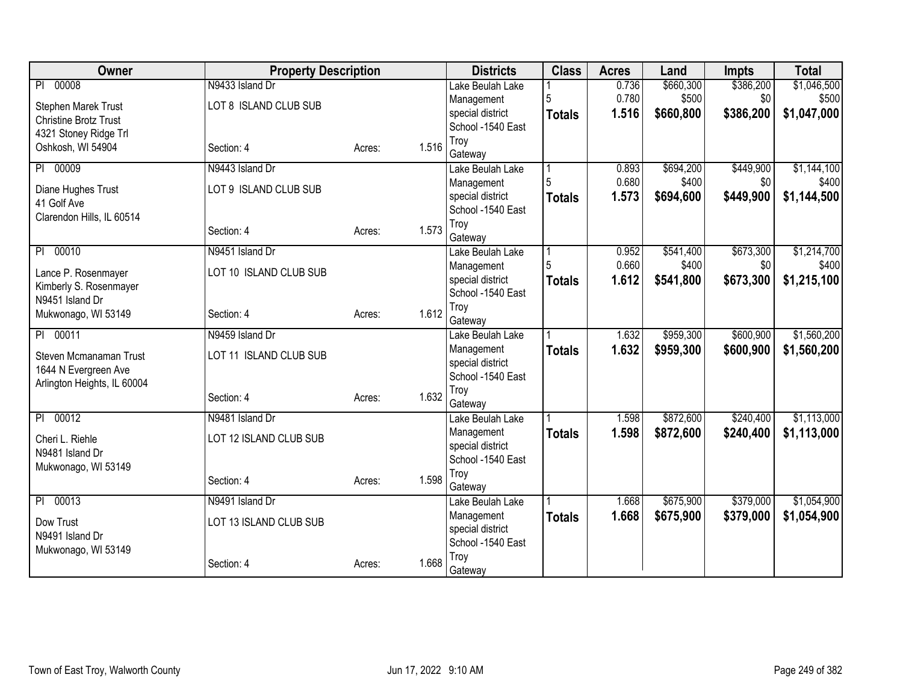| Owner | Property Description | | | Districts | Class | Acres | Land | Impts | Total |
|---|---|---|---|---|---|---|---|---|---|
| PI 00008 | N9433 Island Dr | | | Lake Beulah Lake | 1 | 0.736 | $660,300 | $386,200 | $1,046,500 |
| Stephen Marek Trust | LOT 8 ISLAND CLUB SUB | | | Management | 5 | 0.780 | $500 | $0 | $500 |
| Christine Brotz Trust | | | | special district | **Totals** | **1.516** | **$660,800** | **$386,200** | **$1,047,000** |
| 4321 Stoney Ridge Trl | | | | School -1540 East | | | | | |
| Oshkosh, WI 54904 | Section: 4 | Acres: | 1.516 | Troy Gateway | | | | | |
| PI 00009 | N9443 Island Dr | | | Lake Beulah Lake | 1 | 0.893 | $694,200 | $449,900 | $1,144,100 |
| Diane Hughes Trust | LOT 9 ISLAND CLUB SUB | | | Management | 5 | 0.680 | $400 | $0 | $400 |
| 41 Golf Ave | | | | special district | **Totals** | **1.573** | **$694,600** | **$449,900** | **$1,144,500** |
| Clarendon Hills, IL 60514 | | | | School -1540 East | | | | | |
| | Section: 4 | Acres: | 1.573 | Troy Gateway | | | | | |
| PI 00010 | N9451 Island Dr | | | Lake Beulah Lake | 1 | 0.952 | $541,400 | $673,300 | $1,214,700 |
| Lance P. Rosenmayer | LOT 10 ISLAND CLUB SUB | | | Management | 5 | 0.660 | $400 | $0 | $400 |
| Kimberly S. Rosenmayer | | | | special district | **Totals** | **1.612** | **$541,800** | **$673,300** | **$1,215,100** |
| N9451 Island Dr | | | | School -1540 East | | | | | |
| Mukwonago, WI 53149 | Section: 4 | Acres: | 1.612 | Troy Gateway | | | | | |
| PI 00011 | N9459 Island Dr | | | Lake Beulah Lake | 1 | 1.632 | $959,300 | $600,900 | $1,560,200 |
| Steven Mcmanaman Trust | LOT 11 ISLAND CLUB SUB | | | Management | **Totals** | **1.632** | **$959,300** | **$600,900** | **$1,560,200** |
| 1644 N Evergreen Ave | | | | special district | | | | | |
| Arlington Heights, IL 60004 | | | | School -1540 East | | | | | |
| | Section: 4 | Acres: | 1.632 | Troy Gateway | | | | | |
| PI 00012 | N9481 Island Dr | | | Lake Beulah Lake | 1 | 1.598 | $872,600 | $240,400 | $1,113,000 |
| Cheri L. Riehle | LOT 12 ISLAND CLUB SUB | | | Management | **Totals** | **1.598** | **$872,600** | **$240,400** | **$1,113,000** |
| N9481 Island Dr | | | | special district | | | | | |
| Mukwonago, WI 53149 | | | | School -1540 East | | | | | |
| | Section: 4 | Acres: | 1.598 | Troy Gateway | | | | | |
| PI 00013 | N9491 Island Dr | | | Lake Beulah Lake | 1 | 1.668 | $675,900 | $379,000 | $1,054,900 |
| Dow Trust | LOT 13 ISLAND CLUB SUB | | | Management | **Totals** | **1.668** | **$675,900** | **$379,000** | **$1,054,900** |
| N9491 Island Dr | | | | special district | | | | | |
| Mukwonago, WI 53149 | | | | School -1540 East | | | | | |
| | Section: 4 | Acres: | 1.668 | Troy Gateway | | | | | |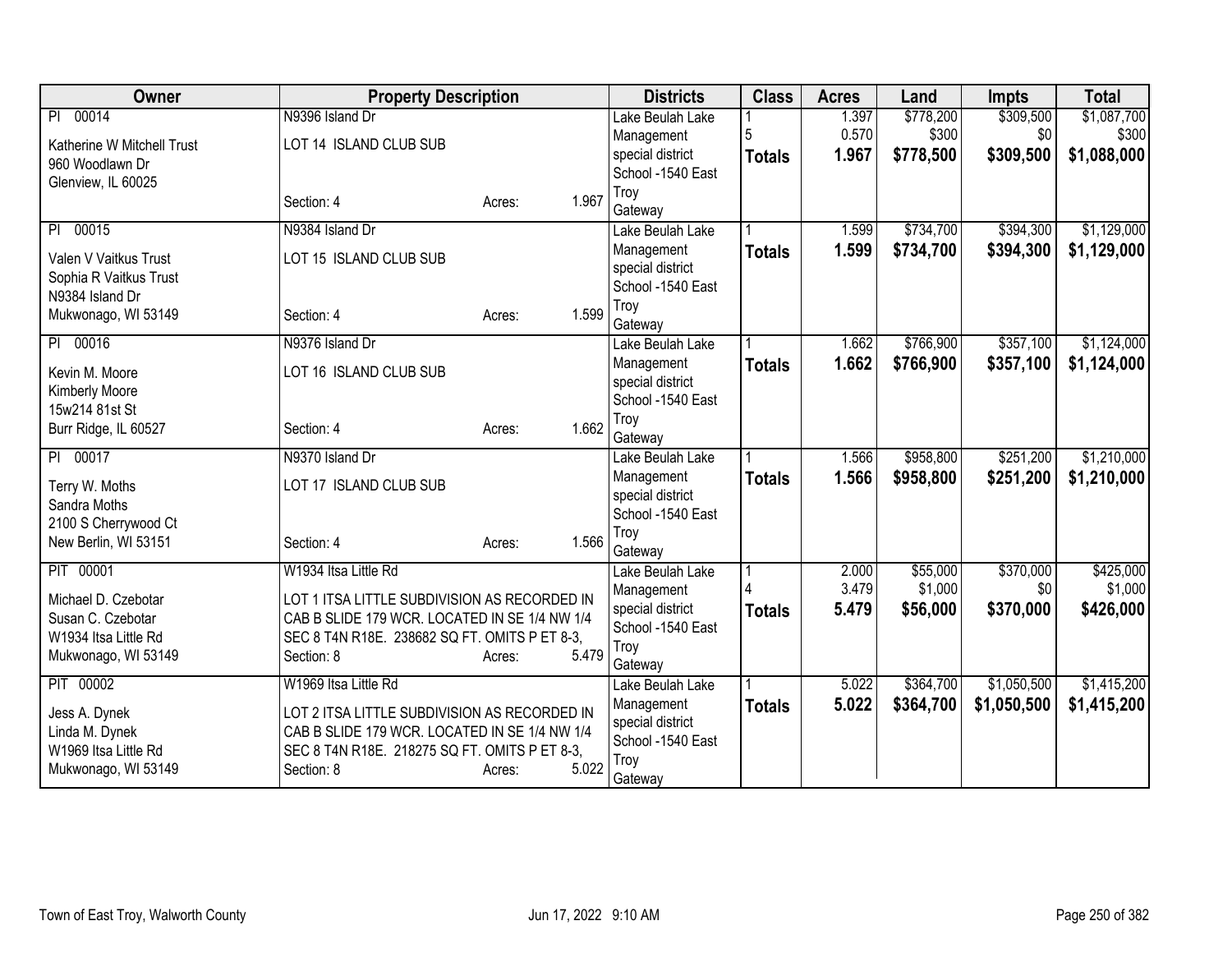| Owner | Property Description | Districts | Class | Acres | Land | Impts | Total |
|---|---|---|---|---|---|---|---|
| PI 00014<br>Katherine W Mitchell Trust<br>960 Woodlawn Dr<br>Glenview, IL 60025 | N9396 Island Dr<br>LOT 14 ISLAND CLUB SUB<br>Section: 4 Acres: 1.967 | Lake Beulah Lake Management special district<br>School -1540 East Troy<br>Gateway | 1<br>5<br>**Totals** | 1.397<br>0.570<br>**1.967** | $778,200<br>$300<br>**$778,500** | $309,500<br>$0<br>**$309,500** | $1,087,700<br>$300<br>**$1,088,000** |
| PI 00015<br>Valen V Vaitkus Trust<br>Sophia R Vaitkus Trust<br>N9384 Island Dr<br>Mukwonago, WI 53149 | N9384 Island Dr<br>LOT 15 ISLAND CLUB SUB<br>Section: 4 Acres: 1.599 | Lake Beulah Lake Management special district<br>School -1540 East Troy<br>Gateway | 1<br>**Totals** | 1.599<br>**1.599** | $734,700<br>**$734,700** | $394,300<br>**$394,300** | $1,129,000<br>**$1,129,000** |
| PI 00016<br>Kevin M. Moore<br>Kimberly Moore<br>15w214 81st St<br>Burr Ridge, IL 60527 | N9376 Island Dr<br>LOT 16 ISLAND CLUB SUB<br>Section: 4 Acres: 1.662 | Lake Beulah Lake Management special district<br>School -1540 East Troy<br>Gateway | 1<br>**Totals** | 1.662<br>**1.662** | $766,900<br>**$766,900** | $357,100<br>**$357,100** | $1,124,000<br>**$1,124,000** |
| PI 00017<br>Terry W. Moths<br>Sandra Moths<br>2100 S Cherrywood Ct<br>New Berlin, WI 53151 | N9370 Island Dr<br>LOT 17 ISLAND CLUB SUB<br>Section: 4 Acres: 1.566 | Lake Beulah Lake Management special district<br>School -1540 East Troy<br>Gateway | 1<br>**Totals** | 1.566<br>**1.566** | $958,800<br>**$958,800** | $251,200<br>**$251,200** | $1,210,000<br>**$1,210,000** |
| PIT 00001<br>Michael D. Czebotar<br>Susan C. Czebotar<br>W1934 Itsa Little Rd<br>Mukwonago, WI 53149 | W1934 Itsa Little Rd<br>LOT 1 ITSA LITTLE SUBDIVISION AS RECORDED IN CAB B SLIDE 179 WCR. LOCATED IN SE 1/4 NW 1/4 SEC 8 T4N R18E. 238682 SQ FT. OMITS P ET 8-3,<br>Section: 8 Acres: 5.479 | Lake Beulah Lake Management special district<br>School -1540 East Troy<br>Gateway | 1<br>4<br>**Totals** | 2.000<br>3.479<br>**5.479** | $55,000<br>$1,000<br>**$56,000** | $370,000<br>$0<br>**$370,000** | $425,000<br>$1,000<br>**$426,000** |
| PIT 00002<br>Jess A. Dynek<br>Linda M. Dynek<br>W1969 Itsa Little Rd<br>Mukwonago, WI 53149 | W1969 Itsa Little Rd<br>LOT 2 ITSA LITTLE SUBDIVISION AS RECORDED IN CAB B SLIDE 179 WCR. LOCATED IN SE 1/4 NW 1/4 SEC 8 T4N R18E. 218275 SQ FT. OMITS P ET 8-3,<br>Section: 8 Acres: 5.022 | Lake Beulah Lake Management special district<br>School -1540 East Troy<br>Gateway | 1<br>**Totals** | 5.022<br>**5.022** | $364,700<br>**$364,700** | $1,050,500<br>**$1,050,500** | $1,415,200<br>**$1,415,200** |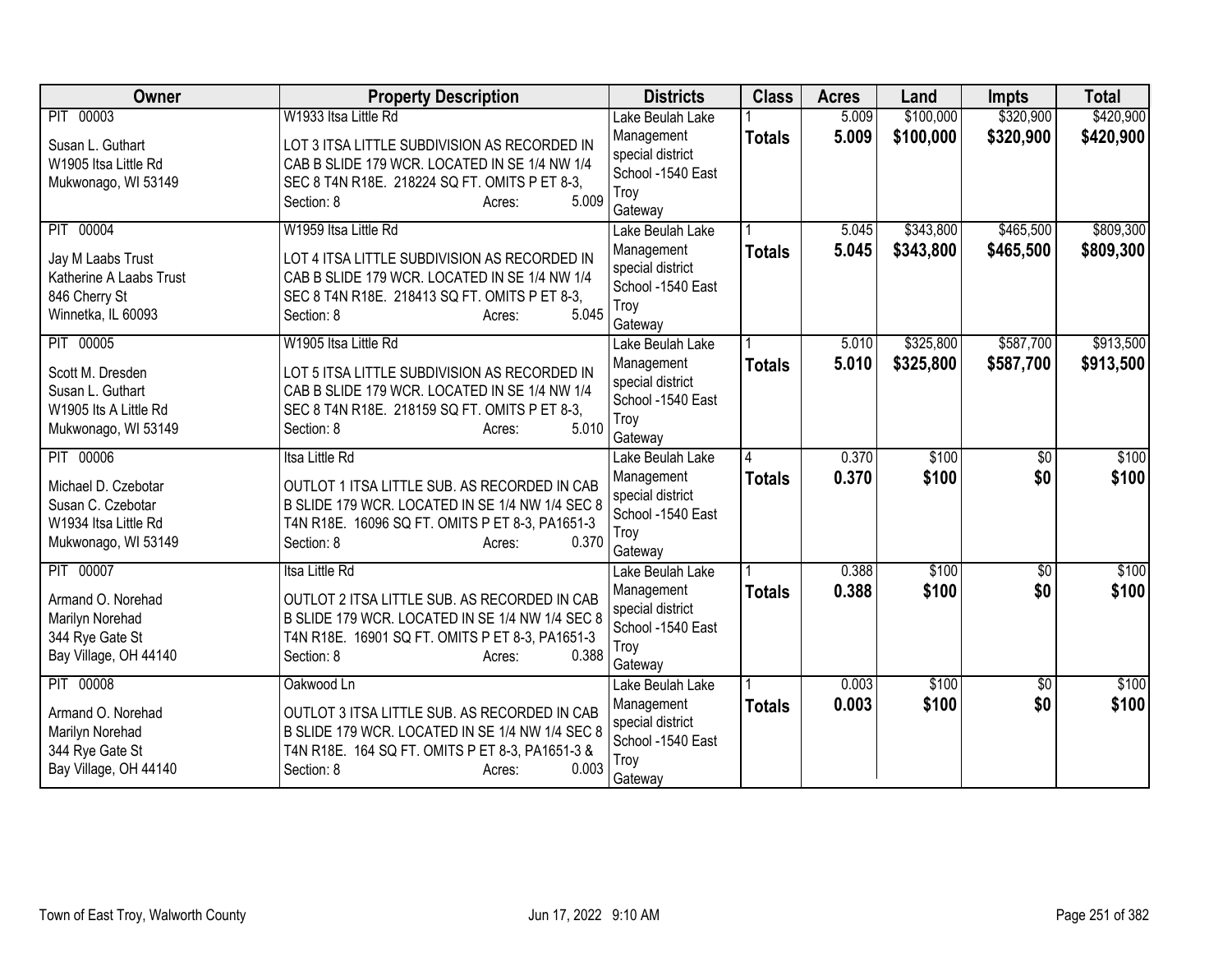| Owner | Property Description | Districts | Class | Acres | Land | Impts | Total |
|---|---|---|---|---|---|---|---|
| PIT 00003<br><br>Susan L. Guthart<br>W1905 Itsa Little Rd<br>Mukwonago, WI 53149 | W1933 Itsa Little Rd<br><br>LOT 3 ITSA LITTLE SUBDIVISION AS RECORDED IN CAB B SLIDE 179 WCR. LOCATED IN SE 1/4 NW 1/4 SEC 8 T4N R18E. 218224 SQ FT. OMITS P ET 8-3,<br>Section: 8 Acres: 5.009 | Lake Beulah Lake Management special district<br>School -1540 East Troy<br>Gateway | 1<br>**Totals** | 5.009<br>**5.009** | \$100,000<br>**\$100,000** | \$320,900<br>**\$320,900** | \$420,900<br>**\$420,900** |
| PIT 00004<br><br>Jay M Laabs Trust<br>Katherine A Laabs Trust<br>846 Cherry St<br>Winnetka, IL 60093 | W1959 Itsa Little Rd<br><br>LOT 4 ITSA LITTLE SUBDIVISION AS RECORDED IN CAB B SLIDE 179 WCR. LOCATED IN SE 1/4 NW 1/4 SEC 8 T4N R18E. 218413 SQ FT. OMITS P ET 8-3,<br>Section: 8 Acres: 5.045 | Lake Beulah Lake Management special district<br>School -1540 East Troy<br>Gateway | 1<br>**Totals** | 5.045<br>**5.045** | \$343,800<br>**\$343,800** | \$465,500<br>**\$465,500** | \$809,300<br>**\$809,300** |
| PIT 00005<br><br>Scott M. Dresden<br>Susan L. Guthart<br>W1905 Its A Little Rd<br>Mukwonago, WI 53149 | W1905 Itsa Little Rd<br><br>LOT 5 ITSA LITTLE SUBDIVISION AS RECORDED IN CAB B SLIDE 179 WCR. LOCATED IN SE 1/4 NW 1/4 SEC 8 T4N R18E. 218159 SQ FT. OMITS P ET 8-3,<br>Section: 8 Acres: 5.010 | Lake Beulah Lake Management special district<br>School -1540 East Troy<br>Gateway | 1<br>**Totals** | 5.010<br>**5.010** | \$325,800<br>**\$325,800** | \$587,700<br>**\$587,700** | \$913,500<br>**\$913,500** |
| PIT 00006<br><br>Michael D. Czebotar<br>Susan C. Czebotar<br>W1934 Itsa Little Rd<br>Mukwonago, WI 53149 | Itsa Little Rd<br><br>OUTLOT 1 ITSA LITTLE SUB. AS RECORDED IN CAB B SLIDE 179 WCR. LOCATED IN SE 1/4 NW 1/4 SEC 8 T4N R18E. 16096 SQ FT. OMITS P ET 8-3, PA1651-3<br>Section: 8 Acres: 0.370 | Lake Beulah Lake Management special district<br>School -1540 East Troy<br>Gateway | 4<br>**Totals** | 0.370<br>**0.370** | \$100<br>**\$100** | \$0<br>**\$0** | \$100<br>**\$100** |
| PIT 00007<br><br>Armand O. Norehad<br>Marilyn Norehad<br>344 Rye Gate St<br>Bay Village, OH 44140 | Itsa Little Rd<br><br>OUTLOT 2 ITSA LITTLE SUB. AS RECORDED IN CAB B SLIDE 179 WCR. LOCATED IN SE 1/4 NW 1/4 SEC 8 T4N R18E. 16901 SQ FT. OMITS P ET 8-3, PA1651-3<br>Section: 8 Acres: 0.388 | Lake Beulah Lake Management special district<br>School -1540 East Troy<br>Gateway | 1<br>**Totals** | 0.388<br>**0.388** | \$100<br>**\$100** | \$0<br>**\$0** | \$100<br>**\$100** |
| PIT 00008<br><br>Armand O. Norehad<br>Marilyn Norehad<br>344 Rye Gate St<br>Bay Village, OH 44140 | Oakwood Ln<br><br>OUTLOT 3 ITSA LITTLE SUB. AS RECORDED IN CAB B SLIDE 179 WCR. LOCATED IN SE 1/4 NW 1/4 SEC 8 T4N R18E. 164 SQ FT. OMITS P ET 8-3, PA1651-3 &<br>Section: 8 Acres: 0.003 | Lake Beulah Lake Management special district<br>School -1540 East Troy<br>Gateway | 1<br>**Totals** | 0.003<br>**0.003** | \$100<br>**\$100** | \$0<br>**\$0** | \$100<br>**\$100** |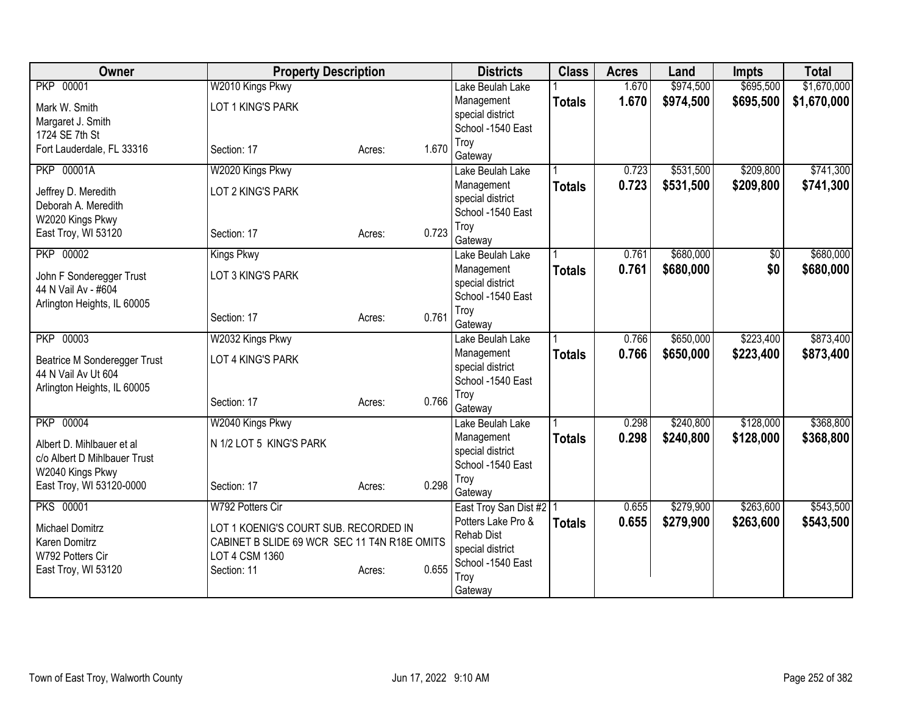| Owner | Property Description | | | Districts | Class | Acres | Land | Impts | Total |
|---|---|---|---|---|---|---|---|---|---|
| PKP 00001<br>Mark W. Smith<br>Margaret J. Smith<br>1724 SE 7th St<br>Fort Lauderdale, FL 33316 | W2010 Kings Pkwy<br>LOT 1 KING'S PARK<br><br>Section: 17 | Acres: | 1.670 | Lake Beulah Lake Management special district<br>School -1540 East Troy<br>Gateway | 1<br>**Totals** | 1.670<br>**1.670** | $974,500<br>**$974,500** | $695,500<br>**$695,500** | $1,670,000<br>**$1,670,000** |
| PKP 00001A<br>Jeffrey D. Meredith<br>Deborah A. Meredith<br>W2020 Kings Pkwy<br>East Troy, WI 53120 | W2020 Kings Pkwy<br>LOT 2 KING'S PARK<br><br>Section: 17 | Acres: | 0.723 | Lake Beulah Lake Management special district<br>School -1540 East Troy<br>Gateway | 1<br>**Totals** | 0.723<br>**0.723** | $531,500<br>**$531,500** | $209,800<br>**$209,800** | $741,300<br>**$741,300** |
| PKP 00002<br>John F Sonderegger Trust<br>44 N Vail Av - #604<br>Arlington Heights, IL 60005 | Kings Pkwy<br>LOT 3 KING'S PARK<br><br>Section: 17 | Acres: | 0.761 | Lake Beulah Lake Management special district<br>School -1540 East Troy<br>Gateway | 1<br>**Totals** | 0.761<br>**0.761** | $680,000<br>**$680,000** | $0<br>**$0** | $680,000<br>**$680,000** |
| PKP 00003<br>Beatrice M Sonderegger Trust<br>44 N Vail Av Ut 604<br>Arlington Heights, IL 60005 | W2032 Kings Pkwy<br>LOT 4 KING'S PARK<br><br>Section: 17 | Acres: | 0.766 | Lake Beulah Lake Management special district<br>School -1540 East Troy<br>Gateway | 1<br>**Totals** | 0.766<br>**0.766** | $650,000<br>**$650,000** | $223,400<br>**$223,400** | $873,400<br>**$873,400** |
| PKP 00004<br>Albert D. Mihlbauer et al<br>c/o Albert D Mihlbauer Trust<br>W2040 Kings Pkwy<br>East Troy, WI 53120-0000 | W2040 Kings Pkwy<br>N 1/2 LOT 5 KING'S PARK<br><br>Section: 17 | Acres: | 0.298 | Lake Beulah Lake Management special district<br>School -1540 East Troy<br>Gateway | 1<br>**Totals** | 0.298<br>**0.298** | $240,800<br>**$240,800** | $128,000<br>**$128,000** | $368,800<br>**$368,800** |
| PKS 00001<br>Michael Domitrz<br>Karen Domitrz<br>W792 Potters Cir<br>East Troy, WI 53120 | W792 Potters Cir<br>LOT 1 KOENIG'S COURT SUB. RECORDED IN CABINET B SLIDE 69 WCR SEC 11 T4N R18E OMITS LOT 4 CSM 1360<br>Section: 11 | Acres: | 0.655 | East Troy San Dist #2<br>Potters Lake Pro & Rehab Dist special district<br>School -1540 East Troy<br>Gateway | 1<br>**Totals** | 0.655<br>**0.655** | $279,900<br>**$279,900** | $263,600<br>**$263,600** | $543,500<br>**$543,500** |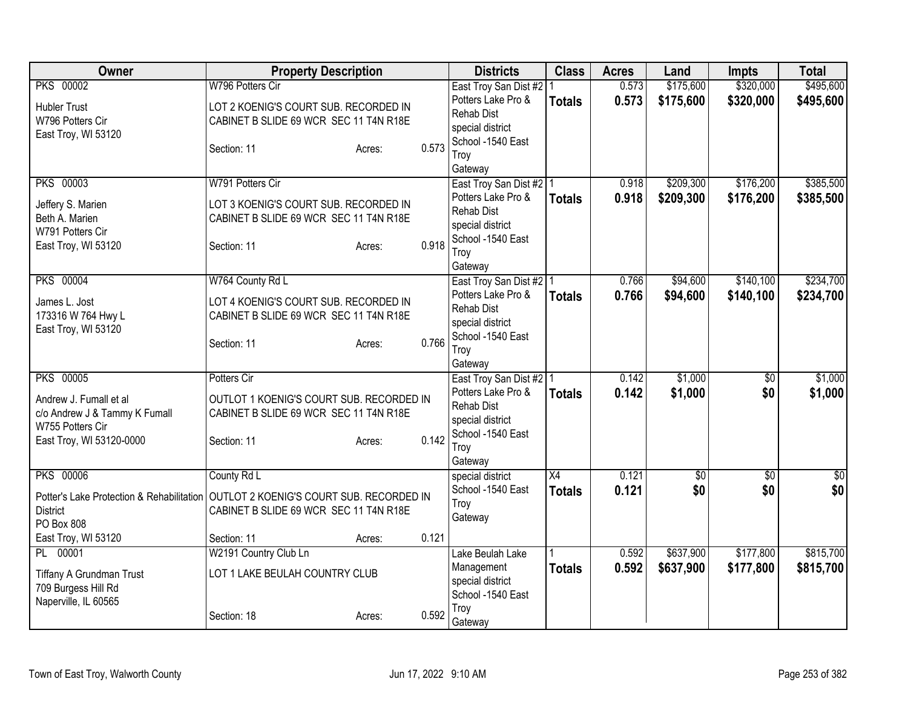| Owner | Property Description | Districts | Class | Acres | Land | Impts | Total |
|---|---|---|---|---|---|---|---|
| PKS 00002<br>Hubler Trust<br>W796 Potters Cir<br>East Troy, WI 53120 | W796 Potters Cir<br>LOT 2 KOENIG'S COURT SUB. RECORDED IN CABINET B SLIDE 69 WCR SEC 11 T4N R18E<br>Section: 11 Acres: 0.573 | East Troy San Dist #2<br>Potters Lake Pro & Rehab Dist<br>special district<br>School -1540 East Troy<br>Gateway | 1<br>**Totals** | 0.573<br>**0.573** | $175,600<br>**$175,600** | $320,000<br>**$320,000** | $495,600<br>**$495,600** |
| PKS 00003<br>Jeffery S. Marien<br>Beth A. Marien<br>W791 Potters Cir<br>East Troy, WI 53120 | W791 Potters Cir<br>LOT 3 KOENIG'S COURT SUB. RECORDED IN CABINET B SLIDE 69 WCR SEC 11 T4N R18E<br>Section: 11 Acres: 0.918 | East Troy San Dist #2<br>Potters Lake Pro & Rehab Dist<br>special district<br>School -1540 East Troy<br>Gateway | 1<br>**Totals** | 0.918<br>**0.918** | $209,300<br>**$209,300** | $176,200<br>**$176,200** | $385,500<br>**$385,500** |
| PKS 00004<br>James L. Jost<br>173316 W 764 Hwy L<br>East Troy, WI 53120 | W764 County Rd L<br>LOT 4 KOENIG'S COURT SUB. RECORDED IN CABINET B SLIDE 69 WCR SEC 11 T4N R18E<br>Section: 11 Acres: 0.766 | East Troy San Dist #2<br>Potters Lake Pro & Rehab Dist<br>special district<br>School -1540 East Troy<br>Gateway | 1<br>**Totals** | 0.766<br>**0.766** | $94,600<br>**$94,600** | $140,100<br>**$140,100** | $234,700<br>**$234,700** |
| PKS 00005<br>Andrew J. Fumall et al<br>c/o Andrew J & Tammy K Fumall<br>W755 Potters Cir<br>East Troy, WI 53120-0000 | Potters Cir<br>OUTLOT 1 KOENIG'S COURT SUB. RECORDED IN CABINET B SLIDE 69 WCR SEC 11 T4N R18E<br>Section: 11 Acres: 0.142 | East Troy San Dist #2<br>Potters Lake Pro & Rehab Dist<br>special district<br>School -1540 East Troy<br>Gateway | 1<br>**Totals** | 0.142<br>**0.142** | $1,000<br>**$1,000** | $0<br>**$0** | $1,000<br>**$1,000** |
| PKS 00006<br>Potter's Lake Protection & Rehabilitation District<br>PO Box 808<br>East Troy, WI 53120 | County Rd L<br>OUTLOT 2 KOENIG'S COURT SUB. RECORDED IN CABINET B SLIDE 69 WCR SEC 11 T4N R18E<br>Section: 11 Acres: 0.121 | special district<br>School -1540 East Troy<br>Gateway | X4<br>**Totals** | 0.121<br>**0.121** | $0<br>**$0** | $0<br>**$0** | $0<br>**$0** |
| PL 00001<br>Tiffany A Grundman Trust<br>709 Burgess Hill Rd<br>Naperville, IL 60565 | W2191 Country Club Ln<br>LOT 1 LAKE BEULAH COUNTRY CLUB<br>Section: 18 Acres: 0.592 | Lake Beulah Lake Management<br>special district<br>School -1540 East Troy<br>Gateway | 1<br>**Totals** | 0.592<br>**0.592** | $637,900<br>**$637,900** | $177,800<br>**$177,800** | $815,700<br>**$815,700** |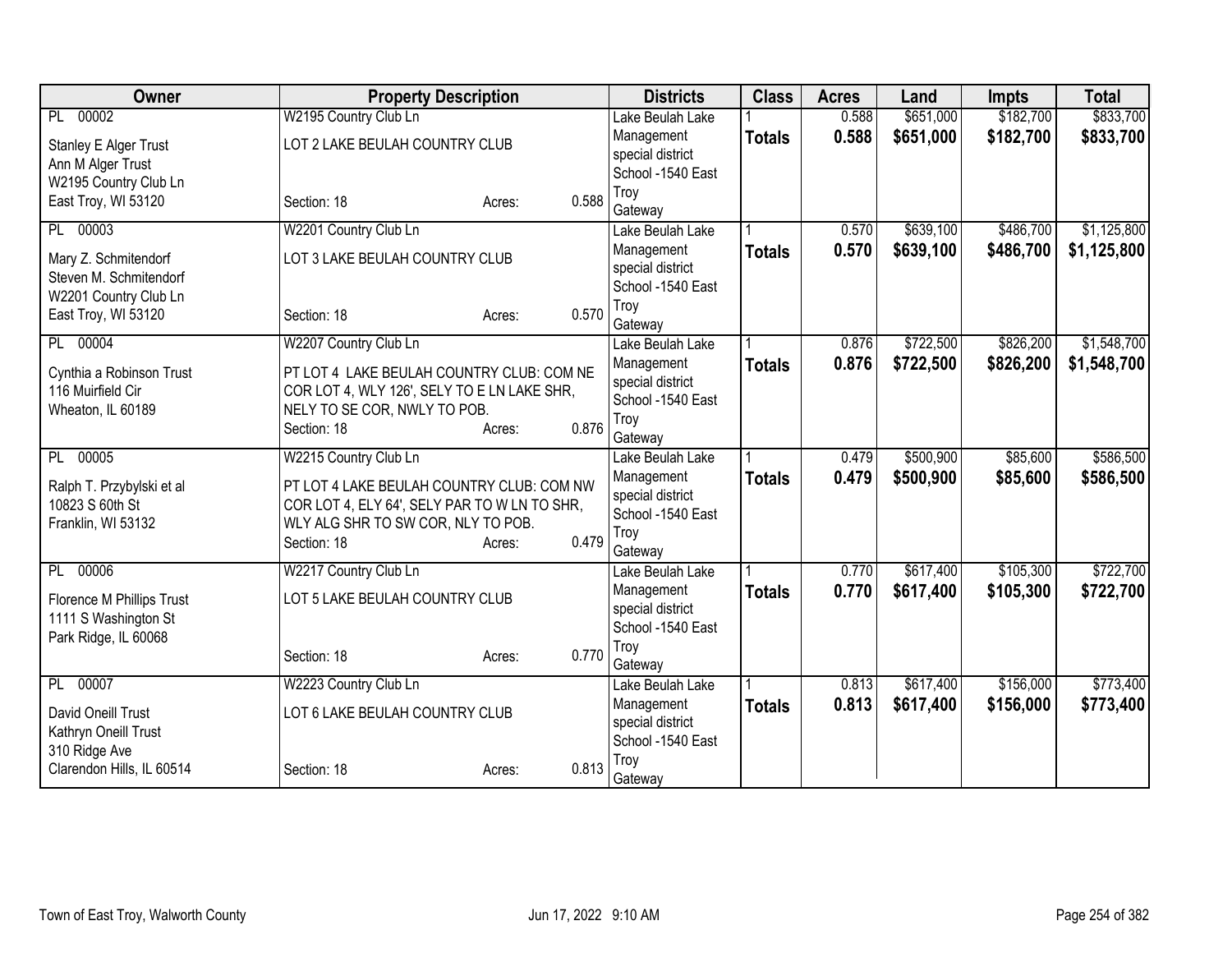| Owner | Property Description | Districts | Class | Acres | Land | Impts | Total |
|---|---|---|---|---|---|---|---|
| PL 00002<br>Stanley E Alger Trust<br>Ann M Alger Trust<br>W2195 Country Club Ln<br>East Troy, WI 53120 | W2195 Country Club Ln<br>LOT 2 LAKE BEULAH COUNTRY CLUB<br>Section: 18 Acres: 0.588 | Lake Beulah Lake Management special district<br>School -1540 East Troy<br>Gateway | 1<br>**Totals** | 0.588<br>**0.588** | $651,000<br>**$651,000** | $182,700<br>**$182,700** | $833,700<br>**$833,700** |
| PL 00003<br>Mary Z. Schmitendorf<br>Steven M. Schmitendorf<br>W2201 Country Club Ln<br>East Troy, WI 53120 | W2201 Country Club Ln<br>LOT 3 LAKE BEULAH COUNTRY CLUB<br>Section: 18 Acres: 0.570 | Lake Beulah Lake Management special district<br>School -1540 East Troy<br>Gateway | 1<br>**Totals** | 0.570<br>**0.570** | $639,100<br>**$639,100** | $486,700<br>**$486,700** | $1,125,800<br>**$1,125,800** |
| PL 00004<br>Cynthia a Robinson Trust<br>116 Muirfield Cir<br>Wheaton, IL 60189 | W2207 Country Club Ln<br>PT LOT 4 LAKE BEULAH COUNTRY CLUB: COM NE COR LOT 4, WLY 126', SELY TO E LN LAKE SHR, NELY TO SE COR, NWLY TO POB.<br>Section: 18 Acres: 0.876 | Lake Beulah Lake Management special district<br>School -1540 East Troy<br>Gateway | 1<br>**Totals** | 0.876<br>**0.876** | $722,500<br>**$722,500** | $826,200<br>**$826,200** | $1,548,700<br>**$1,548,700** |
| PL 00005<br>Ralph T. Przybylski et al<br>10823 S 60th St<br>Franklin, WI 53132 | W2215 Country Club Ln<br>PT LOT 4 LAKE BEULAH COUNTRY CLUB: COM NW COR LOT 4, ELY 64', SELY PAR TO W LN TO SHR, WLY ALG SHR TO SW COR, NLY TO POB.<br>Section: 18 Acres: 0.479 | Lake Beulah Lake Management special district<br>School -1540 East Troy<br>Gateway | 1<br>**Totals** | 0.479<br>**0.479** | $500,900<br>**$500,900** | $85,600<br>**$85,600** | $586,500<br>**$586,500** |
| PL 00006<br>Florence M Phillips Trust<br>1111 S Washington St<br>Park Ridge, IL 60068 | W2217 Country Club Ln<br>LOT 5 LAKE BEULAH COUNTRY CLUB<br>Section: 18 Acres: 0.770 | Lake Beulah Lake Management special district<br>School -1540 East Troy<br>Gateway | 1<br>**Totals** | 0.770<br>**0.770** | $617,400<br>**$617,400** | $105,300<br>**$105,300** | $722,700<br>**$722,700** |
| PL 00007<br>David Oneill Trust<br>Kathryn Oneill Trust<br>310 Ridge Ave<br>Clarendon Hills, IL 60514 | W2223 Country Club Ln<br>LOT 6 LAKE BEULAH COUNTRY CLUB<br>Section: 18 Acres: 0.813 | Lake Beulah Lake Management special district<br>School -1540 East Troy<br>Gateway | 1<br>**Totals** | 0.813<br>**0.813** | $617,400<br>**$617,400** | $156,000<br>**$156,000** | $773,400<br>**$773,400** |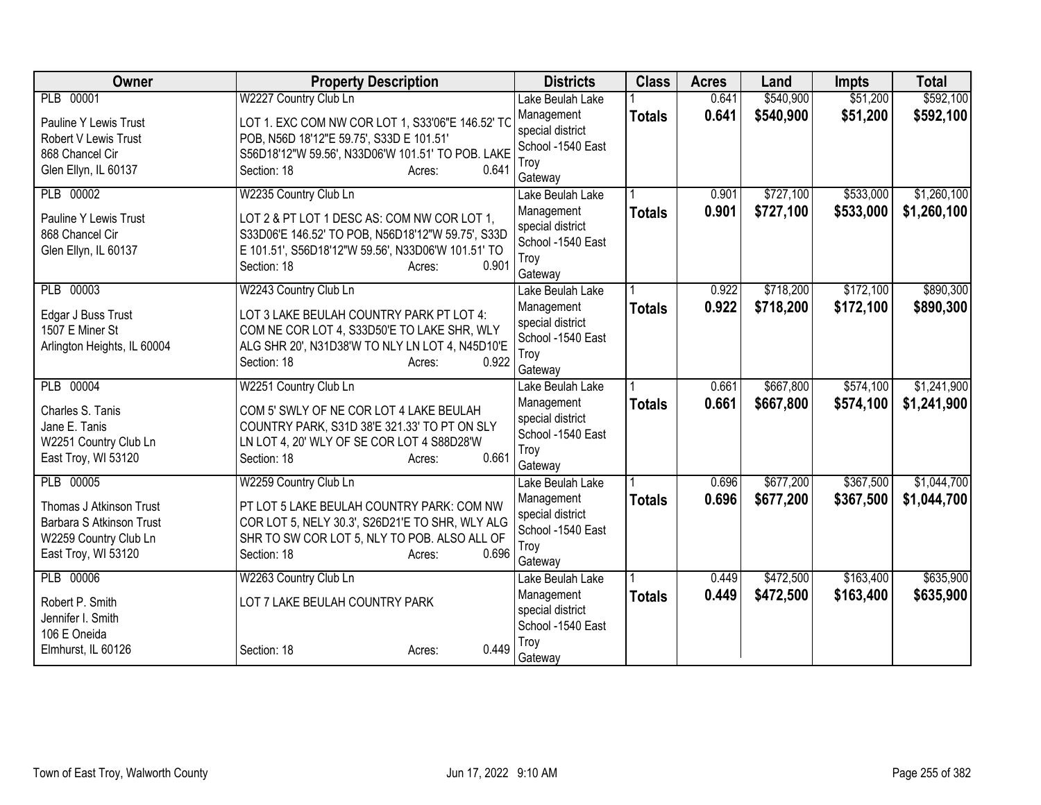| Owner | Property Description | Districts | Class | Acres | Land | Impts | Total |
|---|---|---|---|---|---|---|---|
| PLB 00001<br>Pauline Y Lewis Trust<br>Robert V Lewis Trust<br>868 Chancel Cir<br>Glen Ellyn, IL 60137 | W2227 Country Club Ln<br>LOT 1. EXC COM NW COR LOT 1, S33'06"E 146.52' TC POB, N56D 18'12"E 59.75', S33D E 101.51' S56D18'12"W 59.56', N33D06'W 101.51' TO POB. LAKE<br>Section: 18 Acres: 0.641 | Lake Beulah Lake Management special district<br>School -1540 East Troy<br>Gateway | 1<br>**Totals** | 0.641<br>**0.641** | $540,900<br>**$540,900** | $51,200<br>**$51,200** | $592,100<br>**$592,100** |
| PLB 00002<br>Pauline Y Lewis Trust<br>868 Chancel Cir<br>Glen Ellyn, IL 60137 | W2235 Country Club Ln<br>LOT 2 & PT LOT 1 DESC AS: COM NW COR LOT 1, S33D06'E 146.52' TO POB, N56D18'12"W 59.75', S33D E 101.51', S56D18'12"W 59.56', N33D06'W 101.51' TO<br>Section: 18 Acres: 0.901 | Lake Beulah Lake Management special district<br>School -1540 East Troy<br>Gateway | 1<br>**Totals** | 0.901<br>**0.901** | $727,100<br>**$727,100** | $533,000<br>**$533,000** | $1,260,100<br>**$1,260,100** |
| PLB 00003<br>Edgar J Buss Trust<br>1507 E Miner St<br>Arlington Heights, IL 60004 | W2243 Country Club Ln<br>LOT 3 LAKE BEULAH COUNTRY PARK PT LOT 4: COM NE COR LOT 4, S33D50'E TO LAKE SHR, WLY ALG SHR 20', N31D38'W TO NLY LN LOT 4, N45D10'E<br>Section: 18 Acres: 0.922 | Lake Beulah Lake Management special district<br>School -1540 East Troy<br>Gateway | 1<br>**Totals** | 0.922<br>**0.922** | $718,200<br>**$718,200** | $172,100<br>**$172,100** | $890,300<br>**$890,300** |
| PLB 00004<br>Charles S. Tanis<br>Jane E. Tanis<br>W2251 Country Club Ln<br>East Troy, WI 53120 | W2251 Country Club Ln<br>COM 5' SWLY OF NE COR LOT 4 LAKE BEULAH COUNTRY PARK, S31D 38'E 321.33' TO PT ON SLY LN LOT 4, 20' WLY OF SE COR LOT 4 S88D28'W<br>Section: 18 Acres: 0.661 | Lake Beulah Lake Management special district<br>School -1540 East Troy<br>Gateway | 1<br>**Totals** | 0.661<br>**0.661** | $667,800<br>**$667,800** | $574,100<br>**$574,100** | $1,241,900<br>**$1,241,900** |
| PLB 00005<br>Thomas J Atkinson Trust<br>Barbara S Atkinson Trust<br>W2259 Country Club Ln<br>East Troy, WI 53120 | W2259 Country Club Ln<br>PT LOT 5 LAKE BEULAH COUNTRY PARK: COM NW COR LOT 5, NELY 30.3', S26D21'E TO SHR, WLY ALG SHR TO SW COR LOT 5, NLY TO POB. ALSO ALL OF<br>Section: 18 Acres: 0.696 | Lake Beulah Lake Management special district<br>School -1540 East Troy<br>Gateway | 1<br>**Totals** | 0.696<br>**0.696** | $677,200<br>**$677,200** | $367,500<br>**$367,500** | $1,044,700<br>**$1,044,700** |
| PLB 00006<br>Robert P. Smith<br>Jennifer I. Smith<br>106 E Oneida<br>Elmhurst, IL 60126 | W2263 Country Club Ln<br>LOT 7 LAKE BEULAH COUNTRY PARK<br>Section: 18 Acres: 0.449 | Lake Beulah Lake Management special district<br>School -1540 East Troy<br>Gateway | 1<br>**Totals** | 0.449<br>**0.449** | $472,500<br>**$472,500** | $163,400<br>**$163,400** | $635,900<br>**$635,900** |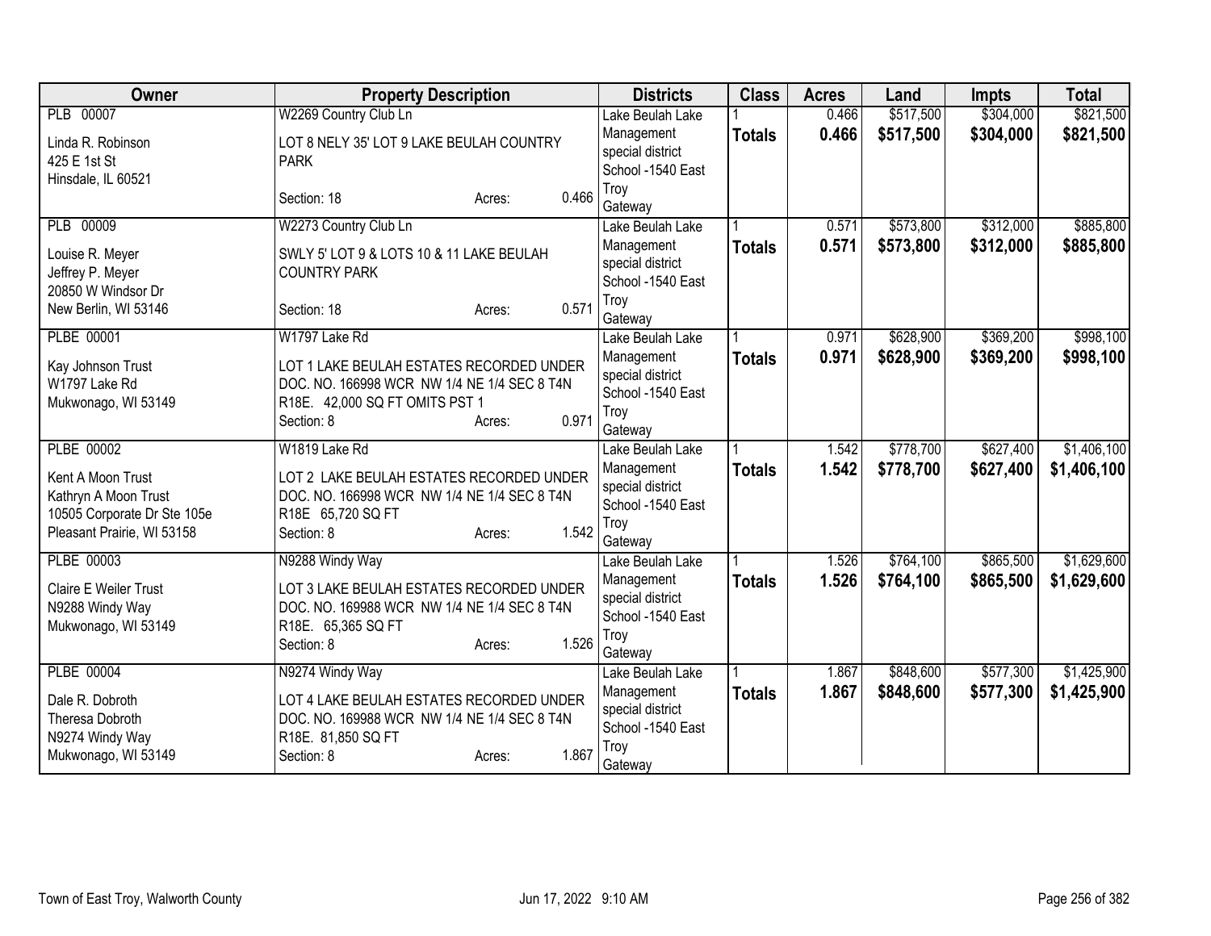| Owner | Property Description | Districts | Class | Acres | Land | Impts | Total |
|---|---|---|---|---|---|---|---|
| PLB 00007<br>Linda R. Robinson<br>425 E 1st St<br>Hinsdale, IL 60521 | W2269 Country Club Ln<br>LOT 8 NELY 35' LOT 9 LAKE BEULAH COUNTRY PARK<br>Section: 18 Acres: 0.466 | Lake Beulah Lake Management special district<br>School -1540 East Troy Gateway | 1<br>**Totals** | 0.466<br>**0.466** | $517,500<br>**$517,500** | $304,000<br>**$304,000** | $821,500<br>**$821,500** |
| PLB 00009<br>Louise R. Meyer<br>Jeffrey P. Meyer<br>20850 W Windsor Dr<br>New Berlin, WI 53146 | W2273 Country Club Ln<br>SWLY 5' LOT 9 & LOTS 10 & 11 LAKE BEULAH COUNTRY PARK<br>Section: 18 Acres: 0.571 | Lake Beulah Lake Management special district<br>School -1540 East Troy Gateway | 1<br>**Totals** | 0.571<br>**0.571** | $573,800<br>**$573,800** | $312,000<br>**$312,000** | $885,800<br>**$885,800** |
| PLBE 00001<br>Kay Johnson Trust<br>W1797 Lake Rd<br>Mukwonago, WI 53149 | W1797 Lake Rd<br>LOT 1 LAKE BEULAH ESTATES RECORDED UNDER DOC. NO. 166998 WCR NW 1/4 NE 1/4 SEC 8 T4N R18E. 42,000 SQ FT OMITS PST 1<br>Section: 8 Acres: 0.971 | Lake Beulah Lake Management special district<br>School -1540 East Troy Gateway | 1<br>**Totals** | 0.971<br>**0.971** | $628,900<br>**$628,900** | $369,200<br>**$369,200** | $998,100<br>**$998,100** |
| PLBE 00002<br>Kent A Moon Trust<br>Kathryn A Moon Trust<br>10505 Corporate Dr Ste 105e<br>Pleasant Prairie, WI 53158 | W1819 Lake Rd<br>LOT 2 LAKE BEULAH ESTATES RECORDED UNDER DOC. NO. 166998 WCR NW 1/4 NE 1/4 SEC 8 T4N R18E 65,720 SQ FT<br>Section: 8 Acres: 1.542 | Lake Beulah Lake Management special district<br>School -1540 East Troy Gateway | 1<br>**Totals** | 1.542<br>**1.542** | $778,700<br>**$778,700** | $627,400<br>**$627,400** | $1,406,100<br>**$1,406,100** |
| PLBE 00003<br>Claire E Weiler Trust<br>N9288 Windy Way<br>Mukwonago, WI 53149 | N9288 Windy Way<br>LOT 3 LAKE BEULAH ESTATES RECORDED UNDER DOC. NO. 169988 WCR NW 1/4 NE 1/4 SEC 8 T4N R18E. 65,365 SQ FT<br>Section: 8 Acres: 1.526 | Lake Beulah Lake Management special district<br>School -1540 East Troy Gateway | 1<br>**Totals** | 1.526<br>**1.526** | $764,100<br>**$764,100** | $865,500<br>**$865,500** | $1,629,600<br>**$1,629,600** |
| PLBE 00004<br>Dale R. Dobroth<br>Theresa Dobroth<br>N9274 Windy Way<br>Mukwonago, WI 53149 | N9274 Windy Way<br>LOT 4 LAKE BEULAH ESTATES RECORDED UNDER DOC. NO. 169988 WCR NW 1/4 NE 1/4 SEC 8 T4N R18E. 81,850 SQ FT<br>Section: 8 Acres: 1.867 | Lake Beulah Lake Management special district<br>School -1540 East Troy Gateway | 1<br>**Totals** | 1.867<br>**1.867** | $848,600<br>**$848,600** | $577,300<br>**$577,300** | $1,425,900<br>**$1,425,900** |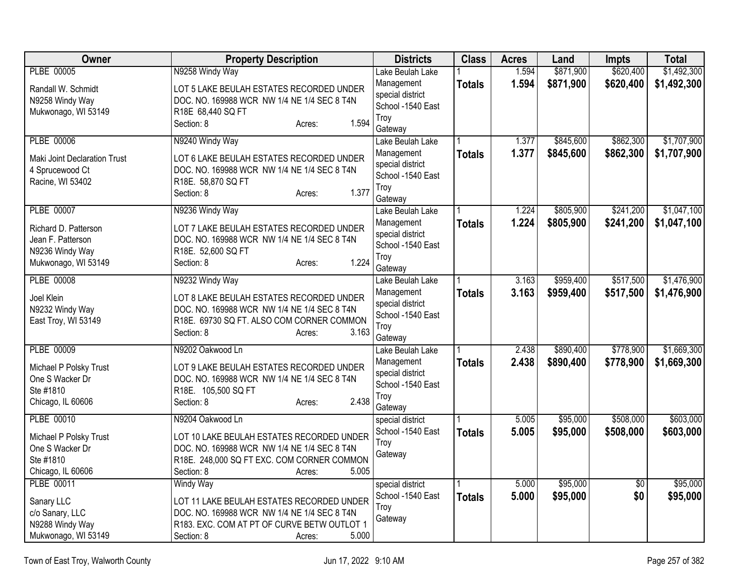| Owner | Property Description | Districts | Class | Acres | Land | Impts | Total |
|---|---|---|---|---|---|---|---|
| PLBE 00005<br>Randall W. Schmidt<br>N9258 Windy Way<br>Mukwonago, WI 53149 | N9258 Windy Way<br>LOT 5 LAKE BEULAH ESTATES RECORDED UNDER DOC. NO. 169988 WCR NW 1/4 NE 1/4 SEC 8 T4N R18E 68,440 SQ FT<br>Section: 8 Acres: 1.594 | Lake Beulah Lake Management special district<br>School -1540 East Troy<br>Gateway | 1<br>**Totals** | 1.594<br>**1.594** | $871,900<br>**$871,900** | $620,400<br>**$620,400** | $1,492,300<br>**$1,492,300** |
| PLBE 00006<br>Maki Joint Declaration Trust<br>4 Sprucewood Ct<br>Racine, WI 53402 | N9240 Windy Way<br>LOT 6 LAKE BEULAH ESTATES RECORDED UNDER DOC. NO. 169988 WCR NW 1/4 NE 1/4 SEC 8 T4N R18E. 58,870 SQ FT<br>Section: 8 Acres: 1.377 | Lake Beulah Lake Management special district<br>School -1540 East Troy<br>Gateway | 1<br>**Totals** | 1.377<br>**1.377** | $845,600<br>**$845,600** | $862,300<br>**$862,300** | $1,707,900<br>**$1,707,900** |
| PLBE 00007<br>Richard D. Patterson<br>Jean F. Patterson<br>N9236 Windy Way<br>Mukwonago, WI 53149 | N9236 Windy Way<br>LOT 7 LAKE BEULAH ESTATES RECORDED UNDER DOC. NO. 169988 WCR NW 1/4 NE 1/4 SEC 8 T4N R18E. 52,600 SQ FT<br>Section: 8 Acres: 1.224 | Lake Beulah Lake Management special district<br>School -1540 East Troy<br>Gateway | 1<br>**Totals** | 1.224<br>**1.224** | $805,900<br>**$805,900** | $241,200<br>**$241,200** | $1,047,100<br>**$1,047,100** |
| PLBE 00008<br>Joel Klein<br>N9232 Windy Way<br>East Troy, WI 53149 | N9232 Windy Way<br>LOT 8 LAKE BEULAH ESTATES RECORDED UNDER DOC. NO. 169988 WCR NW 1/4 NE 1/4 SEC 8 T4N R18E. 69730 SQ FT. ALSO COM CORNER COMMON<br>Section: 8 Acres: 3.163 | Lake Beulah Lake Management special district<br>School -1540 East Troy<br>Gateway | 1<br>**Totals** | 3.163<br>**3.163** | $959,400<br>**$959,400** | $517,500<br>**$517,500** | $1,476,900<br>**$1,476,900** |
| PLBE 00009<br>Michael P Polsky Trust<br>One S Wacker Dr<br>Ste #1810<br>Chicago, IL 60606 | N9202 Oakwood Ln<br>LOT 9 LAKE BEULAH ESTATES RECORDED UNDER DOC. NO. 169988 WCR NW 1/4 NE 1/4 SEC 8 T4N R18E. 105,500 SQ FT<br>Section: 8 Acres: 2.438 | Lake Beulah Lake Management special district<br>School -1540 East Troy<br>Gateway | 1<br>**Totals** | 2.438<br>**2.438** | $890,400<br>**$890,400** | $778,900<br>**$778,900** | $1,669,300<br>**$1,669,300** |
| PLBE 00010<br>Michael P Polsky Trust<br>One S Wacker Dr<br>Ste #1810<br>Chicago, IL 60606 | N9204 Oakwood Ln<br>LOT 10 LAKE BEULAH ESTATES RECORDED UNDER DOC. NO. 169988 WCR NW 1/4 NE 1/4 SEC 8 T4N R18E. 248,000 SQ FT EXC. COM CORNER COMMON<br>Section: 8 Acres: 5.005 | special district<br>School -1540 East Troy<br>Gateway | 1<br>**Totals** | 5.005<br>**5.005** | $95,000<br>**$95,000** | $508,000<br>**$508,000** | $603,000<br>**$603,000** |
| PLBE 00011<br>Sanary LLC<br>c/o Sanary, LLC<br>N9288 Windy Way<br>Mukwonago, WI 53149 | Windy Way<br>LOT 11 LAKE BEULAH ESTATES RECORDED UNDER DOC. NO. 169988 WCR NW 1/4 NE 1/4 SEC 8 T4N R183. EXC. COM AT PT OF CURVE BETW OUTLOT 1<br>Section: 8 Acres: 5.000 | special district<br>School -1540 East Troy<br>Gateway | 1<br>**Totals** | 5.000<br>**5.000** | $95,000<br>**$95,000** | $0<br>**$0** | $95,000<br>**$95,000** |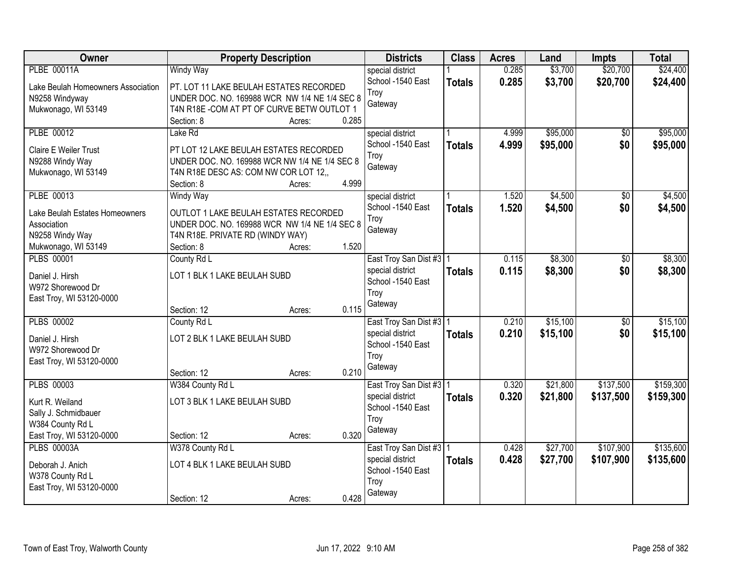| Owner | Property Description | Districts | Class | Acres | Land | Impts | Total |
|---|---|---|---|---|---|---|---|
| PLBE 00011A<br>Lake Beulah Homeowners Association<br>N9258 Windyway<br>Mukwonago, WI 53149 | Windy Way<br>PT. LOT 11 LAKE BEULAH ESTATES RECORDED UNDER DOC. NO. 169988 WCR NW 1/4 NE 1/4 SEC 8 T4N R18E -COM AT PT OF CURVE BETW OUTLOT 1<br>Section: 8 Acres: 0.285 | special district<br>School -1540 East Troy<br>Gateway | 1<br>**Totals** | 0.285<br>**0.285** | $3,700<br>**$3,700** | $20,700<br>**$20,700** | $24,400<br>**$24,400** |
| PLBE 00012<br>Claire E Weiler Trust<br>N9288 Windy Way<br>Mukwonago, WI 53149 | Lake Rd<br>PT LOT 12 LAKE BEULAH ESTATES RECORDED UNDER DOC. NO. 169988 WCR NW 1/4 NE 1/4 SEC 8 T4N R18E DESC AS: COM NW COR LOT 12,,<br>Section: 8 Acres: 4.999 | special district<br>School -1540 East Troy<br>Gateway | 1<br>**Totals** | 4.999<br>**4.999** | $95,000<br>**$95,000** | $0<br>**$0** | $95,000<br>**$95,000** |
| PLBE 00013<br>Lake Beulah Estates Homeowners Association<br>N9258 Windy Way<br>Mukwonago, WI 53149 | Windy Way<br>OUTLOT 1 LAKE BEULAH ESTATES RECORDED UNDER DOC. NO. 169988 WCR NW 1/4 NE 1/4 SEC 8 T4N R18E. PRIVATE RD (WINDY WAY)<br>Section: 8 Acres: 1.520 | special district<br>School -1540 East Troy<br>Gateway | 1<br>**Totals** | 1.520<br>**1.520** | $4,500<br>**$4,500** | $0<br>**$0** | $4,500<br>**$4,500** |
| PLBS 00001<br>Daniel J. Hirsh<br>W972 Shorewood Dr<br>East Troy, WI 53120-0000 | County Rd L<br>LOT 1 BLK 1 LAKE BEULAH SUBD<br>Section: 12 Acres: 0.115 | East Troy San Dist #3<br>special district<br>School -1540 East Troy<br>Gateway | 1<br>**Totals** | 0.115<br>**0.115** | $8,300<br>**$8,300** | $0<br>**$0** | $8,300<br>**$8,300** |
| PLBS 00002<br>Daniel J. Hirsh<br>W972 Shorewood Dr<br>East Troy, WI 53120-0000 | County Rd L<br>LOT 2 BLK 1 LAKE BEULAH SUBD<br>Section: 12 Acres: 0.210 | East Troy San Dist #3<br>special district<br>School -1540 East Troy<br>Gateway | 1<br>**Totals** | 0.210<br>**0.210** | $15,100<br>**$15,100** | $0<br>**$0** | $15,100<br>**$15,100** |
| PLBS 00003<br>Kurt R. Weiland<br>Sally J. Schmidbauer<br>W384 County Rd L<br>East Troy, WI 53120-0000 | W384 County Rd L<br>LOT 3 BLK 1 LAKE BEULAH SUBD<br>Section: 12 Acres: 0.320 | East Troy San Dist #3<br>special district<br>School -1540 East Troy<br>Gateway | 1<br>**Totals** | 0.320<br>**0.320** | $21,800<br>**$21,800** | $137,500<br>**$137,500** | $159,300<br>**$159,300** |
| PLBS 00003A<br>Deborah J. Anich<br>W378 County Rd L<br>East Troy, WI 53120-0000 | W378 County Rd L<br>LOT 4 BLK 1 LAKE BEULAH SUBD<br>Section: 12 Acres: 0.428 | East Troy San Dist #3<br>special district<br>School -1540 East Troy<br>Gateway | 1<br>**Totals** | 0.428<br>**0.428** | $27,700<br>**$27,700** | $107,900<br>**$107,900** | $135,600<br>**$135,600** |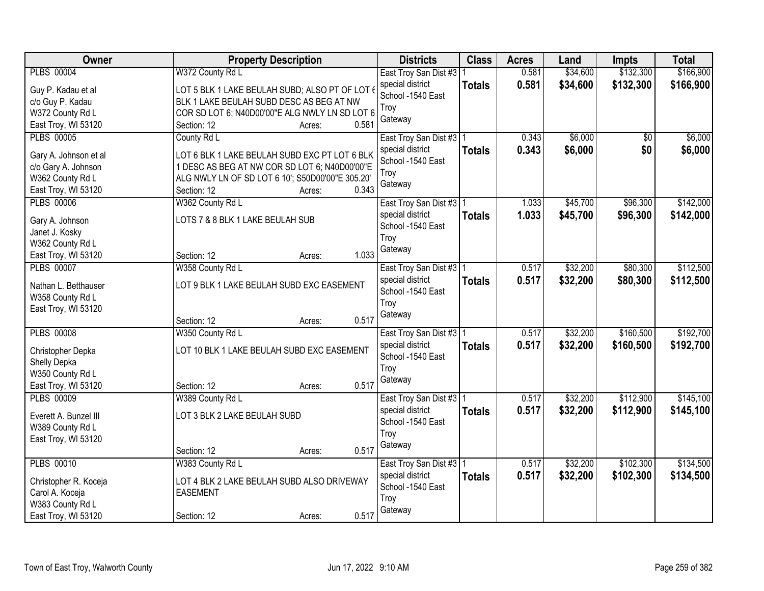| Owner | Property Description | Districts | Class | Acres | Land | Impts | Total |
|---|---|---|---|---|---|---|---|
| PLBS 00004<br>Guy P. Kadau et al<br>c/o Guy P. Kadau<br>W372 County Rd L<br>East Troy, WI 53120 | W372 County Rd L<br>LOT 5 BLK 1 LAKE BEULAH SUBD; ALSO PT OF LOT 6 BLK 1 LAKE BEULAH SUBD DESC AS BEG AT NW COR SD LOT 6; N40D00'00"E ALG NWLY LN SD LOT 6<br>Section: 12 Acres: 0.581 | East Troy San Dist #3<br>special district<br>School -1540 East Troy<br>Gateway | 1<br>**Totals** | 0.581<br>**0.581** | $34,600<br>**$34,600** | $132,300<br>**$132,300** | $166,900<br>**$166,900** |
| PLBS 00005<br>Gary A. Johnson et al<br>c/o Gary A. Johnson<br>W362 County Rd L<br>East Troy, WI 53120 | County Rd L<br>LOT 6 BLK 1 LAKE BEULAH SUBD EXC PT LOT 6 BLK 1 DESC AS BEG AT NW COR SD LOT 6; N40D00'00"E ALG NWLY LN OF SD LOT 6 10'; S50D00'00"E 305.20'<br>Section: 12 Acres: 0.343 | East Troy San Dist #3<br>special district<br>School -1540 East Troy<br>Gateway | 1<br>**Totals** | 0.343<br>**0.343** | $6,000<br>**$6,000** | $0<br>**$0** | $6,000<br>**$6,000** |
| PLBS 00006<br>Gary A. Johnson<br>Janet J. Kosky<br>W362 County Rd L<br>East Troy, WI 53120 | W362 County Rd L<br>LOTS 7 & 8 BLK 1 LAKE BEULAH SUB<br>Section: 12 Acres: 1.033 | East Troy San Dist #3<br>special district<br>School -1540 East Troy<br>Gateway | 1<br>**Totals** | 1.033<br>**1.033** | $45,700<br>**$45,700** | $96,300<br>**$96,300** | $142,000<br>**$142,000** |
| PLBS 00007<br>Nathan L. Betthauser<br>W358 County Rd L<br>East Troy, WI 53120 | W358 County Rd L<br>LOT 9 BLK 1 LAKE BEULAH SUBD EXC EASEMENT<br>Section: 12 Acres: 0.517 | East Troy San Dist #3<br>special district<br>School -1540 East Troy<br>Gateway | 1<br>**Totals** | 0.517<br>**0.517** | $32,200<br>**$32,200** | $80,300<br>**$80,300** | $112,500<br>**$112,500** |
| PLBS 00008<br>Christopher Depka<br>Shelly Depka<br>W350 County Rd L<br>East Troy, WI 53120 | W350 County Rd L<br>LOT 10 BLK 1 LAKE BEULAH SUBD EXC EASEMENT<br>Section: 12 Acres: 0.517 | East Troy San Dist #3<br>special district<br>School -1540 East Troy<br>Gateway | 1<br>**Totals** | 0.517<br>**0.517** | $32,200<br>**$32,200** | $160,500<br>**$160,500** | $192,700<br>**$192,700** |
| PLBS 00009<br>Everett A. Bunzel III<br>W389 County Rd L<br>East Troy, WI 53120 | W389 County Rd L<br>LOT 3 BLK 2 LAKE BEULAH SUBD<br>Section: 12 Acres: 0.517 | East Troy San Dist #3<br>special district<br>School -1540 East Troy<br>Gateway | 1<br>**Totals** | 0.517<br>**0.517** | $32,200<br>**$32,200** | $112,900<br>**$112,900** | $145,100<br>**$145,100** |
| PLBS 00010<br>Christopher R. Koceja<br>Carol A. Koceja<br>W383 County Rd L<br>East Troy, WI 53120 | W383 County Rd L<br>LOT 4 BLK 2 LAKE BEULAH SUBD ALSO DRIVEWAY EASEMENT<br>Section: 12 Acres: 0.517 | East Troy San Dist #3<br>special district<br>School -1540 East Troy<br>Gateway | 1<br>**Totals** | 0.517<br>**0.517** | $32,200<br>**$32,200** | $102,300<br>**$102,300** | $134,500<br>**$134,500** |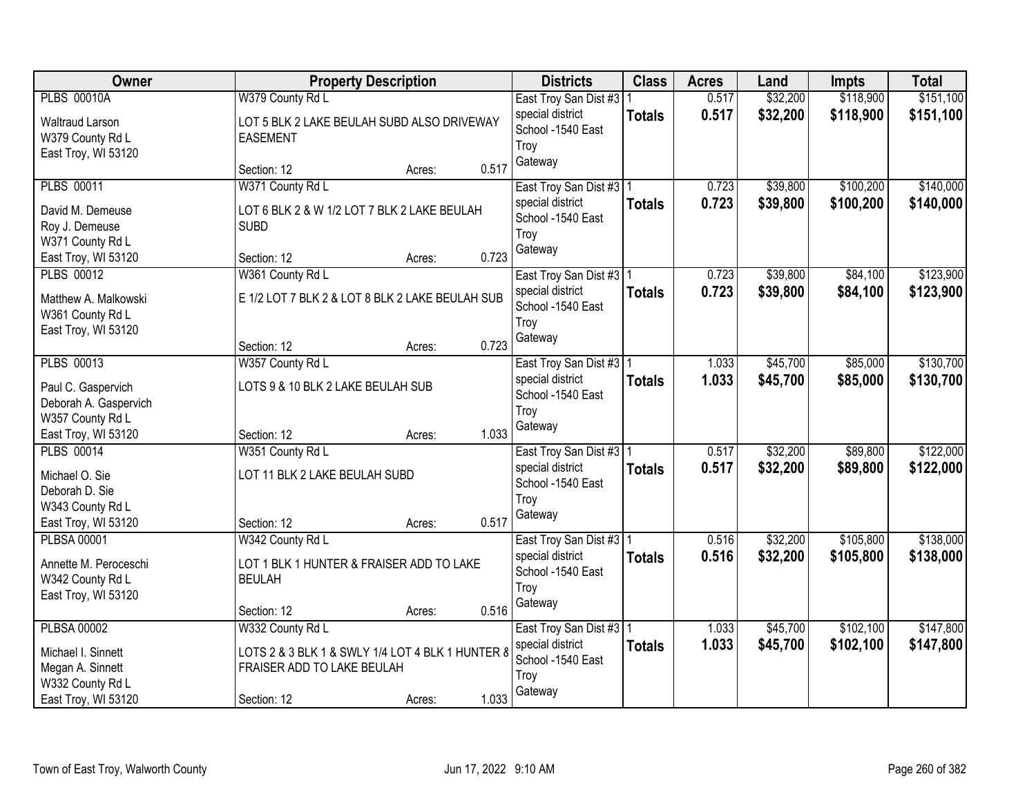| Owner | Property Description | Districts | Class | Acres | Land | Impts | Total |
|---|---|---|---|---|---|---|---|
| PLBS 00010A<br>Waltraud Larson<br>W379 County Rd L<br>East Troy, WI 53120 | W379 County Rd L<br>LOT 5 BLK 2 LAKE BEULAH SUBD ALSO DRIVEWAY EASEMENT<br>Section: 12 Acres: 0.517 | East Troy San Dist #3<br>special district<br>School -1540 East Troy<br>Gateway | 1<br>**Totals** | 0.517<br>**0.517** | $32,200<br>**$32,200** | $118,900<br>**$118,900** | $151,100<br>**$151,100** |
| PLBS 00011<br>David M. Demeuse<br>Roy J. Demeuse<br>W371 County Rd L<br>East Troy, WI 53120 | W371 County Rd L<br>LOT 6 BLK 2 & W 1/2 LOT 7 BLK 2 LAKE BEULAH SUBD<br>Section: 12 Acres: 0.723 | East Troy San Dist #3<br>special district<br>School -1540 East Troy<br>Gateway | 1<br>**Totals** | 0.723<br>**0.723** | $39,800<br>**$39,800** | $100,200<br>**$100,200** | $140,000<br>**$140,000** |
| PLBS 00012<br>Matthew A. Malkowski<br>W361 County Rd L<br>East Troy, WI 53120 | W361 County Rd L<br>E 1/2 LOT 7 BLK 2 & LOT 8 BLK 2 LAKE BEULAH SUB<br>Section: 12 Acres: 0.723 | East Troy San Dist #3<br>special district<br>School -1540 East Troy<br>Gateway | 1<br>**Totals** | 0.723<br>**0.723** | $39,800<br>**$39,800** | $84,100<br>**$84,100** | $123,900<br>**$123,900** |
| PLBS 00013<br>Paul C. Gaspervich<br>Deborah A. Gaspervich<br>W357 County Rd L<br>East Troy, WI 53120 | W357 County Rd L<br>LOTS 9 & 10 BLK 2 LAKE BEULAH SUB<br>Section: 12 Acres: 1.033 | East Troy San Dist #3<br>special district<br>School -1540 East Troy<br>Gateway | 1<br>**Totals** | 1.033<br>**1.033** | $45,700<br>**$45,700** | $85,000<br>**$85,000** | $130,700<br>**$130,700** |
| PLBS 00014<br>Michael O. Sie<br>Deborah D. Sie<br>W343 County Rd L<br>East Troy, WI 53120 | W351 County Rd L<br>LOT 11 BLK 2 LAKE BEULAH SUBD<br>Section: 12 Acres: 0.517 | East Troy San Dist #3<br>special district<br>School -1540 East Troy<br>Gateway | 1<br>**Totals** | 0.517<br>**0.517** | $32,200<br>**$32,200** | $89,800<br>**$89,800** | $122,000<br>**$122,000** |
| PLBSA 00001<br>Annette M. Peroceschi<br>W342 County Rd L<br>East Troy, WI 53120 | W342 County Rd L<br>LOT 1 BLK 1 HUNTER & FRAISER ADD TO LAKE BEULAH<br>Section: 12 Acres: 0.516 | East Troy San Dist #3<br>special district<br>School -1540 East Troy<br>Gateway | 1<br>**Totals** | 0.516<br>**0.516** | $32,200<br>**$32,200** | $105,800<br>**$105,800** | $138,000<br>**$138,000** |
| PLBSA 00002<br>Michael I. Sinnett<br>Megan A. Sinnett<br>W332 County Rd L<br>East Troy, WI 53120 | W332 County Rd L<br>LOTS 2 & 3 BLK 1 & SWLY 1/4 LOT 4 BLK 1 HUNTER & FRAISER ADD TO LAKE BEULAH<br>Section: 12 Acres: 1.033 | East Troy San Dist #3<br>special district<br>School -1540 East Troy<br>Gateway | 1<br>**Totals** | 1.033<br>**1.033** | $45,700<br>**$45,700** | $102,100<br>**$102,100** | $147,800<br>**$147,800** |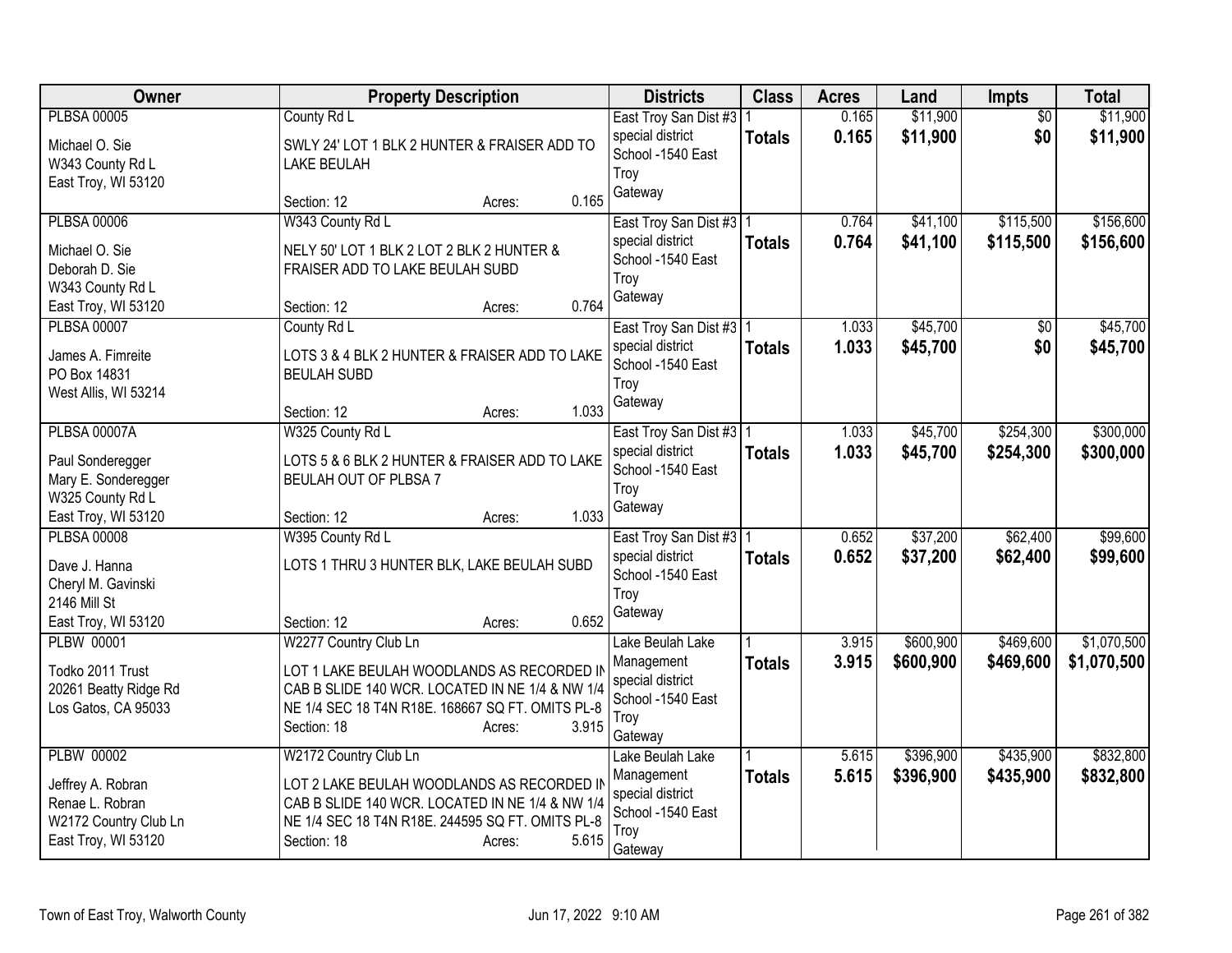| Owner | Property Description | Districts | Class | Acres | Land | Impts | Total |
|---|---|---|---|---|---|---|---|
| PLBSA 00005<br>Michael O. Sie<br>W343 County Rd L<br>East Troy, WI 53120 | County Rd L<br>SWLY 24' LOT 1 BLK 2 HUNTER & FRAISER ADD TO LAKE BEULAH<br>Section: 12 Acres: 0.165 | East Troy San Dist #3 special district<br>School -1540 East Troy<br>Gateway | 1<br>**Totals** | 0.165<br>**0.165** | $11,900<br>**$11,900** | $0<br>**$0** | $11,900<br>**$11,900** |
| PLBSA 00006<br>Michael O. Sie<br>Deborah D. Sie<br>W343 County Rd L<br>East Troy, WI 53120 | W343 County Rd L<br>NELY 50' LOT 1 BLK 2 LOT 2 BLK 2 HUNTER & FRAISER ADD TO LAKE BEULAH SUBD<br>Section: 12 Acres: 0.764 | East Troy San Dist #3 special district<br>School -1540 East Troy<br>Gateway | 1<br>**Totals** | 0.764<br>**0.764** | $41,100<br>**$41,100** | $115,500<br>**$115,500** | $156,600<br>**$156,600** |
| PLBSA 00007<br>James A. Fimreite<br>PO Box 14831<br>West Allis, WI 53214 | County Rd L<br>LOTS 3 & 4 BLK 2 HUNTER & FRAISER ADD TO LAKE BEULAH SUBD<br>Section: 12 Acres: 1.033 | East Troy San Dist #3 special district<br>School -1540 East Troy<br>Gateway | 1<br>**Totals** | 1.033<br>**1.033** | $45,700<br>**$45,700** | $0<br>**$0** | $45,700<br>**$45,700** |
| PLBSA 00007A<br>Paul Sonderegger<br>Mary E. Sonderegger<br>W325 County Rd L<br>East Troy, WI 53120 | W325 County Rd L<br>LOTS 5 & 6 BLK 2 HUNTER & FRAISER ADD TO LAKE BEULAH OUT OF PLBSA 7<br>Section: 12 Acres: 1.033 | East Troy San Dist #3 special district<br>School -1540 East Troy<br>Gateway | 1<br>**Totals** | 1.033<br>**1.033** | $45,700<br>**$45,700** | $254,300<br>**$254,300** | $300,000<br>**$300,000** |
| PLBSA 00008<br>Dave J. Hanna<br>Cheryl M. Gavinski<br>2146 Mill St<br>East Troy, WI 53120 | W395 County Rd L<br>LOTS 1 THRU 3 HUNTER BLK, LAKE BEULAH SUBD<br>Section: 12 Acres: 0.652 | East Troy San Dist #3 special district<br>School -1540 East Troy<br>Gateway | 1<br>**Totals** | 0.652<br>**0.652** | $37,200<br>**$37,200** | $62,400<br>**$62,400** | $99,600<br>**$99,600** |
| PLBW 00001<br>Todko 2011 Trust<br>20261 Beatty Ridge Rd<br>Los Gatos, CA 95033 | W2277 Country Club Ln<br>LOT 1 LAKE BEULAH WOODLANDS AS RECORDED IN CAB B SLIDE 140 WCR. LOCATED IN NE 1/4 & NW 1/4 NE 1/4 SEC 18 T4N R18E. 168667 SQ FT. OMITS PL-8<br>Section: 18 Acres: 3.915 | Lake Beulah Lake Management special district<br>School -1540 East Troy<br>Gateway | 1<br>**Totals** | 3.915<br>**3.915** | $600,900<br>**$600,900** | $469,600<br>**$469,600** | $1,070,500<br>**$1,070,500** |
| PLBW 00002<br>Jeffrey A. Robran<br>Renae L. Robran<br>W2172 Country Club Ln<br>East Troy, WI 53120 | W2172 Country Club Ln<br>LOT 2 LAKE BEULAH WOODLANDS AS RECORDED IN CAB B SLIDE 140 WCR. LOCATED IN NE 1/4 & NW 1/4 NE 1/4 SEC 18 T4N R18E. 244595 SQ FT. OMITS PL-8<br>Section: 18 Acres: 5.615 | Lake Beulah Lake Management special district<br>School -1540 East Troy<br>Gateway | 1<br>**Totals** | 5.615<br>**5.615** | $396,900<br>**$396,900** | $435,900<br>**$435,900** | $832,800<br>**$832,800** |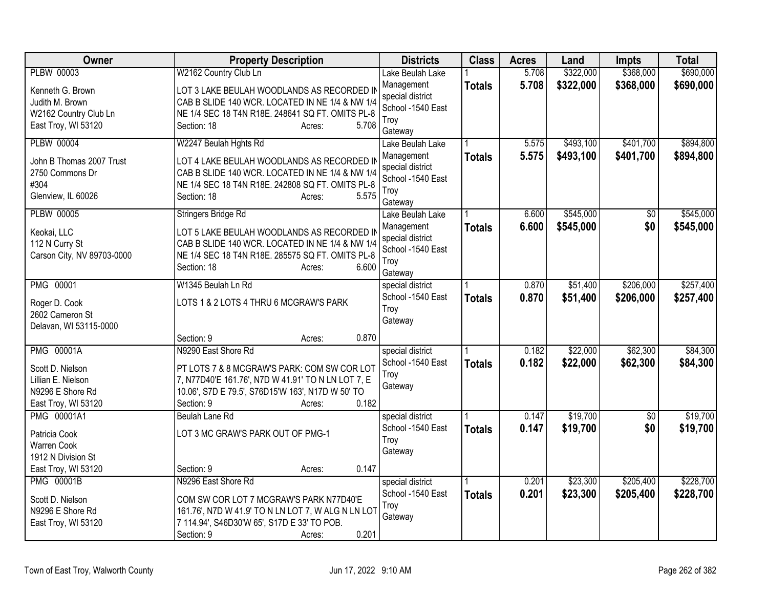| Owner | Property Description | Districts | Class | Acres | Land | Impts | Total |
|---|---|---|---|---|---|---|---|
| PLBW 00003<br>Kenneth G. Brown<br>Judith M. Brown<br>W2162 Country Club Ln<br>East Troy, WI 53120 | W2162 Country Club Ln<br>LOT 3 LAKE BEULAH WOODLANDS AS RECORDED IN CAB B SLIDE 140 WCR. LOCATED IN NE 1/4 & NW 1/4 NE 1/4 SEC 18 T4N R18E. 248641 SQ FT. OMITS PL-8<br>Section: 18 Acres: 5.708 | Lake Beulah Lake Management special district<br>School -1540 East Troy<br>Gateway | 1<br>**Totals** | 5.708<br>**5.708** | $322,000<br>**$322,000** | $368,000<br>**$368,000** | $690,000<br>**$690,000** |
| PLBW 00004<br>John B Thomas 2007 Trust<br>2750 Commons Dr<br>#304<br>Glenview, IL 60026 | W2247 Beulah Hghts Rd<br>LOT 4 LAKE BEULAH WOODLANDS AS RECORDED IN CAB B SLIDE 140 WCR. LOCATED IN NE 1/4 & NW 1/4 NE 1/4 SEC 18 T4N R18E. 242808 SQ FT. OMITS PL-8<br>Section: 18 Acres: 5.575 | Lake Beulah Lake Management special district<br>School -1540 East Troy<br>Gateway | 1<br>**Totals** | 5.575<br>**5.575** | $493,100<br>**$493,100** | $401,700<br>**$401,700** | $894,800<br>**$894,800** |
| PLBW 00005<br>Keokai, LLC<br>112 N Curry St<br>Carson City, NV 89703-0000 | Stringers Bridge Rd<br>LOT 5 LAKE BEULAH WOODLANDS AS RECORDED IN CAB B SLIDE 140 WCR. LOCATED IN NE 1/4 & NW 1/4 NE 1/4 SEC 18 T4N R18E. 285575 SQ FT. OMITS PL-8<br>Section: 18 Acres: 6.600 | Lake Beulah Lake Management special district<br>School -1540 East Troy<br>Gateway | 1<br>**Totals** | 6.600<br>**6.600** | $545,000<br>**$545,000** | $0<br>**$0** | $545,000<br>**$545,000** |
| PMG 00001<br>Roger D. Cook<br>2602 Cameron St<br>Delavan, WI 53115-0000 | W1345 Beulah Ln Rd<br>LOTS 1 & 2 LOTS 4 THRU 6 MCGRAW'S PARK<br>Section: 9 Acres: 0.870 | special district<br>School -1540 East Troy<br>Gateway | 1<br>**Totals** | 0.870<br>**0.870** | $51,400<br>**$51,400** | $206,000<br>**$206,000** | $257,400<br>**$257,400** |
| PMG 00001A<br>Scott D. Nielson<br>Lillian E. Nielson<br>N9296 E Shore Rd<br>East Troy, WI 53120 | N9290 East Shore Rd<br>PT LOTS 7 & 8 MCGRAW'S PARK: COM SW COR LOT 7, N77D40'E 161.76', N7D W 41.91' TO N LN LOT 7, E 10.06', S7D E 79.5', S76D15'W 163', N17D W 50' TO<br>Section: 9 Acres: 0.182 | special district<br>School -1540 East Troy<br>Gateway | 1<br>**Totals** | 0.182<br>**0.182** | $22,000<br>**$22,000** | $62,300<br>**$62,300** | $84,300<br>**$84,300** |
| PMG 00001A1<br>Patricia Cook<br>Warren Cook<br>1912 N Division St<br>East Troy, WI 53120 | Beulah Lane Rd<br>LOT 3 MC GRAW'S PARK OUT OF PMG-1<br>Section: 9 Acres: 0.147 | special district<br>School -1540 East Troy<br>Gateway | 1<br>**Totals** | 0.147<br>**0.147** | $19,700<br>**$19,700** | $0<br>**$0** | $19,700<br>**$19,700** |
| PMG 00001B<br>Scott D. Nielson<br>N9296 E Shore Rd<br>East Troy, WI 53120 | N9296 East Shore Rd<br>COM SW COR LOT 7 MCGRAW'S PARK N77D40'E 161.76', N7D W 41.9' TO N LN LOT 7, W ALG N LN LOT 7 114.94', S46D30'W 65', S17D E 33' TO POB.<br>Section: 9 Acres: 0.201 | special district<br>School -1540 East Troy<br>Gateway | 1<br>**Totals** | 0.201<br>**0.201** | $23,300<br>**$23,300** | $205,400<br>**$205,400** | $228,700<br>**$228,700** |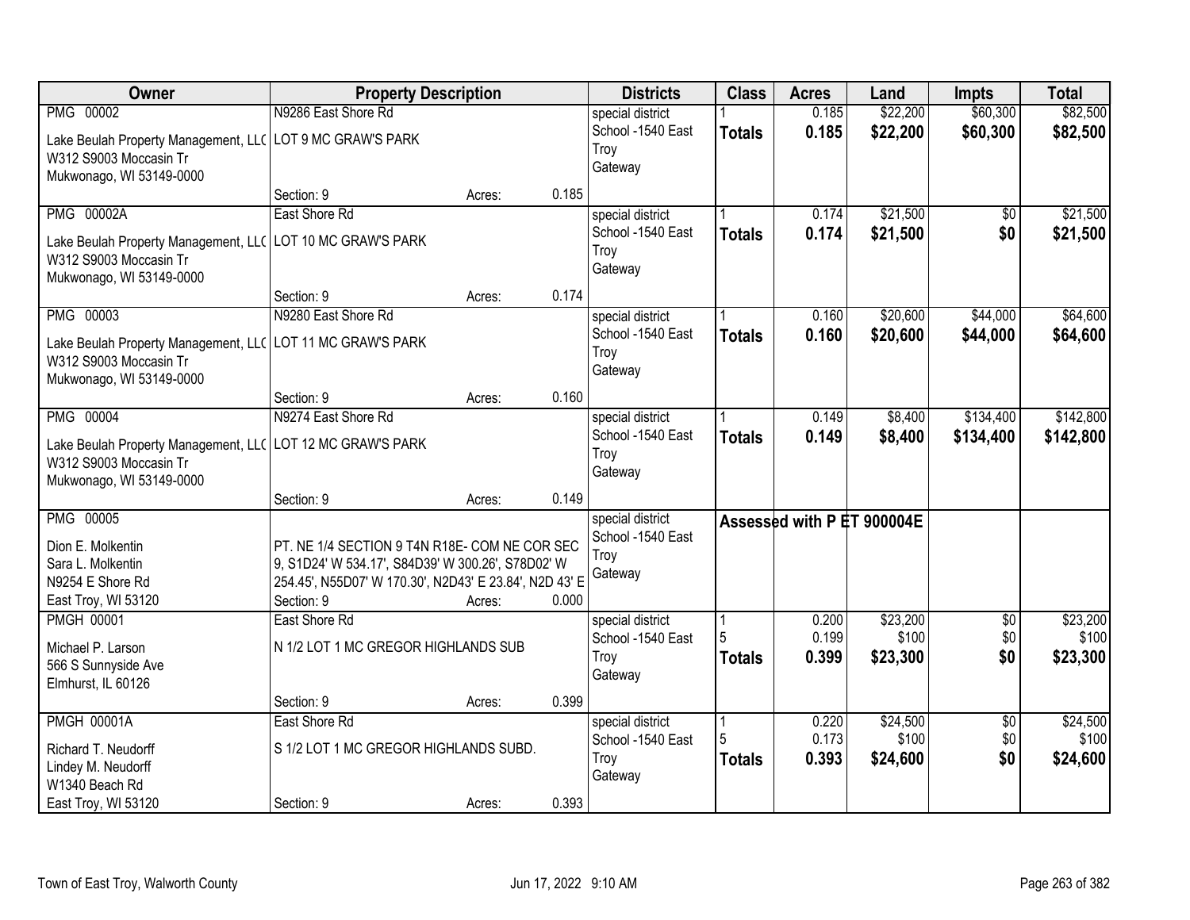| Owner | Property Description | Districts | Class | Acres | Land | Impts | Total |
|---|---|---|---|---|---|---|---|
| PMG 00002<br>Lake Beulah Property Management, LLC<br>W312 S9003 Moccasin Tr<br>Mukwonago, WI 53149-0000 | N9286 East Shore Rd<br>LOT 9 MC GRAW'S PARK<br>Section: 9 Acres: 0.185 | special district<br>School -1540 East Troy<br>Gateway | 1<br>**Totals** | 0.185<br>**0.185** | $22,200<br>**$22,200** | $60,300<br>**$60,300** | $82,500<br>**$82,500** |
| PMG 00002A<br>Lake Beulah Property Management, LLC<br>W312 S9003 Moccasin Tr<br>Mukwonago, WI 53149-0000 | East Shore Rd<br>LOT 10 MC GRAW'S PARK<br>Section: 9 Acres: 0.174 | special district<br>School -1540 East Troy<br>Gateway | 1<br>**Totals** | 0.174<br>**0.174** | $21,500<br>**$21,500** | $0<br>**$0** | $21,500<br>**$21,500** |
| PMG 00003<br>Lake Beulah Property Management, LLC<br>W312 S9003 Moccasin Tr<br>Mukwonago, WI 53149-0000 | N9280 East Shore Rd<br>LOT 11 MC GRAW'S PARK<br>Section: 9 Acres: 0.160 | special district<br>School -1540 East Troy<br>Gateway | 1<br>**Totals** | 0.160<br>**0.160** | $20,600<br>**$20,600** | $44,000<br>**$44,000** | $64,600<br>**$64,600** |
| PMG 00004<br>Lake Beulah Property Management, LLC<br>W312 S9003 Moccasin Tr<br>Mukwonago, WI 53149-0000 | N9274 East Shore Rd<br>LOT 12 MC GRAW'S PARK<br>Section: 9 Acres: 0.149 | special district<br>School -1540 East Troy<br>Gateway | 1<br>**Totals** | 0.149<br>**0.149** | $8,400<br>**$8,400** | $134,400<br>**$134,400** | $142,800<br>**$142,800** |
| PMG 00005<br>Dion E. Molkentin<br>Sara L. Molkentin<br>N9254 E Shore Rd<br>East Troy, WI 53120 | PT. NE 1/4 SECTION 9 T4N R18E- COM NE COR SEC 9, S1D24' W 534.17', S84D39' W 300.26', S78D02' W 254.45', N55D07' W 170.30', N2D43' E 23.84', N2D 43' E<br>Section: 9 Acres: 0.000 | special district<br>School -1540 East Troy<br>Gateway | Assessed with P ET 900004E | | | | |
| PMGH 00001<br>Michael P. Larson<br>566 S Sunnyside Ave<br>Elmhurst, IL 60126 | East Shore Rd<br>N 1/2 LOT 1 MC GREGOR HIGHLANDS SUB<br>Section: 9 Acres: 0.399 | special district<br>School -1540 East Troy<br>Gateway | 1<br>5<br>**Totals** | 0.200<br>0.199<br>**0.399** | $23,200<br>$100<br>**$23,300** | $0<br>$0<br>**$0** | $23,200<br>$100<br>**$23,300** |
| PMGH 00001A<br>Richard T. Neudorff<br>Lindey M. Neudorff<br>W1340 Beach Rd<br>East Troy, WI 53120 | East Shore Rd<br>S 1/2 LOT 1 MC GREGOR HIGHLANDS SUBD.<br>Section: 9 Acres: 0.393 | special district<br>School -1540 East Troy<br>Gateway | 1<br>5<br>**Totals** | 0.220<br>0.173<br>**0.393** | $24,500<br>$100<br>**$24,600** | $0<br>$0<br>**$0** | $24,500<br>$100<br>**$24,600** |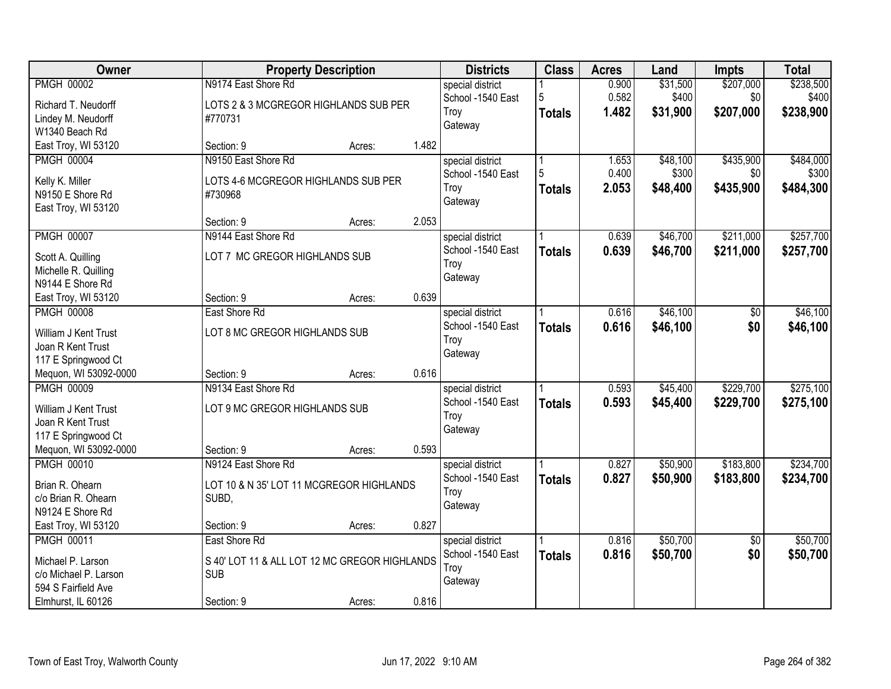| Owner | Property Description | | | Districts | Class | Acres | Land | Impts | Total |
|---|---|---|---|---|---|---|---|---|---|
| PMGH 00002<br>Richard T. Neudorff<br>Lindey M. Neudorff<br>W1340 Beach Rd<br>East Troy, WI 53120 | N9174 East Shore Rd<br>LOTS 2 & 3 MCGREGOR HIGHLANDS SUB PER #770731<br>Section: 9 | Acres: | 1.482 | special district<br>School -1540 East Troy<br>Gateway | 1<br>5<br>**Totals** | 0.900<br>0.582<br>**1.482** | $31,500<br>$400<br>**$31,900** | $207,000<br>$0<br>**$207,000** | $238,500<br>$400<br>**$238,900** |
| PMGH 00004<br>Kelly K. Miller<br>N9150 E Shore Rd<br>East Troy, WI 53120 | N9150 East Shore Rd<br>LOTS 4-6 MCGREGOR HIGHLANDS SUB PER #730968<br>Section: 9 | Acres: | 2.053 | special district<br>School -1540 East Troy<br>Gateway | 1<br>5<br>**Totals** | 1.653<br>0.400<br>**2.053** | $48,100<br>$300<br>**$48,400** | $435,900<br>$0<br>**$435,900** | $484,000<br>$300<br>**$484,300** |
| PMGH 00007<br>Scott A. Quilling<br>Michelle R. Quilling<br>N9144 E Shore Rd<br>East Troy, WI 53120 | N9144 East Shore Rd<br>LOT 7 MC GREGOR HIGHLANDS SUB<br>Section: 9 | Acres: | 0.639 | special district<br>School -1540 East Troy<br>Gateway | 1<br>**Totals** | 0.639<br>**0.639** | $46,700<br>**$46,700** | $211,000<br>**$211,000** | $257,700<br>**$257,700** |
| PMGH 00008<br>William J Kent Trust<br>Joan R Kent Trust<br>117 E Springwood Ct<br>Mequon, WI 53092-0000 | East Shore Rd<br>LOT 8 MC GREGOR HIGHLANDS SUB<br>Section: 9 | Acres: | 0.616 | special district<br>School -1540 East Troy<br>Gateway | 1<br>**Totals** | 0.616<br>**0.616** | $46,100<br>**$46,100** | $0<br>**$0** | $46,100<br>**$46,100** |
| PMGH 00009<br>William J Kent Trust<br>Joan R Kent Trust<br>117 E Springwood Ct<br>Mequon, WI 53092-0000 | N9134 East Shore Rd<br>LOT 9 MC GREGOR HIGHLANDS SUB<br>Section: 9 | Acres: | 0.593 | special district<br>School -1540 East Troy<br>Gateway | 1<br>**Totals** | 0.593<br>**0.593** | $45,400<br>**$45,400** | $229,700<br>**$229,700** | $275,100<br>**$275,100** |
| PMGH 00010<br>Brian R. Ohearn<br>c/o Brian R. Ohearn<br>N9124 E Shore Rd<br>East Troy, WI 53120 | N9124 East Shore Rd<br>LOT 10 & N 35' LOT 11 MCGREGOR HIGHLANDS SUBD,<br>Section: 9 | Acres: | 0.827 | special district<br>School -1540 East Troy<br>Gateway | 1<br>**Totals** | 0.827<br>**0.827** | $50,900<br>**$50,900** | $183,800<br>**$183,800** | $234,700<br>**$234,700** |
| PMGH 00011<br>Michael P. Larson<br>c/o Michael P. Larson<br>594 S Fairfield Ave<br>Elmhurst, IL 60126 | East Shore Rd<br>S 40' LOT 11 & ALL LOT 12 MC GREGOR HIGHLANDS SUB<br>Section: 9 | Acres: | 0.816 | special district<br>School -1540 East Troy<br>Gateway | 1<br>**Totals** | 0.816<br>**0.816** | $50,700<br>**$50,700** | $0<br>**$0** | $50,700<br>**$50,700** |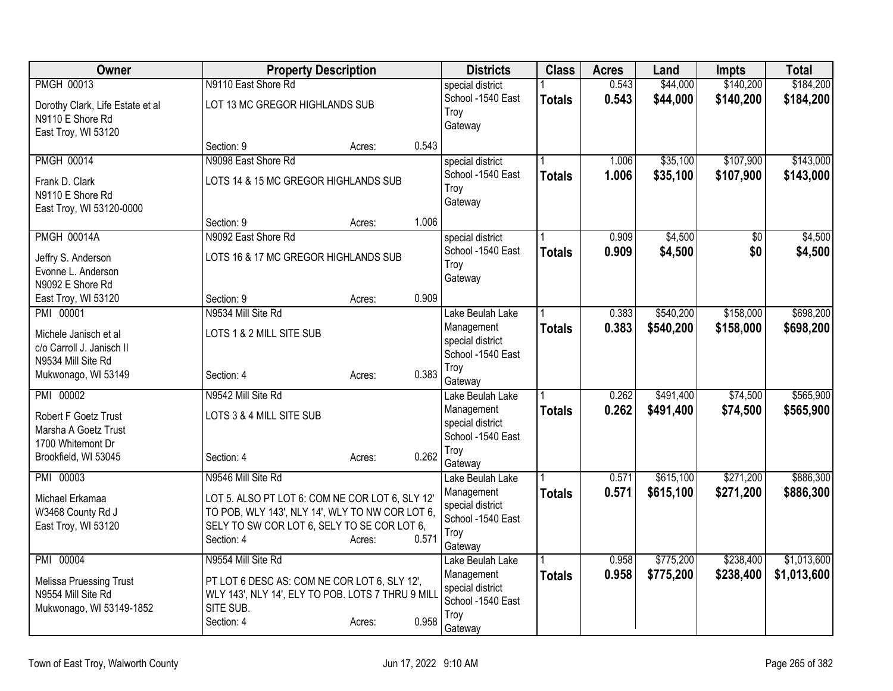| Owner | Property Description | Districts | Class | Acres | Land | Impts | Total |
|---|---|---|---|---|---|---|---|
| PMGH 00013<br>Dorothy Clark, Life Estate et al<br>N9110 E Shore Rd<br>East Troy, WI 53120 | N9110 East Shore Rd<br>LOT 13 MC GREGOR HIGHLANDS SUB<br>Section: 9 Acres: 0.543 | special district<br>School -1540 East Troy<br>Gateway | 1<br>**Totals** | 0.543<br>**0.543** | \$44,000<br>**\$44,000** | \$140,200<br>**\$140,200** | \$184,200<br>**\$184,200** |
| PMGH 00014<br>Frank D. Clark<br>N9110 E Shore Rd<br>East Troy, WI 53120-0000 | N9098 East Shore Rd<br>LOTS 14 & 15 MC GREGOR HIGHLANDS SUB<br>Section: 9 Acres: 1.006 | special district<br>School -1540 East Troy<br>Gateway | 1<br>**Totals** | 1.006<br>**1.006** | \$35,100<br>**\$35,100** | \$107,900<br>**\$107,900** | \$143,000<br>**\$143,000** |
| PMGH 00014A<br>Jeffry S. Anderson<br>Evonne L. Anderson<br>N9092 E Shore Rd<br>East Troy, WI 53120 | N9092 East Shore Rd<br>LOTS 16 & 17 MC GREGOR HIGHLANDS SUB<br>Section: 9 Acres: 0.909 | special district<br>School -1540 East Troy<br>Gateway | 1<br>**Totals** | 0.909<br>**0.909** | \$4,500<br>**\$4,500** | \$0<br>**\$0** | \$4,500<br>**\$4,500** |
| PMI 00001<br>Michele Janisch et al<br>c/o Carroll J. Janisch II<br>N9534 Mill Site Rd<br>Mukwonago, WI 53149 | N9534 Mill Site Rd<br>LOTS 1 & 2 MILL SITE SUB<br>Section: 4 Acres: 0.383 | Lake Beulah Lake Management<br>special district<br>School -1540 East Troy<br>Gateway | 1<br>**Totals** | 0.383<br>**0.383** | \$540,200<br>**\$540,200** | \$158,000<br>**\$158,000** | \$698,200<br>**\$698,200** |
| PMI 00002<br>Robert F Goetz Trust<br>Marsha A Goetz Trust<br>1700 Whitemont Dr<br>Brookfield, WI 53045 | N9542 Mill Site Rd<br>LOTS 3 & 4 MILL SITE SUB<br>Section: 4 Acres: 0.262 | Lake Beulah Lake Management<br>special district<br>School -1540 East Troy<br>Gateway | 1<br>**Totals** | 0.262<br>**0.262** | \$491,400<br>**\$491,400** | \$74,500<br>**\$74,500** | \$565,900<br>**\$565,900** |
| PMI 00003<br>Michael Erkamaa<br>W3468 County Rd J<br>East Troy, WI 53120 | N9546 Mill Site Rd<br>LOT 5. ALSO PT LOT 6: COM NE COR LOT 6, SLY 12' TO POB, WLY 143', NLY 14', WLY TO NW COR LOT 6, SELY TO SW COR LOT 6, SELY TO SE COR LOT 6,<br>Section: 4 Acres: 0.571 | Lake Beulah Lake Management<br>special district<br>School -1540 East Troy<br>Gateway | 1<br>**Totals** | 0.571<br>**0.571** | \$615,100<br>**\$615,100** | \$271,200<br>**\$271,200** | \$886,300<br>**\$886,300** |
| PMI 00004<br>Melissa Pruessing Trust<br>N9554 Mill Site Rd<br>Mukwonago, WI 53149-1852 | N9554 Mill Site Rd<br>PT LOT 6 DESC AS: COM NE COR LOT 6, SLY 12', WLY 143', NLY 14', ELY TO POB. LOTS 7 THRU 9 MILL SITE SUB.<br>Section: 4 Acres: 0.958 | Lake Beulah Lake Management<br>special district<br>School -1540 East Troy<br>Gateway | 1<br>**Totals** | 0.958<br>**0.958** | \$775,200<br>**\$775,200** | \$238,400<br>**\$238,400** | \$1,013,600<br>**\$1,013,600** |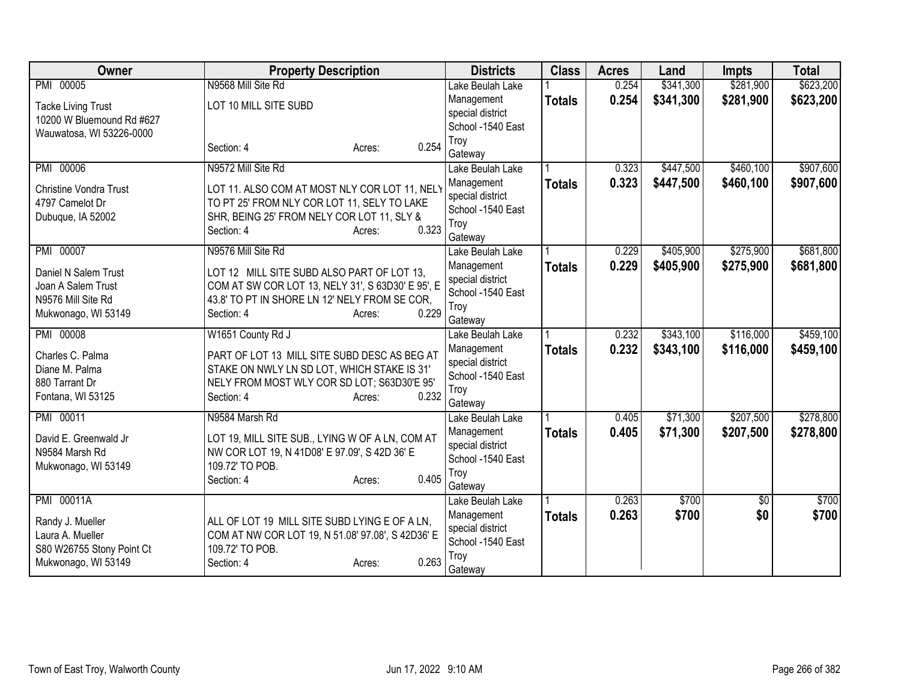| Owner | Property Description | Districts | Class | Acres | Land | Impts | Total |
|---|---|---|---|---|---|---|---|
| PMI 00005<br>Tacke Living Trust<br>10200 W Bluemound Rd #627<br>Wauwatosa, WI 53226-0000 | N9568 Mill Site Rd<br>LOT 10 MILL SITE SUBD<br>Section: 4 Acres: 0.254 | Lake Beulah Lake Management special district<br>School -1540 East Troy<br>Gateway | 1<br>**Totals** | 0.254<br>**0.254** | $341,300<br>**$341,300** | $281,900<br>**$281,900** | $623,200<br>**$623,200** |
| PMI 00006<br>Christine Vondra Trust<br>4797 Camelot Dr<br>Dubuque, IA 52002 | N9572 Mill Site Rd<br>LOT 11. ALSO COM AT MOST NLY COR LOT 11, NELY TO PT 25' FROM NLY COR LOT 11, SELY TO LAKE SHR, BEING 25' FROM NELY COR LOT 11, SLY &<br>Section: 4 Acres: 0.323 | Lake Beulah Lake Management special district<br>School -1540 East Troy<br>Gateway | 1<br>**Totals** | 0.323<br>**0.323** | $447,500<br>**$447,500** | $460,100<br>**$460,100** | $907,600<br>**$907,600** |
| PMI 00007<br>Daniel N Salem Trust<br>Joan A Salem Trust<br>N9576 Mill Site Rd<br>Mukwonago, WI 53149 | N9576 Mill Site Rd<br>LOT 12 MILL SITE SUBD ALSO PART OF LOT 13, COM AT SW COR LOT 13, NELY 31', S 63D30' E 95', E 43.8' TO PT IN SHORE LN 12' NELY FROM SE COR,<br>Section: 4 Acres: 0.229 | Lake Beulah Lake Management special district<br>School -1540 East Troy<br>Gateway | 1<br>**Totals** | 0.229<br>**0.229** | $405,900<br>**$405,900** | $275,900<br>**$275,900** | $681,800<br>**$681,800** |
| PMI 00008<br>Charles C. Palma<br>Diane M. Palma<br>880 Tarrant Dr<br>Fontana, WI 53125 | W1651 County Rd J<br>PART OF LOT 13 MILL SITE SUBD DESC AS BEG AT STAKE ON NWLY LN SD LOT, WHICH STAKE IS 31' NELY FROM MOST WLY COR SD LOT; S63D30'E 95'<br>Section: 4 Acres: 0.232 | Lake Beulah Lake Management special district<br>School -1540 East Troy<br>Gateway | 1<br>**Totals** | 0.232<br>**0.232** | $343,100<br>**$343,100** | $116,000<br>**$116,000** | $459,100<br>**$459,100** |
| PMI 00011<br>David E. Greenwald Jr<br>N9584 Marsh Rd<br>Mukwonago, WI 53149 | N9584 Marsh Rd<br>LOT 19, MILL SITE SUB., LYING W OF A LN, COM AT NW COR LOT 19, N 41D08' E 97.09', S 42D 36' E 109.72' TO POB.<br>Section: 4 Acres: 0.405 | Lake Beulah Lake Management special district<br>School -1540 East Troy<br>Gateway | 1<br>**Totals** | 0.405<br>**0.405** | $71,300<br>**$71,300** | $207,500<br>**$207,500** | $278,800<br>**$278,800** |
| PMI 00011A<br>Randy J. Mueller<br>Laura A. Mueller<br>S80 W26755 Stony Point Ct<br>Mukwonago, WI 53149 | ALL OF LOT 19 MILL SITE SUBD LYING E OF A LN, COM AT NW COR LOT 19, N 51.08' 97.08', S 42D36' E 109.72' TO POB.<br>Section: 4 Acres: 0.263 | Lake Beulah Lake Management special district<br>School -1540 East Troy<br>Gateway | 1<br>**Totals** | 0.263<br>**0.263** | $700<br>**$700** | $0<br>**$0** | $700<br>**$700** |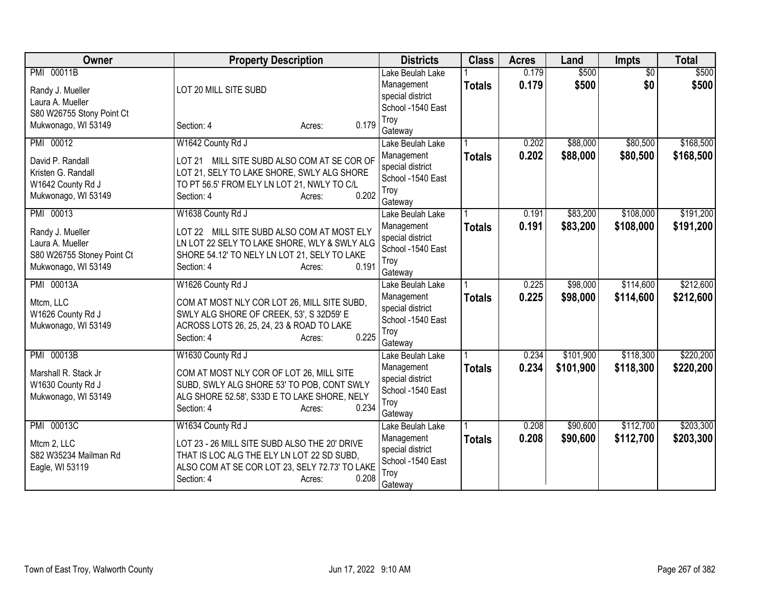| Owner | Property Description | Districts | Class | Acres | Land | Impts | Total |
|---|---|---|---|---|---|---|---|
| PMI 00011B<br>Randy J. Mueller<br>Laura A. Mueller<br>S80 W26755 Stony Point Ct<br>Mukwonago, WI 53149 | LOT 20 MILL SITE SUBD<br>Section: 4 Acres: 0.179 | Lake Beulah Lake Management special district<br>School -1540 East Troy<br>Gateway | 1<br>**Totals** | 0.179<br>**0.179** | \$500<br>**\$500** | \$0<br>**\$0** | \$500<br>**\$500** |
| PMI 00012<br>David P. Randall<br>Kristen G. Randall<br>W1642 County Rd J<br>Mukwonago, WI 53149 | W1642 County Rd J<br>LOT 21 MILL SITE SUBD ALSO COM AT SE COR OF LOT 21, SELY TO LAKE SHORE, SWLY ALG SHORE TO PT 56.5' FROM ELY LN LOT 21, NWLY TO C/L<br>Section: 4 Acres: 0.202 | Lake Beulah Lake Management special district<br>School -1540 East Troy<br>Gateway | 1<br>**Totals** | 0.202<br>**0.202** | \$88,000<br>**\$88,000** | \$80,500<br>**\$80,500** | \$168,500<br>**\$168,500** |
| PMI 00013<br>Randy J. Mueller<br>Laura A. Mueller<br>S80 W26755 Stoney Point Ct<br>Mukwonago, WI 53149 | W1638 County Rd J<br>LOT 22 MILL SITE SUBD ALSO COM AT MOST ELY LN LOT 22 SELY TO LAKE SHORE, WLY & SWLY ALG SHORE 54.12' TO NELY LN LOT 21, SELY TO LAKE<br>Section: 4 Acres: 0.191 | Lake Beulah Lake Management special district<br>School -1540 East Troy<br>Gateway | 1<br>**Totals** | 0.191<br>**0.191** | \$83,200<br>**\$83,200** | \$108,000<br>**\$108,000** | \$191,200<br>**\$191,200** |
| PMI 00013A<br>Mtcm, LLC<br>W1626 County Rd J<br>Mukwonago, WI 53149 | W1626 County Rd J<br>COM AT MOST NLY COR LOT 26, MILL SITE SUBD, SWLY ALG SHORE OF CREEK, 53', S 32D59' E ACROSS LOTS 26, 25, 24, 23 & ROAD TO LAKE<br>Section: 4 Acres: 0.225 | Lake Beulah Lake Management special district<br>School -1540 East Troy<br>Gateway | 1<br>**Totals** | 0.225<br>**0.225** | \$98,000<br>**\$98,000** | \$114,600<br>**\$114,600** | \$212,600<br>**\$212,600** |
| PMI 00013B<br>Marshall R. Stack Jr<br>W1630 County Rd J<br>Mukwonago, WI 53149 | W1630 County Rd J<br>COM AT MOST NLY COR OF LOT 26, MILL SITE SUBD, SWLY ALG SHORE 53' TO POB, CONT SWLY ALG SHORE 52.58', S33D E TO LAKE SHORE, NELY<br>Section: 4 Acres: 0.234 | Lake Beulah Lake Management special district<br>School -1540 East Troy<br>Gateway | 1<br>**Totals** | 0.234<br>**0.234** | \$101,900<br>**\$101,900** | \$118,300<br>**\$118,300** | \$220,200<br>**\$220,200** |
| PMI 00013C<br>Mtcm 2, LLC<br>S82 W35234 Mailman Rd<br>Eagle, WI 53119 | W1634 County Rd J<br>LOT 23 - 26 MILL SITE SUBD ALSO THE 20' DRIVE THAT IS LOC ALG THE ELY LN LOT 22 SD SUBD, ALSO COM AT SE COR LOT 23, SELY 72.73' TO LAKE<br>Section: 4 Acres: 0.208 | Lake Beulah Lake Management special district<br>School -1540 East Troy<br>Gateway | 1<br>**Totals** | 0.208<br>**0.208** | \$90,600<br>**\$90,600** | \$112,700<br>**\$112,700** | \$203,300<br>**\$203,300** |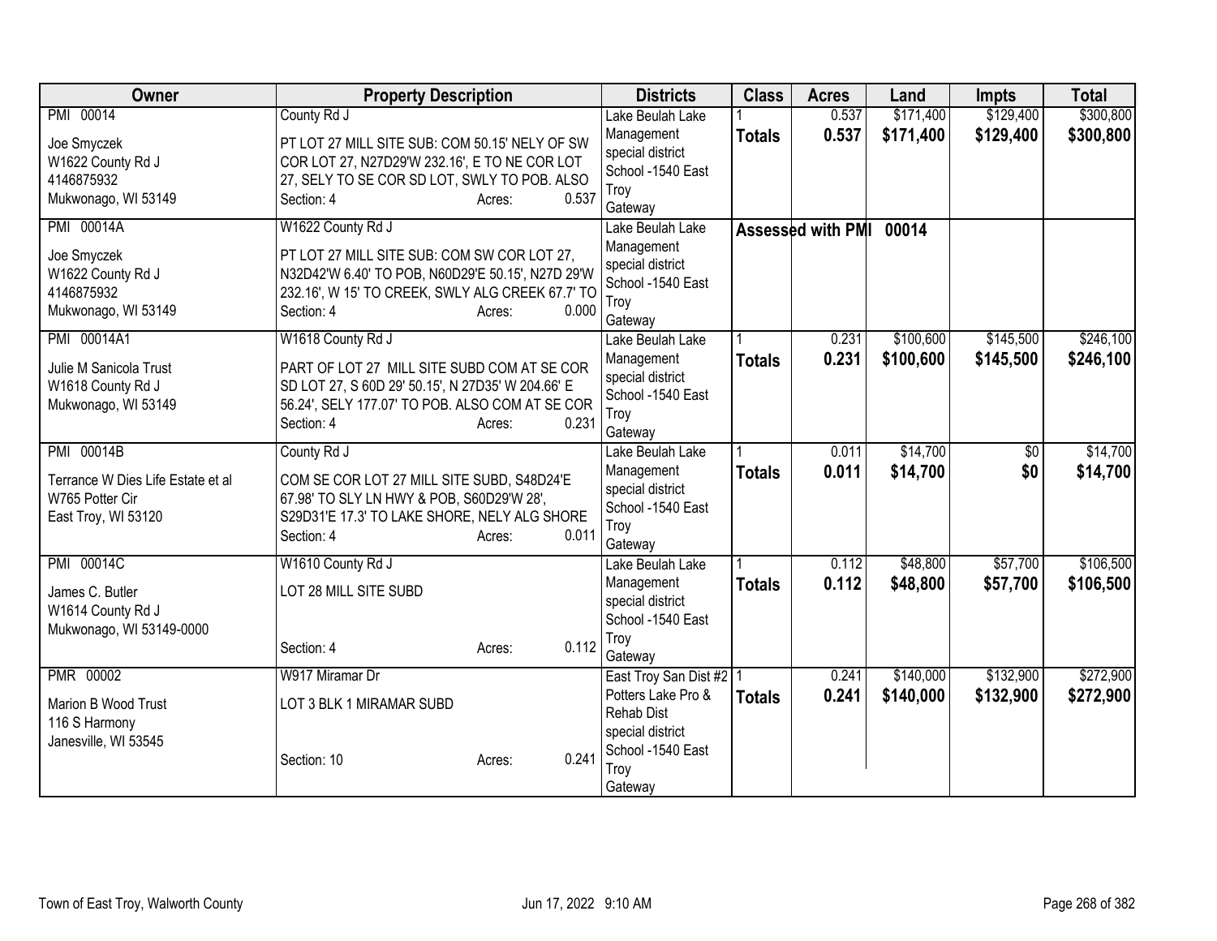| Owner | Property Description | Districts | Class | Acres | Land | Impts | Total |
|---|---|---|---|---|---|---|---|
| PMI 00014<br><br>Joe Smyczek<br>W1622 County Rd J<br>4146875932<br>Mukwonago, WI 53149 | County Rd J<br><br>PT LOT 27 MILL SITE SUB: COM 50.15' NELY OF SW COR LOT 27, N27D29'W 232.16', E TO NE COR LOT 27, SELY TO SE COR SD LOT, SWLY TO POB. ALSO<br>Section: 4 Acres: 0.537 | Lake Beulah Lake Management special district<br>School -1540 East Troy<br>Gateway | 1<br>**Totals** | 0.537<br>**0.537** | $171,400<br>**$171,400** | $129,400<br>**$129,400** | $300,800<br>**$300,800** |
| PMI 00014A<br><br>Joe Smyczek<br>W1622 County Rd J<br>4146875932<br>Mukwonago, WI 53149 | W1622 County Rd J<br><br>PT LOT 27 MILL SITE SUB: COM SW COR LOT 27, N32D42'W 6.40' TO POB, N60D29'E 50.15', N27D 29'W 232.16', W 15' TO CREEK, SWLY ALG CREEK 67.7' TO<br>Section: 4 Acres: 0.000 | Lake Beulah Lake Management special district<br>School -1540 East Troy<br>Gateway | **Assessed with PMI** | | **00014** | | |
| PMI 00014A1<br><br>Julie M Sanicola Trust<br>W1618 County Rd J<br>Mukwonago, WI 53149 | W1618 County Rd J<br><br>PART OF LOT 27 MILL SITE SUBD COM AT SE COR SD LOT 27, S 60D 29' 50.15', N 27D35' W 204.66' E 56.24', SELY 177.07' TO POB. ALSO COM AT SE COR<br>Section: 4 Acres: 0.231 | Lake Beulah Lake Management special district<br>School -1540 East Troy<br>Gateway | 1<br>**Totals** | 0.231<br>**0.231** | $100,600<br>**$100,600** | $145,500<br>**$145,500** | $246,100<br>**$246,100** |
| PMI 00014B<br><br>Terrance W Dies Life Estate et al<br>W765 Potter Cir<br>East Troy, WI 53120 | County Rd J<br><br>COM SE COR LOT 27 MILL SITE SUBD, S48D24'E 67.98' TO SLY LN HWY & POB, S60D29'W 28', S29D31'E 17.3' TO LAKE SHORE, NELY ALG SHORE<br>Section: 4 Acres: 0.011 | Lake Beulah Lake Management special district<br>School -1540 East Troy<br>Gateway | 1<br>**Totals** | 0.011<br>**0.011** | $14,700<br>**$14,700** | $0<br>**$0** | $14,700<br>**$14,700** |
| PMI 00014C<br><br>James C. Butler<br>W1614 County Rd J<br>Mukwonago, WI 53149-0000 | W1610 County Rd J<br><br>LOT 28 MILL SITE SUBD<br><br>Section: 4 Acres: 0.112 | Lake Beulah Lake Management special district<br>School -1540 East Troy<br>Gateway | 1<br>**Totals** | 0.112<br>**0.112** | $48,800<br>**$48,800** | $57,700<br>**$57,700** | $106,500<br>**$106,500** |
| PMR 00002<br><br>Marion B Wood Trust<br>116 S Harmony<br>Janesville, WI 53545 | W917 Miramar Dr<br><br>LOT 3 BLK 1 MIRAMAR SUBD<br><br>Section: 10 Acres: 0.241 | East Troy San Dist #2<br>Potters Lake Pro & Rehab Dist special district<br>School -1540 East Troy<br>Gateway | 1<br>**Totals** | 0.241<br>**0.241** | $140,000<br>**$140,000** | $132,900<br>**$132,900** | $272,900<br>**$272,900** |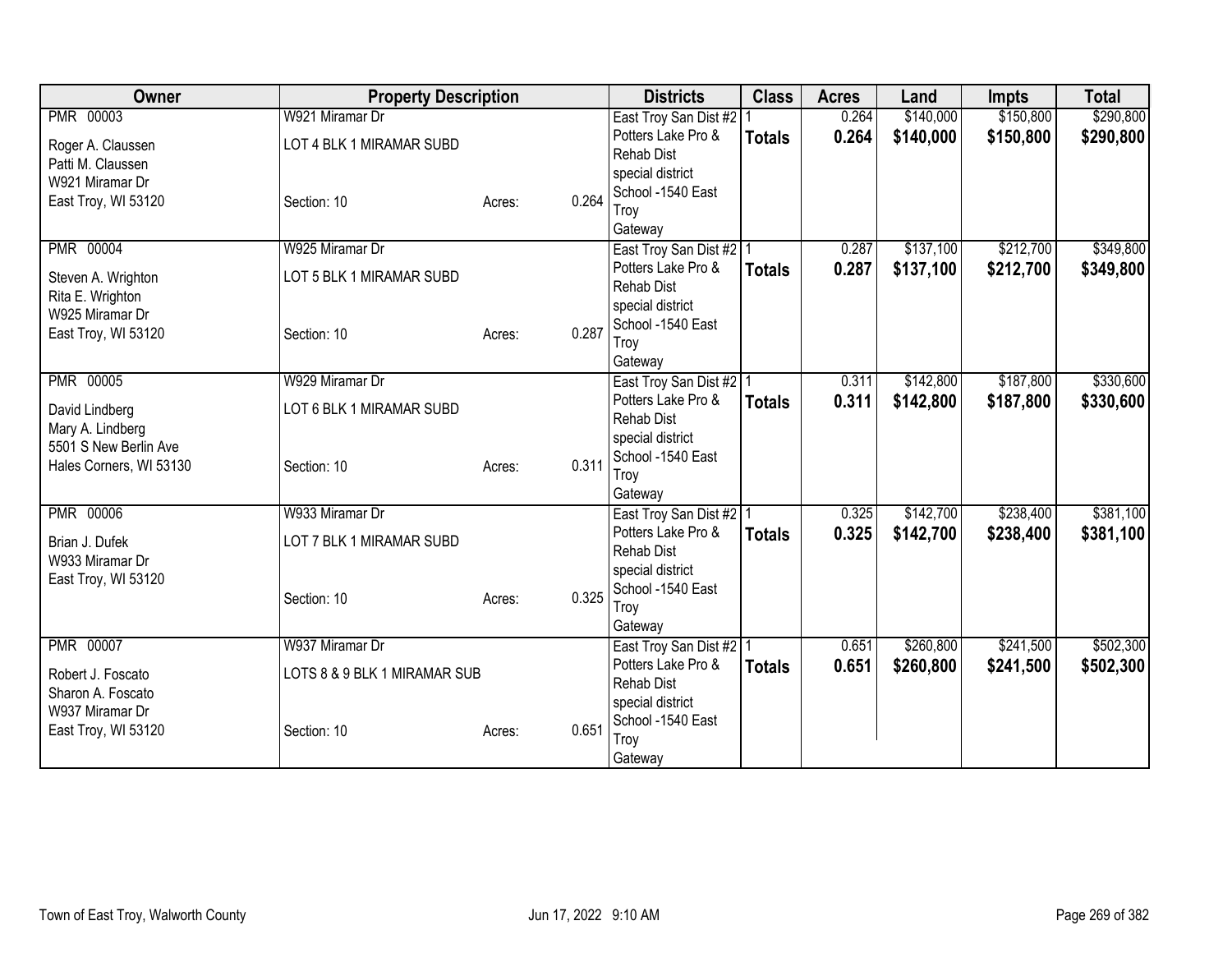| Owner | Property Description | | | Districts | Class | Acres | Land | Impts | Total |
|---|---|---|---|---|---|---|---|---|---|
| PMR 00003<br>Roger A. Claussen<br>Patti M. Claussen<br>W921 Miramar Dr<br>East Troy, WI 53120 | W921 Miramar Dr<br>LOT 4 BLK 1 MIRAMAR SUBD<br><br>Section: 10 | Acres: | 0.264 | East Troy San Dist #2<br>Potters Lake Pro & Rehab Dist<br>special district<br>School -1540 East Troy<br>Gateway | 1<br>**Totals** | 0.264<br>**0.264** | $140,000<br>**$140,000** | $150,800<br>**$150,800** | $290,800<br>**$290,800** |
| PMR 00004<br>Steven A. Wrighton<br>Rita E. Wrighton<br>W925 Miramar Dr<br>East Troy, WI 53120 | W925 Miramar Dr<br>LOT 5 BLK 1 MIRAMAR SUBD<br><br>Section: 10 | Acres: | 0.287 | East Troy San Dist #2<br>Potters Lake Pro & Rehab Dist<br>special district<br>School -1540 East Troy<br>Gateway | 1<br>**Totals** | 0.287<br>**0.287** | $137,100<br>**$137,100** | $212,700<br>**$212,700** | $349,800<br>**$349,800** |
| PMR 00005<br>David Lindberg<br>Mary A. Lindberg<br>5501 S New Berlin Ave<br>Hales Corners, WI 53130 | W929 Miramar Dr<br>LOT 6 BLK 1 MIRAMAR SUBD<br><br>Section: 10 | Acres: | 0.311 | East Troy San Dist #2<br>Potters Lake Pro & Rehab Dist<br>special district<br>School -1540 East Troy<br>Gateway | 1<br>**Totals** | 0.311<br>**0.311** | $142,800<br>**$142,800** | $187,800<br>**$187,800** | $330,600<br>**$330,600** |
| PMR 00006<br>Brian J. Dufek<br>W933 Miramar Dr<br>East Troy, WI 53120 | W933 Miramar Dr<br>LOT 7 BLK 1 MIRAMAR SUBD<br><br>Section: 10 | Acres: | 0.325 | East Troy San Dist #2<br>Potters Lake Pro & Rehab Dist<br>special district<br>School -1540 East Troy<br>Gateway | 1<br>**Totals** | 0.325<br>**0.325** | $142,700<br>**$142,700** | $238,400<br>**$238,400** | $381,100<br>**$381,100** |
| PMR 00007<br>Robert J. Foscato<br>Sharon A. Foscato<br>W937 Miramar Dr<br>East Troy, WI 53120 | W937 Miramar Dr<br>LOTS 8 & 9 BLK 1 MIRAMAR SUB<br><br>Section: 10 | Acres: | 0.651 | East Troy San Dist #2<br>Potters Lake Pro & Rehab Dist<br>special district<br>School -1540 East Troy<br>Gateway | 1<br>**Totals** | 0.651<br>**0.651** | $260,800<br>**$260,800** | $241,500<br>**$241,500** | $502,300<br>**$502,300** |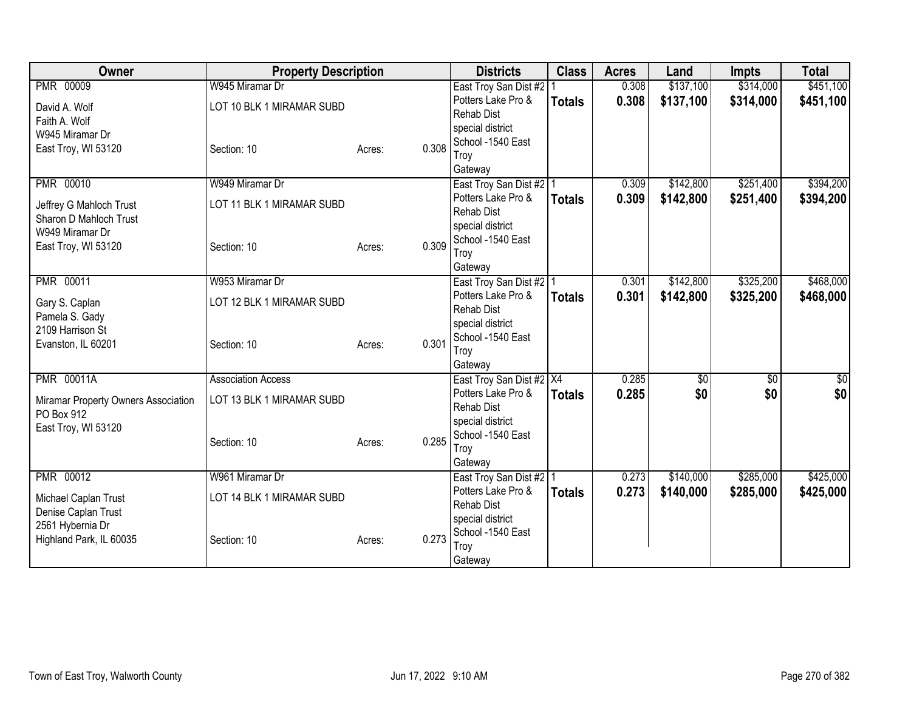| Owner | Property Description | | | Districts | Class | Acres | Land | Impts | Total |
|---|---|---|---|---|---|---|---|---|---|
| PMR 00009<br>David A. Wolf<br>Faith A. Wolf<br>W945 Miramar Dr<br>East Troy, WI 53120 | W945 Miramar Dr<br>LOT 10 BLK 1 MIRAMAR SUBD<br><br>Section: 10 | Acres: | 0.308 | East Troy San Dist #2<br>Potters Lake Pro & Rehab Dist<br>special district<br>School -1540 East Troy<br>Gateway | 1<br>**Totals** | 0.308<br>**0.308** | $137,100<br>**$137,100** | $314,000<br>**$314,000** | $451,100<br>**$451,100** |
| PMR 00010<br>Jeffrey G Mahloch Trust<br>Sharon D Mahloch Trust<br>W949 Miramar Dr<br>East Troy, WI 53120 | W949 Miramar Dr<br>LOT 11 BLK 1 MIRAMAR SUBD<br><br>Section: 10 | Acres: | 0.309 | East Troy San Dist #2<br>Potters Lake Pro & Rehab Dist<br>special district<br>School -1540 East Troy<br>Gateway | 1<br>**Totals** | 0.309<br>**0.309** | $142,800<br>**$142,800** | $251,400<br>**$251,400** | $394,200<br>**$394,200** |
| PMR 00011<br>Gary S. Caplan<br>Pamela S. Gady<br>2109 Harrison St<br>Evanston, IL 60201 | W953 Miramar Dr<br>LOT 12 BLK 1 MIRAMAR SUBD<br><br>Section: 10 | Acres: | 0.301 | East Troy San Dist #2<br>Potters Lake Pro & Rehab Dist<br>special district<br>School -1540 East Troy<br>Gateway | 1<br>**Totals** | 0.301<br>**0.301** | $142,800<br>**$142,800** | $325,200<br>**$325,200** | $468,000<br>**$468,000** |
| PMR 00011A<br>Miramar Property Owners Association<br>PO Box 912<br>East Troy, WI 53120 | Association Access<br>LOT 13 BLK 1 MIRAMAR SUBD<br><br>Section: 10 | Acres: | 0.285 | East Troy San Dist #2<br>Potters Lake Pro & Rehab Dist<br>special district<br>School -1540 East Troy<br>Gateway | X4<br>**Totals** | 0.285<br>**0.285** | $0<br>**$0** | $0<br>**$0** | $0<br>**$0** |
| PMR 00012<br>Michael Caplan Trust<br>Denise Caplan Trust<br>2561 Hybernia Dr<br>Highland Park, IL 60035 | W961 Miramar Dr<br>LOT 14 BLK 1 MIRAMAR SUBD<br><br>Section: 10 | Acres: | 0.273 | East Troy San Dist #2<br>Potters Lake Pro & Rehab Dist<br>special district<br>School -1540 East Troy<br>Gateway | 1<br>**Totals** | 0.273<br>**0.273** | $140,000<br>**$140,000** | $285,000<br>**$285,000** | $425,000<br>**$425,000** |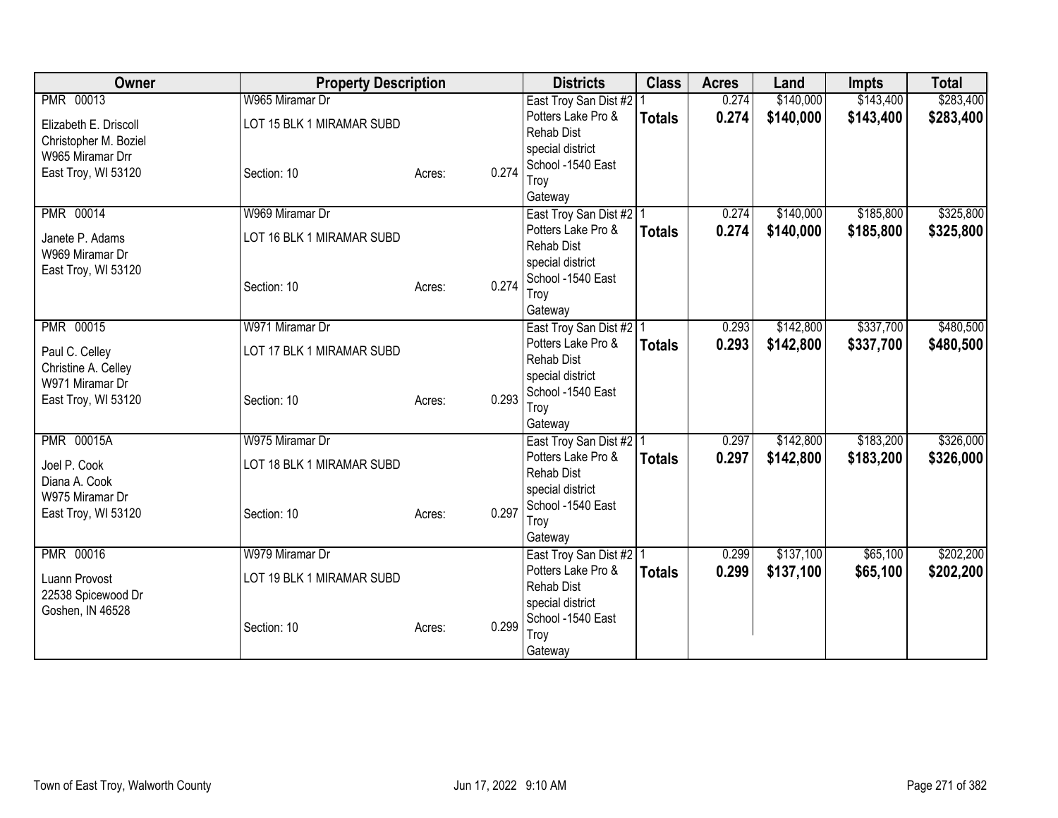| Owner | Property Description | | | Districts | Class | Acres | Land | Impts | Total |
|---|---|---|---|---|---|---|---|---|---|
| PMR 00013<br>Elizabeth E. Driscoll<br>Christopher M. Boziel<br>W965 Miramar Drr<br>East Troy, WI 53120 | W965 Miramar Dr<br>LOT 15 BLK 1 MIRAMAR SUBD<br>Section: 10 | Acres: | 0.274 | East Troy San Dist #2<br>Potters Lake Pro & Rehab Dist<br>special district<br>School -1540 East Troy<br>Gateway | 1<br>**Totals** | 0.274<br>**0.274** | $140,000<br>**$140,000** | $143,400<br>**$143,400** | $283,400<br>**$283,400** |
| PMR 00014<br>Janete P. Adams<br>W969 Miramar Dr<br>East Troy, WI 53120 | W969 Miramar Dr<br>LOT 16 BLK 1 MIRAMAR SUBD<br>Section: 10 | Acres: | 0.274 | East Troy San Dist #2<br>Potters Lake Pro & Rehab Dist<br>special district<br>School -1540 East Troy<br>Gateway | 1<br>**Totals** | 0.274<br>**0.274** | $140,000<br>**$140,000** | $185,800<br>**$185,800** | $325,800<br>**$325,800** |
| PMR 00015<br>Paul C. Celley<br>Christine A. Celley<br>W971 Miramar Dr<br>East Troy, WI 53120 | W971 Miramar Dr<br>LOT 17 BLK 1 MIRAMAR SUBD<br>Section: 10 | Acres: | 0.293 | East Troy San Dist #2<br>Potters Lake Pro & Rehab Dist<br>special district<br>School -1540 East Troy<br>Gateway | 1<br>**Totals** | 0.293<br>**0.293** | $142,800<br>**$142,800** | $337,700<br>**$337,700** | $480,500<br>**$480,500** |
| PMR 00015A<br>Joel P. Cook<br>Diana A. Cook<br>W975 Miramar Dr<br>East Troy, WI 53120 | W975 Miramar Dr<br>LOT 18 BLK 1 MIRAMAR SUBD<br>Section: 10 | Acres: | 0.297 | East Troy San Dist #2<br>Potters Lake Pro & Rehab Dist<br>special district<br>School -1540 East Troy<br>Gateway | 1<br>**Totals** | 0.297<br>**0.297** | $142,800<br>**$142,800** | $183,200<br>**$183,200** | $326,000<br>**$326,000** |
| PMR 00016<br>Luann Provost<br>22538 Spicewood Dr<br>Goshen, IN 46528 | W979 Miramar Dr<br>LOT 19 BLK 1 MIRAMAR SUBD<br>Section: 10 | Acres: | 0.299 | East Troy San Dist #2<br>Potters Lake Pro & Rehab Dist<br>special district<br>School -1540 East Troy<br>Gateway | 1<br>**Totals** | 0.299<br>**0.299** | $137,100<br>**$137,100** | $65,100<br>**$65,100** | $202,200<br>**$202,200** |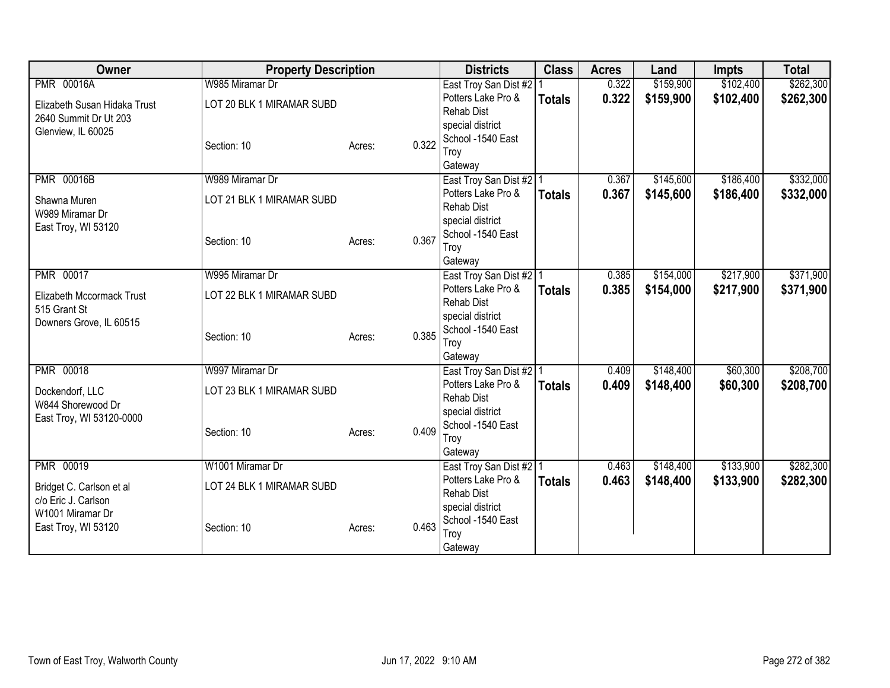| Owner | Property Description | | | Districts | Class | Acres | Land | Impts | Total |
|---|---|---|---|---|---|---|---|---|---|
| PMR 00016A | W985 Miramar Dr | | | East Troy San Dist #2 | 1 | 0.322 | $159,900 | $102,400 | $262,300 |
| Elizabeth Susan Hidaka Trust<br>2640 Summit Dr Ut 203<br>Glenview, IL 60025 | LOT 20 BLK 1 MIRAMAR SUBD | | | Potters Lake Pro & Rehab Dist special district | **Totals** | **0.322** | **$159,900** | **$102,400** | **$262,300** |
| | Section: 10 | Acres: | 0.322 | School -1540 East Troy<br>Gateway | | | | | |
| PMR 00016B | W989 Miramar Dr | | | East Troy San Dist #2 | 1 | 0.367 | $145,600 | $186,400 | $332,000 |
| Shawna Muren<br>W989 Miramar Dr<br>East Troy, WI 53120 | LOT 21 BLK 1 MIRAMAR SUBD | | | Potters Lake Pro & Rehab Dist special district | **Totals** | **0.367** | **$145,600** | **$186,400** | **$332,000** |
| | Section: 10 | Acres: | 0.367 | School -1540 East Troy<br>Gateway | | | | | |
| PMR 00017 | W995 Miramar Dr | | | East Troy San Dist #2 | 1 | 0.385 | $154,000 | $217,900 | $371,900 |
| Elizabeth Mccormack Trust<br>515 Grant St<br>Downers Grove, IL 60515 | LOT 22 BLK 1 MIRAMAR SUBD | | | Potters Lake Pro & Rehab Dist special district | **Totals** | **0.385** | **$154,000** | **$217,900** | **$371,900** |
| | Section: 10 | Acres: | 0.385 | School -1540 East Troy<br>Gateway | | | | | |
| PMR 00018 | W997 Miramar Dr | | | East Troy San Dist #2 | 1 | 0.409 | $148,400 | $60,300 | $208,700 |
| Dockendorf, LLC<br>W844 Shorewood Dr<br>East Troy, WI 53120-0000 | LOT 23 BLK 1 MIRAMAR SUBD | | | Potters Lake Pro & Rehab Dist special district | **Totals** | **0.409** | **$148,400** | **$60,300** | **$208,700** |
| | Section: 10 | Acres: | 0.409 | School -1540 East Troy<br>Gateway | | | | | |
| PMR 00019 | W1001 Miramar Dr | | | East Troy San Dist #2 | 1 | 0.463 | $148,400 | $133,900 | $282,300 |
| Bridget C. Carlson et al<br>c/o Eric J. Carlson<br>W1001 Miramar Dr<br>East Troy, WI 53120 | LOT 24 BLK 1 MIRAMAR SUBD | | | Potters Lake Pro & Rehab Dist special district | **Totals** | **0.463** | **$148,400** | **$133,900** | **$282,300** |
| | Section: 10 | Acres: | 0.463 | School -1540 East Troy<br>Gateway | | | | | |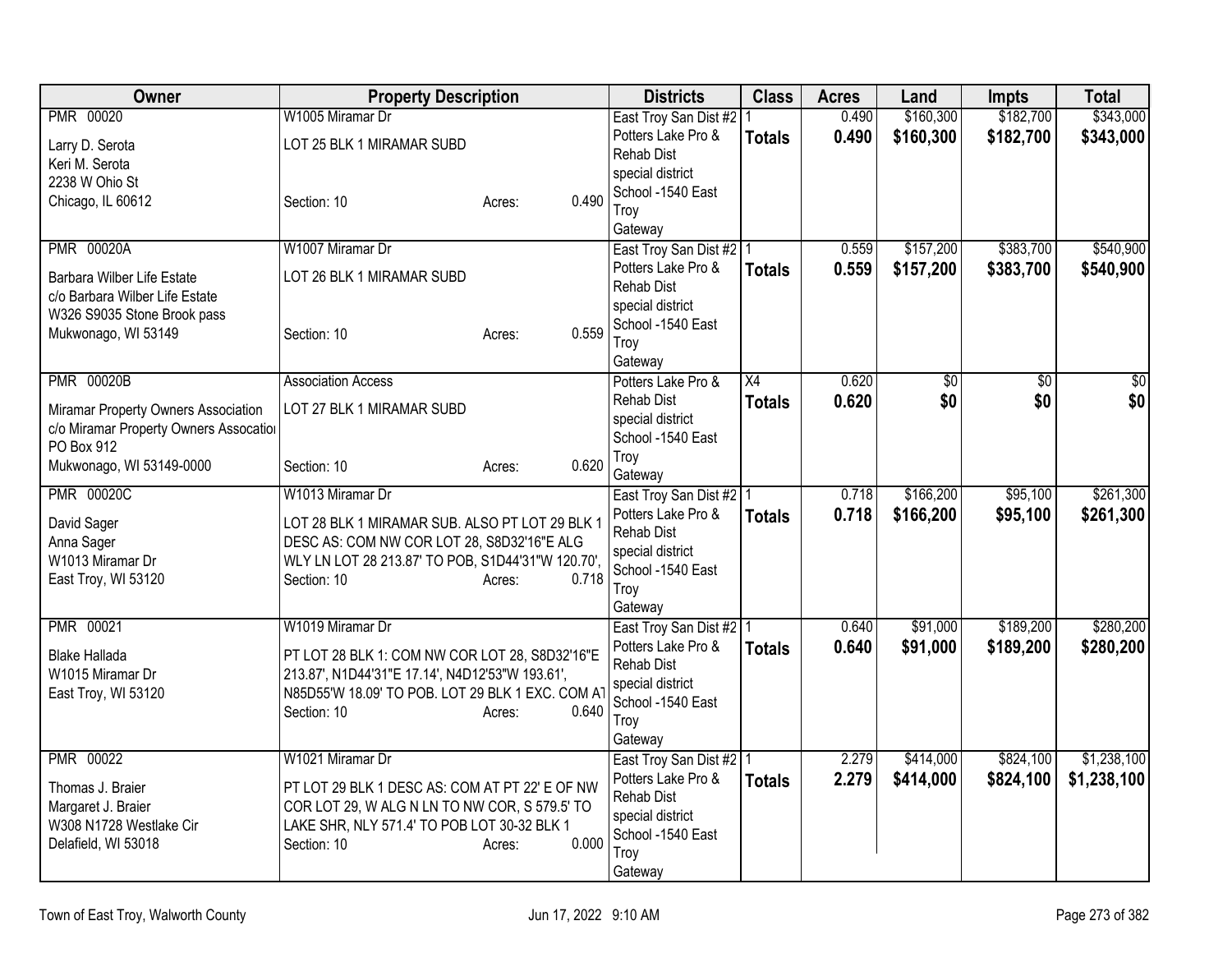| Owner | Property Description | Districts | Class | Acres | Land | Impts | Total |
|---|---|---|---|---|---|---|---|
| PMR 00020<br>Larry D. Serota<br>Keri M. Serota<br>2238 W Ohio St<br>Chicago, IL 60612 | W1005 Miramar Dr<br>LOT 25 BLK 1 MIRAMAR SUBD<br>Section: 10 Acres: 0.490 | East Troy San Dist #2<br>Potters Lake Pro & Rehab Dist<br>special district<br>School -1540 East Troy<br>Gateway | 1<br>**Totals** | 0.490<br>**0.490** | $160,300<br>**$160,300** | $182,700<br>**$182,700** | $343,000<br>**$343,000** |
| PMR 00020A<br>Barbara Wilber Life Estate<br>c/o Barbara Wilber Life Estate<br>W326 S9035 Stone Brook pass<br>Mukwonago, WI 53149 | W1007 Miramar Dr<br>LOT 26 BLK 1 MIRAMAR SUBD<br>Section: 10 Acres: 0.559 | East Troy San Dist #2<br>Potters Lake Pro & Rehab Dist<br>special district<br>School -1540 East Troy<br>Gateway | 1<br>**Totals** | 0.559<br>**0.559** | $157,200<br>**$157,200** | $383,700<br>**$383,700** | $540,900<br>**$540,900** |
| PMR 00020B<br>Miramar Property Owners Association<br>c/o Miramar Property Owners Associatio<br>PO Box 912<br>Mukwonago, WI 53149-0000 | Association Access<br>LOT 27 BLK 1 MIRAMAR SUBD<br>Section: 10 Acres: 0.620 | Potters Lake Pro & Rehab Dist<br>special district<br>School -1540 East Troy<br>Gateway | X4<br>**Totals** | 0.620<br>**0.620** | $0<br>**$0** | $0<br>**$0** | $0<br>**$0** |
| PMR 00020C<br>David Sager<br>Anna Sager<br>W1013 Miramar Dr<br>East Troy, WI 53120 | W1013 Miramar Dr<br>LOT 28 BLK 1 MIRAMAR SUB. ALSO PT LOT 29 BLK 1 DESC AS: COM NW COR LOT 28, S8D32'16"E ALG WLY LN LOT 28 213.87' TO POB, S1D44'31"W 120.70',<br>Section: 10 Acres: 0.718 | East Troy San Dist #2<br>Potters Lake Pro & Rehab Dist<br>special district<br>School -1540 East Troy<br>Gateway | 1<br>**Totals** | 0.718<br>**0.718** | $166,200<br>**$166,200** | $95,100<br>**$95,100** | $261,300<br>**$261,300** |
| PMR 00021<br>Blake Hallada<br>W1015 Miramar Dr<br>East Troy, WI 53120 | W1019 Miramar Dr<br>PT LOT 28 BLK 1: COM NW COR LOT 28, S8D32'16"E 213.87', N1D44'31"E 17.14', N4D12'53"W 193.61', N85D55'W 18.09' TO POB. LOT 29 BLK 1 EXC. COM AT<br>Section: 10 Acres: 0.640 | East Troy San Dist #2<br>Potters Lake Pro & Rehab Dist<br>special district<br>School -1540 East Troy<br>Gateway | 1<br>**Totals** | 0.640<br>**0.640** | $91,000<br>**$91,000** | $189,200<br>**$189,200** | $280,200<br>**$280,200** |
| PMR 00022<br>Thomas J. Braier<br>Margaret J. Braier<br>W308 N1728 Westlake Cir<br>Delafield, WI 53018 | W1021 Miramar Dr<br>PT LOT 29 BLK 1 DESC AS: COM AT PT 22' E OF NW COR LOT 29, W ALG N LN TO NW COR, S 579.5' TO LAKE SHR, NLY 571.4' TO POB LOT 30-32 BLK 1<br>Section: 10 Acres: 0.000 | East Troy San Dist #2<br>Potters Lake Pro & Rehab Dist<br>special district<br>School -1540 East Troy<br>Gateway | 1<br>**Totals** | 2.279<br>**2.279** | $414,000<br>**$414,000** | $824,100<br>**$824,100** | $1,238,100<br>**$1,238,100** |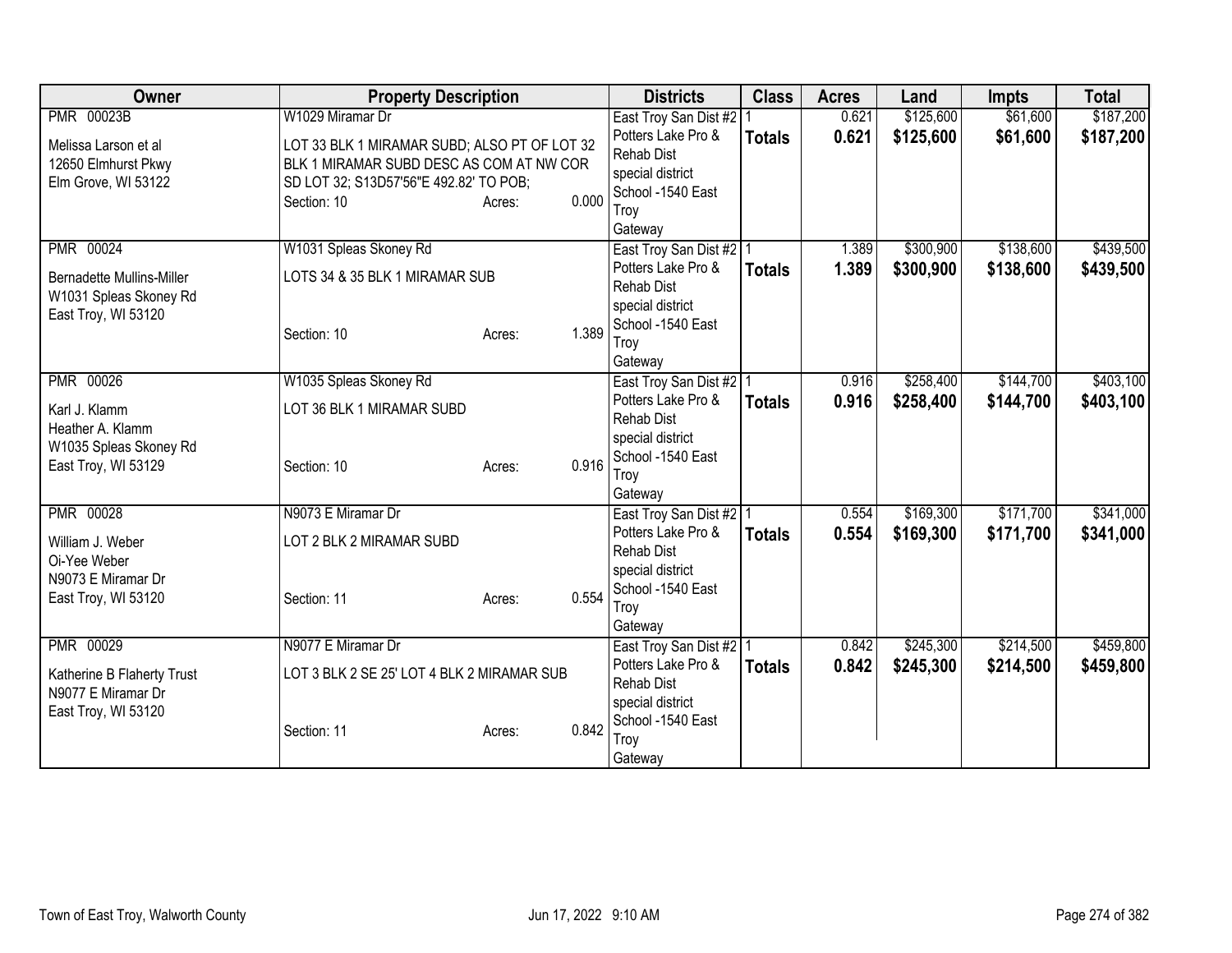| Owner | Property Description | | | Districts | Class | Acres | Land | Impts | Total |
|---|---|---|---|---|---|---|---|---|---|
| PMR 00023B<br>Melissa Larson et al<br>12650 Elmhurst Pkwy<br>Elm Grove, WI 53122 | W1029 Miramar Dr<br>LOT 33 BLK 1 MIRAMAR SUBD; ALSO PT OF LOT 32 BLK 1 MIRAMAR SUBD DESC AS COM AT NW COR SD LOT 32; S13D57'56"E 492.82' TO POB;<br>Section: 10 | Acres: | 0.000 | East Troy San Dist #2<br>Potters Lake Pro & Rehab Dist<br>special district<br>School -1540 East Troy<br>Gateway | 1<br>**Totals** | 0.621<br>**0.621** | $125,600<br>**$125,600** | $61,600<br>**$61,600** | $187,200<br>**$187,200** |
| PMR 00024<br>Bernadette Mullins-Miller<br>W1031 Spleas Skoney Rd<br>East Troy, WI 53120 | W1031 Spleas Skoney Rd<br>LOTS 34 & 35 BLK 1 MIRAMAR SUB<br>Section: 10 | Acres: | 1.389 | East Troy San Dist #2<br>Potters Lake Pro & Rehab Dist<br>special district<br>School -1540 East Troy<br>Gateway | 1<br>**Totals** | 1.389<br>**1.389** | $300,900<br>**$300,900** | $138,600<br>**$138,600** | $439,500<br>**$439,500** |
| PMR 00026<br>Karl J. Klamm<br>Heather A. Klamm<br>W1035 Spleas Skoney Rd<br>East Troy, WI 53129 | W1035 Spleas Skoney Rd<br>LOT 36 BLK 1 MIRAMAR SUBD<br>Section: 10 | Acres: | 0.916 | East Troy San Dist #2<br>Potters Lake Pro & Rehab Dist<br>special district<br>School -1540 East Troy<br>Gateway | 1<br>**Totals** | 0.916<br>**0.916** | $258,400<br>**$258,400** | $144,700<br>**$144,700** | $403,100<br>**$403,100** |
| PMR 00028<br>William J. Weber<br>Oi-Yee Weber<br>N9073 E Miramar Dr<br>East Troy, WI 53120 | N9073 E Miramar Dr<br>LOT 2 BLK 2 MIRAMAR SUBD<br>Section: 11 | Acres: | 0.554 | East Troy San Dist #2<br>Potters Lake Pro & Rehab Dist<br>special district<br>School -1540 East Troy<br>Gateway | 1<br>**Totals** | 0.554<br>**0.554** | $169,300<br>**$169,300** | $171,700<br>**$171,700** | $341,000<br>**$341,000** |
| PMR 00029<br>Katherine B Flaherty Trust<br>N9077 E Miramar Dr<br>East Troy, WI 53120 | N9077 E Miramar Dr<br>LOT 3 BLK 2 SE 25' LOT 4 BLK 2 MIRAMAR SUB<br>Section: 11 | Acres: | 0.842 | East Troy San Dist #2<br>Potters Lake Pro & Rehab Dist<br>special district<br>School -1540 East Troy<br>Gateway | 1<br>**Totals** | 0.842<br>**0.842** | $245,300<br>**$245,300** | $214,500<br>**$214,500** | $459,800<br>**$459,800** |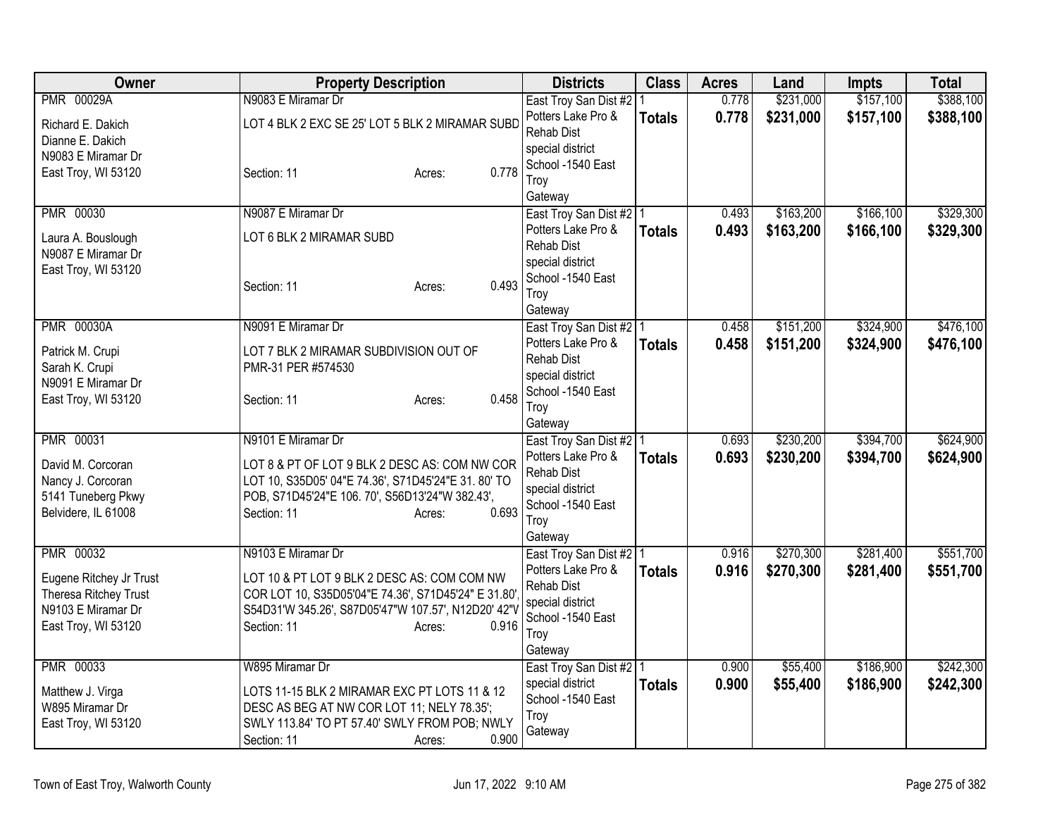| Owner | Property Description | Districts | Class | Acres | Land | Impts | Total |
|---|---|---|---|---|---|---|---|
| PMR 00029A<br>Richard E. Dakich<br>Dianne E. Dakich<br>N9083 E Miramar Dr<br>East Troy, WI 53120 | N9083 E Miramar Dr<br>LOT 4 BLK 2 EXC SE 25' LOT 5 BLK 2 MIRAMAR SUBD<br>Section: 11 Acres: 0.778 | East Troy San Dist #2<br>Potters Lake Pro & Rehab Dist<br>special district<br>School -1540 East Troy<br>Gateway | 1<br>**Totals** | 0.778<br>**0.778** | $231,000<br>**$231,000** | $157,100<br>**$157,100** | $388,100<br>**$388,100** |
| PMR 00030<br>Laura A. Bouslough<br>N9087 E Miramar Dr<br>East Troy, WI 53120 | N9087 E Miramar Dr<br>LOT 6 BLK 2 MIRAMAR SUBD<br>Section: 11 Acres: 0.493 | East Troy San Dist #2<br>Potters Lake Pro & Rehab Dist<br>special district<br>School -1540 East Troy<br>Gateway | 1<br>**Totals** | 0.493<br>**0.493** | $163,200<br>**$163,200** | $166,100<br>**$166,100** | $329,300<br>**$329,300** |
| PMR 00030A<br>Patrick M. Crupi<br>Sarah K. Crupi<br>N9091 E Miramar Dr<br>East Troy, WI 53120 | N9091 E Miramar Dr<br>LOT 7 BLK 2 MIRAMAR SUBDIVISION OUT OF PMR-31 PER #574530<br>Section: 11 Acres: 0.458 | East Troy San Dist #2<br>Potters Lake Pro & Rehab Dist<br>special district<br>School -1540 East Troy<br>Gateway | 1<br>**Totals** | 0.458<br>**0.458** | $151,200<br>**$151,200** | $324,900<br>**$324,900** | $476,100<br>**$476,100** |
| PMR 00031<br>David M. Corcoran<br>Nancy J. Corcoran<br>5141 Tuneberg Pkwy<br>Belvidere, IL 61008 | N9101 E Miramar Dr<br>LOT 8 & PT OF LOT 9 BLK 2 DESC AS: COM NW COR LOT 10, S35D05' 04"E 74.36', S71D45'24"E 31. 80' TO POB, S71D45'24"E 106. 70', S56D13'24"W 382.43',<br>Section: 11 Acres: 0.693 | East Troy San Dist #2<br>Potters Lake Pro & Rehab Dist<br>special district<br>School -1540 East Troy<br>Gateway | 1<br>**Totals** | 0.693<br>**0.693** | $230,200<br>**$230,200** | $394,700<br>**$394,700** | $624,900<br>**$624,900** |
| PMR 00032<br>Eugene Ritchey Jr Trust<br>Theresa Ritchey Trust<br>N9103 E Miramar Dr<br>East Troy, WI 53120 | N9103 E Miramar Dr<br>LOT 10 & PT LOT 9 BLK 2 DESC AS: COM COM NW COR LOT 10, S35D05'04"E 74.36', S71D45'24" E 31.80', S54D31'W 345.26', S87D05'47"W 107.57', N12D20' 42"V<br>Section: 11 Acres: 0.916 | East Troy San Dist #2<br>Potters Lake Pro & Rehab Dist<br>special district<br>School -1540 East Troy<br>Gateway | 1<br>**Totals** | 0.916<br>**0.916** | $270,300<br>**$270,300** | $281,400<br>**$281,400** | $551,700<br>**$551,700** |
| PMR 00033<br>Matthew J. Virga<br>W895 Miramar Dr<br>East Troy, WI 53120 | W895 Miramar Dr<br>LOTS 11-15 BLK 2 MIRAMAR EXC PT LOTS 11 & 12 DESC AS BEG AT NW COR LOT 11; NELY 78.35'; SWLY 113.84' TO PT 57.40' SWLY FROM POB; NWLY<br>Section: 11 Acres: 0.900 | East Troy San Dist #2<br>special district<br>School -1540 East Troy<br>Gateway | 1<br>**Totals** | 0.900<br>**0.900** | $55,400<br>**$55,400** | $186,900<br>**$186,900** | $242,300<br>**$242,300** |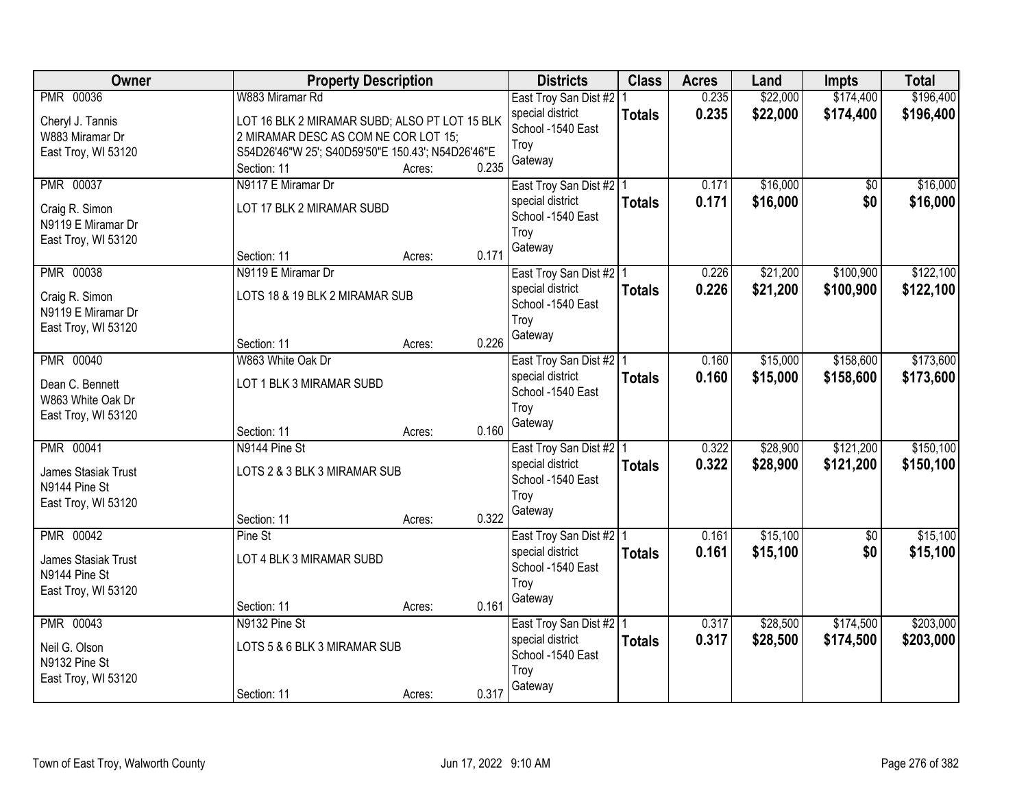| Owner | Property Description | Districts | Class | Acres | Land | Impts | Total |
|---|---|---|---|---|---|---|---|
| PMR 00036<br><br>Cheryl J. Tannis<br>W883 Miramar Dr<br>East Troy, WI 53120 | W883 Miramar Rd<br><br>LOT 16 BLK 2 MIRAMAR SUBD; ALSO PT LOT 15 BLK 2 MIRAMAR DESC AS COM NE COR LOT 15; S54D26'46"W 25'; S40D59'50"E 150.43'; N54D26'46"E<br>Section: 11 Acres: 0.235 | East Troy San Dist #2<br>special district<br>School -1540 East Troy<br>Gateway | 1<br>**Totals** | 0.235<br>**0.235** | $22,000<br>**$22,000** | $174,400<br>**$174,400** | $196,400<br>**$196,400** |
| PMR 00037<br><br>Craig R. Simon<br>N9119 E Miramar Dr<br>East Troy, WI 53120 | N9117 E Miramar Dr<br><br>LOT 17 BLK 2 MIRAMAR SUBD<br><br>Section: 11 Acres: 0.171 | East Troy San Dist #2<br>special district<br>School -1540 East Troy<br>Gateway | 1<br>**Totals** | 0.171<br>**0.171** | $16,000<br>**$16,000** | $0<br>**$0** | $16,000<br>**$16,000** |
| PMR 00038<br><br>Craig R. Simon<br>N9119 E Miramar Dr<br>East Troy, WI 53120 | N9119 E Miramar Dr<br><br>LOTS 18 & 19 BLK 2 MIRAMAR SUB<br><br>Section: 11 Acres: 0.226 | East Troy San Dist #2<br>special district<br>School -1540 East Troy<br>Gateway | 1<br>**Totals** | 0.226<br>**0.226** | $21,200<br>**$21,200** | $100,900<br>**$100,900** | $122,100<br>**$122,100** |
| PMR 00040<br><br>Dean C. Bennett<br>W863 White Oak Dr<br>East Troy, WI 53120 | W863 White Oak Dr<br><br>LOT 1 BLK 3 MIRAMAR SUBD<br><br>Section: 11 Acres: 0.160 | East Troy San Dist #2<br>special district<br>School -1540 East Troy<br>Gateway | 1<br>**Totals** | 0.160<br>**0.160** | $15,000<br>**$15,000** | $158,600<br>**$158,600** | $173,600<br>**$173,600** |
| PMR 00041<br><br>James Stasiak Trust<br>N9144 Pine St<br>East Troy, WI 53120 | N9144 Pine St<br><br>LOTS 2 & 3 BLK 3 MIRAMAR SUB<br><br>Section: 11 Acres: 0.322 | East Troy San Dist #2<br>special district<br>School -1540 East Troy<br>Gateway | 1<br>**Totals** | 0.322<br>**0.322** | $28,900<br>**$28,900** | $121,200<br>**$121,200** | $150,100<br>**$150,100** |
| PMR 00042<br><br>James Stasiak Trust<br>N9144 Pine St<br>East Troy, WI 53120 | Pine St<br><br>LOT 4 BLK 3 MIRAMAR SUBD<br><br>Section: 11 Acres: 0.161 | East Troy San Dist #2<br>special district<br>School -1540 East Troy<br>Gateway | 1<br>**Totals** | 0.161<br>**0.161** | $15,100<br>**$15,100** | $0<br>**$0** | $15,100<br>**$15,100** |
| PMR 00043<br><br>Neil G. Olson<br>N9132 Pine St<br>East Troy, WI 53120 | N9132 Pine St<br><br>LOTS 5 & 6 BLK 3 MIRAMAR SUB<br><br>Section: 11 Acres: 0.317 | East Troy San Dist #2<br>special district<br>School -1540 East Troy<br>Gateway | 1<br>**Totals** | 0.317<br>**0.317** | $28,500<br>**$28,500** | $174,500<br>**$174,500** | $203,000<br>**$203,000** |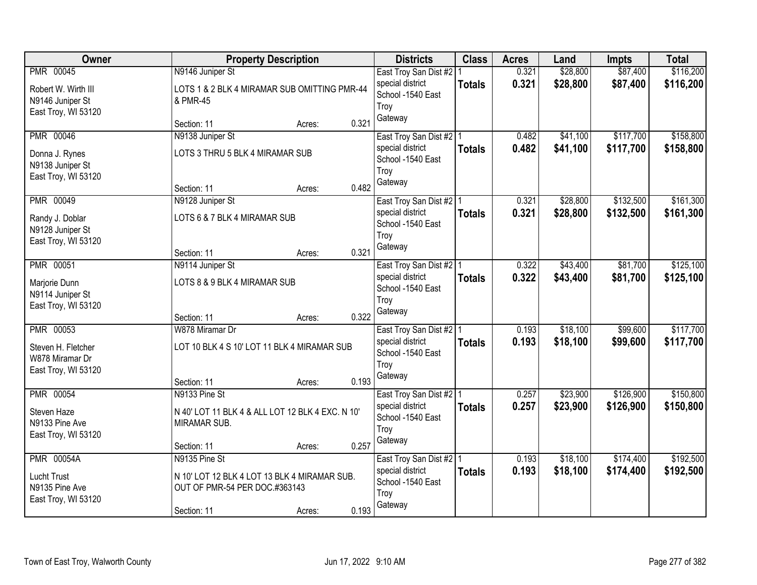| Owner | Property Description | Districts | Class | Acres | Land | Impts | Total |
|---|---|---|---|---|---|---|---|
| PMR 00045<br>Robert W. Wirth III<br>N9146 Juniper St<br>East Troy, WI 53120 | N9146 Juniper St<br>LOTS 1 & 2 BLK 4 MIRAMAR SUB OMITTING PMR-44 & PMR-45<br>Section: 11 Acres: 0.321 | East Troy San Dist #2<br>special district<br>School -1540 East Troy<br>Gateway | 1<br>**Totals** | 0.321<br>**0.321** | $28,800<br>**$28,800** | $87,400<br>**$87,400** | $116,200<br>**$116,200** |
| PMR 00046<br>Donna J. Rynes<br>N9138 Juniper St<br>East Troy, WI 53120 | N9138 Juniper St<br>LOTS 3 THRU 5 BLK 4 MIRAMAR SUB<br>Section: 11 Acres: 0.482 | East Troy San Dist #2<br>special district<br>School -1540 East Troy<br>Gateway | 1<br>**Totals** | 0.482<br>**0.482** | $41,100<br>**$41,100** | $117,700<br>**$117,700** | $158,800<br>**$158,800** |
| PMR 00049<br>Randy J. Doblar<br>N9128 Juniper St<br>East Troy, WI 53120 | N9128 Juniper St<br>LOTS 6 & 7 BLK 4 MIRAMAR SUB<br>Section: 11 Acres: 0.321 | East Troy San Dist #2<br>special district<br>School -1540 East Troy<br>Gateway | 1<br>**Totals** | 0.321<br>**0.321** | $28,800<br>**$28,800** | $132,500<br>**$132,500** | $161,300<br>**$161,300** |
| PMR 00051<br>Marjorie Dunn<br>N9114 Juniper St<br>East Troy, WI 53120 | N9114 Juniper St<br>LOTS 8 & 9 BLK 4 MIRAMAR SUB<br>Section: 11 Acres: 0.322 | East Troy San Dist #2<br>special district<br>School -1540 East Troy<br>Gateway | 1<br>**Totals** | 0.322<br>**0.322** | $43,400<br>**$43,400** | $81,700<br>**$81,700** | $125,100<br>**$125,100** |
| PMR 00053<br>Steven H. Fletcher<br>W878 Miramar Dr<br>East Troy, WI 53120 | W878 Miramar Dr<br>LOT 10 BLK 4 S 10' LOT 11 BLK 4 MIRAMAR SUB<br>Section: 11 Acres: 0.193 | East Troy San Dist #2<br>special district<br>School -1540 East Troy<br>Gateway | 1<br>**Totals** | 0.193<br>**0.193** | $18,100<br>**$18,100** | $99,600<br>**$99,600** | $117,700<br>**$117,700** |
| PMR 00054<br>Steven Haze<br>N9133 Pine Ave<br>East Troy, WI 53120 | N9133 Pine St<br>N 40' LOT 11 BLK 4 & ALL LOT 12 BLK 4 EXC. N 10' MIRAMAR SUB.<br>Section: 11 Acres: 0.257 | East Troy San Dist #2<br>special district<br>School -1540 East Troy<br>Gateway | 1<br>**Totals** | 0.257<br>**0.257** | $23,900<br>**$23,900** | $126,900<br>**$126,900** | $150,800<br>**$150,800** |
| PMR 00054A<br>Lucht Trust<br>N9135 Pine Ave<br>East Troy, WI 53120 | N9135 Pine St<br>N 10' LOT 12 BLK 4 LOT 13 BLK 4 MIRAMAR SUB. OUT OF PMR-54 PER DOC.#363143<br>Section: 11 Acres: 0.193 | East Troy San Dist #2<br>special district<br>School -1540 East Troy<br>Gateway | 1<br>**Totals** | 0.193<br>**0.193** | $18,100<br>**$18,100** | $174,400<br>**$174,400** | $192,500<br>**$192,500** |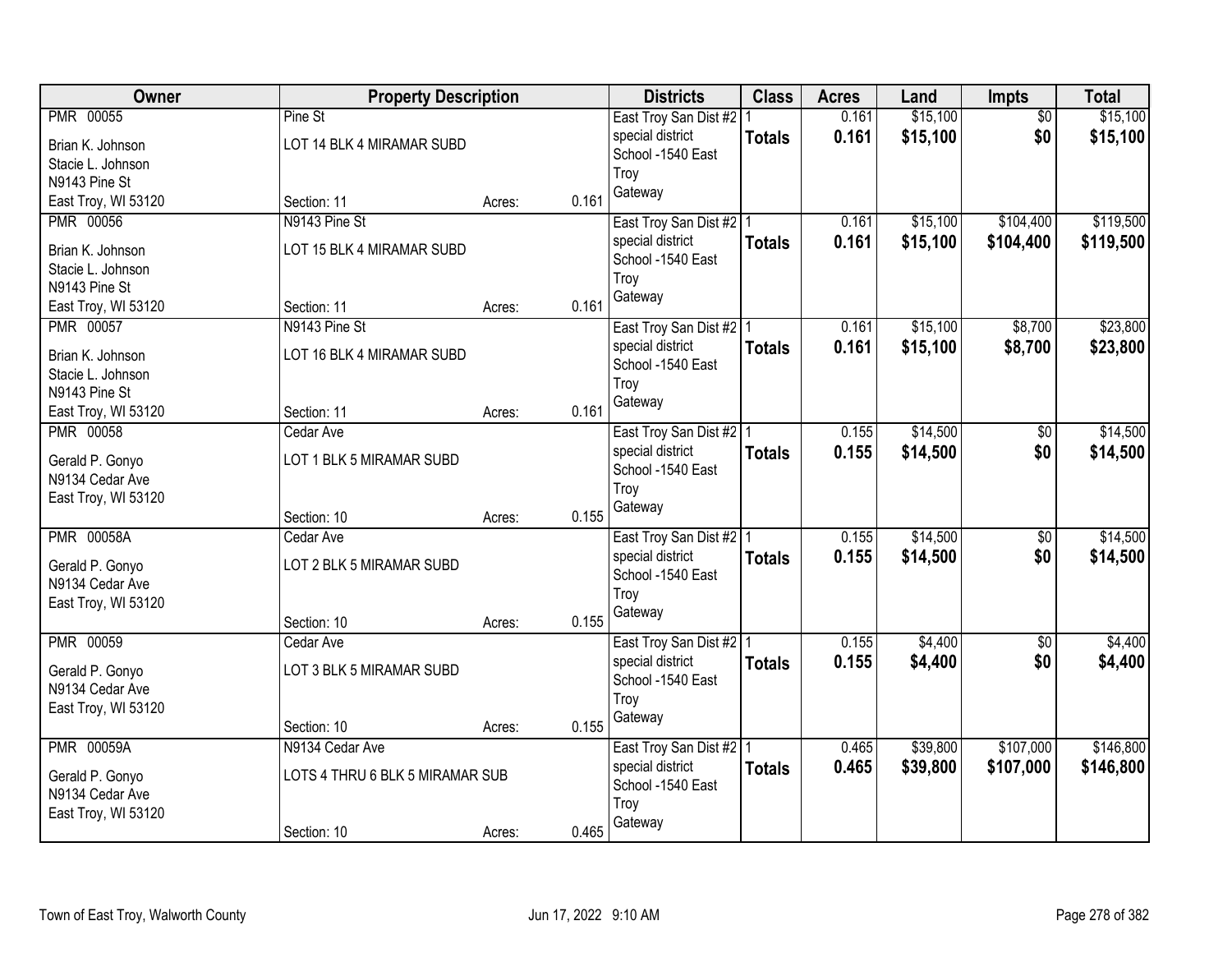| Owner | Property Description | | | Districts | Class | Acres | Land | Impts | Total |
|---|---|---|---|---|---|---|---|---|---|
| PMR 00055<br>Brian K. Johnson<br>Stacie L. Johnson<br>N9143 Pine St<br>East Troy, WI 53120 | Pine St<br>LOT 14 BLK 4 MIRAMAR SUBD<br>Section: 11 | Acres: | 0.161 | East Troy San Dist #2 special district School -1540 East Troy Gateway | 1<br>**Totals** | 0.161<br>**0.161** | $15,100<br>**$15,100** | $0<br>**$0** | $15,100<br>**$15,100** |
| PMR 00056<br>Brian K. Johnson<br>Stacie L. Johnson<br>N9143 Pine St<br>East Troy, WI 53120 | N9143 Pine St<br>LOT 15 BLK 4 MIRAMAR SUBD<br>Section: 11 | Acres: | 0.161 | East Troy San Dist #2 special district School -1540 East Troy Gateway | 1<br>**Totals** | 0.161<br>**0.161** | $15,100<br>**$15,100** | $104,400<br>**$104,400** | $119,500<br>**$119,500** |
| PMR 00057<br>Brian K. Johnson<br>Stacie L. Johnson<br>N9143 Pine St<br>East Troy, WI 53120 | N9143 Pine St<br>LOT 16 BLK 4 MIRAMAR SUBD<br>Section: 11 | Acres: | 0.161 | East Troy San Dist #2 special district School -1540 East Troy Gateway | 1<br>**Totals** | 0.161<br>**0.161** | $15,100<br>**$15,100** | $8,700<br>**$8,700** | $23,800<br>**$23,800** |
| PMR 00058<br>Gerald P. Gonyo<br>N9134 Cedar Ave<br>East Troy, WI 53120 | Cedar Ave<br>LOT 1 BLK 5 MIRAMAR SUBD<br>Section: 10 | Acres: | 0.155 | East Troy San Dist #2 special district School -1540 East Troy Gateway | 1<br>**Totals** | 0.155<br>**0.155** | $14,500<br>**$14,500** | $0<br>**$0** | $14,500<br>**$14,500** |
| PMR 00058A<br>Gerald P. Gonyo<br>N9134 Cedar Ave<br>East Troy, WI 53120 | Cedar Ave<br>LOT 2 BLK 5 MIRAMAR SUBD<br>Section: 10 | Acres: | 0.155 | East Troy San Dist #2 special district School -1540 East Troy Gateway | 1<br>**Totals** | 0.155<br>**0.155** | $14,500<br>**$14,500** | $0<br>**$0** | $14,500<br>**$14,500** |
| PMR 00059<br>Gerald P. Gonyo<br>N9134 Cedar Ave<br>East Troy, WI 53120 | Cedar Ave<br>LOT 3 BLK 5 MIRAMAR SUBD<br>Section: 10 | Acres: | 0.155 | East Troy San Dist #2 special district School -1540 East Troy Gateway | 1<br>**Totals** | 0.155<br>**0.155** | $4,400<br>**$4,400** | $0<br>**$0** | $4,400<br>**$4,400** |
| PMR 00059A<br>Gerald P. Gonyo<br>N9134 Cedar Ave<br>East Troy, WI 53120 | N9134 Cedar Ave<br>LOTS 4 THRU 6 BLK 5 MIRAMAR SUB<br>Section: 10 | Acres: | 0.465 | East Troy San Dist #2 special district School -1540 East Troy Gateway | 1<br>**Totals** | 0.465<br>**0.465** | $39,800<br>**$39,800** | $107,000<br>**$107,000** | $146,800<br>**$146,800** |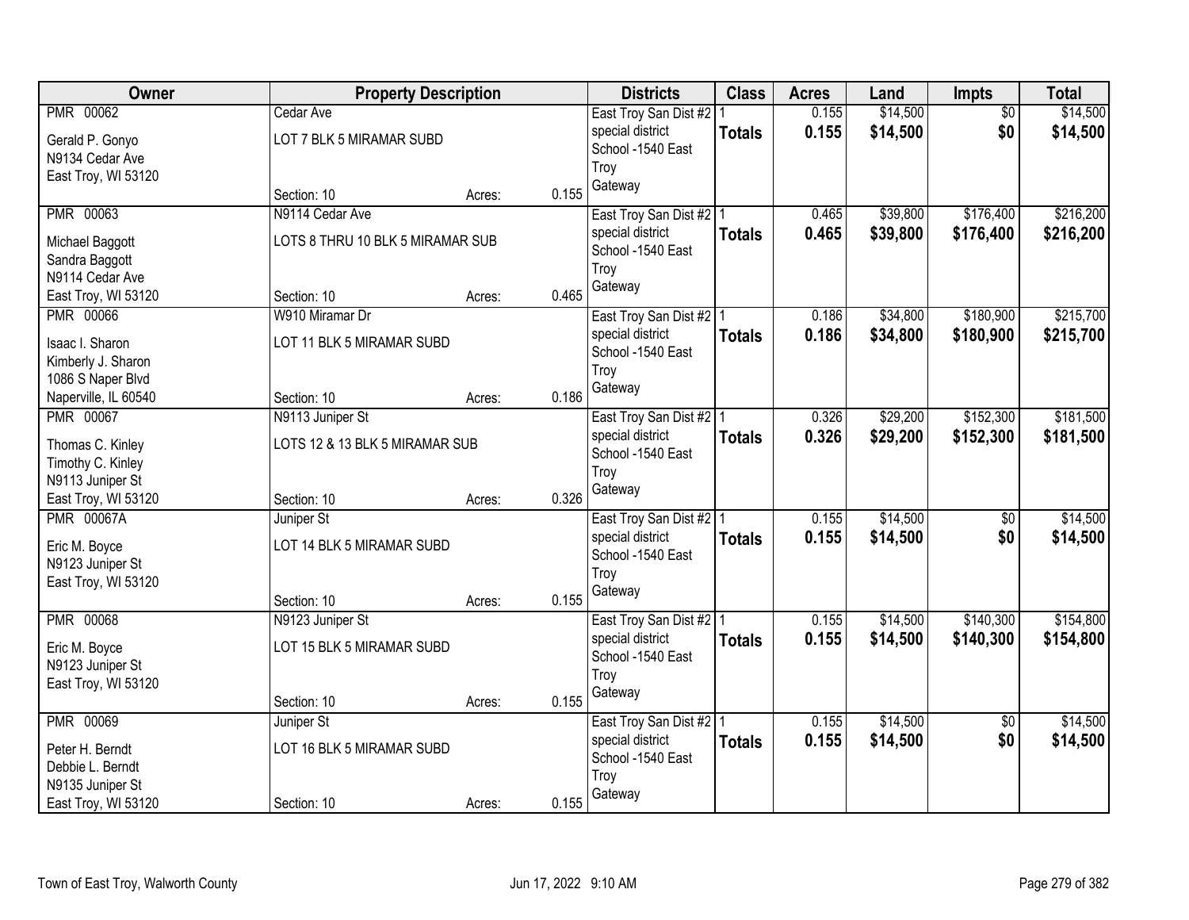| Owner | Property Description | | | Districts | Class | Acres | Land | Impts | Total |
|---|---|---|---|---|---|---|---|---|---|
| PMR 00062<br>Gerald P. Gonyo<br>N9134 Cedar Ave<br>East Troy, WI 53120 | Cedar Ave<br>LOT 7 BLK 5 MIRAMAR SUBD<br>Section: 10 | Acres: | 0.155 | East Troy San Dist #2<br>special district<br>School -1540 East Troy<br>Gateway | 1<br>**Totals** | 0.155<br>**0.155** | $14,500<br>**$14,500** | $0<br>**$0** | $14,500<br>**$14,500** |
| PMR 00063<br>Michael Baggott<br>Sandra Baggott<br>N9114 Cedar Ave<br>East Troy, WI 53120 | N9114 Cedar Ave<br>LOTS 8 THRU 10 BLK 5 MIRAMAR SUB<br>Section: 10 | Acres: | 0.465 | East Troy San Dist #2<br>special district<br>School -1540 East Troy<br>Gateway | 1<br>**Totals** | 0.465<br>**0.465** | $39,800<br>**$39,800** | $176,400<br>**$176,400** | $216,200<br>**$216,200** |
| PMR 00066<br>Isaac I. Sharon<br>Kimberly J. Sharon<br>1086 S Naper Blvd<br>Naperville, IL 60540 | W910 Miramar Dr<br>LOT 11 BLK 5 MIRAMAR SUBD<br>Section: 10 | Acres: | 0.186 | East Troy San Dist #2<br>special district<br>School -1540 East Troy<br>Gateway | 1<br>**Totals** | 0.186<br>**0.186** | $34,800<br>**$34,800** | $180,900<br>**$180,900** | $215,700<br>**$215,700** |
| PMR 00067<br>Thomas C. Kinley<br>Timothy C. Kinley<br>N9113 Juniper St<br>East Troy, WI 53120 | N9113 Juniper St<br>LOTS 12 & 13 BLK 5 MIRAMAR SUB<br>Section: 10 | Acres: | 0.326 | East Troy San Dist #2<br>special district<br>School -1540 East Troy<br>Gateway | 1<br>**Totals** | 0.326<br>**0.326** | $29,200<br>**$29,200** | $152,300<br>**$152,300** | $181,500<br>**$181,500** |
| PMR 00067A<br>Eric M. Boyce<br>N9123 Juniper St<br>East Troy, WI 53120 | Juniper St<br>LOT 14 BLK 5 MIRAMAR SUBD<br>Section: 10 | Acres: | 0.155 | East Troy San Dist #2<br>special district<br>School -1540 East Troy<br>Gateway | 1<br>**Totals** | 0.155<br>**0.155** | $14,500<br>**$14,500** | $0<br>**$0** | $14,500<br>**$14,500** |
| PMR 00068<br>Eric M. Boyce<br>N9123 Juniper St<br>East Troy, WI 53120 | N9123 Juniper St<br>LOT 15 BLK 5 MIRAMAR SUBD<br>Section: 10 | Acres: | 0.155 | East Troy San Dist #2<br>special district<br>School -1540 East Troy<br>Gateway | 1<br>**Totals** | 0.155<br>**0.155** | $14,500<br>**$14,500** | $140,300<br>**$140,300** | $154,800<br>**$154,800** |
| PMR 00069<br>Peter H. Berndt<br>Debbie L. Berndt<br>N9135 Juniper St<br>East Troy, WI 53120 | Juniper St<br>LOT 16 BLK 5 MIRAMAR SUBD<br>Section: 10 | Acres: | 0.155 | East Troy San Dist #2<br>special district<br>School -1540 East Troy<br>Gateway | 1<br>**Totals** | 0.155<br>**0.155** | $14,500<br>**$14,500** | $0<br>**$0** | $14,500<br>**$14,500** |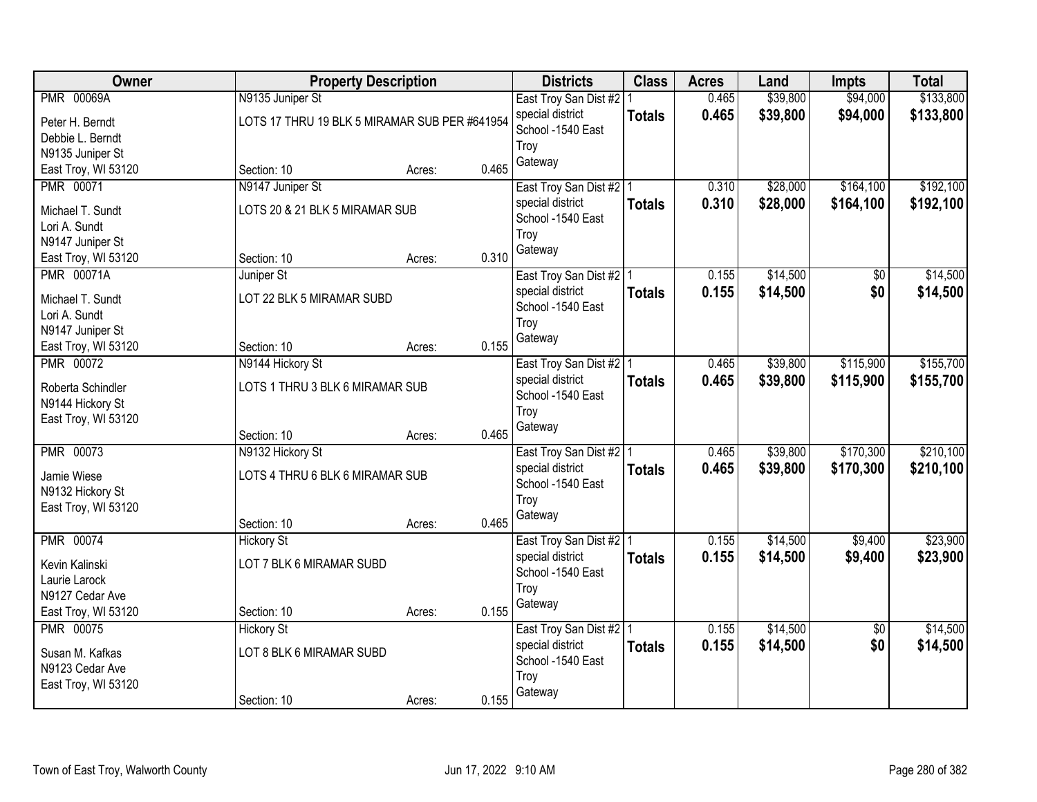| Owner | Property Description | Districts | Class | Acres | Land | Impts | Total |
|---|---|---|---|---|---|---|---|
| PMR 00069A<br>Peter H. Berndt<br>Debbie L. Berndt<br>N9135 Juniper St<br>East Troy, WI 53120 | N9135 Juniper St<br>LOTS 17 THRU 19 BLK 5 MIRAMAR SUB PER #641954<br>Section: 10 Acres: 0.465 | East Troy San Dist #2<br>special district<br>School -1540 East Troy<br>Gateway | 1<br>**Totals** | 0.465<br>**0.465** | $39,800<br>**$39,800** | $94,000<br>**$94,000** | $133,800<br>**$133,800** |
| PMR 00071<br>Michael T. Sundt<br>Lori A. Sundt<br>N9147 Juniper St<br>East Troy, WI 53120 | N9147 Juniper St<br>LOTS 20 & 21 BLK 5 MIRAMAR SUB<br>Section: 10 Acres: 0.310 | East Troy San Dist #2<br>special district<br>School -1540 East Troy<br>Gateway | 1<br>**Totals** | 0.310<br>**0.310** | $28,000<br>**$28,000** | $164,100<br>**$164,100** | $192,100<br>**$192,100** |
| PMR 00071A<br>Michael T. Sundt<br>Lori A. Sundt<br>N9147 Juniper St<br>East Troy, WI 53120 | Juniper St<br>LOT 22 BLK 5 MIRAMAR SUBD<br>Section: 10 Acres: 0.155 | East Troy San Dist #2<br>special district<br>School -1540 East Troy<br>Gateway | 1<br>**Totals** | 0.155<br>**0.155** | $14,500<br>**$14,500** | $0<br>**$0** | $14,500<br>**$14,500** |
| PMR 00072<br>Roberta Schindler<br>N9144 Hickory St<br>East Troy, WI 53120 | N9144 Hickory St<br>LOTS 1 THRU 3 BLK 6 MIRAMAR SUB<br>Section: 10 Acres: 0.465 | East Troy San Dist #2<br>special district<br>School -1540 East Troy<br>Gateway | 1<br>**Totals** | 0.465<br>**0.465** | $39,800<br>**$39,800** | $115,900<br>**$115,900** | $155,700<br>**$155,700** |
| PMR 00073<br>Jamie Wiese<br>N9132 Hickory St<br>East Troy, WI 53120 | N9132 Hickory St<br>LOTS 4 THRU 6 BLK 6 MIRAMAR SUB<br>Section: 10 Acres: 0.465 | East Troy San Dist #2<br>special district<br>School -1540 East Troy<br>Gateway | 1<br>**Totals** | 0.465<br>**0.465** | $39,800<br>**$39,800** | $170,300<br>**$170,300** | $210,100<br>**$210,100** |
| PMR 00074<br>Kevin Kalinski<br>Laurie Larock<br>N9127 Cedar Ave<br>East Troy, WI 53120 | Hickory St<br>LOT 7 BLK 6 MIRAMAR SUBD<br>Section: 10 Acres: 0.155 | East Troy San Dist #2<br>special district<br>School -1540 East Troy<br>Gateway | 1<br>**Totals** | 0.155<br>**0.155** | $14,500<br>**$14,500** | $9,400<br>**$9,400** | $23,900<br>**$23,900** |
| PMR 00075<br>Susan M. Kafkas<br>N9123 Cedar Ave<br>East Troy, WI 53120 | Hickory St<br>LOT 8 BLK 6 MIRAMAR SUBD<br>Section: 10 Acres: 0.155 | East Troy San Dist #2<br>special district<br>School -1540 East Troy<br>Gateway | 1<br>**Totals** | 0.155<br>**0.155** | $14,500<br>**$14,500** | $0<br>**$0** | $14,500<br>**$14,500** |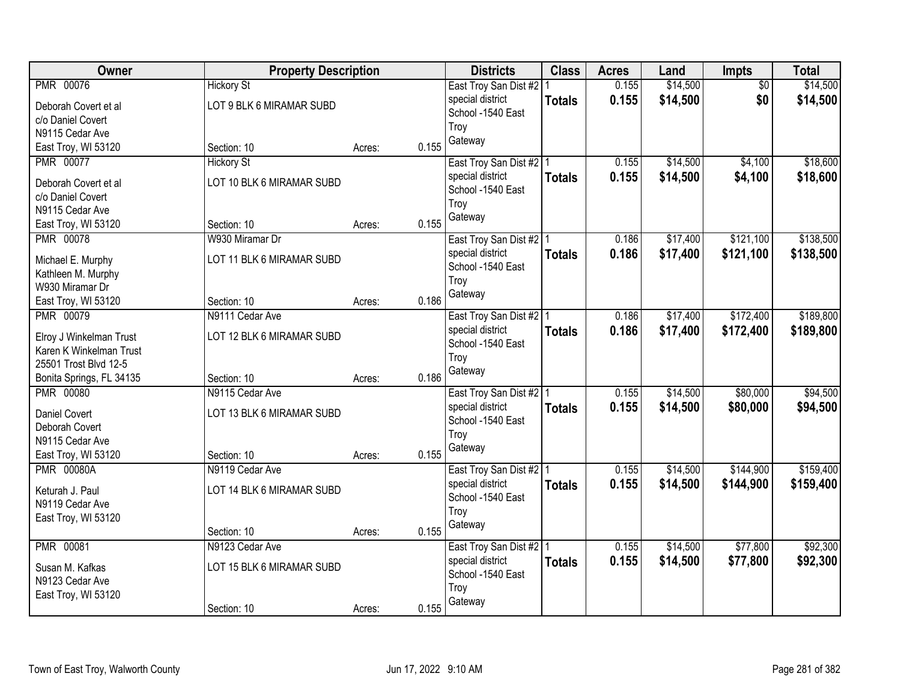| Owner | Property Description | | | Districts | Class | Acres | Land | Impts | Total |
|---|---|---|---|---|---|---|---|---|---|
| PMR 00076 | Hickory St | | | East Troy San Dist #2 | 1 | 0.155 | $14,500 | $0 | $14,500 |
| Deborah Covert et al<br>c/o Daniel Covert<br>N9115 Cedar Ave<br>East Troy, WI 53120 | LOT 9 BLK 6 MIRAMAR SUBD<br><br>Section: 10 | Acres: | 0.155 | special district<br>School -1540 East Troy<br>Gateway | **Totals** | **0.155** | **$14,500** | **$0** | **$14,500** |
| PMR 00077 | Hickory St | | | East Troy San Dist #2 | 1 | 0.155 | $14,500 | $4,100 | $18,600 |
| Deborah Covert et al<br>c/o Daniel Covert<br>N9115 Cedar Ave<br>East Troy, WI 53120 | LOT 10 BLK 6 MIRAMAR SUBD<br><br>Section: 10 | Acres: | 0.155 | special district<br>School -1540 East Troy<br>Gateway | **Totals** | **0.155** | **$14,500** | **$4,100** | **$18,600** |
| PMR 00078 | W930 Miramar Dr | | | East Troy San Dist #2 | 1 | 0.186 | $17,400 | $121,100 | $138,500 |
| Michael E. Murphy<br>Kathleen M. Murphy<br>W930 Miramar Dr<br>East Troy, WI 53120 | LOT 11 BLK 6 MIRAMAR SUBD<br><br>Section: 10 | Acres: | 0.186 | special district<br>School -1540 East Troy<br>Gateway | **Totals** | **0.186** | **$17,400** | **$121,100** | **$138,500** |
| PMR 00079 | N9111 Cedar Ave | | | East Troy San Dist #2 | 1 | 0.186 | $17,400 | $172,400 | $189,800 |
| Elroy J Winkelman Trust<br>Karen K Winkelman Trust<br>25501 Trost Blvd 12-5<br>Bonita Springs, FL 34135 | LOT 12 BLK 6 MIRAMAR SUBD<br><br>Section: 10 | Acres: | 0.186 | special district<br>School -1540 East Troy<br>Gateway | **Totals** | **0.186** | **$17,400** | **$172,400** | **$189,800** |
| PMR 00080 | N9115 Cedar Ave | | | East Troy San Dist #2 | 1 | 0.155 | $14,500 | $80,000 | $94,500 |
| Daniel Covert<br>Deborah Covert<br>N9115 Cedar Ave<br>East Troy, WI 53120 | LOT 13 BLK 6 MIRAMAR SUBD<br><br>Section: 10 | Acres: | 0.155 | special district<br>School -1540 East Troy<br>Gateway | **Totals** | **0.155** | **$14,500** | **$80,000** | **$94,500** |
| PMR 00080A | N9119 Cedar Ave | | | East Troy San Dist #2 | 1 | 0.155 | $14,500 | $144,900 | $159,400 |
| Keturah J. Paul<br>N9119 Cedar Ave<br>East Troy, WI 53120 | LOT 14 BLK 6 MIRAMAR SUBD<br><br>Section: 10 | Acres: | 0.155 | special district<br>School -1540 East Troy<br>Gateway | **Totals** | **0.155** | **$14,500** | **$144,900** | **$159,400** |
| PMR 00081 | N9123 Cedar Ave | | | East Troy San Dist #2 | 1 | 0.155 | $14,500 | $77,800 | $92,300 |
| Susan M. Kafkas<br>N9123 Cedar Ave<br>East Troy, WI 53120 | LOT 15 BLK 6 MIRAMAR SUBD<br><br>Section: 10 | Acres: | 0.155 | special district<br>School -1540 East Troy<br>Gateway | **Totals** | **0.155** | **$14,500** | **$77,800** | **$92,300** |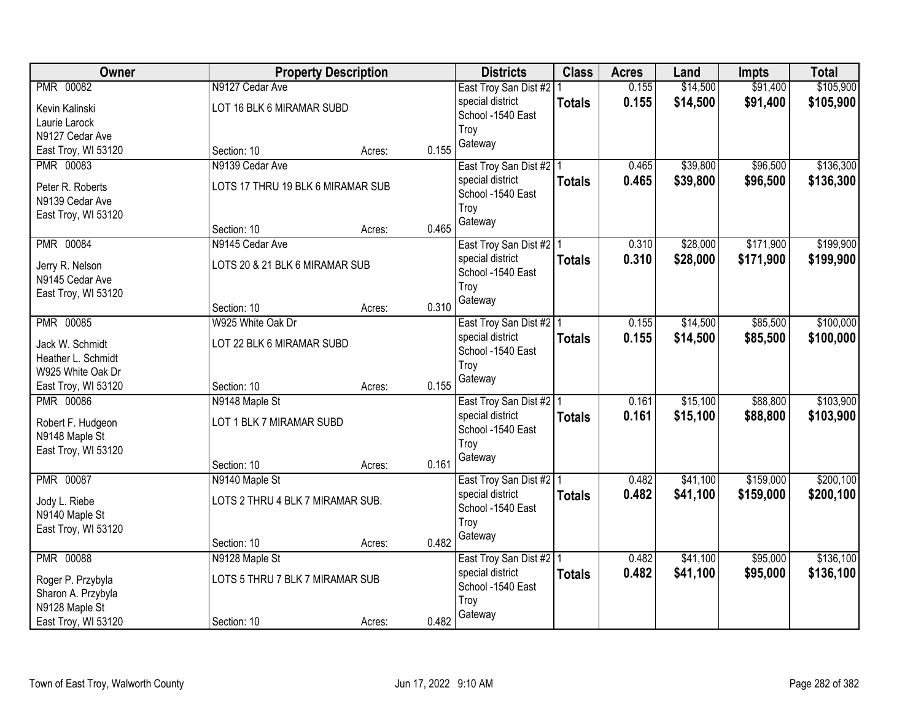| Owner | Property Description | | | Districts | Class | Acres | Land | Impts | Total |
|---|---|---|---|---|---|---|---|---|---|
| PMR 00082 | N9127 Cedar Ave | | | East Troy San Dist #2 | 1 | 0.155 | $14,500 | $91,400 | $105,900 |
| Kevin Kalinski<br>Laurie Larock<br>N9127 Cedar Ave<br>East Troy, WI 53120 | LOT 16 BLK 6 MIRAMAR SUBD | | | special district<br>School -1540 East Troy<br>Gateway | **Totals** | **0.155** | **$14,500** | **$91,400** | **$105,900** |
| | Section: 10 | Acres: | 0.155 | | | | | | |
| PMR 00083 | N9139 Cedar Ave | | | East Troy San Dist #2 | 1 | 0.465 | $39,800 | $96,500 | $136,300 |
| Peter R. Roberts<br>N9139 Cedar Ave<br>East Troy, WI 53120 | LOTS 17 THRU 19 BLK 6 MIRAMAR SUB | | | special district<br>School -1540 East Troy<br>Gateway | **Totals** | **0.465** | **$39,800** | **$96,500** | **$136,300** |
| | Section: 10 | Acres: | 0.465 | | | | | | |
| PMR 00084 | N9145 Cedar Ave | | | East Troy San Dist #2 | 1 | 0.310 | $28,000 | $171,900 | $199,900 |
| Jerry R. Nelson<br>N9145 Cedar Ave<br>East Troy, WI 53120 | LOTS 20 & 21 BLK 6 MIRAMAR SUB | | | special district<br>School -1540 East Troy<br>Gateway | **Totals** | **0.310** | **$28,000** | **$171,900** | **$199,900** |
| | Section: 10 | Acres: | 0.310 | | | | | | |
| PMR 00085 | W925 White Oak Dr | | | East Troy San Dist #2 | 1 | 0.155 | $14,500 | $85,500 | $100,000 |
| Jack W. Schmidt<br>Heather L. Schmidt<br>W925 White Oak Dr<br>East Troy, WI 53120 | LOT 22 BLK 6 MIRAMAR SUBD | | | special district<br>School -1540 East Troy<br>Gateway | **Totals** | **0.155** | **$14,500** | **$85,500** | **$100,000** |
| | Section: 10 | Acres: | 0.155 | | | | | | |
| PMR 00086 | N9148 Maple St | | | East Troy San Dist #2 | 1 | 0.161 | $15,100 | $88,800 | $103,900 |
| Robert F. Hudgeon<br>N9148 Maple St<br>East Troy, WI 53120 | LOT 1 BLK 7 MIRAMAR SUBD | | | special district<br>School -1540 East Troy<br>Gateway | **Totals** | **0.161** | **$15,100** | **$88,800** | **$103,900** |
| | Section: 10 | Acres: | 0.161 | | | | | | |
| PMR 00087 | N9140 Maple St | | | East Troy San Dist #2 | 1 | 0.482 | $41,100 | $159,000 | $200,100 |
| Jody L. Riebe<br>N9140 Maple St<br>East Troy, WI 53120 | LOTS 2 THRU 4 BLK 7 MIRAMAR SUB. | | | special district<br>School -1540 East Troy<br>Gateway | **Totals** | **0.482** | **$41,100** | **$159,000** | **$200,100** |
| | Section: 10 | Acres: | 0.482 | | | | | | |
| PMR 00088 | N9128 Maple St | | | East Troy San Dist #2 | 1 | 0.482 | $41,100 | $95,000 | $136,100 |
| Roger P. Przybyla<br>Sharon A. Przybyla<br>N9128 Maple St<br>East Troy, WI 53120 | LOTS 5 THRU 7 BLK 7 MIRAMAR SUB | | | special district<br>School -1540 East Troy<br>Gateway | **Totals** | **0.482** | **$41,100** | **$95,000** | **$136,100** |
| | Section: 10 | Acres: | 0.482 | | | | | | |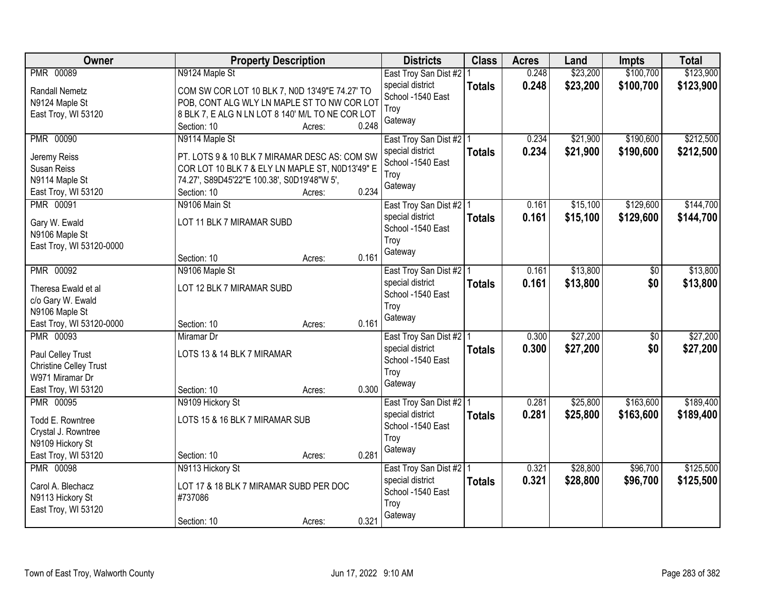| Owner | Property Description | Districts | Class | Acres | Land | Impts | Total |
|---|---|---|---|---|---|---|---|
| PMR 00089<br>Randall Nemetz<br>N9124 Maple St<br>East Troy, WI 53120 | N9124 Maple St<br>COM SW COR LOT 10 BLK 7, N0D 13'49"E 74.27' TO POB, CONT ALG WLY LN MAPLE ST TO NW COR LOT 8 BLK 7, E ALG N LN LOT 8 140' M/L TO NE COR LOT<br>Section: 10 Acres: 0.248 | East Troy San Dist #2<br>special district<br>School -1540 East Troy<br>Gateway | 1<br>**Totals** | 0.248<br>**0.248** | $23,200<br>**$23,200** | $100,700<br>**$100,700** | $123,900<br>**$123,900** |
| PMR 00090<br>Jeremy Reiss<br>Susan Reiss<br>N9114 Maple St<br>East Troy, WI 53120 | N9114 Maple St<br>PT. LOTS 9 & 10 BLK 7 MIRAMAR DESC AS: COM SW COR LOT 10 BLK 7 & ELY LN MAPLE ST, N0D13'49" E 74.27', S89D45'22"E 100.38', S0D19'48"W 5',<br>Section: 10 Acres: 0.234 | East Troy San Dist #2<br>special district<br>School -1540 East Troy<br>Gateway | 1<br>**Totals** | 0.234<br>**0.234** | $21,900<br>**$21,900** | $190,600<br>**$190,600** | $212,500<br>**$212,500** |
| PMR 00091<br>Gary W. Ewald<br>N9106 Maple St<br>East Troy, WI 53120-0000 | N9106 Main St<br>LOT 11 BLK 7 MIRAMAR SUBD<br>Section: 10 Acres: 0.161 | East Troy San Dist #2<br>special district<br>School -1540 East Troy<br>Gateway | 1<br>**Totals** | 0.161<br>**0.161** | $15,100<br>**$15,100** | $129,600<br>**$129,600** | $144,700<br>**$144,700** |
| PMR 00092<br>Theresa Ewald et al<br>c/o Gary W. Ewald<br>N9106 Maple St<br>East Troy, WI 53120-0000 | N9106 Maple St<br>LOT 12 BLK 7 MIRAMAR SUBD<br>Section: 10 Acres: 0.161 | East Troy San Dist #2<br>special district<br>School -1540 East Troy<br>Gateway | 1<br>**Totals** | 0.161<br>**0.161** | $13,800<br>**$13,800** | $0<br>**$0** | $13,800<br>**$13,800** |
| PMR 00093<br>Paul Celley Trust<br>Christine Celley Trust<br>W971 Miramar Dr<br>East Troy, WI 53120 | Miramar Dr<br>LOTS 13 & 14 BLK 7 MIRAMAR<br>Section: 10 Acres: 0.300 | East Troy San Dist #2<br>special district<br>School -1540 East Troy<br>Gateway | 1<br>**Totals** | 0.300<br>**0.300** | $27,200<br>**$27,200** | $0<br>**$0** | $27,200<br>**$27,200** |
| PMR 00095<br>Todd E. Rowntree<br>Crystal J. Rowntree<br>N9109 Hickory St<br>East Troy, WI 53120 | N9109 Hickory St<br>LOTS 15 & 16 BLK 7 MIRAMAR SUB<br>Section: 10 Acres: 0.281 | East Troy San Dist #2<br>special district<br>School -1540 East Troy<br>Gateway | 1<br>**Totals** | 0.281<br>**0.281** | $25,800<br>**$25,800** | $163,600<br>**$163,600** | $189,400<br>**$189,400** |
| PMR 00098<br>Carol A. Blechacz<br>N9113 Hickory St<br>East Troy, WI 53120 | N9113 Hickory St<br>LOT 17 & 18 BLK 7 MIRAMAR SUBD PER DOC #737086<br>Section: 10 Acres: 0.321 | East Troy San Dist #2<br>special district<br>School -1540 East Troy<br>Gateway | 1<br>**Totals** | 0.321<br>**0.321** | $28,800<br>**$28,800** | $96,700<br>**$96,700** | $125,500<br>**$125,500** |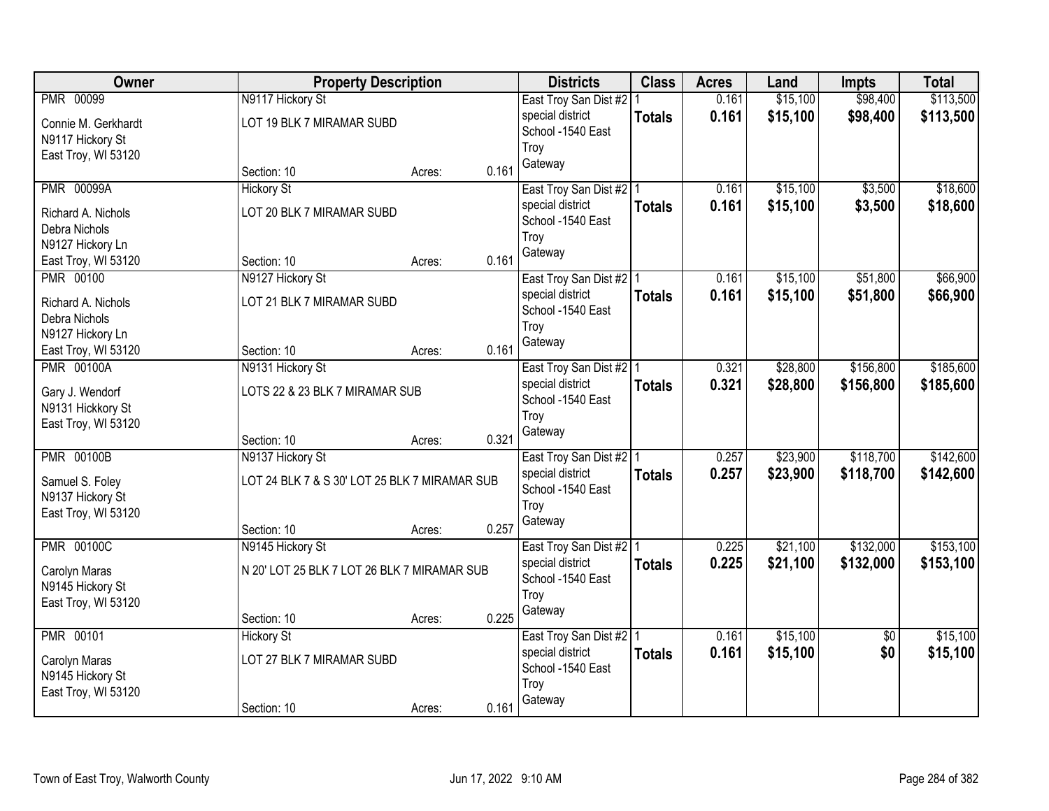| Owner | Property Description | | | Districts | Class | Acres | Land | Impts | Total |
|---|---|---|---|---|---|---|---|---|---|
| PMR 00099<br>Connie M. Gerkhardt<br>N9117 Hickory St<br>East Troy, WI 53120 | N9117 Hickory St<br>LOT 19 BLK 7 MIRAMAR SUBD<br>Section: 10 | Acres: | 0.161 | East Troy San Dist #2<br>special district<br>School -1540 East Troy<br>Gateway | 1<br>**Totals** | 0.161<br>**0.161** | $15,100<br>**$15,100** | $98,400<br>**$98,400** | $113,500<br>**$113,500** |
| PMR 00099A<br>Richard A. Nichols<br>Debra Nichols<br>N9127 Hickory Ln<br>East Troy, WI 53120 | Hickory St<br>LOT 20 BLK 7 MIRAMAR SUBD<br>Section: 10 | Acres: | 0.161 | East Troy San Dist #2<br>special district<br>School -1540 East Troy<br>Gateway | 1<br>**Totals** | 0.161<br>**0.161** | $15,100<br>**$15,100** | $3,500<br>**$3,500** | $18,600<br>**$18,600** |
| PMR 00100<br>Richard A. Nichols<br>Debra Nichols<br>N9127 Hickory Ln<br>East Troy, WI 53120 | N9127 Hickory St<br>LOT 21 BLK 7 MIRAMAR SUBD<br>Section: 10 | Acres: | 0.161 | East Troy San Dist #2<br>special district<br>School -1540 East Troy<br>Gateway | 1<br>**Totals** | 0.161<br>**0.161** | $15,100<br>**$15,100** | $51,800<br>**$51,800** | $66,900<br>**$66,900** |
| PMR 00100A<br>Gary J. Wendorf<br>N9131 Hickkory St<br>East Troy, WI 53120 | N9131 Hickory St<br>LOTS 22 & 23 BLK 7 MIRAMAR SUB<br>Section: 10 | Acres: | 0.321 | East Troy San Dist #2<br>special district<br>School -1540 East Troy<br>Gateway | 1<br>**Totals** | 0.321<br>**0.321** | $28,800<br>**$28,800** | $156,800<br>**$156,800** | $185,600<br>**$185,600** |
| PMR 00100B<br>Samuel S. Foley<br>N9137 Hickory St<br>East Troy, WI 53120 | N9137 Hickory St<br>LOT 24 BLK 7 & S 30' LOT 25 BLK 7 MIRAMAR SUB<br>Section: 10 | Acres: | 0.257 | East Troy San Dist #2<br>special district<br>School -1540 East Troy<br>Gateway | 1<br>**Totals** | 0.257<br>**0.257** | $23,900<br>**$23,900** | $118,700<br>**$118,700** | $142,600<br>**$142,600** |
| PMR 00100C<br>Carolyn Maras<br>N9145 Hickory St<br>East Troy, WI 53120 | N9145 Hickory St<br>N 20' LOT 25 BLK 7 LOT 26 BLK 7 MIRAMAR SUB<br>Section: 10 | Acres: | 0.225 | East Troy San Dist #2<br>special district<br>School -1540 East Troy<br>Gateway | 1<br>**Totals** | 0.225<br>**0.225** | $21,100<br>**$21,100** | $132,000<br>**$132,000** | $153,100<br>**$153,100** |
| PMR 00101<br>Carolyn Maras<br>N9145 Hickory St<br>East Troy, WI 53120 | Hickory St<br>LOT 27 BLK 7 MIRAMAR SUBD<br>Section: 10 | Acres: | 0.161 | East Troy San Dist #2<br>special district<br>School -1540 East Troy<br>Gateway | 1<br>**Totals** | 0.161<br>**0.161** | $15,100<br>**$15,100** | $0<br>**$0** | $15,100<br>**$15,100** |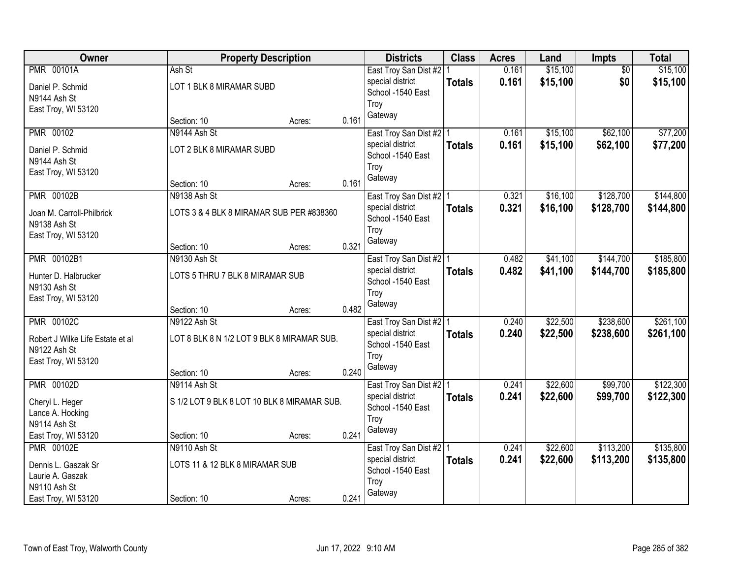| Owner | Property Description | Districts | Class | Acres | Land | Impts | Total |
|---|---|---|---|---|---|---|---|
| PMR 00101A<br>Daniel P. Schmid<br>N9144 Ash St<br>East Troy, WI 53120 | Ash St<br>LOT 1 BLK 8 MIRAMAR SUBD<br>Section: 10 Acres: 0.161 | East Troy San Dist #2<br>special district<br>School -1540 East Troy<br>Gateway | 1<br>**Totals** | 0.161<br>**0.161** | $15,100<br>**$15,100** | $0<br>**$0** | $15,100<br>**$15,100** |
| PMR 00102<br>Daniel P. Schmid<br>N9144 Ash St<br>East Troy, WI 53120 | N9144 Ash St<br>LOT 2 BLK 8 MIRAMAR SUBD<br>Section: 10 Acres: 0.161 | East Troy San Dist #2<br>special district<br>School -1540 East Troy<br>Gateway | 1<br>**Totals** | 0.161<br>**0.161** | $15,100<br>**$15,100** | $62,100<br>**$62,100** | $77,200<br>**$77,200** |
| PMR 00102B<br>Joan M. Carroll-Philbrick<br>N9138 Ash St<br>East Troy, WI 53120 | N9138 Ash St<br>LOTS 3 & 4 BLK 8 MIRAMAR SUB PER #838360<br>Section: 10 Acres: 0.321 | East Troy San Dist #2<br>special district<br>School -1540 East Troy<br>Gateway | 1<br>**Totals** | 0.321<br>**0.321** | $16,100<br>**$16,100** | $128,700<br>**$128,700** | $144,800<br>**$144,800** |
| PMR 00102B1<br>Hunter D. Halbrucker<br>N9130 Ash St<br>East Troy, WI 53120 | N9130 Ash St<br>LOTS 5 THRU 7 BLK 8 MIRAMAR SUB<br>Section: 10 Acres: 0.482 | East Troy San Dist #2<br>special district<br>School -1540 East Troy<br>Gateway | 1<br>**Totals** | 0.482<br>**0.482** | $41,100<br>**$41,100** | $144,700<br>**$144,700** | $185,800<br>**$185,800** |
| PMR 00102C<br>Robert J Wilke Life Estate et al<br>N9122 Ash St<br>East Troy, WI 53120 | N9122 Ash St<br>LOT 8 BLK 8 N 1/2 LOT 9 BLK 8 MIRAMAR SUB.<br>Section: 10 Acres: 0.240 | East Troy San Dist #2<br>special district<br>School -1540 East Troy<br>Gateway | 1<br>**Totals** | 0.240<br>**0.240** | $22,500<br>**$22,500** | $238,600<br>**$238,600** | $261,100<br>**$261,100** |
| PMR 00102D<br>Cheryl L. Heger<br>Lance A. Hocking<br>N9114 Ash St<br>East Troy, WI 53120 | N9114 Ash St<br>S 1/2 LOT 9 BLK 8 LOT 10 BLK 8 MIRAMAR SUB.<br>Section: 10 Acres: 0.241 | East Troy San Dist #2<br>special district<br>School -1540 East Troy<br>Gateway | 1<br>**Totals** | 0.241<br>**0.241** | $22,600<br>**$22,600** | $99,700<br>**$99,700** | $122,300<br>**$122,300** |
| PMR 00102E<br>Dennis L. Gaszak Sr<br>Laurie A. Gaszak<br>N9110 Ash St<br>East Troy, WI 53120 | N9110 Ash St<br>LOTS 11 & 12 BLK 8 MIRAMAR SUB<br>Section: 10 Acres: 0.241 | East Troy San Dist #2<br>special district<br>School -1540 East Troy<br>Gateway | 1<br>**Totals** | 0.241<br>**0.241** | $22,600<br>**$22,600** | $113,200<br>**$113,200** | $135,800<br>**$135,800** |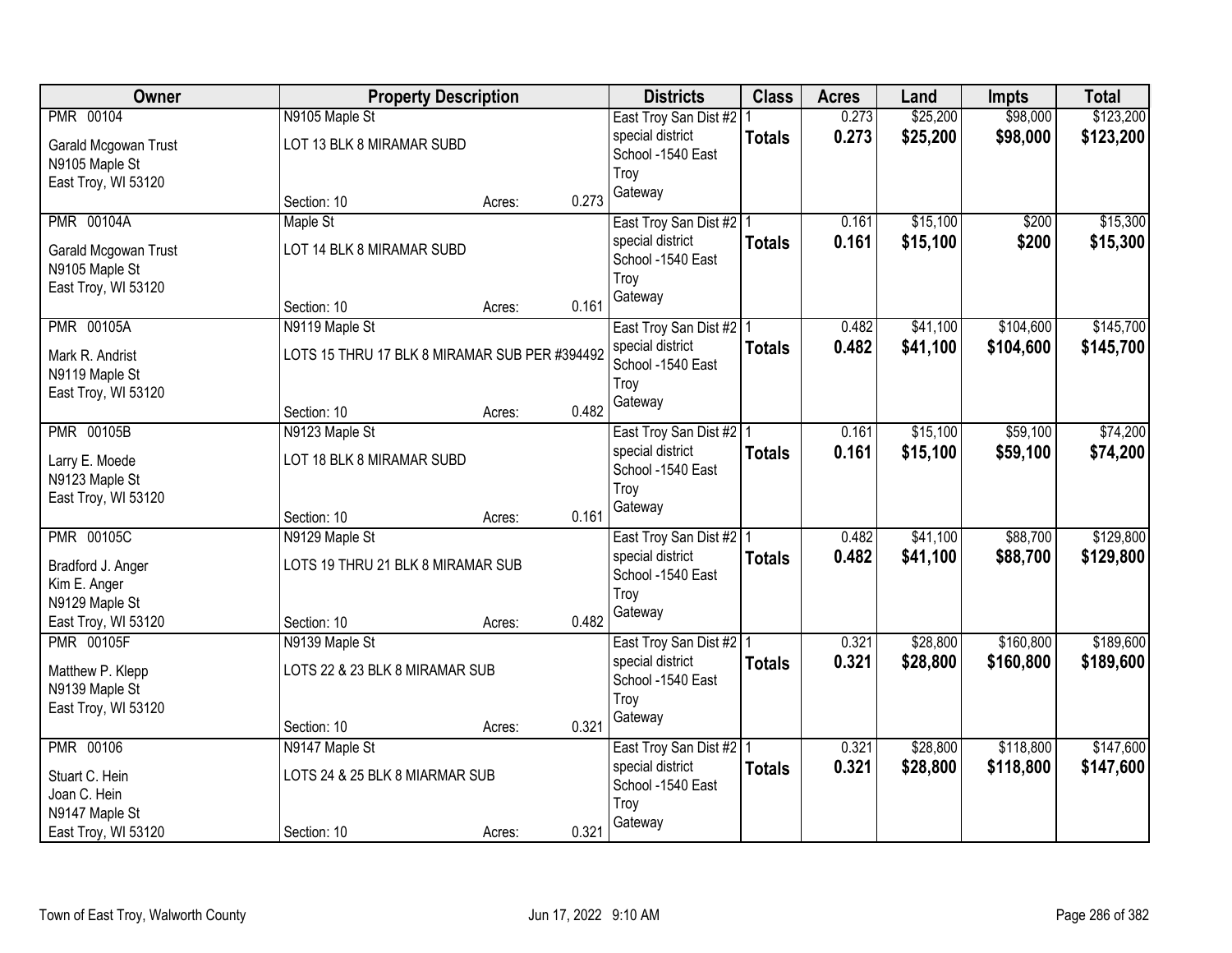| Owner | Property Description | | | Districts | Class | Acres | Land | Impts | Total |
|---|---|---|---|---|---|---|---|---|---|
| PMR 00104 | N9105 Maple St | | | East Troy San Dist #2 | 1 | 0.273 | $25,200 | $98,000 | $123,200 |
| Garald Mcgowan Trust<br>N9105 Maple St<br>East Troy, WI 53120 | LOT 13 BLK 8 MIRAMAR SUBD | | | special district<br>School -1540 East Troy<br>Gateway | **Totals** | **0.273** | **$25,200** | **$98,000** | **$123,200** |
| | Section: 10 | Acres: | 0.273 | | | | | | |
| PMR 00104A | Maple St | | | East Troy San Dist #2 | 1 | 0.161 | $15,100 | $200 | $15,300 |
| Garald Mcgowan Trust<br>N9105 Maple St<br>East Troy, WI 53120 | LOT 14 BLK 8 MIRAMAR SUBD | | | special district<br>School -1540 East Troy<br>Gateway | **Totals** | **0.161** | **$15,100** | **$200** | **$15,300** |
| | Section: 10 | Acres: | 0.161 | | | | | | |
| PMR 00105A | N9119 Maple St | | | East Troy San Dist #2 | 1 | 0.482 | $41,100 | $104,600 | $145,700 |
| Mark R. Andrist<br>N9119 Maple St<br>East Troy, WI 53120 | LOTS 15 THRU 17 BLK 8 MIRAMAR SUB PER #394492 | | | special district<br>School -1540 East Troy<br>Gateway | **Totals** | **0.482** | **$41,100** | **$104,600** | **$145,700** |
| | Section: 10 | Acres: | 0.482 | | | | | | |
| PMR 00105B | N9123 Maple St | | | East Troy San Dist #2 | 1 | 0.161 | $15,100 | $59,100 | $74,200 |
| Larry E. Moede<br>N9123 Maple St<br>East Troy, WI 53120 | LOT 18 BLK 8 MIRAMAR SUBD | | | special district<br>School -1540 East Troy<br>Gateway | **Totals** | **0.161** | **$15,100** | **$59,100** | **$74,200** |
| | Section: 10 | Acres: | 0.161 | | | | | | |
| PMR 00105C | N9129 Maple St | | | East Troy San Dist #2 | 1 | 0.482 | $41,100 | $88,700 | $129,800 |
| Bradford J. Anger<br>Kim E. Anger<br>N9129 Maple St<br>East Troy, WI 53120 | LOTS 19 THRU 21 BLK 8 MIRAMAR SUB | | | special district<br>School -1540 East Troy<br>Gateway | **Totals** | **0.482** | **$41,100** | **$88,700** | **$129,800** |
| | Section: 10 | Acres: | 0.482 | | | | | | |
| PMR 00105F | N9139 Maple St | | | East Troy San Dist #2 | 1 | 0.321 | $28,800 | $160,800 | $189,600 |
| Matthew P. Klepp<br>N9139 Maple St<br>East Troy, WI 53120 | LOTS 22 & 23 BLK 8 MIRAMAR SUB | | | special district<br>School -1540 East Troy<br>Gateway | **Totals** | **0.321** | **$28,800** | **$160,800** | **$189,600** |
| | Section: 10 | Acres: | 0.321 | | | | | | |
| PMR 00106 | N9147 Maple St | | | East Troy San Dist #2 | 1 | 0.321 | $28,800 | $118,800 | $147,600 |
| Stuart C. Hein<br>Joan C. Hein<br>N9147 Maple St<br>East Troy, WI 53120 | LOTS 24 & 25 BLK 8 MIARMAR SUB | | | special district<br>School -1540 East Troy<br>Gateway | **Totals** | **0.321** | **$28,800** | **$118,800** | **$147,600** |
| | Section: 10 | Acres: | 0.321 | | | | | | |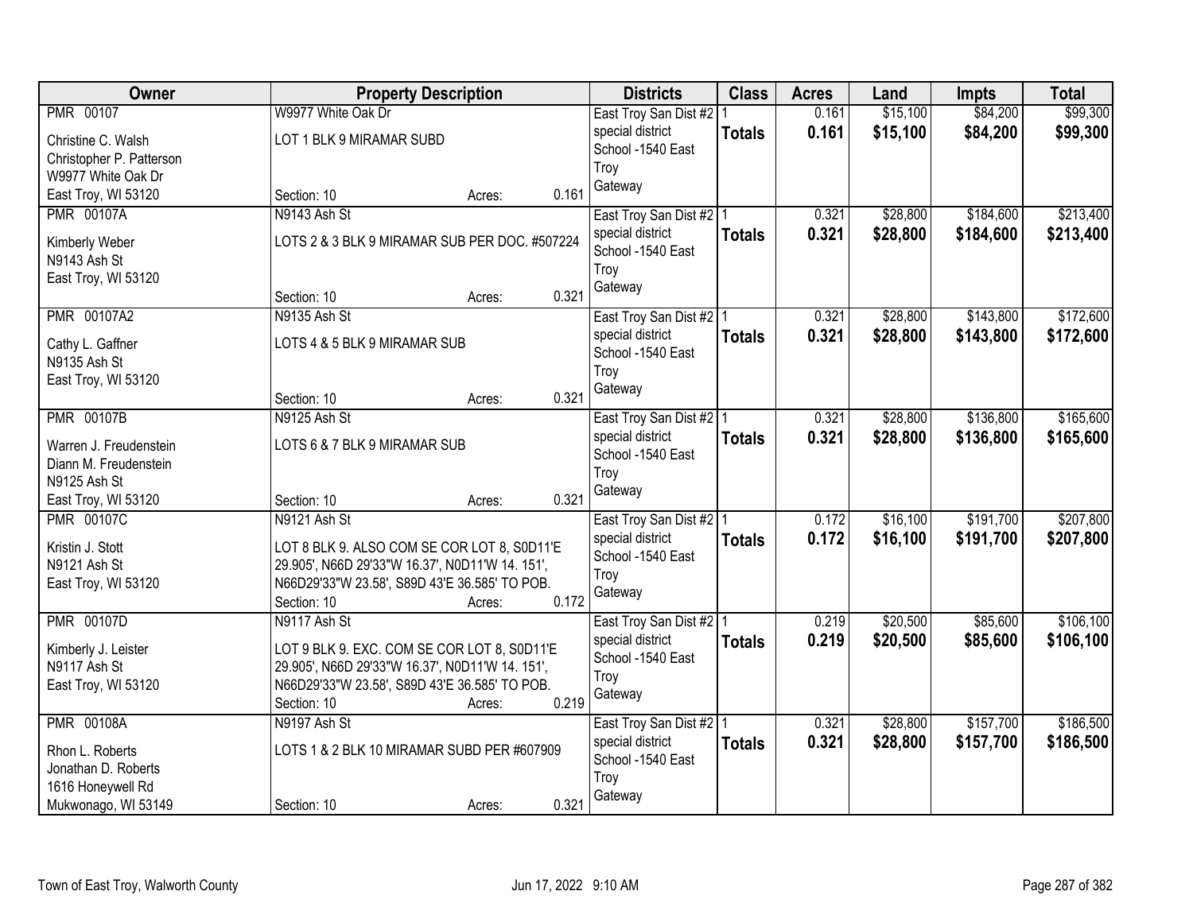| Owner | Property Description | Districts | Class | Acres | Land | Impts | Total |
|---|---|---|---|---|---|---|---|
| PMR 00107<br>Christine C. Walsh<br>Christopher P. Patterson<br>W9977 White Oak Dr<br>East Troy, WI 53120 | W9977 White Oak Dr<br>LOT 1 BLK 9 MIRAMAR SUBD<br>Section: 10 Acres: 0.161 | East Troy San Dist #2<br>special district<br>School -1540 East Troy<br>Gateway | 1<br>**Totals** | 0.161<br>**0.161** | $15,100<br>**$15,100** | $84,200<br>**$84,200** | $99,300<br>**$99,300** |
| PMR 00107A<br>Kimberly Weber<br>N9143 Ash St<br>East Troy, WI 53120 | N9143 Ash St<br>LOTS 2 & 3 BLK 9 MIRAMAR SUB PER DOC. #507224<br>Section: 10 Acres: 0.321 | East Troy San Dist #2<br>special district<br>School -1540 East Troy<br>Gateway | 1<br>**Totals** | 0.321<br>**0.321** | $28,800<br>**$28,800** | $184,600<br>**$184,600** | $213,400<br>**$213,400** |
| PMR 00107A2<br>Cathy L. Gaffner<br>N9135 Ash St<br>East Troy, WI 53120 | N9135 Ash St<br>LOTS 4 & 5 BLK 9 MIRAMAR SUB<br>Section: 10 Acres: 0.321 | East Troy San Dist #2<br>special district<br>School -1540 East Troy<br>Gateway | 1<br>**Totals** | 0.321<br>**0.321** | $28,800<br>**$28,800** | $143,800<br>**$143,800** | $172,600<br>**$172,600** |
| PMR 00107B<br>Warren J. Freudenstein<br>Diann M. Freudenstein<br>N9125 Ash St<br>East Troy, WI 53120 | N9125 Ash St<br>LOTS 6 & 7 BLK 9 MIRAMAR SUB<br>Section: 10 Acres: 0.321 | East Troy San Dist #2<br>special district<br>School -1540 East Troy<br>Gateway | 1<br>**Totals** | 0.321<br>**0.321** | $28,800<br>**$28,800** | $136,800<br>**$136,800** | $165,600<br>**$165,600** |
| PMR 00107C<br>Kristin J. Stott<br>N9121 Ash St<br>East Troy, WI 53120 | N9121 Ash St<br>LOT 8 BLK 9. ALSO COM SE COR LOT 8, S0D11'E 29.905', N66D 29'33"W 16.37', N0D11'W 14. 151', N66D29'33"W 23.58', S89D 43'E 36.585' TO POB.<br>Section: 10 Acres: 0.172 | East Troy San Dist #2<br>special district<br>School -1540 East Troy<br>Gateway | 1<br>**Totals** | 0.172<br>**0.172** | $16,100<br>**$16,100** | $191,700<br>**$191,700** | $207,800<br>**$207,800** |
| PMR 00107D<br>Kimberly J. Leister<br>N9117 Ash St<br>East Troy, WI 53120 | N9117 Ash St<br>LOT 9 BLK 9. EXC. COM SE COR LOT 8, S0D11'E 29.905', N66D 29'33"W 16.37', N0D11'W 14. 151', N66D29'33"W 23.58', S89D 43'E 36.585' TO POB.<br>Section: 10 Acres: 0.219 | East Troy San Dist #2<br>special district<br>School -1540 East Troy<br>Gateway | 1<br>**Totals** | 0.219<br>**0.219** | $20,500<br>**$20,500** | $85,600<br>**$85,600** | $106,100<br>**$106,100** |
| PMR 00108A<br>Rhon L. Roberts<br>Jonathan D. Roberts<br>1616 Honeywell Rd<br>Mukwonago, WI 53149 | N9197 Ash St<br>LOTS 1 & 2 BLK 10 MIRAMAR SUBD PER #607909<br>Section: 10 Acres: 0.321 | East Troy San Dist #2<br>special district<br>School -1540 East Troy<br>Gateway | 1<br>**Totals** | 0.321<br>**0.321** | $28,800<br>**$28,800** | $157,700<br>**$157,700** | $186,500<br>**$186,500** |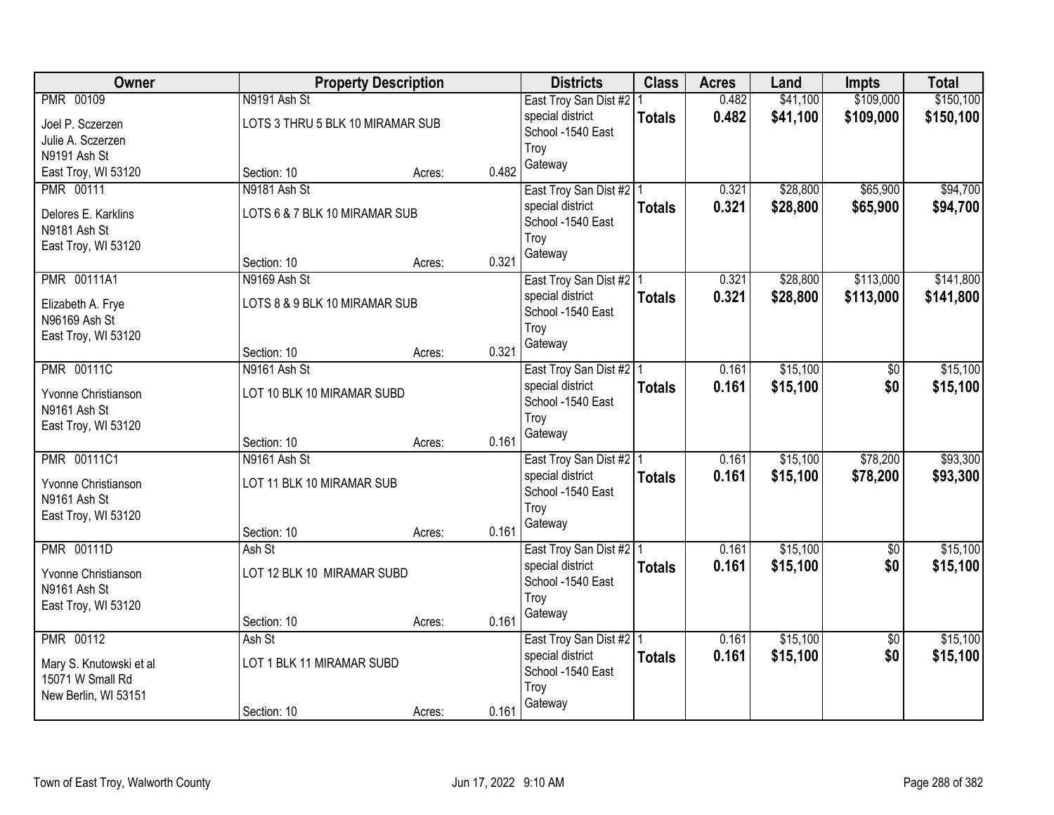| Owner | Property Description | | | Districts | Class | Acres | Land | Impts | Total |
|---|---|---|---|---|---|---|---|---|---|
| PMR 00109 | N9191 Ash St | | | East Troy San Dist #2 | 1 | 0.482 | $41,100 | $109,000 | $150,100 |
| Joel P. Sczerzen<br>Julie A. Sczerzen<br>N9191 Ash St<br>East Troy, WI 53120 | LOTS 3 THRU 5 BLK 10 MIRAMAR SUB | | | special district<br>School -1540 East Troy<br>Gateway | **Totals** | **0.482** | **$41,100** | **$109,000** | **$150,100** |
| | Section: 10 | Acres: | 0.482 | | | | | | |
| PMR 00111 | N9181 Ash St | | | East Troy San Dist #2 | 1 | 0.321 | $28,800 | $65,900 | $94,700 |
| Delores E. Karklins<br>N9181 Ash St<br>East Troy, WI 53120 | LOTS 6 & 7 BLK 10 MIRAMAR SUB | | | special district<br>School -1540 East Troy<br>Gateway | **Totals** | **0.321** | **$28,800** | **$65,900** | **$94,700** |
| | Section: 10 | Acres: | 0.321 | | | | | | |
| PMR 00111A1 | N9169 Ash St | | | East Troy San Dist #2 | 1 | 0.321 | $28,800 | $113,000 | $141,800 |
| Elizabeth A. Frye<br>N96169 Ash St<br>East Troy, WI 53120 | LOTS 8 & 9 BLK 10 MIRAMAR SUB | | | special district<br>School -1540 East Troy<br>Gateway | **Totals** | **0.321** | **$28,800** | **$113,000** | **$141,800** |
| | Section: 10 | Acres: | 0.321 | | | | | | |
| PMR 00111C | N9161 Ash St | | | East Troy San Dist #2 | 1 | 0.161 | $15,100 | $0 | $15,100 |
| Yvonne Christianson<br>N9161 Ash St<br>East Troy, WI 53120 | LOT 10 BLK 10 MIRAMAR SUBD | | | special district<br>School -1540 East Troy<br>Gateway | **Totals** | **0.161** | **$15,100** | **$0** | **$15,100** |
| | Section: 10 | Acres: | 0.161 | | | | | | |
| PMR 00111C1 | N9161 Ash St | | | East Troy San Dist #2 | 1 | 0.161 | $15,100 | $78,200 | $93,300 |
| Yvonne Christianson<br>N9161 Ash St<br>East Troy, WI 53120 | LOT 11 BLK 10 MIRAMAR SUB | | | special district<br>School -1540 East Troy<br>Gateway | **Totals** | **0.161** | **$15,100** | **$78,200** | **$93,300** |
| | Section: 10 | Acres: | 0.161 | | | | | | |
| PMR 00111D | Ash St | | | East Troy San Dist #2 | 1 | 0.161 | $15,100 | $0 | $15,100 |
| Yvonne Christianson<br>N9161 Ash St<br>East Troy, WI 53120 | LOT 12 BLK 10 MIRAMAR SUBD | | | special district<br>School -1540 East Troy<br>Gateway | **Totals** | **0.161** | **$15,100** | **$0** | **$15,100** |
| | Section: 10 | Acres: | 0.161 | | | | | | |
| PMR 00112 | Ash St | | | East Troy San Dist #2 | 1 | 0.161 | $15,100 | $0 | $15,100 |
| Mary S. Knutowski et al<br>15071 W Small Rd<br>New Berlin, WI 53151 | LOT 1 BLK 11 MIRAMAR SUBD | | | special district<br>School -1540 East Troy<br>Gateway | **Totals** | **0.161** | **$15,100** | **$0** | **$15,100** |
| | Section: 10 | Acres: | 0.161 | | | | | | |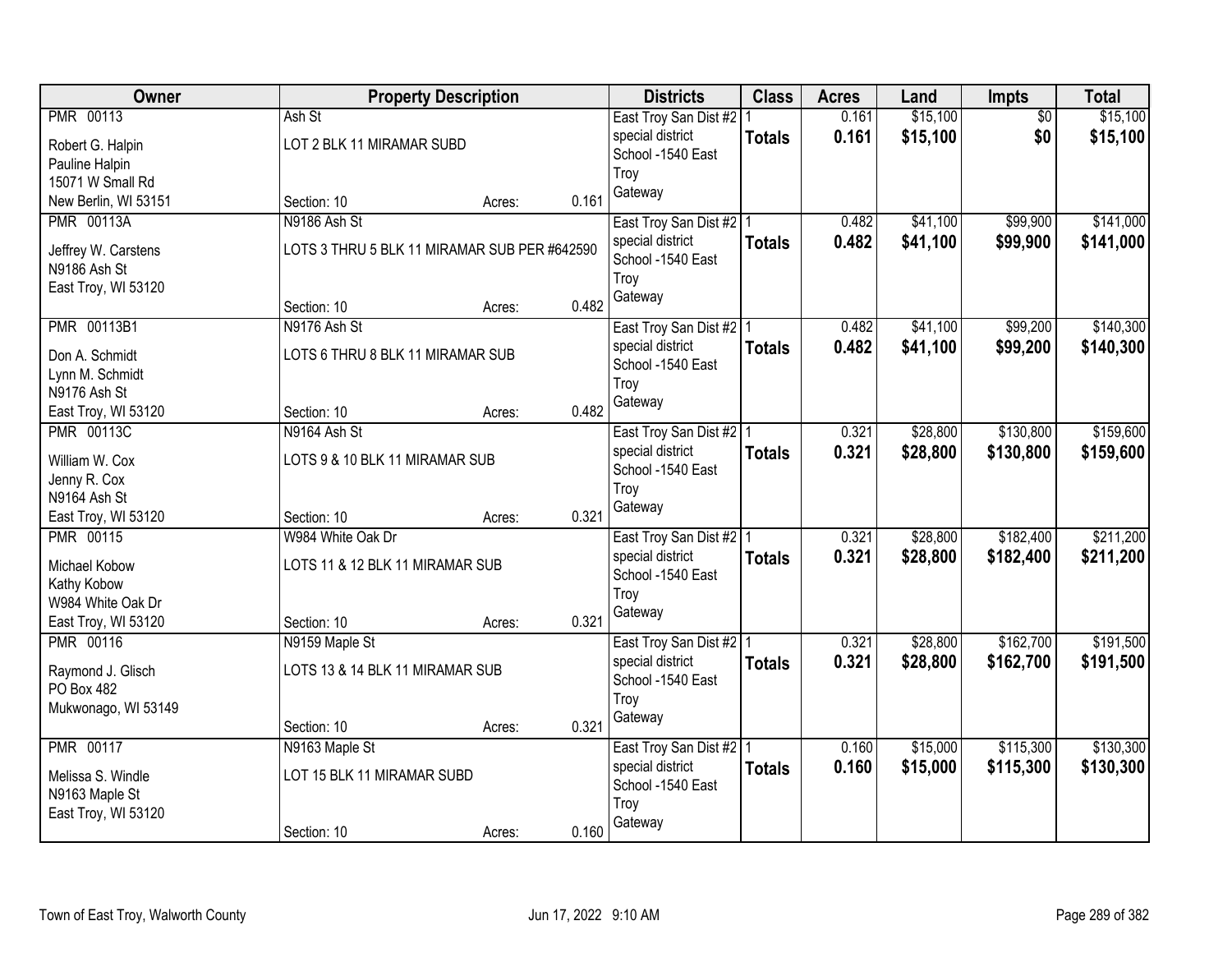| Owner | Property Description | Districts | Class | Acres | Land | Impts | Total |
|---|---|---|---|---|---|---|---|
| PMR 00113<br>Robert G. Halpin<br>Pauline Halpin<br>15071 W Small Rd<br>New Berlin, WI 53151 | Ash St<br>LOT 2 BLK 11 MIRAMAR SUBD<br>Section: 10 Acres: 0.161 | East Troy San Dist #2<br>special district<br>School -1540 East Troy<br>Gateway | 1<br>**Totals** | 0.161<br>**0.161** | $15,100<br>**$15,100** | $0<br>**$0** | $15,100<br>**$15,100** |
| PMR 00113A<br>Jeffrey W. Carstens<br>N9186 Ash St<br>East Troy, WI 53120 | N9186 Ash St<br>LOTS 3 THRU 5 BLK 11 MIRAMAR SUB PER #642590<br>Section: 10 Acres: 0.482 | East Troy San Dist #2<br>special district<br>School -1540 East Troy<br>Gateway | 1<br>**Totals** | 0.482<br>**0.482** | $41,100<br>**$41,100** | $99,900<br>**$99,900** | $141,000<br>**$141,000** |
| PMR 00113B1<br>Don A. Schmidt<br>Lynn M. Schmidt<br>N9176 Ash St<br>East Troy, WI 53120 | N9176 Ash St<br>LOTS 6 THRU 8 BLK 11 MIRAMAR SUB<br>Section: 10 Acres: 0.482 | East Troy San Dist #2<br>special district<br>School -1540 East Troy<br>Gateway | 1<br>**Totals** | 0.482<br>**0.482** | $41,100<br>**$41,100** | $99,200<br>**$99,200** | $140,300<br>**$140,300** |
| PMR 00113C<br>William W. Cox<br>Jenny R. Cox<br>N9164 Ash St<br>East Troy, WI 53120 | N9164 Ash St<br>LOTS 9 & 10 BLK 11 MIRAMAR SUB<br>Section: 10 Acres: 0.321 | East Troy San Dist #2<br>special district<br>School -1540 East Troy<br>Gateway | 1<br>**Totals** | 0.321<br>**0.321** | $28,800<br>**$28,800** | $130,800<br>**$130,800** | $159,600<br>**$159,600** |
| PMR 00115<br>Michael Kobow<br>Kathy Kobow<br>W984 White Oak Dr<br>East Troy, WI 53120 | W984 White Oak Dr<br>LOTS 11 & 12 BLK 11 MIRAMAR SUB<br>Section: 10 Acres: 0.321 | East Troy San Dist #2<br>special district<br>School -1540 East Troy<br>Gateway | 1<br>**Totals** | 0.321<br>**0.321** | $28,800<br>**$28,800** | $182,400<br>**$182,400** | $211,200<br>**$211,200** |
| PMR 00116<br>Raymond J. Glisch<br>PO Box 482<br>Mukwonago, WI 53149 | N9159 Maple St<br>LOTS 13 & 14 BLK 11 MIRAMAR SUB<br>Section: 10 Acres: 0.321 | East Troy San Dist #2<br>special district<br>School -1540 East Troy<br>Gateway | 1<br>**Totals** | 0.321<br>**0.321** | $28,800<br>**$28,800** | $162,700<br>**$162,700** | $191,500<br>**$191,500** |
| PMR 00117<br>Melissa S. Windle<br>N9163 Maple St<br>East Troy, WI 53120 | N9163 Maple St<br>LOT 15 BLK 11 MIRAMAR SUBD<br>Section: 10 Acres: 0.160 | East Troy San Dist #2<br>special district<br>School -1540 East Troy<br>Gateway | 1<br>**Totals** | 0.160<br>**0.160** | $15,000<br>**$15,000** | $115,300<br>**$115,300** | $130,300<br>**$130,300** |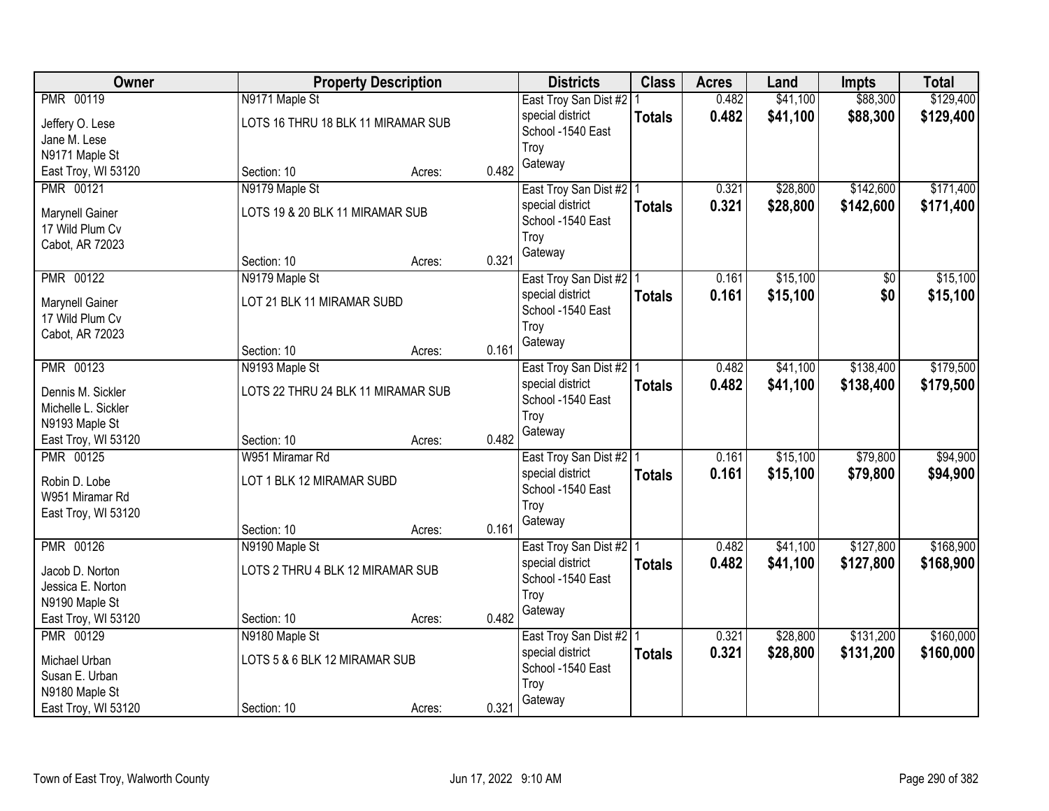| Owner | Property Description | | | Districts | Class | Acres | Land | Impts | Total |
|---|---|---|---|---|---|---|---|---|---|
| PMR 00119<br>Jeffery O. Lese<br>Jane M. Lese<br>N9171 Maple St<br>East Troy, WI 53120 | N9171 Maple St<br>LOTS 16 THRU 18 BLK 11 MIRAMAR SUB<br>Section: 10 | Acres: | 0.482 | East Troy San Dist #2<br>special district<br>School -1540 East Troy<br>Gateway | 1<br>**Totals** | 0.482<br>**0.482** | $41,100<br>**$41,100** | $88,300<br>**$88,300** | $129,400<br>**$129,400** |
| PMR 00121<br>Marynell Gainer<br>17 Wild Plum Cv<br>Cabot, AR 72023 | N9179 Maple St<br>LOTS 19 & 20 BLK 11 MIRAMAR SUB<br>Section: 10 | Acres: | 0.321 | East Troy San Dist #2<br>special district<br>School -1540 East Troy<br>Gateway | 1<br>**Totals** | 0.321<br>**0.321** | $28,800<br>**$28,800** | $142,600<br>**$142,600** | $171,400<br>**$171,400** |
| PMR 00122<br>Marynell Gainer<br>17 Wild Plum Cv<br>Cabot, AR 72023 | N9179 Maple St<br>LOT 21 BLK 11 MIRAMAR SUBD<br>Section: 10 | Acres: | 0.161 | East Troy San Dist #2<br>special district<br>School -1540 East Troy<br>Gateway | 1<br>**Totals** | 0.161<br>**0.161** | $15,100<br>**$15,100** | $0<br>**$0** | $15,100<br>**$15,100** |
| PMR 00123<br>Dennis M. Sickler<br>Michelle L. Sickler<br>N9193 Maple St<br>East Troy, WI 53120 | N9193 Maple St<br>LOTS 22 THRU 24 BLK 11 MIRAMAR SUB<br>Section: 10 | Acres: | 0.482 | East Troy San Dist #2<br>special district<br>School -1540 East Troy<br>Gateway | 1<br>**Totals** | 0.482<br>**0.482** | $41,100<br>**$41,100** | $138,400<br>**$138,400** | $179,500<br>**$179,500** |
| PMR 00125<br>Robin D. Lobe<br>W951 Miramar Rd<br>East Troy, WI 53120 | W951 Miramar Rd<br>LOT 1 BLK 12 MIRAMAR SUBD<br>Section: 10 | Acres: | 0.161 | East Troy San Dist #2<br>special district<br>School -1540 East Troy<br>Gateway | 1<br>**Totals** | 0.161<br>**0.161** | $15,100<br>**$15,100** | $79,800<br>**$79,800** | $94,900<br>**$94,900** |
| PMR 00126<br>Jacob D. Norton<br>Jessica E. Norton<br>N9190 Maple St<br>East Troy, WI 53120 | N9190 Maple St<br>LOTS 2 THRU 4 BLK 12 MIRAMAR SUB<br>Section: 10 | Acres: | 0.482 | East Troy San Dist #2<br>special district<br>School -1540 East Troy<br>Gateway | 1<br>**Totals** | 0.482<br>**0.482** | $41,100<br>**$41,100** | $127,800<br>**$127,800** | $168,900<br>**$168,900** |
| PMR 00129<br>Michael Urban<br>Susan E. Urban<br>N9180 Maple St<br>East Troy, WI 53120 | N9180 Maple St<br>LOTS 5 & 6 BLK 12 MIRAMAR SUB<br>Section: 10 | Acres: | 0.321 | East Troy San Dist #2<br>special district<br>School -1540 East Troy<br>Gateway | 1<br>**Totals** | 0.321<br>**0.321** | $28,800<br>**$28,800** | $131,200<br>**$131,200** | $160,000<br>**$160,000** |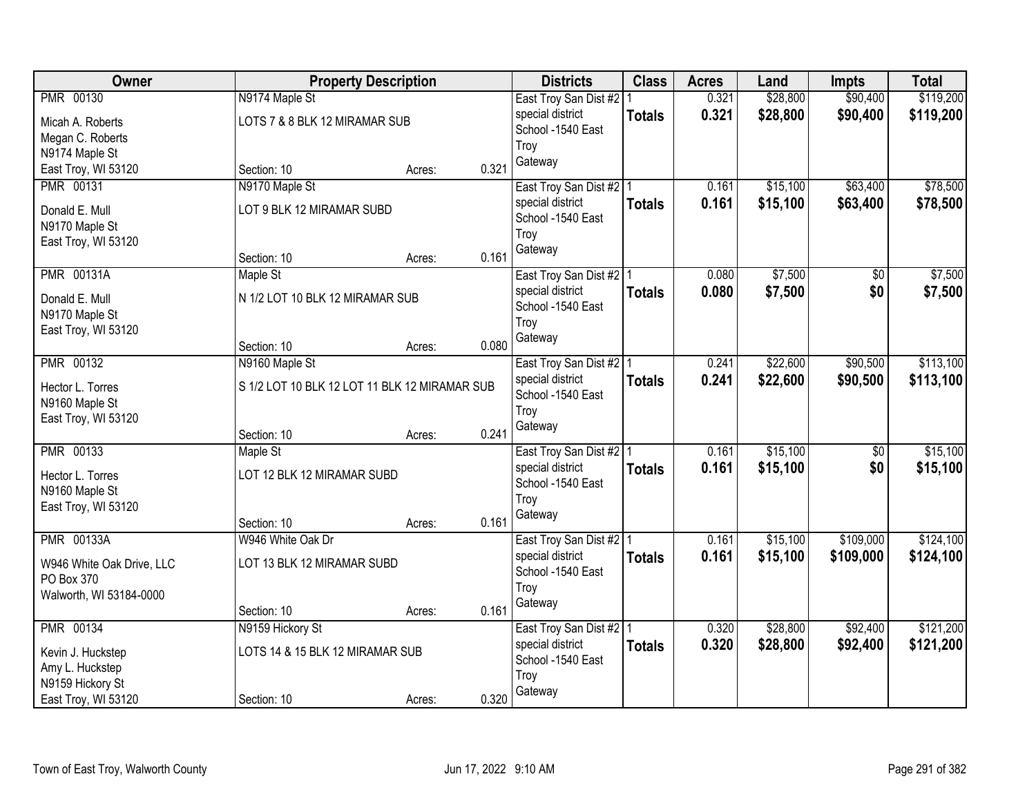| Owner | Property Description | Districts | Class | Acres | Land | Impts | Total |
|---|---|---|---|---|---|---|---|
| PMR 00130<br>Micah A. Roberts<br>Megan C. Roberts<br>N9174 Maple St<br>East Troy, WI 53120 | N9174 Maple St<br>LOTS 7 & 8 BLK 12 MIRAMAR SUB<br>Section: 10 Acres: 0.321 | East Troy San Dist #2<br>special district<br>School -1540 East Troy<br>Gateway | 1<br>**Totals** | 0.321<br>**0.321** | $28,800<br>**$28,800** | $90,400<br>**$90,400** | $119,200<br>**$119,200** |
| PMR 00131<br>Donald E. Mull<br>N9170 Maple St<br>East Troy, WI 53120 | N9170 Maple St<br>LOT 9 BLK 12 MIRAMAR SUBD<br>Section: 10 Acres: 0.161 | East Troy San Dist #2<br>special district<br>School -1540 East Troy<br>Gateway | 1<br>**Totals** | 0.161<br>**0.161** | $15,100<br>**$15,100** | $63,400<br>**$63,400** | $78,500<br>**$78,500** |
| PMR 00131A<br>Donald E. Mull<br>N9170 Maple St<br>East Troy, WI 53120 | Maple St<br>N 1/2 LOT 10 BLK 12 MIRAMAR SUB<br>Section: 10 Acres: 0.080 | East Troy San Dist #2<br>special district<br>School -1540 East Troy<br>Gateway | 1<br>**Totals** | 0.080<br>**0.080** | $7,500<br>**$7,500** | $0<br>**$0** | $7,500<br>**$7,500** |
| PMR 00132<br>Hector L. Torres<br>N9160 Maple St<br>East Troy, WI 53120 | N9160 Maple St<br>S 1/2 LOT 10 BLK 12 LOT 11 BLK 12 MIRAMAR SUB<br>Section: 10 Acres: 0.241 | East Troy San Dist #2<br>special district<br>School -1540 East Troy<br>Gateway | 1<br>**Totals** | 0.241<br>**0.241** | $22,600<br>**$22,600** | $90,500<br>**$90,500** | $113,100<br>**$113,100** |
| PMR 00133<br>Hector L. Torres<br>N9160 Maple St<br>East Troy, WI 53120 | Maple St<br>LOT 12 BLK 12 MIRAMAR SUBD<br>Section: 10 Acres: 0.161 | East Troy San Dist #2<br>special district<br>School -1540 East Troy<br>Gateway | 1<br>**Totals** | 0.161<br>**0.161** | $15,100<br>**$15,100** | $0<br>**$0** | $15,100<br>**$15,100** |
| PMR 00133A<br>W946 White Oak Drive, LLC<br>PO Box 370<br>Walworth, WI 53184-0000 | W946 White Oak Dr<br>LOT 13 BLK 12 MIRAMAR SUBD<br>Section: 10 Acres: 0.161 | East Troy San Dist #2<br>special district<br>School -1540 East Troy<br>Gateway | 1<br>**Totals** | 0.161<br>**0.161** | $15,100<br>**$15,100** | $109,000<br>**$109,000** | $124,100<br>**$124,100** |
| PMR 00134<br>Kevin J. Huckstep<br>Amy L. Huckstep<br>N9159 Hickory St<br>East Troy, WI 53120 | N9159 Hickory St<br>LOTS 14 & 15 BLK 12 MIRAMAR SUB<br>Section: 10 Acres: 0.320 | East Troy San Dist #2<br>special district<br>School -1540 East Troy<br>Gateway | 1<br>**Totals** | 0.320<br>**0.320** | $28,800<br>**$28,800** | $92,400<br>**$92,400** | $121,200<br>**$121,200** |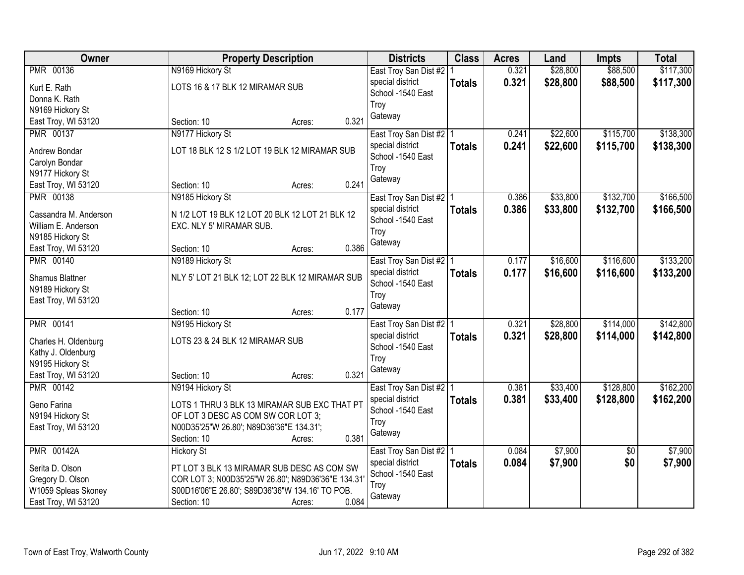| Owner | Property Description | Districts | Class | Acres | Land | Impts | Total |
|---|---|---|---|---|---|---|---|
| PMR 00136<br>Kurt E. Rath<br>Donna K. Rath<br>N9169 Hickory St<br>East Troy, WI 53120 | N9169 Hickory St<br>LOTS 16 & 17 BLK 12 MIRAMAR SUB<br>Section: 10 Acres: 0.321 | East Troy San Dist #2<br>special district<br>School -1540 East Troy<br>Gateway | 1<br>**Totals** | 0.321<br>**0.321** | $28,800<br>**$28,800** | $88,500<br>**$88,500** | $117,300<br>**$117,300** |
| PMR 00137<br>Andrew Bondar<br>Carolyn Bondar<br>N9177 Hickory St<br>East Troy, WI 53120 | N9177 Hickory St<br>LOT 18 BLK 12 S 1/2 LOT 19 BLK 12 MIRAMAR SUB<br>Section: 10 Acres: 0.241 | East Troy San Dist #2<br>special district<br>School -1540 East Troy<br>Gateway | 1<br>**Totals** | 0.241<br>**0.241** | $22,600<br>**$22,600** | $115,700<br>**$115,700** | $138,300<br>**$138,300** |
| PMR 00138<br>Cassandra M. Anderson<br>William E. Anderson<br>N9185 Hickory St<br>East Troy, WI 53120 | N9185 Hickory St<br>N 1/2 LOT 19 BLK 12 LOT 20 BLK 12 LOT 21 BLK 12 EXC. NLY 5' MIRAMAR SUB.<br>Section: 10 Acres: 0.386 | East Troy San Dist #2<br>special district<br>School -1540 East Troy<br>Gateway | 1<br>**Totals** | 0.386<br>**0.386** | $33,800<br>**$33,800** | $132,700<br>**$132,700** | $166,500<br>**$166,500** |
| PMR 00140<br>Shamus Blattner<br>N9189 Hickory St<br>East Troy, WI 53120 | N9189 Hickory St<br>NLY 5' LOT 21 BLK 12; LOT 22 BLK 12 MIRAMAR SUB<br>Section: 10 Acres: 0.177 | East Troy San Dist #2<br>special district<br>School -1540 East Troy<br>Gateway | 1<br>**Totals** | 0.177<br>**0.177** | $16,600<br>**$16,600** | $116,600<br>**$116,600** | $133,200<br>**$133,200** |
| PMR 00141<br>Charles H. Oldenburg<br>Kathy J. Oldenburg<br>N9195 Hickory St<br>East Troy, WI 53120 | N9195 Hickory St<br>LOTS 23 & 24 BLK 12 MIRAMAR SUB<br>Section: 10 Acres: 0.321 | East Troy San Dist #2<br>special district<br>School -1540 East Troy<br>Gateway | 1<br>**Totals** | 0.321<br>**0.321** | $28,800<br>**$28,800** | $114,000<br>**$114,000** | $142,800<br>**$142,800** |
| PMR 00142<br>Geno Farina<br>N9194 Hickory St<br>East Troy, WI 53120 | N9194 Hickory St<br>LOTS 1 THRU 3 BLK 13 MIRAMAR SUB EXC THAT PT OF LOT 3 DESC AS COM SW COR LOT 3; N00D35'25"W 26.80'; N89D36'36"E 134.31';<br>Section: 10 Acres: 0.381 | East Troy San Dist #2<br>special district<br>School -1540 East Troy<br>Gateway | 1<br>**Totals** | 0.381<br>**0.381** | $33,400<br>**$33,400** | $128,800<br>**$128,800** | $162,200<br>**$162,200** |
| PMR 00142A<br>Serita D. Olson<br>Gregory D. Olson<br>W1059 Spleas Skoney<br>East Troy, WI 53120 | Hickory St<br>PT LOT 3 BLK 13 MIRAMAR SUB DESC AS COM SW COR LOT 3; N00D35'25"W 26.80'; N89D36'36"E 134.31' S00D16'06"E 26.80'; S89D36'36"W 134.16' TO POB.<br>Section: 10 Acres: 0.084 | East Troy San Dist #2<br>special district<br>School -1540 East Troy<br>Gateway | 1<br>**Totals** | 0.084<br>**0.084** | $7,900<br>**$7,900** | $0<br>**$0** | $7,900<br>**$7,900** |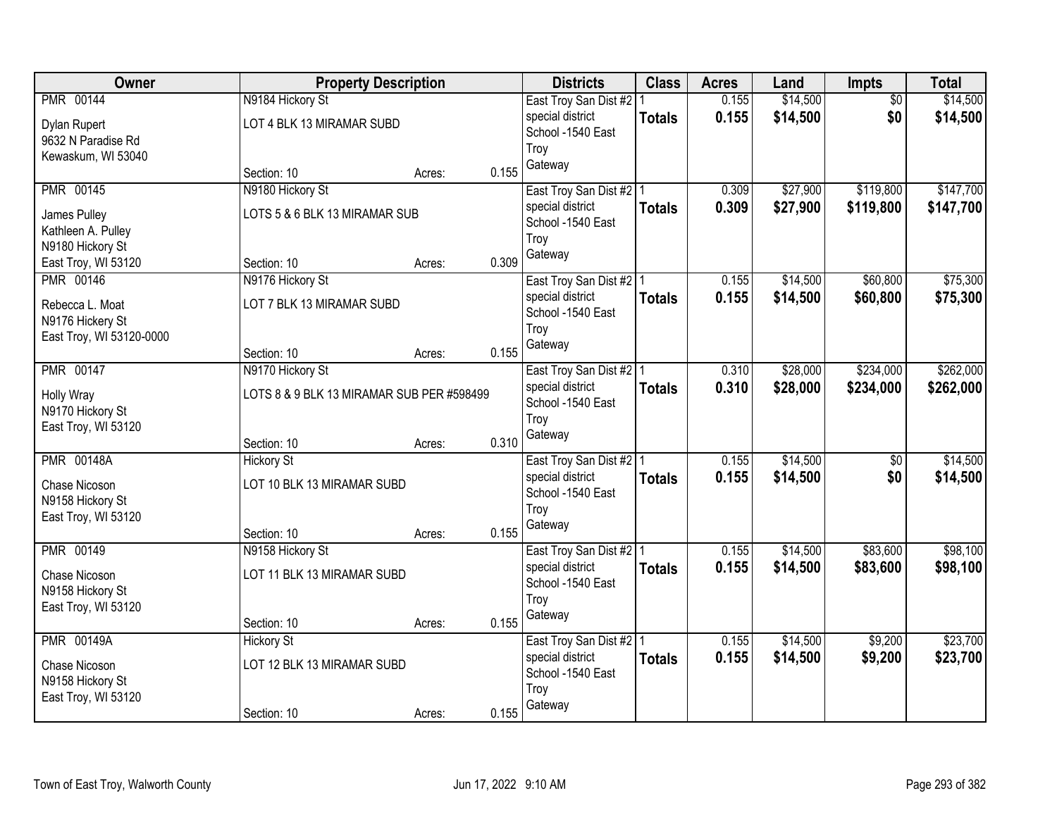| Owner | Property Description | | | Districts | Class | Acres | Land | Impts | Total |
|---|---|---|---|---|---|---|---|---|---|
| PMR 00144<br>Dylan Rupert<br>9632 N Paradise Rd<br>Kewaskum, WI 53040 | N9184 Hickory St<br>LOT 4 BLK 13 MIRAMAR SUBD<br>Section: 10 | Acres: | 0.155 | East Troy San Dist #2<br>special district<br>School -1540 East Troy<br>Gateway | 1<br>**Totals** | 0.155<br>**0.155** | $14,500<br>**$14,500** | $0<br>**$0** | $14,500<br>**$14,500** |
| PMR 00145<br>James Pulley<br>Kathleen A. Pulley<br>N9180 Hickory St<br>East Troy, WI 53120 | N9180 Hickory St<br>LOTS 5 & 6 BLK 13 MIRAMAR SUB<br>Section: 10 | Acres: | 0.309 | East Troy San Dist #2<br>special district<br>School -1540 East Troy<br>Gateway | 1<br>**Totals** | 0.309<br>**0.309** | $27,900<br>**$27,900** | $119,800<br>**$119,800** | $147,700<br>**$147,700** |
| PMR 00146<br>Rebecca L. Moat<br>N9176 Hickory St<br>East Troy, WI 53120-0000 | N9176 Hickory St<br>LOT 7 BLK 13 MIRAMAR SUBD<br>Section: 10 | Acres: | 0.155 | East Troy San Dist #2<br>special district<br>School -1540 East Troy<br>Gateway | 1<br>**Totals** | 0.155<br>**0.155** | $14,500<br>**$14,500** | $60,800<br>**$60,800** | $75,300<br>**$75,300** |
| PMR 00147<br>Holly Wray<br>N9170 Hickory St<br>East Troy, WI 53120 | N9170 Hickory St<br>LOTS 8 & 9 BLK 13 MIRAMAR SUB PER #598499<br>Section: 10 | Acres: | 0.310 | East Troy San Dist #2<br>special district<br>School -1540 East Troy<br>Gateway | 1<br>**Totals** | 0.310<br>**0.310** | $28,000<br>**$28,000** | $234,000<br>**$234,000** | $262,000<br>**$262,000** |
| PMR 00148A<br>Chase Nicoson<br>N9158 Hickory St<br>East Troy, WI 53120 | Hickory St<br>LOT 10 BLK 13 MIRAMAR SUBD<br>Section: 10 | Acres: | 0.155 | East Troy San Dist #2<br>special district<br>School -1540 East Troy<br>Gateway | 1<br>**Totals** | 0.155<br>**0.155** | $14,500<br>**$14,500** | $0<br>**$0** | $14,500<br>**$14,500** |
| PMR 00149<br>Chase Nicoson<br>N9158 Hickory St<br>East Troy, WI 53120 | N9158 Hickory St<br>LOT 11 BLK 13 MIRAMAR SUBD<br>Section: 10 | Acres: | 0.155 | East Troy San Dist #2<br>special district<br>School -1540 East Troy<br>Gateway | 1<br>**Totals** | 0.155<br>**0.155** | $14,500<br>**$14,500** | $83,600<br>**$83,600** | $98,100<br>**$98,100** |
| PMR 00149A<br>Chase Nicoson<br>N9158 Hickory St<br>East Troy, WI 53120 | Hickory St<br>LOT 12 BLK 13 MIRAMAR SUBD<br>Section: 10 | Acres: | 0.155 | East Troy San Dist #2<br>special district<br>School -1540 East Troy<br>Gateway | 1<br>**Totals** | 0.155<br>**0.155** | $14,500<br>**$14,500** | $9,200<br>**$9,200** | $23,700<br>**$23,700** |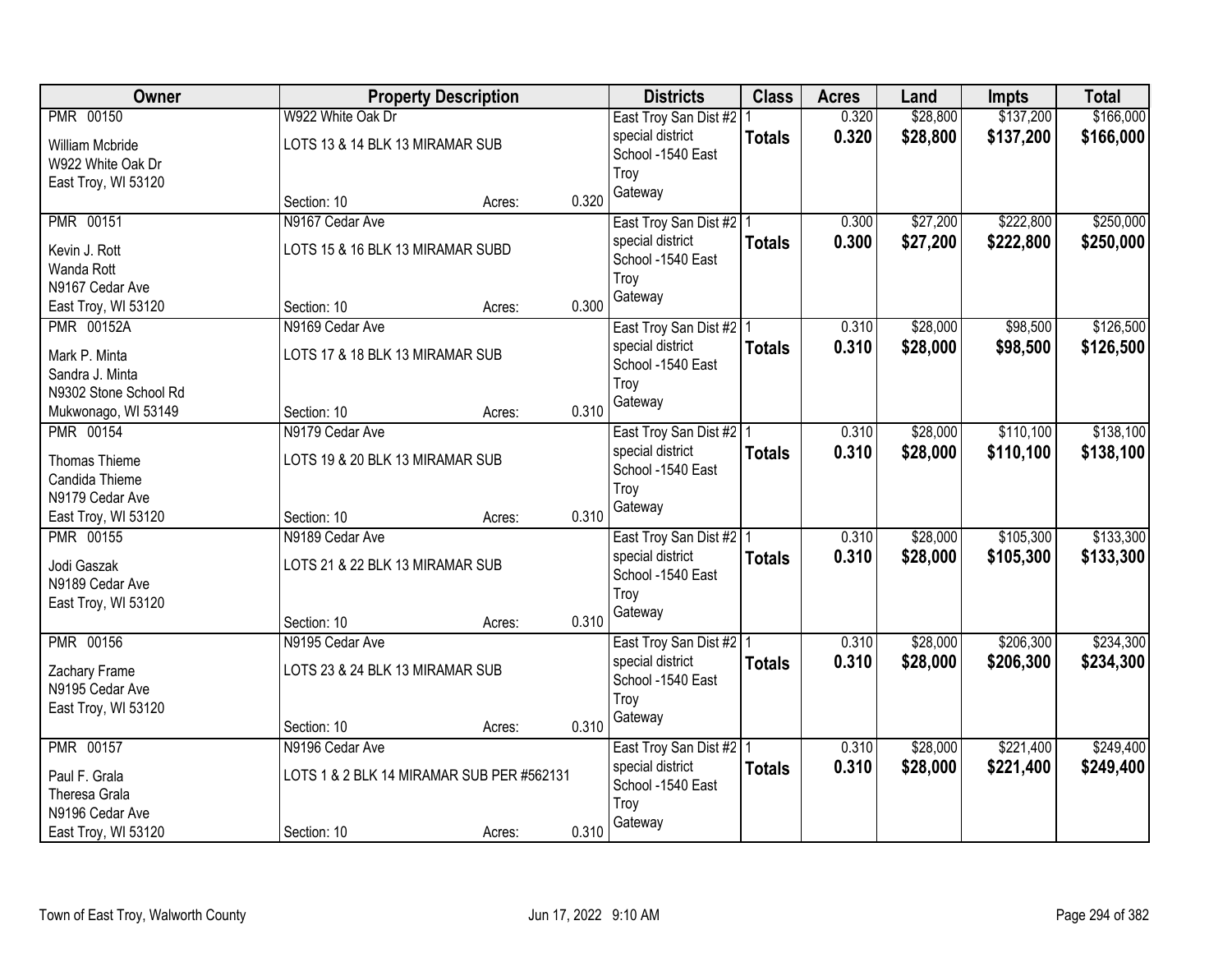| Owner | Property Description | Districts | Class | Acres | Land | Impts | Total |
|---|---|---|---|---|---|---|---|
| PMR 00150<br>William Mcbride<br>W922 White Oak Dr<br>East Troy, WI 53120 | W922 White Oak Dr<br>LOTS 13 & 14 BLK 13 MIRAMAR SUB<br>Section: 10 Acres: 0.320 | East Troy San Dist #2 special district<br>School -1540 East Troy<br>Gateway | 1<br>**Totals** | 0.320<br>**0.320** | $28,800<br>**$28,800** | $137,200<br>**$137,200** | $166,000<br>**$166,000** |
| PMR 00151<br>Kevin J. Rott<br>Wanda Rott<br>N9167 Cedar Ave<br>East Troy, WI 53120 | N9167 Cedar Ave<br>LOTS 15 & 16 BLK 13 MIRAMAR SUBD<br>Section: 10 Acres: 0.300 | East Troy San Dist #2 special district<br>School -1540 East Troy<br>Gateway | 1<br>**Totals** | 0.300<br>**0.300** | $27,200<br>**$27,200** | $222,800<br>**$222,800** | $250,000<br>**$250,000** |
| PMR 00152A<br>Mark P. Minta<br>Sandra J. Minta<br>N9302 Stone School Rd<br>Mukwonago, WI 53149 | N9169 Cedar Ave<br>LOTS 17 & 18 BLK 13 MIRAMAR SUB<br>Section: 10 Acres: 0.310 | East Troy San Dist #2 special district<br>School -1540 East Troy<br>Gateway | 1<br>**Totals** | 0.310<br>**0.310** | $28,000<br>**$28,000** | $98,500<br>**$98,500** | $126,500<br>**$126,500** |
| PMR 00154<br>Thomas Thieme<br>Candida Thieme<br>N9179 Cedar Ave<br>East Troy, WI 53120 | N9179 Cedar Ave<br>LOTS 19 & 20 BLK 13 MIRAMAR SUB<br>Section: 10 Acres: 0.310 | East Troy San Dist #2 special district<br>School -1540 East Troy<br>Gateway | 1<br>**Totals** | 0.310<br>**0.310** | $28,000<br>**$28,000** | $110,100<br>**$110,100** | $138,100<br>**$138,100** |
| PMR 00155<br>Jodi Gaszak<br>N9189 Cedar Ave<br>East Troy, WI 53120 | N9189 Cedar Ave<br>LOTS 21 & 22 BLK 13 MIRAMAR SUB<br>Section: 10 Acres: 0.310 | East Troy San Dist #2 special district<br>School -1540 East Troy<br>Gateway | 1<br>**Totals** | 0.310<br>**0.310** | $28,000<br>**$28,000** | $105,300<br>**$105,300** | $133,300<br>**$133,300** |
| PMR 00156<br>Zachary Frame<br>N9195 Cedar Ave<br>East Troy, WI 53120 | N9195 Cedar Ave<br>LOTS 23 & 24 BLK 13 MIRAMAR SUB<br>Section: 10 Acres: 0.310 | East Troy San Dist #2 special district<br>School -1540 East Troy<br>Gateway | 1<br>**Totals** | 0.310<br>**0.310** | $28,000<br>**$28,000** | $206,300<br>**$206,300** | $234,300<br>**$234,300** |
| PMR 00157<br>Paul F. Grala<br>Theresa Grala<br>N9196 Cedar Ave<br>East Troy, WI 53120 | N9196 Cedar Ave<br>LOTS 1 & 2 BLK 14 MIRAMAR SUB PER #562131<br>Section: 10 Acres: 0.310 | East Troy San Dist #2 special district<br>School -1540 East Troy<br>Gateway | 1<br>**Totals** | 0.310<br>**0.310** | $28,000<br>**$28,000** | $221,400<br>**$221,400** | $249,400<br>**$249,400** |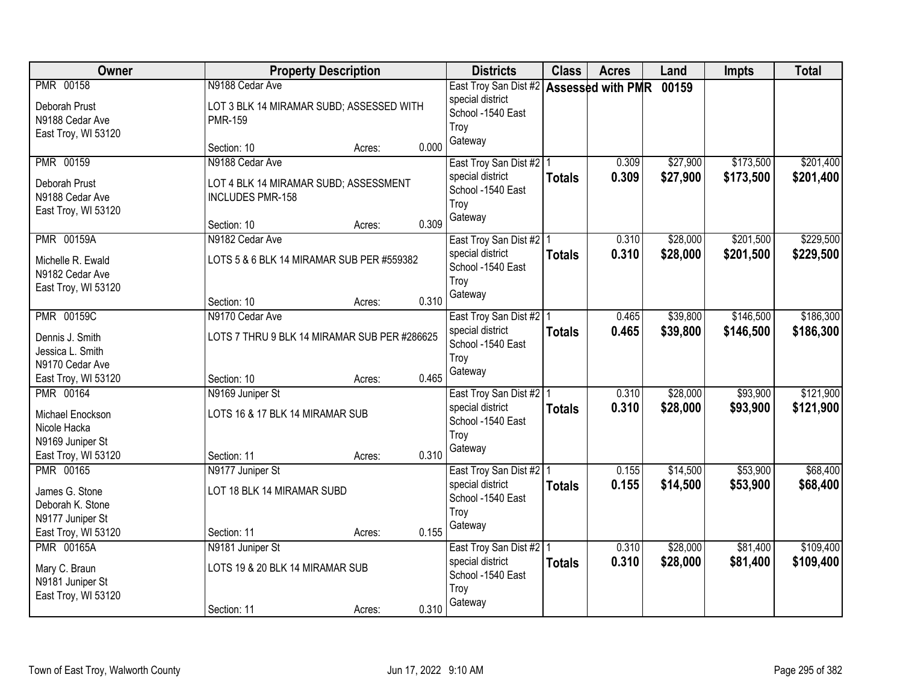| Owner | Property Description | Districts | Class | Acres | Land | Impts | Total |
|---|---|---|---|---|---|---|---|
| PMR 00158<br>Deborah Prust<br>N9188 Cedar Ave<br>East Troy, WI 53120 | N9188 Cedar Ave<br>LOT 3 BLK 14 MIRAMAR SUBD; ASSESSED WITH PMR-159<br>Section: 10 Acres: 0.000 | East Troy San Dist #2<br>special district<br>School -1540 East Troy<br>Gateway | **Assessed with PMR 00159** | | | | |
| PMR 00159<br>Deborah Prust<br>N9188 Cedar Ave<br>East Troy, WI 53120 | N9188 Cedar Ave<br>LOT 4 BLK 14 MIRAMAR SUBD; ASSESSMENT INCLUDES PMR-158<br>Section: 10 Acres: 0.309 | East Troy San Dist #2<br>special district<br>School -1540 East Troy<br>Gateway | 1<br>**Totals** | 0.309<br>**0.309** | $27,900<br>**$27,900** | $173,500<br>**$173,500** | $201,400<br>**$201,400** |
| PMR 00159A<br>Michelle R. Ewald<br>N9182 Cedar Ave<br>East Troy, WI 53120 | N9182 Cedar Ave<br>LOTS 5 & 6 BLK 14 MIRAMAR SUB PER #559382<br>Section: 10 Acres: 0.310 | East Troy San Dist #2<br>special district<br>School -1540 East Troy<br>Gateway | 1<br>**Totals** | 0.310<br>**0.310** | $28,000<br>**$28,000** | $201,500<br>**$201,500** | $229,500<br>**$229,500** |
| PMR 00159C<br>Dennis J. Smith<br>Jessica L. Smith<br>N9170 Cedar Ave<br>East Troy, WI 53120 | N9170 Cedar Ave<br>LOTS 7 THRU 9 BLK 14 MIRAMAR SUB PER #286625<br>Section: 10 Acres: 0.465 | East Troy San Dist #2<br>special district<br>School -1540 East Troy<br>Gateway | 1<br>**Totals** | 0.465<br>**0.465** | $39,800<br>**$39,800** | $146,500<br>**$146,500** | $186,300<br>**$186,300** |
| PMR 00164<br>Michael Enockson<br>Nicole Hacka<br>N9169 Juniper St<br>East Troy, WI 53120 | N9169 Juniper St<br>LOTS 16 & 17 BLK 14 MIRAMAR SUB<br>Section: 11 Acres: 0.310 | East Troy San Dist #2<br>special district<br>School -1540 East Troy<br>Gateway | 1<br>**Totals** | 0.310<br>**0.310** | $28,000<br>**$28,000** | $93,900<br>**$93,900** | $121,900<br>**$121,900** |
| PMR 00165<br>James G. Stone<br>Deborah K. Stone<br>N9177 Juniper St<br>East Troy, WI 53120 | N9177 Juniper St<br>LOT 18 BLK 14 MIRAMAR SUBD<br>Section: 11 Acres: 0.155 | East Troy San Dist #2<br>special district<br>School -1540 East Troy<br>Gateway | 1<br>**Totals** | 0.155<br>**0.155** | $14,500<br>**$14,500** | $53,900<br>**$53,900** | $68,400<br>**$68,400** |
| PMR 00165A<br>Mary C. Braun<br>N9181 Juniper St<br>East Troy, WI 53120 | N9181 Juniper St<br>LOTS 19 & 20 BLK 14 MIRAMAR SUB<br>Section: 11 Acres: 0.310 | East Troy San Dist #2<br>special district<br>School -1540 East Troy<br>Gateway | 1<br>**Totals** | 0.310<br>**0.310** | $28,000<br>**$28,000** | $81,400<br>**$81,400** | $109,400<br>**$109,400** |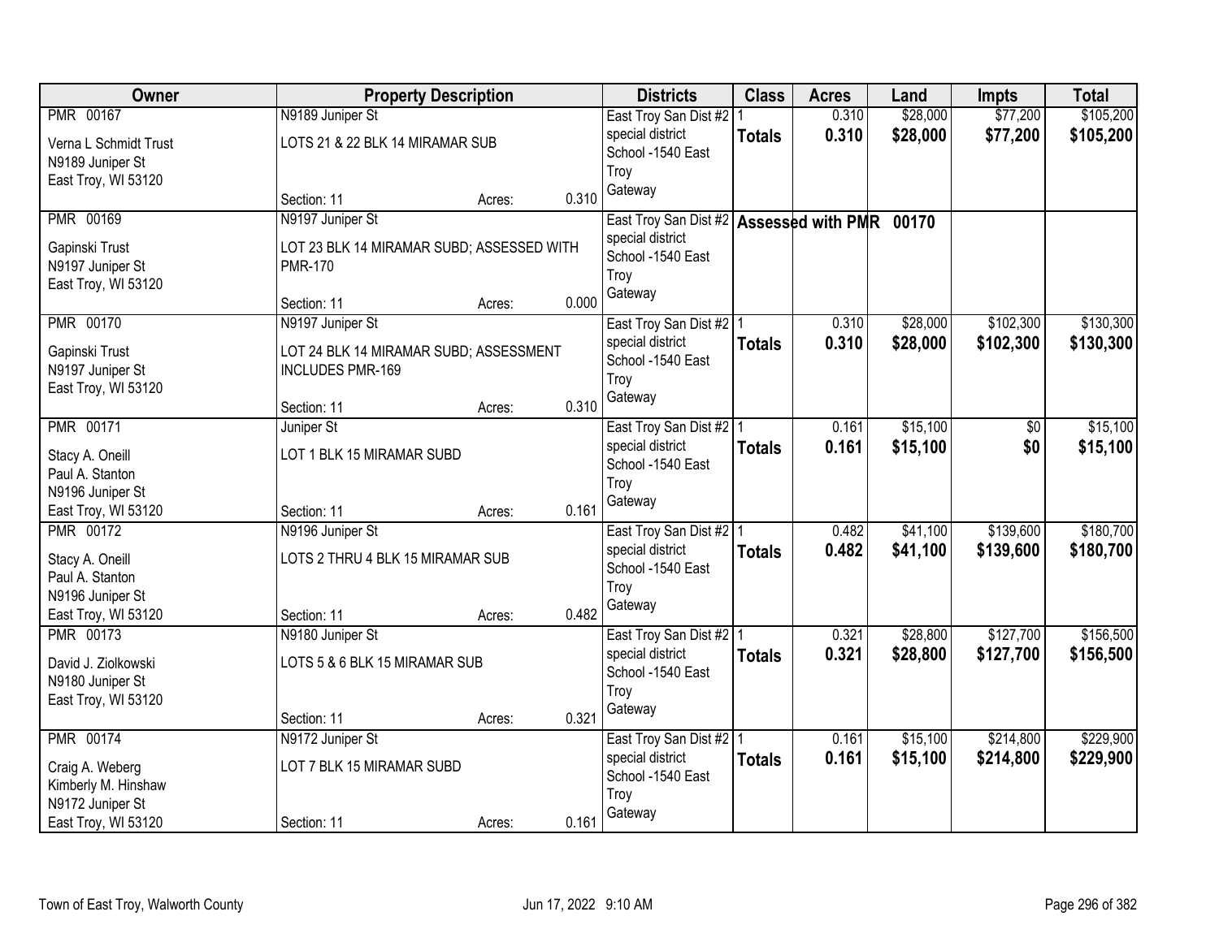| Owner | Property Description | Districts | Class | Acres | Land | Impts | Total |
|---|---|---|---|---|---|---|---|
| PMR 00167<br>Verna L Schmidt Trust<br>N9189 Juniper St<br>East Troy, WI 53120 | N9189 Juniper St<br>LOTS 21 & 22 BLK 14 MIRAMAR SUB<br>Section: 11 Acres: 0.310 | East Troy San Dist #2 special district<br>School -1540 East Troy<br>Gateway | 1<br>**Totals** | 0.310<br>**0.310** | $28,000<br>**$28,000** | $77,200<br>**$77,200** | $105,200<br>**$105,200** |
| PMR 00169<br>Gapinski Trust<br>N9197 Juniper St<br>East Troy, WI 53120 | N9197 Juniper St<br>LOT 23 BLK 14 MIRAMAR SUBD; ASSESSED WITH PMR-170<br>Section: 11 Acres: 0.000 | East Troy San Dist #2 special district<br>School -1540 East Troy<br>Gateway | **Assessed with PMR 00170** | | | | |
| PMR 00170<br>Gapinski Trust<br>N9197 Juniper St<br>East Troy, WI 53120 | N9197 Juniper St<br>LOT 24 BLK 14 MIRAMAR SUBD; ASSESSMENT INCLUDES PMR-169<br>Section: 11 Acres: 0.310 | East Troy San Dist #2 special district<br>School -1540 East Troy<br>Gateway | 1<br>**Totals** | 0.310<br>**0.310** | $28,000<br>**$28,000** | $102,300<br>**$102,300** | $130,300<br>**$130,300** |
| PMR 00171<br>Stacy A. Oneill<br>Paul A. Stanton<br>N9196 Juniper St<br>East Troy, WI 53120 | Juniper St<br>LOT 1 BLK 15 MIRAMAR SUBD<br>Section: 11 Acres: 0.161 | East Troy San Dist #2 special district<br>School -1540 East Troy<br>Gateway | 1<br>**Totals** | 0.161<br>**0.161** | $15,100<br>**$15,100** | $0<br>**$0** | $15,100<br>**$15,100** |
| PMR 00172<br>Stacy A. Oneill<br>Paul A. Stanton<br>N9196 Juniper St<br>East Troy, WI 53120 | N9196 Juniper St<br>LOTS 2 THRU 4 BLK 15 MIRAMAR SUB<br>Section: 11 Acres: 0.482 | East Troy San Dist #2 special district<br>School -1540 East Troy<br>Gateway | 1<br>**Totals** | 0.482<br>**0.482** | $41,100<br>**$41,100** | $139,600<br>**$139,600** | $180,700<br>**$180,700** |
| PMR 00173<br>David J. Ziolkowski<br>N9180 Juniper St<br>East Troy, WI 53120 | N9180 Juniper St<br>LOTS 5 & 6 BLK 15 MIRAMAR SUB<br>Section: 11 Acres: 0.321 | East Troy San Dist #2 special district<br>School -1540 East Troy<br>Gateway | 1<br>**Totals** | 0.321<br>**0.321** | $28,800<br>**$28,800** | $127,700<br>**$127,700** | $156,500<br>**$156,500** |
| PMR 00174<br>Craig A. Weberg<br>Kimberly M. Hinshaw<br>N9172 Juniper St<br>East Troy, WI 53120 | N9172 Juniper St<br>LOT 7 BLK 15 MIRAMAR SUBD<br>Section: 11 Acres: 0.161 | East Troy San Dist #2 special district<br>School -1540 East Troy<br>Gateway | 1<br>**Totals** | 0.161<br>**0.161** | $15,100<br>**$15,100** | $214,800<br>**$214,800** | $229,900<br>**$229,900** |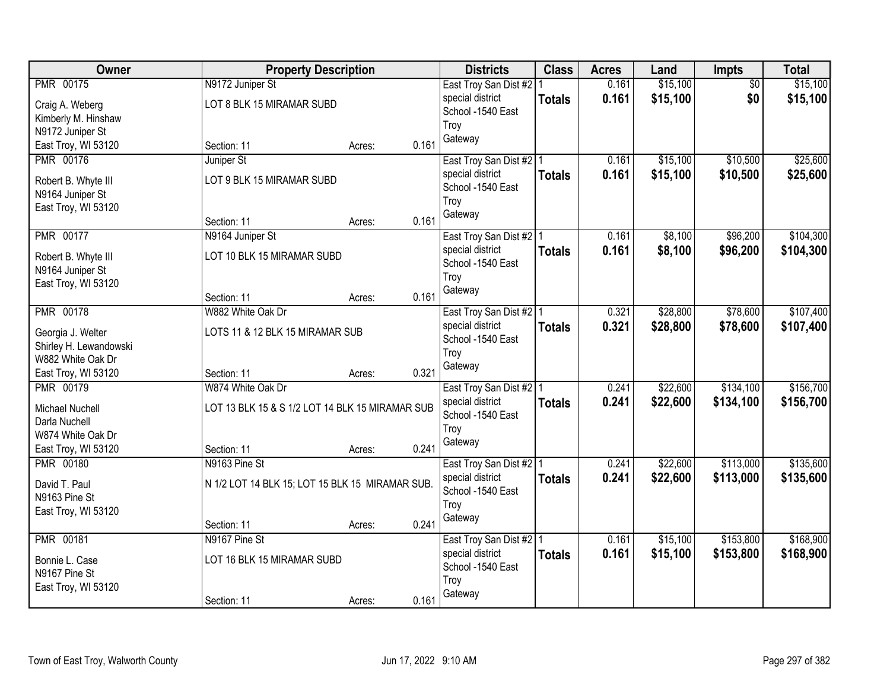| Owner | Property Description | | | Districts | Class | Acres | Land | Impts | Total |
|---|---|---|---|---|---|---|---|---|---|
| PMR 00175<br>Craig A. Weberg<br>Kimberly M. Hinshaw<br>N9172 Juniper St<br>East Troy, WI 53120 | N9172 Juniper St<br>LOT 8 BLK 15 MIRAMAR SUBD<br>Section: 11 | Acres: | 0.161 | East Troy San Dist #2<br>special district<br>School -1540 East Troy<br>Gateway | 1<br>**Totals** | 0.161<br>**0.161** | $15,100<br>**$15,100** | $0<br>**$0** | $15,100<br>**$15,100** |
| PMR 00176<br>Robert B. Whyte III<br>N9164 Juniper St<br>East Troy, WI 53120 | Juniper St<br>LOT 9 BLK 15 MIRAMAR SUBD<br>Section: 11 | Acres: | 0.161 | East Troy San Dist #2<br>special district<br>School -1540 East Troy<br>Gateway | 1<br>**Totals** | 0.161<br>**0.161** | $15,100<br>**$15,100** | $10,500<br>**$10,500** | $25,600<br>**$25,600** |
| PMR 00177<br>Robert B. Whyte III<br>N9164 Juniper St<br>East Troy, WI 53120 | N9164 Juniper St<br>LOT 10 BLK 15 MIRAMAR SUBD<br>Section: 11 | Acres: | 0.161 | East Troy San Dist #2<br>special district<br>School -1540 East Troy<br>Gateway | 1<br>**Totals** | 0.161<br>**0.161** | $8,100<br>**$8,100** | $96,200<br>**$96,200** | $104,300<br>**$104,300** |
| PMR 00178<br>Georgia J. Welter<br>Shirley H. Lewandowski<br>W882 White Oak Dr<br>East Troy, WI 53120 | W882 White Oak Dr<br>LOTS 11 & 12 BLK 15 MIRAMAR SUB<br>Section: 11 | Acres: | 0.321 | East Troy San Dist #2<br>special district<br>School -1540 East Troy<br>Gateway | 1<br>**Totals** | 0.321<br>**0.321** | $28,800<br>**$28,800** | $78,600<br>**$78,600** | $107,400<br>**$107,400** |
| PMR 00179<br>Michael Nuchell<br>Darla Nuchell<br>W874 White Oak Dr<br>East Troy, WI 53120 | W874 White Oak Dr<br>LOT 13 BLK 15 & S 1/2 LOT 14 BLK 15 MIRAMAR SUB<br>Section: 11 | Acres: | 0.241 | East Troy San Dist #2<br>special district<br>School -1540 East Troy<br>Gateway | 1<br>**Totals** | 0.241<br>**0.241** | $22,600<br>**$22,600** | $134,100<br>**$134,100** | $156,700<br>**$156,700** |
| PMR 00180<br>David T. Paul<br>N9163 Pine St<br>East Troy, WI 53120 | N9163 Pine St<br>N 1/2 LOT 14 BLK 15; LOT 15 BLK 15 MIRAMAR SUB.<br>Section: 11 | Acres: | 0.241 | East Troy San Dist #2<br>special district<br>School -1540 East Troy<br>Gateway | 1<br>**Totals** | 0.241<br>**0.241** | $22,600<br>**$22,600** | $113,000<br>**$113,000** | $135,600<br>**$135,600** |
| PMR 00181<br>Bonnie L. Case<br>N9167 Pine St<br>East Troy, WI 53120 | N9167 Pine St<br>LOT 16 BLK 15 MIRAMAR SUBD<br>Section: 11 | Acres: | 0.161 | East Troy San Dist #2<br>special district<br>School -1540 East Troy<br>Gateway | 1<br>**Totals** | 0.161<br>**0.161** | $15,100<br>**$15,100** | $153,800<br>**$153,800** | $168,900<br>**$168,900** |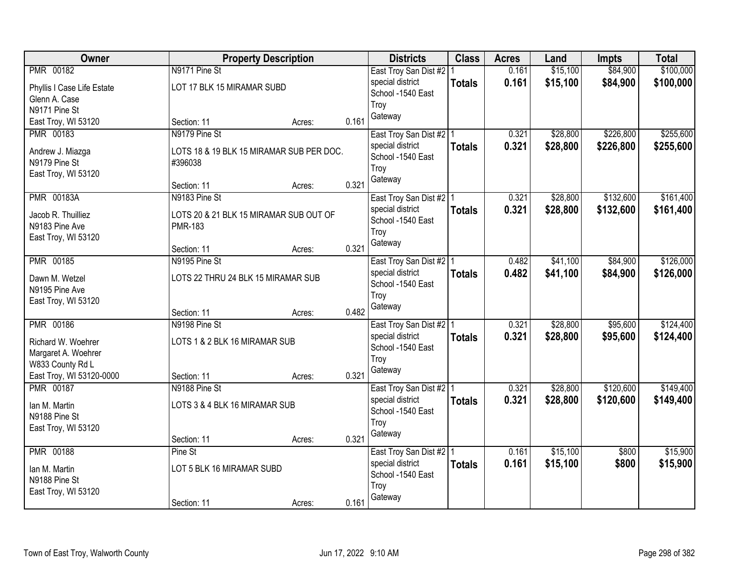| Owner | Property Description | Districts | Class | Acres | Land | Impts | Total |
|---|---|---|---|---|---|---|---|
| PMR 00182<br>Phyllis I Case Life Estate<br>Glenn A. Case<br>N9171 Pine St<br>East Troy, WI 53120 | N9171 Pine St<br>LOT 17 BLK 15 MIRAMAR SUBD<br>Section: 11 Acres: 0.161 | East Troy San Dist #2<br>special district<br>School -1540 East Troy<br>Gateway | 1<br>**Totals** | 0.161<br>**0.161** | $15,100<br>**$15,100** | $84,900<br>**$84,900** | $100,000<br>**$100,000** |
| PMR 00183<br>Andrew J. Miazga<br>N9179 Pine St<br>East Troy, WI 53120 | N9179 Pine St<br>LOTS 18 & 19 BLK 15 MIRAMAR SUB PER DOC. #396038<br>Section: 11 Acres: 0.321 | East Troy San Dist #2<br>special district<br>School -1540 East Troy<br>Gateway | 1<br>**Totals** | 0.321<br>**0.321** | $28,800<br>**$28,800** | $226,800<br>**$226,800** | $255,600<br>**$255,600** |
| PMR 00183A<br>Jacob R. Thuilliez<br>N9183 Pine Ave<br>East Troy, WI 53120 | N9183 Pine St<br>LOTS 20 & 21 BLK 15 MIRAMAR SUB OUT OF PMR-183<br>Section: 11 Acres: 0.321 | East Troy San Dist #2<br>special district<br>School -1540 East Troy<br>Gateway | 1<br>**Totals** | 0.321<br>**0.321** | $28,800<br>**$28,800** | $132,600<br>**$132,600** | $161,400<br>**$161,400** |
| PMR 00185<br>Dawn M. Wetzel<br>N9195 Pine Ave<br>East Troy, WI 53120 | N9195 Pine St<br>LOTS 22 THRU 24 BLK 15 MIRAMAR SUB<br>Section: 11 Acres: 0.482 | East Troy San Dist #2<br>special district<br>School -1540 East Troy<br>Gateway | 1<br>**Totals** | 0.482<br>**0.482** | $41,100<br>**$41,100** | $84,900<br>**$84,900** | $126,000<br>**$126,000** |
| PMR 00186<br>Richard W. Woehrer<br>Margaret A. Woehrer<br>W833 County Rd L<br>East Troy, WI 53120-0000 | N9198 Pine St<br>LOTS 1 & 2 BLK 16 MIRAMAR SUB<br>Section: 11 Acres: 0.321 | East Troy San Dist #2<br>special district<br>School -1540 East Troy<br>Gateway | 1<br>**Totals** | 0.321<br>**0.321** | $28,800<br>**$28,800** | $95,600<br>**$95,600** | $124,400<br>**$124,400** |
| PMR 00187<br>Ian M. Martin<br>N9188 Pine St<br>East Troy, WI 53120 | N9188 Pine St<br>LOTS 3 & 4 BLK 16 MIRAMAR SUB<br>Section: 11 Acres: 0.321 | East Troy San Dist #2<br>special district<br>School -1540 East Troy<br>Gateway | 1<br>**Totals** | 0.321<br>**0.321** | $28,800<br>**$28,800** | $120,600<br>**$120,600** | $149,400<br>**$149,400** |
| PMR 00188<br>Ian M. Martin<br>N9188 Pine St<br>East Troy, WI 53120 | Pine St<br>LOT 5 BLK 16 MIRAMAR SUBD<br>Section: 11 Acres: 0.161 | East Troy San Dist #2<br>special district<br>School -1540 East Troy<br>Gateway | 1<br>**Totals** | 0.161<br>**0.161** | $15,100<br>**$15,100** | $800<br>**$800** | $15,900<br>**$15,900** |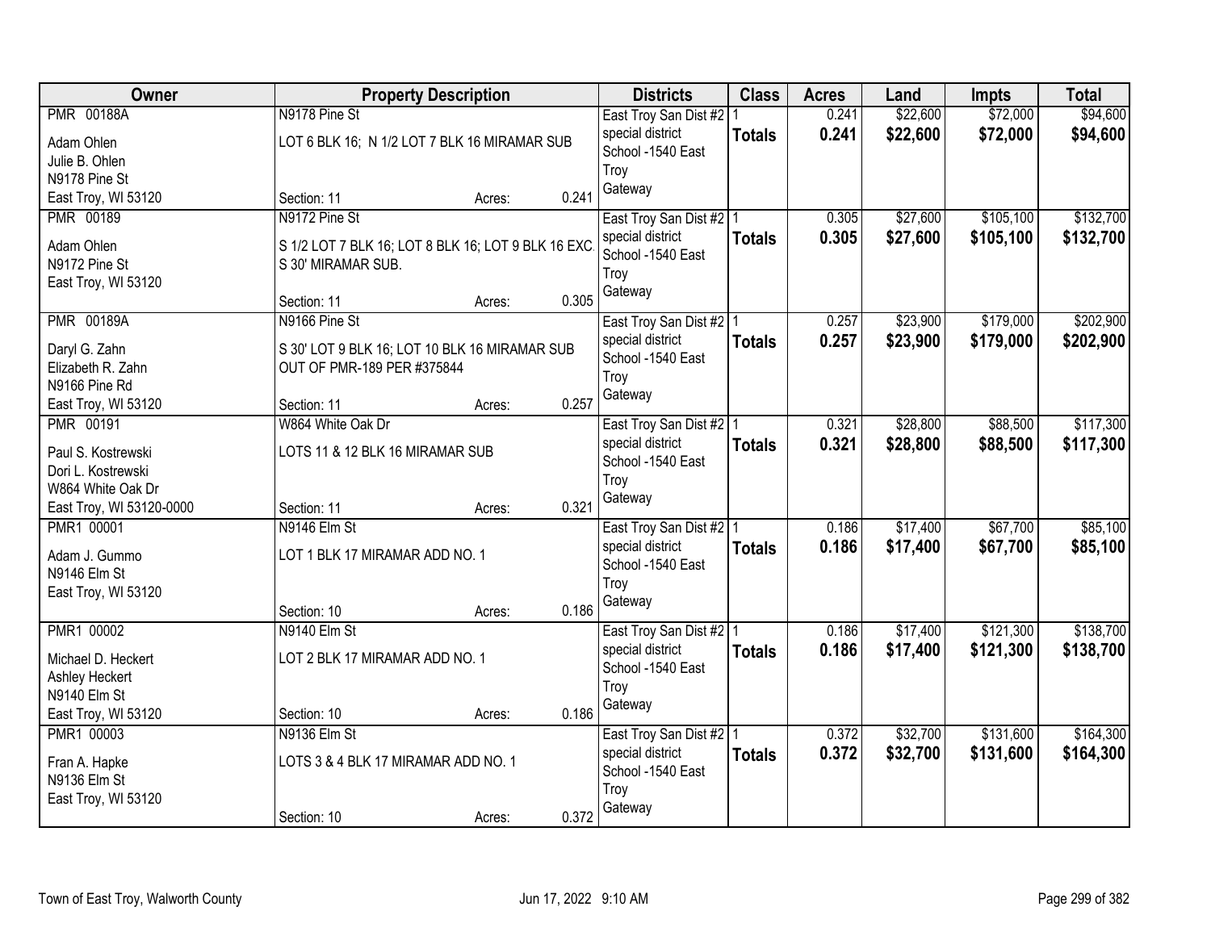| Owner | Property Description | Districts | Class | Acres | Land | Impts | Total |
|---|---|---|---|---|---|---|---|
| PMR 00188A<br>Adam Ohlen<br>Julie B. Ohlen<br>N9178 Pine St<br>East Troy, WI 53120 | N9178 Pine St<br>LOT 6 BLK 16; N 1/2 LOT 7 BLK 16 MIRAMAR SUB<br>Section: 11 Acres: 0.241 | East Troy San Dist #2<br>special district<br>School -1540 East Troy<br>Gateway | 1<br>**Totals** | 0.241<br>**0.241** | $22,600<br>**$22,600** | $72,000<br>**$72,000** | $94,600<br>**$94,600** |
| PMR 00189<br>Adam Ohlen<br>N9172 Pine St<br>East Troy, WI 53120 | N9172 Pine St<br>S 1/2 LOT 7 BLK 16; LOT 8 BLK 16; LOT 9 BLK 16 EXC. S 30' MIRAMAR SUB.<br>Section: 11 Acres: 0.305 | East Troy San Dist #2<br>special district<br>School -1540 East Troy<br>Gateway | 1<br>**Totals** | 0.305<br>**0.305** | $27,600<br>**$27,600** | $105,100<br>**$105,100** | $132,700<br>**$132,700** |
| PMR 00189A<br>Daryl G. Zahn<br>Elizabeth R. Zahn<br>N9166 Pine Rd<br>East Troy, WI 53120 | N9166 Pine St<br>S 30' LOT 9 BLK 16; LOT 10 BLK 16 MIRAMAR SUB OUT OF PMR-189 PER #375844<br>Section: 11 Acres: 0.257 | East Troy San Dist #2<br>special district<br>School -1540 East Troy<br>Gateway | 1<br>**Totals** | 0.257<br>**0.257** | $23,900<br>**$23,900** | $179,000<br>**$179,000** | $202,900<br>**$202,900** |
| PMR 00191<br>Paul S. Kostrewski<br>Dori L. Kostrewski<br>W864 White Oak Dr<br>East Troy, WI 53120-0000 | W864 White Oak Dr<br>LOTS 11 & 12 BLK 16 MIRAMAR SUB<br>Section: 11 Acres: 0.321 | East Troy San Dist #2<br>special district<br>School -1540 East Troy<br>Gateway | 1<br>**Totals** | 0.321<br>**0.321** | $28,800<br>**$28,800** | $88,500<br>**$88,500** | $117,300<br>**$117,300** |
| PMR1 00001<br>Adam J. Gummo<br>N9146 Elm St<br>East Troy, WI 53120 | N9146 Elm St<br>LOT 1 BLK 17 MIRAMAR ADD NO. 1<br>Section: 10 Acres: 0.186 | East Troy San Dist #2<br>special district<br>School -1540 East Troy<br>Gateway | 1<br>**Totals** | 0.186<br>**0.186** | $17,400<br>**$17,400** | $67,700<br>**$67,700** | $85,100<br>**$85,100** |
| PMR1 00002<br>Michael D. Heckert<br>Ashley Heckert<br>N9140 Elm St<br>East Troy, WI 53120 | N9140 Elm St<br>LOT 2 BLK 17 MIRAMAR ADD NO. 1<br>Section: 10 Acres: 0.186 | East Troy San Dist #2<br>special district<br>School -1540 East Troy<br>Gateway | 1<br>**Totals** | 0.186<br>**0.186** | $17,400<br>**$17,400** | $121,300<br>**$121,300** | $138,700<br>**$138,700** |
| PMR1 00003<br>Fran A. Hapke<br>N9136 Elm St<br>East Troy, WI 53120 | N9136 Elm St<br>LOTS 3 & 4 BLK 17 MIRAMAR ADD NO. 1<br>Section: 10 Acres: 0.372 | East Troy San Dist #2<br>special district<br>School -1540 East Troy<br>Gateway | 1<br>**Totals** | 0.372<br>**0.372** | $32,700<br>**$32,700** | $131,600<br>**$131,600** | $164,300<br>**$164,300** |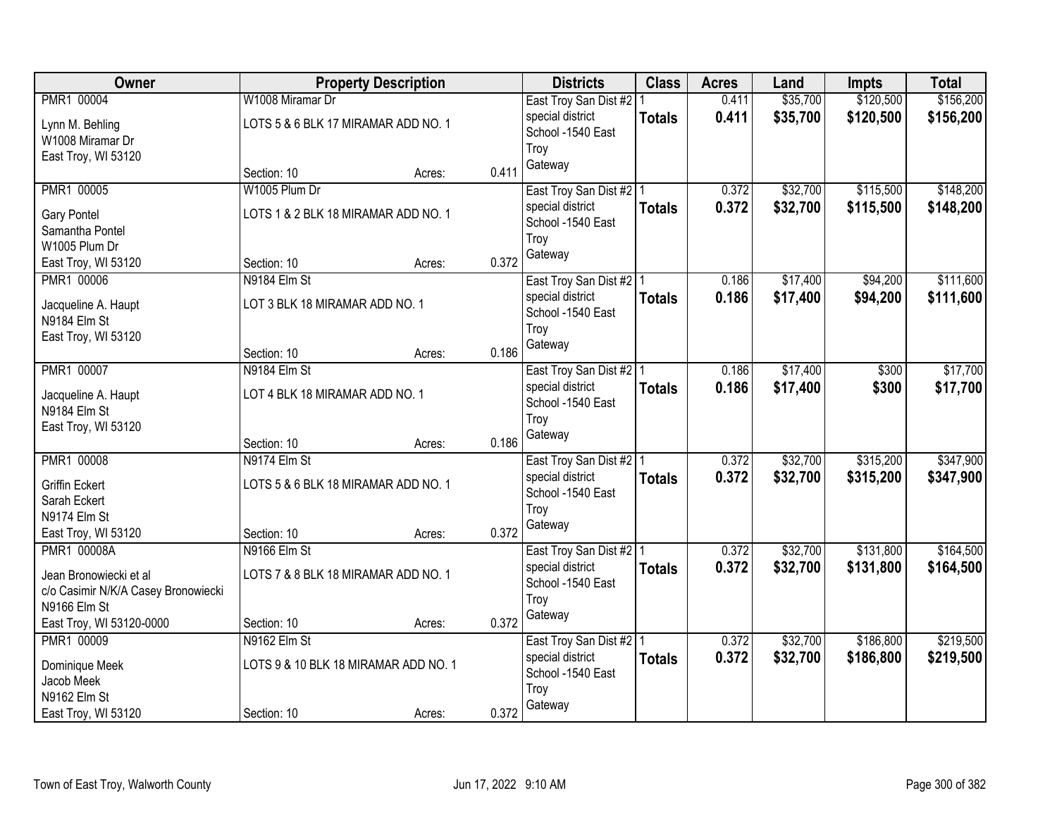| Owner | Property Description | Districts | Class | Acres | Land | Impts | Total |
|---|---|---|---|---|---|---|---|
| PMR1 00004<br>Lynn M. Behling<br>W1008 Miramar Dr<br>East Troy, WI 53120 | W1008 Miramar Dr<br>LOTS 5 & 6 BLK 17 MIRAMAR ADD NO. 1<br>Section: 10 Acres: 0.411 | East Troy San Dist #2<br>special district<br>School -1540 East Troy<br>Gateway | 1<br>**Totals** | 0.411<br>**0.411** | $35,700<br>**$35,700** | $120,500<br>**$120,500** | $156,200<br>**$156,200** |
| PMR1 00005<br>Gary Pontel<br>Samantha Pontel<br>W1005 Plum Dr<br>East Troy, WI 53120 | W1005 Plum Dr<br>LOTS 1 & 2 BLK 18 MIRAMAR ADD NO. 1<br>Section: 10 Acres: 0.372 | East Troy San Dist #2<br>special district<br>School -1540 East Troy<br>Gateway | 1<br>**Totals** | 0.372<br>**0.372** | $32,700<br>**$32,700** | $115,500<br>**$115,500** | $148,200<br>**$148,200** |
| PMR1 00006<br>Jacqueline A. Haupt<br>N9184 Elm St<br>East Troy, WI 53120 | N9184 Elm St<br>LOT 3 BLK 18 MIRAMAR ADD NO. 1<br>Section: 10 Acres: 0.186 | East Troy San Dist #2<br>special district<br>School -1540 East Troy<br>Gateway | 1<br>**Totals** | 0.186<br>**0.186** | $17,400<br>**$17,400** | $94,200<br>**$94,200** | $111,600<br>**$111,600** |
| PMR1 00007<br>Jacqueline A. Haupt<br>N9184 Elm St<br>East Troy, WI 53120 | N9184 Elm St<br>LOT 4 BLK 18 MIRAMAR ADD NO. 1<br>Section: 10 Acres: 0.186 | East Troy San Dist #2<br>special district<br>School -1540 East Troy<br>Gateway | 1<br>**Totals** | 0.186<br>**0.186** | $17,400<br>**$17,400** | $300<br>**$300** | $17,700<br>**$17,700** |
| PMR1 00008<br>Griffin Eckert<br>Sarah Eckert<br>N9174 Elm St<br>East Troy, WI 53120 | N9174 Elm St<br>LOTS 5 & 6 BLK 18 MIRAMAR ADD NO. 1<br>Section: 10 Acres: 0.372 | East Troy San Dist #2<br>special district<br>School -1540 East Troy<br>Gateway | 1<br>**Totals** | 0.372<br>**0.372** | $32,700<br>**$32,700** | $315,200<br>**$315,200** | $347,900<br>**$347,900** |
| PMR1 00008A<br>Jean Bronowiecki et al<br>c/o Casimir N/K/A Casey Bronowiecki<br>N9166 Elm St<br>East Troy, WI 53120-0000 | N9166 Elm St<br>LOTS 7 & 8 BLK 18 MIRAMAR ADD NO. 1<br>Section: 10 Acres: 0.372 | East Troy San Dist #2<br>special district<br>School -1540 East Troy<br>Gateway | 1<br>**Totals** | 0.372<br>**0.372** | $32,700<br>**$32,700** | $131,800<br>**$131,800** | $164,500<br>**$164,500** |
| PMR1 00009<br>Dominique Meek<br>Jacob Meek<br>N9162 Elm St<br>East Troy, WI 53120 | N9162 Elm St<br>LOTS 9 & 10 BLK 18 MIRAMAR ADD NO. 1<br>Section: 10 Acres: 0.372 | East Troy San Dist #2<br>special district<br>School -1540 East Troy<br>Gateway | 1<br>**Totals** | 0.372<br>**0.372** | $32,700<br>**$32,700** | $186,800<br>**$186,800** | $219,500<br>**$219,500** |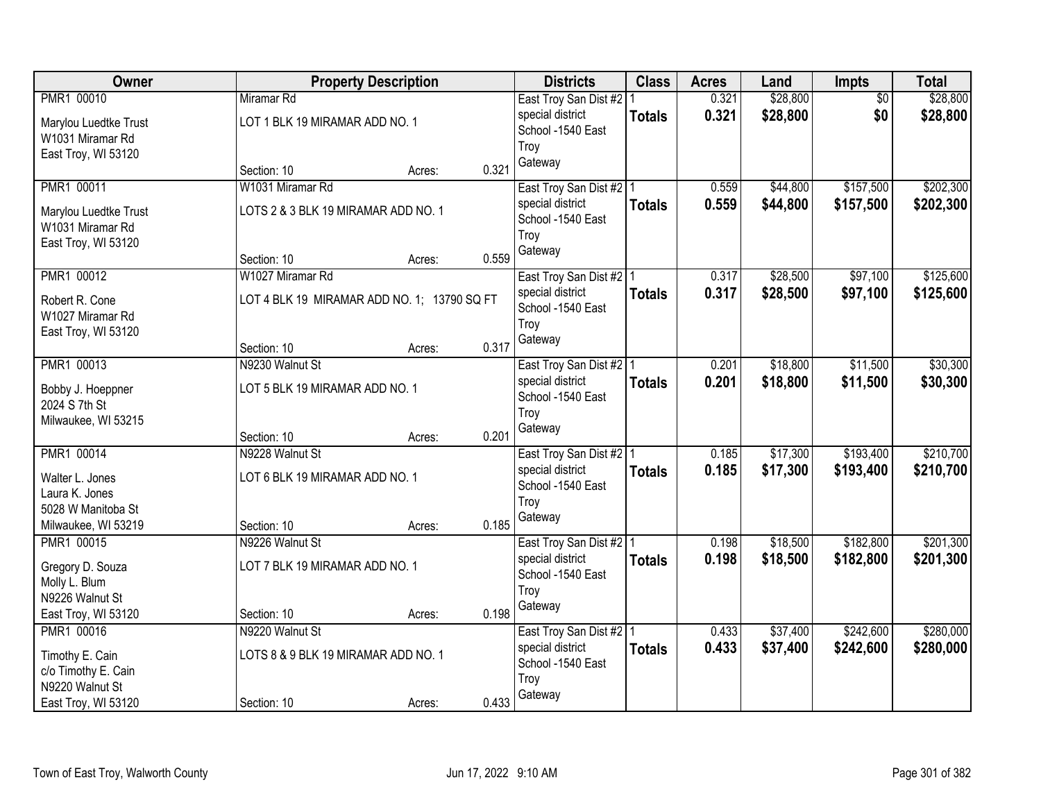| Owner | Property Description | Districts | Class | Acres | Land | Impts | Total |
|---|---|---|---|---|---|---|---|
| PMR1 00010<br>Marylou Luedtke Trust<br>W1031 Miramar Rd<br>East Troy, WI 53120 | Miramar Rd<br>LOT 1 BLK 19 MIRAMAR ADD NO. 1<br>Section: 10 Acres: 0.321 | East Troy San Dist #2 special district<br>School -1540 East Troy<br>Gateway | 1<br>**Totals** | 0.321<br>**0.321** | $28,800<br>**$28,800** | $0<br>**$0** | $28,800<br>**$28,800** |
| PMR1 00011<br>Marylou Luedtke Trust<br>W1031 Miramar Rd<br>East Troy, WI 53120 | W1031 Miramar Rd<br>LOTS 2 & 3 BLK 19 MIRAMAR ADD NO. 1<br>Section: 10 Acres: 0.559 | East Troy San Dist #2 special district<br>School -1540 East Troy<br>Gateway | 1<br>**Totals** | 0.559<br>**0.559** | $44,800<br>**$44,800** | $157,500<br>**$157,500** | $202,300<br>**$202,300** |
| PMR1 00012<br>Robert R. Cone<br>W1027 Miramar Rd<br>East Troy, WI 53120 | W1027 Miramar Rd<br>LOT 4 BLK 19 MIRAMAR ADD NO. 1; 13790 SQ FT<br>Section: 10 Acres: 0.317 | East Troy San Dist #2 special district<br>School -1540 East Troy<br>Gateway | 1<br>**Totals** | 0.317<br>**0.317** | $28,500<br>**$28,500** | $97,100<br>**$97,100** | $125,600<br>**$125,600** |
| PMR1 00013<br>Bobby J. Hoeppner<br>2024 S 7th St<br>Milwaukee, WI 53215 | N9230 Walnut St<br>LOT 5 BLK 19 MIRAMAR ADD NO. 1<br>Section: 10 Acres: 0.201 | East Troy San Dist #2 special district<br>School -1540 East Troy<br>Gateway | 1<br>**Totals** | 0.201<br>**0.201** | $18,800<br>**$18,800** | $11,500<br>**$11,500** | $30,300<br>**$30,300** |
| PMR1 00014<br>Walter L. Jones<br>Laura K. Jones<br>5028 W Manitoba St<br>Milwaukee, WI 53219 | N9228 Walnut St<br>LOT 6 BLK 19 MIRAMAR ADD NO. 1<br>Section: 10 Acres: 0.185 | East Troy San Dist #2 special district<br>School -1540 East Troy<br>Gateway | 1<br>**Totals** | 0.185<br>**0.185** | $17,300<br>**$17,300** | $193,400<br>**$193,400** | $210,700<br>**$210,700** |
| PMR1 00015<br>Gregory D. Souza<br>Molly L. Blum<br>N9226 Walnut St<br>East Troy, WI 53120 | N9226 Walnut St<br>LOT 7 BLK 19 MIRAMAR ADD NO. 1<br>Section: 10 Acres: 0.198 | East Troy San Dist #2 special district<br>School -1540 East Troy<br>Gateway | 1<br>**Totals** | 0.198<br>**0.198** | $18,500<br>**$18,500** | $182,800<br>**$182,800** | $201,300<br>**$201,300** |
| PMR1 00016<br>Timothy E. Cain<br>c/o Timothy E. Cain<br>N9220 Walnut St<br>East Troy, WI 53120 | N9220 Walnut St<br>LOTS 8 & 9 BLK 19 MIRAMAR ADD NO. 1<br>Section: 10 Acres: 0.433 | East Troy San Dist #2 special district<br>School -1540 East Troy<br>Gateway | 1<br>**Totals** | 0.433<br>**0.433** | $37,400<br>**$37,400** | $242,600<br>**$242,600** | $280,000<br>**$280,000** |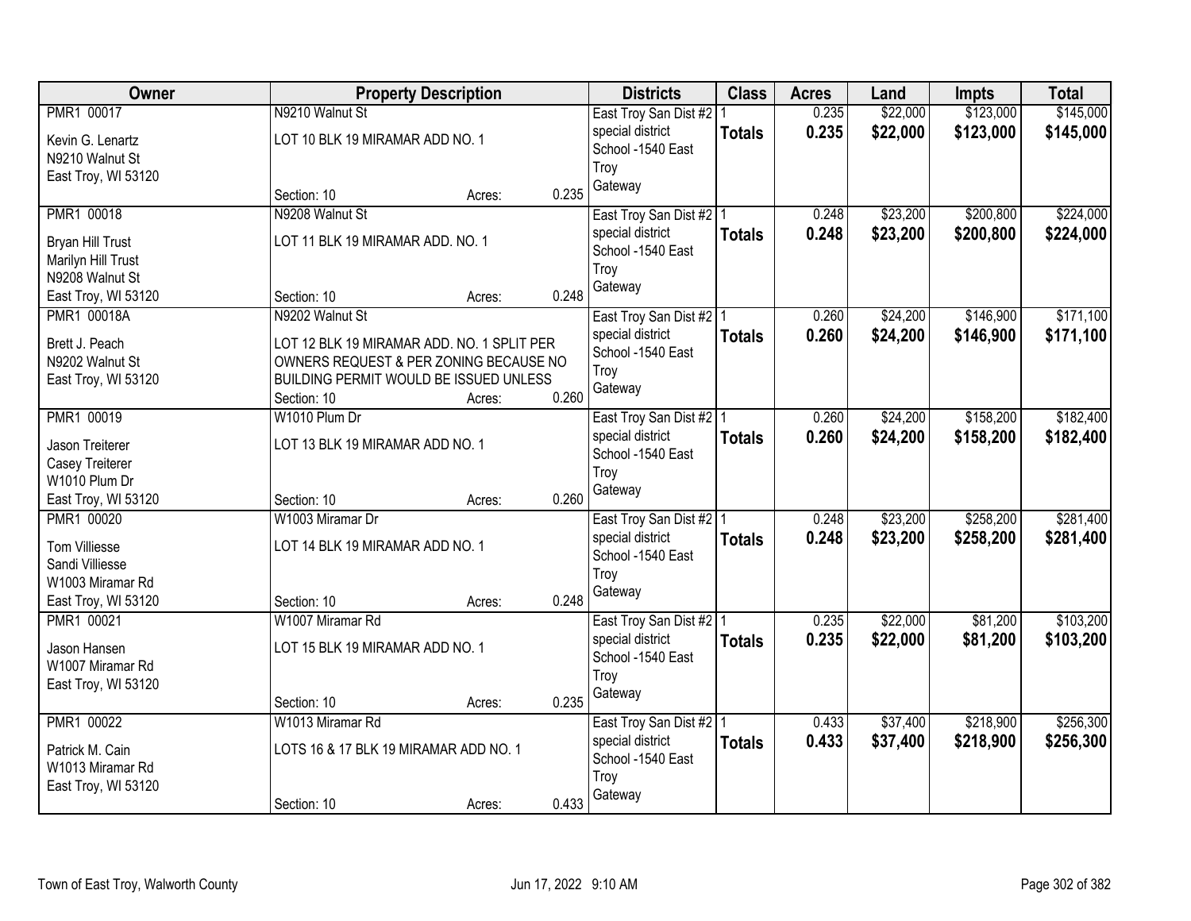| Owner | Property Description | Districts | Class | Acres | Land | Impts | Total |
|---|---|---|---|---|---|---|---|
| PMR1 00017<br><br>Kevin G. Lenartz<br>N9210 Walnut St<br>East Troy, WI 53120 | N9210 Walnut St<br><br>LOT 10 BLK 19 MIRAMAR ADD NO. 1<br><br>Section: 10 Acres: 0.235 | East Troy San Dist #2<br>special district<br>School -1540 East Troy<br>Gateway | 1<br>**Totals** | 0.235<br>**0.235** | $22,000<br>**$22,000** | $123,000<br>**$123,000** | $145,000<br>**$145,000** |
| PMR1 00018<br><br>Bryan Hill Trust<br>Marilyn Hill Trust<br>N9208 Walnut St<br>East Troy, WI 53120 | N9208 Walnut St<br><br>LOT 11 BLK 19 MIRAMAR ADD. NO. 1<br><br>Section: 10 Acres: 0.248 | East Troy San Dist #2<br>special district<br>School -1540 East Troy<br>Gateway | 1<br>**Totals** | 0.248<br>**0.248** | $23,200<br>**$23,200** | $200,800<br>**$200,800** | $224,000<br>**$224,000** |
| PMR1 00018A<br><br>Brett J. Peach<br>N9202 Walnut St<br>East Troy, WI 53120 | N9202 Walnut St<br><br>LOT 12 BLK 19 MIRAMAR ADD. NO. 1 SPLIT PER OWNERS REQUEST & PER ZONING BECAUSE NO BUILDING PERMIT WOULD BE ISSUED UNLESS<br>Section: 10 Acres: 0.260 | East Troy San Dist #2<br>special district<br>School -1540 East Troy<br>Gateway | 1<br>**Totals** | 0.260<br>**0.260** | $24,200<br>**$24,200** | $146,900<br>**$146,900** | $171,100<br>**$171,100** |
| PMR1 00019<br><br>Jason Treiterer<br>Casey Treiterer<br>W1010 Plum Dr<br>East Troy, WI 53120 | W1010 Plum Dr<br><br>LOT 13 BLK 19 MIRAMAR ADD NO. 1<br><br>Section: 10 Acres: 0.260 | East Troy San Dist #2<br>special district<br>School -1540 East Troy<br>Gateway | 1<br>**Totals** | 0.260<br>**0.260** | $24,200<br>**$24,200** | $158,200<br>**$158,200** | $182,400<br>**$182,400** |
| PMR1 00020<br><br>Tom Villiesse<br>Sandi Villiesse<br>W1003 Miramar Rd<br>East Troy, WI 53120 | W1003 Miramar Dr<br><br>LOT 14 BLK 19 MIRAMAR ADD NO. 1<br><br>Section: 10 Acres: 0.248 | East Troy San Dist #2<br>special district<br>School -1540 East Troy<br>Gateway | 1<br>**Totals** | 0.248<br>**0.248** | $23,200<br>**$23,200** | $258,200<br>**$258,200** | $281,400<br>**$281,400** |
| PMR1 00021<br><br>Jason Hansen<br>W1007 Miramar Rd<br>East Troy, WI 53120 | W1007 Miramar Rd<br><br>LOT 15 BLK 19 MIRAMAR ADD NO. 1<br><br>Section: 10 Acres: 0.235 | East Troy San Dist #2<br>special district<br>School -1540 East Troy<br>Gateway | 1<br>**Totals** | 0.235<br>**0.235** | $22,000<br>**$22,000** | $81,200<br>**$81,200** | $103,200<br>**$103,200** |
| PMR1 00022<br><br>Patrick M. Cain<br>W1013 Miramar Rd<br>East Troy, WI 53120 | W1013 Miramar Rd<br><br>LOTS 16 & 17 BLK 19 MIRAMAR ADD NO. 1<br><br>Section: 10 Acres: 0.433 | East Troy San Dist #2<br>special district<br>School -1540 East Troy<br>Gateway | 1<br>**Totals** | 0.433<br>**0.433** | $37,400<br>**$37,400** | $218,900<br>**$218,900** | $256,300<br>**$256,300** |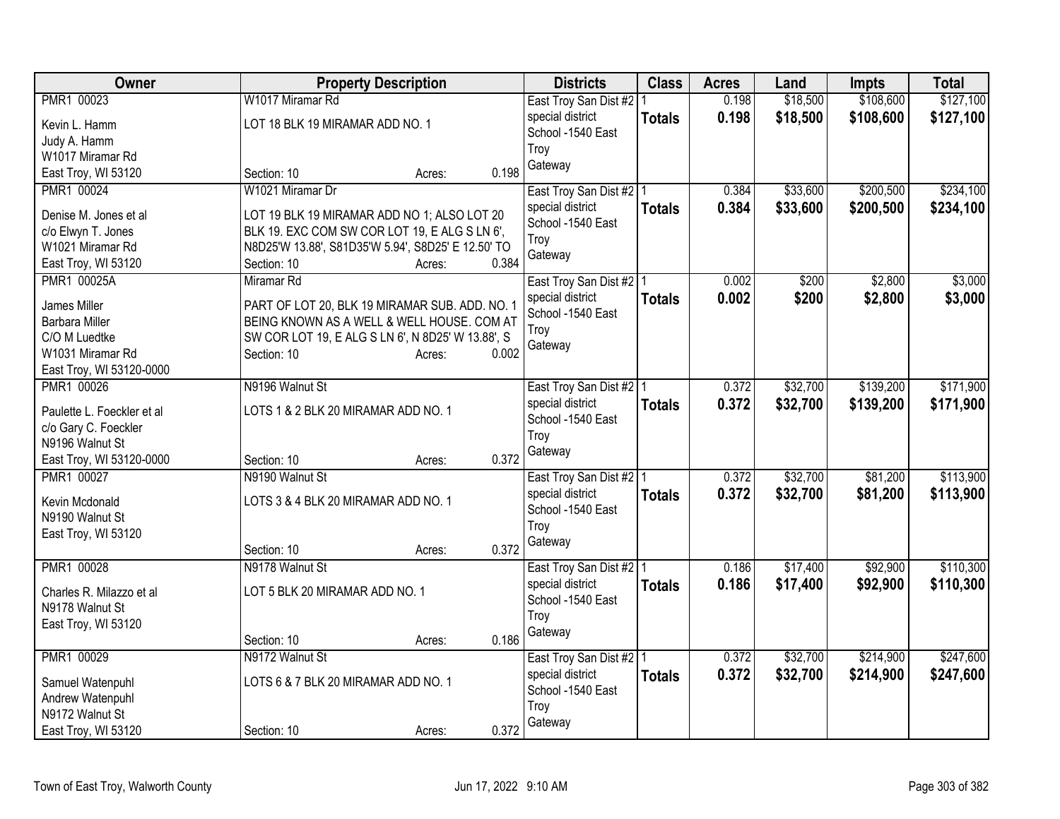| Owner | Property Description | Districts | Class | Acres | Land | Impts | Total |
|---|---|---|---|---|---|---|---|
| PMR1 00023<br>Kevin L. Hamm<br>Judy A. Hamm<br>W1017 Miramar Rd<br>East Troy, WI 53120 | W1017 Miramar Rd<br>LOT 18 BLK 19 MIRAMAR ADD NO. 1<br>Section: 10 Acres: 0.198 | East Troy San Dist #2<br>special district<br>School -1540 East Troy<br>Gateway | 1<br>**Totals** | 0.198<br>**0.198** | $18,500<br>**$18,500** | $108,600<br>**$108,600** | $127,100<br>**$127,100** |
| PMR1 00024<br>Denise M. Jones et al<br>c/o Elwyn T. Jones<br>W1021 Miramar Rd<br>East Troy, WI 53120 | W1021 Miramar Dr<br>LOT 19 BLK 19 MIRAMAR ADD NO 1; ALSO LOT 20 BLK 19. EXC COM SW COR LOT 19, E ALG S LN 6', N8D25'W 13.88', S81D35'W 5.94', S8D25' E 12.50' TO<br>Section: 10 Acres: 0.384 | East Troy San Dist #2<br>special district<br>School -1540 East Troy<br>Gateway | 1<br>**Totals** | 0.384<br>**0.384** | $33,600<br>**$33,600** | $200,500<br>**$200,500** | $234,100<br>**$234,100** |
| PMR1 00025A<br>James Miller<br>Barbara Miller<br>C/O M Luedtke<br>W1031 Miramar Rd<br>East Troy, WI 53120-0000 | Miramar Rd<br>PART OF LOT 20, BLK 19 MIRAMAR SUB. ADD. NO. 1 BEING KNOWN AS A WELL & WELL HOUSE. COM AT SW COR LOT 19, E ALG S LN 6', N 8D25' W 13.88', S<br>Section: 10 Acres: 0.002 | East Troy San Dist #2<br>special district<br>School -1540 East Troy<br>Gateway | 1<br>**Totals** | 0.002<br>**0.002** | $200<br>**$200** | $2,800<br>**$2,800** | $3,000<br>**$3,000** |
| PMR1 00026<br>Paulette L. Foeckler et al<br>c/o Gary C. Foeckler<br>N9196 Walnut St<br>East Troy, WI 53120-0000 | N9196 Walnut St<br>LOTS 1 & 2 BLK 20 MIRAMAR ADD NO. 1<br>Section: 10 Acres: 0.372 | East Troy San Dist #2<br>special district<br>School -1540 East Troy<br>Gateway | 1<br>**Totals** | 0.372<br>**0.372** | $32,700<br>**$32,700** | $139,200<br>**$139,200** | $171,900<br>**$171,900** |
| PMR1 00027<br>Kevin Mcdonald<br>N9190 Walnut St<br>East Troy, WI 53120 | N9190 Walnut St<br>LOTS 3 & 4 BLK 20 MIRAMAR ADD NO. 1<br>Section: 10 Acres: 0.372 | East Troy San Dist #2<br>special district<br>School -1540 East Troy<br>Gateway | 1<br>**Totals** | 0.372<br>**0.372** | $32,700<br>**$32,700** | $81,200<br>**$81,200** | $113,900<br>**$113,900** |
| PMR1 00028<br>Charles R. Milazzo et al<br>N9178 Walnut St<br>East Troy, WI 53120 | N9178 Walnut St<br>LOT 5 BLK 20 MIRAMAR ADD NO. 1<br>Section: 10 Acres: 0.186 | East Troy San Dist #2<br>special district<br>School -1540 East Troy<br>Gateway | 1<br>**Totals** | 0.186<br>**0.186** | $17,400<br>**$17,400** | $92,900<br>**$92,900** | $110,300<br>**$110,300** |
| PMR1 00029<br>Samuel Watenpuhl<br>Andrew Watenpuhl<br>N9172 Walnut St<br>East Troy, WI 53120 | N9172 Walnut St<br>LOTS 6 & 7 BLK 20 MIRAMAR ADD NO. 1<br>Section: 10 Acres: 0.372 | East Troy San Dist #2<br>special district<br>School -1540 East Troy<br>Gateway | 1<br>**Totals** | 0.372<br>**0.372** | $32,700<br>**$32,700** | $214,900<br>**$214,900** | $247,600<br>**$247,600** |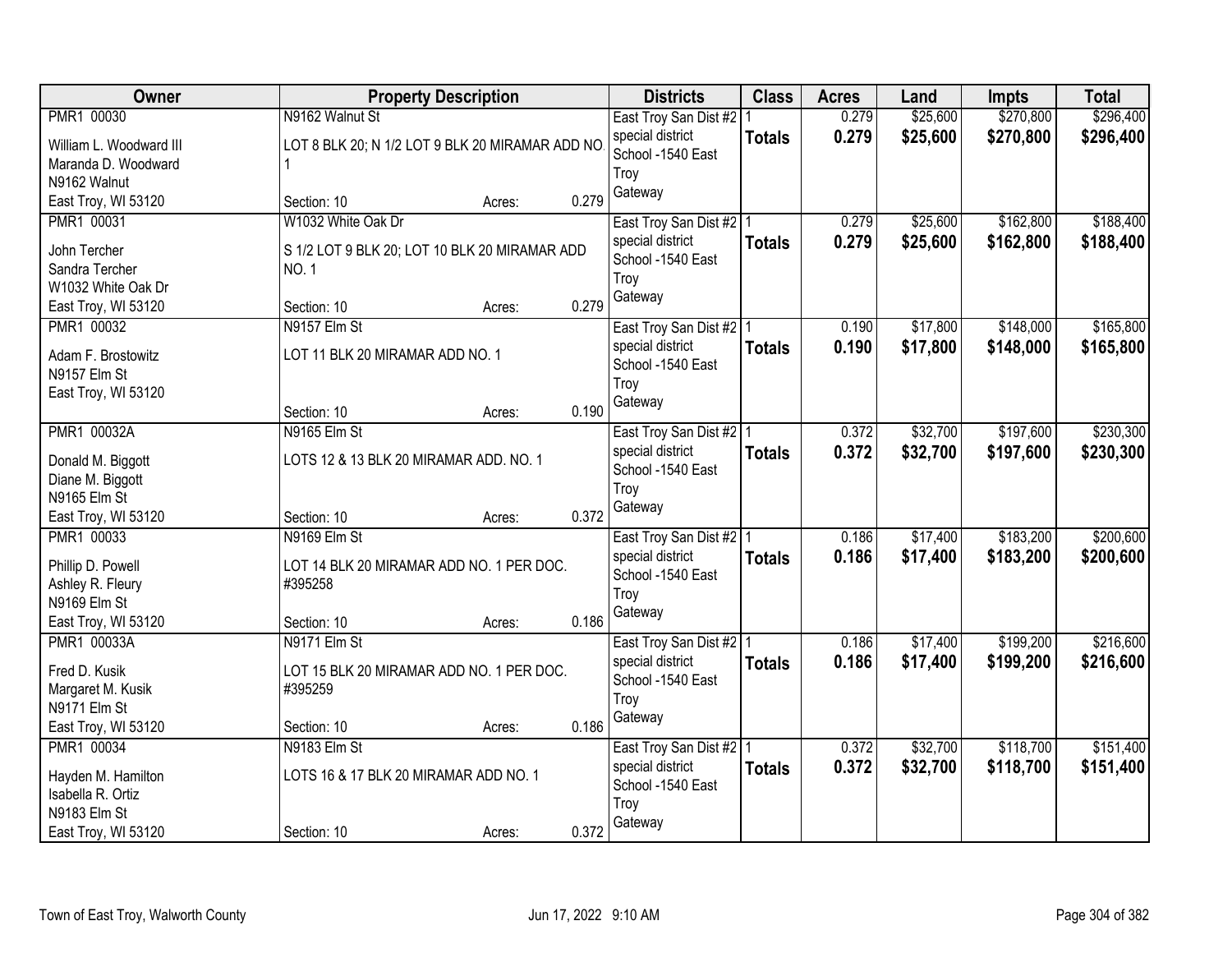| Owner | Property Description | Districts | Class | Acres | Land | Impts | Total |
|---|---|---|---|---|---|---|---|
| PMR1 00030<br>William L. Woodward III<br>Maranda D. Woodward<br>N9162 Walnut<br>East Troy, WI 53120 | N9162 Walnut St<br>LOT 8 BLK 20; N 1/2 LOT 9 BLK 20 MIRAMAR ADD NO. 1<br>Section: 10 Acres: 0.279 | East Troy San Dist #2<br>special district<br>School -1540 East Troy<br>Gateway | 1<br>**Totals** | 0.279<br>**0.279** | $25,600<br>**$25,600** | $270,800<br>**$270,800** | $296,400<br>**$296,400** |
| PMR1 00031<br>John Tercher<br>Sandra Tercher<br>W1032 White Oak Dr<br>East Troy, WI 53120 | W1032 White Oak Dr<br>S 1/2 LOT 9 BLK 20; LOT 10 BLK 20 MIRAMAR ADD NO. 1<br>Section: 10 Acres: 0.279 | East Troy San Dist #2<br>special district<br>School -1540 East Troy<br>Gateway | 1<br>**Totals** | 0.279<br>**0.279** | $25,600<br>**$25,600** | $162,800<br>**$162,800** | $188,400<br>**$188,400** |
| PMR1 00032<br>Adam F. Brostowitz<br>N9157 Elm St<br>East Troy, WI 53120 | N9157 Elm St<br>LOT 11 BLK 20 MIRAMAR ADD NO. 1<br>Section: 10 Acres: 0.190 | East Troy San Dist #2<br>special district<br>School -1540 East Troy<br>Gateway | 1<br>**Totals** | 0.190<br>**0.190** | $17,800<br>**$17,800** | $148,000<br>**$148,000** | $165,800<br>**$165,800** |
| PMR1 00032A<br>Donald M. Biggott<br>Diane M. Biggott<br>N9165 Elm St<br>East Troy, WI 53120 | N9165 Elm St<br>LOTS 12 & 13 BLK 20 MIRAMAR ADD. NO. 1<br>Section: 10 Acres: 0.372 | East Troy San Dist #2<br>special district<br>School -1540 East Troy<br>Gateway | 1<br>**Totals** | 0.372<br>**0.372** | $32,700<br>**$32,700** | $197,600<br>**$197,600** | $230,300<br>**$230,300** |
| PMR1 00033<br>Phillip D. Powell<br>Ashley R. Fleury<br>N9169 Elm St<br>East Troy, WI 53120 | N9169 Elm St<br>LOT 14 BLK 20 MIRAMAR ADD NO. 1 PER DOC. #395258<br>Section: 10 Acres: 0.186 | East Troy San Dist #2<br>special district<br>School -1540 East Troy<br>Gateway | 1<br>**Totals** | 0.186<br>**0.186** | $17,400<br>**$17,400** | $183,200<br>**$183,200** | $200,600<br>**$200,600** |
| PMR1 00033A<br>Fred D. Kusik<br>Margaret M. Kusik<br>N9171 Elm St<br>East Troy, WI 53120 | N9171 Elm St<br>LOT 15 BLK 20 MIRAMAR ADD NO. 1 PER DOC. #395259<br>Section: 10 Acres: 0.186 | East Troy San Dist #2<br>special district<br>School -1540 East Troy<br>Gateway | 1<br>**Totals** | 0.186<br>**0.186** | $17,400<br>**$17,400** | $199,200<br>**$199,200** | $216,600<br>**$216,600** |
| PMR1 00034<br>Hayden M. Hamilton<br>Isabella R. Ortiz<br>N9183 Elm St<br>East Troy, WI 53120 | N9183 Elm St<br>LOTS 16 & 17 BLK 20 MIRAMAR ADD NO. 1<br>Section: 10 Acres: 0.372 | East Troy San Dist #2<br>special district<br>School -1540 East Troy<br>Gateway | 1<br>**Totals** | 0.372<br>**0.372** | $32,700<br>**$32,700** | $118,700<br>**$118,700** | $151,400<br>**$151,400** |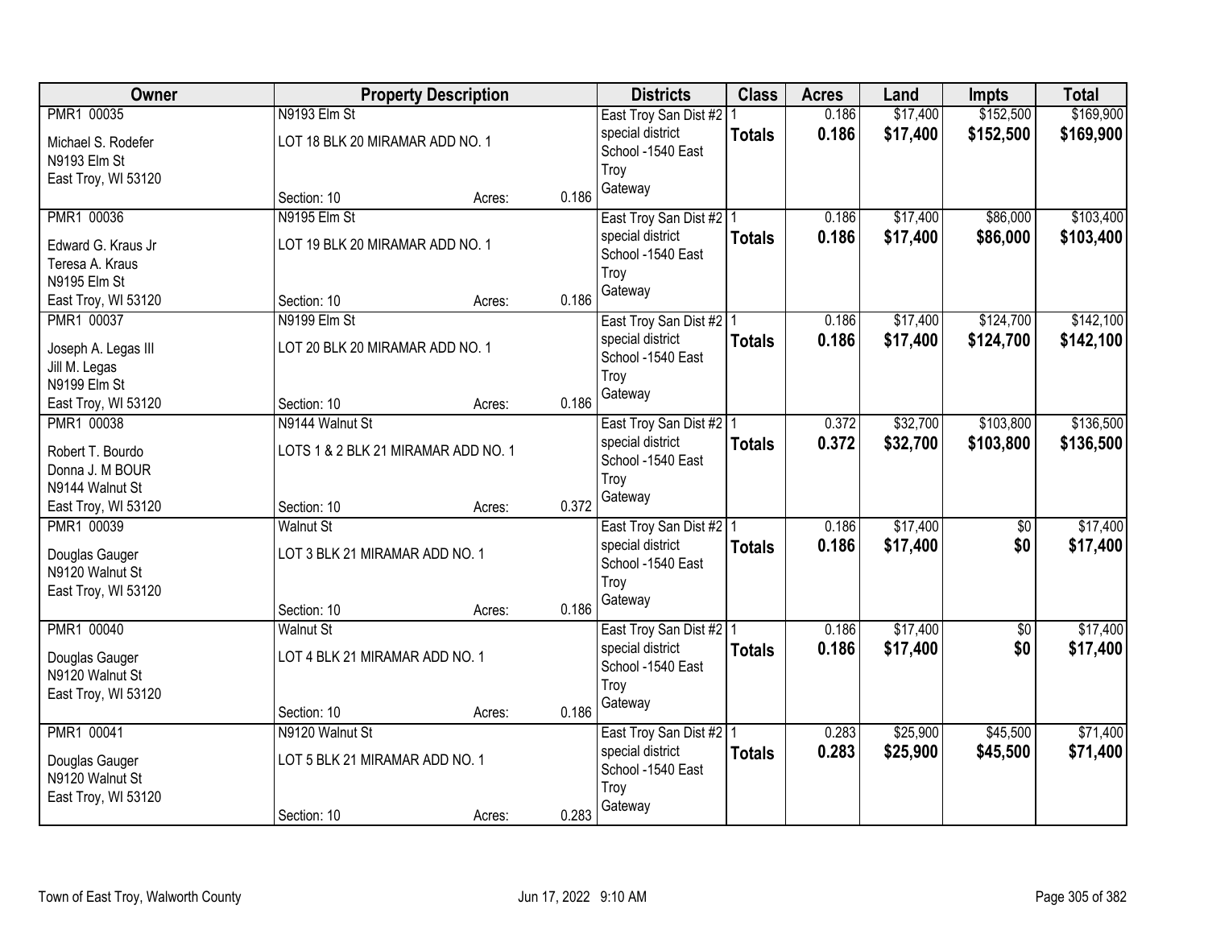| Owner | Property Description | Districts | Class | Acres | Land | Impts | Total |
|---|---|---|---|---|---|---|---|
| PMR1 00035<br>Michael S. Rodefer<br>N9193 Elm St<br>East Troy, WI 53120 | N9193 Elm St<br>LOT 18 BLK 20 MIRAMAR ADD NO. 1<br>Section: 10 Acres: 0.186 | East Troy San Dist #2<br>special district<br>School -1540 East Troy<br>Gateway | 1<br>**Totals** | 0.186<br>**0.186** | $17,400<br>**$17,400** | $152,500<br>**$152,500** | $169,900<br>**$169,900** |
| PMR1 00036<br>Edward G. Kraus Jr<br>Teresa A. Kraus<br>N9195 Elm St<br>East Troy, WI 53120 | N9195 Elm St<br>LOT 19 BLK 20 MIRAMAR ADD NO. 1<br>Section: 10 Acres: 0.186 | East Troy San Dist #2<br>special district<br>School -1540 East Troy<br>Gateway | 1<br>**Totals** | 0.186<br>**0.186** | $17,400<br>**$17,400** | $86,000<br>**$86,000** | $103,400<br>**$103,400** |
| PMR1 00037<br>Joseph A. Legas III<br>Jill M. Legas<br>N9199 Elm St<br>East Troy, WI 53120 | N9199 Elm St<br>LOT 20 BLK 20 MIRAMAR ADD NO. 1<br>Section: 10 Acres: 0.186 | East Troy San Dist #2<br>special district<br>School -1540 East Troy<br>Gateway | 1<br>**Totals** | 0.186<br>**0.186** | $17,400<br>**$17,400** | $124,700<br>**$124,700** | $142,100<br>**$142,100** |
| PMR1 00038<br>Robert T. Bourdo<br>Donna J. M BOUR<br>N9144 Walnut St<br>East Troy, WI 53120 | N9144 Walnut St<br>LOTS 1 & 2 BLK 21 MIRAMAR ADD NO. 1<br>Section: 10 Acres: 0.372 | East Troy San Dist #2<br>special district<br>School -1540 East Troy<br>Gateway | 1<br>**Totals** | 0.372<br>**0.372** | $32,700<br>**$32,700** | $103,800<br>**$103,800** | $136,500<br>**$136,500** |
| PMR1 00039<br>Douglas Gauger<br>N9120 Walnut St<br>East Troy, WI 53120 | Walnut St<br>LOT 3 BLK 21 MIRAMAR ADD NO. 1<br>Section: 10 Acres: 0.186 | East Troy San Dist #2<br>special district<br>School -1540 East Troy<br>Gateway | 1<br>**Totals** | 0.186<br>**0.186** | $17,400<br>**$17,400** | $0<br>**$0** | $17,400<br>**$17,400** |
| PMR1 00040<br>Douglas Gauger<br>N9120 Walnut St<br>East Troy, WI 53120 | Walnut St<br>LOT 4 BLK 21 MIRAMAR ADD NO. 1<br>Section: 10 Acres: 0.186 | East Troy San Dist #2<br>special district<br>School -1540 East Troy<br>Gateway | 1<br>**Totals** | 0.186<br>**0.186** | $17,400<br>**$17,400** | $0<br>**$0** | $17,400<br>**$17,400** |
| PMR1 00041<br>Douglas Gauger<br>N9120 Walnut St<br>East Troy, WI 53120 | N9120 Walnut St<br>LOT 5 BLK 21 MIRAMAR ADD NO. 1<br>Section: 10 Acres: 0.283 | East Troy San Dist #2<br>special district<br>School -1540 East Troy<br>Gateway | 1<br>**Totals** | 0.283<br>**0.283** | $25,900<br>**$25,900** | $45,500<br>**$45,500** | $71,400<br>**$71,400** |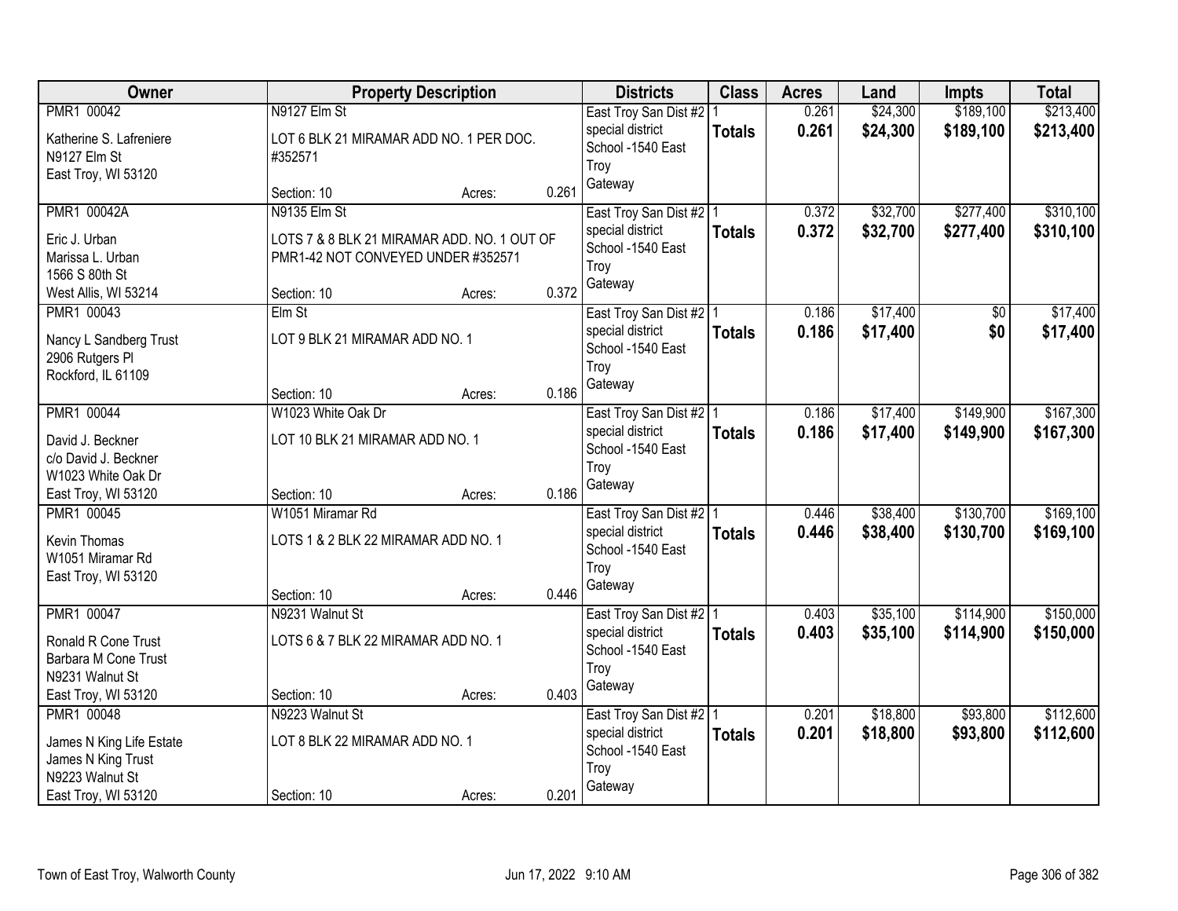| Owner | Property Description | Districts | Class | Acres | Land | Impts | Total |
|---|---|---|---|---|---|---|---|
| PMR1 00042<br>Katherine S. Lafreniere<br>N9127 Elm St<br>East Troy, WI 53120 | N9127 Elm St<br>LOT 6 BLK 21 MIRAMAR ADD NO. 1 PER DOC. #352571<br>Section: 10 Acres: 0.261 | East Troy San Dist #2<br>special district<br>School -1540 East Troy<br>Gateway | 1<br>**Totals** | 0.261<br>**0.261** | $24,300<br>**$24,300** | $189,100<br>**$189,100** | $213,400<br>**$213,400** |
| PMR1 00042A<br>Eric J. Urban<br>Marissa L. Urban<br>1566 S 80th St<br>West Allis, WI 53214 | N9135 Elm St<br>LOTS 7 & 8 BLK 21 MIRAMAR ADD. NO. 1 OUT OF PMR1-42 NOT CONVEYED UNDER #352571<br>Section: 10 Acres: 0.372 | East Troy San Dist #2<br>special district<br>School -1540 East Troy<br>Gateway | 1<br>**Totals** | 0.372<br>**0.372** | $32,700<br>**$32,700** | $277,400<br>**$277,400** | $310,100<br>**$310,100** |
| PMR1 00043<br>Nancy L Sandberg Trust<br>2906 Rutgers Pl<br>Rockford, IL 61109 | Elm St<br>LOT 9 BLK 21 MIRAMAR ADD NO. 1<br>Section: 10 Acres: 0.186 | East Troy San Dist #2<br>special district<br>School -1540 East Troy<br>Gateway | 1<br>**Totals** | 0.186<br>**0.186** | $17,400<br>**$17,400** | $0<br>**$0** | $17,400<br>**$17,400** |
| PMR1 00044<br>David J. Beckner<br>c/o David J. Beckner<br>W1023 White Oak Dr<br>East Troy, WI 53120 | W1023 White Oak Dr<br>LOT 10 BLK 21 MIRAMAR ADD NO. 1<br>Section: 10 Acres: 0.186 | East Troy San Dist #2<br>special district<br>School -1540 East Troy<br>Gateway | 1<br>**Totals** | 0.186<br>**0.186** | $17,400<br>**$17,400** | $149,900<br>**$149,900** | $167,300<br>**$167,300** |
| PMR1 00045<br>Kevin Thomas<br>W1051 Miramar Rd<br>East Troy, WI 53120 | W1051 Miramar Rd<br>LOTS 1 & 2 BLK 22 MIRAMAR ADD NO. 1<br>Section: 10 Acres: 0.446 | East Troy San Dist #2<br>special district<br>School -1540 East Troy<br>Gateway | 1<br>**Totals** | 0.446<br>**0.446** | $38,400<br>**$38,400** | $130,700<br>**$130,700** | $169,100<br>**$169,100** |
| PMR1 00047<br>Ronald R Cone Trust<br>Barbara M Cone Trust<br>N9231 Walnut St<br>East Troy, WI 53120 | N9231 Walnut St<br>LOTS 6 & 7 BLK 22 MIRAMAR ADD NO. 1<br>Section: 10 Acres: 0.403 | East Troy San Dist #2<br>special district<br>School -1540 East Troy<br>Gateway | 1<br>**Totals** | 0.403<br>**0.403** | $35,100<br>**$35,100** | $114,900<br>**$114,900** | $150,000<br>**$150,000** |
| PMR1 00048<br>James N King Life Estate<br>James N King Trust<br>N9223 Walnut St<br>East Troy, WI 53120 | N9223 Walnut St<br>LOT 8 BLK 22 MIRAMAR ADD NO. 1<br>Section: 10 Acres: 0.201 | East Troy San Dist #2<br>special district<br>School -1540 East Troy<br>Gateway | 1<br>**Totals** | 0.201<br>**0.201** | $18,800<br>**$18,800** | $93,800<br>**$93,800** | $112,600<br>**$112,600** |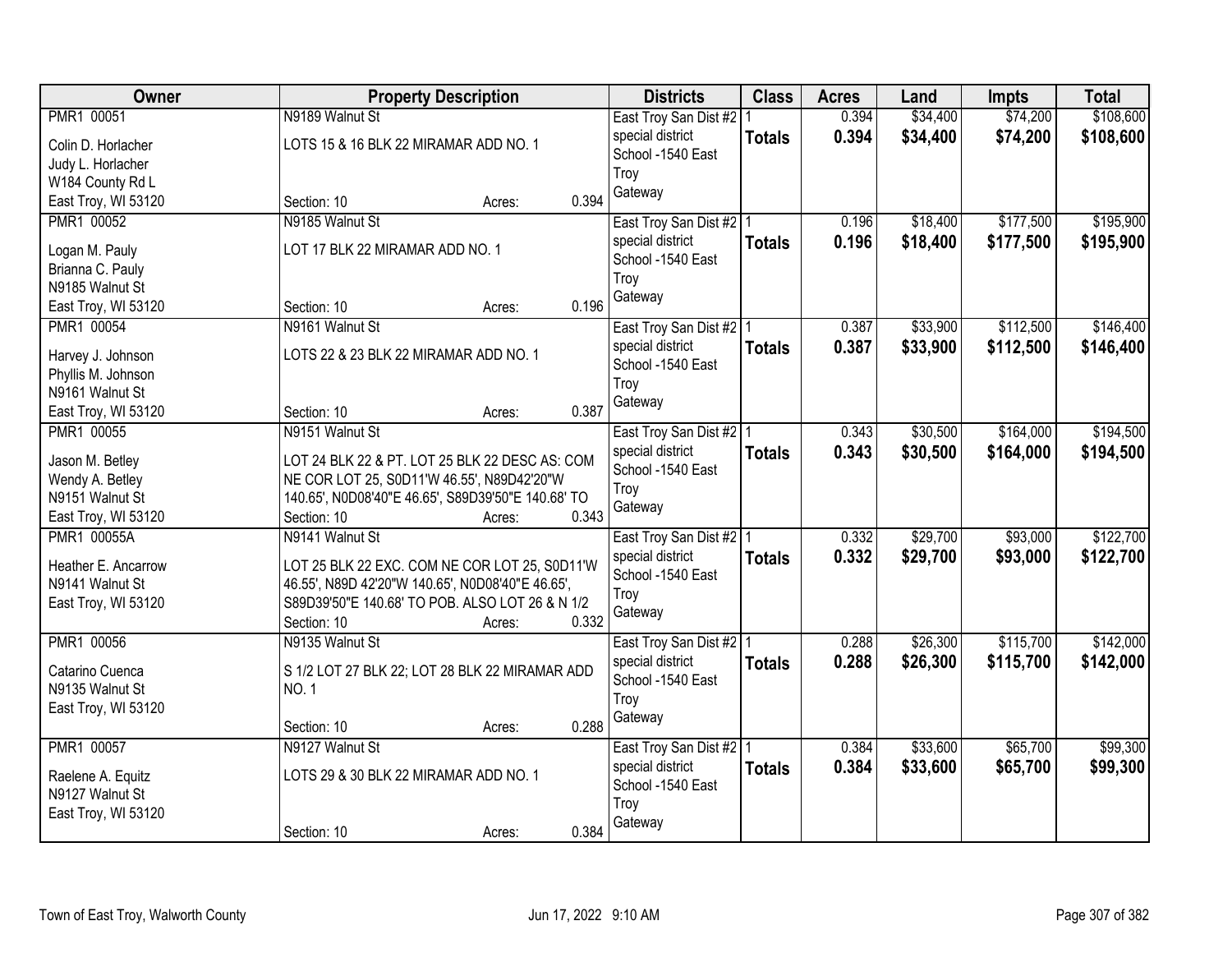| Owner | Property Description | Districts | Class | Acres | Land | Impts | Total |
|---|---|---|---|---|---|---|---|
| PMR1 00051<br>Colin D. Horlacher<br>Judy L. Horlacher<br>W184 County Rd L<br>East Troy, WI 53120 | N9189 Walnut St<br>LOTS 15 & 16 BLK 22 MIRAMAR ADD NO. 1<br>Section: 10 Acres: 0.394 | East Troy San Dist #2<br>special district<br>School -1540 East Troy<br>Gateway | 1<br>**Totals** | 0.394<br>**0.394** | $34,400<br>**$34,400** | $74,200<br>**$74,200** | $108,600<br>**$108,600** |
| PMR1 00052<br>Logan M. Pauly<br>Brianna C. Pauly<br>N9185 Walnut St<br>East Troy, WI 53120 | N9185 Walnut St<br>LOT 17 BLK 22 MIRAMAR ADD NO. 1<br>Section: 10 Acres: 0.196 | East Troy San Dist #2<br>special district<br>School -1540 East Troy<br>Gateway | 1<br>**Totals** | 0.196<br>**0.196** | $18,400<br>**$18,400** | $177,500<br>**$177,500** | $195,900<br>**$195,900** |
| PMR1 00054<br>Harvey J. Johnson<br>Phyllis M. Johnson<br>N9161 Walnut St<br>East Troy, WI 53120 | N9161 Walnut St<br>LOTS 22 & 23 BLK 22 MIRAMAR ADD NO. 1<br>Section: 10 Acres: 0.387 | East Troy San Dist #2<br>special district<br>School -1540 East Troy<br>Gateway | 1<br>**Totals** | 0.387<br>**0.387** | $33,900<br>**$33,900** | $112,500<br>**$112,500** | $146,400<br>**$146,400** |
| PMR1 00055<br>Jason M. Betley<br>Wendy A. Betley<br>N9151 Walnut St<br>East Troy, WI 53120 | N9151 Walnut St<br>LOT 24 BLK 22 & PT. LOT 25 BLK 22 DESC AS: COM NE COR LOT 25, S0D11'W 46.55', N89D42'20"W 140.65', N0D08'40"E 46.65', S89D39'50"E 140.68' TO<br>Section: 10 Acres: 0.343 | East Troy San Dist #2<br>special district<br>School -1540 East Troy<br>Gateway | 1<br>**Totals** | 0.343<br>**0.343** | $30,500<br>**$30,500** | $164,000<br>**$164,000** | $194,500<br>**$194,500** |
| PMR1 00055A<br>Heather E. Ancarrow<br>N9141 Walnut St<br>East Troy, WI 53120 | N9141 Walnut St<br>LOT 25 BLK 22 EXC. COM NE COR LOT 25, S0D11'W 46.55', N89D 42'20"W 140.65', N0D08'40"E 46.65', S89D39'50"E 140.68' TO POB. ALSO LOT 26 & N 1/2<br>Section: 10 Acres: 0.332 | East Troy San Dist #2<br>special district<br>School -1540 East Troy<br>Gateway | 1<br>**Totals** | 0.332<br>**0.332** | $29,700<br>**$29,700** | $93,000<br>**$93,000** | $122,700<br>**$122,700** |
| PMR1 00056<br>Catarino Cuenca<br>N9135 Walnut St<br>East Troy, WI 53120 | N9135 Walnut St<br>S 1/2 LOT 27 BLK 22; LOT 28 BLK 22 MIRAMAR ADD NO. 1<br>Section: 10 Acres: 0.288 | East Troy San Dist #2<br>special district<br>School -1540 East Troy<br>Gateway | 1<br>**Totals** | 0.288<br>**0.288** | $26,300<br>**$26,300** | $115,700<br>**$115,700** | $142,000<br>**$142,000** |
| PMR1 00057<br>Raelene A. Equitz<br>N9127 Walnut St<br>East Troy, WI 53120 | N9127 Walnut St<br>LOTS 29 & 30 BLK 22 MIRAMAR ADD NO. 1<br>Section: 10 Acres: 0.384 | East Troy San Dist #2<br>special district<br>School -1540 East Troy<br>Gateway | 1<br>**Totals** | 0.384<br>**0.384** | $33,600<br>**$33,600** | $65,700<br>**$65,700** | $99,300<br>**$99,300** |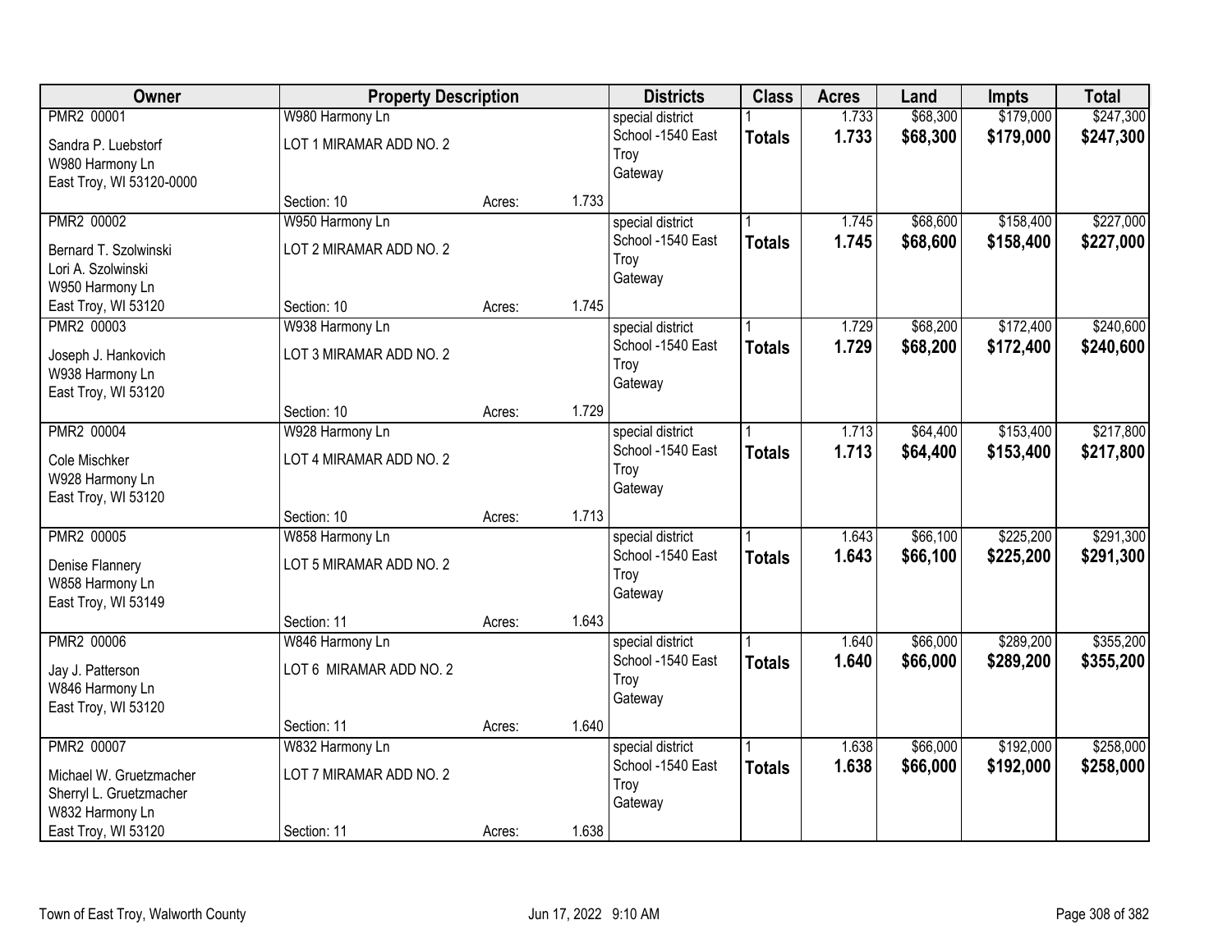| Owner | Property Description | | | Districts | Class | Acres | Land | Impts | Total |
|---|---|---|---|---|---|---|---|---|---|
| PMR2 00001<br>Sandra P. Luebstorf<br>W980 Harmony Ln<br>East Troy, WI 53120-0000 | W980 Harmony Ln<br>LOT 1 MIRAMAR ADD NO. 2<br>Section: 10 | Acres: | 1.733 | special district<br>School -1540 East Troy<br>Gateway | 1<br>**Totals** | 1.733<br>**1.733** | $68,300<br>**$68,300** | $179,000<br>**$179,000** | $247,300<br>**$247,300** |
| PMR2 00002<br>Bernard T. Szolwinski<br>Lori A. Szolwinski<br>W950 Harmony Ln<br>East Troy, WI 53120 | W950 Harmony Ln<br>LOT 2 MIRAMAR ADD NO. 2<br>Section: 10 | Acres: | 1.745 | special district<br>School -1540 East Troy<br>Gateway | 1<br>**Totals** | 1.745<br>**1.745** | $68,600<br>**$68,600** | $158,400<br>**$158,400** | $227,000<br>**$227,000** |
| PMR2 00003<br>Joseph J. Hankovich<br>W938 Harmony Ln<br>East Troy, WI 53120 | W938 Harmony Ln<br>LOT 3 MIRAMAR ADD NO. 2<br>Section: 10 | Acres: | 1.729 | special district<br>School -1540 East Troy<br>Gateway | 1<br>**Totals** | 1.729<br>**1.729** | $68,200<br>**$68,200** | $172,400<br>**$172,400** | $240,600<br>**$240,600** |
| PMR2 00004<br>Cole Mischker<br>W928 Harmony Ln<br>East Troy, WI 53120 | W928 Harmony Ln<br>LOT 4 MIRAMAR ADD NO. 2<br>Section: 10 | Acres: | 1.713 | special district<br>School -1540 East Troy<br>Gateway | 1<br>**Totals** | 1.713<br>**1.713** | $64,400<br>**$64,400** | $153,400<br>**$153,400** | $217,800<br>**$217,800** |
| PMR2 00005<br>Denise Flannery<br>W858 Harmony Ln<br>East Troy, WI 53149 | W858 Harmony Ln<br>LOT 5 MIRAMAR ADD NO. 2<br>Section: 11 | Acres: | 1.643 | special district<br>School -1540 East Troy<br>Gateway | 1<br>**Totals** | 1.643<br>**1.643** | $66,100<br>**$66,100** | $225,200<br>**$225,200** | $291,300<br>**$291,300** |
| PMR2 00006<br>Jay J. Patterson<br>W846 Harmony Ln<br>East Troy, WI 53120 | W846 Harmony Ln<br>LOT 6 MIRAMAR ADD NO. 2<br>Section: 11 | Acres: | 1.640 | special district<br>School -1540 East Troy<br>Gateway | 1<br>**Totals** | 1.640<br>**1.640** | $66,000<br>**$66,000** | $289,200<br>**$289,200** | $355,200<br>**$355,200** |
| PMR2 00007<br>Michael W. Gruetzmacher<br>Sherryl L. Gruetzmacher<br>W832 Harmony Ln<br>East Troy, WI 53120 | W832 Harmony Ln<br>LOT 7 MIRAMAR ADD NO. 2<br>Section: 11 | Acres: | 1.638 | special district<br>School -1540 East Troy<br>Gateway | 1<br>**Totals** | 1.638<br>**1.638** | $66,000<br>**$66,000** | $192,000<br>**$192,000** | $258,000<br>**$258,000** |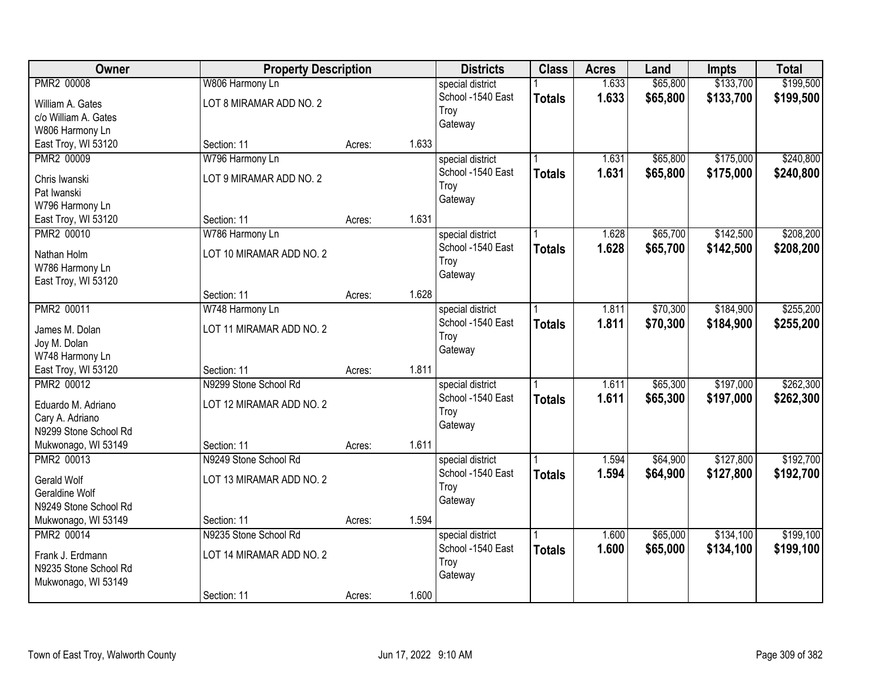| Owner | Property Description | | | Districts | Class | Acres | Land | Impts | Total |
|---|---|---|---|---|---|---|---|---|---|
| PMR2 00008<br>William A. Gates<br>c/o William A. Gates<br>W806 Harmony Ln<br>East Troy, WI 53120 | W806 Harmony Ln<br>LOT 8 MIRAMAR ADD NO. 2<br>Section: 11 | Acres: | 1.633 | special district<br>School -1540 East Troy<br>Gateway | 1<br>**Totals** | 1.633<br>**1.633** | $65,800<br>**$65,800** | $133,700<br>**$133,700** | $199,500<br>**$199,500** |
| PMR2 00009<br>Chris Iwanski<br>Pat Iwanski<br>W796 Harmony Ln<br>East Troy, WI 53120 | W796 Harmony Ln<br>LOT 9 MIRAMAR ADD NO. 2<br>Section: 11 | Acres: | 1.631 | special district<br>School -1540 East Troy<br>Gateway | 1<br>**Totals** | 1.631<br>**1.631** | $65,800<br>**$65,800** | $175,000<br>**$175,000** | $240,800<br>**$240,800** |
| PMR2 00010<br>Nathan Holm<br>W786 Harmony Ln<br>East Troy, WI 53120 | W786 Harmony Ln<br>LOT 10 MIRAMAR ADD NO. 2<br>Section: 11 | Acres: | 1.628 | special district<br>School -1540 East Troy<br>Gateway | 1<br>**Totals** | 1.628<br>**1.628** | $65,700<br>**$65,700** | $142,500<br>**$142,500** | $208,200<br>**$208,200** |
| PMR2 00011<br>James M. Dolan<br>Joy M. Dolan<br>W748 Harmony Ln<br>East Troy, WI 53120 | W748 Harmony Ln<br>LOT 11 MIRAMAR ADD NO. 2<br>Section: 11 | Acres: | 1.811 | special district<br>School -1540 East Troy<br>Gateway | 1<br>**Totals** | 1.811<br>**1.811** | $70,300<br>**$70,300** | $184,900<br>**$184,900** | $255,200<br>**$255,200** |
| PMR2 00012<br>Eduardo M. Adriano<br>Cary A. Adriano<br>N9299 Stone School Rd<br>Mukwonago, WI 53149 | N9299 Stone School Rd<br>LOT 12 MIRAMAR ADD NO. 2<br>Section: 11 | Acres: | 1.611 | special district<br>School -1540 East Troy<br>Gateway | 1<br>**Totals** | 1.611<br>**1.611** | $65,300<br>**$65,300** | $197,000<br>**$197,000** | $262,300<br>**$262,300** |
| PMR2 00013<br>Gerald Wolf<br>Geraldine Wolf<br>N9249 Stone School Rd<br>Mukwonago, WI 53149 | N9249 Stone School Rd<br>LOT 13 MIRAMAR ADD NO. 2<br>Section: 11 | Acres: | 1.594 | special district<br>School -1540 East Troy<br>Gateway | 1<br>**Totals** | 1.594<br>**1.594** | $64,900<br>**$64,900** | $127,800<br>**$127,800** | $192,700<br>**$192,700** |
| PMR2 00014<br>Frank J. Erdmann<br>N9235 Stone School Rd<br>Mukwonago, WI 53149 | N9235 Stone School Rd<br>LOT 14 MIRAMAR ADD NO. 2<br>Section: 11 | Acres: | 1.600 | special district<br>School -1540 East Troy<br>Gateway | 1<br>**Totals** | 1.600<br>**1.600** | $65,000<br>**$65,000** | $134,100<br>**$134,100** | $199,100<br>**$199,100** |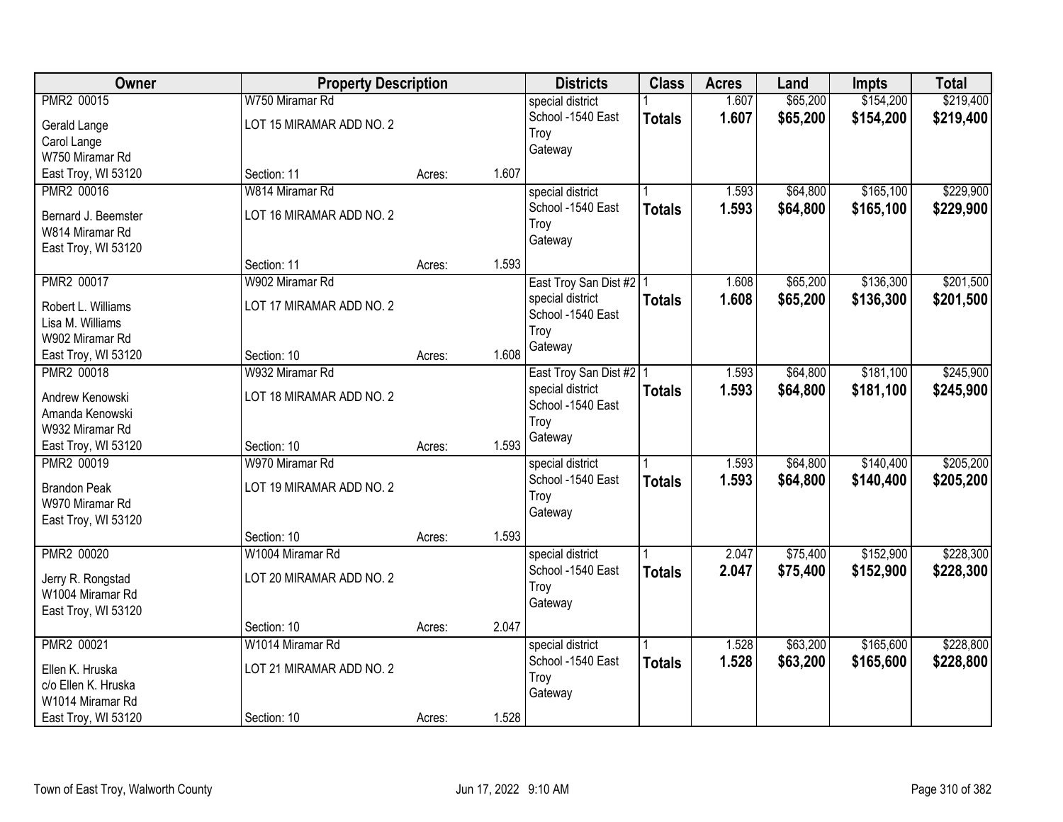| Owner | Property Description | | | Districts | Class | Acres | Land | Impts | Total |
|---|---|---|---|---|---|---|---|---|---|
| PMR2 00015<br>Gerald Lange<br>Carol Lange<br>W750 Miramar Rd<br>East Troy, WI 53120 | W750 Miramar Rd<br>LOT 15 MIRAMAR ADD NO. 2<br>Section: 11 | Acres: | 1.607 | special district<br>School -1540 East Troy<br>Gateway | 1<br>**Totals** | 1.607<br>**1.607** | $65,200<br>**$65,200** | $154,200<br>**$154,200** | $219,400<br>**$219,400** |
| PMR2 00016<br>Bernard J. Beemster<br>W814 Miramar Rd<br>East Troy, WI 53120 | W814 Miramar Rd<br>LOT 16 MIRAMAR ADD NO. 2<br>Section: 11 | Acres: | 1.593 | special district<br>School -1540 East Troy<br>Gateway | 1<br>**Totals** | 1.593<br>**1.593** | $64,800<br>**$64,800** | $165,100<br>**$165,100** | $229,900<br>**$229,900** |
| PMR2 00017<br>Robert L. Williams<br>Lisa M. Williams<br>W902 Miramar Rd<br>East Troy, WI 53120 | W902 Miramar Rd<br>LOT 17 MIRAMAR ADD NO. 2<br>Section: 10 | Acres: | 1.608 | East Troy San Dist #2<br>special district<br>School -1540 East Troy<br>Gateway | 1<br>**Totals** | 1.608<br>**1.608** | $65,200<br>**$65,200** | $136,300<br>**$136,300** | $201,500<br>**$201,500** |
| PMR2 00018<br>Andrew Kenowski<br>Amanda Kenowski<br>W932 Miramar Rd<br>East Troy, WI 53120 | W932 Miramar Rd<br>LOT 18 MIRAMAR ADD NO. 2<br>Section: 10 | Acres: | 1.593 | East Troy San Dist #2<br>special district<br>School -1540 East Troy<br>Gateway | 1<br>**Totals** | 1.593<br>**1.593** | $64,800<br>**$64,800** | $181,100<br>**$181,100** | $245,900<br>**$245,900** |
| PMR2 00019<br>Brandon Peak<br>W970 Miramar Rd<br>East Troy, WI 53120 | W970 Miramar Rd<br>LOT 19 MIRAMAR ADD NO. 2<br>Section: 10 | Acres: | 1.593 | special district<br>School -1540 East Troy<br>Gateway | 1<br>**Totals** | 1.593<br>**1.593** | $64,800<br>**$64,800** | $140,400<br>**$140,400** | $205,200<br>**$205,200** |
| PMR2 00020<br>Jerry R. Rongstad<br>W1004 Miramar Rd<br>East Troy, WI 53120 | W1004 Miramar Rd<br>LOT 20 MIRAMAR ADD NO. 2<br>Section: 10 | Acres: | 2.047 | special district<br>School -1540 East Troy<br>Gateway | 1<br>**Totals** | 2.047<br>**2.047** | $75,400<br>**$75,400** | $152,900<br>**$152,900** | $228,300<br>**$228,300** |
| PMR2 00021<br>Ellen K. Hruska<br>c/o Ellen K. Hruska<br>W1014 Miramar Rd<br>East Troy, WI 53120 | W1014 Miramar Rd<br>LOT 21 MIRAMAR ADD NO. 2<br>Section: 10 | Acres: | 1.528 | special district<br>School -1540 East Troy<br>Gateway | 1<br>**Totals** | 1.528<br>**1.528** | $63,200<br>**$63,200** | $165,600<br>**$165,600** | $228,800<br>**$228,800** |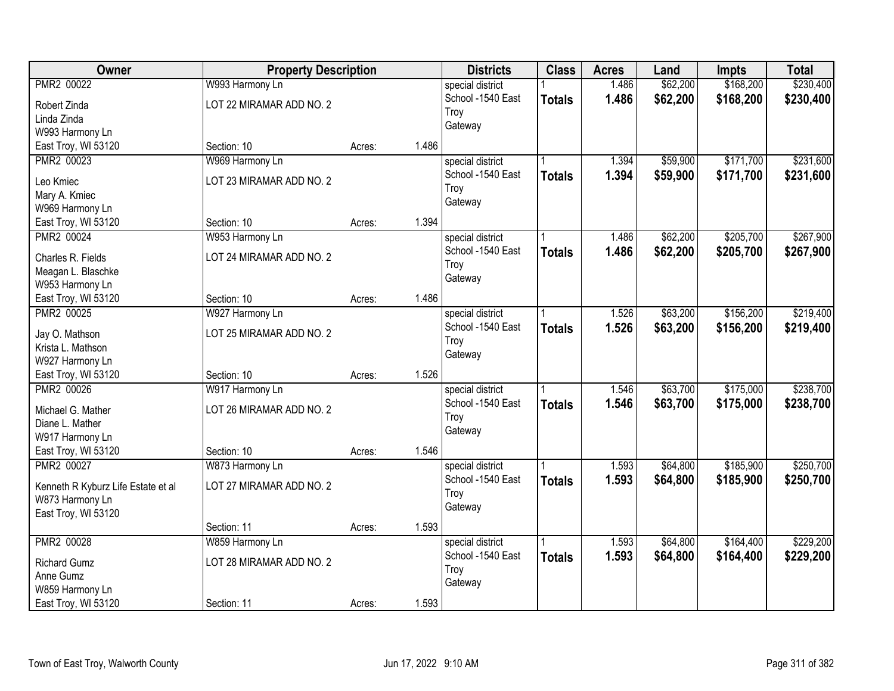| Owner | Property Description | | | Districts | Class | Acres | Land | Impts | Total |
|---|---|---|---|---|---|---|---|---|---|
| PMR2 00022 | W993 Harmony Ln | | | special district | 1 | 1.486 | $62,200 | $168,200 | $230,400 |
| Robert Zinda<br>Linda Zinda<br>W993 Harmony Ln<br>East Troy, WI 53120 | LOT 22 MIRAMAR ADD NO. 2 | | | School -1540 East Troy<br>Gateway | **Totals** | **1.486** | **$62,200** | **$168,200** | **$230,400** |
| | Section: 10 | Acres: | 1.486 | | | | | | |
| PMR2 00023 | W969 Harmony Ln | | | special district | 1 | 1.394 | $59,900 | $171,700 | $231,600 |
| Leo Kmiec<br>Mary A. Kmiec<br>W969 Harmony Ln<br>East Troy, WI 53120 | LOT 23 MIRAMAR ADD NO. 2 | | | School -1540 East Troy<br>Gateway | **Totals** | **1.394** | **$59,900** | **$171,700** | **$231,600** |
| | Section: 10 | Acres: | 1.394 | | | | | | |
| PMR2 00024 | W953 Harmony Ln | | | special district | 1 | 1.486 | $62,200 | $205,700 | $267,900 |
| Charles R. Fields<br>Meagan L. Blaschke<br>W953 Harmony Ln<br>East Troy, WI 53120 | LOT 24 MIRAMAR ADD NO. 2 | | | School -1540 East Troy<br>Gateway | **Totals** | **1.486** | **$62,200** | **$205,700** | **$267,900** |
| | Section: 10 | Acres: | 1.486 | | | | | | |
| PMR2 00025 | W927 Harmony Ln | | | special district | 1 | 1.526 | $63,200 | $156,200 | $219,400 |
| Jay O. Mathson<br>Krista L. Mathson<br>W927 Harmony Ln<br>East Troy, WI 53120 | LOT 25 MIRAMAR ADD NO. 2 | | | School -1540 East Troy<br>Gateway | **Totals** | **1.526** | **$63,200** | **$156,200** | **$219,400** |
| | Section: 10 | Acres: | 1.526 | | | | | | |
| PMR2 00026 | W917 Harmony Ln | | | special district | 1 | 1.546 | $63,700 | $175,000 | $238,700 |
| Michael G. Mather<br>Diane L. Mather<br>W917 Harmony Ln<br>East Troy, WI 53120 | LOT 26 MIRAMAR ADD NO. 2 | | | School -1540 East Troy<br>Gateway | **Totals** | **1.546** | **$63,700** | **$175,000** | **$238,700** |
| | Section: 10 | Acres: | 1.546 | | | | | | |
| PMR2 00027 | W873 Harmony Ln | | | special district | 1 | 1.593 | $64,800 | $185,900 | $250,700 |
| Kenneth R Kyburz Life Estate et al<br>W873 Harmony Ln<br>East Troy, WI 53120 | LOT 27 MIRAMAR ADD NO. 2 | | | School -1540 East Troy<br>Gateway | **Totals** | **1.593** | **$64,800** | **$185,900** | **$250,700** |
| | Section: 11 | Acres: | 1.593 | | | | | | |
| PMR2 00028 | W859 Harmony Ln | | | special district | 1 | 1.593 | $64,800 | $164,400 | $229,200 |
| Richard Gumz<br>Anne Gumz<br>W859 Harmony Ln<br>East Troy, WI 53120 | LOT 28 MIRAMAR ADD NO. 2 | | | School -1540 East Troy<br>Gateway | **Totals** | **1.593** | **$64,800** | **$164,400** | **$229,200** |
| | Section: 11 | Acres: | 1.593 | | | | | | |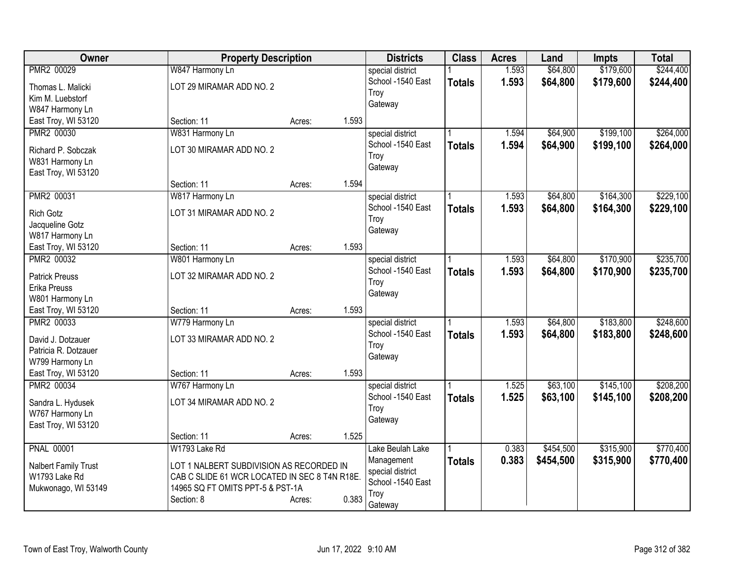| Owner | Property Description | | | Districts | Class | Acres | Land | Impts | Total |
|---|---|---|---|---|---|---|---|---|---|
| PMR2 00029<br>Thomas L. Malicki<br>Kim M. Luebstorf<br>W847 Harmony Ln<br>East Troy, WI 53120 | W847 Harmony Ln<br>LOT 29 MIRAMAR ADD NO. 2<br>Section: 11 | Acres: | 1.593 | special district<br>School -1540 East Troy<br>Gateway | 1<br>**Totals** | 1.593<br>**1.593** | $64,800<br>**$64,800** | $179,600<br>**$179,600** | $244,400<br>**$244,400** |
| PMR2 00030<br>Richard P. Sobczak<br>W831 Harmony Ln<br>East Troy, WI 53120 | W831 Harmony Ln<br>LOT 30 MIRAMAR ADD NO. 2<br>Section: 11 | Acres: | 1.594 | special district<br>School -1540 East Troy<br>Gateway | 1<br>**Totals** | 1.594<br>**1.594** | $64,900<br>**$64,900** | $199,100<br>**$199,100** | $264,000<br>**$264,000** |
| PMR2 00031<br>Rich Gotz<br>Jacqueline Gotz<br>W817 Harmony Ln<br>East Troy, WI 53120 | W817 Harmony Ln<br>LOT 31 MIRAMAR ADD NO. 2<br>Section: 11 | Acres: | 1.593 | special district<br>School -1540 East Troy<br>Gateway | 1<br>**Totals** | 1.593<br>**1.593** | $64,800<br>**$64,800** | $164,300<br>**$164,300** | $229,100<br>**$229,100** |
| PMR2 00032<br>Patrick Preuss<br>Erika Preuss<br>W801 Harmony Ln<br>East Troy, WI 53120 | W801 Harmony Ln<br>LOT 32 MIRAMAR ADD NO. 2<br>Section: 11 | Acres: | 1.593 | special district<br>School -1540 East Troy<br>Gateway | 1<br>**Totals** | 1.593<br>**1.593** | $64,800<br>**$64,800** | $170,900<br>**$170,900** | $235,700<br>**$235,700** |
| PMR2 00033<br>David J. Dotzauer<br>Patricia R. Dotzauer<br>W799 Harmony Ln<br>East Troy, WI 53120 | W779 Harmony Ln<br>LOT 33 MIRAMAR ADD NO. 2<br>Section: 11 | Acres: | 1.593 | special district<br>School -1540 East Troy<br>Gateway | 1<br>**Totals** | 1.593<br>**1.593** | $64,800<br>**$64,800** | $183,800<br>**$183,800** | $248,600<br>**$248,600** |
| PMR2 00034<br>Sandra L. Hydusek<br>W767 Harmony Ln<br>East Troy, WI 53120 | W767 Harmony Ln<br>LOT 34 MIRAMAR ADD NO. 2<br>Section: 11 | Acres: | 1.525 | special district<br>School -1540 East Troy<br>Gateway | 1<br>**Totals** | 1.525<br>**1.525** | $63,100<br>**$63,100** | $145,100<br>**$145,100** | $208,200<br>**$208,200** |
| PNAL 00001<br>Nalbert Family Trust<br>W1793 Lake Rd<br>Mukwonago, WI 53149 | W1793 Lake Rd<br>LOT 1 NALBERT SUBDIVISION AS RECORDED IN CAB C SLIDE 61 WCR LOCATED IN SEC 8 T4N R18E. 14965 SQ FT OMITS PPT-5 & PST-1A<br>Section: 8 | Acres: | 0.383 | Lake Beulah Lake Management<br>special district<br>School -1540 East Troy<br>Gateway | 1<br>**Totals** | 0.383<br>**0.383** | $454,500<br>**$454,500** | $315,900<br>**$315,900** | $770,400<br>**$770,400** |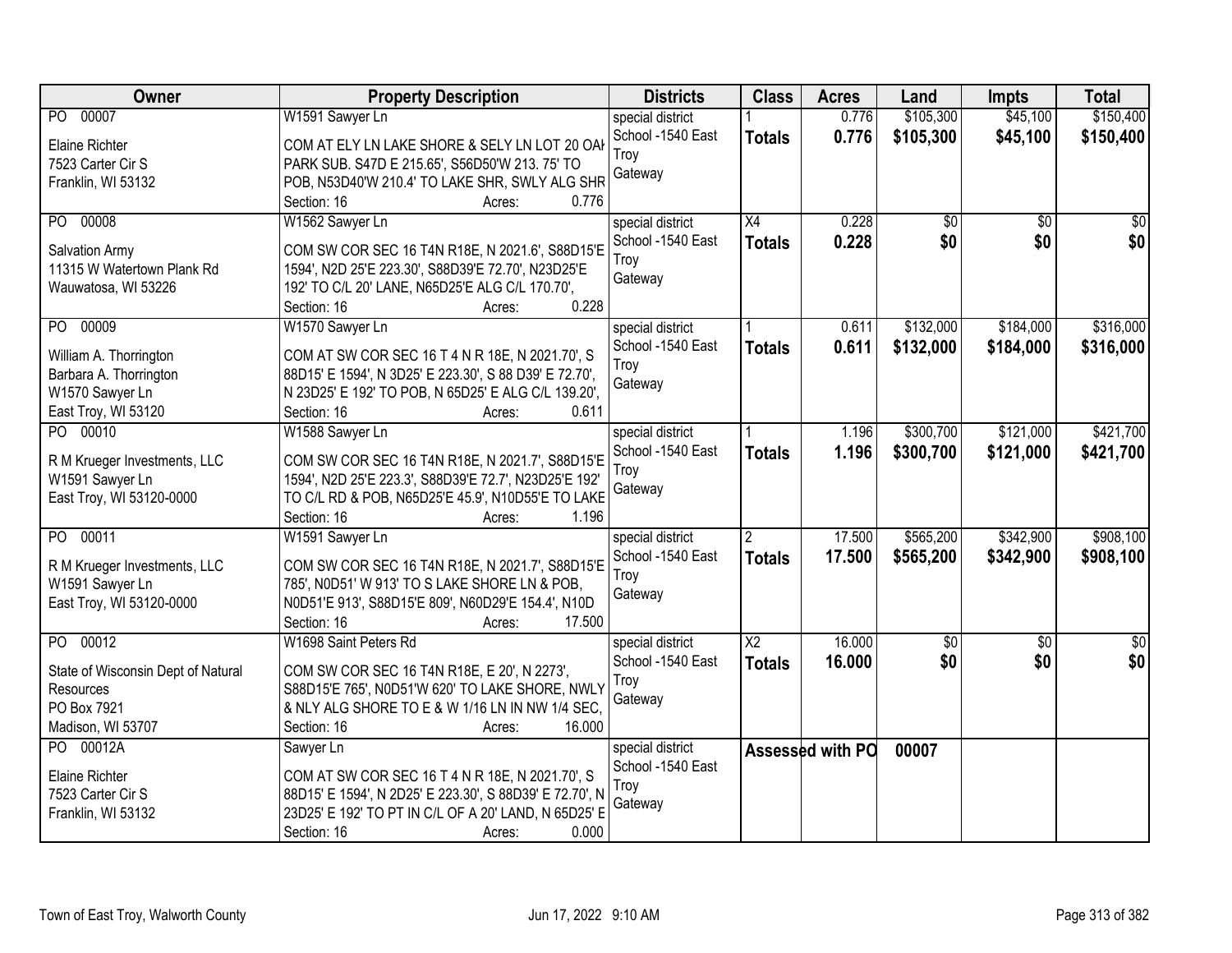| Owner | Property Description | Districts | Class | Acres | Land | Impts | Total |
|---|---|---|---|---|---|---|---|
| PO 00007<br>Elaine Richter<br>7523 Carter Cir S<br>Franklin, WI 53132 | W1591 Sawyer Ln<br>COM AT ELY LN LAKE SHORE & SELY LN LOT 20 OAK PARK SUB. S47D E 215.65', S56D50'W 213. 75' TO POB, N53D40'W 210.4' TO LAKE SHR, SWLY ALG SHR<br>Section: 16 Acres: 0.776 | special district<br>School -1540 East Troy<br>Gateway | 1<br>**Totals** | 0.776<br>**0.776** | $105,300<br>**$105,300** | $45,100<br>**$45,100** | $150,400<br>**$150,400** |
| PO 00008<br>Salvation Army<br>11315 W Watertown Plank Rd<br>Wauwatosa, WI 53226 | W1562 Sawyer Ln<br>COM SW COR SEC 16 T4N R18E, N 2021.6', S88D15'E 1594', N2D 25'E 223.30', S88D39'E 72.70', N23D25'E 192' TO C/L 20' LANE, N65D25'E ALG C/L 170.70',<br>Section: 16 Acres: 0.228 | special district<br>School -1540 East Troy<br>Gateway | X4<br>**Totals** | 0.228<br>**0.228** | $0<br>**$0** | $0<br>**$0** | $0<br>**$0** |
| PO 00009<br>William A. Thorrington<br>Barbara A. Thorrington<br>W1570 Sawyer Ln<br>East Troy, WI 53120 | W1570 Sawyer Ln<br>COM AT SW COR SEC 16 T 4 N R 18E, N 2021.70', S 88D15' E 1594', N 3D25' E 223.30', S 88 D39' E 72.70', N 23D25' E 192' TO POB, N 65D25' E ALG C/L 139.20',<br>Section: 16 Acres: 0.611 | special district<br>School -1540 East Troy<br>Gateway | 1<br>**Totals** | 0.611<br>**0.611** | $132,000<br>**$132,000** | $184,000<br>**$184,000** | $316,000<br>**$316,000** |
| PO 00010<br>R M Krueger Investments, LLC<br>W1591 Sawyer Ln<br>East Troy, WI 53120-0000 | W1588 Sawyer Ln<br>COM SW COR SEC 16 T4N R18E, N 2021.7', S88D15'E 1594', N2D 25'E 223.3', S88D39'E 72.7', N23D25'E 192' TO C/L RD & POB, N65D25'E 45.9', N10D55'E TO LAKE<br>Section: 16 Acres: 1.196 | special district<br>School -1540 East Troy<br>Gateway | 1<br>**Totals** | 1.196<br>**1.196** | $300,700<br>**$300,700** | $121,000<br>**$121,000** | $421,700<br>**$421,700** |
| PO 00011<br>R M Krueger Investments, LLC<br>W1591 Sawyer Ln<br>East Troy, WI 53120-0000 | W1591 Sawyer Ln<br>COM SW COR SEC 16 T4N R18E, N 2021.7', S88D15'E 785', N0D51' W 913' TO S LAKE SHORE LN & POB, N0D51'E 913', S88D15'E 809', N60D29'E 154.4', N10D<br>Section: 16 Acres: 17.500 | special district<br>School -1540 East Troy<br>Gateway | 2<br>**Totals** | 17.500<br>**17.500** | $565,200<br>**$565,200** | $342,900<br>**$342,900** | $908,100<br>**$908,100** |
| PO 00012<br>State of Wisconsin Dept of Natural Resources<br>PO Box 7921<br>Madison, WI 53707 | W1698 Saint Peters Rd<br>COM SW COR SEC 16 T4N R18E, E 20', N 2273', S88D15'E 765', N0D51'W 620' TO LAKE SHORE, NWLY & NLY ALG SHORE TO E & W 1/16 LN IN NW 1/4 SEC,<br>Section: 16 Acres: 16.000 | special district<br>School -1540 East Troy<br>Gateway | X2<br>**Totals** | 16.000<br>**16.000** | $0<br>**$0** | $0<br>**$0** | $0<br>**$0** |
| PO 00012A<br>Elaine Richter<br>7523 Carter Cir S<br>Franklin, WI 53132 | Sawyer Ln<br>COM AT SW COR SEC 16 T 4 N R 18E, N 2021.70', S 88D15' E 1594', N 2D25' E 223.30', S 88D39' E 72.70', N 23D25' E 192' TO PT IN C/L OF A 20' LAND, N 65D25' E<br>Section: 16 Acres: 0.000 | special district<br>School -1540 East Troy<br>Gateway | Assessed with PO | | 00007 | | |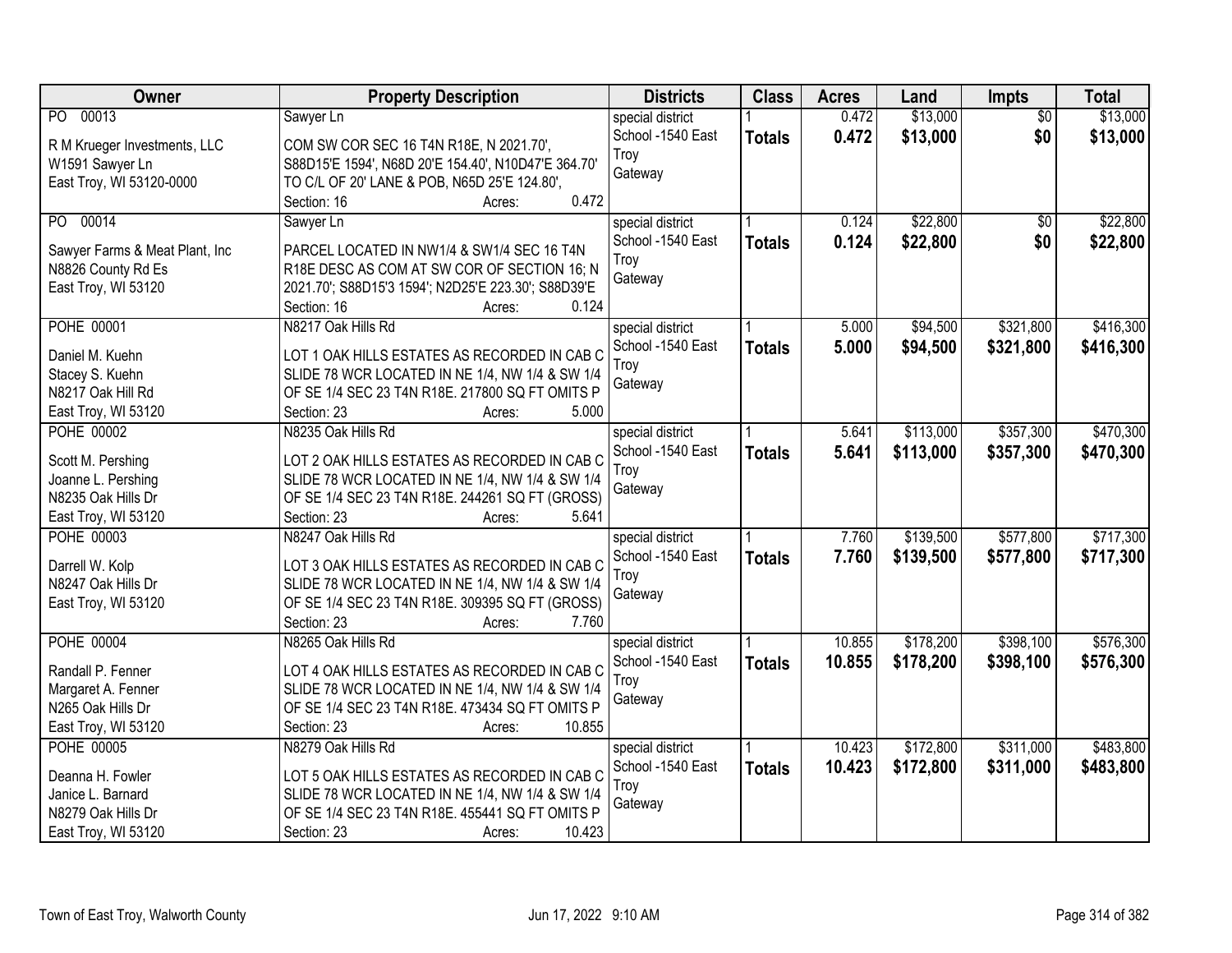| Owner | Property Description | Districts | Class | Acres | Land | Impts | Total |
|---|---|---|---|---|---|---|---|
| PO 00013<br><br>R M Krueger Investments, LLC<br>W1591 Sawyer Ln<br>East Troy, WI 53120-0000 | Sawyer Ln<br><br>COM SW COR SEC 16 T4N R18E, N 2021.70', S88D15'E 1594', N68D 20'E 154.40', N10D47'E 364.70' TO C/L OF 20' LANE & POB, N65D 25'E 124.80',<br>Section: 16 Acres: 0.472 | special district<br>School -1540 East Troy<br>Gateway | 1<br>**Totals** | 0.472<br>**0.472** | $13,000<br>**$13,000** | $0<br>**$0** | $13,000<br>**$13,000** |
| PO 00014<br><br>Sawyer Farms & Meat Plant, Inc<br>N8826 County Rd Es<br>East Troy, WI 53120 | Sawyer Ln<br><br>PARCEL LOCATED IN NW1/4 & SW1/4 SEC 16 T4N R18E DESC AS COM AT SW COR OF SECTION 16; N 2021.70'; S88D15'3 1594'; N2D25'E 223.30'; S88D39'E<br>Section: 16 Acres: 0.124 | special district<br>School -1540 East Troy<br>Gateway | 1<br>**Totals** | 0.124<br>**0.124** | $22,800<br>**$22,800** | $0<br>**$0** | $22,800<br>**$22,800** |
| POHE 00001<br><br>Daniel M. Kuehn<br>Stacey S. Kuehn<br>N8217 Oak Hill Rd<br>East Troy, WI 53120 | N8217 Oak Hills Rd<br><br>LOT 1 OAK HILLS ESTATES AS RECORDED IN CAB C SLIDE 78 WCR LOCATED IN NE 1/4, NW 1/4 & SW 1/4 OF SE 1/4 SEC 23 T4N R18E. 217800 SQ FT OMITS P<br>Section: 23 Acres: 5.000 | special district<br>School -1540 East Troy<br>Gateway | 1<br>**Totals** | 5.000<br>**5.000** | $94,500<br>**$94,500** | $321,800<br>**$321,800** | $416,300<br>**$416,300** |
| POHE 00002<br><br>Scott M. Pershing<br>Joanne L. Pershing<br>N8235 Oak Hills Dr<br>East Troy, WI 53120 | N8235 Oak Hills Rd<br><br>LOT 2 OAK HILLS ESTATES AS RECORDED IN CAB C SLIDE 78 WCR LOCATED IN NE 1/4, NW 1/4 & SW 1/4 OF SE 1/4 SEC 23 T4N R18E. 244261 SQ FT (GROSS)<br>Section: 23 Acres: 5.641 | special district<br>School -1540 East Troy<br>Gateway | 1<br>**Totals** | 5.641<br>**5.641** | $113,000<br>**$113,000** | $357,300<br>**$357,300** | $470,300<br>**$470,300** |
| POHE 00003<br><br>Darrell W. Kolp<br>N8247 Oak Hills Dr<br>East Troy, WI 53120 | N8247 Oak Hills Rd<br><br>LOT 3 OAK HILLS ESTATES AS RECORDED IN CAB C SLIDE 78 WCR LOCATED IN NE 1/4, NW 1/4 & SW 1/4 OF SE 1/4 SEC 23 T4N R18E. 309395 SQ FT (GROSS)<br>Section: 23 Acres: 7.760 | special district<br>School -1540 East Troy<br>Gateway | 1<br>**Totals** | 7.760<br>**7.760** | $139,500<br>**$139,500** | $577,800<br>**$577,800** | $717,300<br>**$717,300** |
| POHE 00004<br><br>Randall P. Fenner<br>Margaret A. Fenner<br>N265 Oak Hills Dr<br>East Troy, WI 53120 | N8265 Oak Hills Rd<br><br>LOT 4 OAK HILLS ESTATES AS RECORDED IN CAB C SLIDE 78 WCR LOCATED IN NE 1/4, NW 1/4 & SW 1/4 OF SE 1/4 SEC 23 T4N R18E. 473434 SQ FT OMITS P<br>Section: 23 Acres: 10.855 | special district<br>School -1540 East Troy<br>Gateway | 1<br>**Totals** | 10.855<br>**10.855** | $178,200<br>**$178,200** | $398,100<br>**$398,100** | $576,300<br>**$576,300** |
| POHE 00005<br><br>Deanna H. Fowler<br>Janice L. Barnard<br>N8279 Oak Hills Dr<br>East Troy, WI 53120 | N8279 Oak Hills Rd<br><br>LOT 5 OAK HILLS ESTATES AS RECORDED IN CAB C SLIDE 78 WCR LOCATED IN NE 1/4, NW 1/4 & SW 1/4 OF SE 1/4 SEC 23 T4N R18E. 455441 SQ FT OMITS P<br>Section: 23 Acres: 10.423 | special district<br>School -1540 East Troy<br>Gateway | 1<br>**Totals** | 10.423<br>**10.423** | $172,800<br>**$172,800** | $311,000<br>**$311,000** | $483,800<br>**$483,800** |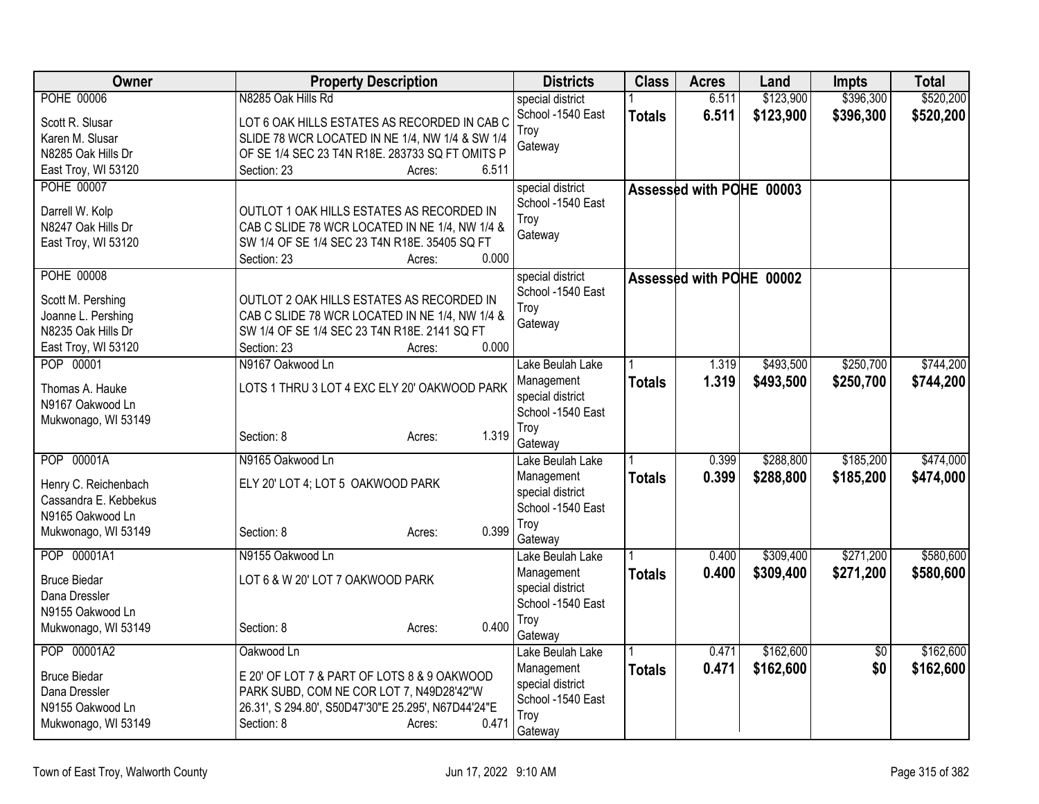| Owner | Property Description | Districts | Class | Acres | Land | Impts | Total |
|---|---|---|---|---|---|---|---|
| POHE 00006<br>Scott R. Slusar<br>Karen M. Slusar<br>N8285 Oak Hills Dr<br>East Troy, WI 53120 | N8285 Oak Hills Rd<br>LOT 6 OAK HILLS ESTATES AS RECORDED IN CAB C SLIDE 78 WCR LOCATED IN NE 1/4, NW 1/4 & SW 1/4 OF SE 1/4 SEC 23 T4N R18E. 283733 SQ FT OMITS P<br>Section: 23 Acres: 6.511 | special district<br>School -1540 East Troy<br>Gateway | 1<br>**Totals** | 6.511<br>**6.511** | $123,900<br>**$123,900** | $396,300<br>**$396,300** | $520,200<br>**$520,200** |
| POHE 00007<br>Darrell W. Kolp<br>N8247 Oak Hills Dr<br>East Troy, WI 53120 | OUTLOT 1 OAK HILLS ESTATES AS RECORDED IN CAB C SLIDE 78 WCR LOCATED IN NE 1/4, NW 1/4 & SW 1/4 OF SE 1/4 SEC 23 T4N R18E. 35405 SQ FT<br>Section: 23 Acres: 0.000 | special district<br>School -1540 East Troy<br>Gateway | Assessed with POHE 00003 | | | | |
| POHE 00008<br>Scott M. Pershing<br>Joanne L. Pershing<br>N8235 Oak Hills Dr<br>East Troy, WI 53120 | OUTLOT 2 OAK HILLS ESTATES AS RECORDED IN CAB C SLIDE 78 WCR LOCATED IN NE 1/4, NW 1/4 & SW 1/4 OF SE 1/4 SEC 23 T4N R18E. 2141 SQ FT<br>Section: 23 Acres: 0.000 | special district<br>School -1540 East Troy<br>Gateway | Assessed with POHE 00002 | | | | |
| POP 00001<br>Thomas A. Hauke<br>N9167 Oakwood Ln<br>Mukwonago, WI 53149 | N9167 Oakwood Ln<br>LOTS 1 THRU 3 LOT 4 EXC ELY 20' OAKWOOD PARK<br>Section: 8 Acres: 1.319 | Lake Beulah Lake Management<br>special district<br>School -1540 East Troy<br>Gateway | 1<br>**Totals** | 1.319<br>**1.319** | $493,500<br>**$493,500** | $250,700<br>**$250,700** | $744,200<br>**$744,200** |
| POP 00001A<br>Henry C. Reichenbach<br>Cassandra E. Kebbekus<br>N9165 Oakwood Ln<br>Mukwonago, WI 53149 | N9165 Oakwood Ln<br>ELY 20' LOT 4; LOT 5 OAKWOOD PARK<br>Section: 8 Acres: 0.399 | Lake Beulah Lake Management<br>special district<br>School -1540 East Troy<br>Gateway | 1<br>**Totals** | 0.399<br>**0.399** | $288,800<br>**$288,800** | $185,200<br>**$185,200** | $474,000<br>**$474,000** |
| POP 00001A1<br>Bruce Biedar<br>Dana Dressler<br>N9155 Oakwood Ln<br>Mukwonago, WI 53149 | N9155 Oakwood Ln<br>LOT 6 & W 20' LOT 7 OAKWOOD PARK<br>Section: 8 Acres: 0.400 | Lake Beulah Lake Management<br>special district<br>School -1540 East Troy<br>Gateway | 1<br>**Totals** | 0.400<br>**0.400** | $309,400<br>**$309,400** | $271,200<br>**$271,200** | $580,600<br>**$580,600** |
| POP 00001A2<br>Bruce Biedar<br>Dana Dressler<br>N9155 Oakwood Ln<br>Mukwonago, WI 53149 | Oakwood Ln<br>E 20' OF LOT 7 & PART OF LOTS 8 & 9 OAKWOOD PARK SUBD, COM NE COR LOT 7, N49D28'42"W 26.31', S 294.80', S50D47'30"E 25.295', N67D44'24"E<br>Section: 8 Acres: 0.471 | Lake Beulah Lake Management<br>special district<br>School -1540 East Troy<br>Gateway | 1<br>**Totals** | 0.471<br>**0.471** | $162,600<br>**$162,600** | $0<br>**$0** | $162,600<br>**$162,600** |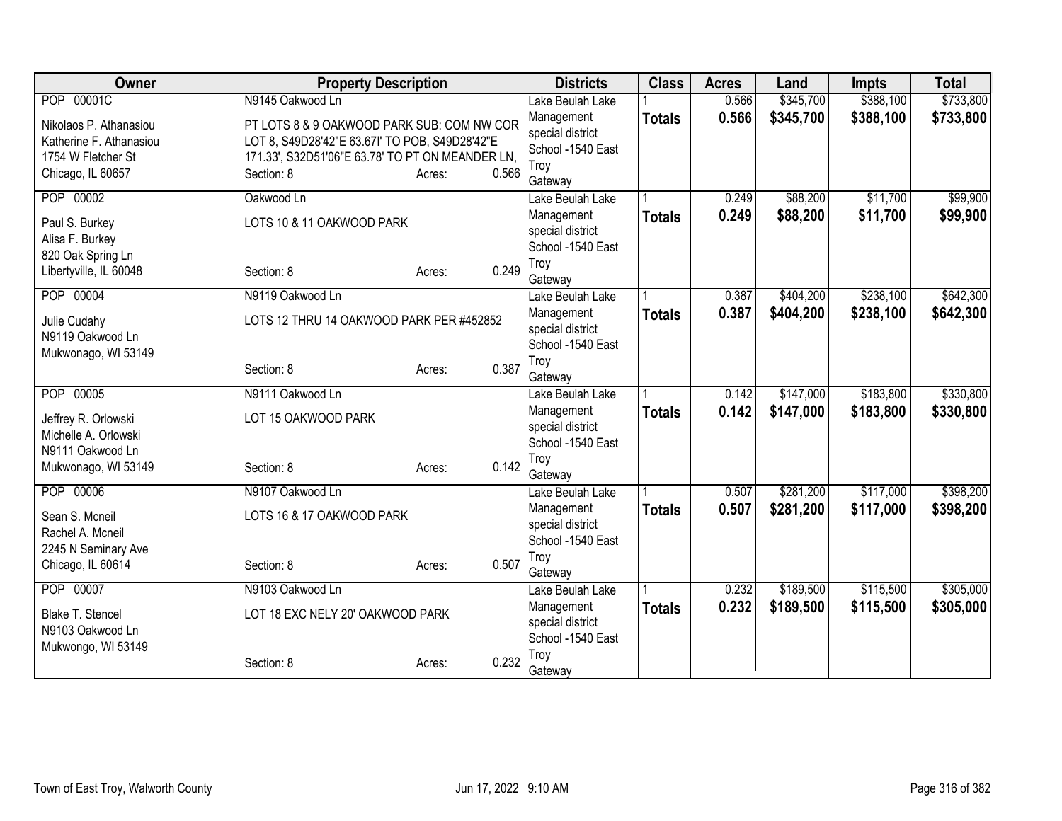| Owner | Property Description | Districts | Class | Acres | Land | Impts | Total |
|---|---|---|---|---|---|---|---|
| POP 00001C<br>Nikolaos P. Athanasiou<br>Katherine F. Athanasiou<br>1754 W Fletcher St<br>Chicago, IL 60657 | N9145 Oakwood Ln<br>PT LOTS 8 & 9 OAKWOOD PARK SUB: COM NW COR LOT 8, S49D28'42"E 63.67I' TO POB, S49D28'42"E 171.33', S32D51'06"E 63.78' TO PT ON MEANDER LN,<br>Section: 8 Acres: 0.566 | Lake Beulah Lake Management special district<br>School -1540 East Troy<br>Gateway | 1<br>**Totals** | 0.566<br>**0.566** | $345,700<br>**$345,700** | $388,100<br>**$388,100** | $733,800<br>**$733,800** |
| POP 00002<br>Paul S. Burkey<br>Alisa F. Burkey<br>820 Oak Spring Ln<br>Libertyville, IL 60048 | Oakwood Ln<br>LOTS 10 & 11 OAKWOOD PARK<br>Section: 8 Acres: 0.249 | Lake Beulah Lake Management special district<br>School -1540 East Troy<br>Gateway | 1<br>**Totals** | 0.249<br>**0.249** | $88,200<br>**$88,200** | $11,700<br>**$11,700** | $99,900<br>**$99,900** |
| POP 00004<br>Julie Cudahy<br>N9119 Oakwood Ln<br>Mukwonago, WI 53149 | N9119 Oakwood Ln<br>LOTS 12 THRU 14 OAKWOOD PARK PER #452852<br>Section: 8 Acres: 0.387 | Lake Beulah Lake Management special district<br>School -1540 East Troy<br>Gateway | 1<br>**Totals** | 0.387<br>**0.387** | $404,200<br>**$404,200** | $238,100<br>**$238,100** | $642,300<br>**$642,300** |
| POP 00005<br>Jeffrey R. Orlowski<br>Michelle A. Orlowski<br>N9111 Oakwood Ln<br>Mukwonago, WI 53149 | N9111 Oakwood Ln<br>LOT 15 OAKWOOD PARK<br>Section: 8 Acres: 0.142 | Lake Beulah Lake Management special district<br>School -1540 East Troy<br>Gateway | 1<br>**Totals** | 0.142<br>**0.142** | $147,000<br>**$147,000** | $183,800<br>**$183,800** | $330,800<br>**$330,800** |
| POP 00006<br>Sean S. Mcneil<br>Rachel A. Mcneil<br>2245 N Seminary Ave<br>Chicago, IL 60614 | N9107 Oakwood Ln<br>LOTS 16 & 17 OAKWOOD PARK<br>Section: 8 Acres: 0.507 | Lake Beulah Lake Management special district<br>School -1540 East Troy<br>Gateway | 1<br>**Totals** | 0.507<br>**0.507** | $281,200<br>**$281,200** | $117,000<br>**$117,000** | $398,200<br>**$398,200** |
| POP 00007<br>Blake T. Stencel<br>N9103 Oakwood Ln<br>Mukwongo, WI 53149 | N9103 Oakwood Ln<br>LOT 18 EXC NELY 20' OAKWOOD PARK<br>Section: 8 Acres: 0.232 | Lake Beulah Lake Management special district<br>School -1540 East Troy<br>Gateway | 1<br>**Totals** | 0.232<br>**0.232** | $189,500<br>**$189,500** | $115,500<br>**$115,500** | $305,000<br>**$305,000** |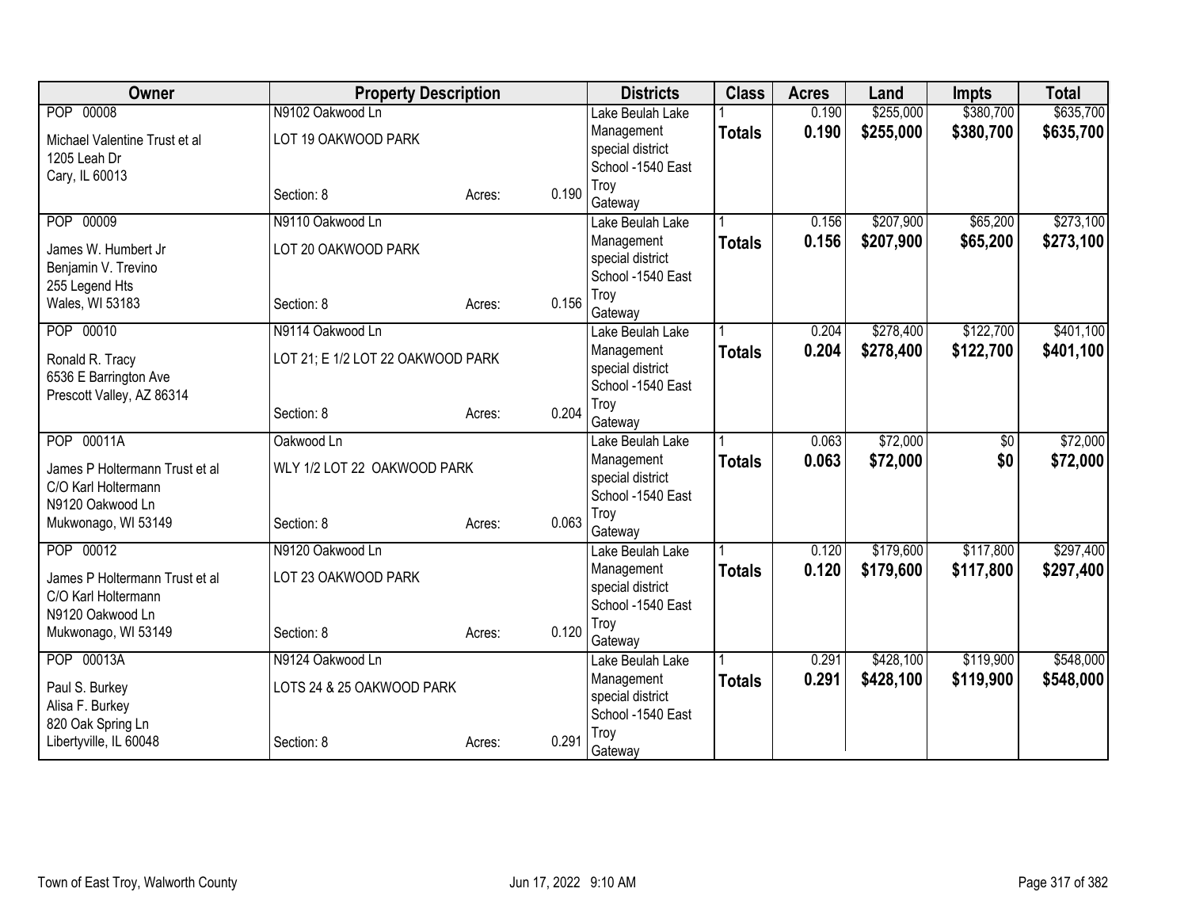| Owner | Property Description | | | Districts | Class | Acres | Land | Impts | Total |
|---|---|---|---|---|---|---|---|---|---|
| POP 00008<br>Michael Valentine Trust et al<br>1205 Leah Dr<br>Cary, IL 60013 | N9102 Oakwood Ln<br>LOT 19 OAKWOOD PARK<br>Section: 8 | Acres: | 0.190 | Lake Beulah Lake Management special district<br>School -1540 East Troy Gateway | 1<br>**Totals** | 0.190<br>**0.190** | $255,000<br>**$255,000** | $380,700<br>**$380,700** | $635,700<br>**$635,700** |
| POP 00009<br>James W. Humbert Jr<br>Benjamin V. Trevino<br>255 Legend Hts<br>Wales, WI 53183 | N9110 Oakwood Ln<br>LOT 20 OAKWOOD PARK<br>Section: 8 | Acres: | 0.156 | Lake Beulah Lake Management special district<br>School -1540 East Troy Gateway | 1<br>**Totals** | 0.156<br>**0.156** | $207,900<br>**$207,900** | $65,200<br>**$65,200** | $273,100<br>**$273,100** |
| POP 00010<br>Ronald R. Tracy<br>6536 E Barrington Ave<br>Prescott Valley, AZ 86314 | N9114 Oakwood Ln<br>LOT 21; E 1/2 LOT 22 OAKWOOD PARK<br>Section: 8 | Acres: | 0.204 | Lake Beulah Lake Management special district<br>School -1540 East Troy Gateway | 1<br>**Totals** | 0.204<br>**0.204** | $278,400<br>**$278,400** | $122,700<br>**$122,700** | $401,100<br>**$401,100** |
| POP 00011A<br>James P Holtermann Trust et al<br>C/O Karl Holtermann<br>N9120 Oakwood Ln<br>Mukwonago, WI 53149 | Oakwood Ln<br>WLY 1/2 LOT 22 OAKWOOD PARK<br>Section: 8 | Acres: | 0.063 | Lake Beulah Lake Management special district<br>School -1540 East Troy Gateway | 1<br>**Totals** | 0.063<br>**0.063** | $72,000<br>**$72,000** | $0<br>**$0** | $72,000<br>**$72,000** |
| POP 00012<br>James P Holtermann Trust et al<br>C/O Karl Holtermann<br>N9120 Oakwood Ln<br>Mukwonago, WI 53149 | N9120 Oakwood Ln<br>LOT 23 OAKWOOD PARK<br>Section: 8 | Acres: | 0.120 | Lake Beulah Lake Management special district<br>School -1540 East Troy Gateway | 1<br>**Totals** | 0.120<br>**0.120** | $179,600<br>**$179,600** | $117,800<br>**$117,800** | $297,400<br>**$297,400** |
| POP 00013A<br>Paul S. Burkey<br>Alisa F. Burkey<br>820 Oak Spring Ln<br>Libertyville, IL 60048 | N9124 Oakwood Ln<br>LOTS 24 & 25 OAKWOOD PARK<br>Section: 8 | Acres: | 0.291 | Lake Beulah Lake Management special district<br>School -1540 East Troy Gateway | 1<br>**Totals** | 0.291<br>**0.291** | $428,100<br>**$428,100** | $119,900<br>**$119,900** | $548,000<br>**$548,000** |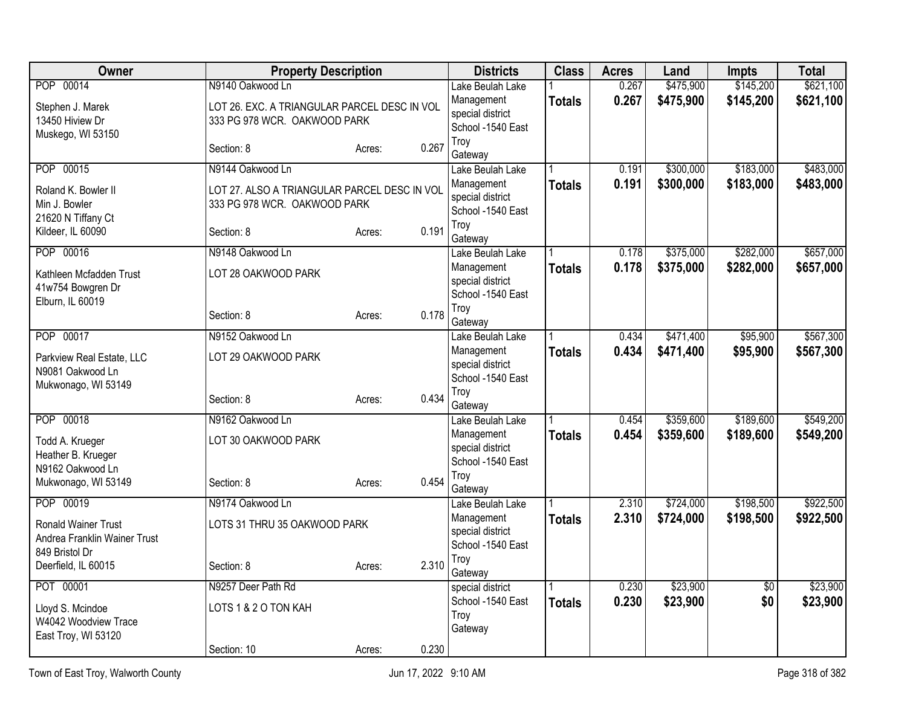| Owner | Property Description | Districts | Class | Acres | Land | Impts | Total |
|---|---|---|---|---|---|---|---|
| POP 00014<br>Stephen J. Marek<br>13450 Hiview Dr<br>Muskego, WI 53150 | N9140 Oakwood Ln<br>LOT 26. EXC. A TRIANGULAR PARCEL DESC IN VOL 333 PG 978 WCR. OAKWOOD PARK<br>Section: 8 Acres: 0.267 | Lake Beulah Lake Management special district<br>School -1540 East Troy<br>Gateway | 1<br>**Totals** | 0.267<br>**0.267** | $475,900<br>**$475,900** | $145,200<br>**$145,200** | $621,100<br>**$621,100** |
| POP 00015<br>Roland K. Bowler II<br>Min J. Bowler<br>21620 N Tiffany Ct<br>Kildeer, IL 60090 | N9144 Oakwood Ln<br>LOT 27. ALSO A TRIANGULAR PARCEL DESC IN VOL 333 PG 978 WCR. OAKWOOD PARK<br>Section: 8 Acres: 0.191 | Lake Beulah Lake Management special district<br>School -1540 East Troy<br>Gateway | 1<br>**Totals** | 0.191<br>**0.191** | $300,000<br>**$300,000** | $183,000<br>**$183,000** | $483,000<br>**$483,000** |
| POP 00016<br>Kathleen Mcfadden Trust<br>41w754 Bowgren Dr<br>Elburn, IL 60019 | N9148 Oakwood Ln<br>LOT 28 OAKWOOD PARK<br>Section: 8 Acres: 0.178 | Lake Beulah Lake Management special district<br>School -1540 East Troy<br>Gateway | 1<br>**Totals** | 0.178<br>**0.178** | $375,000<br>**$375,000** | $282,000<br>**$282,000** | $657,000<br>**$657,000** |
| POP 00017<br>Parkview Real Estate, LLC<br>N9081 Oakwood Ln<br>Mukwonago, WI 53149 | N9152 Oakwood Ln<br>LOT 29 OAKWOOD PARK<br>Section: 8 Acres: 0.434 | Lake Beulah Lake Management special district<br>School -1540 East Troy<br>Gateway | 1<br>**Totals** | 0.434<br>**0.434** | $471,400<br>**$471,400** | $95,900<br>**$95,900** | $567,300<br>**$567,300** |
| POP 00018<br>Todd A. Krueger<br>Heather B. Krueger<br>N9162 Oakwood Ln<br>Mukwonago, WI 53149 | N9162 Oakwood Ln<br>LOT 30 OAKWOOD PARK<br>Section: 8 Acres: 0.454 | Lake Beulah Lake Management special district<br>School -1540 East Troy<br>Gateway | 1<br>**Totals** | 0.454<br>**0.454** | $359,600<br>**$359,600** | $189,600<br>**$189,600** | $549,200<br>**$549,200** |
| POP 00019<br>Ronald Wainer Trust<br>Andrea Franklin Wainer Trust<br>849 Bristol Dr<br>Deerfield, IL 60015 | N9174 Oakwood Ln<br>LOTS 31 THRU 35 OAKWOOD PARK<br>Section: 8 Acres: 2.310 | Lake Beulah Lake Management special district<br>School -1540 East Troy<br>Gateway | 1<br>**Totals** | 2.310<br>**2.310** | $724,000<br>**$724,000** | $198,500<br>**$198,500** | $922,500<br>**$922,500** |
| POT 00001<br>Lloyd S. Mcindoe<br>W4042 Woodview Trace<br>East Troy, WI 53120 | N9257 Deer Path Rd<br>LOTS 1 & 2 O TON KAH<br>Section: 10 Acres: 0.230 | special district<br>School -1540 East Troy<br>Gateway | 1<br>**Totals** | 0.230<br>**0.230** | $23,900<br>**$23,900** | $0<br>**$0** | $23,900<br>**$23,900** |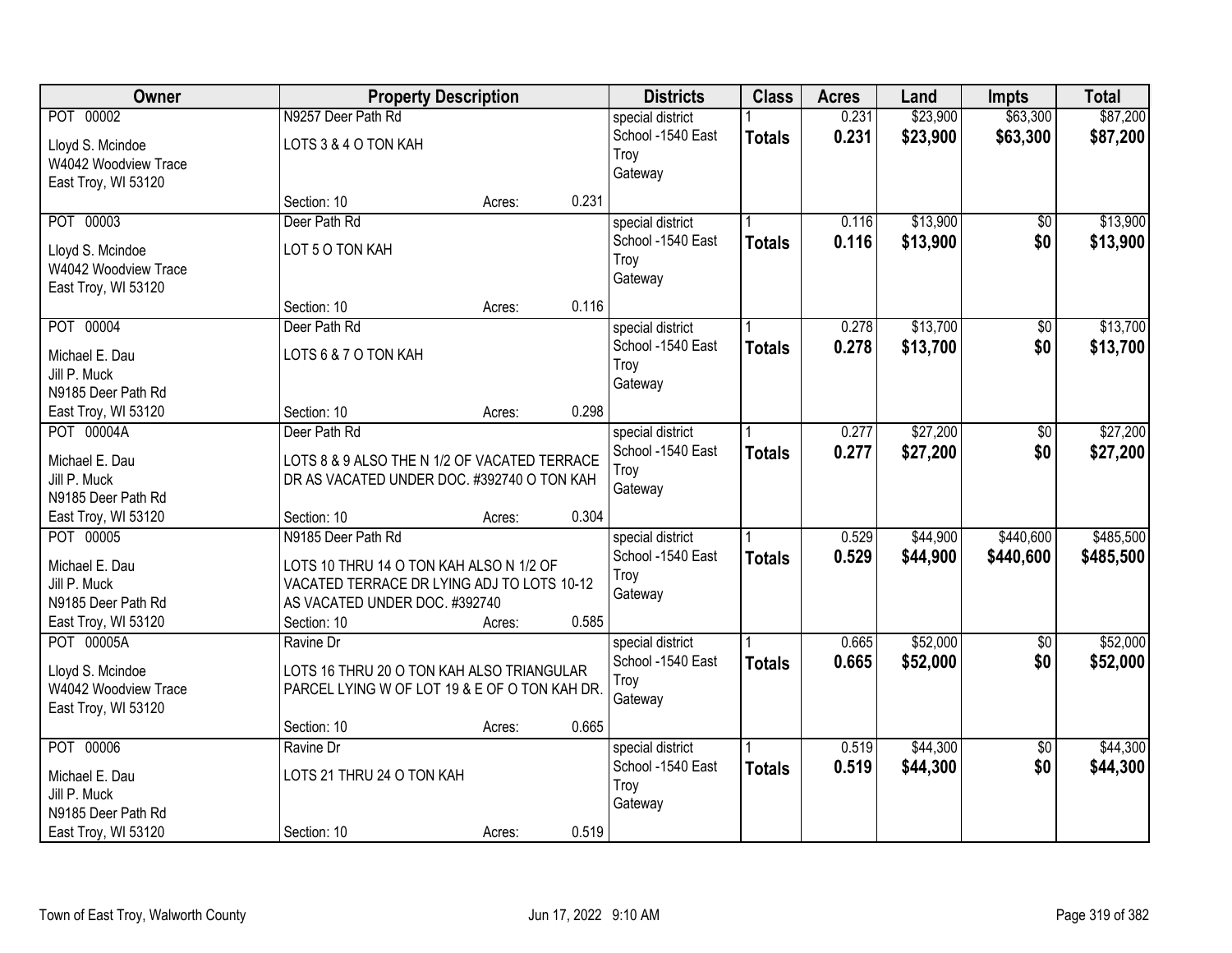| Owner | Property Description | Districts | Class | Acres | Land | Impts | Total |
|---|---|---|---|---|---|---|---|
| POT 00002<br>Lloyd S. Mcindoe<br>W4042 Woodview Trace<br>East Troy, WI 53120 | N9257 Deer Path Rd<br>LOTS 3 & 4 O TON KAH<br>Section: 10 Acres: 0.231 | special district<br>School -1540 East Troy<br>Gateway | 1<br>**Totals** | 0.231<br>**0.231** | $23,900<br>**$23,900** | $63,300<br>**$63,300** | $87,200<br>**$87,200** |
| POT 00003<br>Lloyd S. Mcindoe<br>W4042 Woodview Trace<br>East Troy, WI 53120 | Deer Path Rd<br>LOT 5 O TON KAH<br>Section: 10 Acres: 0.116 | special district<br>School -1540 East Troy<br>Gateway | 1<br>**Totals** | 0.116<br>**0.116** | $13,900<br>**$13,900** | $0<br>**$0** | $13,900<br>**$13,900** |
| POT 00004<br>Michael E. Dau<br>Jill P. Muck<br>N9185 Deer Path Rd<br>East Troy, WI 53120 | Deer Path Rd<br>LOTS 6 & 7 O TON KAH<br>Section: 10 Acres: 0.298 | special district<br>School -1540 East Troy<br>Gateway | 1<br>**Totals** | 0.278<br>**0.278** | $13,700<br>**$13,700** | $0<br>**$0** | $13,700<br>**$13,700** |
| POT 00004A<br>Michael E. Dau<br>Jill P. Muck<br>N9185 Deer Path Rd<br>East Troy, WI 53120 | Deer Path Rd<br>LOTS 8 & 9 ALSO THE N 1/2 OF VACATED TERRACE DR AS VACATED UNDER DOC. #392740 O TON KAH<br>Section: 10 Acres: 0.304 | special district<br>School -1540 East Troy<br>Gateway | 1<br>**Totals** | 0.277<br>**0.277** | $27,200<br>**$27,200** | $0<br>**$0** | $27,200<br>**$27,200** |
| POT 00005<br>Michael E. Dau<br>Jill P. Muck<br>N9185 Deer Path Rd<br>East Troy, WI 53120 | N9185 Deer Path Rd<br>LOTS 10 THRU 14 O TON KAH ALSO N 1/2 OF VACATED TERRACE DR LYING ADJ TO LOTS 10-12 AS VACATED UNDER DOC. #392740<br>Section: 10 Acres: 0.585 | special district<br>School -1540 East Troy<br>Gateway | 1<br>**Totals** | 0.529<br>**0.529** | $44,900<br>**$44,900** | $440,600<br>**$440,600** | $485,500<br>**$485,500** |
| POT 00005A<br>Lloyd S. Mcindoe<br>W4042 Woodview Trace<br>East Troy, WI 53120 | Ravine Dr<br>LOTS 16 THRU 20 O TON KAH ALSO TRIANGULAR PARCEL LYING W OF LOT 19 & E OF O TON KAH DR.<br>Section: 10 Acres: 0.665 | special district<br>School -1540 East Troy<br>Gateway | 1<br>**Totals** | 0.665<br>**0.665** | $52,000<br>**$52,000** | $0<br>**$0** | $52,000<br>**$52,000** |
| POT 00006<br>Michael E. Dau<br>Jill P. Muck<br>N9185 Deer Path Rd<br>East Troy, WI 53120 | Ravine Dr<br>LOTS 21 THRU 24 O TON KAH<br>Section: 10 Acres: 0.519 | special district<br>School -1540 East Troy<br>Gateway | 1<br>**Totals** | 0.519<br>**0.519** | $44,300<br>**$44,300** | $0<br>**$0** | $44,300<br>**$44,300** |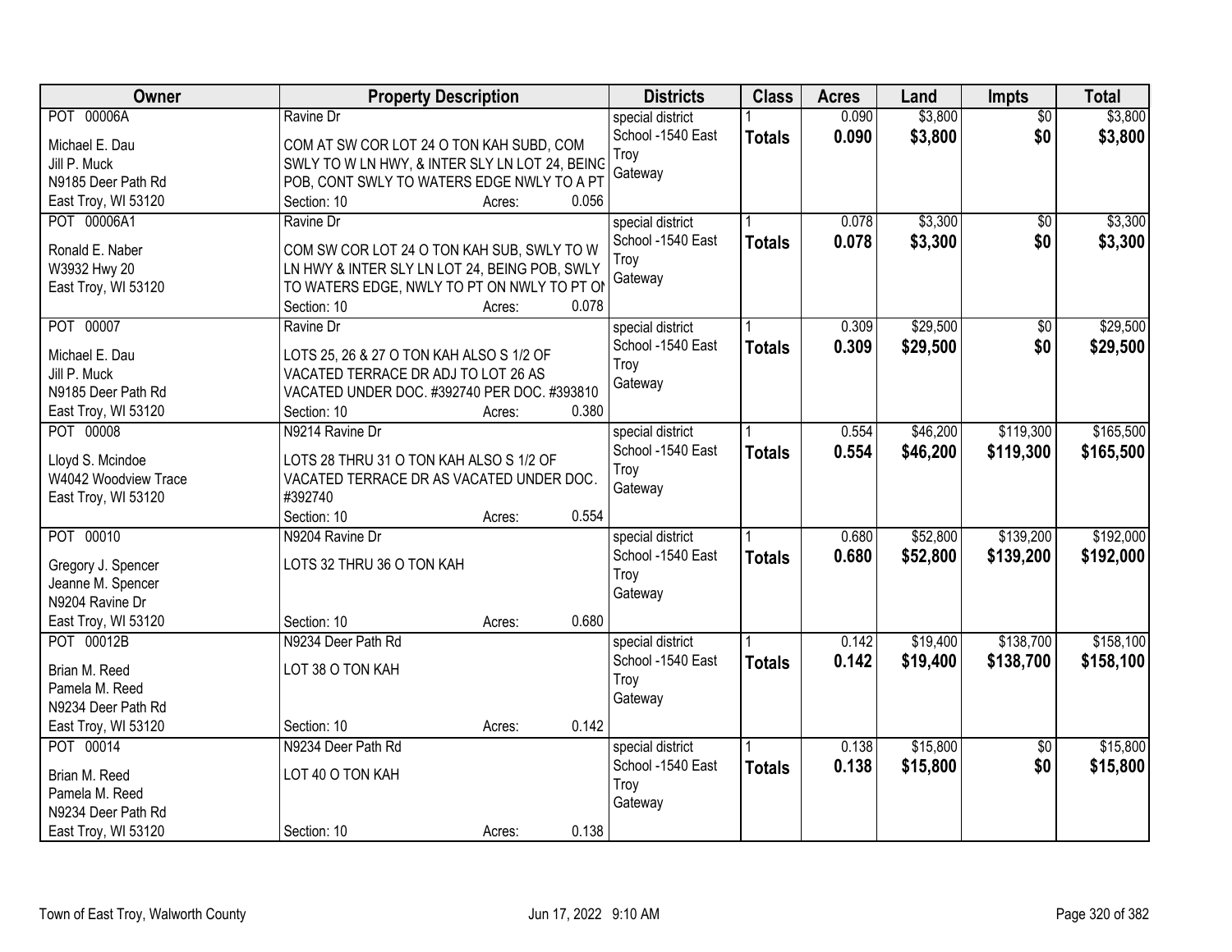| Owner | Property Description | Districts | Class | Acres | Land | Impts | Total |
|---|---|---|---|---|---|---|---|
| POT 00006A<br>Michael E. Dau<br>Jill P. Muck<br>N9185 Deer Path Rd<br>East Troy, WI 53120 | Ravine Dr<br>COM AT SW COR LOT 24 O TON KAH SUBD, COM SWLY TO W LN HWY, & INTER SLY LN LOT 24, BEING POB, CONT SWLY TO WATERS EDGE NWLY TO A PT<br>Section: 10 Acres: 0.056 | special district<br>School -1540 East Troy<br>Gateway | 1<br>**Totals** | 0.090<br>**0.090** | $3,800<br>**$3,800** | $0<br>**$0** | $3,800<br>**$3,800** |
| POT 00006A1<br>Ronald E. Naber<br>W3932 Hwy 20<br>East Troy, WI 53120 | Ravine Dr<br>COM SW COR LOT 24 O TON KAH SUB, SWLY TO W LN HWY & INTER SLY LN LOT 24, BEING POB, SWLY TO WATERS EDGE, NWLY TO PT ON NWLY TO PT ON<br>Section: 10 Acres: 0.078 | special district<br>School -1540 East Troy<br>Gateway | 1<br>**Totals** | 0.078<br>**0.078** | $3,300<br>**$3,300** | $0<br>**$0** | $3,300<br>**$3,300** |
| POT 00007<br>Michael E. Dau<br>Jill P. Muck<br>N9185 Deer Path Rd<br>East Troy, WI 53120 | Ravine Dr<br>LOTS 25, 26 & 27 O TON KAH ALSO S 1/2 OF VACATED TERRACE DR ADJ TO LOT 26 AS VACATED UNDER DOC. #392740 PER DOC. #393810<br>Section: 10 Acres: 0.380 | special district<br>School -1540 East Troy<br>Gateway | 1<br>**Totals** | 0.309<br>**0.309** | $29,500<br>**$29,500** | $0<br>**$0** | $29,500<br>**$29,500** |
| POT 00008<br>Lloyd S. Mcindoe<br>W4042 Woodview Trace<br>East Troy, WI 53120 | N9214 Ravine Dr<br>LOTS 28 THRU 31 O TON KAH ALSO S 1/2 OF VACATED TERRACE DR AS VACATED UNDER DOC. #392740<br>Section: 10 Acres: 0.554 | special district<br>School -1540 East Troy<br>Gateway | 1<br>**Totals** | 0.554<br>**0.554** | $46,200<br>**$46,200** | $119,300<br>**$119,300** | $165,500<br>**$165,500** |
| POT 00010<br>Gregory J. Spencer<br>Jeanne M. Spencer<br>N9204 Ravine Dr<br>East Troy, WI 53120 | N9204 Ravine Dr<br>LOTS 32 THRU 36 O TON KAH<br>Section: 10 Acres: 0.680 | special district<br>School -1540 East Troy<br>Gateway | 1<br>**Totals** | 0.680<br>**0.680** | $52,800<br>**$52,800** | $139,200<br>**$139,200** | $192,000<br>**$192,000** |
| POT 00012B<br>Brian M. Reed<br>Pamela M. Reed<br>N9234 Deer Path Rd<br>East Troy, WI 53120 | N9234 Deer Path Rd<br>LOT 38 O TON KAH<br>Section: 10 Acres: 0.142 | special district<br>School -1540 East Troy<br>Gateway | 1<br>**Totals** | 0.142<br>**0.142** | $19,400<br>**$19,400** | $138,700<br>**$138,700** | $158,100<br>**$158,100** |
| POT 00014<br>Brian M. Reed<br>Pamela M. Reed<br>N9234 Deer Path Rd<br>East Troy, WI 53120 | N9234 Deer Path Rd<br>LOT 40 O TON KAH<br>Section: 10 Acres: 0.138 | special district<br>School -1540 East Troy<br>Gateway | 1<br>**Totals** | 0.138<br>**0.138** | $15,800<br>**$15,800** | $0<br>**$0** | $15,800<br>**$15,800** |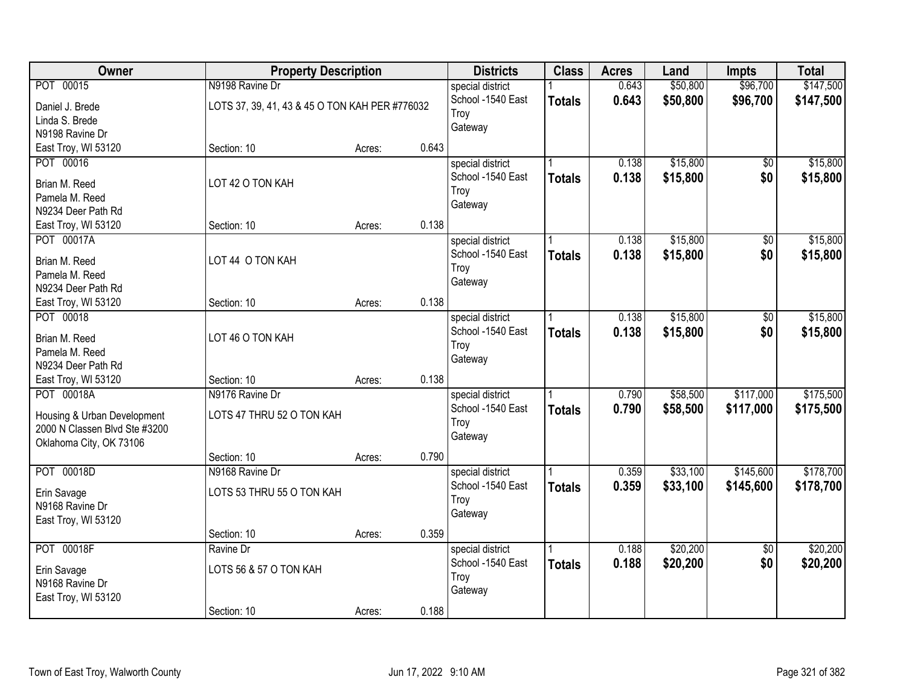| Owner | Property Description | Districts | Class | Acres | Land | Impts | Total |
|---|---|---|---|---|---|---|---|
| POT 00015<br>Daniel J. Brede<br>Linda S. Brede<br>N9198 Ravine Dr<br>East Troy, WI 53120 | N9198 Ravine Dr<br>LOTS 37, 39, 41, 43 & 45 O TON KAH PER #776032<br>Section: 10 Acres: 0.643 | special district<br>School -1540 East Troy<br>Gateway | 1<br>**Totals** | 0.643<br>**0.643** | $50,800<br>**$50,800** | $96,700<br>**$96,700** | $147,500<br>**$147,500** |
| POT 00016<br>Brian M. Reed<br>Pamela M. Reed<br>N9234 Deer Path Rd<br>East Troy, WI 53120 | LOT 42 O TON KAH<br>Section: 10 Acres: 0.138 | special district<br>School -1540 East Troy<br>Gateway | 1<br>**Totals** | 0.138<br>**0.138** | $15,800<br>**$15,800** | $0<br>**$0** | $15,800<br>**$15,800** |
| POT 00017A<br>Brian M. Reed<br>Pamela M. Reed<br>N9234 Deer Path Rd<br>East Troy, WI 53120 | LOT 44 O TON KAH<br>Section: 10 Acres: 0.138 | special district<br>School -1540 East Troy<br>Gateway | 1<br>**Totals** | 0.138<br>**0.138** | $15,800<br>**$15,800** | $0<br>**$0** | $15,800<br>**$15,800** |
| POT 00018<br>Brian M. Reed<br>Pamela M. Reed<br>N9234 Deer Path Rd<br>East Troy, WI 53120 | LOT 46 O TON KAH<br>Section: 10 Acres: 0.138 | special district<br>School -1540 East Troy<br>Gateway | 1<br>**Totals** | 0.138<br>**0.138** | $15,800<br>**$15,800** | $0<br>**$0** | $15,800<br>**$15,800** |
| POT 00018A<br>Housing & Urban Development<br>2000 N Classen Blvd Ste #3200<br>Oklahoma City, OK 73106 | N9176 Ravine Dr<br>LOTS 47 THRU 52 O TON KAH<br>Section: 10 Acres: 0.790 | special district<br>School -1540 East Troy<br>Gateway | 1<br>**Totals** | 0.790<br>**0.790** | $58,500<br>**$58,500** | $117,000<br>**$117,000** | $175,500<br>**$175,500** |
| POT 00018D<br>Erin Savage<br>N9168 Ravine Dr<br>East Troy, WI 53120 | N9168 Ravine Dr<br>LOTS 53 THRU 55 O TON KAH<br>Section: 10 Acres: 0.359 | special district<br>School -1540 East Troy<br>Gateway | 1<br>**Totals** | 0.359<br>**0.359** | $33,100<br>**$33,100** | $145,600<br>**$145,600** | $178,700<br>**$178,700** |
| POT 00018F<br>Erin Savage<br>N9168 Ravine Dr<br>East Troy, WI 53120 | Ravine Dr<br>LOTS 56 & 57 O TON KAH<br>Section: 10 Acres: 0.188 | special district<br>School -1540 East Troy<br>Gateway | 1<br>**Totals** | 0.188<br>**0.188** | $20,200<br>**$20,200** | $0<br>**$0** | $20,200<br>**$20,200** |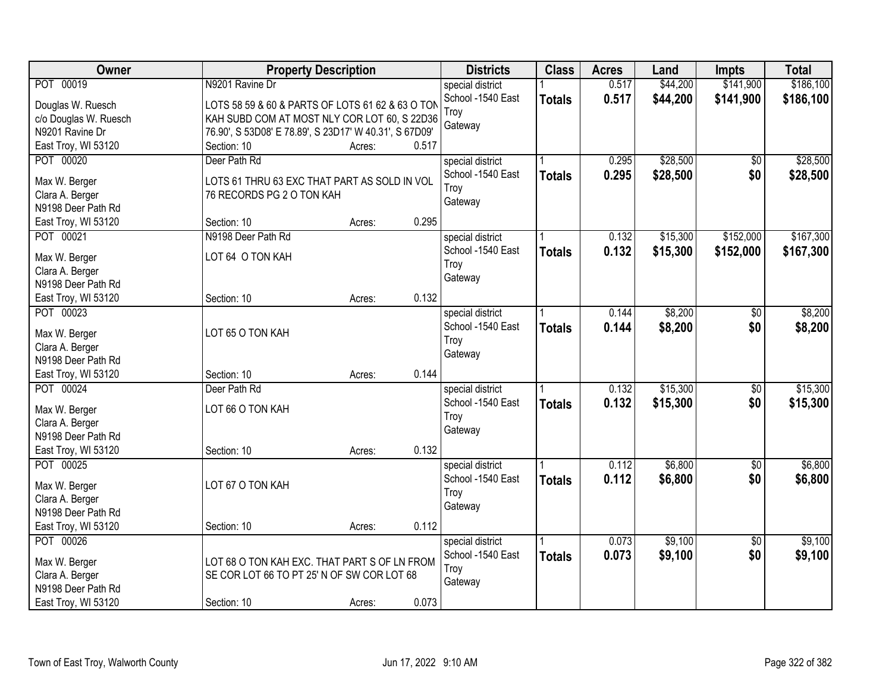| Owner | Property Description | | | Districts | Class | Acres | Land | Impts | Total |
|---|---|---|---|---|---|---|---|---|---|
| POT 00019 | N9201 Ravine Dr | | | special district | 1 | 0.517 | $44,200 | $141,900 | $186,100 |
| Douglas W. Ruesch<br>c/o Douglas W. Ruesch<br>N9201 Ravine Dr<br>East Troy, WI 53120 | LOTS 58 59 & 60 & PARTS OF LOTS 61 62 & 63 O TON KAH SUBD COM AT MOST NLY COR LOT 60, S 22D36 76.90', S 53D08' E 78.89', S 23D17' W 40.31', S 67D09' | | | School -1540 East Troy<br>Gateway | **Totals** | **0.517** | **$44,200** | **$141,900** | **$186,100** |
| | Section: 10 | Acres: | 0.517 | | | | | | |
| POT 00020 | Deer Path Rd | | | special district | 1 | 0.295 | $28,500 | $0 | $28,500 |
| Max W. Berger<br>Clara A. Berger<br>N9198 Deer Path Rd<br>East Troy, WI 53120 | LOTS 61 THRU 63 EXC THAT PART AS SOLD IN VOL 76 RECORDS PG 2 O TON KAH | | | School -1540 East Troy<br>Gateway | **Totals** | **0.295** | **$28,500** | **$0** | **$28,500** |
| | Section: 10 | Acres: | 0.295 | | | | | | |
| POT 00021 | N9198 Deer Path Rd | | | special district | 1 | 0.132 | $15,300 | $152,000 | $167,300 |
| Max W. Berger<br>Clara A. Berger<br>N9198 Deer Path Rd<br>East Troy, WI 53120 | LOT 64 O TON KAH | | | School -1540 East Troy<br>Gateway | **Totals** | **0.132** | **$15,300** | **$152,000** | **$167,300** |
| | Section: 10 | Acres: | 0.132 | | | | | | |
| POT 00023 | | | | special district | 1 | 0.144 | $8,200 | $0 | $8,200 |
| Max W. Berger<br>Clara A. Berger<br>N9198 Deer Path Rd<br>East Troy, WI 53120 | LOT 65 O TON KAH | | | School -1540 East Troy<br>Gateway | **Totals** | **0.144** | **$8,200** | **$0** | **$8,200** |
| | Section: 10 | Acres: | 0.144 | | | | | | |
| POT 00024 | Deer Path Rd | | | special district | 1 | 0.132 | $15,300 | $0 | $15,300 |
| Max W. Berger<br>Clara A. Berger<br>N9198 Deer Path Rd<br>East Troy, WI 53120 | LOT 66 O TON KAH | | | School -1540 East Troy<br>Gateway | **Totals** | **0.132** | **$15,300** | **$0** | **$15,300** |
| | Section: 10 | Acres: | 0.132 | | | | | | |
| POT 00025 | | | | special district | 1 | 0.112 | $6,800 | $0 | $6,800 |
| Max W. Berger<br>Clara A. Berger<br>N9198 Deer Path Rd<br>East Troy, WI 53120 | LOT 67 O TON KAH | | | School -1540 East Troy<br>Gateway | **Totals** | **0.112** | **$6,800** | **$0** | **$6,800** |
| | Section: 10 | Acres: | 0.112 | | | | | | |
| POT 00026 | | | | special district | 1 | 0.073 | $9,100 | $0 | $9,100 |
| Max W. Berger<br>Clara A. Berger<br>N9198 Deer Path Rd<br>East Troy, WI 53120 | LOT 68 O TON KAH EXC. THAT PART S OF LN FROM SE COR LOT 66 TO PT 25' N OF SW COR LOT 68 | | | School -1540 East Troy<br>Gateway | **Totals** | **0.073** | **$9,100** | **$0** | **$9,100** |
| | Section: 10 | Acres: | 0.073 | | | | | | |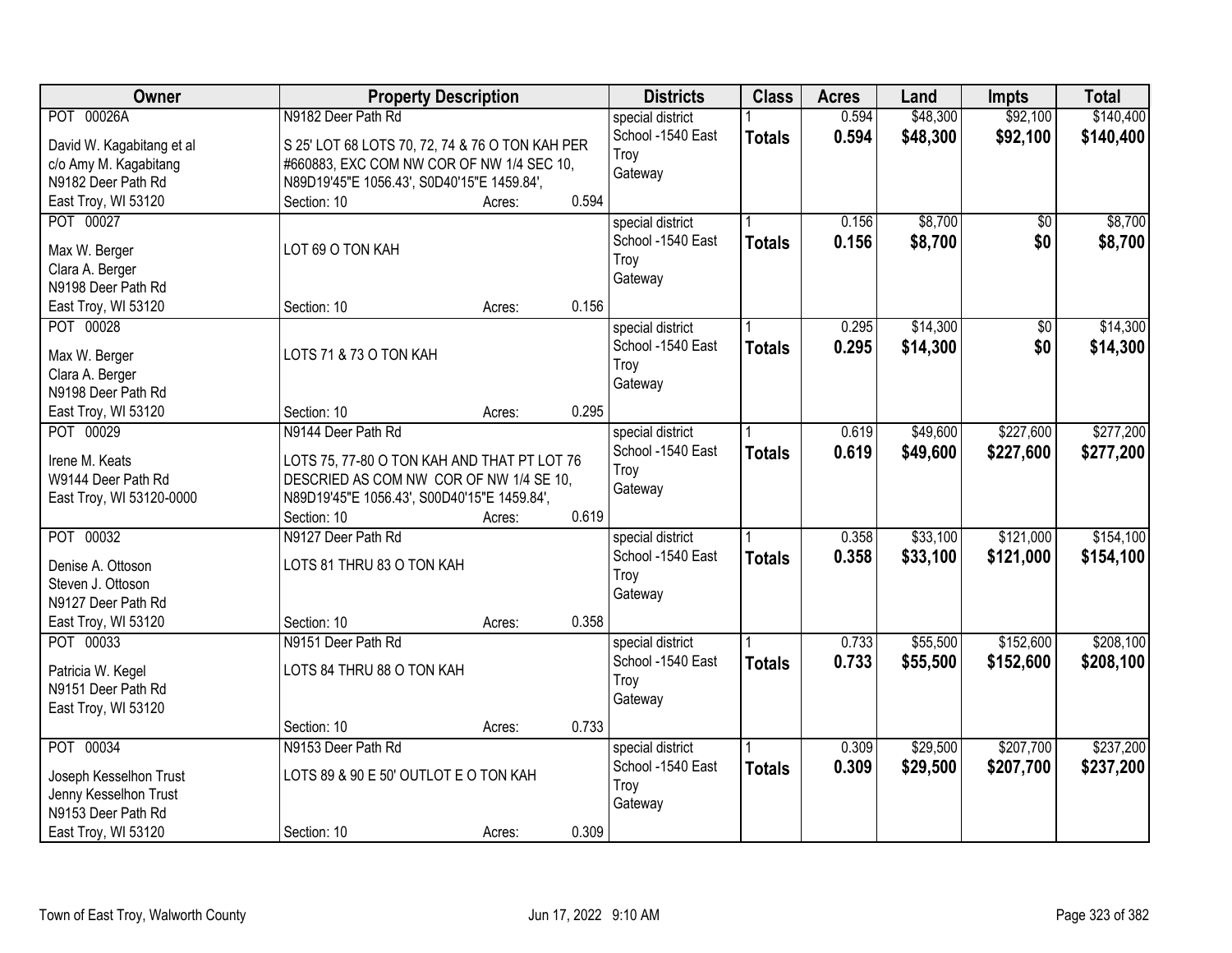| Owner | Property Description | Districts | Class | Acres | Land | Impts | Total |
|---|---|---|---|---|---|---|---|
| POT 00026A<br>David W. Kagabitang et al<br>c/o Amy M. Kagabitang<br>N9182 Deer Path Rd<br>East Troy, WI 53120 | N9182 Deer Path Rd<br>S 25' LOT 68 LOTS 70, 72, 74 & 76 O TON KAH PER #660883, EXC COM NW COR OF NW 1/4 SEC 10, N89D19'45"E 1056.43', S0D40'15"E 1459.84',<br>Section: 10 Acres: 0.594 | special district<br>School -1540 East Troy<br>Gateway | 1<br>**Totals** | 0.594<br>**0.594** | $48,300<br>**$48,300** | $92,100<br>**$92,100** | $140,400<br>**$140,400** |
| POT 00027<br>Max W. Berger<br>Clara A. Berger<br>N9198 Deer Path Rd<br>East Troy, WI 53120 | LOT 69 O TON KAH<br>Section: 10 Acres: 0.156 | special district<br>School -1540 East Troy<br>Gateway | 1<br>**Totals** | 0.156<br>**0.156** | $8,700<br>**$8,700** | $0<br>**$0** | $8,700<br>**$8,700** |
| POT 00028<br>Max W. Berger<br>Clara A. Berger<br>N9198 Deer Path Rd<br>East Troy, WI 53120 | LOTS 71 & 73 O TON KAH<br>Section: 10 Acres: 0.295 | special district<br>School -1540 East Troy<br>Gateway | 1<br>**Totals** | 0.295<br>**0.295** | $14,300<br>**$14,300** | $0<br>**$0** | $14,300<br>**$14,300** |
| POT 00029<br>Irene M. Keats<br>W9144 Deer Path Rd<br>East Troy, WI 53120-0000 | N9144 Deer Path Rd<br>LOTS 75, 77-80 O TON KAH AND THAT PT LOT 76 DESCRIED AS COM NW COR OF NW 1/4 SE 10, N89D19'45"E 1056.43', S00D40'15"E 1459.84',<br>Section: 10 Acres: 0.619 | special district<br>School -1540 East Troy<br>Gateway | 1<br>**Totals** | 0.619<br>**0.619** | $49,600<br>**$49,600** | $227,600<br>**$227,600** | $277,200<br>**$277,200** |
| POT 00032<br>Denise A. Ottoson<br>Steven J. Ottoson<br>N9127 Deer Path Rd<br>East Troy, WI 53120 | N9127 Deer Path Rd<br>LOTS 81 THRU 83 O TON KAH<br>Section: 10 Acres: 0.358 | special district<br>School -1540 East Troy<br>Gateway | 1<br>**Totals** | 0.358<br>**0.358** | $33,100<br>**$33,100** | $121,000<br>**$121,000** | $154,100<br>**$154,100** |
| POT 00033<br>Patricia W. Kegel<br>N9151 Deer Path Rd<br>East Troy, WI 53120 | N9151 Deer Path Rd<br>LOTS 84 THRU 88 O TON KAH<br>Section: 10 Acres: 0.733 | special district<br>School -1540 East Troy<br>Gateway | 1<br>**Totals** | 0.733<br>**0.733** | $55,500<br>**$55,500** | $152,600<br>**$152,600** | $208,100<br>**$208,100** |
| POT 00034<br>Joseph Kesselhon Trust<br>Jenny Kesselhon Trust<br>N9153 Deer Path Rd<br>East Troy, WI 53120 | N9153 Deer Path Rd<br>LOTS 89 & 90 E 50' OUTLOT E O TON KAH<br>Section: 10 Acres: 0.309 | special district<br>School -1540 East Troy<br>Gateway | 1<br>**Totals** | 0.309<br>**0.309** | $29,500<br>**$29,500** | $207,700<br>**$207,700** | $237,200<br>**$237,200** |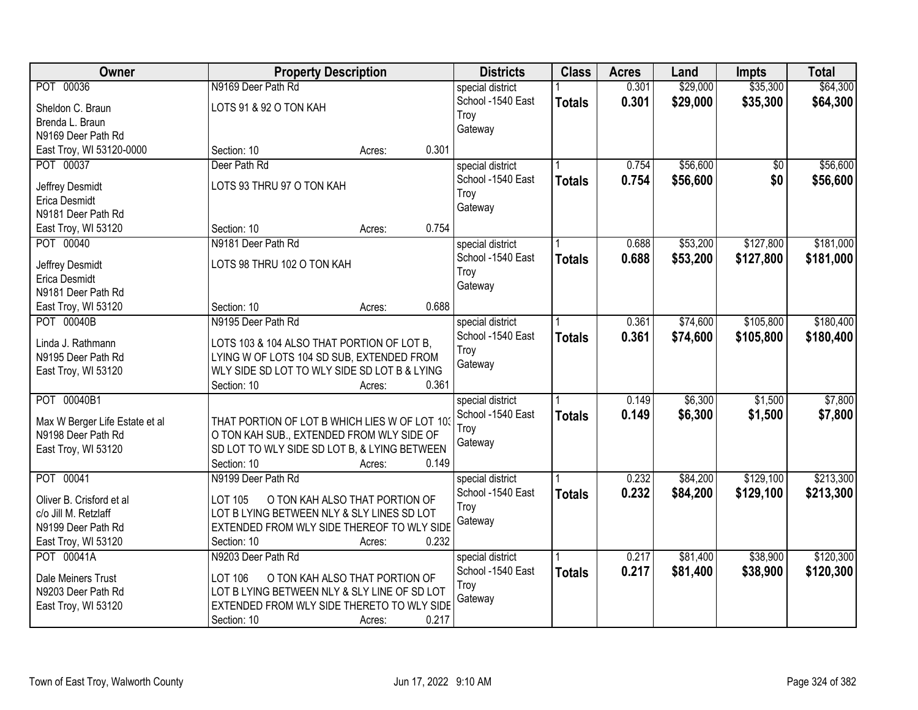| Owner | Property Description | Districts | Class | Acres | Land | Impts | Total |
|---|---|---|---|---|---|---|---|
| POT 00036<br>Sheldon C. Braun<br>Brenda L. Braun<br>N9169 Deer Path Rd<br>East Troy, WI 53120-0000 | N9169 Deer Path Rd<br>LOTS 91 & 92 O TON KAH<br>Section: 10 Acres: 0.301 | special district<br>School -1540 East Troy<br>Gateway | 1<br>**Totals** | 0.301<br>**0.301** | $29,000<br>**$29,000** | $35,300<br>**$35,300** | $64,300<br>**$64,300** |
| POT 00037<br>Jeffrey Desmidt<br>Erica Desmidt<br>N9181 Deer Path Rd<br>East Troy, WI 53120 | Deer Path Rd<br>LOTS 93 THRU 97 O TON KAH<br>Section: 10 Acres: 0.754 | special district<br>School -1540 East Troy<br>Gateway | 1<br>**Totals** | 0.754<br>**0.754** | $56,600<br>**$56,600** | $0<br>**$0** | $56,600<br>**$56,600** |
| POT 00040<br>Jeffrey Desmidt<br>Erica Desmidt<br>N9181 Deer Path Rd<br>East Troy, WI 53120 | N9181 Deer Path Rd<br>LOTS 98 THRU 102 O TON KAH<br>Section: 10 Acres: 0.688 | special district<br>School -1540 East Troy<br>Gateway | 1<br>**Totals** | 0.688<br>**0.688** | $53,200<br>**$53,200** | $127,800<br>**$127,800** | $181,000<br>**$181,000** |
| POT 00040B<br>Linda J. Rathmann<br>N9195 Deer Path Rd<br>East Troy, WI 53120 | N9195 Deer Path Rd<br>LOTS 103 & 104 ALSO THAT PORTION OF LOT B, LYING W OF LOTS 104 SD SUB, EXTENDED FROM WLY SIDE SD LOT TO WLY SIDE SD LOT B & LYING<br>Section: 10 Acres: 0.361 | special district<br>School -1540 East Troy<br>Gateway | 1<br>**Totals** | 0.361<br>**0.361** | $74,600<br>**$74,600** | $105,800<br>**$105,800** | $180,400<br>**$180,400** |
| POT 00040B1<br>Max W Berger Life Estate et al<br>N9198 Deer Path Rd<br>East Troy, WI 53120 | THAT PORTION OF LOT B WHICH LIES W OF LOT 103 O TON KAH SUB., EXTENDED FROM WLY SIDE OF SD LOT TO WLY SIDE SD LOT B, & LYING BETWEEN<br>Section: 10 Acres: 0.149 | special district<br>School -1540 East Troy<br>Gateway | 1<br>**Totals** | 0.149<br>**0.149** | $6,300<br>**$6,300** | $1,500<br>**$1,500** | $7,800<br>**$7,800** |
| POT 00041<br>Oliver B. Crisford et al<br>c/o Jill M. Retzlaff<br>N9199 Deer Path Rd<br>East Troy, WI 53120 | N9199 Deer Path Rd<br>LOT 105 O TON KAH ALSO THAT PORTION OF LOT B LYING BETWEEN NLY & SLY LINES SD LOT EXTENDED FROM WLY SIDE THEREOF TO WLY SIDE<br>Section: 10 Acres: 0.232 | special district<br>School -1540 East Troy<br>Gateway | 1<br>**Totals** | 0.232<br>**0.232** | $84,200<br>**$84,200** | $129,100<br>**$129,100** | $213,300<br>**$213,300** |
| POT 00041A<br>Dale Meiners Trust<br>N9203 Deer Path Rd<br>East Troy, WI 53120 | N9203 Deer Path Rd<br>LOT 106 O TON KAH ALSO THAT PORTION OF LOT B LYING BETWEEN NLY & SLY LINE OF SD LOT EXTENDED FROM WLY SIDE THERETO TO WLY SIDE<br>Section: 10 Acres: 0.217 | special district<br>School -1540 East Troy<br>Gateway | 1<br>**Totals** | 0.217<br>**0.217** | $81,400<br>**$81,400** | $38,900<br>**$38,900** | $120,300<br>**$120,300** |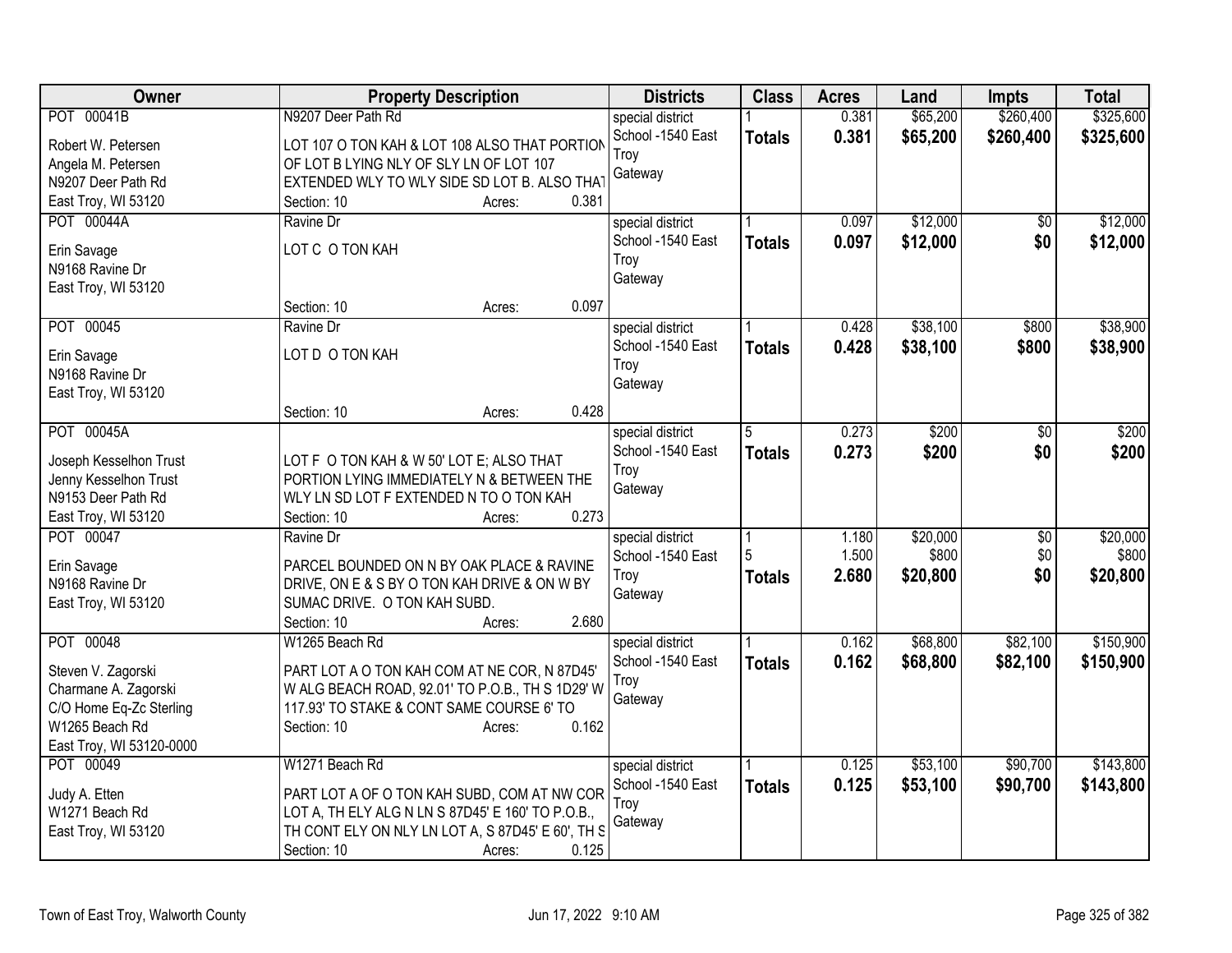| Owner | Property Description | Districts | Class | Acres | Land | Impts | Total |
|---|---|---|---|---|---|---|---|
| POT 00041B<br>Robert W. Petersen<br>Angela M. Petersen<br>N9207 Deer Path Rd<br>East Troy, WI 53120 | N9207 Deer Path Rd<br>LOT 107 O TON KAH & LOT 108 ALSO THAT PORTION OF LOT B LYING NLY OF SLY LN OF LOT 107 EXTENDED WLY TO WLY SIDE SD LOT B. ALSO THAT<br>Section: 10 Acres: 0.381 | special district<br>School -1540 East Troy<br>Gateway | 1<br>**Totals** | 0.381<br>**0.381** | $65,200<br>**$65,200** | $260,400<br>**$260,400** | $325,600<br>**$325,600** |
| POT 00044A<br>Erin Savage<br>N9168 Ravine Dr<br>East Troy, WI 53120 | Ravine Dr<br>LOT C O TON KAH<br>Section: 10 Acres: 0.097 | special district<br>School -1540 East Troy<br>Gateway | 1<br>**Totals** | 0.097<br>**0.097** | $12,000<br>**$12,000** | $0<br>**$0** | $12,000<br>**$12,000** |
| POT 00045<br>Erin Savage<br>N9168 Ravine Dr<br>East Troy, WI 53120 | Ravine Dr<br>LOT D O TON KAH<br>Section: 10 Acres: 0.428 | special district<br>School -1540 East Troy<br>Gateway | 1<br>**Totals** | 0.428<br>**0.428** | $38,100<br>**$38,100** | $800<br>**$800** | $38,900<br>**$38,900** |
| POT 00045A<br>Joseph Kesselhon Trust<br>Jenny Kesselhon Trust<br>N9153 Deer Path Rd<br>East Troy, WI 53120 | LOT F O TON KAH & W 50' LOT E; ALSO THAT PORTION LYING IMMEDIATELY N & BETWEEN THE WLY LN SD LOT F EXTENDED N TO O TON KAH<br>Section: 10 Acres: 0.273 | special district<br>School -1540 East Troy<br>Gateway | 5<br>**Totals** | 0.273<br>**0.273** | $200<br>**$200** | $0<br>**$0** | $200<br>**$200** |
| POT 00047<br>Erin Savage<br>N9168 Ravine Dr<br>East Troy, WI 53120 | Ravine Dr<br>PARCEL BOUNDED ON N BY OAK PLACE & RAVINE DRIVE, ON E & S BY O TON KAH DRIVE & ON W BY SUMAC DRIVE. O TON KAH SUBD.<br>Section: 10 Acres: 2.680 | special district<br>School -1540 East Troy<br>Gateway | 1<br>5<br>**Totals** | 1.180<br>1.500<br>**2.680** | $20,000<br>$800<br>**$20,800** | $0<br>$0<br>**$0** | $20,000<br>$800<br>**$20,800** |
| POT 00048<br>Steven V. Zagorski<br>Charmane A. Zagorski<br>C/O Home Eq-Zc Sterling<br>W1265 Beach Rd<br>East Troy, WI 53120-0000 | W1265 Beach Rd<br>PART LOT A O TON KAH COM AT NE COR, N 87D45' W ALG BEACH ROAD, 92.01' TO P.O.B., TH S 1D29' W 117.93' TO STAKE & CONT SAME COURSE 6' TO<br>Section: 10 Acres: 0.162 | special district<br>School -1540 East Troy<br>Gateway | 1<br>**Totals** | 0.162<br>**0.162** | $68,800<br>**$68,800** | $82,100<br>**$82,100** | $150,900<br>**$150,900** |
| POT 00049<br>Judy A. Etten<br>W1271 Beach Rd<br>East Troy, WI 53120 | W1271 Beach Rd<br>PART LOT A OF O TON KAH SUBD, COM AT NW COR LOT A, TH ELY ALG N LN S 87D45' E 160' TO P.O.B., TH CONT ELY ON NLY LN LOT A, S 87D45' E 60', TH S<br>Section: 10 Acres: 0.125 | special district<br>School -1540 East Troy<br>Gateway | 1<br>**Totals** | 0.125<br>**0.125** | $53,100<br>**$53,100** | $90,700<br>**$90,700** | $143,800<br>**$143,800** |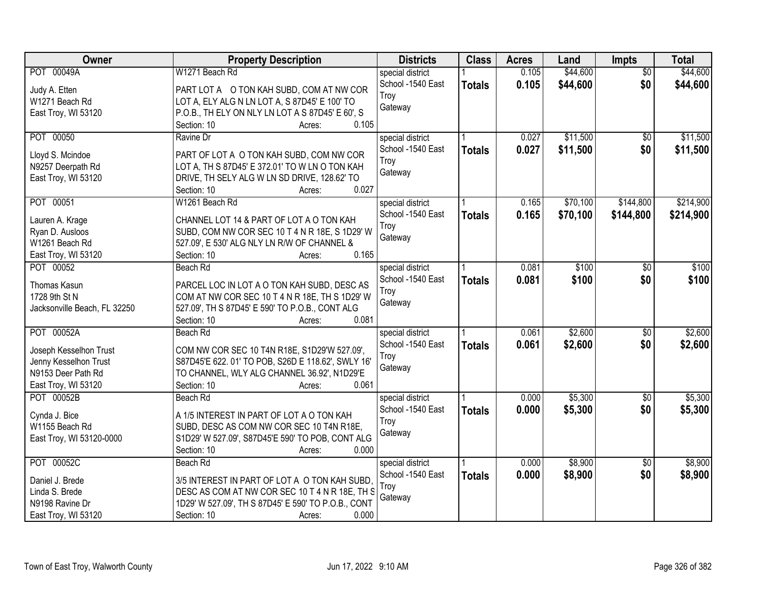| Owner | Property Description | Districts | Class | Acres | Land | Impts | Total |
|---|---|---|---|---|---|---|---|
| POT 00049A<br><br>Judy A. Etten<br>W1271 Beach Rd<br>East Troy, WI 53120 | W1271 Beach Rd<br><br>PART LOT A O TON KAH SUBD, COM AT NW COR LOT A, ELY ALG N LN LOT A, S 87D45' E 100' TO P.O.B., TH ELY ON NLY LN LOT A S 87D45' E 60', S<br>Section: 10 Acres: 0.105 | special district<br>School -1540 East Troy<br>Gateway | 1<br>**Totals** | 0.105<br>**0.105** | $44,600<br>**$44,600** | $0<br>**$0** | $44,600<br>**$44,600** |
| POT 00050<br><br>Lloyd S. Mcindoe<br>N9257 Deerpath Rd<br>East Troy, WI 53120 | Ravine Dr<br><br>PART OF LOT A O TON KAH SUBD, COM NW COR LOT A, TH S 87D45' E 372.01' TO W LN O TON KAH DRIVE, TH SELY ALG W LN SD DRIVE, 128.62' TO<br>Section: 10 Acres: 0.027 | special district<br>School -1540 East Troy<br>Gateway | 1<br>**Totals** | 0.027<br>**0.027** | $11,500<br>**$11,500** | $0<br>**$0** | $11,500<br>**$11,500** |
| POT 00051<br><br>Lauren A. Krage<br>Ryan D. Ausloos<br>W1261 Beach Rd<br>East Troy, WI 53120 | W1261 Beach Rd<br><br>CHANNEL LOT 14 & PART OF LOT A O TON KAH SUBD, COM NW COR SEC 10 T 4 N R 18E, S 1D29' W 527.09', E 530' ALG NLY LN R/W OF CHANNEL &<br>Section: 10 Acres: 0.165 | special district<br>School -1540 East Troy<br>Gateway | 1<br>**Totals** | 0.165<br>**0.165** | $70,100<br>**$70,100** | $144,800<br>**$144,800** | $214,900<br>**$214,900** |
| POT 00052<br><br>Thomas Kasun<br>1728 9th St N<br>Jacksonville Beach, FL 32250 | Beach Rd<br><br>PARCEL LOC IN LOT A O TON KAH SUBD, DESC AS COM AT NW COR SEC 10 T 4 N R 18E, TH S 1D29' W 527.09', TH S 87D45' E 590' TO P.O.B., CONT ALG<br>Section: 10 Acres: 0.081 | special district<br>School -1540 East Troy<br>Gateway | 1<br>**Totals** | 0.081<br>**0.081** | $100<br>**$100** | $0<br>**$0** | $100<br>**$100** |
| POT 00052A<br><br>Joseph Kesselhon Trust<br>Jenny Kesselhon Trust<br>N9153 Deer Path Rd<br>East Troy, WI 53120 | Beach Rd<br><br>COM NW COR SEC 10 T4N R18E, S1D29'W 527.09', S87D45'E 622. 01' TO POB, S26D E 118.62', SWLY 16' TO CHANNEL, WLY ALG CHANNEL 36.92', N1D29'E<br>Section: 10 Acres: 0.061 | special district<br>School -1540 East Troy<br>Gateway | 1<br>**Totals** | 0.061<br>**0.061** | $2,600<br>**$2,600** | $0<br>**$0** | $2,600<br>**$2,600** |
| POT 00052B<br><br>Cynda J. Bice<br>W1155 Beach Rd<br>East Troy, WI 53120-0000 | Beach Rd<br><br>A 1/5 INTEREST IN PART OF LOT A O TON KAH SUBD, DESC AS COM NW COR SEC 10 T4N R18E, S1D29' W 527.09', S87D45'E 590' TO POB, CONT ALG<br>Section: 10 Acres: 0.000 | special district<br>School -1540 East Troy<br>Gateway | 1<br>**Totals** | 0.000<br>**0.000** | $5,300<br>**$5,300** | $0<br>**$0** | $5,300<br>**$5,300** |
| POT 00052C<br><br>Daniel J. Brede<br>Linda S. Brede<br>N9198 Ravine Dr<br>East Troy, WI 53120 | Beach Rd<br><br>3/5 INTEREST IN PART OF LOT A O TON KAH SUBD, DESC AS COM AT NW COR SEC 10 T 4 N R 18E, TH S 1D29' W 527.09', TH S 87D45' E 590' TO P.O.B., CONT<br>Section: 10 Acres: 0.000 | special district<br>School -1540 East Troy<br>Gateway | 1<br>**Totals** | 0.000<br>**0.000** | $8,900<br>**$8,900** | $0<br>**$0** | $8,900<br>**$8,900** |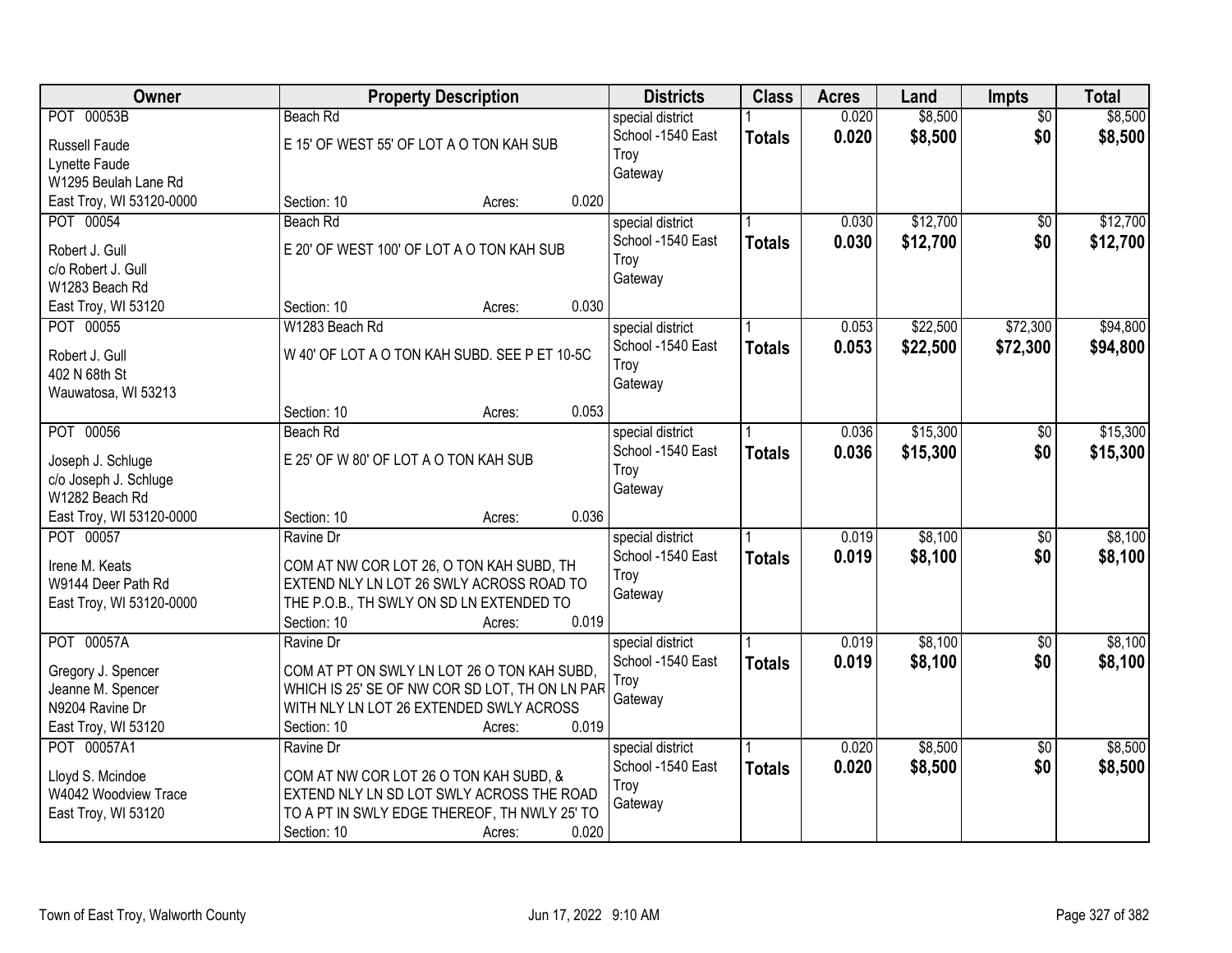| Owner | Property Description | Districts | Class | Acres | Land | Impts | Total |
|---|---|---|---|---|---|---|---|
| POT 00053B<br>Russell Faude<br>Lynette Faude<br>W1295 Beulah Lane Rd<br>East Troy, WI 53120-0000 | Beach Rd<br>E 15' OF WEST 55' OF LOT A O TON KAH SUB<br>Section: 10 Acres: 0.020 | special district<br>School -1540 East Troy<br>Gateway | 1<br>**Totals** | 0.020<br>**0.020** | $8,500<br>**$8,500** | $0<br>**$0** | $8,500<br>**$8,500** |
| POT 00054<br>Robert J. Gull<br>c/o Robert J. Gull<br>W1283 Beach Rd<br>East Troy, WI 53120 | Beach Rd<br>E 20' OF WEST 100' OF LOT A O TON KAH SUB<br>Section: 10 Acres: 0.030 | special district<br>School -1540 East Troy<br>Gateway | 1<br>**Totals** | 0.030<br>**0.030** | $12,700<br>**$12,700** | $0<br>**$0** | $12,700<br>**$12,700** |
| POT 00055<br>Robert J. Gull<br>402 N 68th St<br>Wauwatosa, WI 53213 | W1283 Beach Rd<br>W 40' OF LOT A O TON KAH SUBD. SEE P ET 10-5C<br>Section: 10 Acres: 0.053 | special district<br>School -1540 East Troy<br>Gateway | 1<br>**Totals** | 0.053<br>**0.053** | $22,500<br>**$22,500** | $72,300<br>**$72,300** | $94,800<br>**$94,800** |
| POT 00056<br>Joseph J. Schluge<br>c/o Joseph J. Schluge<br>W1282 Beach Rd<br>East Troy, WI 53120-0000 | Beach Rd<br>E 25' OF W 80' OF LOT A O TON KAH SUB<br>Section: 10 Acres: 0.036 | special district<br>School -1540 East Troy<br>Gateway | 1<br>**Totals** | 0.036<br>**0.036** | $15,300<br>**$15,300** | $0<br>**$0** | $15,300<br>**$15,300** |
| POT 00057<br>Irene M. Keats<br>W9144 Deer Path Rd<br>East Troy, WI 53120-0000 | Ravine Dr<br>COM AT NW COR LOT 26, O TON KAH SUBD, TH EXTEND NLY LN LOT 26 SWLY ACROSS ROAD TO THE P.O.B., TH SWLY ON SD LN EXTENDED TO<br>Section: 10 Acres: 0.019 | special district<br>School -1540 East Troy<br>Gateway | 1<br>**Totals** | 0.019<br>**0.019** | $8,100<br>**$8,100** | $0<br>**$0** | $8,100<br>**$8,100** |
| POT 00057A<br>Gregory J. Spencer<br>Jeanne M. Spencer<br>N9204 Ravine Dr<br>East Troy, WI 53120 | Ravine Dr<br>COM AT PT ON SWLY LN LOT 26 O TON KAH SUBD, WHICH IS 25' SE OF NW COR SD LOT, TH ON LN PAR WITH NLY LN LOT 26 EXTENDED SWLY ACROSS<br>Section: 10 Acres: 0.019 | special district<br>School -1540 East Troy<br>Gateway | 1<br>**Totals** | 0.019<br>**0.019** | $8,100<br>**$8,100** | $0<br>**$0** | $8,100<br>**$8,100** |
| POT 00057A1<br>Lloyd S. Mcindoe<br>W4042 Woodview Trace<br>East Troy, WI 53120 | Ravine Dr<br>COM AT NW COR LOT 26 O TON KAH SUBD, & EXTEND NLY LN SD LOT SWLY ACROSS THE ROAD TO A PT IN SWLY EDGE THEREOF, TH NWLY 25' TO<br>Section: 10 Acres: 0.020 | special district<br>School -1540 East Troy<br>Gateway | 1<br>**Totals** | 0.020<br>**0.020** | $8,500<br>**$8,500** | $0<br>**$0** | $8,500<br>**$8,500** |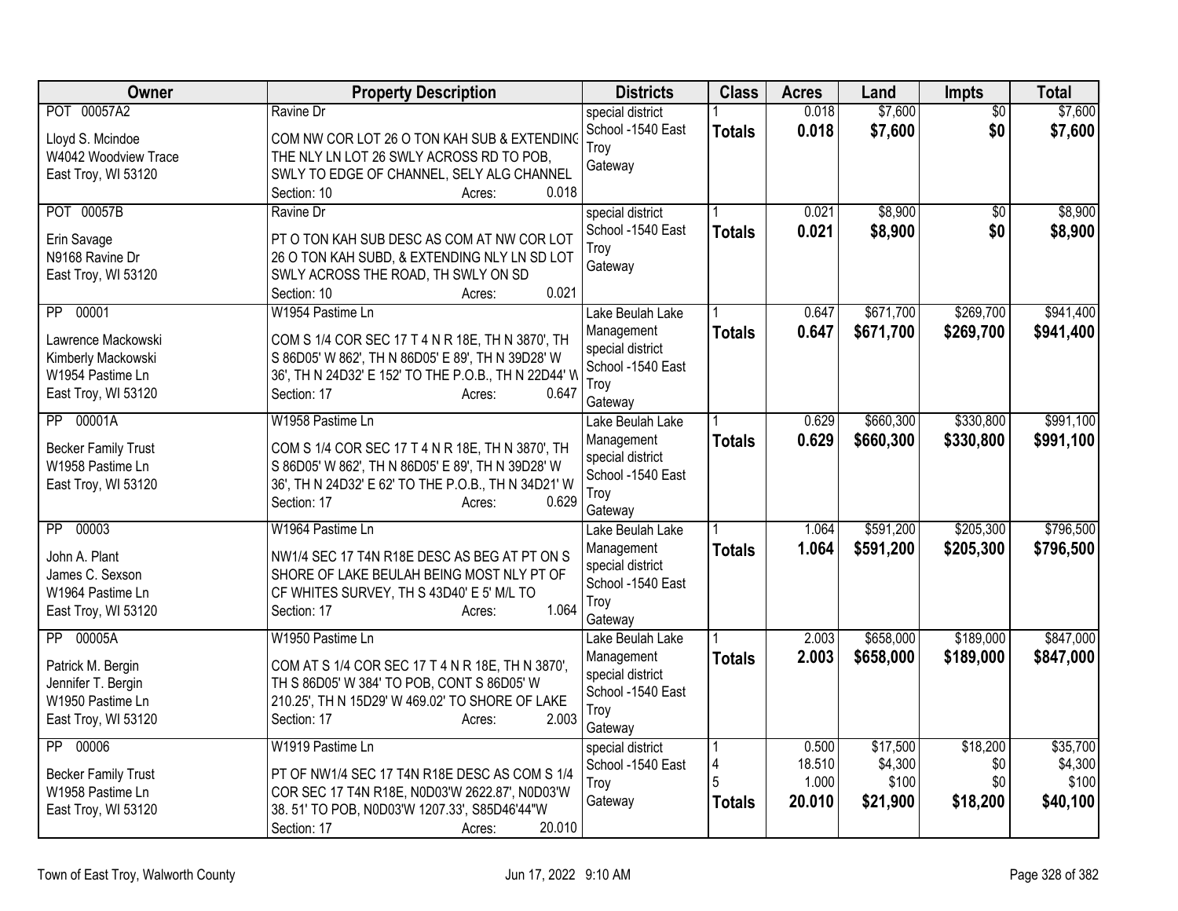| Owner | Property Description | Districts | Class | Acres | Land | Impts | Total |
|---|---|---|---|---|---|---|---|
| POT 00057A2<br><br>Lloyd S. Mcindoe<br>W4042 Woodview Trace<br>East Troy, WI 53120 | Ravine Dr<br><br>COM NW COR LOT 26 O TON KAH SUB & EXTENDING THE NLY LN LOT 26 SWLY ACROSS RD TO POB, SWLY TO EDGE OF CHANNEL, SELY ALG CHANNEL<br>Section: 10 Acres: 0.018 | special district<br>School -1540 East Troy<br>Gateway | 1<br>**Totals** | 0.018<br>**0.018** | $7,600<br>**$7,600** | $0<br>**$0** | $7,600<br>**$7,600** |
| POT 00057B<br><br>Erin Savage<br>N9168 Ravine Dr<br>East Troy, WI 53120 | Ravine Dr<br><br>PT O TON KAH SUB DESC AS COM AT NW COR LOT 26 O TON KAH SUBD, & EXTENDING NLY LN SD LOT SWLY ACROSS THE ROAD, TH SWLY ON SD<br>Section: 10 Acres: 0.021 | special district<br>School -1540 East Troy<br>Gateway | 1<br>**Totals** | 0.021<br>**0.021** | $8,900<br>**$8,900** | $0<br>**$0** | $8,900<br>**$8,900** |
| PP 00001<br><br>Lawrence Mackowski<br>Kimberly Mackowski<br>W1954 Pastime Ln<br>East Troy, WI 53120 | W1954 Pastime Ln<br><br>COM S 1/4 COR SEC 17 T 4 N R 18E, TH N 3870', TH S 86D05' W 862', TH N 86D05' E 89', TH N 39D28' W 36', TH N 24D32' E 152' TO THE P.O.B., TH N 22D44' W<br>Section: 17 Acres: 0.647 | Lake Beulah Lake Management<br>special district<br>School -1540 East Troy<br>Gateway | 1<br>**Totals** | 0.647<br>**0.647** | $671,700<br>**$671,700** | $269,700<br>**$269,700** | $941,400<br>**$941,400** |
| PP 00001A<br><br>Becker Family Trust<br>W1958 Pastime Ln<br>East Troy, WI 53120 | W1958 Pastime Ln<br><br>COM S 1/4 COR SEC 17 T 4 N R 18E, TH N 3870', TH S 86D05' W 862', TH N 86D05' E 89', TH N 39D28' W 36', TH N 24D32' E 62' TO THE P.O.B., TH N 34D21' W<br>Section: 17 Acres: 0.629 | Lake Beulah Lake Management<br>special district<br>School -1540 East Troy<br>Gateway | 1<br>**Totals** | 0.629<br>**0.629** | $660,300<br>**$660,300** | $330,800<br>**$330,800** | $991,100<br>**$991,100** |
| PP 00003<br><br>John A. Plant<br>James C. Sexson<br>W1964 Pastime Ln<br>East Troy, WI 53120 | W1964 Pastime Ln<br><br>NW1/4 SEC 17 T4N R18E DESC AS BEG AT PT ON S SHORE OF LAKE BEULAH BEING MOST NLY PT OF CF WHITES SURVEY, TH S 43D40' E 5' M/L TO<br>Section: 17 Acres: 1.064 | Lake Beulah Lake Management<br>special district<br>School -1540 East Troy<br>Gateway | 1<br>**Totals** | 1.064<br>**1.064** | $591,200<br>**$591,200** | $205,300<br>**$205,300** | $796,500<br>**$796,500** |
| PP 00005A<br><br>Patrick M. Bergin<br>Jennifer T. Bergin<br>W1950 Pastime Ln<br>East Troy, WI 53120 | W1950 Pastime Ln<br><br>COM AT S 1/4 COR SEC 17 T 4 N R 18E, TH N 3870', TH S 86D05' W 384' TO POB, CONT S 86D05' W 210.25', TH N 15D29' W 469.02' TO SHORE OF LAKE<br>Section: 17 Acres: 2.003 | Lake Beulah Lake Management<br>special district<br>School -1540 East Troy<br>Gateway | 1<br>**Totals** | 2.003<br>**2.003** | $658,000<br>**$658,000** | $189,000<br>**$189,000** | $847,000<br>**$847,000** |
| PP 00006<br><br>Becker Family Trust<br>W1958 Pastime Ln<br>East Troy, WI 53120 | W1919 Pastime Ln<br><br>PT OF NW1/4 SEC 17 T4N R18E DESC AS COM S 1/4 COR SEC 17 T4N R18E, N0D03'W 2622.87', N0D03'W 38. 51' TO POB, N0D03'W 1207.33', S85D46'44"W<br>Section: 17 Acres: 20.010 | special district<br>School -1540 East Troy<br>Gateway | 1<br>4<br>5<br>**Totals** | 0.500<br>18.510<br>1.000<br>**20.010** | $17,500<br>$4,300<br>$100<br>**$21,900** | $18,200<br>$0<br>$0<br>**$18,200** | $35,700<br>$4,300<br>$100<br>**$40,100** |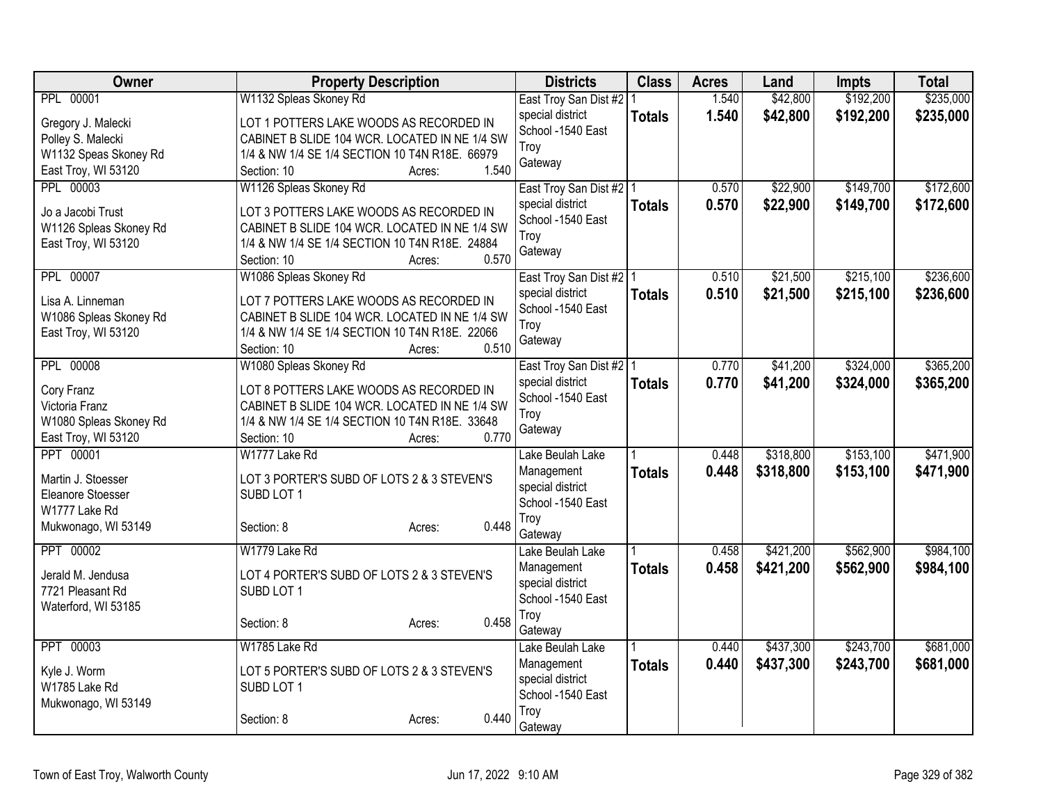| Owner | Property Description | Districts | Class | Acres | Land | Impts | Total |
|---|---|---|---|---|---|---|---|
| PPL 00001<br>Gregory J. Malecki<br>Polley S. Malecki<br>W1132 Speas Skoney Rd<br>East Troy, WI 53120 | W1132 Spleas Skoney Rd<br>LOT 1 POTTERS LAKE WOODS AS RECORDED IN CABINET B SLIDE 104 WCR. LOCATED IN NE 1/4 SW 1/4 & NW 1/4 SE 1/4 SECTION 10 T4N R18E. 66979<br>Section: 10 Acres: 1.540 | East Troy San Dist #2<br>special district<br>School -1540 East Troy<br>Gateway | 1<br>**Totals** | 1.540<br>**1.540** | $42,800<br>**$42,800** | $192,200<br>**$192,200** | $235,000<br>**$235,000** |
| PPL 00003<br>Jo a Jacobi Trust<br>W1126 Spleas Skoney Rd<br>East Troy, WI 53120 | W1126 Spleas Skoney Rd<br>LOT 3 POTTERS LAKE WOODS AS RECORDED IN CABINET B SLIDE 104 WCR. LOCATED IN NE 1/4 SW 1/4 & NW 1/4 SE 1/4 SECTION 10 T4N R18E. 24884<br>Section: 10 Acres: 0.570 | East Troy San Dist #2<br>special district<br>School -1540 East Troy<br>Gateway | 1<br>**Totals** | 0.570<br>**0.570** | $22,900<br>**$22,900** | $149,700<br>**$149,700** | $172,600<br>**$172,600** |
| PPL 00007<br>Lisa A. Linneman<br>W1086 Spleas Skoney Rd<br>East Troy, WI 53120 | W1086 Spleas Skoney Rd<br>LOT 7 POTTERS LAKE WOODS AS RECORDED IN CABINET B SLIDE 104 WCR. LOCATED IN NE 1/4 SW 1/4 & NW 1/4 SE 1/4 SECTION 10 T4N R18E. 22066<br>Section: 10 Acres: 0.510 | East Troy San Dist #2<br>special district<br>School -1540 East Troy<br>Gateway | 1<br>**Totals** | 0.510<br>**0.510** | $21,500<br>**$21,500** | $215,100<br>**$215,100** | $236,600<br>**$236,600** |
| PPL 00008<br>Cory Franz<br>Victoria Franz<br>W1080 Spleas Skoney Rd<br>East Troy, WI 53120 | W1080 Spleas Skoney Rd<br>LOT 8 POTTERS LAKE WOODS AS RECORDED IN CABINET B SLIDE 104 WCR. LOCATED IN NE 1/4 SW 1/4 & NW 1/4 SE 1/4 SECTION 10 T4N R18E. 33648<br>Section: 10 Acres: 0.770 | East Troy San Dist #2<br>special district<br>School -1540 East Troy<br>Gateway | 1<br>**Totals** | 0.770<br>**0.770** | $41,200<br>**$41,200** | $324,000<br>**$324,000** | $365,200<br>**$365,200** |
| PPT 00001<br>Martin J. Stoesser<br>Eleanore Stoesser<br>W1777 Lake Rd<br>Mukwonago, WI 53149 | W1777 Lake Rd<br>LOT 3 PORTER'S SUBD OF LOTS 2 & 3 STEVEN'S SUBD LOT 1<br>Section: 8 Acres: 0.448 | Lake Beulah Lake Management<br>special district<br>School -1540 East Troy<br>Gateway | 1<br>**Totals** | 0.448<br>**0.448** | $318,800<br>**$318,800** | $153,100<br>**$153,100** | $471,900<br>**$471,900** |
| PPT 00002<br>Jerald M. Jendusa<br>7721 Pleasant Rd<br>Waterford, WI 53185 | W1779 Lake Rd<br>LOT 4 PORTER'S SUBD OF LOTS 2 & 3 STEVEN'S SUBD LOT 1<br>Section: 8 Acres: 0.458 | Lake Beulah Lake Management<br>special district<br>School -1540 East Troy<br>Gateway | 1<br>**Totals** | 0.458<br>**0.458** | $421,200<br>**$421,200** | $562,900<br>**$562,900** | $984,100<br>**$984,100** |
| PPT 00003<br>Kyle J. Worm<br>W1785 Lake Rd<br>Mukwonago, WI 53149 | W1785 Lake Rd<br>LOT 5 PORTER'S SUBD OF LOTS 2 & 3 STEVEN'S SUBD LOT 1<br>Section: 8 Acres: 0.440 | Lake Beulah Lake Management<br>special district<br>School -1540 East Troy<br>Gateway | 1<br>**Totals** | 0.440<br>**0.440** | $437,300<br>**$437,300** | $243,700<br>**$243,700** | $681,000<br>**$681,000** |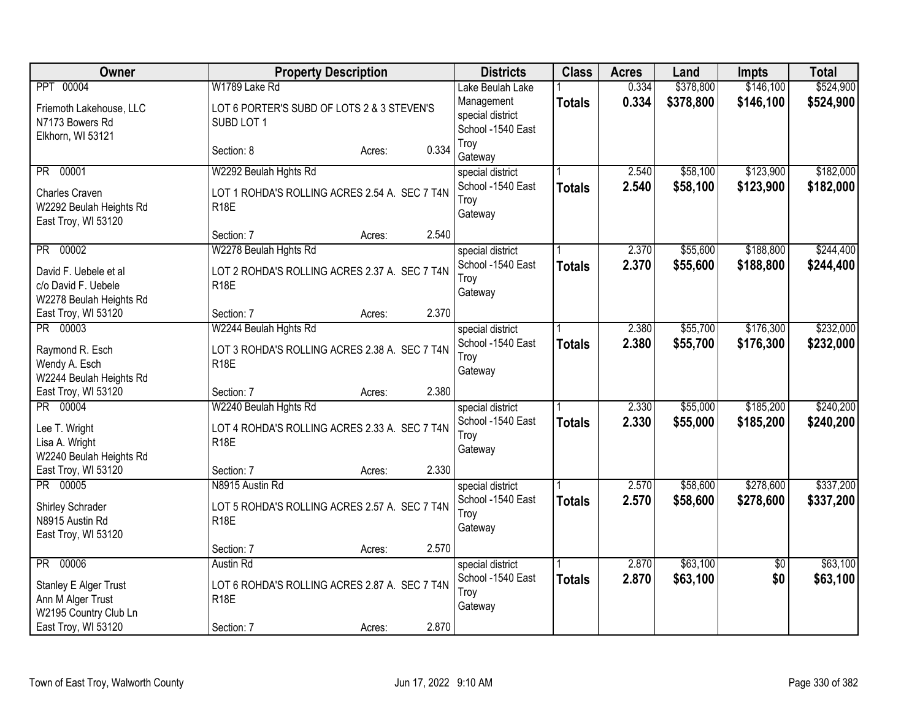| Owner | Property Description | Districts | Class | Acres | Land | Impts | Total |
|---|---|---|---|---|---|---|---|
| PPT 00004<br>Friemoth Lakehouse, LLC<br>N7173 Bowers Rd<br>Elkhorn, WI 53121 | W1789 Lake Rd<br>LOT 6 PORTER'S SUBD OF LOTS 2 & 3 STEVEN'S SUBD LOT 1<br>Section: 8 Acres: 0.334 | Lake Beulah Lake Management special district<br>School -1540 East Troy<br>Gateway | 1<br>**Totals** | 0.334<br>**0.334** | $378,800<br>**$378,800** | $146,100<br>**$146,100** | $524,900<br>**$524,900** |
| PR 00001<br>Charles Craven<br>W2292 Beulah Heights Rd<br>East Troy, WI 53120 | W2292 Beulah Hghts Rd<br>LOT 1 ROHDA'S ROLLING ACRES 2.54 A. SEC 7 T4N R18E<br>Section: 7 Acres: 2.540 | special district<br>School -1540 East Troy<br>Gateway | 1<br>**Totals** | 2.540<br>**2.540** | $58,100<br>**$58,100** | $123,900<br>**$123,900** | $182,000<br>**$182,000** |
| PR 00002<br>David F. Uebele et al<br>c/o David F. Uebele<br>W2278 Beulah Heights Rd<br>East Troy, WI 53120 | W2278 Beulah Hghts Rd<br>LOT 2 ROHDA'S ROLLING ACRES 2.37 A. SEC 7 T4N R18E<br>Section: 7 Acres: 2.370 | special district<br>School -1540 East Troy<br>Gateway | 1<br>**Totals** | 2.370<br>**2.370** | $55,600<br>**$55,600** | $188,800<br>**$188,800** | $244,400<br>**$244,400** |
| PR 00003<br>Raymond R. Esch<br>Wendy A. Esch<br>W2244 Beulah Heights Rd<br>East Troy, WI 53120 | W2244 Beulah Hghts Rd<br>LOT 3 ROHDA'S ROLLING ACRES 2.38 A. SEC 7 T4N R18E<br>Section: 7 Acres: 2.380 | special district<br>School -1540 East Troy<br>Gateway | 1<br>**Totals** | 2.380<br>**2.380** | $55,700<br>**$55,700** | $176,300<br>**$176,300** | $232,000<br>**$232,000** |
| PR 00004<br>Lee T. Wright<br>Lisa A. Wright<br>W2240 Beulah Heights Rd<br>East Troy, WI 53120 | W2240 Beulah Hghts Rd<br>LOT 4 ROHDA'S ROLLING ACRES 2.33 A. SEC 7 T4N R18E<br>Section: 7 Acres: 2.330 | special district<br>School -1540 East Troy<br>Gateway | 1<br>**Totals** | 2.330<br>**2.330** | $55,000<br>**$55,000** | $185,200<br>**$185,200** | $240,200<br>**$240,200** |
| PR 00005<br>Shirley Schrader<br>N8915 Austin Rd<br>East Troy, WI 53120 | N8915 Austin Rd<br>LOT 5 ROHDA'S ROLLING ACRES 2.57 A. SEC 7 T4N R18E<br>Section: 7 Acres: 2.570 | special district<br>School -1540 East Troy<br>Gateway | 1<br>**Totals** | 2.570<br>**2.570** | $58,600<br>**$58,600** | $278,600<br>**$278,600** | $337,200<br>**$337,200** |
| PR 00006<br>Stanley E Alger Trust<br>Ann M Alger Trust<br>W2195 Country Club Ln<br>East Troy, WI 53120 | Austin Rd<br>LOT 6 ROHDA'S ROLLING ACRES 2.87 A. SEC 7 T4N R18E<br>Section: 7 Acres: 2.870 | special district<br>School -1540 East Troy<br>Gateway | 1<br>**Totals** | 2.870<br>**2.870** | $63,100<br>**$63,100** | $0<br>**$0** | $63,100<br>**$63,100** |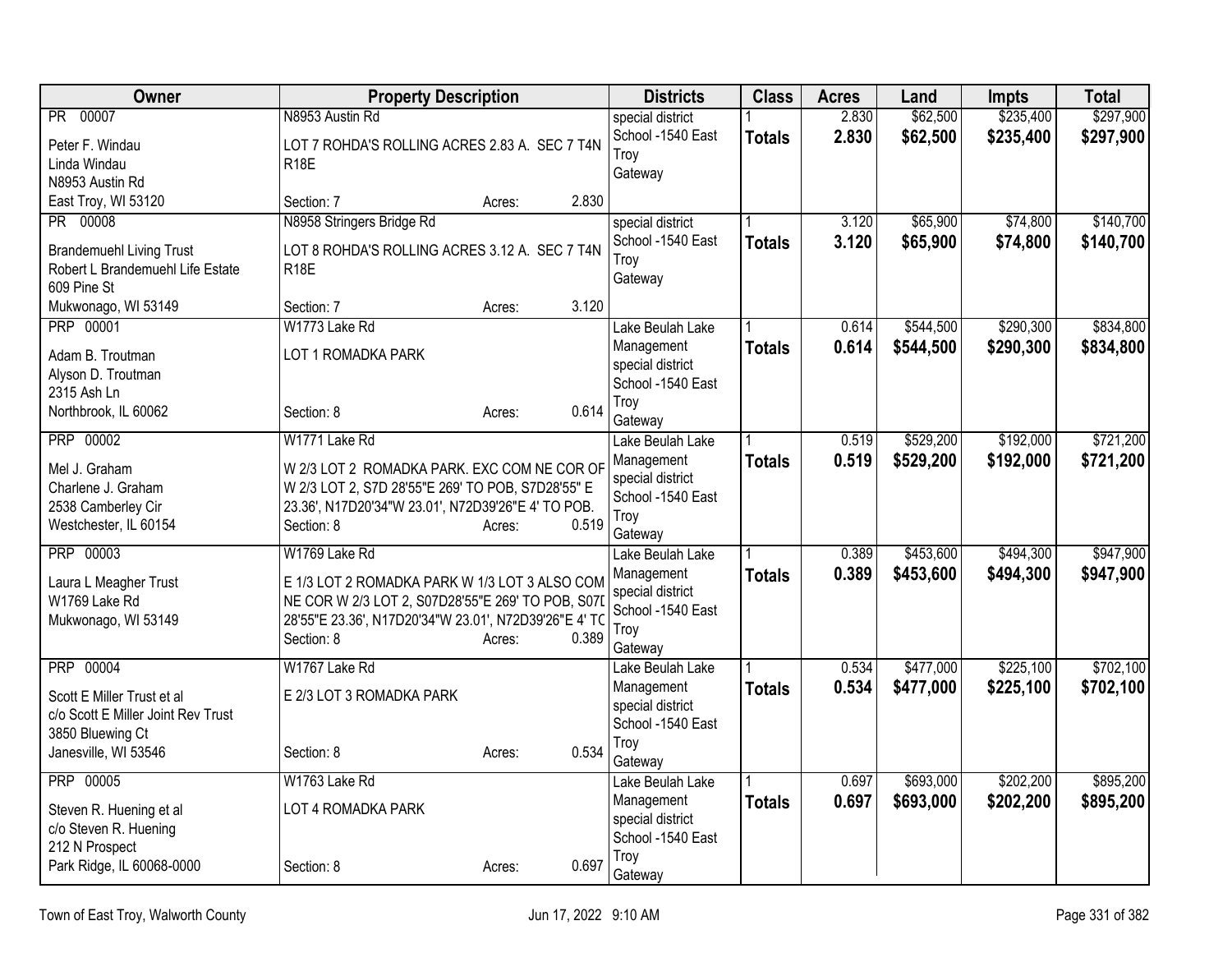| Owner | Property Description | Districts | Class | Acres | Land | Impts | Total |
|---|---|---|---|---|---|---|---|
| PR 00007<br>Peter F. Windau<br>Linda Windau<br>N8953 Austin Rd<br>East Troy, WI 53120 | N8953 Austin Rd<br>LOT 7 ROHDA'S ROLLING ACRES 2.83 A. SEC 7 T4N R18E<br>Section: 7 Acres: 2.830 | special district<br>School -1540 East Troy<br>Gateway | 1<br>**Totals** | 2.830<br>**2.830** | $62,500<br>**$62,500** | $235,400<br>**$235,400** | $297,900<br>**$297,900** |
| PR 00008<br>Brandemuehl Living Trust<br>Robert L Brandemuehl Life Estate<br>609 Pine St<br>Mukwonago, WI 53149 | N8958 Stringers Bridge Rd<br>LOT 8 ROHDA'S ROLLING ACRES 3.12 A. SEC 7 T4N R18E<br>Section: 7 Acres: 3.120 | special district<br>School -1540 East Troy<br>Gateway | 1<br>**Totals** | 3.120<br>**3.120** | $65,900<br>**$65,900** | $74,800<br>**$74,800** | $140,700<br>**$140,700** |
| PRP 00001<br>Adam B. Troutman<br>Alyson D. Troutman<br>2315 Ash Ln<br>Northbrook, IL 60062 | W1773 Lake Rd<br>LOT 1 ROMADKA PARK<br>Section: 8 Acres: 0.614 | Lake Beulah Lake Management<br>special district<br>School -1540 East Troy<br>Gateway | 1<br>**Totals** | 0.614<br>**0.614** | $544,500<br>**$544,500** | $290,300<br>**$290,300** | $834,800<br>**$834,800** |
| PRP 00002<br>Mel J. Graham<br>Charlene J. Graham<br>2538 Camberley Cir<br>Westchester, IL 60154 | W1771 Lake Rd<br>W 2/3 LOT 2 ROMADKA PARK. EXC COM NE COR OF W 2/3 LOT 2, S7D 28'55"E 269' TO POB, S7D28'55" E 23.36', N17D20'34"W 23.01', N72D39'26"E 4' TO POB.<br>Section: 8 Acres: 0.519 | Lake Beulah Lake Management<br>special district<br>School -1540 East Troy<br>Gateway | 1<br>**Totals** | 0.519<br>**0.519** | $529,200<br>**$529,200** | $192,000<br>**$192,000** | $721,200<br>**$721,200** |
| PRP 00003<br>Laura L Meagher Trust<br>W1769 Lake Rd<br>Mukwonago, WI 53149 | W1769 Lake Rd<br>E 1/3 LOT 2 ROMADKA PARK W 1/3 LOT 3 ALSO COM NE COR W 2/3 LOT 2, S07D28'55"E 269' TO POB, S07D 28'55"E 23.36', N17D20'34"W 23.01', N72D39'26"E 4' TO<br>Section: 8 Acres: 0.389 | Lake Beulah Lake Management<br>special district<br>School -1540 East Troy<br>Gateway | 1<br>**Totals** | 0.389<br>**0.389** | $453,600<br>**$453,600** | $494,300<br>**$494,300** | $947,900<br>**$947,900** |
| PRP 00004<br>Scott E Miller Trust et al<br>c/o Scott E Miller Joint Rev Trust<br>3850 Bluewing Ct<br>Janesville, WI 53546 | W1767 Lake Rd<br>E 2/3 LOT 3 ROMADKA PARK<br>Section: 8 Acres: 0.534 | Lake Beulah Lake Management<br>special district<br>School -1540 East Troy<br>Gateway | 1<br>**Totals** | 0.534<br>**0.534** | $477,000<br>**$477,000** | $225,100<br>**$225,100** | $702,100<br>**$702,100** |
| PRP 00005<br>Steven R. Huening et al<br>c/o Steven R. Huening<br>212 N Prospect<br>Park Ridge, IL 60068-0000 | W1763 Lake Rd<br>LOT 4 ROMADKA PARK<br>Section: 8 Acres: 0.697 | Lake Beulah Lake Management<br>special district<br>School -1540 East Troy<br>Gateway | 1<br>**Totals** | 0.697<br>**0.697** | $693,000<br>**$693,000** | $202,200<br>**$202,200** | $895,200<br>**$895,200** |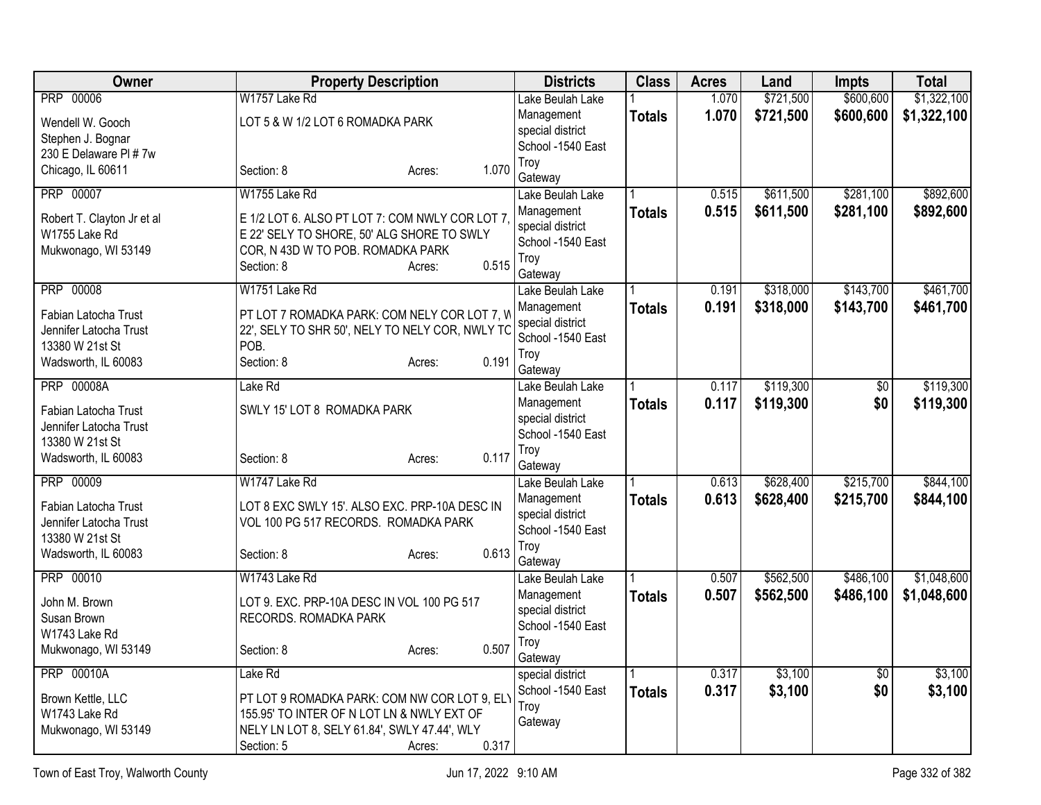| Owner | Property Description | Districts | Class | Acres | Land | Impts | Total |
|---|---|---|---|---|---|---|---|
| PRP 00006<br>Wendell W. Gooch<br>Stephen J. Bognar<br>230 E Delaware Pl # 7w<br>Chicago, IL 60611 | W1757 Lake Rd<br>LOT 5 & W 1/2 LOT 6 ROMADKA PARK<br>Section: 8 Acres: 1.070 | Lake Beulah Lake Management special district<br>School -1540 East Troy<br>Gateway | 1<br>**Totals** | 1.070<br>**1.070** | $721,500<br>**$721,500** | $600,600<br>**$600,600** | $1,322,100<br>**$1,322,100** |
| PRP 00007<br>Robert T. Clayton Jr et al<br>W1755 Lake Rd<br>Mukwonago, WI 53149 | W1755 Lake Rd<br>E 1/2 LOT 6. ALSO PT LOT 7: COM NWLY COR LOT 7, E 22' SELY TO SHORE, 50' ALG SHORE TO SWLY COR, N 43D W TO POB. ROMADKA PARK<br>Section: 8 Acres: 0.515 | Lake Beulah Lake Management special district<br>School -1540 East Troy<br>Gateway | 1<br>**Totals** | 0.515<br>**0.515** | $611,500<br>**$611,500** | $281,100<br>**$281,100** | $892,600<br>**$892,600** |
| PRP 00008<br>Fabian Latocha Trust<br>Jennifer Latocha Trust<br>13380 W 21st St<br>Wadsworth, IL 60083 | W1751 Lake Rd<br>PT LOT 7 ROMADKA PARK: COM NELY COR LOT 7, W 22', SELY TO SHR 50', NELY TO NELY COR, NWLY TO POB.<br>Section: 8 Acres: 0.191 | Lake Beulah Lake Management special district<br>School -1540 East Troy<br>Gateway | 1<br>**Totals** | 0.191<br>**0.191** | $318,000<br>**$318,000** | $143,700<br>**$143,700** | $461,700<br>**$461,700** |
| PRP 00008A<br>Fabian Latocha Trust<br>Jennifer Latocha Trust<br>13380 W 21st St<br>Wadsworth, IL 60083 | Lake Rd<br>SWLY 15' LOT 8 ROMADKA PARK<br>Section: 8 Acres: 0.117 | Lake Beulah Lake Management special district<br>School -1540 East Troy<br>Gateway | 1<br>**Totals** | 0.117<br>**0.117** | $119,300<br>**$119,300** | $0<br>**$0** | $119,300<br>**$119,300** |
| PRP 00009<br>Fabian Latocha Trust<br>Jennifer Latocha Trust<br>13380 W 21st St<br>Wadsworth, IL 60083 | W1747 Lake Rd<br>LOT 8 EXC SWLY 15'. ALSO EXC. PRP-10A DESC IN VOL 100 PG 517 RECORDS. ROMADKA PARK<br>Section: 8 Acres: 0.613 | Lake Beulah Lake Management special district<br>School -1540 East Troy<br>Gateway | 1<br>**Totals** | 0.613<br>**0.613** | $628,400<br>**$628,400** | $215,700<br>**$215,700** | $844,100<br>**$844,100** |
| PRP 00010<br>John M. Brown<br>Susan Brown<br>W1743 Lake Rd<br>Mukwonago, WI 53149 | W1743 Lake Rd<br>LOT 9. EXC. PRP-10A DESC IN VOL 100 PG 517 RECORDS. ROMADKA PARK<br>Section: 8 Acres: 0.507 | Lake Beulah Lake Management special district<br>School -1540 East Troy<br>Gateway | 1<br>**Totals** | 0.507<br>**0.507** | $562,500<br>**$562,500** | $486,100<br>**$486,100** | $1,048,600<br>**$1,048,600** |
| PRP 00010A<br>Brown Kettle, LLC<br>W1743 Lake Rd<br>Mukwonago, WI 53149 | Lake Rd<br>PT LOT 9 ROMADKA PARK: COM NW COR LOT 9, ELY 155.95' TO INTER OF N LOT LN & NWLY EXT OF NELY LN LOT 8, SELY 61.84', SWLY 47.44', WLY<br>Section: 5 Acres: 0.317 | special district<br>School -1540 East Troy<br>Gateway | 1<br>**Totals** | 0.317<br>**0.317** | $3,100<br>**$3,100** | $0<br>**$0** | $3,100<br>**$3,100** |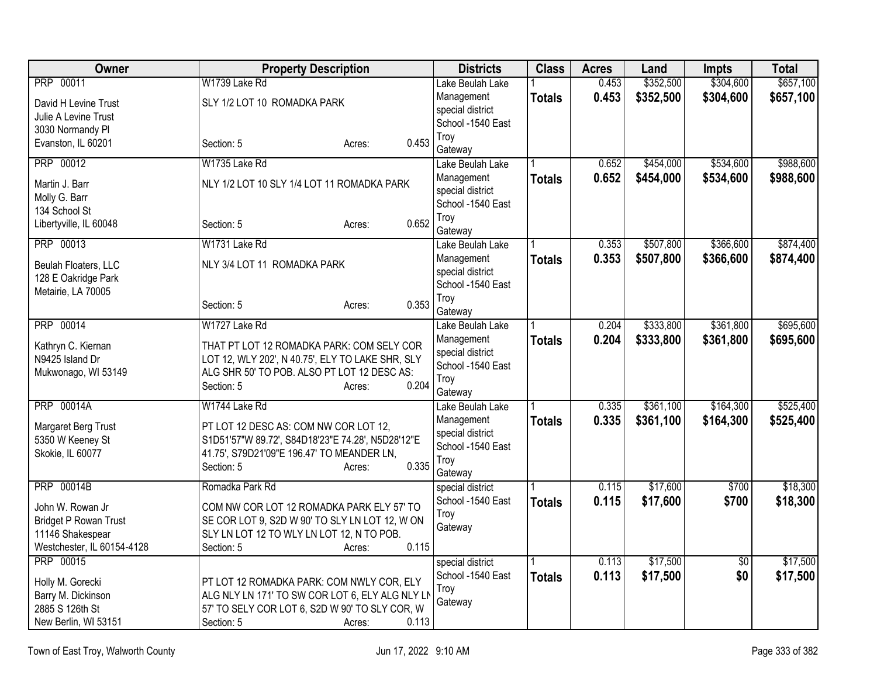| Owner | Property Description | Districts | Class | Acres | Land | Impts | Total |
|---|---|---|---|---|---|---|---|
| PRP 00011<br>David H Levine Trust<br>Julie A Levine Trust<br>3030 Normandy Pl<br>Evanston, IL 60201 | W1739 Lake Rd<br>SLY 1/2 LOT 10 ROMADKA PARK<br>Section: 5 Acres: 0.453 | Lake Beulah Lake Management special district<br>School -1540 East Troy<br>Gateway | 1<br>**Totals** | 0.453<br>**0.453** | $352,500<br>**$352,500** | $304,600<br>**$304,600** | $657,100<br>**$657,100** |
| PRP 00012<br>Martin J. Barr<br>Molly G. Barr<br>134 School St<br>Libertyville, IL 60048 | W1735 Lake Rd<br>NLY 1/2 LOT 10 SLY 1/4 LOT 11 ROMADKA PARK<br>Section: 5 Acres: 0.652 | Lake Beulah Lake Management special district<br>School -1540 East Troy<br>Gateway | 1<br>**Totals** | 0.652<br>**0.652** | $454,000<br>**$454,000** | $534,600<br>**$534,600** | $988,600<br>**$988,600** |
| PRP 00013<br>Beulah Floaters, LLC<br>128 E Oakridge Park<br>Metairie, LA 70005 | W1731 Lake Rd<br>NLY 3/4 LOT 11 ROMADKA PARK<br>Section: 5 Acres: 0.353 | Lake Beulah Lake Management special district<br>School -1540 East Troy<br>Gateway | 1<br>**Totals** | 0.353<br>**0.353** | $507,800<br>**$507,800** | $366,600<br>**$366,600** | $874,400<br>**$874,400** |
| PRP 00014<br>Kathryn C. Kiernan<br>N9425 Island Dr<br>Mukwonago, WI 53149 | W1727 Lake Rd<br>THAT PT LOT 12 ROMADKA PARK: COM SELY COR LOT 12, WLY 202', N 40.75', ELY TO LAKE SHR, SLY ALG SHR 50' TO POB. ALSO PT LOT 12 DESC AS:<br>Section: 5 Acres: 0.204 | Lake Beulah Lake Management special district<br>School -1540 East Troy<br>Gateway | 1<br>**Totals** | 0.204<br>**0.204** | $333,800<br>**$333,800** | $361,800<br>**$361,800** | $695,600<br>**$695,600** |
| PRP 00014A<br>Margaret Berg Trust<br>5350 W Keeney St<br>Skokie, IL 60077 | W1744 Lake Rd<br>PT LOT 12 DESC AS: COM NW COR LOT 12, S1D51'57"W 89.72', S84D18'23"E 74.28', N5D28'12"E 41.75', S79D21'09"E 196.47' TO MEANDER LN,<br>Section: 5 Acres: 0.335 | Lake Beulah Lake Management special district<br>School -1540 East Troy<br>Gateway | 1<br>**Totals** | 0.335<br>**0.335** | $361,100<br>**$361,100** | $164,300<br>**$164,300** | $525,400<br>**$525,400** |
| PRP 00014B<br>John W. Rowan Jr<br>Bridget P Rowan Trust<br>11146 Shakespear<br>Westchester, IL 60154-4128 | Romadka Park Rd<br>COM NW COR LOT 12 ROMADKA PARK ELY 57' TO SE COR LOT 9, S2D W 90' TO SLY LN LOT 12, W ON SLY LN LOT 12 TO WLY LN LOT 12, N TO POB.<br>Section: 5 Acres: 0.115 | special district<br>School -1540 East Troy<br>Gateway | 1<br>**Totals** | 0.115<br>**0.115** | $17,600<br>**$17,600** | $700<br>**$700** | $18,300<br>**$18,300** |
| PRP 00015<br>Holly M. Gorecki<br>Barry M. Dickinson<br>2885 S 126th St<br>New Berlin, WI 53151 | PT LOT 12 ROMADKA PARK: COM NWLY COR, ELY ALG NLY LN 171' TO SW COR LOT 6, ELY ALG NLY LN 57' TO SELY COR LOT 6, S2D W 90' TO SLY COR, W<br>Section: 5 Acres: 0.113 | special district<br>School -1540 East Troy<br>Gateway | 1<br>**Totals** | 0.113<br>**0.113** | $17,500<br>**$17,500** | $0<br>**$0** | $17,500<br>**$17,500** |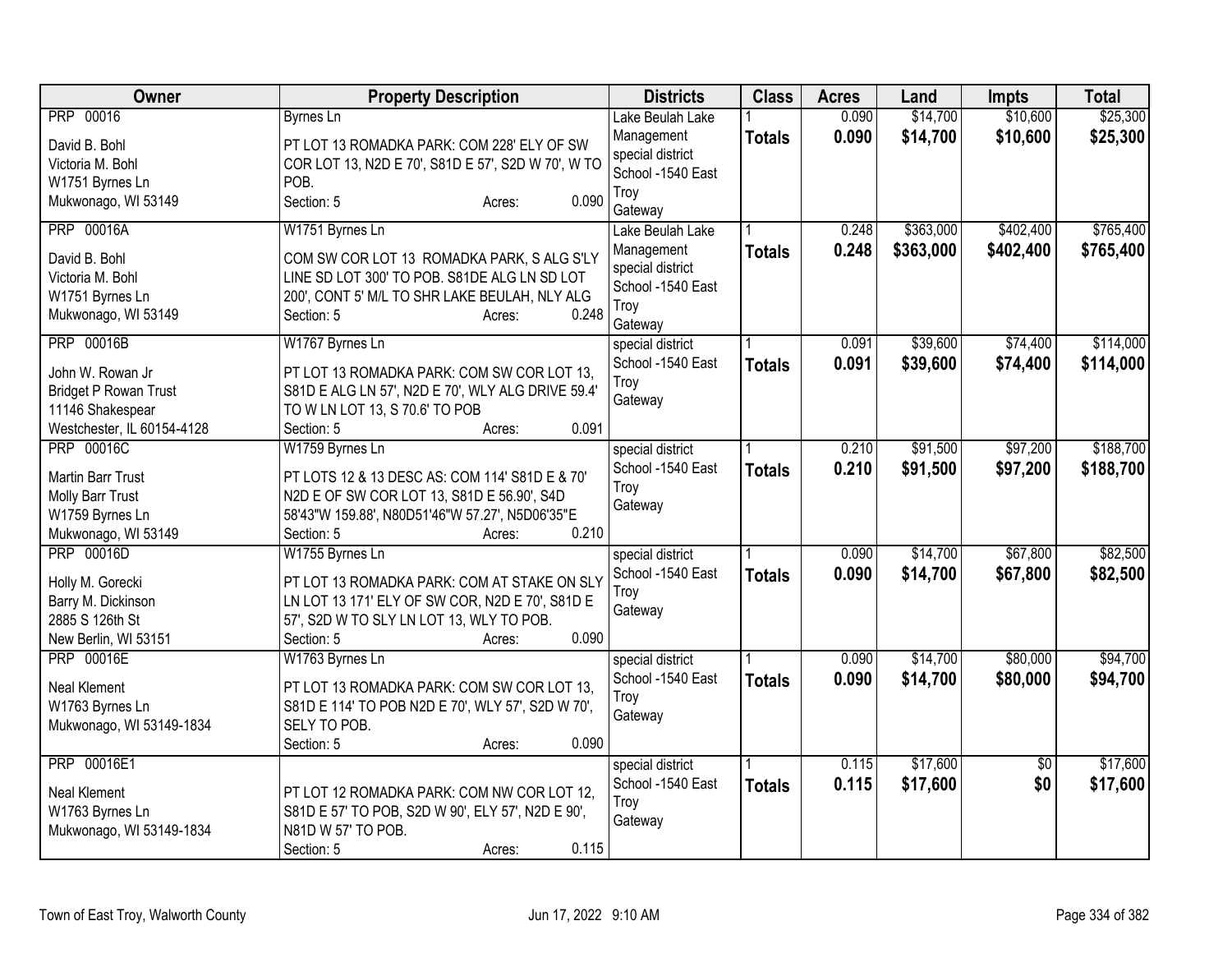| Owner | Property Description | Districts | Class | Acres | Land | Impts | Total |
|---|---|---|---|---|---|---|---|
| PRP 00016<br>David B. Bohl<br>Victoria M. Bohl<br>W1751 Byrnes Ln<br>Mukwonago, WI 53149 | Byrnes Ln<br>PT LOT 13 ROMADKA PARK: COM 228' ELY OF SW COR LOT 13, N2D E 70', S81D E 57', S2D W 70', W TO POB.<br>Section: 5 Acres: 0.090 | Lake Beulah Lake Management special district<br>School -1540 East Troy<br>Gateway | 1<br>**Totals** | 0.090<br>**0.090** | $14,700<br>**$14,700** | $10,600<br>**$10,600** | $25,300<br>**$25,300** |
| PRP 00016A<br>David B. Bohl<br>Victoria M. Bohl<br>W1751 Byrnes Ln<br>Mukwonago, WI 53149 | W1751 Byrnes Ln<br>COM SW COR LOT 13 ROMADKA PARK, S ALG S'LY LINE SD LOT 300' TO POB. S81DE ALG LN SD LOT 200', CONT 5' M/L TO SHR LAKE BEULAH, NLY ALG<br>Section: 5 Acres: 0.248 | Lake Beulah Lake Management special district<br>School -1540 East Troy<br>Gateway | 1<br>**Totals** | 0.248<br>**0.248** | $363,000<br>**$363,000** | $402,400<br>**$402,400** | $765,400<br>**$765,400** |
| PRP 00016B<br>John W. Rowan Jr<br>Bridget P Rowan Trust<br>11146 Shakespear<br>Westchester, IL 60154-4128 | W1767 Byrnes Ln<br>PT LOT 13 ROMADKA PARK: COM SW COR LOT 13, S81D E ALG LN 57', N2D E 70', WLY ALG DRIVE 59.4' TO W LN LOT 13, S 70.6' TO POB<br>Section: 5 Acres: 0.091 | special district<br>School -1540 East Troy<br>Gateway | 1<br>**Totals** | 0.091<br>**0.091** | $39,600<br>**$39,600** | $74,400<br>**$74,400** | $114,000<br>**$114,000** |
| PRP 00016C<br>Martin Barr Trust<br>Molly Barr Trust<br>W1759 Byrnes Ln<br>Mukwonago, WI 53149 | W1759 Byrnes Ln<br>PT LOTS 12 & 13 DESC AS: COM 114' S81D E & 70' N2D E OF SW COR LOT 13, S81D E 56.90', S4D 58'43"W 159.88', N80D51'46"W 57.27', N5D06'35"E<br>Section: 5 Acres: 0.210 | special district<br>School -1540 East Troy<br>Gateway | 1<br>**Totals** | 0.210<br>**0.210** | $91,500<br>**$91,500** | $97,200<br>**$97,200** | $188,700<br>**$188,700** |
| PRP 00016D<br>Holly M. Gorecki<br>Barry M. Dickinson<br>2885 S 126th St<br>New Berlin, WI 53151 | W1755 Byrnes Ln<br>PT LOT 13 ROMADKA PARK: COM AT STAKE ON SLY LN LOT 13 171' ELY OF SW COR, N2D E 70', S81D E 57', S2D W TO SLY LN LOT 13, WLY TO POB.<br>Section: 5 Acres: 0.090 | special district<br>School -1540 East Troy<br>Gateway | 1<br>**Totals** | 0.090<br>**0.090** | $14,700<br>**$14,700** | $67,800<br>**$67,800** | $82,500<br>**$82,500** |
| PRP 00016E<br>Neal Klement<br>W1763 Byrnes Ln<br>Mukwonago, WI 53149-1834 | W1763 Byrnes Ln<br>PT LOT 13 ROMADKA PARK: COM SW COR LOT 13, S81D E 114' TO POB N2D E 70', WLY 57', S2D W 70', SELY TO POB.<br>Section: 5 Acres: 0.090 | special district<br>School -1540 East Troy<br>Gateway | 1<br>**Totals** | 0.090<br>**0.090** | $14,700<br>**$14,700** | $80,000<br>**$80,000** | $94,700<br>**$94,700** |
| PRP 00016E1<br>Neal Klement<br>W1763 Byrnes Ln<br>Mukwonago, WI 53149-1834 | PT LOT 12 ROMADKA PARK: COM NW COR LOT 12, S81D E 57' TO POB, S2D W 90', ELY 57', N2D E 90', N81D W 57' TO POB.<br>Section: 5 Acres: 0.115 | special district<br>School -1540 East Troy<br>Gateway | 1<br>**Totals** | 0.115<br>**0.115** | $17,600<br>**$17,600** | $0<br>**$0** | $17,600<br>**$17,600** |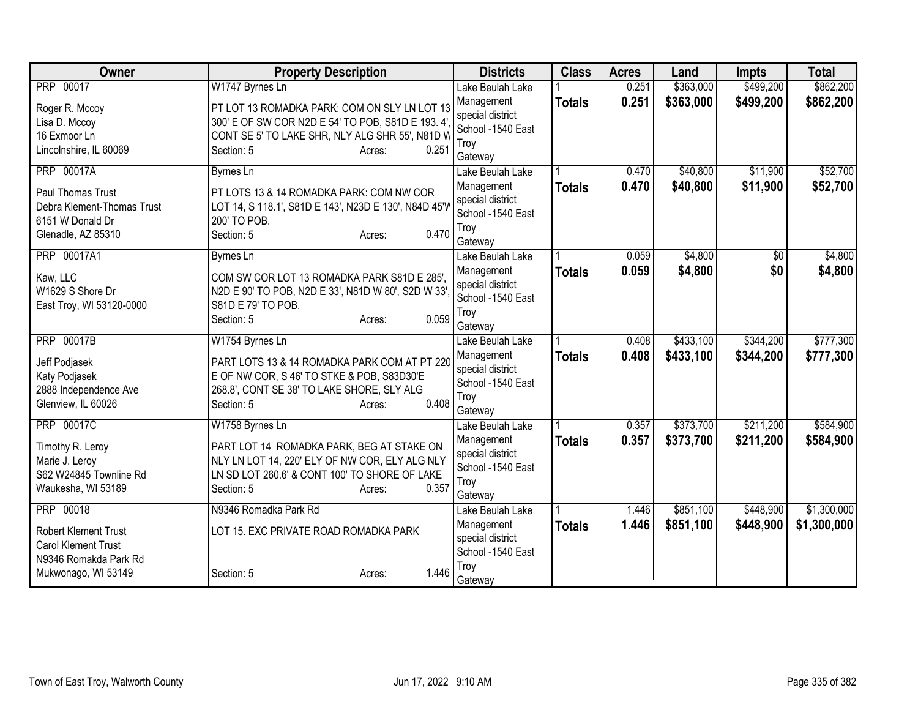| Owner | Property Description | Districts | Class | Acres | Land | Impts | Total |
|---|---|---|---|---|---|---|---|
| PRP 00017<br><br>Roger R. Mccoy<br>Lisa D. Mccoy<br>16 Exmoor Ln<br>Lincolnshire, IL 60069 | W1747 Byrnes Ln<br><br>PT LOT 13 ROMADKA PARK: COM ON SLY LN LOT 13 300' E OF SW COR N2D E 54' TO POB, S81D E 193. 4', CONT SE 5' TO LAKE SHR, NLY ALG SHR 55', N81D W<br>Section: 5 Acres: 0.251 | Lake Beulah Lake Management special district<br>School -1540 East Troy<br>Gateway | 1<br>**Totals** | 0.251<br>**0.251** | $363,000<br>**$363,000** | $499,200<br>**$499,200** | $862,200<br>**$862,200** |
| PRP 00017A<br><br>Paul Thomas Trust<br>Debra Klement-Thomas Trust<br>6151 W Donald Dr<br>Glenadle, AZ 85310 | Byrnes Ln<br><br>PT LOTS 13 & 14 ROMADKA PARK: COM NW COR LOT 14, S 118.1', S81D E 143', N23D E 130', N84D 45'W 200' TO POB.<br>Section: 5 Acres: 0.470 | Lake Beulah Lake Management special district<br>School -1540 East Troy<br>Gateway | 1<br>**Totals** | 0.470<br>**0.470** | $40,800<br>**$40,800** | $11,900<br>**$11,900** | $52,700<br>**$52,700** |
| PRP 00017A1<br><br>Kaw, LLC<br>W1629 S Shore Dr<br>East Troy, WI 53120-0000 | Byrnes Ln<br><br>COM SW COR LOT 13 ROMADKA PARK S81D E 285', N2D E 90' TO POB, N2D E 33', N81D W 80', S2D W 33', S81D E 79' TO POB.<br>Section: 5 Acres: 0.059 | Lake Beulah Lake Management special district<br>School -1540 East Troy<br>Gateway | 1<br>**Totals** | 0.059<br>**0.059** | $4,800<br>**$4,800** | $0<br>**$0** | $4,800<br>**$4,800** |
| PRP 00017B<br><br>Jeff Podjasek<br>Katy Podjasek<br>2888 Independence Ave<br>Glenview, IL 60026 | W1754 Byrnes Ln<br><br>PART LOTS 13 & 14 ROMADKA PARK COM AT PT 220 E OF NW COR, S 46' TO STKE & POB, S83D30'E 268.8', CONT SE 38' TO LAKE SHORE, SLY ALG<br>Section: 5 Acres: 0.408 | Lake Beulah Lake Management special district<br>School -1540 East Troy<br>Gateway | 1<br>**Totals** | 0.408<br>**0.408** | $433,100<br>**$433,100** | $344,200<br>**$344,200** | $777,300<br>**$777,300** |
| PRP 00017C<br><br>Timothy R. Leroy<br>Marie J. Leroy<br>S62 W24845 Townline Rd<br>Waukesha, WI 53189 | W1758 Byrnes Ln<br><br>PART LOT 14 ROMADKA PARK, BEG AT STAKE ON NLY LN LOT 14, 220' ELY OF NW COR, ELY ALG NLY LN SD LOT 260.6' & CONT 100' TO SHORE OF LAKE<br>Section: 5 Acres: 0.357 | Lake Beulah Lake Management special district<br>School -1540 East Troy<br>Gateway | 1<br>**Totals** | 0.357<br>**0.357** | $373,700<br>**$373,700** | $211,200<br>**$211,200** | $584,900<br>**$584,900** |
| PRP 00018<br><br>Robert Klement Trust<br>Carol Klement Trust<br>N9346 Romakda Park Rd<br>Mukwonago, WI 53149 | N9346 Romadka Park Rd<br><br>LOT 15. EXC PRIVATE ROAD ROMADKA PARK<br><br>Section: 5 Acres: 1.446 | Lake Beulah Lake Management special district<br>School -1540 East Troy<br>Gateway | 1<br>**Totals** | 1.446<br>**1.446** | $851,100<br>**$851,100** | $448,900<br>**$448,900** | $1,300,000<br>**$1,300,000** |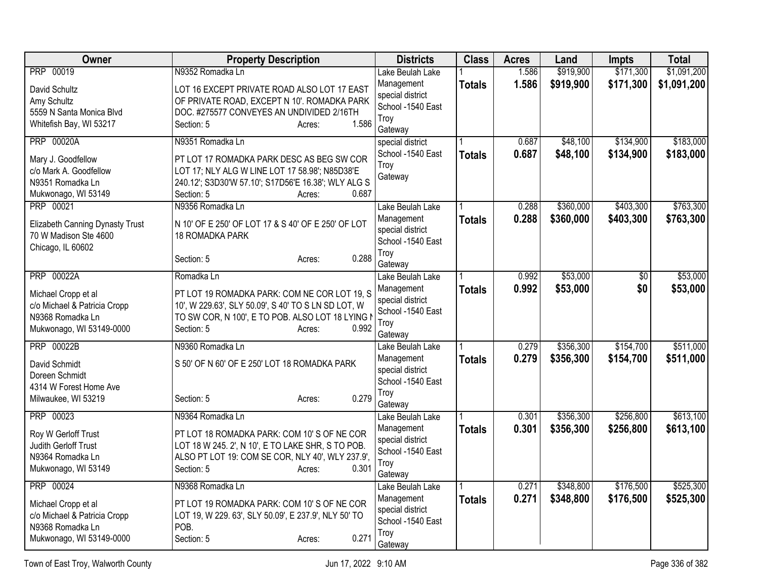| Owner | Property Description | Districts | Class | Acres | Land | Impts | Total |
|---|---|---|---|---|---|---|---|
| PRP 00019<br>David Schultz<br>Amy Schultz<br>5559 N Santa Monica Blvd<br>Whitefish Bay, WI 53217 | N9352 Romadka Ln<br>LOT 16 EXCEPT PRIVATE ROAD ALSO LOT 17 EAST OF PRIVATE ROAD, EXCEPT N 10'. ROMADKA PARK DOC. #275577 CONVEYES AN UNDIVIDED 2/16TH<br>Section: 5 Acres: 1.586 | Lake Beulah Lake Management special district<br>School -1540 East Troy<br>Gateway | 1<br>**Totals** | 1.586<br>**1.586** | $919,900<br>**$919,900** | $171,300<br>**$171,300** | $1,091,200<br>**$1,091,200** |
| PRP 00020A<br>Mary J. Goodfellow<br>c/o Mark A. Goodfellow<br>N9351 Romadka Ln<br>Mukwonago, WI 53149 | N9351 Romadka Ln<br>PT LOT 17 ROMADKA PARK DESC AS BEG SW COR LOT 17; NLY ALG W LINE LOT 17 58.98'; N85D38'E 240.12'; S3D30'W 57.10'; S17D56'E 16.38'; WLY ALG S<br>Section: 5 Acres: 0.687 | special district<br>School -1540 East Troy<br>Gateway | 1<br>**Totals** | 0.687<br>**0.687** | $48,100<br>**$48,100** | $134,900<br>**$134,900** | $183,000<br>**$183,000** |
| PRP 00021<br>Elizabeth Canning Dynasty Trust<br>70 W Madison Ste 4600<br>Chicago, IL 60602 | N9356 Romadka Ln<br>N 10' OF E 250' OF LOT 17 & S 40' OF E 250' OF LOT 18 ROMADKA PARK<br>Section: 5 Acres: 0.288 | Lake Beulah Lake Management special district<br>School -1540 East Troy<br>Gateway | 1<br>**Totals** | 0.288<br>**0.288** | $360,000<br>**$360,000** | $403,300<br>**$403,300** | $763,300<br>**$763,300** |
| PRP 00022A<br>Michael Cropp et al<br>c/o Michael & Patricia Cropp<br>N9368 Romadka Ln<br>Mukwonago, WI 53149-0000 | Romadka Ln<br>PT LOT 19 ROMADKA PARK: COM NE COR LOT 19, S 10', W 229.63', SLY 50.09', S 40' TO S LN SD LOT, W TO SW COR, N 100', E TO POB. ALSO LOT 18 LYING N<br>Section: 5 Acres: 0.992 | Lake Beulah Lake Management special district<br>School -1540 East Troy<br>Gateway | 1<br>**Totals** | 0.992<br>**0.992** | $53,000<br>**$53,000** | $0<br>**$0** | $53,000<br>**$53,000** |
| PRP 00022B<br>David Schmidt<br>Doreen Schmidt<br>4314 W Forest Home Ave<br>Milwaukee, WI 53219 | N9360 Romadka Ln<br>S 50' OF N 60' OF E 250' LOT 18 ROMADKA PARK<br>Section: 5 Acres: 0.279 | Lake Beulah Lake Management special district<br>School -1540 East Troy<br>Gateway | 1<br>**Totals** | 0.279<br>**0.279** | $356,300<br>**$356,300** | $154,700<br>**$154,700** | $511,000<br>**$511,000** |
| PRP 00023<br>Roy W Gerloff Trust<br>Judith Gerloff Trust<br>N9364 Romadka Ln<br>Mukwonago, WI 53149 | N9364 Romadka Ln<br>PT LOT 18 ROMADKA PARK: COM 10' S OF NE COR LOT 18 W 245. 2', N 10', E TO LAKE SHR, S TO POB. ALSO PT LOT 19: COM SE COR, NLY 40', WLY 237.9',<br>Section: 5 Acres: 0.301 | Lake Beulah Lake Management special district<br>School -1540 East Troy<br>Gateway | 1<br>**Totals** | 0.301<br>**0.301** | $356,300<br>**$356,300** | $256,800<br>**$256,800** | $613,100<br>**$613,100** |
| PRP 00024<br>Michael Cropp et al<br>c/o Michael & Patricia Cropp<br>N9368 Romadka Ln<br>Mukwonago, WI 53149-0000 | N9368 Romadka Ln<br>PT LOT 19 ROMADKA PARK: COM 10' S OF NE COR LOT 19, W 229. 63', SLY 50.09', E 237.9', NLY 50' TO POB.<br>Section: 5 Acres: 0.271 | Lake Beulah Lake Management special district<br>School -1540 East Troy<br>Gateway | 1<br>**Totals** | 0.271<br>**0.271** | $348,800<br>**$348,800** | $176,500<br>**$176,500** | $525,300<br>**$525,300** |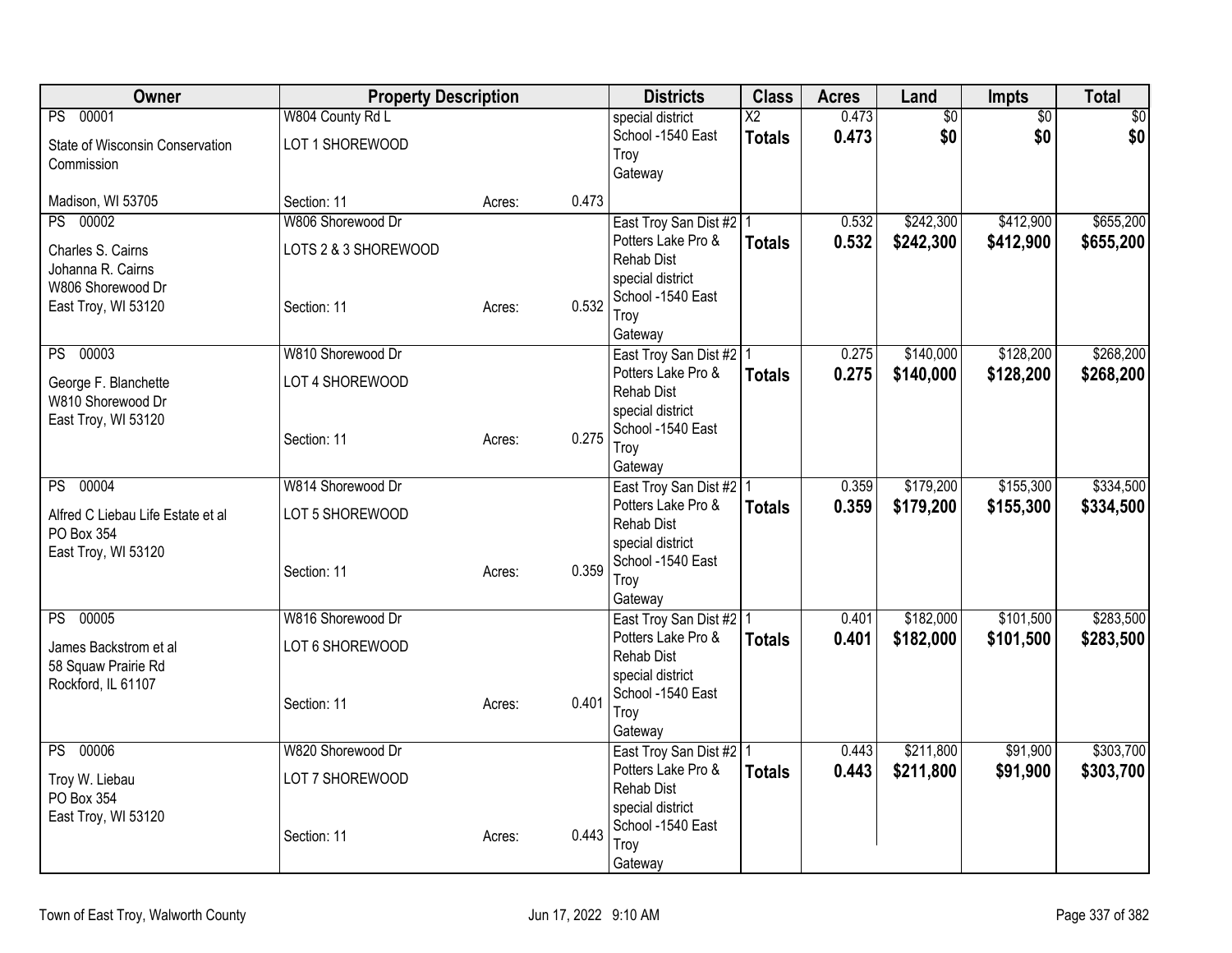| Owner | Property Description | | | Districts | Class | Acres | Land | Impts | Total |
|---|---|---|---|---|---|---|---|---|---|
| PS 00001<br>State of Wisconsin Conservation Commission<br><br>Madison, WI 53705 | W804 County Rd L<br>LOT 1 SHOREWOOD<br><br>Section: 11 | Acres: | 0.473 | special district<br>School -1540 East Troy<br>Gateway | X2<br>**Totals** | 0.473<br>**0.473** | $0<br>**$0** | $0<br>**$0** | $0<br>**$0** |
| PS 00002<br>Charles S. Cairns<br>Johanna R. Cairns<br>W806 Shorewood Dr<br>East Troy, WI 53120 | W806 Shorewood Dr<br>LOTS 2 & 3 SHOREWOOD<br><br>Section: 11 | Acres: | 0.532 | East Troy San Dist #2<br>Potters Lake Pro & Rehab Dist<br>special district<br>School -1540 East Troy<br>Gateway | 1<br>**Totals** | 0.532<br>**0.532** | $242,300<br>**$242,300** | $412,900<br>**$412,900** | $655,200<br>**$655,200** |
| PS 00003<br>George F. Blanchette<br>W810 Shorewood Dr<br>East Troy, WI 53120 | W810 Shorewood Dr<br>LOT 4 SHOREWOOD<br><br>Section: 11 | Acres: | 0.275 | East Troy San Dist #2<br>Potters Lake Pro & Rehab Dist<br>special district<br>School -1540 East Troy<br>Gateway | 1<br>**Totals** | 0.275<br>**0.275** | $140,000<br>**$140,000** | $128,200<br>**$128,200** | $268,200<br>**$268,200** |
| PS 00004<br>Alfred C Liebau Life Estate et al<br>PO Box 354<br>East Troy, WI 53120 | W814 Shorewood Dr<br>LOT 5 SHOREWOOD<br><br>Section: 11 | Acres: | 0.359 | East Troy San Dist #2<br>Potters Lake Pro & Rehab Dist<br>special district<br>School -1540 East Troy<br>Gateway | 1<br>**Totals** | 0.359<br>**0.359** | $179,200<br>**$179,200** | $155,300<br>**$155,300** | $334,500<br>**$334,500** |
| PS 00005<br>James Backstrom et al<br>58 Squaw Prairie Rd<br>Rockford, IL 61107 | W816 Shorewood Dr<br>LOT 6 SHOREWOOD<br><br>Section: 11 | Acres: | 0.401 | East Troy San Dist #2<br>Potters Lake Pro & Rehab Dist<br>special district<br>School -1540 East Troy<br>Gateway | 1<br>**Totals** | 0.401<br>**0.401** | $182,000<br>**$182,000** | $101,500<br>**$101,500** | $283,500<br>**$283,500** |
| PS 00006<br>Troy W. Liebau<br>PO Box 354<br>East Troy, WI 53120 | W820 Shorewood Dr<br>LOT 7 SHOREWOOD<br><br>Section: 11 | Acres: | 0.443 | East Troy San Dist #2<br>Potters Lake Pro & Rehab Dist<br>special district<br>School -1540 East Troy<br>Gateway | 1<br>**Totals** | 0.443<br>**0.443** | $211,800<br>**$211,800** | $91,900<br>**$91,900** | $303,700<br>**$303,700** |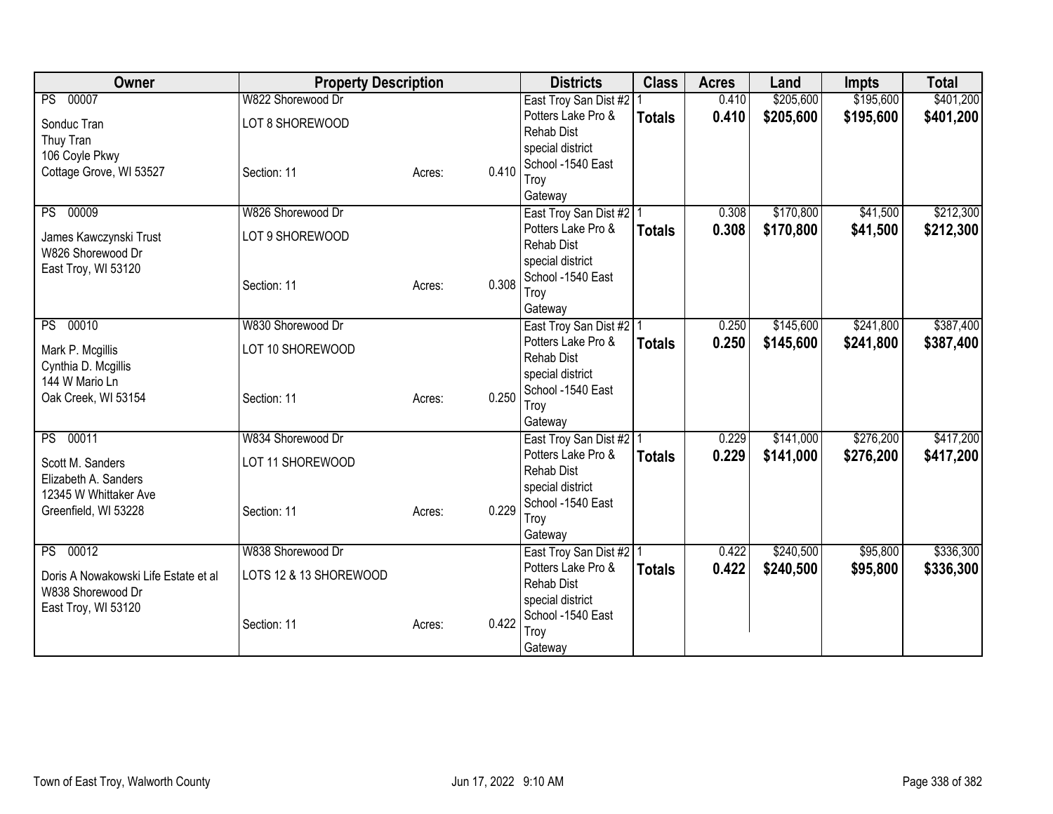| Owner | Property Description | | | Districts | Class | Acres | Land | Impts | Total |
|---|---|---|---|---|---|---|---|---|---|
| PS 00007<br>Sonduc Tran<br>Thuy Tran<br>106 Coyle Pkwy<br>Cottage Grove, WI 53527 | W822 Shorewood Dr<br>LOT 8 SHOREWOOD<br>Section: 11 | Acres: | 0.410 | East Troy San Dist #2<br>Potters Lake Pro & Rehab Dist<br>special district<br>School -1540 East Troy<br>Gateway | 1<br>**Totals** | 0.410<br>**0.410** | $205,600<br>**$205,600** | $195,600<br>**$195,600** | $401,200<br>**$401,200** |
| PS 00009<br>James Kawczynski Trust<br>W826 Shorewood Dr<br>East Troy, WI 53120 | W826 Shorewood Dr<br>LOT 9 SHOREWOOD<br>Section: 11 | Acres: | 0.308 | East Troy San Dist #2<br>Potters Lake Pro & Rehab Dist<br>special district<br>School -1540 East Troy<br>Gateway | 1<br>**Totals** | 0.308<br>**0.308** | $170,800<br>**$170,800** | $41,500<br>**$41,500** | $212,300<br>**$212,300** |
| PS 00010<br>Mark P. Mcgillis<br>Cynthia D. Mcgillis<br>144 W Mario Ln<br>Oak Creek, WI 53154 | W830 Shorewood Dr<br>LOT 10 SHOREWOOD<br>Section: 11 | Acres: | 0.250 | East Troy San Dist #2<br>Potters Lake Pro & Rehab Dist<br>special district<br>School -1540 East Troy<br>Gateway | 1<br>**Totals** | 0.250<br>**0.250** | $145,600<br>**$145,600** | $241,800<br>**$241,800** | $387,400<br>**$387,400** |
| PS 00011<br>Scott M. Sanders<br>Elizabeth A. Sanders<br>12345 W Whittaker Ave<br>Greenfield, WI 53228 | W834 Shorewood Dr<br>LOT 11 SHOREWOOD<br>Section: 11 | Acres: | 0.229 | East Troy San Dist #2<br>Potters Lake Pro & Rehab Dist<br>special district<br>School -1540 East Troy<br>Gateway | 1<br>**Totals** | 0.229<br>**0.229** | $141,000<br>**$141,000** | $276,200<br>**$276,200** | $417,200<br>**$417,200** |
| PS 00012<br>Doris A Nowakowski Life Estate et al<br>W838 Shorewood Dr<br>East Troy, WI 53120 | W838 Shorewood Dr<br>LOTS 12 & 13 SHOREWOOD<br>Section: 11 | Acres: | 0.422 | East Troy San Dist #2<br>Potters Lake Pro & Rehab Dist<br>special district<br>School -1540 East Troy<br>Gateway | 1<br>**Totals** | 0.422<br>**0.422** | $240,500<br>**$240,500** | $95,800<br>**$95,800** | $336,300<br>**$336,300** |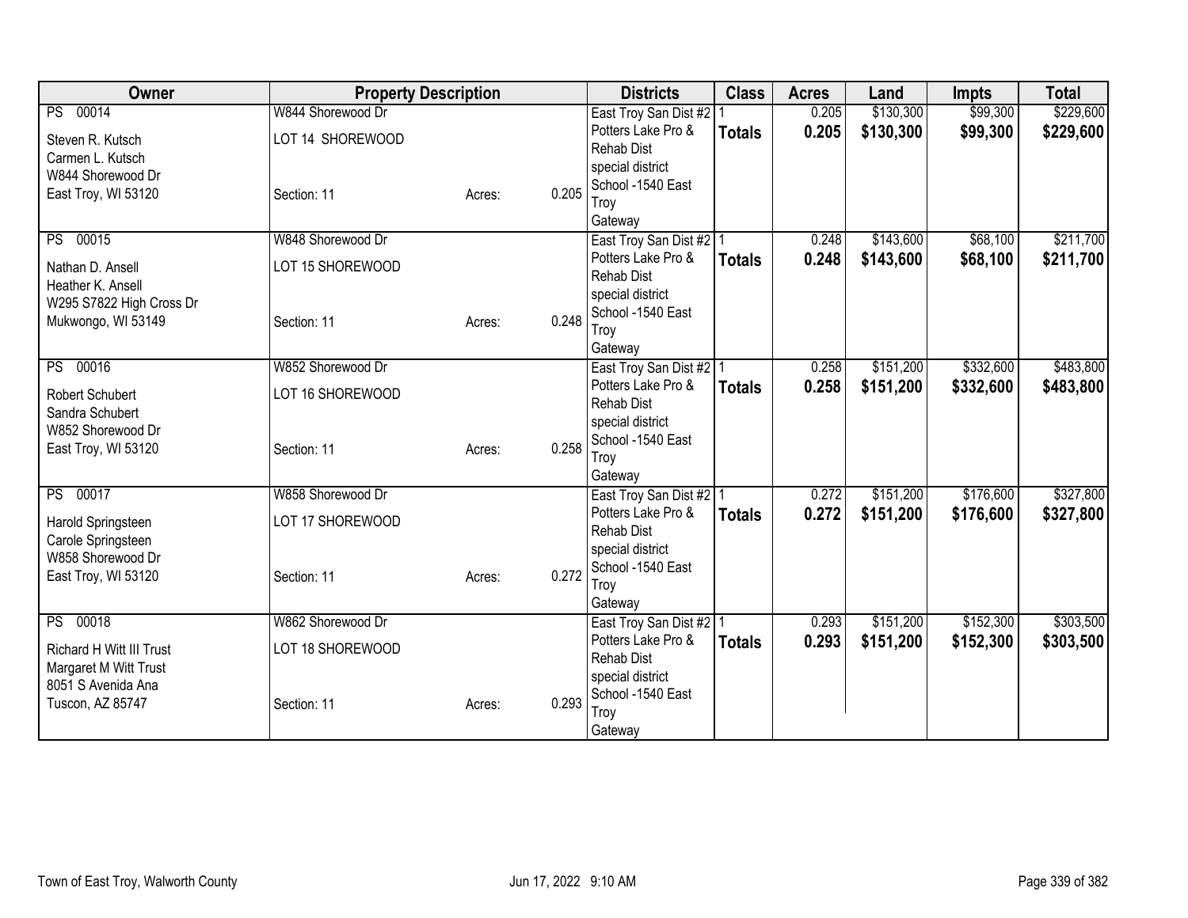| Owner | Property Description | | | Districts | Class | Acres | Land | Impts | Total |
|---|---|---|---|---|---|---|---|---|---|
| PS 00014<br>Steven R. Kutsch<br>Carmen L. Kutsch<br>W844 Shorewood Dr<br>East Troy, WI 53120 | W844 Shorewood Dr<br>LOT 14 SHOREWOOD<br>Section: 11 | Acres: | 0.205 | East Troy San Dist #2<br>Potters Lake Pro & Rehab Dist special district<br>School -1540 East Troy<br>Gateway | 1<br>**Totals** | 0.205<br>**0.205** | $130,300<br>**$130,300** | $99,300<br>**$99,300** | $229,600<br>**$229,600** |
| PS 00015<br>Nathan D. Ansell<br>Heather K. Ansell<br>W295 S7822 High Cross Dr<br>Mukwongo, WI 53149 | W848 Shorewood Dr<br>LOT 15 SHOREWOOD<br>Section: 11 | Acres: | 0.248 | East Troy San Dist #2<br>Potters Lake Pro & Rehab Dist special district<br>School -1540 East Troy<br>Gateway | 1<br>**Totals** | 0.248<br>**0.248** | $143,600<br>**$143,600** | $68,100<br>**$68,100** | $211,700<br>**$211,700** |
| PS 00016<br>Robert Schubert<br>Sandra Schubert<br>W852 Shorewood Dr<br>East Troy, WI 53120 | W852 Shorewood Dr<br>LOT 16 SHOREWOOD<br>Section: 11 | Acres: | 0.258 | East Troy San Dist #2<br>Potters Lake Pro & Rehab Dist special district<br>School -1540 East Troy<br>Gateway | 1<br>**Totals** | 0.258<br>**0.258** | $151,200<br>**$151,200** | $332,600<br>**$332,600** | $483,800<br>**$483,800** |
| PS 00017<br>Harold Springsteen<br>Carole Springsteen<br>W858 Shorewood Dr<br>East Troy, WI 53120 | W858 Shorewood Dr<br>LOT 17 SHOREWOOD<br>Section: 11 | Acres: | 0.272 | East Troy San Dist #2<br>Potters Lake Pro & Rehab Dist special district<br>School -1540 East Troy<br>Gateway | 1<br>**Totals** | 0.272<br>**0.272** | $151,200<br>**$151,200** | $176,600<br>**$176,600** | $327,800<br>**$327,800** |
| PS 00018<br>Richard H Witt III Trust<br>Margaret M Witt Trust<br>8051 S Avenida Ana<br>Tuscon, AZ 85747 | W862 Shorewood Dr<br>LOT 18 SHOREWOOD<br>Section: 11 | Acres: | 0.293 | East Troy San Dist #2<br>Potters Lake Pro & Rehab Dist special district<br>School -1540 East Troy<br>Gateway | 1<br>**Totals** | 0.293<br>**0.293** | $151,200<br>**$151,200** | $152,300<br>**$152,300** | $303,500<br>**$303,500** |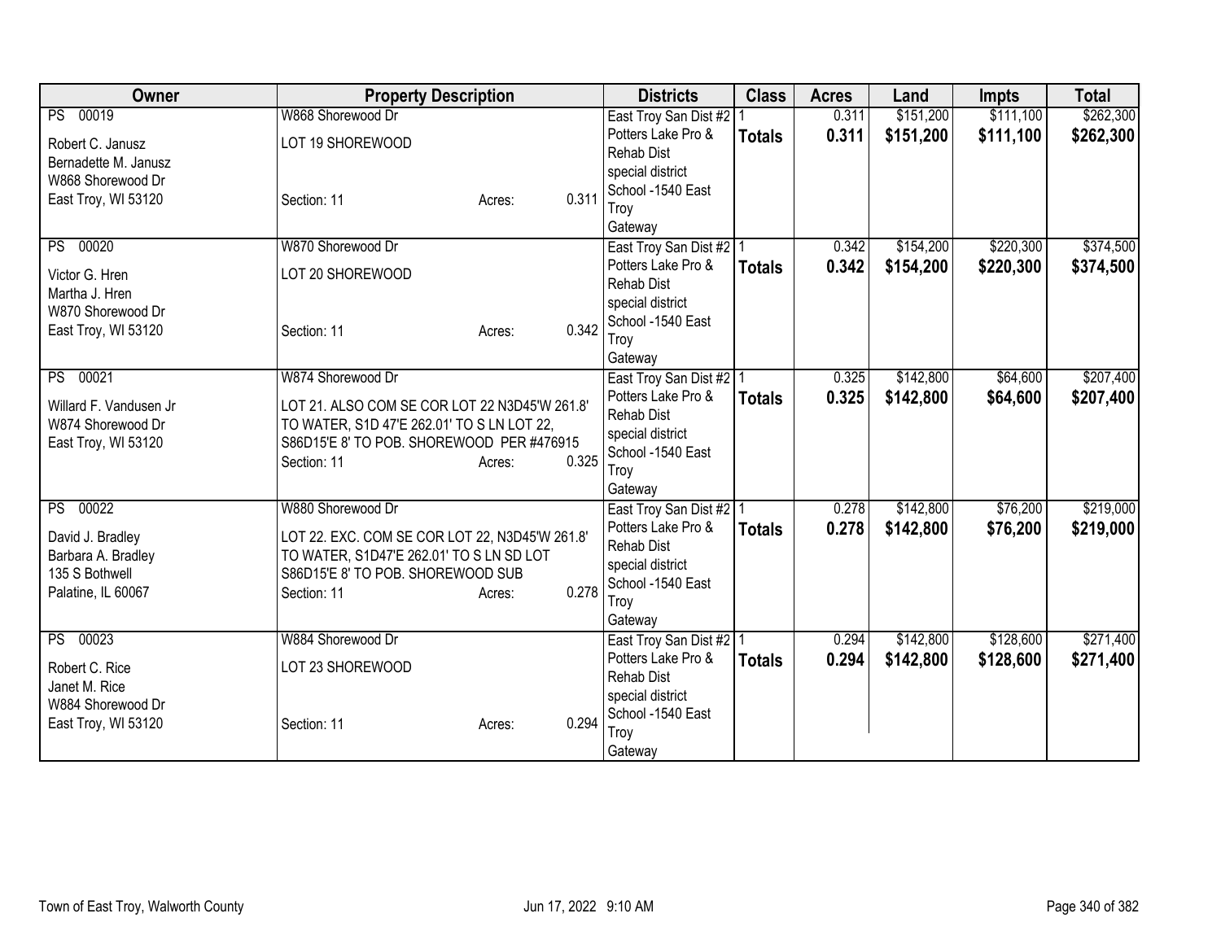| Owner | Property Description | Districts | Class | Acres | Land | Impts | Total |
|---|---|---|---|---|---|---|---|
| PS 00019<br>Robert C. Janusz<br>Bernadette M. Janusz<br>W868 Shorewood Dr<br>East Troy, WI 53120 | W868 Shorewood Dr<br>LOT 19 SHOREWOOD<br>Section: 11 Acres: 0.311 | East Troy San Dist #2<br>Potters Lake Pro & Rehab Dist special district<br>School -1540 East Troy<br>Gateway | 1<br>**Totals** | 0.311<br>**0.311** | $151,200<br>**$151,200** | $111,100<br>**$111,100** | $262,300<br>**$262,300** |
| PS 00020<br>Victor G. Hren<br>Martha J. Hren<br>W870 Shorewood Dr<br>East Troy, WI 53120 | W870 Shorewood Dr<br>LOT 20 SHOREWOOD<br>Section: 11 Acres: 0.342 | East Troy San Dist #2<br>Potters Lake Pro & Rehab Dist special district<br>School -1540 East Troy<br>Gateway | 1<br>**Totals** | 0.342<br>**0.342** | $154,200<br>**$154,200** | $220,300<br>**$220,300** | $374,500<br>**$374,500** |
| PS 00021<br>Willard F. Vandusen Jr<br>W874 Shorewood Dr<br>East Troy, WI 53120 | W874 Shorewood Dr<br>LOT 21. ALSO COM SE COR LOT 22 N3D45'W 261.8' TO WATER, S1D 47'E 262.01' TO S LN LOT 22, S86D15'E 8' TO POB. SHOREWOOD PER #476915<br>Section: 11 Acres: 0.325 | East Troy San Dist #2<br>Potters Lake Pro & Rehab Dist special district<br>School -1540 East Troy<br>Gateway | 1<br>**Totals** | 0.325<br>**0.325** | $142,800<br>**$142,800** | $64,600<br>**$64,600** | $207,400<br>**$207,400** |
| PS 00022<br>David J. Bradley<br>Barbara A. Bradley<br>135 S Bothwell<br>Palatine, IL 60067 | W880 Shorewood Dr<br>LOT 22. EXC. COM SE COR LOT 22, N3D45'W 261.8' TO WATER, S1D47'E 262.01' TO S LN SD LOT S86D15'E 8' TO POB. SHOREWOOD SUB<br>Section: 11 Acres: 0.278 | East Troy San Dist #2<br>Potters Lake Pro & Rehab Dist special district<br>School -1540 East Troy<br>Gateway | 1<br>**Totals** | 0.278<br>**0.278** | $142,800<br>**$142,800** | $76,200<br>**$76,200** | $219,000<br>**$219,000** |
| PS 00023<br>Robert C. Rice<br>Janet M. Rice<br>W884 Shorewood Dr<br>East Troy, WI 53120 | W884 Shorewood Dr<br>LOT 23 SHOREWOOD<br>Section: 11 Acres: 0.294 | East Troy San Dist #2<br>Potters Lake Pro & Rehab Dist special district<br>School -1540 East Troy<br>Gateway | 1<br>**Totals** | 0.294<br>**0.294** | $142,800<br>**$142,800** | $128,600<br>**$128,600** | $271,400<br>**$271,400** |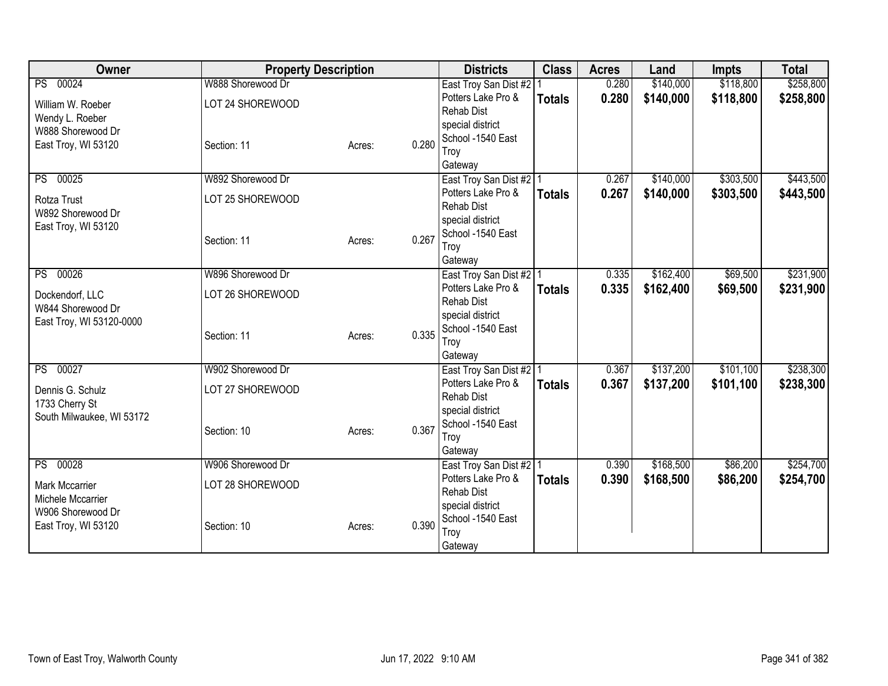| Owner | Property Description | | | Districts | Class | Acres | Land | Impts | Total |
|---|---|---|---|---|---|---|---|---|---|
| PS 00024 | W888 Shorewood Dr | | | East Troy San Dist #2 | 1 | 0.280 | $140,000 | $118,800 | $258,800 |
| William W. Roeber<br>Wendy L. Roeber<br>W888 Shorewood Dr<br>East Troy, WI 53120 | LOT 24 SHOREWOOD<br><br>Section: 11 | Acres: | 0.280 | Potters Lake Pro & Rehab Dist<br>special district<br>School -1540 East Troy<br>Gateway | **Totals** | **0.280** | **$140,000** | **$118,800** | **$258,800** |
| PS 00025 | W892 Shorewood Dr | | | East Troy San Dist #2 | 1 | 0.267 | $140,000 | $303,500 | $443,500 |
| Rotza Trust<br>W892 Shorewood Dr<br>East Troy, WI 53120 | LOT 25 SHOREWOOD<br><br>Section: 11 | Acres: | 0.267 | Potters Lake Pro & Rehab Dist<br>special district<br>School -1540 East Troy<br>Gateway | **Totals** | **0.267** | **$140,000** | **$303,500** | **$443,500** |
| PS 00026 | W896 Shorewood Dr | | | East Troy San Dist #2 | 1 | 0.335 | $162,400 | $69,500 | $231,900 |
| Dockendorf, LLC<br>W844 Shorewood Dr<br>East Troy, WI 53120-0000 | LOT 26 SHOREWOOD<br><br>Section: 11 | Acres: | 0.335 | Potters Lake Pro & Rehab Dist<br>special district<br>School -1540 East Troy<br>Gateway | **Totals** | **0.335** | **$162,400** | **$69,500** | **$231,900** |
| PS 00027 | W902 Shorewood Dr | | | East Troy San Dist #2 | 1 | 0.367 | $137,200 | $101,100 | $238,300 |
| Dennis G. Schulz<br>1733 Cherry St<br>South Milwaukee, WI 53172 | LOT 27 SHOREWOOD<br><br>Section: 10 | Acres: | 0.367 | Potters Lake Pro & Rehab Dist<br>special district<br>School -1540 East Troy<br>Gateway | **Totals** | **0.367** | **$137,200** | **$101,100** | **$238,300** |
| PS 00028 | W906 Shorewood Dr | | | East Troy San Dist #2 | 1 | 0.390 | $168,500 | $86,200 | $254,700 |
| Mark Mccarrier<br>Michele Mccarrier<br>W906 Shorewood Dr<br>East Troy, WI 53120 | LOT 28 SHOREWOOD<br><br>Section: 10 | Acres: | 0.390 | Potters Lake Pro & Rehab Dist<br>special district<br>School -1540 East Troy<br>Gateway | **Totals** | **0.390** | **$168,500** | **$86,200** | **$254,700** |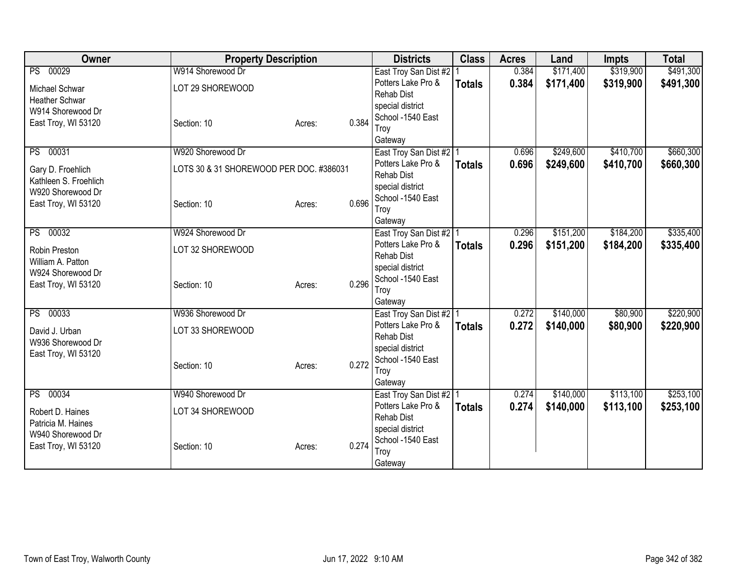| Owner | Property Description | | | Districts | Class | Acres | Land | Impts | Total |
|---|---|---|---|---|---|---|---|---|---|
| PS 00029 | W914 Shorewood Dr | | | East Troy San Dist #2 | 1 | 0.384 | $171,400 | $319,900 | $491,300 |
| Michael Schwar<br>Heather Schwar<br>W914 Shorewood Dr<br>East Troy, WI 53120 | LOT 29 SHOREWOOD<br><br>Section: 10 | Acres: | 0.384 | Potters Lake Pro & Rehab Dist<br>special district<br>School -1540 East Troy<br>Gateway | **Totals** | **0.384** | **$171,400** | **$319,900** | **$491,300** |
| PS 00031 | W920 Shorewood Dr | | | East Troy San Dist #2 | 1 | 0.696 | $249,600 | $410,700 | $660,300 |
| Gary D. Froehlich<br>Kathleen S. Froehlich<br>W920 Shorewood Dr<br>East Troy, WI 53120 | LOTS 30 & 31 SHOREWOOD PER DOC. #386031<br><br>Section: 10 | Acres: | 0.696 | Potters Lake Pro & Rehab Dist<br>special district<br>School -1540 East Troy<br>Gateway | **Totals** | **0.696** | **$249,600** | **$410,700** | **$660,300** |
| PS 00032 | W924 Shorewood Dr | | | East Troy San Dist #2 | 1 | 0.296 | $151,200 | $184,200 | $335,400 |
| Robin Preston<br>William A. Patton<br>W924 Shorewood Dr<br>East Troy, WI 53120 | LOT 32 SHOREWOOD<br><br>Section: 10 | Acres: | 0.296 | Potters Lake Pro & Rehab Dist<br>special district<br>School -1540 East Troy<br>Gateway | **Totals** | **0.296** | **$151,200** | **$184,200** | **$335,400** |
| PS 00033 | W936 Shorewood Dr | | | East Troy San Dist #2 | 1 | 0.272 | $140,000 | $80,900 | $220,900 |
| David J. Urban<br>W936 Shorewood Dr<br>East Troy, WI 53120 | LOT 33 SHOREWOOD<br><br>Section: 10 | Acres: | 0.272 | Potters Lake Pro & Rehab Dist<br>special district<br>School -1540 East Troy<br>Gateway | **Totals** | **0.272** | **$140,000** | **$80,900** | **$220,900** |
| PS 00034 | W940 Shorewood Dr | | | East Troy San Dist #2 | 1 | 0.274 | $140,000 | $113,100 | $253,100 |
| Robert D. Haines<br>Patricia M. Haines<br>W940 Shorewood Dr<br>East Troy, WI 53120 | LOT 34 SHOREWOOD<br><br>Section: 10 | Acres: | 0.274 | Potters Lake Pro & Rehab Dist<br>special district<br>School -1540 East Troy<br>Gateway | **Totals** | **0.274** | **$140,000** | **$113,100** | **$253,100** |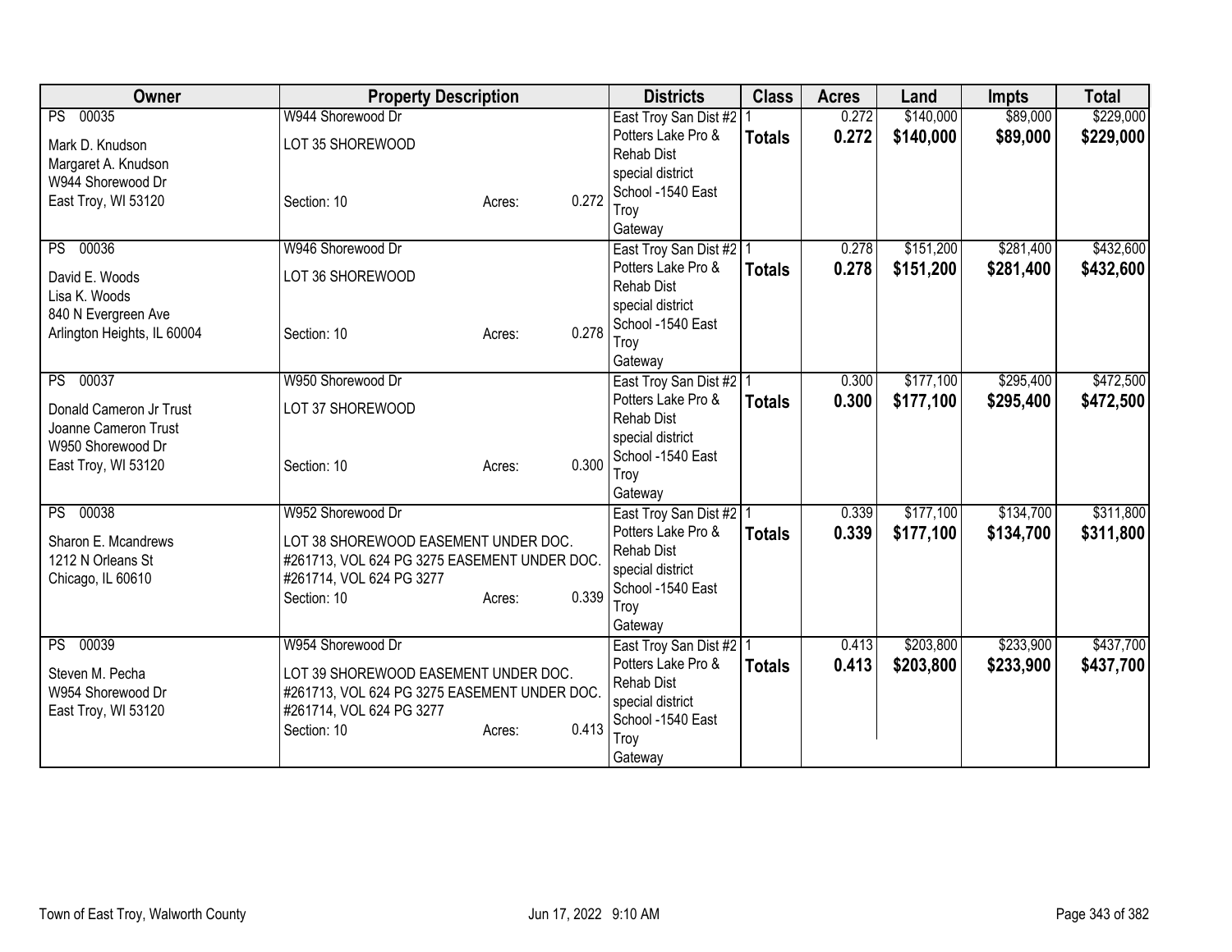| Owner | Property Description | | | Districts | Class | Acres | Land | Impts | Total |
|---|---|---|---|---|---|---|---|---|---|
| PS 00035 | W944 Shorewood Dr | | | East Troy San Dist #2 | 1 | 0.272 | $140,000 | $89,000 | $229,000 |
| Mark D. Knudson<br>Margaret A. Knudson<br>W944 Shorewood Dr<br>East Troy, WI 53120 | LOT 35 SHOREWOOD<br><br>Section: 10 | Acres: | 0.272 | Potters Lake Pro & Rehab Dist special district<br>School -1540 East Troy<br>Gateway | **Totals** | **0.272** | **$140,000** | **$89,000** | **$229,000** |
| PS 00036 | W946 Shorewood Dr | | | East Troy San Dist #2 | 1 | 0.278 | $151,200 | $281,400 | $432,600 |
| David E. Woods<br>Lisa K. Woods<br>840 N Evergreen Ave<br>Arlington Heights, IL 60004 | LOT 36 SHOREWOOD<br><br>Section: 10 | Acres: | 0.278 | Potters Lake Pro & Rehab Dist special district<br>School -1540 East Troy<br>Gateway | **Totals** | **0.278** | **$151,200** | **$281,400** | **$432,600** |
| PS 00037 | W950 Shorewood Dr | | | East Troy San Dist #2 | 1 | 0.300 | $177,100 | $295,400 | $472,500 |
| Donald Cameron Jr Trust<br>Joanne Cameron Trust<br>W950 Shorewood Dr<br>East Troy, WI 53120 | LOT 37 SHOREWOOD<br><br>Section: 10 | Acres: | 0.300 | Potters Lake Pro & Rehab Dist special district<br>School -1540 East Troy<br>Gateway | **Totals** | **0.300** | **$177,100** | **$295,400** | **$472,500** |
| PS 00038 | W952 Shorewood Dr | | | East Troy San Dist #2 | 1 | 0.339 | $177,100 | $134,700 | $311,800 |
| Sharon E. Mcandrews<br>1212 N Orleans St<br>Chicago, IL 60610 | LOT 38 SHOREWOOD EASEMENT UNDER DOC. #261713, VOL 624 PG 3275 EASEMENT UNDER DOC. #261714, VOL 624 PG 3277<br>Section: 10 | Acres: | 0.339 | Potters Lake Pro & Rehab Dist special district<br>School -1540 East Troy<br>Gateway | **Totals** | **0.339** | **$177,100** | **$134,700** | **$311,800** |
| PS 00039 | W954 Shorewood Dr | | | East Troy San Dist #2 | 1 | 0.413 | $203,800 | $233,900 | $437,700 |
| Steven M. Pecha<br>W954 Shorewood Dr<br>East Troy, WI 53120 | LOT 39 SHOREWOOD EASEMENT UNDER DOC. #261713, VOL 624 PG 3275 EASEMENT UNDER DOC. #261714, VOL 624 PG 3277<br>Section: 10 | Acres: | 0.413 | Potters Lake Pro & Rehab Dist special district<br>School -1540 East Troy<br>Gateway | **Totals** | **0.413** | **$203,800** | **$233,900** | **$437,700** |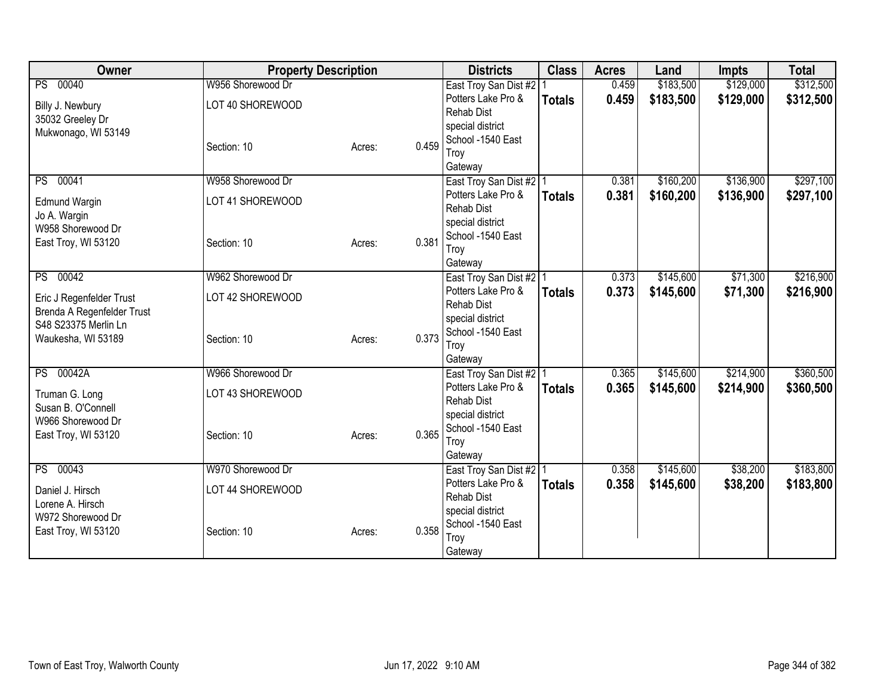| Owner | Property Description | | | Districts | Class | Acres | Land | Impts | Total |
|---|---|---|---|---|---|---|---|---|---|
| PS 00040 | W956 Shorewood Dr | | | East Troy San Dist #2 | 1 | 0.459 | $183,500 | $129,000 | $312,500 |
| Billy J. Newbury<br>35032 Greeley Dr<br>Mukwonago, WI 53149 | LOT 40 SHOREWOOD<br><br>Section: 10 | Acres: | 0.459 | Potters Lake Pro & Rehab Dist<br>special district<br>School -1540 East Troy<br>Gateway | **Totals** | **0.459** | **$183,500** | **$129,000** | **$312,500** |
| PS 00041 | W958 Shorewood Dr | | | East Troy San Dist #2 | 1 | 0.381 | $160,200 | $136,900 | $297,100 |
| Edmund Wargin<br>Jo A. Wargin<br>W958 Shorewood Dr<br>East Troy, WI 53120 | LOT 41 SHOREWOOD<br><br>Section: 10 | Acres: | 0.381 | Potters Lake Pro & Rehab Dist<br>special district<br>School -1540 East Troy<br>Gateway | **Totals** | **0.381** | **$160,200** | **$136,900** | **$297,100** |
| PS 00042 | W962 Shorewood Dr | | | East Troy San Dist #2 | 1 | 0.373 | $145,600 | $71,300 | $216,900 |
| Eric J Regenfelder Trust<br>Brenda A Regenfelder Trust<br>S48 S23375 Merlin Ln<br>Waukesha, WI 53189 | LOT 42 SHOREWOOD<br><br>Section: 10 | Acres: | 0.373 | Potters Lake Pro & Rehab Dist<br>special district<br>School -1540 East Troy<br>Gateway | **Totals** | **0.373** | **$145,600** | **$71,300** | **$216,900** |
| PS 00042A | W966 Shorewood Dr | | | East Troy San Dist #2 | 1 | 0.365 | $145,600 | $214,900 | $360,500 |
| Truman G. Long<br>Susan B. O'Connell<br>W966 Shorewood Dr<br>East Troy, WI 53120 | LOT 43 SHOREWOOD<br><br>Section: 10 | Acres: | 0.365 | Potters Lake Pro & Rehab Dist<br>special district<br>School -1540 East Troy<br>Gateway | **Totals** | **0.365** | **$145,600** | **$214,900** | **$360,500** |
| PS 00043 | W970 Shorewood Dr | | | East Troy San Dist #2 | 1 | 0.358 | $145,600 | $38,200 | $183,800 |
| Daniel J. Hirsch<br>Lorene A. Hirsch<br>W972 Shorewood Dr<br>East Troy, WI 53120 | LOT 44 SHOREWOOD<br><br>Section: 10 | Acres: | 0.358 | Potters Lake Pro & Rehab Dist<br>special district<br>School -1540 East Troy<br>Gateway | **Totals** | **0.358** | **$145,600** | **$38,200** | **$183,800** |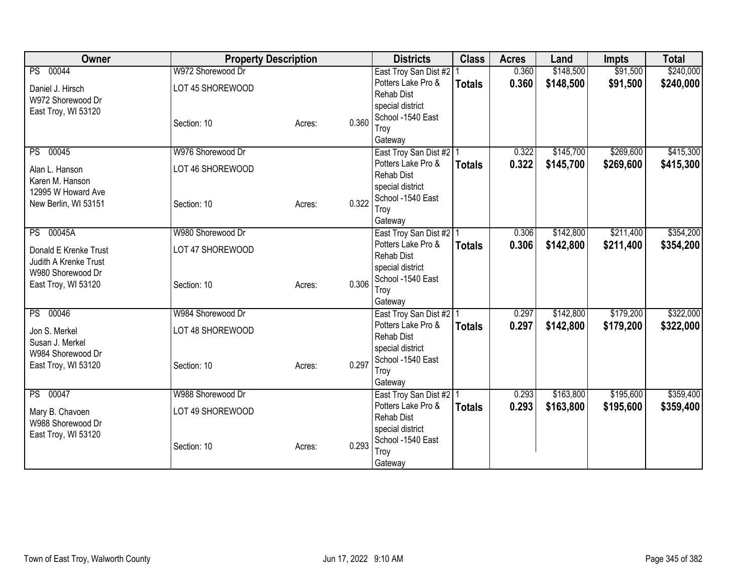| Owner | Property Description | | | Districts | Class | Acres | Land | Impts | Total |
|---|---|---|---|---|---|---|---|---|---|
| PS 00044<br>Daniel J. Hirsch<br>W972 Shorewood Dr<br>East Troy, WI 53120 | W972 Shorewood Dr<br>LOT 45 SHOREWOOD<br>Section: 10 | Acres: | 0.360 | East Troy San Dist #2<br>Potters Lake Pro & Rehab Dist<br>special district<br>School -1540 East Troy<br>Gateway | 1<br>**Totals** | 0.360<br>**0.360** | $148,500<br>**$148,500** | $91,500<br>**$91,500** | $240,000<br>**$240,000** |
| PS 00045<br>Alan L. Hanson<br>Karen M. Hanson<br>12995 W Howard Ave<br>New Berlin, WI 53151 | W976 Shorewood Dr<br>LOT 46 SHOREWOOD<br>Section: 10 | Acres: | 0.322 | East Troy San Dist #2<br>Potters Lake Pro & Rehab Dist<br>special district<br>School -1540 East Troy<br>Gateway | 1<br>**Totals** | 0.322<br>**0.322** | $145,700<br>**$145,700** | $269,600<br>**$269,600** | $415,300<br>**$415,300** |
| PS 00045A<br>Donald E Krenke Trust<br>Judith A Krenke Trust<br>W980 Shorewood Dr<br>East Troy, WI 53120 | W980 Shorewood Dr<br>LOT 47 SHOREWOOD<br>Section: 10 | Acres: | 0.306 | East Troy San Dist #2<br>Potters Lake Pro & Rehab Dist<br>special district<br>School -1540 East Troy<br>Gateway | 1<br>**Totals** | 0.306<br>**0.306** | $142,800<br>**$142,800** | $211,400<br>**$211,400** | $354,200<br>**$354,200** |
| PS 00046<br>Jon S. Merkel<br>Susan J. Merkel<br>W984 Shorewood Dr<br>East Troy, WI 53120 | W984 Shorewood Dr<br>LOT 48 SHOREWOOD<br>Section: 10 | Acres: | 0.297 | East Troy San Dist #2<br>Potters Lake Pro & Rehab Dist<br>special district<br>School -1540 East Troy<br>Gateway | 1<br>**Totals** | 0.297<br>**0.297** | $142,800<br>**$142,800** | $179,200<br>**$179,200** | $322,000<br>**$322,000** |
| PS 00047<br>Mary B. Chavoen<br>W988 Shorewood Dr<br>East Troy, WI 53120 | W988 Shorewood Dr<br>LOT 49 SHOREWOOD<br>Section: 10 | Acres: | 0.293 | East Troy San Dist #2<br>Potters Lake Pro & Rehab Dist<br>special district<br>School -1540 East Troy<br>Gateway | 1<br>**Totals** | 0.293<br>**0.293** | $163,800<br>**$163,800** | $195,600<br>**$195,600** | $359,400<br>**$359,400** |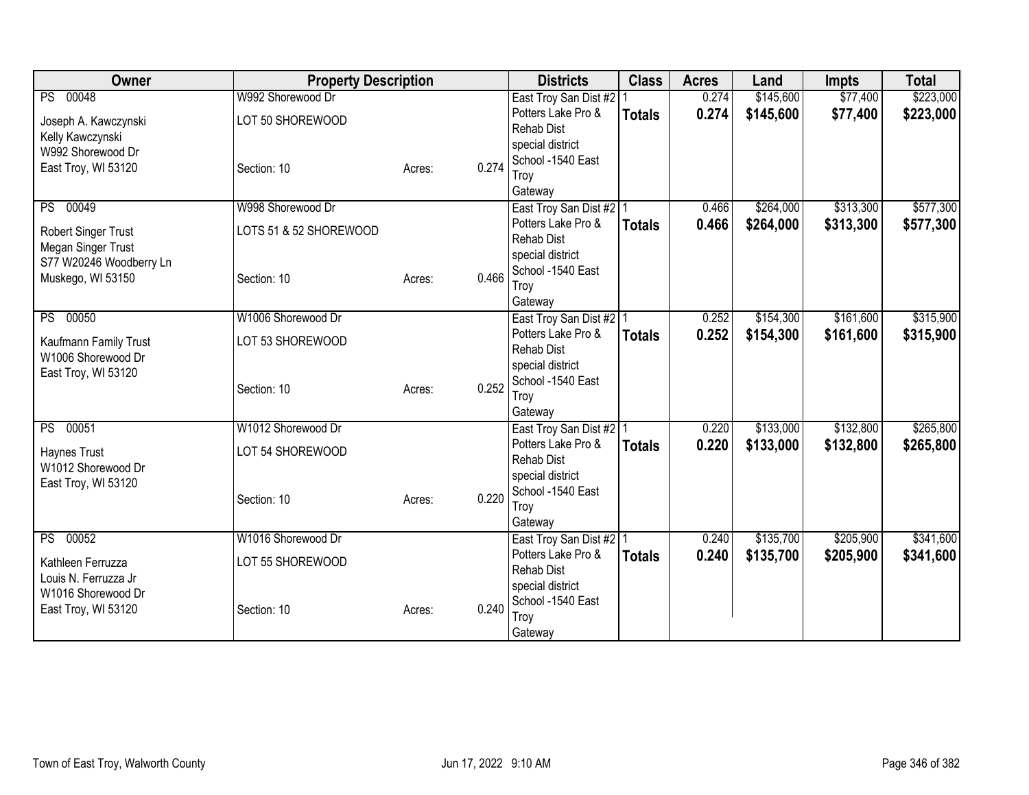| Owner | Property Description | | | Districts | Class | Acres | Land | Impts | Total |
|---|---|---|---|---|---|---|---|---|---|
| PS 00048 | W992 Shorewood Dr | | | East Troy San Dist #2 | 1 | 0.274 | $145,600 | $77,400 | $223,000 |
| Joseph A. Kawczynski<br>Kelly Kawczynski<br>W992 Shorewood Dr<br>East Troy, WI 53120 | LOT 50 SHOREWOOD<br><br>Section: 10 | Acres: | 0.274 | Potters Lake Pro & Rehab Dist<br>special district<br>School -1540 East Troy<br>Gateway | **Totals** | **0.274** | **$145,600** | **$77,400** | **$223,000** |
| PS 00049 | W998 Shorewood Dr | | | East Troy San Dist #2 | 1 | 0.466 | $264,000 | $313,300 | $577,300 |
| Robert Singer Trust<br>Megan Singer Trust<br>S77 W20246 Woodberry Ln<br>Muskego, WI 53150 | LOTS 51 & 52 SHOREWOOD<br><br>Section: 10 | Acres: | 0.466 | Potters Lake Pro & Rehab Dist<br>special district<br>School -1540 East Troy<br>Gateway | **Totals** | **0.466** | **$264,000** | **$313,300** | **$577,300** |
| PS 00050 | W1006 Shorewood Dr | | | East Troy San Dist #2 | 1 | 0.252 | $154,300 | $161,600 | $315,900 |
| Kaufmann Family Trust<br>W1006 Shorewood Dr<br>East Troy, WI 53120 | LOT 53 SHOREWOOD<br><br>Section: 10 | Acres: | 0.252 | Potters Lake Pro & Rehab Dist<br>special district<br>School -1540 East Troy<br>Gateway | **Totals** | **0.252** | **$154,300** | **$161,600** | **$315,900** |
| PS 00051 | W1012 Shorewood Dr | | | East Troy San Dist #2 | 1 | 0.220 | $133,000 | $132,800 | $265,800 |
| Haynes Trust<br>W1012 Shorewood Dr<br>East Troy, WI 53120 | LOT 54 SHOREWOOD<br><br>Section: 10 | Acres: | 0.220 | Potters Lake Pro & Rehab Dist<br>special district<br>School -1540 East Troy<br>Gateway | **Totals** | **0.220** | **$133,000** | **$132,800** | **$265,800** |
| PS 00052 | W1016 Shorewood Dr | | | East Troy San Dist #2 | 1 | 0.240 | $135,700 | $205,900 | $341,600 |
| Kathleen Ferruzza<br>Louis N. Ferruzza Jr<br>W1016 Shorewood Dr<br>East Troy, WI 53120 | LOT 55 SHOREWOOD<br><br>Section: 10 | Acres: | 0.240 | Potters Lake Pro & Rehab Dist<br>special district<br>School -1540 East Troy<br>Gateway | **Totals** | **0.240** | **$135,700** | **$205,900** | **$341,600** |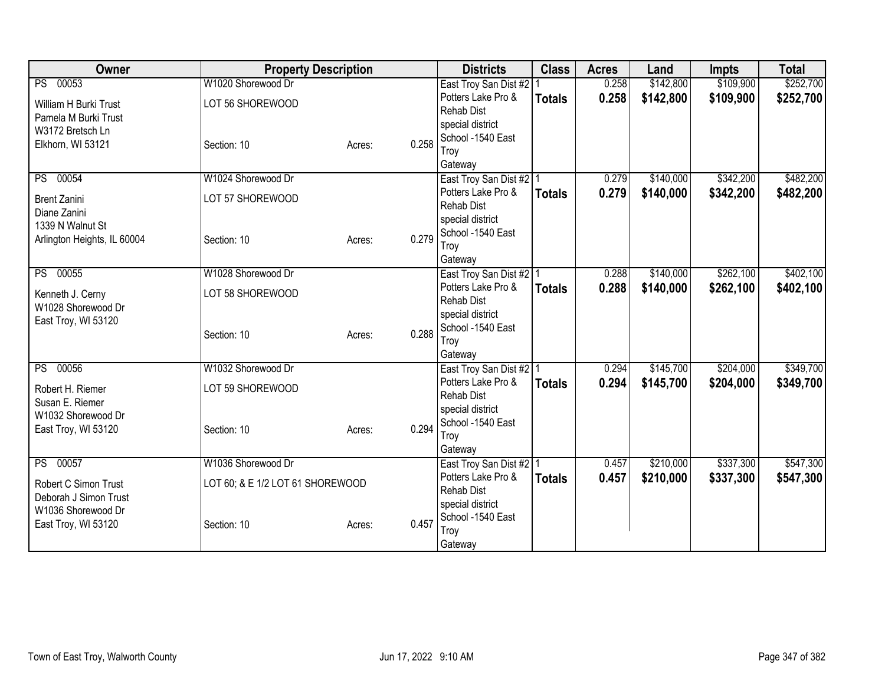| Owner | Property Description | | | Districts | Class | Acres | Land | Impts | Total |
|---|---|---|---|---|---|---|---|---|---|
| PS 00053<br>William H Burki Trust<br>Pamela M Burki Trust<br>W3172 Bretsch Ln<br>Elkhorn, WI 53121 | W1020 Shorewood Dr<br>LOT 56 SHOREWOOD<br>Section: 10 | Acres: | 0.258 | East Troy San Dist #2<br>Potters Lake Pro & Rehab Dist<br>special district<br>School -1540 East Troy<br>Gateway | 1<br>**Totals** | 0.258<br>**0.258** | $142,800<br>**$142,800** | $109,900<br>**$109,900** | $252,700<br>**$252,700** |
| PS 00054<br>Brent Zanini<br>Diane Zanini<br>1339 N Walnut St<br>Arlington Heights, IL 60004 | W1024 Shorewood Dr<br>LOT 57 SHOREWOOD<br>Section: 10 | Acres: | 0.279 | East Troy San Dist #2<br>Potters Lake Pro & Rehab Dist<br>special district<br>School -1540 East Troy<br>Gateway | 1<br>**Totals** | 0.279<br>**0.279** | $140,000<br>**$140,000** | $342,200<br>**$342,200** | $482,200<br>**$482,200** |
| PS 00055<br>Kenneth J. Cerny<br>W1028 Shorewood Dr<br>East Troy, WI 53120 | W1028 Shorewood Dr<br>LOT 58 SHOREWOOD<br>Section: 10 | Acres: | 0.288 | East Troy San Dist #2<br>Potters Lake Pro & Rehab Dist<br>special district<br>School -1540 East Troy<br>Gateway | 1<br>**Totals** | 0.288<br>**0.288** | $140,000<br>**$140,000** | $262,100<br>**$262,100** | $402,100<br>**$402,100** |
| PS 00056<br>Robert H. Riemer<br>Susan E. Riemer<br>W1032 Shorewood Dr<br>East Troy, WI 53120 | W1032 Shorewood Dr<br>LOT 59 SHOREWOOD<br>Section: 10 | Acres: | 0.294 | East Troy San Dist #2<br>Potters Lake Pro & Rehab Dist<br>special district<br>School -1540 East Troy<br>Gateway | 1<br>**Totals** | 0.294<br>**0.294** | $145,700<br>**$145,700** | $204,000<br>**$204,000** | $349,700<br>**$349,700** |
| PS 00057<br>Robert C Simon Trust<br>Deborah J Simon Trust<br>W1036 Shorewood Dr<br>East Troy, WI 53120 | W1036 Shorewood Dr<br>LOT 60; & E 1/2 LOT 61 SHOREWOOD<br>Section: 10 | Acres: | 0.457 | East Troy San Dist #2<br>Potters Lake Pro & Rehab Dist<br>special district<br>School -1540 East Troy<br>Gateway | 1<br>**Totals** | 0.457<br>**0.457** | $210,000<br>**$210,000** | $337,300<br>**$337,300** | $547,300<br>**$547,300** |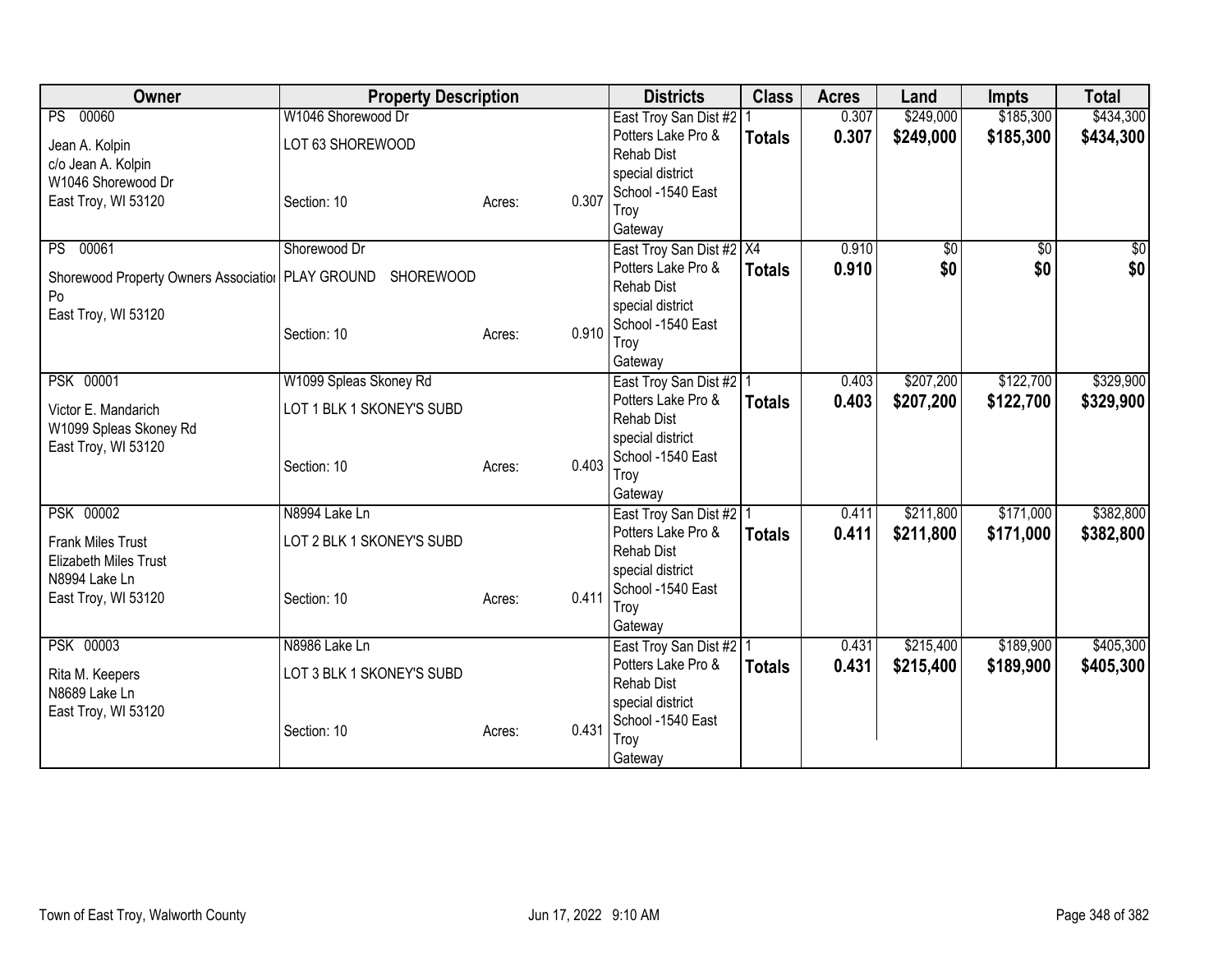| Owner | Property Description | | | Districts | Class | Acres | Land | Impts | Total |
|---|---|---|---|---|---|---|---|---|---|
| PS 00060<br>Jean A. Kolpin<br>c/o Jean A. Kolpin<br>W1046 Shorewood Dr<br>East Troy, WI 53120 | W1046 Shorewood Dr<br>LOT 63 SHOREWOOD<br>Section: 10 | Acres: | 0.307 | East Troy San Dist #2<br>Potters Lake Pro & Rehab Dist<br>special district<br>School -1540 East Troy<br>Gateway | 1<br>**Totals** | 0.307<br>**0.307** | $249,000<br>**$249,000** | $185,300<br>**$185,300** | $434,300<br>**$434,300** |
| PS 00061<br>Shorewood Property Owners Associatio Po<br>East Troy, WI 53120 | Shorewood Dr<br>PLAY GROUND SHOREWOOD<br>Section: 10 | Acres: | 0.910 | East Troy San Dist #2<br>Potters Lake Pro & Rehab Dist<br>special district<br>School -1540 East Troy<br>Gateway | X4<br>**Totals** | 0.910<br>**0.910** | $0<br>**$0** | $0<br>**$0** | $0<br>**$0** |
| PSK 00001<br>Victor E. Mandarich<br>W1099 Spleas Skoney Rd<br>East Troy, WI 53120 | W1099 Spleas Skoney Rd<br>LOT 1 BLK 1 SKONEY'S SUBD<br>Section: 10 | Acres: | 0.403 | East Troy San Dist #2<br>Potters Lake Pro & Rehab Dist<br>special district<br>School -1540 East Troy<br>Gateway | 1<br>**Totals** | 0.403<br>**0.403** | $207,200<br>**$207,200** | $122,700<br>**$122,700** | $329,900<br>**$329,900** |
| PSK 00002<br>Frank Miles Trust<br>Elizabeth Miles Trust<br>N8994 Lake Ln<br>East Troy, WI 53120 | N8994 Lake Ln<br>LOT 2 BLK 1 SKONEY'S SUBD<br>Section: 10 | Acres: | 0.411 | East Troy San Dist #2<br>Potters Lake Pro & Rehab Dist<br>special district<br>School -1540 East Troy<br>Gateway | 1<br>**Totals** | 0.411<br>**0.411** | $211,800<br>**$211,800** | $171,000<br>**$171,000** | $382,800<br>**$382,800** |
| PSK 00003<br>Rita M. Keepers<br>N8689 Lake Ln<br>East Troy, WI 53120 | N8986 Lake Ln<br>LOT 3 BLK 1 SKONEY'S SUBD<br>Section: 10 | Acres: | 0.431 | East Troy San Dist #2<br>Potters Lake Pro & Rehab Dist<br>special district<br>School -1540 East Troy<br>Gateway | 1<br>**Totals** | 0.431<br>**0.431** | $215,400<br>**$215,400** | $189,900<br>**$189,900** | $405,300<br>**$405,300** |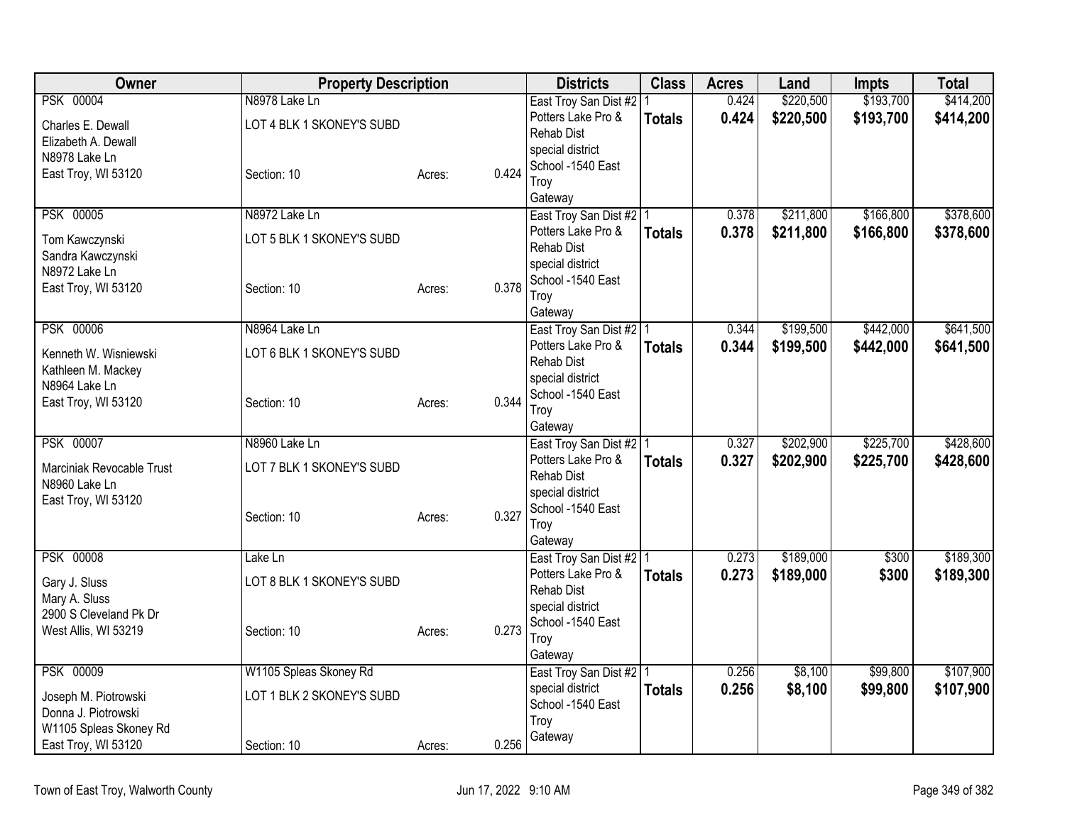| Owner | Property Description | | | Districts | Class | Acres | Land | Impts | Total |
|---|---|---|---|---|---|---|---|---|---|
| PSK 00004<br>Charles E. Dewall<br>Elizabeth A. Dewall<br>N8978 Lake Ln<br>East Troy, WI 53120 | N8978 Lake Ln<br>LOT 4 BLK 1 SKONEY'S SUBD<br>Section: 10 | Acres: | 0.424 | East Troy San Dist #2<br>Potters Lake Pro & Rehab Dist<br>special district<br>School -1540 East Troy<br>Gateway | 1<br>**Totals** | 0.424<br>**0.424** | $220,500<br>**$220,500** | $193,700<br>**$193,700** | $414,200<br>**$414,200** |
| PSK 00005<br>Tom Kawczynski<br>Sandra Kawczynski<br>N8972 Lake Ln<br>East Troy, WI 53120 | N8972 Lake Ln<br>LOT 5 BLK 1 SKONEY'S SUBD<br>Section: 10 | Acres: | 0.378 | East Troy San Dist #2<br>Potters Lake Pro & Rehab Dist<br>special district<br>School -1540 East Troy<br>Gateway | 1<br>**Totals** | 0.378<br>**0.378** | $211,800<br>**$211,800** | $166,800<br>**$166,800** | $378,600<br>**$378,600** |
| PSK 00006<br>Kenneth W. Wisniewski<br>Kathleen M. Mackey<br>N8964 Lake Ln<br>East Troy, WI 53120 | N8964 Lake Ln<br>LOT 6 BLK 1 SKONEY'S SUBD<br>Section: 10 | Acres: | 0.344 | East Troy San Dist #2<br>Potters Lake Pro & Rehab Dist<br>special district<br>School -1540 East Troy<br>Gateway | 1<br>**Totals** | 0.344<br>**0.344** | $199,500<br>**$199,500** | $442,000<br>**$442,000** | $641,500<br>**$641,500** |
| PSK 00007<br>Marciniak Revocable Trust<br>N8960 Lake Ln<br>East Troy, WI 53120 | N8960 Lake Ln<br>LOT 7 BLK 1 SKONEY'S SUBD<br>Section: 10 | Acres: | 0.327 | East Troy San Dist #2<br>Potters Lake Pro & Rehab Dist<br>special district<br>School -1540 East Troy<br>Gateway | 1<br>**Totals** | 0.327<br>**0.327** | $202,900<br>**$202,900** | $225,700<br>**$225,700** | $428,600<br>**$428,600** |
| PSK 00008<br>Gary J. Sluss<br>Mary A. Sluss<br>2900 S Cleveland Pk Dr<br>West Allis, WI 53219 | Lake Ln<br>LOT 8 BLK 1 SKONEY'S SUBD<br>Section: 10 | Acres: | 0.273 | East Troy San Dist #2<br>Potters Lake Pro & Rehab Dist<br>special district<br>School -1540 East Troy<br>Gateway | 1<br>**Totals** | 0.273<br>**0.273** | $189,000<br>**$189,000** | $300<br>**$300** | $189,300<br>**$189,300** |
| PSK 00009<br>Joseph M. Piotrowski<br>Donna J. Piotrowski<br>W1105 Spleas Skoney Rd<br>East Troy, WI 53120 | W1105 Spleas Skoney Rd<br>LOT 1 BLK 2 SKONEY'S SUBD<br>Section: 10 | Acres: | 0.256 | East Troy San Dist #2<br>special district<br>School -1540 East Troy<br>Gateway | 1<br>**Totals** | 0.256<br>**0.256** | $8,100<br>**$8,100** | $99,800<br>**$99,800** | $107,900<br>**$107,900** |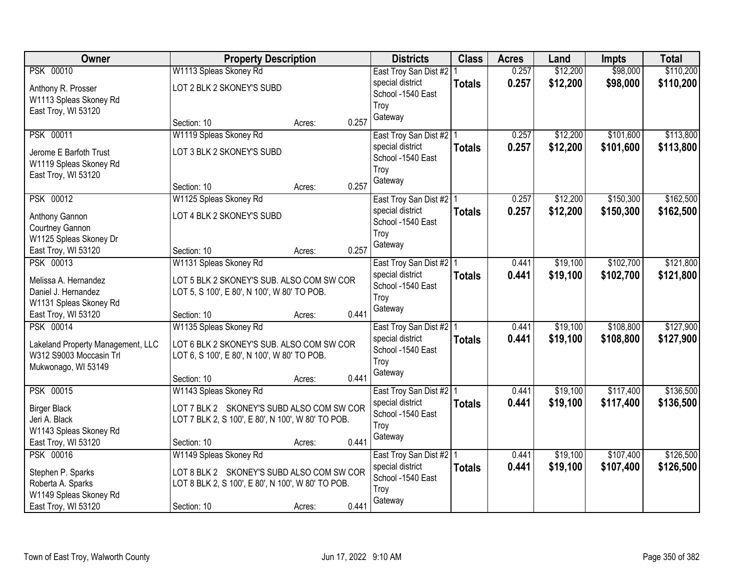| Owner | Property Description | | | Districts | Class | Acres | Land | Impts | Total |
|---|---|---|---|---|---|---|---|---|---|
| PSK 00010<br><br>Anthony R. Prosser<br>W1113 Spleas Skoney Rd<br>East Troy, WI 53120 | W1113 Spleas Skoney Rd<br><br>LOT 2 BLK 2 SKONEY'S SUBD<br><br>Section: 10 | Acres: | 0.257 | East Troy San Dist #2<br>special district<br>School -1540 East Troy<br>Gateway | 1<br>**Totals** | 0.257<br>**0.257** | $12,200<br>**$12,200** | $98,000<br>**$98,000** | $110,200<br>**$110,200** |
| PSK 00011<br><br>Jerome E Barfoth Trust<br>W1119 Spleas Skoney Rd<br>East Troy, WI 53120 | W1119 Spleas Skoney Rd<br><br>LOT 3 BLK 2 SKONEY'S SUBD<br><br>Section: 10 | Acres: | 0.257 | East Troy San Dist #2<br>special district<br>School -1540 East Troy<br>Gateway | 1<br>**Totals** | 0.257<br>**0.257** | $12,200<br>**$12,200** | $101,600<br>**$101,600** | $113,800<br>**$113,800** |
| PSK 00012<br><br>Anthony Gannon<br>Courtney Gannon<br>W1125 Spleas Skoney Dr<br>East Troy, WI 53120 | W1125 Spleas Skoney Rd<br><br>LOT 4 BLK 2 SKONEY'S SUBD<br><br>Section: 10 | Acres: | 0.257 | East Troy San Dist #2<br>special district<br>School -1540 East Troy<br>Gateway | 1<br>**Totals** | 0.257<br>**0.257** | $12,200<br>**$12,200** | $150,300<br>**$150,300** | $162,500<br>**$162,500** |
| PSK 00013<br><br>Melissa A. Hernandez<br>Daniel J. Hernandez<br>W1131 Spleas Skoney Rd<br>East Troy, WI 53120 | W1131 Spleas Skoney Rd<br><br>LOT 5 BLK 2 SKONEY'S SUB. ALSO COM SW COR LOT 5, S 100', E 80', N 100', W 80' TO POB.<br><br>Section: 10 | Acres: | 0.441 | East Troy San Dist #2<br>special district<br>School -1540 East Troy<br>Gateway | 1<br>**Totals** | 0.441<br>**0.441** | $19,100<br>**$19,100** | $102,700<br>**$102,700** | $121,800<br>**$121,800** |
| PSK 00014<br><br>Lakeland Property Management, LLC<br>W312 S9003 Moccasin Trl<br>Mukwonago, WI 53149 | W1135 Spleas Skoney Rd<br><br>LOT 6 BLK 2 SKONEY'S SUB. ALSO COM SW COR LOT 6, S 100', E 80', N 100', W 80' TO POB.<br><br>Section: 10 | Acres: | 0.441 | East Troy San Dist #2<br>special district<br>School -1540 East Troy<br>Gateway | 1<br>**Totals** | 0.441<br>**0.441** | $19,100<br>**$19,100** | $108,800<br>**$108,800** | $127,900<br>**$127,900** |
| PSK 00015<br><br>Birger Black<br>Jeri A. Black<br>W1143 Spleas Skoney Rd<br>East Troy, WI 53120 | W1143 Spleas Skoney Rd<br><br>LOT 7 BLK 2 SKONEY'S SUBD ALSO COM SW COR LOT 7 BLK 2, S 100', E 80', N 100', W 80' TO POB.<br><br>Section: 10 | Acres: | 0.441 | East Troy San Dist #2<br>special district<br>School -1540 East Troy<br>Gateway | 1<br>**Totals** | 0.441<br>**0.441** | $19,100<br>**$19,100** | $117,400<br>**$117,400** | $136,500<br>**$136,500** |
| PSK 00016<br><br>Stephen P. Sparks<br>Roberta A. Sparks<br>W1149 Spleas Skoney Rd<br>East Troy, WI 53120 | W1149 Spleas Skoney Rd<br><br>LOT 8 BLK 2 SKONEY'S SUBD ALSO COM SW COR LOT 8 BLK 2, S 100', E 80', N 100', W 80' TO POB.<br><br>Section: 10 | Acres: | 0.441 | East Troy San Dist #2<br>special district<br>School -1540 East Troy<br>Gateway | 1<br>**Totals** | 0.441<br>**0.441** | $19,100<br>**$19,100** | $107,400<br>**$107,400** | $126,500<br>**$126,500** |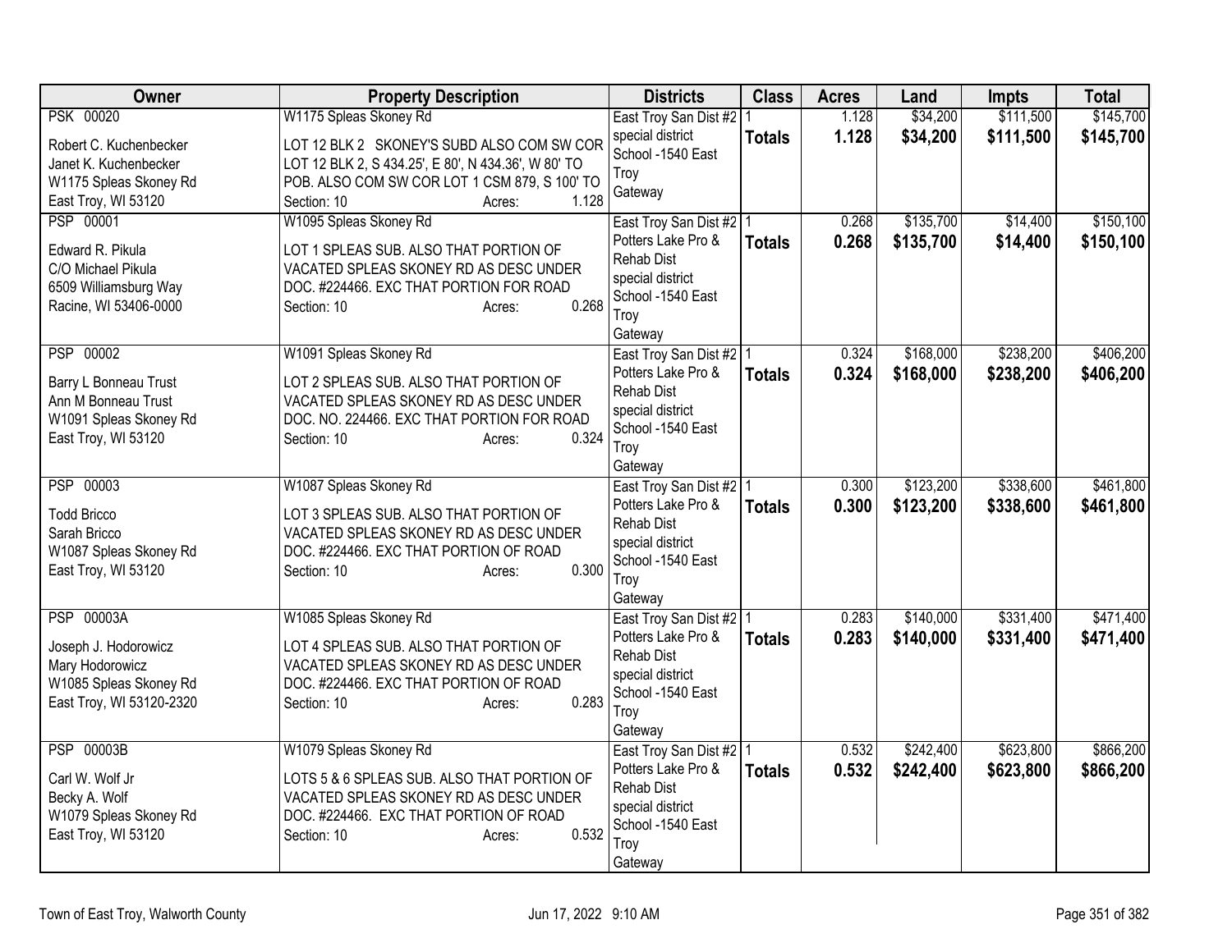| Owner | Property Description | Districts | Class | Acres | Land | Impts | Total |
|---|---|---|---|---|---|---|---|
| PSK 00020<br>Robert C. Kuchenbecker<br>Janet K. Kuchenbecker<br>W1175 Spleas Skoney Rd<br>East Troy, WI 53120 | W1175 Spleas Skoney Rd<br>LOT 12 BLK 2 SKONEY'S SUBD ALSO COM SW COR LOT 12 BLK 2, S 434.25', E 80', N 434.36', W 80' TO POB. ALSO COM SW COR LOT 1 CSM 879, S 100' TO<br>Section: 10 Acres: 1.128 | East Troy San Dist #2<br>special district<br>School -1540 East Troy<br>Gateway | 1<br>**Totals** | 1.128<br>**1.128** | $34,200<br>**$34,200** | $111,500<br>**$111,500** | $145,700<br>**$145,700** |
| PSP 00001<br>Edward R. Pikula<br>C/O Michael Pikula<br>6509 Williamsburg Way<br>Racine, WI 53406-0000 | W1095 Spleas Skoney Rd<br>LOT 1 SPLEAS SUB. ALSO THAT PORTION OF VACATED SPLEAS SKONEY RD AS DESC UNDER DOC. #224466. EXC THAT PORTION FOR ROAD<br>Section: 10 Acres: 0.268 | East Troy San Dist #2<br>Potters Lake Pro & Rehab Dist<br>special district<br>School -1540 East Troy<br>Gateway | 1<br>**Totals** | 0.268<br>**0.268** | $135,700<br>**$135,700** | $14,400<br>**$14,400** | $150,100<br>**$150,100** |
| PSP 00002<br>Barry L Bonneau Trust<br>Ann M Bonneau Trust<br>W1091 Spleas Skoney Rd<br>East Troy, WI 53120 | W1091 Spleas Skoney Rd<br>LOT 2 SPLEAS SUB. ALSO THAT PORTION OF VACATED SPLEAS SKONEY RD AS DESC UNDER DOC. NO. 224466. EXC THAT PORTION FOR ROAD<br>Section: 10 Acres: 0.324 | East Troy San Dist #2<br>Potters Lake Pro & Rehab Dist<br>special district<br>School -1540 East Troy<br>Gateway | 1<br>**Totals** | 0.324<br>**0.324** | $168,000<br>**$168,000** | $238,200<br>**$238,200** | $406,200<br>**$406,200** |
| PSP 00003<br>Todd Bricco<br>Sarah Bricco<br>W1087 Spleas Skoney Rd<br>East Troy, WI 53120 | W1087 Spleas Skoney Rd<br>LOT 3 SPLEAS SUB. ALSO THAT PORTION OF VACATED SPLEAS SKONEY RD AS DESC UNDER DOC. #224466. EXC THAT PORTION OF ROAD<br>Section: 10 Acres: 0.300 | East Troy San Dist #2<br>Potters Lake Pro & Rehab Dist<br>special district<br>School -1540 East Troy<br>Gateway | 1<br>**Totals** | 0.300<br>**0.300** | $123,200<br>**$123,200** | $338,600<br>**$338,600** | $461,800<br>**$461,800** |
| PSP 00003A<br>Joseph J. Hodorowicz<br>Mary Hodorowicz<br>W1085 Spleas Skoney Rd<br>East Troy, WI 53120-2320 | W1085 Spleas Skoney Rd<br>LOT 4 SPLEAS SUB. ALSO THAT PORTION OF VACATED SPLEAS SKONEY RD AS DESC UNDER DOC. #224466. EXC THAT PORTION OF ROAD<br>Section: 10 Acres: 0.283 | East Troy San Dist #2<br>Potters Lake Pro & Rehab Dist<br>special district<br>School -1540 East Troy<br>Gateway | 1<br>**Totals** | 0.283<br>**0.283** | $140,000<br>**$140,000** | $331,400<br>**$331,400** | $471,400<br>**$471,400** |
| PSP 00003B<br>Carl W. Wolf Jr<br>Becky A. Wolf<br>W1079 Spleas Skoney Rd<br>East Troy, WI 53120 | W1079 Spleas Skoney Rd<br>LOTS 5 & 6 SPLEAS SUB. ALSO THAT PORTION OF VACATED SPLEAS SKONEY RD AS DESC UNDER DOC. #224466. EXC THAT PORTION OF ROAD<br>Section: 10 Acres: 0.532 | East Troy San Dist #2<br>Potters Lake Pro & Rehab Dist<br>special district<br>School -1540 East Troy<br>Gateway | 1<br>**Totals** | 0.532<br>**0.532** | $242,400<br>**$242,400** | $623,800<br>**$623,800** | $866,200<br>**$866,200** |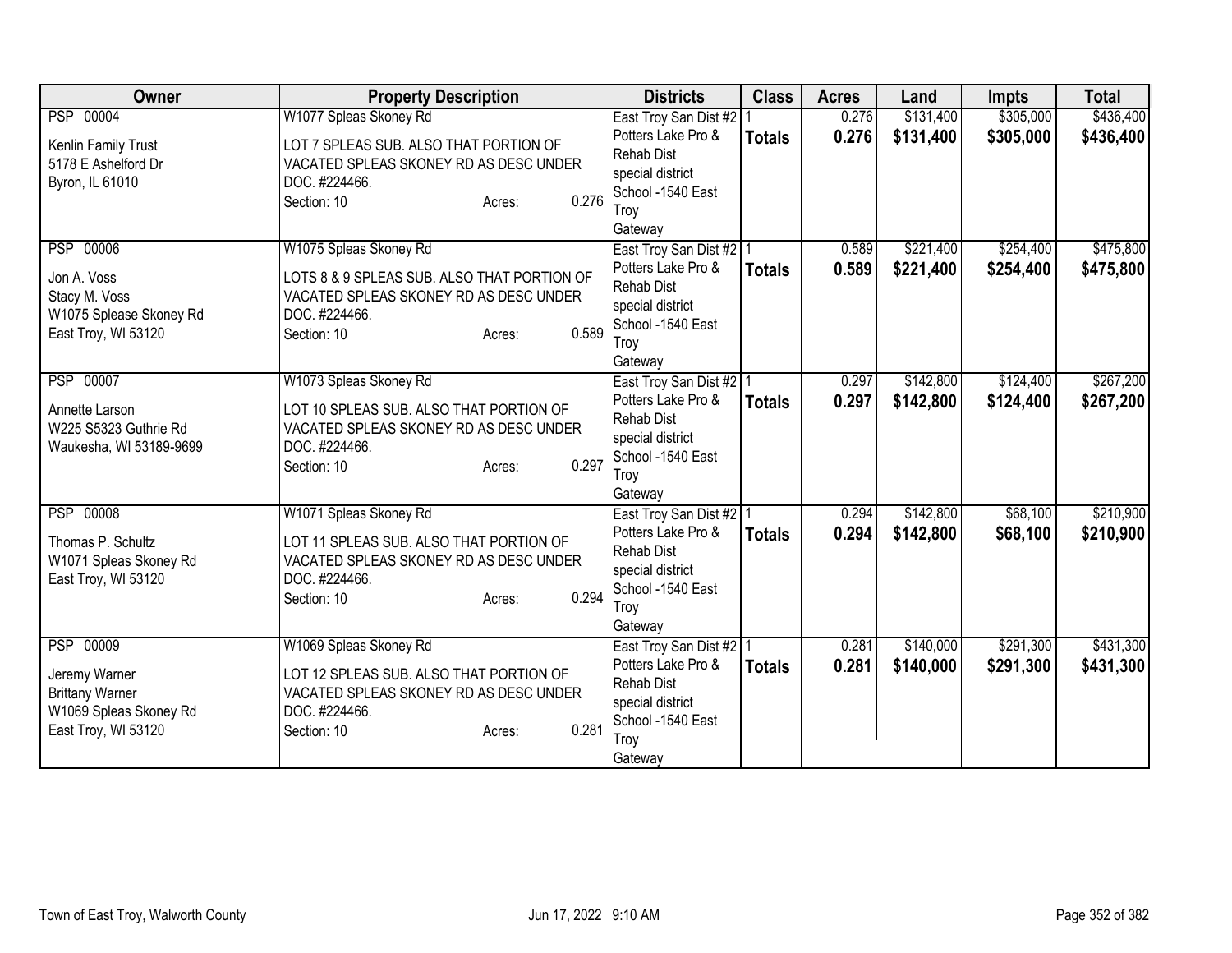| Owner | Property Description | Districts | Class | Acres | Land | Impts | Total |
|---|---|---|---|---|---|---|---|
| PSP 00004<br><br>Kenlin Family Trust<br>5178 E Ashelford Dr<br>Byron, IL 61010 | W1077 Spleas Skoney Rd<br><br>LOT 7 SPLEAS SUB. ALSO THAT PORTION OF VACATED SPLEAS SKONEY RD AS DESC UNDER DOC. #224466.<br>Section: 10 Acres: 0.276 | East Troy San Dist #2<br>Potters Lake Pro & Rehab Dist<br>special district<br>School -1540 East Troy<br>Gateway | 1<br>**Totals** | 0.276<br>**0.276** | $131,400<br>**$131,400** | $305,000<br>**$305,000** | $436,400<br>**$436,400** |
| PSP 00006<br><br>Jon A. Voss<br>Stacy M. Voss<br>W1075 Splease Skoney Rd<br>East Troy, WI 53120 | W1075 Spleas Skoney Rd<br><br>LOTS 8 & 9 SPLEAS SUB. ALSO THAT PORTION OF VACATED SPLEAS SKONEY RD AS DESC UNDER DOC. #224466.<br>Section: 10 Acres: 0.589 | East Troy San Dist #2<br>Potters Lake Pro & Rehab Dist<br>special district<br>School -1540 East Troy<br>Gateway | 1<br>**Totals** | 0.589<br>**0.589** | $221,400<br>**$221,400** | $254,400<br>**$254,400** | $475,800<br>**$475,800** |
| PSP 00007<br><br>Annette Larson<br>W225 S5323 Guthrie Rd<br>Waukesha, WI 53189-9699 | W1073 Spleas Skoney Rd<br><br>LOT 10 SPLEAS SUB. ALSO THAT PORTION OF VACATED SPLEAS SKONEY RD AS DESC UNDER DOC. #224466.<br>Section: 10 Acres: 0.297 | East Troy San Dist #2<br>Potters Lake Pro & Rehab Dist<br>special district<br>School -1540 East Troy<br>Gateway | 1<br>**Totals** | 0.297<br>**0.297** | $142,800<br>**$142,800** | $124,400<br>**$124,400** | $267,200<br>**$267,200** |
| PSP 00008<br><br>Thomas P. Schultz<br>W1071 Spleas Skoney Rd<br>East Troy, WI 53120 | W1071 Spleas Skoney Rd<br><br>LOT 11 SPLEAS SUB. ALSO THAT PORTION OF VACATED SPLEAS SKONEY RD AS DESC UNDER DOC. #224466.<br>Section: 10 Acres: 0.294 | East Troy San Dist #2<br>Potters Lake Pro & Rehab Dist<br>special district<br>School -1540 East Troy<br>Gateway | 1<br>**Totals** | 0.294<br>**0.294** | $142,800<br>**$142,800** | $68,100<br>**$68,100** | $210,900<br>**$210,900** |
| PSP 00009<br><br>Jeremy Warner<br>Brittany Warner<br>W1069 Spleas Skoney Rd<br>East Troy, WI 53120 | W1069 Spleas Skoney Rd<br><br>LOT 12 SPLEAS SUB. ALSO THAT PORTION OF VACATED SPLEAS SKONEY RD AS DESC UNDER DOC. #224466.<br>Section: 10 Acres: 0.281 | East Troy San Dist #2<br>Potters Lake Pro & Rehab Dist<br>special district<br>School -1540 East Troy<br>Gateway | 1<br>**Totals** | 0.281<br>**0.281** | $140,000<br>**$140,000** | $291,300<br>**$291,300** | $431,300<br>**$431,300** |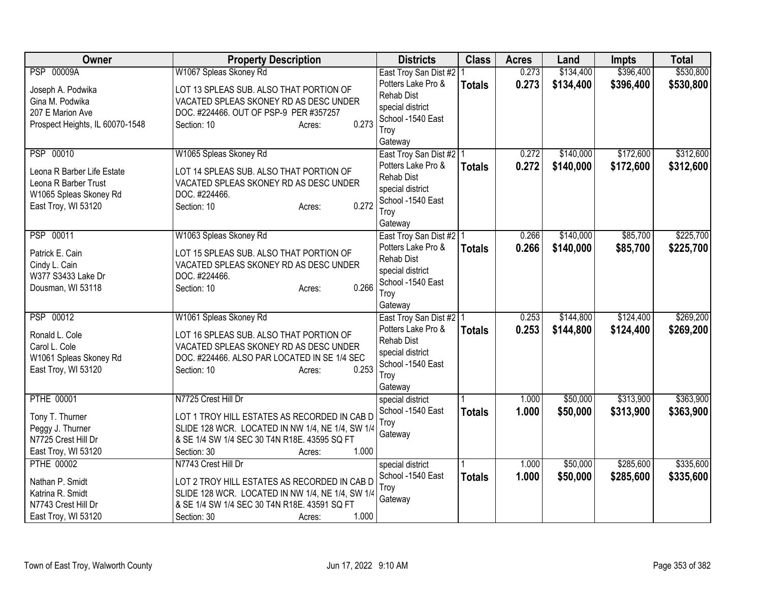| Owner | Property Description | Districts | Class | Acres | Land | Impts | Total |
|---|---|---|---|---|---|---|---|
| PSP 00009A<br>Joseph A. Podwika<br>Gina M. Podwika<br>207 E Marion Ave<br>Prospect Heights, IL 60070-1548 | W1067 Spleas Skoney Rd<br>LOT 13 SPLEAS SUB. ALSO THAT PORTION OF VACATED SPLEAS SKONEY RD AS DESC UNDER DOC. #224466. OUT OF PSP-9 PER #357257<br>Section: 10 Acres: 0.273 | East Troy San Dist #2<br>Potters Lake Pro & Rehab Dist<br>special district<br>School -1540 East Troy<br>Gateway | 1<br>**Totals** | 0.273<br>**0.273** | $134,400<br>**$134,400** | $396,400<br>**$396,400** | $530,800<br>**$530,800** |
| PSP 00010<br>Leona R Barber Life Estate<br>Leona R Barber Trust<br>W1065 Spleas Skoney Rd<br>East Troy, WI 53120 | W1065 Spleas Skoney Rd<br>LOT 14 SPLEAS SUB. ALSO THAT PORTION OF VACATED SPLEAS SKONEY RD AS DESC UNDER DOC. #224466.<br>Section: 10 Acres: 0.272 | East Troy San Dist #2<br>Potters Lake Pro & Rehab Dist<br>special district<br>School -1540 East Troy<br>Gateway | 1<br>**Totals** | 0.272<br>**0.272** | $140,000<br>**$140,000** | $172,600<br>**$172,600** | $312,600<br>**$312,600** |
| PSP 00011<br>Patrick E. Cain<br>Cindy L. Cain<br>W377 S3433 Lake Dr<br>Dousman, WI 53118 | W1063 Spleas Skoney Rd<br>LOT 15 SPLEAS SUB. ALSO THAT PORTION OF VACATED SPLEAS SKONEY RD AS DESC UNDER DOC. #224466.<br>Section: 10 Acres: 0.266 | East Troy San Dist #2<br>Potters Lake Pro & Rehab Dist<br>special district<br>School -1540 East Troy<br>Gateway | 1<br>**Totals** | 0.266<br>**0.266** | $140,000<br>**$140,000** | $85,700<br>**$85,700** | $225,700<br>**$225,700** |
| PSP 00012<br>Ronald L. Cole<br>Carol L. Cole<br>W1061 Spleas Skoney Rd<br>East Troy, WI 53120 | W1061 Spleas Skoney Rd<br>LOT 16 SPLEAS SUB. ALSO THAT PORTION OF VACATED SPLEAS SKONEY RD AS DESC UNDER DOC. #224466. ALSO PAR LOCATED IN SE 1/4 SEC<br>Section: 10 Acres: 0.253 | East Troy San Dist #2<br>Potters Lake Pro & Rehab Dist<br>special district<br>School -1540 East Troy<br>Gateway | 1<br>**Totals** | 0.253<br>**0.253** | $144,800<br>**$144,800** | $124,400<br>**$124,400** | $269,200<br>**$269,200** |
| PTHE 00001<br>Tony T. Thurner<br>Peggy J. Thurner<br>N7725 Crest Hill Dr<br>East Troy, WI 53120 | N7725 Crest Hill Dr<br>LOT 1 TROY HILL ESTATES AS RECORDED IN CAB D SLIDE 128 WCR. LOCATED IN NW 1/4, NE 1/4, SW 1/4 & SE 1/4 SW 1/4 SEC 30 T4N R18E. 43595 SQ FT<br>Section: 30 Acres: 1.000 | special district<br>School -1540 East Troy<br>Gateway | 1<br>**Totals** | 1.000<br>**1.000** | $50,000<br>**$50,000** | $313,900<br>**$313,900** | $363,900<br>**$363,900** |
| PTHE 00002<br>Nathan P. Smidt<br>Katrina R. Smidt<br>N7743 Crest Hill Dr<br>East Troy, WI 53120 | N7743 Crest Hill Dr<br>LOT 2 TROY HILL ESTATES AS RECORDED IN CAB D SLIDE 128 WCR. LOCATED IN NW 1/4, NE 1/4, SW 1/4 & SE 1/4 SW 1/4 SEC 30 T4N R18E. 43591 SQ FT<br>Section: 30 Acres: 1.000 | special district<br>School -1540 East Troy<br>Gateway | 1<br>**Totals** | 1.000<br>**1.000** | $50,000<br>**$50,000** | $285,600<br>**$285,600** | $335,600<br>**$335,600** |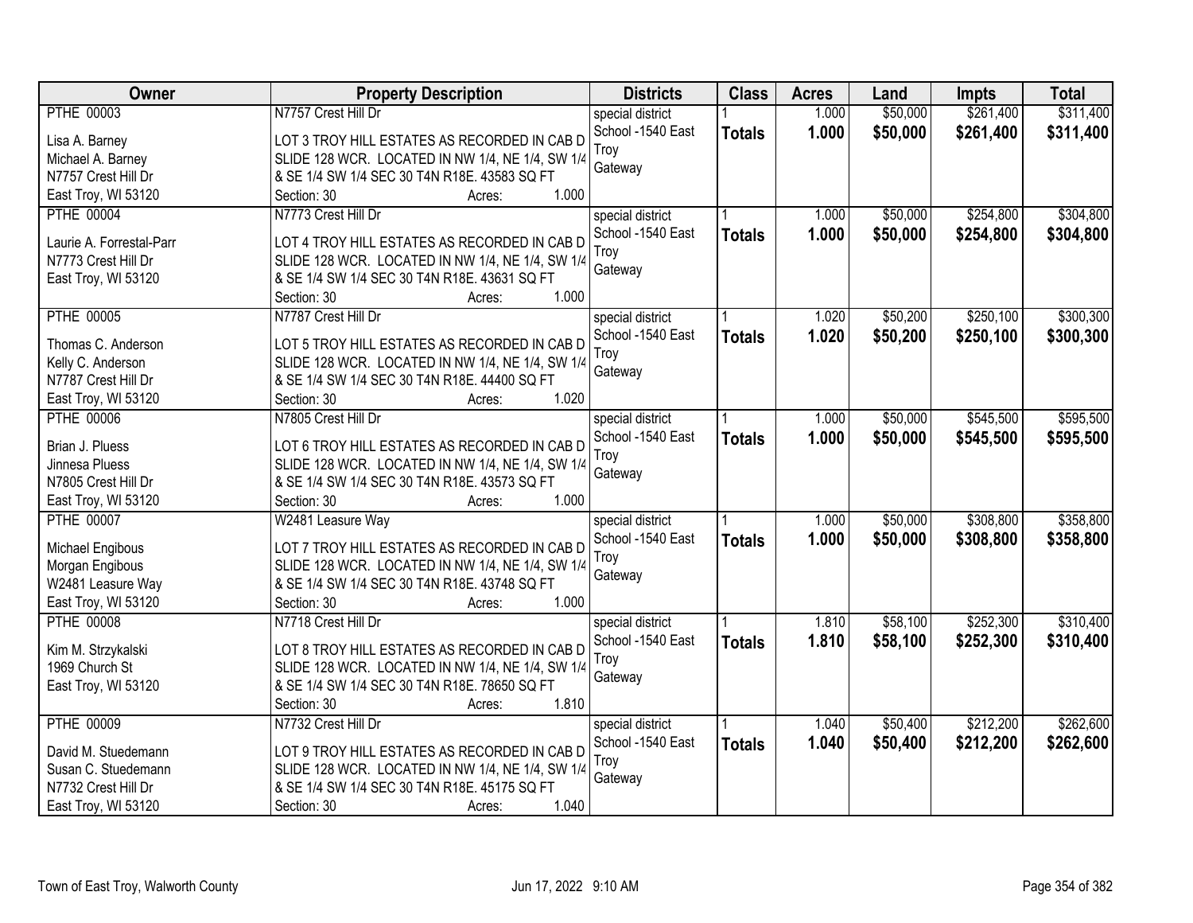| Owner | Property Description | Districts | Class | Acres | Land | Impts | Total |
|---|---|---|---|---|---|---|---|
| PTHE 00003<br><br>Lisa A. Barney<br>Michael A. Barney<br>N7757 Crest Hill Dr<br>East Troy, WI 53120 | N7757 Crest Hill Dr<br><br>LOT 3 TROY HILL ESTATES AS RECORDED IN CAB D SLIDE 128 WCR. LOCATED IN NW 1/4, NE 1/4, SW 1/4 & SE 1/4 SW 1/4 SEC 30 T4N R18E. 43583 SQ FT<br>Section: 30 Acres: 1.000 | special district<br>School -1540 East Troy<br>Gateway | 1<br>**Totals** | 1.000<br>**1.000** | $50,000<br>**$50,000** | $261,400<br>**$261,400** | $311,400<br>**$311,400** |
| PTHE 00004<br><br>Laurie A. Forrestal-Parr<br>N7773 Crest Hill Dr<br>East Troy, WI 53120 | N7773 Crest Hill Dr<br><br>LOT 4 TROY HILL ESTATES AS RECORDED IN CAB D SLIDE 128 WCR. LOCATED IN NW 1/4, NE 1/4, SW 1/4 & SE 1/4 SW 1/4 SEC 30 T4N R18E. 43631 SQ FT<br>Section: 30 Acres: 1.000 | special district<br>School -1540 East Troy<br>Gateway | 1<br>**Totals** | 1.000<br>**1.000** | $50,000<br>**$50,000** | $254,800<br>**$254,800** | $304,800<br>**$304,800** |
| PTHE 00005<br><br>Thomas C. Anderson<br>Kelly C. Anderson<br>N7787 Crest Hill Dr<br>East Troy, WI 53120 | N7787 Crest Hill Dr<br><br>LOT 5 TROY HILL ESTATES AS RECORDED IN CAB D SLIDE 128 WCR. LOCATED IN NW 1/4, NE 1/4, SW 1/4 & SE 1/4 SW 1/4 SEC 30 T4N R18E. 44400 SQ FT<br>Section: 30 Acres: 1.020 | special district<br>School -1540 East Troy<br>Gateway | 1<br>**Totals** | 1.020<br>**1.020** | $50,200<br>**$50,200** | $250,100<br>**$250,100** | $300,300<br>**$300,300** |
| PTHE 00006<br><br>Brian J. Pluess<br>Jinnesa Pluess<br>N7805 Crest Hill Dr<br>East Troy, WI 53120 | N7805 Crest Hill Dr<br><br>LOT 6 TROY HILL ESTATES AS RECORDED IN CAB D SLIDE 128 WCR. LOCATED IN NW 1/4, NE 1/4, SW 1/4 & SE 1/4 SW 1/4 SEC 30 T4N R18E. 43573 SQ FT<br>Section: 30 Acres: 1.000 | special district<br>School -1540 East Troy<br>Gateway | 1<br>**Totals** | 1.000<br>**1.000** | $50,000<br>**$50,000** | $545,500<br>**$545,500** | $595,500<br>**$595,500** |
| PTHE 00007<br><br>Michael Engibous<br>Morgan Engibous<br>W2481 Leasure Way<br>East Troy, WI 53120 | W2481 Leasure Way<br><br>LOT 7 TROY HILL ESTATES AS RECORDED IN CAB D SLIDE 128 WCR. LOCATED IN NW 1/4, NE 1/4, SW 1/4 & SE 1/4 SW 1/4 SEC 30 T4N R18E. 43748 SQ FT<br>Section: 30 Acres: 1.000 | special district<br>School -1540 East Troy<br>Gateway | 1<br>**Totals** | 1.000<br>**1.000** | $50,000<br>**$50,000** | $308,800<br>**$308,800** | $358,800<br>**$358,800** |
| PTHE 00008<br><br>Kim M. Strzykalski<br>1969 Church St<br>East Troy, WI 53120 | N7718 Crest Hill Dr<br><br>LOT 8 TROY HILL ESTATES AS RECORDED IN CAB D SLIDE 128 WCR. LOCATED IN NW 1/4, NE 1/4, SW 1/4 & SE 1/4 SW 1/4 SEC 30 T4N R18E. 78650 SQ FT<br>Section: 30 Acres: 1.810 | special district<br>School -1540 East Troy<br>Gateway | 1<br>**Totals** | 1.810<br>**1.810** | $58,100<br>**$58,100** | $252,300<br>**$252,300** | $310,400<br>**$310,400** |
| PTHE 00009<br><br>David M. Stuedemann<br>Susan C. Stuedemann<br>N7732 Crest Hill Dr<br>East Troy, WI 53120 | N7732 Crest Hill Dr<br><br>LOT 9 TROY HILL ESTATES AS RECORDED IN CAB D SLIDE 128 WCR. LOCATED IN NW 1/4, NE 1/4, SW 1/4 & SE 1/4 SW 1/4 SEC 30 T4N R18E. 45175 SQ FT<br>Section: 30 Acres: 1.040 | special district<br>School -1540 East Troy<br>Gateway | 1<br>**Totals** | 1.040<br>**1.040** | $50,400<br>**$50,400** | $212,200<br>**$212,200** | $262,600<br>**$262,600** |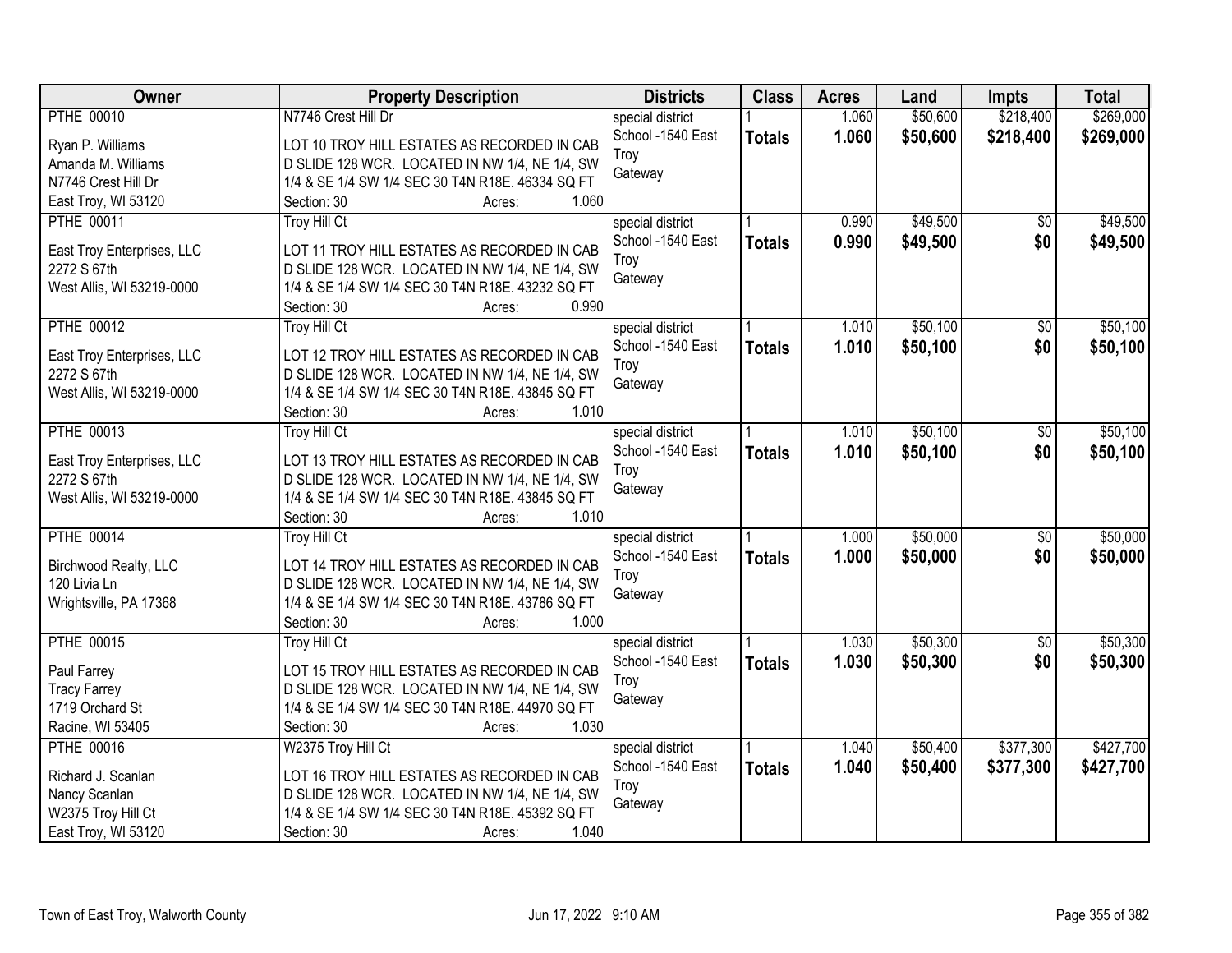| Owner | Property Description | Districts | Class | Acres | Land | Impts | Total |
|---|---|---|---|---|---|---|---|
| PTHE 00010<br>Ryan P. Williams<br>Amanda M. Williams<br>N7746 Crest Hill Dr<br>East Troy, WI 53120 | N7746 Crest Hill Dr<br>LOT 10 TROY HILL ESTATES AS RECORDED IN CAB D SLIDE 128 WCR. LOCATED IN NW 1/4, NE 1/4, SW 1/4 & SE 1/4 SW 1/4 SEC 30 T4N R18E. 46334 SQ FT<br>Section: 30 Acres: 1.060 | special district<br>School -1540 East Troy<br>Gateway | 1<br>**Totals** | 1.060<br>**1.060** | $50,600<br>**$50,600** | $218,400<br>**$218,400** | $269,000<br>**$269,000** |
| PTHE 00011<br>East Troy Enterprises, LLC<br>2272 S 67th<br>West Allis, WI 53219-0000 | Troy Hill Ct<br>LOT 11 TROY HILL ESTATES AS RECORDED IN CAB D SLIDE 128 WCR. LOCATED IN NW 1/4, NE 1/4, SW 1/4 & SE 1/4 SW 1/4 SEC 30 T4N R18E. 43232 SQ FT<br>Section: 30 Acres: 0.990 | special district<br>School -1540 East Troy<br>Gateway | 1<br>**Totals** | 0.990<br>**0.990** | $49,500<br>**$49,500** | $0<br>**$0** | $49,500<br>**$49,500** |
| PTHE 00012<br>East Troy Enterprises, LLC<br>2272 S 67th<br>West Allis, WI 53219-0000 | Troy Hill Ct<br>LOT 12 TROY HILL ESTATES AS RECORDED IN CAB D SLIDE 128 WCR. LOCATED IN NW 1/4, NE 1/4, SW 1/4 & SE 1/4 SW 1/4 SEC 30 T4N R18E. 43845 SQ FT<br>Section: 30 Acres: 1.010 | special district<br>School -1540 East Troy<br>Gateway | 1<br>**Totals** | 1.010<br>**1.010** | $50,100<br>**$50,100** | $0<br>**$0** | $50,100<br>**$50,100** |
| PTHE 00013<br>East Troy Enterprises, LLC<br>2272 S 67th<br>West Allis, WI 53219-0000 | Troy Hill Ct<br>LOT 13 TROY HILL ESTATES AS RECORDED IN CAB D SLIDE 128 WCR. LOCATED IN NW 1/4, NE 1/4, SW 1/4 & SE 1/4 SW 1/4 SEC 30 T4N R18E. 43845 SQ FT<br>Section: 30 Acres: 1.010 | special district<br>School -1540 East Troy<br>Gateway | 1<br>**Totals** | 1.010<br>**1.010** | $50,100<br>**$50,100** | $0<br>**$0** | $50,100<br>**$50,100** |
| PTHE 00014<br>Birchwood Realty, LLC<br>120 Livia Ln<br>Wrightsville, PA 17368 | Troy Hill Ct<br>LOT 14 TROY HILL ESTATES AS RECORDED IN CAB D SLIDE 128 WCR. LOCATED IN NW 1/4, NE 1/4, SW 1/4 & SE 1/4 SW 1/4 SEC 30 T4N R18E. 43786 SQ FT<br>Section: 30 Acres: 1.000 | special district<br>School -1540 East Troy<br>Gateway | 1<br>**Totals** | 1.000<br>**1.000** | $50,000<br>**$50,000** | $0<br>**$0** | $50,000<br>**$50,000** |
| PTHE 00015<br>Paul Farrey<br>Tracy Farrey<br>1719 Orchard St<br>Racine, WI 53405 | Troy Hill Ct<br>LOT 15 TROY HILL ESTATES AS RECORDED IN CAB D SLIDE 128 WCR. LOCATED IN NW 1/4, NE 1/4, SW 1/4 & SE 1/4 SW 1/4 SEC 30 T4N R18E. 44970 SQ FT<br>Section: 30 Acres: 1.030 | special district<br>School -1540 East Troy<br>Gateway | 1<br>**Totals** | 1.030<br>**1.030** | $50,300<br>**$50,300** | $0<br>**$0** | $50,300<br>**$50,300** |
| PTHE 00016<br>Richard J. Scanlan<br>Nancy Scanlan<br>W2375 Troy Hill Ct<br>East Troy, WI 53120 | W2375 Troy Hill Ct<br>LOT 16 TROY HILL ESTATES AS RECORDED IN CAB D SLIDE 128 WCR. LOCATED IN NW 1/4, NE 1/4, SW 1/4 & SE 1/4 SW 1/4 SEC 30 T4N R18E. 45392 SQ FT<br>Section: 30 Acres: 1.040 | special district<br>School -1540 East Troy<br>Gateway | 1<br>**Totals** | 1.040<br>**1.040** | $50,400<br>**$50,400** | $377,300<br>**$377,300** | $427,700<br>**$427,700** |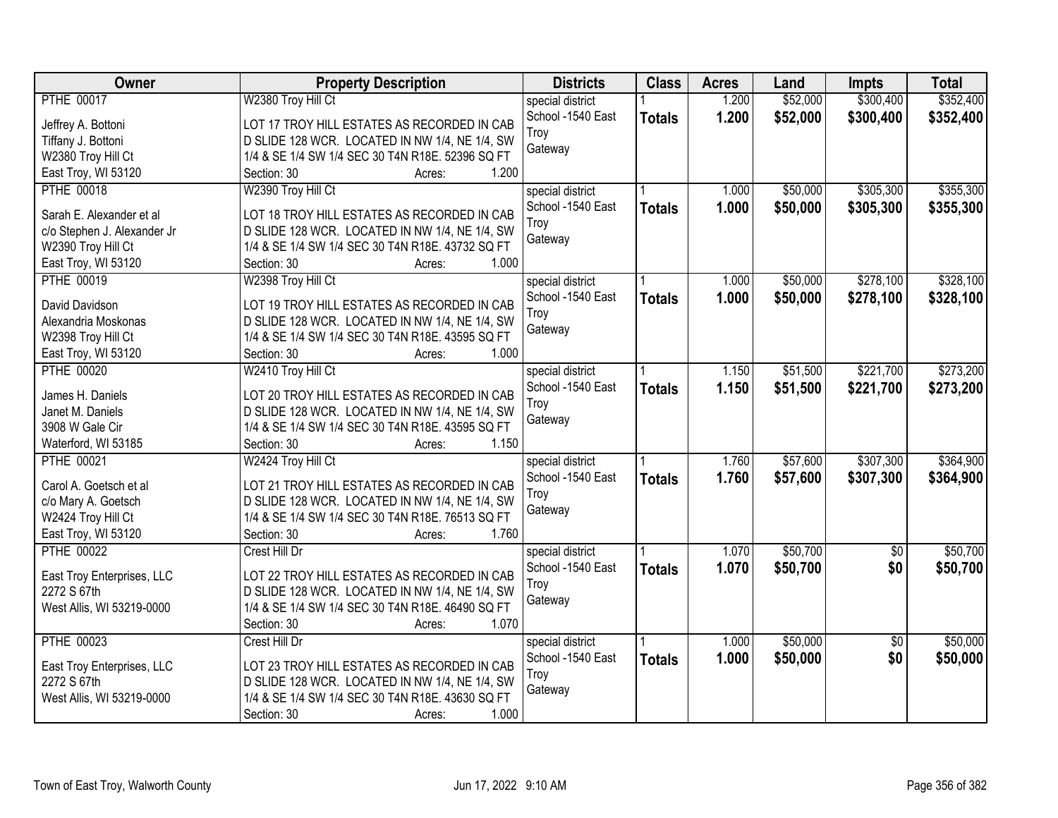| Owner | Property Description | Districts | Class | Acres | Land | Impts | Total |
|---|---|---|---|---|---|---|---|
| PTHE 00017<br><br>Jeffrey A. Bottoni<br>Tiffany J. Bottoni<br>W2380 Troy Hill Ct<br>East Troy, WI 53120 | W2380 Troy Hill Ct<br><br>LOT 17 TROY HILL ESTATES AS RECORDED IN CAB D SLIDE 128 WCR. LOCATED IN NW 1/4, NE 1/4, SW 1/4 & SE 1/4 SW 1/4 SEC 30 T4N R18E. 52396 SQ FT<br>Section: 30 Acres: 1.200 | special district<br>School -1540 East Troy<br>Gateway | 1<br>**Totals** | 1.200<br>**1.200** | $52,000<br>**$52,000** | $300,400<br>**$300,400** | $352,400<br>**$352,400** |
| PTHE 00018<br><br>Sarah E. Alexander et al<br>c/o Stephen J. Alexander Jr<br>W2390 Troy Hill Ct<br>East Troy, WI 53120 | W2390 Troy Hill Ct<br><br>LOT 18 TROY HILL ESTATES AS RECORDED IN CAB D SLIDE 128 WCR. LOCATED IN NW 1/4, NE 1/4, SW 1/4 & SE 1/4 SW 1/4 SEC 30 T4N R18E. 43732 SQ FT<br>Section: 30 Acres: 1.000 | special district<br>School -1540 East Troy<br>Gateway | 1<br>**Totals** | 1.000<br>**1.000** | $50,000<br>**$50,000** | $305,300<br>**$305,300** | $355,300<br>**$355,300** |
| PTHE 00019<br><br>David Davidson<br>Alexandria Moskonas<br>W2398 Troy Hill Ct<br>East Troy, WI 53120 | W2398 Troy Hill Ct<br><br>LOT 19 TROY HILL ESTATES AS RECORDED IN CAB D SLIDE 128 WCR. LOCATED IN NW 1/4, NE 1/4, SW 1/4 & SE 1/4 SW 1/4 SEC 30 T4N R18E. 43595 SQ FT<br>Section: 30 Acres: 1.000 | special district<br>School -1540 East Troy<br>Gateway | 1<br>**Totals** | 1.000<br>**1.000** | $50,000<br>**$50,000** | $278,100<br>**$278,100** | $328,100<br>**$328,100** |
| PTHE 00020<br><br>James H. Daniels<br>Janet M. Daniels<br>3908 W Gale Cir<br>Waterford, WI 53185 | W2410 Troy Hill Ct<br><br>LOT 20 TROY HILL ESTATES AS RECORDED IN CAB D SLIDE 128 WCR. LOCATED IN NW 1/4, NE 1/4, SW 1/4 & SE 1/4 SW 1/4 SEC 30 T4N R18E. 43595 SQ FT<br>Section: 30 Acres: 1.150 | special district<br>School -1540 East Troy<br>Gateway | 1<br>**Totals** | 1.150<br>**1.150** | $51,500<br>**$51,500** | $221,700<br>**$221,700** | $273,200<br>**$273,200** |
| PTHE 00021<br><br>Carol A. Goetsch et al<br>c/o Mary A. Goetsch<br>W2424 Troy Hill Ct<br>East Troy, WI 53120 | W2424 Troy Hill Ct<br><br>LOT 21 TROY HILL ESTATES AS RECORDED IN CAB D SLIDE 128 WCR. LOCATED IN NW 1/4, NE 1/4, SW 1/4 & SE 1/4 SW 1/4 SEC 30 T4N R18E. 76513 SQ FT<br>Section: 30 Acres: 1.760 | special district<br>School -1540 East Troy<br>Gateway | 1<br>**Totals** | 1.760<br>**1.760** | $57,600<br>**$57,600** | $307,300<br>**$307,300** | $364,900<br>**$364,900** |
| PTHE 00022<br><br>East Troy Enterprises, LLC<br>2272 S 67th<br>West Allis, WI 53219-0000 | Crest Hill Dr<br><br>LOT 22 TROY HILL ESTATES AS RECORDED IN CAB D SLIDE 128 WCR. LOCATED IN NW 1/4, NE 1/4, SW 1/4 & SE 1/4 SW 1/4 SEC 30 T4N R18E. 46490 SQ FT<br>Section: 30 Acres: 1.070 | special district<br>School -1540 East Troy<br>Gateway | 1<br>**Totals** | 1.070<br>**1.070** | $50,700<br>**$50,700** | $0<br>**$0** | $50,700<br>**$50,700** |
| PTHE 00023<br><br>East Troy Enterprises, LLC<br>2272 S 67th<br>West Allis, WI 53219-0000 | Crest Hill Dr<br><br>LOT 23 TROY HILL ESTATES AS RECORDED IN CAB D SLIDE 128 WCR. LOCATED IN NW 1/4, NE 1/4, SW 1/4 & SE 1/4 SW 1/4 SEC 30 T4N R18E. 43630 SQ FT<br>Section: 30 Acres: 1.000 | special district<br>School -1540 East Troy<br>Gateway | 1<br>**Totals** | 1.000<br>**1.000** | $50,000<br>**$50,000** | $0<br>**$0** | $50,000<br>**$50,000** |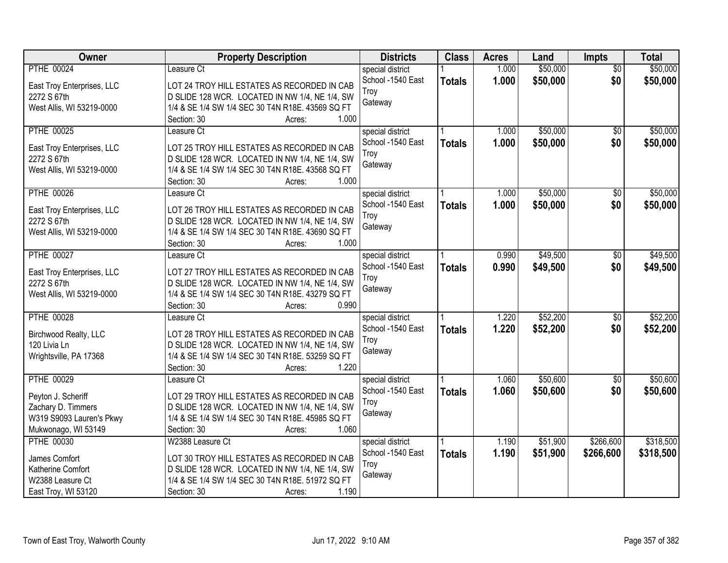| Owner | Property Description | Districts | Class | Acres | Land | Impts | Total |
|---|---|---|---|---|---|---|---|
| PTHE 00024<br>East Troy Enterprises, LLC<br>2272 S 67th<br>West Allis, WI 53219-0000 | Leasure Ct<br>LOT 24 TROY HILL ESTATES AS RECORDED IN CAB D SLIDE 128 WCR. LOCATED IN NW 1/4, NE 1/4, SW 1/4 & SE 1/4 SW 1/4 SEC 30 T4N R18E. 43569 SQ FT<br>Section: 30 Acres: 1.000 | special district<br>School -1540 East Troy<br>Gateway | 1<br>**Totals** | 1.000<br>**1.000** | $50,000<br>**$50,000** | $0<br>**$0** | $50,000<br>**$50,000** |
| PTHE 00025<br>East Troy Enterprises, LLC<br>2272 S 67th<br>West Allis, WI 53219-0000 | Leasure Ct<br>LOT 25 TROY HILL ESTATES AS RECORDED IN CAB D SLIDE 128 WCR. LOCATED IN NW 1/4, NE 1/4, SW 1/4 & SE 1/4 SW 1/4 SEC 30 T4N R18E. 43568 SQ FT<br>Section: 30 Acres: 1.000 | special district<br>School -1540 East Troy<br>Gateway | 1<br>**Totals** | 1.000<br>**1.000** | $50,000<br>**$50,000** | $0<br>**$0** | $50,000<br>**$50,000** |
| PTHE 00026<br>East Troy Enterprises, LLC<br>2272 S 67th<br>West Allis, WI 53219-0000 | Leasure Ct<br>LOT 26 TROY HILL ESTATES AS RECORDED IN CAB D SLIDE 128 WCR. LOCATED IN NW 1/4, NE 1/4, SW 1/4 & SE 1/4 SW 1/4 SEC 30 T4N R18E. 43690 SQ FT<br>Section: 30 Acres: 1.000 | special district<br>School -1540 East Troy<br>Gateway | 1<br>**Totals** | 1.000<br>**1.000** | $50,000<br>**$50,000** | $0<br>**$0** | $50,000<br>**$50,000** |
| PTHE 00027<br>East Troy Enterprises, LLC<br>2272 S 67th<br>West Allis, WI 53219-0000 | Leasure Ct<br>LOT 27 TROY HILL ESTATES AS RECORDED IN CAB D SLIDE 128 WCR. LOCATED IN NW 1/4, NE 1/4, SW 1/4 & SE 1/4 SW 1/4 SEC 30 T4N R18E. 43279 SQ FT<br>Section: 30 Acres: 0.990 | special district<br>School -1540 East Troy<br>Gateway | 1<br>**Totals** | 0.990<br>**0.990** | $49,500<br>**$49,500** | $0<br>**$0** | $49,500<br>**$49,500** |
| PTHE 00028<br>Birchwood Realty, LLC<br>120 Livia Ln<br>Wrightsville, PA 17368 | Leasure Ct<br>LOT 28 TROY HILL ESTATES AS RECORDED IN CAB D SLIDE 128 WCR. LOCATED IN NW 1/4, NE 1/4, SW 1/4 & SE 1/4 SW 1/4 SEC 30 T4N R18E. 53259 SQ FT<br>Section: 30 Acres: 1.220 | special district<br>School -1540 East Troy<br>Gateway | 1<br>**Totals** | 1.220<br>**1.220** | $52,200<br>**$52,200** | $0<br>**$0** | $52,200<br>**$52,200** |
| PTHE 00029<br>Peyton J. Scheriff<br>Zachary D. Timmers<br>W319 S9093 Lauren's Pkwy<br>Mukwonago, WI 53149 | Leasure Ct<br>LOT 29 TROY HILL ESTATES AS RECORDED IN CAB D SLIDE 128 WCR. LOCATED IN NW 1/4, NE 1/4, SW 1/4 & SE 1/4 SW 1/4 SEC 30 T4N R18E. 45985 SQ FT<br>Section: 30 Acres: 1.060 | special district<br>School -1540 East Troy<br>Gateway | 1<br>**Totals** | 1.060<br>**1.060** | $50,600<br>**$50,600** | $0<br>**$0** | $50,600<br>**$50,600** |
| PTHE 00030<br>James Comfort<br>Katherine Comfort<br>W2388 Leasure Ct<br>East Troy, WI 53120 | W2388 Leasure Ct<br>LOT 30 TROY HILL ESTATES AS RECORDED IN CAB D SLIDE 128 WCR. LOCATED IN NW 1/4, NE 1/4, SW 1/4 & SE 1/4 SW 1/4 SEC 30 T4N R18E. 51972 SQ FT<br>Section: 30 Acres: 1.190 | special district<br>School -1540 East Troy<br>Gateway | 1<br>**Totals** | 1.190<br>**1.190** | $51,900<br>**$51,900** | $266,600<br>**$266,600** | $318,500<br>**$318,500** |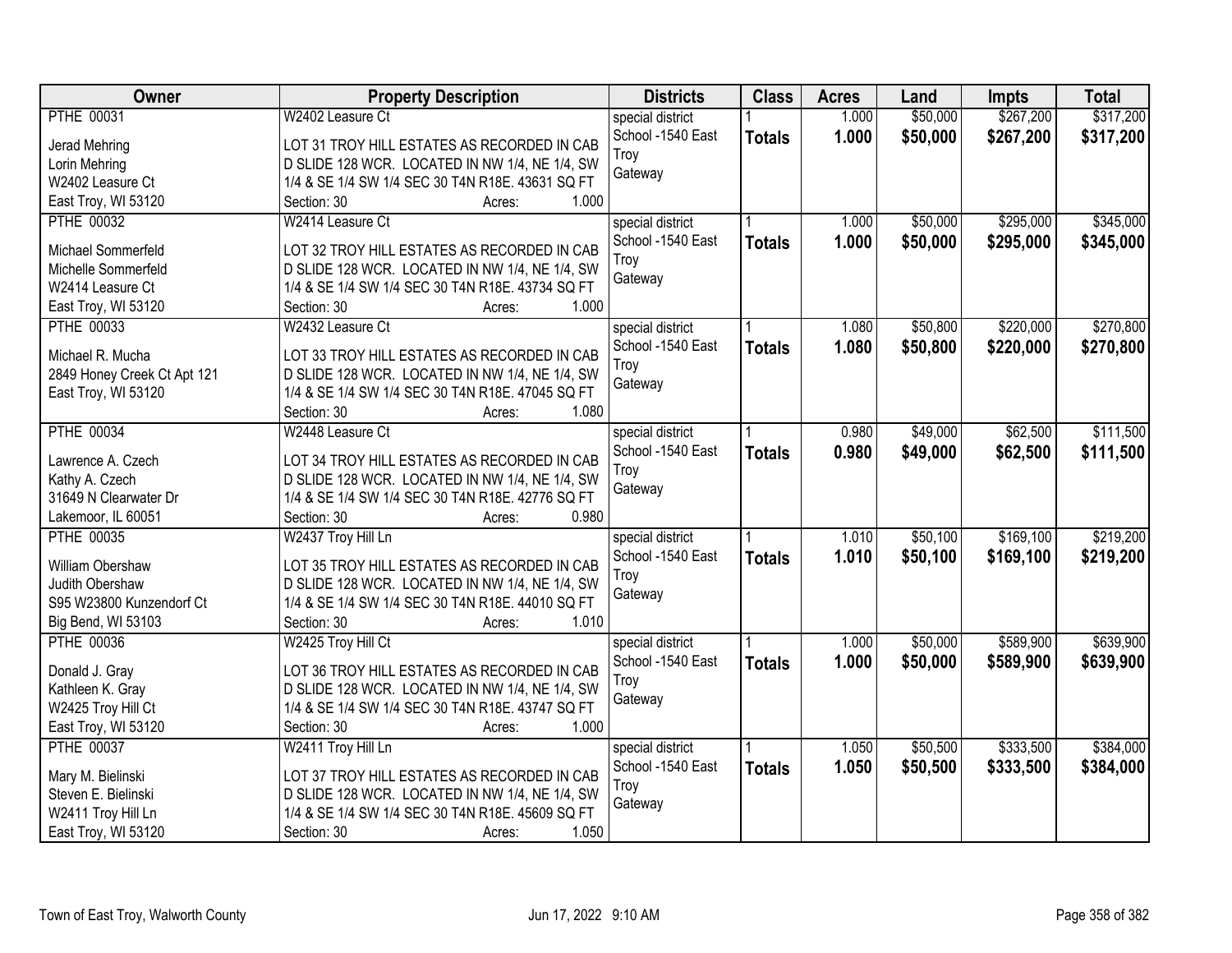| Owner | Property Description | Districts | Class | Acres | Land | Impts | Total |
|---|---|---|---|---|---|---|---|
| PTHE 00031<br><br>Jerad Mehring<br>Lorin Mehring<br>W2402 Leasure Ct<br>East Troy, WI 53120 | W2402 Leasure Ct<br><br>LOT 31 TROY HILL ESTATES AS RECORDED IN CAB D SLIDE 128 WCR. LOCATED IN NW 1/4, NE 1/4, SW 1/4 & SE 1/4 SW 1/4 SEC 30 T4N R18E. 43631 SQ FT<br>Section: 30 Acres: 1.000 | special district<br>School -1540 East Troy<br>Gateway | 1<br>**Totals** | 1.000<br>**1.000** | $50,000<br>**$50,000** | $267,200<br>**$267,200** | $317,200<br>**$317,200** |
| PTHE 00032<br><br>Michael Sommerfeld<br>Michelle Sommerfeld<br>W2414 Leasure Ct<br>East Troy, WI 53120 | W2414 Leasure Ct<br><br>LOT 32 TROY HILL ESTATES AS RECORDED IN CAB D SLIDE 128 WCR. LOCATED IN NW 1/4, NE 1/4, SW 1/4 & SE 1/4 SW 1/4 SEC 30 T4N R18E. 43734 SQ FT<br>Section: 30 Acres: 1.000 | special district<br>School -1540 East Troy<br>Gateway | 1<br>**Totals** | 1.000<br>**1.000** | $50,000<br>**$50,000** | $295,000<br>**$295,000** | $345,000<br>**$345,000** |
| PTHE 00033<br><br>Michael R. Mucha<br>2849 Honey Creek Ct Apt 121<br>East Troy, WI 53120 | W2432 Leasure Ct<br><br>LOT 33 TROY HILL ESTATES AS RECORDED IN CAB D SLIDE 128 WCR. LOCATED IN NW 1/4, NE 1/4, SW 1/4 & SE 1/4 SW 1/4 SEC 30 T4N R18E. 47045 SQ FT<br>Section: 30 Acres: 1.080 | special district<br>School -1540 East Troy<br>Gateway | 1<br>**Totals** | 1.080<br>**1.080** | $50,800<br>**$50,800** | $220,000<br>**$220,000** | $270,800<br>**$270,800** |
| PTHE 00034<br><br>Lawrence A. Czech<br>Kathy A. Czech<br>31649 N Clearwater Dr<br>Lakemoor, IL 60051 | W2448 Leasure Ct<br><br>LOT 34 TROY HILL ESTATES AS RECORDED IN CAB D SLIDE 128 WCR. LOCATED IN NW 1/4, NE 1/4, SW 1/4 & SE 1/4 SW 1/4 SEC 30 T4N R18E. 42776 SQ FT<br>Section: 30 Acres: 0.980 | special district<br>School -1540 East Troy<br>Gateway | 1<br>**Totals** | 0.980<br>**0.980** | $49,000<br>**$49,000** | $62,500<br>**$62,500** | $111,500<br>**$111,500** |
| PTHE 00035<br><br>William Obershaw<br>Judith Obershaw<br>S95 W23800 Kunzendorf Ct<br>Big Bend, WI 53103 | W2437 Troy Hill Ln<br><br>LOT 35 TROY HILL ESTATES AS RECORDED IN CAB D SLIDE 128 WCR. LOCATED IN NW 1/4, NE 1/4, SW 1/4 & SE 1/4 SW 1/4 SEC 30 T4N R18E. 44010 SQ FT<br>Section: 30 Acres: 1.010 | special district<br>School -1540 East Troy<br>Gateway | 1<br>**Totals** | 1.010<br>**1.010** | $50,100<br>**$50,100** | $169,100<br>**$169,100** | $219,200<br>**$219,200** |
| PTHE 00036<br><br>Donald J. Gray<br>Kathleen K. Gray<br>W2425 Troy Hill Ct<br>East Troy, WI 53120 | W2425 Troy Hill Ct<br><br>LOT 36 TROY HILL ESTATES AS RECORDED IN CAB D SLIDE 128 WCR. LOCATED IN NW 1/4, NE 1/4, SW 1/4 & SE 1/4 SW 1/4 SEC 30 T4N R18E. 43747 SQ FT<br>Section: 30 Acres: 1.000 | special district<br>School -1540 East Troy<br>Gateway | 1<br>**Totals** | 1.000<br>**1.000** | $50,000<br>**$50,000** | $589,900<br>**$589,900** | $639,900<br>**$639,900** |
| PTHE 00037<br><br>Mary M. Bielinski<br>Steven E. Bielinski<br>W2411 Troy Hill Ln<br>East Troy, WI 53120 | W2411 Troy Hill Ln<br><br>LOT 37 TROY HILL ESTATES AS RECORDED IN CAB D SLIDE 128 WCR. LOCATED IN NW 1/4, NE 1/4, SW 1/4 & SE 1/4 SW 1/4 SEC 30 T4N R18E. 45609 SQ FT<br>Section: 30 Acres: 1.050 | special district<br>School -1540 East Troy<br>Gateway | 1<br>**Totals** | 1.050<br>**1.050** | $50,500<br>**$50,500** | $333,500<br>**$333,500** | $384,000<br>**$384,000** |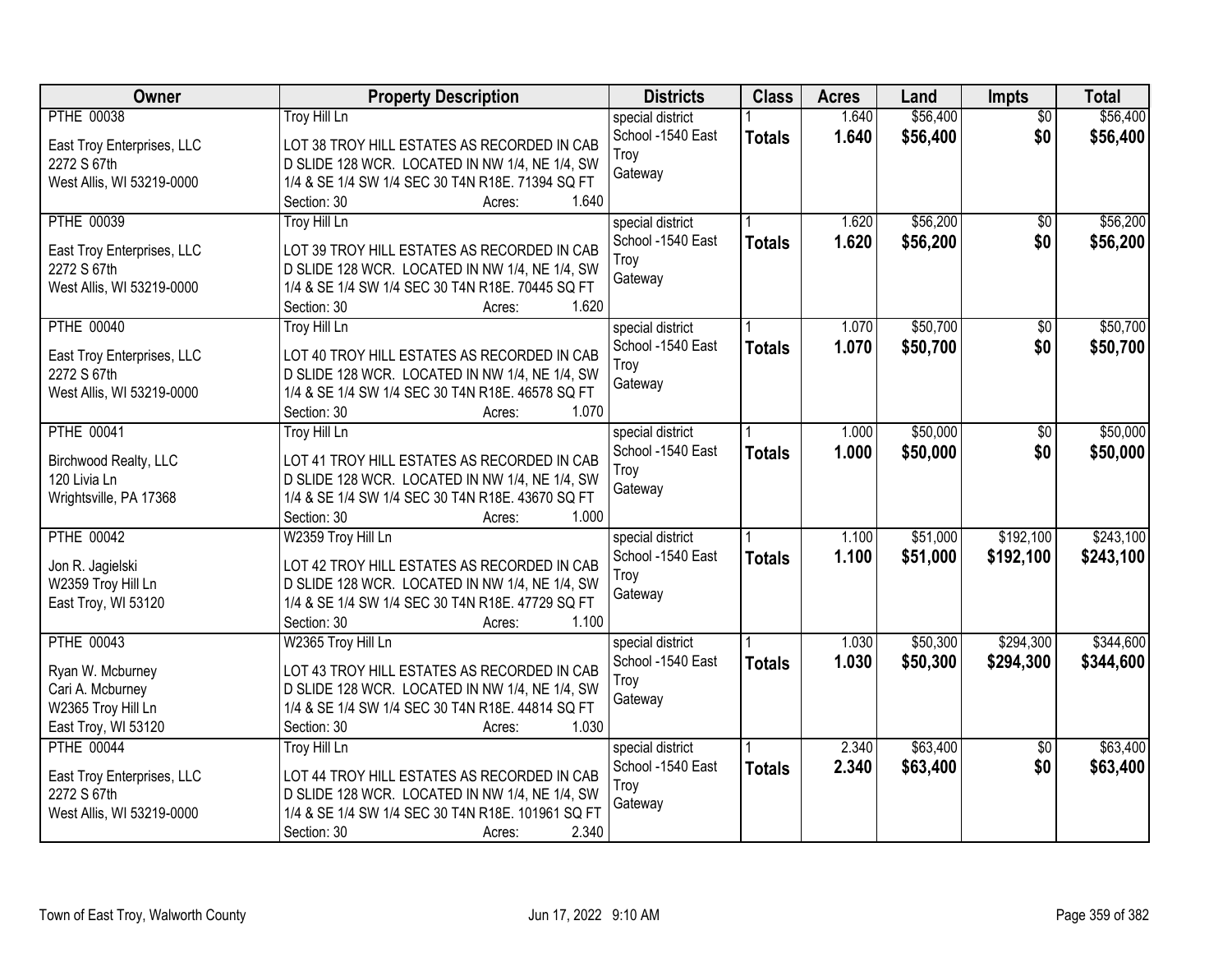| Owner | Property Description | Districts | Class | Acres | Land | Impts | Total |
|---|---|---|---|---|---|---|---|
| PTHE 00038<br>East Troy Enterprises, LLC<br>2272 S 67th<br>West Allis, WI 53219-0000 | Troy Hill Ln<br>LOT 38 TROY HILL ESTATES AS RECORDED IN CAB D SLIDE 128 WCR. LOCATED IN NW 1/4, NE 1/4, SW 1/4 & SE 1/4 SW 1/4 SEC 30 T4N R18E. 71394 SQ FT<br>Section: 30 Acres: 1.640 | special district<br>School -1540 East Troy<br>Gateway | 1<br>**Totals** | 1.640<br>**1.640** | $56,400<br>**$56,400** | $0<br>**$0** | $56,400<br>**$56,400** |
| PTHE 00039<br>East Troy Enterprises, LLC<br>2272 S 67th<br>West Allis, WI 53219-0000 | Troy Hill Ln<br>LOT 39 TROY HILL ESTATES AS RECORDED IN CAB D SLIDE 128 WCR. LOCATED IN NW 1/4, NE 1/4, SW 1/4 & SE 1/4 SW 1/4 SEC 30 T4N R18E. 70445 SQ FT<br>Section: 30 Acres: 1.620 | special district<br>School -1540 East Troy<br>Gateway | 1<br>**Totals** | 1.620<br>**1.620** | $56,200<br>**$56,200** | $0<br>**$0** | $56,200<br>**$56,200** |
| PTHE 00040<br>East Troy Enterprises, LLC<br>2272 S 67th<br>West Allis, WI 53219-0000 | Troy Hill Ln<br>LOT 40 TROY HILL ESTATES AS RECORDED IN CAB D SLIDE 128 WCR. LOCATED IN NW 1/4, NE 1/4, SW 1/4 & SE 1/4 SW 1/4 SEC 30 T4N R18E. 46578 SQ FT<br>Section: 30 Acres: 1.070 | special district<br>School -1540 East Troy<br>Gateway | 1<br>**Totals** | 1.070<br>**1.070** | $50,700<br>**$50,700** | $0<br>**$0** | $50,700<br>**$50,700** |
| PTHE 00041<br>Birchwood Realty, LLC<br>120 Livia Ln<br>Wrightsville, PA 17368 | Troy Hill Ln<br>LOT 41 TROY HILL ESTATES AS RECORDED IN CAB D SLIDE 128 WCR. LOCATED IN NW 1/4, NE 1/4, SW 1/4 & SE 1/4 SW 1/4 SEC 30 T4N R18E. 43670 SQ FT<br>Section: 30 Acres: 1.000 | special district<br>School -1540 East Troy<br>Gateway | 1<br>**Totals** | 1.000<br>**1.000** | $50,000<br>**$50,000** | $0<br>**$0** | $50,000<br>**$50,000** |
| PTHE 00042<br>Jon R. Jagielski<br>W2359 Troy Hill Ln<br>East Troy, WI 53120 | W2359 Troy Hill Ln<br>LOT 42 TROY HILL ESTATES AS RECORDED IN CAB D SLIDE 128 WCR. LOCATED IN NW 1/4, NE 1/4, SW 1/4 & SE 1/4 SW 1/4 SEC 30 T4N R18E. 47729 SQ FT<br>Section: 30 Acres: 1.100 | special district<br>School -1540 East Troy<br>Gateway | 1<br>**Totals** | 1.100<br>**1.100** | $51,000<br>**$51,000** | $192,100<br>**$192,100** | $243,100<br>**$243,100** |
| PTHE 00043<br>Ryan W. Mcburney<br>Cari A. Mcburney<br>W2365 Troy Hill Ln<br>East Troy, WI 53120 | W2365 Troy Hill Ln<br>LOT 43 TROY HILL ESTATES AS RECORDED IN CAB D SLIDE 128 WCR. LOCATED IN NW 1/4, NE 1/4, SW 1/4 & SE 1/4 SW 1/4 SEC 30 T4N R18E. 44814 SQ FT<br>Section: 30 Acres: 1.030 | special district<br>School -1540 East Troy<br>Gateway | 1<br>**Totals** | 1.030<br>**1.030** | $50,300<br>**$50,300** | $294,300<br>**$294,300** | $344,600<br>**$344,600** |
| PTHE 00044<br>East Troy Enterprises, LLC<br>2272 S 67th<br>West Allis, WI 53219-0000 | Troy Hill Ln<br>LOT 44 TROY HILL ESTATES AS RECORDED IN CAB D SLIDE 128 WCR. LOCATED IN NW 1/4, NE 1/4, SW 1/4 & SE 1/4 SW 1/4 SEC 30 T4N R18E. 101961 SQ FT<br>Section: 30 Acres: 2.340 | special district<br>School -1540 East Troy<br>Gateway | 1<br>**Totals** | 2.340<br>**2.340** | $63,400<br>**$63,400** | $0<br>**$0** | $63,400<br>**$63,400** |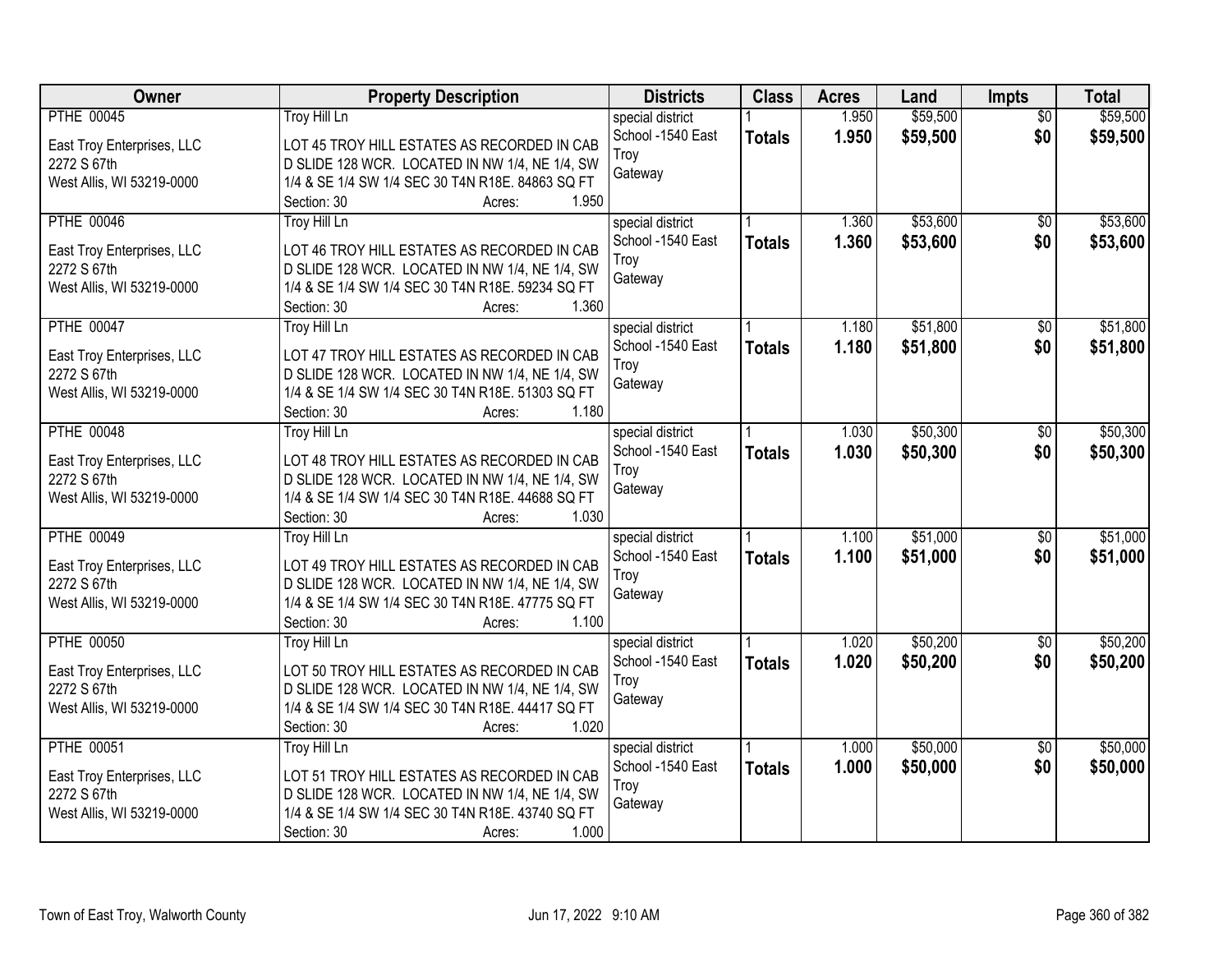| Owner | Property Description | Districts | Class | Acres | Land | Impts | Total |
|---|---|---|---|---|---|---|---|
| PTHE 00045<br>East Troy Enterprises, LLC<br>2272 S 67th<br>West Allis, WI 53219-0000 | Troy Hill Ln<br>LOT 45 TROY HILL ESTATES AS RECORDED IN CAB D SLIDE 128 WCR. LOCATED IN NW 1/4, NE 1/4, SW 1/4 & SE 1/4 SW 1/4 SEC 30 T4N R18E. 84863 SQ FT<br>Section: 30 Acres: 1.950 | special district<br>School -1540 East Troy<br>Gateway | 1<br>**Totals** | 1.950<br>**1.950** | $59,500<br>**$59,500** | $0<br>**$0** | $59,500<br>**$59,500** |
| PTHE 00046<br>East Troy Enterprises, LLC<br>2272 S 67th<br>West Allis, WI 53219-0000 | Troy Hill Ln<br>LOT 46 TROY HILL ESTATES AS RECORDED IN CAB D SLIDE 128 WCR. LOCATED IN NW 1/4, NE 1/4, SW 1/4 & SE 1/4 SW 1/4 SEC 30 T4N R18E. 59234 SQ FT<br>Section: 30 Acres: 1.360 | special district<br>School -1540 East Troy<br>Gateway | 1<br>**Totals** | 1.360<br>**1.360** | $53,600<br>**$53,600** | $0<br>**$0** | $53,600<br>**$53,600** |
| PTHE 00047<br>East Troy Enterprises, LLC<br>2272 S 67th<br>West Allis, WI 53219-0000 | Troy Hill Ln<br>LOT 47 TROY HILL ESTATES AS RECORDED IN CAB D SLIDE 128 WCR. LOCATED IN NW 1/4, NE 1/4, SW 1/4 & SE 1/4 SW 1/4 SEC 30 T4N R18E. 51303 SQ FT<br>Section: 30 Acres: 1.180 | special district<br>School -1540 East Troy<br>Gateway | 1<br>**Totals** | 1.180<br>**1.180** | $51,800<br>**$51,800** | $0<br>**$0** | $51,800<br>**$51,800** |
| PTHE 00048<br>East Troy Enterprises, LLC<br>2272 S 67th<br>West Allis, WI 53219-0000 | Troy Hill Ln<br>LOT 48 TROY HILL ESTATES AS RECORDED IN CAB D SLIDE 128 WCR. LOCATED IN NW 1/4, NE 1/4, SW 1/4 & SE 1/4 SW 1/4 SEC 30 T4N R18E. 44688 SQ FT<br>Section: 30 Acres: 1.030 | special district<br>School -1540 East Troy<br>Gateway | 1<br>**Totals** | 1.030<br>**1.030** | $50,300<br>**$50,300** | $0<br>**$0** | $50,300<br>**$50,300** |
| PTHE 00049<br>East Troy Enterprises, LLC<br>2272 S 67th<br>West Allis, WI 53219-0000 | Troy Hill Ln<br>LOT 49 TROY HILL ESTATES AS RECORDED IN CAB D SLIDE 128 WCR. LOCATED IN NW 1/4, NE 1/4, SW 1/4 & SE 1/4 SW 1/4 SEC 30 T4N R18E. 47775 SQ FT<br>Section: 30 Acres: 1.100 | special district<br>School -1540 East Troy<br>Gateway | 1<br>**Totals** | 1.100<br>**1.100** | $51,000<br>**$51,000** | $0<br>**$0** | $51,000<br>**$51,000** |
| PTHE 00050<br>East Troy Enterprises, LLC<br>2272 S 67th<br>West Allis, WI 53219-0000 | Troy Hill Ln<br>LOT 50 TROY HILL ESTATES AS RECORDED IN CAB D SLIDE 128 WCR. LOCATED IN NW 1/4, NE 1/4, SW 1/4 & SE 1/4 SW 1/4 SEC 30 T4N R18E. 44417 SQ FT<br>Section: 30 Acres: 1.020 | special district<br>School -1540 East Troy<br>Gateway | 1<br>**Totals** | 1.020<br>**1.020** | $50,200<br>**$50,200** | $0<br>**$0** | $50,200<br>**$50,200** |
| PTHE 00051<br>East Troy Enterprises, LLC<br>2272 S 67th<br>West Allis, WI 53219-0000 | Troy Hill Ln<br>LOT 51 TROY HILL ESTATES AS RECORDED IN CAB D SLIDE 128 WCR. LOCATED IN NW 1/4, NE 1/4, SW 1/4 & SE 1/4 SW 1/4 SEC 30 T4N R18E. 43740 SQ FT<br>Section: 30 Acres: 1.000 | special district<br>School -1540 East Troy<br>Gateway | 1<br>**Totals** | 1.000<br>**1.000** | $50,000<br>**$50,000** | $0<br>**$0** | $50,000<br>**$50,000** |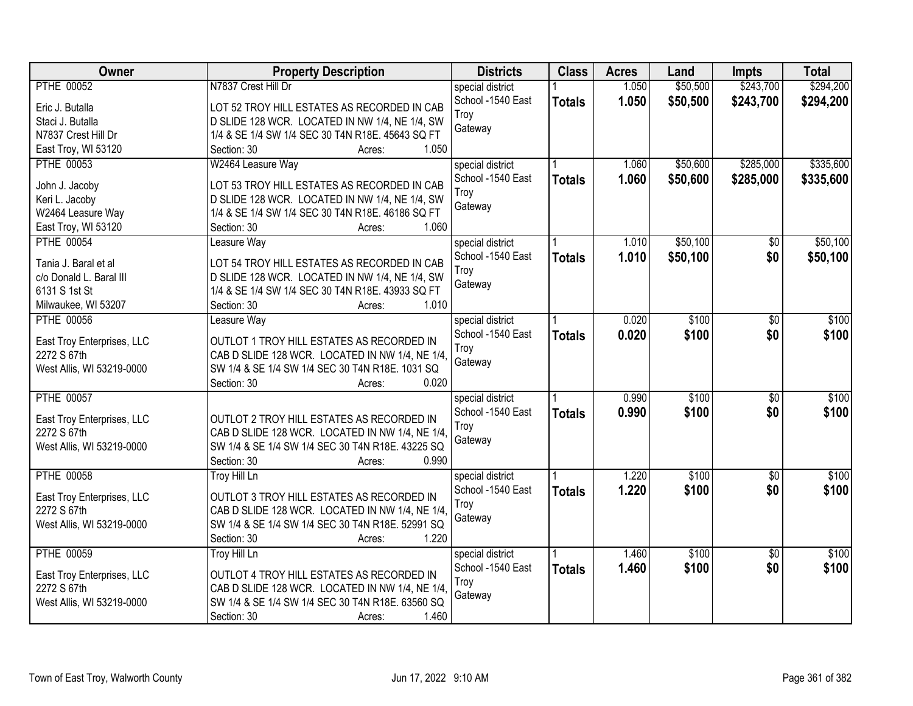| Owner | Property Description | Districts | Class | Acres | Land | Impts | Total |
|---|---|---|---|---|---|---|---|
| PTHE 00052<br>Eric J. Butalla<br>Staci J. Butalla<br>N7837 Crest Hill Dr<br>East Troy, WI 53120 | N7837 Crest Hill Dr<br>LOT 52 TROY HILL ESTATES AS RECORDED IN CAB D SLIDE 128 WCR. LOCATED IN NW 1/4, NE 1/4, SW 1/4 & SE 1/4 SW 1/4 SEC 30 T4N R18E. 45643 SQ FT<br>Section: 30 Acres: 1.050 | special district<br>School -1540 East Troy<br>Gateway | 1<br>**Totals** | 1.050<br>**1.050** | $50,500<br>**$50,500** | $243,700<br>**$243,700** | $294,200<br>**$294,200** |
| PTHE 00053<br>John J. Jacoby<br>Keri L. Jacoby<br>W2464 Leasure Way<br>East Troy, WI 53120 | W2464 Leasure Way<br>LOT 53 TROY HILL ESTATES AS RECORDED IN CAB D SLIDE 128 WCR. LOCATED IN NW 1/4, NE 1/4, SW 1/4 & SE 1/4 SW 1/4 SEC 30 T4N R18E. 46186 SQ FT<br>Section: 30 Acres: 1.060 | special district<br>School -1540 East Troy<br>Gateway | 1<br>**Totals** | 1.060<br>**1.060** | $50,600<br>**$50,600** | $285,000<br>**$285,000** | $335,600<br>**$335,600** |
| PTHE 00054<br>Tania J. Baral et al<br>c/o Donald L. Baral III<br>6131 S 1st St<br>Milwaukee, WI 53207 | Leasure Way<br>LOT 54 TROY HILL ESTATES AS RECORDED IN CAB D SLIDE 128 WCR. LOCATED IN NW 1/4, NE 1/4, SW 1/4 & SE 1/4 SW 1/4 SEC 30 T4N R18E. 43933 SQ FT<br>Section: 30 Acres: 1.010 | special district<br>School -1540 East Troy<br>Gateway | 1<br>**Totals** | 1.010<br>**1.010** | $50,100<br>**$50,100** | $0<br>**$0** | $50,100<br>**$50,100** |
| PTHE 00056<br>East Troy Enterprises, LLC<br>2272 S 67th<br>West Allis, WI 53219-0000 | Leasure Way<br>OUTLOT 1 TROY HILL ESTATES AS RECORDED IN CAB D SLIDE 128 WCR. LOCATED IN NW 1/4, NE 1/4, SW 1/4 & SE 1/4 SW 1/4 SEC 30 T4N R18E. 1031 SQ<br>Section: 30 Acres: 0.020 | special district<br>School -1540 East Troy<br>Gateway | 1<br>**Totals** | 0.020<br>**0.020** | $100<br>**$100** | $0<br>**$0** | $100<br>**$100** |
| PTHE 00057<br>East Troy Enterprises, LLC<br>2272 S 67th<br>West Allis, WI 53219-0000 | OUTLOT 2 TROY HILL ESTATES AS RECORDED IN CAB D SLIDE 128 WCR. LOCATED IN NW 1/4, NE 1/4, SW 1/4 & SE 1/4 SW 1/4 SEC 30 T4N R18E. 43225 SQ<br>Section: 30 Acres: 0.990 | special district<br>School -1540 East Troy<br>Gateway | 1<br>**Totals** | 0.990<br>**0.990** | $100<br>**$100** | $0<br>**$0** | $100<br>**$100** |
| PTHE 00058<br>East Troy Enterprises, LLC<br>2272 S 67th<br>West Allis, WI 53219-0000 | Troy Hill Ln<br>OUTLOT 3 TROY HILL ESTATES AS RECORDED IN CAB D SLIDE 128 WCR. LOCATED IN NW 1/4, NE 1/4, SW 1/4 & SE 1/4 SW 1/4 SEC 30 T4N R18E. 52991 SQ<br>Section: 30 Acres: 1.220 | special district<br>School -1540 East Troy<br>Gateway | 1<br>**Totals** | 1.220<br>**1.220** | $100<br>**$100** | $0<br>**$0** | $100<br>**$100** |
| PTHE 00059<br>East Troy Enterprises, LLC<br>2272 S 67th<br>West Allis, WI 53219-0000 | Troy Hill Ln<br>OUTLOT 4 TROY HILL ESTATES AS RECORDED IN CAB D SLIDE 128 WCR. LOCATED IN NW 1/4, NE 1/4, SW 1/4 & SE 1/4 SW 1/4 SEC 30 T4N R18E. 63560 SQ<br>Section: 30 Acres: 1.460 | special district<br>School -1540 East Troy<br>Gateway | 1<br>**Totals** | 1.460<br>**1.460** | $100<br>**$100** | $0<br>**$0** | $100<br>**$100** |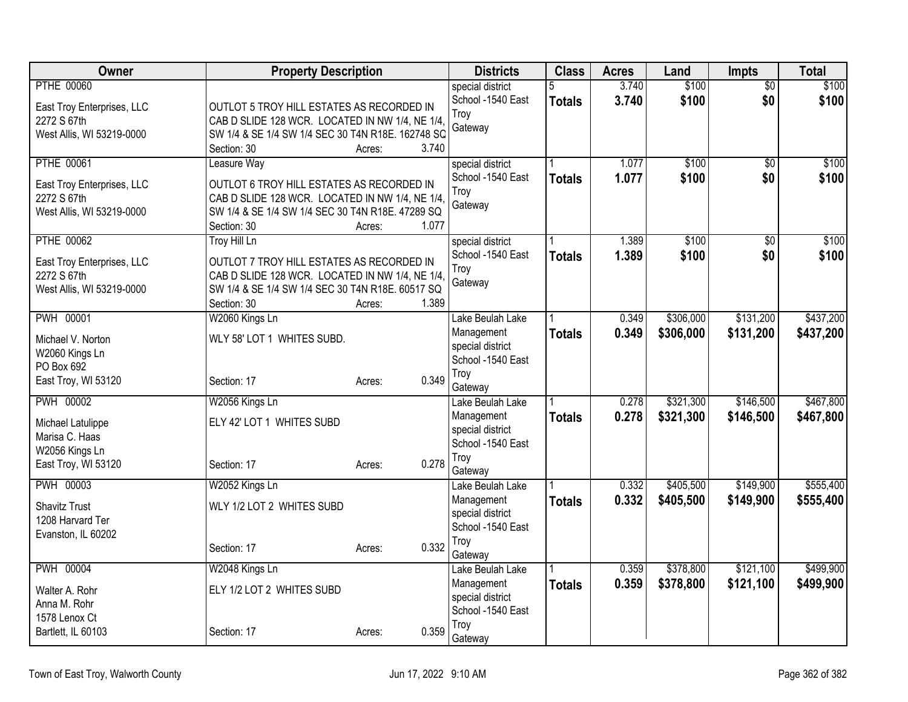| Owner | Property Description | Districts | Class | Acres | Land | Impts | Total |
|---|---|---|---|---|---|---|---|
| PTHE 00060<br><br>East Troy Enterprises, LLC<br>2272 S 67th<br>West Allis, WI 53219-0000 | <br>OUTLOT 5 TROY HILL ESTATES AS RECORDED IN CAB D SLIDE 128 WCR. LOCATED IN NW 1/4, NE 1/4, SW 1/4 & SE 1/4 SW 1/4 SEC 30 T4N R18E. 162748 SQ<br>Section: 30 Acres: 3.740 | special district<br>School -1540 East Troy<br>Gateway | 5<br>**Totals** | 3.740<br>**3.740** | $100<br>**$100** | $0<br>**$0** | $100<br>**$100** |
| PTHE 00061<br><br>East Troy Enterprises, LLC<br>2272 S 67th<br>West Allis, WI 53219-0000 | Leasure Way<br>OUTLOT 6 TROY HILL ESTATES AS RECORDED IN CAB D SLIDE 128 WCR. LOCATED IN NW 1/4, NE 1/4, SW 1/4 & SE 1/4 SW 1/4 SEC 30 T4N R18E. 47289 SQ<br>Section: 30 Acres: 1.077 | special district<br>School -1540 East Troy<br>Gateway | 1<br>**Totals** | 1.077<br>**1.077** | $100<br>**$100** | $0<br>**$0** | $100<br>**$100** |
| PTHE 00062<br><br>East Troy Enterprises, LLC<br>2272 S 67th<br>West Allis, WI 53219-0000 | Troy Hill Ln<br>OUTLOT 7 TROY HILL ESTATES AS RECORDED IN CAB D SLIDE 128 WCR. LOCATED IN NW 1/4, NE 1/4, SW 1/4 & SE 1/4 SW 1/4 SEC 30 T4N R18E. 60517 SQ<br>Section: 30 Acres: 1.389 | special district<br>School -1540 East Troy<br>Gateway | 1<br>**Totals** | 1.389<br>**1.389** | $100<br>**$100** | $0<br>**$0** | $100<br>**$100** |
| PWH 00001<br><br>Michael V. Norton<br>W2060 Kings Ln<br>PO Box 692<br>East Troy, WI 53120 | W2060 Kings Ln<br>WLY 58' LOT 1 WHITES SUBD.<br><br>Section: 17 Acres: 0.349 | Lake Beulah Lake Management<br>special district<br>School -1540 East Troy<br>Gateway | 1<br>**Totals** | 0.349<br>**0.349** | $306,000<br>**$306,000** | $131,200<br>**$131,200** | $437,200<br>**$437,200** |
| PWH 00002<br><br>Michael Latulippe<br>Marisa C. Haas<br>W2056 Kings Ln<br>East Troy, WI 53120 | W2056 Kings Ln<br>ELY 42' LOT 1 WHITES SUBD<br><br>Section: 17 Acres: 0.278 | Lake Beulah Lake Management<br>special district<br>School -1540 East Troy<br>Gateway | 1<br>**Totals** | 0.278<br>**0.278** | $321,300<br>**$321,300** | $146,500<br>**$146,500** | $467,800<br>**$467,800** |
| PWH 00003<br><br>Shavitz Trust<br>1208 Harvard Ter<br>Evanston, IL 60202 | W2052 Kings Ln<br>WLY 1/2 LOT 2 WHITES SUBD<br><br>Section: 17 Acres: 0.332 | Lake Beulah Lake Management<br>special district<br>School -1540 East Troy<br>Gateway | 1<br>**Totals** | 0.332<br>**0.332** | $405,500<br>**$405,500** | $149,900<br>**$149,900** | $555,400<br>**$555,400** |
| PWH 00004<br><br>Walter A. Rohr<br>Anna M. Rohr<br>1578 Lenox Ct<br>Bartlett, IL 60103 | W2048 Kings Ln<br>ELY 1/2 LOT 2 WHITES SUBD<br><br>Section: 17 Acres: 0.359 | Lake Beulah Lake Management<br>special district<br>School -1540 East Troy<br>Gateway | 1<br>**Totals** | 0.359<br>**0.359** | $378,800<br>**$378,800** | $121,100<br>**$121,100** | $499,900<br>**$499,900** |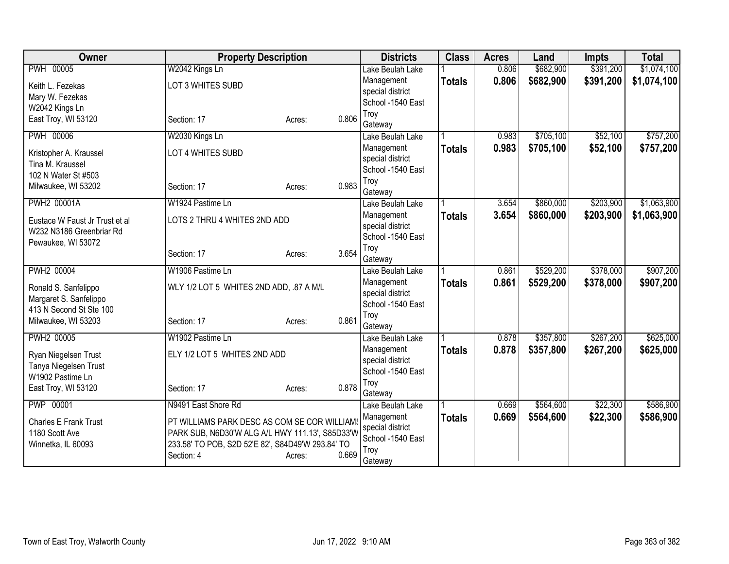| Owner | Property Description | Districts | Class | Acres | Land | Impts | Total |
|---|---|---|---|---|---|---|---|
| PWH 00005<br>Keith L. Fezekas<br>Mary W. Fezekas<br>W2042 Kings Ln<br>East Troy, WI 53120 | W2042 Kings Ln<br>LOT 3 WHITES SUBD<br>Section: 17 Acres: 0.806 | Lake Beulah Lake Management special district<br>School -1540 East Troy<br>Gateway | 1<br>**Totals** | 0.806<br>**0.806** | $682,900<br>**$682,900** | $391,200<br>**$391,200** | $1,074,100<br>**$1,074,100** |
| PWH 00006<br>Kristopher A. Kraussel<br>Tina M. Kraussel<br>102 N Water St #503<br>Milwaukee, WI 53202 | W2030 Kings Ln<br>LOT 4 WHITES SUBD<br>Section: 17 Acres: 0.983 | Lake Beulah Lake Management special district<br>School -1540 East Troy<br>Gateway | 1<br>**Totals** | 0.983<br>**0.983** | $705,100<br>**$705,100** | $52,100<br>**$52,100** | $757,200<br>**$757,200** |
| PWH2 00001A<br>Eustace W Faust Jr Trust et al<br>W232 N3186 Greenbriar Rd<br>Pewaukee, WI 53072 | W1924 Pastime Ln<br>LOTS 2 THRU 4 WHITES 2ND ADD<br>Section: 17 Acres: 3.654 | Lake Beulah Lake Management special district<br>School -1540 East Troy<br>Gateway | 1<br>**Totals** | 3.654<br>**3.654** | $860,000<br>**$860,000** | $203,900<br>**$203,900** | $1,063,900<br>**$1,063,900** |
| PWH2 00004<br>Ronald S. Sanfelippo<br>Margaret S. Sanfelippo<br>413 N Second St Ste 100<br>Milwaukee, WI 53203 | W1906 Pastime Ln<br>WLY 1/2 LOT 5 WHITES 2ND ADD, .87 A M/L<br>Section: 17 Acres: 0.861 | Lake Beulah Lake Management special district<br>School -1540 East Troy<br>Gateway | 1<br>**Totals** | 0.861<br>**0.861** | $529,200<br>**$529,200** | $378,000<br>**$378,000** | $907,200<br>**$907,200** |
| PWH2 00005<br>Ryan Niegelsen Trust<br>Tanya Niegelsen Trust<br>W1902 Pastime Ln<br>East Troy, WI 53120 | W1902 Pastime Ln<br>ELY 1/2 LOT 5 WHITES 2ND ADD<br>Section: 17 Acres: 0.878 | Lake Beulah Lake Management special district<br>School -1540 East Troy<br>Gateway | 1<br>**Totals** | 0.878<br>**0.878** | $357,800<br>**$357,800** | $267,200<br>**$267,200** | $625,000<br>**$625,000** |
| PWP 00001<br>Charles E Frank Trust<br>1180 Scott Ave<br>Winnetka, IL 60093 | N9491 East Shore Rd<br>PT WILLIAMS PARK DESC AS COM SE COR WILLIAMS PARK SUB, N6D30'W ALG A/L HWY 111.13', S85D33'W 233.58' TO POB, S2D 52'E 82', S84D49'W 293.84' TO<br>Section: 4 Acres: 0.669 | Lake Beulah Lake Management special district<br>School -1540 East Troy<br>Gateway | 1<br>**Totals** | 0.669<br>**0.669** | $564,600<br>**$564,600** | $22,300<br>**$22,300** | $586,900<br>**$586,900** |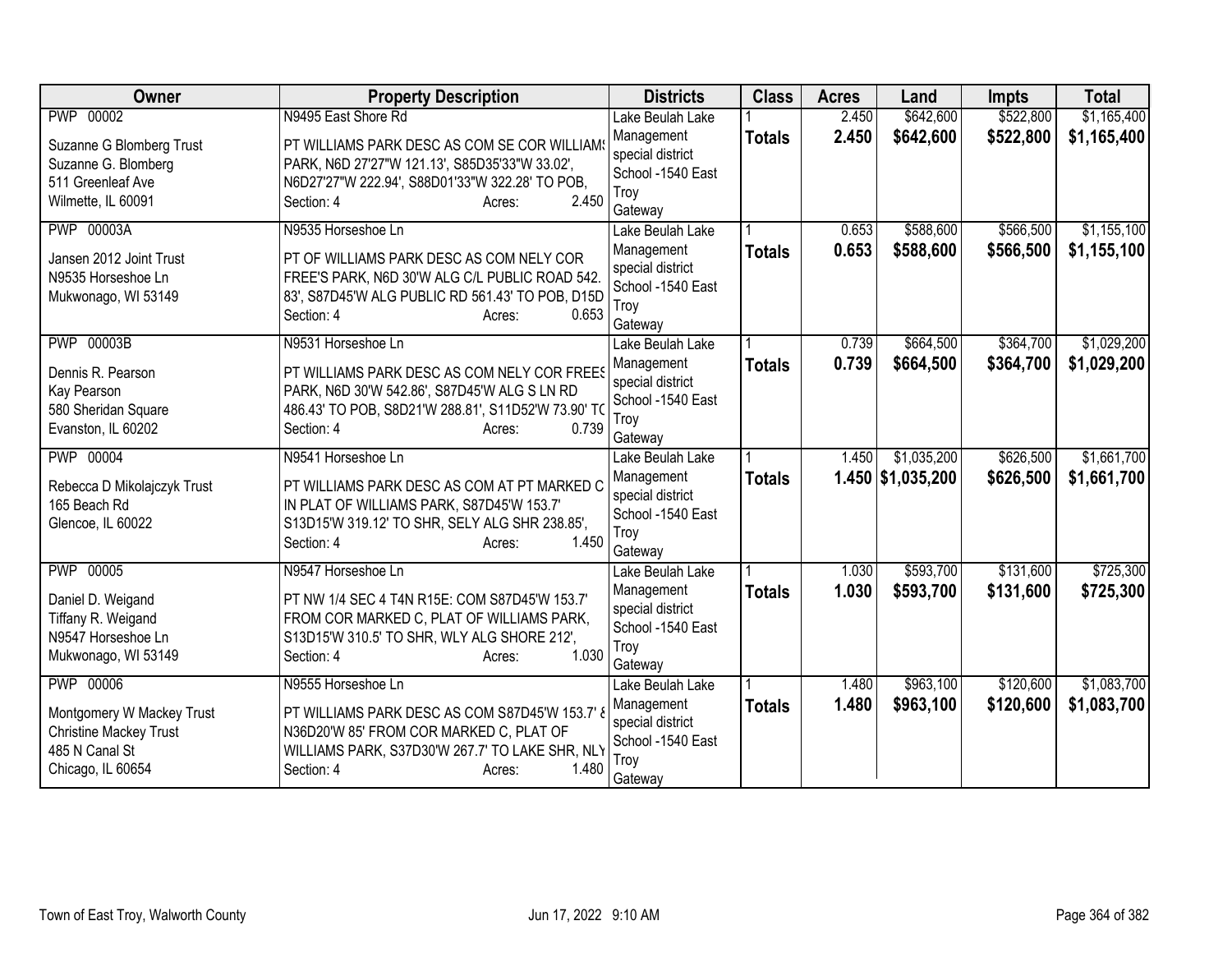| Owner | Property Description | Districts | Class | Acres | Land | Impts | Total |
|---|---|---|---|---|---|---|---|
| PWP 00002<br><br>Suzanne G Blomberg Trust<br>Suzanne G. Blomberg<br>511 Greenleaf Ave<br>Wilmette, IL 60091 | N9495 East Shore Rd<br><br>PT WILLIAMS PARK DESC AS COM SE COR WILLIAMS PARK, N6D 27'27"W 121.13', S85D35'33"W 33.02', N6D27'27"W 222.94', S88D01'33"W 322.28' TO POB,<br>Section: 4 Acres: 2.450 | Lake Beulah Lake Management special district<br>School -1540 East Troy Gateway | 1<br>**Totals** | 2.450<br>**2.450** | $642,600<br>**$642,600** | $522,800<br>**$522,800** | $1,165,400<br>**$1,165,400** |
| PWP 00003A<br><br>Jansen 2012 Joint Trust<br>N9535 Horseshoe Ln<br>Mukwonago, WI 53149 | N9535 Horseshoe Ln<br><br>PT OF WILLIAMS PARK DESC AS COM NELY COR FREE'S PARK, N6D 30'W ALG C/L PUBLIC ROAD 542. 83', S87D45'W ALG PUBLIC RD 561.43' TO POB, D15D<br>Section: 4 Acres: 0.653 | Lake Beulah Lake Management special district<br>School -1540 East Troy Gateway | 1<br>**Totals** | 0.653<br>**0.653** | $588,600<br>**$588,600** | $566,500<br>**$566,500** | $1,155,100<br>**$1,155,100** |
| PWP 00003B<br><br>Dennis R. Pearson<br>Kay Pearson<br>580 Sheridan Square<br>Evanston, IL 60202 | N9531 Horseshoe Ln<br><br>PT WILLIAMS PARK DESC AS COM NELY COR FREES PARK, N6D 30'W 542.86', S87D45'W ALG S LN RD 486.43' TO POB, S8D21'W 288.81', S11D52'W 73.90' TO<br>Section: 4 Acres: 0.739 | Lake Beulah Lake Management special district<br>School -1540 East Troy Gateway | 1<br>**Totals** | 0.739<br>**0.739** | $664,500<br>**$664,500** | $364,700<br>**$364,700** | $1,029,200<br>**$1,029,200** |
| PWP 00004<br><br>Rebecca D Mikolajczyk Trust<br>165 Beach Rd<br>Glencoe, IL 60022 | N9541 Horseshoe Ln<br><br>PT WILLIAMS PARK DESC AS COM AT PT MARKED C IN PLAT OF WILLIAMS PARK, S87D45'W 153.7' S13D15'W 319.12' TO SHR, SELY ALG SHR 238.85',<br>Section: 4 Acres: 1.450 | Lake Beulah Lake Management special district<br>School -1540 East Troy Gateway | 1<br>**Totals** | 1.450<br>**1.450** | $1,035,200<br>**$1,035,200** | $626,500<br>**$626,500** | $1,661,700<br>**$1,661,700** |
| PWP 00005<br><br>Daniel D. Weigand<br>Tiffany R. Weigand<br>N9547 Horseshoe Ln<br>Mukwonago, WI 53149 | N9547 Horseshoe Ln<br><br>PT NW 1/4 SEC 4 T4N R15E: COM S87D45'W 153.7' FROM COR MARKED C, PLAT OF WILLIAMS PARK, S13D15'W 310.5' TO SHR, WLY ALG SHORE 212',<br>Section: 4 Acres: 1.030 | Lake Beulah Lake Management special district<br>School -1540 East Troy Gateway | 1<br>**Totals** | 1.030<br>**1.030** | $593,700<br>**$593,700** | $131,600<br>**$131,600** | $725,300<br>**$725,300** |
| PWP 00006<br><br>Montgomery W Mackey Trust<br>Christine Mackey Trust<br>485 N Canal St<br>Chicago, IL 60654 | N9555 Horseshoe Ln<br><br>PT WILLIAMS PARK DESC AS COM S87D45'W 153.7' & N36D20'W 85' FROM COR MARKED C, PLAT OF WILLIAMS PARK, S37D30'W 267.7' TO LAKE SHR, NLY<br>Section: 4 Acres: 1.480 | Lake Beulah Lake Management special district<br>School -1540 East Troy Gateway | 1<br>**Totals** | 1.480<br>**1.480** | $963,100<br>**$963,100** | $120,600<br>**$120,600** | $1,083,700<br>**$1,083,700** |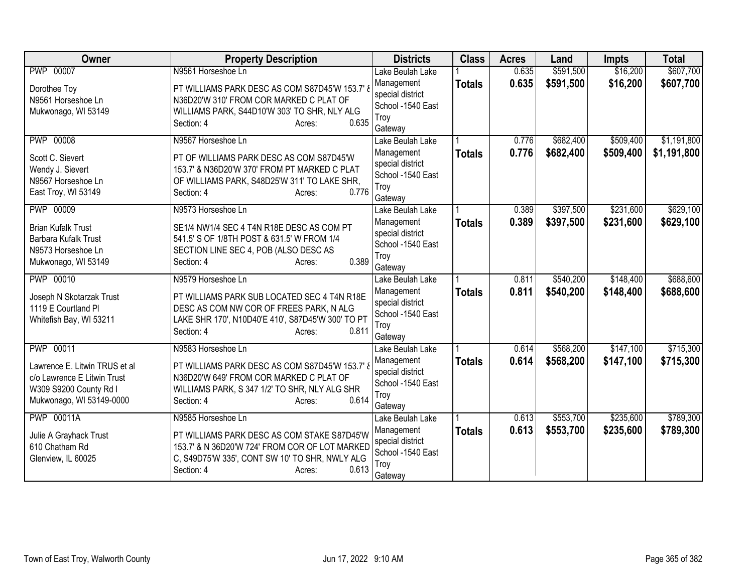| Owner | Property Description | Districts | Class | Acres | Land | Impts | Total |
|---|---|---|---|---|---|---|---|
| PWP 00007<br><br>Dorothee Toy<br>N9561 Horseshoe Ln<br>Mukwonago, WI 53149 | N9561 Horseshoe Ln<br><br>PT WILLIAMS PARK DESC AS COM S87D45'W 153.7' & N36D20'W 310' FROM COR MARKED C PLAT OF WILLIAMS PARK, S44D10'W 303' TO SHR, NLY ALG<br>Section: 4 Acres: 0.635 | Lake Beulah Lake Management special district<br>School -1540 East Troy<br>Gateway | 1<br>**Totals** | 0.635<br>**0.635** | $591,500<br>**$591,500** | $16,200<br>**$16,200** | $607,700<br>**$607,700** |
| PWP 00008<br><br>Scott C. Sievert<br>Wendy J. Sievert<br>N9567 Horseshoe Ln<br>East Troy, WI 53149 | N9567 Horseshoe Ln<br><br>PT OF WILLIAMS PARK DESC AS COM S87D45'W 153.7' & N36D20'W 370' FROM PT MARKED C PLAT OF WILLIAMS PARK, S48D25'W 311' TO LAKE SHR,<br>Section: 4 Acres: 0.776 | Lake Beulah Lake Management special district<br>School -1540 East Troy<br>Gateway | 1<br>**Totals** | 0.776<br>**0.776** | $682,400<br>**$682,400** | $509,400<br>**$509,400** | $1,191,800<br>**$1,191,800** |
| PWP 00009<br><br>Brian Kufalk Trust<br>Barbara Kufalk Trust<br>N9573 Horseshoe Ln<br>Mukwonago, WI 53149 | N9573 Horseshoe Ln<br><br>SE1/4 NW1/4 SEC 4 T4N R18E DESC AS COM PT 541.5' S OF 1/8TH POST & 631.5' W FROM 1/4 SECTION LINE SEC 4, POB (ALSO DESC AS<br>Section: 4 Acres: 0.389 | Lake Beulah Lake Management special district<br>School -1540 East Troy<br>Gateway | 1<br>**Totals** | 0.389<br>**0.389** | $397,500<br>**$397,500** | $231,600<br>**$231,600** | $629,100<br>**$629,100** |
| PWP 00010<br><br>Joseph N Skotarzak Trust<br>1119 E Courtland Pl<br>Whitefish Bay, WI 53211 | N9579 Horseshoe Ln<br><br>PT WILLIAMS PARK SUB LOCATED SEC 4 T4N R18E DESC AS COM NW COR OF FREES PARK, N ALG LAKE SHR 170', N10D40'E 410', S87D45'W 300' TO PT<br>Section: 4 Acres: 0.811 | Lake Beulah Lake Management special district<br>School -1540 East Troy<br>Gateway | 1<br>**Totals** | 0.811<br>**0.811** | $540,200<br>**$540,200** | $148,400<br>**$148,400** | $688,600<br>**$688,600** |
| PWP 00011<br><br>Lawrence E. Litwin TRUS et al<br>c/o Lawrence E Litwin Trust<br>W309 S9200 County Rd I<br>Mukwonago, WI 53149-0000 | N9583 Horseshoe Ln<br><br>PT WILLIAMS PARK DESC AS COM S87D45'W 153.7' & N36D20'W 649' FROM COR MARKED C PLAT OF WILLIAMS PARK, S 347 1/2' TO SHR, NLY ALG SHR<br>Section: 4 Acres: 0.614 | Lake Beulah Lake Management special district<br>School -1540 East Troy<br>Gateway | 1<br>**Totals** | 0.614<br>**0.614** | $568,200<br>**$568,200** | $147,100<br>**$147,100** | $715,300<br>**$715,300** |
| PWP 00011A<br><br>Julie A Grayhack Trust<br>610 Chatham Rd<br>Glenview, IL 60025 | N9585 Horseshoe Ln<br><br>PT WILLIAMS PARK DESC AS COM STAKE S87D45'W 153.7' & N 36D20'W 724' FROM COR OF LOT MARKED C, S49D75'W 335', CONT SW 10' TO SHR, NWLY ALG<br>Section: 4 Acres: 0.613 | Lake Beulah Lake Management special district<br>School -1540 East Troy<br>Gateway | 1<br>**Totals** | 0.613<br>**0.613** | $553,700<br>**$553,700** | $235,600<br>**$235,600** | $789,300<br>**$789,300** |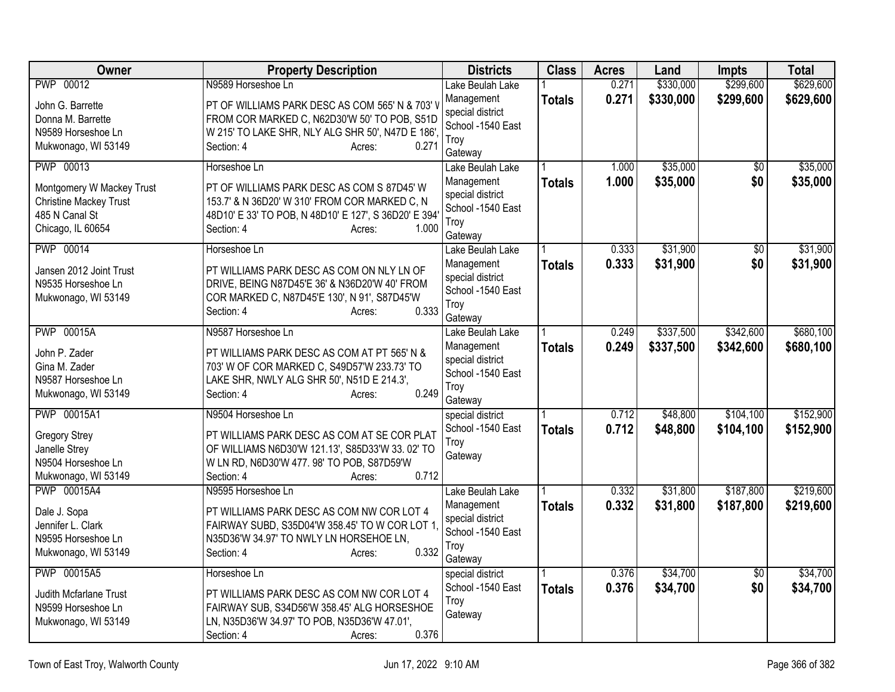| Owner | Property Description | Districts | Class | Acres | Land | Impts | Total |
|---|---|---|---|---|---|---|---|
| PWP 00012<br><br>John G. Barrette<br>Donna M. Barrette<br>N9589 Horseshoe Ln<br>Mukwonago, WI 53149 | N9589 Horseshoe Ln<br><br>PT OF WILLIAMS PARK DESC AS COM 565' N & 703' V FROM COR MARKED C, N62D30'W 50' TO POB, S51D W 215' TO LAKE SHR, NLY ALG SHR 50', N47D E 186',<br>Section: 4 Acres: 0.271 | Lake Beulah Lake Management special district School -1540 East Troy Gateway | 1<br>**Totals** | 0.271<br>**0.271** | $330,000<br>**$330,000** | $299,600<br>**$299,600** | $629,600<br>**$629,600** |
| PWP 00013<br><br>Montgomery W Mackey Trust<br>Christine Mackey Trust<br>485 N Canal St<br>Chicago, IL 60654 | Horseshoe Ln<br><br>PT OF WILLIAMS PARK DESC AS COM S 87D45' W 153.7' & N 36D20' W 310' FROM COR MARKED C, N 48D10' E 33' TO POB, N 48D10' E 127', S 36D20' E 394'<br>Section: 4 Acres: 1.000 | Lake Beulah Lake Management special district School -1540 East Troy Gateway | 1<br>**Totals** | 1.000<br>**1.000** | $35,000<br>**$35,000** | $0<br>**$0** | $35,000<br>**$35,000** |
| PWP 00014<br><br>Jansen 2012 Joint Trust<br>N9535 Horseshoe Ln<br>Mukwonago, WI 53149 | Horseshoe Ln<br><br>PT WILLIAMS PARK DESC AS COM ON NLY LN OF DRIVE, BEING N87D45'E 36' & N36D20'W 40' FROM COR MARKED C, N87D45'E 130', N 91', S87D45'W<br>Section: 4 Acres: 0.333 | Lake Beulah Lake Management special district School -1540 East Troy Gateway | 1<br>**Totals** | 0.333<br>**0.333** | $31,900<br>**$31,900** | $0<br>**$0** | $31,900<br>**$31,900** |
| PWP 00015A<br><br>John P. Zader<br>Gina M. Zader<br>N9587 Horseshoe Ln<br>Mukwonago, WI 53149 | N9587 Horseshoe Ln<br><br>PT WILLIAMS PARK DESC AS COM AT PT 565' N & 703' W OF COR MARKED C, S49D57'W 233.73' TO LAKE SHR, NWLY ALG SHR 50', N51D E 214.3',<br>Section: 4 Acres: 0.249 | Lake Beulah Lake Management special district School -1540 East Troy Gateway | 1<br>**Totals** | 0.249<br>**0.249** | $337,500<br>**$337,500** | $342,600<br>**$342,600** | $680,100<br>**$680,100** |
| PWP 00015A1<br><br>Gregory Strey<br>Janelle Strey<br>N9504 Horseshoe Ln<br>Mukwonago, WI 53149 | N9504 Horseshoe Ln<br><br>PT WILLIAMS PARK DESC AS COM AT SE COR PLAT OF WILLIAMS N6D30'W 121.13', S85D33'W 33. 02' TO W LN RD, N6D30'W 477. 98' TO POB, S87D59'W<br>Section: 4 Acres: 0.712 | special district School -1540 East Troy Gateway | 1<br>**Totals** | 0.712<br>**0.712** | $48,800<br>**$48,800** | $104,100<br>**$104,100** | $152,900<br>**$152,900** |
| PWP 00015A4<br><br>Dale J. Sopa<br>Jennifer L. Clark<br>N9595 Horseshoe Ln<br>Mukwonago, WI 53149 | N9595 Horseshoe Ln<br><br>PT WILLIAMS PARK DESC AS COM NW COR LOT 4 FAIRWAY SUBD, S35D04'W 358.45' TO W COR LOT 1, N35D36'W 34.97' TO NWLY LN HORSEHOE LN,<br>Section: 4 Acres: 0.332 | Lake Beulah Lake Management special district School -1540 East Troy Gateway | 1<br>**Totals** | 0.332<br>**0.332** | $31,800<br>**$31,800** | $187,800<br>**$187,800** | $219,600<br>**$219,600** |
| PWP 00015A5<br><br>Judith Mcfarlane Trust<br>N9599 Horseshoe Ln<br>Mukwonago, WI 53149 | Horseshoe Ln<br><br>PT WILLIAMS PARK DESC AS COM NW COR LOT 4 FAIRWAY SUB, S34D56'W 358.45' ALG HORSESHOE LN, N35D36'W 34.97' TO POB, N35D36'W 47.01',<br>Section: 4 Acres: 0.376 | special district School -1540 East Troy Gateway | 1<br>**Totals** | 0.376<br>**0.376** | $34,700<br>**$34,700** | $0<br>**$0** | $34,700<br>**$34,700** |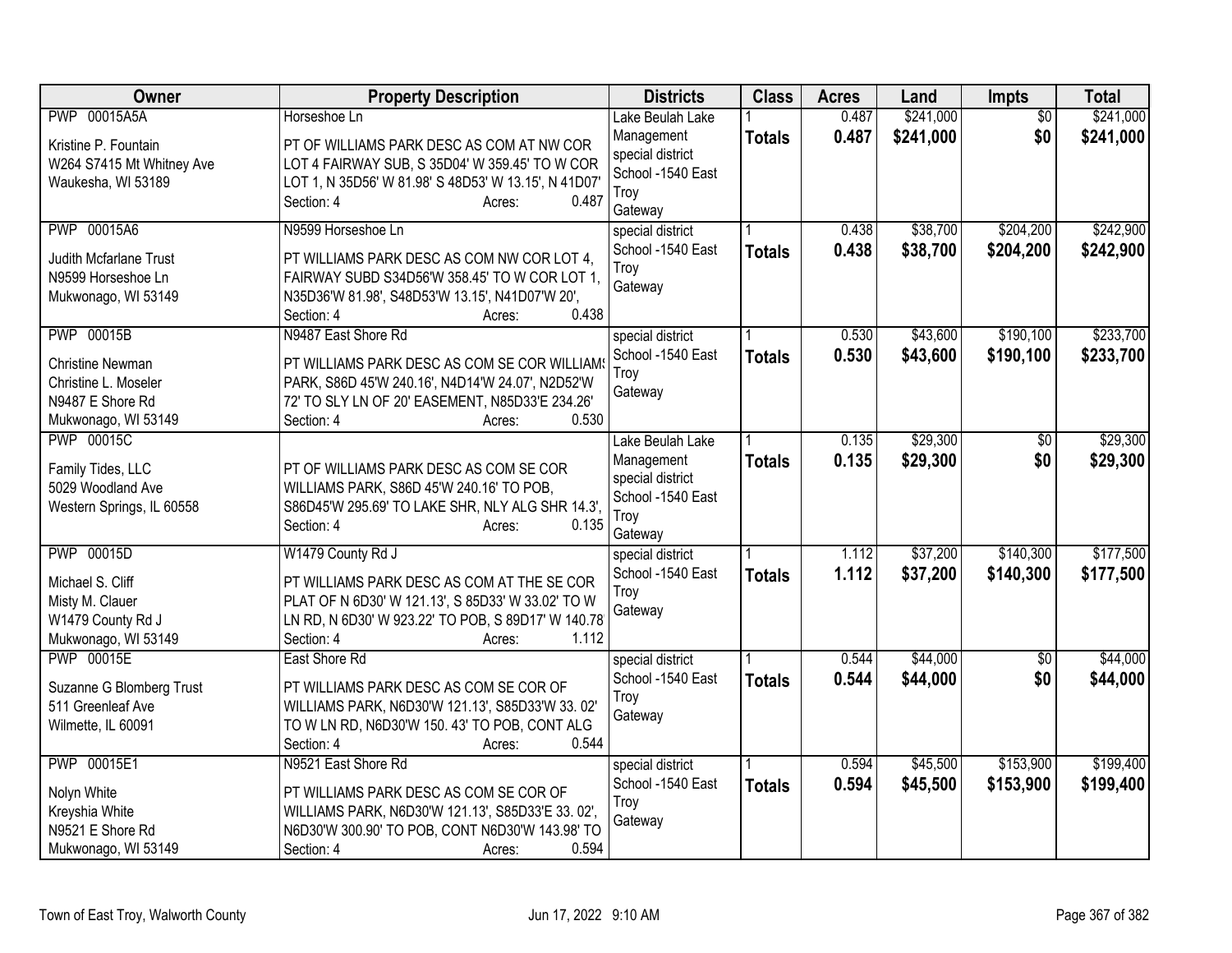| Owner | Property Description | Districts | Class | Acres | Land | Impts | Total |
|---|---|---|---|---|---|---|---|
| PWP 00015A5A<br><br>Kristine P. Fountain<br>W264 S7415 Mt Whitney Ave<br>Waukesha, WI 53189 | Horseshoe Ln<br><br>PT OF WILLIAMS PARK DESC AS COM AT NW COR LOT 4 FAIRWAY SUB, S 35D04' W 359.45' TO W COR LOT 1, N 35D56' W 81.98' S 48D53' W 13.15', N 41D07'<br>Section: 4 Acres: 0.487 | Lake Beulah Lake Management special district School -1540 East Troy Gateway | 1<br>**Totals** | 0.487<br>**0.487** | $241,000<br>**$241,000** | $0<br>**$0** | $241,000<br>**$241,000** |
| PWP 00015A6<br><br>Judith Mcfarlane Trust<br>N9599 Horseshoe Ln<br>Mukwonago, WI 53149 | N9599 Horseshoe Ln<br><br>PT WILLIAMS PARK DESC AS COM NW COR LOT 4, FAIRWAY SUBD S34D56'W 358.45' TO W COR LOT 1, N35D36'W 81.98', S48D53'W 13.15', N41D07'W 20',<br>Section: 4 Acres: 0.438 | special district School -1540 East Troy Gateway | 1<br>**Totals** | 0.438<br>**0.438** | $38,700<br>**$38,700** | $204,200<br>**$204,200** | $242,900<br>**$242,900** |
| PWP 00015B<br><br>Christine Newman<br>Christine L. Moseler<br>N9487 E Shore Rd<br>Mukwonago, WI 53149 | N9487 East Shore Rd<br><br>PT WILLIAMS PARK DESC AS COM SE COR WILLIAMS PARK, S86D 45'W 240.16', N4D14'W 24.07', N2D52'W 72' TO SLY LN OF 20' EASEMENT, N85D33'E 234.26'<br>Section: 4 Acres: 0.530 | special district School -1540 East Troy Gateway | 1<br>**Totals** | 0.530<br>**0.530** | $43,600<br>**$43,600** | $190,100<br>**$190,100** | $233,700<br>**$233,700** |
| PWP 00015C<br><br>Family Tides, LLC<br>5029 Woodland Ave<br>Western Springs, IL 60558 | PT OF WILLIAMS PARK DESC AS COM SE COR WILLIAMS PARK, S86D 45'W 240.16' TO POB, S86D45'W 295.69' TO LAKE SHR, NLY ALG SHR 14.3',<br>Section: 4 Acres: 0.135 | Lake Beulah Lake Management special district School -1540 East Troy Gateway | 1<br>**Totals** | 0.135<br>**0.135** | $29,300<br>**$29,300** | $0<br>**$0** | $29,300<br>**$29,300** |
| PWP 00015D<br><br>Michael S. Cliff<br>Misty M. Clauer<br>W1479 County Rd J<br>Mukwonago, WI 53149 | W1479 County Rd J<br><br>PT WILLIAMS PARK DESC AS COM AT THE SE COR PLAT OF N 6D30' W 121.13', S 85D33' W 33.02' TO W LN RD, N 6D30' W 923.22' TO POB, S 89D17' W 140.78'<br>Section: 4 Acres: 1.112 | special district School -1540 East Troy Gateway | 1<br>**Totals** | 1.112<br>**1.112** | $37,200<br>**$37,200** | $140,300<br>**$140,300** | $177,500<br>**$177,500** |
| PWP 00015E<br><br>Suzanne G Blomberg Trust<br>511 Greenleaf Ave<br>Wilmette, IL 60091 | East Shore Rd<br><br>PT WILLIAMS PARK DESC AS COM SE COR OF WILLIAMS PARK, N6D30'W 121.13', S85D33'W 33. 02' TO W LN RD, N6D30'W 150. 43' TO POB, CONT ALG<br>Section: 4 Acres: 0.544 | special district School -1540 East Troy Gateway | 1<br>**Totals** | 0.544<br>**0.544** | $44,000<br>**$44,000** | $0<br>**$0** | $44,000<br>**$44,000** |
| PWP 00015E1<br><br>Nolyn White<br>Kreyshia White<br>N9521 E Shore Rd<br>Mukwonago, WI 53149 | N9521 East Shore Rd<br><br>PT WILLIAMS PARK DESC AS COM SE COR OF WILLIAMS PARK, N6D30'W 121.13', S85D33'E 33. 02', N6D30'W 300.90' TO POB, CONT N6D30'W 143.98' TO<br>Section: 4 Acres: 0.594 | special district School -1540 East Troy Gateway | 1<br>**Totals** | 0.594<br>**0.594** | $45,500<br>**$45,500** | $153,900<br>**$153,900** | $199,400<br>**$199,400** |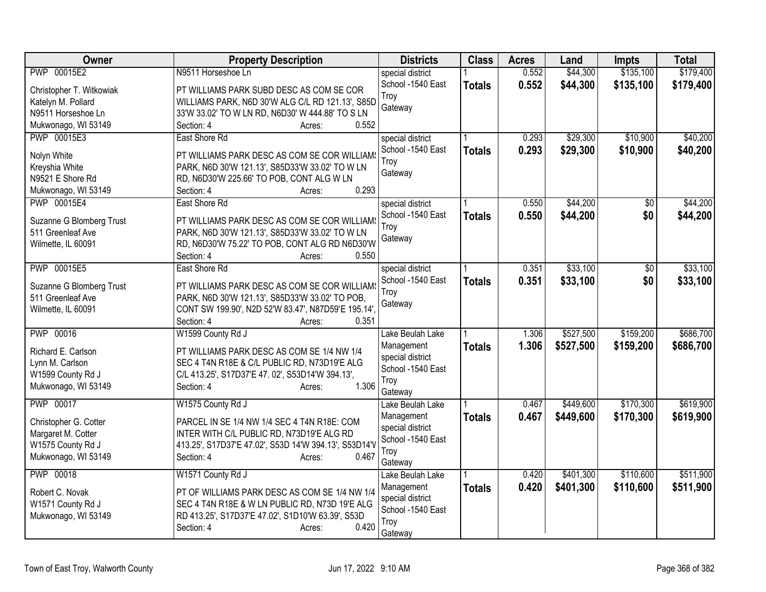| Owner | Property Description | Districts | Class | Acres | Land | Impts | Total |
|---|---|---|---|---|---|---|---|
| PWP 00015E2<br>Christopher T. Witkowiak<br>Katelyn M. Pollard<br>N9511 Horseshoe Ln<br>Mukwonago, WI 53149 | N9511 Horseshoe Ln<br>PT WILLIAMS PARK SUBD DESC AS COM SE COR WILLIAMS PARK, N6D 30'W ALG C/L RD 121.13', S85D 33'W 33.02' TO W LN RD, N6D30' W 444.88' TO S LN<br>Section: 4 Acres: 0.552 | special district<br>School -1540 East Troy<br>Gateway | 1<br>**Totals** | 0.552<br>**0.552** | $44,300<br>**$44,300** | $135,100<br>**$135,100** | $179,400<br>**$179,400** |
| PWP 00015E3<br>Nolyn White<br>Kreyshia White<br>N9521 E Shore Rd<br>Mukwonago, WI 53149 | East Shore Rd<br>PT WILLIAMS PARK DESC AS COM SE COR WILLIAMS PARK, N6D 30'W 121.13', S85D33'W 33.02' TO W LN RD, N6D30'W 225.66' TO POB, CONT ALG W LN<br>Section: 4 Acres: 0.293 | special district<br>School -1540 East Troy<br>Gateway | 1<br>**Totals** | 0.293<br>**0.293** | $29,300<br>**$29,300** | $10,900<br>**$10,900** | $40,200<br>**$40,200** |
| PWP 00015E4<br>Suzanne G Blomberg Trust<br>511 Greenleaf Ave<br>Wilmette, IL 60091 | East Shore Rd<br>PT WILLIAMS PARK DESC AS COM SE COR WILLIAMS PARK, N6D 30'W 121.13', S85D33'W 33.02' TO W LN RD, N6D30'W 75.22' TO POB, CONT ALG RD N6D30'W<br>Section: 4 Acres: 0.550 | special district<br>School -1540 East Troy<br>Gateway | 1<br>**Totals** | 0.550<br>**0.550** | $44,200<br>**$44,200** | $0<br>**$0** | $44,200<br>**$44,200** |
| PWP 00015E5<br>Suzanne G Blomberg Trust<br>511 Greenleaf Ave<br>Wilmette, IL 60091 | East Shore Rd<br>PT WILLIAMS PARK DESC AS COM SE COR WILLIAMS PARK, N6D 30'W 121.13', S85D33'W 33.02' TO POB, CONT SW 199.90', N2D 52'W 83.47', N87D59'E 195.14',<br>Section: 4 Acres: 0.351 | special district<br>School -1540 East Troy<br>Gateway | 1<br>**Totals** | 0.351<br>**0.351** | $33,100<br>**$33,100** | $0<br>**$0** | $33,100<br>**$33,100** |
| PWP 00016<br>Richard E. Carlson<br>Lynn M. Carlson<br>W1599 County Rd J<br>Mukwonago, WI 53149 | W1599 County Rd J<br>PT WILLIAMS PARK DESC AS COM SE 1/4 NW 1/4 SEC 4 T4N R18E & C/L PUBLIC RD, N73D19'E ALG C/L 413.25', S17D37'E 47. 02', S53D14'W 394.13',<br>Section: 4 Acres: 1.306 | Lake Beulah Lake Management<br>special district<br>School -1540 East Troy<br>Gateway | 1<br>**Totals** | 1.306<br>**1.306** | $527,500<br>**$527,500** | $159,200<br>**$159,200** | $686,700<br>**$686,700** |
| PWP 00017<br>Christopher G. Cotter<br>Margaret M. Cotter<br>W1575 County Rd J<br>Mukwonago, WI 53149 | W1575 County Rd J<br>PARCEL IN SE 1/4 NW 1/4 SEC 4 T4N R18E: COM INTER WITH C/L PUBLIC RD, N73D19'E ALG RD 413.25', S17D37'E 47.02', S53D 14'W 394.13', S53D14'W<br>Section: 4 Acres: 0.467 | Lake Beulah Lake Management<br>special district<br>School -1540 East Troy<br>Gateway | 1<br>**Totals** | 0.467<br>**0.467** | $449,600<br>**$449,600** | $170,300<br>**$170,300** | $619,900<br>**$619,900** |
| PWP 00018<br>Robert C. Novak<br>W1571 County Rd J<br>Mukwonago, WI 53149 | W1571 County Rd J<br>PT OF WILLIAMS PARK DESC AS COM SE 1/4 NW 1/4 SEC 4 T4N R18E & W LN PUBLIC RD, N73D 19'E ALG RD 413.25', S17D37'E 47.02', S1D10'W 63.39', S53D<br>Section: 4 Acres: 0.420 | Lake Beulah Lake Management<br>special district<br>School -1540 East Troy<br>Gateway | 1<br>**Totals** | 0.420<br>**0.420** | $401,300<br>**$401,300** | $110,600<br>**$110,600** | $511,900<br>**$511,900** |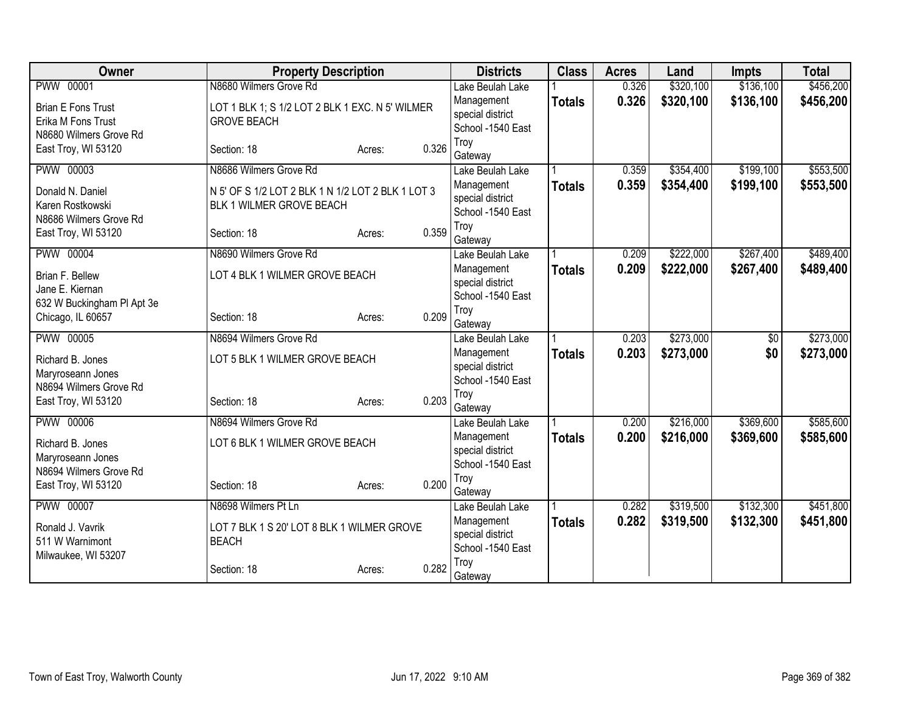| Owner | Property Description | | | Districts | Class | Acres | Land | Impts | Total |
|---|---|---|---|---|---|---|---|---|---|
| PWW 00001 | N8680 Wilmers Grove Rd | | | Lake Beulah Lake Management special district | 1 | 0.326 | $320,100 | $136,100 | $456,200 |
| Brian E Fons Trust<br>Erika M Fons Trust<br>N8680 Wilmers Grove Rd<br>East Troy, WI 53120 | LOT 1 BLK 1; S 1/2 LOT 2 BLK 1 EXC. N 5' WILMER GROVE BEACH<br>Section: 18 | Acres: | 0.326 | School -1540 East Troy<br>Gateway | **Totals** | **0.326** | **$320,100** | **$136,100** | **$456,200** |
| PWW 00003 | N8686 Wilmers Grove Rd | | | Lake Beulah Lake Management special district | 1 | 0.359 | $354,400 | $199,100 | $553,500 |
| Donald N. Daniel<br>Karen Rostkowski<br>N8686 Wilmers Grove Rd<br>East Troy, WI 53120 | N 5' OF S 1/2 LOT 2 BLK 1 N 1/2 LOT 2 BLK 1 LOT 3 BLK 1 WILMER GROVE BEACH<br>Section: 18 | Acres: | 0.359 | School -1540 East Troy<br>Gateway | **Totals** | **0.359** | **$354,400** | **$199,100** | **$553,500** |
| PWW 00004 | N8690 Wilmers Grove Rd | | | Lake Beulah Lake Management special district | 1 | 0.209 | $222,000 | $267,400 | $489,400 |
| Brian F. Bellew<br>Jane E. Kiernan<br>632 W Buckingham Pl Apt 3e<br>Chicago, IL 60657 | LOT 4 BLK 1 WILMER GROVE BEACH<br>Section: 18 | Acres: | 0.209 | School -1540 East Troy<br>Gateway | **Totals** | **0.209** | **$222,000** | **$267,400** | **$489,400** |
| PWW 00005 | N8694 Wilmers Grove Rd | | | Lake Beulah Lake Management special district | 1 | 0.203 | $273,000 | $0 | $273,000 |
| Richard B. Jones<br>Maryroseann Jones<br>N8694 Wilmers Grove Rd<br>East Troy, WI 53120 | LOT 5 BLK 1 WILMER GROVE BEACH<br>Section: 18 | Acres: | 0.203 | School -1540 East Troy<br>Gateway | **Totals** | **0.203** | **$273,000** | **$0** | **$273,000** |
| PWW 00006 | N8694 Wilmers Grove Rd | | | Lake Beulah Lake Management special district | 1 | 0.200 | $216,000 | $369,600 | $585,600 |
| Richard B. Jones<br>Maryroseann Jones<br>N8694 Wilmers Grove Rd<br>East Troy, WI 53120 | LOT 6 BLK 1 WILMER GROVE BEACH<br>Section: 18 | Acres: | 0.200 | School -1540 East Troy<br>Gateway | **Totals** | **0.200** | **$216,000** | **$369,600** | **$585,600** |
| PWW 00007 | N8698 Wilmers Pt Ln | | | Lake Beulah Lake Management special district | 1 | 0.282 | $319,500 | $132,300 | $451,800 |
| Ronald J. Vavrik<br>511 W Warnimont<br>Milwaukee, WI 53207 | LOT 7 BLK 1 S 20' LOT 8 BLK 1 WILMER GROVE BEACH<br>Section: 18 | Acres: | 0.282 | School -1540 East Troy<br>Gateway | **Totals** | **0.282** | **$319,500** | **$132,300** | **$451,800** |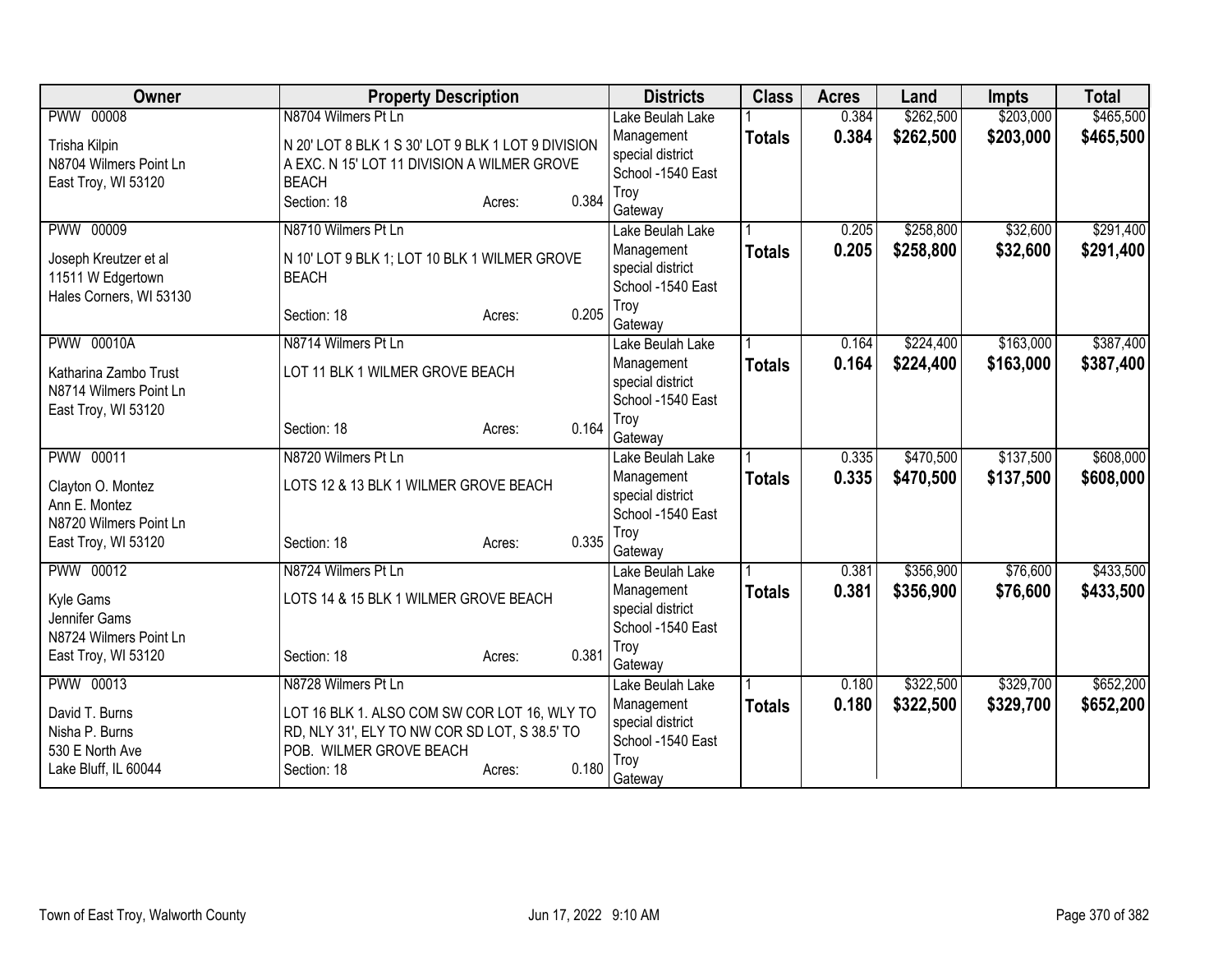| Owner | Property Description | Districts | Class | Acres | Land | Impts | Total |
|---|---|---|---|---|---|---|---|
| PWW 00008<br>Trisha Kilpin<br>N8704 Wilmers Point Ln<br>East Troy, WI 53120 | N8704 Wilmers Pt Ln<br>N 20' LOT 8 BLK 1 S 30' LOT 9 BLK 1 LOT 9 DIVISION A EXC. N 15' LOT 11 DIVISION A WILMER GROVE BEACH<br>Section: 18 Acres: 0.384 | Lake Beulah Lake Management special district<br>School -1540 East Troy<br>Gateway | 1<br>**Totals** | 0.384<br>**0.384** | $262,500<br>**$262,500** | $203,000<br>**$203,000** | $465,500<br>**$465,500** |
| PWW 00009<br>Joseph Kreutzer et al<br>11511 W Edgertown<br>Hales Corners, WI 53130 | N8710 Wilmers Pt Ln<br>N 10' LOT 9 BLK 1; LOT 10 BLK 1 WILMER GROVE BEACH<br>Section: 18 Acres: 0.205 | Lake Beulah Lake Management special district<br>School -1540 East Troy<br>Gateway | 1<br>**Totals** | 0.205<br>**0.205** | $258,800<br>**$258,800** | $32,600<br>**$32,600** | $291,400<br>**$291,400** |
| PWW 00010A<br>Katharina Zambo Trust<br>N8714 Wilmers Point Ln<br>East Troy, WI 53120 | N8714 Wilmers Pt Ln<br>LOT 11 BLK 1 WILMER GROVE BEACH<br>Section: 18 Acres: 0.164 | Lake Beulah Lake Management special district<br>School -1540 East Troy<br>Gateway | 1<br>**Totals** | 0.164<br>**0.164** | $224,400<br>**$224,400** | $163,000<br>**$163,000** | $387,400<br>**$387,400** |
| PWW 00011<br>Clayton O. Montez<br>Ann E. Montez<br>N8720 Wilmers Point Ln<br>East Troy, WI 53120 | N8720 Wilmers Pt Ln<br>LOTS 12 & 13 BLK 1 WILMER GROVE BEACH<br>Section: 18 Acres: 0.335 | Lake Beulah Lake Management special district<br>School -1540 East Troy<br>Gateway | 1<br>**Totals** | 0.335<br>**0.335** | $470,500<br>**$470,500** | $137,500<br>**$137,500** | $608,000<br>**$608,000** |
| PWW 00012<br>Kyle Gams<br>Jennifer Gams<br>N8724 Wilmers Point Ln<br>East Troy, WI 53120 | N8724 Wilmers Pt Ln<br>LOTS 14 & 15 BLK 1 WILMER GROVE BEACH<br>Section: 18 Acres: 0.381 | Lake Beulah Lake Management special district<br>School -1540 East Troy<br>Gateway | 1<br>**Totals** | 0.381<br>**0.381** | $356,900<br>**$356,900** | $76,600<br>**$76,600** | $433,500<br>**$433,500** |
| PWW 00013<br>David T. Burns<br>Nisha P. Burns<br>530 E North Ave<br>Lake Bluff, IL 60044 | N8728 Wilmers Pt Ln<br>LOT 16 BLK 1. ALSO COM SW COR LOT 16, WLY TO RD, NLY 31', ELY TO NW COR SD LOT, S 38.5' TO POB. WILMER GROVE BEACH<br>Section: 18 Acres: 0.180 | Lake Beulah Lake Management special district<br>School -1540 East Troy<br>Gateway | 1<br>**Totals** | 0.180<br>**0.180** | $322,500<br>**$322,500** | $329,700<br>**$329,700** | $652,200<br>**$652,200** |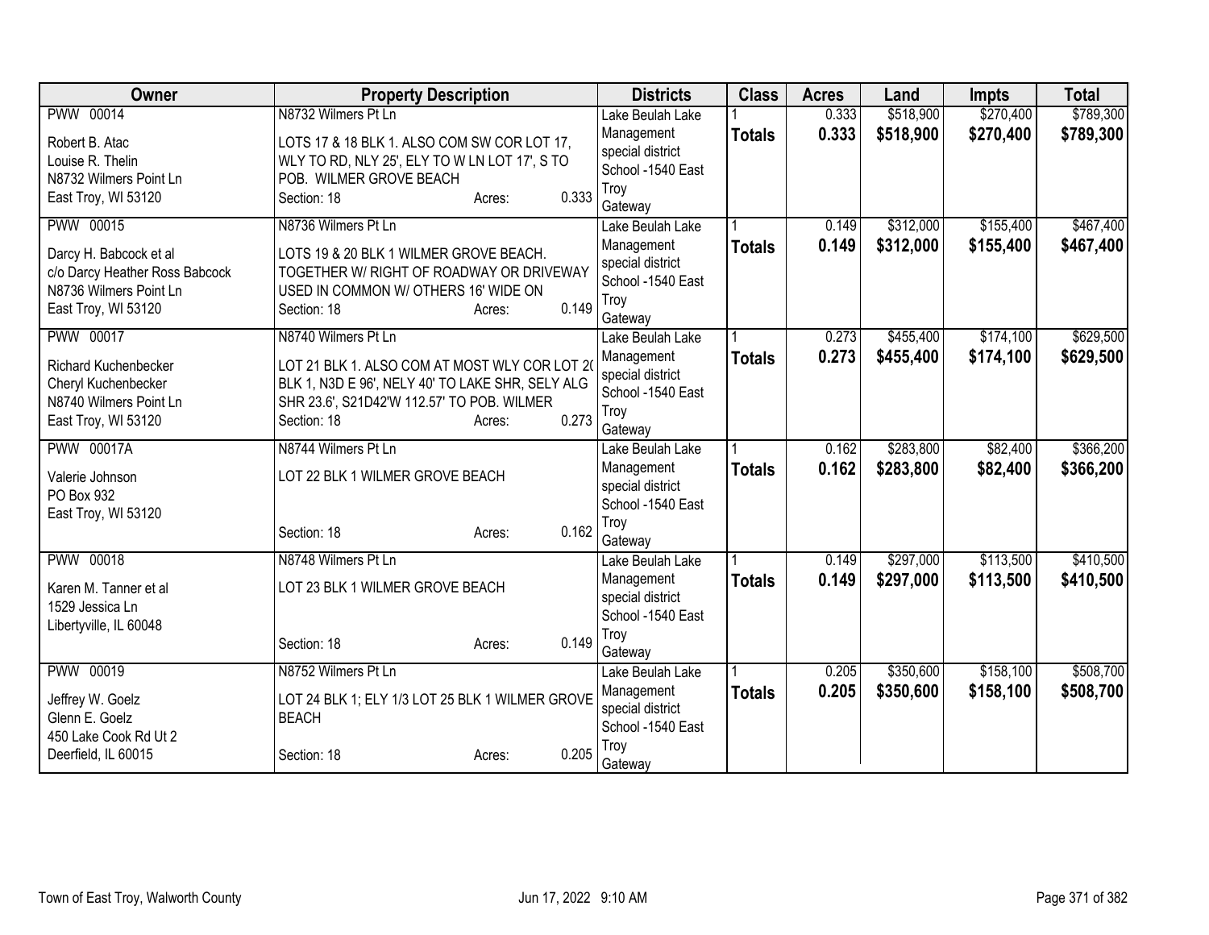| Owner | Property Description | Districts | Class | Acres | Land | Impts | Total |
|---|---|---|---|---|---|---|---|
| PWW 00014<br>Robert B. Atac<br>Louise R. Thelin<br>N8732 Wilmers Point Ln<br>East Troy, WI 53120 | N8732 Wilmers Pt Ln<br>LOTS 17 & 18 BLK 1. ALSO COM SW COR LOT 17, WLY TO RD, NLY 25', ELY TO W LN LOT 17', S TO POB. WILMER GROVE BEACH<br>Section: 18 Acres: 0.333 | Lake Beulah Lake Management special district<br>School -1540 East Troy<br>Gateway | 1<br>**Totals** | 0.333<br>**0.333** | $518,900<br>**$518,900** | $270,400<br>**$270,400** | $789,300<br>**$789,300** |
| PWW 00015<br>Darcy H. Babcock et al<br>c/o Darcy Heather Ross Babcock<br>N8736 Wilmers Point Ln<br>East Troy, WI 53120 | N8736 Wilmers Pt Ln<br>LOTS 19 & 20 BLK 1 WILMER GROVE BEACH. TOGETHER W/ RIGHT OF ROADWAY OR DRIVEWAY USED IN COMMON W/ OTHERS 16' WIDE ON<br>Section: 18 Acres: 0.149 | Lake Beulah Lake Management special district<br>School -1540 East Troy<br>Gateway | 1<br>**Totals** | 0.149<br>**0.149** | $312,000<br>**$312,000** | $155,400<br>**$155,400** | $467,400<br>**$467,400** |
| PWW 00017<br>Richard Kuchenbecker<br>Cheryl Kuchenbecker<br>N8740 Wilmers Point Ln<br>East Troy, WI 53120 | N8740 Wilmers Pt Ln<br>LOT 21 BLK 1. ALSO COM AT MOST WLY COR LOT 20 BLK 1, N3D E 96', NELY 40' TO LAKE SHR, SELY ALG SHR 23.6', S21D42'W 112.57' TO POB. WILMER<br>Section: 18 Acres: 0.273 | Lake Beulah Lake Management special district<br>School -1540 East Troy<br>Gateway | 1<br>**Totals** | 0.273<br>**0.273** | $455,400<br>**$455,400** | $174,100<br>**$174,100** | $629,500<br>**$629,500** |
| PWW 00017A<br>Valerie Johnson<br>PO Box 932<br>East Troy, WI 53120 | N8744 Wilmers Pt Ln<br>LOT 22 BLK 1 WILMER GROVE BEACH<br>Section: 18 Acres: 0.162 | Lake Beulah Lake Management special district<br>School -1540 East Troy<br>Gateway | 1<br>**Totals** | 0.162<br>**0.162** | $283,800<br>**$283,800** | $82,400<br>**$82,400** | $366,200<br>**$366,200** |
| PWW 00018<br>Karen M. Tanner et al<br>1529 Jessica Ln<br>Libertyville, IL 60048 | N8748 Wilmers Pt Ln<br>LOT 23 BLK 1 WILMER GROVE BEACH<br>Section: 18 Acres: 0.149 | Lake Beulah Lake Management special district<br>School -1540 East Troy<br>Gateway | 1<br>**Totals** | 0.149<br>**0.149** | $297,000<br>**$297,000** | $113,500<br>**$113,500** | $410,500<br>**$410,500** |
| PWW 00019<br>Jeffrey W. Goelz<br>Glenn E. Goelz<br>450 Lake Cook Rd Ut 2<br>Deerfield, IL 60015 | N8752 Wilmers Pt Ln<br>LOT 24 BLK 1; ELY 1/3 LOT 25 BLK 1 WILMER GROVE BEACH<br>Section: 18 Acres: 0.205 | Lake Beulah Lake Management special district<br>School -1540 East Troy<br>Gateway | 1<br>**Totals** | 0.205<br>**0.205** | $350,600<br>**$350,600** | $158,100<br>**$158,100** | $508,700<br>**$508,700** |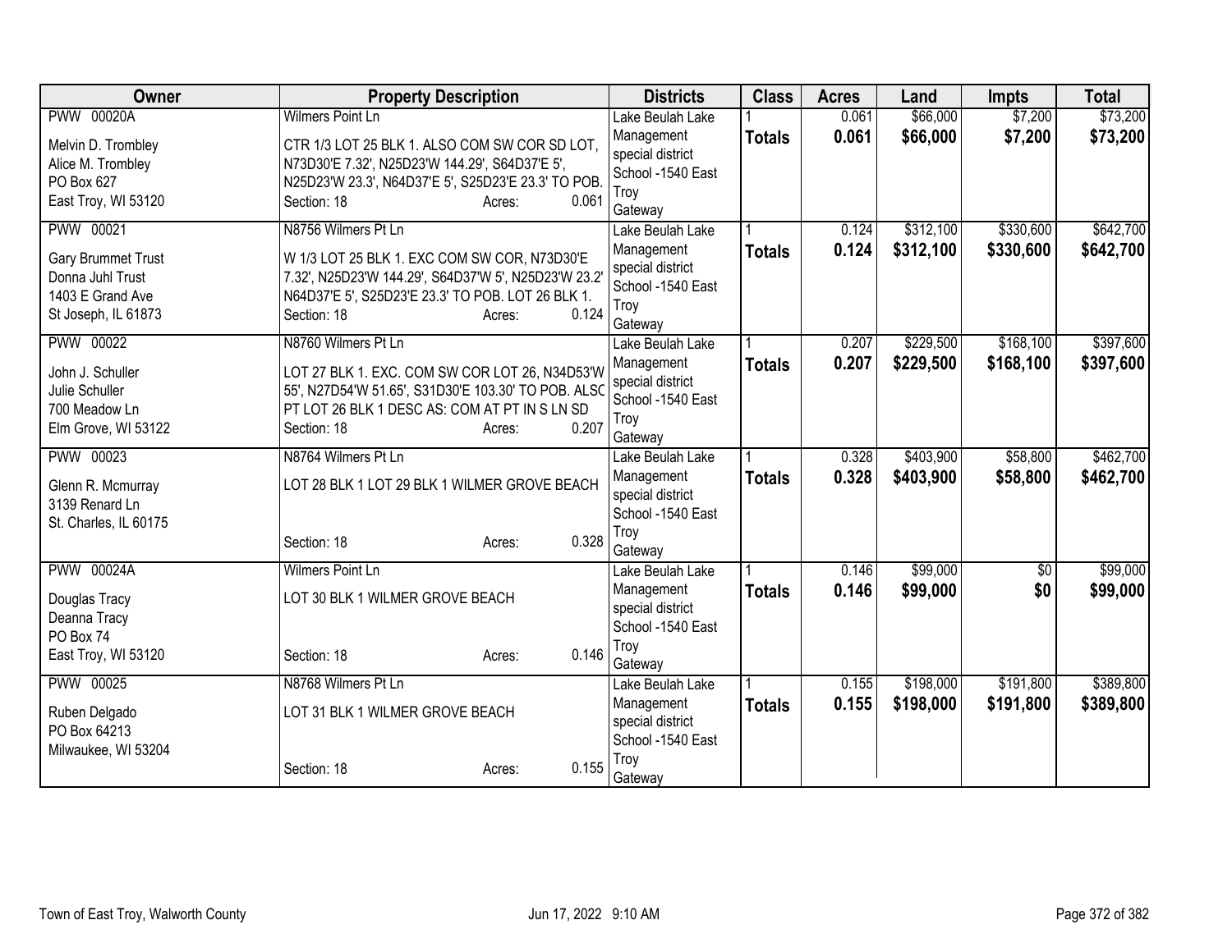| Owner | Property Description | Districts | Class | Acres | Land | Impts | Total |
|---|---|---|---|---|---|---|---|
| PWW 00020A<br>Melvin D. Trombley<br>Alice M. Trombley<br>PO Box 627<br>East Troy, WI 53120 | Wilmers Point Ln<br>CTR 1/3 LOT 25 BLK 1. ALSO COM SW COR SD LOT, N73D30'E 7.32', N25D23'W 144.29', S64D37'E 5', N25D23'W 23.3', N64D37'E 5', S25D23'E 23.3' TO POB.<br>Section: 18 Acres: 0.061 | Lake Beulah Lake Management special district School -1540 East Troy Gateway | 1<br>**Totals** | 0.061<br>**0.061** | $66,000<br>**$66,000** | $7,200<br>**$7,200** | $73,200<br>**$73,200** |
| PWW 00021<br>Gary Brummet Trust<br>Donna Juhl Trust<br>1403 E Grand Ave<br>St Joseph, IL 61873 | N8756 Wilmers Pt Ln<br>W 1/3 LOT 25 BLK 1. EXC COM SW COR, N73D30'E 7.32', N25D23'W 144.29', S64D37'W 5', N25D23'W 23.2' N64D37'E 5', S25D23'E 23.3' TO POB. LOT 26 BLK 1.<br>Section: 18 Acres: 0.124 | Lake Beulah Lake Management special district School -1540 East Troy Gateway | 1<br>**Totals** | 0.124<br>**0.124** | $312,100<br>**$312,100** | $330,600<br>**$330,600** | $642,700<br>**$642,700** |
| PWW 00022<br>John J. Schuller<br>Julie Schuller<br>700 Meadow Ln<br>Elm Grove, WI 53122 | N8760 Wilmers Pt Ln<br>LOT 27 BLK 1. EXC. COM SW COR LOT 26, N34D53'W 55', N27D54'W 51.65', S31D30'E 103.30' TO POB. ALSO PT LOT 26 BLK 1 DESC AS: COM AT PT IN S LN SD<br>Section: 18 Acres: 0.207 | Lake Beulah Lake Management special district School -1540 East Troy Gateway | 1<br>**Totals** | 0.207<br>**0.207** | $229,500<br>**$229,500** | $168,100<br>**$168,100** | $397,600<br>**$397,600** |
| PWW 00023<br>Glenn R. Mcmurray<br>3139 Renard Ln<br>St. Charles, IL 60175 | N8764 Wilmers Pt Ln<br>LOT 28 BLK 1 LOT 29 BLK 1 WILMER GROVE BEACH<br>Section: 18 Acres: 0.328 | Lake Beulah Lake Management special district School -1540 East Troy Gateway | 1<br>**Totals** | 0.328<br>**0.328** | $403,900<br>**$403,900** | $58,800<br>**$58,800** | $462,700<br>**$462,700** |
| PWW 00024A<br>Douglas Tracy<br>Deanna Tracy<br>PO Box 74<br>East Troy, WI 53120 | Wilmers Point Ln<br>LOT 30 BLK 1 WILMER GROVE BEACH<br>Section: 18 Acres: 0.146 | Lake Beulah Lake Management special district School -1540 East Troy Gateway | 1<br>**Totals** | 0.146<br>**0.146** | $99,000<br>**$99,000** | $0<br>**$0** | $99,000<br>**$99,000** |
| PWW 00025<br>Ruben Delgado<br>PO Box 64213<br>Milwaukee, WI 53204 | N8768 Wilmers Pt Ln<br>LOT 31 BLK 1 WILMER GROVE BEACH<br>Section: 18 Acres: 0.155 | Lake Beulah Lake Management special district School -1540 East Troy Gateway | 1<br>**Totals** | 0.155<br>**0.155** | $198,000<br>**$198,000** | $191,800<br>**$191,800** | $389,800<br>**$389,800** |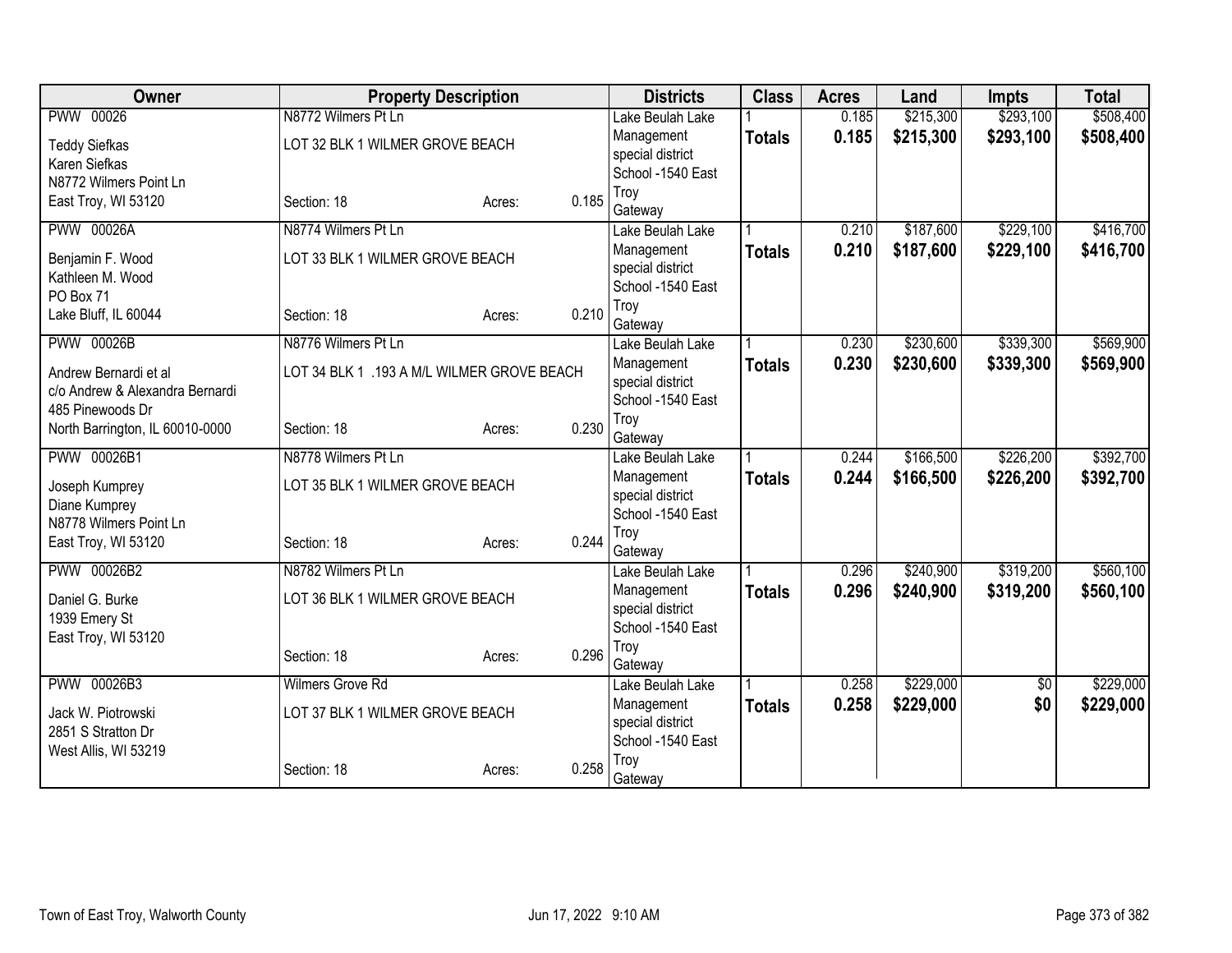| Owner | Property Description | | | Districts | Class | Acres | Land | Impts | Total |
|---|---|---|---|---|---|---|---|---|---|
| PWW 00026 | N8772 Wilmers Pt Ln | | | Lake Beulah Lake | 1 | 0.185 | $215,300 | $293,100 | $508,400 |
| Teddy Siefkas<br>Karen Siefkas<br>N8772 Wilmers Point Ln<br>East Troy, WI 53120 | LOT 32 BLK 1 WILMER GROVE BEACH<br><br>Section: 18 | Acres: | 0.185 | Management special district School -1540 East Troy Gateway | **Totals** | **0.185** | **$215,300** | **$293,100** | **$508,400** |
| PWW 00026A | N8774 Wilmers Pt Ln | | | Lake Beulah Lake | 1 | 0.210 | $187,600 | $229,100 | $416,700 |
| Benjamin F. Wood<br>Kathleen M. Wood<br>PO Box 71<br>Lake Bluff, IL 60044 | LOT 33 BLK 1 WILMER GROVE BEACH<br><br>Section: 18 | Acres: | 0.210 | Management special district School -1540 East Troy Gateway | **Totals** | **0.210** | **$187,600** | **$229,100** | **$416,700** |
| PWW 00026B | N8776 Wilmers Pt Ln | | | Lake Beulah Lake | 1 | 0.230 | $230,600 | $339,300 | $569,900 |
| Andrew Bernardi et al<br>c/o Andrew & Alexandra Bernardi<br>485 Pinewoods Dr<br>North Barrington, IL 60010-0000 | LOT 34 BLK 1 .193 A M/L WILMER GROVE BEACH<br><br>Section: 18 | Acres: | 0.230 | Management special district School -1540 East Troy Gateway | **Totals** | **0.230** | **$230,600** | **$339,300** | **$569,900** |
| PWW 00026B1 | N8778 Wilmers Pt Ln | | | Lake Beulah Lake | 1 | 0.244 | $166,500 | $226,200 | $392,700 |
| Joseph Kumprey<br>Diane Kumprey<br>N8778 Wilmers Point Ln<br>East Troy, WI 53120 | LOT 35 BLK 1 WILMER GROVE BEACH<br><br>Section: 18 | Acres: | 0.244 | Management special district School -1540 East Troy Gateway | **Totals** | **0.244** | **$166,500** | **$226,200** | **$392,700** |
| PWW 00026B2 | N8782 Wilmers Pt Ln | | | Lake Beulah Lake | 1 | 0.296 | $240,900 | $319,200 | $560,100 |
| Daniel G. Burke<br>1939 Emery St<br>East Troy, WI 53120 | LOT 36 BLK 1 WILMER GROVE BEACH<br><br>Section: 18 | Acres: | 0.296 | Management special district School -1540 East Troy Gateway | **Totals** | **0.296** | **$240,900** | **$319,200** | **$560,100** |
| PWW 00026B3 | Wilmers Grove Rd | | | Lake Beulah Lake | 1 | 0.258 | $229,000 | $0 | $229,000 |
| Jack W. Piotrowski<br>2851 S Stratton Dr<br>West Allis, WI 53219 | LOT 37 BLK 1 WILMER GROVE BEACH<br><br>Section: 18 | Acres: | 0.258 | Management special district School -1540 East Troy Gateway | **Totals** | **0.258** | **$229,000** | **$0** | **$229,000** |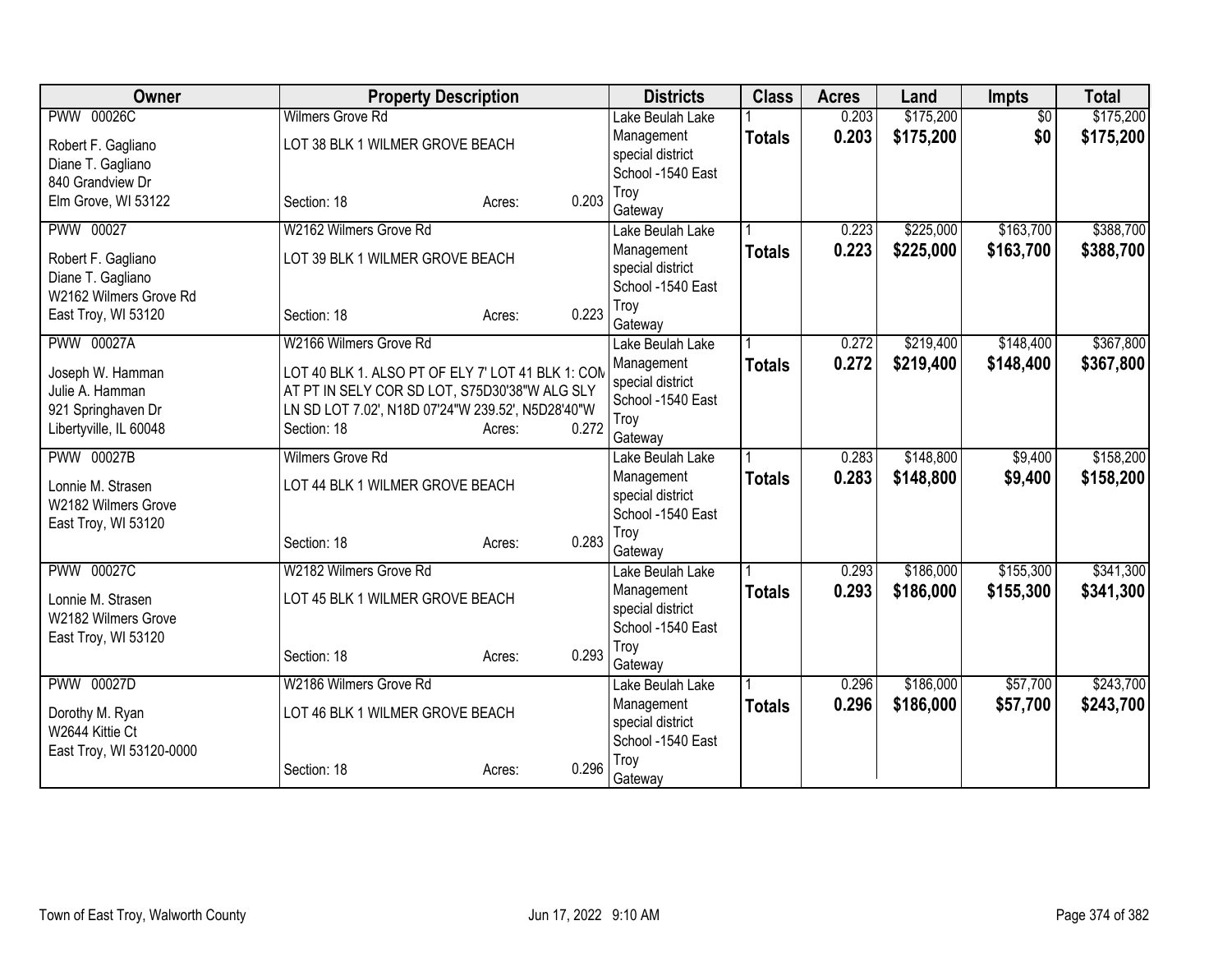| Owner | Property Description | | | Districts | Class | Acres | Land | Impts | Total |
|---|---|---|---|---|---|---|---|---|---|
| PWW 00026C | Wilmers Grove Rd | | | Lake Beulah Lake | 1 | 0.203 | $175,200 | $0 | $175,200 |
| Robert F. Gagliano | LOT 38 BLK 1 WILMER GROVE BEACH | | | Management | **Totals** | **0.203** | **$175,200** | **$0** | **$175,200** |
| Diane T. Gagliano | | | | special district | | | | | |
| 840 Grandview Dr | | | | School -1540 East | | | | | |
| Elm Grove, WI 53122 | Section: 18 | Acres: | 0.203 | Troy | | | | | |
| | | | | Gateway | | | | | |
| PWW 00027 | W2162 Wilmers Grove Rd | | | Lake Beulah Lake | 1 | 0.223 | $225,000 | $163,700 | $388,700 |
| Robert F. Gagliano | LOT 39 BLK 1 WILMER GROVE BEACH | | | Management | **Totals** | **0.223** | **$225,000** | **$163,700** | **$388,700** |
| Diane T. Gagliano | | | | special district | | | | | |
| W2162 Wilmers Grove Rd | | | | School -1540 East | | | | | |
| East Troy, WI 53120 | Section: 18 | Acres: | 0.223 | Troy | | | | | |
| | | | | Gateway | | | | | |
| PWW 00027A | W2166 Wilmers Grove Rd | | | Lake Beulah Lake | 1 | 0.272 | $219,400 | $148,400 | $367,800 |
| Joseph W. Hamman | LOT 40 BLK 1. ALSO PT OF ELY 7' LOT 41 BLK 1: COM | | | Management | **Totals** | **0.272** | **$219,400** | **$148,400** | **$367,800** |
| Julie A. Hamman | AT PT IN SELY COR SD LOT, S75D30'38"W ALG SLY | | | special district | | | | | |
| 921 Springhaven Dr | LN SD LOT 7.02', N18D 07'24"W 239.52', N5D28'40"W | | | School -1540 East | | | | | |
| Libertyville, IL 60048 | Section: 18 | Acres: | 0.272 | Troy | | | | | |
| | | | | Gateway | | | | | |
| PWW 00027B | Wilmers Grove Rd | | | Lake Beulah Lake | 1 | 0.283 | $148,800 | $9,400 | $158,200 |
| Lonnie M. Strasen | LOT 44 BLK 1 WILMER GROVE BEACH | | | Management | **Totals** | **0.283** | **$148,800** | **$9,400** | **$158,200** |
| W2182 Wilmers Grove | | | | special district | | | | | |
| East Troy, WI 53120 | | | | School -1540 East | | | | | |
| | Section: 18 | Acres: | 0.283 | Troy | | | | | |
| | | | | Gateway | | | | | |
| PWW 00027C | W2182 Wilmers Grove Rd | | | Lake Beulah Lake | 1 | 0.293 | $186,000 | $155,300 | $341,300 |
| Lonnie M. Strasen | LOT 45 BLK 1 WILMER GROVE BEACH | | | Management | **Totals** | **0.293** | **$186,000** | **$155,300** | **$341,300** |
| W2182 Wilmers Grove | | | | special district | | | | | |
| East Troy, WI 53120 | | | | School -1540 East | | | | | |
| | Section: 18 | Acres: | 0.293 | Troy | | | | | |
| | | | | Gateway | | | | | |
| PWW 00027D | W2186 Wilmers Grove Rd | | | Lake Beulah Lake | 1 | 0.296 | $186,000 | $57,700 | $243,700 |
| Dorothy M. Ryan | LOT 46 BLK 1 WILMER GROVE BEACH | | | Management | **Totals** | **0.296** | **$186,000** | **$57,700** | **$243,700** |
| W2644 Kittie Ct | | | | special district | | | | | |
| East Troy, WI 53120-0000 | | | | School -1540 East | | | | | |
| | Section: 18 | Acres: | 0.296 | Troy | | | | | |
| | | | | Gateway | | | | | |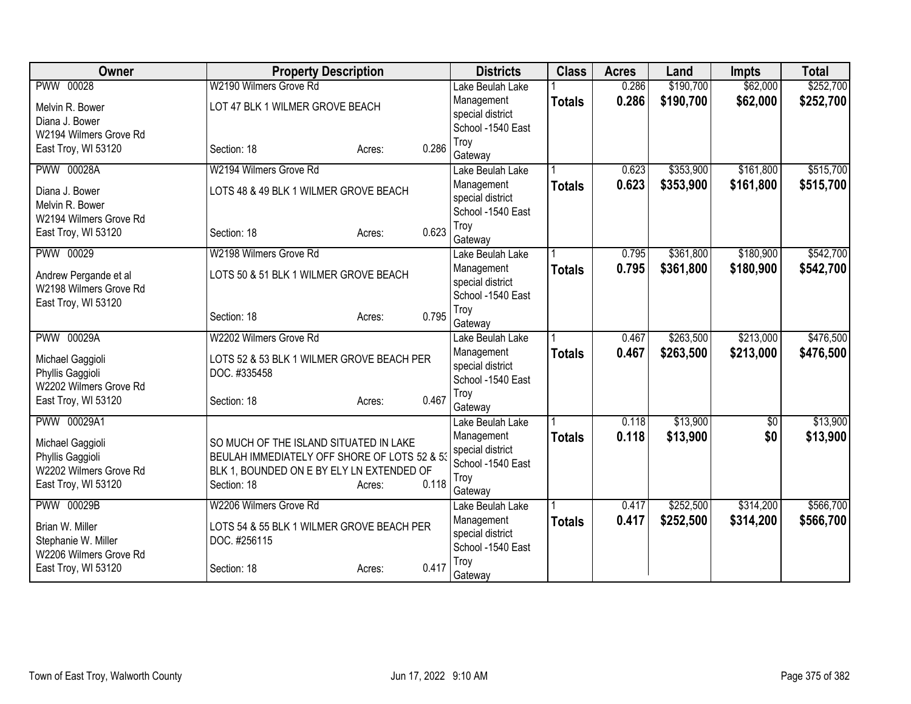| Owner | Property Description | Districts | Class | Acres | Land | Impts | Total |
|---|---|---|---|---|---|---|---|
| PWW 00028<br>Melvin R. Bower<br>Diana J. Bower<br>W2194 Wilmers Grove Rd<br>East Troy, WI 53120 | W2190 Wilmers Grove Rd<br>LOT 47 BLK 1 WILMER GROVE BEACH<br>Section: 18 Acres: 0.286 | Lake Beulah Lake Management special district<br>School -1540 East Troy<br>Gateway | 1<br>**Totals** | 0.286<br>**0.286** | $190,700<br>**$190,700** | $62,000<br>**$62,000** | $252,700<br>**$252,700** |
| PWW 00028A<br>Diana J. Bower<br>Melvin R. Bower<br>W2194 Wilmers Grove Rd<br>East Troy, WI 53120 | W2194 Wilmers Grove Rd<br>LOTS 48 & 49 BLK 1 WILMER GROVE BEACH<br>Section: 18 Acres: 0.623 | Lake Beulah Lake Management special district<br>School -1540 East Troy<br>Gateway | 1<br>**Totals** | 0.623<br>**0.623** | $353,900<br>**$353,900** | $161,800<br>**$161,800** | $515,700<br>**$515,700** |
| PWW 00029<br>Andrew Pergande et al<br>W2198 Wilmers Grove Rd<br>East Troy, WI 53120 | W2198 Wilmers Grove Rd<br>LOTS 50 & 51 BLK 1 WILMER GROVE BEACH<br>Section: 18 Acres: 0.795 | Lake Beulah Lake Management special district<br>School -1540 East Troy<br>Gateway | 1<br>**Totals** | 0.795<br>**0.795** | $361,800<br>**$361,800** | $180,900<br>**$180,900** | $542,700<br>**$542,700** |
| PWW 00029A<br>Michael Gaggioli<br>Phyllis Gaggioli<br>W2202 Wilmers Grove Rd<br>East Troy, WI 53120 | W2202 Wilmers Grove Rd<br>LOTS 52 & 53 BLK 1 WILMER GROVE BEACH PER DOC. #335458<br>Section: 18 Acres: 0.467 | Lake Beulah Lake Management special district<br>School -1540 East Troy<br>Gateway | 1<br>**Totals** | 0.467<br>**0.467** | $263,500<br>**$263,500** | $213,000<br>**$213,000** | $476,500<br>**$476,500** |
| PWW 00029A1<br>Michael Gaggioli<br>Phyllis Gaggioli<br>W2202 Wilmers Grove Rd<br>East Troy, WI 53120 | SO MUCH OF THE ISLAND SITUATED IN LAKE BEULAH IMMEDIATELY OFF SHORE OF LOTS 52 & 53 BLK 1, BOUNDED ON E BY ELY LN EXTENDED OF<br>Section: 18 Acres: 0.118 | Lake Beulah Lake Management special district<br>School -1540 East Troy<br>Gateway | 1<br>**Totals** | 0.118<br>**0.118** | $13,900<br>**$13,900** | $0<br>**$0** | $13,900<br>**$13,900** |
| PWW 00029B<br>Brian W. Miller<br>Stephanie W. Miller<br>W2206 Wilmers Grove Rd<br>East Troy, WI 53120 | W2206 Wilmers Grove Rd<br>LOTS 54 & 55 BLK 1 WILMER GROVE BEACH PER DOC. #256115<br>Section: 18 Acres: 0.417 | Lake Beulah Lake Management special district<br>School -1540 East Troy<br>Gateway | 1<br>**Totals** | 0.417<br>**0.417** | $252,500<br>**$252,500** | $314,200<br>**$314,200** | $566,700<br>**$566,700** |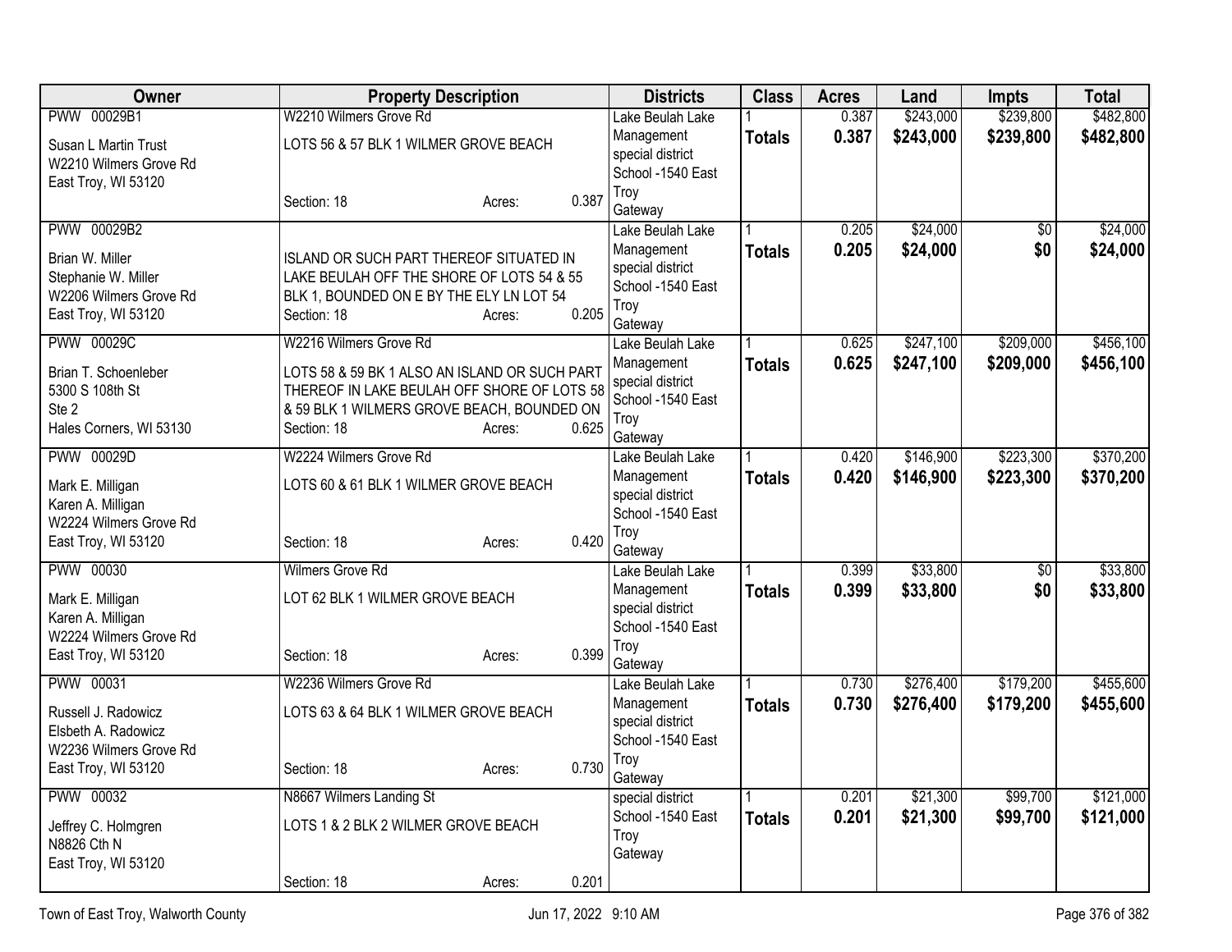| Owner | Property Description | Districts | Class | Acres | Land | Impts | Total |
|---|---|---|---|---|---|---|---|
| PWW 00029B1<br>Susan L Martin Trust<br>W2210 Wilmers Grove Rd<br>East Troy, WI 53120 | W2210 Wilmers Grove Rd<br>LOTS 56 & 57 BLK 1 WILMER GROVE BEACH<br>Section: 18 Acres: 0.387 | Lake Beulah Lake Management special district<br>School -1540 East Troy<br>Gateway | 1<br>**Totals** | 0.387<br>**0.387** | $243,000<br>**$243,000** | $239,800<br>**$239,800** | $482,800<br>**$482,800** |
| PWW 00029B2<br>Brian W. Miller<br>Stephanie W. Miller<br>W2206 Wilmers Grove Rd<br>East Troy, WI 53120 | ISLAND OR SUCH PART THEREOF SITUATED IN LAKE BEULAH OFF THE SHORE OF LOTS 54 & 55 BLK 1, BOUNDED ON E BY THE ELY LN LOT 54<br>Section: 18 Acres: 0.205 | Lake Beulah Lake Management special district<br>School -1540 East Troy<br>Gateway | 1<br>**Totals** | 0.205<br>**0.205** | $24,000<br>**$24,000** | $0<br>**$0** | $24,000<br>**$24,000** |
| PWW 00029C<br>Brian T. Schoenleber<br>5300 S 108th St<br>Ste 2<br>Hales Corners, WI 53130 | W2216 Wilmers Grove Rd<br>LOTS 58 & 59 BK 1 ALSO AN ISLAND OR SUCH PART THEREOF IN LAKE BEULAH OFF SHORE OF LOTS 58 & 59 BLK 1 WILMERS GROVE BEACH, BOUNDED ON<br>Section: 18 Acres: 0.625 | Lake Beulah Lake Management special district<br>School -1540 East Troy<br>Gateway | 1<br>**Totals** | 0.625<br>**0.625** | $247,100<br>**$247,100** | $209,000<br>**$209,000** | $456,100<br>**$456,100** |
| PWW 00029D<br>Mark E. Milligan<br>Karen A. Milligan<br>W2224 Wilmers Grove Rd<br>East Troy, WI 53120 | W2224 Wilmers Grove Rd<br>LOTS 60 & 61 BLK 1 WILMER GROVE BEACH<br>Section: 18 Acres: 0.420 | Lake Beulah Lake Management special district<br>School -1540 East Troy<br>Gateway | 1<br>**Totals** | 0.420<br>**0.420** | $146,900<br>**$146,900** | $223,300<br>**$223,300** | $370,200<br>**$370,200** |
| PWW 00030<br>Mark E. Milligan<br>Karen A. Milligan<br>W2224 Wilmers Grove Rd<br>East Troy, WI 53120 | Wilmers Grove Rd<br>LOT 62 BLK 1 WILMER GROVE BEACH<br>Section: 18 Acres: 0.399 | Lake Beulah Lake Management special district<br>School -1540 East Troy<br>Gateway | 1<br>**Totals** | 0.399<br>**0.399** | $33,800<br>**$33,800** | $0<br>**$0** | $33,800<br>**$33,800** |
| PWW 00031<br>Russell J. Radowicz<br>Elsbeth A. Radowicz<br>W2236 Wilmers Grove Rd<br>East Troy, WI 53120 | W2236 Wilmers Grove Rd<br>LOTS 63 & 64 BLK 1 WILMER GROVE BEACH<br>Section: 18 Acres: 0.730 | Lake Beulah Lake Management special district<br>School -1540 East Troy<br>Gateway | 1<br>**Totals** | 0.730<br>**0.730** | $276,400<br>**$276,400** | $179,200<br>**$179,200** | $455,600<br>**$455,600** |
| PWW 00032<br>Jeffrey C. Holmgren<br>N8826 Cth N<br>East Troy, WI 53120 | N8667 Wilmers Landing St<br>LOTS 1 & 2 BLK 2 WILMER GROVE BEACH<br>Section: 18 Acres: 0.201 | special district<br>School -1540 East Troy<br>Gateway | 1<br>**Totals** | 0.201<br>**0.201** | $21,300<br>**$21,300** | $99,700<br>**$99,700** | $121,000<br>**$121,000** |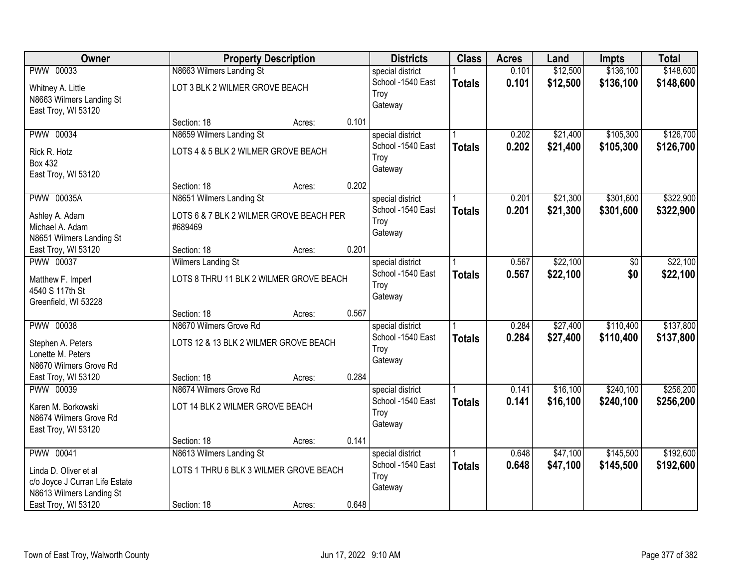| Owner | Property Description | Districts | Class | Acres | Land | Impts | Total |
|---|---|---|---|---|---|---|---|
| PWW 00033<br>Whitney A. Little<br>N8663 Wilmers Landing St<br>East Troy, WI 53120 | N8663 Wilmers Landing St<br>LOT 3 BLK 2 WILMER GROVE BEACH<br>Section: 18 Acres: 0.101 | special district<br>School -1540 East Troy<br>Gateway | 1<br>**Totals** | 0.101<br>**0.101** | $12,500<br>**$12,500** | $136,100<br>**$136,100** | $148,600<br>**$148,600** |
| PWW 00034<br>Rick R. Hotz<br>Box 432<br>East Troy, WI 53120 | N8659 Wilmers Landing St<br>LOTS 4 & 5 BLK 2 WILMER GROVE BEACH<br>Section: 18 Acres: 0.202 | special district<br>School -1540 East Troy<br>Gateway | 1<br>**Totals** | 0.202<br>**0.202** | $21,400<br>**$21,400** | $105,300<br>**$105,300** | $126,700<br>**$126,700** |
| PWW 00035A<br>Ashley A. Adam<br>Michael A. Adam<br>N8651 Wilmers Landing St<br>East Troy, WI 53120 | N8651 Wilmers Landing St<br>LOTS 6 & 7 BLK 2 WILMER GROVE BEACH PER #689469<br>Section: 18 Acres: 0.201 | special district<br>School -1540 East Troy<br>Gateway | 1<br>**Totals** | 0.201<br>**0.201** | $21,300<br>**$21,300** | $301,600<br>**$301,600** | $322,900<br>**$322,900** |
| PWW 00037<br>Matthew F. Imperl<br>4540 S 117th St<br>Greenfield, WI 53228 | Wilmers Landing St<br>LOTS 8 THRU 11 BLK 2 WILMER GROVE BEACH<br>Section: 18 Acres: 0.567 | special district<br>School -1540 East Troy<br>Gateway | 1<br>**Totals** | 0.567<br>**0.567** | $22,100<br>**$22,100** | $0<br>**$0** | $22,100<br>**$22,100** |
| PWW 00038<br>Stephen A. Peters<br>Lonette M. Peters<br>N8670 Wilmers Grove Rd<br>East Troy, WI 53120 | N8670 Wilmers Grove Rd<br>LOTS 12 & 13 BLK 2 WILMER GROVE BEACH<br>Section: 18 Acres: 0.284 | special district<br>School -1540 East Troy<br>Gateway | 1<br>**Totals** | 0.284<br>**0.284** | $27,400<br>**$27,400** | $110,400<br>**$110,400** | $137,800<br>**$137,800** |
| PWW 00039<br>Karen M. Borkowski<br>N8674 Wilmers Grove Rd<br>East Troy, WI 53120 | N8674 Wilmers Grove Rd<br>LOT 14 BLK 2 WILMER GROVE BEACH<br>Section: 18 Acres: 0.141 | special district<br>School -1540 East Troy<br>Gateway | 1<br>**Totals** | 0.141<br>**0.141** | $16,100<br>**$16,100** | $240,100<br>**$240,100** | $256,200<br>**$256,200** |
| PWW 00041<br>Linda D. Oliver et al<br>c/o Joyce J Curran Life Estate<br>N8613 Wilmers Landing St<br>East Troy, WI 53120 | N8613 Wilmers Landing St<br>LOTS 1 THRU 6 BLK 3 WILMER GROVE BEACH<br>Section: 18 Acres: 0.648 | special district<br>School -1540 East Troy<br>Gateway | 1<br>**Totals** | 0.648<br>**0.648** | $47,100<br>**$47,100** | $145,500<br>**$145,500** | $192,600<br>**$192,600** |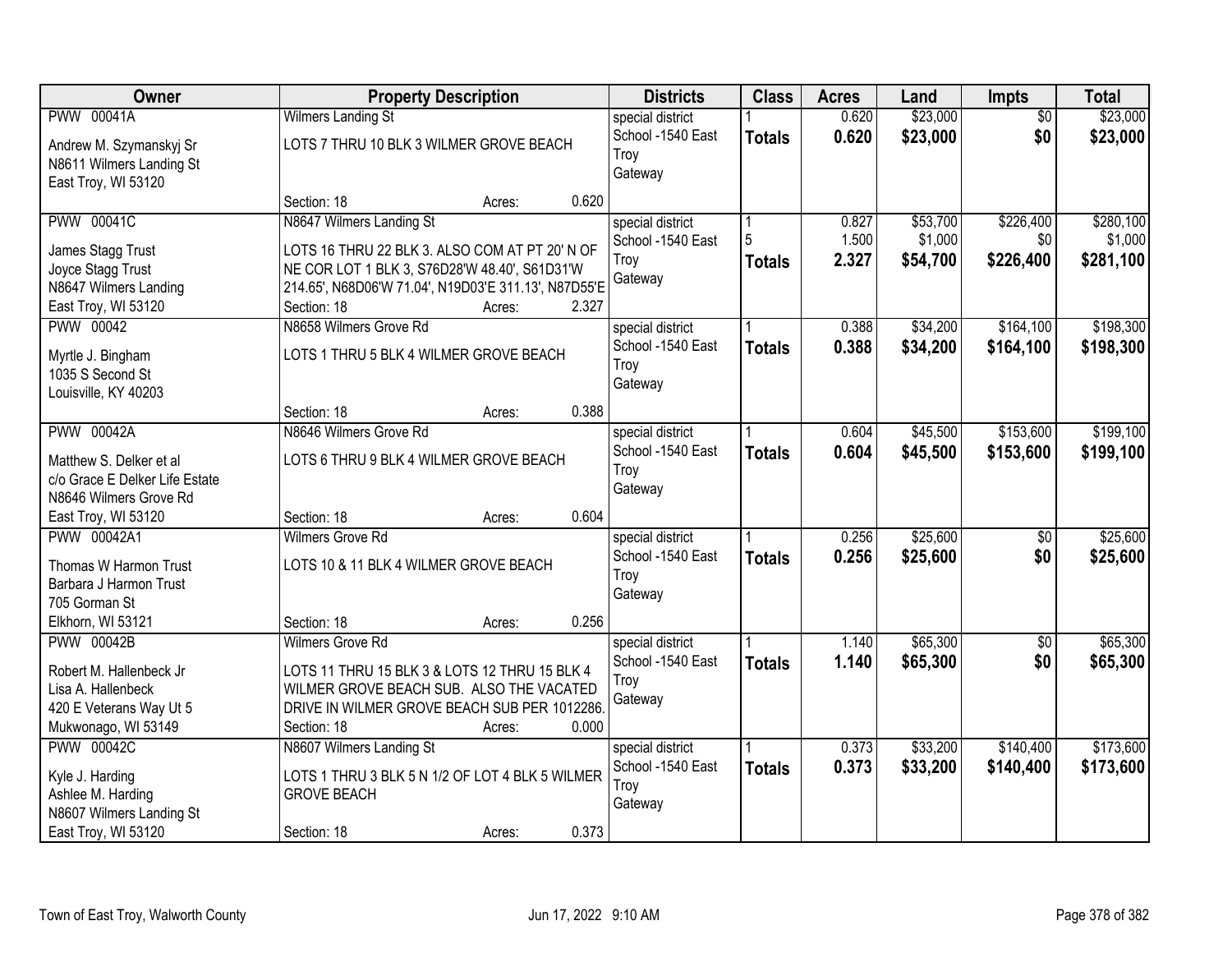| Owner | Property Description | Districts | Class | Acres | Land | Impts | Total |
|---|---|---|---|---|---|---|---|
| PWW 00041A<br>Andrew M. Szymanskyj Sr<br>N8611 Wilmers Landing St<br>East Troy, WI 53120 | Wilmers Landing St<br>LOTS 7 THRU 10 BLK 3 WILMER GROVE BEACH<br>Section: 18 Acres: 0.620 | special district<br>School -1540 East Troy<br>Gateway | 1<br>**Totals** | 0.620<br>**0.620** | $23,000<br>**$23,000** | $0<br>**$0** | $23,000<br>**$23,000** |
| PWW 00041C<br>James Stagg Trust<br>Joyce Stagg Trust<br>N8647 Wilmers Landing<br>East Troy, WI 53120 | N8647 Wilmers Landing St<br>LOTS 16 THRU 22 BLK 3. ALSO COM AT PT 20' N OF NE COR LOT 1 BLK 3, S76D28'W 48.40', S61D31'W 214.65', N68D06'W 71.04', N19D03'E 311.13', N87D55'E<br>Section: 18 Acres: 2.327 | special district<br>School -1540 East Troy<br>Gateway | 1<br>5<br>**Totals** | 0.827<br>1.500<br>**2.327** | $53,700<br>$1,000<br>**$54,700** | $226,400<br>$0<br>**$226,400** | $280,100<br>$1,000<br>**$281,100** |
| PWW 00042<br>Myrtle J. Bingham<br>1035 S Second St<br>Louisville, KY 40203 | N8658 Wilmers Grove Rd<br>LOTS 1 THRU 5 BLK 4 WILMER GROVE BEACH<br>Section: 18 Acres: 0.388 | special district<br>School -1540 East Troy<br>Gateway | 1<br>**Totals** | 0.388<br>**0.388** | $34,200<br>**$34,200** | $164,100<br>**$164,100** | $198,300<br>**$198,300** |
| PWW 00042A<br>Matthew S. Delker et al<br>c/o Grace E Delker Life Estate<br>N8646 Wilmers Grove Rd<br>East Troy, WI 53120 | N8646 Wilmers Grove Rd<br>LOTS 6 THRU 9 BLK 4 WILMER GROVE BEACH<br>Section: 18 Acres: 0.604 | special district<br>School -1540 East Troy<br>Gateway | 1<br>**Totals** | 0.604<br>**0.604** | $45,500<br>**$45,500** | $153,600<br>**$153,600** | $199,100<br>**$199,100** |
| PWW 00042A1<br>Thomas W Harmon Trust<br>Barbara J Harmon Trust<br>705 Gorman St<br>Elkhorn, WI 53121 | Wilmers Grove Rd<br>LOTS 10 & 11 BLK 4 WILMER GROVE BEACH<br>Section: 18 Acres: 0.256 | special district<br>School -1540 East Troy<br>Gateway | 1<br>**Totals** | 0.256<br>**0.256** | $25,600<br>**$25,600** | $0<br>**$0** | $25,600<br>**$25,600** |
| PWW 00042B<br>Robert M. Hallenbeck Jr<br>Lisa A. Hallenbeck<br>420 E Veterans Way Ut 5<br>Mukwonago, WI 53149 | Wilmers Grove Rd<br>LOTS 11 THRU 15 BLK 3 & LOTS 12 THRU 15 BLK 4 WILMER GROVE BEACH SUB. ALSO THE VACATED DRIVE IN WILMER GROVE BEACH SUB PER 1012286.<br>Section: 18 Acres: 0.000 | special district<br>School -1540 East Troy<br>Gateway | 1<br>**Totals** | 1.140<br>**1.140** | $65,300<br>**$65,300** | $0<br>**$0** | $65,300<br>**$65,300** |
| PWW 00042C<br>Kyle J. Harding<br>Ashlee M. Harding<br>N8607 Wilmers Landing St<br>East Troy, WI 53120 | N8607 Wilmers Landing St<br>LOTS 1 THRU 3 BLK 5 N 1/2 OF LOT 4 BLK 5 WILMER GROVE BEACH<br>Section: 18 Acres: 0.373 | special district<br>School -1540 East Troy<br>Gateway | 1<br>**Totals** | 0.373<br>**0.373** | $33,200<br>**$33,200** | $140,400<br>**$140,400** | $173,600<br>**$173,600** |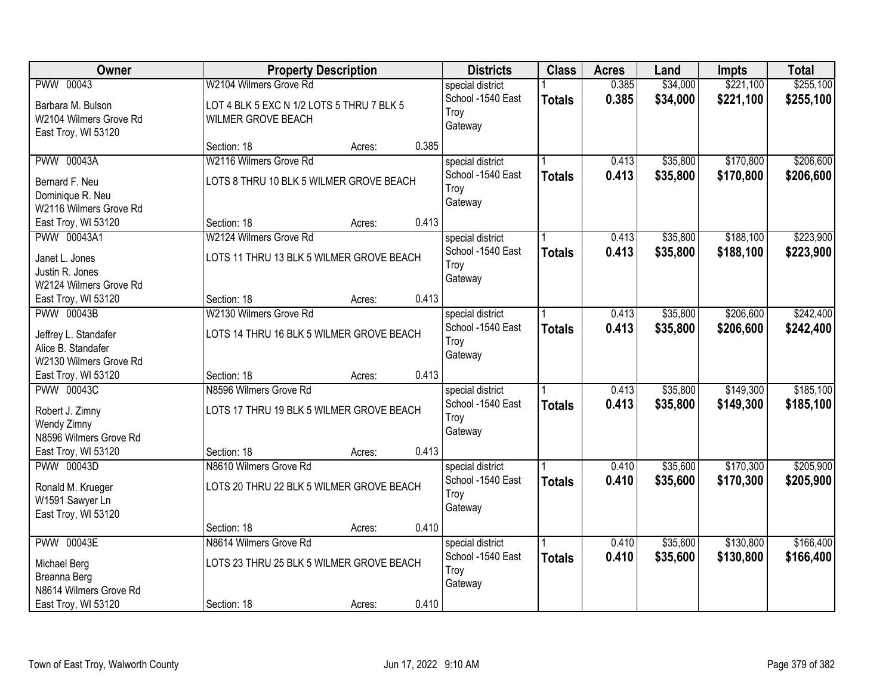| Owner | Property Description | Districts | Class | Acres | Land | Impts | Total |
|---|---|---|---|---|---|---|---|
| PWW 00043<br>Barbara M. Bulson<br>W2104 Wilmers Grove Rd<br>East Troy, WI 53120 | W2104 Wilmers Grove Rd<br>LOT 4 BLK 5 EXC N 1/2 LOTS 5 THRU 7 BLK 5 WILMER GROVE BEACH<br>Section: 18 Acres: 0.385 | special district<br>School -1540 East Troy<br>Gateway | 1<br>**Totals** | 0.385<br>**0.385** | $34,000<br>**$34,000** | $221,100<br>**$221,100** | $255,100<br>**$255,100** |
| PWW 00043A<br>Bernard F. Neu<br>Dominique R. Neu<br>W2116 Wilmers Grove Rd<br>East Troy, WI 53120 | W2116 Wilmers Grove Rd<br>LOTS 8 THRU 10 BLK 5 WILMER GROVE BEACH<br>Section: 18 Acres: 0.413 | special district<br>School -1540 East Troy<br>Gateway | 1<br>**Totals** | 0.413<br>**0.413** | $35,800<br>**$35,800** | $170,800<br>**$170,800** | $206,600<br>**$206,600** |
| PWW 00043A1<br>Janet L. Jones<br>Justin R. Jones<br>W2124 Wilmers Grove Rd<br>East Troy, WI 53120 | W2124 Wilmers Grove Rd<br>LOTS 11 THRU 13 BLK 5 WILMER GROVE BEACH<br>Section: 18 Acres: 0.413 | special district<br>School -1540 East Troy<br>Gateway | 1<br>**Totals** | 0.413<br>**0.413** | $35,800<br>**$35,800** | $188,100<br>**$188,100** | $223,900<br>**$223,900** |
| PWW 00043B<br>Jeffrey L. Standafer<br>Alice B. Standafer<br>W2130 Wilmers Grove Rd<br>East Troy, WI 53120 | W2130 Wilmers Grove Rd<br>LOTS 14 THRU 16 BLK 5 WILMER GROVE BEACH<br>Section: 18 Acres: 0.413 | special district<br>School -1540 East Troy<br>Gateway | 1<br>**Totals** | 0.413<br>**0.413** | $35,800<br>**$35,800** | $206,600<br>**$206,600** | $242,400<br>**$242,400** |
| PWW 00043C<br>Robert J. Zimny<br>Wendy Zimny<br>N8596 Wilmers Grove Rd<br>East Troy, WI 53120 | N8596 Wilmers Grove Rd<br>LOTS 17 THRU 19 BLK 5 WILMER GROVE BEACH<br>Section: 18 Acres: 0.413 | special district<br>School -1540 East Troy<br>Gateway | 1<br>**Totals** | 0.413<br>**0.413** | $35,800<br>**$35,800** | $149,300<br>**$149,300** | $185,100<br>**$185,100** |
| PWW 00043D<br>Ronald M. Krueger<br>W1591 Sawyer Ln<br>East Troy, WI 53120 | N8610 Wilmers Grove Rd<br>LOTS 20 THRU 22 BLK 5 WILMER GROVE BEACH<br>Section: 18 Acres: 0.410 | special district<br>School -1540 East Troy<br>Gateway | 1<br>**Totals** | 0.410<br>**0.410** | $35,600<br>**$35,600** | $170,300<br>**$170,300** | $205,900<br>**$205,900** |
| PWW 00043E<br>Michael Berg<br>Breanna Berg<br>N8614 Wilmers Grove Rd<br>East Troy, WI 53120 | N8614 Wilmers Grove Rd<br>LOTS 23 THRU 25 BLK 5 WILMER GROVE BEACH<br>Section: 18 Acres: 0.410 | special district<br>School -1540 East Troy<br>Gateway | 1<br>**Totals** | 0.410<br>**0.410** | $35,600<br>**$35,600** | $130,800<br>**$130,800** | $166,400<br>**$166,400** |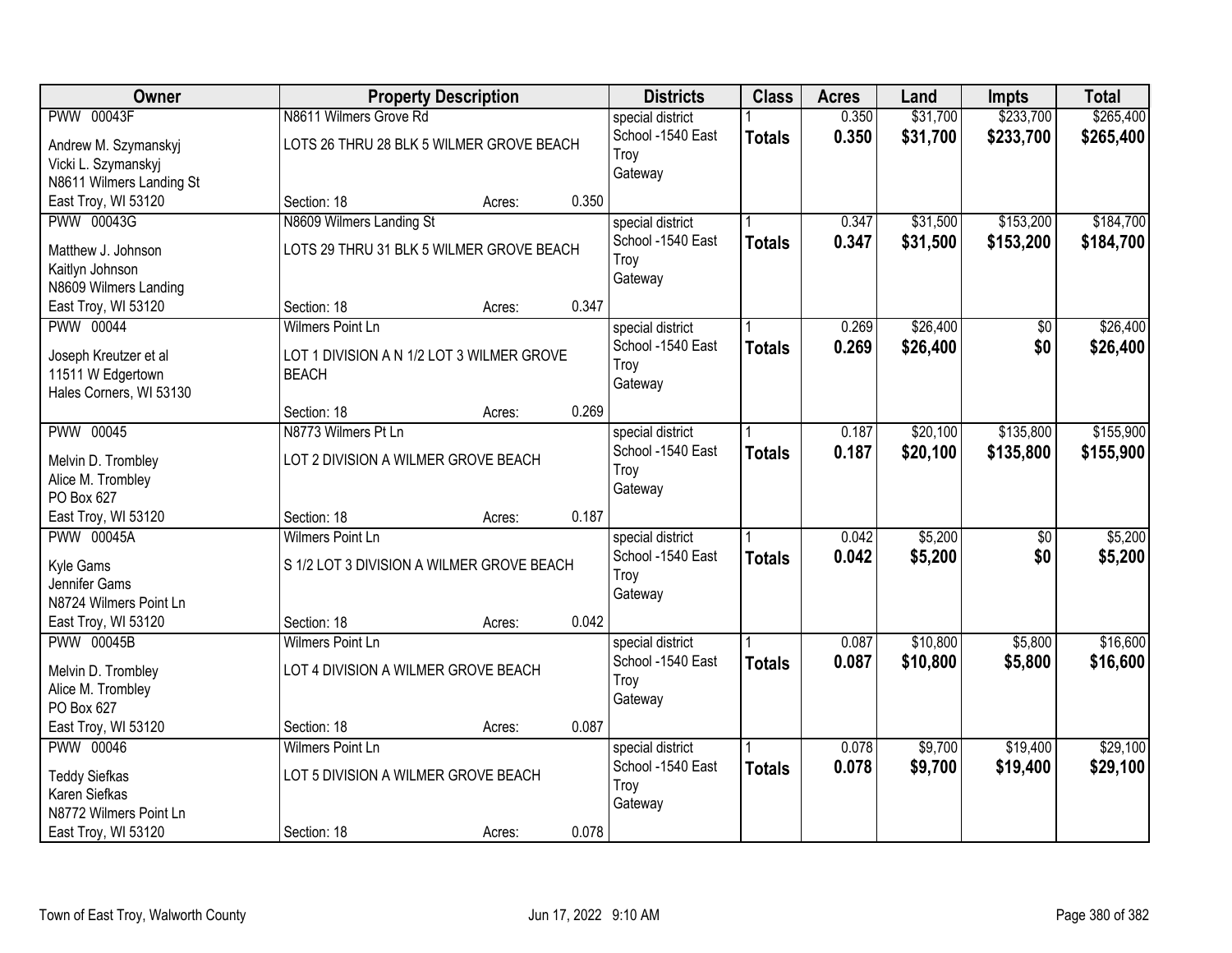| Owner | Property Description | Districts | Class | Acres | Land | Impts | Total |
|---|---|---|---|---|---|---|---|
| PWW 00043F<br>Andrew M. Szymanskyj<br>Vicki L. Szymanskyj<br>N8611 Wilmers Landing St<br>East Troy, WI 53120 | N8611 Wilmers Grove Rd<br>LOTS 26 THRU 28 BLK 5 WILMER GROVE BEACH<br>Section: 18 Acres: 0.350 | special district<br>School -1540 East Troy<br>Gateway | 1<br>**Totals** | 0.350<br>**0.350** | $31,700<br>**$31,700** | $233,700<br>**$233,700** | $265,400<br>**$265,400** |
| PWW 00043G<br>Matthew J. Johnson<br>Kaitlyn Johnson<br>N8609 Wilmers Landing<br>East Troy, WI 53120 | N8609 Wilmers Landing St<br>LOTS 29 THRU 31 BLK 5 WILMER GROVE BEACH<br>Section: 18 Acres: 0.347 | special district<br>School -1540 East Troy<br>Gateway | 1<br>**Totals** | 0.347<br>**0.347** | $31,500<br>**$31,500** | $153,200<br>**$153,200** | $184,700<br>**$184,700** |
| PWW 00044<br>Joseph Kreutzer et al<br>11511 W Edgertown<br>Hales Corners, WI 53130 | Wilmers Point Ln<br>LOT 1 DIVISION A N 1/2 LOT 3 WILMER GROVE BEACH<br>Section: 18 Acres: 0.269 | special district<br>School -1540 East Troy<br>Gateway | 1<br>**Totals** | 0.269<br>**0.269** | $26,400<br>**$26,400** | $0<br>**$0** | $26,400<br>**$26,400** |
| PWW 00045<br>Melvin D. Trombley<br>Alice M. Trombley<br>PO Box 627<br>East Troy, WI 53120 | N8773 Wilmers Pt Ln<br>LOT 2 DIVISION A WILMER GROVE BEACH<br>Section: 18 Acres: 0.187 | special district<br>School -1540 East Troy<br>Gateway | 1<br>**Totals** | 0.187<br>**0.187** | $20,100<br>**$20,100** | $135,800<br>**$135,800** | $155,900<br>**$155,900** |
| PWW 00045A<br>Kyle Gams<br>Jennifer Gams<br>N8724 Wilmers Point Ln<br>East Troy, WI 53120 | Wilmers Point Ln<br>S 1/2 LOT 3 DIVISION A WILMER GROVE BEACH<br>Section: 18 Acres: 0.042 | special district<br>School -1540 East Troy<br>Gateway | 1<br>**Totals** | 0.042<br>**0.042** | $5,200<br>**$5,200** | $0<br>**$0** | $5,200<br>**$5,200** |
| PWW 00045B<br>Melvin D. Trombley<br>Alice M. Trombley<br>PO Box 627<br>East Troy, WI 53120 | Wilmers Point Ln<br>LOT 4 DIVISION A WILMER GROVE BEACH<br>Section: 18 Acres: 0.087 | special district<br>School -1540 East Troy<br>Gateway | 1<br>**Totals** | 0.087<br>**0.087** | $10,800<br>**$10,800** | $5,800<br>**$5,800** | $16,600<br>**$16,600** |
| PWW 00046<br>Teddy Siefkas<br>Karen Siefkas<br>N8772 Wilmers Point Ln<br>East Troy, WI 53120 | Wilmers Point Ln<br>LOT 5 DIVISION A WILMER GROVE BEACH<br>Section: 18 Acres: 0.078 | special district<br>School -1540 East Troy<br>Gateway | 1<br>**Totals** | 0.078<br>**0.078** | $9,700<br>**$9,700** | $19,400<br>**$19,400** | $29,100<br>**$29,100** |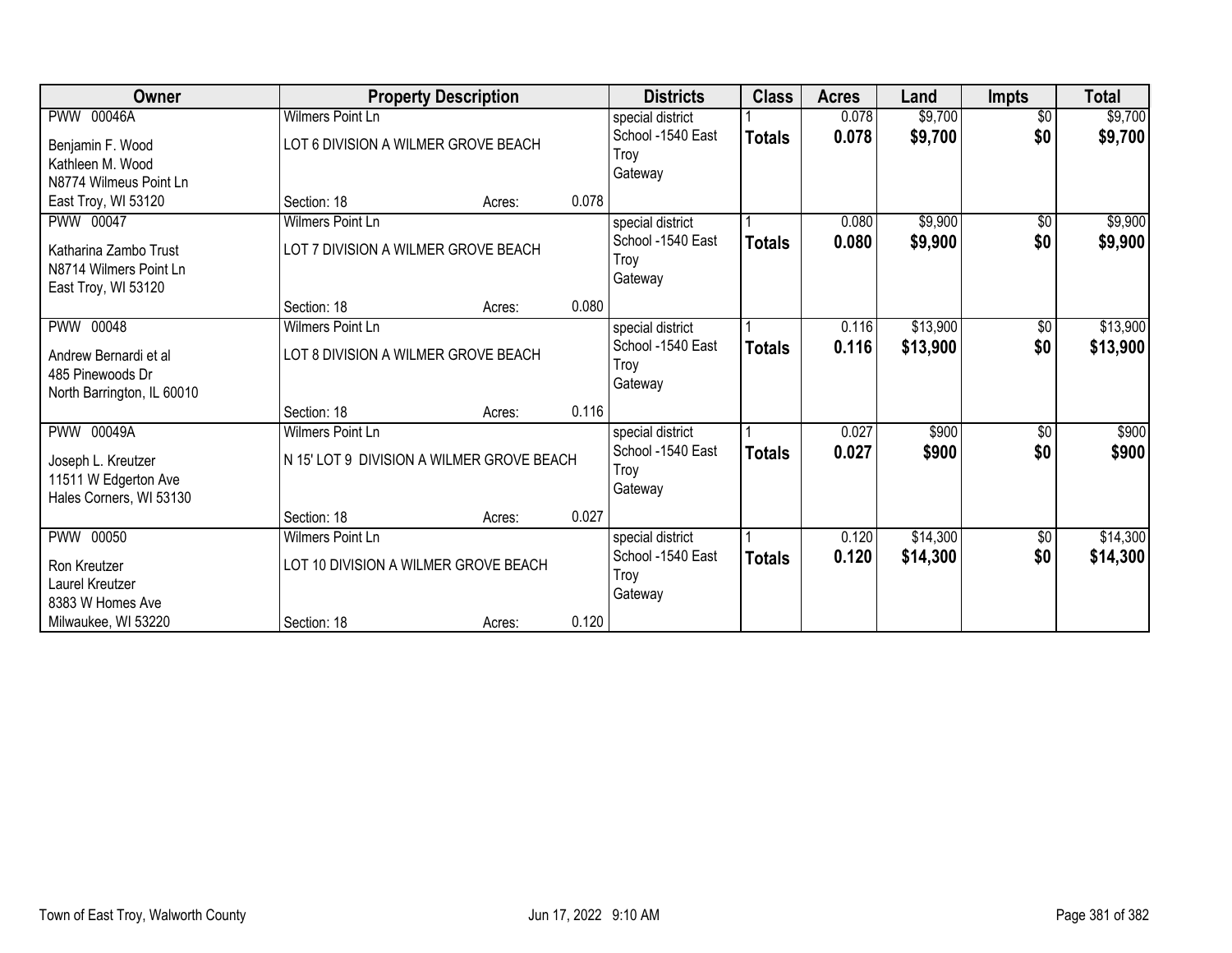| Owner | Property Description | | | Districts | Class | Acres | Land | Impts | Total |
|---|---|---|---|---|---|---|---|---|---|
| PWW 00046A | Wilmers Point Ln | | | special district | 1 | 0.078 | $9,700 | $0 | $9,700 |
| Benjamin F. Wood<br>Kathleen M. Wood<br>N8774 Wilmeus Point Ln<br>East Troy, WI 53120 | LOT 6 DIVISION A WILMER GROVE BEACH | | | School -1540 East Troy<br>Gateway | **Totals** | **0.078** | **$9,700** | **$0** | **$9,700** |
| | Section: 18 | Acres: | 0.078 | | | | | | |
| PWW 00047 | Wilmers Point Ln | | | special district | 1 | 0.080 | $9,900 | $0 | $9,900 |
| Katharina Zambo Trust<br>N8714 Wilmers Point Ln<br>East Troy, WI 53120 | LOT 7 DIVISION A WILMER GROVE BEACH | | | School -1540 East Troy<br>Gateway | **Totals** | **0.080** | **$9,900** | **$0** | **$9,900** |
| | Section: 18 | Acres: | 0.080 | | | | | | |
| PWW 00048 | Wilmers Point Ln | | | special district | 1 | 0.116 | $13,900 | $0 | $13,900 |
| Andrew Bernardi et al<br>485 Pinewoods Dr<br>North Barrington, IL 60010 | LOT 8 DIVISION A WILMER GROVE BEACH | | | School -1540 East Troy<br>Gateway | **Totals** | **0.116** | **$13,900** | **$0** | **$13,900** |
| | Section: 18 | Acres: | 0.116 | | | | | | |
| PWW 00049A | Wilmers Point Ln | | | special district | 1 | 0.027 | $900 | $0 | $900 |
| Joseph L. Kreutzer<br>11511 W Edgerton Ave<br>Hales Corners, WI 53130 | N 15' LOT 9 DIVISION A WILMER GROVE BEACH | | | School -1540 East Troy<br>Gateway | **Totals** | **0.027** | **$900** | **$0** | **$900** |
| | Section: 18 | Acres: | 0.027 | | | | | | |
| PWW 00050 | Wilmers Point Ln | | | special district | 1 | 0.120 | $14,300 | $0 | $14,300 |
| Ron Kreutzer<br>Laurel Kreutzer<br>8383 W Homes Ave<br>Milwaukee, WI 53220 | LOT 10 DIVISION A WILMER GROVE BEACH | | | School -1540 East Troy<br>Gateway | **Totals** | **0.120** | **$14,300** | **$0** | **$14,300** |
| | Section: 18 | Acres: | 0.120 | | | | | | |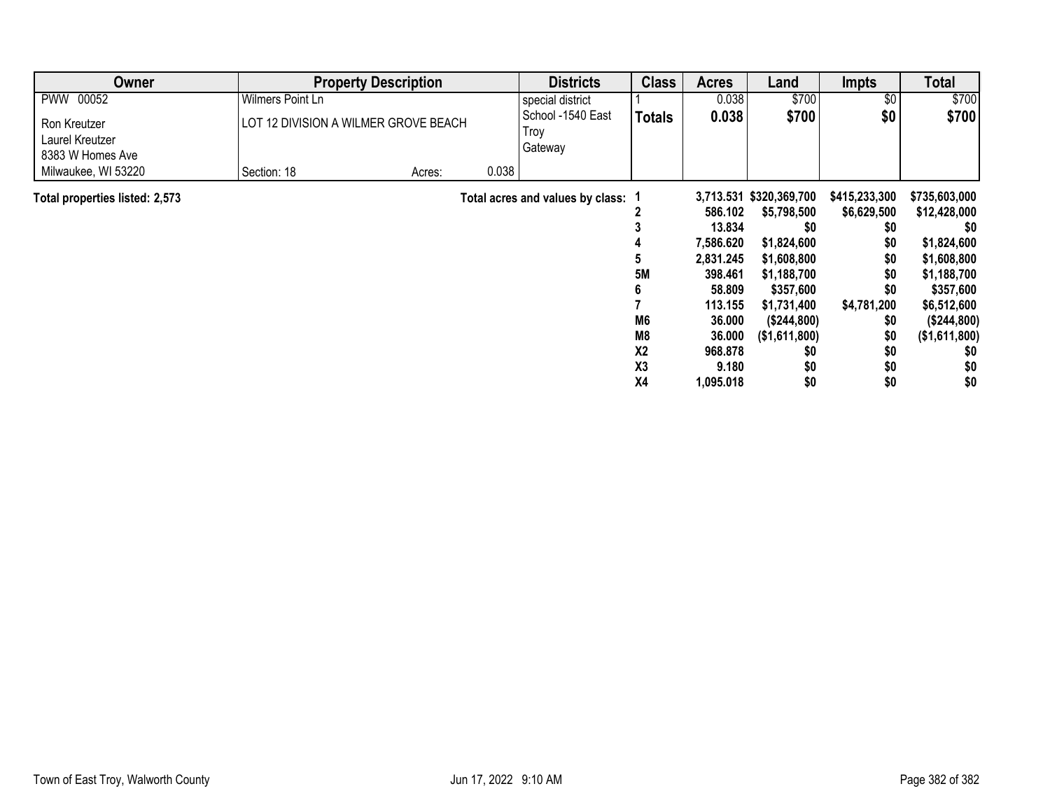| Owner | Property Description | | | Districts | Class | Acres | Land | Impts | Total |
|---|---|---|---|---|---|---|---|---|---|
| PWW 00052 | Wilmers Point Ln | | | special district | 1 | 0.038 | $700 | $0 | $700 |
| Ron Kreutzer<br>Laurel Kreutzer<br>8383 W Homes Ave | LOT 12 DIVISION A WILMER GROVE BEACH | | | School -1540 East Troy<br>Gateway | **Totals** | **0.038** | **$700** | **$0** | **$700** |
| Milwaukee, WI 53220 | Section: 18 | Acres: | 0.038 | | | | | | |

**Total properties listed: 2,573**

**Total acres and values by class:**

| Class | Acres | Land | Impts | Total |
|---|---|---|---|---|
| **1** | **3,713.531** | **$320,369,700** | **$415,233,300** | **$735,603,000** |
| **2** | **586.102** | **$5,798,500** | **$6,629,500** | **$12,428,000** |
| **3** | **13.834** | **$0** | **$0** | **$0** |
| **4** | **7,586.620** | **$1,824,600** | **$0** | **$1,824,600** |
| **5** | **2,831.245** | **$1,608,800** | **$0** | **$1,608,800** |
| **5M** | **398.461** | **$1,188,700** | **$0** | **$1,188,700** |
| **6** | **58.809** | **$357,600** | **$0** | **$357,600** |
| **7** | **113.155** | **$1,731,400** | **$4,781,200** | **$6,512,600** |
| **M6** | **36.000** | **($244,800)** | **$0** | **($244,800)** |
| **M8** | **36.000** | **($1,611,800)** | **$0** | **($1,611,800)** |
| **X2** | **968.878** | **$0** | **$0** | **$0** |
| **X3** | **9.180** | **$0** | **$0** | **$0** |
| **X4** | **1,095.018** | **$0** | **$0** | **$0** |